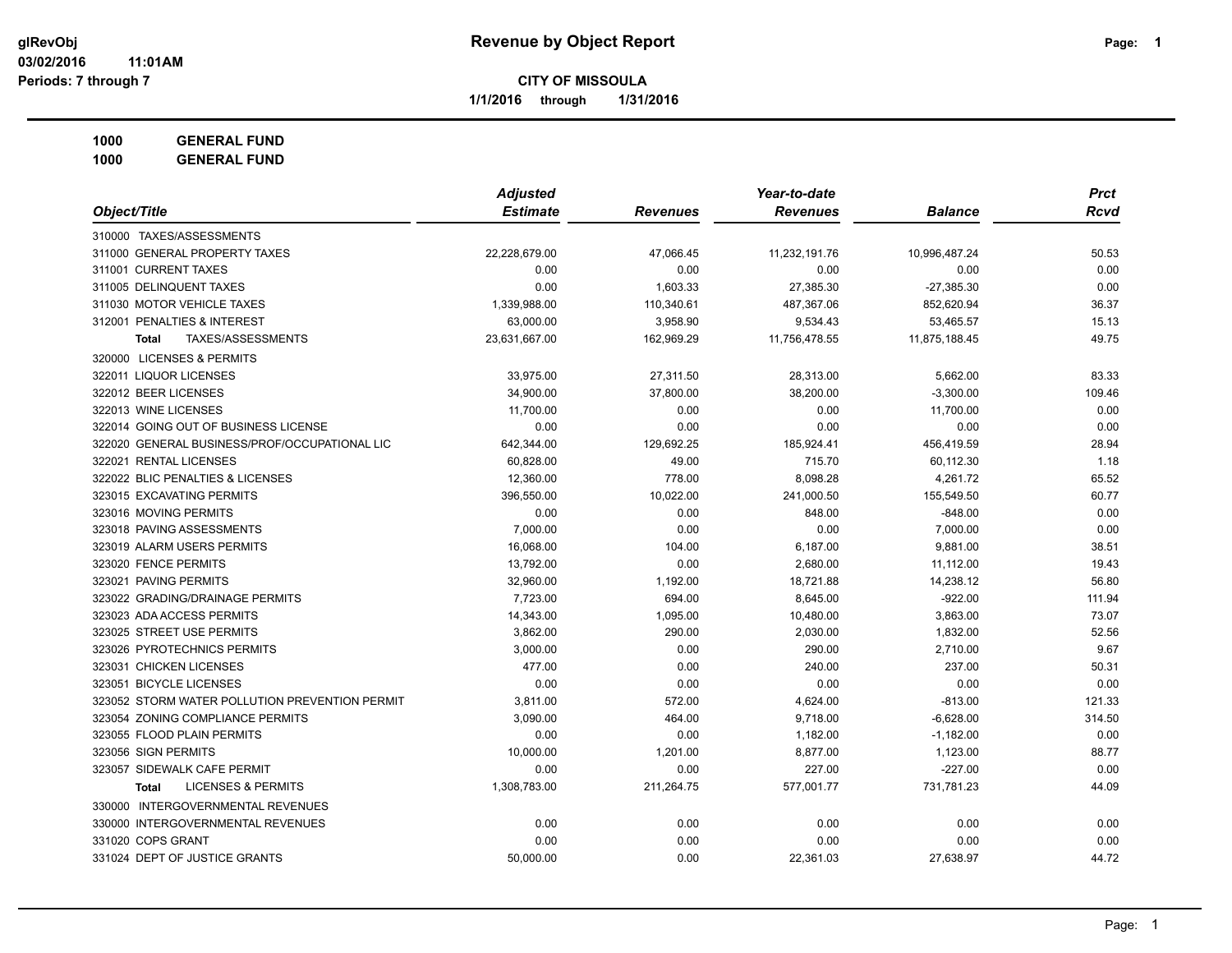**glRevObj**
**03/02/2016 11:01AM**
**Periods: 7 through 7**

# Revenue by Object Report

**CITY OF MISSOULA**

**1/1/2016 through 1/31/2016**

**1000 GENERAL FUND**
**1000 GENERAL FUND**

| Object/Title | Adjusted Estimate | Revenues | Year-to-date Revenues | Balance | Prct Rcvd |
|---|---|---|---|---|---|
| 310000 TAXES/ASSESSMENTS | | | | | |
| 311000 GENERAL PROPERTY TAXES | 22,228,679.00 | 47,066.45 | 11,232,191.76 | 10,996,487.24 | 50.53 |
| 311001 CURRENT TAXES | 0.00 | 0.00 | 0.00 | 0.00 | 0.00 |
| 311005 DELINQUENT TAXES | 0.00 | 1,603.33 | 27,385.30 | -27,385.30 | 0.00 |
| 311030 MOTOR VEHICLE TAXES | 1,339,988.00 | 110,340.61 | 487,367.06 | 852,620.94 | 36.37 |
| 312001 PENALTIES & INTEREST | 63,000.00 | 3,958.90 | 9,534.43 | 53,465.57 | 15.13 |
| **Total** TAXES/ASSESSMENTS | 23,631,667.00 | 162,969.29 | 11,756,478.55 | 11,875,188.45 | 49.75 |
| 320000 LICENSES & PERMITS | | | | | |
| 322011 LIQUOR LICENSES | 33,975.00 | 27,311.50 | 28,313.00 | 5,662.00 | 83.33 |
| 322012 BEER LICENSES | 34,900.00 | 37,800.00 | 38,200.00 | -3,300.00 | 109.46 |
| 322013 WINE LICENSES | 11,700.00 | 0.00 | 0.00 | 11,700.00 | 0.00 |
| 322014 GOING OUT OF BUSINESS LICENSE | 0.00 | 0.00 | 0.00 | 0.00 | 0.00 |
| 322020 GENERAL BUSINESS/PROF/OCCUPATIONAL LIC | 642,344.00 | 129,692.25 | 185,924.41 | 456,419.59 | 28.94 |
| 322021 RENTAL LICENSES | 60,828.00 | 49.00 | 715.70 | 60,112.30 | 1.18 |
| 322022 BLIC PENALTIES & LICENSES | 12,360.00 | 778.00 | 8,098.28 | 4,261.72 | 65.52 |
| 323015 EXCAVATING PERMITS | 396,550.00 | 10,022.00 | 241,000.50 | 155,549.50 | 60.77 |
| 323016 MOVING PERMITS | 0.00 | 0.00 | 848.00 | -848.00 | 0.00 |
| 323018 PAVING ASSESSMENTS | 7,000.00 | 0.00 | 0.00 | 7,000.00 | 0.00 |
| 323019 ALARM USERS PERMITS | 16,068.00 | 104.00 | 6,187.00 | 9,881.00 | 38.51 |
| 323020 FENCE PERMITS | 13,792.00 | 0.00 | 2,680.00 | 11,112.00 | 19.43 |
| 323021 PAVING PERMITS | 32,960.00 | 1,192.00 | 18,721.88 | 14,238.12 | 56.80 |
| 323022 GRADING/DRAINAGE PERMITS | 7,723.00 | 694.00 | 8,645.00 | -922.00 | 111.94 |
| 323023 ADA ACCESS PERMITS | 14,343.00 | 1,095.00 | 10,480.00 | 3,863.00 | 73.07 |
| 323025 STREET USE PERMITS | 3,862.00 | 290.00 | 2,030.00 | 1,832.00 | 52.56 |
| 323026 PYROTECHNICS PERMITS | 3,000.00 | 0.00 | 290.00 | 2,710.00 | 9.67 |
| 323031 CHICKEN LICENSES | 477.00 | 0.00 | 240.00 | 237.00 | 50.31 |
| 323051 BICYCLE LICENSES | 0.00 | 0.00 | 0.00 | 0.00 | 0.00 |
| 323052 STORM WATER POLLUTION PREVENTION PERMIT | 3,811.00 | 572.00 | 4,624.00 | -813.00 | 121.33 |
| 323054 ZONING COMPLIANCE PERMITS | 3,090.00 | 464.00 | 9,718.00 | -6,628.00 | 314.50 |
| 323055 FLOOD PLAIN PERMITS | 0.00 | 0.00 | 1,182.00 | -1,182.00 | 0.00 |
| 323056 SIGN PERMITS | 10,000.00 | 1,201.00 | 8,877.00 | 1,123.00 | 88.77 |
| 323057 SIDEWALK CAFE PERMIT | 0.00 | 0.00 | 227.00 | -227.00 | 0.00 |
| **Total** LICENSES & PERMITS | 1,308,783.00 | 211,264.75 | 577,001.77 | 731,781.23 | 44.09 |
| 330000 INTERGOVERNMENTAL REVENUES | | | | | |
| 330000 INTERGOVERNMENTAL REVENUES | 0.00 | 0.00 | 0.00 | 0.00 | 0.00 |
| 331020 COPS GRANT | 0.00 | 0.00 | 0.00 | 0.00 | 0.00 |
| 331024 DEPT OF JUSTICE GRANTS | 50,000.00 | 0.00 | 22,361.03 | 27,638.97 | 44.72 |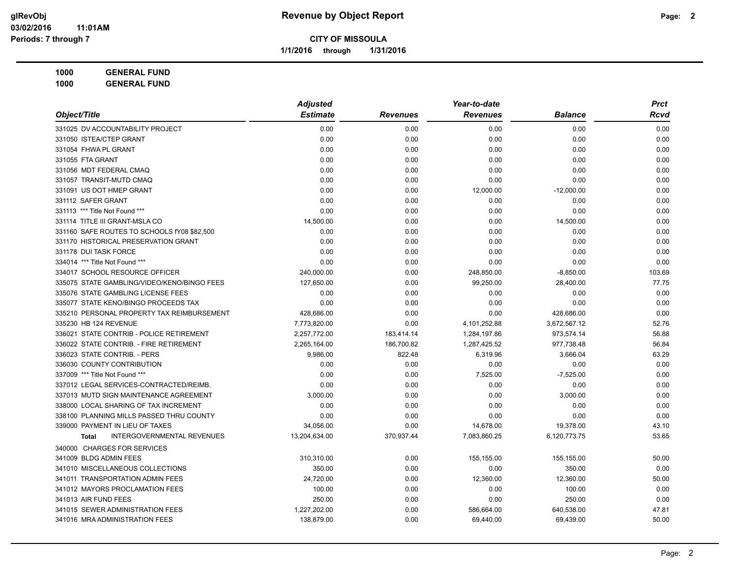# Revenue by Object Report

glRevObj
03/02/2016 11:01AM
Periods: 7 through 7

**CITY OF MISSOULA**

**1/1/2016 through 1/31/2016**

**1000 GENERAL FUND**
**1000 GENERAL FUND**

| Object/Title | Adjusted Estimate | Revenues | Year-to-date Revenues | Balance | Prct Rcvd |
|---|---|---|---|---|---|
| 331025 DV ACCOUNTABILITY PROJECT | 0.00 | 0.00 | 0.00 | 0.00 | 0.00 |
| 331050 ISTEA/CTEP GRANT | 0.00 | 0.00 | 0.00 | 0.00 | 0.00 |
| 331054 FHWA PL GRANT | 0.00 | 0.00 | 0.00 | 0.00 | 0.00 |
| 331055 FTA GRANT | 0.00 | 0.00 | 0.00 | 0.00 | 0.00 |
| 331056 MDT FEDERAL CMAQ | 0.00 | 0.00 | 0.00 | 0.00 | 0.00 |
| 331057 TRANSIT-MUTD CMAQ | 0.00 | 0.00 | 0.00 | 0.00 | 0.00 |
| 331091 US DOT HMEP GRANT | 0.00 | 0.00 | 12,000.00 | -12,000.00 | 0.00 |
| 331112 SAFER GRANT | 0.00 | 0.00 | 0.00 | 0.00 | 0.00 |
| 331113 *** Title Not Found *** | 0.00 | 0.00 | 0.00 | 0.00 | 0.00 |
| 331114 TITLE III GRANT-MSLA CO | 14,500.00 | 0.00 | 0.00 | 14,500.00 | 0.00 |
| 331160 SAFE ROUTES TO SCHOOLS fY08 $82,500 | 0.00 | 0.00 | 0.00 | 0.00 | 0.00 |
| 331170 HISTORICAL PRESERVATION GRANT | 0.00 | 0.00 | 0.00 | 0.00 | 0.00 |
| 331178 DUI TASK FORCE | 0.00 | 0.00 | 0.00 | 0.00 | 0.00 |
| 334014 *** Title Not Found *** | 0.00 | 0.00 | 0.00 | 0.00 | 0.00 |
| 334017 SCHOOL RESOURCE OFFICER | 240,000.00 | 0.00 | 248,850.00 | -8,850.00 | 103.69 |
| 335075 STATE GAMBLING/VIDEO/KENO/BINGO FEES | 127,650.00 | 0.00 | 99,250.00 | 28,400.00 | 77.75 |
| 335076 STATE GAMBLING LICENSE FEES | 0.00 | 0.00 | 0.00 | 0.00 | 0.00 |
| 335077 STATE KENO/BINGO PROCEEDS TAX | 0.00 | 0.00 | 0.00 | 0.00 | 0.00 |
| 335210 PERSONAL PROPERTY TAX REIMBURSEMENT | 428,686.00 | 0.00 | 0.00 | 428,686.00 | 0.00 |
| 335230 HB 124 REVENUE | 7,773,820.00 | 0.00 | 4,101,252.88 | 3,672,567.12 | 52.76 |
| 336021 STATE CONTRIB - POLICE RETIREMENT | 2,257,772.00 | 183,414.14 | 1,284,197.86 | 973,574.14 | 56.88 |
| 336022 STATE CONTRIB. - FIRE RETIREMENT | 2,265,164.00 | 186,700.82 | 1,287,425.52 | 977,738.48 | 56.84 |
| 336023 STATE CONTRIB. - PERS | 9,986.00 | 822.48 | 6,319.96 | 3,666.04 | 63.29 |
| 336030 COUNTY CONTRIBUTION | 0.00 | 0.00 | 0.00 | 0.00 | 0.00 |
| 337009 *** Title Not Found *** | 0.00 | 0.00 | 7,525.00 | -7,525.00 | 0.00 |
| 337012 LEGAL SERVICES-CONTRACTED/REIMB. | 0.00 | 0.00 | 0.00 | 0.00 | 0.00 |
| 337013 MUTD SIGN MAINTENANCE AGREEMENT | 3,000.00 | 0.00 | 0.00 | 3,000.00 | 0.00 |
| 338000 LOCAL SHARING OF TAX INCREMENT | 0.00 | 0.00 | 0.00 | 0.00 | 0.00 |
| 338100 PLANNING MILLS PASSED THRU COUNTY | 0.00 | 0.00 | 0.00 | 0.00 | 0.00 |
| 339000 PAYMENT IN LIEU OF TAXES | 34,056.00 | 0.00 | 14,678.00 | 19,378.00 | 43.10 |
| **Total** INTERGOVERNMENTAL REVENUES | 13,204,634.00 | 370,937.44 | 7,083,860.25 | 6,120,773.75 | 53.65 |
| 340000 CHARGES FOR SERVICES | | | | | |
| 341009 BLDG ADMIN FEES | 310,310.00 | 0.00 | 155,155.00 | 155,155.00 | 50.00 |
| 341010 MISCELLANEOUS COLLECTIONS | 350.00 | 0.00 | 0.00 | 350.00 | 0.00 |
| 341011 TRANSPORTATION ADMIN FEES | 24,720.00 | 0.00 | 12,360.00 | 12,360.00 | 50.00 |
| 341012 MAYORS PROCLAMATION FEES | 100.00 | 0.00 | 0.00 | 100.00 | 0.00 |
| 341013 AIR FUND FEES | 250.00 | 0.00 | 0.00 | 250.00 | 0.00 |
| 341015 SEWER ADMINISTRATION FEES | 1,227,202.00 | 0.00 | 586,664.00 | 640,538.00 | 47.81 |
| 341016 MRA ADMINISTRATION FEES | 138,879.00 | 0.00 | 69,440.00 | 69,439.00 | 50.00 |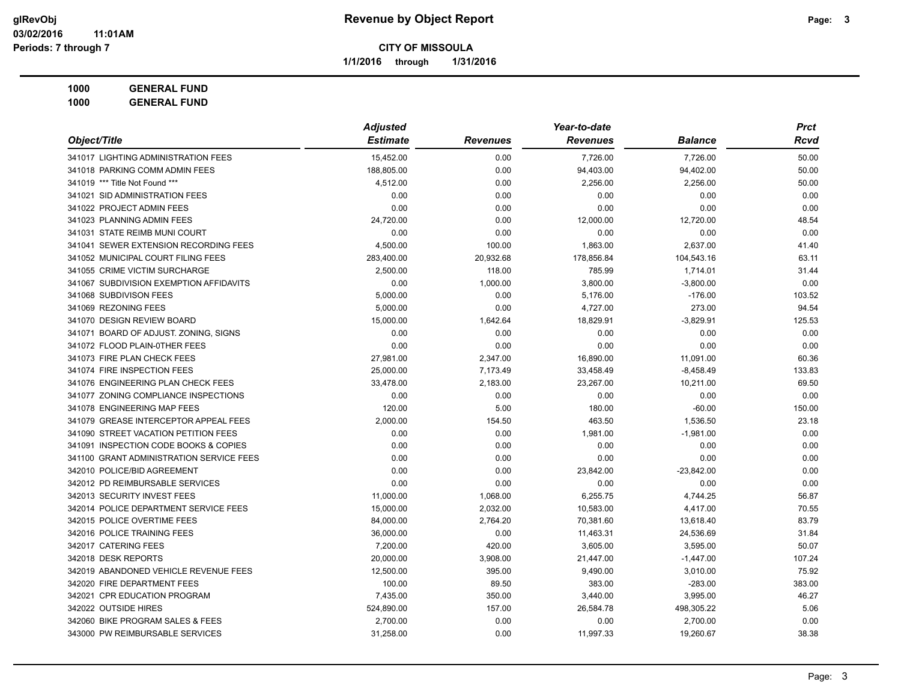**Revenue by Object Report**

**CITY OF MISSOULA**

**1/1/2016 through 1/31/2016**

Periods: 7 through 7

**1000 GENERAL FUND**

**1000 GENERAL FUND**

| Object/Title | Adjusted Estimate | Revenues | Year-to-date Revenues | Balance | Prct Rcvd |
|---|---|---|---|---|---|
| 341017 LIGHTING ADMINISTRATION FEES | 15,452.00 | 0.00 | 7,726.00 | 7,726.00 | 50.00 |
| 341018 PARKING COMM ADMIN FEES | 188,805.00 | 0.00 | 94,403.00 | 94,402.00 | 50.00 |
| 341019 *** Title Not Found *** | 4,512.00 | 0.00 | 2,256.00 | 2,256.00 | 50.00 |
| 341021 SID ADMINISTRATION FEES | 0.00 | 0.00 | 0.00 | 0.00 | 0.00 |
| 341022 PROJECT ADMIN FEES | 0.00 | 0.00 | 0.00 | 0.00 | 0.00 |
| 341023 PLANNING ADMIN FEES | 24,720.00 | 0.00 | 12,000.00 | 12,720.00 | 48.54 |
| 341031 STATE REIMB MUNI COURT | 0.00 | 0.00 | 0.00 | 0.00 | 0.00 |
| 341041 SEWER EXTENSION RECORDING FEES | 4,500.00 | 100.00 | 1,863.00 | 2,637.00 | 41.40 |
| 341052 MUNICIPAL COURT FILING FEES | 283,400.00 | 20,932.68 | 178,856.84 | 104,543.16 | 63.11 |
| 341055 CRIME VICTIM SURCHARGE | 2,500.00 | 118.00 | 785.99 | 1,714.01 | 31.44 |
| 341067 SUBDIVISION EXEMPTION AFFIDAVITS | 0.00 | 1,000.00 | 3,800.00 | -3,800.00 | 0.00 |
| 341068 SUBDIVISON FEES | 5,000.00 | 0.00 | 5,176.00 | -176.00 | 103.52 |
| 341069 REZONING FEES | 5,000.00 | 0.00 | 4,727.00 | 273.00 | 94.54 |
| 341070 DESIGN REVIEW BOARD | 15,000.00 | 1,642.64 | 18,829.91 | -3,829.91 | 125.53 |
| 341071 BOARD OF ADJUST. ZONING, SIGNS | 0.00 | 0.00 | 0.00 | 0.00 | 0.00 |
| 341072 FLOOD PLAIN-0THER FEES | 0.00 | 0.00 | 0.00 | 0.00 | 0.00 |
| 341073 FIRE PLAN CHECK FEES | 27,981.00 | 2,347.00 | 16,890.00 | 11,091.00 | 60.36 |
| 341074 FIRE INSPECTION FEES | 25,000.00 | 7,173.49 | 33,458.49 | -8,458.49 | 133.83 |
| 341076 ENGINEERING PLAN CHECK FEES | 33,478.00 | 2,183.00 | 23,267.00 | 10,211.00 | 69.50 |
| 341077 ZONING COMPLIANCE INSPECTIONS | 0.00 | 0.00 | 0.00 | 0.00 | 0.00 |
| 341078 ENGINEERING MAP FEES | 120.00 | 5.00 | 180.00 | -60.00 | 150.00 |
| 341079 GREASE INTERCEPTOR APPEAL FEES | 2,000.00 | 154.50 | 463.50 | 1,536.50 | 23.18 |
| 341090 STREET VACATION PETITION FEES | 0.00 | 0.00 | 1,981.00 | -1,981.00 | 0.00 |
| 341091 INSPECTION CODE BOOKS & COPIES | 0.00 | 0.00 | 0.00 | 0.00 | 0.00 |
| 341100 GRANT ADMINISTRATION SERVICE FEES | 0.00 | 0.00 | 0.00 | 0.00 | 0.00 |
| 342010 POLICE/BID AGREEMENT | 0.00 | 0.00 | 23,842.00 | -23,842.00 | 0.00 |
| 342012 PD REIMBURSABLE SERVICES | 0.00 | 0.00 | 0.00 | 0.00 | 0.00 |
| 342013 SECURITY INVEST FEES | 11,000.00 | 1,068.00 | 6,255.75 | 4,744.25 | 56.87 |
| 342014 POLICE DEPARTMENT SERVICE FEES | 15,000.00 | 2,032.00 | 10,583.00 | 4,417.00 | 70.55 |
| 342015 POLICE OVERTIME FEES | 84,000.00 | 2,764.20 | 70,381.60 | 13,618.40 | 83.79 |
| 342016 POLICE TRAINING FEES | 36,000.00 | 0.00 | 11,463.31 | 24,536.69 | 31.84 |
| 342017 CATERING FEES | 7,200.00 | 420.00 | 3,605.00 | 3,595.00 | 50.07 |
| 342018 DESK REPORTS | 20,000.00 | 3,908.00 | 21,447.00 | -1,447.00 | 107.24 |
| 342019 ABANDONED VEHICLE REVENUE FEES | 12,500.00 | 395.00 | 9,490.00 | 3,010.00 | 75.92 |
| 342020 FIRE DEPARTMENT FEES | 100.00 | 89.50 | 383.00 | -283.00 | 383.00 |
| 342021 CPR EDUCATION PROGRAM | 7,435.00 | 350.00 | 3,440.00 | 3,995.00 | 46.27 |
| 342022 OUTSIDE HIRES | 524,890.00 | 157.00 | 26,584.78 | 498,305.22 | 5.06 |
| 342060 BIKE PROGRAM SALES & FEES | 2,700.00 | 0.00 | 0.00 | 2,700.00 | 0.00 |
| 343000 PW REIMBURSABLE SERVICES | 31,258.00 | 0.00 | 11,997.33 | 19,260.67 | 38.38 |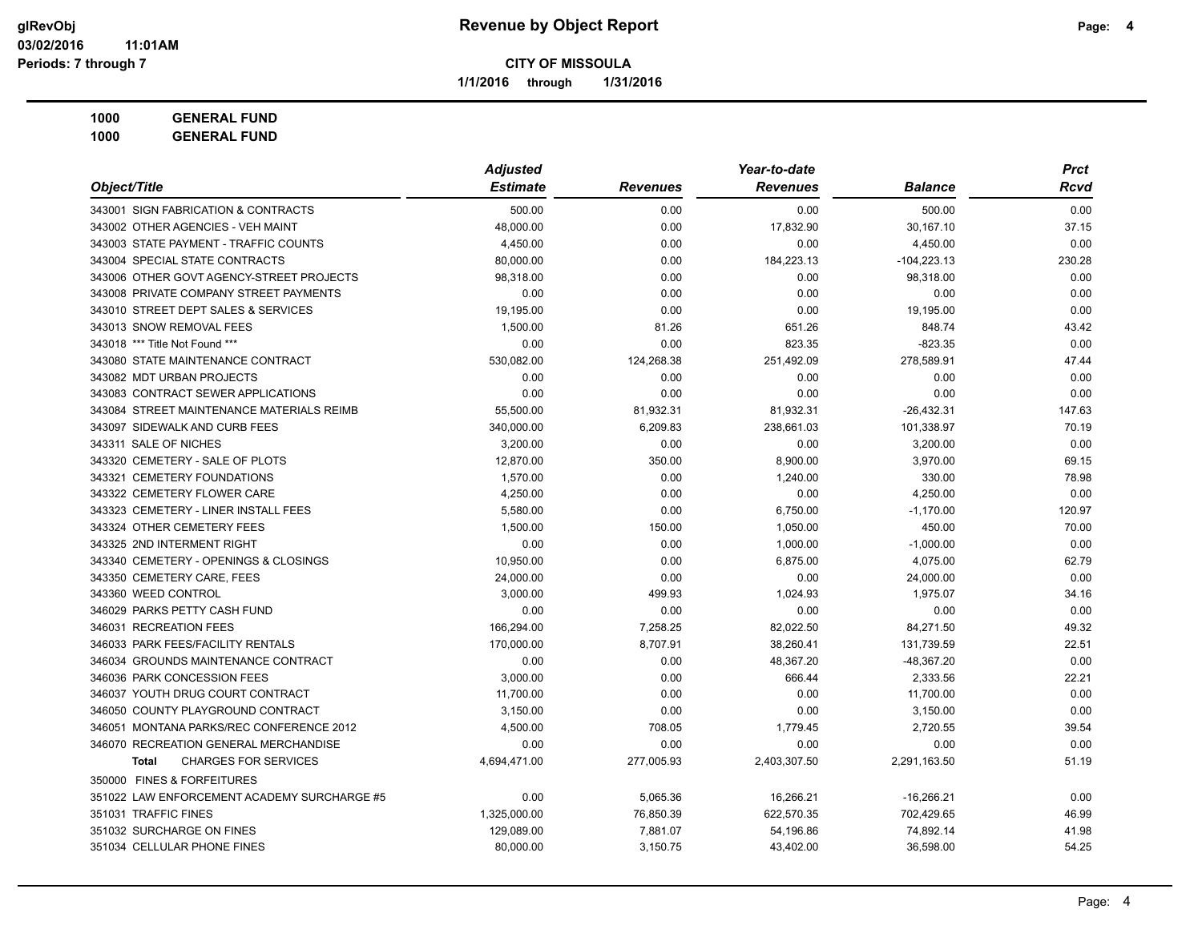**Revenue by Object Report**

**CITY OF MISSOULA**

**1/1/2016 through 1/31/2016**

glRevObj
03/02/2016 11:01AM
Periods: 7 through 7

**1000 GENERAL FUND**

**1000 GENERAL FUND**

| Object/Title | Adjusted Estimate | Revenues | Year-to-date Revenues | Balance | Prct Rcvd |
|---|---|---|---|---|---|
| 343001 SIGN FABRICATION & CONTRACTS | 500.00 | 0.00 | 0.00 | 500.00 | 0.00 |
| 343002 OTHER AGENCIES - VEH MAINT | 48,000.00 | 0.00 | 17,832.90 | 30,167.10 | 37.15 |
| 343003 STATE PAYMENT - TRAFFIC COUNTS | 4,450.00 | 0.00 | 0.00 | 4,450.00 | 0.00 |
| 343004 SPECIAL STATE CONTRACTS | 80,000.00 | 0.00 | 184,223.13 | -104,223.13 | 230.28 |
| 343006 OTHER GOVT AGENCY-STREET PROJECTS | 98,318.00 | 0.00 | 0.00 | 98,318.00 | 0.00 |
| 343008 PRIVATE COMPANY STREET PAYMENTS | 0.00 | 0.00 | 0.00 | 0.00 | 0.00 |
| 343010 STREET DEPT SALES & SERVICES | 19,195.00 | 0.00 | 0.00 | 19,195.00 | 0.00 |
| 343013 SNOW REMOVAL FEES | 1,500.00 | 81.26 | 651.26 | 848.74 | 43.42 |
| 343018 *** Title Not Found *** | 0.00 | 0.00 | 823.35 | -823.35 | 0.00 |
| 343080 STATE MAINTENANCE CONTRACT | 530,082.00 | 124,268.38 | 251,492.09 | 278,589.91 | 47.44 |
| 343082 MDT URBAN PROJECTS | 0.00 | 0.00 | 0.00 | 0.00 | 0.00 |
| 343083 CONTRACT SEWER APPLICATIONS | 0.00 | 0.00 | 0.00 | 0.00 | 0.00 |
| 343084 STREET MAINTENANCE MATERIALS REIMB | 55,500.00 | 81,932.31 | 81,932.31 | -26,432.31 | 147.63 |
| 343097 SIDEWALK AND CURB FEES | 340,000.00 | 6,209.83 | 238,661.03 | 101,338.97 | 70.19 |
| 343311 SALE OF NICHES | 3,200.00 | 0.00 | 0.00 | 3,200.00 | 0.00 |
| 343320 CEMETERY - SALE OF PLOTS | 12,870.00 | 350.00 | 8,900.00 | 3,970.00 | 69.15 |
| 343321 CEMETERY FOUNDATIONS | 1,570.00 | 0.00 | 1,240.00 | 330.00 | 78.98 |
| 343322 CEMETERY FLOWER CARE | 4,250.00 | 0.00 | 0.00 | 4,250.00 | 0.00 |
| 343323 CEMETERY - LINER INSTALL FEES | 5,580.00 | 0.00 | 6,750.00 | -1,170.00 | 120.97 |
| 343324 OTHER CEMETERY FEES | 1,500.00 | 150.00 | 1,050.00 | 450.00 | 70.00 |
| 343325 2ND INTERMENT RIGHT | 0.00 | 0.00 | 1,000.00 | -1,000.00 | 0.00 |
| 343340 CEMETERY - OPENINGS & CLOSINGS | 10,950.00 | 0.00 | 6,875.00 | 4,075.00 | 62.79 |
| 343350 CEMETERY CARE, FEES | 24,000.00 | 0.00 | 0.00 | 24,000.00 | 0.00 |
| 343360 WEED CONTROL | 3,000.00 | 499.93 | 1,024.93 | 1,975.07 | 34.16 |
| 346029 PARKS PETTY CASH FUND | 0.00 | 0.00 | 0.00 | 0.00 | 0.00 |
| 346031 RECREATION FEES | 166,294.00 | 7,258.25 | 82,022.50 | 84,271.50 | 49.32 |
| 346033 PARK FEES/FACILITY RENTALS | 170,000.00 | 8,707.91 | 38,260.41 | 131,739.59 | 22.51 |
| 346034 GROUNDS MAINTENANCE CONTRACT | 0.00 | 0.00 | 48,367.20 | -48,367.20 | 0.00 |
| 346036 PARK CONCESSION FEES | 3,000.00 | 0.00 | 666.44 | 2,333.56 | 22.21 |
| 346037 YOUTH DRUG COURT CONTRACT | 11,700.00 | 0.00 | 0.00 | 11,700.00 | 0.00 |
| 346050 COUNTY PLAYGROUND CONTRACT | 3,150.00 | 0.00 | 0.00 | 3,150.00 | 0.00 |
| 346051 MONTANA PARKS/REC CONFERENCE 2012 | 4,500.00 | 708.05 | 1,779.45 | 2,720.55 | 39.54 |
| 346070 RECREATION GENERAL MERCHANDISE | 0.00 | 0.00 | 0.00 | 0.00 | 0.00 |
| **Total** CHARGES FOR SERVICES | 4,694,471.00 | 277,005.93 | 2,403,307.50 | 2,291,163.50 | 51.19 |
| 350000 FINES & FORFEITURES | | | | | |
| 351022 LAW ENFORCEMENT ACADEMY SURCHARGE #5 | 0.00 | 5,065.36 | 16,266.21 | -16,266.21 | 0.00 |
| 351031 TRAFFIC FINES | 1,325,000.00 | 76,850.39 | 622,570.35 | 702,429.65 | 46.99 |
| 351032 SURCHARGE ON FINES | 129,089.00 | 7,881.07 | 54,196.86 | 74,892.14 | 41.98 |
| 351034 CELLULAR PHONE FINES | 80,000.00 | 3,150.75 | 43,402.00 | 36,598.00 | 54.25 |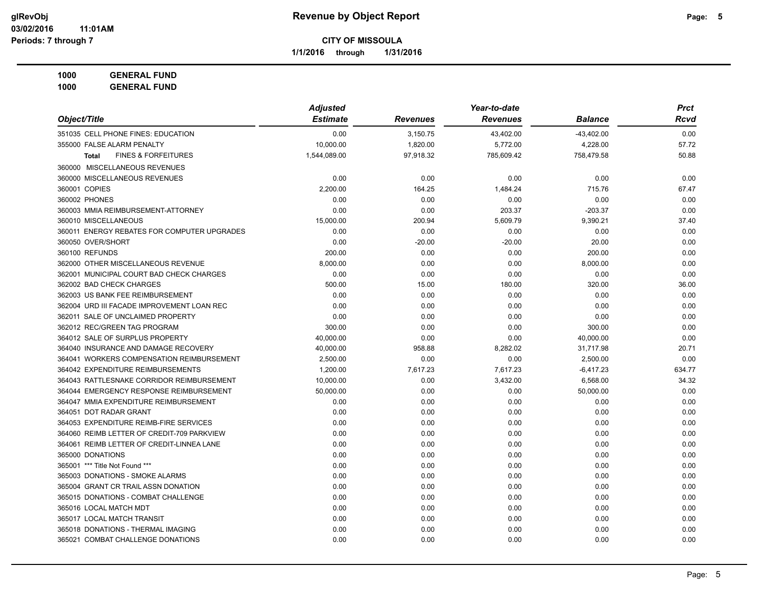**CITY OF MISSOULA**

**1/1/2016 through 1/31/2016**

**1000 GENERAL FUND**

**1000 GENERAL FUND**

| Object/Title | Adjusted Estimate | Revenues | Year-to-date Revenues | Balance | Prct Rcvd |
|---|---|---|---|---|---|
| 351035 CELL PHONE FINES: EDUCATION | 0.00 | 3,150.75 | 43,402.00 | -43,402.00 | 0.00 |
| 355000 FALSE ALARM PENALTY | 10,000.00 | 1,820.00 | 5,772.00 | 4,228.00 | 57.72 |
| **Total** FINES & FORFEITURES | 1,544,089.00 | 97,918.32 | 785,609.42 | 758,479.58 | 50.88 |
| 360000 MISCELLANEOUS REVENUES | | | | | |
| 360000 MISCELLANEOUS REVENUES | 0.00 | 0.00 | 0.00 | 0.00 | 0.00 |
| 360001 COPIES | 2,200.00 | 164.25 | 1,484.24 | 715.76 | 67.47 |
| 360002 PHONES | 0.00 | 0.00 | 0.00 | 0.00 | 0.00 |
| 360003 MMIA REIMBURSEMENT-ATTORNEY | 0.00 | 0.00 | 203.37 | -203.37 | 0.00 |
| 360010 MISCELLANEOUS | 15,000.00 | 200.94 | 5,609.79 | 9,390.21 | 37.40 |
| 360011 ENERGY REBATES FOR COMPUTER UPGRADES | 0.00 | 0.00 | 0.00 | 0.00 | 0.00 |
| 360050 OVER/SHORT | 0.00 | -20.00 | -20.00 | 20.00 | 0.00 |
| 360100 REFUNDS | 200.00 | 0.00 | 0.00 | 200.00 | 0.00 |
| 362000 OTHER MISCELLANEOUS REVENUE | 8,000.00 | 0.00 | 0.00 | 8,000.00 | 0.00 |
| 362001 MUNICIPAL COURT BAD CHECK CHARGES | 0.00 | 0.00 | 0.00 | 0.00 | 0.00 |
| 362002 BAD CHECK CHARGES | 500.00 | 15.00 | 180.00 | 320.00 | 36.00 |
| 362003 US BANK FEE REIMBURSEMENT | 0.00 | 0.00 | 0.00 | 0.00 | 0.00 |
| 362004 URD III FACADE IMPROVEMENT LOAN REC | 0.00 | 0.00 | 0.00 | 0.00 | 0.00 |
| 362011 SALE OF UNCLAIMED PROPERTY | 0.00 | 0.00 | 0.00 | 0.00 | 0.00 |
| 362012 REC/GREEN TAG PROGRAM | 300.00 | 0.00 | 0.00 | 300.00 | 0.00 |
| 364012 SALE OF SURPLUS PROPERTY | 40,000.00 | 0.00 | 0.00 | 40,000.00 | 0.00 |
| 364040 INSURANCE AND DAMAGE RECOVERY | 40,000.00 | 958.88 | 8,282.02 | 31,717.98 | 20.71 |
| 364041 WORKERS COMPENSATION REIMBURSEMENT | 2,500.00 | 0.00 | 0.00 | 2,500.00 | 0.00 |
| 364042 EXPENDITURE REIMBURSEMENTS | 1,200.00 | 7,617.23 | 7,617.23 | -6,417.23 | 634.77 |
| 364043 RATTLESNAKE CORRIDOR REIMBURSEMENT | 10,000.00 | 0.00 | 3,432.00 | 6,568.00 | 34.32 |
| 364044 EMERGENCY RESPONSE REIMBURSEMENT | 50,000.00 | 0.00 | 0.00 | 50,000.00 | 0.00 |
| 364047 MMIA EXPENDITURE REIMBURSEMENT | 0.00 | 0.00 | 0.00 | 0.00 | 0.00 |
| 364051 DOT RADAR GRANT | 0.00 | 0.00 | 0.00 | 0.00 | 0.00 |
| 364053 EXPENDITURE REIMB-FIRE SERVICES | 0.00 | 0.00 | 0.00 | 0.00 | 0.00 |
| 364060 REIMB LETTER OF CREDIT-709 PARKVIEW | 0.00 | 0.00 | 0.00 | 0.00 | 0.00 |
| 364061 REIMB LETTER OF CREDIT-LINNEA LANE | 0.00 | 0.00 | 0.00 | 0.00 | 0.00 |
| 365000 DONATIONS | 0.00 | 0.00 | 0.00 | 0.00 | 0.00 |
| 365001 *** Title Not Found *** | 0.00 | 0.00 | 0.00 | 0.00 | 0.00 |
| 365003 DONATIONS - SMOKE ALARMS | 0.00 | 0.00 | 0.00 | 0.00 | 0.00 |
| 365004 GRANT CR TRAIL ASSN DONATION | 0.00 | 0.00 | 0.00 | 0.00 | 0.00 |
| 365015 DONATIONS - COMBAT CHALLENGE | 0.00 | 0.00 | 0.00 | 0.00 | 0.00 |
| 365016 LOCAL MATCH MDT | 0.00 | 0.00 | 0.00 | 0.00 | 0.00 |
| 365017 LOCAL MATCH TRANSIT | 0.00 | 0.00 | 0.00 | 0.00 | 0.00 |
| 365018 DONATIONS - THERMAL IMAGING | 0.00 | 0.00 | 0.00 | 0.00 | 0.00 |
| 365021 COMBAT CHALLENGE DONATIONS | 0.00 | 0.00 | 0.00 | 0.00 | 0.00 |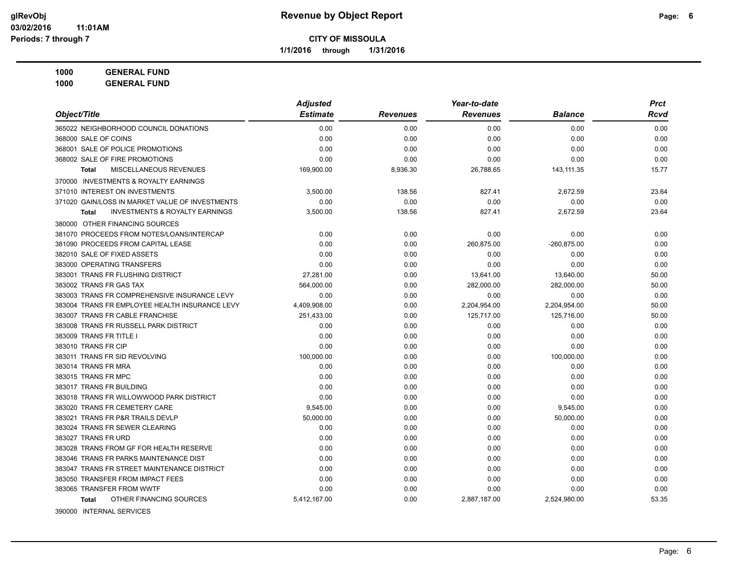**CITY OF MISSOULA**

**1/1/2016 through 1/31/2016**

**1000 GENERAL FUND**

**1000 GENERAL FUND**

| Object/Title | Adjusted Estimate | Revenues | Year-to-date Revenues | Balance | Prct Rcvd |
|---|---|---|---|---|---|
| 365022 NEIGHBORHOOD COUNCIL DONATIONS | 0.00 | 0.00 | 0.00 | 0.00 | 0.00 |
| 368000 SALE OF COINS | 0.00 | 0.00 | 0.00 | 0.00 | 0.00 |
| 368001 SALE OF POLICE PROMOTIONS | 0.00 | 0.00 | 0.00 | 0.00 | 0.00 |
| 368002 SALE OF FIRE PROMOTIONS | 0.00 | 0.00 | 0.00 | 0.00 | 0.00 |
| **Total** MISCELLANEOUS REVENUES | 169,900.00 | 8,936.30 | 26,788.65 | 143,111.35 | 15.77 |
| 370000 INVESTMENTS & ROYALTY EARNINGS | | | | | |
| 371010 INTEREST ON INVESTMENTS | 3,500.00 | 138.56 | 827.41 | 2,672.59 | 23.64 |
| 371020 GAIN/LOSS IN MARKET VALUE OF INVESTMENTS | 0.00 | 0.00 | 0.00 | 0.00 | 0.00 |
| **Total** INVESTMENTS & ROYALTY EARNINGS | 3,500.00 | 138.56 | 827.41 | 2,672.59 | 23.64 |
| 380000 OTHER FINANCING SOURCES | | | | | |
| 381070 PROCEEDS FROM NOTES/LOANS/INTERCAP | 0.00 | 0.00 | 0.00 | 0.00 | 0.00 |
| 381090 PROCEEDS FROM CAPITAL LEASE | 0.00 | 0.00 | 260,875.00 | -260,875.00 | 0.00 |
| 382010 SALE OF FIXED ASSETS | 0.00 | 0.00 | 0.00 | 0.00 | 0.00 |
| 383000 OPERATING TRANSFERS | 0.00 | 0.00 | 0.00 | 0.00 | 0.00 |
| 383001 TRANS FR FLUSHING DISTRICT | 27,281.00 | 0.00 | 13,641.00 | 13,640.00 | 50.00 |
| 383002 TRANS FR GAS TAX | 564,000.00 | 0.00 | 282,000.00 | 282,000.00 | 50.00 |
| 383003 TRANS FR COMPREHENSIVE INSURANCE LEVY | 0.00 | 0.00 | 0.00 | 0.00 | 0.00 |
| 383004 TRANS FR EMPLOYEE HEALTH INSURANCE LEVY | 4,409,908.00 | 0.00 | 2,204,954.00 | 2,204,954.00 | 50.00 |
| 383007 TRANS FR CABLE FRANCHISE | 251,433.00 | 0.00 | 125,717.00 | 125,716.00 | 50.00 |
| 383008 TRANS FR RUSSELL PARK DISTRICT | 0.00 | 0.00 | 0.00 | 0.00 | 0.00 |
| 383009 TRANS FR TITLE I | 0.00 | 0.00 | 0.00 | 0.00 | 0.00 |
| 383010 TRANS FR CIP | 0.00 | 0.00 | 0.00 | 0.00 | 0.00 |
| 383011 TRANS FR SID REVOLVING | 100,000.00 | 0.00 | 0.00 | 100,000.00 | 0.00 |
| 383014 TRANS FR MRA | 0.00 | 0.00 | 0.00 | 0.00 | 0.00 |
| 383015 TRANS FR MPC | 0.00 | 0.00 | 0.00 | 0.00 | 0.00 |
| 383017 TRANS FR BUILDING | 0.00 | 0.00 | 0.00 | 0.00 | 0.00 |
| 383018 TRANS FR WILLOWWOOD PARK DISTRICT | 0.00 | 0.00 | 0.00 | 0.00 | 0.00 |
| 383020 TRANS FR CEMETERY CARE | 9,545.00 | 0.00 | 0.00 | 9,545.00 | 0.00 |
| 383021 TRANS FR P&R TRAILS DEVLP | 50,000.00 | 0.00 | 0.00 | 50,000.00 | 0.00 |
| 383024 TRANS FR SEWER CLEARING | 0.00 | 0.00 | 0.00 | 0.00 | 0.00 |
| 383027 TRANS FR URD | 0.00 | 0.00 | 0.00 | 0.00 | 0.00 |
| 383028 TRANS FROM GF FOR HEALTH RESERVE | 0.00 | 0.00 | 0.00 | 0.00 | 0.00 |
| 383046 TRANS FR PARKS MAINTENANCE DIST | 0.00 | 0.00 | 0.00 | 0.00 | 0.00 |
| 383047 TRANS FR STREET MAINTENANCE DISTRICT | 0.00 | 0.00 | 0.00 | 0.00 | 0.00 |
| 383050 TRANSFER FROM IMPACT FEES | 0.00 | 0.00 | 0.00 | 0.00 | 0.00 |
| 383065 TRANSFER FROM WWTF | 0.00 | 0.00 | 0.00 | 0.00 | 0.00 |
| **Total** OTHER FINANCING SOURCES | 5,412,167.00 | 0.00 | 2,887,187.00 | 2,524,980.00 | 53.35 |
| 390000 INTERNAL SERVICES | | | | | |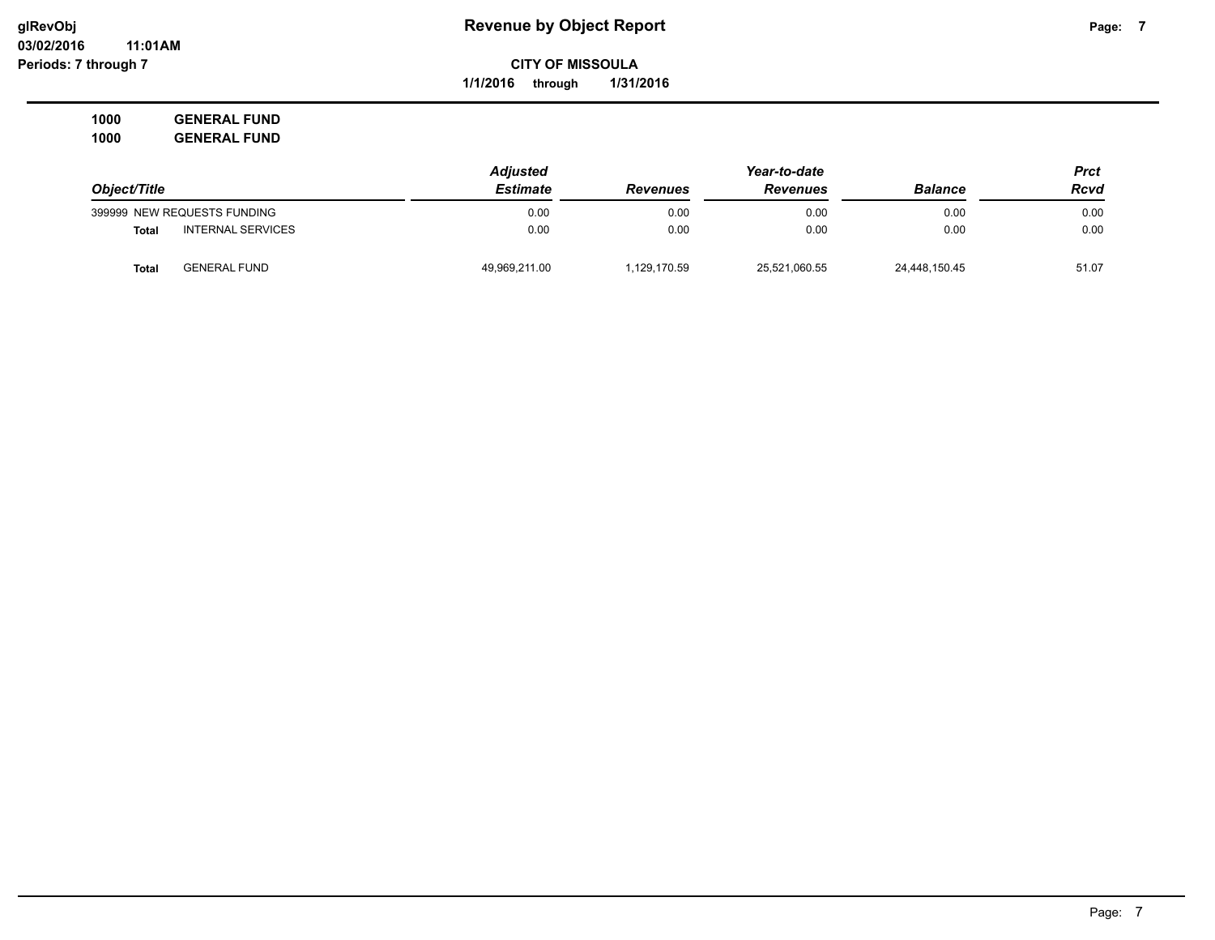# Revenue by Object Report

glRevObj
03/02/2016 11:01AM
Periods: 7 through 7

**CITY OF MISSOULA**
**1/1/2016 through 1/31/2016**

**1000 GENERAL FUND**
**1000 GENERAL FUND**

| Object/Title | | Adjusted Estimate | Revenues | Year-to-date Revenues | Balance | Prct Rcvd |
|---|---|---|---|---|---|---|
| 399999 NEW REQUESTS FUNDING | | 0.00 | 0.00 | 0.00 | 0.00 | 0.00 |
| **Total** | INTERNAL SERVICES | 0.00 | 0.00 | 0.00 | 0.00 | 0.00 |
| **Total** | GENERAL FUND | 49,969,211.00 | 1,129,170.59 | 25,521,060.55 | 24,448,150.45 | 51.07 |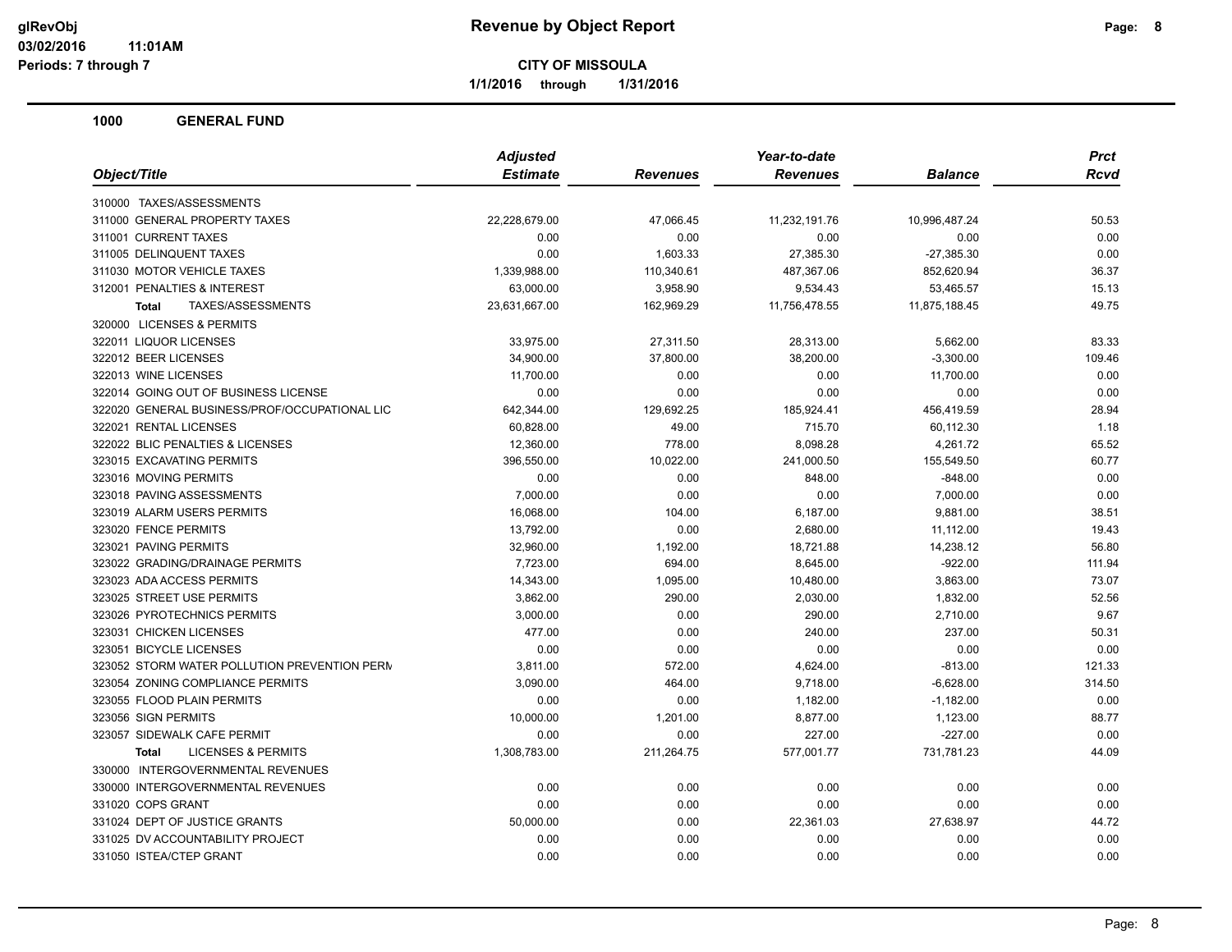**CITY OF MISSOULA**

**1/1/2016 through 1/31/2016**

## 1000 GENERAL FUND

| Object/Title | Adjusted Estimate | Revenues | Year-to-date Revenues | Balance | Prct Rcvd |
|---|---|---|---|---|---|
| 310000 TAXES/ASSESSMENTS | | | | | |
| 311000 GENERAL PROPERTY TAXES | 22,228,679.00 | 47,066.45 | 11,232,191.76 | 10,996,487.24 | 50.53 |
| 311001 CURRENT TAXES | 0.00 | 0.00 | 0.00 | 0.00 | 0.00 |
| 311005 DELINQUENT TAXES | 0.00 | 1,603.33 | 27,385.30 | -27,385.30 | 0.00 |
| 311030 MOTOR VEHICLE TAXES | 1,339,988.00 | 110,340.61 | 487,367.06 | 852,620.94 | 36.37 |
| 312001 PENALTIES & INTEREST | 63,000.00 | 3,958.90 | 9,534.43 | 53,465.57 | 15.13 |
| **Total** TAXES/ASSESSMENTS | 23,631,667.00 | 162,969.29 | 11,756,478.55 | 11,875,188.45 | 49.75 |
| 320000 LICENSES & PERMITS | | | | | |
| 322011 LIQUOR LICENSES | 33,975.00 | 27,311.50 | 28,313.00 | 5,662.00 | 83.33 |
| 322012 BEER LICENSES | 34,900.00 | 37,800.00 | 38,200.00 | -3,300.00 | 109.46 |
| 322013 WINE LICENSES | 11,700.00 | 0.00 | 0.00 | 11,700.00 | 0.00 |
| 322014 GOING OUT OF BUSINESS LICENSE | 0.00 | 0.00 | 0.00 | 0.00 | 0.00 |
| 322020 GENERAL BUSINESS/PROF/OCCUPATIONAL LIC | 642,344.00 | 129,692.25 | 185,924.41 | 456,419.59 | 28.94 |
| 322021 RENTAL LICENSES | 60,828.00 | 49.00 | 715.70 | 60,112.30 | 1.18 |
| 322022 BLIC PENALTIES & LICENSES | 12,360.00 | 778.00 | 8,098.28 | 4,261.72 | 65.52 |
| 323015 EXCAVATING PERMITS | 396,550.00 | 10,022.00 | 241,000.50 | 155,549.50 | 60.77 |
| 323016 MOVING PERMITS | 0.00 | 0.00 | 848.00 | -848.00 | 0.00 |
| 323018 PAVING ASSESSMENTS | 7,000.00 | 0.00 | 0.00 | 7,000.00 | 0.00 |
| 323019 ALARM USERS PERMITS | 16,068.00 | 104.00 | 6,187.00 | 9,881.00 | 38.51 |
| 323020 FENCE PERMITS | 13,792.00 | 0.00 | 2,680.00 | 11,112.00 | 19.43 |
| 323021 PAVING PERMITS | 32,960.00 | 1,192.00 | 18,721.88 | 14,238.12 | 56.80 |
| 323022 GRADING/DRAINAGE PERMITS | 7,723.00 | 694.00 | 8,645.00 | -922.00 | 111.94 |
| 323023 ADA ACCESS PERMITS | 14,343.00 | 1,095.00 | 10,480.00 | 3,863.00 | 73.07 |
| 323025 STREET USE PERMITS | 3,862.00 | 290.00 | 2,030.00 | 1,832.00 | 52.56 |
| 323026 PYROTECHNICS PERMITS | 3,000.00 | 0.00 | 290.00 | 2,710.00 | 9.67 |
| 323031 CHICKEN LICENSES | 477.00 | 0.00 | 240.00 | 237.00 | 50.31 |
| 323051 BICYCLE LICENSES | 0.00 | 0.00 | 0.00 | 0.00 | 0.00 |
| 323052 STORM WATER POLLUTION PREVENTION PERM | 3,811.00 | 572.00 | 4,624.00 | -813.00 | 121.33 |
| 323054 ZONING COMPLIANCE PERMITS | 3,090.00 | 464.00 | 9,718.00 | -6,628.00 | 314.50 |
| 323055 FLOOD PLAIN PERMITS | 0.00 | 0.00 | 1,182.00 | -1,182.00 | 0.00 |
| 323056 SIGN PERMITS | 10,000.00 | 1,201.00 | 8,877.00 | 1,123.00 | 88.77 |
| 323057 SIDEWALK CAFE PERMIT | 0.00 | 0.00 | 227.00 | -227.00 | 0.00 |
| **Total** LICENSES & PERMITS | 1,308,783.00 | 211,264.75 | 577,001.77 | 731,781.23 | 44.09 |
| 330000 INTERGOVERNMENTAL REVENUES | | | | | |
| 330000 INTERGOVERNMENTAL REVENUES | 0.00 | 0.00 | 0.00 | 0.00 | 0.00 |
| 331020 COPS GRANT | 0.00 | 0.00 | 0.00 | 0.00 | 0.00 |
| 331024 DEPT OF JUSTICE GRANTS | 50,000.00 | 0.00 | 22,361.03 | 27,638.97 | 44.72 |
| 331025 DV ACCOUNTABILITY PROJECT | 0.00 | 0.00 | 0.00 | 0.00 | 0.00 |
| 331050 ISTEA/CTEP GRANT | 0.00 | 0.00 | 0.00 | 0.00 | 0.00 |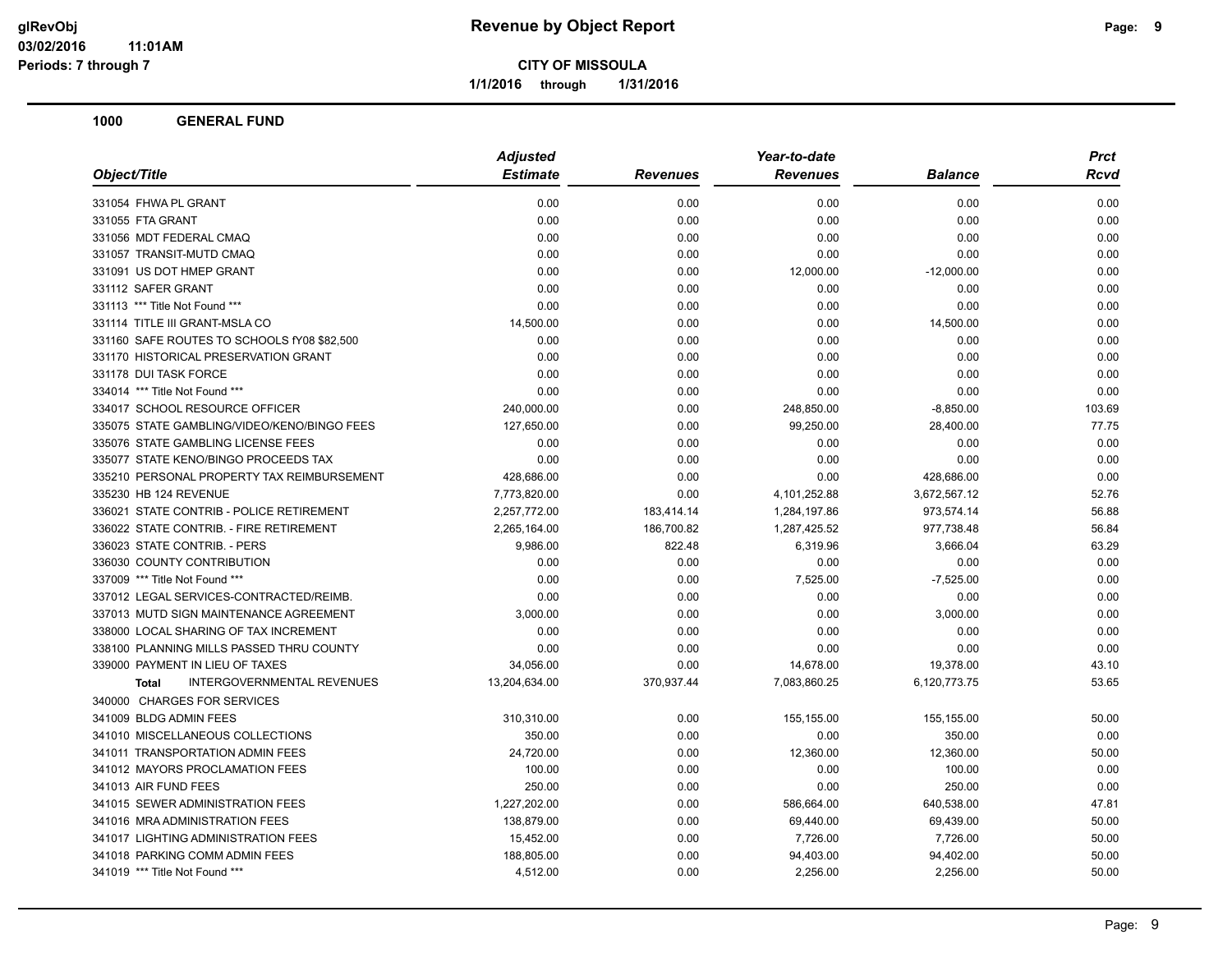**glRevObj**
**03/02/2016 11:01AM**
**Periods: 7 through 7**

# Revenue by Object Report

**CITY OF MISSOULA**

**1/1/2016 through 1/31/2016**

## 1000 GENERAL FUND

| Object/Title | Adjusted Estimate | Revenues | Year-to-date Revenues | Balance | Prct Rcvd |
|---|---|---|---|---|---|
| 331054 FHWA PL GRANT | 0.00 | 0.00 | 0.00 | 0.00 | 0.00 |
| 331055 FTA GRANT | 0.00 | 0.00 | 0.00 | 0.00 | 0.00 |
| 331056 MDT FEDERAL CMAQ | 0.00 | 0.00 | 0.00 | 0.00 | 0.00 |
| 331057 TRANSIT-MUTD CMAQ | 0.00 | 0.00 | 0.00 | 0.00 | 0.00 |
| 331091 US DOT HMEP GRANT | 0.00 | 0.00 | 12,000.00 | -12,000.00 | 0.00 |
| 331112 SAFER GRANT | 0.00 | 0.00 | 0.00 | 0.00 | 0.00 |
| 331113 *** Title Not Found *** | 0.00 | 0.00 | 0.00 | 0.00 | 0.00 |
| 331114 TITLE III GRANT-MSLA CO | 14,500.00 | 0.00 | 0.00 | 14,500.00 | 0.00 |
| 331160 SAFE ROUTES TO SCHOOLS fY08 $82,500 | 0.00 | 0.00 | 0.00 | 0.00 | 0.00 |
| 331170 HISTORICAL PRESERVATION GRANT | 0.00 | 0.00 | 0.00 | 0.00 | 0.00 |
| 331178 DUI TASK FORCE | 0.00 | 0.00 | 0.00 | 0.00 | 0.00 |
| 334014 *** Title Not Found *** | 0.00 | 0.00 | 0.00 | 0.00 | 0.00 |
| 334017 SCHOOL RESOURCE OFFICER | 240,000.00 | 0.00 | 248,850.00 | -8,850.00 | 103.69 |
| 335075 STATE GAMBLING/VIDEO/KENO/BINGO FEES | 127,650.00 | 0.00 | 99,250.00 | 28,400.00 | 77.75 |
| 335076 STATE GAMBLING LICENSE FEES | 0.00 | 0.00 | 0.00 | 0.00 | 0.00 |
| 335077 STATE KENO/BINGO PROCEEDS TAX | 0.00 | 0.00 | 0.00 | 0.00 | 0.00 |
| 335210 PERSONAL PROPERTY TAX REIMBURSEMENT | 428,686.00 | 0.00 | 0.00 | 428,686.00 | 0.00 |
| 335230 HB 124 REVENUE | 7,773,820.00 | 0.00 | 4,101,252.88 | 3,672,567.12 | 52.76 |
| 336021 STATE CONTRIB - POLICE RETIREMENT | 2,257,772.00 | 183,414.14 | 1,284,197.86 | 973,574.14 | 56.88 |
| 336022 STATE CONTRIB. - FIRE RETIREMENT | 2,265,164.00 | 186,700.82 | 1,287,425.52 | 977,738.48 | 56.84 |
| 336023 STATE CONTRIB. - PERS | 9,986.00 | 822.48 | 6,319.96 | 3,666.04 | 63.29 |
| 336030 COUNTY CONTRIBUTION | 0.00 | 0.00 | 0.00 | 0.00 | 0.00 |
| 337009 *** Title Not Found *** | 0.00 | 0.00 | 7,525.00 | -7,525.00 | 0.00 |
| 337012 LEGAL SERVICES-CONTRACTED/REIMB. | 0.00 | 0.00 | 0.00 | 0.00 | 0.00 |
| 337013 MUTD SIGN MAINTENANCE AGREEMENT | 3,000.00 | 0.00 | 0.00 | 3,000.00 | 0.00 |
| 338000 LOCAL SHARING OF TAX INCREMENT | 0.00 | 0.00 | 0.00 | 0.00 | 0.00 |
| 338100 PLANNING MILLS PASSED THRU COUNTY | 0.00 | 0.00 | 0.00 | 0.00 | 0.00 |
| 339000 PAYMENT IN LIEU OF TAXES | 34,056.00 | 0.00 | 14,678.00 | 19,378.00 | 43.10 |
| **Total** INTERGOVERNMENTAL REVENUES | 13,204,634.00 | 370,937.44 | 7,083,860.25 | 6,120,773.75 | 53.65 |
| 340000 CHARGES FOR SERVICES | | | | | |
| 341009 BLDG ADMIN FEES | 310,310.00 | 0.00 | 155,155.00 | 155,155.00 | 50.00 |
| 341010 MISCELLANEOUS COLLECTIONS | 350.00 | 0.00 | 0.00 | 350.00 | 0.00 |
| 341011 TRANSPORTATION ADMIN FEES | 24,720.00 | 0.00 | 12,360.00 | 12,360.00 | 50.00 |
| 341012 MAYORS PROCLAMATION FEES | 100.00 | 0.00 | 0.00 | 100.00 | 0.00 |
| 341013 AIR FUND FEES | 250.00 | 0.00 | 0.00 | 250.00 | 0.00 |
| 341015 SEWER ADMINISTRATION FEES | 1,227,202.00 | 0.00 | 586,664.00 | 640,538.00 | 47.81 |
| 341016 MRA ADMINISTRATION FEES | 138,879.00 | 0.00 | 69,440.00 | 69,439.00 | 50.00 |
| 341017 LIGHTING ADMINISTRATION FEES | 15,452.00 | 0.00 | 7,726.00 | 7,726.00 | 50.00 |
| 341018 PARKING COMM ADMIN FEES | 188,805.00 | 0.00 | 94,403.00 | 94,402.00 | 50.00 |
| 341019 *** Title Not Found *** | 4,512.00 | 0.00 | 2,256.00 | 2,256.00 | 50.00 |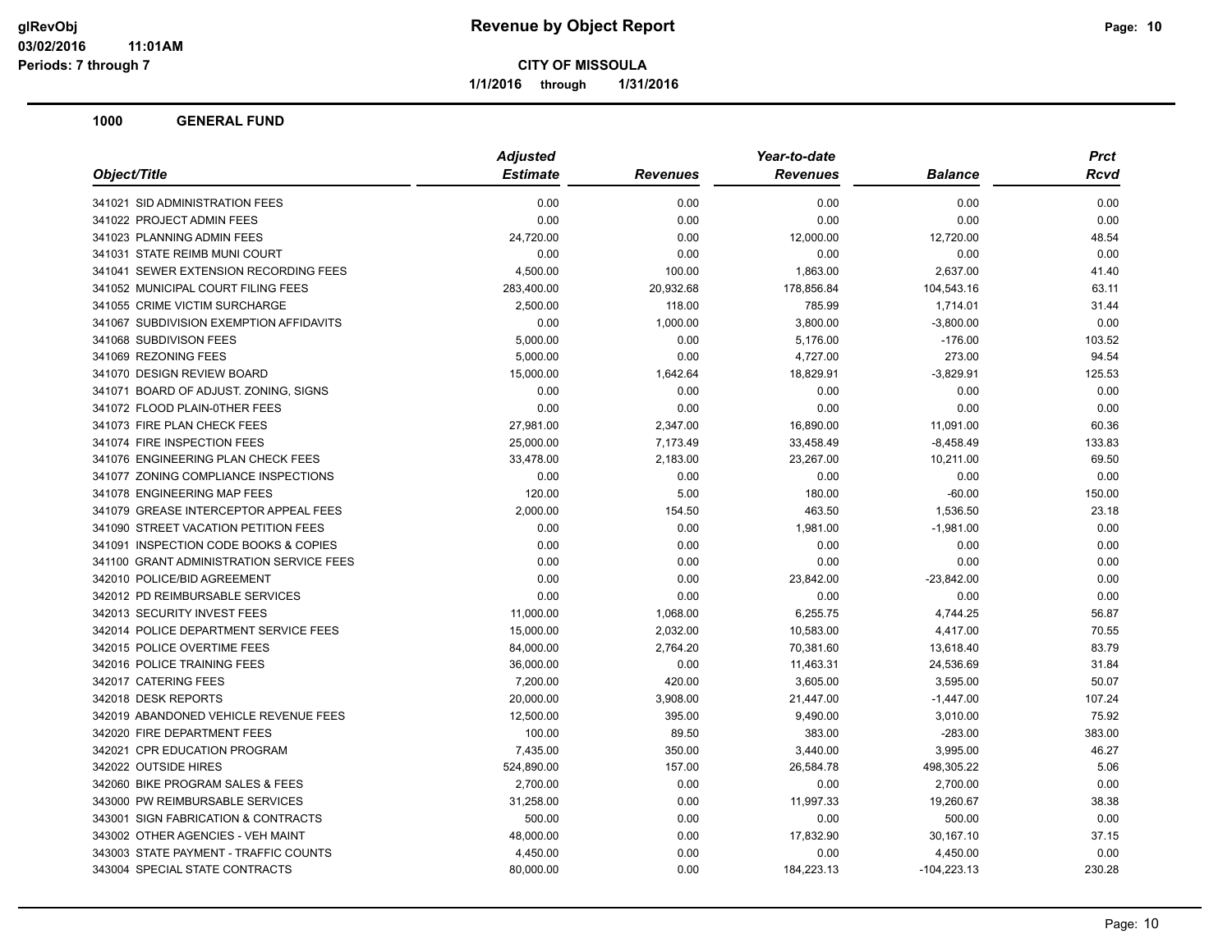**Revenue by Object Report**

**CITY OF MISSOULA**

**1/1/2016 through 1/31/2016**

glRevObj
03/02/2016 11:01AM
Periods: 7 through 7

## 1000 GENERAL FUND

| Object/Title | Adjusted Estimate | Revenues | Year-to-date Revenues | Balance | Prct Rcvd |
|---|---|---|---|---|---|
| 341021 SID ADMINISTRATION FEES | 0.00 | 0.00 | 0.00 | 0.00 | 0.00 |
| 341022 PROJECT ADMIN FEES | 0.00 | 0.00 | 0.00 | 0.00 | 0.00 |
| 341023 PLANNING ADMIN FEES | 24,720.00 | 0.00 | 12,000.00 | 12,720.00 | 48.54 |
| 341031 STATE REIMB MUNI COURT | 0.00 | 0.00 | 0.00 | 0.00 | 0.00 |
| 341041 SEWER EXTENSION RECORDING FEES | 4,500.00 | 100.00 | 1,863.00 | 2,637.00 | 41.40 |
| 341052 MUNICIPAL COURT FILING FEES | 283,400.00 | 20,932.68 | 178,856.84 | 104,543.16 | 63.11 |
| 341055 CRIME VICTIM SURCHARGE | 2,500.00 | 118.00 | 785.99 | 1,714.01 | 31.44 |
| 341067 SUBDIVISION EXEMPTION AFFIDAVITS | 0.00 | 1,000.00 | 3,800.00 | -3,800.00 | 0.00 |
| 341068 SUBDIVISON FEES | 5,000.00 | 0.00 | 5,176.00 | -176.00 | 103.52 |
| 341069 REZONING FEES | 5,000.00 | 0.00 | 4,727.00 | 273.00 | 94.54 |
| 341070 DESIGN REVIEW BOARD | 15,000.00 | 1,642.64 | 18,829.91 | -3,829.91 | 125.53 |
| 341071 BOARD OF ADJUST. ZONING, SIGNS | 0.00 | 0.00 | 0.00 | 0.00 | 0.00 |
| 341072 FLOOD PLAIN-0THER FEES | 0.00 | 0.00 | 0.00 | 0.00 | 0.00 |
| 341073 FIRE PLAN CHECK FEES | 27,981.00 | 2,347.00 | 16,890.00 | 11,091.00 | 60.36 |
| 341074 FIRE INSPECTION FEES | 25,000.00 | 7,173.49 | 33,458.49 | -8,458.49 | 133.83 |
| 341076 ENGINEERING PLAN CHECK FEES | 33,478.00 | 2,183.00 | 23,267.00 | 10,211.00 | 69.50 |
| 341077 ZONING COMPLIANCE INSPECTIONS | 0.00 | 0.00 | 0.00 | 0.00 | 0.00 |
| 341078 ENGINEERING MAP FEES | 120.00 | 5.00 | 180.00 | -60.00 | 150.00 |
| 341079 GREASE INTERCEPTOR APPEAL FEES | 2,000.00 | 154.50 | 463.50 | 1,536.50 | 23.18 |
| 341090 STREET VACATION PETITION FEES | 0.00 | 0.00 | 1,981.00 | -1,981.00 | 0.00 |
| 341091 INSPECTION CODE BOOKS & COPIES | 0.00 | 0.00 | 0.00 | 0.00 | 0.00 |
| 341100 GRANT ADMINISTRATION SERVICE FEES | 0.00 | 0.00 | 0.00 | 0.00 | 0.00 |
| 342010 POLICE/BID AGREEMENT | 0.00 | 0.00 | 23,842.00 | -23,842.00 | 0.00 |
| 342012 PD REIMBURSABLE SERVICES | 0.00 | 0.00 | 0.00 | 0.00 | 0.00 |
| 342013 SECURITY INVEST FEES | 11,000.00 | 1,068.00 | 6,255.75 | 4,744.25 | 56.87 |
| 342014 POLICE DEPARTMENT SERVICE FEES | 15,000.00 | 2,032.00 | 10,583.00 | 4,417.00 | 70.55 |
| 342015 POLICE OVERTIME FEES | 84,000.00 | 2,764.20 | 70,381.60 | 13,618.40 | 83.79 |
| 342016 POLICE TRAINING FEES | 36,000.00 | 0.00 | 11,463.31 | 24,536.69 | 31.84 |
| 342017 CATERING FEES | 7,200.00 | 420.00 | 3,605.00 | 3,595.00 | 50.07 |
| 342018 DESK REPORTS | 20,000.00 | 3,908.00 | 21,447.00 | -1,447.00 | 107.24 |
| 342019 ABANDONED VEHICLE REVENUE FEES | 12,500.00 | 395.00 | 9,490.00 | 3,010.00 | 75.92 |
| 342020 FIRE DEPARTMENT FEES | 100.00 | 89.50 | 383.00 | -283.00 | 383.00 |
| 342021 CPR EDUCATION PROGRAM | 7,435.00 | 350.00 | 3,440.00 | 3,995.00 | 46.27 |
| 342022 OUTSIDE HIRES | 524,890.00 | 157.00 | 26,584.78 | 498,305.22 | 5.06 |
| 342060 BIKE PROGRAM SALES & FEES | 2,700.00 | 0.00 | 0.00 | 2,700.00 | 0.00 |
| 343000 PW REIMBURSABLE SERVICES | 31,258.00 | 0.00 | 11,997.33 | 19,260.67 | 38.38 |
| 343001 SIGN FABRICATION & CONTRACTS | 500.00 | 0.00 | 0.00 | 500.00 | 0.00 |
| 343002 OTHER AGENCIES - VEH MAINT | 48,000.00 | 0.00 | 17,832.90 | 30,167.10 | 37.15 |
| 343003 STATE PAYMENT - TRAFFIC COUNTS | 4,450.00 | 0.00 | 0.00 | 4,450.00 | 0.00 |
| 343004 SPECIAL STATE CONTRACTS | 80,000.00 | 0.00 | 184,223.13 | -104,223.13 | 230.28 |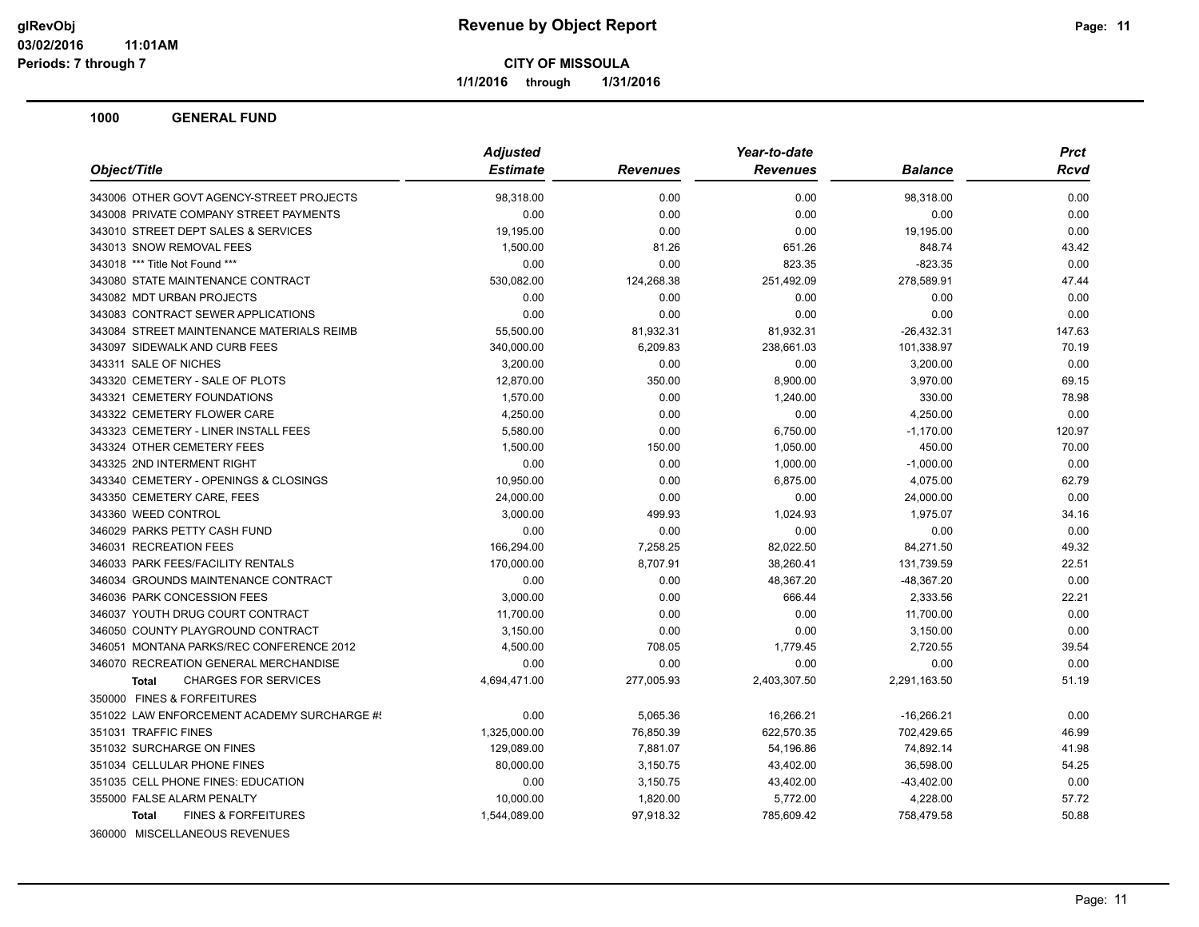# Revenue by Object Report

**CITY OF MISSOULA**

**1/1/2016 through 1/31/2016**

glRevObj
03/02/2016 11:01AM
Periods: 7 through 7

## 1000 GENERAL FUND

| Object/Title | Adjusted Estimate | Revenues | Year-to-date Revenues | Balance | Prct Rcvd |
|---|---|---|---|---|---|
| 343006 OTHER GOVT AGENCY-STREET PROJECTS | 98,318.00 | 0.00 | 0.00 | 98,318.00 | 0.00 |
| 343008 PRIVATE COMPANY STREET PAYMENTS | 0.00 | 0.00 | 0.00 | 0.00 | 0.00 |
| 343010 STREET DEPT SALES & SERVICES | 19,195.00 | 0.00 | 0.00 | 19,195.00 | 0.00 |
| 343013 SNOW REMOVAL FEES | 1,500.00 | 81.26 | 651.26 | 848.74 | 43.42 |
| 343018 *** Title Not Found *** | 0.00 | 0.00 | 823.35 | -823.35 | 0.00 |
| 343080 STATE MAINTENANCE CONTRACT | 530,082.00 | 124,268.38 | 251,492.09 | 278,589.91 | 47.44 |
| 343082 MDT URBAN PROJECTS | 0.00 | 0.00 | 0.00 | 0.00 | 0.00 |
| 343083 CONTRACT SEWER APPLICATIONS | 0.00 | 0.00 | 0.00 | 0.00 | 0.00 |
| 343084 STREET MAINTENANCE MATERIALS REIMB | 55,500.00 | 81,932.31 | 81,932.31 | -26,432.31 | 147.63 |
| 343097 SIDEWALK AND CURB FEES | 340,000.00 | 6,209.83 | 238,661.03 | 101,338.97 | 70.19 |
| 343311 SALE OF NICHES | 3,200.00 | 0.00 | 0.00 | 3,200.00 | 0.00 |
| 343320 CEMETERY - SALE OF PLOTS | 12,870.00 | 350.00 | 8,900.00 | 3,970.00 | 69.15 |
| 343321 CEMETERY FOUNDATIONS | 1,570.00 | 0.00 | 1,240.00 | 330.00 | 78.98 |
| 343322 CEMETERY FLOWER CARE | 4,250.00 | 0.00 | 0.00 | 4,250.00 | 0.00 |
| 343323 CEMETERY - LINER INSTALL FEES | 5,580.00 | 0.00 | 6,750.00 | -1,170.00 | 120.97 |
| 343324 OTHER CEMETERY FEES | 1,500.00 | 150.00 | 1,050.00 | 450.00 | 70.00 |
| 343325 2ND INTERMENT RIGHT | 0.00 | 0.00 | 1,000.00 | -1,000.00 | 0.00 |
| 343340 CEMETERY - OPENINGS & CLOSINGS | 10,950.00 | 0.00 | 6,875.00 | 4,075.00 | 62.79 |
| 343350 CEMETERY CARE, FEES | 24,000.00 | 0.00 | 0.00 | 24,000.00 | 0.00 |
| 343360 WEED CONTROL | 3,000.00 | 499.93 | 1,024.93 | 1,975.07 | 34.16 |
| 346029 PARKS PETTY CASH FUND | 0.00 | 0.00 | 0.00 | 0.00 | 0.00 |
| 346031 RECREATION FEES | 166,294.00 | 7,258.25 | 82,022.50 | 84,271.50 | 49.32 |
| 346033 PARK FEES/FACILITY RENTALS | 170,000.00 | 8,707.91 | 38,260.41 | 131,739.59 | 22.51 |
| 346034 GROUNDS MAINTENANCE CONTRACT | 0.00 | 0.00 | 48,367.20 | -48,367.20 | 0.00 |
| 346036 PARK CONCESSION FEES | 3,000.00 | 0.00 | 666.44 | 2,333.56 | 22.21 |
| 346037 YOUTH DRUG COURT CONTRACT | 11,700.00 | 0.00 | 0.00 | 11,700.00 | 0.00 |
| 346050 COUNTY PLAYGROUND CONTRACT | 3,150.00 | 0.00 | 0.00 | 3,150.00 | 0.00 |
| 346051 MONTANA PARKS/REC CONFERENCE 2012 | 4,500.00 | 708.05 | 1,779.45 | 2,720.55 | 39.54 |
| 346070 RECREATION GENERAL MERCHANDISE | 0.00 | 0.00 | 0.00 | 0.00 | 0.00 |
| **Total** CHARGES FOR SERVICES | 4,694,471.00 | 277,005.93 | 2,403,307.50 | 2,291,163.50 | 51.19 |
| 350000 FINES & FORFEITURES | | | | | |
| 351022 LAW ENFORCEMENT ACADEMY SURCHARGE #! | 0.00 | 5,065.36 | 16,266.21 | -16,266.21 | 0.00 |
| 351031 TRAFFIC FINES | 1,325,000.00 | 76,850.39 | 622,570.35 | 702,429.65 | 46.99 |
| 351032 SURCHARGE ON FINES | 129,089.00 | 7,881.07 | 54,196.86 | 74,892.14 | 41.98 |
| 351034 CELLULAR PHONE FINES | 80,000.00 | 3,150.75 | 43,402.00 | 36,598.00 | 54.25 |
| 351035 CELL PHONE FINES: EDUCATION | 0.00 | 3,150.75 | 43,402.00 | -43,402.00 | 0.00 |
| 355000 FALSE ALARM PENALTY | 10,000.00 | 1,820.00 | 5,772.00 | 4,228.00 | 57.72 |
| **Total** FINES & FORFEITURES | 1,544,089.00 | 97,918.32 | 785,609.42 | 758,479.58 | 50.88 |
| 360000 MISCELLANEOUS REVENUES | | | | | |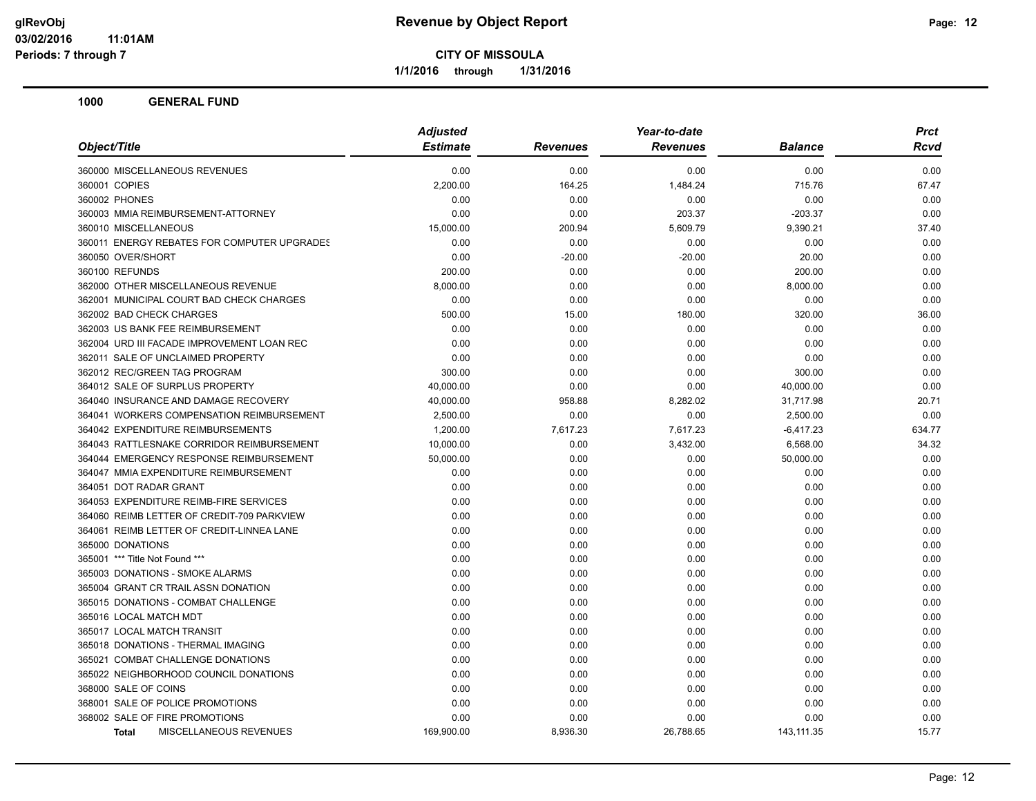**CITY OF MISSOULA**

**1/1/2016 through 1/31/2016**

**Revenue by Object Report**

glRevObj
03/02/2016 11:01AM
Periods: 7 through 7

## 1000 GENERAL FUND

| Object/Title | Adjusted Estimate | Revenues | Year-to-date Revenues | Balance | Prct Rcvd |
|---|---|---|---|---|---|
| 360000 MISCELLANEOUS REVENUES | 0.00 | 0.00 | 0.00 | 0.00 | 0.00 |
| 360001 COPIES | 2,200.00 | 164.25 | 1,484.24 | 715.76 | 67.47 |
| 360002 PHONES | 0.00 | 0.00 | 0.00 | 0.00 | 0.00 |
| 360003 MMIA REIMBURSEMENT-ATTORNEY | 0.00 | 0.00 | 203.37 | -203.37 | 0.00 |
| 360010 MISCELLANEOUS | 15,000.00 | 200.94 | 5,609.79 | 9,390.21 | 37.40 |
| 360011 ENERGY REBATES FOR COMPUTER UPGRADES | 0.00 | 0.00 | 0.00 | 0.00 | 0.00 |
| 360050 OVER/SHORT | 0.00 | -20.00 | -20.00 | 20.00 | 0.00 |
| 360100 REFUNDS | 200.00 | 0.00 | 0.00 | 200.00 | 0.00 |
| 362000 OTHER MISCELLANEOUS REVENUE | 8,000.00 | 0.00 | 0.00 | 8,000.00 | 0.00 |
| 362001 MUNICIPAL COURT BAD CHECK CHARGES | 0.00 | 0.00 | 0.00 | 0.00 | 0.00 |
| 362002 BAD CHECK CHARGES | 500.00 | 15.00 | 180.00 | 320.00 | 36.00 |
| 362003 US BANK FEE REIMBURSEMENT | 0.00 | 0.00 | 0.00 | 0.00 | 0.00 |
| 362004 URD III FACADE IMPROVEMENT LOAN REC | 0.00 | 0.00 | 0.00 | 0.00 | 0.00 |
| 362011 SALE OF UNCLAIMED PROPERTY | 0.00 | 0.00 | 0.00 | 0.00 | 0.00 |
| 362012 REC/GREEN TAG PROGRAM | 300.00 | 0.00 | 0.00 | 300.00 | 0.00 |
| 364012 SALE OF SURPLUS PROPERTY | 40,000.00 | 0.00 | 0.00 | 40,000.00 | 0.00 |
| 364040 INSURANCE AND DAMAGE RECOVERY | 40,000.00 | 958.88 | 8,282.02 | 31,717.98 | 20.71 |
| 364041 WORKERS COMPENSATION REIMBURSEMENT | 2,500.00 | 0.00 | 0.00 | 2,500.00 | 0.00 |
| 364042 EXPENDITURE REIMBURSEMENTS | 1,200.00 | 7,617.23 | 7,617.23 | -6,417.23 | 634.77 |
| 364043 RATTLESNAKE CORRIDOR REIMBURSEMENT | 10,000.00 | 0.00 | 3,432.00 | 6,568.00 | 34.32 |
| 364044 EMERGENCY RESPONSE REIMBURSEMENT | 50,000.00 | 0.00 | 0.00 | 50,000.00 | 0.00 |
| 364047 MMIA EXPENDITURE REIMBURSEMENT | 0.00 | 0.00 | 0.00 | 0.00 | 0.00 |
| 364051 DOT RADAR GRANT | 0.00 | 0.00 | 0.00 | 0.00 | 0.00 |
| 364053 EXPENDITURE REIMB-FIRE SERVICES | 0.00 | 0.00 | 0.00 | 0.00 | 0.00 |
| 364060 REIMB LETTER OF CREDIT-709 PARKVIEW | 0.00 | 0.00 | 0.00 | 0.00 | 0.00 |
| 364061 REIMB LETTER OF CREDIT-LINNEA LANE | 0.00 | 0.00 | 0.00 | 0.00 | 0.00 |
| 365000 DONATIONS | 0.00 | 0.00 | 0.00 | 0.00 | 0.00 |
| 365001 *** Title Not Found *** | 0.00 | 0.00 | 0.00 | 0.00 | 0.00 |
| 365003 DONATIONS - SMOKE ALARMS | 0.00 | 0.00 | 0.00 | 0.00 | 0.00 |
| 365004 GRANT CR TRAIL ASSN DONATION | 0.00 | 0.00 | 0.00 | 0.00 | 0.00 |
| 365015 DONATIONS - COMBAT CHALLENGE | 0.00 | 0.00 | 0.00 | 0.00 | 0.00 |
| 365016 LOCAL MATCH MDT | 0.00 | 0.00 | 0.00 | 0.00 | 0.00 |
| 365017 LOCAL MATCH TRANSIT | 0.00 | 0.00 | 0.00 | 0.00 | 0.00 |
| 365018 DONATIONS - THERMAL IMAGING | 0.00 | 0.00 | 0.00 | 0.00 | 0.00 |
| 365021 COMBAT CHALLENGE DONATIONS | 0.00 | 0.00 | 0.00 | 0.00 | 0.00 |
| 365022 NEIGHBORHOOD COUNCIL DONATIONS | 0.00 | 0.00 | 0.00 | 0.00 | 0.00 |
| 368000 SALE OF COINS | 0.00 | 0.00 | 0.00 | 0.00 | 0.00 |
| 368001 SALE OF POLICE PROMOTIONS | 0.00 | 0.00 | 0.00 | 0.00 | 0.00 |
| 368002 SALE OF FIRE PROMOTIONS | 0.00 | 0.00 | 0.00 | 0.00 | 0.00 |
| **Total** MISCELLANEOUS REVENUES | 169,900.00 | 8,936.30 | 26,788.65 | 143,111.35 | 15.77 |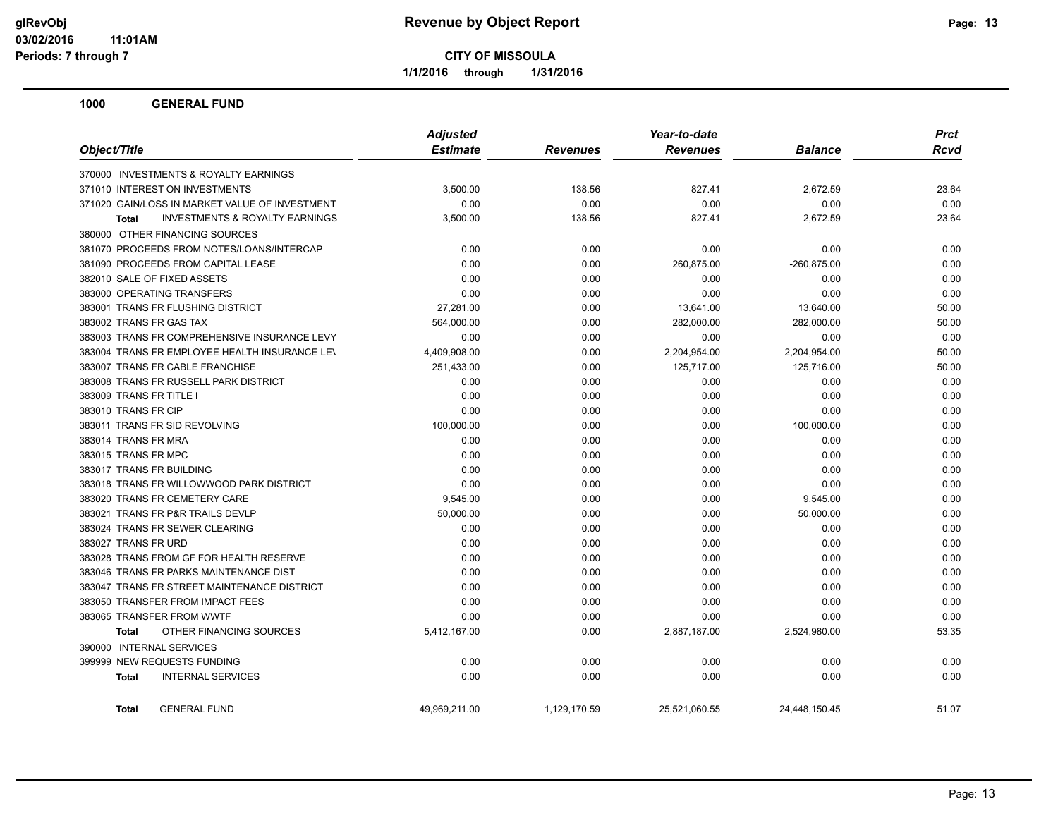**CITY OF MISSOULA**

**1/1/2016 through 1/31/2016**

**Revenue by Object Report**

glRevObj
03/02/2016 11:01AM
Periods: 7 through 7

## 1000 GENERAL FUND

| Object/Title | Adjusted Estimate | Revenues | Year-to-date Revenues | Balance | Prct Rcvd |
|---|---|---|---|---|---|
| 370000 INVESTMENTS & ROYALTY EARNINGS | | | | | |
| 371010 INTEREST ON INVESTMENTS | 3,500.00 | 138.56 | 827.41 | 2,672.59 | 23.64 |
| 371020 GAIN/LOSS IN MARKET VALUE OF INVESTMENT | 0.00 | 0.00 | 0.00 | 0.00 | 0.00 |
| **Total** INVESTMENTS & ROYALTY EARNINGS | 3,500.00 | 138.56 | 827.41 | 2,672.59 | 23.64 |
| 380000 OTHER FINANCING SOURCES | | | | | |
| 381070 PROCEEDS FROM NOTES/LOANS/INTERCAP | 0.00 | 0.00 | 0.00 | 0.00 | 0.00 |
| 381090 PROCEEDS FROM CAPITAL LEASE | 0.00 | 0.00 | 260,875.00 | -260,875.00 | 0.00 |
| 382010 SALE OF FIXED ASSETS | 0.00 | 0.00 | 0.00 | 0.00 | 0.00 |
| 383000 OPERATING TRANSFERS | 0.00 | 0.00 | 0.00 | 0.00 | 0.00 |
| 383001 TRANS FR FLUSHING DISTRICT | 27,281.00 | 0.00 | 13,641.00 | 13,640.00 | 50.00 |
| 383002 TRANS FR GAS TAX | 564,000.00 | 0.00 | 282,000.00 | 282,000.00 | 50.00 |
| 383003 TRANS FR COMPREHENSIVE INSURANCE LEVY | 0.00 | 0.00 | 0.00 | 0.00 | 0.00 |
| 383004 TRANS FR EMPLOYEE HEALTH INSURANCE LEV | 4,409,908.00 | 0.00 | 2,204,954.00 | 2,204,954.00 | 50.00 |
| 383007 TRANS FR CABLE FRANCHISE | 251,433.00 | 0.00 | 125,717.00 | 125,716.00 | 50.00 |
| 383008 TRANS FR RUSSELL PARK DISTRICT | 0.00 | 0.00 | 0.00 | 0.00 | 0.00 |
| 383009 TRANS FR TITLE I | 0.00 | 0.00 | 0.00 | 0.00 | 0.00 |
| 383010 TRANS FR CIP | 0.00 | 0.00 | 0.00 | 0.00 | 0.00 |
| 383011 TRANS FR SID REVOLVING | 100,000.00 | 0.00 | 0.00 | 100,000.00 | 0.00 |
| 383014 TRANS FR MRA | 0.00 | 0.00 | 0.00 | 0.00 | 0.00 |
| 383015 TRANS FR MPC | 0.00 | 0.00 | 0.00 | 0.00 | 0.00 |
| 383017 TRANS FR BUILDING | 0.00 | 0.00 | 0.00 | 0.00 | 0.00 |
| 383018 TRANS FR WILLOWWOOD PARK DISTRICT | 0.00 | 0.00 | 0.00 | 0.00 | 0.00 |
| 383020 TRANS FR CEMETERY CARE | 9,545.00 | 0.00 | 0.00 | 9,545.00 | 0.00 |
| 383021 TRANS FR P&R TRAILS DEVLP | 50,000.00 | 0.00 | 0.00 | 50,000.00 | 0.00 |
| 383024 TRANS FR SEWER CLEARING | 0.00 | 0.00 | 0.00 | 0.00 | 0.00 |
| 383027 TRANS FR URD | 0.00 | 0.00 | 0.00 | 0.00 | 0.00 |
| 383028 TRANS FROM GF FOR HEALTH RESERVE | 0.00 | 0.00 | 0.00 | 0.00 | 0.00 |
| 383046 TRANS FR PARKS MAINTENANCE DIST | 0.00 | 0.00 | 0.00 | 0.00 | 0.00 |
| 383047 TRANS FR STREET MAINTENANCE DISTRICT | 0.00 | 0.00 | 0.00 | 0.00 | 0.00 |
| 383050 TRANSFER FROM IMPACT FEES | 0.00 | 0.00 | 0.00 | 0.00 | 0.00 |
| 383065 TRANSFER FROM WWTF | 0.00 | 0.00 | 0.00 | 0.00 | 0.00 |
| **Total** OTHER FINANCING SOURCES | 5,412,167.00 | 0.00 | 2,887,187.00 | 2,524,980.00 | 53.35 |
| 390000 INTERNAL SERVICES | | | | | |
| 399999 NEW REQUESTS FUNDING | 0.00 | 0.00 | 0.00 | 0.00 | 0.00 |
| **Total** INTERNAL SERVICES | 0.00 | 0.00 | 0.00 | 0.00 | 0.00 |
| **Total** GENERAL FUND | 49,969,211.00 | 1,129,170.59 | 25,521,060.55 | 24,448,150.45 | 51.07 |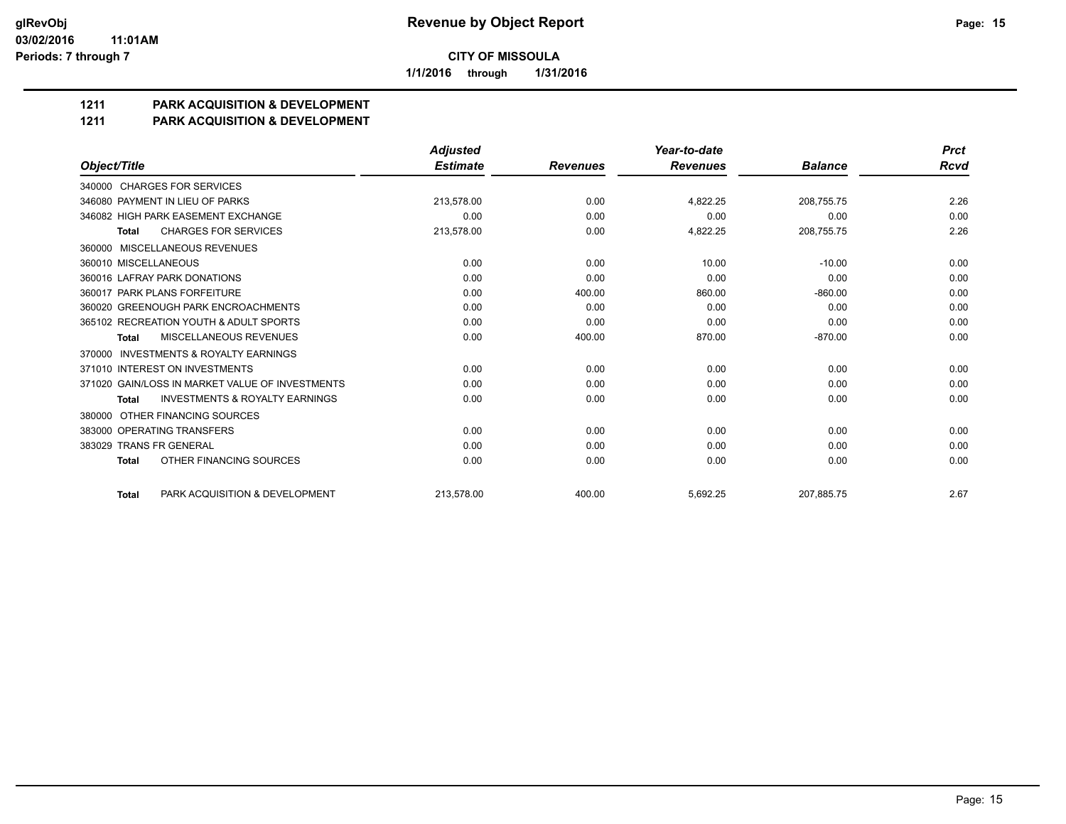**glRevObj**
**03/02/2016 11:01AM**
**Periods: 7 through 7**

# Revenue by Object Report

**CITY OF MISSOULA**

**1/1/2016 through 1/31/2016**

## 1211 PARK ACQUISITION & DEVELOPMENT
## 1211 PARK ACQUISITION & DEVELOPMENT

| Object/Title | Adjusted Estimate | Revenues | Year-to-date Revenues | Balance | Prct Rcvd |
|---|---|---|---|---|---|
| 340000 CHARGES FOR SERVICES | | | | | |
| 346080 PAYMENT IN LIEU OF PARKS | 213,578.00 | 0.00 | 4,822.25 | 208,755.75 | 2.26 |
| 346082 HIGH PARK EASEMENT EXCHANGE | 0.00 | 0.00 | 0.00 | 0.00 | 0.00 |
| **Total** CHARGES FOR SERVICES | 213,578.00 | 0.00 | 4,822.25 | 208,755.75 | 2.26 |
| 360000 MISCELLANEOUS REVENUES | | | | | |
| 360010 MISCELLANEOUS | 0.00 | 0.00 | 10.00 | -10.00 | 0.00 |
| 360016 LAFRAY PARK DONATIONS | 0.00 | 0.00 | 0.00 | 0.00 | 0.00 |
| 360017 PARK PLANS FORFEITURE | 0.00 | 400.00 | 860.00 | -860.00 | 0.00 |
| 360020 GREENOUGH PARK ENCROACHMENTS | 0.00 | 0.00 | 0.00 | 0.00 | 0.00 |
| 365102 RECREATION YOUTH & ADULT SPORTS | 0.00 | 0.00 | 0.00 | 0.00 | 0.00 |
| **Total** MISCELLANEOUS REVENUES | 0.00 | 400.00 | 870.00 | -870.00 | 0.00 |
| 370000 INVESTMENTS & ROYALTY EARNINGS | | | | | |
| 371010 INTEREST ON INVESTMENTS | 0.00 | 0.00 | 0.00 | 0.00 | 0.00 |
| 371020 GAIN/LOSS IN MARKET VALUE OF INVESTMENTS | 0.00 | 0.00 | 0.00 | 0.00 | 0.00 |
| **Total** INVESTMENTS & ROYALTY EARNINGS | 0.00 | 0.00 | 0.00 | 0.00 | 0.00 |
| 380000 OTHER FINANCING SOURCES | | | | | |
| 383000 OPERATING TRANSFERS | 0.00 | 0.00 | 0.00 | 0.00 | 0.00 |
| 383029 TRANS FR GENERAL | 0.00 | 0.00 | 0.00 | 0.00 | 0.00 |
| **Total** OTHER FINANCING SOURCES | 0.00 | 0.00 | 0.00 | 0.00 | 0.00 |
| **Total** PARK ACQUISITION & DEVELOPMENT | 213,578.00 | 400.00 | 5,692.25 | 207,885.75 | 2.67 |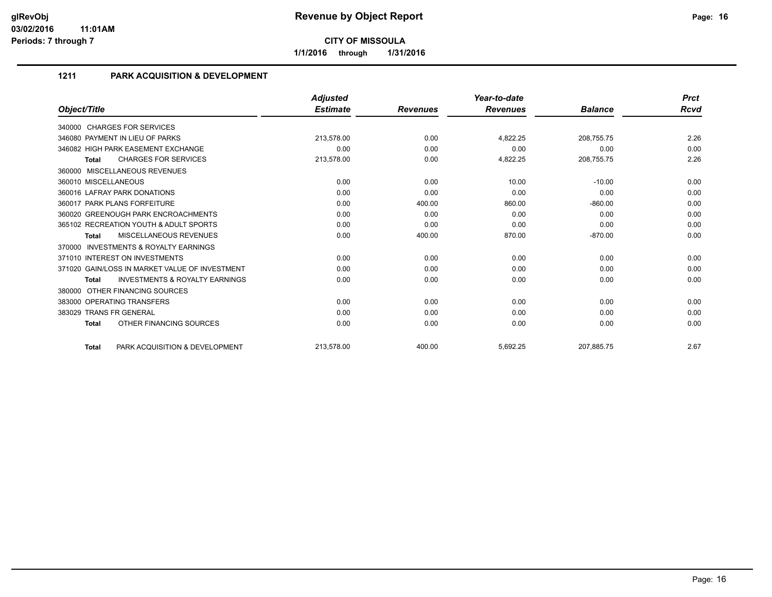## CITY OF MISSOULA

**Revenue by Object Report**

1/1/2016 through 1/31/2016

Periods: 7 through 7

### 1211 PARK ACQUISITION & DEVELOPMENT

| Object/Title | Adjusted Estimate | Revenues | Year-to-date Revenues | Balance | Prct Rcvd |
|---|---|---|---|---|---|
| 340000 CHARGES FOR SERVICES | | | | | |
| 346080 PAYMENT IN LIEU OF PARKS | 213,578.00 | 0.00 | 4,822.25 | 208,755.75 | 2.26 |
| 346082 HIGH PARK EASEMENT EXCHANGE | 0.00 | 0.00 | 0.00 | 0.00 | 0.00 |
| **Total** CHARGES FOR SERVICES | 213,578.00 | 0.00 | 4,822.25 | 208,755.75 | 2.26 |
| 360000 MISCELLANEOUS REVENUES | | | | | |
| 360010 MISCELLANEOUS | 0.00 | 0.00 | 10.00 | -10.00 | 0.00 |
| 360016 LAFRAY PARK DONATIONS | 0.00 | 0.00 | 0.00 | 0.00 | 0.00 |
| 360017 PARK PLANS FORFEITURE | 0.00 | 400.00 | 860.00 | -860.00 | 0.00 |
| 360020 GREENOUGH PARK ENCROACHMENTS | 0.00 | 0.00 | 0.00 | 0.00 | 0.00 |
| 365102 RECREATION YOUTH & ADULT SPORTS | 0.00 | 0.00 | 0.00 | 0.00 | 0.00 |
| **Total** MISCELLANEOUS REVENUES | 0.00 | 400.00 | 870.00 | -870.00 | 0.00 |
| 370000 INVESTMENTS & ROYALTY EARNINGS | | | | | |
| 371010 INTEREST ON INVESTMENTS | 0.00 | 0.00 | 0.00 | 0.00 | 0.00 |
| 371020 GAIN/LOSS IN MARKET VALUE OF INVESTMENT | 0.00 | 0.00 | 0.00 | 0.00 | 0.00 |
| **Total** INVESTMENTS & ROYALTY EARNINGS | 0.00 | 0.00 | 0.00 | 0.00 | 0.00 |
| 380000 OTHER FINANCING SOURCES | | | | | |
| 383000 OPERATING TRANSFERS | 0.00 | 0.00 | 0.00 | 0.00 | 0.00 |
| 383029 TRANS FR GENERAL | 0.00 | 0.00 | 0.00 | 0.00 | 0.00 |
| **Total** OTHER FINANCING SOURCES | 0.00 | 0.00 | 0.00 | 0.00 | 0.00 |
| **Total** PARK ACQUISITION & DEVELOPMENT | 213,578.00 | 400.00 | 5,692.25 | 207,885.75 | 2.67 |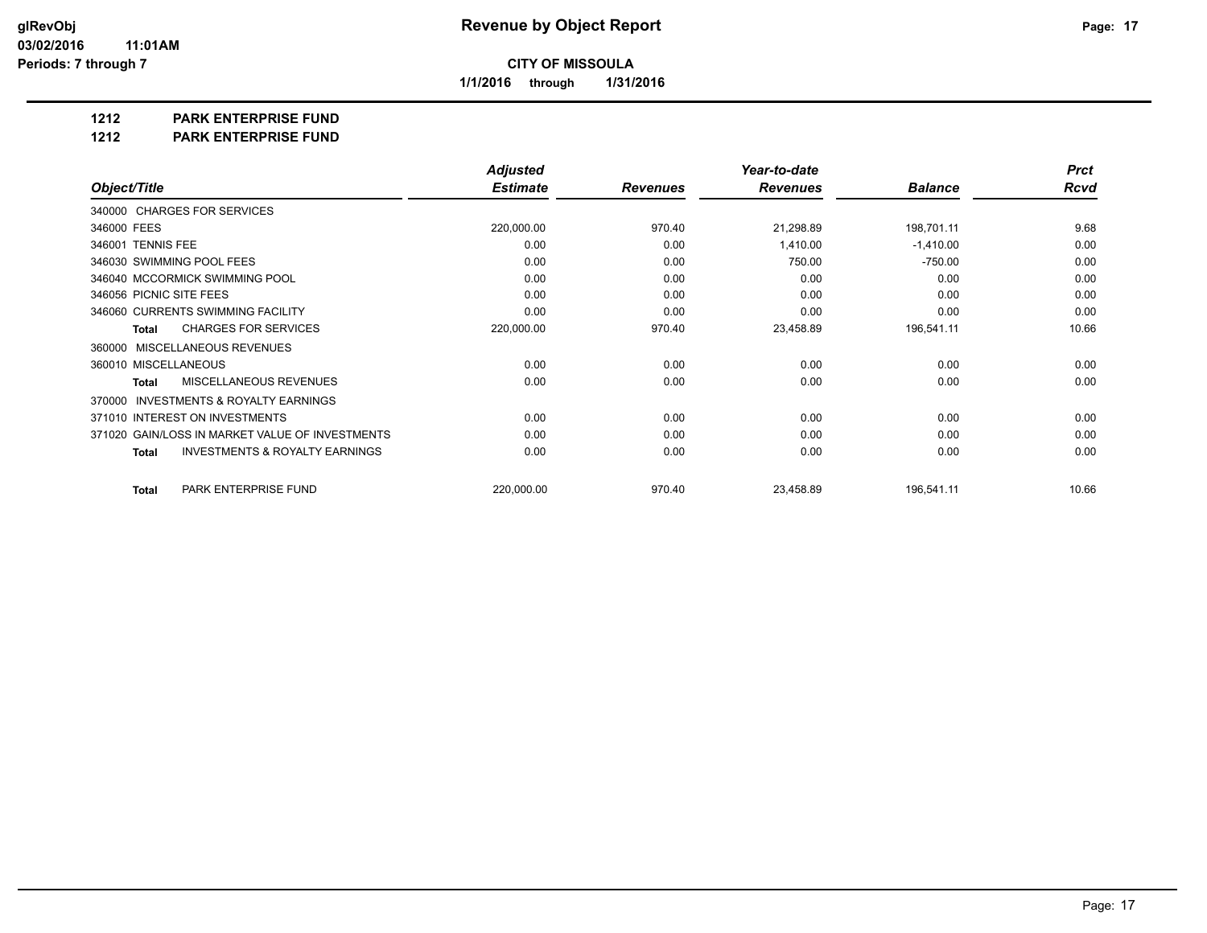# Revenue by Object Report

glRevObj
03/02/2016 11:01AM
Periods: 7 through 7

**CITY OF MISSOULA**

1/1/2016 through 1/31/2016

**1212 PARK ENTERPRISE FUND**

**1212 PARK ENTERPRISE FUND**

| Object/Title | Adjusted Estimate | Revenues | Year-to-date Revenues | Balance | Prct Rcvd |
|---|---|---|---|---|---|
| 340000 CHARGES FOR SERVICES | | | | | |
| 346000 FEES | 220,000.00 | 970.40 | 21,298.89 | 198,701.11 | 9.68 |
| 346001 TENNIS FEE | 0.00 | 0.00 | 1,410.00 | -1,410.00 | 0.00 |
| 346030 SWIMMING POOL FEES | 0.00 | 0.00 | 750.00 | -750.00 | 0.00 |
| 346040 MCCORMICK SWIMMING POOL | 0.00 | 0.00 | 0.00 | 0.00 | 0.00 |
| 346056 PICNIC SITE FEES | 0.00 | 0.00 | 0.00 | 0.00 | 0.00 |
| 346060 CURRENTS SWIMMING FACILITY | 0.00 | 0.00 | 0.00 | 0.00 | 0.00 |
| **Total** CHARGES FOR SERVICES | 220,000.00 | 970.40 | 23,458.89 | 196,541.11 | 10.66 |
| 360000 MISCELLANEOUS REVENUES | | | | | |
| 360010 MISCELLANEOUS | 0.00 | 0.00 | 0.00 | 0.00 | 0.00 |
| **Total** MISCELLANEOUS REVENUES | 0.00 | 0.00 | 0.00 | 0.00 | 0.00 |
| 370000 INVESTMENTS & ROYALTY EARNINGS | | | | | |
| 371010 INTEREST ON INVESTMENTS | 0.00 | 0.00 | 0.00 | 0.00 | 0.00 |
| 371020 GAIN/LOSS IN MARKET VALUE OF INVESTMENTS | 0.00 | 0.00 | 0.00 | 0.00 | 0.00 |
| **Total** INVESTMENTS & ROYALTY EARNINGS | 0.00 | 0.00 | 0.00 | 0.00 | 0.00 |
| **Total** PARK ENTERPRISE FUND | 220,000.00 | 970.40 | 23,458.89 | 196,541.11 | 10.66 |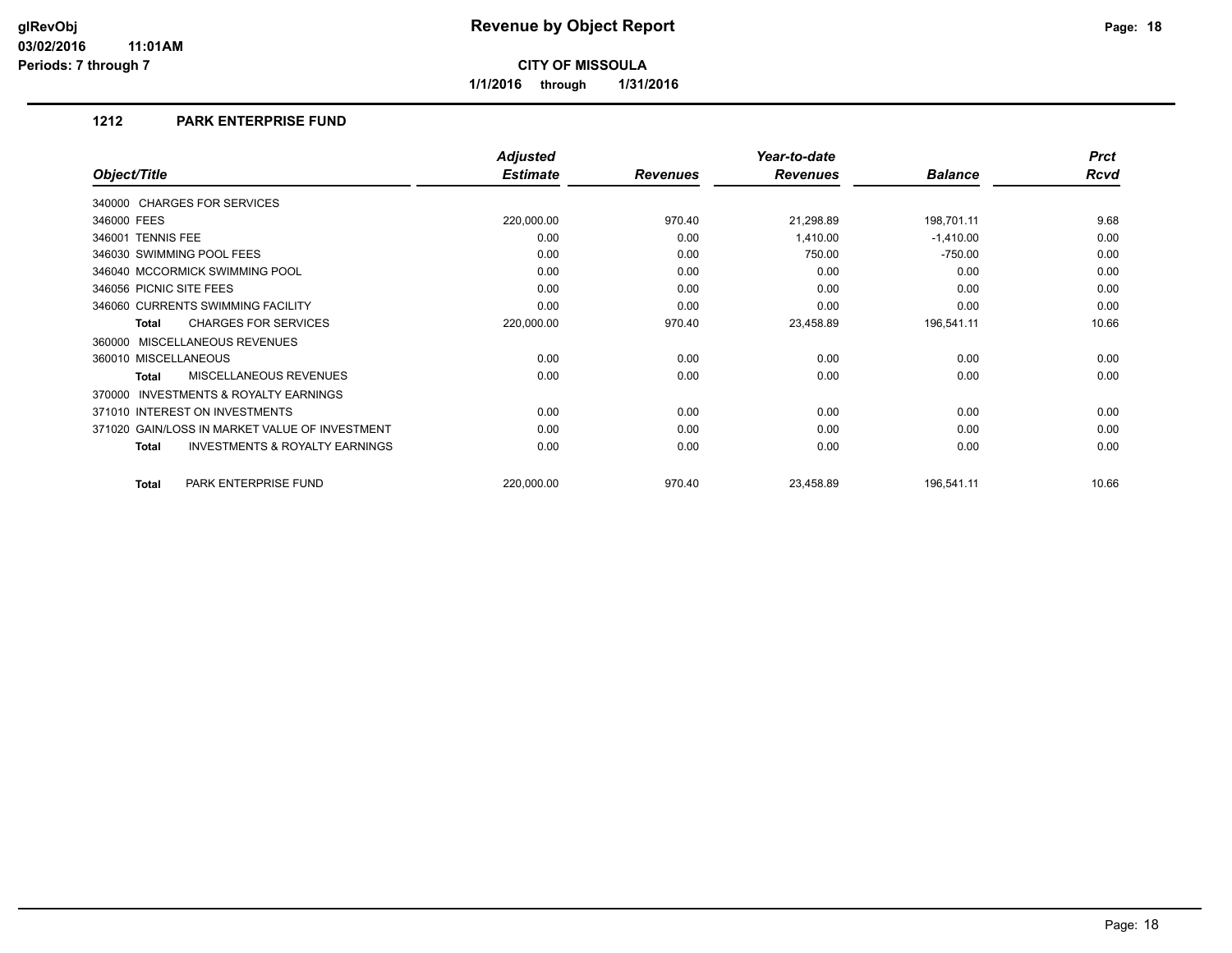# Revenue by Object Report

**CITY OF MISSOULA**

**1/1/2016 through 1/31/2016**

## 1212 PARK ENTERPRISE FUND

| Object/Title | Adjusted Estimate | Revenues | Year-to-date Revenues | Balance | Prct Rcvd |
|---|---|---|---|---|---|
| 340000 CHARGES FOR SERVICES | | | | | |
| 346000 FEES | 220,000.00 | 970.40 | 21,298.89 | 198,701.11 | 9.68 |
| 346001 TENNIS FEE | 0.00 | 0.00 | 1,410.00 | -1,410.00 | 0.00 |
| 346030 SWIMMING POOL FEES | 0.00 | 0.00 | 750.00 | -750.00 | 0.00 |
| 346040 MCCORMICK SWIMMING POOL | 0.00 | 0.00 | 0.00 | 0.00 | 0.00 |
| 346056 PICNIC SITE FEES | 0.00 | 0.00 | 0.00 | 0.00 | 0.00 |
| 346060 CURRENTS SWIMMING FACILITY | 0.00 | 0.00 | 0.00 | 0.00 | 0.00 |
| **Total** CHARGES FOR SERVICES | 220,000.00 | 970.40 | 23,458.89 | 196,541.11 | 10.66 |
| 360000 MISCELLANEOUS REVENUES | | | | | |
| 360010 MISCELLANEOUS | 0.00 | 0.00 | 0.00 | 0.00 | 0.00 |
| **Total** MISCELLANEOUS REVENUES | 0.00 | 0.00 | 0.00 | 0.00 | 0.00 |
| 370000 INVESTMENTS & ROYALTY EARNINGS | | | | | |
| 371010 INTEREST ON INVESTMENTS | 0.00 | 0.00 | 0.00 | 0.00 | 0.00 |
| 371020 GAIN/LOSS IN MARKET VALUE OF INVESTMENT | 0.00 | 0.00 | 0.00 | 0.00 | 0.00 |
| **Total** INVESTMENTS & ROYALTY EARNINGS | 0.00 | 0.00 | 0.00 | 0.00 | 0.00 |
| **Total** PARK ENTERPRISE FUND | 220,000.00 | 970.40 | 23,458.89 | 196,541.11 | 10.66 |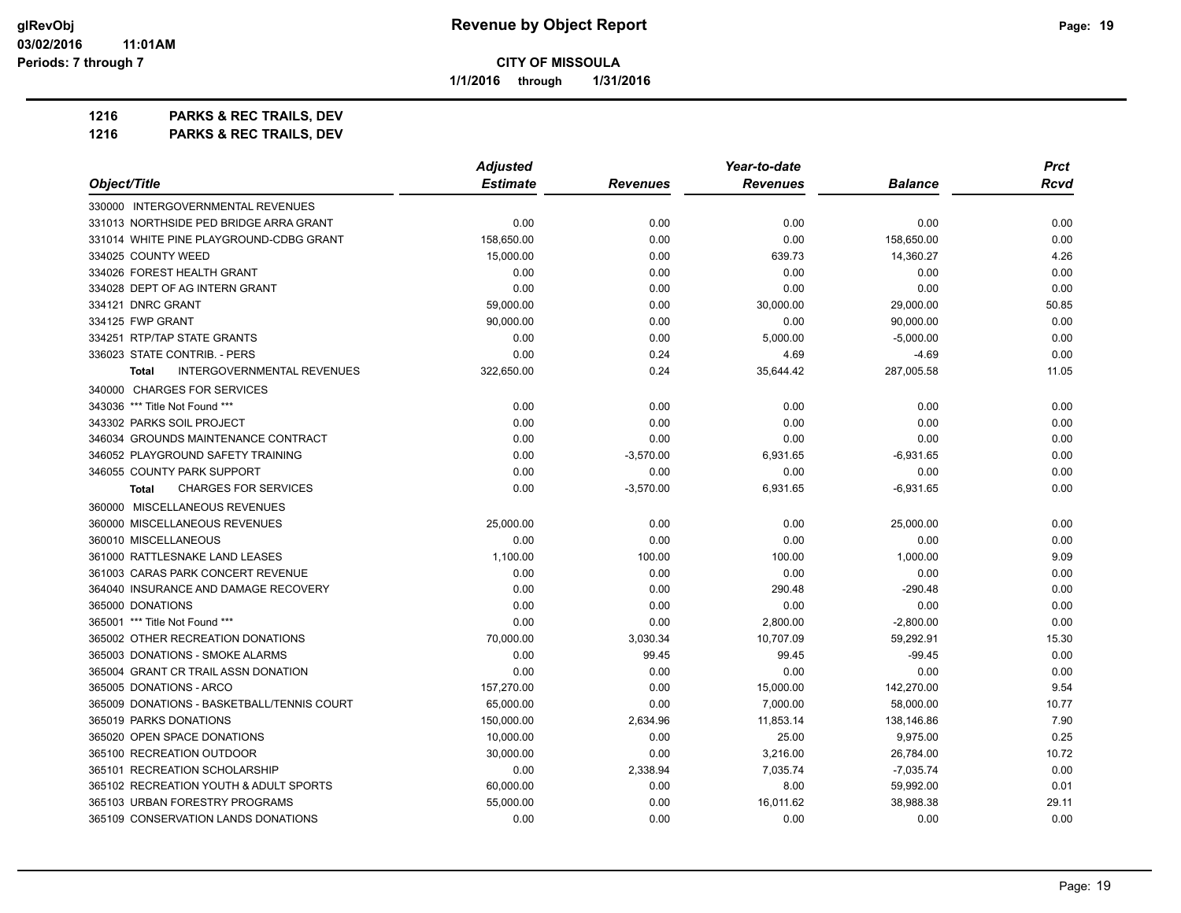**glRevObj**
**03/02/2016 11:01AM**
**Periods: 7 through 7**

# Revenue by Object Report

**CITY OF MISSOULA**

**1/1/2016 through 1/31/2016**

## 1216 PARKS & REC TRAILS, DEV
## 1216 PARKS & REC TRAILS, DEV

| Object/Title | Adjusted Estimate | Revenues | Year-to-date Revenues | Balance | Prct Rcvd |
|---|---|---|---|---|---|
| 330000 INTERGOVERNMENTAL REVENUES | | | | | |
| 331013 NORTHSIDE PED BRIDGE ARRA GRANT | 0.00 | 0.00 | 0.00 | 0.00 | 0.00 |
| 331014 WHITE PINE PLAYGROUND-CDBG GRANT | 158,650.00 | 0.00 | 0.00 | 158,650.00 | 0.00 |
| 334025 COUNTY WEED | 15,000.00 | 0.00 | 639.73 | 14,360.27 | 4.26 |
| 334026 FOREST HEALTH GRANT | 0.00 | 0.00 | 0.00 | 0.00 | 0.00 |
| 334028 DEPT OF AG INTERN GRANT | 0.00 | 0.00 | 0.00 | 0.00 | 0.00 |
| 334121 DNRC GRANT | 59,000.00 | 0.00 | 30,000.00 | 29,000.00 | 50.85 |
| 334125 FWP GRANT | 90,000.00 | 0.00 | 0.00 | 90,000.00 | 0.00 |
| 334251 RTP/TAP STATE GRANTS | 0.00 | 0.00 | 5,000.00 | -5,000.00 | 0.00 |
| 336023 STATE CONTRIB. - PERS | 0.00 | 0.24 | 4.69 | -4.69 | 0.00 |
| **Total** INTERGOVERNMENTAL REVENUES | 322,650.00 | 0.24 | 35,644.42 | 287,005.58 | 11.05 |
| 340000 CHARGES FOR SERVICES | | | | | |
| 343036 *** Title Not Found *** | 0.00 | 0.00 | 0.00 | 0.00 | 0.00 |
| 343302 PARKS SOIL PROJECT | 0.00 | 0.00 | 0.00 | 0.00 | 0.00 |
| 346034 GROUNDS MAINTENANCE CONTRACT | 0.00 | 0.00 | 0.00 | 0.00 | 0.00 |
| 346052 PLAYGROUND SAFETY TRAINING | 0.00 | -3,570.00 | 6,931.65 | -6,931.65 | 0.00 |
| 346055 COUNTY PARK SUPPORT | 0.00 | 0.00 | 0.00 | 0.00 | 0.00 |
| **Total** CHARGES FOR SERVICES | 0.00 | -3,570.00 | 6,931.65 | -6,931.65 | 0.00 |
| 360000 MISCELLANEOUS REVENUES | | | | | |
| 360000 MISCELLANEOUS REVENUES | 25,000.00 | 0.00 | 0.00 | 25,000.00 | 0.00 |
| 360010 MISCELLANEOUS | 0.00 | 0.00 | 0.00 | 0.00 | 0.00 |
| 361000 RATTLESNAKE LAND LEASES | 1,100.00 | 100.00 | 100.00 | 1,000.00 | 9.09 |
| 361003 CARAS PARK CONCERT REVENUE | 0.00 | 0.00 | 0.00 | 0.00 | 0.00 |
| 364040 INSURANCE AND DAMAGE RECOVERY | 0.00 | 0.00 | 290.48 | -290.48 | 0.00 |
| 365000 DONATIONS | 0.00 | 0.00 | 0.00 | 0.00 | 0.00 |
| 365001 *** Title Not Found *** | 0.00 | 0.00 | 2,800.00 | -2,800.00 | 0.00 |
| 365002 OTHER RECREATION DONATIONS | 70,000.00 | 3,030.34 | 10,707.09 | 59,292.91 | 15.30 |
| 365003 DONATIONS - SMOKE ALARMS | 0.00 | 99.45 | 99.45 | -99.45 | 0.00 |
| 365004 GRANT CR TRAIL ASSN DONATION | 0.00 | 0.00 | 0.00 | 0.00 | 0.00 |
| 365005 DONATIONS - ARCO | 157,270.00 | 0.00 | 15,000.00 | 142,270.00 | 9.54 |
| 365009 DONATIONS - BASKETBALL/TENNIS COURT | 65,000.00 | 0.00 | 7,000.00 | 58,000.00 | 10.77 |
| 365019 PARKS DONATIONS | 150,000.00 | 2,634.96 | 11,853.14 | 138,146.86 | 7.90 |
| 365020 OPEN SPACE DONATIONS | 10,000.00 | 0.00 | 25.00 | 9,975.00 | 0.25 |
| 365100 RECREATION OUTDOOR | 30,000.00 | 0.00 | 3,216.00 | 26,784.00 | 10.72 |
| 365101 RECREATION SCHOLARSHIP | 0.00 | 2,338.94 | 7,035.74 | -7,035.74 | 0.00 |
| 365102 RECREATION YOUTH & ADULT SPORTS | 60,000.00 | 0.00 | 8.00 | 59,992.00 | 0.01 |
| 365103 URBAN FORESTRY PROGRAMS | 55,000.00 | 0.00 | 16,011.62 | 38,988.38 | 29.11 |
| 365109 CONSERVATION LANDS DONATIONS | 0.00 | 0.00 | 0.00 | 0.00 | 0.00 |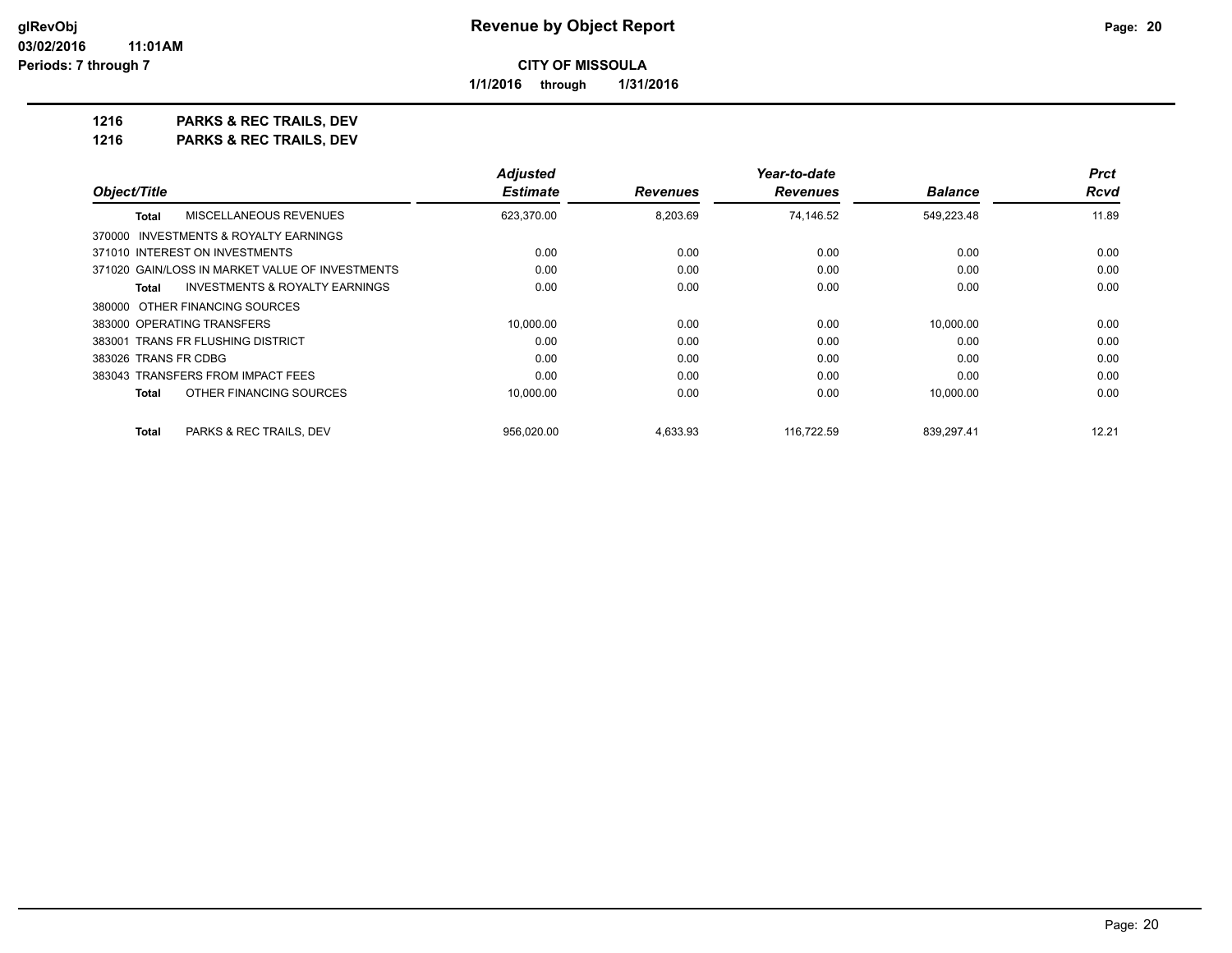**CITY OF MISSOULA**

**1/1/2016 through 1/31/2016**

**1216 PARKS & REC TRAILS, DEV**

**1216 PARKS & REC TRAILS, DEV**

| Object/Title | Adjusted Estimate | Revenues | Year-to-date Revenues | Balance | Prct Rcvd |
|---|---|---|---|---|---|
| **Total** MISCELLANEOUS REVENUES | 623,370.00 | 8,203.69 | 74,146.52 | 549,223.48 | 11.89 |
| 370000 INVESTMENTS & ROYALTY EARNINGS | | | | | |
| 371010 INTEREST ON INVESTMENTS | 0.00 | 0.00 | 0.00 | 0.00 | 0.00 |
| 371020 GAIN/LOSS IN MARKET VALUE OF INVESTMENTS | 0.00 | 0.00 | 0.00 | 0.00 | 0.00 |
| **Total** INVESTMENTS & ROYALTY EARNINGS | 0.00 | 0.00 | 0.00 | 0.00 | 0.00 |
| 380000 OTHER FINANCING SOURCES | | | | | |
| 383000 OPERATING TRANSFERS | 10,000.00 | 0.00 | 0.00 | 10,000.00 | 0.00 |
| 383001 TRANS FR FLUSHING DISTRICT | 0.00 | 0.00 | 0.00 | 0.00 | 0.00 |
| 383026 TRANS FR CDBG | 0.00 | 0.00 | 0.00 | 0.00 | 0.00 |
| 383043 TRANSFERS FROM IMPACT FEES | 0.00 | 0.00 | 0.00 | 0.00 | 0.00 |
| **Total** OTHER FINANCING SOURCES | 10,000.00 | 0.00 | 0.00 | 10,000.00 | 0.00 |
| **Total** PARKS & REC TRAILS, DEV | 956,020.00 | 4,633.93 | 116,722.59 | 839,297.41 | 12.21 |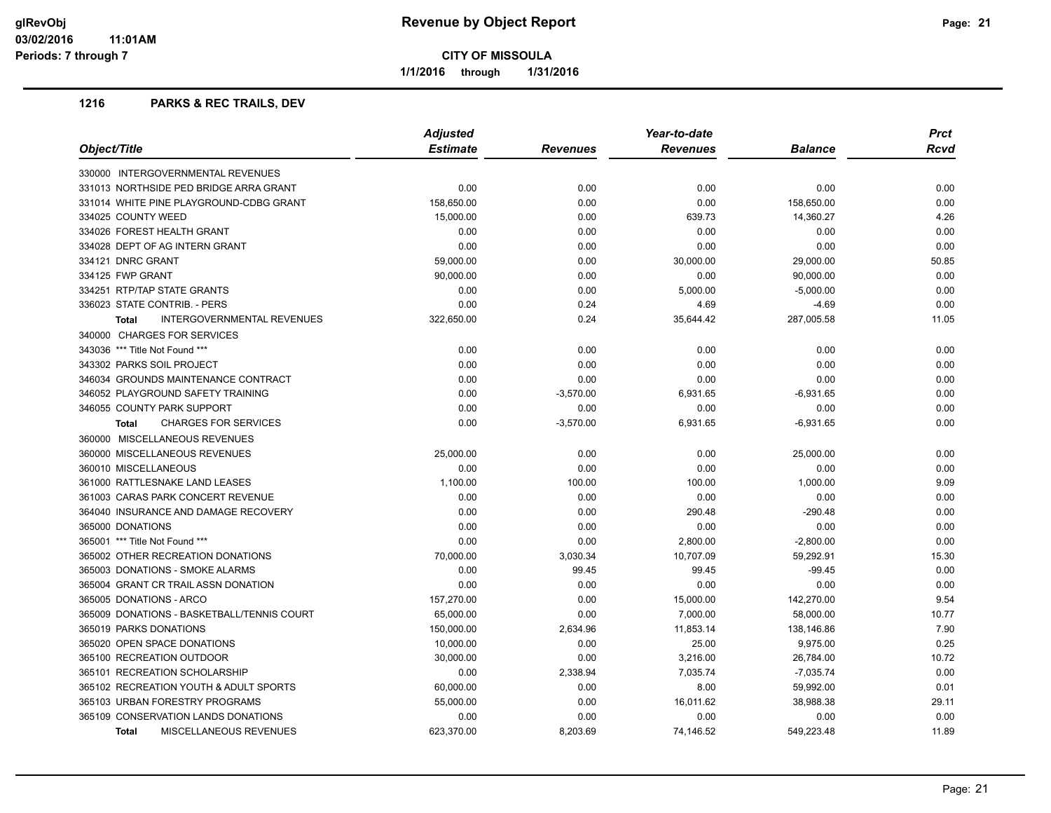# Revenue by Object Report

**CITY OF MISSOULA**

**1/1/2016 through 1/31/2016**

glRevObj
03/02/2016 11:01AM
Periods: 7 through 7

## 1216 PARKS & REC TRAILS, DEV

| Object/Title | Adjusted Estimate | Revenues | Year-to-date Revenues | Balance | Prct Rcvd |
|---|---|---|---|---|---|
| 330000 INTERGOVERNMENTAL REVENUES | | | | | |
| 331013 NORTHSIDE PED BRIDGE ARRA GRANT | 0.00 | 0.00 | 0.00 | 0.00 | 0.00 |
| 331014 WHITE PINE PLAYGROUND-CDBG GRANT | 158,650.00 | 0.00 | 0.00 | 158,650.00 | 0.00 |
| 334025 COUNTY WEED | 15,000.00 | 0.00 | 639.73 | 14,360.27 | 4.26 |
| 334026 FOREST HEALTH GRANT | 0.00 | 0.00 | 0.00 | 0.00 | 0.00 |
| 334028 DEPT OF AG INTERN GRANT | 0.00 | 0.00 | 0.00 | 0.00 | 0.00 |
| 334121 DNRC GRANT | 59,000.00 | 0.00 | 30,000.00 | 29,000.00 | 50.85 |
| 334125 FWP GRANT | 90,000.00 | 0.00 | 0.00 | 90,000.00 | 0.00 |
| 334251 RTP/TAP STATE GRANTS | 0.00 | 0.00 | 5,000.00 | -5,000.00 | 0.00 |
| 336023 STATE CONTRIB. - PERS | 0.00 | 0.24 | 4.69 | -4.69 | 0.00 |
| **Total** INTERGOVERNMENTAL REVENUES | 322,650.00 | 0.24 | 35,644.42 | 287,005.58 | 11.05 |
| 340000 CHARGES FOR SERVICES | | | | | |
| 343036 *** Title Not Found *** | 0.00 | 0.00 | 0.00 | 0.00 | 0.00 |
| 343302 PARKS SOIL PROJECT | 0.00 | 0.00 | 0.00 | 0.00 | 0.00 |
| 346034 GROUNDS MAINTENANCE CONTRACT | 0.00 | 0.00 | 0.00 | 0.00 | 0.00 |
| 346052 PLAYGROUND SAFETY TRAINING | 0.00 | -3,570.00 | 6,931.65 | -6,931.65 | 0.00 |
| 346055 COUNTY PARK SUPPORT | 0.00 | 0.00 | 0.00 | 0.00 | 0.00 |
| **Total** CHARGES FOR SERVICES | 0.00 | -3,570.00 | 6,931.65 | -6,931.65 | 0.00 |
| 360000 MISCELLANEOUS REVENUES | | | | | |
| 360000 MISCELLANEOUS REVENUES | 25,000.00 | 0.00 | 0.00 | 25,000.00 | 0.00 |
| 360010 MISCELLANEOUS | 0.00 | 0.00 | 0.00 | 0.00 | 0.00 |
| 361000 RATTLESNAKE LAND LEASES | 1,100.00 | 100.00 | 100.00 | 1,000.00 | 9.09 |
| 361003 CARAS PARK CONCERT REVENUE | 0.00 | 0.00 | 0.00 | 0.00 | 0.00 |
| 364040 INSURANCE AND DAMAGE RECOVERY | 0.00 | 0.00 | 290.48 | -290.48 | 0.00 |
| 365000 DONATIONS | 0.00 | 0.00 | 0.00 | 0.00 | 0.00 |
| 365001 *** Title Not Found *** | 0.00 | 0.00 | 2,800.00 | -2,800.00 | 0.00 |
| 365002 OTHER RECREATION DONATIONS | 70,000.00 | 3,030.34 | 10,707.09 | 59,292.91 | 15.30 |
| 365003 DONATIONS - SMOKE ALARMS | 0.00 | 99.45 | 99.45 | -99.45 | 0.00 |
| 365004 GRANT CR TRAIL ASSN DONATION | 0.00 | 0.00 | 0.00 | 0.00 | 0.00 |
| 365005 DONATIONS - ARCO | 157,270.00 | 0.00 | 15,000.00 | 142,270.00 | 9.54 |
| 365009 DONATIONS - BASKETBALL/TENNIS COURT | 65,000.00 | 0.00 | 7,000.00 | 58,000.00 | 10.77 |
| 365019 PARKS DONATIONS | 150,000.00 | 2,634.96 | 11,853.14 | 138,146.86 | 7.90 |
| 365020 OPEN SPACE DONATIONS | 10,000.00 | 0.00 | 25.00 | 9,975.00 | 0.25 |
| 365100 RECREATION OUTDOOR | 30,000.00 | 0.00 | 3,216.00 | 26,784.00 | 10.72 |
| 365101 RECREATION SCHOLARSHIP | 0.00 | 2,338.94 | 7,035.74 | -7,035.74 | 0.00 |
| 365102 RECREATION YOUTH & ADULT SPORTS | 60,000.00 | 0.00 | 8.00 | 59,992.00 | 0.01 |
| 365103 URBAN FORESTRY PROGRAMS | 55,000.00 | 0.00 | 16,011.62 | 38,988.38 | 29.11 |
| 365109 CONSERVATION LANDS DONATIONS | 0.00 | 0.00 | 0.00 | 0.00 | 0.00 |
| **Total** MISCELLANEOUS REVENUES | 623,370.00 | 8,203.69 | 74,146.52 | 549,223.48 | 11.89 |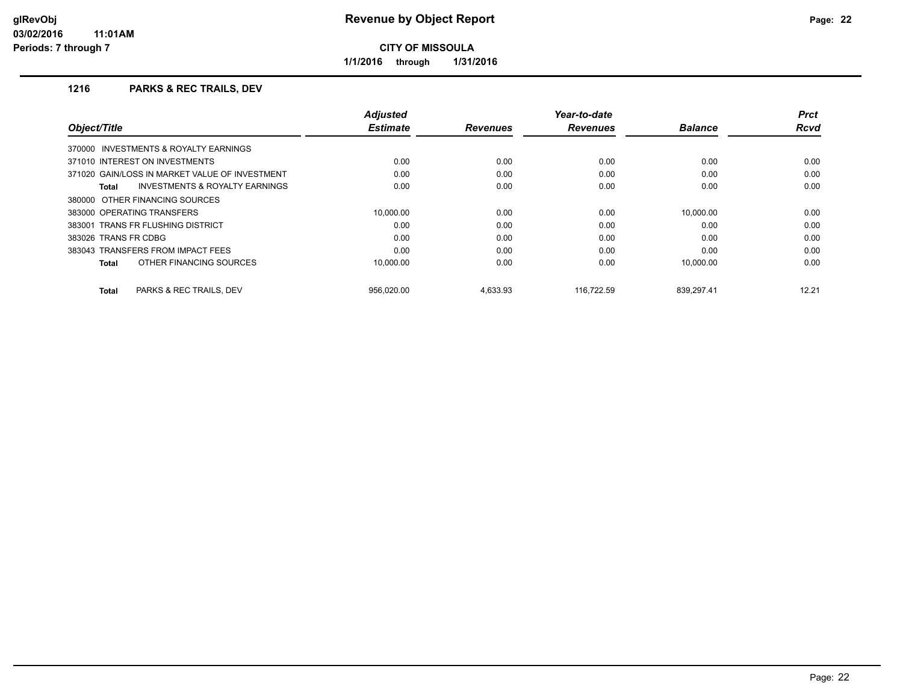# Revenue by Object Report

**CITY OF MISSOULA**

**1/1/2016 through 1/31/2016**

glRevObj
03/02/2016 11:01AM
Periods: 7 through 7

## 1216 PARKS & REC TRAILS, DEV

| Object/Title | Adjusted Estimate | Revenues | Year-to-date Revenues | Balance | Prct Rcvd |
|---|---|---|---|---|---|
| 370000 INVESTMENTS & ROYALTY EARNINGS | | | | | |
| 371010 INTEREST ON INVESTMENTS | 0.00 | 0.00 | 0.00 | 0.00 | 0.00 |
| 371020 GAIN/LOSS IN MARKET VALUE OF INVESTMENT | 0.00 | 0.00 | 0.00 | 0.00 | 0.00 |
| **Total** INVESTMENTS & ROYALTY EARNINGS | 0.00 | 0.00 | 0.00 | 0.00 | 0.00 |
| 380000 OTHER FINANCING SOURCES | | | | | |
| 383000 OPERATING TRANSFERS | 10,000.00 | 0.00 | 0.00 | 10,000.00 | 0.00 |
| 383001 TRANS FR FLUSHING DISTRICT | 0.00 | 0.00 | 0.00 | 0.00 | 0.00 |
| 383026 TRANS FR CDBG | 0.00 | 0.00 | 0.00 | 0.00 | 0.00 |
| 383043 TRANSFERS FROM IMPACT FEES | 0.00 | 0.00 | 0.00 | 0.00 | 0.00 |
| **Total** OTHER FINANCING SOURCES | 10,000.00 | 0.00 | 0.00 | 10,000.00 | 0.00 |
| **Total** PARKS & REC TRAILS, DEV | 956,020.00 | 4,633.93 | 116,722.59 | 839,297.41 | 12.21 |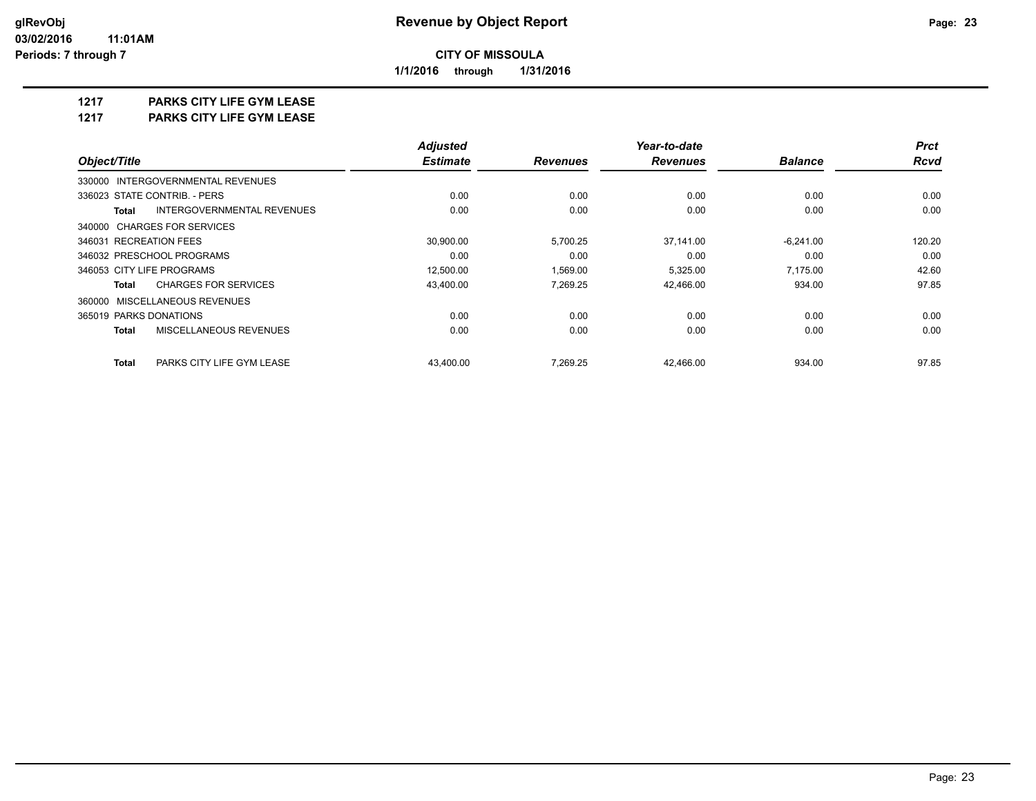**glRevObj**
**03/02/2016 11:01AM**
**Periods: 7 through 7**

# Revenue by Object Report

**CITY OF MISSOULA**

**1/1/2016 through 1/31/2016**

## 1217 PARKS CITY LIFE GYM LEASE
## 1217 PARKS CITY LIFE GYM LEASE

| Object/Title | Adjusted Estimate | Revenues | Year-to-date Revenues | Balance | Prct Rcvd |
|---|---|---|---|---|---|
| 330000 INTERGOVERNMENTAL REVENUES | | | | | |
| 336023 STATE CONTRIB. - PERS | 0.00 | 0.00 | 0.00 | 0.00 | 0.00 |
| **Total** INTERGOVERNMENTAL REVENUES | 0.00 | 0.00 | 0.00 | 0.00 | 0.00 |
| 340000 CHARGES FOR SERVICES | | | | | |
| 346031 RECREATION FEES | 30,900.00 | 5,700.25 | 37,141.00 | -6,241.00 | 120.20 |
| 346032 PRESCHOOL PROGRAMS | 0.00 | 0.00 | 0.00 | 0.00 | 0.00 |
| 346053 CITY LIFE PROGRAMS | 12,500.00 | 1,569.00 | 5,325.00 | 7,175.00 | 42.60 |
| **Total** CHARGES FOR SERVICES | 43,400.00 | 7,269.25 | 42,466.00 | 934.00 | 97.85 |
| 360000 MISCELLANEOUS REVENUES | | | | | |
| 365019 PARKS DONATIONS | 0.00 | 0.00 | 0.00 | 0.00 | 0.00 |
| **Total** MISCELLANEOUS REVENUES | 0.00 | 0.00 | 0.00 | 0.00 | 0.00 |
| **Total** PARKS CITY LIFE GYM LEASE | 43,400.00 | 7,269.25 | 42,466.00 | 934.00 | 97.85 |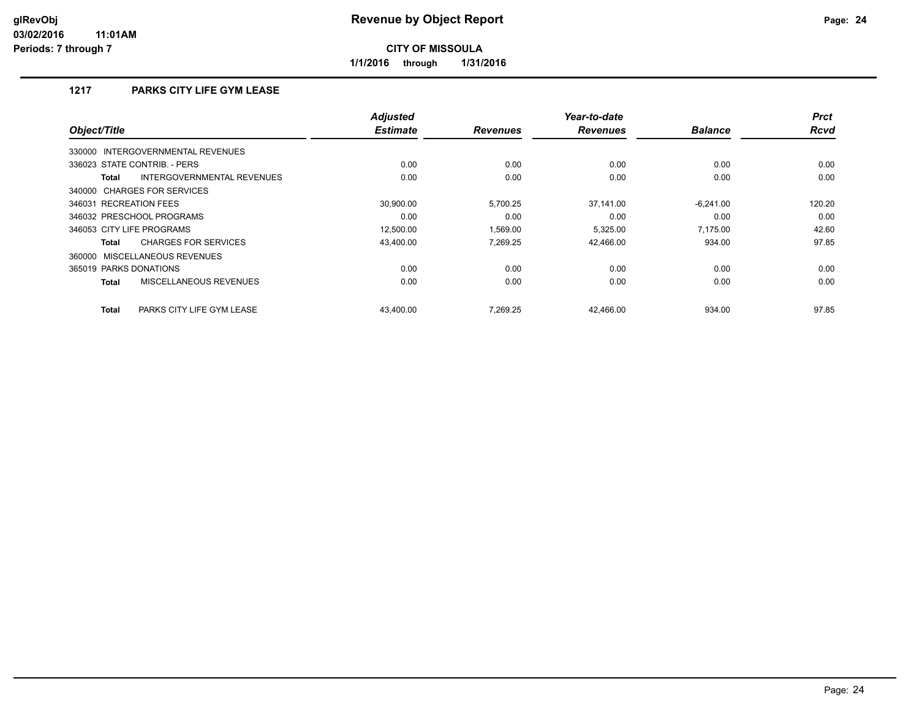# Revenue by Object Report

**CITY OF MISSOULA**

**1/1/2016 through 1/31/2016**

glRevObj
03/02/2016 11:01AM
Periods: 7 through 7

## 1217 PARKS CITY LIFE GYM LEASE

| Object/Title | Adjusted Estimate | Revenues | Year-to-date Revenues | Balance | Prct Rcvd |
|---|---|---|---|---|---|
| 330000 INTERGOVERNMENTAL REVENUES | | | | | |
| 336023 STATE CONTRIB. - PERS | 0.00 | 0.00 | 0.00 | 0.00 | 0.00 |
| **Total** INTERGOVERNMENTAL REVENUES | 0.00 | 0.00 | 0.00 | 0.00 | 0.00 |
| 340000 CHARGES FOR SERVICES | | | | | |
| 346031 RECREATION FEES | 30,900.00 | 5,700.25 | 37,141.00 | -6,241.00 | 120.20 |
| 346032 PRESCHOOL PROGRAMS | 0.00 | 0.00 | 0.00 | 0.00 | 0.00 |
| 346053 CITY LIFE PROGRAMS | 12,500.00 | 1,569.00 | 5,325.00 | 7,175.00 | 42.60 |
| **Total** CHARGES FOR SERVICES | 43,400.00 | 7,269.25 | 42,466.00 | 934.00 | 97.85 |
| 360000 MISCELLANEOUS REVENUES | | | | | |
| 365019 PARKS DONATIONS | 0.00 | 0.00 | 0.00 | 0.00 | 0.00 |
| **Total** MISCELLANEOUS REVENUES | 0.00 | 0.00 | 0.00 | 0.00 | 0.00 |
| **Total** PARKS CITY LIFE GYM LEASE | 43,400.00 | 7,269.25 | 42,466.00 | 934.00 | 97.85 |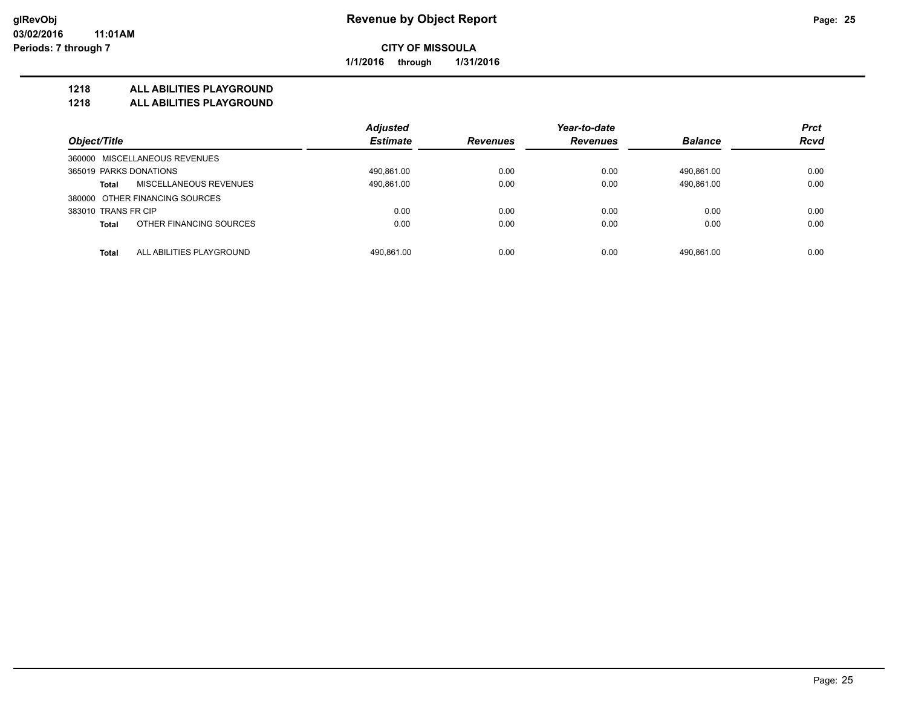# Revenue by Object Report

**CITY OF MISSOULA**

**1/1/2016 through 1/31/2016**

glRevObj
03/02/2016 11:01AM
Periods: 7 through 7

## 1218 ALL ABILITIES PLAYGROUND
## 1218 ALL ABILITIES PLAYGROUND

| Object/Title | Adjusted Estimate | Revenues | Year-to-date Revenues | Balance | Prct Rcvd |
|---|---|---|---|---|---|
| 360000 MISCELLANEOUS REVENUES | | | | | |
| 365019 PARKS DONATIONS | 490,861.00 | 0.00 | 0.00 | 490,861.00 | 0.00 |
| **Total** MISCELLANEOUS REVENUES | 490,861.00 | 0.00 | 0.00 | 490,861.00 | 0.00 |
| 380000 OTHER FINANCING SOURCES | | | | | |
| 383010 TRANS FR CIP | 0.00 | 0.00 | 0.00 | 0.00 | 0.00 |
| **Total** OTHER FINANCING SOURCES | 0.00 | 0.00 | 0.00 | 0.00 | 0.00 |
| **Total** ALL ABILITIES PLAYGROUND | 490,861.00 | 0.00 | 0.00 | 490,861.00 | 0.00 |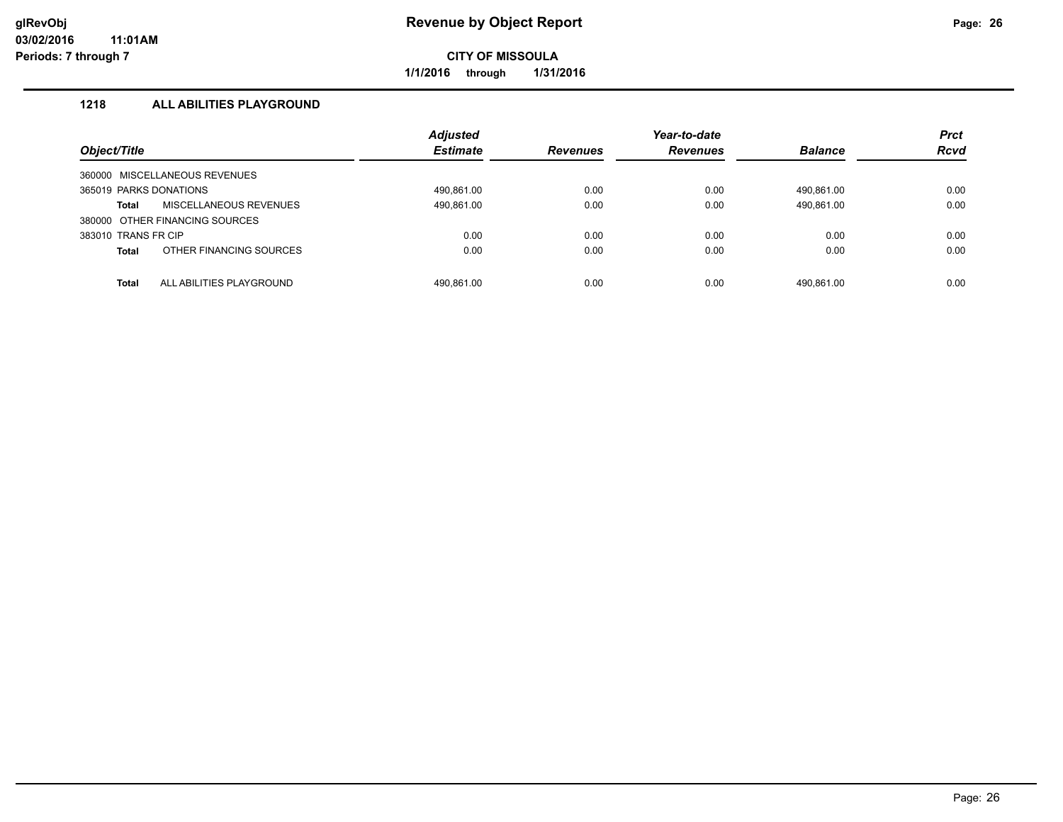# Revenue by Object Report

**CITY OF MISSOULA**

**1/1/2016 through 1/31/2016**

glRevObj
03/02/2016 11:01AM
Periods: 7 through 7

## 1218 ALL ABILITIES PLAYGROUND

| Object/Title | Adjusted Estimate | Revenues | Year-to-date Revenues | Balance | Prct Rcvd |
|---|---|---|---|---|---|
| 360000 MISCELLANEOUS REVENUES | | | | | |
| 365019 PARKS DONATIONS | 490,861.00 | 0.00 | 0.00 | 490,861.00 | 0.00 |
| **Total** MISCELLANEOUS REVENUES | 490,861.00 | 0.00 | 0.00 | 490,861.00 | 0.00 |
| 380000 OTHER FINANCING SOURCES | | | | | |
| 383010 TRANS FR CIP | 0.00 | 0.00 | 0.00 | 0.00 | 0.00 |
| **Total** OTHER FINANCING SOURCES | 0.00 | 0.00 | 0.00 | 0.00 | 0.00 |
| **Total** ALL ABILITIES PLAYGROUND | 490,861.00 | 0.00 | 0.00 | 490,861.00 | 0.00 |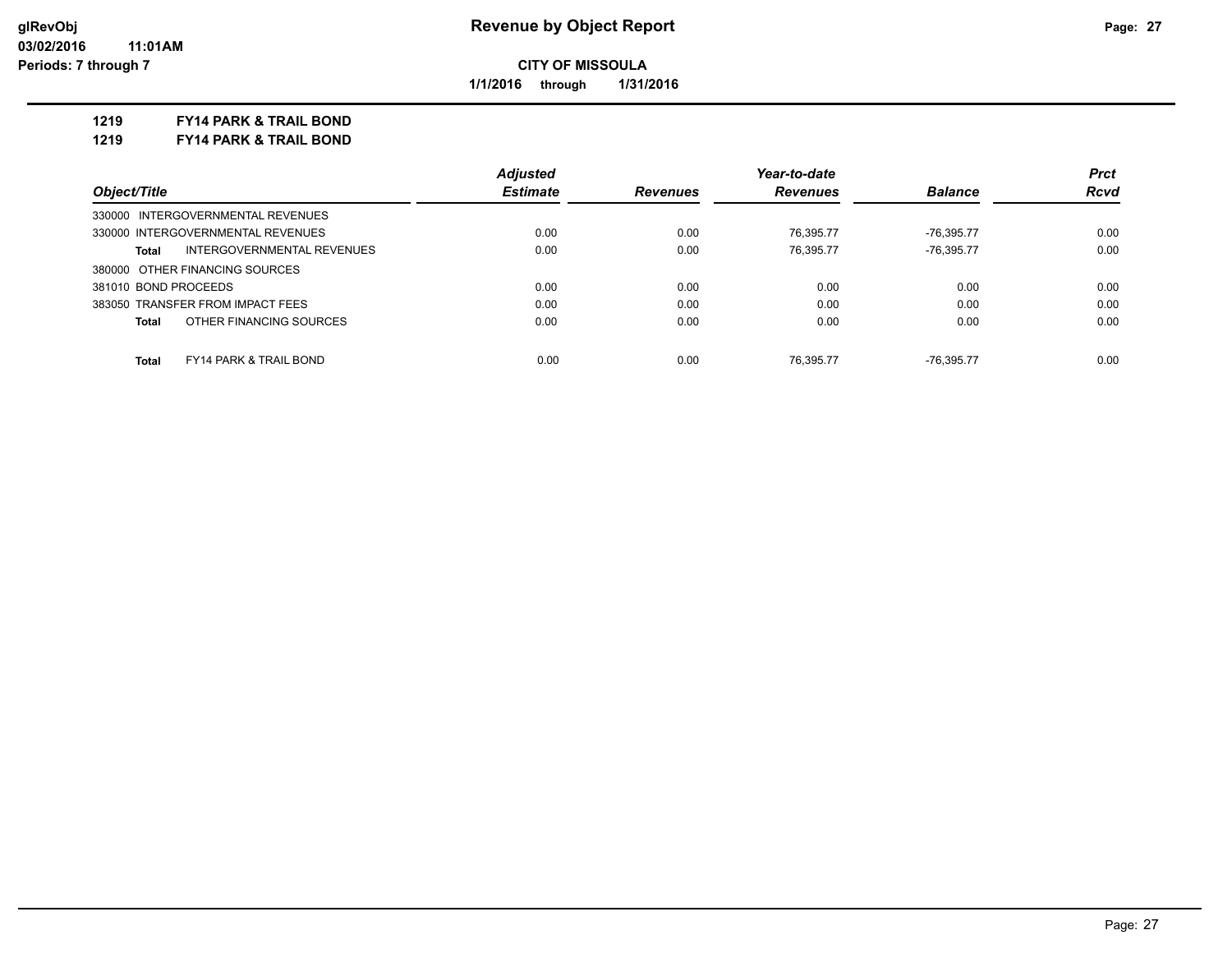# Revenue by Object Report

**CITY OF MISSOULA**

**1/1/2016 through 1/31/2016**

**1219 FY14 PARK & TRAIL BOND**

**1219 FY14 PARK & TRAIL BOND**

| Object/Title | | Adjusted Estimate | Revenues | Year-to-date Revenues | Balance | Prct Rcvd |
|---|---|---|---|---|---|---|
| 330000 INTERGOVERNMENTAL REVENUES | | | | | | |
| 330000 INTERGOVERNMENTAL REVENUES | | 0.00 | 0.00 | 76,395.77 | -76,395.77 | 0.00 |
| **Total** | INTERGOVERNMENTAL REVENUES | 0.00 | 0.00 | 76,395.77 | -76,395.77 | 0.00 |
| 380000 OTHER FINANCING SOURCES | | | | | | |
| 381010 BOND PROCEEDS | | 0.00 | 0.00 | 0.00 | 0.00 | 0.00 |
| 383050 TRANSFER FROM IMPACT FEES | | 0.00 | 0.00 | 0.00 | 0.00 | 0.00 |
| **Total** | OTHER FINANCING SOURCES | 0.00 | 0.00 | 0.00 | 0.00 | 0.00 |
| **Total** | FY14 PARK & TRAIL BOND | 0.00 | 0.00 | 76,395.77 | -76,395.77 | 0.00 |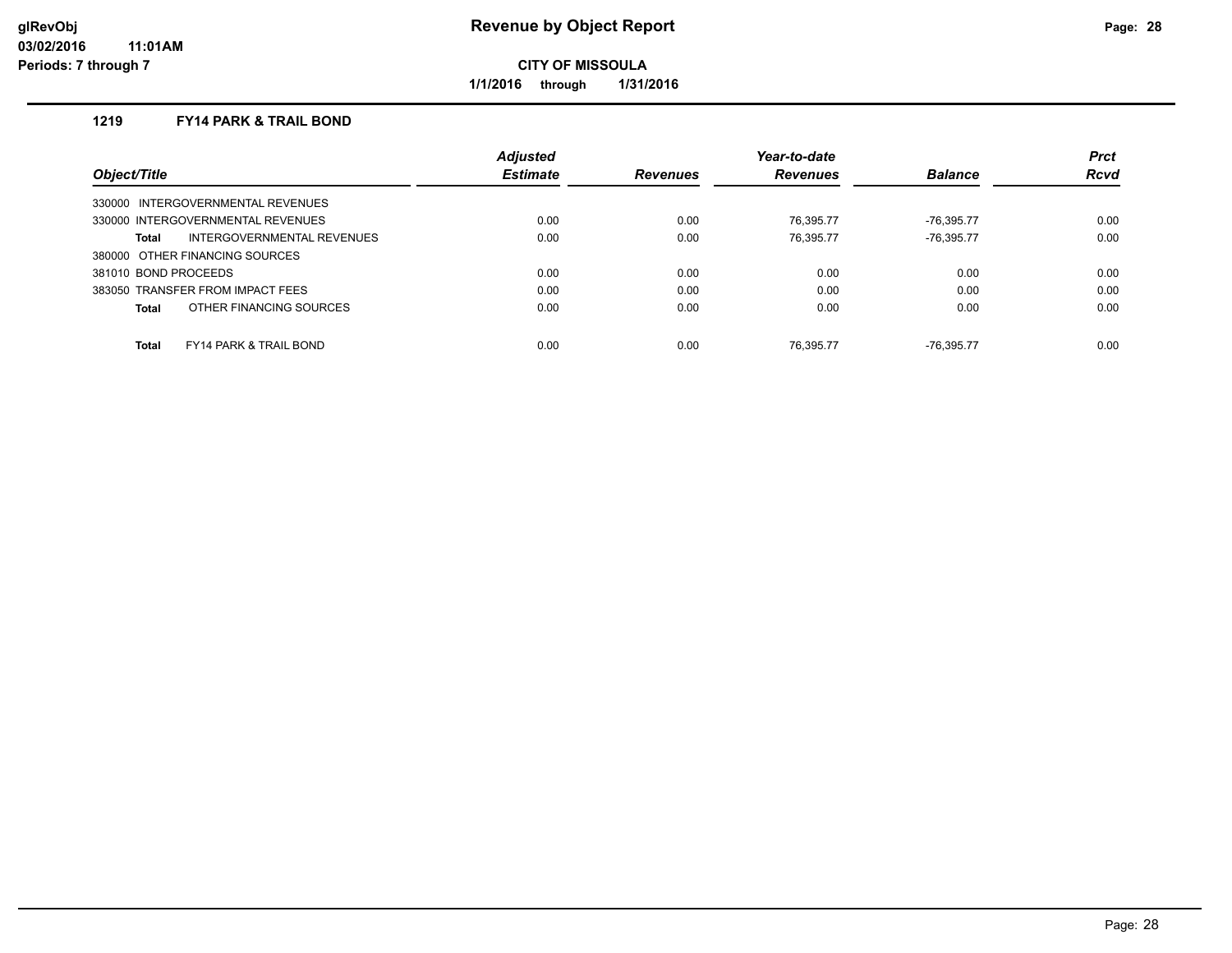# Revenue by Object Report

**CITY OF MISSOULA**

**1/1/2016 through 1/31/2016**

glRevObj
03/02/2016 11:01AM
Periods: 7 through 7

### 1219 FY14 PARK & TRAIL BOND

| Object/Title | Adjusted Estimate | Revenues | Year-to-date Revenues | Balance | Prct Rcvd |
|---|---|---|---|---|---|
| 330000 INTERGOVERNMENTAL REVENUES | | | | | |
| 330000 INTERGOVERNMENTAL REVENUES | 0.00 | 0.00 | 76,395.77 | -76,395.77 | 0.00 |
| **Total** INTERGOVERNMENTAL REVENUES | 0.00 | 0.00 | 76,395.77 | -76,395.77 | 0.00 |
| 380000 OTHER FINANCING SOURCES | | | | | |
| 381010 BOND PROCEEDS | 0.00 | 0.00 | 0.00 | 0.00 | 0.00 |
| 383050 TRANSFER FROM IMPACT FEES | 0.00 | 0.00 | 0.00 | 0.00 | 0.00 |
| **Total** OTHER FINANCING SOURCES | 0.00 | 0.00 | 0.00 | 0.00 | 0.00 |
| **Total** FY14 PARK & TRAIL BOND | 0.00 | 0.00 | 76,395.77 | -76,395.77 | 0.00 |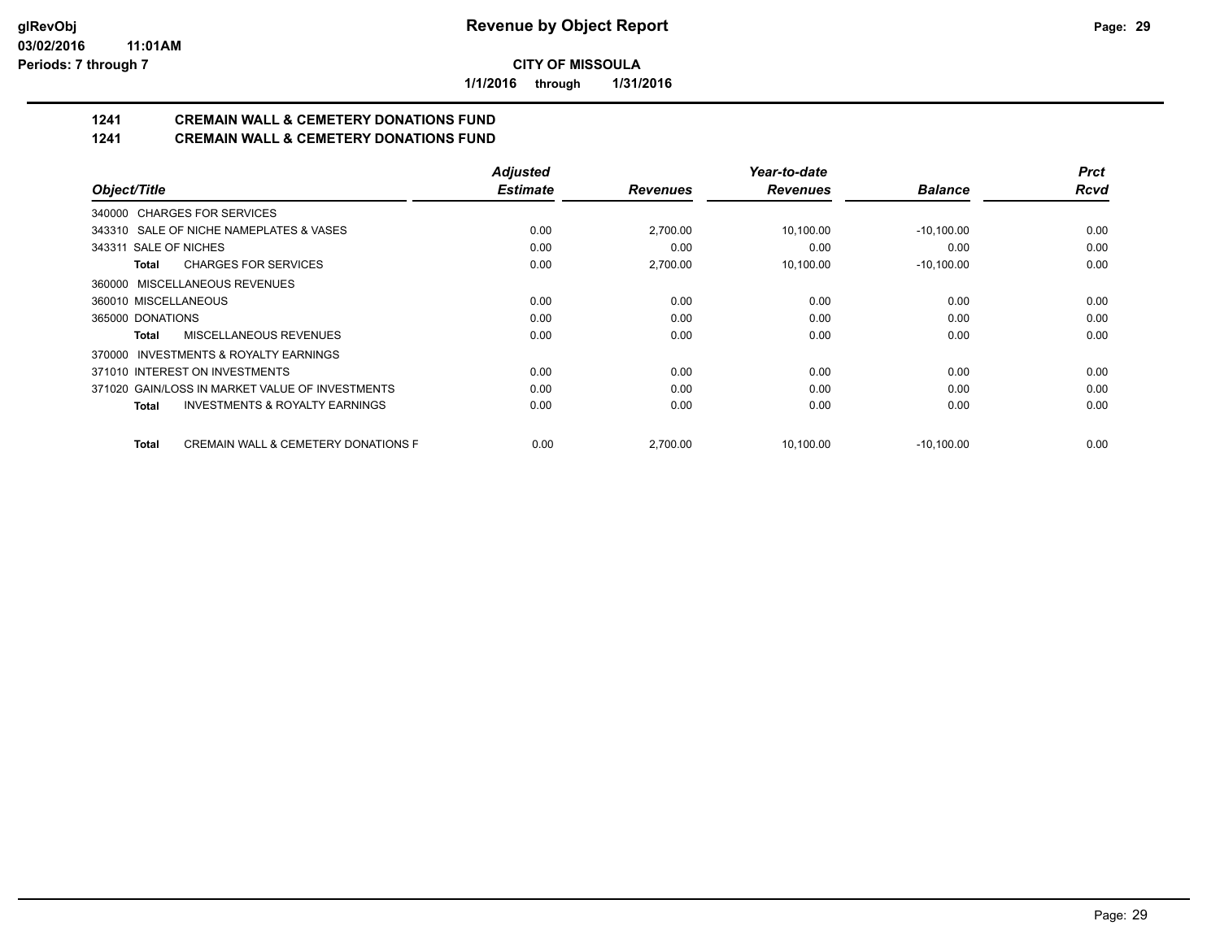**CITY OF MISSOULA**

**1/1/2016 through 1/31/2016**

## 1241 CREMAIN WALL & CEMETERY DONATIONS FUND

## 1241 CREMAIN WALL & CEMETERY DONATIONS FUND

| Object/Title | Adjusted Estimate | Revenues | Year-to-date Revenues | Balance | Prct Rcvd |
|---|---|---|---|---|---|
| 340000 CHARGES FOR SERVICES | | | | | |
| 343310 SALE OF NICHE NAMEPLATES & VASES | 0.00 | 2,700.00 | 10,100.00 | -10,100.00 | 0.00 |
| 343311 SALE OF NICHES | 0.00 | 0.00 | 0.00 | 0.00 | 0.00 |
| **Total** CHARGES FOR SERVICES | 0.00 | 2,700.00 | 10,100.00 | -10,100.00 | 0.00 |
| 360000 MISCELLANEOUS REVENUES | | | | | |
| 360010 MISCELLANEOUS | 0.00 | 0.00 | 0.00 | 0.00 | 0.00 |
| 365000 DONATIONS | 0.00 | 0.00 | 0.00 | 0.00 | 0.00 |
| **Total** MISCELLANEOUS REVENUES | 0.00 | 0.00 | 0.00 | 0.00 | 0.00 |
| 370000 INVESTMENTS & ROYALTY EARNINGS | | | | | |
| 371010 INTEREST ON INVESTMENTS | 0.00 | 0.00 | 0.00 | 0.00 | 0.00 |
| 371020 GAIN/LOSS IN MARKET VALUE OF INVESTMENTS | 0.00 | 0.00 | 0.00 | 0.00 | 0.00 |
| **Total** INVESTMENTS & ROYALTY EARNINGS | 0.00 | 0.00 | 0.00 | 0.00 | 0.00 |
| **Total** CREMAIN WALL & CEMETERY DONATIONS F | 0.00 | 2,700.00 | 10,100.00 | -10,100.00 | 0.00 |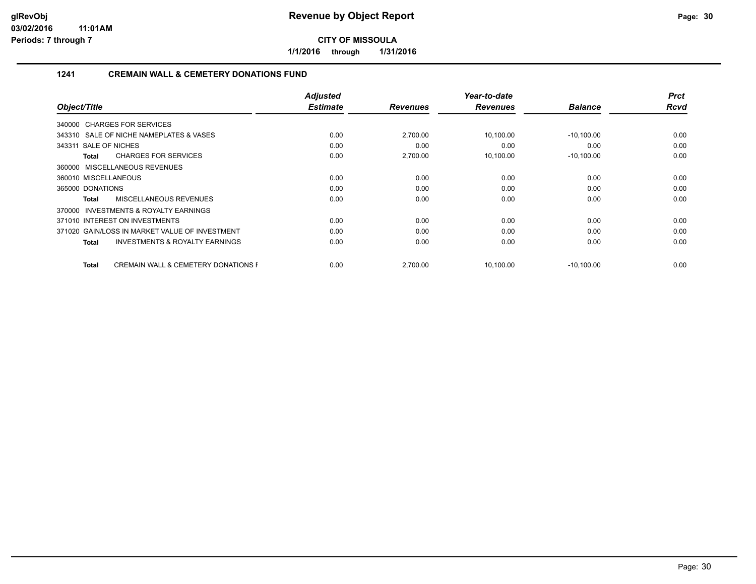**glRevObj**
**03/02/2016 11:01AM**
**Periods: 7 through 7**

# Revenue by Object Report

**CITY OF MISSOULA**

**1/1/2016 through 1/31/2016**

## 1241 CREMAIN WALL & CEMETERY DONATIONS FUND

| Object/Title | Adjusted Estimate | Revenues | Year-to-date Revenues | Balance | Prct Rcvd |
|---|---|---|---|---|---|
| 340000 CHARGES FOR SERVICES | | | | | |
| 343310 SALE OF NICHE NAMEPLATES & VASES | 0.00 | 2,700.00 | 10,100.00 | -10,100.00 | 0.00 |
| 343311 SALE OF NICHES | 0.00 | 0.00 | 0.00 | 0.00 | 0.00 |
| **Total** CHARGES FOR SERVICES | 0.00 | 2,700.00 | 10,100.00 | -10,100.00 | 0.00 |
| 360000 MISCELLANEOUS REVENUES | | | | | |
| 360010 MISCELLANEOUS | 0.00 | 0.00 | 0.00 | 0.00 | 0.00 |
| 365000 DONATIONS | 0.00 | 0.00 | 0.00 | 0.00 | 0.00 |
| **Total** MISCELLANEOUS REVENUES | 0.00 | 0.00 | 0.00 | 0.00 | 0.00 |
| 370000 INVESTMENTS & ROYALTY EARNINGS | | | | | |
| 371010 INTEREST ON INVESTMENTS | 0.00 | 0.00 | 0.00 | 0.00 | 0.00 |
| 371020 GAIN/LOSS IN MARKET VALUE OF INVESTMENT | 0.00 | 0.00 | 0.00 | 0.00 | 0.00 |
| **Total** INVESTMENTS & ROYALTY EARNINGS | 0.00 | 0.00 | 0.00 | 0.00 | 0.00 |
| **Total** CREMAIN WALL & CEMETERY DONATIONS F | 0.00 | 2,700.00 | 10,100.00 | -10,100.00 | 0.00 |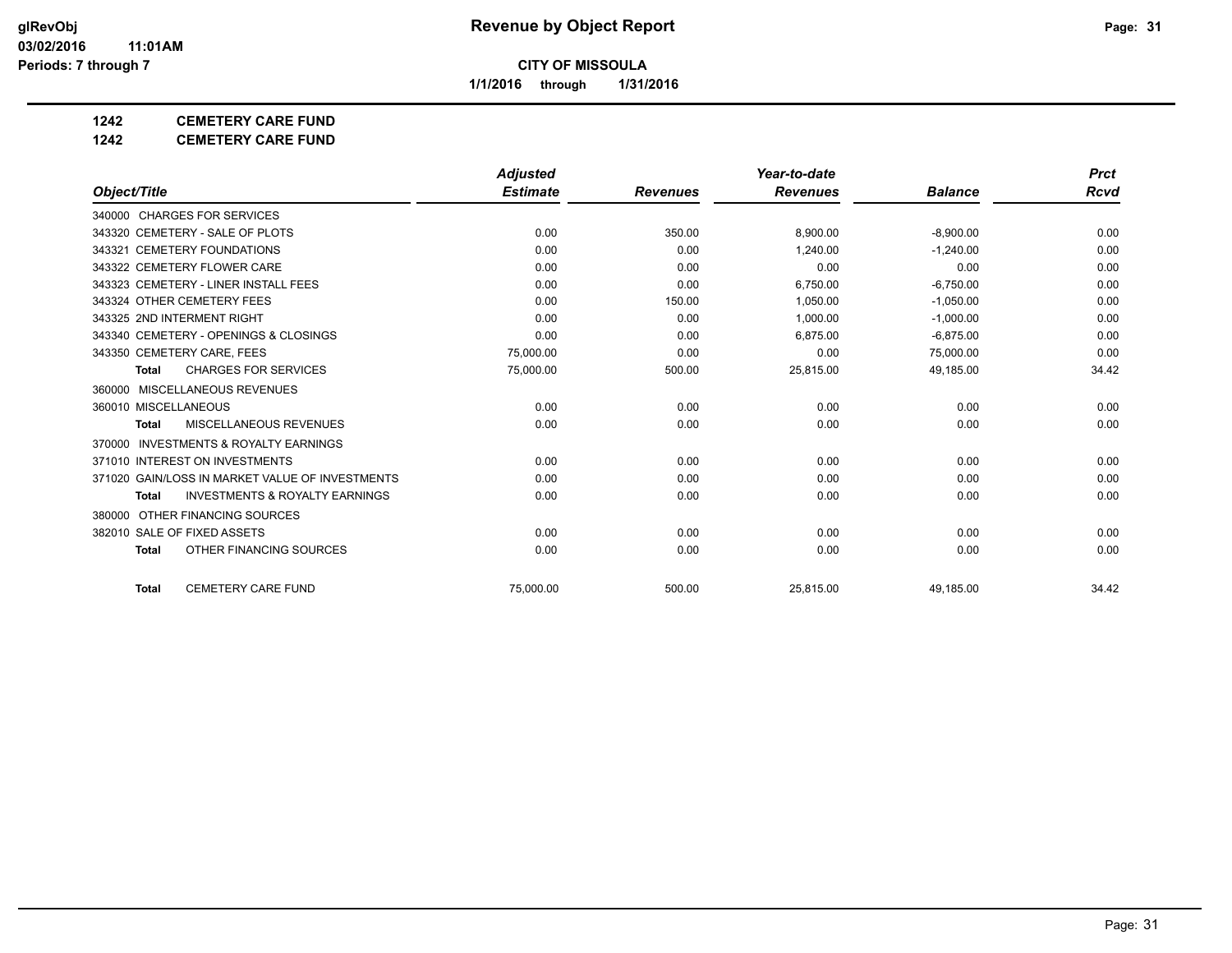**Revenue by Object Report**

**CITY OF MISSOULA**

**1/1/2016 through 1/31/2016**

glRevObj
03/02/2016 11:01AM
Periods: 7 through 7

**1242 CEMETERY CARE FUND**

**1242 CEMETERY CARE FUND**

| Object/Title | Adjusted Estimate | Revenues | Year-to-date Revenues | Balance | Prct Rcvd |
|---|---|---|---|---|---|
| 340000 CHARGES FOR SERVICES | | | | | |
| 343320 CEMETERY - SALE OF PLOTS | 0.00 | 350.00 | 8,900.00 | -8,900.00 | 0.00 |
| 343321 CEMETERY FOUNDATIONS | 0.00 | 0.00 | 1,240.00 | -1,240.00 | 0.00 |
| 343322 CEMETERY FLOWER CARE | 0.00 | 0.00 | 0.00 | 0.00 | 0.00 |
| 343323 CEMETERY - LINER INSTALL FEES | 0.00 | 0.00 | 6,750.00 | -6,750.00 | 0.00 |
| 343324 OTHER CEMETERY FEES | 0.00 | 150.00 | 1,050.00 | -1,050.00 | 0.00 |
| 343325 2ND INTERMENT RIGHT | 0.00 | 0.00 | 1,000.00 | -1,000.00 | 0.00 |
| 343340 CEMETERY - OPENINGS & CLOSINGS | 0.00 | 0.00 | 6,875.00 | -6,875.00 | 0.00 |
| 343350 CEMETERY CARE, FEES | 75,000.00 | 0.00 | 0.00 | 75,000.00 | 0.00 |
| **Total** CHARGES FOR SERVICES | 75,000.00 | 500.00 | 25,815.00 | 49,185.00 | 34.42 |
| 360000 MISCELLANEOUS REVENUES | | | | | |
| 360010 MISCELLANEOUS | 0.00 | 0.00 | 0.00 | 0.00 | 0.00 |
| **Total** MISCELLANEOUS REVENUES | 0.00 | 0.00 | 0.00 | 0.00 | 0.00 |
| 370000 INVESTMENTS & ROYALTY EARNINGS | | | | | |
| 371010 INTEREST ON INVESTMENTS | 0.00 | 0.00 | 0.00 | 0.00 | 0.00 |
| 371020 GAIN/LOSS IN MARKET VALUE OF INVESTMENTS | 0.00 | 0.00 | 0.00 | 0.00 | 0.00 |
| **Total** INVESTMENTS & ROYALTY EARNINGS | 0.00 | 0.00 | 0.00 | 0.00 | 0.00 |
| 380000 OTHER FINANCING SOURCES | | | | | |
| 382010 SALE OF FIXED ASSETS | 0.00 | 0.00 | 0.00 | 0.00 | 0.00 |
| **Total** OTHER FINANCING SOURCES | 0.00 | 0.00 | 0.00 | 0.00 | 0.00 |
| **Total** CEMETERY CARE FUND | 75,000.00 | 500.00 | 25,815.00 | 49,185.00 | 34.42 |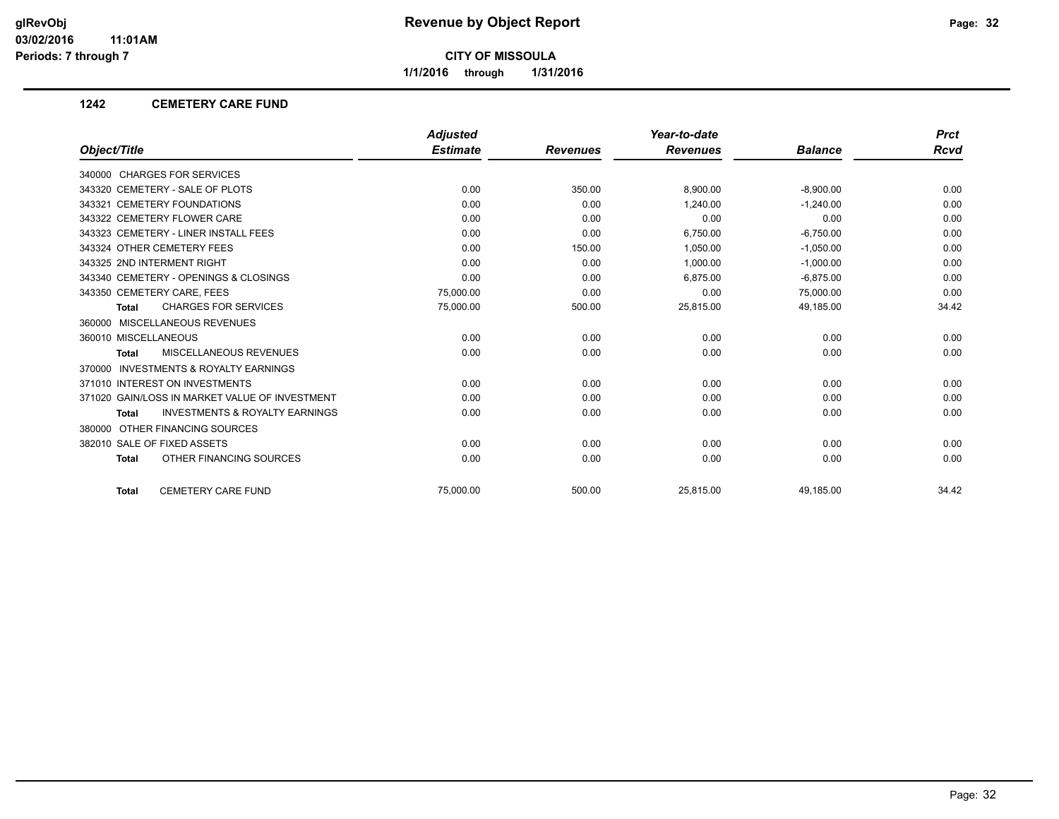# Revenue by Object Report

**CITY OF MISSOULA**

**1/1/2016 through 1/31/2016**

glRevObj
03/02/2016 11:01AM
Periods: 7 through 7

## 1242 CEMETERY CARE FUND

| Object/Title | Adjusted Estimate | Revenues | Year-to-date Revenues | Balance | Prct Rcvd |
|---|---|---|---|---|---|
| 340000 CHARGES FOR SERVICES | | | | | |
| 343320 CEMETERY - SALE OF PLOTS | 0.00 | 350.00 | 8,900.00 | -8,900.00 | 0.00 |
| 343321 CEMETERY FOUNDATIONS | 0.00 | 0.00 | 1,240.00 | -1,240.00 | 0.00 |
| 343322 CEMETERY FLOWER CARE | 0.00 | 0.00 | 0.00 | 0.00 | 0.00 |
| 343323 CEMETERY - LINER INSTALL FEES | 0.00 | 0.00 | 6,750.00 | -6,750.00 | 0.00 |
| 343324 OTHER CEMETERY FEES | 0.00 | 150.00 | 1,050.00 | -1,050.00 | 0.00 |
| 343325 2ND INTERMENT RIGHT | 0.00 | 0.00 | 1,000.00 | -1,000.00 | 0.00 |
| 343340 CEMETERY - OPENINGS & CLOSINGS | 0.00 | 0.00 | 6,875.00 | -6,875.00 | 0.00 |
| 343350 CEMETERY CARE, FEES | 75,000.00 | 0.00 | 0.00 | 75,000.00 | 0.00 |
| **Total** CHARGES FOR SERVICES | 75,000.00 | 500.00 | 25,815.00 | 49,185.00 | 34.42 |
| 360000 MISCELLANEOUS REVENUES | | | | | |
| 360010 MISCELLANEOUS | 0.00 | 0.00 | 0.00 | 0.00 | 0.00 |
| **Total** MISCELLANEOUS REVENUES | 0.00 | 0.00 | 0.00 | 0.00 | 0.00 |
| 370000 INVESTMENTS & ROYALTY EARNINGS | | | | | |
| 371010 INTEREST ON INVESTMENTS | 0.00 | 0.00 | 0.00 | 0.00 | 0.00 |
| 371020 GAIN/LOSS IN MARKET VALUE OF INVESTMENT | 0.00 | 0.00 | 0.00 | 0.00 | 0.00 |
| **Total** INVESTMENTS & ROYALTY EARNINGS | 0.00 | 0.00 | 0.00 | 0.00 | 0.00 |
| 380000 OTHER FINANCING SOURCES | | | | | |
| 382010 SALE OF FIXED ASSETS | 0.00 | 0.00 | 0.00 | 0.00 | 0.00 |
| **Total** OTHER FINANCING SOURCES | 0.00 | 0.00 | 0.00 | 0.00 | 0.00 |
| **Total** CEMETERY CARE FUND | 75,000.00 | 500.00 | 25,815.00 | 49,185.00 | 34.42 |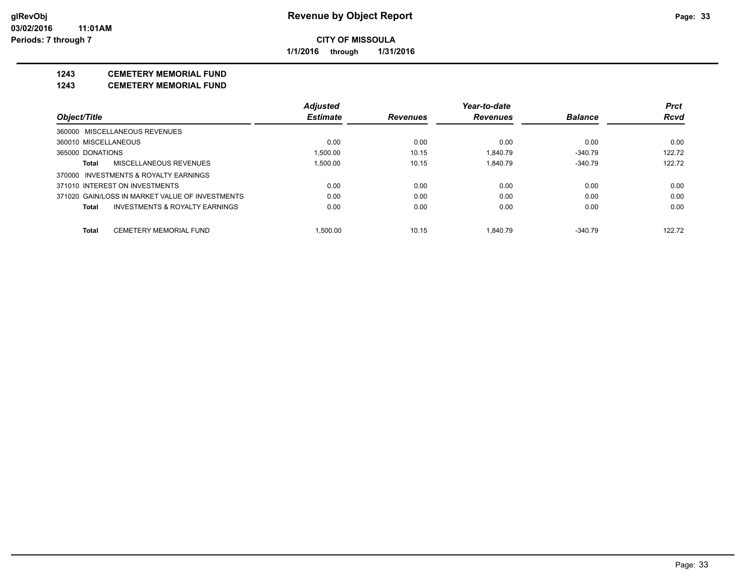**CITY OF MISSOULA**

**1/1/2016 through 1/31/2016**

## 1243 CEMETERY MEMORIAL FUND

## 1243 CEMETERY MEMORIAL FUND

| Object/Title | Adjusted Estimate | Revenues | Year-to-date Revenues | Balance | Prct Rcvd |
|---|---|---|---|---|---|
| 360000 MISCELLANEOUS REVENUES | | | | | |
| 360010 MISCELLANEOUS | 0.00 | 0.00 | 0.00 | 0.00 | 0.00 |
| 365000 DONATIONS | 1,500.00 | 10.15 | 1,840.79 | -340.79 | 122.72 |
| **Total** MISCELLANEOUS REVENUES | 1,500.00 | 10.15 | 1,840.79 | -340.79 | 122.72 |
| 370000 INVESTMENTS & ROYALTY EARNINGS | | | | | |
| 371010 INTEREST ON INVESTMENTS | 0.00 | 0.00 | 0.00 | 0.00 | 0.00 |
| 371020 GAIN/LOSS IN MARKET VALUE OF INVESTMENTS | 0.00 | 0.00 | 0.00 | 0.00 | 0.00 |
| **Total** INVESTMENTS & ROYALTY EARNINGS | 0.00 | 0.00 | 0.00 | 0.00 | 0.00 |
| **Total** CEMETERY MEMORIAL FUND | 1,500.00 | 10.15 | 1,840.79 | -340.79 | 122.72 |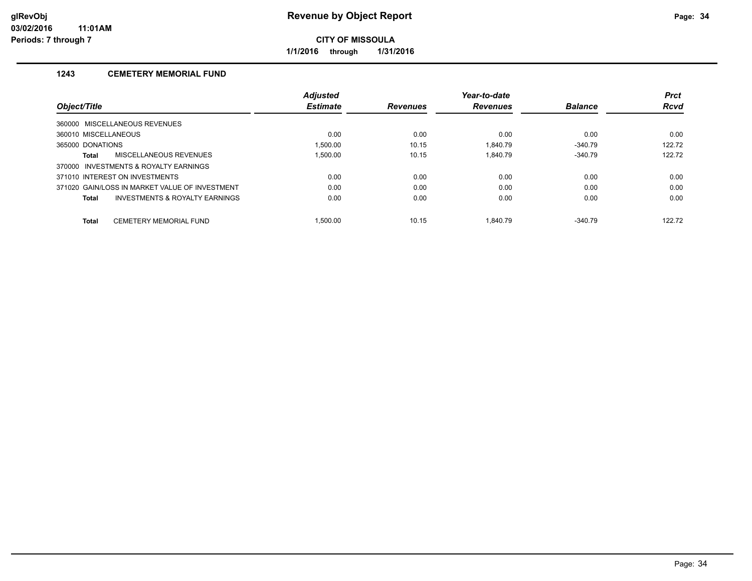**Revenue by Object Report**

**CITY OF MISSOULA**

**1/1/2016 through 1/31/2016**

## 1243 CEMETERY MEMORIAL FUND

| Object/Title | Adjusted Estimate | Revenues | Year-to-date Revenues | Balance | Prct Rcvd |
|---|---|---|---|---|---|
| 360000 MISCELLANEOUS REVENUES | | | | | |
| 360010 MISCELLANEOUS | 0.00 | 0.00 | 0.00 | 0.00 | 0.00 |
| 365000 DONATIONS | 1,500.00 | 10.15 | 1,840.79 | -340.79 | 122.72 |
| **Total** MISCELLANEOUS REVENUES | 1,500.00 | 10.15 | 1,840.79 | -340.79 | 122.72 |
| 370000 INVESTMENTS & ROYALTY EARNINGS | | | | | |
| 371010 INTEREST ON INVESTMENTS | 0.00 | 0.00 | 0.00 | 0.00 | 0.00 |
| 371020 GAIN/LOSS IN MARKET VALUE OF INVESTMENT | 0.00 | 0.00 | 0.00 | 0.00 | 0.00 |
| **Total** INVESTMENTS & ROYALTY EARNINGS | 0.00 | 0.00 | 0.00 | 0.00 | 0.00 |
| **Total** CEMETERY MEMORIAL FUND | 1,500.00 | 10.15 | 1,840.79 | -340.79 | 122.72 |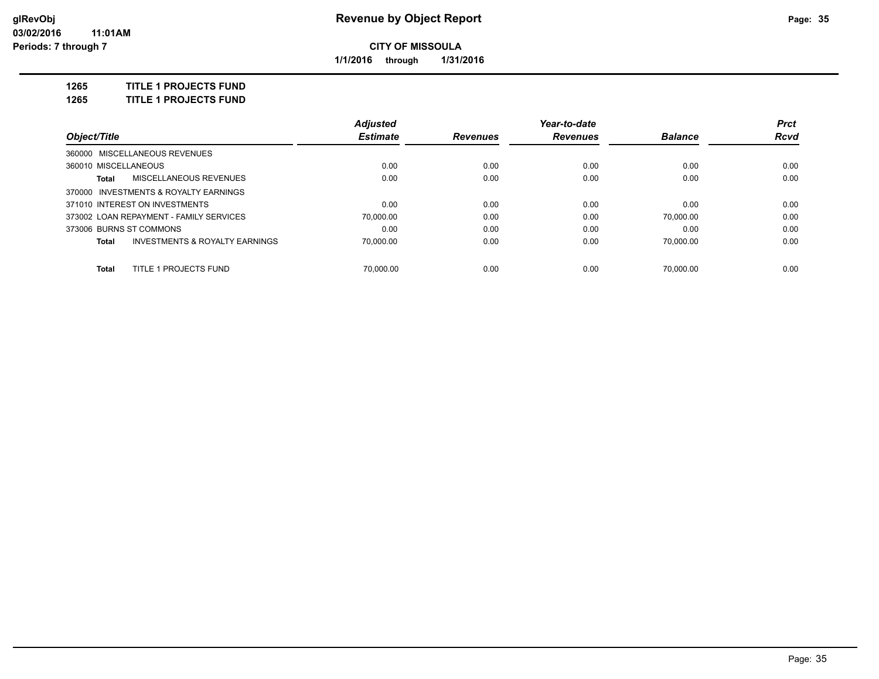**CITY OF MISSOULA**

**1/1/2016 through 1/31/2016**

**1265 TITLE 1 PROJECTS FUND**

**1265 TITLE 1 PROJECTS FUND**

| Object/Title | Adjusted Estimate | Revenues | Year-to-date Revenues | Balance | Prct Rcvd |
|---|---|---|---|---|---|
| 360000 MISCELLANEOUS REVENUES | | | | | |
| 360010 MISCELLANEOUS | 0.00 | 0.00 | 0.00 | 0.00 | 0.00 |
| **Total** MISCELLANEOUS REVENUES | 0.00 | 0.00 | 0.00 | 0.00 | 0.00 |
| 370000 INVESTMENTS & ROYALTY EARNINGS | | | | | |
| 371010 INTEREST ON INVESTMENTS | 0.00 | 0.00 | 0.00 | 0.00 | 0.00 |
| 373002 LOAN REPAYMENT - FAMILY SERVICES | 70,000.00 | 0.00 | 0.00 | 70,000.00 | 0.00 |
| 373006 BURNS ST COMMONS | 0.00 | 0.00 | 0.00 | 0.00 | 0.00 |
| **Total** INVESTMENTS & ROYALTY EARNINGS | 70,000.00 | 0.00 | 0.00 | 70,000.00 | 0.00 |
| **Total** TITLE 1 PROJECTS FUND | 70,000.00 | 0.00 | 0.00 | 70,000.00 | 0.00 |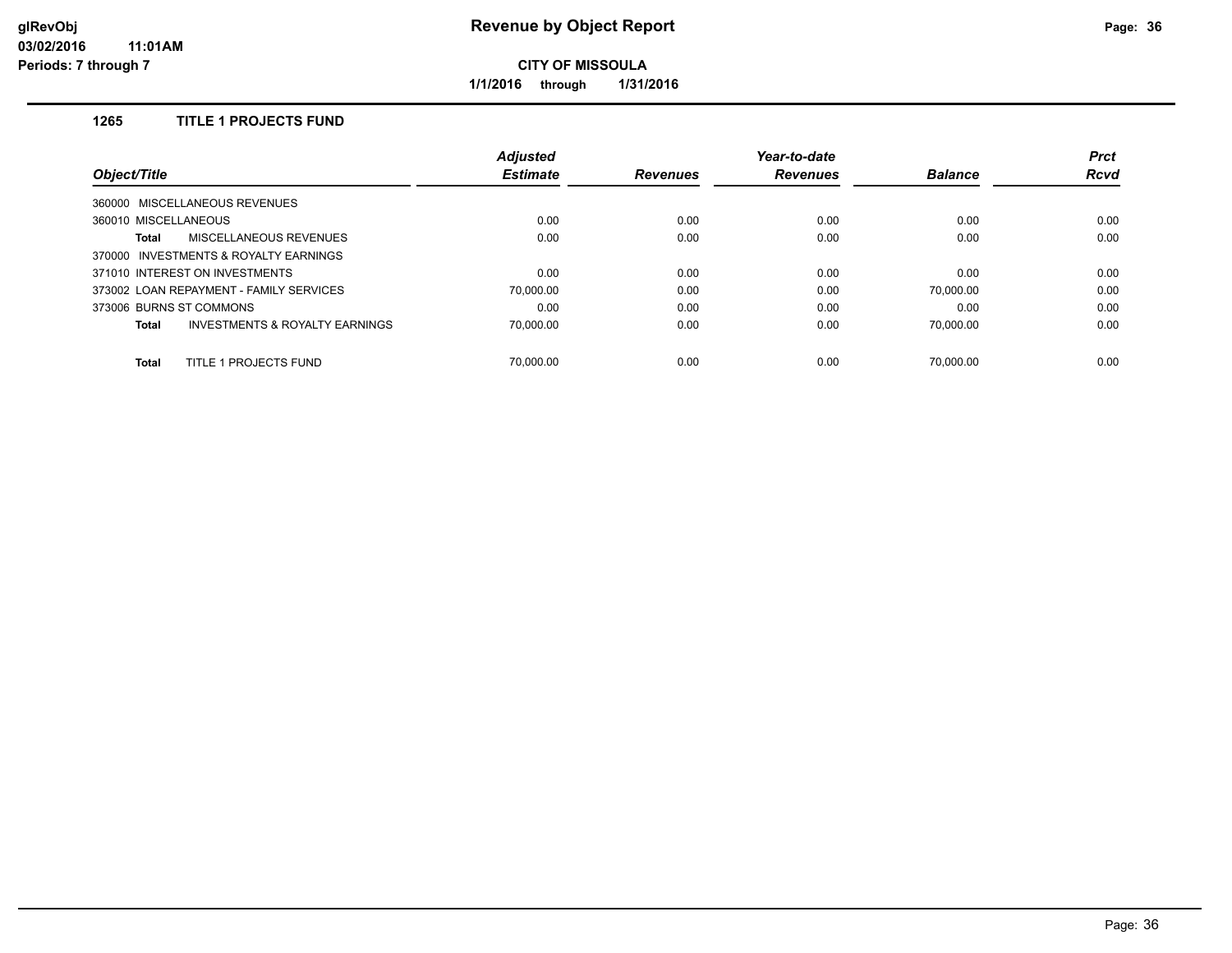# Revenue by Object Report

**CITY OF MISSOULA**

**1/1/2016 through 1/31/2016**

### 1265 TITLE 1 PROJECTS FUND

| Object/Title | Adjusted Estimate | Revenues | Year-to-date Revenues | Balance | Prct Rcvd |
|---|---|---|---|---|---|
| 360000 MISCELLANEOUS REVENUES | | | | | |
| 360010 MISCELLANEOUS | 0.00 | 0.00 | 0.00 | 0.00 | 0.00 |
| **Total** MISCELLANEOUS REVENUES | 0.00 | 0.00 | 0.00 | 0.00 | 0.00 |
| 370000 INVESTMENTS & ROYALTY EARNINGS | | | | | |
| 371010 INTEREST ON INVESTMENTS | 0.00 | 0.00 | 0.00 | 0.00 | 0.00 |
| 373002 LOAN REPAYMENT - FAMILY SERVICES | 70,000.00 | 0.00 | 0.00 | 70,000.00 | 0.00 |
| 373006 BURNS ST COMMONS | 0.00 | 0.00 | 0.00 | 0.00 | 0.00 |
| **Total** INVESTMENTS & ROYALTY EARNINGS | 70,000.00 | 0.00 | 0.00 | 70,000.00 | 0.00 |
| **Total** TITLE 1 PROJECTS FUND | 70,000.00 | 0.00 | 0.00 | 70,000.00 | 0.00 |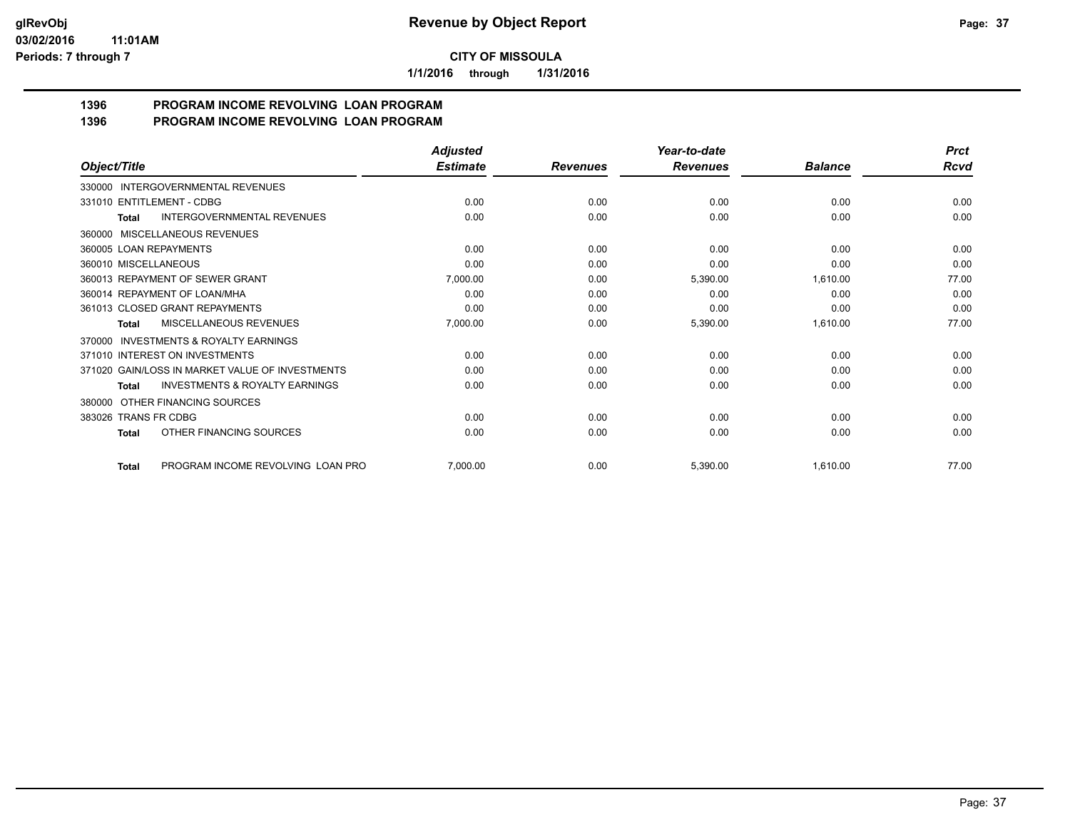**glRevObj**
**03/02/2016 11:01AM**
**Periods: 7 through 7**

# Revenue by Object Report

**CITY OF MISSOULA**

**1/1/2016 through 1/31/2016**

## 1396 PROGRAM INCOME REVOLVING LOAN PROGRAM
## 1396 PROGRAM INCOME REVOLVING LOAN PROGRAM

| Object/Title | Adjusted Estimate | Revenues | Year-to-date Revenues | Balance | Prct Rcvd |
|---|---|---|---|---|---|
| 330000 INTERGOVERNMENTAL REVENUES | | | | | |
| 331010 ENTITLEMENT - CDBG | 0.00 | 0.00 | 0.00 | 0.00 | 0.00 |
| **Total** INTERGOVERNMENTAL REVENUES | 0.00 | 0.00 | 0.00 | 0.00 | 0.00 |
| 360000 MISCELLANEOUS REVENUES | | | | | |
| 360005 LOAN REPAYMENTS | 0.00 | 0.00 | 0.00 | 0.00 | 0.00 |
| 360010 MISCELLANEOUS | 0.00 | 0.00 | 0.00 | 0.00 | 0.00 |
| 360013 REPAYMENT OF SEWER GRANT | 7,000.00 | 0.00 | 5,390.00 | 1,610.00 | 77.00 |
| 360014 REPAYMENT OF LOAN/MHA | 0.00 | 0.00 | 0.00 | 0.00 | 0.00 |
| 361013 CLOSED GRANT REPAYMENTS | 0.00 | 0.00 | 0.00 | 0.00 | 0.00 |
| **Total** MISCELLANEOUS REVENUES | 7,000.00 | 0.00 | 5,390.00 | 1,610.00 | 77.00 |
| 370000 INVESTMENTS & ROYALTY EARNINGS | | | | | |
| 371010 INTEREST ON INVESTMENTS | 0.00 | 0.00 | 0.00 | 0.00 | 0.00 |
| 371020 GAIN/LOSS IN MARKET VALUE OF INVESTMENTS | 0.00 | 0.00 | 0.00 | 0.00 | 0.00 |
| **Total** INVESTMENTS & ROYALTY EARNINGS | 0.00 | 0.00 | 0.00 | 0.00 | 0.00 |
| 380000 OTHER FINANCING SOURCES | | | | | |
| 383026 TRANS FR CDBG | 0.00 | 0.00 | 0.00 | 0.00 | 0.00 |
| **Total** OTHER FINANCING SOURCES | 0.00 | 0.00 | 0.00 | 0.00 | 0.00 |
| **Total** PROGRAM INCOME REVOLVING LOAN PRO | 7,000.00 | 0.00 | 5,390.00 | 1,610.00 | 77.00 |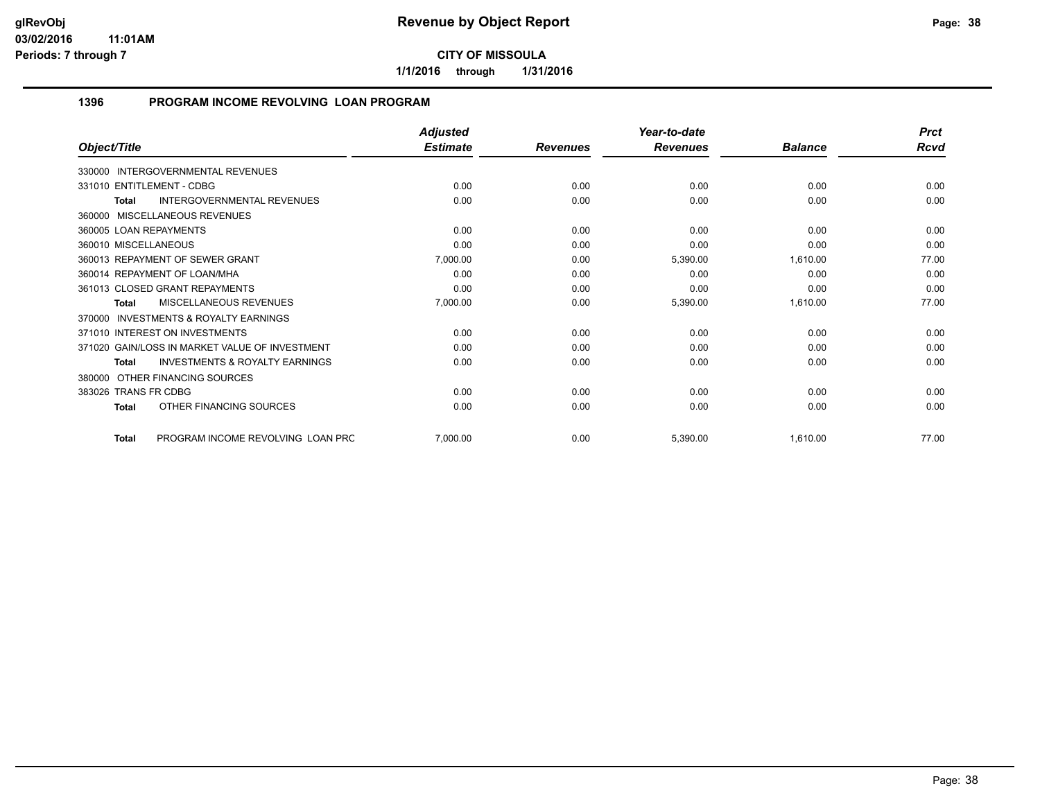**CITY OF MISSOULA**

**1/1/2016 through 1/31/2016**

## 1396 PROGRAM INCOME REVOLVING LOAN PROGRAM

| Object/Title | Adjusted Estimate | Revenues | Year-to-date Revenues | Balance | Prct Rcvd |
|---|---|---|---|---|---|
| 330000 INTERGOVERNMENTAL REVENUES | | | | | |
| 331010 ENTITLEMENT - CDBG | 0.00 | 0.00 | 0.00 | 0.00 | 0.00 |
| **Total** INTERGOVERNMENTAL REVENUES | 0.00 | 0.00 | 0.00 | 0.00 | 0.00 |
| 360000 MISCELLANEOUS REVENUES | | | | | |
| 360005 LOAN REPAYMENTS | 0.00 | 0.00 | 0.00 | 0.00 | 0.00 |
| 360010 MISCELLANEOUS | 0.00 | 0.00 | 0.00 | 0.00 | 0.00 |
| 360013 REPAYMENT OF SEWER GRANT | 7,000.00 | 0.00 | 5,390.00 | 1,610.00 | 77.00 |
| 360014 REPAYMENT OF LOAN/MHA | 0.00 | 0.00 | 0.00 | 0.00 | 0.00 |
| 361013 CLOSED GRANT REPAYMENTS | 0.00 | 0.00 | 0.00 | 0.00 | 0.00 |
| **Total** MISCELLANEOUS REVENUES | 7,000.00 | 0.00 | 5,390.00 | 1,610.00 | 77.00 |
| 370000 INVESTMENTS & ROYALTY EARNINGS | | | | | |
| 371010 INTEREST ON INVESTMENTS | 0.00 | 0.00 | 0.00 | 0.00 | 0.00 |
| 371020 GAIN/LOSS IN MARKET VALUE OF INVESTMENT | 0.00 | 0.00 | 0.00 | 0.00 | 0.00 |
| **Total** INVESTMENTS & ROYALTY EARNINGS | 0.00 | 0.00 | 0.00 | 0.00 | 0.00 |
| 380000 OTHER FINANCING SOURCES | | | | | |
| 383026 TRANS FR CDBG | 0.00 | 0.00 | 0.00 | 0.00 | 0.00 |
| **Total** OTHER FINANCING SOURCES | 0.00 | 0.00 | 0.00 | 0.00 | 0.00 |
| **Total** PROGRAM INCOME REVOLVING LOAN PRC | 7,000.00 | 0.00 | 5,390.00 | 1,610.00 | 77.00 |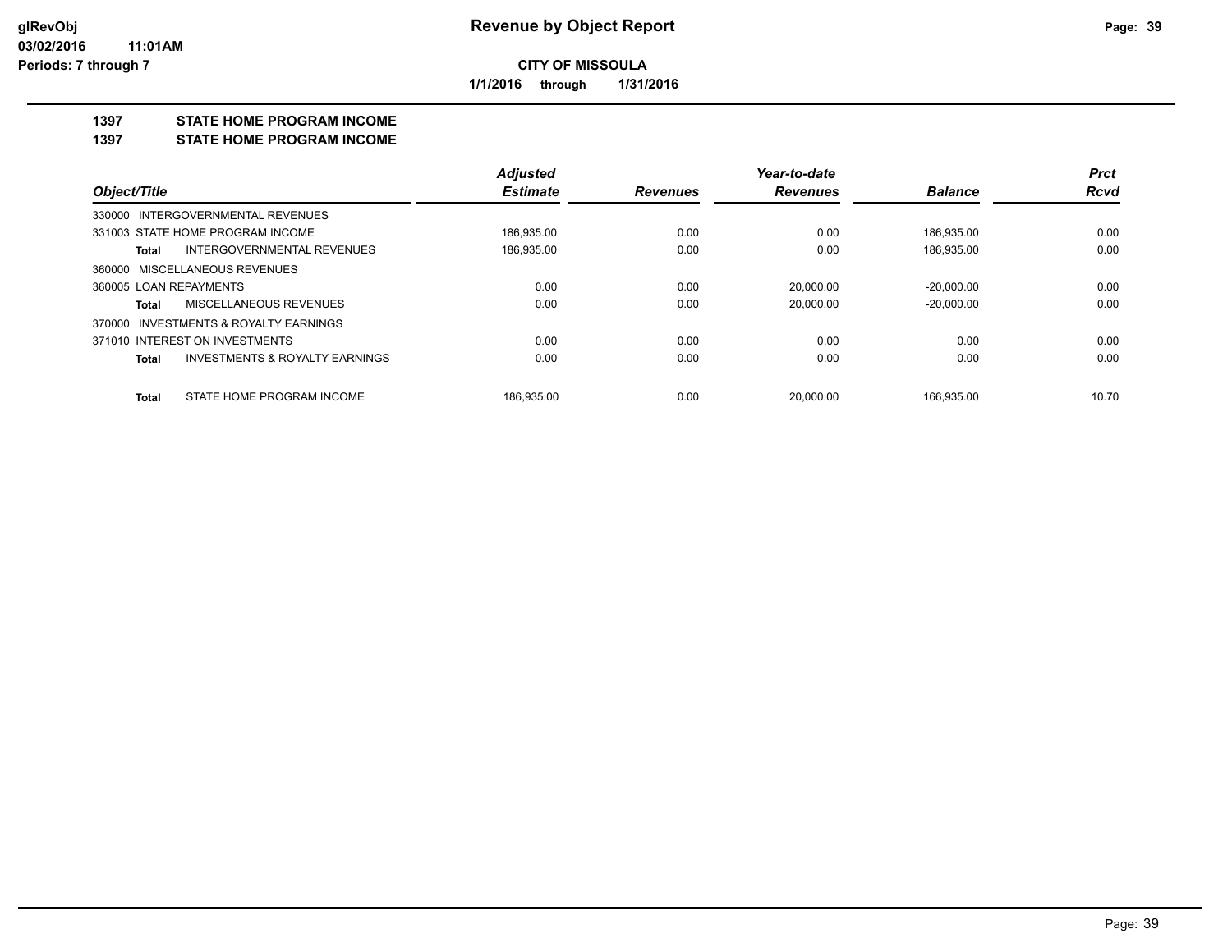**CITY OF MISSOULA**

**1/1/2016 through 1/31/2016**

## Revenue by Object Report

**1397 STATE HOME PROGRAM INCOME**

**1397 STATE HOME PROGRAM INCOME**

| Object/Title | Adjusted Estimate | Revenues | Year-to-date Revenues | Balance | Prct Rcvd |
|---|---|---|---|---|---|
| 330000 INTERGOVERNMENTAL REVENUES | | | | | |
| 331003 STATE HOME PROGRAM INCOME | 186,935.00 | 0.00 | 0.00 | 186,935.00 | 0.00 |
| **Total** INTERGOVERNMENTAL REVENUES | 186,935.00 | 0.00 | 0.00 | 186,935.00 | 0.00 |
| 360000 MISCELLANEOUS REVENUES | | | | | |
| 360005 LOAN REPAYMENTS | 0.00 | 0.00 | 20,000.00 | -20,000.00 | 0.00 |
| **Total** MISCELLANEOUS REVENUES | 0.00 | 0.00 | 20,000.00 | -20,000.00 | 0.00 |
| 370000 INVESTMENTS & ROYALTY EARNINGS | | | | | |
| 371010 INTEREST ON INVESTMENTS | 0.00 | 0.00 | 0.00 | 0.00 | 0.00 |
| **Total** INVESTMENTS & ROYALTY EARNINGS | 0.00 | 0.00 | 0.00 | 0.00 | 0.00 |
| **Total** STATE HOME PROGRAM INCOME | 186,935.00 | 0.00 | 20,000.00 | 166,935.00 | 10.70 |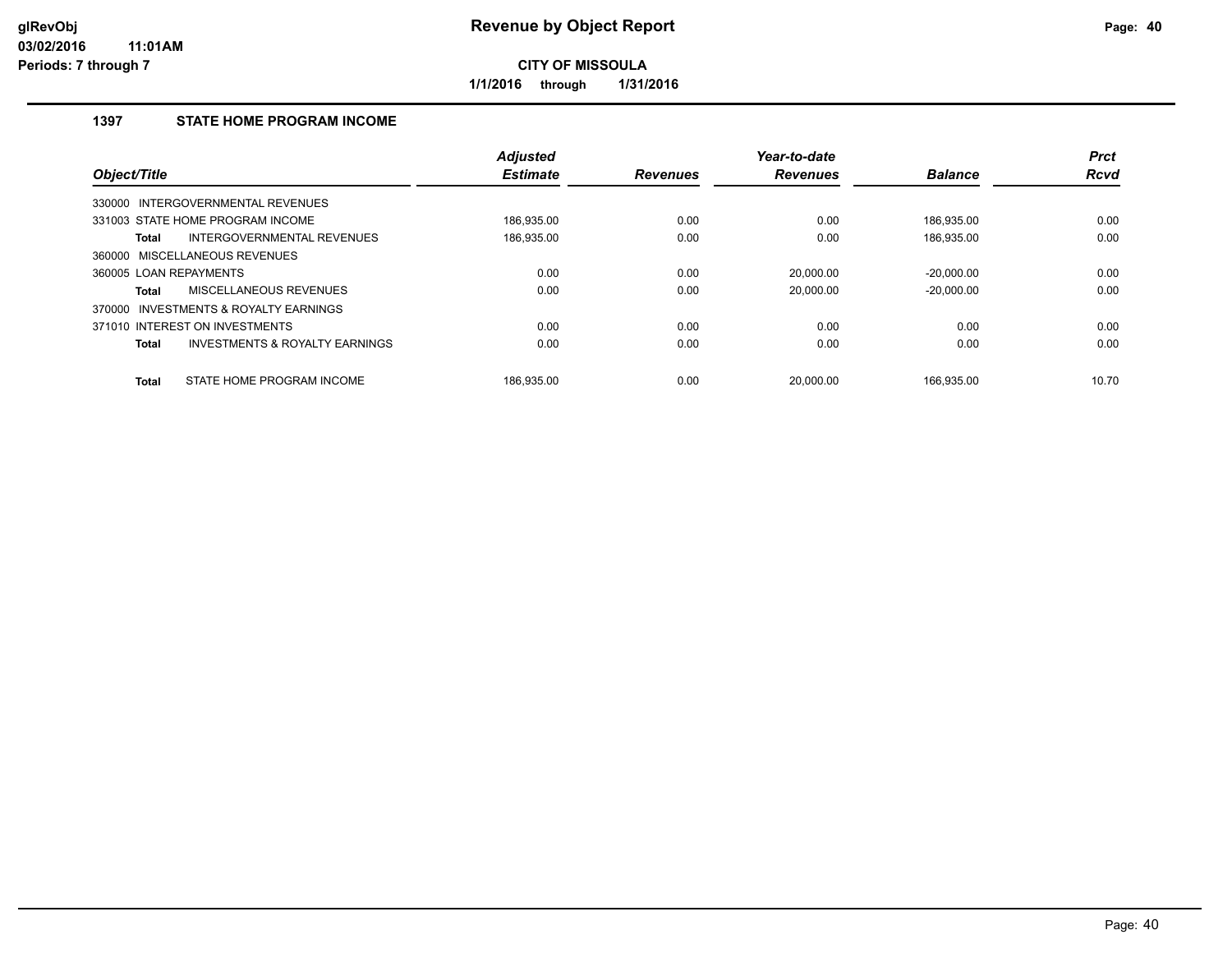# Revenue by Object Report

**CITY OF MISSOULA**

**1/1/2016 through 1/31/2016**

glRevObj
03/02/2016 11:01AM
Periods: 7 through 7

## 1397 STATE HOME PROGRAM INCOME

| Object/Title | Adjusted Estimate | Revenues | Year-to-date Revenues | Balance | Prct Rcvd |
|---|---|---|---|---|---|
| 330000 INTERGOVERNMENTAL REVENUES | | | | | |
| 331003 STATE HOME PROGRAM INCOME | 186,935.00 | 0.00 | 0.00 | 186,935.00 | 0.00 |
| **Total** INTERGOVERNMENTAL REVENUES | 186,935.00 | 0.00 | 0.00 | 186,935.00 | 0.00 |
| 360000 MISCELLANEOUS REVENUES | | | | | |
| 360005 LOAN REPAYMENTS | 0.00 | 0.00 | 20,000.00 | -20,000.00 | 0.00 |
| **Total** MISCELLANEOUS REVENUES | 0.00 | 0.00 | 20,000.00 | -20,000.00 | 0.00 |
| 370000 INVESTMENTS & ROYALTY EARNINGS | | | | | |
| 371010 INTEREST ON INVESTMENTS | 0.00 | 0.00 | 0.00 | 0.00 | 0.00 |
| **Total** INVESTMENTS & ROYALTY EARNINGS | 0.00 | 0.00 | 0.00 | 0.00 | 0.00 |
| **Total** STATE HOME PROGRAM INCOME | 186,935.00 | 0.00 | 20,000.00 | 166,935.00 | 10.70 |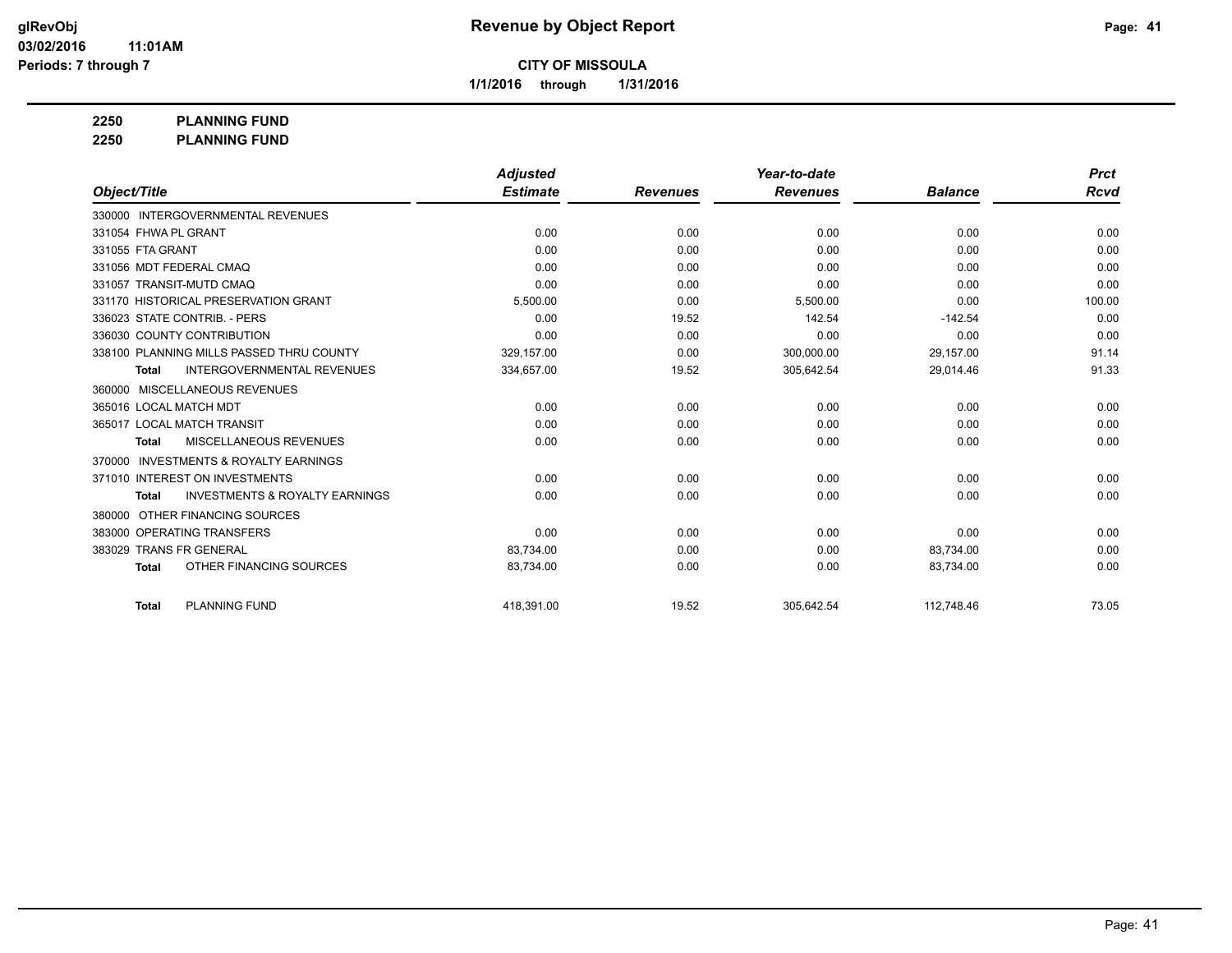# Revenue by Object Report

**CITY OF MISSOULA**

1/1/2016 through 1/31/2016

glRevObj
03/02/2016 11:01AM
Periods: 7 through 7

**2250 PLANNING FUND**
**2250 PLANNING FUND**

| Object/Title | Adjusted Estimate | Revenues | Year-to-date Revenues | Balance | Prct Rcvd |
|---|---|---|---|---|---|
| 330000 INTERGOVERNMENTAL REVENUES | | | | | |
| 331054 FHWA PL GRANT | 0.00 | 0.00 | 0.00 | 0.00 | 0.00 |
| 331055 FTA GRANT | 0.00 | 0.00 | 0.00 | 0.00 | 0.00 |
| 331056 MDT FEDERAL CMAQ | 0.00 | 0.00 | 0.00 | 0.00 | 0.00 |
| 331057 TRANSIT-MUTD CMAQ | 0.00 | 0.00 | 0.00 | 0.00 | 0.00 |
| 331170 HISTORICAL PRESERVATION GRANT | 5,500.00 | 0.00 | 5,500.00 | 0.00 | 100.00 |
| 336023 STATE CONTRIB. - PERS | 0.00 | 19.52 | 142.54 | -142.54 | 0.00 |
| 336030 COUNTY CONTRIBUTION | 0.00 | 0.00 | 0.00 | 0.00 | 0.00 |
| 338100 PLANNING MILLS PASSED THRU COUNTY | 329,157.00 | 0.00 | 300,000.00 | 29,157.00 | 91.14 |
| **Total** INTERGOVERNMENTAL REVENUES | 334,657.00 | 19.52 | 305,642.54 | 29,014.46 | 91.33 |
| 360000 MISCELLANEOUS REVENUES | | | | | |
| 365016 LOCAL MATCH MDT | 0.00 | 0.00 | 0.00 | 0.00 | 0.00 |
| 365017 LOCAL MATCH TRANSIT | 0.00 | 0.00 | 0.00 | 0.00 | 0.00 |
| **Total** MISCELLANEOUS REVENUES | 0.00 | 0.00 | 0.00 | 0.00 | 0.00 |
| 370000 INVESTMENTS & ROYALTY EARNINGS | | | | | |
| 371010 INTEREST ON INVESTMENTS | 0.00 | 0.00 | 0.00 | 0.00 | 0.00 |
| **Total** INVESTMENTS & ROYALTY EARNINGS | 0.00 | 0.00 | 0.00 | 0.00 | 0.00 |
| 380000 OTHER FINANCING SOURCES | | | | | |
| 383000 OPERATING TRANSFERS | 0.00 | 0.00 | 0.00 | 0.00 | 0.00 |
| 383029 TRANS FR GENERAL | 83,734.00 | 0.00 | 0.00 | 83,734.00 | 0.00 |
| **Total** OTHER FINANCING SOURCES | 83,734.00 | 0.00 | 0.00 | 83,734.00 | 0.00 |
| **Total** PLANNING FUND | 418,391.00 | 19.52 | 305,642.54 | 112,748.46 | 73.05 |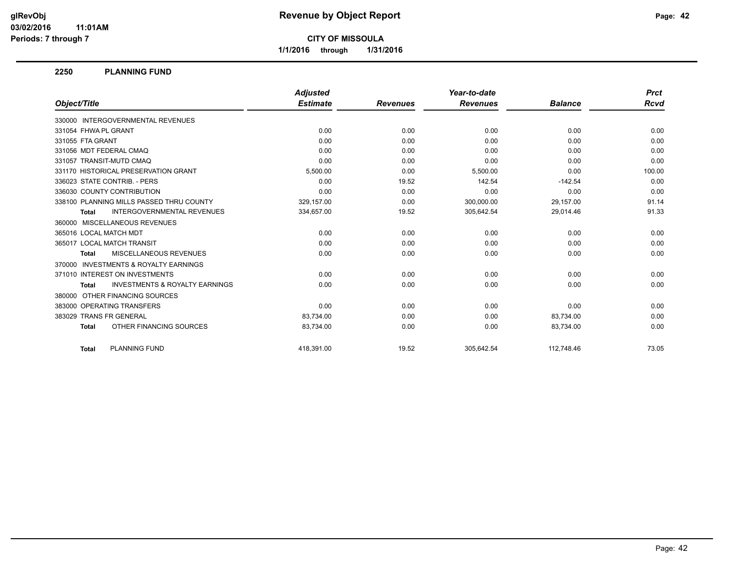# Revenue by Object Report

glRevObj
03/02/2016 11:01AM
Periods: 7 through 7

**CITY OF MISSOULA**

**1/1/2016 through 1/31/2016**

## 2250 PLANNING FUND

| Object/Title | Adjusted Estimate | Revenues | Year-to-date Revenues | Balance | Prct Rcvd |
|---|---|---|---|---|---|
| 330000 INTERGOVERNMENTAL REVENUES | | | | | |
| 331054 FHWA PL GRANT | 0.00 | 0.00 | 0.00 | 0.00 | 0.00 |
| 331055 FTA GRANT | 0.00 | 0.00 | 0.00 | 0.00 | 0.00 |
| 331056 MDT FEDERAL CMAQ | 0.00 | 0.00 | 0.00 | 0.00 | 0.00 |
| 331057 TRANSIT-MUTD CMAQ | 0.00 | 0.00 | 0.00 | 0.00 | 0.00 |
| 331170 HISTORICAL PRESERVATION GRANT | 5,500.00 | 0.00 | 5,500.00 | 0.00 | 100.00 |
| 336023 STATE CONTRIB. - PERS | 0.00 | 19.52 | 142.54 | -142.54 | 0.00 |
| 336030 COUNTY CONTRIBUTION | 0.00 | 0.00 | 0.00 | 0.00 | 0.00 |
| 338100 PLANNING MILLS PASSED THRU COUNTY | 329,157.00 | 0.00 | 300,000.00 | 29,157.00 | 91.14 |
| **Total** INTERGOVERNMENTAL REVENUES | 334,657.00 | 19.52 | 305,642.54 | 29,014.46 | 91.33 |
| 360000 MISCELLANEOUS REVENUES | | | | | |
| 365016 LOCAL MATCH MDT | 0.00 | 0.00 | 0.00 | 0.00 | 0.00 |
| 365017 LOCAL MATCH TRANSIT | 0.00 | 0.00 | 0.00 | 0.00 | 0.00 |
| **Total** MISCELLANEOUS REVENUES | 0.00 | 0.00 | 0.00 | 0.00 | 0.00 |
| 370000 INVESTMENTS & ROYALTY EARNINGS | | | | | |
| 371010 INTEREST ON INVESTMENTS | 0.00 | 0.00 | 0.00 | 0.00 | 0.00 |
| **Total** INVESTMENTS & ROYALTY EARNINGS | 0.00 | 0.00 | 0.00 | 0.00 | 0.00 |
| 380000 OTHER FINANCING SOURCES | | | | | |
| 383000 OPERATING TRANSFERS | 0.00 | 0.00 | 0.00 | 0.00 | 0.00 |
| 383029 TRANS FR GENERAL | 83,734.00 | 0.00 | 0.00 | 83,734.00 | 0.00 |
| **Total** OTHER FINANCING SOURCES | 83,734.00 | 0.00 | 0.00 | 83,734.00 | 0.00 |
| **Total** PLANNING FUND | 418,391.00 | 19.52 | 305,642.54 | 112,748.46 | 73.05 |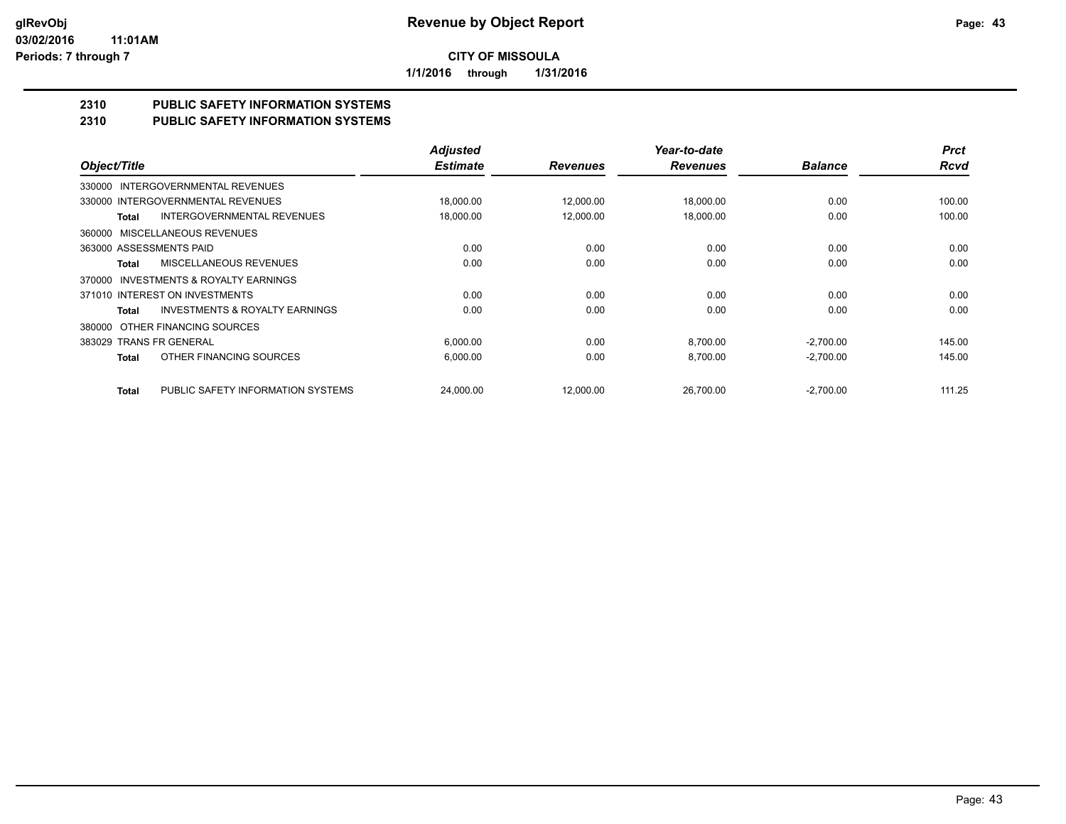**Revenue by Object Report**

**CITY OF MISSOULA**

**1/1/2016 through 1/31/2016**

glRevObj
03/02/2016 11:01AM
Periods: 7 through 7

## 2310 PUBLIC SAFETY INFORMATION SYSTEMS
## 2310 PUBLIC SAFETY INFORMATION SYSTEMS

| Object/Title | Adjusted Estimate | Revenues | Year-to-date Revenues | Balance | Prct Rcvd |
|---|---|---|---|---|---|
| 330000 INTERGOVERNMENTAL REVENUES | | | | | |
| 330000 INTERGOVERNMENTAL REVENUES | 18,000.00 | 12,000.00 | 18,000.00 | 0.00 | 100.00 |
| **Total** INTERGOVERNMENTAL REVENUES | 18,000.00 | 12,000.00 | 18,000.00 | 0.00 | 100.00 |
| 360000 MISCELLANEOUS REVENUES | | | | | |
| 363000 ASSESSMENTS PAID | 0.00 | 0.00 | 0.00 | 0.00 | 0.00 |
| **Total** MISCELLANEOUS REVENUES | 0.00 | 0.00 | 0.00 | 0.00 | 0.00 |
| 370000 INVESTMENTS & ROYALTY EARNINGS | | | | | |
| 371010 INTEREST ON INVESTMENTS | 0.00 | 0.00 | 0.00 | 0.00 | 0.00 |
| **Total** INVESTMENTS & ROYALTY EARNINGS | 0.00 | 0.00 | 0.00 | 0.00 | 0.00 |
| 380000 OTHER FINANCING SOURCES | | | | | |
| 383029 TRANS FR GENERAL | 6,000.00 | 0.00 | 8,700.00 | -2,700.00 | 145.00 |
| **Total** OTHER FINANCING SOURCES | 6,000.00 | 0.00 | 8,700.00 | -2,700.00 | 145.00 |
| **Total** PUBLIC SAFETY INFORMATION SYSTEMS | 24,000.00 | 12,000.00 | 26,700.00 | -2,700.00 | 111.25 |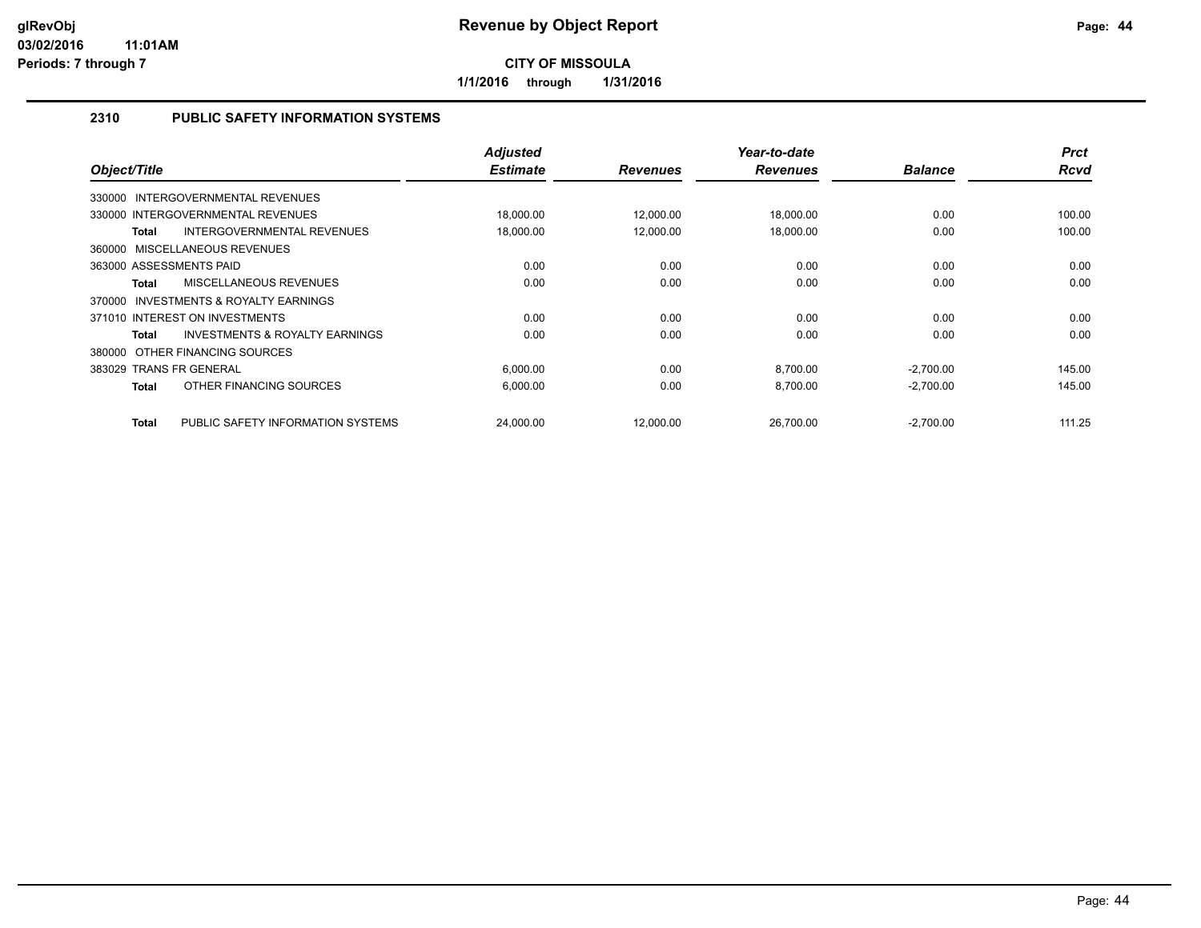# Revenue by Object Report

**CITY OF MISSOULA**

**1/1/2016 through 1/31/2016**

glRevObj
03/02/2016 11:01AM
Periods: 7 through 7

## 2310 PUBLIC SAFETY INFORMATION SYSTEMS

| Object/Title | Adjusted Estimate | Revenues | Year-to-date Revenues | Balance | Prct Rcvd |
|---|---|---|---|---|---|
| 330000 INTERGOVERNMENTAL REVENUES | | | | | |
| 330000 INTERGOVERNMENTAL REVENUES | 18,000.00 | 12,000.00 | 18,000.00 | 0.00 | 100.00 |
| **Total** INTERGOVERNMENTAL REVENUES | 18,000.00 | 12,000.00 | 18,000.00 | 0.00 | 100.00 |
| 360000 MISCELLANEOUS REVENUES | | | | | |
| 363000 ASSESSMENTS PAID | 0.00 | 0.00 | 0.00 | 0.00 | 0.00 |
| **Total** MISCELLANEOUS REVENUES | 0.00 | 0.00 | 0.00 | 0.00 | 0.00 |
| 370000 INVESTMENTS & ROYALTY EARNINGS | | | | | |
| 371010 INTEREST ON INVESTMENTS | 0.00 | 0.00 | 0.00 | 0.00 | 0.00 |
| **Total** INVESTMENTS & ROYALTY EARNINGS | 0.00 | 0.00 | 0.00 | 0.00 | 0.00 |
| 380000 OTHER FINANCING SOURCES | | | | | |
| 383029 TRANS FR GENERAL | 6,000.00 | 0.00 | 8,700.00 | -2,700.00 | 145.00 |
| **Total** OTHER FINANCING SOURCES | 6,000.00 | 0.00 | 8,700.00 | -2,700.00 | 145.00 |
| **Total** PUBLIC SAFETY INFORMATION SYSTEMS | 24,000.00 | 12,000.00 | 26,700.00 | -2,700.00 | 111.25 |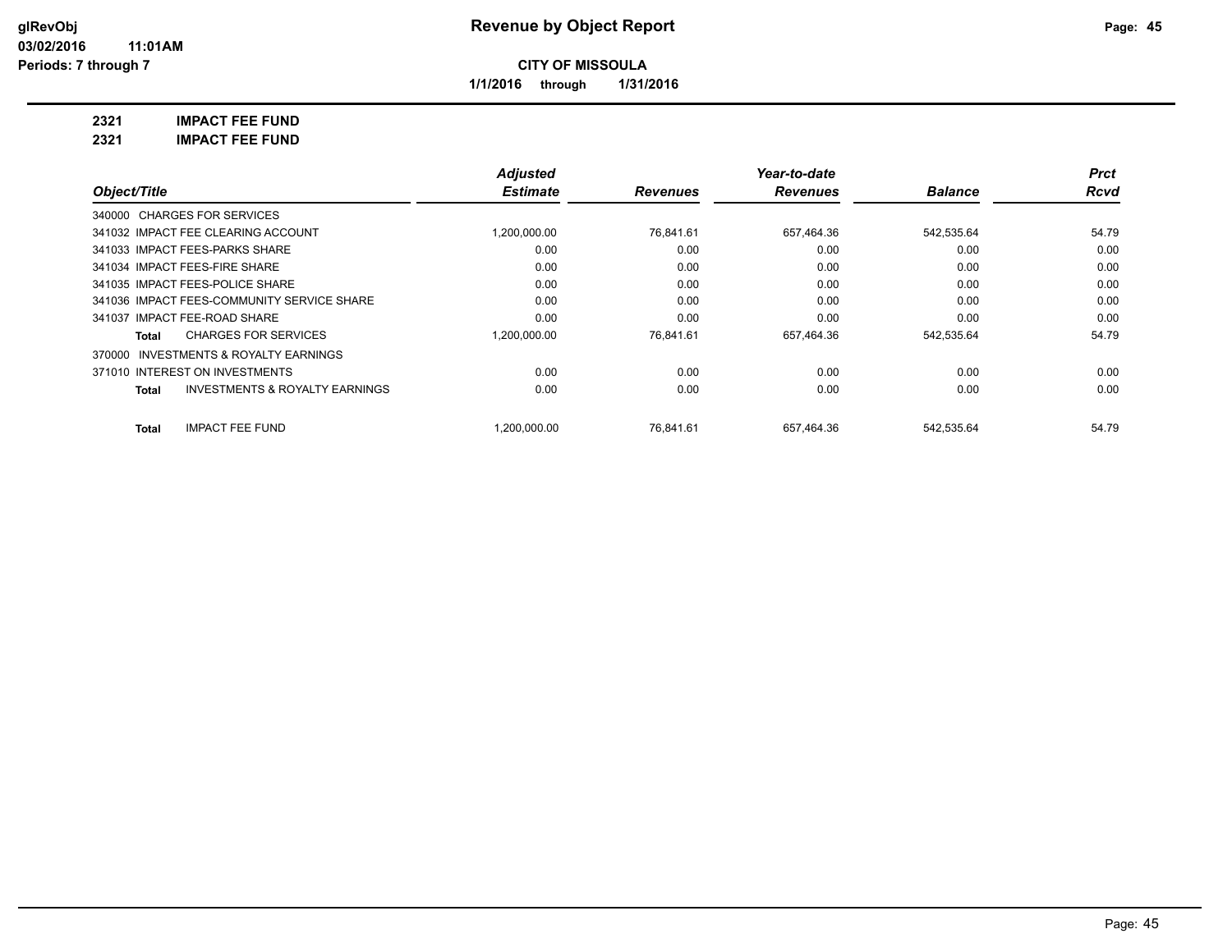# Revenue by Object Report

**CITY OF MISSOULA**

**1/1/2016 through 1/31/2016**

glRevObj
03/02/2016 11:01AM
Periods: 7 through 7

## 2321 IMPACT FEE FUND
## 2321 IMPACT FEE FUND

| Object/Title | Adjusted Estimate | Revenues | Year-to-date Revenues | Balance | Prct Rcvd |
|---|---|---|---|---|---|
| 340000 CHARGES FOR SERVICES | | | | | |
| 341032 IMPACT FEE CLEARING ACCOUNT | 1,200,000.00 | 76,841.61 | 657,464.36 | 542,535.64 | 54.79 |
| 341033 IMPACT FEES-PARKS SHARE | 0.00 | 0.00 | 0.00 | 0.00 | 0.00 |
| 341034 IMPACT FEES-FIRE SHARE | 0.00 | 0.00 | 0.00 | 0.00 | 0.00 |
| 341035 IMPACT FEES-POLICE SHARE | 0.00 | 0.00 | 0.00 | 0.00 | 0.00 |
| 341036 IMPACT FEES-COMMUNITY SERVICE SHARE | 0.00 | 0.00 | 0.00 | 0.00 | 0.00 |
| 341037 IMPACT FEE-ROAD SHARE | 0.00 | 0.00 | 0.00 | 0.00 | 0.00 |
| **Total** CHARGES FOR SERVICES | 1,200,000.00 | 76,841.61 | 657,464.36 | 542,535.64 | 54.79 |
| 370000 INVESTMENTS & ROYALTY EARNINGS | | | | | |
| 371010 INTEREST ON INVESTMENTS | 0.00 | 0.00 | 0.00 | 0.00 | 0.00 |
| **Total** INVESTMENTS & ROYALTY EARNINGS | 0.00 | 0.00 | 0.00 | 0.00 | 0.00 |
| **Total** IMPACT FEE FUND | 1,200,000.00 | 76,841.61 | 657,464.36 | 542,535.64 | 54.79 |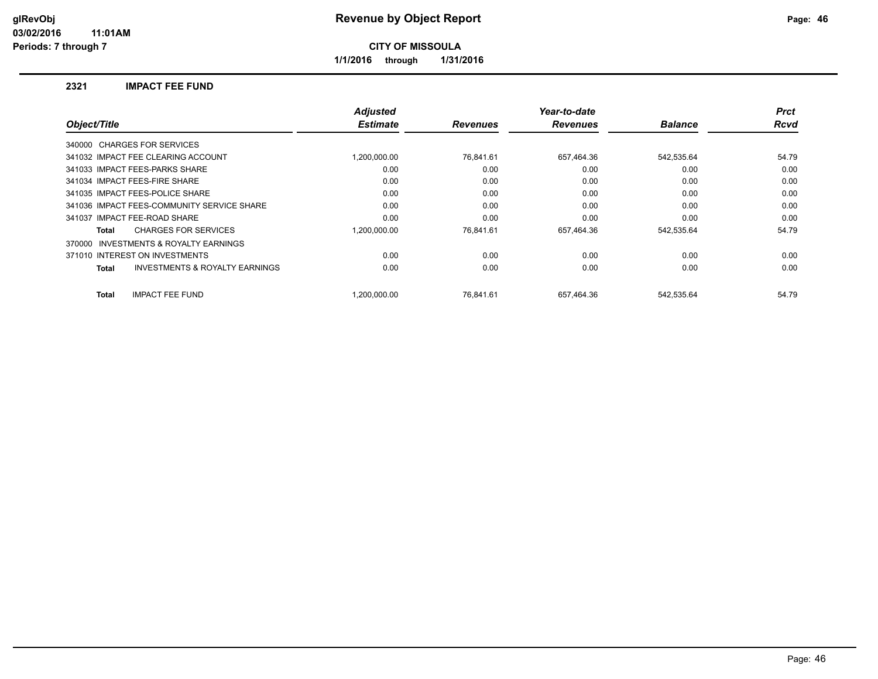# Revenue by Object Report

**CITY OF MISSOULA**

**1/1/2016 through 1/31/2016**

glRevObj
03/02/2016 11:01AM
Periods: 7 through 7

## 2321 IMPACT FEE FUND

| Object/Title | Adjusted Estimate | Revenues | Year-to-date Revenues | Balance | Prct Rcvd |
|---|---|---|---|---|---|
| 340000 CHARGES FOR SERVICES | | | | | |
| 341032 IMPACT FEE CLEARING ACCOUNT | 1,200,000.00 | 76,841.61 | 657,464.36 | 542,535.64 | 54.79 |
| 341033 IMPACT FEES-PARKS SHARE | 0.00 | 0.00 | 0.00 | 0.00 | 0.00 |
| 341034 IMPACT FEES-FIRE SHARE | 0.00 | 0.00 | 0.00 | 0.00 | 0.00 |
| 341035 IMPACT FEES-POLICE SHARE | 0.00 | 0.00 | 0.00 | 0.00 | 0.00 |
| 341036 IMPACT FEES-COMMUNITY SERVICE SHARE | 0.00 | 0.00 | 0.00 | 0.00 | 0.00 |
| 341037 IMPACT FEE-ROAD SHARE | 0.00 | 0.00 | 0.00 | 0.00 | 0.00 |
| **Total** CHARGES FOR SERVICES | 1,200,000.00 | 76,841.61 | 657,464.36 | 542,535.64 | 54.79 |
| 370000 INVESTMENTS & ROYALTY EARNINGS | | | | | |
| 371010 INTEREST ON INVESTMENTS | 0.00 | 0.00 | 0.00 | 0.00 | 0.00 |
| **Total** INVESTMENTS & ROYALTY EARNINGS | 0.00 | 0.00 | 0.00 | 0.00 | 0.00 |
| **Total** IMPACT FEE FUND | 1,200,000.00 | 76,841.61 | 657,464.36 | 542,535.64 | 54.79 |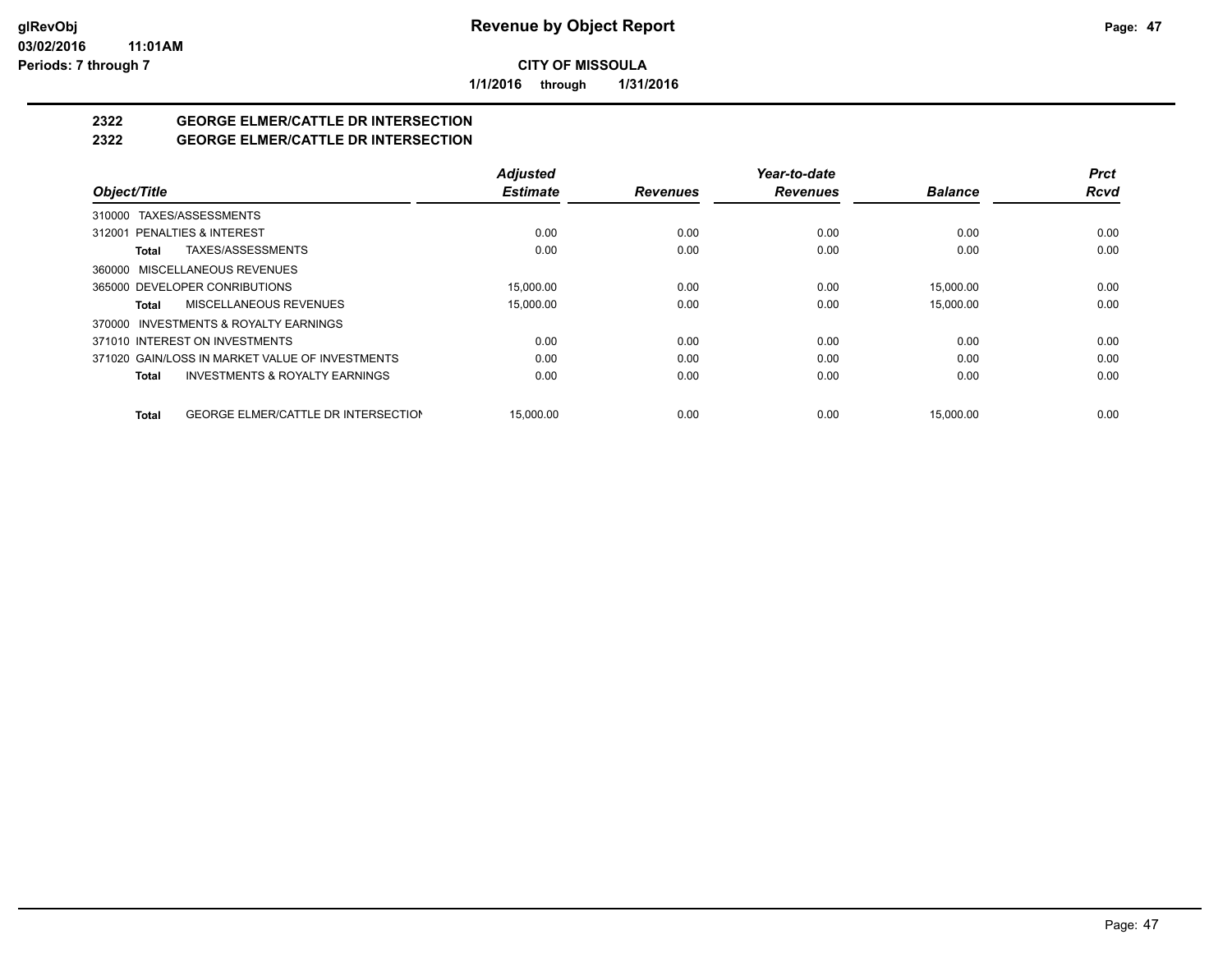# Revenue by Object Report

glRevObj
03/02/2016 11:01AM
Periods: 7 through 7

**CITY OF MISSOULA**

**1/1/2016 through 1/31/2016**

## 2322 GEORGE ELMER/CATTLE DR INTERSECTION
## 2322 GEORGE ELMER/CATTLE DR INTERSECTION

| Object/Title | Adjusted Estimate | Revenues | Year-to-date Revenues | Balance | Prct Rcvd |
|---|---|---|---|---|---|
| 310000 TAXES/ASSESSMENTS | | | | | |
| 312001 PENALTIES & INTEREST | 0.00 | 0.00 | 0.00 | 0.00 | 0.00 |
| **Total** TAXES/ASSESSMENTS | 0.00 | 0.00 | 0.00 | 0.00 | 0.00 |
| 360000 MISCELLANEOUS REVENUES | | | | | |
| 365000 DEVELOPER CONRIBUTIONS | 15,000.00 | 0.00 | 0.00 | 15,000.00 | 0.00 |
| **Total** MISCELLANEOUS REVENUES | 15,000.00 | 0.00 | 0.00 | 15,000.00 | 0.00 |
| 370000 INVESTMENTS & ROYALTY EARNINGS | | | | | |
| 371010 INTEREST ON INVESTMENTS | 0.00 | 0.00 | 0.00 | 0.00 | 0.00 |
| 371020 GAIN/LOSS IN MARKET VALUE OF INVESTMENTS | 0.00 | 0.00 | 0.00 | 0.00 | 0.00 |
| **Total** INVESTMENTS & ROYALTY EARNINGS | 0.00 | 0.00 | 0.00 | 0.00 | 0.00 |
| **Total** GEORGE ELMER/CATTLE DR INTERSECTION | 15,000.00 | 0.00 | 0.00 | 15,000.00 | 0.00 |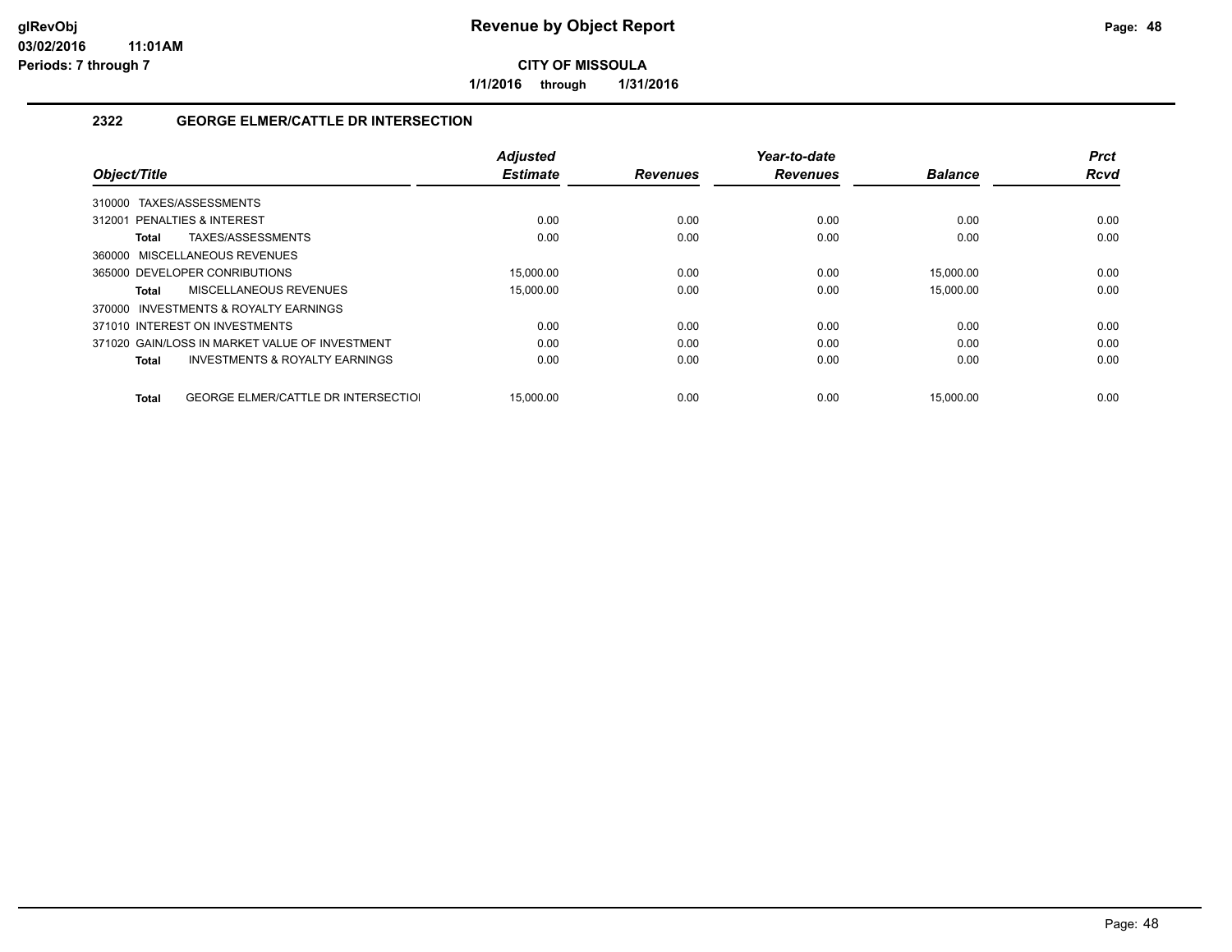# Revenue by Object Report

**CITY OF MISSOULA**

**1/1/2016 through 1/31/2016**

glRevObj
03/02/2016 11:01AM
Periods: 7 through 7

## 2322 GEORGE ELMER/CATTLE DR INTERSECTION

| Object/Title | Adjusted Estimate | Revenues | Year-to-date Revenues | Balance | Prct Rcvd |
|---|---|---|---|---|---|
| 310000 TAXES/ASSESSMENTS | | | | | |
| 312001 PENALTIES & INTEREST | 0.00 | 0.00 | 0.00 | 0.00 | 0.00 |
| **Total** TAXES/ASSESSMENTS | 0.00 | 0.00 | 0.00 | 0.00 | 0.00 |
| 360000 MISCELLANEOUS REVENUES | | | | | |
| 365000 DEVELOPER CONRIBUTIONS | 15,000.00 | 0.00 | 0.00 | 15,000.00 | 0.00 |
| **Total** MISCELLANEOUS REVENUES | 15,000.00 | 0.00 | 0.00 | 15,000.00 | 0.00 |
| 370000 INVESTMENTS & ROYALTY EARNINGS | | | | | |
| 371010 INTEREST ON INVESTMENTS | 0.00 | 0.00 | 0.00 | 0.00 | 0.00 |
| 371020 GAIN/LOSS IN MARKET VALUE OF INVESTMENT | 0.00 | 0.00 | 0.00 | 0.00 | 0.00 |
| **Total** INVESTMENTS & ROYALTY EARNINGS | 0.00 | 0.00 | 0.00 | 0.00 | 0.00 |
| **Total** GEORGE ELMER/CATTLE DR INTERSECTIOI | 15,000.00 | 0.00 | 0.00 | 15,000.00 | 0.00 |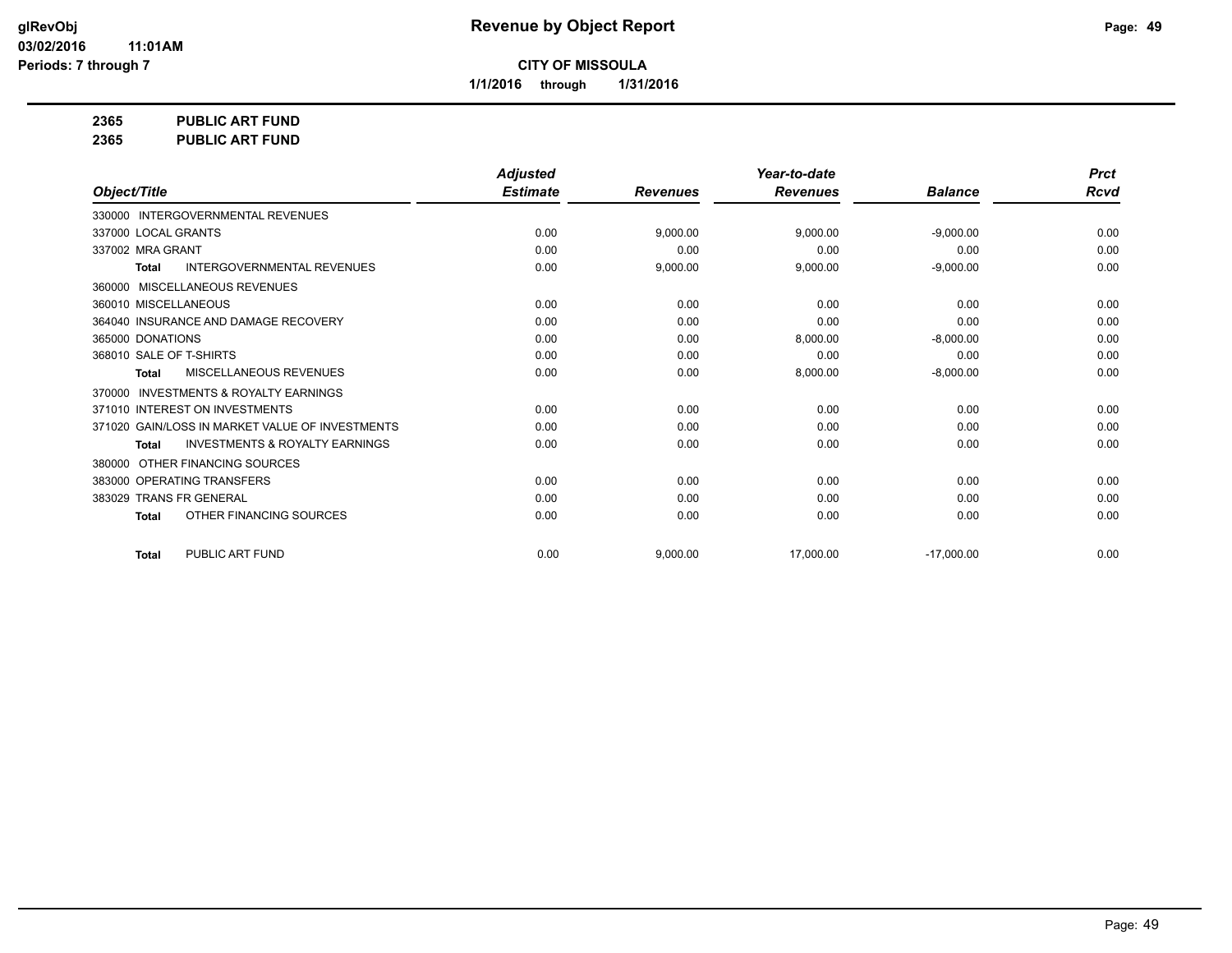**CITY OF MISSOULA**

**1/1/2016 through 1/31/2016**

**2365 PUBLIC ART FUND**

**2365 PUBLIC ART FUND**

| Object/Title | Adjusted Estimate | Revenues | Year-to-date Revenues | Balance | Prct Rcvd |
|---|---|---|---|---|---|
| 330000 INTERGOVERNMENTAL REVENUES | | | | | |
| 337000 LOCAL GRANTS | 0.00 | 9,000.00 | 9,000.00 | -9,000.00 | 0.00 |
| 337002 MRA GRANT | 0.00 | 0.00 | 0.00 | 0.00 | 0.00 |
| **Total** INTERGOVERNMENTAL REVENUES | 0.00 | 9,000.00 | 9,000.00 | -9,000.00 | 0.00 |
| 360000 MISCELLANEOUS REVENUES | | | | | |
| 360010 MISCELLANEOUS | 0.00 | 0.00 | 0.00 | 0.00 | 0.00 |
| 364040 INSURANCE AND DAMAGE RECOVERY | 0.00 | 0.00 | 0.00 | 0.00 | 0.00 |
| 365000 DONATIONS | 0.00 | 0.00 | 8,000.00 | -8,000.00 | 0.00 |
| 368010 SALE OF T-SHIRTS | 0.00 | 0.00 | 0.00 | 0.00 | 0.00 |
| **Total** MISCELLANEOUS REVENUES | 0.00 | 0.00 | 8,000.00 | -8,000.00 | 0.00 |
| 370000 INVESTMENTS & ROYALTY EARNINGS | | | | | |
| 371010 INTEREST ON INVESTMENTS | 0.00 | 0.00 | 0.00 | 0.00 | 0.00 |
| 371020 GAIN/LOSS IN MARKET VALUE OF INVESTMENTS | 0.00 | 0.00 | 0.00 | 0.00 | 0.00 |
| **Total** INVESTMENTS & ROYALTY EARNINGS | 0.00 | 0.00 | 0.00 | 0.00 | 0.00 |
| 380000 OTHER FINANCING SOURCES | | | | | |
| 383000 OPERATING TRANSFERS | 0.00 | 0.00 | 0.00 | 0.00 | 0.00 |
| 383029 TRANS FR GENERAL | 0.00 | 0.00 | 0.00 | 0.00 | 0.00 |
| **Total** OTHER FINANCING SOURCES | 0.00 | 0.00 | 0.00 | 0.00 | 0.00 |
| **Total** PUBLIC ART FUND | 0.00 | 9,000.00 | 17,000.00 | -17,000.00 | 0.00 |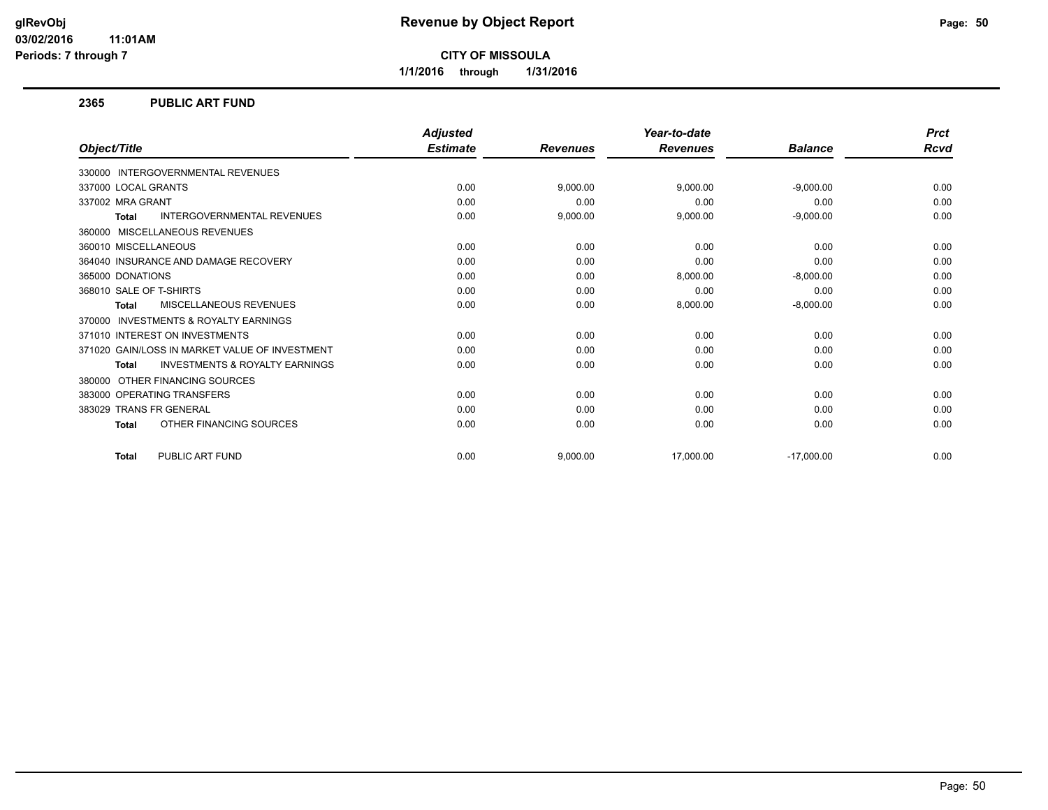**CITY OF MISSOULA**

**1/1/2016 through 1/31/2016**

## 2365 PUBLIC ART FUND

| Object/Title | Adjusted Estimate | Revenues | Year-to-date Revenues | Balance | Prct Rcvd |
|---|---|---|---|---|---|
| 330000 INTERGOVERNMENTAL REVENUES | | | | | |
| 337000 LOCAL GRANTS | 0.00 | 9,000.00 | 9,000.00 | -9,000.00 | 0.00 |
| 337002 MRA GRANT | 0.00 | 0.00 | 0.00 | 0.00 | 0.00 |
| **Total** INTERGOVERNMENTAL REVENUES | 0.00 | 9,000.00 | 9,000.00 | -9,000.00 | 0.00 |
| 360000 MISCELLANEOUS REVENUES | | | | | |
| 360010 MISCELLANEOUS | 0.00 | 0.00 | 0.00 | 0.00 | 0.00 |
| 364040 INSURANCE AND DAMAGE RECOVERY | 0.00 | 0.00 | 0.00 | 0.00 | 0.00 |
| 365000 DONATIONS | 0.00 | 0.00 | 8,000.00 | -8,000.00 | 0.00 |
| 368010 SALE OF T-SHIRTS | 0.00 | 0.00 | 0.00 | 0.00 | 0.00 |
| **Total** MISCELLANEOUS REVENUES | 0.00 | 0.00 | 8,000.00 | -8,000.00 | 0.00 |
| 370000 INVESTMENTS & ROYALTY EARNINGS | | | | | |
| 371010 INTEREST ON INVESTMENTS | 0.00 | 0.00 | 0.00 | 0.00 | 0.00 |
| 371020 GAIN/LOSS IN MARKET VALUE OF INVESTMENT | 0.00 | 0.00 | 0.00 | 0.00 | 0.00 |
| **Total** INVESTMENTS & ROYALTY EARNINGS | 0.00 | 0.00 | 0.00 | 0.00 | 0.00 |
| 380000 OTHER FINANCING SOURCES | | | | | |
| 383000 OPERATING TRANSFERS | 0.00 | 0.00 | 0.00 | 0.00 | 0.00 |
| 383029 TRANS FR GENERAL | 0.00 | 0.00 | 0.00 | 0.00 | 0.00 |
| **Total** OTHER FINANCING SOURCES | 0.00 | 0.00 | 0.00 | 0.00 | 0.00 |
| **Total** PUBLIC ART FUND | 0.00 | 9,000.00 | 17,000.00 | -17,000.00 | 0.00 |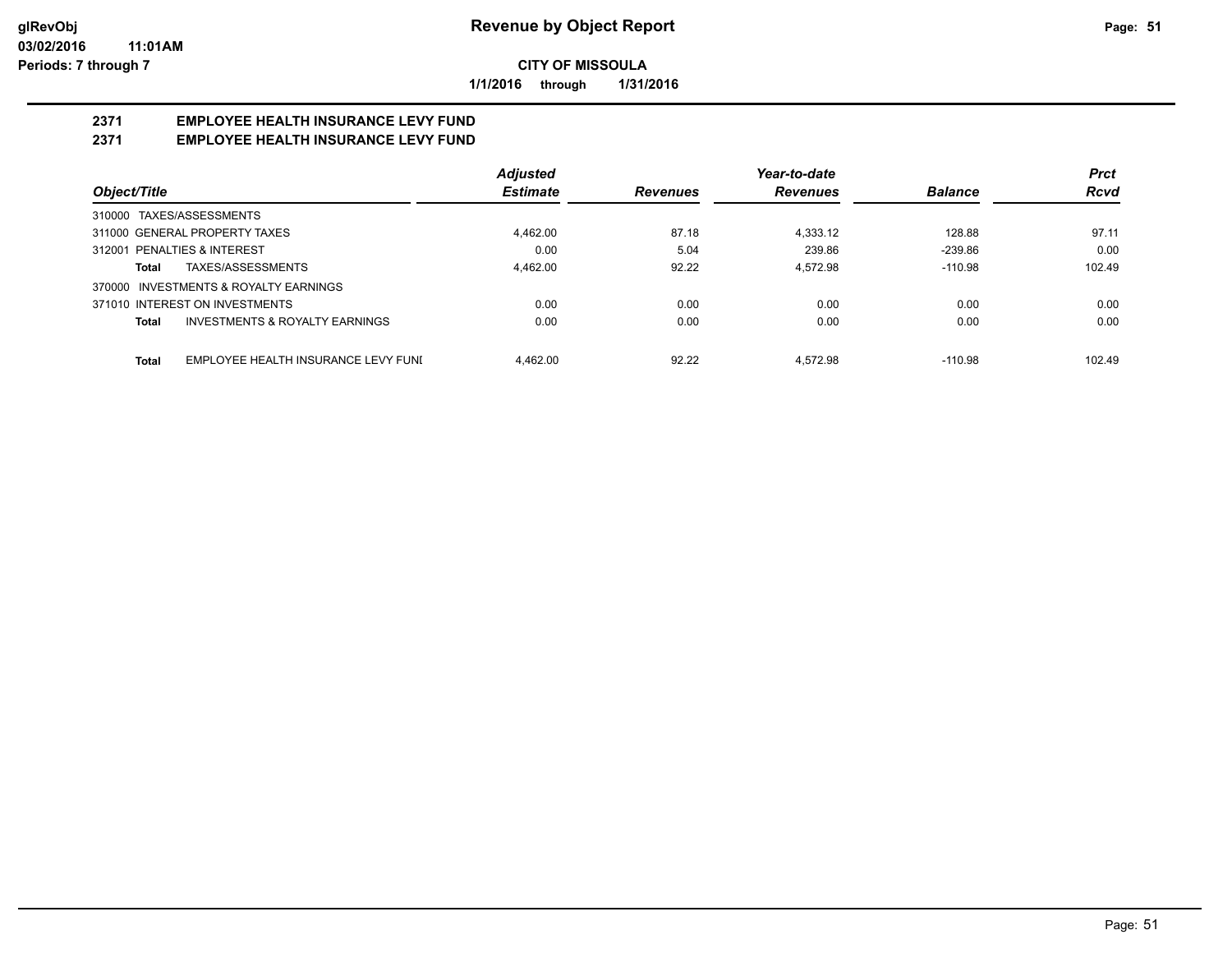**Revenue by Object Report**

glRevObj
03/02/2016 11:01AM
Periods: 7 through 7

**CITY OF MISSOULA**

1/1/2016 through 1/31/2016

## 2371 EMPLOYEE HEALTH INSURANCE LEVY FUND
## 2371 EMPLOYEE HEALTH INSURANCE LEVY FUND

| Object/Title | | Adjusted Estimate | Revenues | Year-to-date Revenues | Balance | Prct Rcvd |
|---|---|---|---|---|---|---|
| 310000 TAXES/ASSESSMENTS | | | | | | |
| 311000 GENERAL PROPERTY TAXES | | 4,462.00 | 87.18 | 4,333.12 | 128.88 | 97.11 |
| 312001 PENALTIES & INTEREST | | 0.00 | 5.04 | 239.86 | -239.86 | 0.00 |
| Total | TAXES/ASSESSMENTS | 4,462.00 | 92.22 | 4,572.98 | -110.98 | 102.49 |
| 370000 INVESTMENTS & ROYALTY EARNINGS | | | | | | |
| 371010 INTEREST ON INVESTMENTS | | 0.00 | 0.00 | 0.00 | 0.00 | 0.00 |
| Total | INVESTMENTS & ROYALTY EARNINGS | 0.00 | 0.00 | 0.00 | 0.00 | 0.00 |
| Total | EMPLOYEE HEALTH INSURANCE LEVY FUNI | 4,462.00 | 92.22 | 4,572.98 | -110.98 | 102.49 |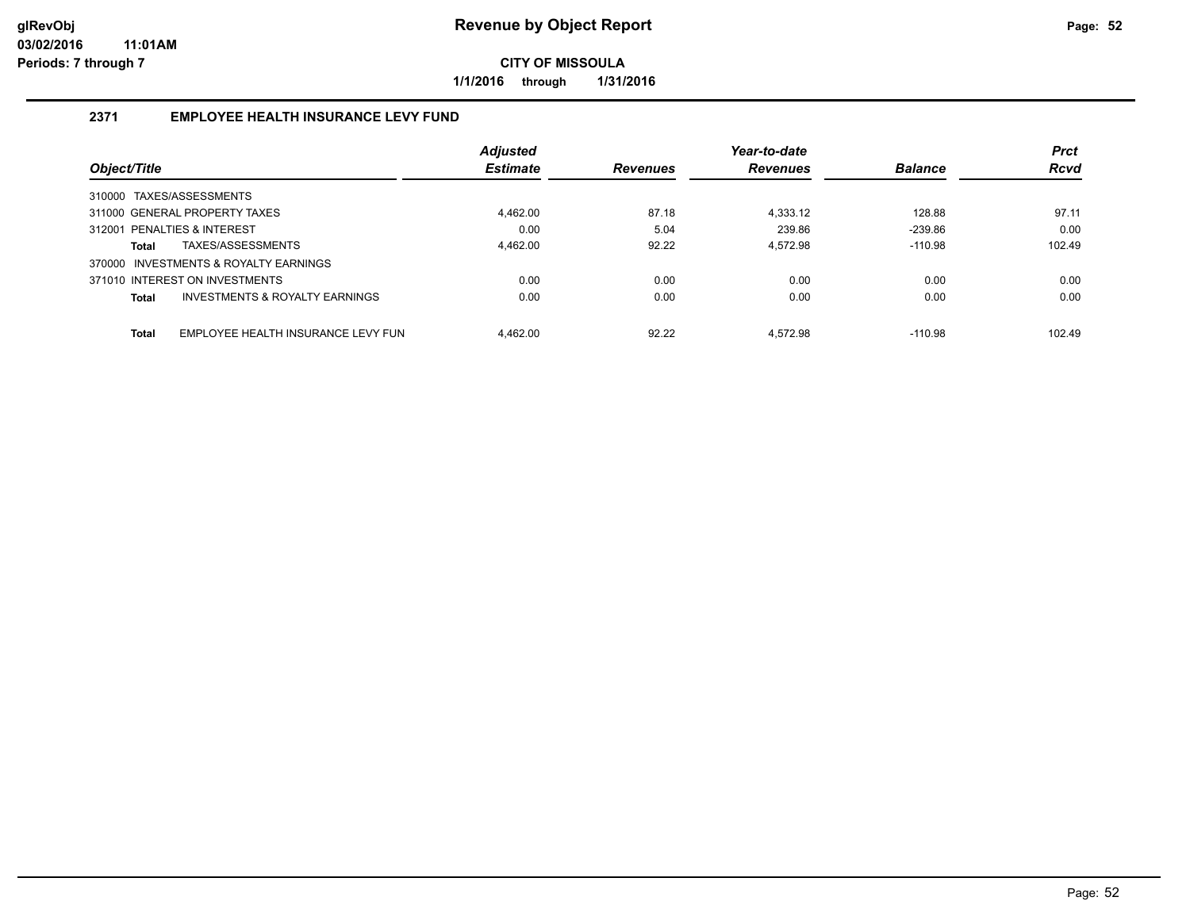# Revenue by Object Report

**glRevObj**
**03/02/2016 11:01AM**
**Periods: 7 through 7**

**CITY OF MISSOULA**

**1/1/2016 through 1/31/2016**

## 2371 EMPLOYEE HEALTH INSURANCE LEVY FUND

| Object/Title | Adjusted Estimate | Revenues | Year-to-date Revenues | Balance | Prct Rcvd |
|---|---|---|---|---|---|
| 310000 TAXES/ASSESSMENTS | | | | | |
| 311000 GENERAL PROPERTY TAXES | 4,462.00 | 87.18 | 4,333.12 | 128.88 | 97.11 |
| 312001 PENALTIES & INTEREST | 0.00 | 5.04 | 239.86 | -239.86 | 0.00 |
| **Total** TAXES/ASSESSMENTS | 4,462.00 | 92.22 | 4,572.98 | -110.98 | 102.49 |
| 370000 INVESTMENTS & ROYALTY EARNINGS | | | | | |
| 371010 INTEREST ON INVESTMENTS | 0.00 | 0.00 | 0.00 | 0.00 | 0.00 |
| **Total** INVESTMENTS & ROYALTY EARNINGS | 0.00 | 0.00 | 0.00 | 0.00 | 0.00 |
| **Total** EMPLOYEE HEALTH INSURANCE LEVY FUN | 4,462.00 | 92.22 | 4,572.98 | -110.98 | 102.49 |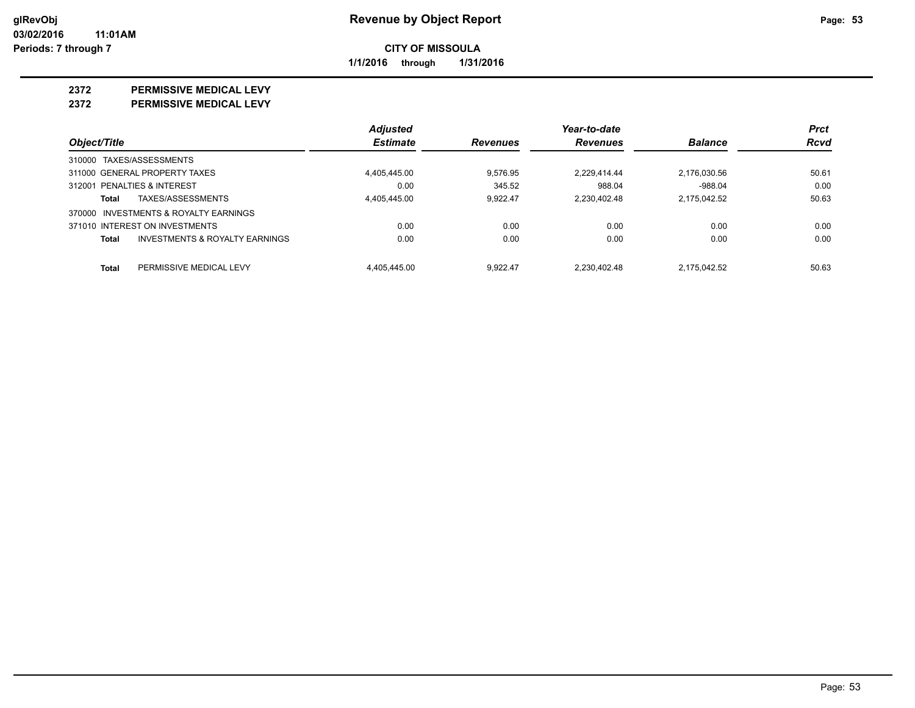**CITY OF MISSOULA**

**1/1/2016 through 1/31/2016**

## 2372 PERMISSIVE MEDICAL LEVY

## 2372 PERMISSIVE MEDICAL LEVY

| Object/Title | Adjusted Estimate | Revenues | Year-to-date Revenues | Balance | Prct Rcvd |
|---|---|---|---|---|---|
| 310000 TAXES/ASSESSMENTS | | | | | |
| 311000 GENERAL PROPERTY TAXES | 4,405,445.00 | 9,576.95 | 2,229,414.44 | 2,176,030.56 | 50.61 |
| 312001 PENALTIES & INTEREST | 0.00 | 345.52 | 988.04 | -988.04 | 0.00 |
| **Total** TAXES/ASSESSMENTS | 4,405,445.00 | 9,922.47 | 2,230,402.48 | 2,175,042.52 | 50.63 |
| 370000 INVESTMENTS & ROYALTY EARNINGS | | | | | |
| 371010 INTEREST ON INVESTMENTS | 0.00 | 0.00 | 0.00 | 0.00 | 0.00 |
| **Total** INVESTMENTS & ROYALTY EARNINGS | 0.00 | 0.00 | 0.00 | 0.00 | 0.00 |
| **Total** PERMISSIVE MEDICAL LEVY | 4,405,445.00 | 9,922.47 | 2,230,402.48 | 2,175,042.52 | 50.63 |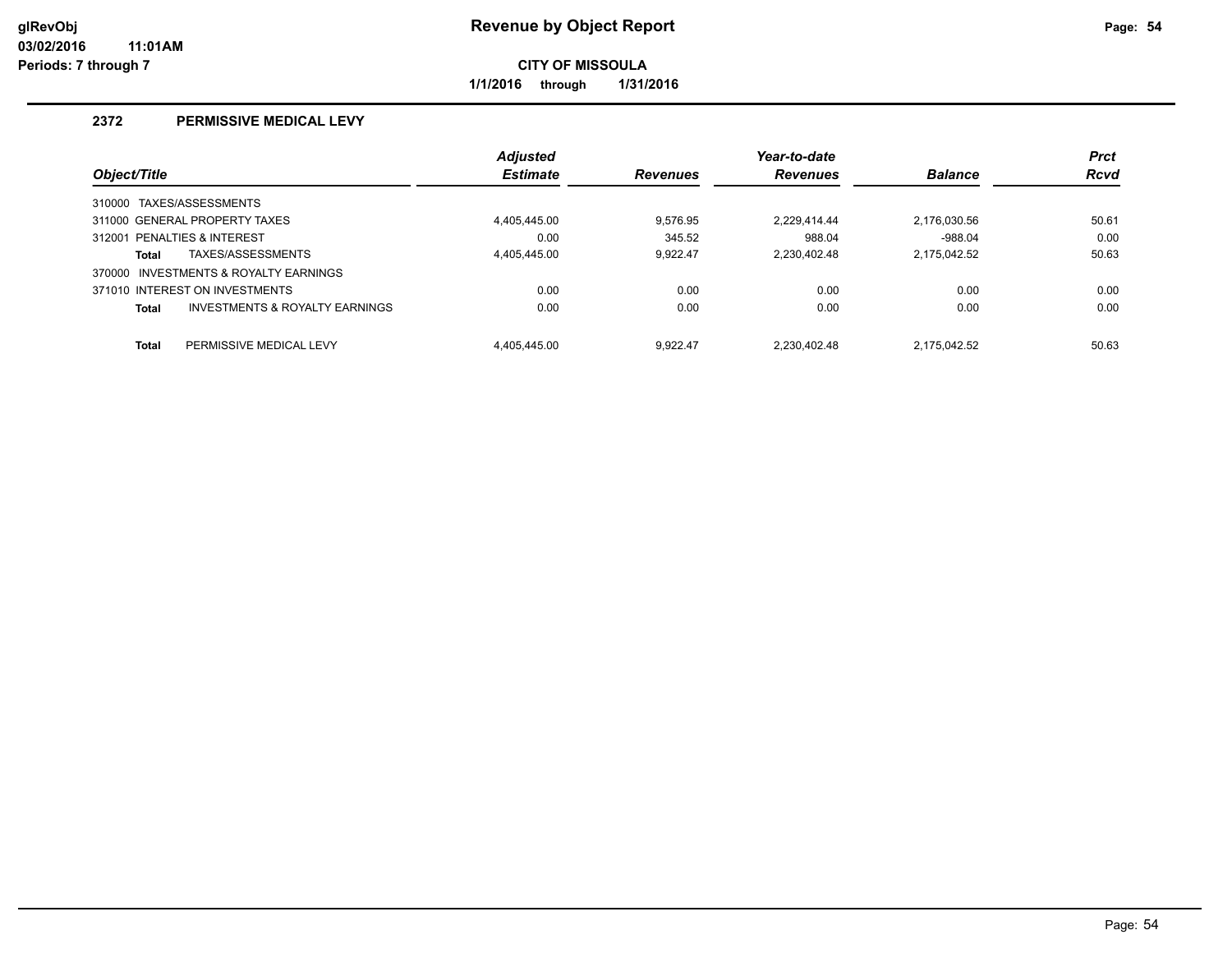# Revenue by Object Report

**CITY OF MISSOULA**

**1/1/2016 through 1/31/2016**

glRevObj
03/02/2016 11:01AM
Periods: 7 through 7

## 2372 PERMISSIVE MEDICAL LEVY

| Object/Title | Adjusted Estimate | Revenues | Year-to-date Revenues | Balance | Prct Rcvd |
|---|---|---|---|---|---|
| 310000 TAXES/ASSESSMENTS | | | | | |
| 311000 GENERAL PROPERTY TAXES | 4,405,445.00 | 9,576.95 | 2,229,414.44 | 2,176,030.56 | 50.61 |
| 312001 PENALTIES & INTEREST | 0.00 | 345.52 | 988.04 | -988.04 | 0.00 |
| **Total** TAXES/ASSESSMENTS | 4,405,445.00 | 9,922.47 | 2,230,402.48 | 2,175,042.52 | 50.63 |
| 370000 INVESTMENTS & ROYALTY EARNINGS | | | | | |
| 371010 INTEREST ON INVESTMENTS | 0.00 | 0.00 | 0.00 | 0.00 | 0.00 |
| **Total** INVESTMENTS & ROYALTY EARNINGS | 0.00 | 0.00 | 0.00 | 0.00 | 0.00 |
| **Total** PERMISSIVE MEDICAL LEVY | 4,405,445.00 | 9,922.47 | 2,230,402.48 | 2,175,042.52 | 50.63 |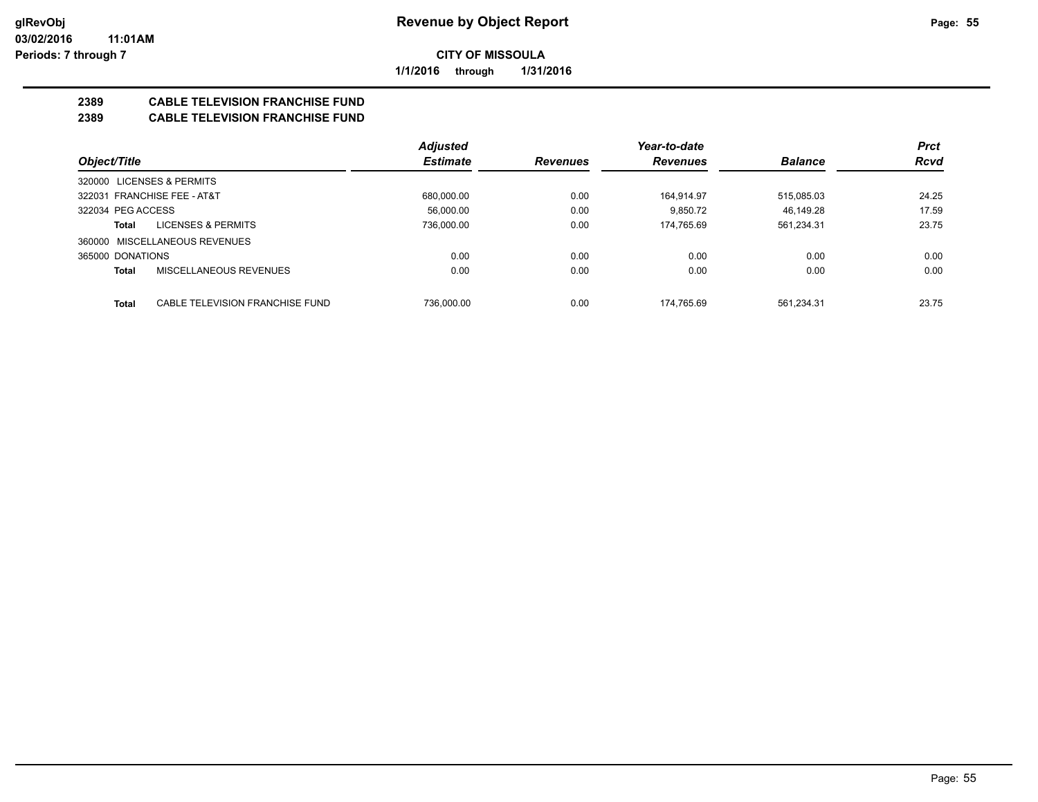**CITY OF MISSOULA**

**1/1/2016 through 1/31/2016**

## 2389 CABLE TELEVISION FRANCHISE FUND

### 2389 CABLE TELEVISION FRANCHISE FUND

| Object/Title | Adjusted Estimate | Revenues | Year-to-date Revenues | Balance | Prct Rcvd |
|---|---|---|---|---|---|
| 320000 LICENSES & PERMITS | | | | | |
| 322031 FRANCHISE FEE - AT&T | 680,000.00 | 0.00 | 164,914.97 | 515,085.03 | 24.25 |
| 322034 PEG ACCESS | 56,000.00 | 0.00 | 9,850.72 | 46,149.28 | 17.59 |
| **Total** LICENSES & PERMITS | 736,000.00 | 0.00 | 174,765.69 | 561,234.31 | 23.75 |
| 360000 MISCELLANEOUS REVENUES | | | | | |
| 365000 DONATIONS | 0.00 | 0.00 | 0.00 | 0.00 | 0.00 |
| **Total** MISCELLANEOUS REVENUES | 0.00 | 0.00 | 0.00 | 0.00 | 0.00 |
| **Total** CABLE TELEVISION FRANCHISE FUND | 736,000.00 | 0.00 | 174,765.69 | 561,234.31 | 23.75 |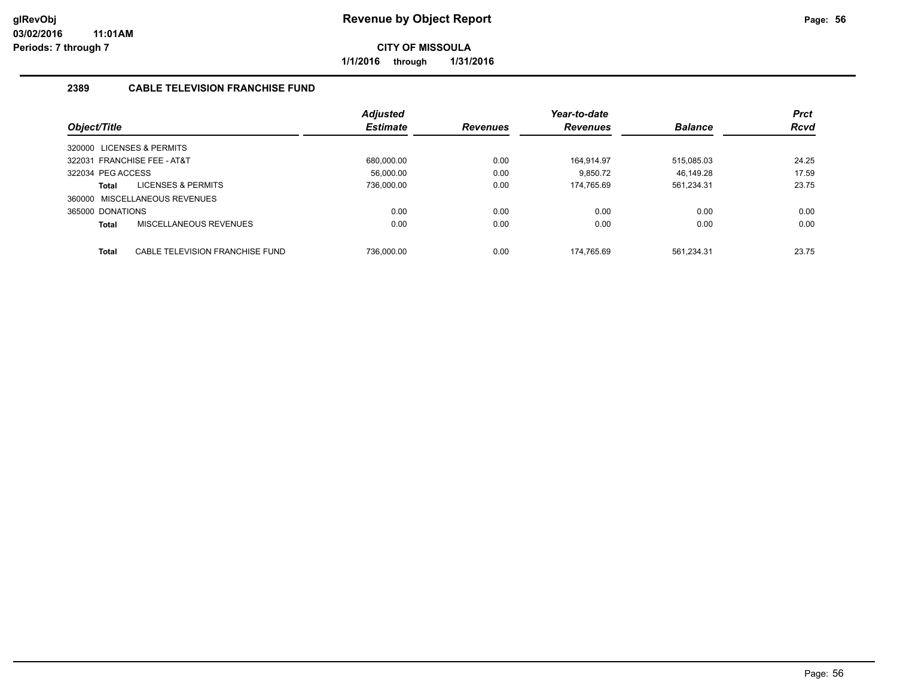# Revenue by Object Report

**CITY OF MISSOULA**

**1/1/2016 through 1/31/2016**

glRevObj
03/02/2016 11:01AM
Periods: 7 through 7

## 2389 CABLE TELEVISION FRANCHISE FUND

| Object/Title | Adjusted Estimate | Revenues | Year-to-date Revenues | Balance | Prct Rcvd |
|---|---|---|---|---|---|
| 320000 LICENSES & PERMITS | | | | | |
| 322031 FRANCHISE FEE - AT&T | 680,000.00 | 0.00 | 164,914.97 | 515,085.03 | 24.25 |
| 322034 PEG ACCESS | 56,000.00 | 0.00 | 9,850.72 | 46,149.28 | 17.59 |
| **Total** LICENSES & PERMITS | 736,000.00 | 0.00 | 174,765.69 | 561,234.31 | 23.75 |
| 360000 MISCELLANEOUS REVENUES | | | | | |
| 365000 DONATIONS | 0.00 | 0.00 | 0.00 | 0.00 | 0.00 |
| **Total** MISCELLANEOUS REVENUES | 0.00 | 0.00 | 0.00 | 0.00 | 0.00 |
| **Total** CABLE TELEVISION FRANCHISE FUND | 736,000.00 | 0.00 | 174,765.69 | 561,234.31 | 23.75 |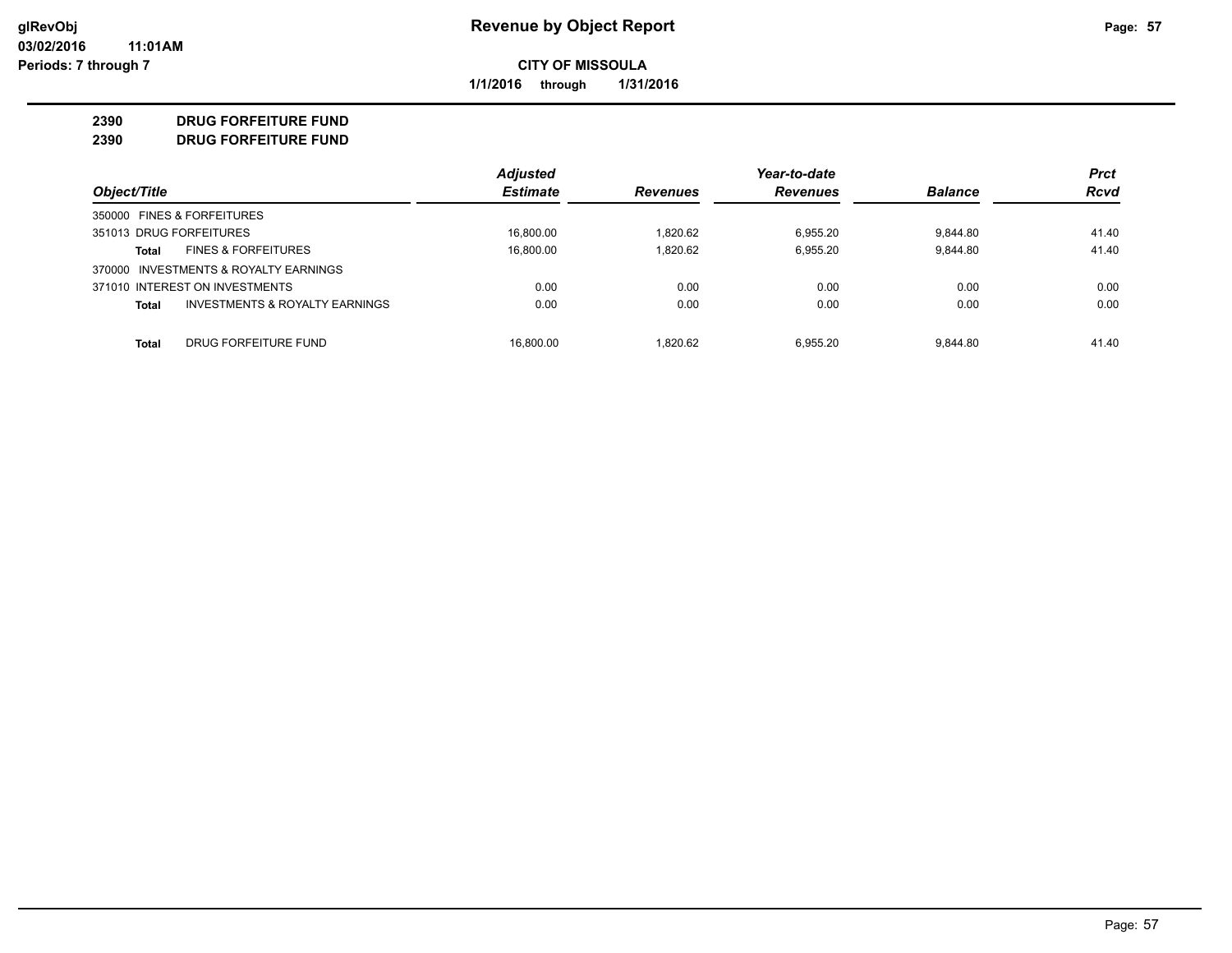**glRevObj**
**03/02/2016 11:01AM**
**Periods: 7 through 7**

# Revenue by Object Report

**CITY OF MISSOULA**

**1/1/2016 through 1/31/2016**

## 2390 DRUG FORFEITURE FUND
## 2390 DRUG FORFEITURE FUND

| Object/Title | Adjusted Estimate | Revenues | Year-to-date Revenues | Balance | Prct Rcvd |
|---|---|---|---|---|---|
| 350000 FINES & FORFEITURES | | | | | |
| 351013 DRUG FORFEITURES | 16,800.00 | 1,820.62 | 6,955.20 | 9,844.80 | 41.40 |
| **Total** FINES & FORFEITURES | 16,800.00 | 1,820.62 | 6,955.20 | 9,844.80 | 41.40 |
| 370000 INVESTMENTS & ROYALTY EARNINGS | | | | | |
| 371010 INTEREST ON INVESTMENTS | 0.00 | 0.00 | 0.00 | 0.00 | 0.00 |
| **Total** INVESTMENTS & ROYALTY EARNINGS | 0.00 | 0.00 | 0.00 | 0.00 | 0.00 |
| **Total** DRUG FORFEITURE FUND | 16,800.00 | 1,820.62 | 6,955.20 | 9,844.80 | 41.40 |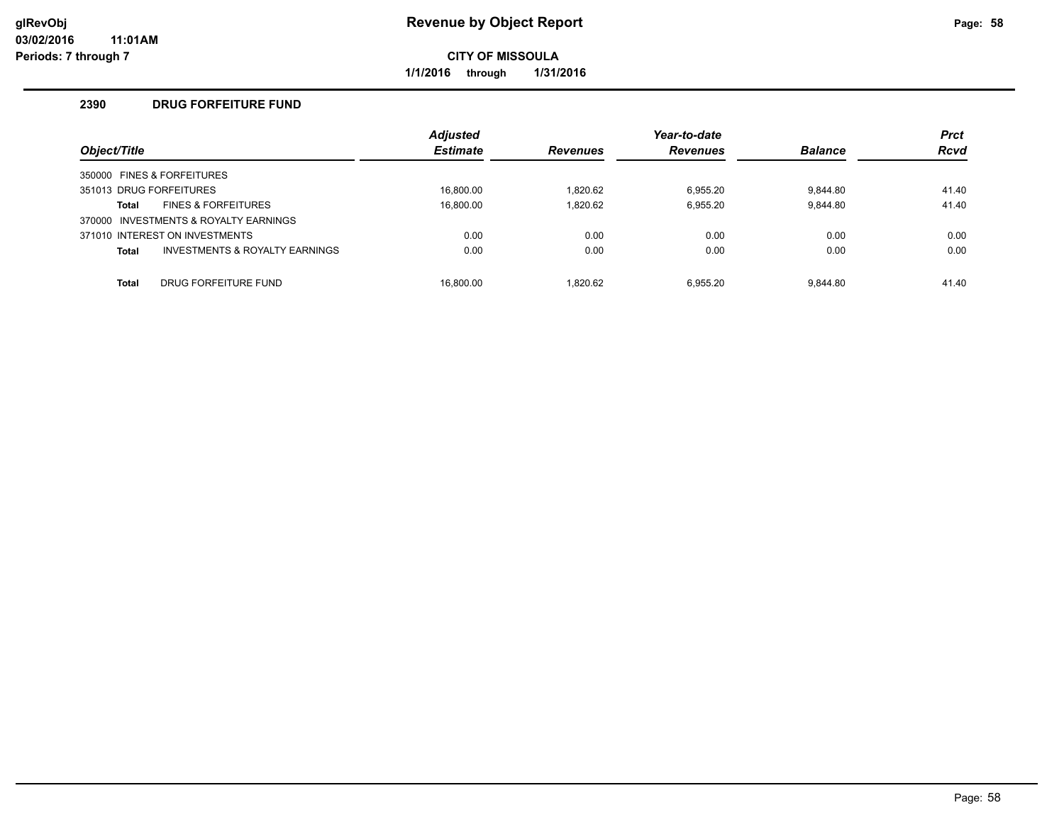# Revenue by Object Report

**CITY OF MISSOULA**

**1/1/2016 through 1/31/2016**

glRevObj
03/02/2016 11:01AM
Periods: 7 through 7

## 2390 DRUG FORFEITURE FUND

| Object/Title | Adjusted Estimate | Revenues | Year-to-date Revenues | Balance | Prct Rcvd |
|---|---|---|---|---|---|
| 350000 FINES & FORFEITURES | | | | | |
| 351013 DRUG FORFEITURES | 16,800.00 | 1,820.62 | 6,955.20 | 9,844.80 | 41.40 |
| **Total** FINES & FORFEITURES | 16,800.00 | 1,820.62 | 6,955.20 | 9,844.80 | 41.40 |
| 370000 INVESTMENTS & ROYALTY EARNINGS | | | | | |
| 371010 INTEREST ON INVESTMENTS | 0.00 | 0.00 | 0.00 | 0.00 | 0.00 |
| **Total** INVESTMENTS & ROYALTY EARNINGS | 0.00 | 0.00 | 0.00 | 0.00 | 0.00 |
| **Total** DRUG FORFEITURE FUND | 16,800.00 | 1,820.62 | 6,955.20 | 9,844.80 | 41.40 |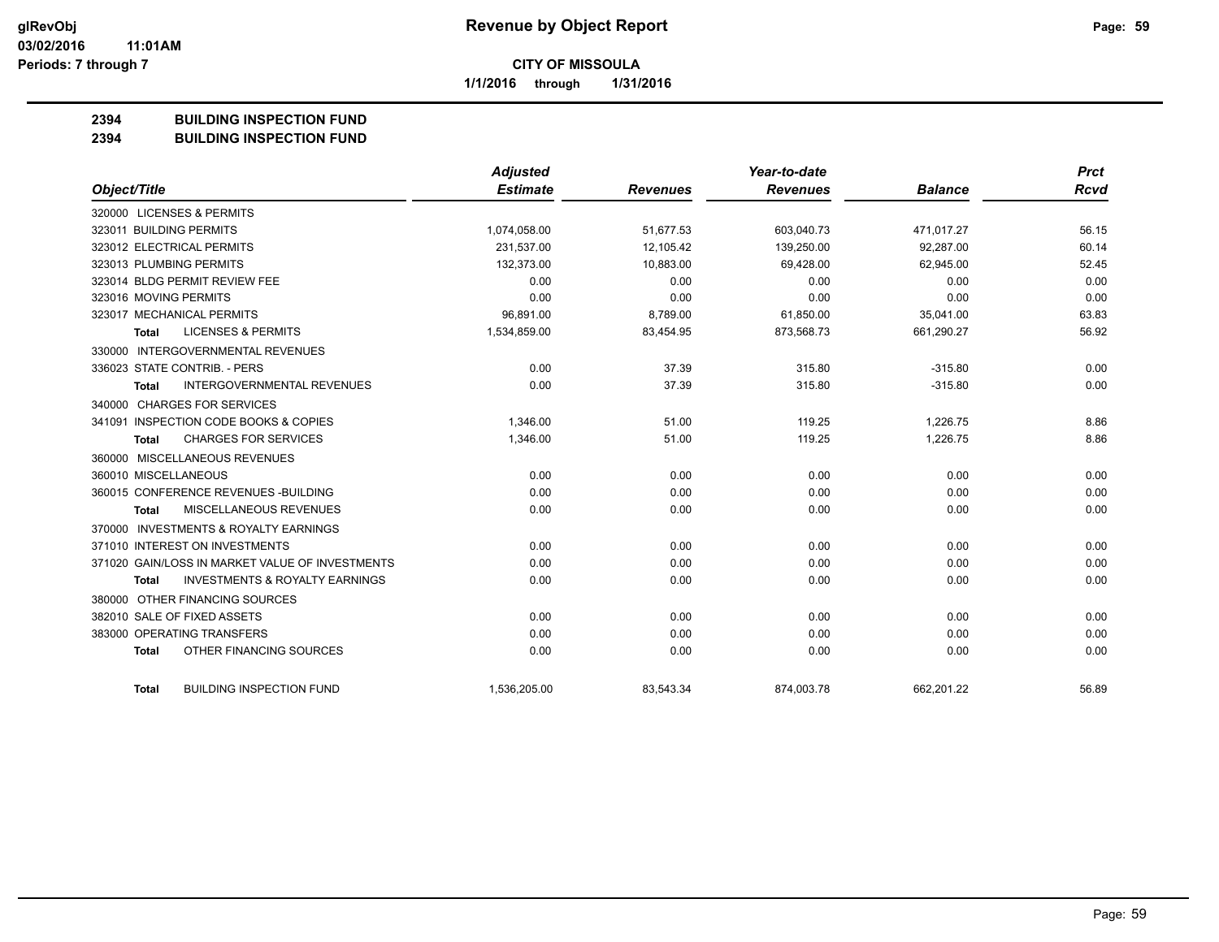# Revenue by Object Report

**CITY OF MISSOULA**

**1/1/2016 through 1/31/2016**

glRevObj
03/02/2016 11:01AM
Periods: 7 through 7

**2394 BUILDING INSPECTION FUND**
**2394 BUILDING INSPECTION FUND**

| Object/Title | Adjusted Estimate | Revenues | Year-to-date Revenues | Balance | Prct Rcvd |
|---|---|---|---|---|---|
| 320000 LICENSES & PERMITS | | | | | |
| 323011 BUILDING PERMITS | 1,074,058.00 | 51,677.53 | 603,040.73 | 471,017.27 | 56.15 |
| 323012 ELECTRICAL PERMITS | 231,537.00 | 12,105.42 | 139,250.00 | 92,287.00 | 60.14 |
| 323013 PLUMBING PERMITS | 132,373.00 | 10,883.00 | 69,428.00 | 62,945.00 | 52.45 |
| 323014 BLDG PERMIT REVIEW FEE | 0.00 | 0.00 | 0.00 | 0.00 | 0.00 |
| 323016 MOVING PERMITS | 0.00 | 0.00 | 0.00 | 0.00 | 0.00 |
| 323017 MECHANICAL PERMITS | 96,891.00 | 8,789.00 | 61,850.00 | 35,041.00 | 63.83 |
| **Total** LICENSES & PERMITS | 1,534,859.00 | 83,454.95 | 873,568.73 | 661,290.27 | 56.92 |
| 330000 INTERGOVERNMENTAL REVENUES | | | | | |
| 336023 STATE CONTRIB. - PERS | 0.00 | 37.39 | 315.80 | -315.80 | 0.00 |
| **Total** INTERGOVERNMENTAL REVENUES | 0.00 | 37.39 | 315.80 | -315.80 | 0.00 |
| 340000 CHARGES FOR SERVICES | | | | | |
| 341091 INSPECTION CODE BOOKS & COPIES | 1,346.00 | 51.00 | 119.25 | 1,226.75 | 8.86 |
| **Total** CHARGES FOR SERVICES | 1,346.00 | 51.00 | 119.25 | 1,226.75 | 8.86 |
| 360000 MISCELLANEOUS REVENUES | | | | | |
| 360010 MISCELLANEOUS | 0.00 | 0.00 | 0.00 | 0.00 | 0.00 |
| 360015 CONFERENCE REVENUES -BUILDING | 0.00 | 0.00 | 0.00 | 0.00 | 0.00 |
| **Total** MISCELLANEOUS REVENUES | 0.00 | 0.00 | 0.00 | 0.00 | 0.00 |
| 370000 INVESTMENTS & ROYALTY EARNINGS | | | | | |
| 371010 INTEREST ON INVESTMENTS | 0.00 | 0.00 | 0.00 | 0.00 | 0.00 |
| 371020 GAIN/LOSS IN MARKET VALUE OF INVESTMENTS | 0.00 | 0.00 | 0.00 | 0.00 | 0.00 |
| **Total** INVESTMENTS & ROYALTY EARNINGS | 0.00 | 0.00 | 0.00 | 0.00 | 0.00 |
| 380000 OTHER FINANCING SOURCES | | | | | |
| 382010 SALE OF FIXED ASSETS | 0.00 | 0.00 | 0.00 | 0.00 | 0.00 |
| 383000 OPERATING TRANSFERS | 0.00 | 0.00 | 0.00 | 0.00 | 0.00 |
| **Total** OTHER FINANCING SOURCES | 0.00 | 0.00 | 0.00 | 0.00 | 0.00 |
| **Total** BUILDING INSPECTION FUND | 1,536,205.00 | 83,543.34 | 874,003.78 | 662,201.22 | 56.89 |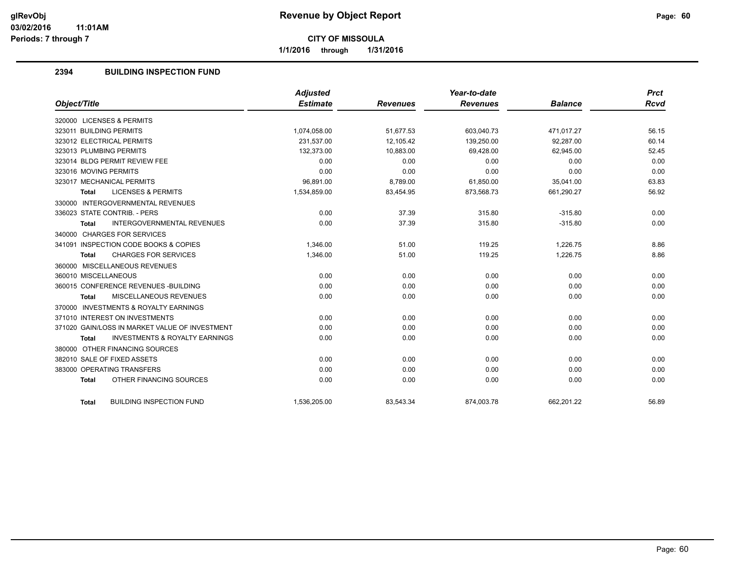# Revenue by Object Report

**CITY OF MISSOULA**

**1/1/2016 through 1/31/2016**

glRevObj
03/02/2016 11:01AM
Periods: 7 through 7

## 2394 BUILDING INSPECTION FUND

| Object/Title | Adjusted Estimate | Revenues | Year-to-date Revenues | Balance | Prct Rcvd |
|---|---|---|---|---|---|
| 320000 LICENSES & PERMITS | | | | | |
| 323011 BUILDING PERMITS | 1,074,058.00 | 51,677.53 | 603,040.73 | 471,017.27 | 56.15 |
| 323012 ELECTRICAL PERMITS | 231,537.00 | 12,105.42 | 139,250.00 | 92,287.00 | 60.14 |
| 323013 PLUMBING PERMITS | 132,373.00 | 10,883.00 | 69,428.00 | 62,945.00 | 52.45 |
| 323014 BLDG PERMIT REVIEW FEE | 0.00 | 0.00 | 0.00 | 0.00 | 0.00 |
| 323016 MOVING PERMITS | 0.00 | 0.00 | 0.00 | 0.00 | 0.00 |
| 323017 MECHANICAL PERMITS | 96,891.00 | 8,789.00 | 61,850.00 | 35,041.00 | 63.83 |
| **Total** LICENSES & PERMITS | 1,534,859.00 | 83,454.95 | 873,568.73 | 661,290.27 | 56.92 |
| 330000 INTERGOVERNMENTAL REVENUES | | | | | |
| 336023 STATE CONTRIB. - PERS | 0.00 | 37.39 | 315.80 | -315.80 | 0.00 |
| **Total** INTERGOVERNMENTAL REVENUES | 0.00 | 37.39 | 315.80 | -315.80 | 0.00 |
| 340000 CHARGES FOR SERVICES | | | | | |
| 341091 INSPECTION CODE BOOKS & COPIES | 1,346.00 | 51.00 | 119.25 | 1,226.75 | 8.86 |
| **Total** CHARGES FOR SERVICES | 1,346.00 | 51.00 | 119.25 | 1,226.75 | 8.86 |
| 360000 MISCELLANEOUS REVENUES | | | | | |
| 360010 MISCELLANEOUS | 0.00 | 0.00 | 0.00 | 0.00 | 0.00 |
| 360015 CONFERENCE REVENUES -BUILDING | 0.00 | 0.00 | 0.00 | 0.00 | 0.00 |
| **Total** MISCELLANEOUS REVENUES | 0.00 | 0.00 | 0.00 | 0.00 | 0.00 |
| 370000 INVESTMENTS & ROYALTY EARNINGS | | | | | |
| 371010 INTEREST ON INVESTMENTS | 0.00 | 0.00 | 0.00 | 0.00 | 0.00 |
| 371020 GAIN/LOSS IN MARKET VALUE OF INVESTMENT | 0.00 | 0.00 | 0.00 | 0.00 | 0.00 |
| **Total** INVESTMENTS & ROYALTY EARNINGS | 0.00 | 0.00 | 0.00 | 0.00 | 0.00 |
| 380000 OTHER FINANCING SOURCES | | | | | |
| 382010 SALE OF FIXED ASSETS | 0.00 | 0.00 | 0.00 | 0.00 | 0.00 |
| 383000 OPERATING TRANSFERS | 0.00 | 0.00 | 0.00 | 0.00 | 0.00 |
| **Total** OTHER FINANCING SOURCES | 0.00 | 0.00 | 0.00 | 0.00 | 0.00 |
| **Total** BUILDING INSPECTION FUND | 1,536,205.00 | 83,543.34 | 874,003.78 | 662,201.22 | 56.89 |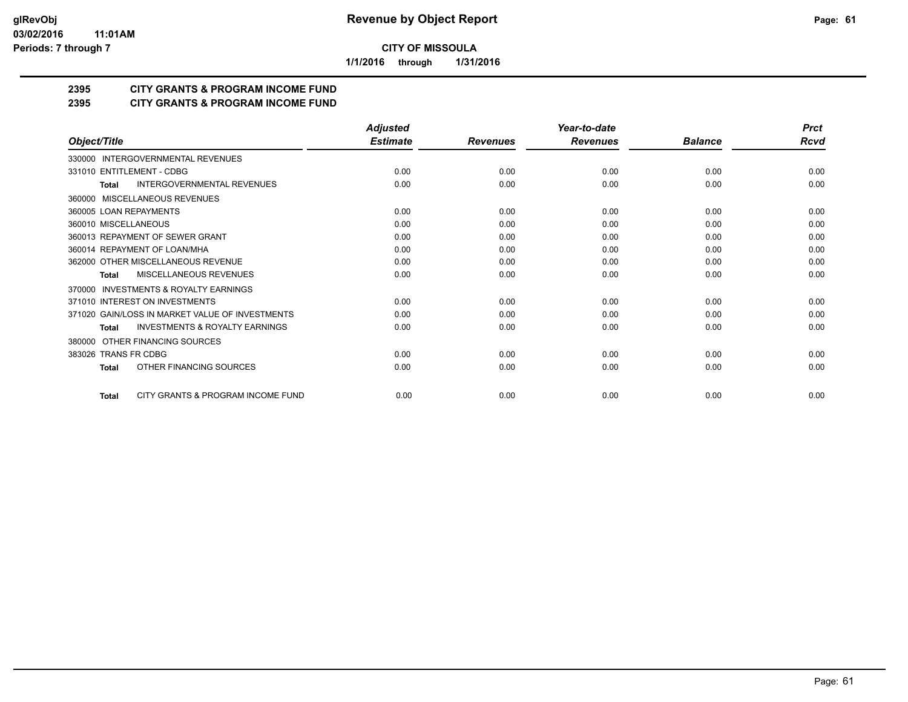# Revenue by Object Report

**CITY OF MISSOULA**

**1/1/2016 through 1/31/2016**

glRevObj
03/02/2016 11:01AM
Periods: 7 through 7

## 2395 CITY GRANTS & PROGRAM INCOME FUND
## 2395 CITY GRANTS & PROGRAM INCOME FUND

| Object/Title | Adjusted Estimate | Revenues | Year-to-date Revenues | Balance | Prct Rcvd |
|---|---|---|---|---|---|
| 330000 INTERGOVERNMENTAL REVENUES | | | | | |
| 331010 ENTITLEMENT - CDBG | 0.00 | 0.00 | 0.00 | 0.00 | 0.00 |
| **Total** INTERGOVERNMENTAL REVENUES | 0.00 | 0.00 | 0.00 | 0.00 | 0.00 |
| 360000 MISCELLANEOUS REVENUES | | | | | |
| 360005 LOAN REPAYMENTS | 0.00 | 0.00 | 0.00 | 0.00 | 0.00 |
| 360010 MISCELLANEOUS | 0.00 | 0.00 | 0.00 | 0.00 | 0.00 |
| 360013 REPAYMENT OF SEWER GRANT | 0.00 | 0.00 | 0.00 | 0.00 | 0.00 |
| 360014 REPAYMENT OF LOAN/MHA | 0.00 | 0.00 | 0.00 | 0.00 | 0.00 |
| 362000 OTHER MISCELLANEOUS REVENUE | 0.00 | 0.00 | 0.00 | 0.00 | 0.00 |
| **Total** MISCELLANEOUS REVENUES | 0.00 | 0.00 | 0.00 | 0.00 | 0.00 |
| 370000 INVESTMENTS & ROYALTY EARNINGS | | | | | |
| 371010 INTEREST ON INVESTMENTS | 0.00 | 0.00 | 0.00 | 0.00 | 0.00 |
| 371020 GAIN/LOSS IN MARKET VALUE OF INVESTMENTS | 0.00 | 0.00 | 0.00 | 0.00 | 0.00 |
| **Total** INVESTMENTS & ROYALTY EARNINGS | 0.00 | 0.00 | 0.00 | 0.00 | 0.00 |
| 380000 OTHER FINANCING SOURCES | | | | | |
| 383026 TRANS FR CDBG | 0.00 | 0.00 | 0.00 | 0.00 | 0.00 |
| **Total** OTHER FINANCING SOURCES | 0.00 | 0.00 | 0.00 | 0.00 | 0.00 |
| **Total** CITY GRANTS & PROGRAM INCOME FUND | 0.00 | 0.00 | 0.00 | 0.00 | 0.00 |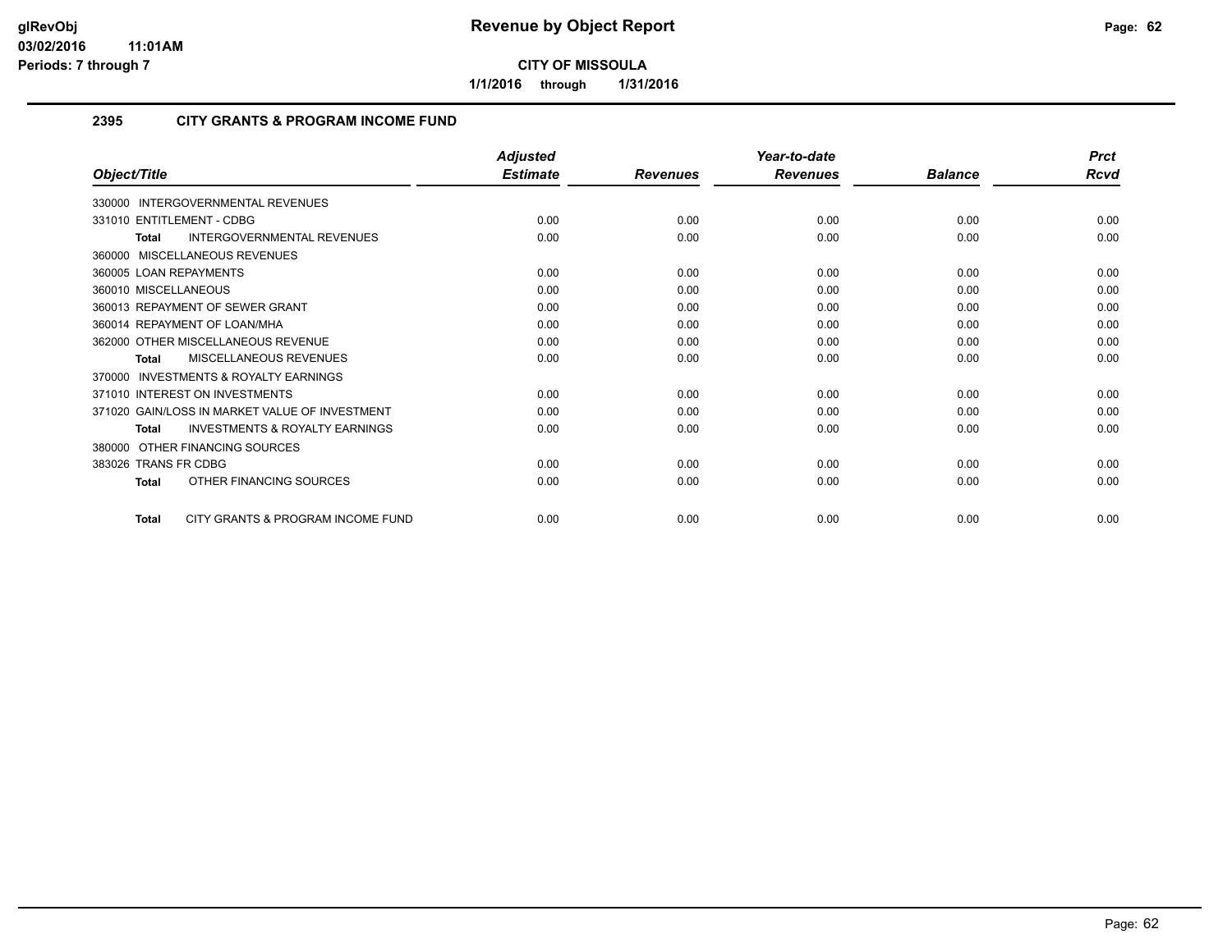**CITY OF MISSOULA**

**1/1/2016 through 1/31/2016**

## 2395 CITY GRANTS & PROGRAM INCOME FUND

| Object/Title | Adjusted Estimate | Revenues | Year-to-date Revenues | Balance | Prct Rcvd |
|---|---|---|---|---|---|
| 330000 INTERGOVERNMENTAL REVENUES | | | | | |
| 331010 ENTITLEMENT - CDBG | 0.00 | 0.00 | 0.00 | 0.00 | 0.00 |
| **Total** INTERGOVERNMENTAL REVENUES | 0.00 | 0.00 | 0.00 | 0.00 | 0.00 |
| 360000 MISCELLANEOUS REVENUES | | | | | |
| 360005 LOAN REPAYMENTS | 0.00 | 0.00 | 0.00 | 0.00 | 0.00 |
| 360010 MISCELLANEOUS | 0.00 | 0.00 | 0.00 | 0.00 | 0.00 |
| 360013 REPAYMENT OF SEWER GRANT | 0.00 | 0.00 | 0.00 | 0.00 | 0.00 |
| 360014 REPAYMENT OF LOAN/MHA | 0.00 | 0.00 | 0.00 | 0.00 | 0.00 |
| 362000 OTHER MISCELLANEOUS REVENUE | 0.00 | 0.00 | 0.00 | 0.00 | 0.00 |
| **Total** MISCELLANEOUS REVENUES | 0.00 | 0.00 | 0.00 | 0.00 | 0.00 |
| 370000 INVESTMENTS & ROYALTY EARNINGS | | | | | |
| 371010 INTEREST ON INVESTMENTS | 0.00 | 0.00 | 0.00 | 0.00 | 0.00 |
| 371020 GAIN/LOSS IN MARKET VALUE OF INVESTMENT | 0.00 | 0.00 | 0.00 | 0.00 | 0.00 |
| **Total** INVESTMENTS & ROYALTY EARNINGS | 0.00 | 0.00 | 0.00 | 0.00 | 0.00 |
| 380000 OTHER FINANCING SOURCES | | | | | |
| 383026 TRANS FR CDBG | 0.00 | 0.00 | 0.00 | 0.00 | 0.00 |
| **Total** OTHER FINANCING SOURCES | 0.00 | 0.00 | 0.00 | 0.00 | 0.00 |
| **Total** CITY GRANTS & PROGRAM INCOME FUND | 0.00 | 0.00 | 0.00 | 0.00 | 0.00 |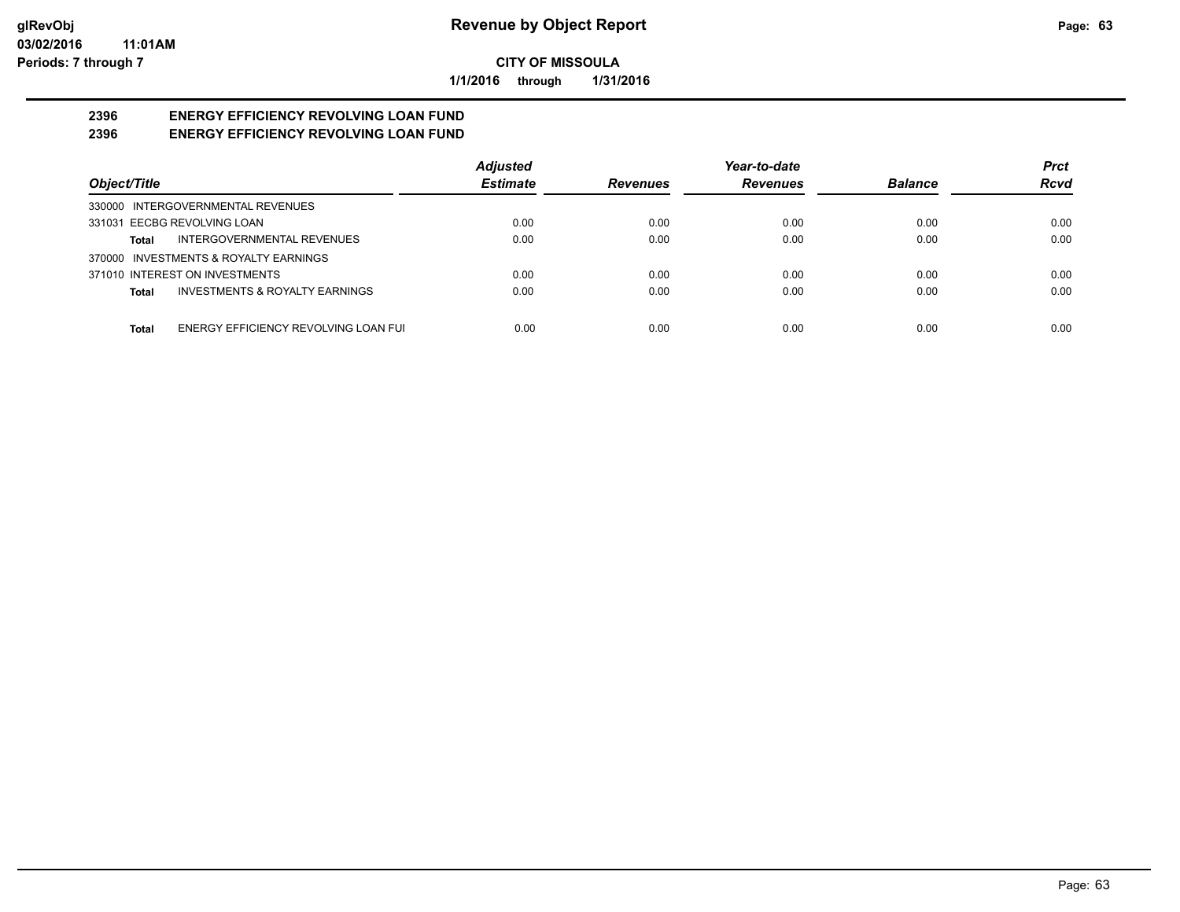**Revenue by Object Report**

**CITY OF MISSOULA**

**1/1/2016 through 1/31/2016**

glRevObj
03/02/2016 11:01AM
Periods: 7 through 7

## 2396 ENERGY EFFICIENCY REVOLVING LOAN FUND
## 2396 ENERGY EFFICIENCY REVOLVING LOAN FUND

| Object/Title | | Adjusted Estimate | Revenues | Year-to-date Revenues | Balance | Prct Rcvd |
|---|---|---|---|---|---|---|
| 330000 INTERGOVERNMENTAL REVENUES | | | | | | |
| 331031 EECBG REVOLVING LOAN | | 0.00 | 0.00 | 0.00 | 0.00 | 0.00 |
| **Total** | INTERGOVERNMENTAL REVENUES | 0.00 | 0.00 | 0.00 | 0.00 | 0.00 |
| 370000 INVESTMENTS & ROYALTY EARNINGS | | | | | | |
| 371010 INTEREST ON INVESTMENTS | | 0.00 | 0.00 | 0.00 | 0.00 | 0.00 |
| **Total** | INVESTMENTS & ROYALTY EARNINGS | 0.00 | 0.00 | 0.00 | 0.00 | 0.00 |
| **Total** | ENERGY EFFICIENCY REVOLVING LOAN FUI | 0.00 | 0.00 | 0.00 | 0.00 | 0.00 |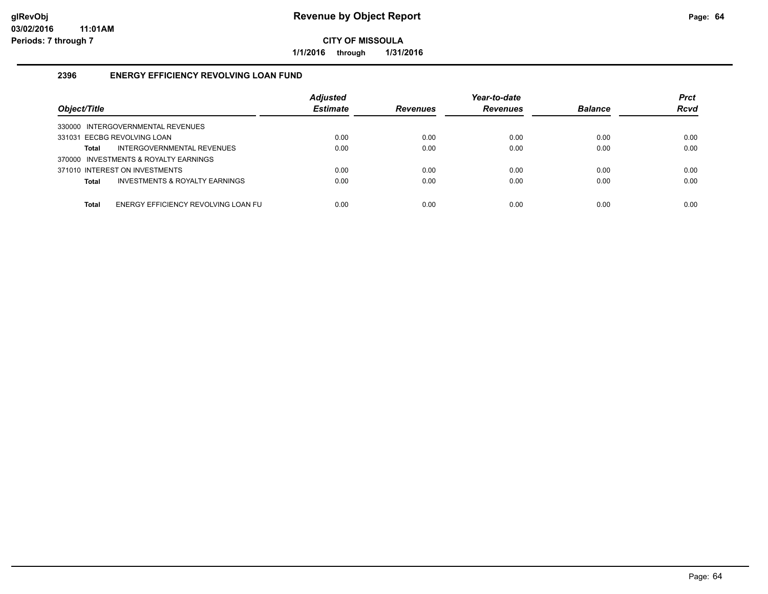# Revenue by Object Report

**CITY OF MISSOULA**

**1/1/2016 through 1/31/2016**

glRevObj
03/02/2016 11:01AM
Periods: 7 through 7

## 2396 ENERGY EFFICIENCY REVOLVING LOAN FUND

| Object/Title | Adjusted Estimate | Revenues | Year-to-date Revenues | Balance | Prct Rcvd |
|---|---|---|---|---|---|
| 330000 INTERGOVERNMENTAL REVENUES | | | | | |
| 331031 EECBG REVOLVING LOAN | 0.00 | 0.00 | 0.00 | 0.00 | 0.00 |
| **Total** INTERGOVERNMENTAL REVENUES | 0.00 | 0.00 | 0.00 | 0.00 | 0.00 |
| 370000 INVESTMENTS & ROYALTY EARNINGS | | | | | |
| 371010 INTEREST ON INVESTMENTS | 0.00 | 0.00 | 0.00 | 0.00 | 0.00 |
| **Total** INVESTMENTS & ROYALTY EARNINGS | 0.00 | 0.00 | 0.00 | 0.00 | 0.00 |
| **Total** ENERGY EFFICIENCY REVOLVING LOAN FU | 0.00 | 0.00 | 0.00 | 0.00 | 0.00 |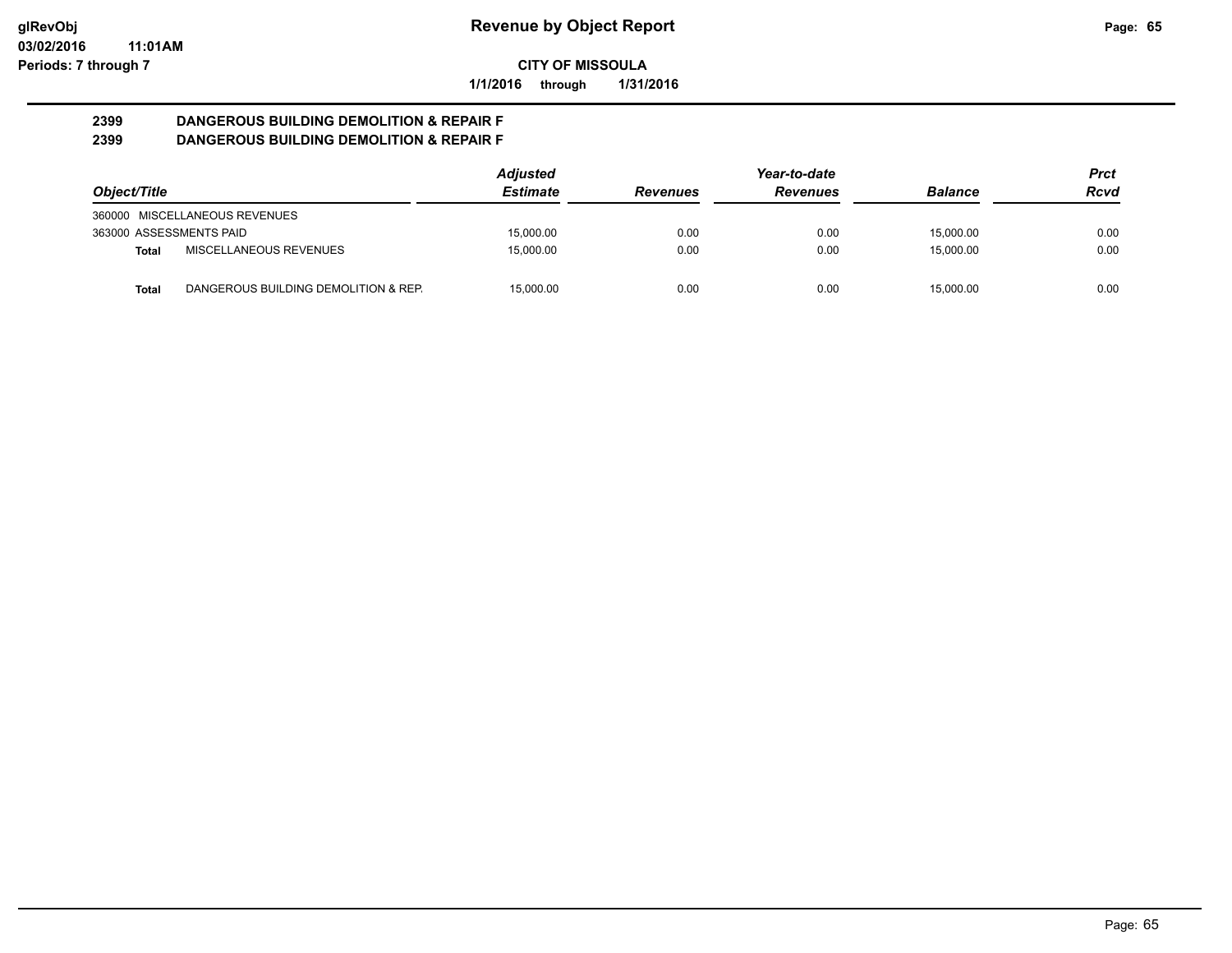**Revenue by Object Report**

**CITY OF MISSOULA**

**1/1/2016 through 1/31/2016**

**2399 DANGEROUS BUILDING DEMOLITION & REPAIR F**

**2399 DANGEROUS BUILDING DEMOLITION & REPAIR F**

| Object/Title | | Adjusted Estimate | Revenues | Year-to-date Revenues | Balance | Prct Rcvd |
|---|---|---|---|---|---|---|
| 360000 MISCELLANEOUS REVENUES | | | | | | |
| 363000 ASSESSMENTS PAID | | 15,000.00 | 0.00 | 0.00 | 15,000.00 | 0.00 |
| **Total** | MISCELLANEOUS REVENUES | 15,000.00 | 0.00 | 0.00 | 15,000.00 | 0.00 |
| **Total** | DANGEROUS BUILDING DEMOLITION & REP. | 15,000.00 | 0.00 | 0.00 | 15,000.00 | 0.00 |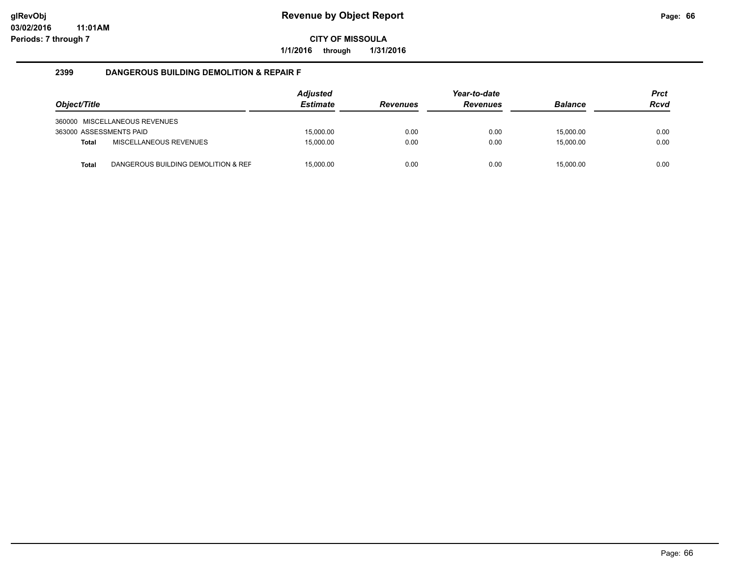# Revenue by Object Report

**CITY OF MISSOULA**

**1/1/2016 through 1/31/2016**

glRevObj
03/02/2016 11:01AM
Periods: 7 through 7

## 2399 DANGEROUS BUILDING DEMOLITION & REPAIR F

| Object/Title | | Adjusted Estimate | Revenues | Year-to-date Revenues | Balance | Prct Rcvd |
|---|---|---|---|---|---|---|
| 360000 MISCELLANEOUS REVENUES | | | | | | |
| 363000 ASSESSMENTS PAID | | 15,000.00 | 0.00 | 0.00 | 15,000.00 | 0.00 |
| **Total** | MISCELLANEOUS REVENUES | 15,000.00 | 0.00 | 0.00 | 15,000.00 | 0.00 |
| **Total** | DANGEROUS BUILDING DEMOLITION & REF | 15,000.00 | 0.00 | 0.00 | 15,000.00 | 0.00 |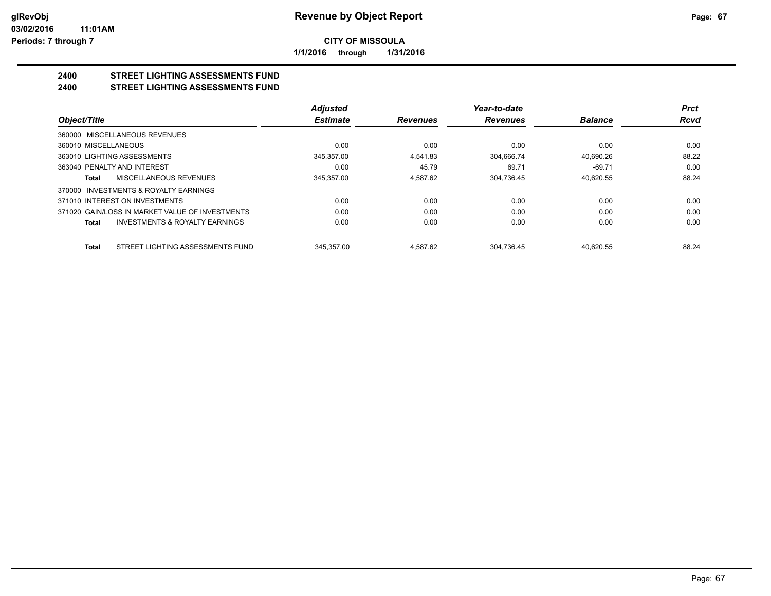**CITY OF MISSOULA**

**1/1/2016 through 1/31/2016**

## 2400 STREET LIGHTING ASSESSMENTS FUND
## 2400 STREET LIGHTING ASSESSMENTS FUND

| Object/Title | Adjusted Estimate | Revenues | Year-to-date Revenues | Balance | Prct Rcvd |
|---|---|---|---|---|---|
| 360000 MISCELLANEOUS REVENUES | | | | | |
| 360010 MISCELLANEOUS | 0.00 | 0.00 | 0.00 | 0.00 | 0.00 |
| 363010 LIGHTING ASSESSMENTS | 345,357.00 | 4,541.83 | 304,666.74 | 40,690.26 | 88.22 |
| 363040 PENALTY AND INTEREST | 0.00 | 45.79 | 69.71 | -69.71 | 0.00 |
| **Total** MISCELLANEOUS REVENUES | 345,357.00 | 4,587.62 | 304,736.45 | 40,620.55 | 88.24 |
| 370000 INVESTMENTS & ROYALTY EARNINGS | | | | | |
| 371010 INTEREST ON INVESTMENTS | 0.00 | 0.00 | 0.00 | 0.00 | 0.00 |
| 371020 GAIN/LOSS IN MARKET VALUE OF INVESTMENTS | 0.00 | 0.00 | 0.00 | 0.00 | 0.00 |
| **Total** INVESTMENTS & ROYALTY EARNINGS | 0.00 | 0.00 | 0.00 | 0.00 | 0.00 |
| **Total** STREET LIGHTING ASSESSMENTS FUND | 345,357.00 | 4,587.62 | 304,736.45 | 40,620.55 | 88.24 |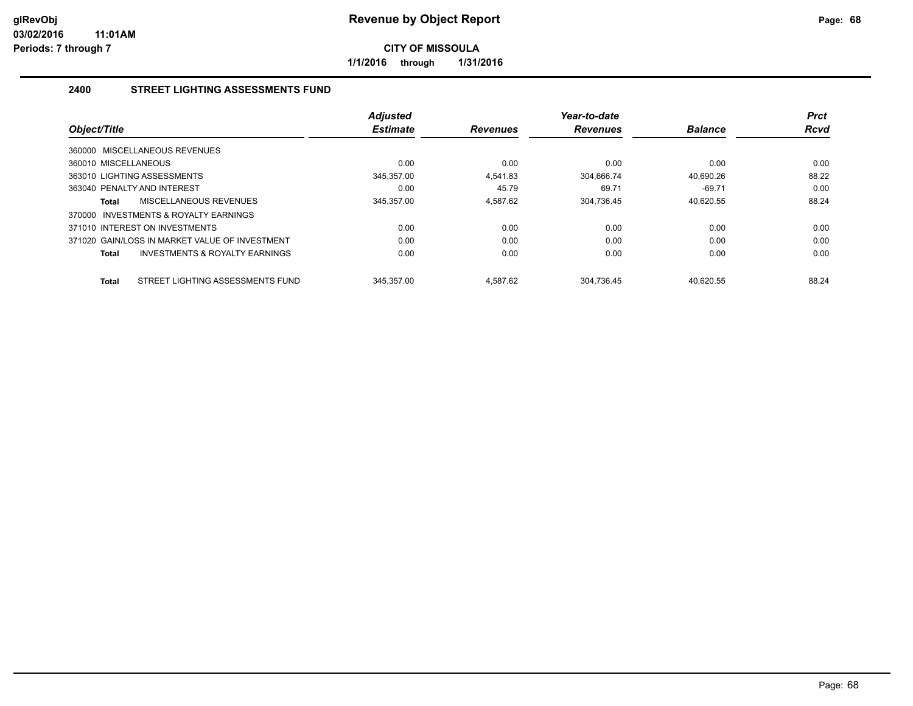**Revenue by Object Report**

**CITY OF MISSOULA**

**1/1/2016 through 1/31/2016**

glRevObj
03/02/2016 11:01AM
Periods: 7 through 7

## 2400 STREET LIGHTING ASSESSMENTS FUND

| Object/Title | Adjusted Estimate | Revenues | Year-to-date Revenues | Balance | Prct Rcvd |
|---|---|---|---|---|---|
| 360000 MISCELLANEOUS REVENUES | | | | | |
| 360010 MISCELLANEOUS | 0.00 | 0.00 | 0.00 | 0.00 | 0.00 |
| 363010 LIGHTING ASSESSMENTS | 345,357.00 | 4,541.83 | 304,666.74 | 40,690.26 | 88.22 |
| 363040 PENALTY AND INTEREST | 0.00 | 45.79 | 69.71 | -69.71 | 0.00 |
| **Total** MISCELLANEOUS REVENUES | 345,357.00 | 4,587.62 | 304,736.45 | 40,620.55 | 88.24 |
| 370000 INVESTMENTS & ROYALTY EARNINGS | | | | | |
| 371010 INTEREST ON INVESTMENTS | 0.00 | 0.00 | 0.00 | 0.00 | 0.00 |
| 371020 GAIN/LOSS IN MARKET VALUE OF INVESTMENT | 0.00 | 0.00 | 0.00 | 0.00 | 0.00 |
| **Total** INVESTMENTS & ROYALTY EARNINGS | 0.00 | 0.00 | 0.00 | 0.00 | 0.00 |
| **Total** STREET LIGHTING ASSESSMENTS FUND | 345,357.00 | 4,587.62 | 304,736.45 | 40,620.55 | 88.24 |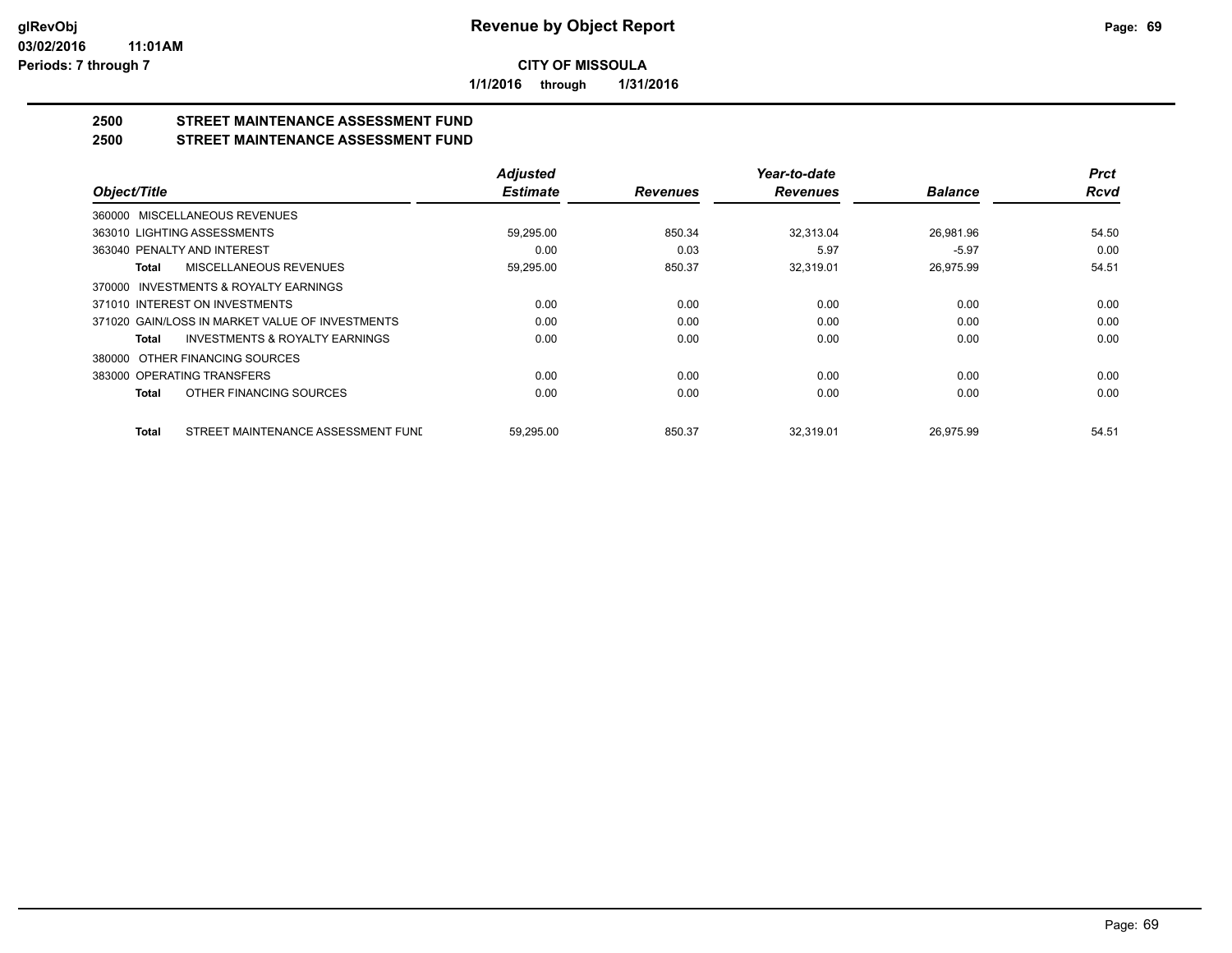# Revenue by Object Report

**CITY OF MISSOULA**

**1/1/2016 through 1/31/2016**

glRevObj
03/02/2016 11:01AM
Periods: 7 through 7

## 2500 STREET MAINTENANCE ASSESSMENT FUND
## 2500 STREET MAINTENANCE ASSESSMENT FUND

| Object/Title | Adjusted Estimate | Revenues | Year-to-date Revenues | Balance | Prct Rcvd |
|---|---|---|---|---|---|
| 360000 MISCELLANEOUS REVENUES | | | | | |
| 363010 LIGHTING ASSESSMENTS | 59,295.00 | 850.34 | 32,313.04 | 26,981.96 | 54.50 |
| 363040 PENALTY AND INTEREST | 0.00 | 0.03 | 5.97 | -5.97 | 0.00 |
| **Total** MISCELLANEOUS REVENUES | 59,295.00 | 850.37 | 32,319.01 | 26,975.99 | 54.51 |
| 370000 INVESTMENTS & ROYALTY EARNINGS | | | | | |
| 371010 INTEREST ON INVESTMENTS | 0.00 | 0.00 | 0.00 | 0.00 | 0.00 |
| 371020 GAIN/LOSS IN MARKET VALUE OF INVESTMENTS | 0.00 | 0.00 | 0.00 | 0.00 | 0.00 |
| **Total** INVESTMENTS & ROYALTY EARNINGS | 0.00 | 0.00 | 0.00 | 0.00 | 0.00 |
| 380000 OTHER FINANCING SOURCES | | | | | |
| 383000 OPERATING TRANSFERS | 0.00 | 0.00 | 0.00 | 0.00 | 0.00 |
| **Total** OTHER FINANCING SOURCES | 0.00 | 0.00 | 0.00 | 0.00 | 0.00 |
| **Total** STREET MAINTENANCE ASSESSMENT FUNI | 59,295.00 | 850.37 | 32,319.01 | 26,975.99 | 54.51 |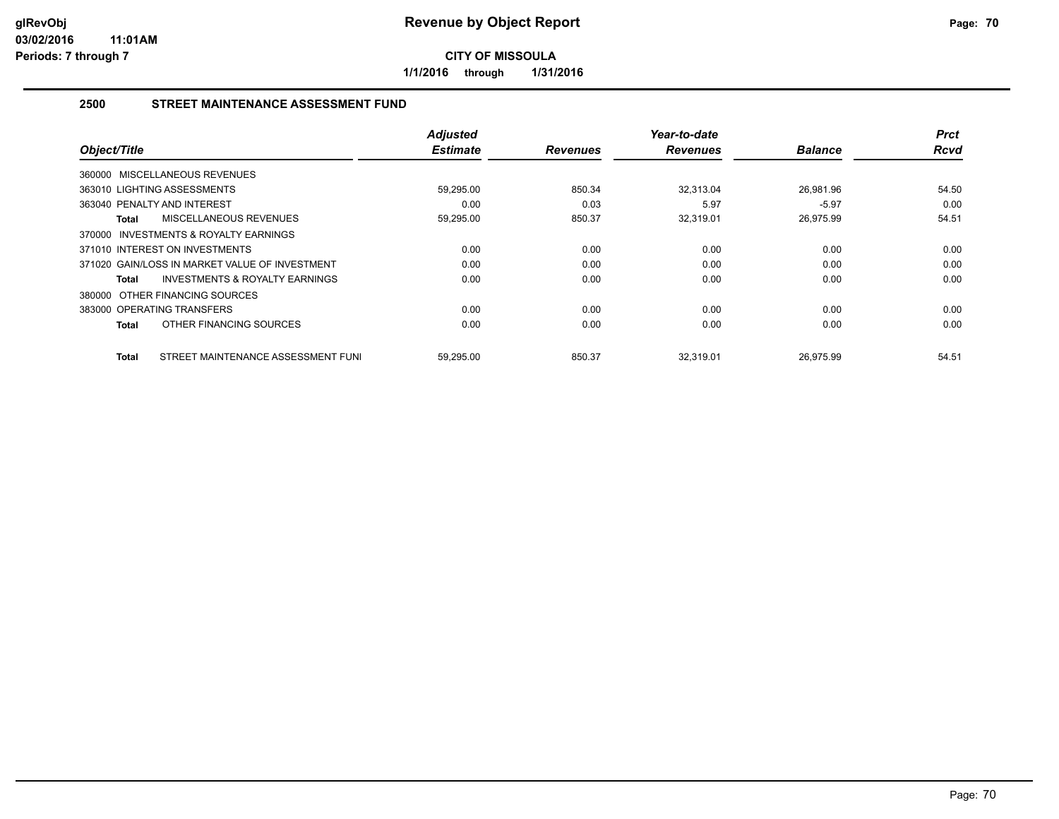**glRevObj** **Revenue by Object Report**

**03/02/2016 11:01AM**

**Periods: 7 through 7**

**CITY OF MISSOULA**

**1/1/2016 through 1/31/2016**

## 2500 STREET MAINTENANCE ASSESSMENT FUND

| Object/Title | Adjusted Estimate | Revenues | Year-to-date Revenues | Balance | Prct Rcvd |
|---|---|---|---|---|---|
| 360000 MISCELLANEOUS REVENUES | | | | | |
| 363010 LIGHTING ASSESSMENTS | 59,295.00 | 850.34 | 32,313.04 | 26,981.96 | 54.50 |
| 363040 PENALTY AND INTEREST | 0.00 | 0.03 | 5.97 | -5.97 | 0.00 |
| **Total** MISCELLANEOUS REVENUES | 59,295.00 | 850.37 | 32,319.01 | 26,975.99 | 54.51 |
| 370000 INVESTMENTS & ROYALTY EARNINGS | | | | | |
| 371010 INTEREST ON INVESTMENTS | 0.00 | 0.00 | 0.00 | 0.00 | 0.00 |
| 371020 GAIN/LOSS IN MARKET VALUE OF INVESTMENT | 0.00 | 0.00 | 0.00 | 0.00 | 0.00 |
| **Total** INVESTMENTS & ROYALTY EARNINGS | 0.00 | 0.00 | 0.00 | 0.00 | 0.00 |
| 380000 OTHER FINANCING SOURCES | | | | | |
| 383000 OPERATING TRANSFERS | 0.00 | 0.00 | 0.00 | 0.00 | 0.00 |
| **Total** OTHER FINANCING SOURCES | 0.00 | 0.00 | 0.00 | 0.00 | 0.00 |
| **Total** STREET MAINTENANCE ASSESSMENT FUNI | 59,295.00 | 850.37 | 32,319.01 | 26,975.99 | 54.51 |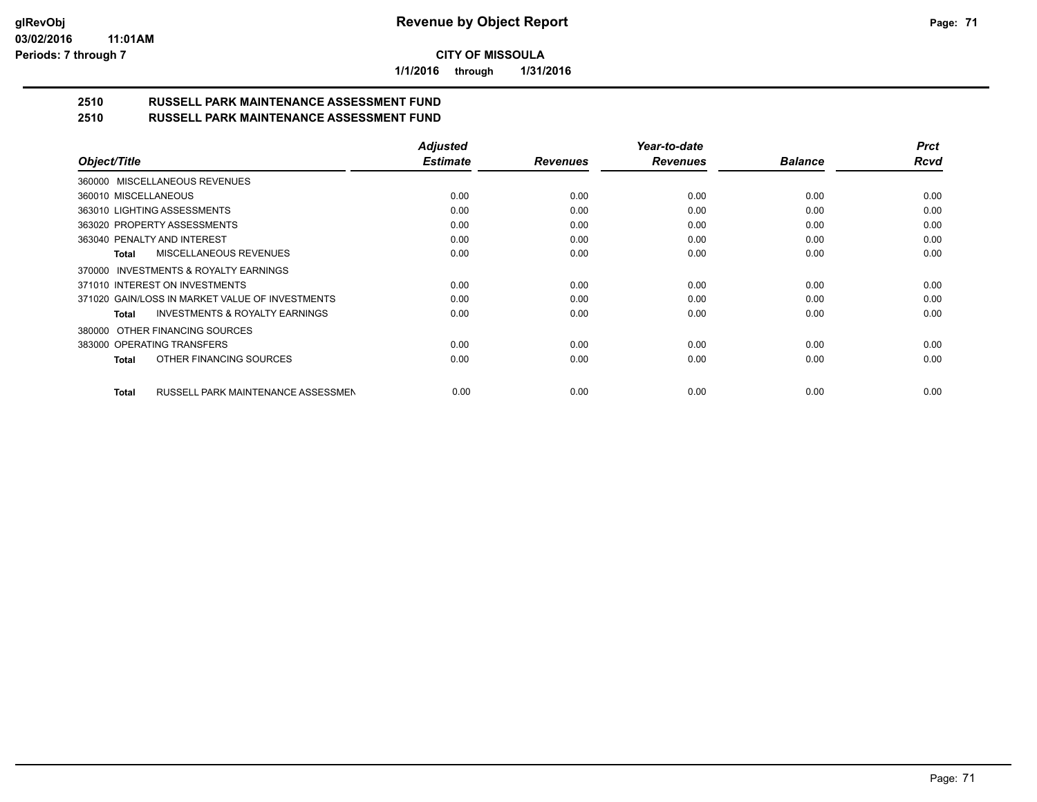# Revenue by Object Report

**CITY OF MISSOULA**

**1/1/2016 through 1/31/2016**

glRevObj
03/02/2016 11:01AM
Periods: 7 through 7

## 2510 RUSSELL PARK MAINTENANCE ASSESSMENT FUND
## 2510 RUSSELL PARK MAINTENANCE ASSESSMENT FUND

| Object/Title | Adjusted Estimate | Revenues | Year-to-date Revenues | Balance | Prct Rcvd |
|---|---|---|---|---|---|
| 360000 MISCELLANEOUS REVENUES | | | | | |
| 360010 MISCELLANEOUS | 0.00 | 0.00 | 0.00 | 0.00 | 0.00 |
| 363010 LIGHTING ASSESSMENTS | 0.00 | 0.00 | 0.00 | 0.00 | 0.00 |
| 363020 PROPERTY ASSESSMENTS | 0.00 | 0.00 | 0.00 | 0.00 | 0.00 |
| 363040 PENALTY AND INTEREST | 0.00 | 0.00 | 0.00 | 0.00 | 0.00 |
| **Total** MISCELLANEOUS REVENUES | 0.00 | 0.00 | 0.00 | 0.00 | 0.00 |
| 370000 INVESTMENTS & ROYALTY EARNINGS | | | | | |
| 371010 INTEREST ON INVESTMENTS | 0.00 | 0.00 | 0.00 | 0.00 | 0.00 |
| 371020 GAIN/LOSS IN MARKET VALUE OF INVESTMENTS | 0.00 | 0.00 | 0.00 | 0.00 | 0.00 |
| **Total** INVESTMENTS & ROYALTY EARNINGS | 0.00 | 0.00 | 0.00 | 0.00 | 0.00 |
| 380000 OTHER FINANCING SOURCES | | | | | |
| 383000 OPERATING TRANSFERS | 0.00 | 0.00 | 0.00 | 0.00 | 0.00 |
| **Total** OTHER FINANCING SOURCES | 0.00 | 0.00 | 0.00 | 0.00 | 0.00 |
| **Total** RUSSELL PARK MAINTENANCE ASSESSMEN | 0.00 | 0.00 | 0.00 | 0.00 | 0.00 |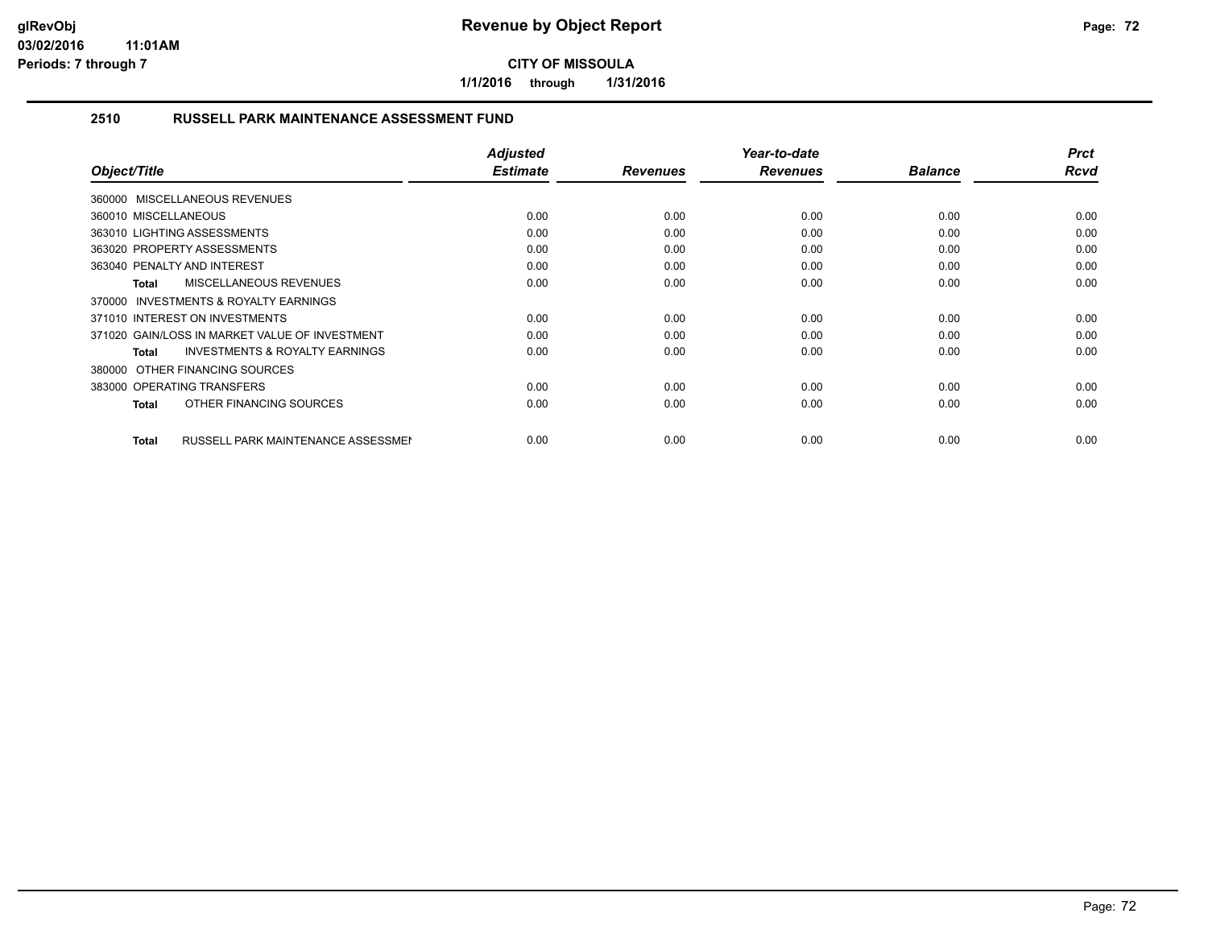**CITY OF MISSOULA**

**1/1/2016 through 1/31/2016**

## 2510 RUSSELL PARK MAINTENANCE ASSESSMENT FUND

| Object/Title | Adjusted Estimate | Revenues | Year-to-date Revenues | Balance | Prct Rcvd |
|---|---|---|---|---|---|
| 360000 MISCELLANEOUS REVENUES | | | | | |
| 360010 MISCELLANEOUS | 0.00 | 0.00 | 0.00 | 0.00 | 0.00 |
| 363010 LIGHTING ASSESSMENTS | 0.00 | 0.00 | 0.00 | 0.00 | 0.00 |
| 363020 PROPERTY ASSESSMENTS | 0.00 | 0.00 | 0.00 | 0.00 | 0.00 |
| 363040 PENALTY AND INTEREST | 0.00 | 0.00 | 0.00 | 0.00 | 0.00 |
| **Total** MISCELLANEOUS REVENUES | 0.00 | 0.00 | 0.00 | 0.00 | 0.00 |
| 370000 INVESTMENTS & ROYALTY EARNINGS | | | | | |
| 371010 INTEREST ON INVESTMENTS | 0.00 | 0.00 | 0.00 | 0.00 | 0.00 |
| 371020 GAIN/LOSS IN MARKET VALUE OF INVESTMENT | 0.00 | 0.00 | 0.00 | 0.00 | 0.00 |
| **Total** INVESTMENTS & ROYALTY EARNINGS | 0.00 | 0.00 | 0.00 | 0.00 | 0.00 |
| 380000 OTHER FINANCING SOURCES | | | | | |
| 383000 OPERATING TRANSFERS | 0.00 | 0.00 | 0.00 | 0.00 | 0.00 |
| **Total** OTHER FINANCING SOURCES | 0.00 | 0.00 | 0.00 | 0.00 | 0.00 |
| **Total** RUSSELL PARK MAINTENANCE ASSESSMEN | 0.00 | 0.00 | 0.00 | 0.00 | 0.00 |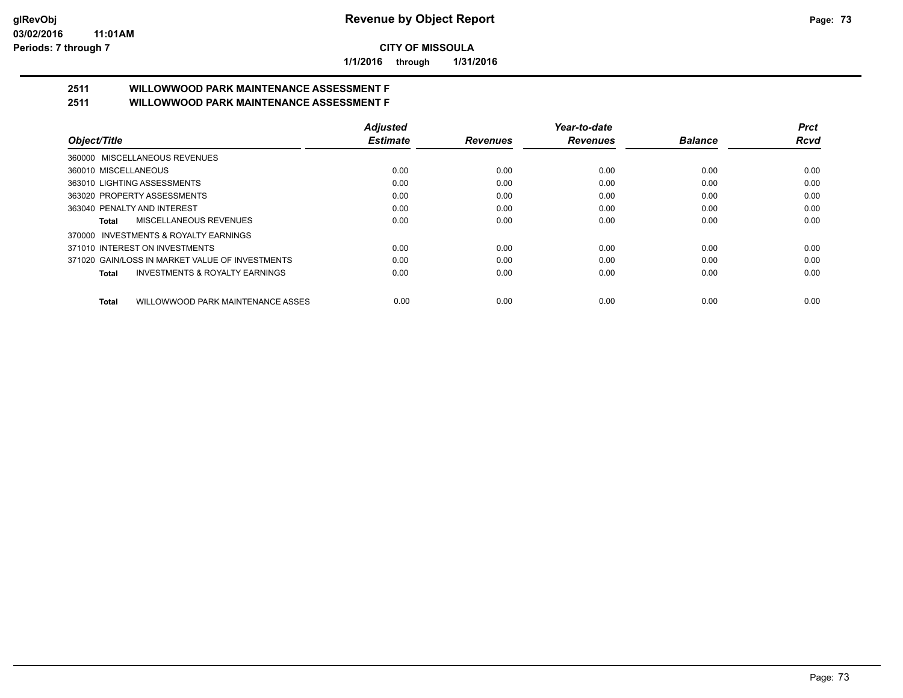**CITY OF MISSOULA**

**1/1/2016 through 1/31/2016**

**Revenue by Object Report**

glRevObj
03/02/2016 11:01AM
Periods: 7 through 7

## 2511 WILLOWWOOD PARK MAINTENANCE ASSESSMENT F
## 2511 WILLOWWOOD PARK MAINTENANCE ASSESSMENT F

| Object/Title | Adjusted Estimate | Revenues | Year-to-date Revenues | Balance | Prct Rcvd |
|---|---|---|---|---|---|
| 360000 MISCELLANEOUS REVENUES | | | | | |
| 360010 MISCELLANEOUS | 0.00 | 0.00 | 0.00 | 0.00 | 0.00 |
| 363010 LIGHTING ASSESSMENTS | 0.00 | 0.00 | 0.00 | 0.00 | 0.00 |
| 363020 PROPERTY ASSESSMENTS | 0.00 | 0.00 | 0.00 | 0.00 | 0.00 |
| 363040 PENALTY AND INTEREST | 0.00 | 0.00 | 0.00 | 0.00 | 0.00 |
| **Total** MISCELLANEOUS REVENUES | 0.00 | 0.00 | 0.00 | 0.00 | 0.00 |
| 370000 INVESTMENTS & ROYALTY EARNINGS | | | | | |
| 371010 INTEREST ON INVESTMENTS | 0.00 | 0.00 | 0.00 | 0.00 | 0.00 |
| 371020 GAIN/LOSS IN MARKET VALUE OF INVESTMENTS | 0.00 | 0.00 | 0.00 | 0.00 | 0.00 |
| **Total** INVESTMENTS & ROYALTY EARNINGS | 0.00 | 0.00 | 0.00 | 0.00 | 0.00 |
| **Total** WILLOWWOOD PARK MAINTENANCE ASSES | 0.00 | 0.00 | 0.00 | 0.00 | 0.00 |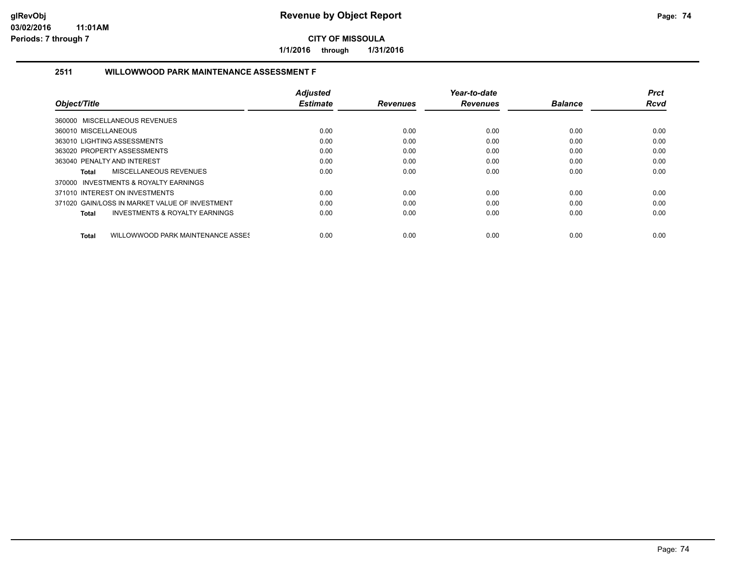# Revenue by Object Report

**CITY OF MISSOULA**

**1/1/2016 through 1/31/2016**

glRevObj
03/02/2016 11:01AM
Periods: 7 through 7

## 2511 WILLOWWOOD PARK MAINTENANCE ASSESSMENT F

| Object/Title | Adjusted Estimate | Revenues | Year-to-date Revenues | Balance | Prct Rcvd |
|---|---|---|---|---|---|
| 360000 MISCELLANEOUS REVENUES | | | | | |
| 360010 MISCELLANEOUS | 0.00 | 0.00 | 0.00 | 0.00 | 0.00 |
| 363010 LIGHTING ASSESSMENTS | 0.00 | 0.00 | 0.00 | 0.00 | 0.00 |
| 363020 PROPERTY ASSESSMENTS | 0.00 | 0.00 | 0.00 | 0.00 | 0.00 |
| 363040 PENALTY AND INTEREST | 0.00 | 0.00 | 0.00 | 0.00 | 0.00 |
| **Total** MISCELLANEOUS REVENUES | 0.00 | 0.00 | 0.00 | 0.00 | 0.00 |
| 370000 INVESTMENTS & ROYALTY EARNINGS | | | | | |
| 371010 INTEREST ON INVESTMENTS | 0.00 | 0.00 | 0.00 | 0.00 | 0.00 |
| 371020 GAIN/LOSS IN MARKET VALUE OF INVESTMENT | 0.00 | 0.00 | 0.00 | 0.00 | 0.00 |
| **Total** INVESTMENTS & ROYALTY EARNINGS | 0.00 | 0.00 | 0.00 | 0.00 | 0.00 |
| **Total** WILLOWWOOD PARK MAINTENANCE ASSES | 0.00 | 0.00 | 0.00 | 0.00 | 0.00 |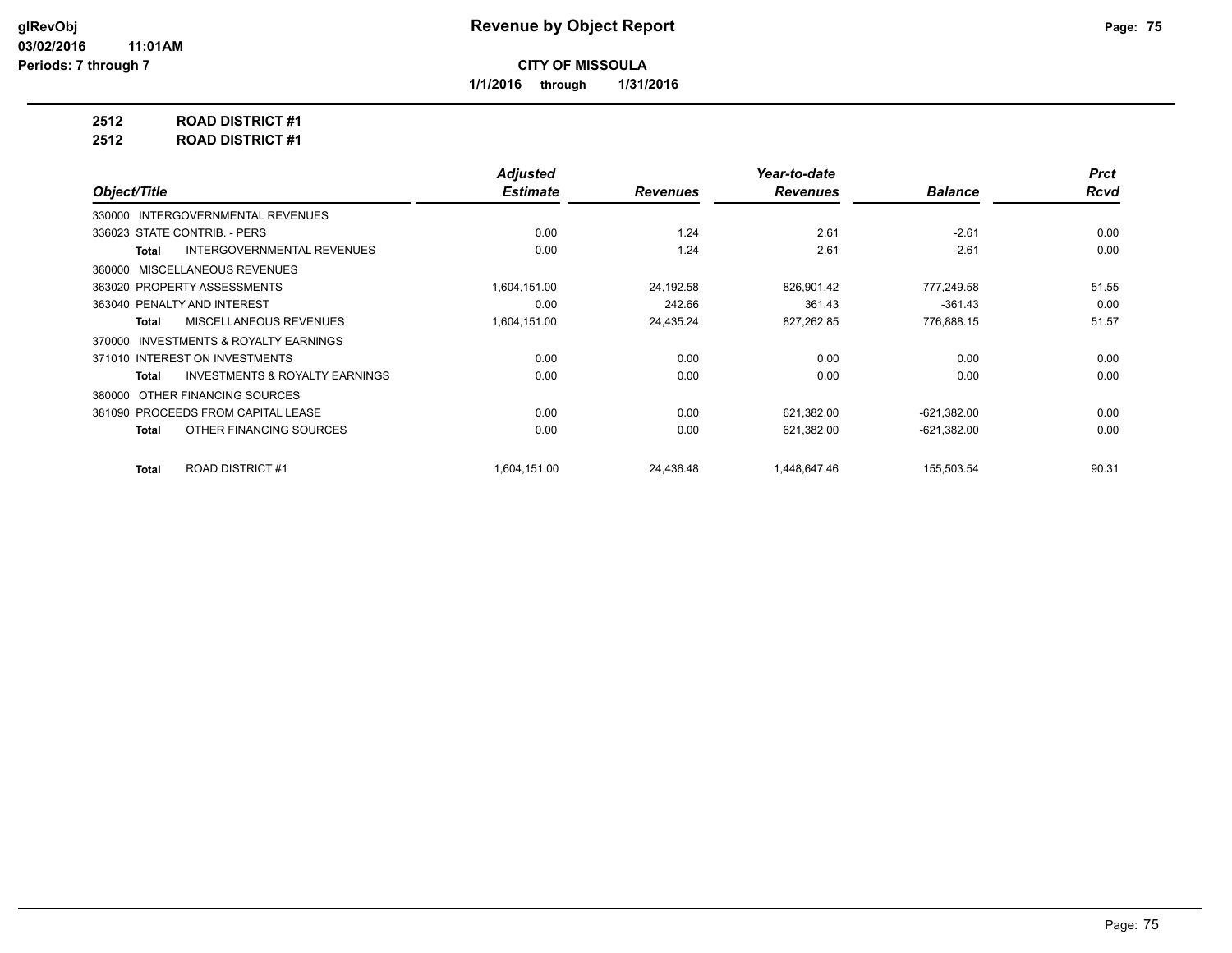**glRevObj**
**03/02/2016 11:01AM**
**Periods: 7 through 7**

# Revenue by Object Report

**CITY OF MISSOULA**

**1/1/2016 through 1/31/2016**

**2512 ROAD DISTRICT #1**

**2512 ROAD DISTRICT #1**

| Object/Title | Adjusted Estimate | Revenues | Year-to-date Revenues | Balance | Prct Rcvd |
|---|---|---|---|---|---|
| 330000 INTERGOVERNMENTAL REVENUES | | | | | |
| 336023 STATE CONTRIB. - PERS | 0.00 | 1.24 | 2.61 | -2.61 | 0.00 |
| **Total** INTERGOVERNMENTAL REVENUES | 0.00 | 1.24 | 2.61 | -2.61 | 0.00 |
| 360000 MISCELLANEOUS REVENUES | | | | | |
| 363020 PROPERTY ASSESSMENTS | 1,604,151.00 | 24,192.58 | 826,901.42 | 777,249.58 | 51.55 |
| 363040 PENALTY AND INTEREST | 0.00 | 242.66 | 361.43 | -361.43 | 0.00 |
| **Total** MISCELLANEOUS REVENUES | 1,604,151.00 | 24,435.24 | 827,262.85 | 776,888.15 | 51.57 |
| 370000 INVESTMENTS & ROYALTY EARNINGS | | | | | |
| 371010 INTEREST ON INVESTMENTS | 0.00 | 0.00 | 0.00 | 0.00 | 0.00 |
| **Total** INVESTMENTS & ROYALTY EARNINGS | 0.00 | 0.00 | 0.00 | 0.00 | 0.00 |
| 380000 OTHER FINANCING SOURCES | | | | | |
| 381090 PROCEEDS FROM CAPITAL LEASE | 0.00 | 0.00 | 621,382.00 | -621,382.00 | 0.00 |
| **Total** OTHER FINANCING SOURCES | 0.00 | 0.00 | 621,382.00 | -621,382.00 | 0.00 |
| **Total** ROAD DISTRICT #1 | 1,604,151.00 | 24,436.48 | 1,448,647.46 | 155,503.54 | 90.31 |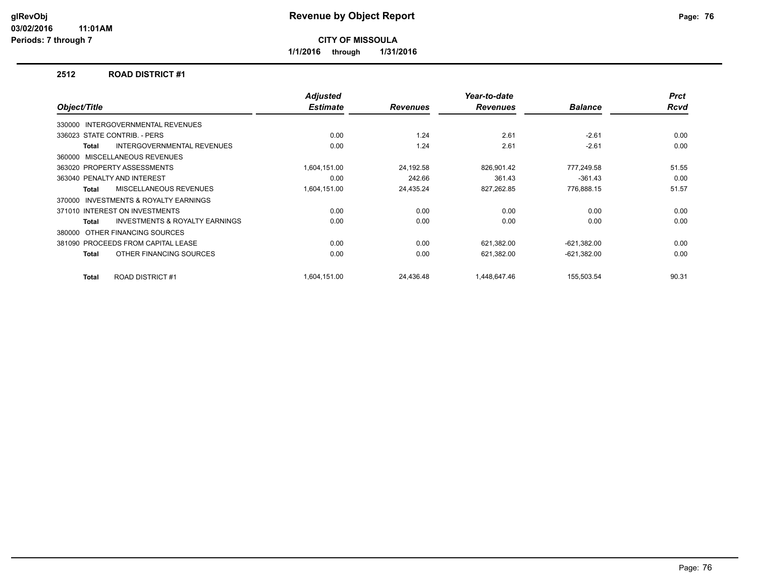# Revenue by Object Report

**CITY OF MISSOULA**

**1/1/2016 through 1/31/2016**

glRevObj
03/02/2016 11:01AM
Periods: 7 through 7

## 2512 ROAD DISTRICT #1

| Object/Title | Adjusted Estimate | Revenues | Year-to-date Revenues | Balance | Prct Rcvd |
|---|---|---|---|---|---|
| 330000 INTERGOVERNMENTAL REVENUES | | | | | |
| 336023 STATE CONTRIB. - PERS | 0.00 | 1.24 | 2.61 | -2.61 | 0.00 |
| **Total** INTERGOVERNMENTAL REVENUES | 0.00 | 1.24 | 2.61 | -2.61 | 0.00 |
| 360000 MISCELLANEOUS REVENUES | | | | | |
| 363020 PROPERTY ASSESSMENTS | 1,604,151.00 | 24,192.58 | 826,901.42 | 777,249.58 | 51.55 |
| 363040 PENALTY AND INTEREST | 0.00 | 242.66 | 361.43 | -361.43 | 0.00 |
| **Total** MISCELLANEOUS REVENUES | 1,604,151.00 | 24,435.24 | 827,262.85 | 776,888.15 | 51.57 |
| 370000 INVESTMENTS & ROYALTY EARNINGS | | | | | |
| 371010 INTEREST ON INVESTMENTS | 0.00 | 0.00 | 0.00 | 0.00 | 0.00 |
| **Total** INVESTMENTS & ROYALTY EARNINGS | 0.00 | 0.00 | 0.00 | 0.00 | 0.00 |
| 380000 OTHER FINANCING SOURCES | | | | | |
| 381090 PROCEEDS FROM CAPITAL LEASE | 0.00 | 0.00 | 621,382.00 | -621,382.00 | 0.00 |
| **Total** OTHER FINANCING SOURCES | 0.00 | 0.00 | 621,382.00 | -621,382.00 | 0.00 |
| **Total** ROAD DISTRICT #1 | 1,604,151.00 | 24,436.48 | 1,448,647.46 | 155,503.54 | 90.31 |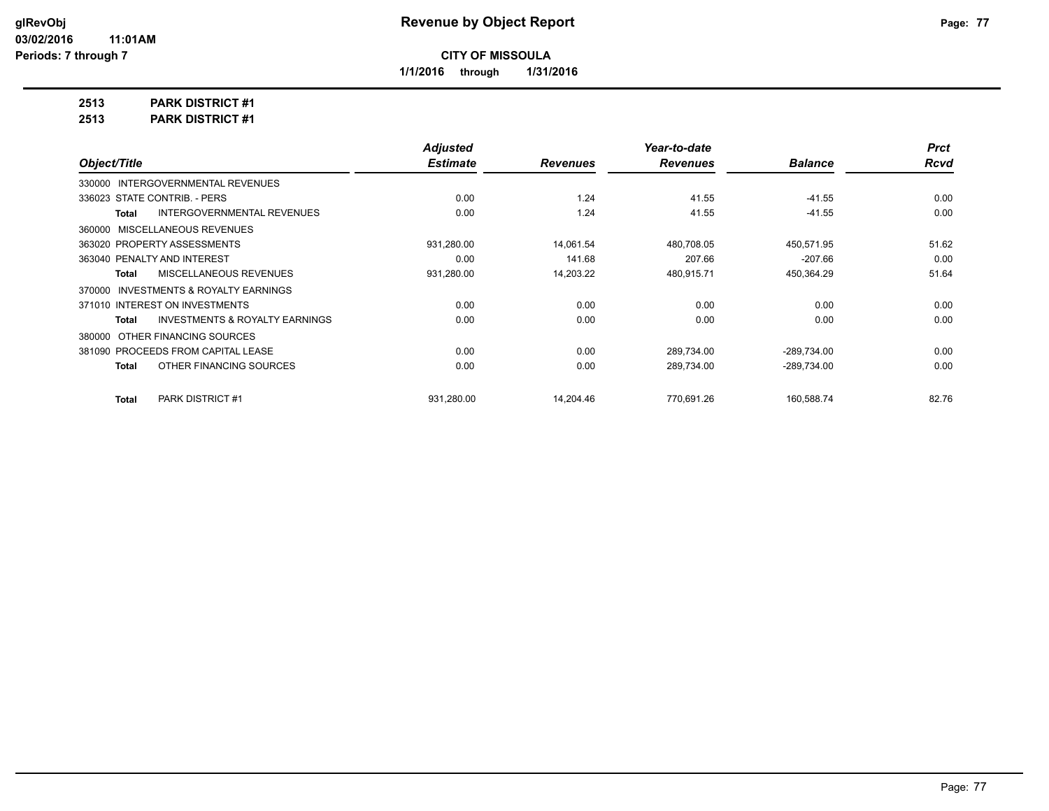# Revenue by Object Report

**CITY OF MISSOULA**

**1/1/2016 through 1/31/2016**

glRevObj
03/02/2016 11:01AM
Periods: 7 through 7

**2513 PARK DISTRICT #1**
**2513 PARK DISTRICT #1**

| Object/Title | Adjusted Estimate | Revenues | Year-to-date Revenues | Balance | Prct Rcvd |
|---|---|---|---|---|---|
| 330000 INTERGOVERNMENTAL REVENUES | | | | | |
| 336023 STATE CONTRIB. - PERS | 0.00 | 1.24 | 41.55 | -41.55 | 0.00 |
| **Total** INTERGOVERNMENTAL REVENUES | 0.00 | 1.24 | 41.55 | -41.55 | 0.00 |
| 360000 MISCELLANEOUS REVENUES | | | | | |
| 363020 PROPERTY ASSESSMENTS | 931,280.00 | 14,061.54 | 480,708.05 | 450,571.95 | 51.62 |
| 363040 PENALTY AND INTEREST | 0.00 | 141.68 | 207.66 | -207.66 | 0.00 |
| **Total** MISCELLANEOUS REVENUES | 931,280.00 | 14,203.22 | 480,915.71 | 450,364.29 | 51.64 |
| 370000 INVESTMENTS & ROYALTY EARNINGS | | | | | |
| 371010 INTEREST ON INVESTMENTS | 0.00 | 0.00 | 0.00 | 0.00 | 0.00 |
| **Total** INVESTMENTS & ROYALTY EARNINGS | 0.00 | 0.00 | 0.00 | 0.00 | 0.00 |
| 380000 OTHER FINANCING SOURCES | | | | | |
| 381090 PROCEEDS FROM CAPITAL LEASE | 0.00 | 0.00 | 289,734.00 | -289,734.00 | 0.00 |
| **Total** OTHER FINANCING SOURCES | 0.00 | 0.00 | 289,734.00 | -289,734.00 | 0.00 |
| **Total** PARK DISTRICT #1 | 931,280.00 | 14,204.46 | 770,691.26 | 160,588.74 | 82.76 |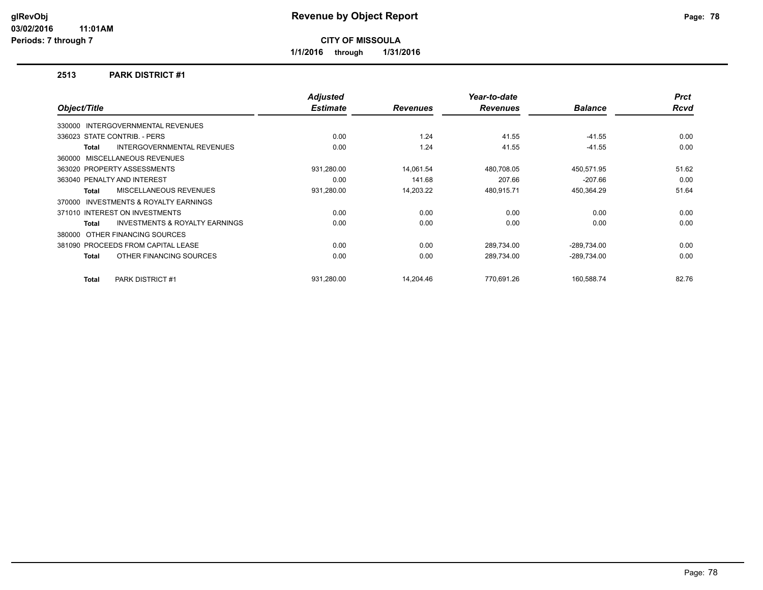# Revenue by Object Report

**CITY OF MISSOULA**

**1/1/2016 through 1/31/2016**

glRevObj
03/02/2016 11:01AM
Periods: 7 through 7

## 2513 PARK DISTRICT #1

| Object/Title | Adjusted Estimate | Revenues | Year-to-date Revenues | Balance | Prct Rcvd |
|---|---|---|---|---|---|
| 330000 INTERGOVERNMENTAL REVENUES | | | | | |
| 336023 STATE CONTRIB. - PERS | 0.00 | 1.24 | 41.55 | -41.55 | 0.00 |
| **Total** INTERGOVERNMENTAL REVENUES | 0.00 | 1.24 | 41.55 | -41.55 | 0.00 |
| 360000 MISCELLANEOUS REVENUES | | | | | |
| 363020 PROPERTY ASSESSMENTS | 931,280.00 | 14,061.54 | 480,708.05 | 450,571.95 | 51.62 |
| 363040 PENALTY AND INTEREST | 0.00 | 141.68 | 207.66 | -207.66 | 0.00 |
| **Total** MISCELLANEOUS REVENUES | 931,280.00 | 14,203.22 | 480,915.71 | 450,364.29 | 51.64 |
| 370000 INVESTMENTS & ROYALTY EARNINGS | | | | | |
| 371010 INTEREST ON INVESTMENTS | 0.00 | 0.00 | 0.00 | 0.00 | 0.00 |
| **Total** INVESTMENTS & ROYALTY EARNINGS | 0.00 | 0.00 | 0.00 | 0.00 | 0.00 |
| 380000 OTHER FINANCING SOURCES | | | | | |
| 381090 PROCEEDS FROM CAPITAL LEASE | 0.00 | 0.00 | 289,734.00 | -289,734.00 | 0.00 |
| **Total** OTHER FINANCING SOURCES | 0.00 | 0.00 | 289,734.00 | -289,734.00 | 0.00 |
| **Total** PARK DISTRICT #1 | 931,280.00 | 14,204.46 | 770,691.26 | 160,588.74 | 82.76 |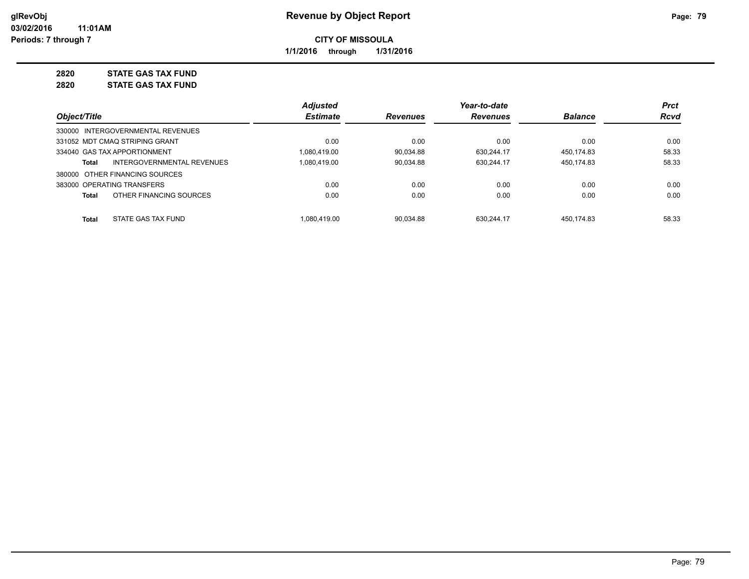# Revenue by Object Report

glRevObj
03/02/2016 11:01AM
Periods: 7 through 7

**CITY OF MISSOULA**

**1/1/2016 through 1/31/2016**

**2820 STATE GAS TAX FUND**
**2820 STATE GAS TAX FUND**

| Object/Title | Adjusted Estimate | Revenues | Year-to-date Revenues | Balance | Prct Rcvd |
|---|---|---|---|---|---|
| 330000 INTERGOVERNMENTAL REVENUES | | | | | |
| 331052 MDT CMAQ STRIPING GRANT | 0.00 | 0.00 | 0.00 | 0.00 | 0.00 |
| 334040 GAS TAX APPORTIONMENT | 1,080,419.00 | 90,034.88 | 630,244.17 | 450,174.83 | 58.33 |
| **Total** INTERGOVERNMENTAL REVENUES | 1,080,419.00 | 90,034.88 | 630,244.17 | 450,174.83 | 58.33 |
| 380000 OTHER FINANCING SOURCES | | | | | |
| 383000 OPERATING TRANSFERS | 0.00 | 0.00 | 0.00 | 0.00 | 0.00 |
| **Total** OTHER FINANCING SOURCES | 0.00 | 0.00 | 0.00 | 0.00 | 0.00 |
| **Total** STATE GAS TAX FUND | 1,080,419.00 | 90,034.88 | 630,244.17 | 450,174.83 | 58.33 |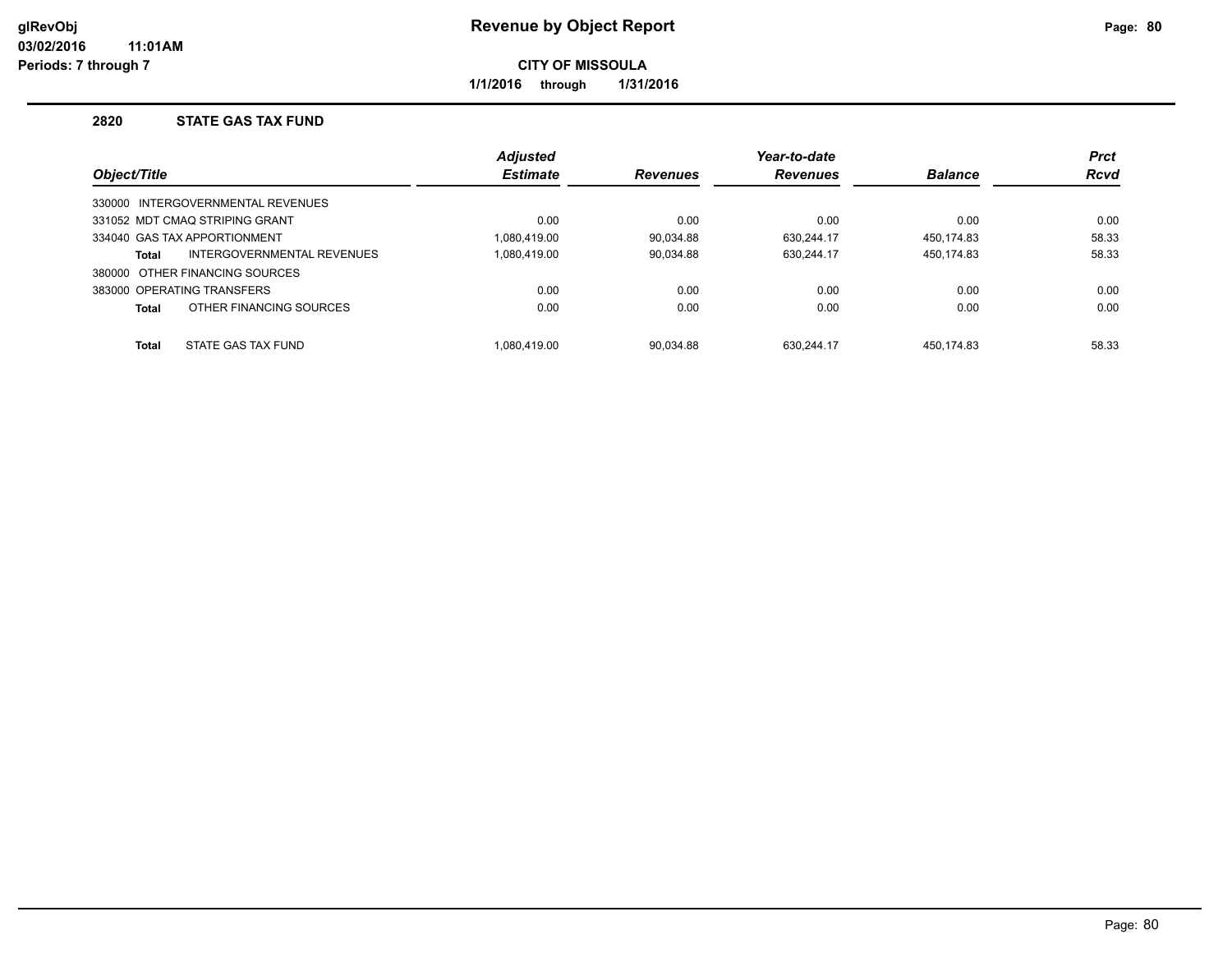# Revenue by Object Report

**CITY OF MISSOULA**

**1/1/2016 through 1/31/2016**

glRevObj
03/02/2016 11:01AM
Periods: 7 through 7

## 2820 STATE GAS TAX FUND

| Object/Title | Adjusted Estimate | Revenues | Year-to-date Revenues | Balance | Prct Rcvd |
|---|---|---|---|---|---|
| 330000 INTERGOVERNMENTAL REVENUES | | | | | |
| 331052 MDT CMAQ STRIPING GRANT | 0.00 | 0.00 | 0.00 | 0.00 | 0.00 |
| 334040 GAS TAX APPORTIONMENT | 1,080,419.00 | 90,034.88 | 630,244.17 | 450,174.83 | 58.33 |
| **Total** INTERGOVERNMENTAL REVENUES | 1,080,419.00 | 90,034.88 | 630,244.17 | 450,174.83 | 58.33 |
| 380000 OTHER FINANCING SOURCES | | | | | |
| 383000 OPERATING TRANSFERS | 0.00 | 0.00 | 0.00 | 0.00 | 0.00 |
| **Total** OTHER FINANCING SOURCES | 0.00 | 0.00 | 0.00 | 0.00 | 0.00 |
| **Total** STATE GAS TAX FUND | 1,080,419.00 | 90,034.88 | 630,244.17 | 450,174.83 | 58.33 |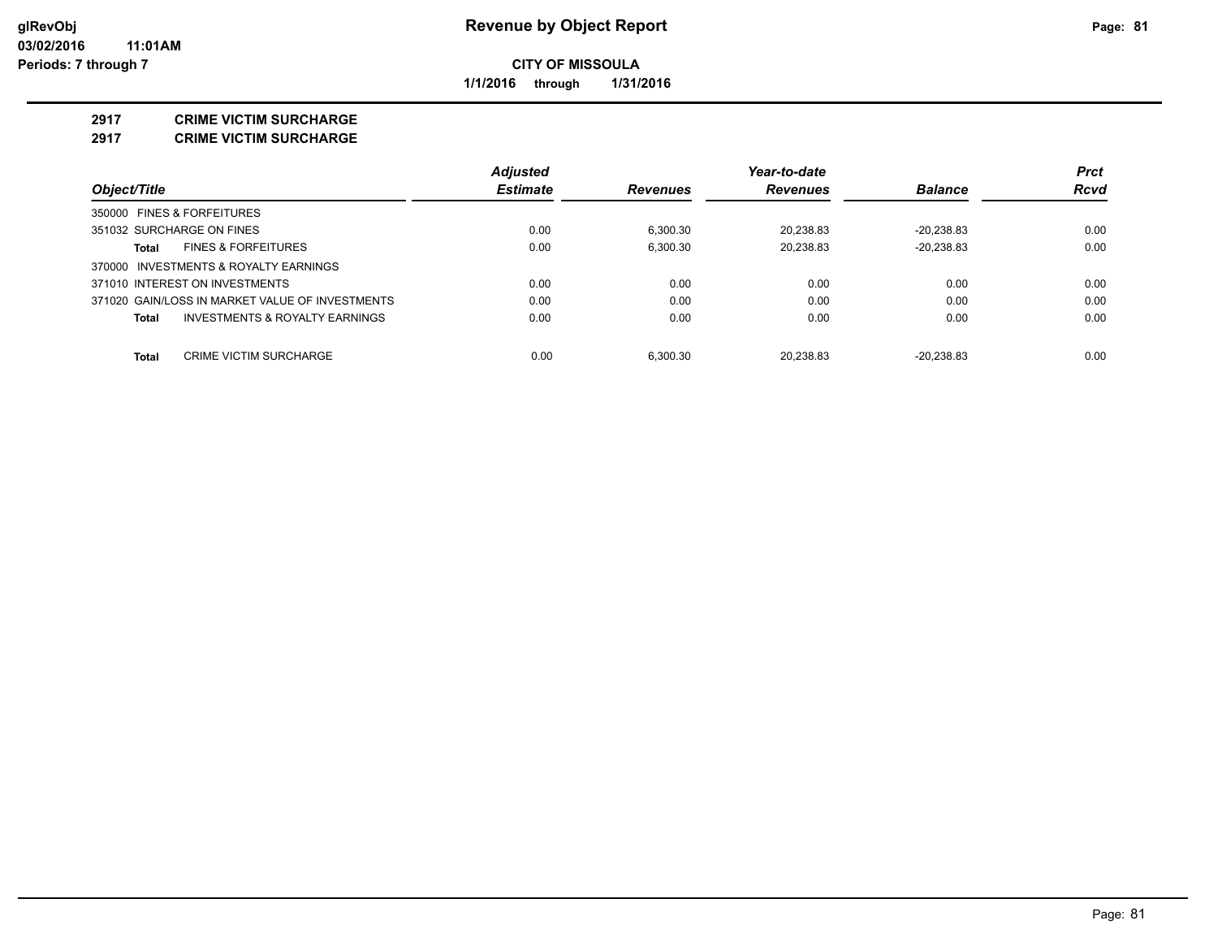**glRevObj**
**03/02/2016 11:01AM**
**Periods: 7 through 7**

# Revenue by Object Report

**CITY OF MISSOULA**

**1/1/2016 through 1/31/2016**

## 2917 CRIME VICTIM SURCHARGE
## 2917 CRIME VICTIM SURCHARGE

| Object/Title | Adjusted Estimate | Revenues | Year-to-date Revenues | Balance | Prct Rcvd |
|---|---|---|---|---|---|
| 350000 FINES & FORFEITURES | | | | | |
| 351032 SURCHARGE ON FINES | 0.00 | 6,300.30 | 20,238.83 | -20,238.83 | 0.00 |
| **Total** FINES & FORFEITURES | 0.00 | 6,300.30 | 20,238.83 | -20,238.83 | 0.00 |
| 370000 INVESTMENTS & ROYALTY EARNINGS | | | | | |
| 371010 INTEREST ON INVESTMENTS | 0.00 | 0.00 | 0.00 | 0.00 | 0.00 |
| 371020 GAIN/LOSS IN MARKET VALUE OF INVESTMENTS | 0.00 | 0.00 | 0.00 | 0.00 | 0.00 |
| **Total** INVESTMENTS & ROYALTY EARNINGS | 0.00 | 0.00 | 0.00 | 0.00 | 0.00 |
| **Total** CRIME VICTIM SURCHARGE | 0.00 | 6,300.30 | 20,238.83 | -20,238.83 | 0.00 |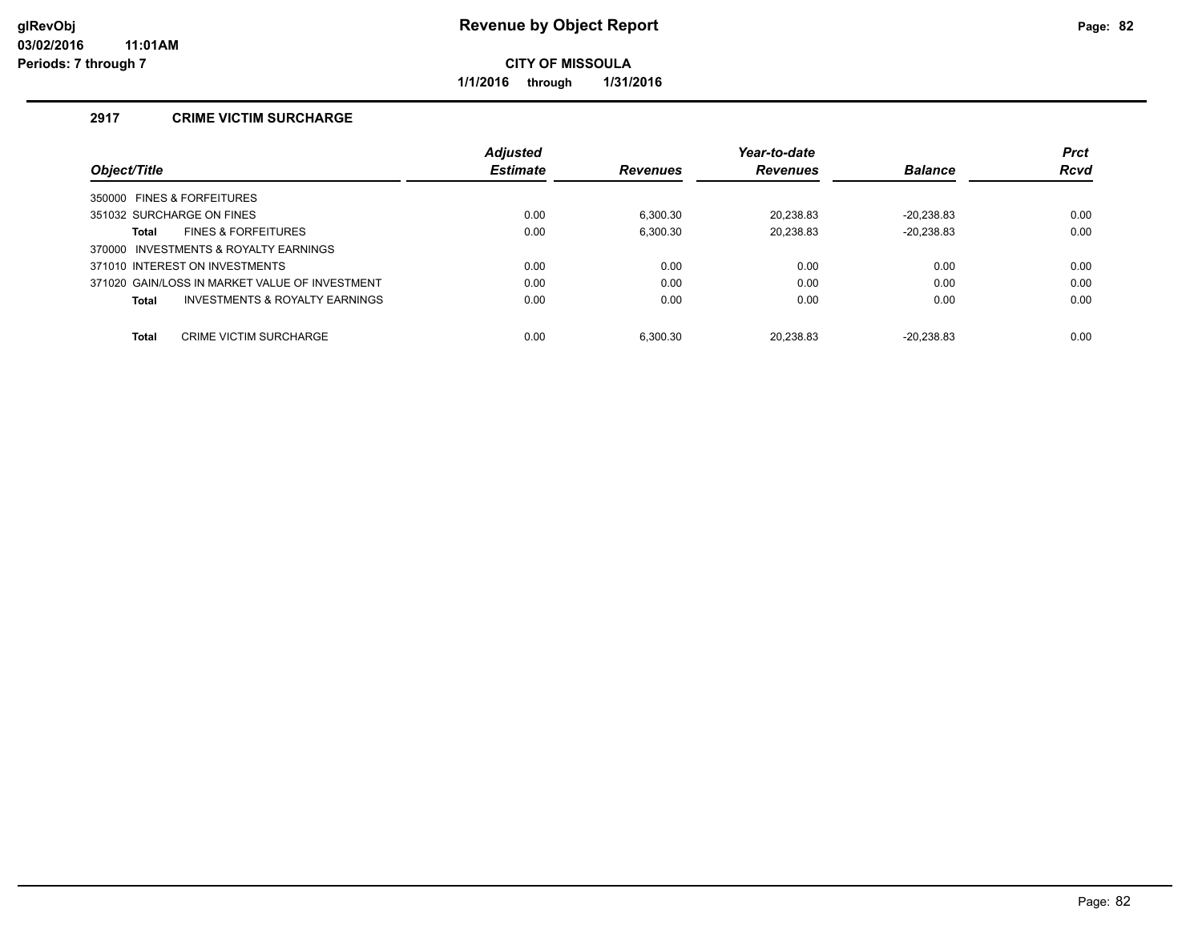**glRevObj**
**03/02/2016 11:01AM**
**Periods: 7 through 7**

# Revenue by Object Report

**CITY OF MISSOULA**

**1/1/2016 through 1/31/2016**

## 2917 CRIME VICTIM SURCHARGE

| Object/Title | Adjusted Estimate | Revenues | Year-to-date Revenues | Balance | Prct Rcvd |
|---|---|---|---|---|---|
| 350000 FINES & FORFEITURES | | | | | |
| 351032 SURCHARGE ON FINES | 0.00 | 6,300.30 | 20,238.83 | -20,238.83 | 0.00 |
| **Total** FINES & FORFEITURES | 0.00 | 6,300.30 | 20,238.83 | -20,238.83 | 0.00 |
| 370000 INVESTMENTS & ROYALTY EARNINGS | | | | | |
| 371010 INTEREST ON INVESTMENTS | 0.00 | 0.00 | 0.00 | 0.00 | 0.00 |
| 371020 GAIN/LOSS IN MARKET VALUE OF INVESTMENT | 0.00 | 0.00 | 0.00 | 0.00 | 0.00 |
| **Total** INVESTMENTS & ROYALTY EARNINGS | 0.00 | 0.00 | 0.00 | 0.00 | 0.00 |
| **Total** CRIME VICTIM SURCHARGE | 0.00 | 6,300.30 | 20,238.83 | -20,238.83 | 0.00 |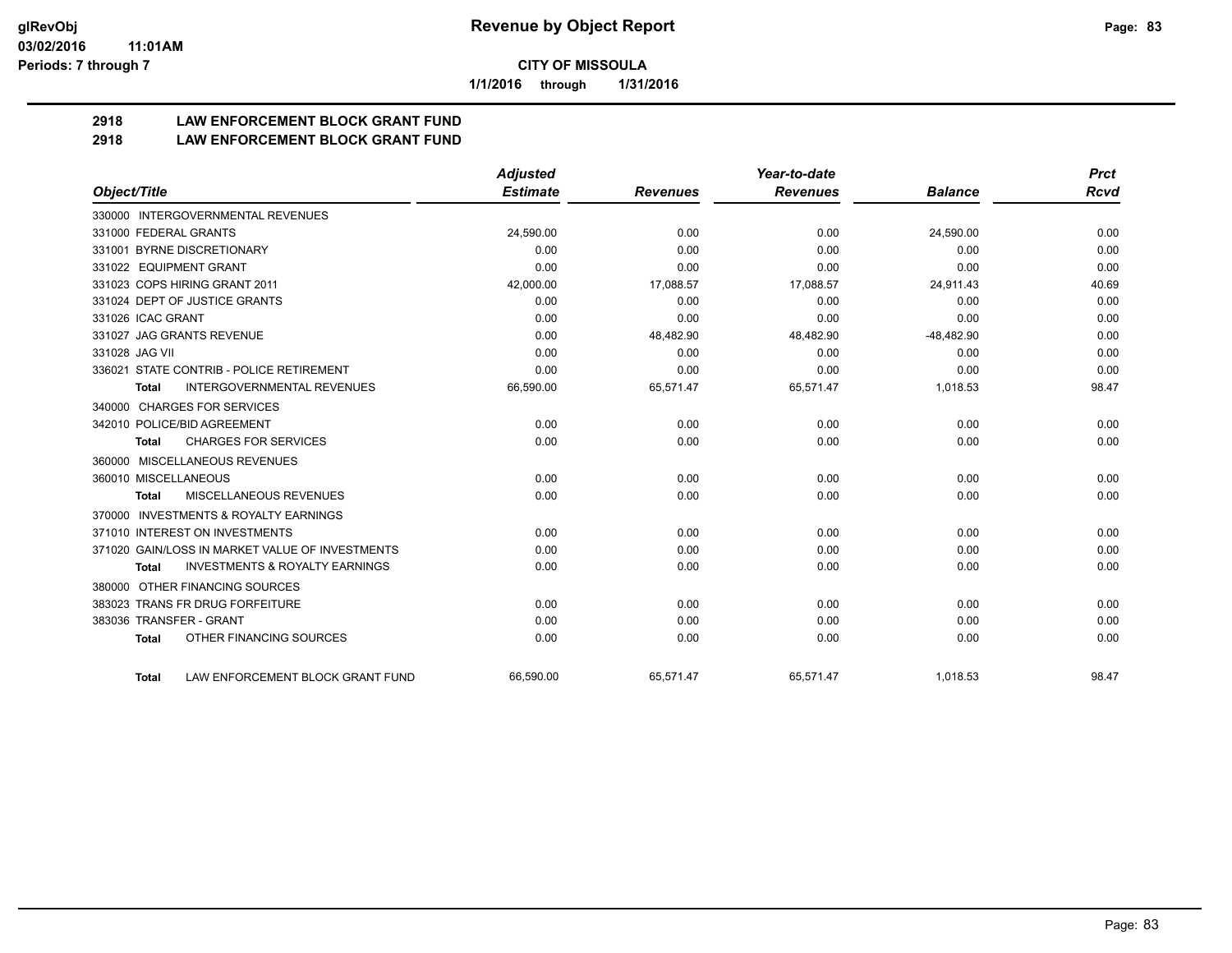**CITY OF MISSOULA**

**1/1/2016 through 1/31/2016**

**Revenue by Object Report**

glRevObj
03/02/2016 11:01AM
Periods: 7 through 7

## 2918 LAW ENFORCEMENT BLOCK GRANT FUND
## 2918 LAW ENFORCEMENT BLOCK GRANT FUND

| Object/Title | Adjusted Estimate | Revenues | Year-to-date Revenues | Balance | Prct Rcvd |
|---|---|---|---|---|---|
| 330000 INTERGOVERNMENTAL REVENUES | | | | | |
| 331000 FEDERAL GRANTS | 24,590.00 | 0.00 | 0.00 | 24,590.00 | 0.00 |
| 331001 BYRNE DISCRETIONARY | 0.00 | 0.00 | 0.00 | 0.00 | 0.00 |
| 331022 EQUIPMENT GRANT | 0.00 | 0.00 | 0.00 | 0.00 | 0.00 |
| 331023 COPS HIRING GRANT 2011 | 42,000.00 | 17,088.57 | 17,088.57 | 24,911.43 | 40.69 |
| 331024 DEPT OF JUSTICE GRANTS | 0.00 | 0.00 | 0.00 | 0.00 | 0.00 |
| 331026 ICAC GRANT | 0.00 | 0.00 | 0.00 | 0.00 | 0.00 |
| 331027 JAG GRANTS REVENUE | 0.00 | 48,482.90 | 48,482.90 | -48,482.90 | 0.00 |
| 331028 JAG VII | 0.00 | 0.00 | 0.00 | 0.00 | 0.00 |
| 336021 STATE CONTRIB - POLICE RETIREMENT | 0.00 | 0.00 | 0.00 | 0.00 | 0.00 |
| **Total** INTERGOVERNMENTAL REVENUES | 66,590.00 | 65,571.47 | 65,571.47 | 1,018.53 | 98.47 |
| 340000 CHARGES FOR SERVICES | | | | | |
| 342010 POLICE/BID AGREEMENT | 0.00 | 0.00 | 0.00 | 0.00 | 0.00 |
| **Total** CHARGES FOR SERVICES | 0.00 | 0.00 | 0.00 | 0.00 | 0.00 |
| 360000 MISCELLANEOUS REVENUES | | | | | |
| 360010 MISCELLANEOUS | 0.00 | 0.00 | 0.00 | 0.00 | 0.00 |
| **Total** MISCELLANEOUS REVENUES | 0.00 | 0.00 | 0.00 | 0.00 | 0.00 |
| 370000 INVESTMENTS & ROYALTY EARNINGS | | | | | |
| 371010 INTEREST ON INVESTMENTS | 0.00 | 0.00 | 0.00 | 0.00 | 0.00 |
| 371020 GAIN/LOSS IN MARKET VALUE OF INVESTMENTS | 0.00 | 0.00 | 0.00 | 0.00 | 0.00 |
| **Total** INVESTMENTS & ROYALTY EARNINGS | 0.00 | 0.00 | 0.00 | 0.00 | 0.00 |
| 380000 OTHER FINANCING SOURCES | | | | | |
| 383023 TRANS FR DRUG FORFEITURE | 0.00 | 0.00 | 0.00 | 0.00 | 0.00 |
| 383036 TRANSFER - GRANT | 0.00 | 0.00 | 0.00 | 0.00 | 0.00 |
| **Total** OTHER FINANCING SOURCES | 0.00 | 0.00 | 0.00 | 0.00 | 0.00 |
| **Total** LAW ENFORCEMENT BLOCK GRANT FUND | 66,590.00 | 65,571.47 | 65,571.47 | 1,018.53 | 98.47 |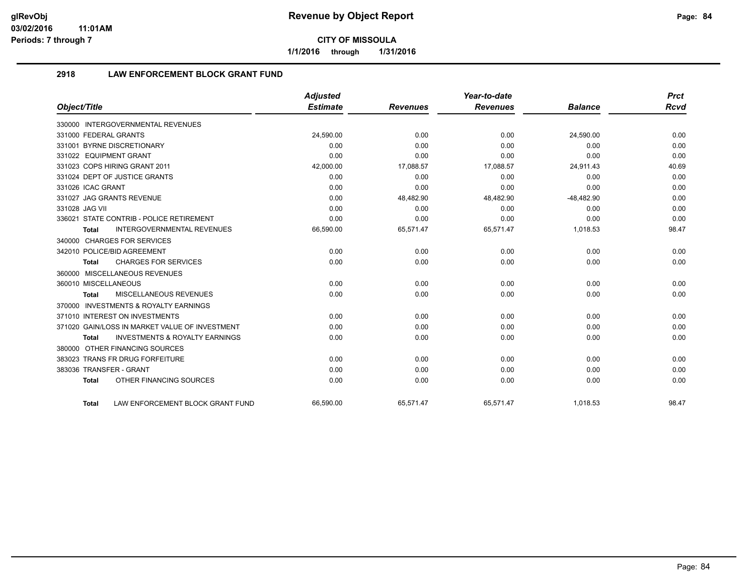**CITY OF MISSOULA**

**1/1/2016 through 1/31/2016**

## 2918 LAW ENFORCEMENT BLOCK GRANT FUND

| Object/Title | Adjusted Estimate | Revenues | Year-to-date Revenues | Balance | Prct Rcvd |
|---|---|---|---|---|---|
| 330000 INTERGOVERNMENTAL REVENUES | | | | | |
| 331000 FEDERAL GRANTS | 24,590.00 | 0.00 | 0.00 | 24,590.00 | 0.00 |
| 331001 BYRNE DISCRETIONARY | 0.00 | 0.00 | 0.00 | 0.00 | 0.00 |
| 331022 EQUIPMENT GRANT | 0.00 | 0.00 | 0.00 | 0.00 | 0.00 |
| 331023 COPS HIRING GRANT 2011 | 42,000.00 | 17,088.57 | 17,088.57 | 24,911.43 | 40.69 |
| 331024 DEPT OF JUSTICE GRANTS | 0.00 | 0.00 | 0.00 | 0.00 | 0.00 |
| 331026 ICAC GRANT | 0.00 | 0.00 | 0.00 | 0.00 | 0.00 |
| 331027 JAG GRANTS REVENUE | 0.00 | 48,482.90 | 48,482.90 | -48,482.90 | 0.00 |
| 331028 JAG VII | 0.00 | 0.00 | 0.00 | 0.00 | 0.00 |
| 336021 STATE CONTRIB - POLICE RETIREMENT | 0.00 | 0.00 | 0.00 | 0.00 | 0.00 |
| **Total** INTERGOVERNMENTAL REVENUES | 66,590.00 | 65,571.47 | 65,571.47 | 1,018.53 | 98.47 |
| 340000 CHARGES FOR SERVICES | | | | | |
| 342010 POLICE/BID AGREEMENT | 0.00 | 0.00 | 0.00 | 0.00 | 0.00 |
| **Total** CHARGES FOR SERVICES | 0.00 | 0.00 | 0.00 | 0.00 | 0.00 |
| 360000 MISCELLANEOUS REVENUES | | | | | |
| 360010 MISCELLANEOUS | 0.00 | 0.00 | 0.00 | 0.00 | 0.00 |
| **Total** MISCELLANEOUS REVENUES | 0.00 | 0.00 | 0.00 | 0.00 | 0.00 |
| 370000 INVESTMENTS & ROYALTY EARNINGS | | | | | |
| 371010 INTEREST ON INVESTMENTS | 0.00 | 0.00 | 0.00 | 0.00 | 0.00 |
| 371020 GAIN/LOSS IN MARKET VALUE OF INVESTMENT | 0.00 | 0.00 | 0.00 | 0.00 | 0.00 |
| **Total** INVESTMENTS & ROYALTY EARNINGS | 0.00 | 0.00 | 0.00 | 0.00 | 0.00 |
| 380000 OTHER FINANCING SOURCES | | | | | |
| 383023 TRANS FR DRUG FORFEITURE | 0.00 | 0.00 | 0.00 | 0.00 | 0.00 |
| 383036 TRANSFER - GRANT | 0.00 | 0.00 | 0.00 | 0.00 | 0.00 |
| **Total** OTHER FINANCING SOURCES | 0.00 | 0.00 | 0.00 | 0.00 | 0.00 |
| **Total** LAW ENFORCEMENT BLOCK GRANT FUND | 66,590.00 | 65,571.47 | 65,571.47 | 1,018.53 | 98.47 |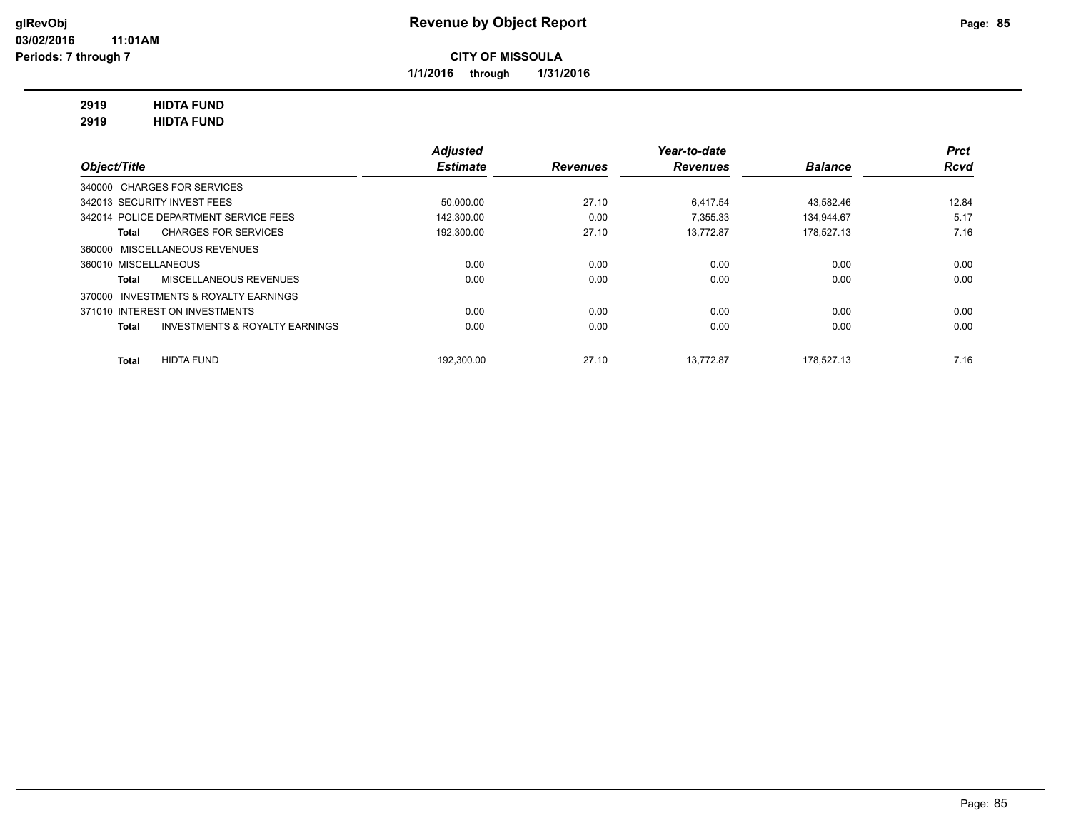# Revenue by Object Report

**glRevObj**
**03/02/2016 11:01AM**
**Periods: 7 through 7**

**CITY OF MISSOULA**
**1/1/2016 through 1/31/2016**

**2919 HIDTA FUND**
**2919 HIDTA FUND**

| Object/Title | | Adjusted Estimate | Revenues | Year-to-date Revenues | Balance | Prct Rcvd |
|---|---|---|---|---|---|---|
| 340000 CHARGES FOR SERVICES | | | | | | |
| 342013 SECURITY INVEST FEES | | 50,000.00 | 27.10 | 6,417.54 | 43,582.46 | 12.84 |
| 342014 POLICE DEPARTMENT SERVICE FEES | | 142,300.00 | 0.00 | 7,355.33 | 134,944.67 | 5.17 |
| **Total** | CHARGES FOR SERVICES | 192,300.00 | 27.10 | 13,772.87 | 178,527.13 | 7.16 |
| 360000 MISCELLANEOUS REVENUES | | | | | | |
| 360010 MISCELLANEOUS | | 0.00 | 0.00 | 0.00 | 0.00 | 0.00 |
| **Total** | MISCELLANEOUS REVENUES | 0.00 | 0.00 | 0.00 | 0.00 | 0.00 |
| 370000 INVESTMENTS & ROYALTY EARNINGS | | | | | | |
| 371010 INTEREST ON INVESTMENTS | | 0.00 | 0.00 | 0.00 | 0.00 | 0.00 |
| **Total** | INVESTMENTS & ROYALTY EARNINGS | 0.00 | 0.00 | 0.00 | 0.00 | 0.00 |
| **Total** | HIDTA FUND | 192,300.00 | 27.10 | 13,772.87 | 178,527.13 | 7.16 |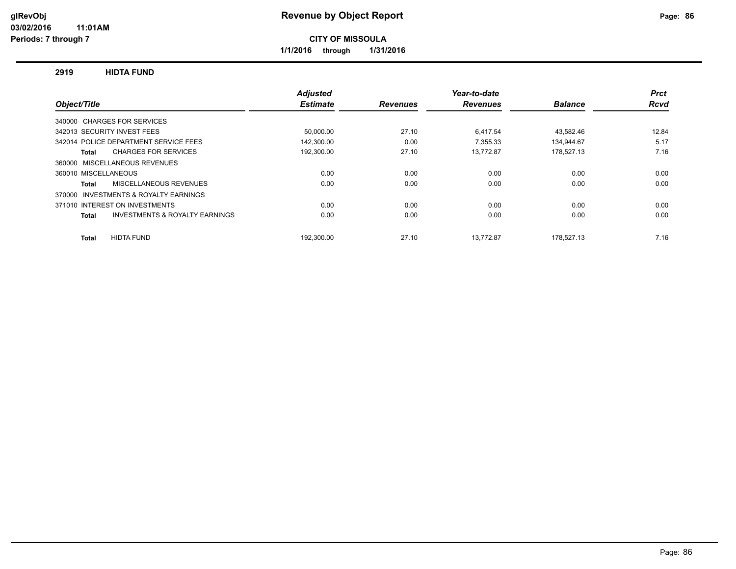**glRevObj**
**03/02/2016 11:01AM**
**Periods: 7 through 7**

# Revenue by Object Report

**CITY OF MISSOULA**

**1/1/2016 through 1/31/2016**

## 2919 HIDTA FUND

| Object/Title | Adjusted Estimate | Revenues | Year-to-date Revenues | Balance | Prct Rcvd |
|---|---|---|---|---|---|
| 340000 CHARGES FOR SERVICES | | | | | |
| 342013 SECURITY INVEST FEES | 50,000.00 | 27.10 | 6,417.54 | 43,582.46 | 12.84 |
| 342014 POLICE DEPARTMENT SERVICE FEES | 142,300.00 | 0.00 | 7,355.33 | 134,944.67 | 5.17 |
| **Total** CHARGES FOR SERVICES | 192,300.00 | 27.10 | 13,772.87 | 178,527.13 | 7.16 |
| 360000 MISCELLANEOUS REVENUES | | | | | |
| 360010 MISCELLANEOUS | 0.00 | 0.00 | 0.00 | 0.00 | 0.00 |
| **Total** MISCELLANEOUS REVENUES | 0.00 | 0.00 | 0.00 | 0.00 | 0.00 |
| 370000 INVESTMENTS & ROYALTY EARNINGS | | | | | |
| 371010 INTEREST ON INVESTMENTS | 0.00 | 0.00 | 0.00 | 0.00 | 0.00 |
| **Total** INVESTMENTS & ROYALTY EARNINGS | 0.00 | 0.00 | 0.00 | 0.00 | 0.00 |
| **Total** HIDTA FUND | 192,300.00 | 27.10 | 13,772.87 | 178,527.13 | 7.16 |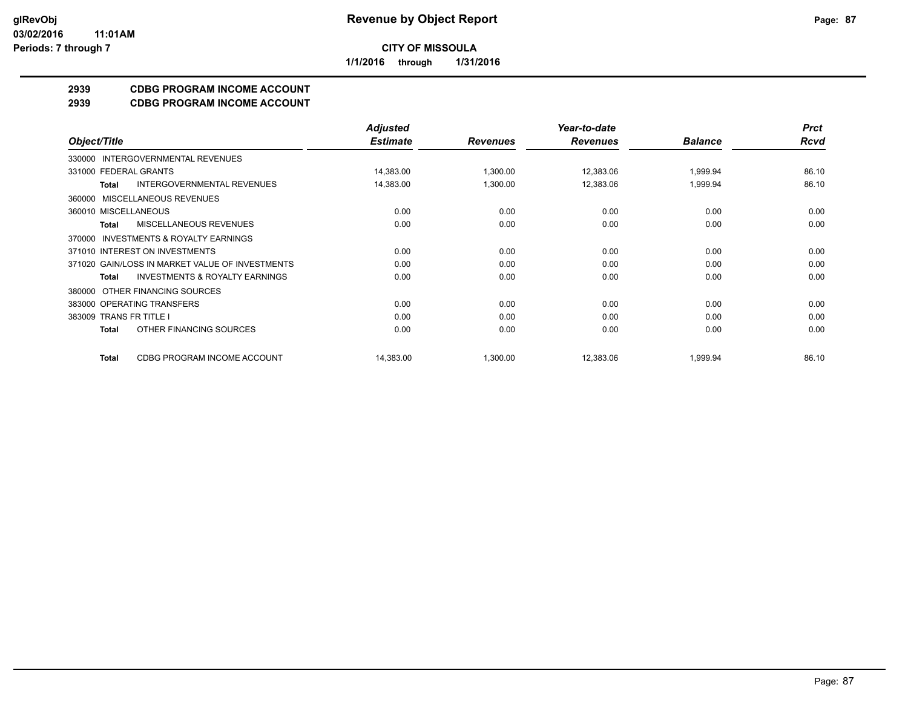# Revenue by Object Report

glRevObj
03/02/2016 11:01AM
Periods: 7 through 7

**CITY OF MISSOULA**

**1/1/2016 through 1/31/2016**

## 2939 CDBG PROGRAM INCOME ACCOUNT
## 2939 CDBG PROGRAM INCOME ACCOUNT

| Object/Title | Adjusted Estimate | Revenues | Year-to-date Revenues | Balance | Prct Rcvd |
|---|---|---|---|---|---|
| 330000 INTERGOVERNMENTAL REVENUES | | | | | |
| 331000 FEDERAL GRANTS | 14,383.00 | 1,300.00 | 12,383.06 | 1,999.94 | 86.10 |
| **Total** INTERGOVERNMENTAL REVENUES | 14,383.00 | 1,300.00 | 12,383.06 | 1,999.94 | 86.10 |
| 360000 MISCELLANEOUS REVENUES | | | | | |
| 360010 MISCELLANEOUS | 0.00 | 0.00 | 0.00 | 0.00 | 0.00 |
| **Total** MISCELLANEOUS REVENUES | 0.00 | 0.00 | 0.00 | 0.00 | 0.00 |
| 370000 INVESTMENTS & ROYALTY EARNINGS | | | | | |
| 371010 INTEREST ON INVESTMENTS | 0.00 | 0.00 | 0.00 | 0.00 | 0.00 |
| 371020 GAIN/LOSS IN MARKET VALUE OF INVESTMENTS | 0.00 | 0.00 | 0.00 | 0.00 | 0.00 |
| **Total** INVESTMENTS & ROYALTY EARNINGS | 0.00 | 0.00 | 0.00 | 0.00 | 0.00 |
| 380000 OTHER FINANCING SOURCES | | | | | |
| 383000 OPERATING TRANSFERS | 0.00 | 0.00 | 0.00 | 0.00 | 0.00 |
| 383009 TRANS FR TITLE I | 0.00 | 0.00 | 0.00 | 0.00 | 0.00 |
| **Total** OTHER FINANCING SOURCES | 0.00 | 0.00 | 0.00 | 0.00 | 0.00 |
| **Total** CDBG PROGRAM INCOME ACCOUNT | 14,383.00 | 1,300.00 | 12,383.06 | 1,999.94 | 86.10 |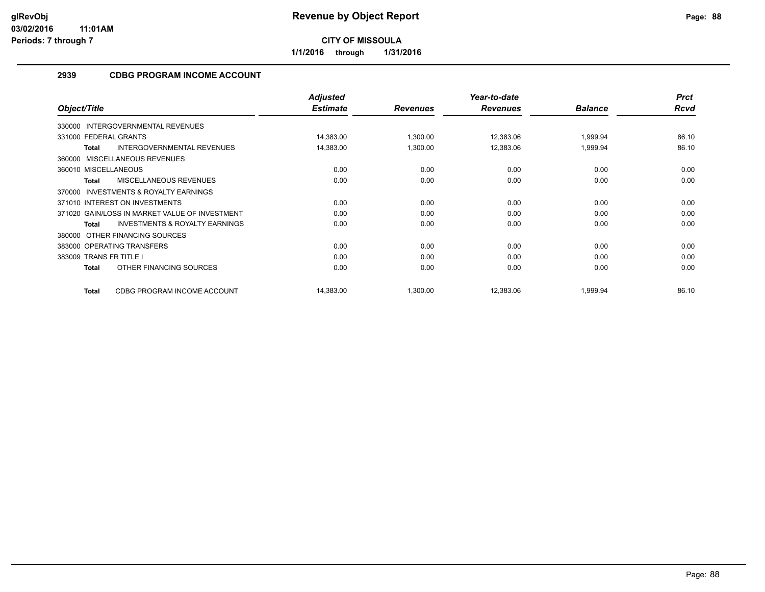# Revenue by Object Report

**CITY OF MISSOULA**

**1/1/2016 through 1/31/2016**

glRevObj
03/02/2016 11:01AM
Periods: 7 through 7

## 2939 CDBG PROGRAM INCOME ACCOUNT

| Object/Title | Adjusted Estimate | Revenues | Year-to-date Revenues | Balance | Prct Rcvd |
|---|---|---|---|---|---|
| 330000 INTERGOVERNMENTAL REVENUES | | | | | |
| 331000 FEDERAL GRANTS | 14,383.00 | 1,300.00 | 12,383.06 | 1,999.94 | 86.10 |
| **Total** INTERGOVERNMENTAL REVENUES | 14,383.00 | 1,300.00 | 12,383.06 | 1,999.94 | 86.10 |
| 360000 MISCELLANEOUS REVENUES | | | | | |
| 360010 MISCELLANEOUS | 0.00 | 0.00 | 0.00 | 0.00 | 0.00 |
| **Total** MISCELLANEOUS REVENUES | 0.00 | 0.00 | 0.00 | 0.00 | 0.00 |
| 370000 INVESTMENTS & ROYALTY EARNINGS | | | | | |
| 371010 INTEREST ON INVESTMENTS | 0.00 | 0.00 | 0.00 | 0.00 | 0.00 |
| 371020 GAIN/LOSS IN MARKET VALUE OF INVESTMENT | 0.00 | 0.00 | 0.00 | 0.00 | 0.00 |
| **Total** INVESTMENTS & ROYALTY EARNINGS | 0.00 | 0.00 | 0.00 | 0.00 | 0.00 |
| 380000 OTHER FINANCING SOURCES | | | | | |
| 383000 OPERATING TRANSFERS | 0.00 | 0.00 | 0.00 | 0.00 | 0.00 |
| 383009 TRANS FR TITLE I | 0.00 | 0.00 | 0.00 | 0.00 | 0.00 |
| **Total** OTHER FINANCING SOURCES | 0.00 | 0.00 | 0.00 | 0.00 | 0.00 |
| **Total** CDBG PROGRAM INCOME ACCOUNT | 14,383.00 | 1,300.00 | 12,383.06 | 1,999.94 | 86.10 |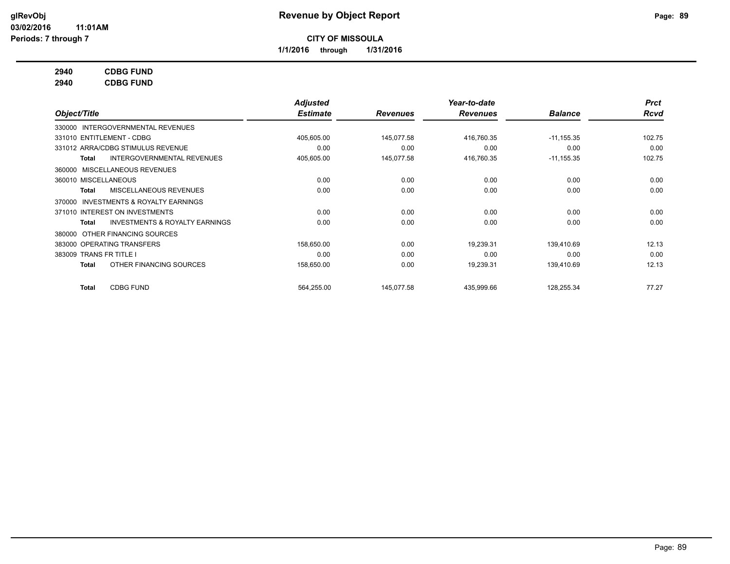**CITY OF MISSOULA**

**1/1/2016 through 1/31/2016**

**2940 CDBG FUND**

**2940 CDBG FUND**

| Object/Title | Adjusted Estimate | Revenues | Year-to-date Revenues | Balance | Prct Rcvd |
|---|---|---|---|---|---|
| 330000 INTERGOVERNMENTAL REVENUES | | | | | |
| 331010 ENTITLEMENT - CDBG | 405,605.00 | 145,077.58 | 416,760.35 | -11,155.35 | 102.75 |
| 331012 ARRA/CDBG STIMULUS REVENUE | 0.00 | 0.00 | 0.00 | 0.00 | 0.00 |
| **Total** INTERGOVERNMENTAL REVENUES | 405,605.00 | 145,077.58 | 416,760.35 | -11,155.35 | 102.75 |
| 360000 MISCELLANEOUS REVENUES | | | | | |
| 360010 MISCELLANEOUS | 0.00 | 0.00 | 0.00 | 0.00 | 0.00 |
| **Total** MISCELLANEOUS REVENUES | 0.00 | 0.00 | 0.00 | 0.00 | 0.00 |
| 370000 INVESTMENTS & ROYALTY EARNINGS | | | | | |
| 371010 INTEREST ON INVESTMENTS | 0.00 | 0.00 | 0.00 | 0.00 | 0.00 |
| **Total** INVESTMENTS & ROYALTY EARNINGS | 0.00 | 0.00 | 0.00 | 0.00 | 0.00 |
| 380000 OTHER FINANCING SOURCES | | | | | |
| 383000 OPERATING TRANSFERS | 158,650.00 | 0.00 | 19,239.31 | 139,410.69 | 12.13 |
| 383009 TRANS FR TITLE I | 0.00 | 0.00 | 0.00 | 0.00 | 0.00 |
| **Total** OTHER FINANCING SOURCES | 158,650.00 | 0.00 | 19,239.31 | 139,410.69 | 12.13 |
| **Total** CDBG FUND | 564,255.00 | 145,077.58 | 435,999.66 | 128,255.34 | 77.27 |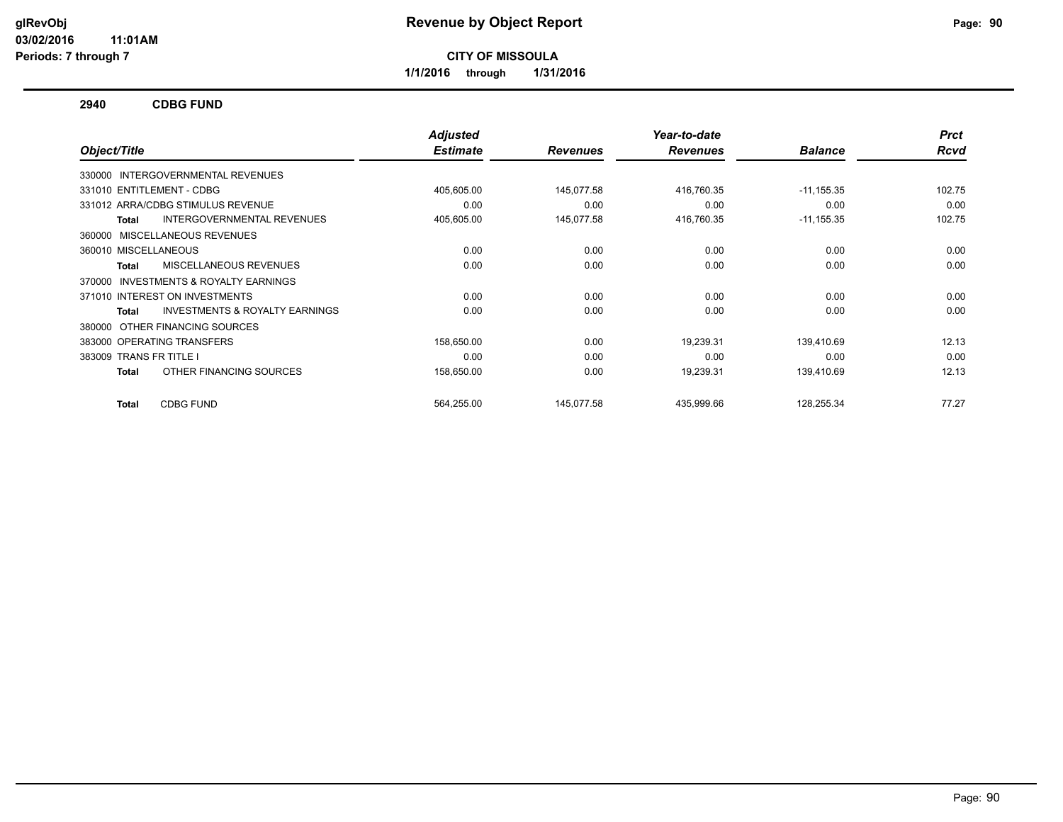# Revenue by Object Report

**CITY OF MISSOULA**

**1/1/2016 through 1/31/2016**

glRevObj
03/02/2016 11:01AM
Periods: 7 through 7

## 2940 CDBG FUND

| Object/Title | Adjusted Estimate | Revenues | Year-to-date Revenues | Balance | Prct Rcvd |
|---|---|---|---|---|---|
| 330000 INTERGOVERNMENTAL REVENUES | | | | | |
| 331010 ENTITLEMENT - CDBG | 405,605.00 | 145,077.58 | 416,760.35 | -11,155.35 | 102.75 |
| 331012 ARRA/CDBG STIMULUS REVENUE | 0.00 | 0.00 | 0.00 | 0.00 | 0.00 |
| **Total** INTERGOVERNMENTAL REVENUES | 405,605.00 | 145,077.58 | 416,760.35 | -11,155.35 | 102.75 |
| 360000 MISCELLANEOUS REVENUES | | | | | |
| 360010 MISCELLANEOUS | 0.00 | 0.00 | 0.00 | 0.00 | 0.00 |
| **Total** MISCELLANEOUS REVENUES | 0.00 | 0.00 | 0.00 | 0.00 | 0.00 |
| 370000 INVESTMENTS & ROYALTY EARNINGS | | | | | |
| 371010 INTEREST ON INVESTMENTS | 0.00 | 0.00 | 0.00 | 0.00 | 0.00 |
| **Total** INVESTMENTS & ROYALTY EARNINGS | 0.00 | 0.00 | 0.00 | 0.00 | 0.00 |
| 380000 OTHER FINANCING SOURCES | | | | | |
| 383000 OPERATING TRANSFERS | 158,650.00 | 0.00 | 19,239.31 | 139,410.69 | 12.13 |
| 383009 TRANS FR TITLE I | 0.00 | 0.00 | 0.00 | 0.00 | 0.00 |
| **Total** OTHER FINANCING SOURCES | 158,650.00 | 0.00 | 19,239.31 | 139,410.69 | 12.13 |
| **Total** CDBG FUND | 564,255.00 | 145,077.58 | 435,999.66 | 128,255.34 | 77.27 |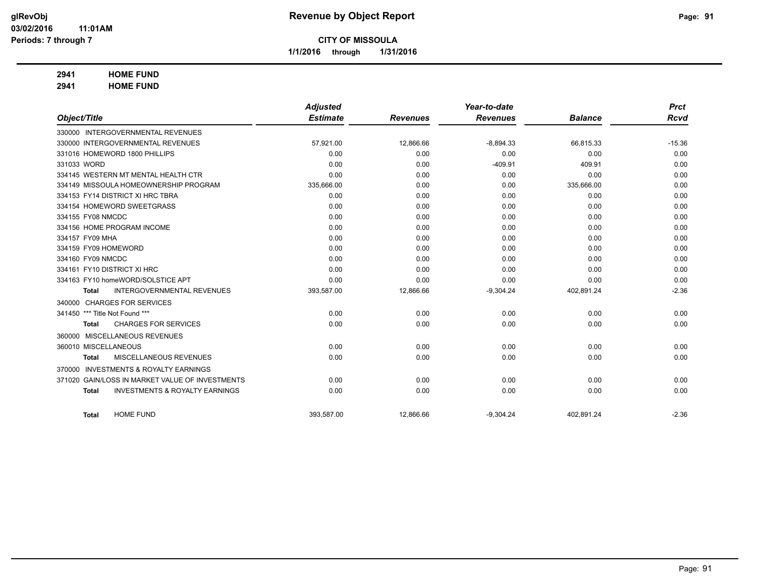# Revenue by Object Report

**CITY OF MISSOULA**

**1/1/2016 through 1/31/2016**

glRevObj
03/02/2016 11:01AM
Periods: 7 through 7

**2941 HOME FUND**
**2941 HOME FUND**

| Object/Title | Adjusted Estimate | Revenues | Year-to-date Revenues | Balance | Prct Rcvd |
|---|---|---|---|---|---|
| 330000 INTERGOVERNMENTAL REVENUES | | | | | |
| 330000 INTERGOVERNMENTAL REVENUES | 57,921.00 | 12,866.66 | -8,894.33 | 66,815.33 | -15.36 |
| 331016 HOMEWORD 1800 PHILLIPS | 0.00 | 0.00 | 0.00 | 0.00 | 0.00 |
| 331033 WORD | 0.00 | 0.00 | -409.91 | 409.91 | 0.00 |
| 334145 WESTERN MT MENTAL HEALTH CTR | 0.00 | 0.00 | 0.00 | 0.00 | 0.00 |
| 334149 MISSOULA HOMEOWNERSHIP PROGRAM | 335,666.00 | 0.00 | 0.00 | 335,666.00 | 0.00 |
| 334153 FY14 DISTRICT XI HRC TBRA | 0.00 | 0.00 | 0.00 | 0.00 | 0.00 |
| 334154 HOMEWORD SWEETGRASS | 0.00 | 0.00 | 0.00 | 0.00 | 0.00 |
| 334155 FY08 NMCDC | 0.00 | 0.00 | 0.00 | 0.00 | 0.00 |
| 334156 HOME PROGRAM INCOME | 0.00 | 0.00 | 0.00 | 0.00 | 0.00 |
| 334157 FY09 MHA | 0.00 | 0.00 | 0.00 | 0.00 | 0.00 |
| 334159 FY09 HOMEWORD | 0.00 | 0.00 | 0.00 | 0.00 | 0.00 |
| 334160 FY09 NMCDC | 0.00 | 0.00 | 0.00 | 0.00 | 0.00 |
| 334161 FY10 DISTRICT XI HRC | 0.00 | 0.00 | 0.00 | 0.00 | 0.00 |
| 334163 FY10 homeWORD/SOLSTICE APT | 0.00 | 0.00 | 0.00 | 0.00 | 0.00 |
| **Total** INTERGOVERNMENTAL REVENUES | 393,587.00 | 12,866.66 | -9,304.24 | 402,891.24 | -2.36 |
| 340000 CHARGES FOR SERVICES | | | | | |
| 341450 *** Title Not Found *** | 0.00 | 0.00 | 0.00 | 0.00 | 0.00 |
| **Total** CHARGES FOR SERVICES | 0.00 | 0.00 | 0.00 | 0.00 | 0.00 |
| 360000 MISCELLANEOUS REVENUES | | | | | |
| 360010 MISCELLANEOUS | 0.00 | 0.00 | 0.00 | 0.00 | 0.00 |
| **Total** MISCELLANEOUS REVENUES | 0.00 | 0.00 | 0.00 | 0.00 | 0.00 |
| 370000 INVESTMENTS & ROYALTY EARNINGS | | | | | |
| 371020 GAIN/LOSS IN MARKET VALUE OF INVESTMENTS | 0.00 | 0.00 | 0.00 | 0.00 | 0.00 |
| **Total** INVESTMENTS & ROYALTY EARNINGS | 0.00 | 0.00 | 0.00 | 0.00 | 0.00 |
| **Total** HOME FUND | 393,587.00 | 12,866.66 | -9,304.24 | 402,891.24 | -2.36 |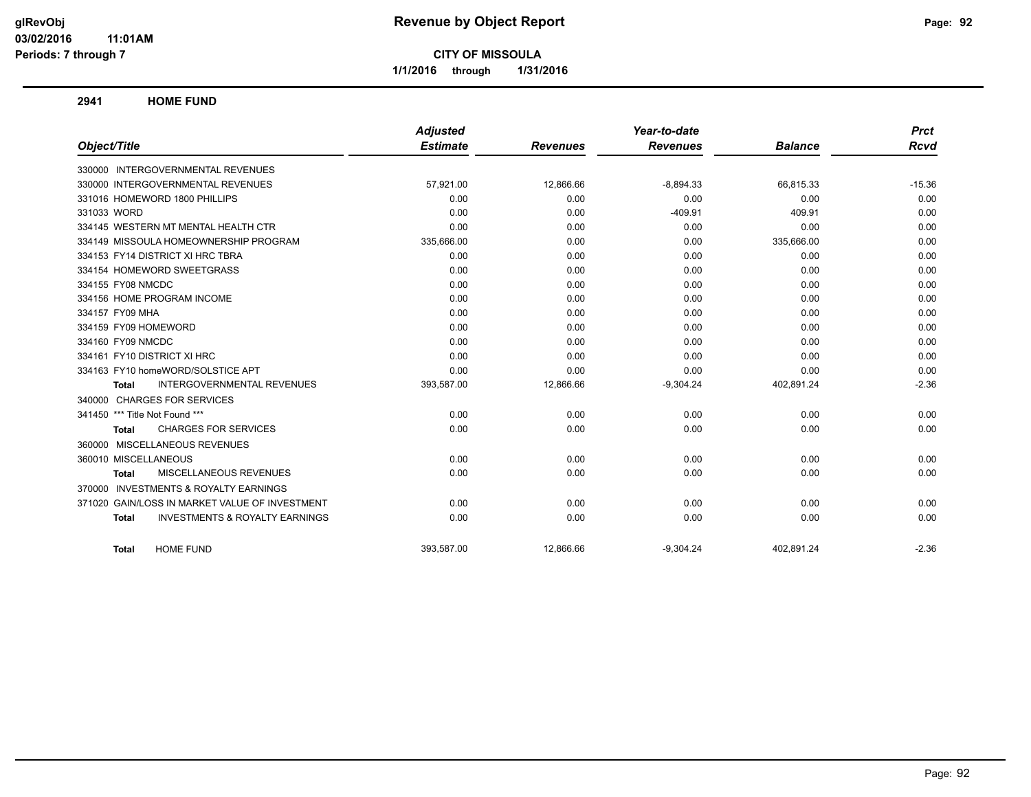# Revenue by Object Report

**CITY OF MISSOULA**

**1/1/2016 through 1/31/2016**

glRevObj
03/02/2016 11:01AM
Periods: 7 through 7

## 2941 HOME FUND

| Object/Title | Adjusted Estimate | Revenues | Year-to-date Revenues | Balance | Prct Rcvd |
|---|---|---|---|---|---|
| 330000 INTERGOVERNMENTAL REVENUES | | | | | |
| 330000 INTERGOVERNMENTAL REVENUES | 57,921.00 | 12,866.66 | -8,894.33 | 66,815.33 | -15.36 |
| 331016 HOMEWORD 1800 PHILLIPS | 0.00 | 0.00 | 0.00 | 0.00 | 0.00 |
| 331033 WORD | 0.00 | 0.00 | -409.91 | 409.91 | 0.00 |
| 334145 WESTERN MT MENTAL HEALTH CTR | 0.00 | 0.00 | 0.00 | 0.00 | 0.00 |
| 334149 MISSOULA HOMEOWNERSHIP PROGRAM | 335,666.00 | 0.00 | 0.00 | 335,666.00 | 0.00 |
| 334153 FY14 DISTRICT XI HRC TBRA | 0.00 | 0.00 | 0.00 | 0.00 | 0.00 |
| 334154 HOMEWORD SWEETGRASS | 0.00 | 0.00 | 0.00 | 0.00 | 0.00 |
| 334155 FY08 NMCDC | 0.00 | 0.00 | 0.00 | 0.00 | 0.00 |
| 334156 HOME PROGRAM INCOME | 0.00 | 0.00 | 0.00 | 0.00 | 0.00 |
| 334157 FY09 MHA | 0.00 | 0.00 | 0.00 | 0.00 | 0.00 |
| 334159 FY09 HOMEWORD | 0.00 | 0.00 | 0.00 | 0.00 | 0.00 |
| 334160 FY09 NMCDC | 0.00 | 0.00 | 0.00 | 0.00 | 0.00 |
| 334161 FY10 DISTRICT XI HRC | 0.00 | 0.00 | 0.00 | 0.00 | 0.00 |
| 334163 FY10 homeWORD/SOLSTICE APT | 0.00 | 0.00 | 0.00 | 0.00 | 0.00 |
| **Total** INTERGOVERNMENTAL REVENUES | 393,587.00 | 12,866.66 | -9,304.24 | 402,891.24 | -2.36 |
| 340000 CHARGES FOR SERVICES | | | | | |
| 341450 *** Title Not Found *** | 0.00 | 0.00 | 0.00 | 0.00 | 0.00 |
| **Total** CHARGES FOR SERVICES | 0.00 | 0.00 | 0.00 | 0.00 | 0.00 |
| 360000 MISCELLANEOUS REVENUES | | | | | |
| 360010 MISCELLANEOUS | 0.00 | 0.00 | 0.00 | 0.00 | 0.00 |
| **Total** MISCELLANEOUS REVENUES | 0.00 | 0.00 | 0.00 | 0.00 | 0.00 |
| 370000 INVESTMENTS & ROYALTY EARNINGS | | | | | |
| 371020 GAIN/LOSS IN MARKET VALUE OF INVESTMENT | 0.00 | 0.00 | 0.00 | 0.00 | 0.00 |
| **Total** INVESTMENTS & ROYALTY EARNINGS | 0.00 | 0.00 | 0.00 | 0.00 | 0.00 |
| **Total** HOME FUND | 393,587.00 | 12,866.66 | -9,304.24 | 402,891.24 | -2.36 |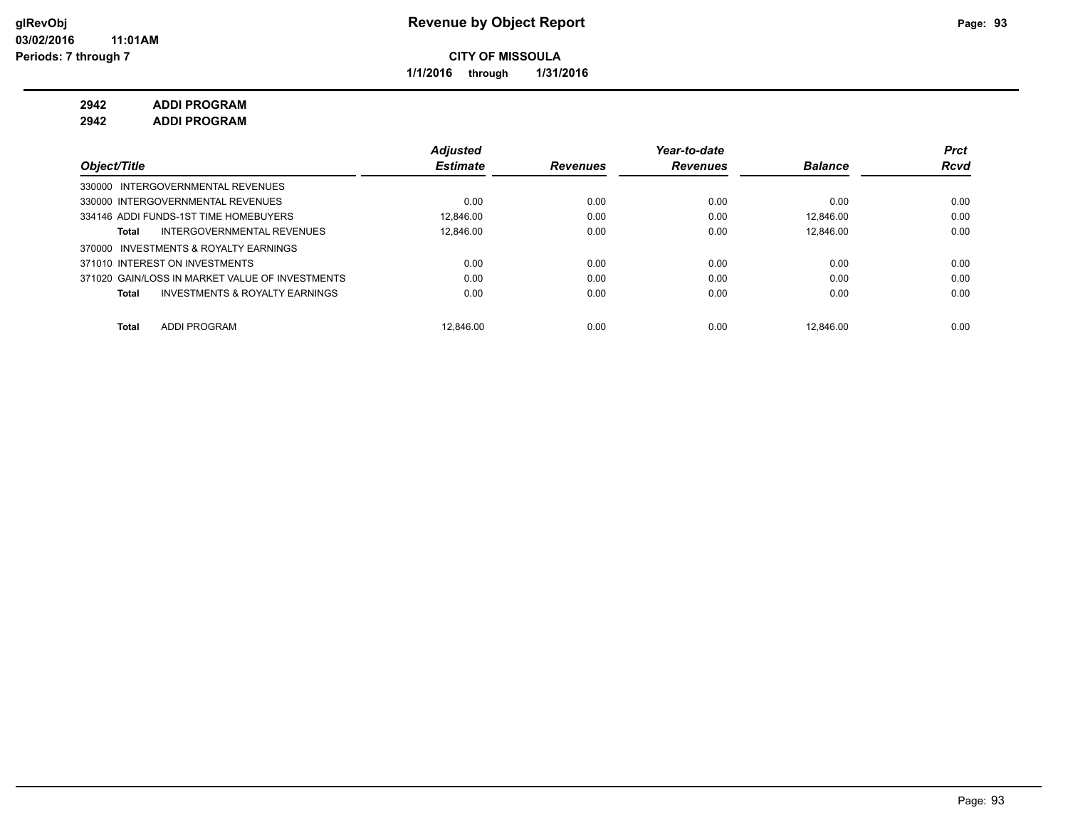# Revenue by Object Report

**CITY OF MISSOULA**

**1/1/2016 through 1/31/2016**

glRevObj
03/02/2016 11:01AM
Periods: 7 through 7

**2942 ADDI PROGRAM**

**2942 ADDI PROGRAM**

| Object/Title | Adjusted Estimate | Revenues | Year-to-date Revenues | Balance | Prct Rcvd |
|---|---|---|---|---|---|
| 330000 INTERGOVERNMENTAL REVENUES | | | | | |
| 330000 INTERGOVERNMENTAL REVENUES | 0.00 | 0.00 | 0.00 | 0.00 | 0.00 |
| 334146 ADDI FUNDS-1ST TIME HOMEBUYERS | 12,846.00 | 0.00 | 0.00 | 12,846.00 | 0.00 |
| **Total** INTERGOVERNMENTAL REVENUES | 12,846.00 | 0.00 | 0.00 | 12,846.00 | 0.00 |
| 370000 INVESTMENTS & ROYALTY EARNINGS | | | | | |
| 371010 INTEREST ON INVESTMENTS | 0.00 | 0.00 | 0.00 | 0.00 | 0.00 |
| 371020 GAIN/LOSS IN MARKET VALUE OF INVESTMENTS | 0.00 | 0.00 | 0.00 | 0.00 | 0.00 |
| **Total** INVESTMENTS & ROYALTY EARNINGS | 0.00 | 0.00 | 0.00 | 0.00 | 0.00 |
| **Total** ADDI PROGRAM | 12,846.00 | 0.00 | 0.00 | 12,846.00 | 0.00 |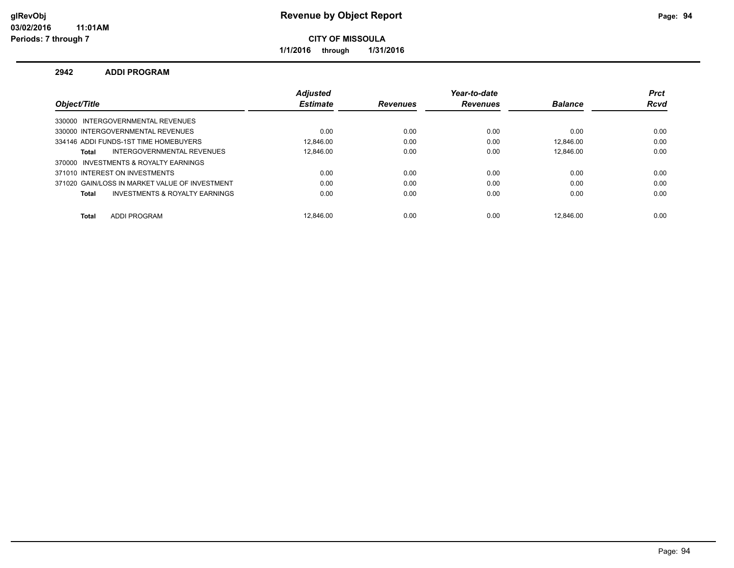**Revenue by Object Report**

glRevObj
03/02/2016 11:01AM
Periods: 7 through 7

**CITY OF MISSOULA**

1/1/2016 through 1/31/2016

### 2942 ADDI PROGRAM

| Object/Title | Adjusted Estimate | Revenues | Year-to-date Revenues | Balance | Prct Rcvd |
|---|---|---|---|---|---|
| 330000 INTERGOVERNMENTAL REVENUES | | | | | |
| 330000 INTERGOVERNMENTAL REVENUES | 0.00 | 0.00 | 0.00 | 0.00 | 0.00 |
| 334146 ADDI FUNDS-1ST TIME HOMEBUYERS | 12,846.00 | 0.00 | 0.00 | 12,846.00 | 0.00 |
| **Total** INTERGOVERNMENTAL REVENUES | 12,846.00 | 0.00 | 0.00 | 12,846.00 | 0.00 |
| 370000 INVESTMENTS & ROYALTY EARNINGS | | | | | |
| 371010 INTEREST ON INVESTMENTS | 0.00 | 0.00 | 0.00 | 0.00 | 0.00 |
| 371020 GAIN/LOSS IN MARKET VALUE OF INVESTMENT | 0.00 | 0.00 | 0.00 | 0.00 | 0.00 |
| **Total** INVESTMENTS & ROYALTY EARNINGS | 0.00 | 0.00 | 0.00 | 0.00 | 0.00 |
| **Total** ADDI PROGRAM | 12,846.00 | 0.00 | 0.00 | 12,846.00 | 0.00 |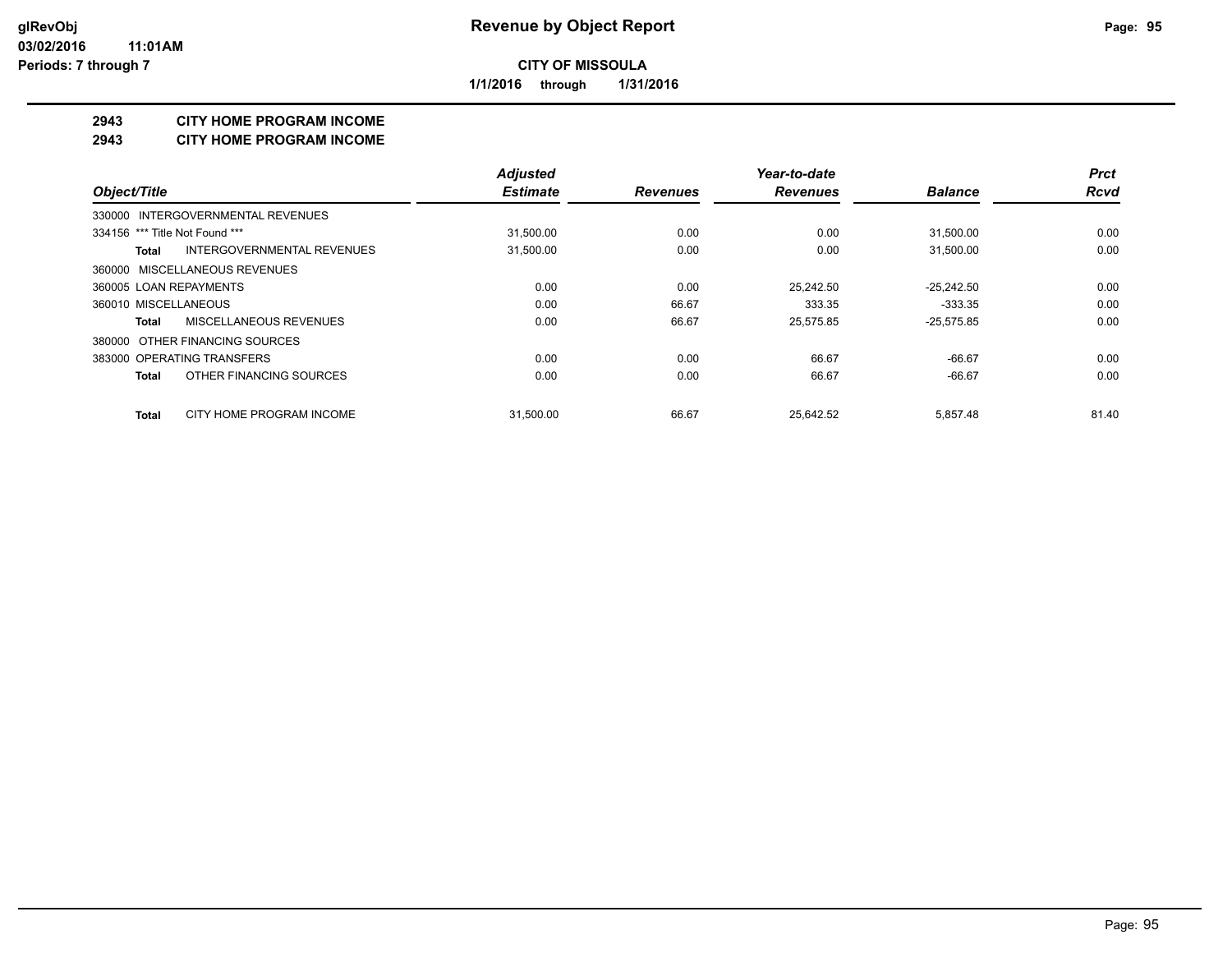**CITY OF MISSOULA**

**1/1/2016 through 1/31/2016**

## 2943 CITY HOME PROGRAM INCOME
## 2943 CITY HOME PROGRAM INCOME

| Object/Title | Adjusted Estimate | Revenues | Year-to-date Revenues | Balance | Prct Rcvd |
|---|---|---|---|---|---|
| 330000 INTERGOVERNMENTAL REVENUES | | | | | |
| 334156 *** Title Not Found *** | 31,500.00 | 0.00 | 0.00 | 31,500.00 | 0.00 |
| **Total** INTERGOVERNMENTAL REVENUES | 31,500.00 | 0.00 | 0.00 | 31,500.00 | 0.00 |
| 360000 MISCELLANEOUS REVENUES | | | | | |
| 360005 LOAN REPAYMENTS | 0.00 | 0.00 | 25,242.50 | -25,242.50 | 0.00 |
| 360010 MISCELLANEOUS | 0.00 | 66.67 | 333.35 | -333.35 | 0.00 |
| **Total** MISCELLANEOUS REVENUES | 0.00 | 66.67 | 25,575.85 | -25,575.85 | 0.00 |
| 380000 OTHER FINANCING SOURCES | | | | | |
| 383000 OPERATING TRANSFERS | 0.00 | 0.00 | 66.67 | -66.67 | 0.00 |
| **Total** OTHER FINANCING SOURCES | 0.00 | 0.00 | 66.67 | -66.67 | 0.00 |
| **Total** CITY HOME PROGRAM INCOME | 31,500.00 | 66.67 | 25,642.52 | 5,857.48 | 81.40 |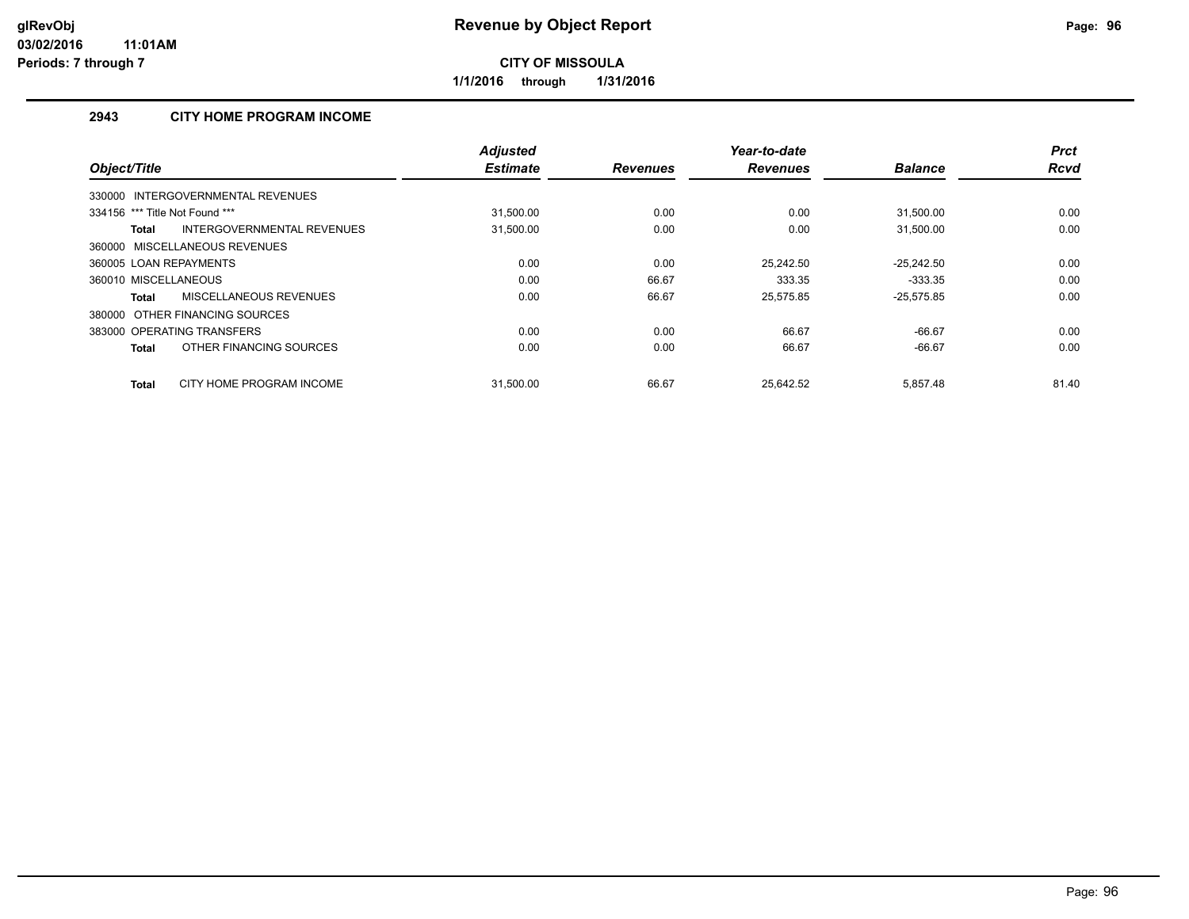# Revenue by Object Report

**CITY OF MISSOULA**

**1/1/2016 through 1/31/2016**

glRevObj
03/02/2016 11:01AM
Periods: 7 through 7

## 2943 CITY HOME PROGRAM INCOME

| Object/Title | Adjusted Estimate | Revenues | Year-to-date Revenues | Balance | Prct Rcvd |
|---|---|---|---|---|---|
| 330000 INTERGOVERNMENTAL REVENUES | | | | | |
| 334156 *** Title Not Found *** | 31,500.00 | 0.00 | 0.00 | 31,500.00 | 0.00 |
| **Total** INTERGOVERNMENTAL REVENUES | 31,500.00 | 0.00 | 0.00 | 31,500.00 | 0.00 |
| 360000 MISCELLANEOUS REVENUES | | | | | |
| 360005 LOAN REPAYMENTS | 0.00 | 0.00 | 25,242.50 | -25,242.50 | 0.00 |
| 360010 MISCELLANEOUS | 0.00 | 66.67 | 333.35 | -333.35 | 0.00 |
| **Total** MISCELLANEOUS REVENUES | 0.00 | 66.67 | 25,575.85 | -25,575.85 | 0.00 |
| 380000 OTHER FINANCING SOURCES | | | | | |
| 383000 OPERATING TRANSFERS | 0.00 | 0.00 | 66.67 | -66.67 | 0.00 |
| **Total** OTHER FINANCING SOURCES | 0.00 | 0.00 | 66.67 | -66.67 | 0.00 |
| **Total** CITY HOME PROGRAM INCOME | 31,500.00 | 66.67 | 25,642.52 | 5,857.48 | 81.40 |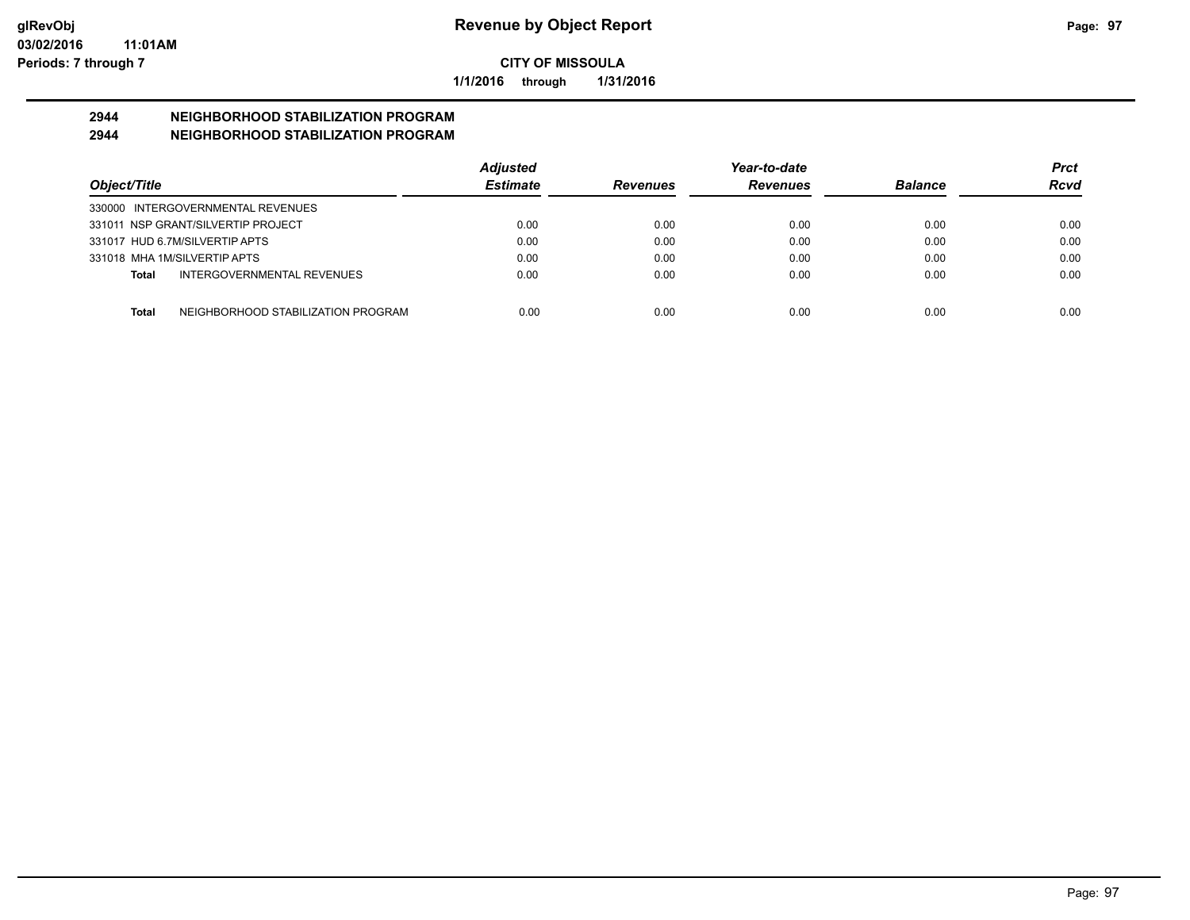# Revenue by Object Report

glRevObj
03/02/2016 11:01AM
Periods: 7 through 7

**CITY OF MISSOULA**

**1/1/2016 through 1/31/2016**

## 2944 NEIGHBORHOOD STABILIZATION PROGRAM
## 2944 NEIGHBORHOOD STABILIZATION PROGRAM

| Object/Title | Adjusted Estimate | Revenues | Year-to-date Revenues | Balance | Prct Rcvd |
|---|---|---|---|---|---|
| 330000 INTERGOVERNMENTAL REVENUES | | | | | |
| 331011 NSP GRANT/SILVERTIP PROJECT | 0.00 | 0.00 | 0.00 | 0.00 | 0.00 |
| 331017 HUD 6.7M/SILVERTIP APTS | 0.00 | 0.00 | 0.00 | 0.00 | 0.00 |
| 331018 MHA 1M/SILVERTIP APTS | 0.00 | 0.00 | 0.00 | 0.00 | 0.00 |
| **Total** INTERGOVERNMENTAL REVENUES | 0.00 | 0.00 | 0.00 | 0.00 | 0.00 |
| **Total** NEIGHBORHOOD STABILIZATION PROGRAM | 0.00 | 0.00 | 0.00 | 0.00 | 0.00 |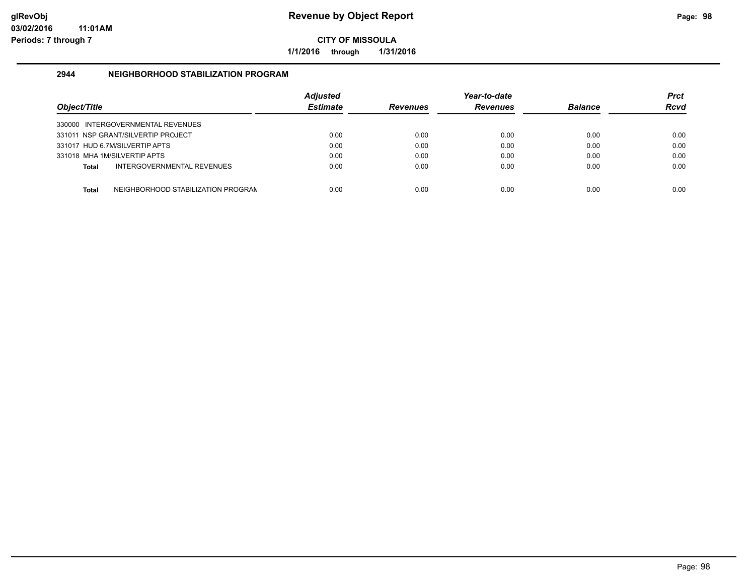# Revenue by Object Report

**CITY OF MISSOULA**

**1/1/2016 through 1/31/2016**

glRevObj
03/02/2016 11:01AM
Periods: 7 through 7

## 2944 NEIGHBORHOOD STABILIZATION PROGRAM

| Object/Title | Adjusted Estimate | Revenues | Year-to-date Revenues | Balance | Prct Rcvd |
|---|---|---|---|---|---|
| 330000 INTERGOVERNMENTAL REVENUES | | | | | |
| 331011 NSP GRANT/SILVERTIP PROJECT | 0.00 | 0.00 | 0.00 | 0.00 | 0.00 |
| 331017 HUD 6.7M/SILVERTIP APTS | 0.00 | 0.00 | 0.00 | 0.00 | 0.00 |
| 331018 MHA 1M/SILVERTIP APTS | 0.00 | 0.00 | 0.00 | 0.00 | 0.00 |
| **Total** INTERGOVERNMENTAL REVENUES | 0.00 | 0.00 | 0.00 | 0.00 | 0.00 |
| **Total** NEIGHBORHOOD STABILIZATION PROGRAM | 0.00 | 0.00 | 0.00 | 0.00 | 0.00 |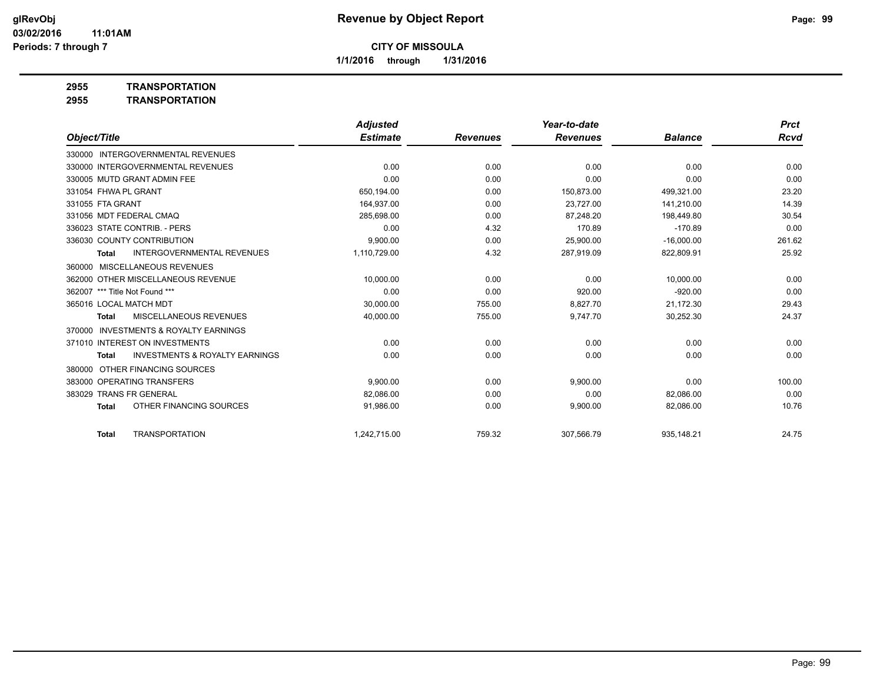**glRevObj** **Revenue by Object Report**
**03/02/2016 11:01AM**
**Periods: 7 through 7**

**CITY OF MISSOULA**
**1/1/2016 through 1/31/2016**

**2955 TRANSPORTATION**
**2955 TRANSPORTATION**

| Object/Title | Adjusted Estimate | Revenues | Year-to-date Revenues | Balance | Prct Rcvd |
|---|---|---|---|---|---|
| 330000 INTERGOVERNMENTAL REVENUES | | | | | |
| 330000 INTERGOVERNMENTAL REVENUES | 0.00 | 0.00 | 0.00 | 0.00 | 0.00 |
| 330005 MUTD GRANT ADMIN FEE | 0.00 | 0.00 | 0.00 | 0.00 | 0.00 |
| 331054 FHWA PL GRANT | 650,194.00 | 0.00 | 150,873.00 | 499,321.00 | 23.20 |
| 331055 FTA GRANT | 164,937.00 | 0.00 | 23,727.00 | 141,210.00 | 14.39 |
| 331056 MDT FEDERAL CMAQ | 285,698.00 | 0.00 | 87,248.20 | 198,449.80 | 30.54 |
| 336023 STATE CONTRIB. - PERS | 0.00 | 4.32 | 170.89 | -170.89 | 0.00 |
| 336030 COUNTY CONTRIBUTION | 9,900.00 | 0.00 | 25,900.00 | -16,000.00 | 261.62 |
| **Total** INTERGOVERNMENTAL REVENUES | 1,110,729.00 | 4.32 | 287,919.09 | 822,809.91 | 25.92 |
| 360000 MISCELLANEOUS REVENUES | | | | | |
| 362000 OTHER MISCELLANEOUS REVENUE | 10,000.00 | 0.00 | 0.00 | 10,000.00 | 0.00 |
| 362007 *** Title Not Found *** | 0.00 | 0.00 | 920.00 | -920.00 | 0.00 |
| 365016 LOCAL MATCH MDT | 30,000.00 | 755.00 | 8,827.70 | 21,172.30 | 29.43 |
| **Total** MISCELLANEOUS REVENUES | 40,000.00 | 755.00 | 9,747.70 | 30,252.30 | 24.37 |
| 370000 INVESTMENTS & ROYALTY EARNINGS | | | | | |
| 371010 INTEREST ON INVESTMENTS | 0.00 | 0.00 | 0.00 | 0.00 | 0.00 |
| **Total** INVESTMENTS & ROYALTY EARNINGS | 0.00 | 0.00 | 0.00 | 0.00 | 0.00 |
| 380000 OTHER FINANCING SOURCES | | | | | |
| 383000 OPERATING TRANSFERS | 9,900.00 | 0.00 | 9,900.00 | 0.00 | 100.00 |
| 383029 TRANS FR GENERAL | 82,086.00 | 0.00 | 0.00 | 82,086.00 | 0.00 |
| **Total** OTHER FINANCING SOURCES | 91,986.00 | 0.00 | 9,900.00 | 82,086.00 | 10.76 |
| **Total** TRANSPORTATION | 1,242,715.00 | 759.32 | 307,566.79 | 935,148.21 | 24.75 |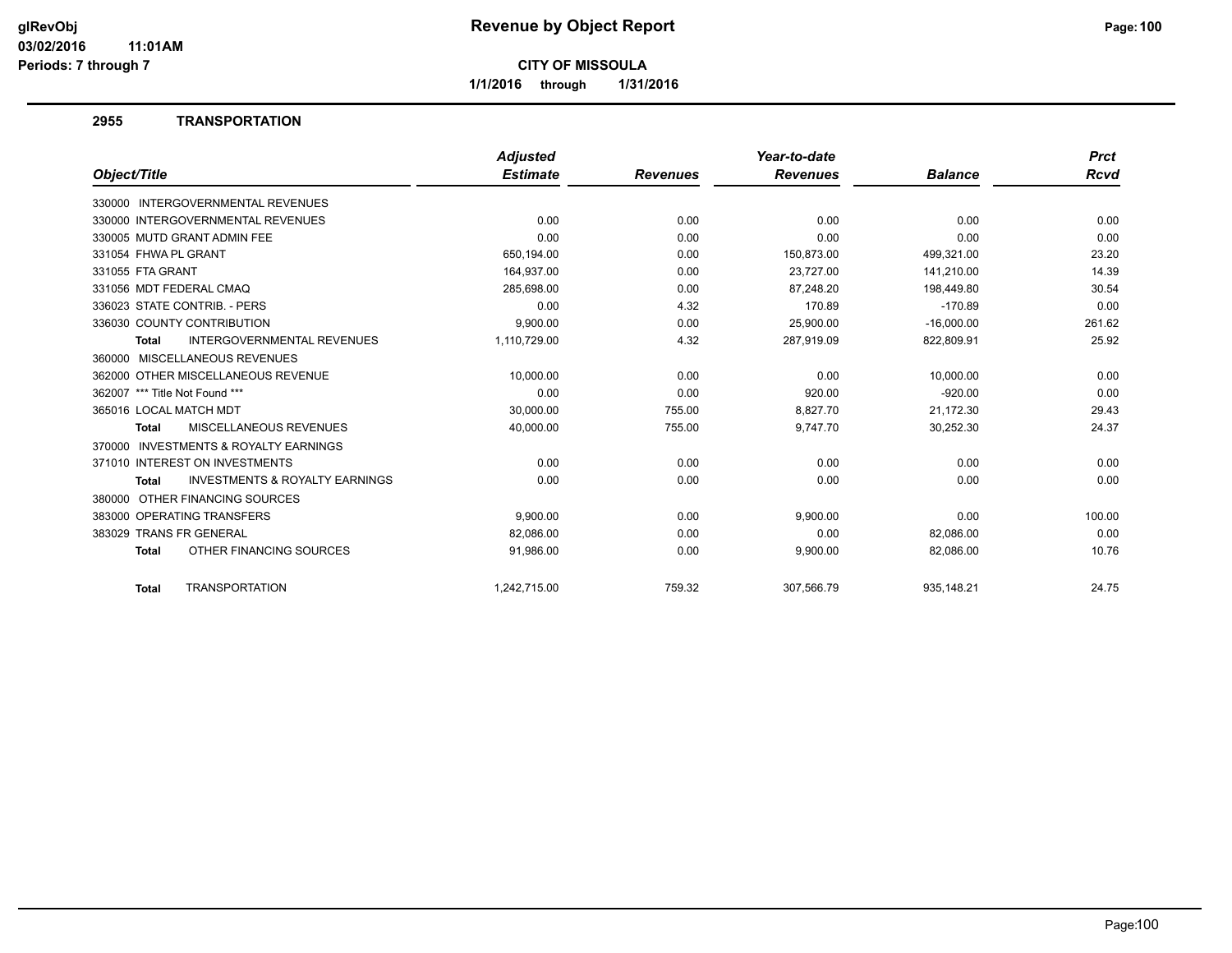**CITY OF MISSOULA**

**1/1/2016 through 1/31/2016**

## 2955 TRANSPORTATION

| Object/Title | Adjusted Estimate | Revenues | Year-to-date Revenues | Balance | Prct Rcvd |
|---|---|---|---|---|---|
| 330000 INTERGOVERNMENTAL REVENUES | | | | | |
| 330000 INTERGOVERNMENTAL REVENUES | 0.00 | 0.00 | 0.00 | 0.00 | 0.00 |
| 330005 MUTD GRANT ADMIN FEE | 0.00 | 0.00 | 0.00 | 0.00 | 0.00 |
| 331054 FHWA PL GRANT | 650,194.00 | 0.00 | 150,873.00 | 499,321.00 | 23.20 |
| 331055 FTA GRANT | 164,937.00 | 0.00 | 23,727.00 | 141,210.00 | 14.39 |
| 331056 MDT FEDERAL CMAQ | 285,698.00 | 0.00 | 87,248.20 | 198,449.80 | 30.54 |
| 336023 STATE CONTRIB. - PERS | 0.00 | 4.32 | 170.89 | -170.89 | 0.00 |
| 336030 COUNTY CONTRIBUTION | 9,900.00 | 0.00 | 25,900.00 | -16,000.00 | 261.62 |
| **Total** INTERGOVERNMENTAL REVENUES | 1,110,729.00 | 4.32 | 287,919.09 | 822,809.91 | 25.92 |
| 360000 MISCELLANEOUS REVENUES | | | | | |
| 362000 OTHER MISCELLANEOUS REVENUE | 10,000.00 | 0.00 | 0.00 | 10,000.00 | 0.00 |
| 362007 *** Title Not Found *** | 0.00 | 0.00 | 920.00 | -920.00 | 0.00 |
| 365016 LOCAL MATCH MDT | 30,000.00 | 755.00 | 8,827.70 | 21,172.30 | 29.43 |
| **Total** MISCELLANEOUS REVENUES | 40,000.00 | 755.00 | 9,747.70 | 30,252.30 | 24.37 |
| 370000 INVESTMENTS & ROYALTY EARNINGS | | | | | |
| 371010 INTEREST ON INVESTMENTS | 0.00 | 0.00 | 0.00 | 0.00 | 0.00 |
| **Total** INVESTMENTS & ROYALTY EARNINGS | 0.00 | 0.00 | 0.00 | 0.00 | 0.00 |
| 380000 OTHER FINANCING SOURCES | | | | | |
| 383000 OPERATING TRANSFERS | 9,900.00 | 0.00 | 9,900.00 | 0.00 | 100.00 |
| 383029 TRANS FR GENERAL | 82,086.00 | 0.00 | 0.00 | 82,086.00 | 0.00 |
| **Total** OTHER FINANCING SOURCES | 91,986.00 | 0.00 | 9,900.00 | 82,086.00 | 10.76 |
| **Total** TRANSPORTATION | 1,242,715.00 | 759.32 | 307,566.79 | 935,148.21 | 24.75 |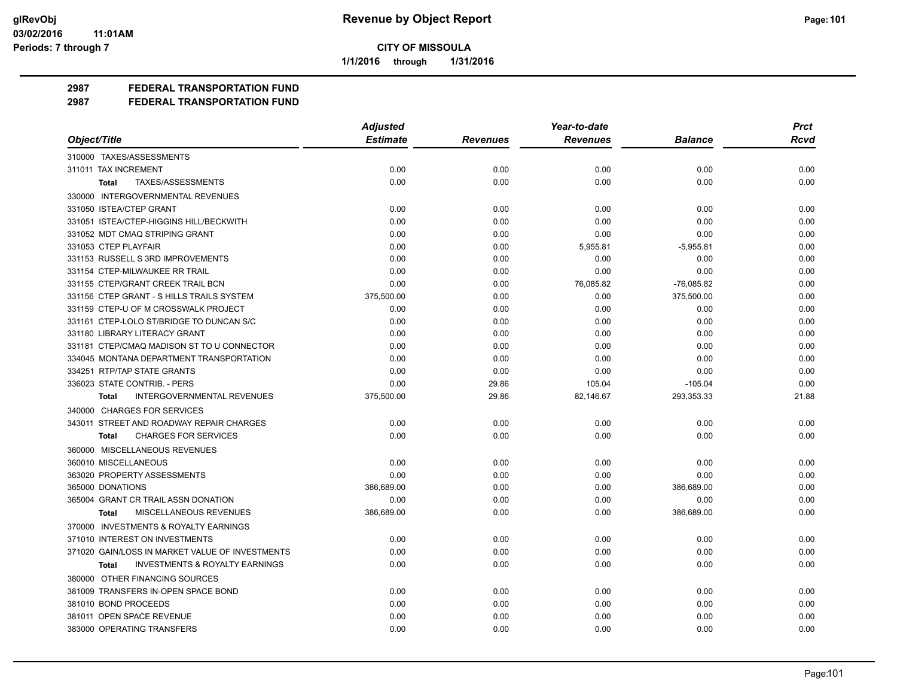# CITY OF MISSOULA

**1/1/2016 through 1/31/2016**

## 2987 FEDERAL TRANSPORTATION FUND
## 2987 FEDERAL TRANSPORTATION FUND

| Object/Title | Adjusted Estimate | Revenues | Year-to-date Revenues | Balance | Prct Rcvd |
|---|---|---|---|---|---|
| 310000 TAXES/ASSESSMENTS | | | | | |
| 311011 TAX INCREMENT | 0.00 | 0.00 | 0.00 | 0.00 | 0.00 |
| **Total** TAXES/ASSESSMENTS | 0.00 | 0.00 | 0.00 | 0.00 | 0.00 |
| 330000 INTERGOVERNMENTAL REVENUES | | | | | |
| 331050 ISTEA/CTEP GRANT | 0.00 | 0.00 | 0.00 | 0.00 | 0.00 |
| 331051 ISTEA/CTEP-HIGGINS HILL/BECKWITH | 0.00 | 0.00 | 0.00 | 0.00 | 0.00 |
| 331052 MDT CMAQ STRIPING GRANT | 0.00 | 0.00 | 0.00 | 0.00 | 0.00 |
| 331053 CTEP PLAYFAIR | 0.00 | 0.00 | 5,955.81 | -5,955.81 | 0.00 |
| 331153 RUSSELL S 3RD IMPROVEMENTS | 0.00 | 0.00 | 0.00 | 0.00 | 0.00 |
| 331154 CTEP-MILWAUKEE RR TRAIL | 0.00 | 0.00 | 0.00 | 0.00 | 0.00 |
| 331155 CTEP/GRANT CREEK TRAIL BCN | 0.00 | 0.00 | 76,085.82 | -76,085.82 | 0.00 |
| 331156 CTEP GRANT - S HILLS TRAILS SYSTEM | 375,500.00 | 0.00 | 0.00 | 375,500.00 | 0.00 |
| 331159 CTEP-U OF M CROSSWALK PROJECT | 0.00 | 0.00 | 0.00 | 0.00 | 0.00 |
| 331161 CTEP-LOLO ST/BRIDGE TO DUNCAN S/C | 0.00 | 0.00 | 0.00 | 0.00 | 0.00 |
| 331180 LIBRARY LITERACY GRANT | 0.00 | 0.00 | 0.00 | 0.00 | 0.00 |
| 331181 CTEP/CMAQ MADISON ST TO U CONNECTOR | 0.00 | 0.00 | 0.00 | 0.00 | 0.00 |
| 334045 MONTANA DEPARTMENT TRANSPORTATION | 0.00 | 0.00 | 0.00 | 0.00 | 0.00 |
| 334251 RTP/TAP STATE GRANTS | 0.00 | 0.00 | 0.00 | 0.00 | 0.00 |
| 336023 STATE CONTRIB. - PERS | 0.00 | 29.86 | 105.04 | -105.04 | 0.00 |
| **Total** INTERGOVERNMENTAL REVENUES | 375,500.00 | 29.86 | 82,146.67 | 293,353.33 | 21.88 |
| 340000 CHARGES FOR SERVICES | | | | | |
| 343011 STREET AND ROADWAY REPAIR CHARGES | 0.00 | 0.00 | 0.00 | 0.00 | 0.00 |
| **Total** CHARGES FOR SERVICES | 0.00 | 0.00 | 0.00 | 0.00 | 0.00 |
| 360000 MISCELLANEOUS REVENUES | | | | | |
| 360010 MISCELLANEOUS | 0.00 | 0.00 | 0.00 | 0.00 | 0.00 |
| 363020 PROPERTY ASSESSMENTS | 0.00 | 0.00 | 0.00 | 0.00 | 0.00 |
| 365000 DONATIONS | 386,689.00 | 0.00 | 0.00 | 386,689.00 | 0.00 |
| 365004 GRANT CR TRAIL ASSN DONATION | 0.00 | 0.00 | 0.00 | 0.00 | 0.00 |
| **Total** MISCELLANEOUS REVENUES | 386,689.00 | 0.00 | 0.00 | 386,689.00 | 0.00 |
| 370000 INVESTMENTS & ROYALTY EARNINGS | | | | | |
| 371010 INTEREST ON INVESTMENTS | 0.00 | 0.00 | 0.00 | 0.00 | 0.00 |
| 371020 GAIN/LOSS IN MARKET VALUE OF INVESTMENTS | 0.00 | 0.00 | 0.00 | 0.00 | 0.00 |
| **Total** INVESTMENTS & ROYALTY EARNINGS | 0.00 | 0.00 | 0.00 | 0.00 | 0.00 |
| 380000 OTHER FINANCING SOURCES | | | | | |
| 381009 TRANSFERS IN-OPEN SPACE BOND | 0.00 | 0.00 | 0.00 | 0.00 | 0.00 |
| 381010 BOND PROCEEDS | 0.00 | 0.00 | 0.00 | 0.00 | 0.00 |
| 381011 OPEN SPACE REVENUE | 0.00 | 0.00 | 0.00 | 0.00 | 0.00 |
| 383000 OPERATING TRANSFERS | 0.00 | 0.00 | 0.00 | 0.00 | 0.00 |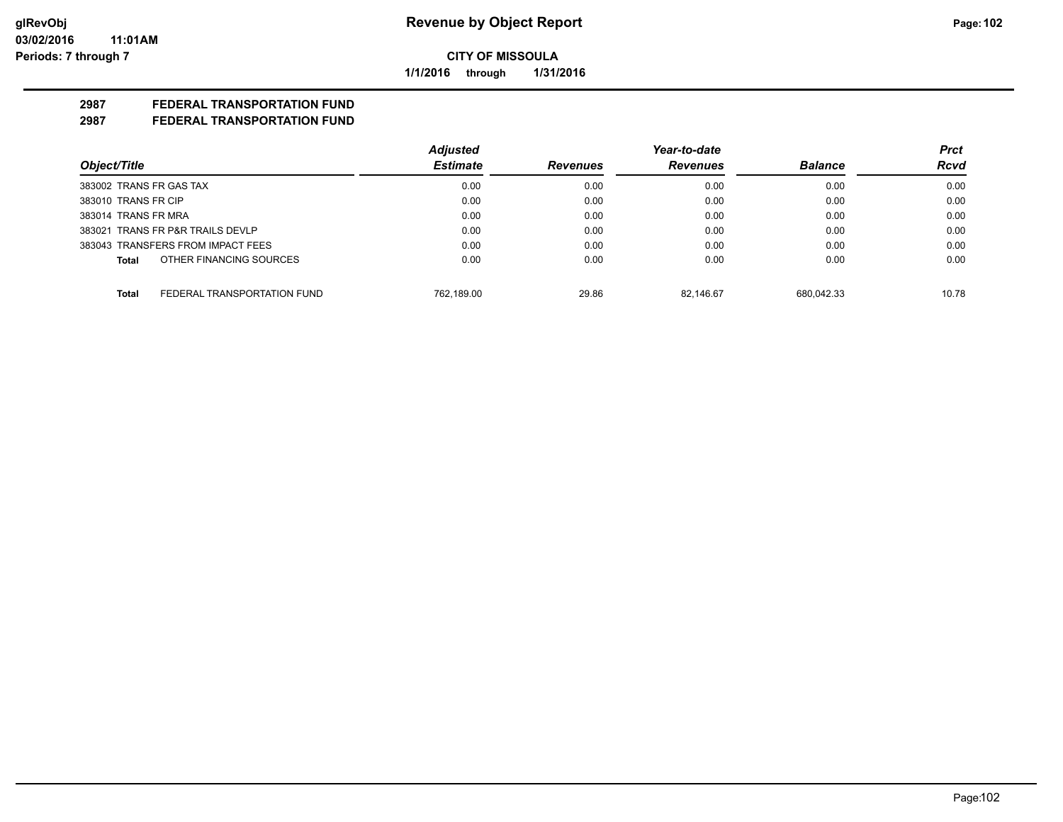**CITY OF MISSOULA**

**1/1/2016 through 1/31/2016**

**2987 FEDERAL TRANSPORTATION FUND**

**2987 FEDERAL TRANSPORTATION FUND**

| Object/Title | Adjusted Estimate | Revenues | Year-to-date Revenues | Balance | Prct Rcvd |
|---|---|---|---|---|---|
| 383002 TRANS FR GAS TAX | 0.00 | 0.00 | 0.00 | 0.00 | 0.00 |
| 383010 TRANS FR CIP | 0.00 | 0.00 | 0.00 | 0.00 | 0.00 |
| 383014 TRANS FR MRA | 0.00 | 0.00 | 0.00 | 0.00 | 0.00 |
| 383021 TRANS FR P&R TRAILS DEVLP | 0.00 | 0.00 | 0.00 | 0.00 | 0.00 |
| 383043 TRANSFERS FROM IMPACT FEES | 0.00 | 0.00 | 0.00 | 0.00 | 0.00 |
| **Total** OTHER FINANCING SOURCES | 0.00 | 0.00 | 0.00 | 0.00 | 0.00 |
| **Total** FEDERAL TRANSPORTATION FUND | 762,189.00 | 29.86 | 82,146.67 | 680,042.33 | 10.78 |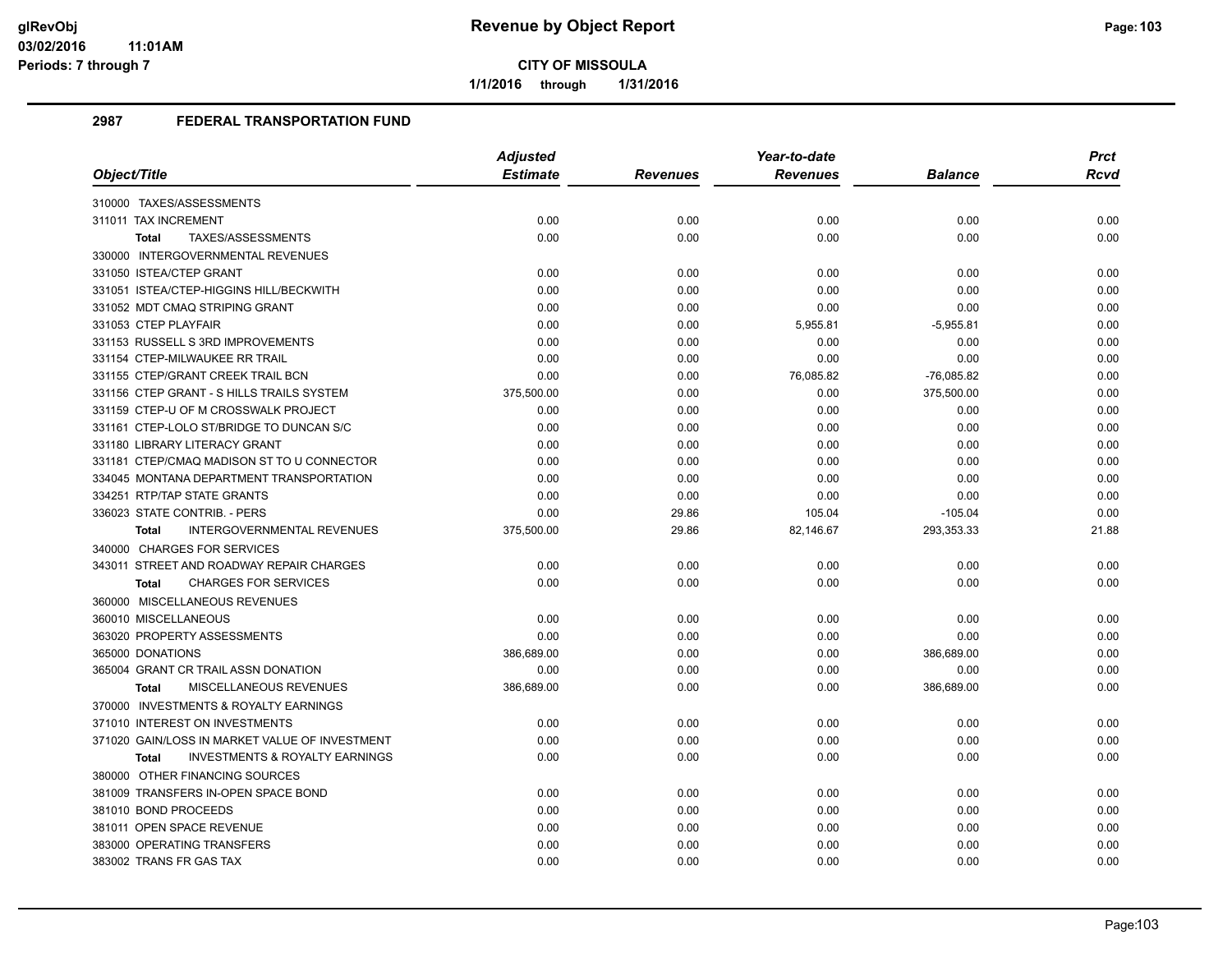**CITY OF MISSOULA**

**1/1/2016 through 1/31/2016**

## 2987 FEDERAL TRANSPORTATION FUND

| Object/Title | Adjusted Estimate | Revenues | Year-to-date Revenues | Balance | Prct Rcvd |
|---|---|---|---|---|---|
| 310000 TAXES/ASSESSMENTS | | | | | |
| 311011 TAX INCREMENT | 0.00 | 0.00 | 0.00 | 0.00 | 0.00 |
| **Total** TAXES/ASSESSMENTS | 0.00 | 0.00 | 0.00 | 0.00 | 0.00 |
| 330000 INTERGOVERNMENTAL REVENUES | | | | | |
| 331050 ISTEA/CTEP GRANT | 0.00 | 0.00 | 0.00 | 0.00 | 0.00 |
| 331051 ISTEA/CTEP-HIGGINS HILL/BECKWITH | 0.00 | 0.00 | 0.00 | 0.00 | 0.00 |
| 331052 MDT CMAQ STRIPING GRANT | 0.00 | 0.00 | 0.00 | 0.00 | 0.00 |
| 331053 CTEP PLAYFAIR | 0.00 | 0.00 | 5,955.81 | -5,955.81 | 0.00 |
| 331153 RUSSELL S 3RD IMPROVEMENTS | 0.00 | 0.00 | 0.00 | 0.00 | 0.00 |
| 331154 CTEP-MILWAUKEE RR TRAIL | 0.00 | 0.00 | 0.00 | 0.00 | 0.00 |
| 331155 CTEP/GRANT CREEK TRAIL BCN | 0.00 | 0.00 | 76,085.82 | -76,085.82 | 0.00 |
| 331156 CTEP GRANT - S HILLS TRAILS SYSTEM | 375,500.00 | 0.00 | 0.00 | 375,500.00 | 0.00 |
| 331159 CTEP-U OF M CROSSWALK PROJECT | 0.00 | 0.00 | 0.00 | 0.00 | 0.00 |
| 331161 CTEP-LOLO ST/BRIDGE TO DUNCAN S/C | 0.00 | 0.00 | 0.00 | 0.00 | 0.00 |
| 331180 LIBRARY LITERACY GRANT | 0.00 | 0.00 | 0.00 | 0.00 | 0.00 |
| 331181 CTEP/CMAQ MADISON ST TO U CONNECTOR | 0.00 | 0.00 | 0.00 | 0.00 | 0.00 |
| 334045 MONTANA DEPARTMENT TRANSPORTATION | 0.00 | 0.00 | 0.00 | 0.00 | 0.00 |
| 334251 RTP/TAP STATE GRANTS | 0.00 | 0.00 | 0.00 | 0.00 | 0.00 |
| 336023 STATE CONTRIB. - PERS | 0.00 | 29.86 | 105.04 | -105.04 | 0.00 |
| **Total** INTERGOVERNMENTAL REVENUES | 375,500.00 | 29.86 | 82,146.67 | 293,353.33 | 21.88 |
| 340000 CHARGES FOR SERVICES | | | | | |
| 343011 STREET AND ROADWAY REPAIR CHARGES | 0.00 | 0.00 | 0.00 | 0.00 | 0.00 |
| **Total** CHARGES FOR SERVICES | 0.00 | 0.00 | 0.00 | 0.00 | 0.00 |
| 360000 MISCELLANEOUS REVENUES | | | | | |
| 360010 MISCELLANEOUS | 0.00 | 0.00 | 0.00 | 0.00 | 0.00 |
| 363020 PROPERTY ASSESSMENTS | 0.00 | 0.00 | 0.00 | 0.00 | 0.00 |
| 365000 DONATIONS | 386,689.00 | 0.00 | 0.00 | 386,689.00 | 0.00 |
| 365004 GRANT CR TRAIL ASSN DONATION | 0.00 | 0.00 | 0.00 | 0.00 | 0.00 |
| **Total** MISCELLANEOUS REVENUES | 386,689.00 | 0.00 | 0.00 | 386,689.00 | 0.00 |
| 370000 INVESTMENTS & ROYALTY EARNINGS | | | | | |
| 371010 INTEREST ON INVESTMENTS | 0.00 | 0.00 | 0.00 | 0.00 | 0.00 |
| 371020 GAIN/LOSS IN MARKET VALUE OF INVESTMENT | 0.00 | 0.00 | 0.00 | 0.00 | 0.00 |
| **Total** INVESTMENTS & ROYALTY EARNINGS | 0.00 | 0.00 | 0.00 | 0.00 | 0.00 |
| 380000 OTHER FINANCING SOURCES | | | | | |
| 381009 TRANSFERS IN-OPEN SPACE BOND | 0.00 | 0.00 | 0.00 | 0.00 | 0.00 |
| 381010 BOND PROCEEDS | 0.00 | 0.00 | 0.00 | 0.00 | 0.00 |
| 381011 OPEN SPACE REVENUE | 0.00 | 0.00 | 0.00 | 0.00 | 0.00 |
| 383000 OPERATING TRANSFERS | 0.00 | 0.00 | 0.00 | 0.00 | 0.00 |
| 383002 TRANS FR GAS TAX | 0.00 | 0.00 | 0.00 | 0.00 | 0.00 |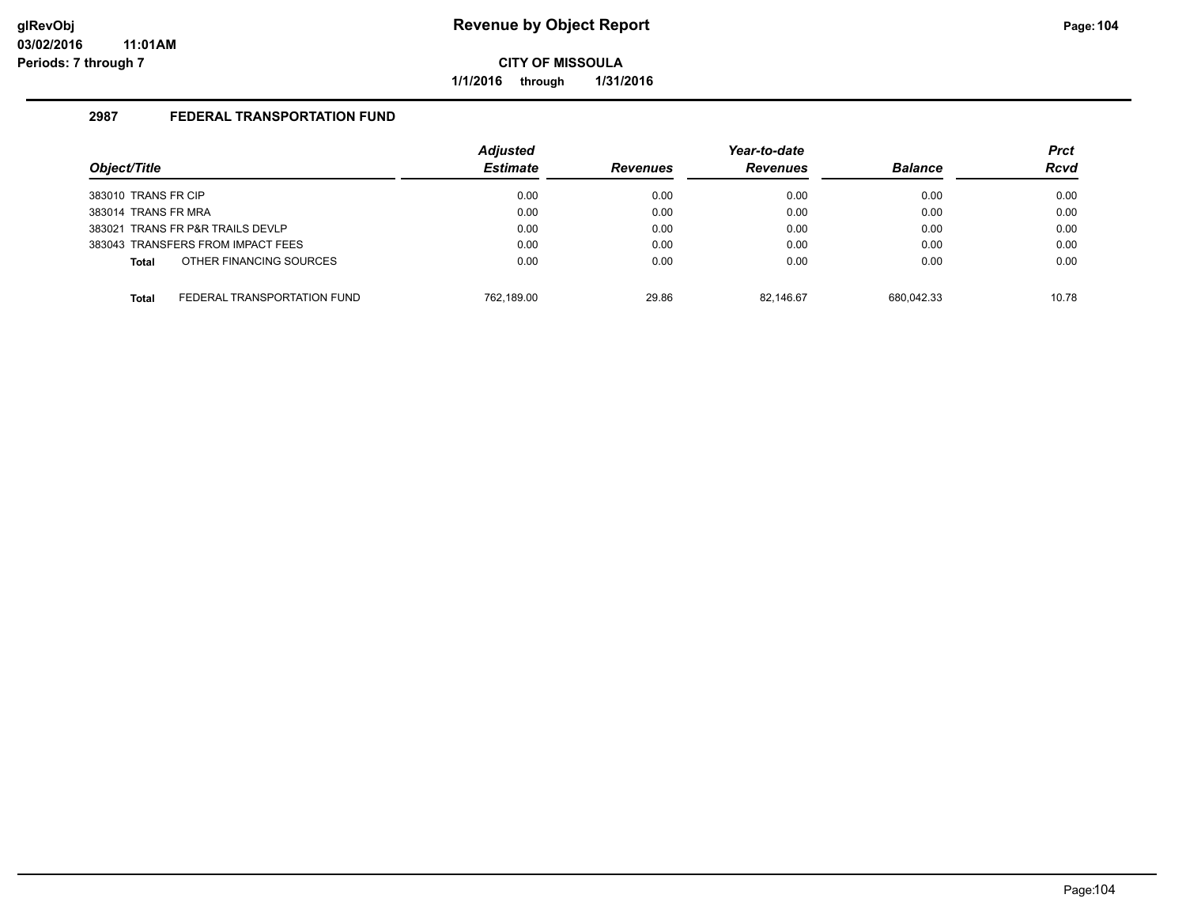# Revenue by Object Report

**CITY OF MISSOULA**

**1/1/2016 through 1/31/2016**

glRevObj
03/02/2016 11:01AM
Periods: 7 through 7

## 2987 FEDERAL TRANSPORTATION FUND

| Object/Title | Adjusted Estimate | Revenues | Year-to-date Revenues | Balance | Prct Rcvd |
|---|---|---|---|---|---|
| 383010 TRANS FR CIP | 0.00 | 0.00 | 0.00 | 0.00 | 0.00 |
| 383014 TRANS FR MRA | 0.00 | 0.00 | 0.00 | 0.00 | 0.00 |
| 383021 TRANS FR P&R TRAILS DEVLP | 0.00 | 0.00 | 0.00 | 0.00 | 0.00 |
| 383043 TRANSFERS FROM IMPACT FEES | 0.00 | 0.00 | 0.00 | 0.00 | 0.00 |
| **Total** OTHER FINANCING SOURCES | 0.00 | 0.00 | 0.00 | 0.00 | 0.00 |
| **Total** FEDERAL TRANSPORTATION FUND | 762,189.00 | 29.86 | 82,146.67 | 680,042.33 | 10.78 |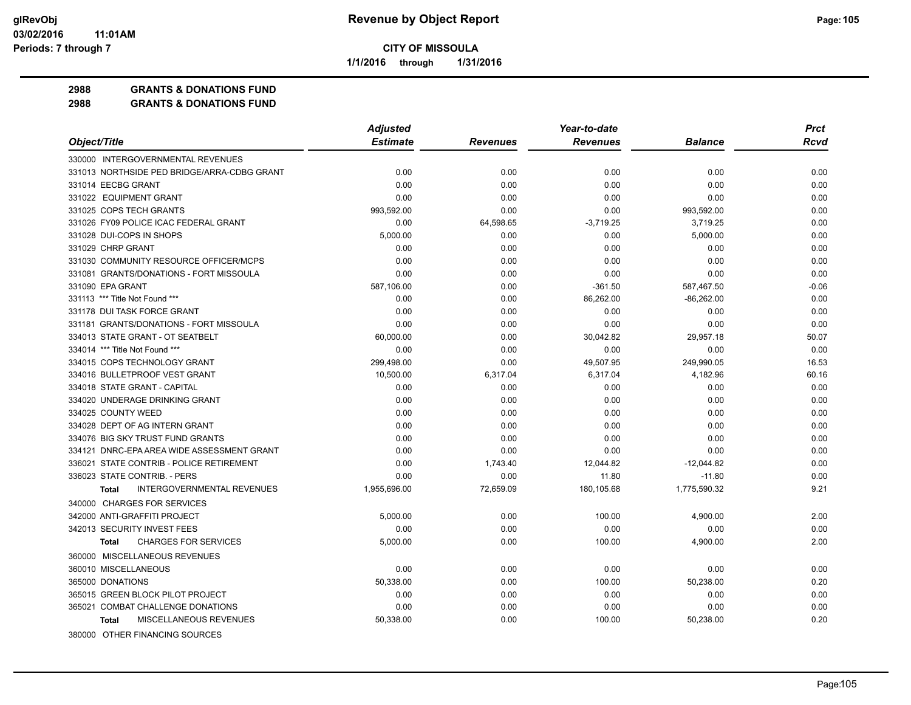# Revenue by Object Report

**CITY OF MISSOULA**

1/1/2016 through 1/31/2016

glRevObj
03/02/2016 11:01AM
Periods: 7 through 7

**2988 GRANTS & DONATIONS FUND**
**2988 GRANTS & DONATIONS FUND**

| Object/Title | Adjusted Estimate | Revenues | Year-to-date Revenues | Balance | Prct Rcvd |
|---|---|---|---|---|---|
| 330000 INTERGOVERNMENTAL REVENUES | | | | | |
| 331013 NORTHSIDE PED BRIDGE/ARRA-CDBG GRANT | 0.00 | 0.00 | 0.00 | 0.00 | 0.00 |
| 331014 EECBG GRANT | 0.00 | 0.00 | 0.00 | 0.00 | 0.00 |
| 331022 EQUIPMENT GRANT | 0.00 | 0.00 | 0.00 | 0.00 | 0.00 |
| 331025 COPS TECH GRANTS | 993,592.00 | 0.00 | 0.00 | 993,592.00 | 0.00 |
| 331026 FY09 POLICE ICAC FEDERAL GRANT | 0.00 | 64,598.65 | -3,719.25 | 3,719.25 | 0.00 |
| 331028 DUI-COPS IN SHOPS | 5,000.00 | 0.00 | 0.00 | 5,000.00 | 0.00 |
| 331029 CHRP GRANT | 0.00 | 0.00 | 0.00 | 0.00 | 0.00 |
| 331030 COMMUNITY RESOURCE OFFICER/MCPS | 0.00 | 0.00 | 0.00 | 0.00 | 0.00 |
| 331081 GRANTS/DONATIONS - FORT MISSOULA | 0.00 | 0.00 | 0.00 | 0.00 | 0.00 |
| 331090 EPA GRANT | 587,106.00 | 0.00 | -361.50 | 587,467.50 | -0.06 |
| 331113 *** Title Not Found *** | 0.00 | 0.00 | 86,262.00 | -86,262.00 | 0.00 |
| 331178 DUI TASK FORCE GRANT | 0.00 | 0.00 | 0.00 | 0.00 | 0.00 |
| 331181 GRANTS/DONATIONS - FORT MISSOULA | 0.00 | 0.00 | 0.00 | 0.00 | 0.00 |
| 334013 STATE GRANT - OT SEATBELT | 60,000.00 | 0.00 | 30,042.82 | 29,957.18 | 50.07 |
| 334014 *** Title Not Found *** | 0.00 | 0.00 | 0.00 | 0.00 | 0.00 |
| 334015 COPS TECHNOLOGY GRANT | 299,498.00 | 0.00 | 49,507.95 | 249,990.05 | 16.53 |
| 334016 BULLETPROOF VEST GRANT | 10,500.00 | 6,317.04 | 6,317.04 | 4,182.96 | 60.16 |
| 334018 STATE GRANT - CAPITAL | 0.00 | 0.00 | 0.00 | 0.00 | 0.00 |
| 334020 UNDERAGE DRINKING GRANT | 0.00 | 0.00 | 0.00 | 0.00 | 0.00 |
| 334025 COUNTY WEED | 0.00 | 0.00 | 0.00 | 0.00 | 0.00 |
| 334028 DEPT OF AG INTERN GRANT | 0.00 | 0.00 | 0.00 | 0.00 | 0.00 |
| 334076 BIG SKY TRUST FUND GRANTS | 0.00 | 0.00 | 0.00 | 0.00 | 0.00 |
| 334121 DNRC-EPA AREA WIDE ASSESSMENT GRANT | 0.00 | 0.00 | 0.00 | 0.00 | 0.00 |
| 336021 STATE CONTRIB - POLICE RETIREMENT | 0.00 | 1,743.40 | 12,044.82 | -12,044.82 | 0.00 |
| 336023 STATE CONTRIB. - PERS | 0.00 | 0.00 | 11.80 | -11.80 | 0.00 |
| **Total** INTERGOVERNMENTAL REVENUES | 1,955,696.00 | 72,659.09 | 180,105.68 | 1,775,590.32 | 9.21 |
| 340000 CHARGES FOR SERVICES | | | | | |
| 342000 ANTI-GRAFFITI PROJECT | 5,000.00 | 0.00 | 100.00 | 4,900.00 | 2.00 |
| 342013 SECURITY INVEST FEES | 0.00 | 0.00 | 0.00 | 0.00 | 0.00 |
| **Total** CHARGES FOR SERVICES | 5,000.00 | 0.00 | 100.00 | 4,900.00 | 2.00 |
| 360000 MISCELLANEOUS REVENUES | | | | | |
| 360010 MISCELLANEOUS | 0.00 | 0.00 | 0.00 | 0.00 | 0.00 |
| 365000 DONATIONS | 50,338.00 | 0.00 | 100.00 | 50,238.00 | 0.20 |
| 365015 GREEN BLOCK PILOT PROJECT | 0.00 | 0.00 | 0.00 | 0.00 | 0.00 |
| 365021 COMBAT CHALLENGE DONATIONS | 0.00 | 0.00 | 0.00 | 0.00 | 0.00 |
| **Total** MISCELLANEOUS REVENUES | 50,338.00 | 0.00 | 100.00 | 50,238.00 | 0.20 |
| 380000 OTHER FINANCING SOURCES | | | | | |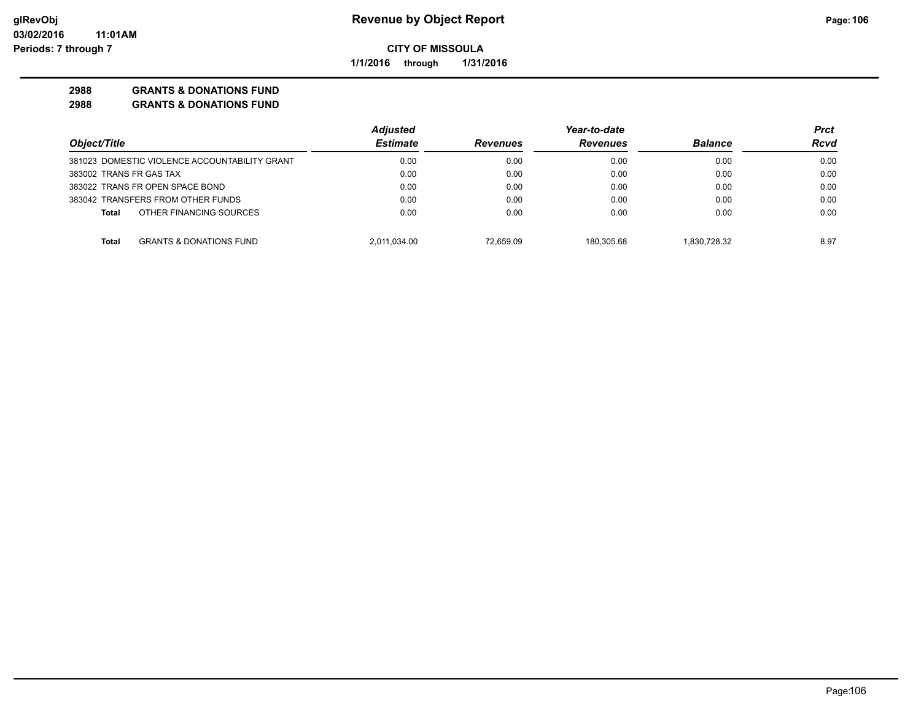**CITY OF MISSOULA**

**1/1/2016 through 1/31/2016**

**2988 GRANTS & DONATIONS FUND**

**2988 GRANTS & DONATIONS FUND**

| Object/Title | Adjusted Estimate | Revenues | Year-to-date Revenues | Balance | Prct Rcvd |
|---|---|---|---|---|---|
| 381023 DOMESTIC VIOLENCE ACCOUNTABILITY GRANT | 0.00 | 0.00 | 0.00 | 0.00 | 0.00 |
| 383002 TRANS FR GAS TAX | 0.00 | 0.00 | 0.00 | 0.00 | 0.00 |
| 383022 TRANS FR OPEN SPACE BOND | 0.00 | 0.00 | 0.00 | 0.00 | 0.00 |
| 383042 TRANSFERS FROM OTHER FUNDS | 0.00 | 0.00 | 0.00 | 0.00 | 0.00 |
| **Total** OTHER FINANCING SOURCES | 0.00 | 0.00 | 0.00 | 0.00 | 0.00 |
| **Total** GRANTS & DONATIONS FUND | 2,011,034.00 | 72,659.09 | 180,305.68 | 1,830,728.32 | 8.97 |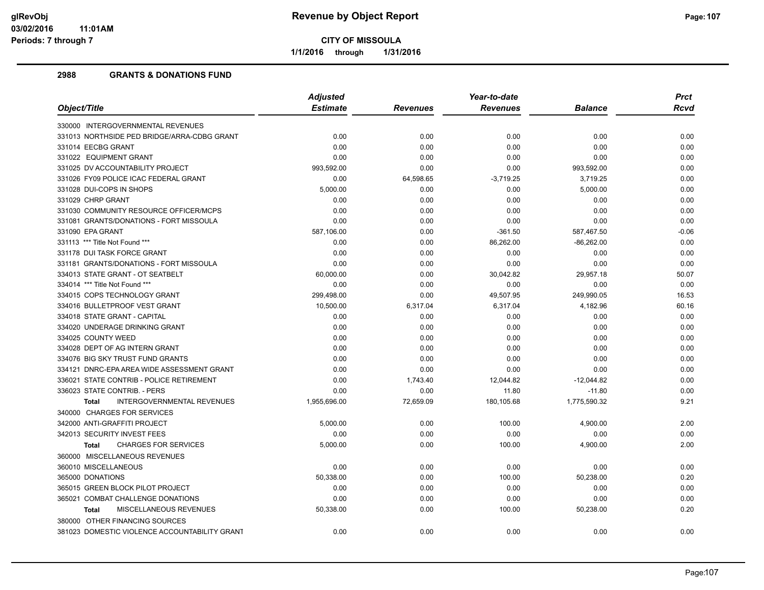**Revenue by Object Report**

**CITY OF MISSOULA**

**1/1/2016 through 1/31/2016**

## 2988 GRANTS & DONATIONS FUND

| Object/Title | Adjusted Estimate | Revenues | Year-to-date Revenues | Balance | Prct Rcvd |
|---|---|---|---|---|---|
| 330000 INTERGOVERNMENTAL REVENUES | | | | | |
| 331013 NORTHSIDE PED BRIDGE/ARRA-CDBG GRANT | 0.00 | 0.00 | 0.00 | 0.00 | 0.00 |
| 331014 EECBG GRANT | 0.00 | 0.00 | 0.00 | 0.00 | 0.00 |
| 331022 EQUIPMENT GRANT | 0.00 | 0.00 | 0.00 | 0.00 | 0.00 |
| 331025 DV ACCOUNTABILITY PROJECT | 993,592.00 | 0.00 | 0.00 | 993,592.00 | 0.00 |
| 331026 FY09 POLICE ICAC FEDERAL GRANT | 0.00 | 64,598.65 | -3,719.25 | 3,719.25 | 0.00 |
| 331028 DUI-COPS IN SHOPS | 5,000.00 | 0.00 | 0.00 | 5,000.00 | 0.00 |
| 331029 CHRP GRANT | 0.00 | 0.00 | 0.00 | 0.00 | 0.00 |
| 331030 COMMUNITY RESOURCE OFFICER/MCPS | 0.00 | 0.00 | 0.00 | 0.00 | 0.00 |
| 331081 GRANTS/DONATIONS - FORT MISSOULA | 0.00 | 0.00 | 0.00 | 0.00 | 0.00 |
| 331090 EPA GRANT | 587,106.00 | 0.00 | -361.50 | 587,467.50 | -0.06 |
| 331113 *** Title Not Found *** | 0.00 | 0.00 | 86,262.00 | -86,262.00 | 0.00 |
| 331178 DUI TASK FORCE GRANT | 0.00 | 0.00 | 0.00 | 0.00 | 0.00 |
| 331181 GRANTS/DONATIONS - FORT MISSOULA | 0.00 | 0.00 | 0.00 | 0.00 | 0.00 |
| 334013 STATE GRANT - OT SEATBELT | 60,000.00 | 0.00 | 30,042.82 | 29,957.18 | 50.07 |
| 334014 *** Title Not Found *** | 0.00 | 0.00 | 0.00 | 0.00 | 0.00 |
| 334015 COPS TECHNOLOGY GRANT | 299,498.00 | 0.00 | 49,507.95 | 249,990.05 | 16.53 |
| 334016 BULLETPROOF VEST GRANT | 10,500.00 | 6,317.04 | 6,317.04 | 4,182.96 | 60.16 |
| 334018 STATE GRANT - CAPITAL | 0.00 | 0.00 | 0.00 | 0.00 | 0.00 |
| 334020 UNDERAGE DRINKING GRANT | 0.00 | 0.00 | 0.00 | 0.00 | 0.00 |
| 334025 COUNTY WEED | 0.00 | 0.00 | 0.00 | 0.00 | 0.00 |
| 334028 DEPT OF AG INTERN GRANT | 0.00 | 0.00 | 0.00 | 0.00 | 0.00 |
| 334076 BIG SKY TRUST FUND GRANTS | 0.00 | 0.00 | 0.00 | 0.00 | 0.00 |
| 334121 DNRC-EPA AREA WIDE ASSESSMENT GRANT | 0.00 | 0.00 | 0.00 | 0.00 | 0.00 |
| 336021 STATE CONTRIB - POLICE RETIREMENT | 0.00 | 1,743.40 | 12,044.82 | -12,044.82 | 0.00 |
| 336023 STATE CONTRIB. - PERS | 0.00 | 0.00 | 11.80 | -11.80 | 0.00 |
| **Total** INTERGOVERNMENTAL REVENUES | 1,955,696.00 | 72,659.09 | 180,105.68 | 1,775,590.32 | 9.21 |
| 340000 CHARGES FOR SERVICES | | | | | |
| 342000 ANTI-GRAFFITI PROJECT | 5,000.00 | 0.00 | 100.00 | 4,900.00 | 2.00 |
| 342013 SECURITY INVEST FEES | 0.00 | 0.00 | 0.00 | 0.00 | 0.00 |
| **Total** CHARGES FOR SERVICES | 5,000.00 | 0.00 | 100.00 | 4,900.00 | 2.00 |
| 360000 MISCELLANEOUS REVENUES | | | | | |
| 360010 MISCELLANEOUS | 0.00 | 0.00 | 0.00 | 0.00 | 0.00 |
| 365000 DONATIONS | 50,338.00 | 0.00 | 100.00 | 50,238.00 | 0.20 |
| 365015 GREEN BLOCK PILOT PROJECT | 0.00 | 0.00 | 0.00 | 0.00 | 0.00 |
| 365021 COMBAT CHALLENGE DONATIONS | 0.00 | 0.00 | 0.00 | 0.00 | 0.00 |
| **Total** MISCELLANEOUS REVENUES | 50,338.00 | 0.00 | 100.00 | 50,238.00 | 0.20 |
| 380000 OTHER FINANCING SOURCES | | | | | |
| 381023 DOMESTIC VIOLENCE ACCOUNTABILITY GRANT | 0.00 | 0.00 | 0.00 | 0.00 | 0.00 |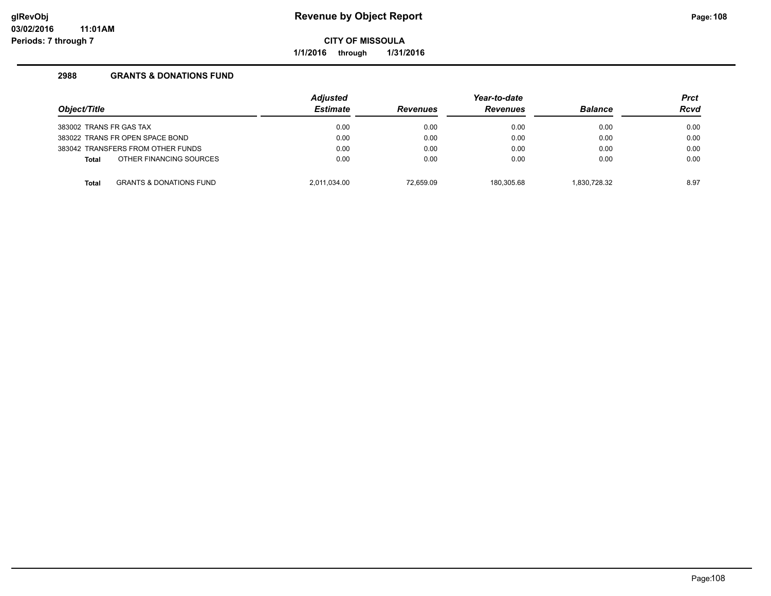**Revenue by Object Report**

**CITY OF MISSOULA**

**1/1/2016 through 1/31/2016**

glRevObj
03/02/2016 11:01AM
Periods: 7 through 7

## 2988 GRANTS & DONATIONS FUND

| Object/Title | Adjusted Estimate | Revenues | Year-to-date Revenues | Balance | Prct Rcvd |
|---|---|---|---|---|---|
| 383002 TRANS FR GAS TAX | 0.00 | 0.00 | 0.00 | 0.00 | 0.00 |
| 383022 TRANS FR OPEN SPACE BOND | 0.00 | 0.00 | 0.00 | 0.00 | 0.00 |
| 383042 TRANSFERS FROM OTHER FUNDS | 0.00 | 0.00 | 0.00 | 0.00 | 0.00 |
| **Total** OTHER FINANCING SOURCES | 0.00 | 0.00 | 0.00 | 0.00 | 0.00 |
| **Total** GRANTS & DONATIONS FUND | 2,011,034.00 | 72,659.09 | 180,305.68 | 1,830,728.32 | 8.97 |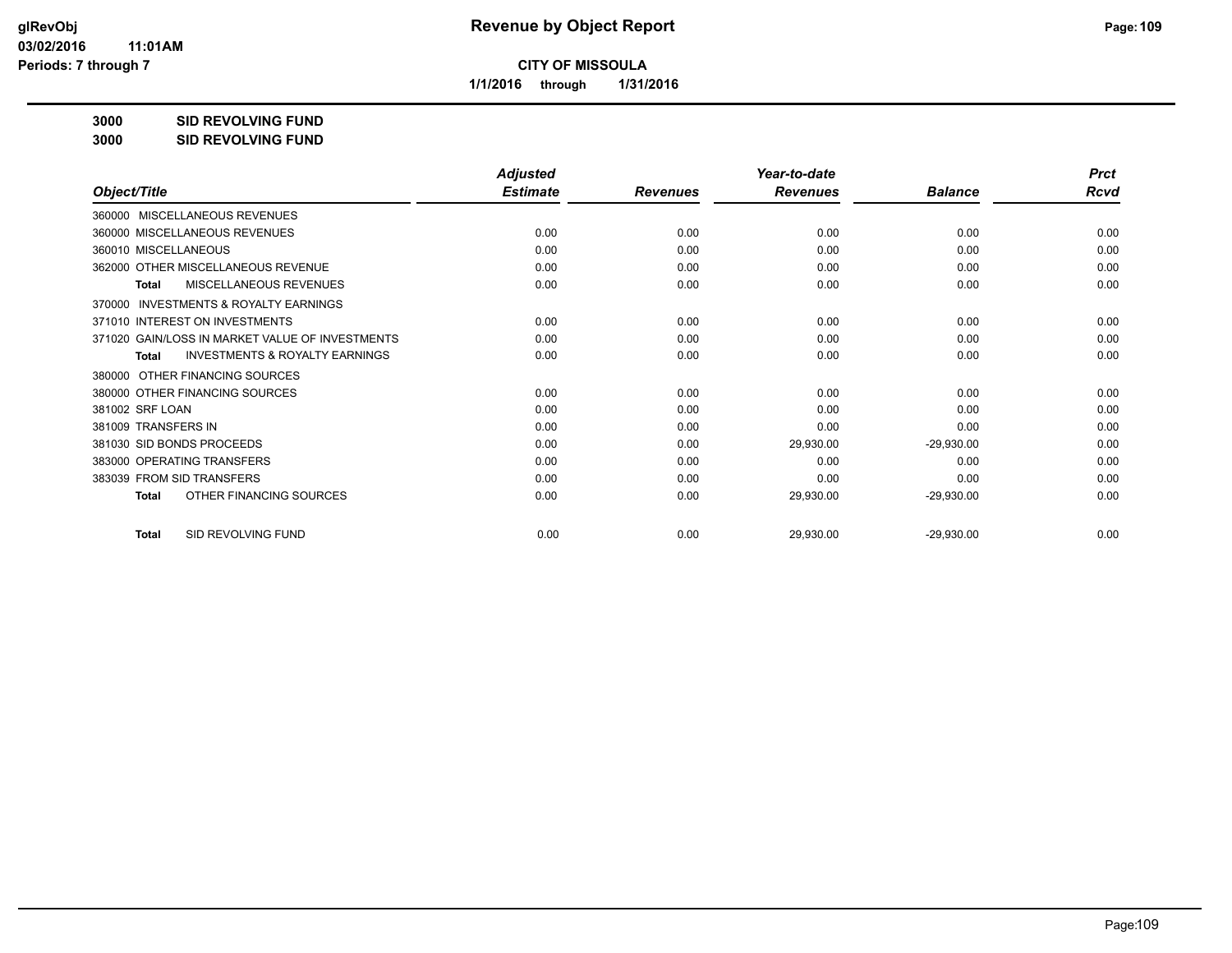# Revenue by Object Report

glRevObj
03/02/2016 11:01AM
Periods: 7 through 7

**CITY OF MISSOULA**

**1/1/2016 through 1/31/2016**

**3000 SID REVOLVING FUND**

**3000 SID REVOLVING FUND**

| Object/Title | Adjusted Estimate | Revenues | Year-to-date Revenues | Balance | Prct Rcvd |
|---|---|---|---|---|---|
| 360000 MISCELLANEOUS REVENUES | | | | | |
| 360000 MISCELLANEOUS REVENUES | 0.00 | 0.00 | 0.00 | 0.00 | 0.00 |
| 360010 MISCELLANEOUS | 0.00 | 0.00 | 0.00 | 0.00 | 0.00 |
| 362000 OTHER MISCELLANEOUS REVENUE | 0.00 | 0.00 | 0.00 | 0.00 | 0.00 |
| **Total** MISCELLANEOUS REVENUES | 0.00 | 0.00 | 0.00 | 0.00 | 0.00 |
| 370000 INVESTMENTS & ROYALTY EARNINGS | | | | | |
| 371010 INTEREST ON INVESTMENTS | 0.00 | 0.00 | 0.00 | 0.00 | 0.00 |
| 371020 GAIN/LOSS IN MARKET VALUE OF INVESTMENTS | 0.00 | 0.00 | 0.00 | 0.00 | 0.00 |
| **Total** INVESTMENTS & ROYALTY EARNINGS | 0.00 | 0.00 | 0.00 | 0.00 | 0.00 |
| 380000 OTHER FINANCING SOURCES | | | | | |
| 380000 OTHER FINANCING SOURCES | 0.00 | 0.00 | 0.00 | 0.00 | 0.00 |
| 381002 SRF LOAN | 0.00 | 0.00 | 0.00 | 0.00 | 0.00 |
| 381009 TRANSFERS IN | 0.00 | 0.00 | 0.00 | 0.00 | 0.00 |
| 381030 SID BONDS PROCEEDS | 0.00 | 0.00 | 29,930.00 | -29,930.00 | 0.00 |
| 383000 OPERATING TRANSFERS | 0.00 | 0.00 | 0.00 | 0.00 | 0.00 |
| 383039 FROM SID TRANSFERS | 0.00 | 0.00 | 0.00 | 0.00 | 0.00 |
| **Total** OTHER FINANCING SOURCES | 0.00 | 0.00 | 29,930.00 | -29,930.00 | 0.00 |
| **Total** SID REVOLVING FUND | 0.00 | 0.00 | 29,930.00 | -29,930.00 | 0.00 |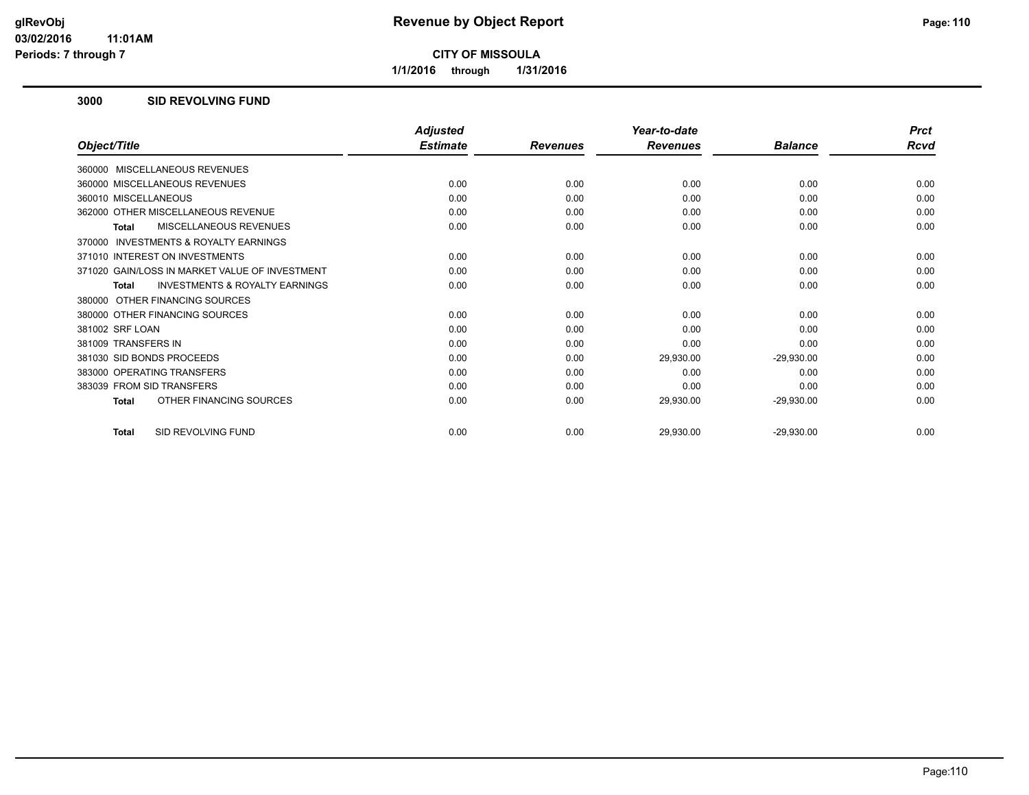# Revenue by Object Report

**CITY OF MISSOULA**

**1/1/2016 through 1/31/2016**

glRevObj
03/02/2016 11:01AM
Periods: 7 through 7

## 3000 SID REVOLVING FUND

| Object/Title | Adjusted Estimate | Revenues | Year-to-date Revenues | Balance | Prct Rcvd |
|---|---|---|---|---|---|
| 360000 MISCELLANEOUS REVENUES | | | | | |
| 360000 MISCELLANEOUS REVENUES | 0.00 | 0.00 | 0.00 | 0.00 | 0.00 |
| 360010 MISCELLANEOUS | 0.00 | 0.00 | 0.00 | 0.00 | 0.00 |
| 362000 OTHER MISCELLANEOUS REVENUE | 0.00 | 0.00 | 0.00 | 0.00 | 0.00 |
| **Total** MISCELLANEOUS REVENUES | 0.00 | 0.00 | 0.00 | 0.00 | 0.00 |
| 370000 INVESTMENTS & ROYALTY EARNINGS | | | | | |
| 371010 INTEREST ON INVESTMENTS | 0.00 | 0.00 | 0.00 | 0.00 | 0.00 |
| 371020 GAIN/LOSS IN MARKET VALUE OF INVESTMENT | 0.00 | 0.00 | 0.00 | 0.00 | 0.00 |
| **Total** INVESTMENTS & ROYALTY EARNINGS | 0.00 | 0.00 | 0.00 | 0.00 | 0.00 |
| 380000 OTHER FINANCING SOURCES | | | | | |
| 380000 OTHER FINANCING SOURCES | 0.00 | 0.00 | 0.00 | 0.00 | 0.00 |
| 381002 SRF LOAN | 0.00 | 0.00 | 0.00 | 0.00 | 0.00 |
| 381009 TRANSFERS IN | 0.00 | 0.00 | 0.00 | 0.00 | 0.00 |
| 381030 SID BONDS PROCEEDS | 0.00 | 0.00 | 29,930.00 | -29,930.00 | 0.00 |
| 383000 OPERATING TRANSFERS | 0.00 | 0.00 | 0.00 | 0.00 | 0.00 |
| 383039 FROM SID TRANSFERS | 0.00 | 0.00 | 0.00 | 0.00 | 0.00 |
| **Total** OTHER FINANCING SOURCES | 0.00 | 0.00 | 29,930.00 | -29,930.00 | 0.00 |
| **Total** SID REVOLVING FUND | 0.00 | 0.00 | 29,930.00 | -29,930.00 | 0.00 |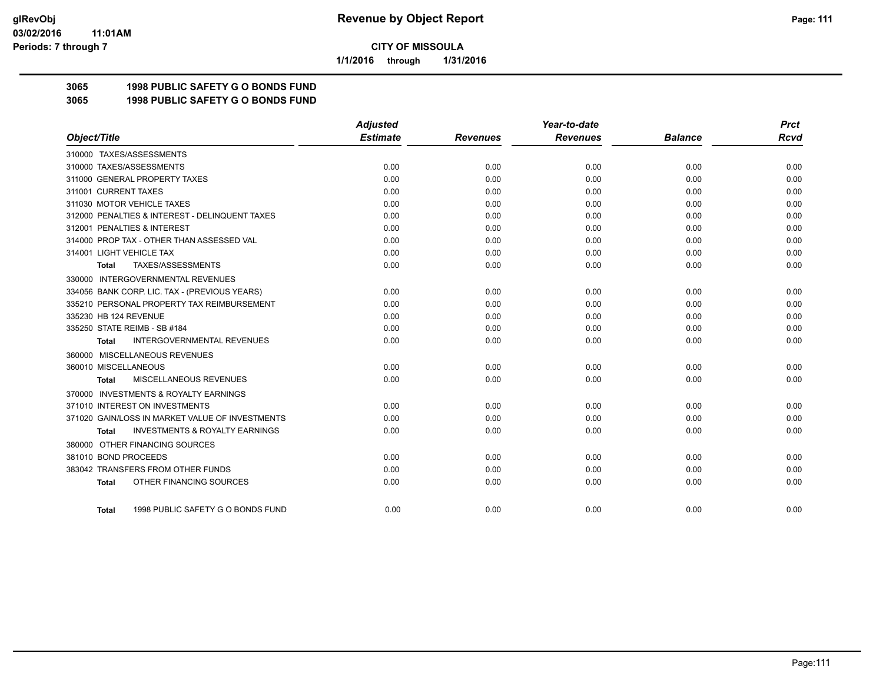**CITY OF MISSOULA**

**1/1/2016 through 1/31/2016**

## 3065 1998 PUBLIC SAFETY G O BONDS FUND

## 3065 1998 PUBLIC SAFETY G O BONDS FUND

| Object/Title | Adjusted Estimate | Revenues | Year-to-date Revenues | Balance | Prct Rcvd |
|---|---|---|---|---|---|
| 310000 TAXES/ASSESSMENTS | | | | | |
| 310000 TAXES/ASSESSMENTS | 0.00 | 0.00 | 0.00 | 0.00 | 0.00 |
| 311000 GENERAL PROPERTY TAXES | 0.00 | 0.00 | 0.00 | 0.00 | 0.00 |
| 311001 CURRENT TAXES | 0.00 | 0.00 | 0.00 | 0.00 | 0.00 |
| 311030 MOTOR VEHICLE TAXES | 0.00 | 0.00 | 0.00 | 0.00 | 0.00 |
| 312000 PENALTIES & INTEREST - DELINQUENT TAXES | 0.00 | 0.00 | 0.00 | 0.00 | 0.00 |
| 312001 PENALTIES & INTEREST | 0.00 | 0.00 | 0.00 | 0.00 | 0.00 |
| 314000 PROP TAX - OTHER THAN ASSESSED VAL | 0.00 | 0.00 | 0.00 | 0.00 | 0.00 |
| 314001 LIGHT VEHICLE TAX | 0.00 | 0.00 | 0.00 | 0.00 | 0.00 |
| **Total** TAXES/ASSESSMENTS | 0.00 | 0.00 | 0.00 | 0.00 | 0.00 |
| 330000 INTERGOVERNMENTAL REVENUES | | | | | |
| 334056 BANK CORP. LIC. TAX - (PREVIOUS YEARS) | 0.00 | 0.00 | 0.00 | 0.00 | 0.00 |
| 335210 PERSONAL PROPERTY TAX REIMBURSEMENT | 0.00 | 0.00 | 0.00 | 0.00 | 0.00 |
| 335230 HB 124 REVENUE | 0.00 | 0.00 | 0.00 | 0.00 | 0.00 |
| 335250 STATE REIMB - SB #184 | 0.00 | 0.00 | 0.00 | 0.00 | 0.00 |
| **Total** INTERGOVERNMENTAL REVENUES | 0.00 | 0.00 | 0.00 | 0.00 | 0.00 |
| 360000 MISCELLANEOUS REVENUES | | | | | |
| 360010 MISCELLANEOUS | 0.00 | 0.00 | 0.00 | 0.00 | 0.00 |
| **Total** MISCELLANEOUS REVENUES | 0.00 | 0.00 | 0.00 | 0.00 | 0.00 |
| 370000 INVESTMENTS & ROYALTY EARNINGS | | | | | |
| 371010 INTEREST ON INVESTMENTS | 0.00 | 0.00 | 0.00 | 0.00 | 0.00 |
| 371020 GAIN/LOSS IN MARKET VALUE OF INVESTMENTS | 0.00 | 0.00 | 0.00 | 0.00 | 0.00 |
| **Total** INVESTMENTS & ROYALTY EARNINGS | 0.00 | 0.00 | 0.00 | 0.00 | 0.00 |
| 380000 OTHER FINANCING SOURCES | | | | | |
| 381010 BOND PROCEEDS | 0.00 | 0.00 | 0.00 | 0.00 | 0.00 |
| 383042 TRANSFERS FROM OTHER FUNDS | 0.00 | 0.00 | 0.00 | 0.00 | 0.00 |
| **Total** OTHER FINANCING SOURCES | 0.00 | 0.00 | 0.00 | 0.00 | 0.00 |
| **Total** 1998 PUBLIC SAFETY G O BONDS FUND | 0.00 | 0.00 | 0.00 | 0.00 | 0.00 |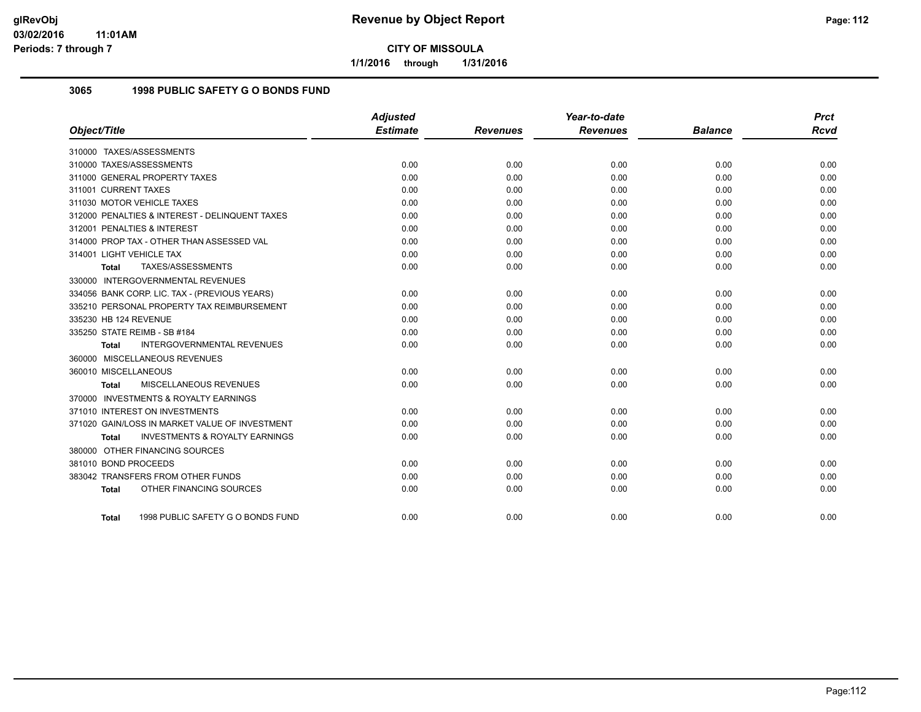**glRevObj**
**03/02/2016 11:01AM**
**Periods: 7 through 7**

# Revenue by Object Report

**CITY OF MISSOULA**

**1/1/2016 through 1/31/2016**

## 3065 1998 PUBLIC SAFETY G O BONDS FUND

| Object/Title | Adjusted Estimate | Revenues | Year-to-date Revenues | Balance | Prct Rcvd |
|---|---|---|---|---|---|
| 310000 TAXES/ASSESSMENTS | | | | | |
| 310000 TAXES/ASSESSMENTS | 0.00 | 0.00 | 0.00 | 0.00 | 0.00 |
| 311000 GENERAL PROPERTY TAXES | 0.00 | 0.00 | 0.00 | 0.00 | 0.00 |
| 311001 CURRENT TAXES | 0.00 | 0.00 | 0.00 | 0.00 | 0.00 |
| 311030 MOTOR VEHICLE TAXES | 0.00 | 0.00 | 0.00 | 0.00 | 0.00 |
| 312000 PENALTIES & INTEREST - DELINQUENT TAXES | 0.00 | 0.00 | 0.00 | 0.00 | 0.00 |
| 312001 PENALTIES & INTEREST | 0.00 | 0.00 | 0.00 | 0.00 | 0.00 |
| 314000 PROP TAX - OTHER THAN ASSESSED VAL | 0.00 | 0.00 | 0.00 | 0.00 | 0.00 |
| 314001 LIGHT VEHICLE TAX | 0.00 | 0.00 | 0.00 | 0.00 | 0.00 |
| **Total** TAXES/ASSESSMENTS | 0.00 | 0.00 | 0.00 | 0.00 | 0.00 |
| 330000 INTERGOVERNMENTAL REVENUES | | | | | |
| 334056 BANK CORP. LIC. TAX - (PREVIOUS YEARS) | 0.00 | 0.00 | 0.00 | 0.00 | 0.00 |
| 335210 PERSONAL PROPERTY TAX REIMBURSEMENT | 0.00 | 0.00 | 0.00 | 0.00 | 0.00 |
| 335230 HB 124 REVENUE | 0.00 | 0.00 | 0.00 | 0.00 | 0.00 |
| 335250 STATE REIMB - SB #184 | 0.00 | 0.00 | 0.00 | 0.00 | 0.00 |
| **Total** INTERGOVERNMENTAL REVENUES | 0.00 | 0.00 | 0.00 | 0.00 | 0.00 |
| 360000 MISCELLANEOUS REVENUES | | | | | |
| 360010 MISCELLANEOUS | 0.00 | 0.00 | 0.00 | 0.00 | 0.00 |
| **Total** MISCELLANEOUS REVENUES | 0.00 | 0.00 | 0.00 | 0.00 | 0.00 |
| 370000 INVESTMENTS & ROYALTY EARNINGS | | | | | |
| 371010 INTEREST ON INVESTMENTS | 0.00 | 0.00 | 0.00 | 0.00 | 0.00 |
| 371020 GAIN/LOSS IN MARKET VALUE OF INVESTMENT | 0.00 | 0.00 | 0.00 | 0.00 | 0.00 |
| **Total** INVESTMENTS & ROYALTY EARNINGS | 0.00 | 0.00 | 0.00 | 0.00 | 0.00 |
| 380000 OTHER FINANCING SOURCES | | | | | |
| 381010 BOND PROCEEDS | 0.00 | 0.00 | 0.00 | 0.00 | 0.00 |
| 383042 TRANSFERS FROM OTHER FUNDS | 0.00 | 0.00 | 0.00 | 0.00 | 0.00 |
| **Total** OTHER FINANCING SOURCES | 0.00 | 0.00 | 0.00 | 0.00 | 0.00 |
| **Total** 1998 PUBLIC SAFETY G O BONDS FUND | 0.00 | 0.00 | 0.00 | 0.00 | 0.00 |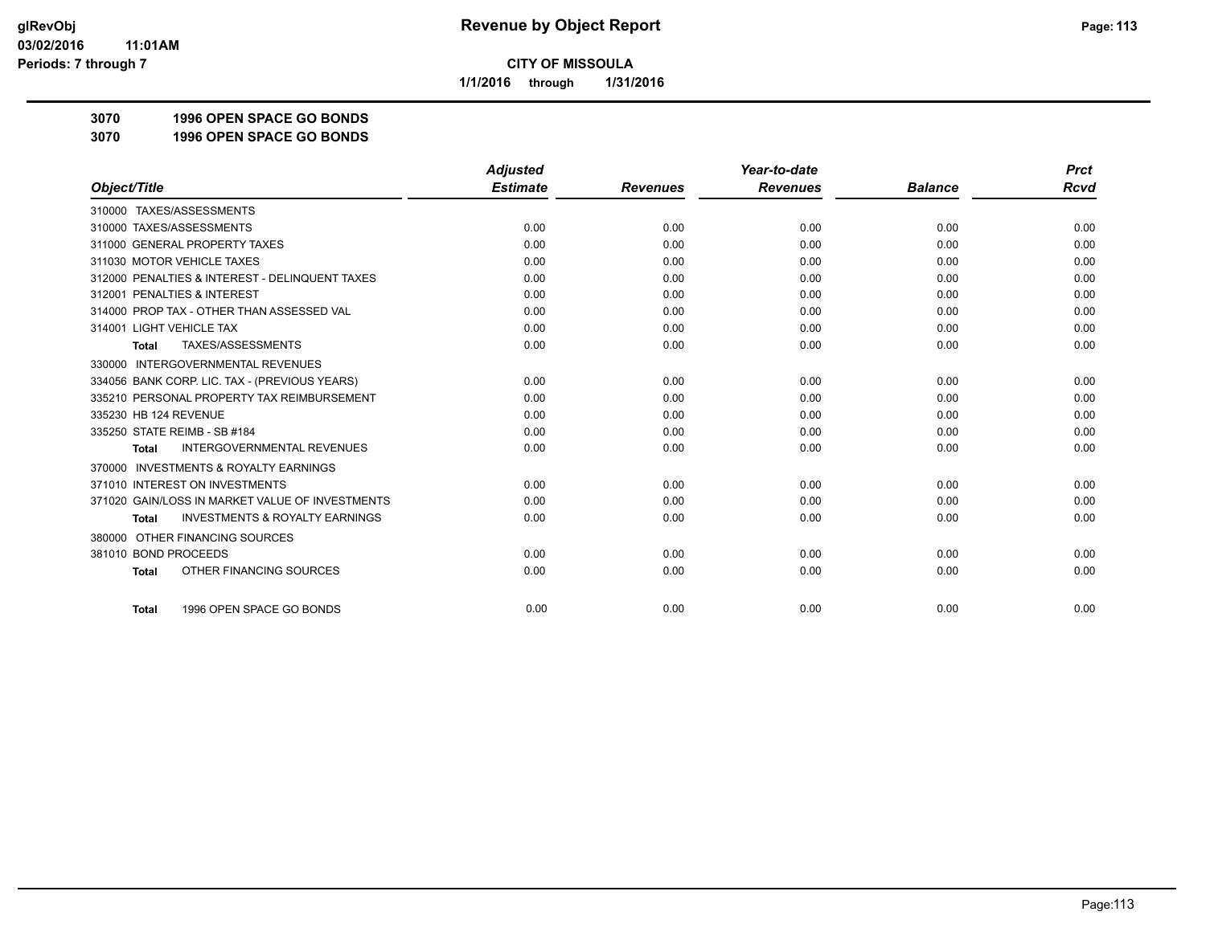**CITY OF MISSOULA**

**1/1/2016 through 1/31/2016**

## 3070 1996 OPEN SPACE GO BONDS

## 3070 1996 OPEN SPACE GO BONDS

| Object/Title | Adjusted Estimate | Revenues | Year-to-date Revenues | Balance | Prct Rcvd |
|---|---|---|---|---|---|
| 310000 TAXES/ASSESSMENTS | | | | | |
| 310000 TAXES/ASSESSMENTS | 0.00 | 0.00 | 0.00 | 0.00 | 0.00 |
| 311000 GENERAL PROPERTY TAXES | 0.00 | 0.00 | 0.00 | 0.00 | 0.00 |
| 311030 MOTOR VEHICLE TAXES | 0.00 | 0.00 | 0.00 | 0.00 | 0.00 |
| 312000 PENALTIES & INTEREST - DELINQUENT TAXES | 0.00 | 0.00 | 0.00 | 0.00 | 0.00 |
| 312001 PENALTIES & INTEREST | 0.00 | 0.00 | 0.00 | 0.00 | 0.00 |
| 314000 PROP TAX - OTHER THAN ASSESSED VAL | 0.00 | 0.00 | 0.00 | 0.00 | 0.00 |
| 314001 LIGHT VEHICLE TAX | 0.00 | 0.00 | 0.00 | 0.00 | 0.00 |
| **Total** TAXES/ASSESSMENTS | 0.00 | 0.00 | 0.00 | 0.00 | 0.00 |
| 330000 INTERGOVERNMENTAL REVENUES | | | | | |
| 334056 BANK CORP. LIC. TAX - (PREVIOUS YEARS) | 0.00 | 0.00 | 0.00 | 0.00 | 0.00 |
| 335210 PERSONAL PROPERTY TAX REIMBURSEMENT | 0.00 | 0.00 | 0.00 | 0.00 | 0.00 |
| 335230 HB 124 REVENUE | 0.00 | 0.00 | 0.00 | 0.00 | 0.00 |
| 335250 STATE REIMB - SB #184 | 0.00 | 0.00 | 0.00 | 0.00 | 0.00 |
| **Total** INTERGOVERNMENTAL REVENUES | 0.00 | 0.00 | 0.00 | 0.00 | 0.00 |
| 370000 INVESTMENTS & ROYALTY EARNINGS | | | | | |
| 371010 INTEREST ON INVESTMENTS | 0.00 | 0.00 | 0.00 | 0.00 | 0.00 |
| 371020 GAIN/LOSS IN MARKET VALUE OF INVESTMENTS | 0.00 | 0.00 | 0.00 | 0.00 | 0.00 |
| **Total** INVESTMENTS & ROYALTY EARNINGS | 0.00 | 0.00 | 0.00 | 0.00 | 0.00 |
| 380000 OTHER FINANCING SOURCES | | | | | |
| 381010 BOND PROCEEDS | 0.00 | 0.00 | 0.00 | 0.00 | 0.00 |
| **Total** OTHER FINANCING SOURCES | 0.00 | 0.00 | 0.00 | 0.00 | 0.00 |
| **Total** 1996 OPEN SPACE GO BONDS | 0.00 | 0.00 | 0.00 | 0.00 | 0.00 |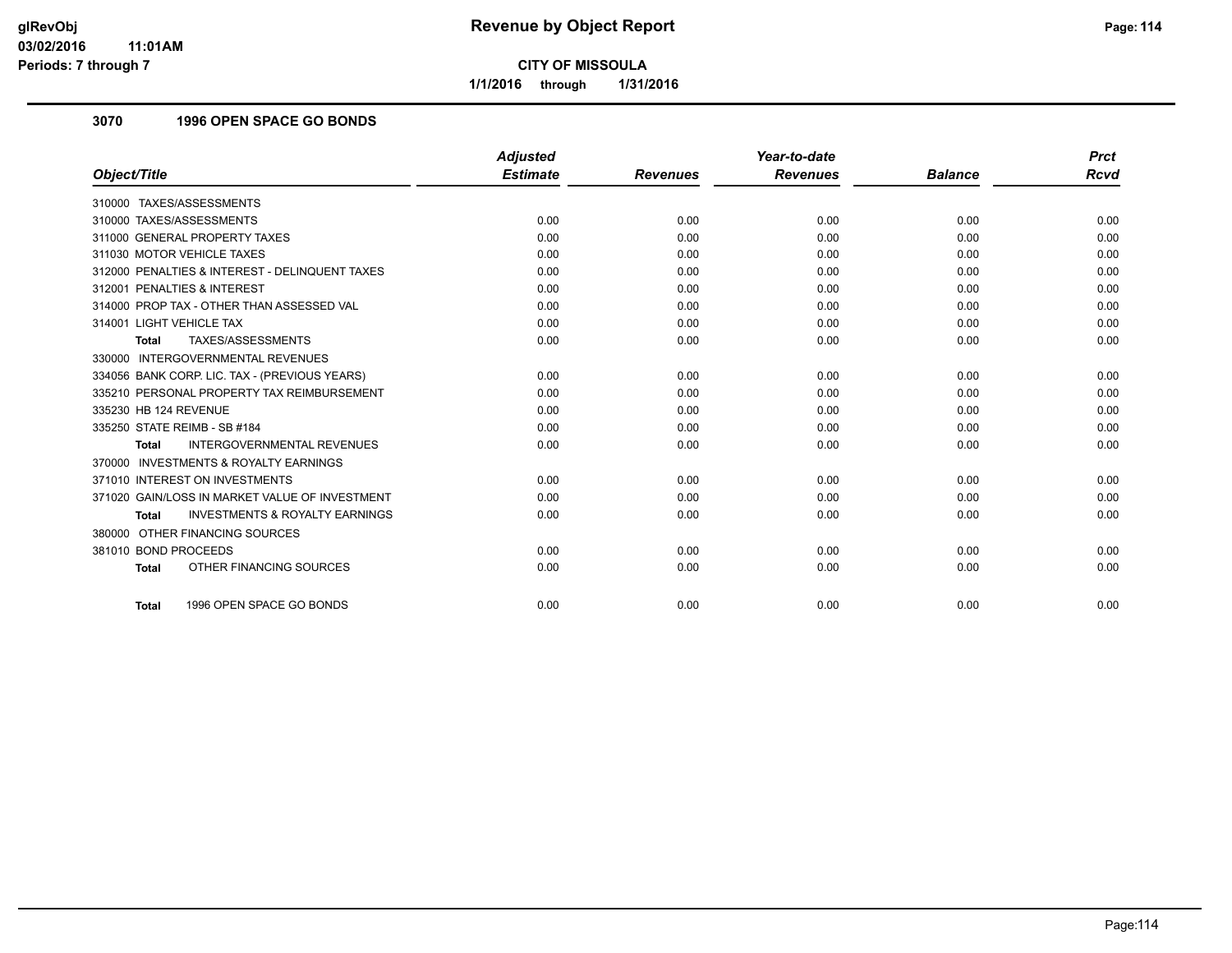# Revenue by Object Report

**CITY OF MISSOULA**

**1/1/2016 through 1/31/2016**

glRevObj
03/02/2016 11:01AM
Periods: 7 through 7

## 3070 1996 OPEN SPACE GO BONDS

| Object/Title | Adjusted Estimate | Revenues | Year-to-date Revenues | Balance | Prct Rcvd |
|---|---|---|---|---|---|
| 310000 TAXES/ASSESSMENTS | | | | | |
| 310000 TAXES/ASSESSMENTS | 0.00 | 0.00 | 0.00 | 0.00 | 0.00 |
| 311000 GENERAL PROPERTY TAXES | 0.00 | 0.00 | 0.00 | 0.00 | 0.00 |
| 311030 MOTOR VEHICLE TAXES | 0.00 | 0.00 | 0.00 | 0.00 | 0.00 |
| 312000 PENALTIES & INTEREST - DELINQUENT TAXES | 0.00 | 0.00 | 0.00 | 0.00 | 0.00 |
| 312001 PENALTIES & INTEREST | 0.00 | 0.00 | 0.00 | 0.00 | 0.00 |
| 314000 PROP TAX - OTHER THAN ASSESSED VAL | 0.00 | 0.00 | 0.00 | 0.00 | 0.00 |
| 314001 LIGHT VEHICLE TAX | 0.00 | 0.00 | 0.00 | 0.00 | 0.00 |
| **Total** TAXES/ASSESSMENTS | 0.00 | 0.00 | 0.00 | 0.00 | 0.00 |
| 330000 INTERGOVERNMENTAL REVENUES | | | | | |
| 334056 BANK CORP. LIC. TAX - (PREVIOUS YEARS) | 0.00 | 0.00 | 0.00 | 0.00 | 0.00 |
| 335210 PERSONAL PROPERTY TAX REIMBURSEMENT | 0.00 | 0.00 | 0.00 | 0.00 | 0.00 |
| 335230 HB 124 REVENUE | 0.00 | 0.00 | 0.00 | 0.00 | 0.00 |
| 335250 STATE REIMB - SB #184 | 0.00 | 0.00 | 0.00 | 0.00 | 0.00 |
| **Total** INTERGOVERNMENTAL REVENUES | 0.00 | 0.00 | 0.00 | 0.00 | 0.00 |
| 370000 INVESTMENTS & ROYALTY EARNINGS | | | | | |
| 371010 INTEREST ON INVESTMENTS | 0.00 | 0.00 | 0.00 | 0.00 | 0.00 |
| 371020 GAIN/LOSS IN MARKET VALUE OF INVESTMENT | 0.00 | 0.00 | 0.00 | 0.00 | 0.00 |
| **Total** INVESTMENTS & ROYALTY EARNINGS | 0.00 | 0.00 | 0.00 | 0.00 | 0.00 |
| 380000 OTHER FINANCING SOURCES | | | | | |
| 381010 BOND PROCEEDS | 0.00 | 0.00 | 0.00 | 0.00 | 0.00 |
| **Total** OTHER FINANCING SOURCES | 0.00 | 0.00 | 0.00 | 0.00 | 0.00 |
| **Total** 1996 OPEN SPACE GO BONDS | 0.00 | 0.00 | 0.00 | 0.00 | 0.00 |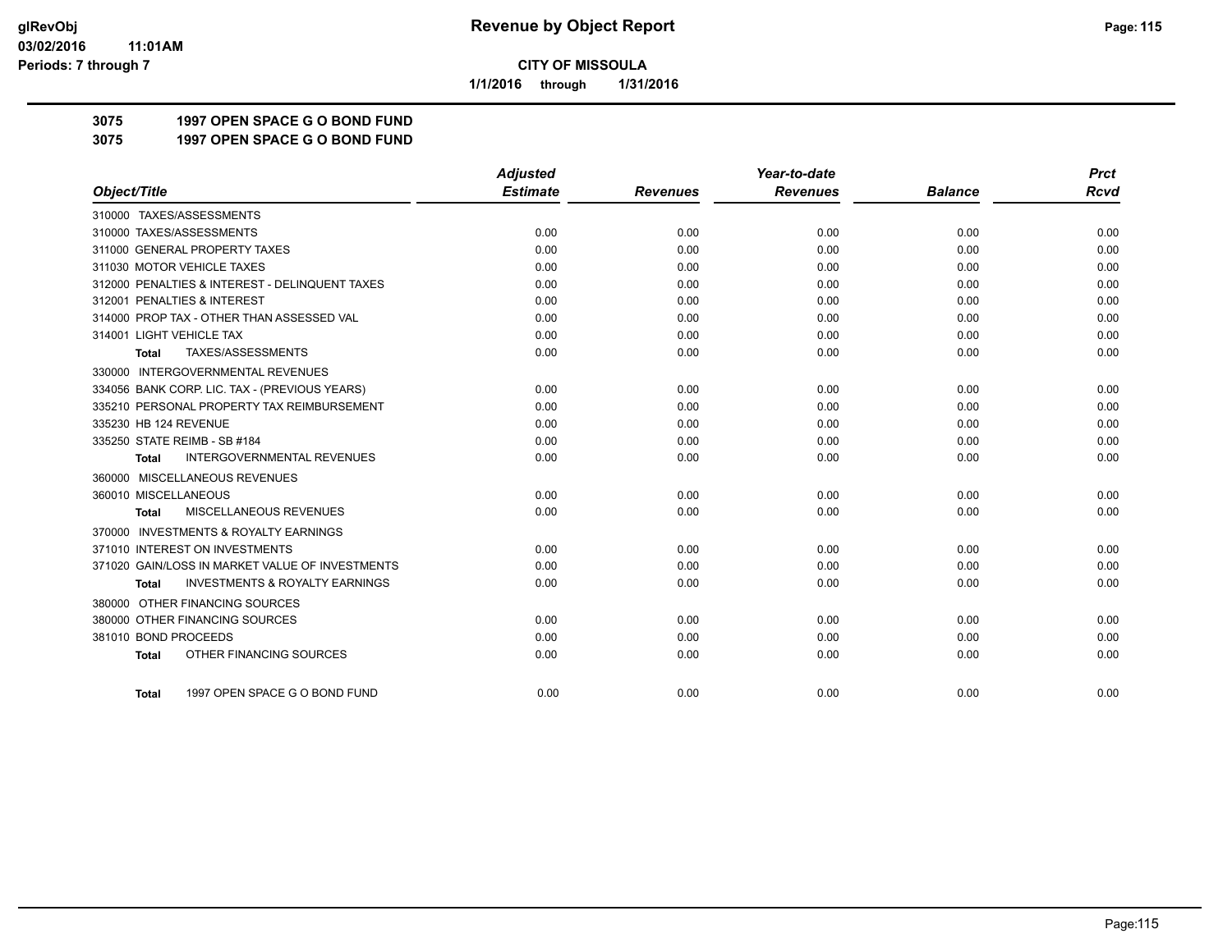**CITY OF MISSOULA**

**1/1/2016 through 1/31/2016**

# 3075 1997 OPEN SPACE G O BOND FUND

## 3075 1997 OPEN SPACE G O BOND FUND

| *Object/Title* | *Adjusted Estimate* | *Revenues* | *Year-to-date Revenues* | *Balance* | *Prct Rcvd* |
|---|---|---|---|---|---|
| 310000 TAXES/ASSESSMENTS | | | | | |
| 310000 TAXES/ASSESSMENTS | 0.00 | 0.00 | 0.00 | 0.00 | 0.00 |
| 311000 GENERAL PROPERTY TAXES | 0.00 | 0.00 | 0.00 | 0.00 | 0.00 |
| 311030 MOTOR VEHICLE TAXES | 0.00 | 0.00 | 0.00 | 0.00 | 0.00 |
| 312000 PENALTIES & INTEREST - DELINQUENT TAXES | 0.00 | 0.00 | 0.00 | 0.00 | 0.00 |
| 312001 PENALTIES & INTEREST | 0.00 | 0.00 | 0.00 | 0.00 | 0.00 |
| 314000 PROP TAX - OTHER THAN ASSESSED VAL | 0.00 | 0.00 | 0.00 | 0.00 | 0.00 |
| 314001 LIGHT VEHICLE TAX | 0.00 | 0.00 | 0.00 | 0.00 | 0.00 |
| **Total** TAXES/ASSESSMENTS | 0.00 | 0.00 | 0.00 | 0.00 | 0.00 |
| 330000 INTERGOVERNMENTAL REVENUES | | | | | |
| 334056 BANK CORP. LIC. TAX - (PREVIOUS YEARS) | 0.00 | 0.00 | 0.00 | 0.00 | 0.00 |
| 335210 PERSONAL PROPERTY TAX REIMBURSEMENT | 0.00 | 0.00 | 0.00 | 0.00 | 0.00 |
| 335230 HB 124 REVENUE | 0.00 | 0.00 | 0.00 | 0.00 | 0.00 |
| 335250 STATE REIMB - SB #184 | 0.00 | 0.00 | 0.00 | 0.00 | 0.00 |
| **Total** INTERGOVERNMENTAL REVENUES | 0.00 | 0.00 | 0.00 | 0.00 | 0.00 |
| 360000 MISCELLANEOUS REVENUES | | | | | |
| 360010 MISCELLANEOUS | 0.00 | 0.00 | 0.00 | 0.00 | 0.00 |
| **Total** MISCELLANEOUS REVENUES | 0.00 | 0.00 | 0.00 | 0.00 | 0.00 |
| 370000 INVESTMENTS & ROYALTY EARNINGS | | | | | |
| 371010 INTEREST ON INVESTMENTS | 0.00 | 0.00 | 0.00 | 0.00 | 0.00 |
| 371020 GAIN/LOSS IN MARKET VALUE OF INVESTMENTS | 0.00 | 0.00 | 0.00 | 0.00 | 0.00 |
| **Total** INVESTMENTS & ROYALTY EARNINGS | 0.00 | 0.00 | 0.00 | 0.00 | 0.00 |
| 380000 OTHER FINANCING SOURCES | | | | | |
| 380000 OTHER FINANCING SOURCES | 0.00 | 0.00 | 0.00 | 0.00 | 0.00 |
| 381010 BOND PROCEEDS | 0.00 | 0.00 | 0.00 | 0.00 | 0.00 |
| **Total** OTHER FINANCING SOURCES | 0.00 | 0.00 | 0.00 | 0.00 | 0.00 |
| **Total** 1997 OPEN SPACE G O BOND FUND | 0.00 | 0.00 | 0.00 | 0.00 | 0.00 |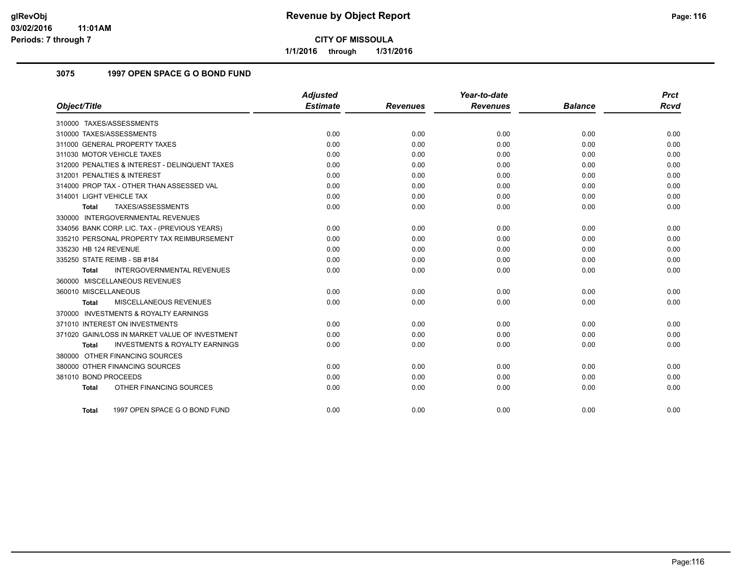# Revenue by Object Report

**CITY OF MISSOULA**

**1/1/2016 through 1/31/2016**

## 3075 1997 OPEN SPACE G O BOND FUND

| Object/Title | Adjusted Estimate | Revenues | Year-to-date Revenues | Balance | Prct Rcvd |
|---|---|---|---|---|---|
| 310000 TAXES/ASSESSMENTS | | | | | |
| 310000 TAXES/ASSESSMENTS | 0.00 | 0.00 | 0.00 | 0.00 | 0.00 |
| 311000 GENERAL PROPERTY TAXES | 0.00 | 0.00 | 0.00 | 0.00 | 0.00 |
| 311030 MOTOR VEHICLE TAXES | 0.00 | 0.00 | 0.00 | 0.00 | 0.00 |
| 312000 PENALTIES & INTEREST - DELINQUENT TAXES | 0.00 | 0.00 | 0.00 | 0.00 | 0.00 |
| 312001 PENALTIES & INTEREST | 0.00 | 0.00 | 0.00 | 0.00 | 0.00 |
| 314000 PROP TAX - OTHER THAN ASSESSED VAL | 0.00 | 0.00 | 0.00 | 0.00 | 0.00 |
| 314001 LIGHT VEHICLE TAX | 0.00 | 0.00 | 0.00 | 0.00 | 0.00 |
| **Total** TAXES/ASSESSMENTS | 0.00 | 0.00 | 0.00 | 0.00 | 0.00 |
| 330000 INTERGOVERNMENTAL REVENUES | | | | | |
| 334056 BANK CORP. LIC. TAX - (PREVIOUS YEARS) | 0.00 | 0.00 | 0.00 | 0.00 | 0.00 |
| 335210 PERSONAL PROPERTY TAX REIMBURSEMENT | 0.00 | 0.00 | 0.00 | 0.00 | 0.00 |
| 335230 HB 124 REVENUE | 0.00 | 0.00 | 0.00 | 0.00 | 0.00 |
| 335250 STATE REIMB - SB #184 | 0.00 | 0.00 | 0.00 | 0.00 | 0.00 |
| **Total** INTERGOVERNMENTAL REVENUES | 0.00 | 0.00 | 0.00 | 0.00 | 0.00 |
| 360000 MISCELLANEOUS REVENUES | | | | | |
| 360010 MISCELLANEOUS | 0.00 | 0.00 | 0.00 | 0.00 | 0.00 |
| **Total** MISCELLANEOUS REVENUES | 0.00 | 0.00 | 0.00 | 0.00 | 0.00 |
| 370000 INVESTMENTS & ROYALTY EARNINGS | | | | | |
| 371010 INTEREST ON INVESTMENTS | 0.00 | 0.00 | 0.00 | 0.00 | 0.00 |
| 371020 GAIN/LOSS IN MARKET VALUE OF INVESTMENT | 0.00 | 0.00 | 0.00 | 0.00 | 0.00 |
| **Total** INVESTMENTS & ROYALTY EARNINGS | 0.00 | 0.00 | 0.00 | 0.00 | 0.00 |
| 380000 OTHER FINANCING SOURCES | | | | | |
| 380000 OTHER FINANCING SOURCES | 0.00 | 0.00 | 0.00 | 0.00 | 0.00 |
| 381010 BOND PROCEEDS | 0.00 | 0.00 | 0.00 | 0.00 | 0.00 |
| **Total** OTHER FINANCING SOURCES | 0.00 | 0.00 | 0.00 | 0.00 | 0.00 |
| **Total** 1997 OPEN SPACE G O BOND FUND | 0.00 | 0.00 | 0.00 | 0.00 | 0.00 |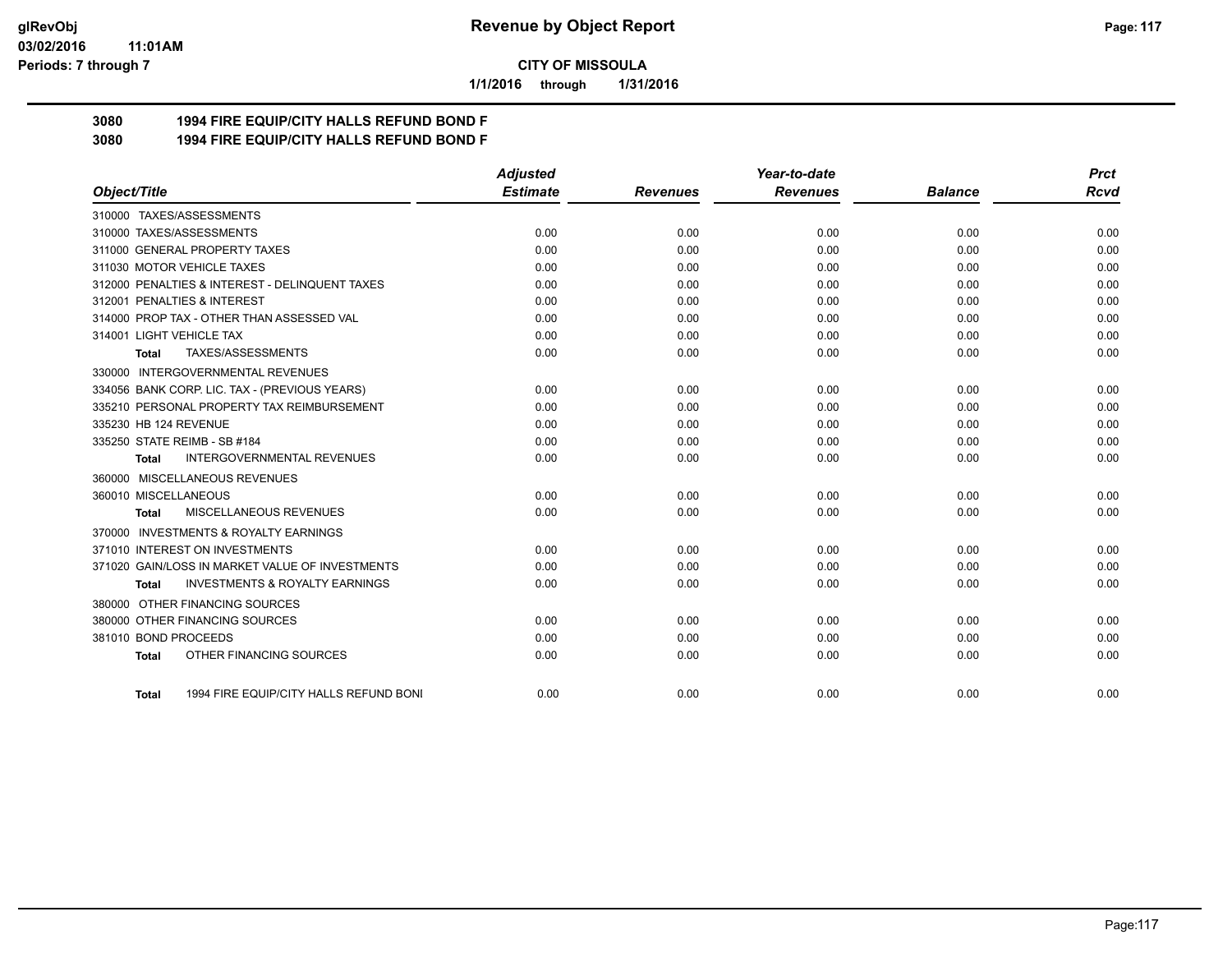**CITY OF MISSOULA**

**1/1/2016 through 1/31/2016**

**3080 1994 FIRE EQUIP/CITY HALLS REFUND BOND F**

**3080 1994 FIRE EQUIP/CITY HALLS REFUND BOND F**

| Object/Title | Adjusted Estimate | Revenues | Year-to-date Revenues | Balance | Prct Rcvd |
|---|---|---|---|---|---|
| 310000 TAXES/ASSESSMENTS | | | | | |
| 310000 TAXES/ASSESSMENTS | 0.00 | 0.00 | 0.00 | 0.00 | 0.00 |
| 311000 GENERAL PROPERTY TAXES | 0.00 | 0.00 | 0.00 | 0.00 | 0.00 |
| 311030 MOTOR VEHICLE TAXES | 0.00 | 0.00 | 0.00 | 0.00 | 0.00 |
| 312000 PENALTIES & INTEREST - DELINQUENT TAXES | 0.00 | 0.00 | 0.00 | 0.00 | 0.00 |
| 312001 PENALTIES & INTEREST | 0.00 | 0.00 | 0.00 | 0.00 | 0.00 |
| 314000 PROP TAX - OTHER THAN ASSESSED VAL | 0.00 | 0.00 | 0.00 | 0.00 | 0.00 |
| 314001 LIGHT VEHICLE TAX | 0.00 | 0.00 | 0.00 | 0.00 | 0.00 |
| **Total** TAXES/ASSESSMENTS | 0.00 | 0.00 | 0.00 | 0.00 | 0.00 |
| 330000 INTERGOVERNMENTAL REVENUES | | | | | |
| 334056 BANK CORP. LIC. TAX - (PREVIOUS YEARS) | 0.00 | 0.00 | 0.00 | 0.00 | 0.00 |
| 335210 PERSONAL PROPERTY TAX REIMBURSEMENT | 0.00 | 0.00 | 0.00 | 0.00 | 0.00 |
| 335230 HB 124 REVENUE | 0.00 | 0.00 | 0.00 | 0.00 | 0.00 |
| 335250 STATE REIMB - SB #184 | 0.00 | 0.00 | 0.00 | 0.00 | 0.00 |
| **Total** INTERGOVERNMENTAL REVENUES | 0.00 | 0.00 | 0.00 | 0.00 | 0.00 |
| 360000 MISCELLANEOUS REVENUES | | | | | |
| 360010 MISCELLANEOUS | 0.00 | 0.00 | 0.00 | 0.00 | 0.00 |
| **Total** MISCELLANEOUS REVENUES | 0.00 | 0.00 | 0.00 | 0.00 | 0.00 |
| 370000 INVESTMENTS & ROYALTY EARNINGS | | | | | |
| 371010 INTEREST ON INVESTMENTS | 0.00 | 0.00 | 0.00 | 0.00 | 0.00 |
| 371020 GAIN/LOSS IN MARKET VALUE OF INVESTMENTS | 0.00 | 0.00 | 0.00 | 0.00 | 0.00 |
| **Total** INVESTMENTS & ROYALTY EARNINGS | 0.00 | 0.00 | 0.00 | 0.00 | 0.00 |
| 380000 OTHER FINANCING SOURCES | | | | | |
| 380000 OTHER FINANCING SOURCES | 0.00 | 0.00 | 0.00 | 0.00 | 0.00 |
| 381010 BOND PROCEEDS | 0.00 | 0.00 | 0.00 | 0.00 | 0.00 |
| **Total** OTHER FINANCING SOURCES | 0.00 | 0.00 | 0.00 | 0.00 | 0.00 |
| **Total** 1994 FIRE EQUIP/CITY HALLS REFUND BONI | 0.00 | 0.00 | 0.00 | 0.00 | 0.00 |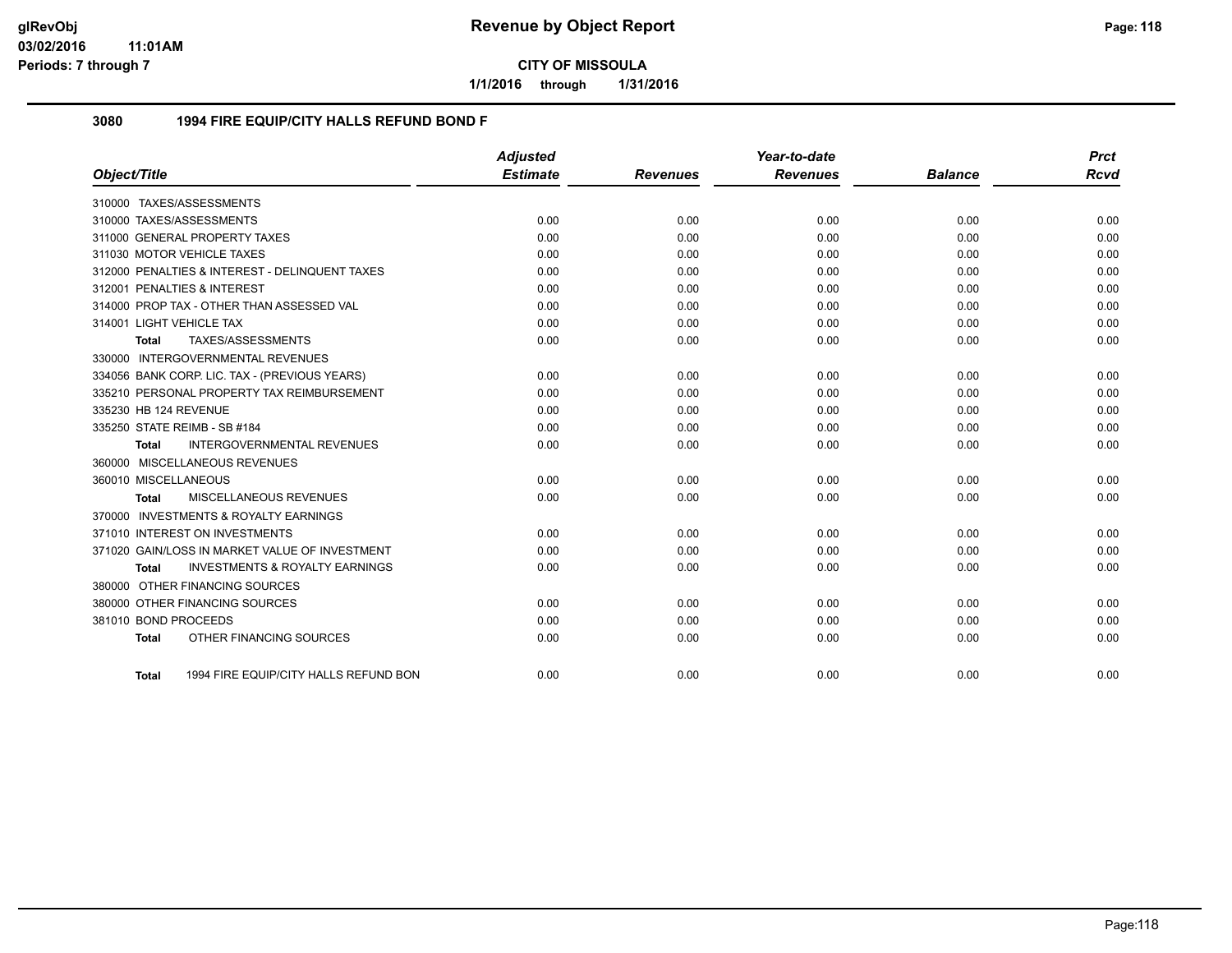**CITY OF MISSOULA**

**1/1/2016 through 1/31/2016**

### 3080 1994 FIRE EQUIP/CITY HALLS REFUND BOND F

| Object/Title | Adjusted Estimate | Revenues | Year-to-date Revenues | Balance | Prct Rcvd |
|---|---|---|---|---|---|
| 310000 TAXES/ASSESSMENTS | | | | | |
| 310000 TAXES/ASSESSMENTS | 0.00 | 0.00 | 0.00 | 0.00 | 0.00 |
| 311000 GENERAL PROPERTY TAXES | 0.00 | 0.00 | 0.00 | 0.00 | 0.00 |
| 311030 MOTOR VEHICLE TAXES | 0.00 | 0.00 | 0.00 | 0.00 | 0.00 |
| 312000 PENALTIES & INTEREST - DELINQUENT TAXES | 0.00 | 0.00 | 0.00 | 0.00 | 0.00 |
| 312001 PENALTIES & INTEREST | 0.00 | 0.00 | 0.00 | 0.00 | 0.00 |
| 314000 PROP TAX - OTHER THAN ASSESSED VAL | 0.00 | 0.00 | 0.00 | 0.00 | 0.00 |
| 314001 LIGHT VEHICLE TAX | 0.00 | 0.00 | 0.00 | 0.00 | 0.00 |
| **Total** TAXES/ASSESSMENTS | 0.00 | 0.00 | 0.00 | 0.00 | 0.00 |
| 330000 INTERGOVERNMENTAL REVENUES | | | | | |
| 334056 BANK CORP. LIC. TAX - (PREVIOUS YEARS) | 0.00 | 0.00 | 0.00 | 0.00 | 0.00 |
| 335210 PERSONAL PROPERTY TAX REIMBURSEMENT | 0.00 | 0.00 | 0.00 | 0.00 | 0.00 |
| 335230 HB 124 REVENUE | 0.00 | 0.00 | 0.00 | 0.00 | 0.00 |
| 335250 STATE REIMB - SB #184 | 0.00 | 0.00 | 0.00 | 0.00 | 0.00 |
| **Total** INTERGOVERNMENTAL REVENUES | 0.00 | 0.00 | 0.00 | 0.00 | 0.00 |
| 360000 MISCELLANEOUS REVENUES | | | | | |
| 360010 MISCELLANEOUS | 0.00 | 0.00 | 0.00 | 0.00 | 0.00 |
| **Total** MISCELLANEOUS REVENUES | 0.00 | 0.00 | 0.00 | 0.00 | 0.00 |
| 370000 INVESTMENTS & ROYALTY EARNINGS | | | | | |
| 371010 INTEREST ON INVESTMENTS | 0.00 | 0.00 | 0.00 | 0.00 | 0.00 |
| 371020 GAIN/LOSS IN MARKET VALUE OF INVESTMENT | 0.00 | 0.00 | 0.00 | 0.00 | 0.00 |
| **Total** INVESTMENTS & ROYALTY EARNINGS | 0.00 | 0.00 | 0.00 | 0.00 | 0.00 |
| 380000 OTHER FINANCING SOURCES | | | | | |
| 380000 OTHER FINANCING SOURCES | 0.00 | 0.00 | 0.00 | 0.00 | 0.00 |
| 381010 BOND PROCEEDS | 0.00 | 0.00 | 0.00 | 0.00 | 0.00 |
| **Total** OTHER FINANCING SOURCES | 0.00 | 0.00 | 0.00 | 0.00 | 0.00 |
| **Total** 1994 FIRE EQUIP/CITY HALLS REFUND BON | 0.00 | 0.00 | 0.00 | 0.00 | 0.00 |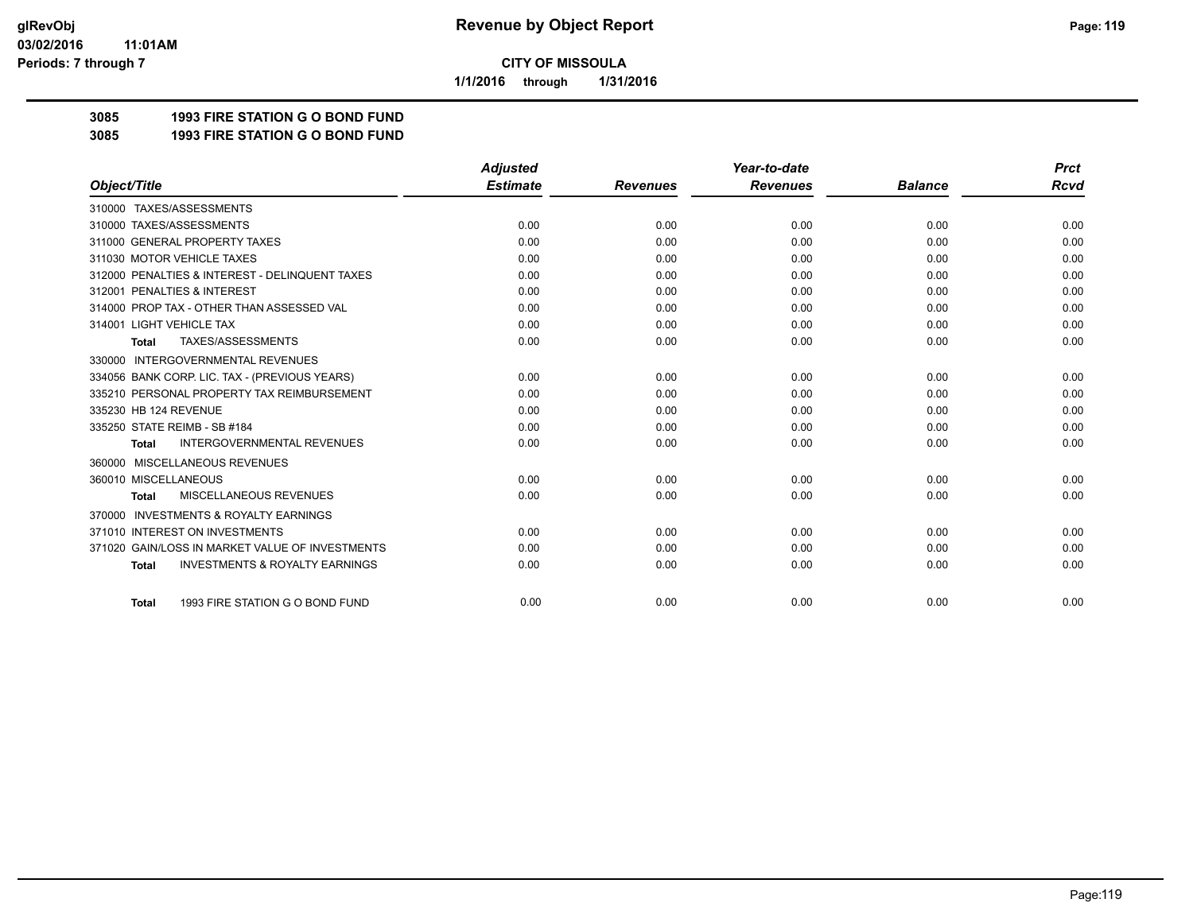# CITY OF MISSOULA

## Revenue by Object Report

glRevObj
03/02/2016 11:01AM
Periods: 7 through 7

1/1/2016 through 1/31/2016

**3085 1993 FIRE STATION G O BOND FUND**

**3085 1993 FIRE STATION G O BOND FUND**

| Object/Title | Adjusted Estimate | Revenues | Year-to-date Revenues | Balance | Prct Rcvd |
|---|---|---|---|---|---|
| 310000 TAXES/ASSESSMENTS | | | | | |
| 310000 TAXES/ASSESSMENTS | 0.00 | 0.00 | 0.00 | 0.00 | 0.00 |
| 311000 GENERAL PROPERTY TAXES | 0.00 | 0.00 | 0.00 | 0.00 | 0.00 |
| 311030 MOTOR VEHICLE TAXES | 0.00 | 0.00 | 0.00 | 0.00 | 0.00 |
| 312000 PENALTIES & INTEREST - DELINQUENT TAXES | 0.00 | 0.00 | 0.00 | 0.00 | 0.00 |
| 312001 PENALTIES & INTEREST | 0.00 | 0.00 | 0.00 | 0.00 | 0.00 |
| 314000 PROP TAX - OTHER THAN ASSESSED VAL | 0.00 | 0.00 | 0.00 | 0.00 | 0.00 |
| 314001 LIGHT VEHICLE TAX | 0.00 | 0.00 | 0.00 | 0.00 | 0.00 |
| **Total** TAXES/ASSESSMENTS | 0.00 | 0.00 | 0.00 | 0.00 | 0.00 |
| 330000 INTERGOVERNMENTAL REVENUES | | | | | |
| 334056 BANK CORP. LIC. TAX - (PREVIOUS YEARS) | 0.00 | 0.00 | 0.00 | 0.00 | 0.00 |
| 335210 PERSONAL PROPERTY TAX REIMBURSEMENT | 0.00 | 0.00 | 0.00 | 0.00 | 0.00 |
| 335230 HB 124 REVENUE | 0.00 | 0.00 | 0.00 | 0.00 | 0.00 |
| 335250 STATE REIMB - SB #184 | 0.00 | 0.00 | 0.00 | 0.00 | 0.00 |
| **Total** INTERGOVERNMENTAL REVENUES | 0.00 | 0.00 | 0.00 | 0.00 | 0.00 |
| 360000 MISCELLANEOUS REVENUES | | | | | |
| 360010 MISCELLANEOUS | 0.00 | 0.00 | 0.00 | 0.00 | 0.00 |
| **Total** MISCELLANEOUS REVENUES | 0.00 | 0.00 | 0.00 | 0.00 | 0.00 |
| 370000 INVESTMENTS & ROYALTY EARNINGS | | | | | |
| 371010 INTEREST ON INVESTMENTS | 0.00 | 0.00 | 0.00 | 0.00 | 0.00 |
| 371020 GAIN/LOSS IN MARKET VALUE OF INVESTMENTS | 0.00 | 0.00 | 0.00 | 0.00 | 0.00 |
| **Total** INVESTMENTS & ROYALTY EARNINGS | 0.00 | 0.00 | 0.00 | 0.00 | 0.00 |
| **Total** 1993 FIRE STATION G O BOND FUND | 0.00 | 0.00 | 0.00 | 0.00 | 0.00 |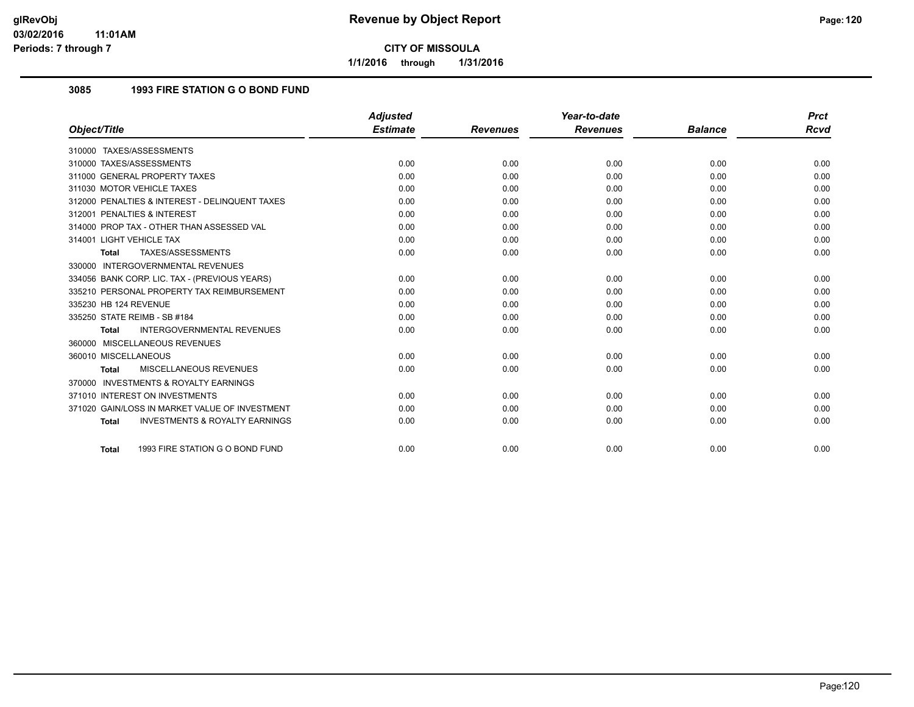**CITY OF MISSOULA**

**1/1/2016 through 1/31/2016**

## 3085 1993 FIRE STATION G O BOND FUND

| Object/Title | Adjusted Estimate | Revenues | Year-to-date Revenues | Balance | Prct Rcvd |
|---|---|---|---|---|---|
| 310000 TAXES/ASSESSMENTS | | | | | |
| 310000 TAXES/ASSESSMENTS | 0.00 | 0.00 | 0.00 | 0.00 | 0.00 |
| 311000 GENERAL PROPERTY TAXES | 0.00 | 0.00 | 0.00 | 0.00 | 0.00 |
| 311030 MOTOR VEHICLE TAXES | 0.00 | 0.00 | 0.00 | 0.00 | 0.00 |
| 312000 PENALTIES & INTEREST - DELINQUENT TAXES | 0.00 | 0.00 | 0.00 | 0.00 | 0.00 |
| 312001 PENALTIES & INTEREST | 0.00 | 0.00 | 0.00 | 0.00 | 0.00 |
| 314000 PROP TAX - OTHER THAN ASSESSED VAL | 0.00 | 0.00 | 0.00 | 0.00 | 0.00 |
| 314001 LIGHT VEHICLE TAX | 0.00 | 0.00 | 0.00 | 0.00 | 0.00 |
| **Total** TAXES/ASSESSMENTS | 0.00 | 0.00 | 0.00 | 0.00 | 0.00 |
| 330000 INTERGOVERNMENTAL REVENUES | | | | | |
| 334056 BANK CORP. LIC. TAX - (PREVIOUS YEARS) | 0.00 | 0.00 | 0.00 | 0.00 | 0.00 |
| 335210 PERSONAL PROPERTY TAX REIMBURSEMENT | 0.00 | 0.00 | 0.00 | 0.00 | 0.00 |
| 335230 HB 124 REVENUE | 0.00 | 0.00 | 0.00 | 0.00 | 0.00 |
| 335250 STATE REIMB - SB #184 | 0.00 | 0.00 | 0.00 | 0.00 | 0.00 |
| **Total** INTERGOVERNMENTAL REVENUES | 0.00 | 0.00 | 0.00 | 0.00 | 0.00 |
| 360000 MISCELLANEOUS REVENUES | | | | | |
| 360010 MISCELLANEOUS | 0.00 | 0.00 | 0.00 | 0.00 | 0.00 |
| **Total** MISCELLANEOUS REVENUES | 0.00 | 0.00 | 0.00 | 0.00 | 0.00 |
| 370000 INVESTMENTS & ROYALTY EARNINGS | | | | | |
| 371010 INTEREST ON INVESTMENTS | 0.00 | 0.00 | 0.00 | 0.00 | 0.00 |
| 371020 GAIN/LOSS IN MARKET VALUE OF INVESTMENT | 0.00 | 0.00 | 0.00 | 0.00 | 0.00 |
| **Total** INVESTMENTS & ROYALTY EARNINGS | 0.00 | 0.00 | 0.00 | 0.00 | 0.00 |
| **Total** 1993 FIRE STATION G O BOND FUND | 0.00 | 0.00 | 0.00 | 0.00 | 0.00 |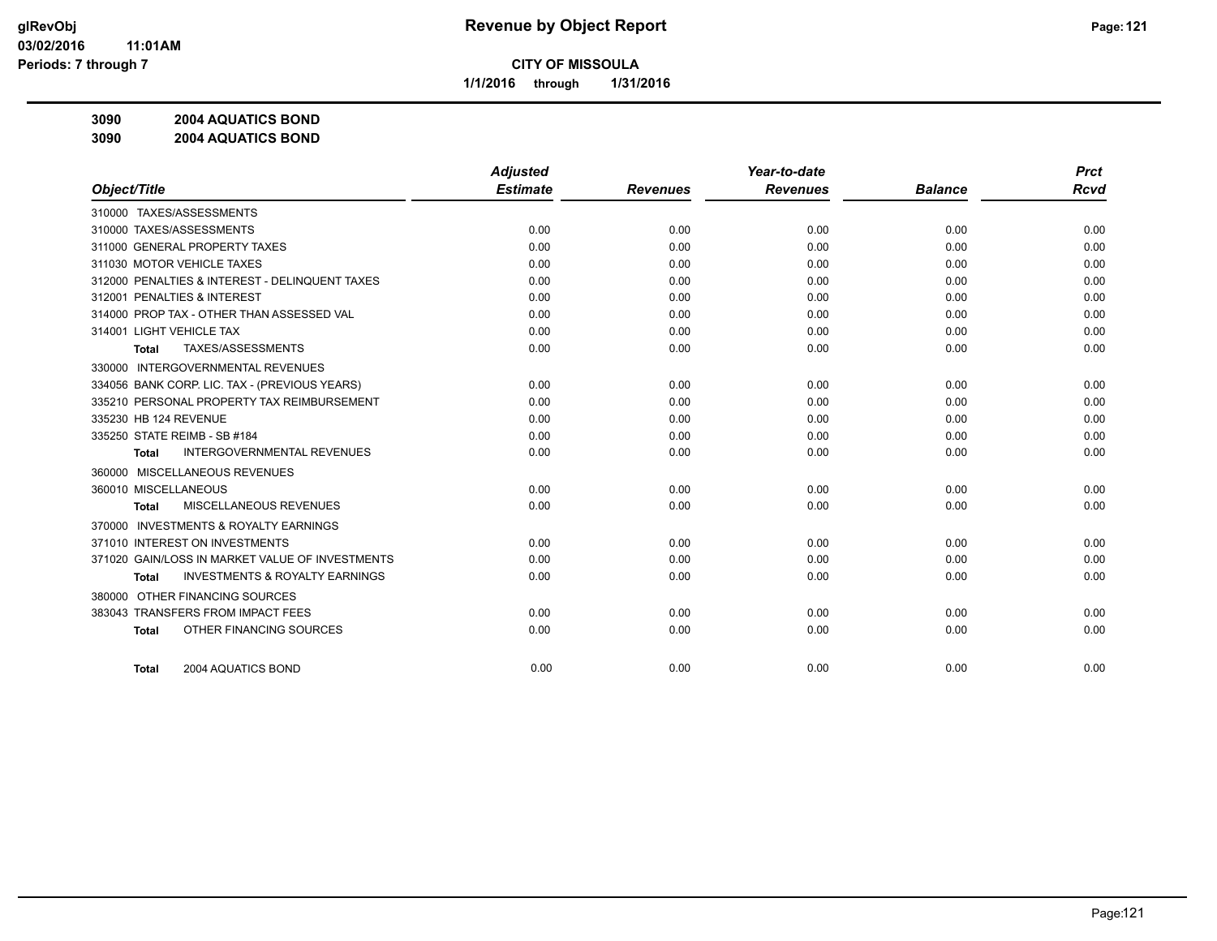**CITY OF MISSOULA**

**1/1/2016 through 1/31/2016**

**Revenue by Object Report**

glRevObj
03/02/2016 11:01AM
Periods: 7 through 7

**3090 2004 AQUATICS BOND**

**3090 2004 AQUATICS BOND**

| Object/Title | Adjusted Estimate | Revenues | Year-to-date Revenues | Balance | Prct Rcvd |
|---|---|---|---|---|---|
| 310000 TAXES/ASSESSMENTS | | | | | |
| 310000 TAXES/ASSESSMENTS | 0.00 | 0.00 | 0.00 | 0.00 | 0.00 |
| 311000 GENERAL PROPERTY TAXES | 0.00 | 0.00 | 0.00 | 0.00 | 0.00 |
| 311030 MOTOR VEHICLE TAXES | 0.00 | 0.00 | 0.00 | 0.00 | 0.00 |
| 312000 PENALTIES & INTEREST - DELINQUENT TAXES | 0.00 | 0.00 | 0.00 | 0.00 | 0.00 |
| 312001 PENALTIES & INTEREST | 0.00 | 0.00 | 0.00 | 0.00 | 0.00 |
| 314000 PROP TAX - OTHER THAN ASSESSED VAL | 0.00 | 0.00 | 0.00 | 0.00 | 0.00 |
| 314001 LIGHT VEHICLE TAX | 0.00 | 0.00 | 0.00 | 0.00 | 0.00 |
| **Total** TAXES/ASSESSMENTS | 0.00 | 0.00 | 0.00 | 0.00 | 0.00 |
| 330000 INTERGOVERNMENTAL REVENUES | | | | | |
| 334056 BANK CORP. LIC. TAX - (PREVIOUS YEARS) | 0.00 | 0.00 | 0.00 | 0.00 | 0.00 |
| 335210 PERSONAL PROPERTY TAX REIMBURSEMENT | 0.00 | 0.00 | 0.00 | 0.00 | 0.00 |
| 335230 HB 124 REVENUE | 0.00 | 0.00 | 0.00 | 0.00 | 0.00 |
| 335250 STATE REIMB - SB #184 | 0.00 | 0.00 | 0.00 | 0.00 | 0.00 |
| **Total** INTERGOVERNMENTAL REVENUES | 0.00 | 0.00 | 0.00 | 0.00 | 0.00 |
| 360000 MISCELLANEOUS REVENUES | | | | | |
| 360010 MISCELLANEOUS | 0.00 | 0.00 | 0.00 | 0.00 | 0.00 |
| **Total** MISCELLANEOUS REVENUES | 0.00 | 0.00 | 0.00 | 0.00 | 0.00 |
| 370000 INVESTMENTS & ROYALTY EARNINGS | | | | | |
| 371010 INTEREST ON INVESTMENTS | 0.00 | 0.00 | 0.00 | 0.00 | 0.00 |
| 371020 GAIN/LOSS IN MARKET VALUE OF INVESTMENTS | 0.00 | 0.00 | 0.00 | 0.00 | 0.00 |
| **Total** INVESTMENTS & ROYALTY EARNINGS | 0.00 | 0.00 | 0.00 | 0.00 | 0.00 |
| 380000 OTHER FINANCING SOURCES | | | | | |
| 383043 TRANSFERS FROM IMPACT FEES | 0.00 | 0.00 | 0.00 | 0.00 | 0.00 |
| **Total** OTHER FINANCING SOURCES | 0.00 | 0.00 | 0.00 | 0.00 | 0.00 |
| **Total** 2004 AQUATICS BOND | 0.00 | 0.00 | 0.00 | 0.00 | 0.00 |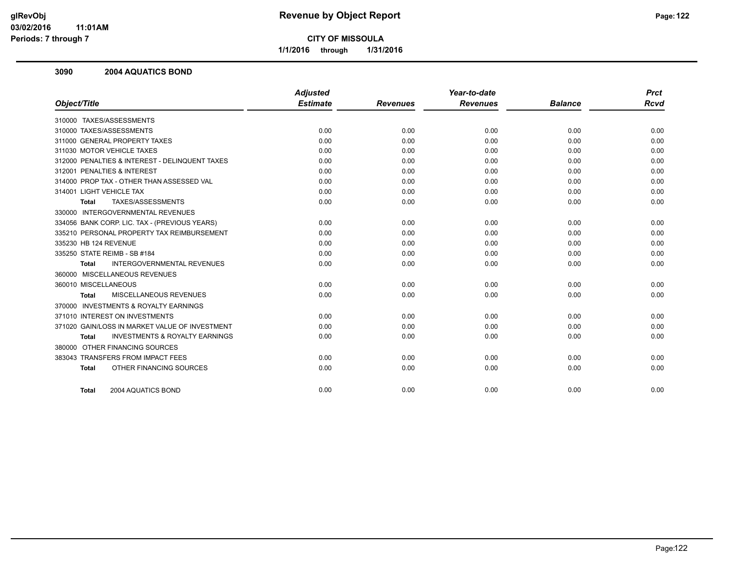# Revenue by Object Report

**CITY OF MISSOULA**

**1/1/2016 through 1/31/2016**

glRevObj
03/02/2016 11:01AM
Periods: 7 through 7

### 3090 2004 AQUATICS BOND

| Object/Title | Adjusted Estimate | Revenues | Year-to-date Revenues | Balance | Prct Rcvd |
|---|---|---|---|---|---|
| 310000 TAXES/ASSESSMENTS | | | | | |
| 310000 TAXES/ASSESSMENTS | 0.00 | 0.00 | 0.00 | 0.00 | 0.00 |
| 311000 GENERAL PROPERTY TAXES | 0.00 | 0.00 | 0.00 | 0.00 | 0.00 |
| 311030 MOTOR VEHICLE TAXES | 0.00 | 0.00 | 0.00 | 0.00 | 0.00 |
| 312000 PENALTIES & INTEREST - DELINQUENT TAXES | 0.00 | 0.00 | 0.00 | 0.00 | 0.00 |
| 312001 PENALTIES & INTEREST | 0.00 | 0.00 | 0.00 | 0.00 | 0.00 |
| 314000 PROP TAX - OTHER THAN ASSESSED VAL | 0.00 | 0.00 | 0.00 | 0.00 | 0.00 |
| 314001 LIGHT VEHICLE TAX | 0.00 | 0.00 | 0.00 | 0.00 | 0.00 |
| **Total** TAXES/ASSESSMENTS | 0.00 | 0.00 | 0.00 | 0.00 | 0.00 |
| 330000 INTERGOVERNMENTAL REVENUES | | | | | |
| 334056 BANK CORP. LIC. TAX - (PREVIOUS YEARS) | 0.00 | 0.00 | 0.00 | 0.00 | 0.00 |
| 335210 PERSONAL PROPERTY TAX REIMBURSEMENT | 0.00 | 0.00 | 0.00 | 0.00 | 0.00 |
| 335230 HB 124 REVENUE | 0.00 | 0.00 | 0.00 | 0.00 | 0.00 |
| 335250 STATE REIMB - SB #184 | 0.00 | 0.00 | 0.00 | 0.00 | 0.00 |
| **Total** INTERGOVERNMENTAL REVENUES | 0.00 | 0.00 | 0.00 | 0.00 | 0.00 |
| 360000 MISCELLANEOUS REVENUES | | | | | |
| 360010 MISCELLANEOUS | 0.00 | 0.00 | 0.00 | 0.00 | 0.00 |
| **Total** MISCELLANEOUS REVENUES | 0.00 | 0.00 | 0.00 | 0.00 | 0.00 |
| 370000 INVESTMENTS & ROYALTY EARNINGS | | | | | |
| 371010 INTEREST ON INVESTMENTS | 0.00 | 0.00 | 0.00 | 0.00 | 0.00 |
| 371020 GAIN/LOSS IN MARKET VALUE OF INVESTMENT | 0.00 | 0.00 | 0.00 | 0.00 | 0.00 |
| **Total** INVESTMENTS & ROYALTY EARNINGS | 0.00 | 0.00 | 0.00 | 0.00 | 0.00 |
| 380000 OTHER FINANCING SOURCES | | | | | |
| 383043 TRANSFERS FROM IMPACT FEES | 0.00 | 0.00 | 0.00 | 0.00 | 0.00 |
| **Total** OTHER FINANCING SOURCES | 0.00 | 0.00 | 0.00 | 0.00 | 0.00 |
| **Total** 2004 AQUATICS BOND | 0.00 | 0.00 | 0.00 | 0.00 | 0.00 |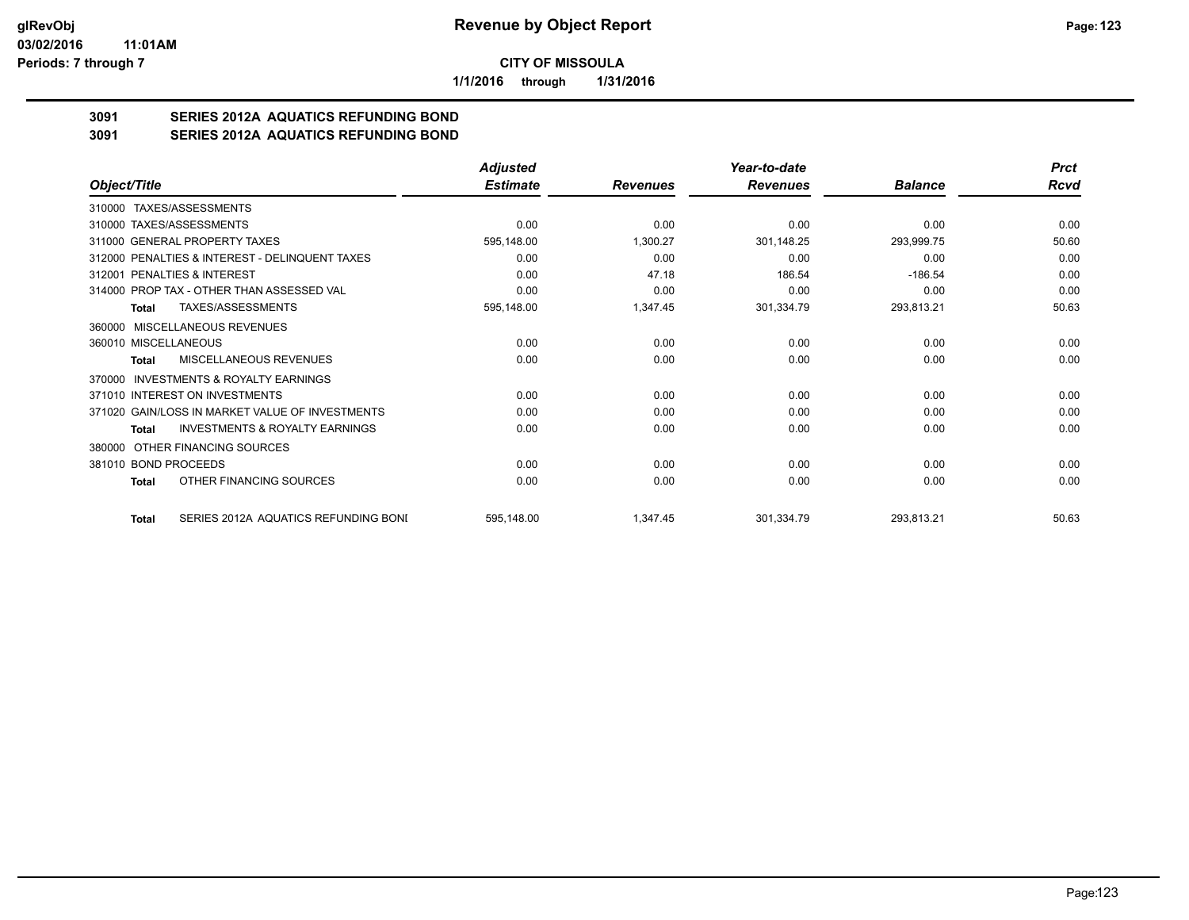# Revenue by Object Report

**CITY OF MISSOULA**

**1/1/2016 through 1/31/2016**

## 3091 SERIES 2012A AQUATICS REFUNDING BOND
## 3091 SERIES 2012A AQUATICS REFUNDING BOND

| Object/Title | Adjusted Estimate | Revenues | Year-to-date Revenues | Balance | Prct Rcvd |
|---|---|---|---|---|---|
| 310000 TAXES/ASSESSMENTS | | | | | |
| 310000 TAXES/ASSESSMENTS | 0.00 | 0.00 | 0.00 | 0.00 | 0.00 |
| 311000 GENERAL PROPERTY TAXES | 595,148.00 | 1,300.27 | 301,148.25 | 293,999.75 | 50.60 |
| 312000 PENALTIES & INTEREST - DELINQUENT TAXES | 0.00 | 0.00 | 0.00 | 0.00 | 0.00 |
| 312001 PENALTIES & INTEREST | 0.00 | 47.18 | 186.54 | -186.54 | 0.00 |
| 314000 PROP TAX - OTHER THAN ASSESSED VAL | 0.00 | 0.00 | 0.00 | 0.00 | 0.00 |
| **Total** TAXES/ASSESSMENTS | 595,148.00 | 1,347.45 | 301,334.79 | 293,813.21 | 50.63 |
| 360000 MISCELLANEOUS REVENUES | | | | | |
| 360010 MISCELLANEOUS | 0.00 | 0.00 | 0.00 | 0.00 | 0.00 |
| **Total** MISCELLANEOUS REVENUES | 0.00 | 0.00 | 0.00 | 0.00 | 0.00 |
| 370000 INVESTMENTS & ROYALTY EARNINGS | | | | | |
| 371010 INTEREST ON INVESTMENTS | 0.00 | 0.00 | 0.00 | 0.00 | 0.00 |
| 371020 GAIN/LOSS IN MARKET VALUE OF INVESTMENTS | 0.00 | 0.00 | 0.00 | 0.00 | 0.00 |
| **Total** INVESTMENTS & ROYALTY EARNINGS | 0.00 | 0.00 | 0.00 | 0.00 | 0.00 |
| 380000 OTHER FINANCING SOURCES | | | | | |
| 381010 BOND PROCEEDS | 0.00 | 0.00 | 0.00 | 0.00 | 0.00 |
| **Total** OTHER FINANCING SOURCES | 0.00 | 0.00 | 0.00 | 0.00 | 0.00 |
| **Total** SERIES 2012A AQUATICS REFUNDING BONI | 595,148.00 | 1,347.45 | 301,334.79 | 293,813.21 | 50.63 |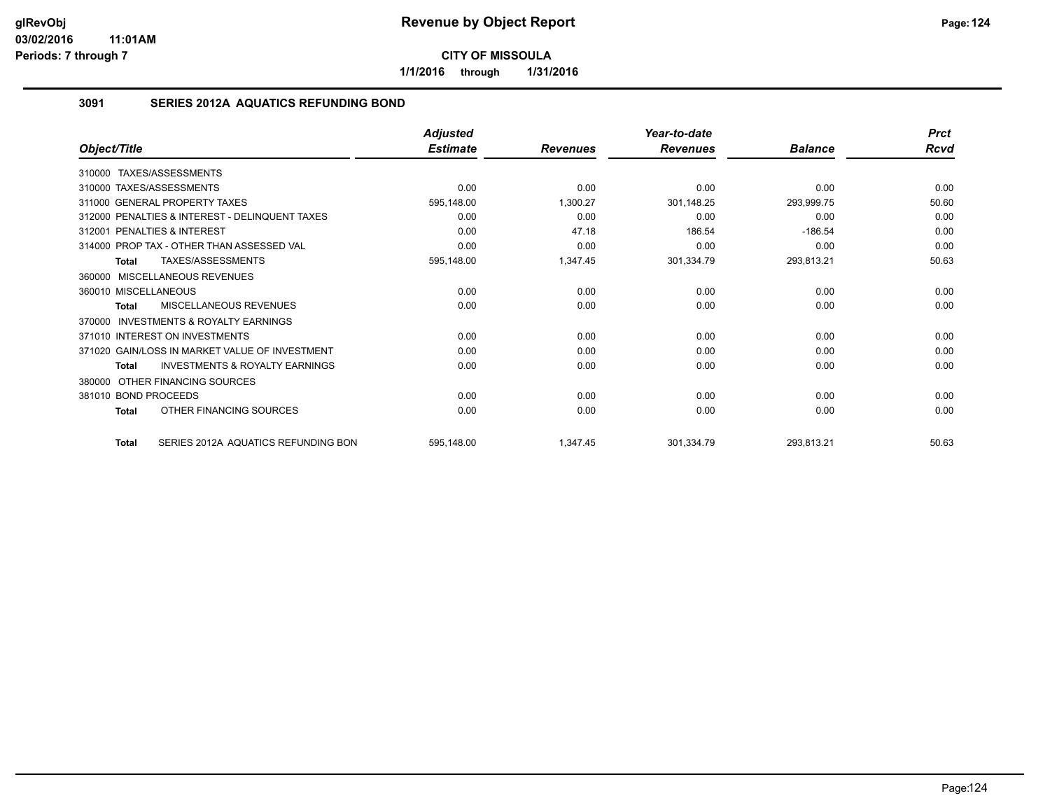# Revenue by Object Report

**CITY OF MISSOULA**

**1/1/2016 through 1/31/2016**

glRevObj
03/02/2016 11:01AM
Periods: 7 through 7

## 3091 SERIES 2012A AQUATICS REFUNDING BOND

| Object/Title | Adjusted Estimate | Revenues | Year-to-date Revenues | Balance | Prct Rcvd |
|---|---|---|---|---|---|
| 310000 TAXES/ASSESSMENTS | | | | | |
| 310000 TAXES/ASSESSMENTS | 0.00 | 0.00 | 0.00 | 0.00 | 0.00 |
| 311000 GENERAL PROPERTY TAXES | 595,148.00 | 1,300.27 | 301,148.25 | 293,999.75 | 50.60 |
| 312000 PENALTIES & INTEREST - DELINQUENT TAXES | 0.00 | 0.00 | 0.00 | 0.00 | 0.00 |
| 312001 PENALTIES & INTEREST | 0.00 | 47.18 | 186.54 | -186.54 | 0.00 |
| 314000 PROP TAX - OTHER THAN ASSESSED VAL | 0.00 | 0.00 | 0.00 | 0.00 | 0.00 |
| **Total** TAXES/ASSESSMENTS | 595,148.00 | 1,347.45 | 301,334.79 | 293,813.21 | 50.63 |
| 360000 MISCELLANEOUS REVENUES | | | | | |
| 360010 MISCELLANEOUS | 0.00 | 0.00 | 0.00 | 0.00 | 0.00 |
| **Total** MISCELLANEOUS REVENUES | 0.00 | 0.00 | 0.00 | 0.00 | 0.00 |
| 370000 INVESTMENTS & ROYALTY EARNINGS | | | | | |
| 371010 INTEREST ON INVESTMENTS | 0.00 | 0.00 | 0.00 | 0.00 | 0.00 |
| 371020 GAIN/LOSS IN MARKET VALUE OF INVESTMENT | 0.00 | 0.00 | 0.00 | 0.00 | 0.00 |
| **Total** INVESTMENTS & ROYALTY EARNINGS | 0.00 | 0.00 | 0.00 | 0.00 | 0.00 |
| 380000 OTHER FINANCING SOURCES | | | | | |
| 381010 BOND PROCEEDS | 0.00 | 0.00 | 0.00 | 0.00 | 0.00 |
| **Total** OTHER FINANCING SOURCES | 0.00 | 0.00 | 0.00 | 0.00 | 0.00 |
| **Total** SERIES 2012A AQUATICS REFUNDING BON | 595,148.00 | 1,347.45 | 301,334.79 | 293,813.21 | 50.63 |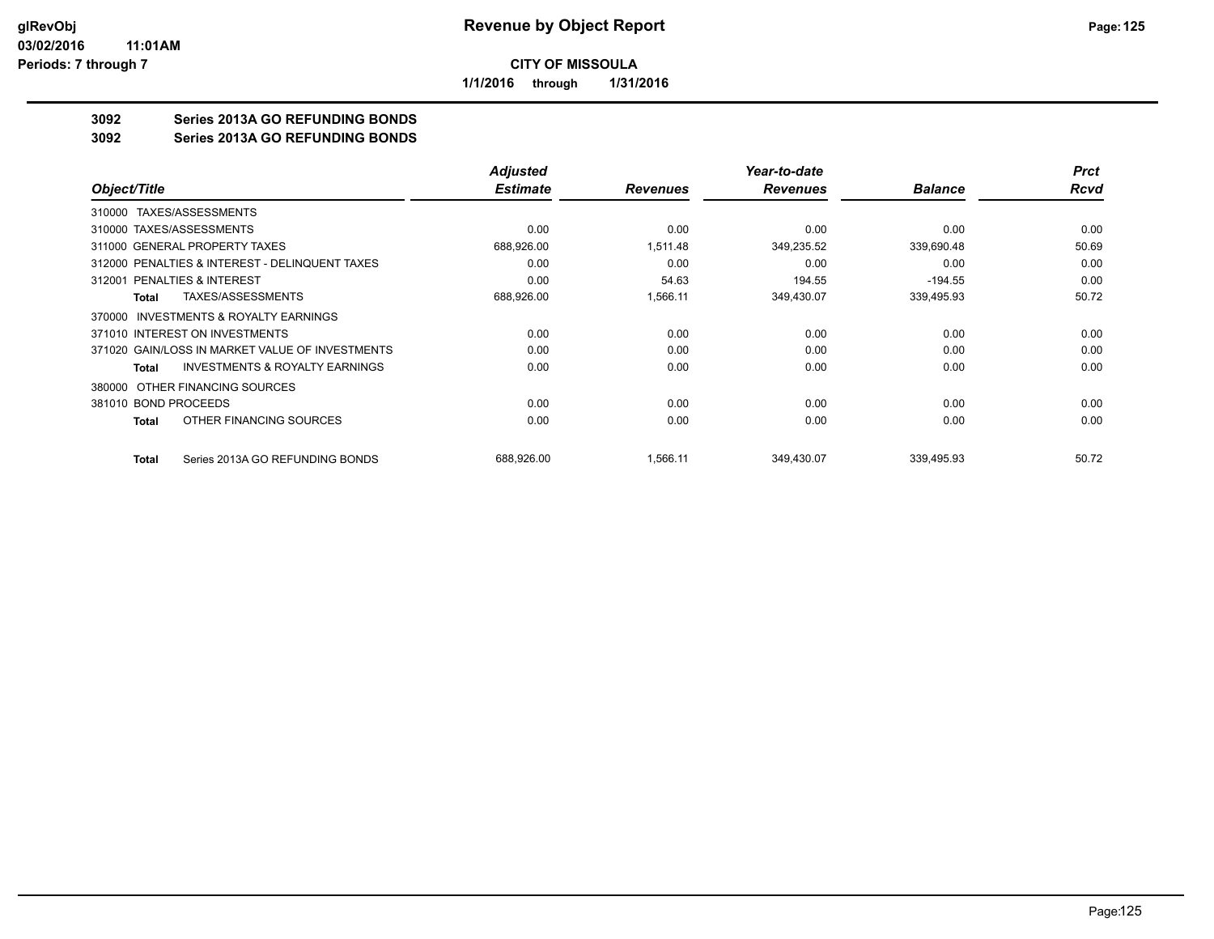**CITY OF MISSOULA**

**1/1/2016 through 1/31/2016**

## 3092 Series 2013A GO REFUNDING BONDS

## 3092 Series 2013A GO REFUNDING BONDS

| Object/Title | Adjusted Estimate | Revenues | Year-to-date Revenues | Balance | Prct Rcvd |
|---|---|---|---|---|---|
| 310000 TAXES/ASSESSMENTS | | | | | |
| 310000 TAXES/ASSESSMENTS | 0.00 | 0.00 | 0.00 | 0.00 | 0.00 |
| 311000 GENERAL PROPERTY TAXES | 688,926.00 | 1,511.48 | 349,235.52 | 339,690.48 | 50.69 |
| 312000 PENALTIES & INTEREST - DELINQUENT TAXES | 0.00 | 0.00 | 0.00 | 0.00 | 0.00 |
| 312001 PENALTIES & INTEREST | 0.00 | 54.63 | 194.55 | -194.55 | 0.00 |
| **Total** TAXES/ASSESSMENTS | 688,926.00 | 1,566.11 | 349,430.07 | 339,495.93 | 50.72 |
| 370000 INVESTMENTS & ROYALTY EARNINGS | | | | | |
| 371010 INTEREST ON INVESTMENTS | 0.00 | 0.00 | 0.00 | 0.00 | 0.00 |
| 371020 GAIN/LOSS IN MARKET VALUE OF INVESTMENTS | 0.00 | 0.00 | 0.00 | 0.00 | 0.00 |
| **Total** INVESTMENTS & ROYALTY EARNINGS | 0.00 | 0.00 | 0.00 | 0.00 | 0.00 |
| 380000 OTHER FINANCING SOURCES | | | | | |
| 381010 BOND PROCEEDS | 0.00 | 0.00 | 0.00 | 0.00 | 0.00 |
| **Total** OTHER FINANCING SOURCES | 0.00 | 0.00 | 0.00 | 0.00 | 0.00 |
| **Total** Series 2013A GO REFUNDING BONDS | 688,926.00 | 1,566.11 | 349,430.07 | 339,495.93 | 50.72 |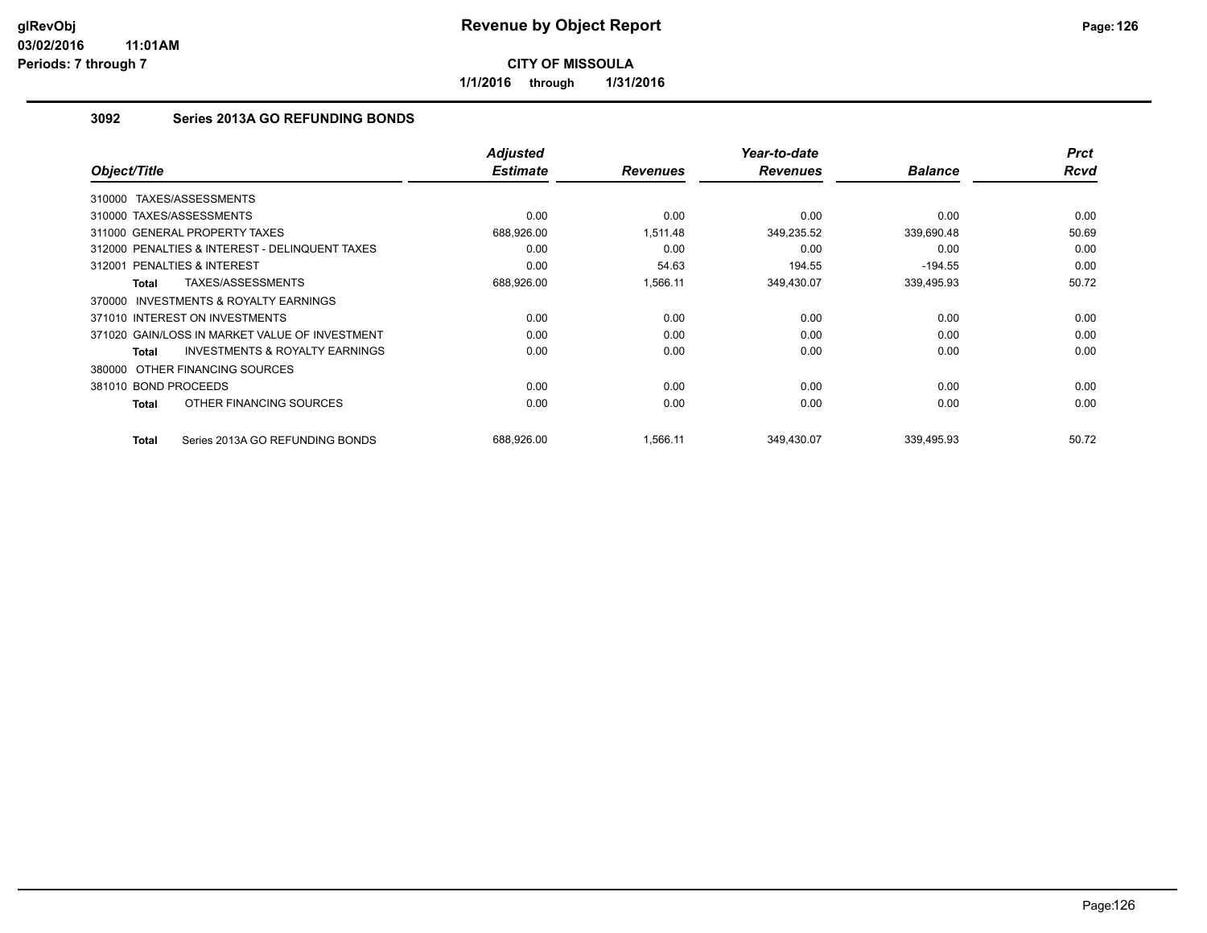# Revenue by Object Report

**CITY OF MISSOULA**

**1/1/2016 through 1/31/2016**

glRevObj
03/02/2016 11:01AM
Periods: 7 through 7

## 3092 Series 2013A GO REFUNDING BONDS

| Object/Title | Adjusted Estimate | Revenues | Year-to-date Revenues | Balance | Prct Rcvd |
|---|---|---|---|---|---|
| 310000 TAXES/ASSESSMENTS | | | | | |
| 310000 TAXES/ASSESSMENTS | 0.00 | 0.00 | 0.00 | 0.00 | 0.00 |
| 311000 GENERAL PROPERTY TAXES | 688,926.00 | 1,511.48 | 349,235.52 | 339,690.48 | 50.69 |
| 312000 PENALTIES & INTEREST - DELINQUENT TAXES | 0.00 | 0.00 | 0.00 | 0.00 | 0.00 |
| 312001 PENALTIES & INTEREST | 0.00 | 54.63 | 194.55 | -194.55 | 0.00 |
| **Total** TAXES/ASSESSMENTS | 688,926.00 | 1,566.11 | 349,430.07 | 339,495.93 | 50.72 |
| 370000 INVESTMENTS & ROYALTY EARNINGS | | | | | |
| 371010 INTEREST ON INVESTMENTS | 0.00 | 0.00 | 0.00 | 0.00 | 0.00 |
| 371020 GAIN/LOSS IN MARKET VALUE OF INVESTMENT | 0.00 | 0.00 | 0.00 | 0.00 | 0.00 |
| **Total** INVESTMENTS & ROYALTY EARNINGS | 0.00 | 0.00 | 0.00 | 0.00 | 0.00 |
| 380000 OTHER FINANCING SOURCES | | | | | |
| 381010 BOND PROCEEDS | 0.00 | 0.00 | 0.00 | 0.00 | 0.00 |
| **Total** OTHER FINANCING SOURCES | 0.00 | 0.00 | 0.00 | 0.00 | 0.00 |
| **Total** Series 2013A GO REFUNDING BONDS | 688,926.00 | 1,566.11 | 349,430.07 | 339,495.93 | 50.72 |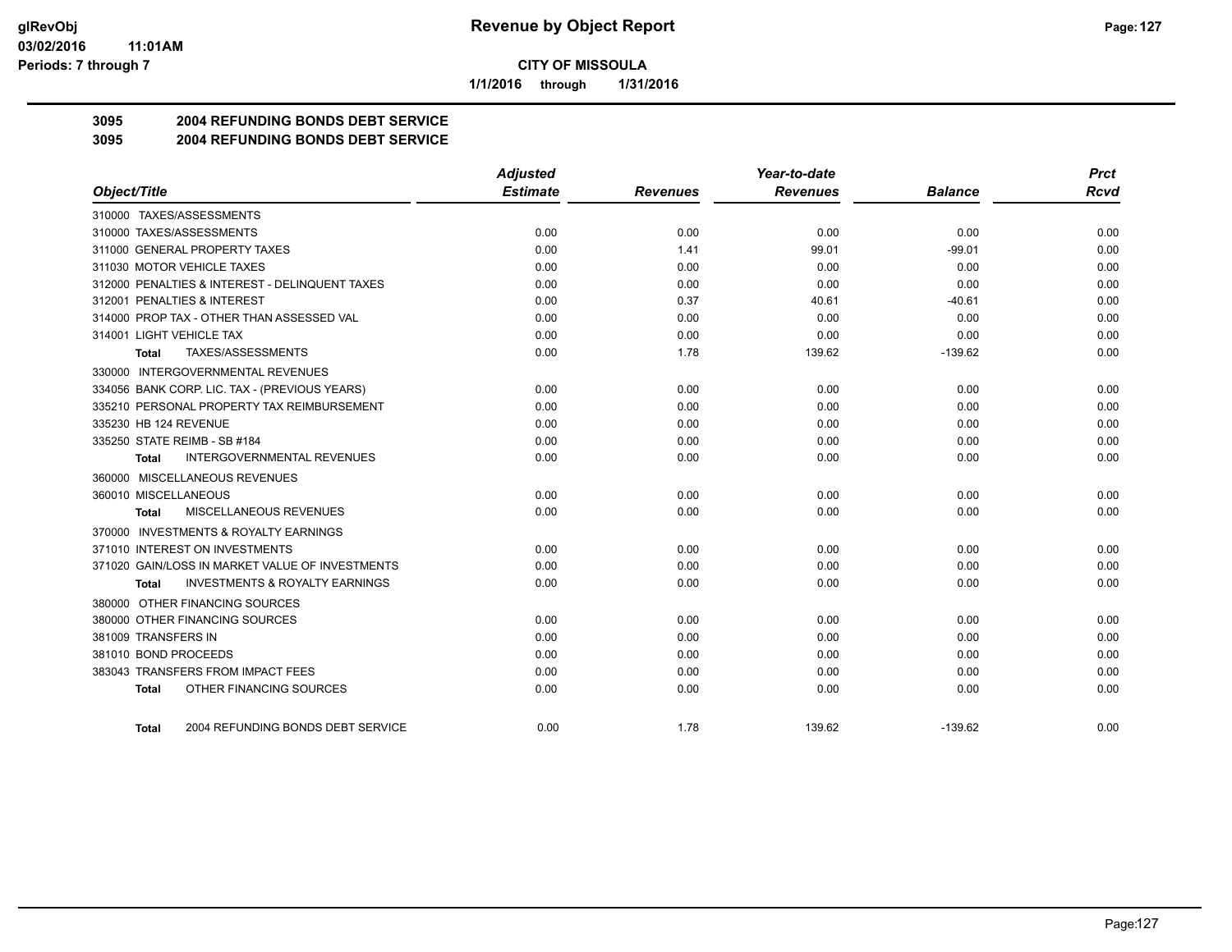# Revenue by Object Report

**CITY OF MISSOULA**

**1/1/2016 through 1/31/2016**

glRevObj
03/02/2016 11:01AM
Periods: 7 through 7

## 3095 2004 REFUNDING BONDS DEBT SERVICE
## 3095 2004 REFUNDING BONDS DEBT SERVICE

| Object/Title | Adjusted Estimate | Revenues | Year-to-date Revenues | Balance | Prct Rcvd |
|---|---|---|---|---|---|
| 310000 TAXES/ASSESSMENTS | | | | | |
| 310000 TAXES/ASSESSMENTS | 0.00 | 0.00 | 0.00 | 0.00 | 0.00 |
| 311000 GENERAL PROPERTY TAXES | 0.00 | 1.41 | 99.01 | -99.01 | 0.00 |
| 311030 MOTOR VEHICLE TAXES | 0.00 | 0.00 | 0.00 | 0.00 | 0.00 |
| 312000 PENALTIES & INTEREST - DELINQUENT TAXES | 0.00 | 0.00 | 0.00 | 0.00 | 0.00 |
| 312001 PENALTIES & INTEREST | 0.00 | 0.37 | 40.61 | -40.61 | 0.00 |
| 314000 PROP TAX - OTHER THAN ASSESSED VAL | 0.00 | 0.00 | 0.00 | 0.00 | 0.00 |
| 314001 LIGHT VEHICLE TAX | 0.00 | 0.00 | 0.00 | 0.00 | 0.00 |
| **Total** TAXES/ASSESSMENTS | 0.00 | 1.78 | 139.62 | -139.62 | 0.00 |
| 330000 INTERGOVERNMENTAL REVENUES | | | | | |
| 334056 BANK CORP. LIC. TAX - (PREVIOUS YEARS) | 0.00 | 0.00 | 0.00 | 0.00 | 0.00 |
| 335210 PERSONAL PROPERTY TAX REIMBURSEMENT | 0.00 | 0.00 | 0.00 | 0.00 | 0.00 |
| 335230 HB 124 REVENUE | 0.00 | 0.00 | 0.00 | 0.00 | 0.00 |
| 335250 STATE REIMB - SB #184 | 0.00 | 0.00 | 0.00 | 0.00 | 0.00 |
| **Total** INTERGOVERNMENTAL REVENUES | 0.00 | 0.00 | 0.00 | 0.00 | 0.00 |
| 360000 MISCELLANEOUS REVENUES | | | | | |
| 360010 MISCELLANEOUS | 0.00 | 0.00 | 0.00 | 0.00 | 0.00 |
| **Total** MISCELLANEOUS REVENUES | 0.00 | 0.00 | 0.00 | 0.00 | 0.00 |
| 370000 INVESTMENTS & ROYALTY EARNINGS | | | | | |
| 371010 INTEREST ON INVESTMENTS | 0.00 | 0.00 | 0.00 | 0.00 | 0.00 |
| 371020 GAIN/LOSS IN MARKET VALUE OF INVESTMENTS | 0.00 | 0.00 | 0.00 | 0.00 | 0.00 |
| **Total** INVESTMENTS & ROYALTY EARNINGS | 0.00 | 0.00 | 0.00 | 0.00 | 0.00 |
| 380000 OTHER FINANCING SOURCES | | | | | |
| 380000 OTHER FINANCING SOURCES | 0.00 | 0.00 | 0.00 | 0.00 | 0.00 |
| 381009 TRANSFERS IN | 0.00 | 0.00 | 0.00 | 0.00 | 0.00 |
| 381010 BOND PROCEEDS | 0.00 | 0.00 | 0.00 | 0.00 | 0.00 |
| 383043 TRANSFERS FROM IMPACT FEES | 0.00 | 0.00 | 0.00 | 0.00 | 0.00 |
| **Total** OTHER FINANCING SOURCES | 0.00 | 0.00 | 0.00 | 0.00 | 0.00 |
| **Total** 2004 REFUNDING BONDS DEBT SERVICE | 0.00 | 1.78 | 139.62 | -139.62 | 0.00 |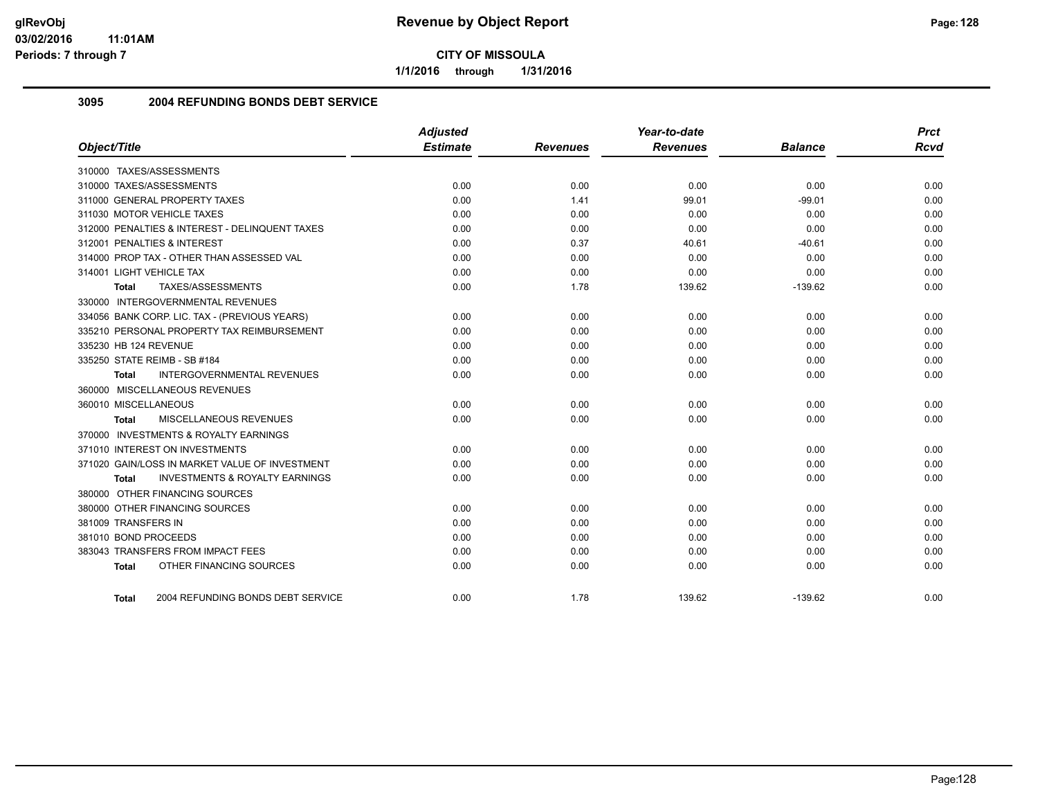**glRevObj**
**03/02/2016 11:01AM**
**Periods: 7 through 7**

# Revenue by Object Report

**CITY OF MISSOULA**

**1/1/2016 through 1/31/2016**

## 3095 2004 REFUNDING BONDS DEBT SERVICE

| Object/Title | Adjusted Estimate | Revenues | Year-to-date Revenues | Balance | Prct Rcvd |
|---|---|---|---|---|---|
| 310000 TAXES/ASSESSMENTS | | | | | |
| 310000 TAXES/ASSESSMENTS | 0.00 | 0.00 | 0.00 | 0.00 | 0.00 |
| 311000 GENERAL PROPERTY TAXES | 0.00 | 1.41 | 99.01 | -99.01 | 0.00 |
| 311030 MOTOR VEHICLE TAXES | 0.00 | 0.00 | 0.00 | 0.00 | 0.00 |
| 312000 PENALTIES & INTEREST - DELINQUENT TAXES | 0.00 | 0.00 | 0.00 | 0.00 | 0.00 |
| 312001 PENALTIES & INTEREST | 0.00 | 0.37 | 40.61 | -40.61 | 0.00 |
| 314000 PROP TAX - OTHER THAN ASSESSED VAL | 0.00 | 0.00 | 0.00 | 0.00 | 0.00 |
| 314001 LIGHT VEHICLE TAX | 0.00 | 0.00 | 0.00 | 0.00 | 0.00 |
| **Total** TAXES/ASSESSMENTS | 0.00 | 1.78 | 139.62 | -139.62 | 0.00 |
| 330000 INTERGOVERNMENTAL REVENUES | | | | | |
| 334056 BANK CORP. LIC. TAX - (PREVIOUS YEARS) | 0.00 | 0.00 | 0.00 | 0.00 | 0.00 |
| 335210 PERSONAL PROPERTY TAX REIMBURSEMENT | 0.00 | 0.00 | 0.00 | 0.00 | 0.00 |
| 335230 HB 124 REVENUE | 0.00 | 0.00 | 0.00 | 0.00 | 0.00 |
| 335250 STATE REIMB - SB #184 | 0.00 | 0.00 | 0.00 | 0.00 | 0.00 |
| **Total** INTERGOVERNMENTAL REVENUES | 0.00 | 0.00 | 0.00 | 0.00 | 0.00 |
| 360000 MISCELLANEOUS REVENUES | | | | | |
| 360010 MISCELLANEOUS | 0.00 | 0.00 | 0.00 | 0.00 | 0.00 |
| **Total** MISCELLANEOUS REVENUES | 0.00 | 0.00 | 0.00 | 0.00 | 0.00 |
| 370000 INVESTMENTS & ROYALTY EARNINGS | | | | | |
| 371010 INTEREST ON INVESTMENTS | 0.00 | 0.00 | 0.00 | 0.00 | 0.00 |
| 371020 GAIN/LOSS IN MARKET VALUE OF INVESTMENT | 0.00 | 0.00 | 0.00 | 0.00 | 0.00 |
| **Total** INVESTMENTS & ROYALTY EARNINGS | 0.00 | 0.00 | 0.00 | 0.00 | 0.00 |
| 380000 OTHER FINANCING SOURCES | | | | | |
| 380000 OTHER FINANCING SOURCES | 0.00 | 0.00 | 0.00 | 0.00 | 0.00 |
| 381009 TRANSFERS IN | 0.00 | 0.00 | 0.00 | 0.00 | 0.00 |
| 381010 BOND PROCEEDS | 0.00 | 0.00 | 0.00 | 0.00 | 0.00 |
| 383043 TRANSFERS FROM IMPACT FEES | 0.00 | 0.00 | 0.00 | 0.00 | 0.00 |
| **Total** OTHER FINANCING SOURCES | 0.00 | 0.00 | 0.00 | 0.00 | 0.00 |
| **Total** 2004 REFUNDING BONDS DEBT SERVICE | 0.00 | 1.78 | 139.62 | -139.62 | 0.00 |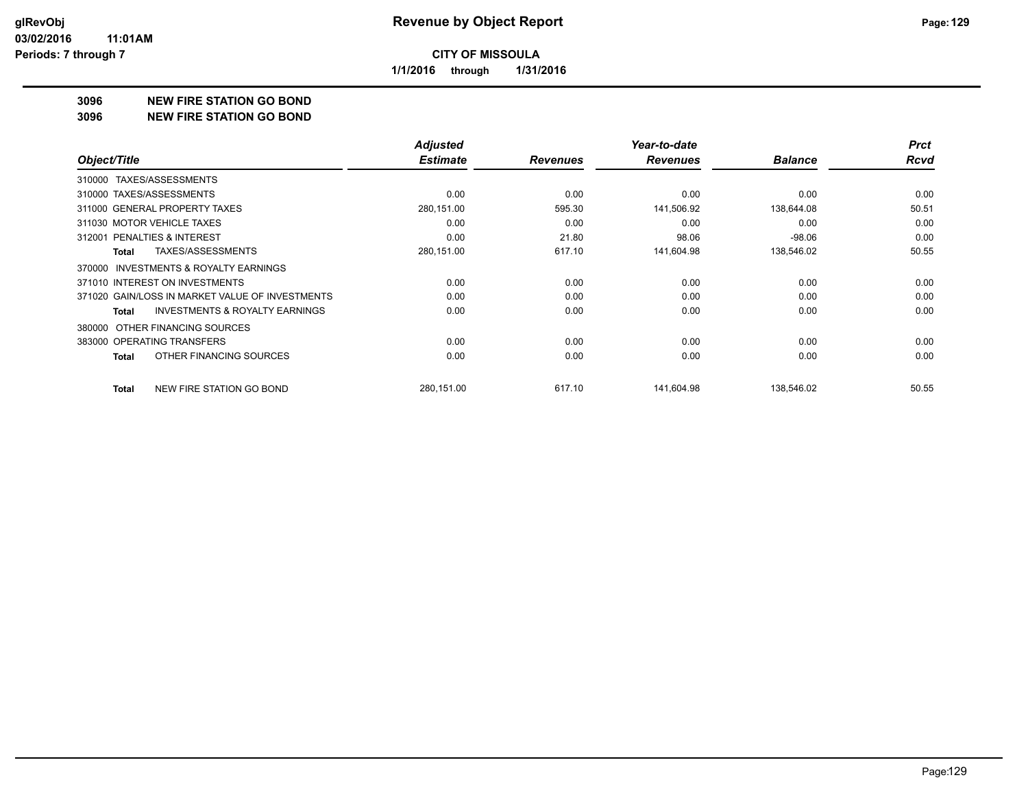**CITY OF MISSOULA**

**1/1/2016 through 1/31/2016**

**3096 NEW FIRE STATION GO BOND**

**3096 NEW FIRE STATION GO BOND**

| Object/Title | Adjusted Estimate | Revenues | Year-to-date Revenues | Balance | Prct Rcvd |
|---|---|---|---|---|---|
| 310000 TAXES/ASSESSMENTS | | | | | |
| 310000 TAXES/ASSESSMENTS | 0.00 | 0.00 | 0.00 | 0.00 | 0.00 |
| 311000 GENERAL PROPERTY TAXES | 280,151.00 | 595.30 | 141,506.92 | 138,644.08 | 50.51 |
| 311030 MOTOR VEHICLE TAXES | 0.00 | 0.00 | 0.00 | 0.00 | 0.00 |
| 312001 PENALTIES & INTEREST | 0.00 | 21.80 | 98.06 | -98.06 | 0.00 |
| **Total** TAXES/ASSESSMENTS | 280,151.00 | 617.10 | 141,604.98 | 138,546.02 | 50.55 |
| 370000 INVESTMENTS & ROYALTY EARNINGS | | | | | |
| 371010 INTEREST ON INVESTMENTS | 0.00 | 0.00 | 0.00 | 0.00 | 0.00 |
| 371020 GAIN/LOSS IN MARKET VALUE OF INVESTMENTS | 0.00 | 0.00 | 0.00 | 0.00 | 0.00 |
| **Total** INVESTMENTS & ROYALTY EARNINGS | 0.00 | 0.00 | 0.00 | 0.00 | 0.00 |
| 380000 OTHER FINANCING SOURCES | | | | | |
| 383000 OPERATING TRANSFERS | 0.00 | 0.00 | 0.00 | 0.00 | 0.00 |
| **Total** OTHER FINANCING SOURCES | 0.00 | 0.00 | 0.00 | 0.00 | 0.00 |
| **Total** NEW FIRE STATION GO BOND | 280,151.00 | 617.10 | 141,604.98 | 138,546.02 | 50.55 |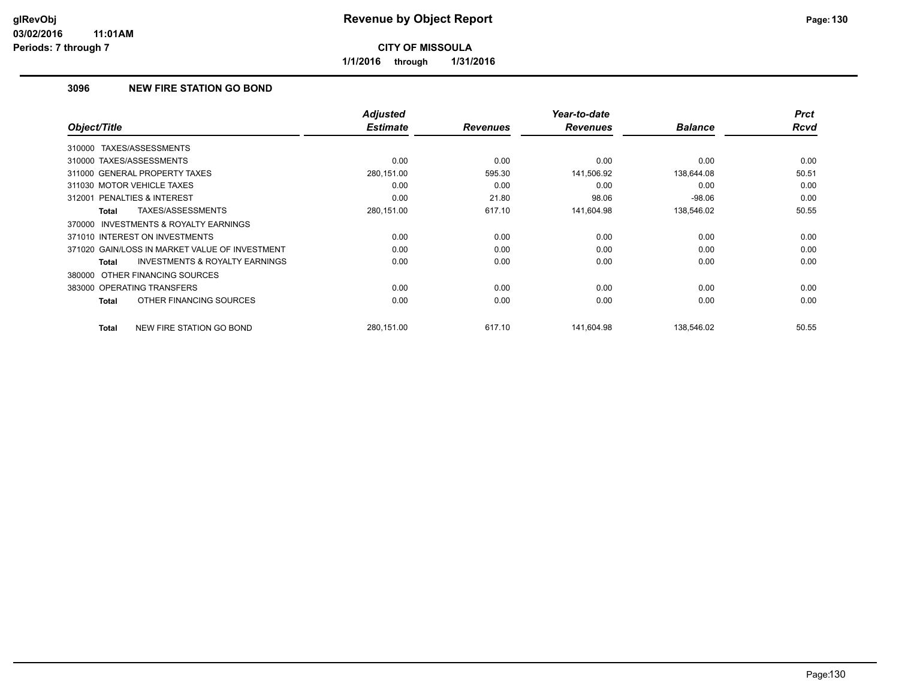# Revenue by Object Report

**CITY OF MISSOULA**

**1/1/2016 through 1/31/2016**

glRevObj
03/02/2016 11:01AM
Periods: 7 through 7

### 3096 NEW FIRE STATION GO BOND

| Object/Title | Adjusted Estimate | Revenues | Year-to-date Revenues | Balance | Prct Rcvd |
|---|---|---|---|---|---|
| 310000 TAXES/ASSESSMENTS | | | | | |
| 310000 TAXES/ASSESSMENTS | 0.00 | 0.00 | 0.00 | 0.00 | 0.00 |
| 311000 GENERAL PROPERTY TAXES | 280,151.00 | 595.30 | 141,506.92 | 138,644.08 | 50.51 |
| 311030 MOTOR VEHICLE TAXES | 0.00 | 0.00 | 0.00 | 0.00 | 0.00 |
| 312001 PENALTIES & INTEREST | 0.00 | 21.80 | 98.06 | -98.06 | 0.00 |
| **Total** TAXES/ASSESSMENTS | 280,151.00 | 617.10 | 141,604.98 | 138,546.02 | 50.55 |
| 370000 INVESTMENTS & ROYALTY EARNINGS | | | | | |
| 371010 INTEREST ON INVESTMENTS | 0.00 | 0.00 | 0.00 | 0.00 | 0.00 |
| 371020 GAIN/LOSS IN MARKET VALUE OF INVESTMENT | 0.00 | 0.00 | 0.00 | 0.00 | 0.00 |
| **Total** INVESTMENTS & ROYALTY EARNINGS | 0.00 | 0.00 | 0.00 | 0.00 | 0.00 |
| 380000 OTHER FINANCING SOURCES | | | | | |
| 383000 OPERATING TRANSFERS | 0.00 | 0.00 | 0.00 | 0.00 | 0.00 |
| **Total** OTHER FINANCING SOURCES | 0.00 | 0.00 | 0.00 | 0.00 | 0.00 |
| **Total** NEW FIRE STATION GO BOND | 280,151.00 | 617.10 | 141,604.98 | 138,546.02 | 50.55 |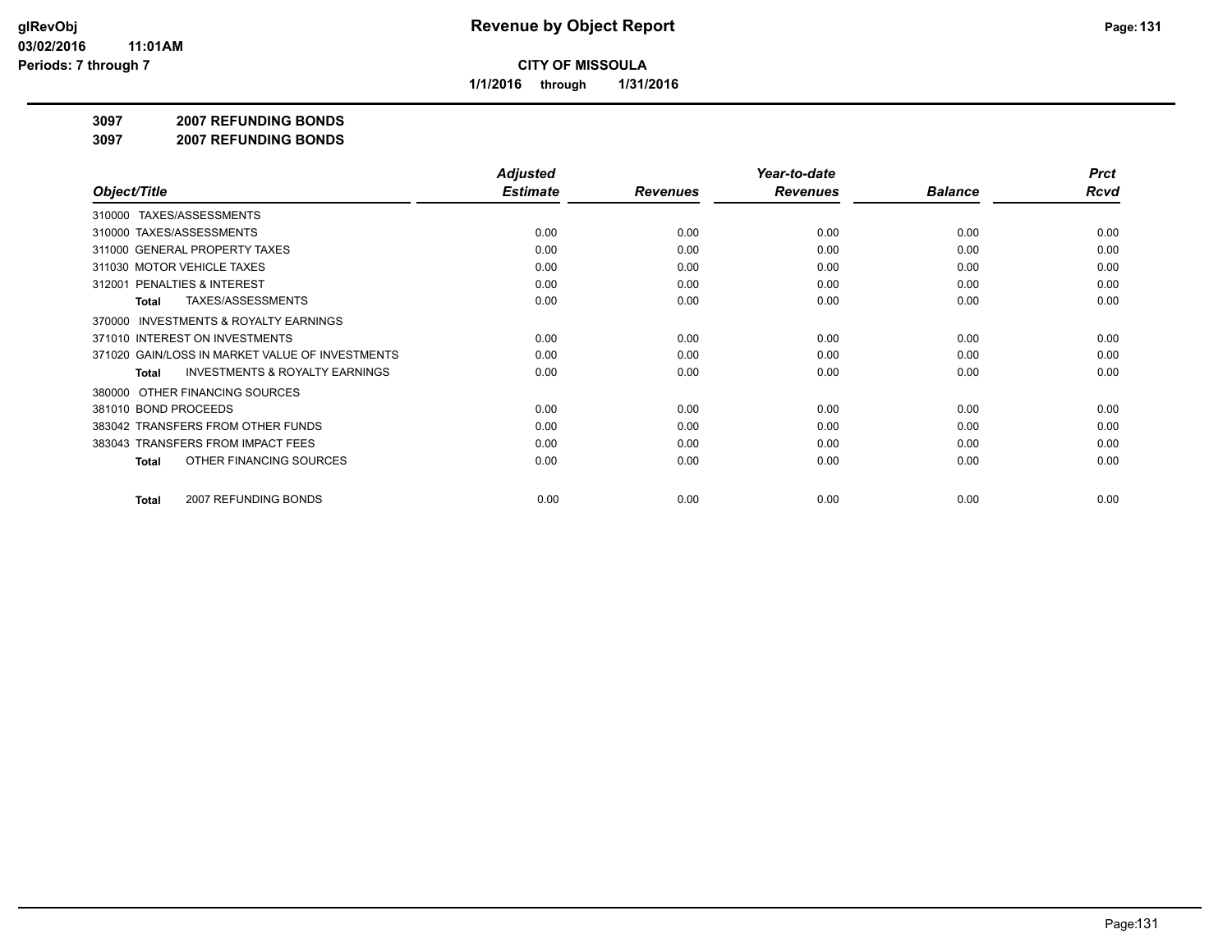# Revenue by Object Report

**CITY OF MISSOULA**

**1/1/2016 through 1/31/2016**

glRevObj
03/02/2016 11:01AM
Periods: 7 through 7

## 3097 2007 REFUNDING BONDS

## 3097 2007 REFUNDING BONDS

| Object/Title | Adjusted Estimate | Revenues | Year-to-date Revenues | Balance | Prct Rcvd |
|---|---|---|---|---|---|
| 310000 TAXES/ASSESSMENTS | | | | | |
| 310000 TAXES/ASSESSMENTS | 0.00 | 0.00 | 0.00 | 0.00 | 0.00 |
| 311000 GENERAL PROPERTY TAXES | 0.00 | 0.00 | 0.00 | 0.00 | 0.00 |
| 311030 MOTOR VEHICLE TAXES | 0.00 | 0.00 | 0.00 | 0.00 | 0.00 |
| 312001 PENALTIES & INTEREST | 0.00 | 0.00 | 0.00 | 0.00 | 0.00 |
| **Total** TAXES/ASSESSMENTS | 0.00 | 0.00 | 0.00 | 0.00 | 0.00 |
| 370000 INVESTMENTS & ROYALTY EARNINGS | | | | | |
| 371010 INTEREST ON INVESTMENTS | 0.00 | 0.00 | 0.00 | 0.00 | 0.00 |
| 371020 GAIN/LOSS IN MARKET VALUE OF INVESTMENTS | 0.00 | 0.00 | 0.00 | 0.00 | 0.00 |
| **Total** INVESTMENTS & ROYALTY EARNINGS | 0.00 | 0.00 | 0.00 | 0.00 | 0.00 |
| 380000 OTHER FINANCING SOURCES | | | | | |
| 381010 BOND PROCEEDS | 0.00 | 0.00 | 0.00 | 0.00 | 0.00 |
| 383042 TRANSFERS FROM OTHER FUNDS | 0.00 | 0.00 | 0.00 | 0.00 | 0.00 |
| 383043 TRANSFERS FROM IMPACT FEES | 0.00 | 0.00 | 0.00 | 0.00 | 0.00 |
| **Total** OTHER FINANCING SOURCES | 0.00 | 0.00 | 0.00 | 0.00 | 0.00 |
| **Total** 2007 REFUNDING BONDS | 0.00 | 0.00 | 0.00 | 0.00 | 0.00 |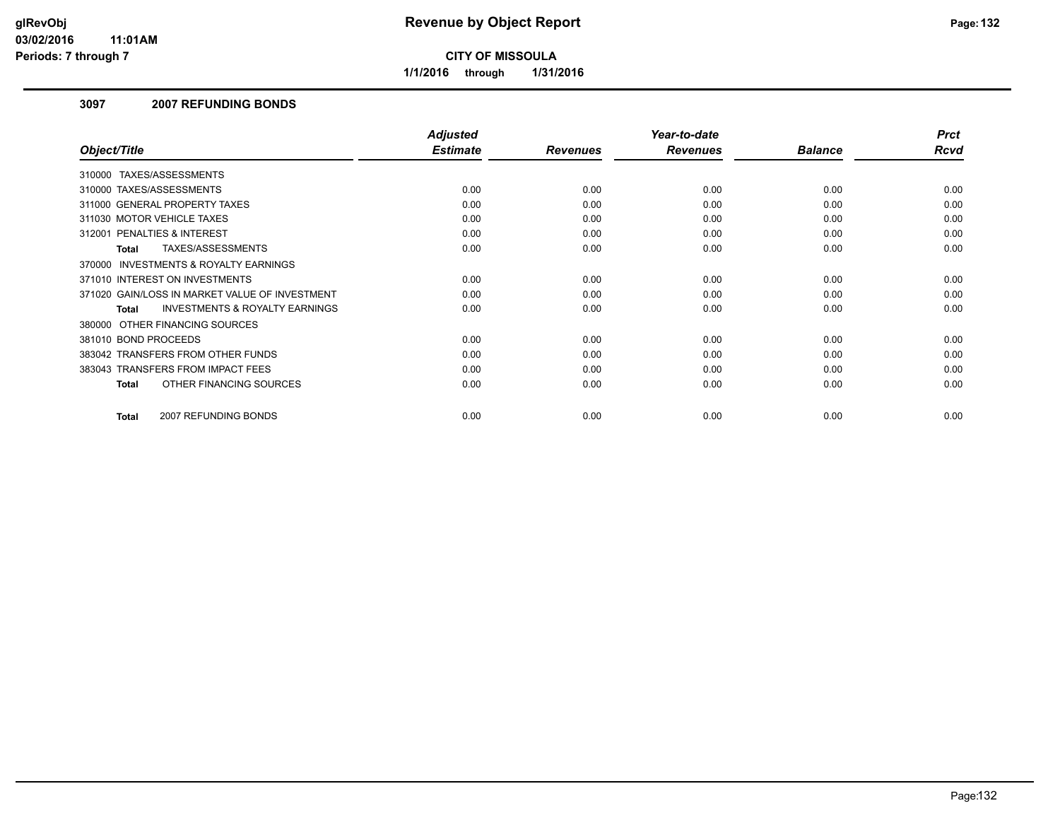# Revenue by Object Report

**CITY OF MISSOULA**

**1/1/2016 through 1/31/2016**

glRevObj
03/02/2016 11:01AM
Periods: 7 through 7

### 3097 2007 REFUNDING BONDS

| Object/Title | Adjusted Estimate | Revenues | Year-to-date Revenues | Balance | Prct Rcvd |
|---|---|---|---|---|---|
| 310000 TAXES/ASSESSMENTS | | | | | |
| 310000 TAXES/ASSESSMENTS | 0.00 | 0.00 | 0.00 | 0.00 | 0.00 |
| 311000 GENERAL PROPERTY TAXES | 0.00 | 0.00 | 0.00 | 0.00 | 0.00 |
| 311030 MOTOR VEHICLE TAXES | 0.00 | 0.00 | 0.00 | 0.00 | 0.00 |
| 312001 PENALTIES & INTEREST | 0.00 | 0.00 | 0.00 | 0.00 | 0.00 |
| **Total** TAXES/ASSESSMENTS | 0.00 | 0.00 | 0.00 | 0.00 | 0.00 |
| 370000 INVESTMENTS & ROYALTY EARNINGS | | | | | |
| 371010 INTEREST ON INVESTMENTS | 0.00 | 0.00 | 0.00 | 0.00 | 0.00 |
| 371020 GAIN/LOSS IN MARKET VALUE OF INVESTMENT | 0.00 | 0.00 | 0.00 | 0.00 | 0.00 |
| **Total** INVESTMENTS & ROYALTY EARNINGS | 0.00 | 0.00 | 0.00 | 0.00 | 0.00 |
| 380000 OTHER FINANCING SOURCES | | | | | |
| 381010 BOND PROCEEDS | 0.00 | 0.00 | 0.00 | 0.00 | 0.00 |
| 383042 TRANSFERS FROM OTHER FUNDS | 0.00 | 0.00 | 0.00 | 0.00 | 0.00 |
| 383043 TRANSFERS FROM IMPACT FEES | 0.00 | 0.00 | 0.00 | 0.00 | 0.00 |
| **Total** OTHER FINANCING SOURCES | 0.00 | 0.00 | 0.00 | 0.00 | 0.00 |
| **Total** 2007 REFUNDING BONDS | 0.00 | 0.00 | 0.00 | 0.00 | 0.00 |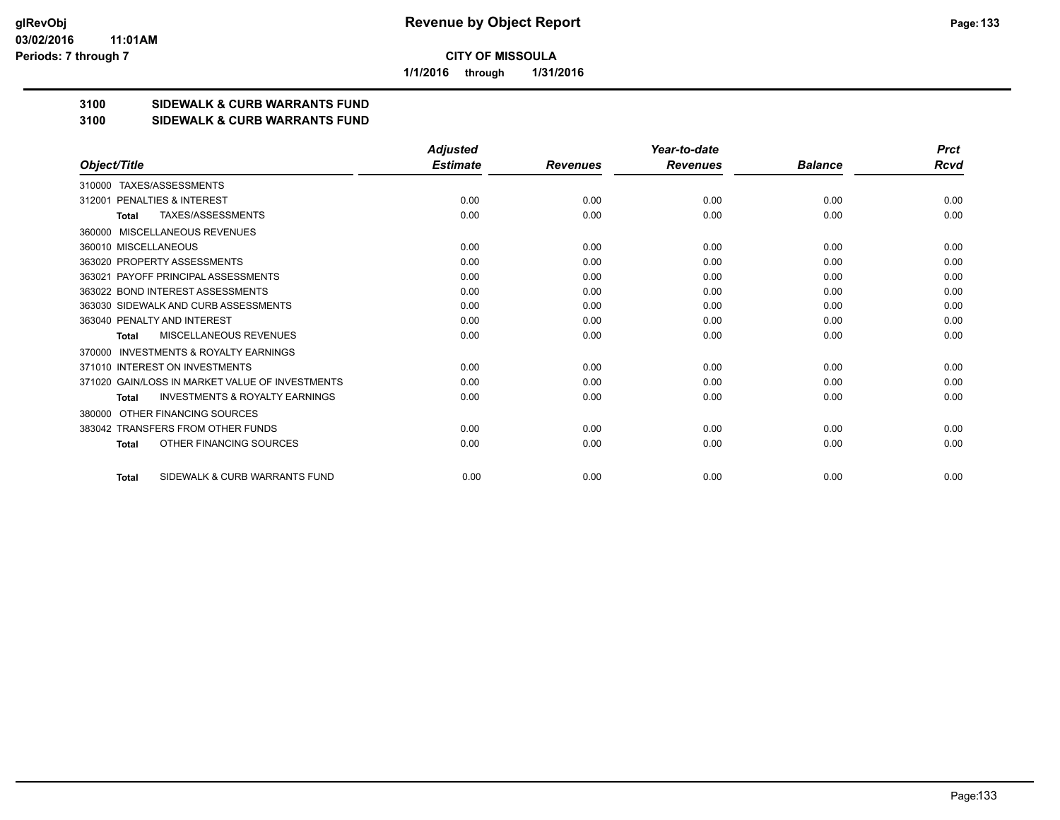**CITY OF MISSOULA**

**1/1/2016 through 1/31/2016**

**glRevObj**
**03/02/2016 11:01AM**
**Periods: 7 through 7**

# Revenue by Object Report

## 3100 SIDEWALK & CURB WARRANTS FUND
## 3100 SIDEWALK & CURB WARRANTS FUND

| Object/Title | Adjusted Estimate | Revenues | Year-to-date Revenues | Balance | Prct Rcvd |
|---|---|---|---|---|---|
| 310000 TAXES/ASSESSMENTS | | | | | |
| 312001 PENALTIES & INTEREST | 0.00 | 0.00 | 0.00 | 0.00 | 0.00 |
| **Total** TAXES/ASSESSMENTS | 0.00 | 0.00 | 0.00 | 0.00 | 0.00 |
| 360000 MISCELLANEOUS REVENUES | | | | | |
| 360010 MISCELLANEOUS | 0.00 | 0.00 | 0.00 | 0.00 | 0.00 |
| 363020 PROPERTY ASSESSMENTS | 0.00 | 0.00 | 0.00 | 0.00 | 0.00 |
| 363021 PAYOFF PRINCIPAL ASSESSMENTS | 0.00 | 0.00 | 0.00 | 0.00 | 0.00 |
| 363022 BOND INTEREST ASSESSMENTS | 0.00 | 0.00 | 0.00 | 0.00 | 0.00 |
| 363030 SIDEWALK AND CURB ASSESSMENTS | 0.00 | 0.00 | 0.00 | 0.00 | 0.00 |
| 363040 PENALTY AND INTEREST | 0.00 | 0.00 | 0.00 | 0.00 | 0.00 |
| **Total** MISCELLANEOUS REVENUES | 0.00 | 0.00 | 0.00 | 0.00 | 0.00 |
| 370000 INVESTMENTS & ROYALTY EARNINGS | | | | | |
| 371010 INTEREST ON INVESTMENTS | 0.00 | 0.00 | 0.00 | 0.00 | 0.00 |
| 371020 GAIN/LOSS IN MARKET VALUE OF INVESTMENTS | 0.00 | 0.00 | 0.00 | 0.00 | 0.00 |
| **Total** INVESTMENTS & ROYALTY EARNINGS | 0.00 | 0.00 | 0.00 | 0.00 | 0.00 |
| 380000 OTHER FINANCING SOURCES | | | | | |
| 383042 TRANSFERS FROM OTHER FUNDS | 0.00 | 0.00 | 0.00 | 0.00 | 0.00 |
| **Total** OTHER FINANCING SOURCES | 0.00 | 0.00 | 0.00 | 0.00 | 0.00 |
| **Total** SIDEWALK & CURB WARRANTS FUND | 0.00 | 0.00 | 0.00 | 0.00 | 0.00 |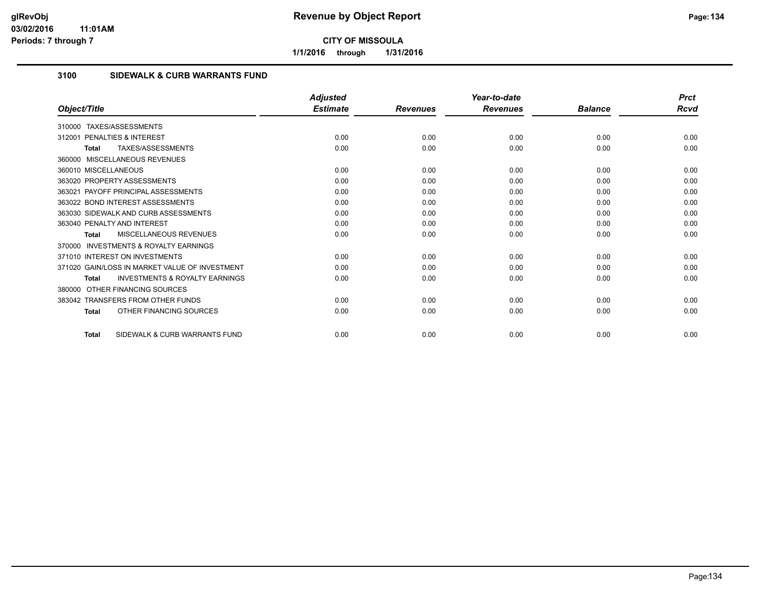**CITY OF MISSOULA**

**1/1/2016 through 1/31/2016**

## 3100 SIDEWALK & CURB WARRANTS FUND

| Object/Title | Adjusted Estimate | Revenues | Year-to-date Revenues | Balance | Prct Rcvd |
|---|---|---|---|---|---|
| 310000 TAXES/ASSESSMENTS | | | | | |
| 312001 PENALTIES & INTEREST | 0.00 | 0.00 | 0.00 | 0.00 | 0.00 |
| **Total** TAXES/ASSESSMENTS | 0.00 | 0.00 | 0.00 | 0.00 | 0.00 |
| 360000 MISCELLANEOUS REVENUES | | | | | |
| 360010 MISCELLANEOUS | 0.00 | 0.00 | 0.00 | 0.00 | 0.00 |
| 363020 PROPERTY ASSESSMENTS | 0.00 | 0.00 | 0.00 | 0.00 | 0.00 |
| 363021 PAYOFF PRINCIPAL ASSESSMENTS | 0.00 | 0.00 | 0.00 | 0.00 | 0.00 |
| 363022 BOND INTEREST ASSESSMENTS | 0.00 | 0.00 | 0.00 | 0.00 | 0.00 |
| 363030 SIDEWALK AND CURB ASSESSMENTS | 0.00 | 0.00 | 0.00 | 0.00 | 0.00 |
| 363040 PENALTY AND INTEREST | 0.00 | 0.00 | 0.00 | 0.00 | 0.00 |
| **Total** MISCELLANEOUS REVENUES | 0.00 | 0.00 | 0.00 | 0.00 | 0.00 |
| 370000 INVESTMENTS & ROYALTY EARNINGS | | | | | |
| 371010 INTEREST ON INVESTMENTS | 0.00 | 0.00 | 0.00 | 0.00 | 0.00 |
| 371020 GAIN/LOSS IN MARKET VALUE OF INVESTMENT | 0.00 | 0.00 | 0.00 | 0.00 | 0.00 |
| **Total** INVESTMENTS & ROYALTY EARNINGS | 0.00 | 0.00 | 0.00 | 0.00 | 0.00 |
| 380000 OTHER FINANCING SOURCES | | | | | |
| 383042 TRANSFERS FROM OTHER FUNDS | 0.00 | 0.00 | 0.00 | 0.00 | 0.00 |
| **Total** OTHER FINANCING SOURCES | 0.00 | 0.00 | 0.00 | 0.00 | 0.00 |
| **Total** SIDEWALK & CURB WARRANTS FUND | 0.00 | 0.00 | 0.00 | 0.00 | 0.00 |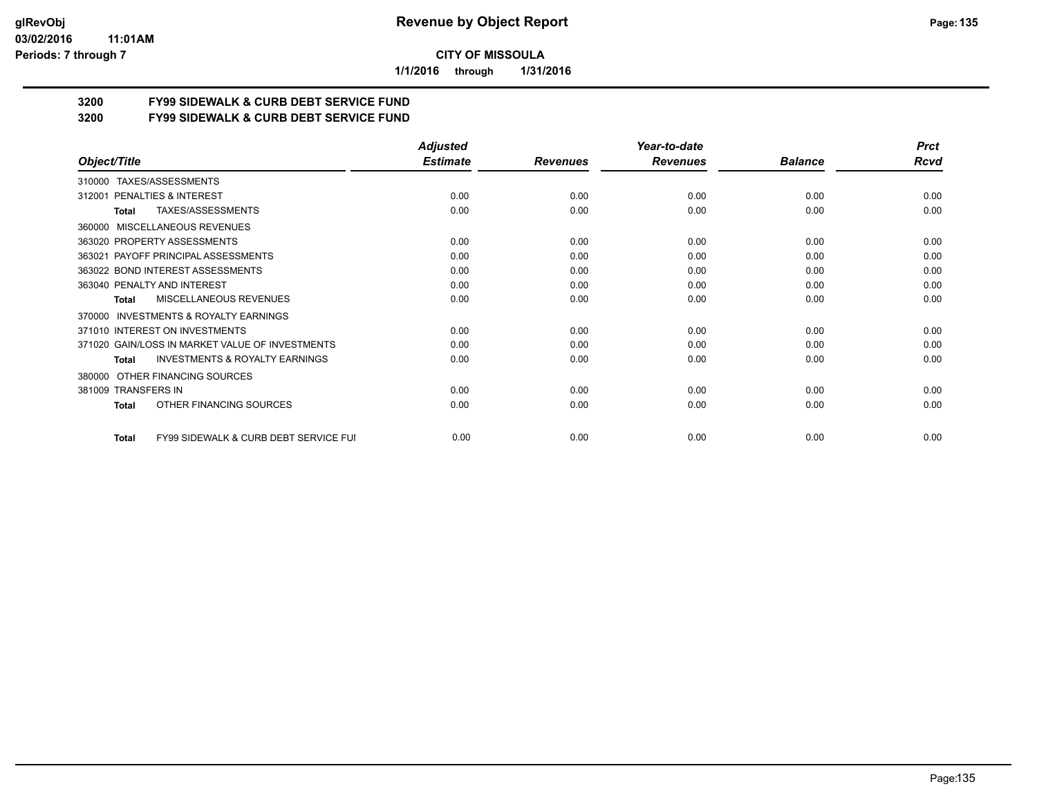**CITY OF MISSOULA**

**1/1/2016 through 1/31/2016**

**3200 FY99 SIDEWALK & CURB DEBT SERVICE FUND**

**3200 FY99 SIDEWALK & CURB DEBT SERVICE FUND**

| Object/Title | Adjusted Estimate | Revenues | Year-to-date Revenues | Balance | Prct Rcvd |
|---|---|---|---|---|---|
| 310000 TAXES/ASSESSMENTS | | | | | |
| 312001 PENALTIES & INTEREST | 0.00 | 0.00 | 0.00 | 0.00 | 0.00 |
| **Total** TAXES/ASSESSMENTS | 0.00 | 0.00 | 0.00 | 0.00 | 0.00 |
| 360000 MISCELLANEOUS REVENUES | | | | | |
| 363020 PROPERTY ASSESSMENTS | 0.00 | 0.00 | 0.00 | 0.00 | 0.00 |
| 363021 PAYOFF PRINCIPAL ASSESSMENTS | 0.00 | 0.00 | 0.00 | 0.00 | 0.00 |
| 363022 BOND INTEREST ASSESSMENTS | 0.00 | 0.00 | 0.00 | 0.00 | 0.00 |
| 363040 PENALTY AND INTEREST | 0.00 | 0.00 | 0.00 | 0.00 | 0.00 |
| **Total** MISCELLANEOUS REVENUES | 0.00 | 0.00 | 0.00 | 0.00 | 0.00 |
| 370000 INVESTMENTS & ROYALTY EARNINGS | | | | | |
| 371010 INTEREST ON INVESTMENTS | 0.00 | 0.00 | 0.00 | 0.00 | 0.00 |
| 371020 GAIN/LOSS IN MARKET VALUE OF INVESTMENTS | 0.00 | 0.00 | 0.00 | 0.00 | 0.00 |
| **Total** INVESTMENTS & ROYALTY EARNINGS | 0.00 | 0.00 | 0.00 | 0.00 | 0.00 |
| 380000 OTHER FINANCING SOURCES | | | | | |
| 381009 TRANSFERS IN | 0.00 | 0.00 | 0.00 | 0.00 | 0.00 |
| **Total** OTHER FINANCING SOURCES | 0.00 | 0.00 | 0.00 | 0.00 | 0.00 |
| **Total** FY99 SIDEWALK & CURB DEBT SERVICE FUI | 0.00 | 0.00 | 0.00 | 0.00 | 0.00 |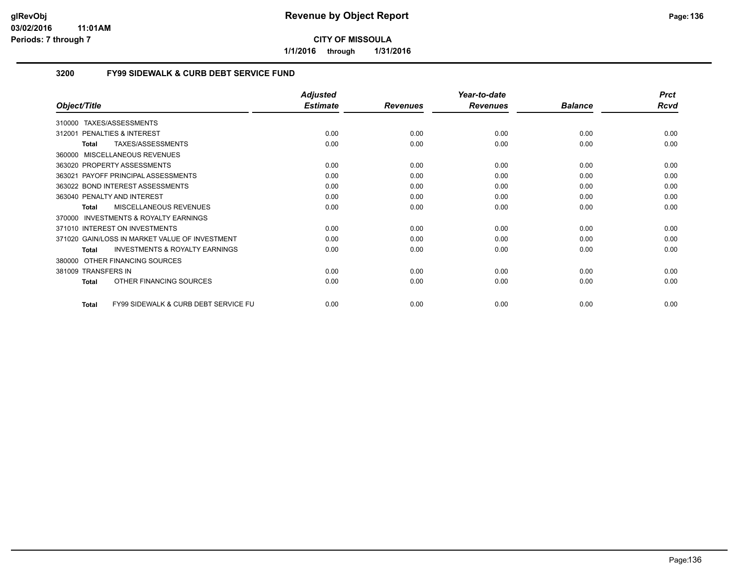**CITY OF MISSOULA**

**1/1/2016 through 1/31/2016**

## 3200 FY99 SIDEWALK & CURB DEBT SERVICE FUND

| Object/Title | Adjusted Estimate | Revenues | Year-to-date Revenues | Balance | Prct Rcvd |
|---|---|---|---|---|---|
| 310000 TAXES/ASSESSMENTS | | | | | |
| 312001 PENALTIES & INTEREST | 0.00 | 0.00 | 0.00 | 0.00 | 0.00 |
| **Total** TAXES/ASSESSMENTS | 0.00 | 0.00 | 0.00 | 0.00 | 0.00 |
| 360000 MISCELLANEOUS REVENUES | | | | | |
| 363020 PROPERTY ASSESSMENTS | 0.00 | 0.00 | 0.00 | 0.00 | 0.00 |
| 363021 PAYOFF PRINCIPAL ASSESSMENTS | 0.00 | 0.00 | 0.00 | 0.00 | 0.00 |
| 363022 BOND INTEREST ASSESSMENTS | 0.00 | 0.00 | 0.00 | 0.00 | 0.00 |
| 363040 PENALTY AND INTEREST | 0.00 | 0.00 | 0.00 | 0.00 | 0.00 |
| **Total** MISCELLANEOUS REVENUES | 0.00 | 0.00 | 0.00 | 0.00 | 0.00 |
| 370000 INVESTMENTS & ROYALTY EARNINGS | | | | | |
| 371010 INTEREST ON INVESTMENTS | 0.00 | 0.00 | 0.00 | 0.00 | 0.00 |
| 371020 GAIN/LOSS IN MARKET VALUE OF INVESTMENT | 0.00 | 0.00 | 0.00 | 0.00 | 0.00 |
| **Total** INVESTMENTS & ROYALTY EARNINGS | 0.00 | 0.00 | 0.00 | 0.00 | 0.00 |
| 380000 OTHER FINANCING SOURCES | | | | | |
| 381009 TRANSFERS IN | 0.00 | 0.00 | 0.00 | 0.00 | 0.00 |
| **Total** OTHER FINANCING SOURCES | 0.00 | 0.00 | 0.00 | 0.00 | 0.00 |
| **Total** FY99 SIDEWALK & CURB DEBT SERVICE FU | 0.00 | 0.00 | 0.00 | 0.00 | 0.00 |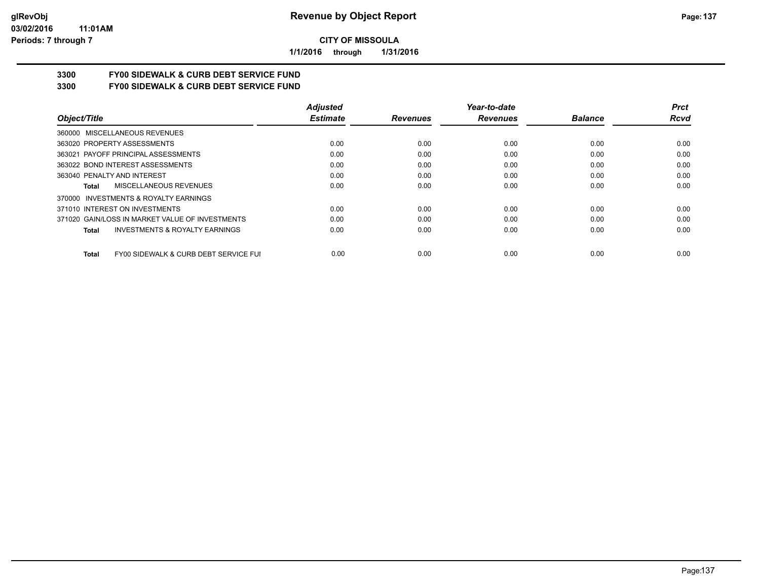**glRevObj**
**03/02/2016 11:01AM**
**Periods: 7 through 7**

# Revenue by Object Report

**CITY OF MISSOULA**

**1/1/2016 through 1/31/2016**

## 3300 FY00 SIDEWALK & CURB DEBT SERVICE FUND
## 3300 FY00 SIDEWALK & CURB DEBT SERVICE FUND

| Object/Title | Adjusted Estimate | Revenues | Year-to-date Revenues | Balance | Prct Rcvd |
|---|---|---|---|---|---|
| 360000 MISCELLANEOUS REVENUES | | | | | |
| 363020 PROPERTY ASSESSMENTS | 0.00 | 0.00 | 0.00 | 0.00 | 0.00 |
| 363021 PAYOFF PRINCIPAL ASSESSMENTS | 0.00 | 0.00 | 0.00 | 0.00 | 0.00 |
| 363022 BOND INTEREST ASSESSMENTS | 0.00 | 0.00 | 0.00 | 0.00 | 0.00 |
| 363040 PENALTY AND INTEREST | 0.00 | 0.00 | 0.00 | 0.00 | 0.00 |
| **Total** MISCELLANEOUS REVENUES | 0.00 | 0.00 | 0.00 | 0.00 | 0.00 |
| 370000 INVESTMENTS & ROYALTY EARNINGS | | | | | |
| 371010 INTEREST ON INVESTMENTS | 0.00 | 0.00 | 0.00 | 0.00 | 0.00 |
| 371020 GAIN/LOSS IN MARKET VALUE OF INVESTMENTS | 0.00 | 0.00 | 0.00 | 0.00 | 0.00 |
| **Total** INVESTMENTS & ROYALTY EARNINGS | 0.00 | 0.00 | 0.00 | 0.00 | 0.00 |
| **Total** FY00 SIDEWALK & CURB DEBT SERVICE FUI | 0.00 | 0.00 | 0.00 | 0.00 | 0.00 |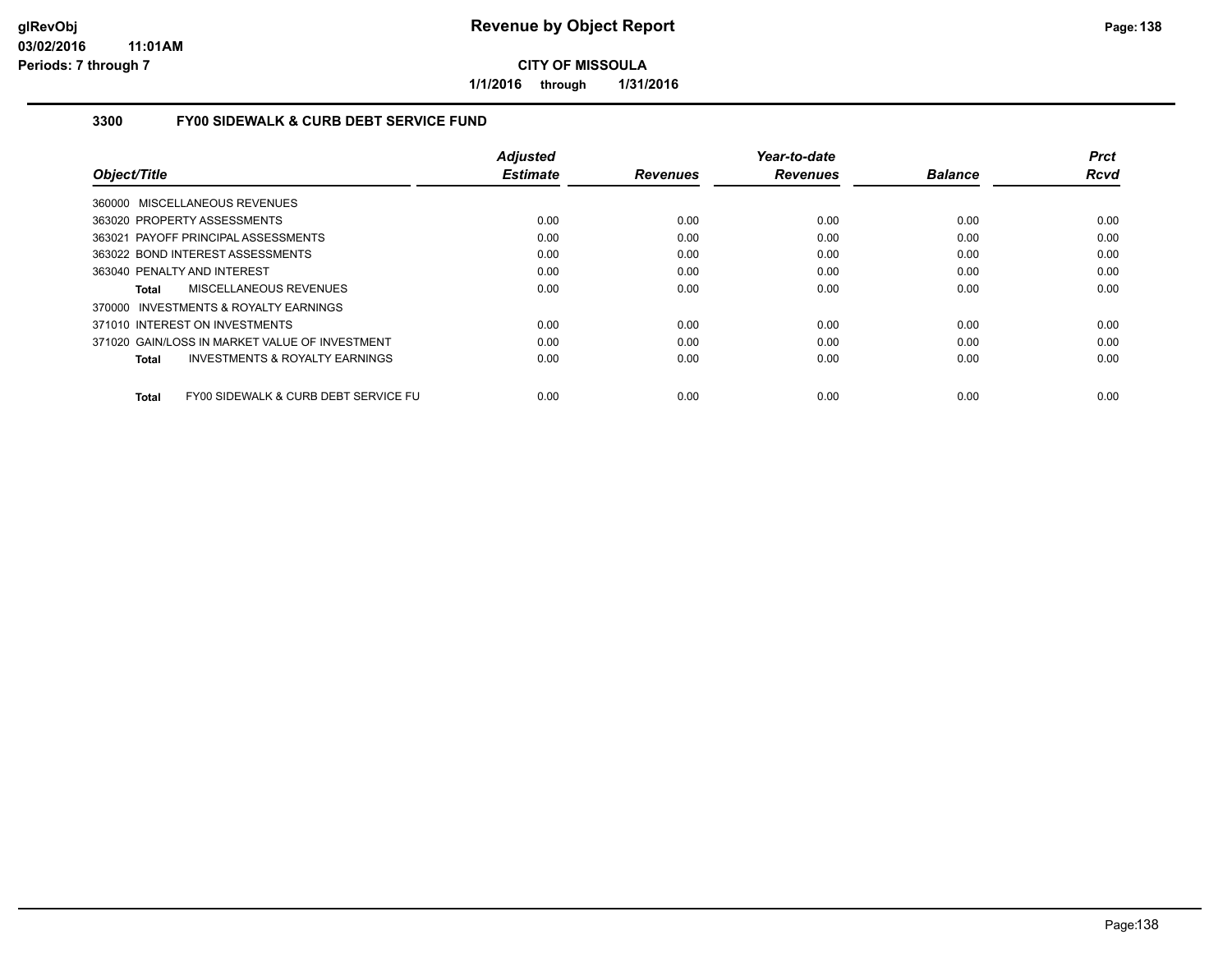# Revenue by Object Report

**CITY OF MISSOULA**

**1/1/2016 through 1/31/2016**

glRevObj
03/02/2016 11:01AM
Periods: 7 through 7

### 3300 FY00 SIDEWALK & CURB DEBT SERVICE FUND

| Object/Title | Adjusted Estimate | Revenues | Year-to-date Revenues | Balance | Prct Rcvd |
|---|---|---|---|---|---|
| 360000 MISCELLANEOUS REVENUES | | | | | |
| 363020 PROPERTY ASSESSMENTS | 0.00 | 0.00 | 0.00 | 0.00 | 0.00 |
| 363021 PAYOFF PRINCIPAL ASSESSMENTS | 0.00 | 0.00 | 0.00 | 0.00 | 0.00 |
| 363022 BOND INTEREST ASSESSMENTS | 0.00 | 0.00 | 0.00 | 0.00 | 0.00 |
| 363040 PENALTY AND INTEREST | 0.00 | 0.00 | 0.00 | 0.00 | 0.00 |
| **Total** MISCELLANEOUS REVENUES | 0.00 | 0.00 | 0.00 | 0.00 | 0.00 |
| 370000 INVESTMENTS & ROYALTY EARNINGS | | | | | |
| 371010 INTEREST ON INVESTMENTS | 0.00 | 0.00 | 0.00 | 0.00 | 0.00 |
| 371020 GAIN/LOSS IN MARKET VALUE OF INVESTMENT | 0.00 | 0.00 | 0.00 | 0.00 | 0.00 |
| **Total** INVESTMENTS & ROYALTY EARNINGS | 0.00 | 0.00 | 0.00 | 0.00 | 0.00 |
| **Total** FY00 SIDEWALK & CURB DEBT SERVICE FU | 0.00 | 0.00 | 0.00 | 0.00 | 0.00 |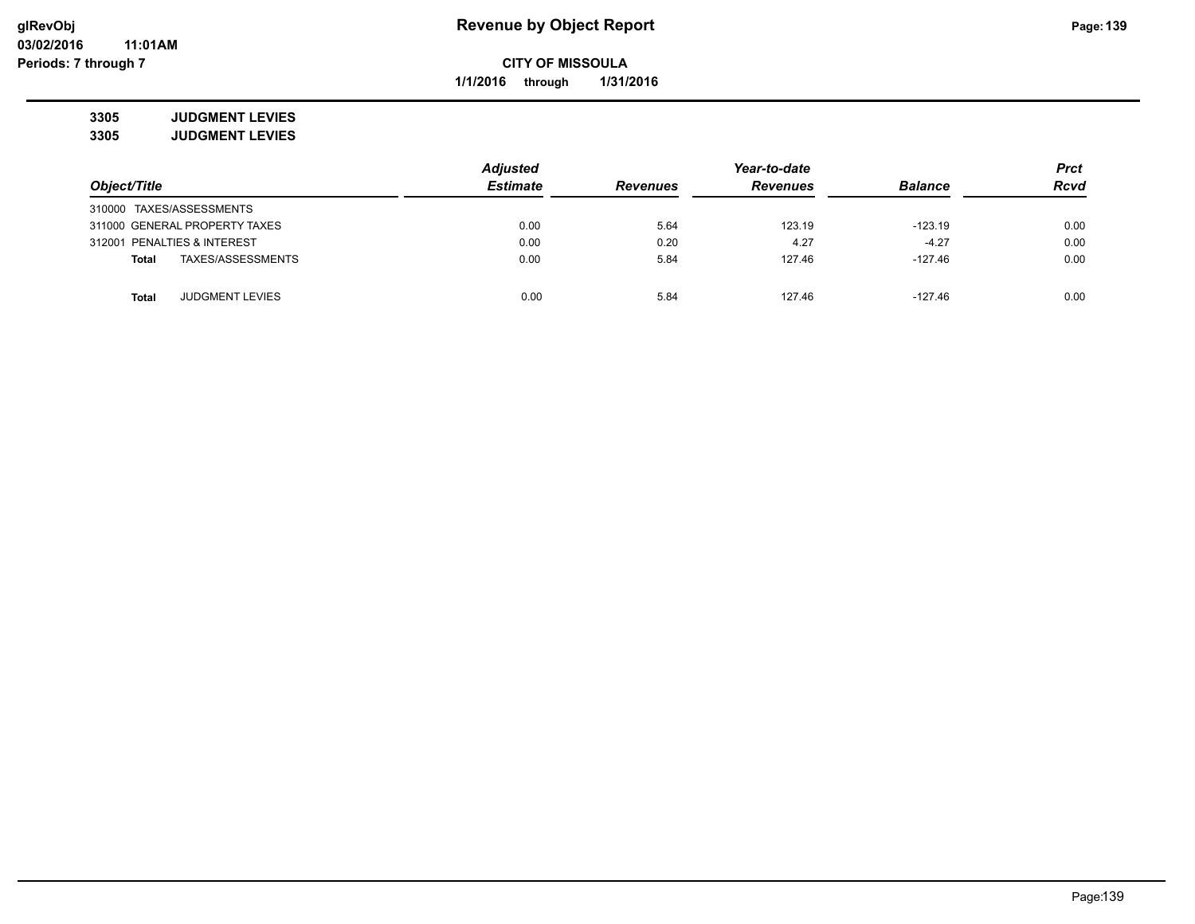# Revenue by Object Report

**glRevObj**
**03/02/2016 11:01AM**
**Periods: 7 through 7**

**CITY OF MISSOULA**
**1/1/2016 through 1/31/2016**

**3305 JUDGMENT LEVIES**
**3305 JUDGMENT LEVIES**

| Object/Title | Adjusted Estimate | Revenues | Year-to-date Revenues | Balance | Prct Rcvd |
|---|---|---|---|---|---|
| 310000 TAXES/ASSESSMENTS | | | | | |
| 311000 GENERAL PROPERTY TAXES | 0.00 | 5.64 | 123.19 | -123.19 | 0.00 |
| 312001 PENALTIES & INTEREST | 0.00 | 0.20 | 4.27 | -4.27 | 0.00 |
| **Total** TAXES/ASSESSMENTS | 0.00 | 5.84 | 127.46 | -127.46 | 0.00 |
| | | | | | |
| **Total** JUDGMENT LEVIES | 0.00 | 5.84 | 127.46 | -127.46 | 0.00 |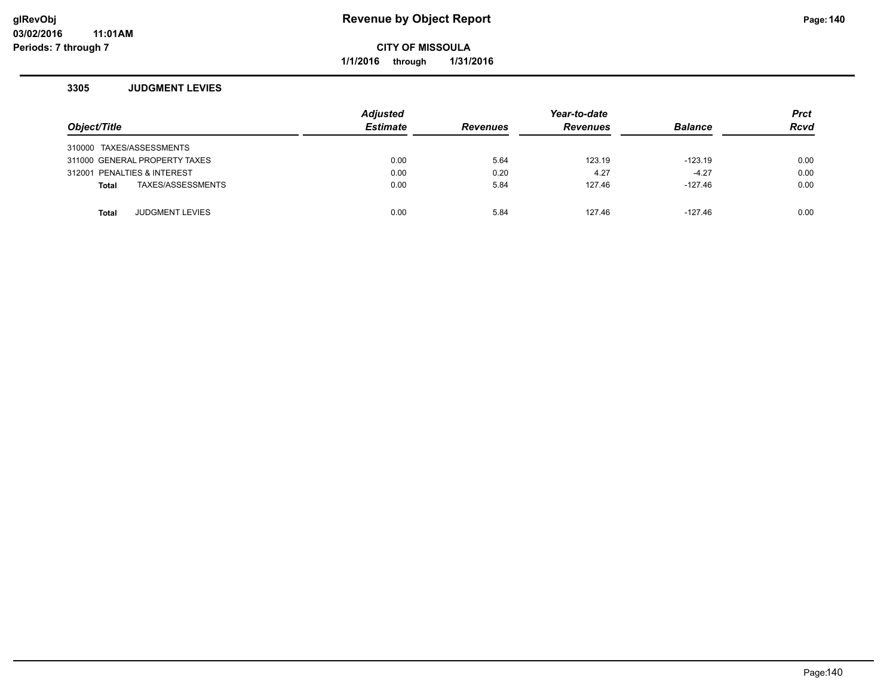# Revenue by Object Report

**glRevObj**
**03/02/2016 11:01AM**
**Periods: 7 through 7**

**CITY OF MISSOULA**

**1/1/2016 through 1/31/2016**

## 3305 JUDGMENT LEVIES

| Object/Title | Adjusted Estimate | Revenues | Year-to-date Revenues | Balance | Prct Rcvd |
|---|---|---|---|---|---|
| 310000 TAXES/ASSESSMENTS | | | | | |
| 311000 GENERAL PROPERTY TAXES | 0.00 | 5.64 | 123.19 | -123.19 | 0.00 |
| 312001 PENALTIES & INTEREST | 0.00 | 0.20 | 4.27 | -4.27 | 0.00 |
| **Total** TAXES/ASSESSMENTS | 0.00 | 5.84 | 127.46 | -127.46 | 0.00 |
| **Total** JUDGMENT LEVIES | 0.00 | 5.84 | 127.46 | -127.46 | 0.00 |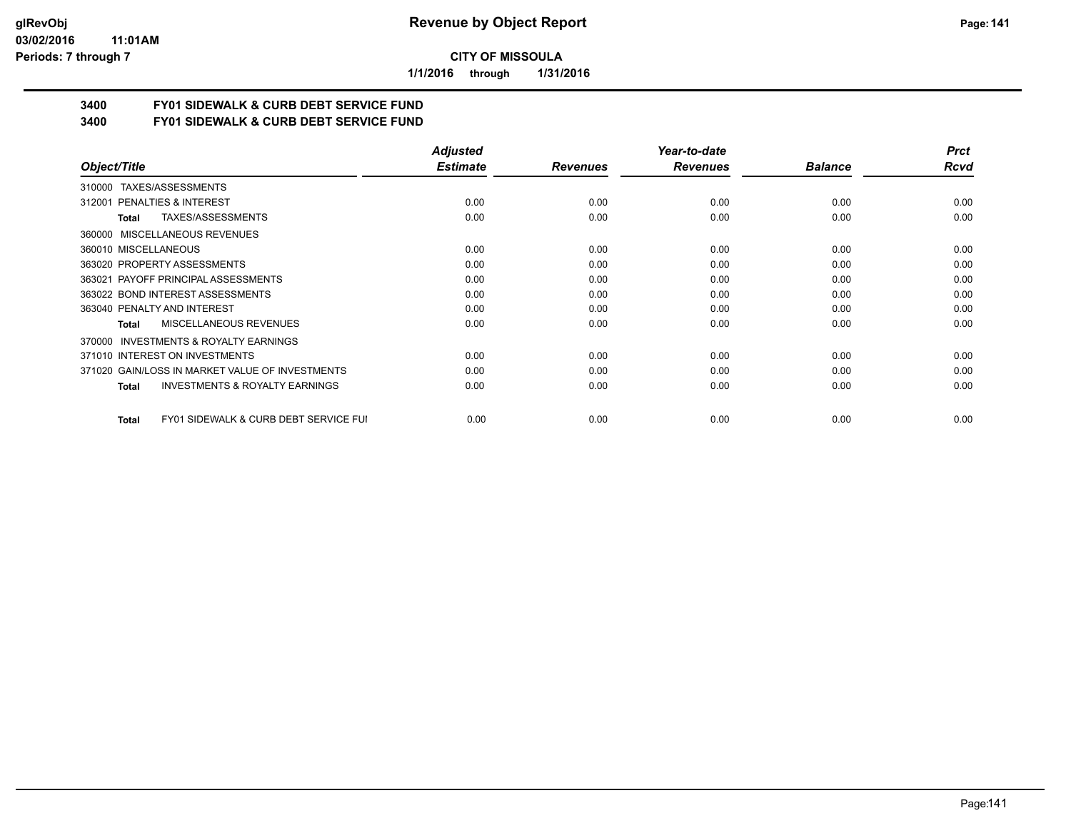**CITY OF MISSOULA**

**1/1/2016 through 1/31/2016**

## 3400 FY01 SIDEWALK & CURB DEBT SERVICE FUND
## 3400 FY01 SIDEWALK & CURB DEBT SERVICE FUND

| Object/Title | Adjusted Estimate | Revenues | Year-to-date Revenues | Balance | Prct Rcvd |
|---|---|---|---|---|---|
| 310000 TAXES/ASSESSMENTS | | | | | |
| 312001 PENALTIES & INTEREST | 0.00 | 0.00 | 0.00 | 0.00 | 0.00 |
| **Total** TAXES/ASSESSMENTS | 0.00 | 0.00 | 0.00 | 0.00 | 0.00 |
| 360000 MISCELLANEOUS REVENUES | | | | | |
| 360010 MISCELLANEOUS | 0.00 | 0.00 | 0.00 | 0.00 | 0.00 |
| 363020 PROPERTY ASSESSMENTS | 0.00 | 0.00 | 0.00 | 0.00 | 0.00 |
| 363021 PAYOFF PRINCIPAL ASSESSMENTS | 0.00 | 0.00 | 0.00 | 0.00 | 0.00 |
| 363022 BOND INTEREST ASSESSMENTS | 0.00 | 0.00 | 0.00 | 0.00 | 0.00 |
| 363040 PENALTY AND INTEREST | 0.00 | 0.00 | 0.00 | 0.00 | 0.00 |
| **Total** MISCELLANEOUS REVENUES | 0.00 | 0.00 | 0.00 | 0.00 | 0.00 |
| 370000 INVESTMENTS & ROYALTY EARNINGS | | | | | |
| 371010 INTEREST ON INVESTMENTS | 0.00 | 0.00 | 0.00 | 0.00 | 0.00 |
| 371020 GAIN/LOSS IN MARKET VALUE OF INVESTMENTS | 0.00 | 0.00 | 0.00 | 0.00 | 0.00 |
| **Total** INVESTMENTS & ROYALTY EARNINGS | 0.00 | 0.00 | 0.00 | 0.00 | 0.00 |
| **Total** FY01 SIDEWALK & CURB DEBT SERVICE FUI | 0.00 | 0.00 | 0.00 | 0.00 | 0.00 |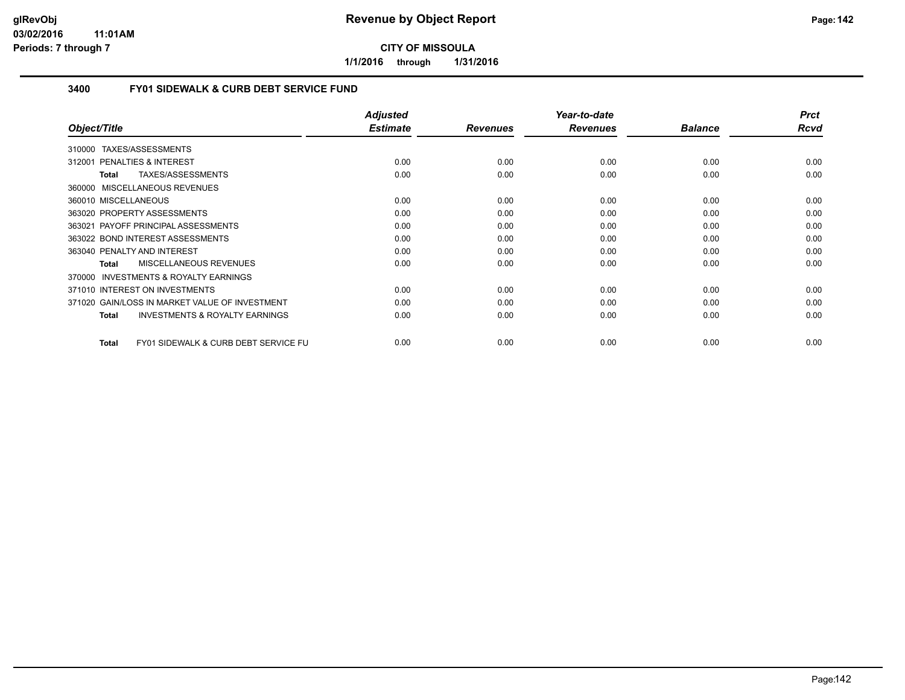# Revenue by Object Report

**CITY OF MISSOULA**

**1/1/2016 through 1/31/2016**

glRevObj
03/02/2016 11:01AM
Periods: 7 through 7

## 3400 FY01 SIDEWALK & CURB DEBT SERVICE FUND

| Object/Title | Adjusted Estimate | Revenues | Year-to-date Revenues | Balance | Prct Rcvd |
|---|---|---|---|---|---|
| 310000 TAXES/ASSESSMENTS | | | | | |
| 312001 PENALTIES & INTEREST | 0.00 | 0.00 | 0.00 | 0.00 | 0.00 |
| **Total** TAXES/ASSESSMENTS | 0.00 | 0.00 | 0.00 | 0.00 | 0.00 |
| 360000 MISCELLANEOUS REVENUES | | | | | |
| 360010 MISCELLANEOUS | 0.00 | 0.00 | 0.00 | 0.00 | 0.00 |
| 363020 PROPERTY ASSESSMENTS | 0.00 | 0.00 | 0.00 | 0.00 | 0.00 |
| 363021 PAYOFF PRINCIPAL ASSESSMENTS | 0.00 | 0.00 | 0.00 | 0.00 | 0.00 |
| 363022 BOND INTEREST ASSESSMENTS | 0.00 | 0.00 | 0.00 | 0.00 | 0.00 |
| 363040 PENALTY AND INTEREST | 0.00 | 0.00 | 0.00 | 0.00 | 0.00 |
| **Total** MISCELLANEOUS REVENUES | 0.00 | 0.00 | 0.00 | 0.00 | 0.00 |
| 370000 INVESTMENTS & ROYALTY EARNINGS | | | | | |
| 371010 INTEREST ON INVESTMENTS | 0.00 | 0.00 | 0.00 | 0.00 | 0.00 |
| 371020 GAIN/LOSS IN MARKET VALUE OF INVESTMENT | 0.00 | 0.00 | 0.00 | 0.00 | 0.00 |
| **Total** INVESTMENTS & ROYALTY EARNINGS | 0.00 | 0.00 | 0.00 | 0.00 | 0.00 |
| **Total** FY01 SIDEWALK & CURB DEBT SERVICE FU | 0.00 | 0.00 | 0.00 | 0.00 | 0.00 |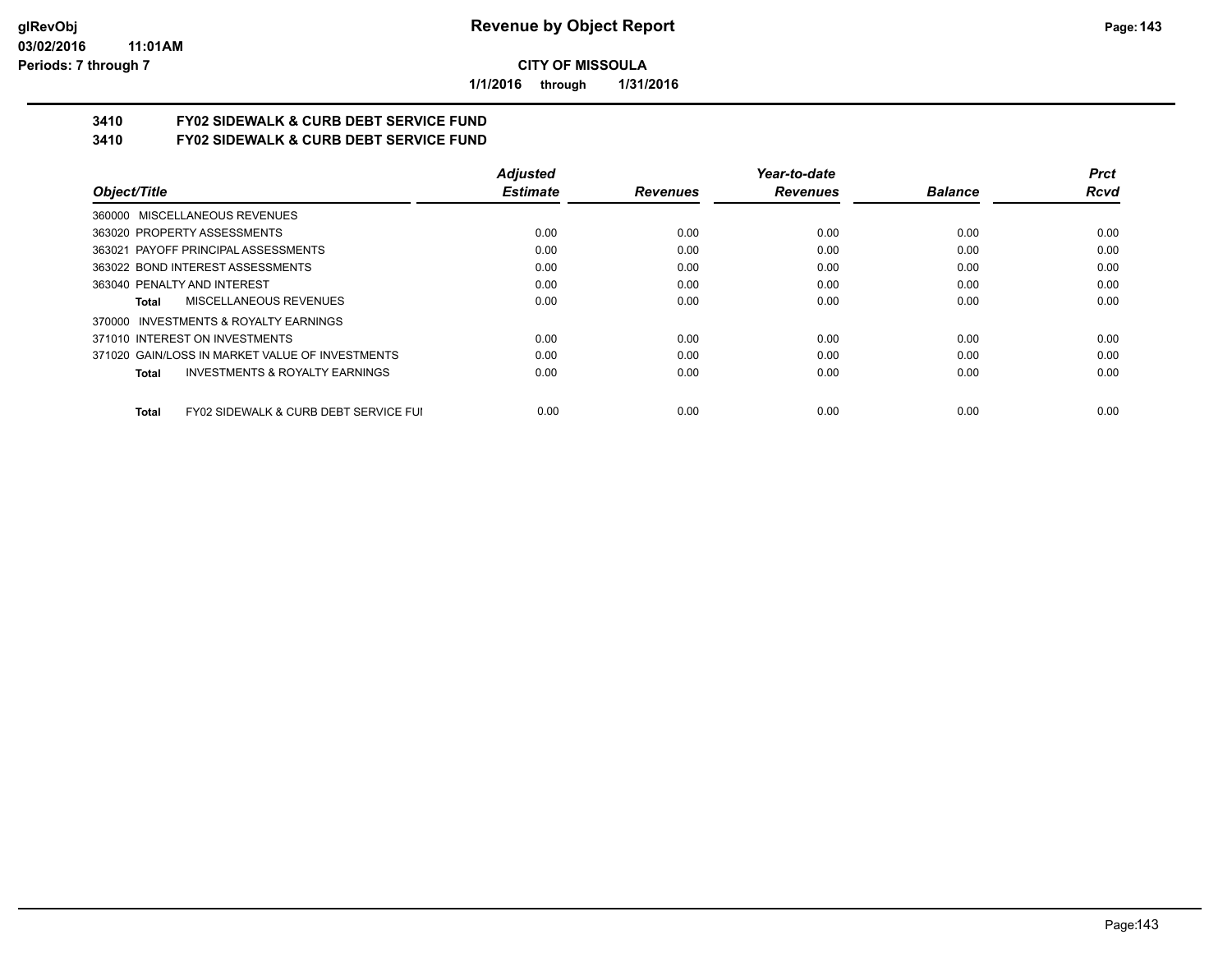**CITY OF MISSOULA**

**1/1/2016 through 1/31/2016**

## 3410 FY02 SIDEWALK & CURB DEBT SERVICE FUND
## 3410 FY02 SIDEWALK & CURB DEBT SERVICE FUND

| Object/Title | Adjusted Estimate | Revenues | Year-to-date Revenues | Balance | Prct Rcvd |
|---|---|---|---|---|---|
| 360000 MISCELLANEOUS REVENUES | | | | | |
| 363020 PROPERTY ASSESSMENTS | 0.00 | 0.00 | 0.00 | 0.00 | 0.00 |
| 363021 PAYOFF PRINCIPAL ASSESSMENTS | 0.00 | 0.00 | 0.00 | 0.00 | 0.00 |
| 363022 BOND INTEREST ASSESSMENTS | 0.00 | 0.00 | 0.00 | 0.00 | 0.00 |
| 363040 PENALTY AND INTEREST | 0.00 | 0.00 | 0.00 | 0.00 | 0.00 |
| **Total** MISCELLANEOUS REVENUES | 0.00 | 0.00 | 0.00 | 0.00 | 0.00 |
| 370000 INVESTMENTS & ROYALTY EARNINGS | | | | | |
| 371010 INTEREST ON INVESTMENTS | 0.00 | 0.00 | 0.00 | 0.00 | 0.00 |
| 371020 GAIN/LOSS IN MARKET VALUE OF INVESTMENTS | 0.00 | 0.00 | 0.00 | 0.00 | 0.00 |
| **Total** INVESTMENTS & ROYALTY EARNINGS | 0.00 | 0.00 | 0.00 | 0.00 | 0.00 |
| **Total** FY02 SIDEWALK & CURB DEBT SERVICE FUI | 0.00 | 0.00 | 0.00 | 0.00 | 0.00 |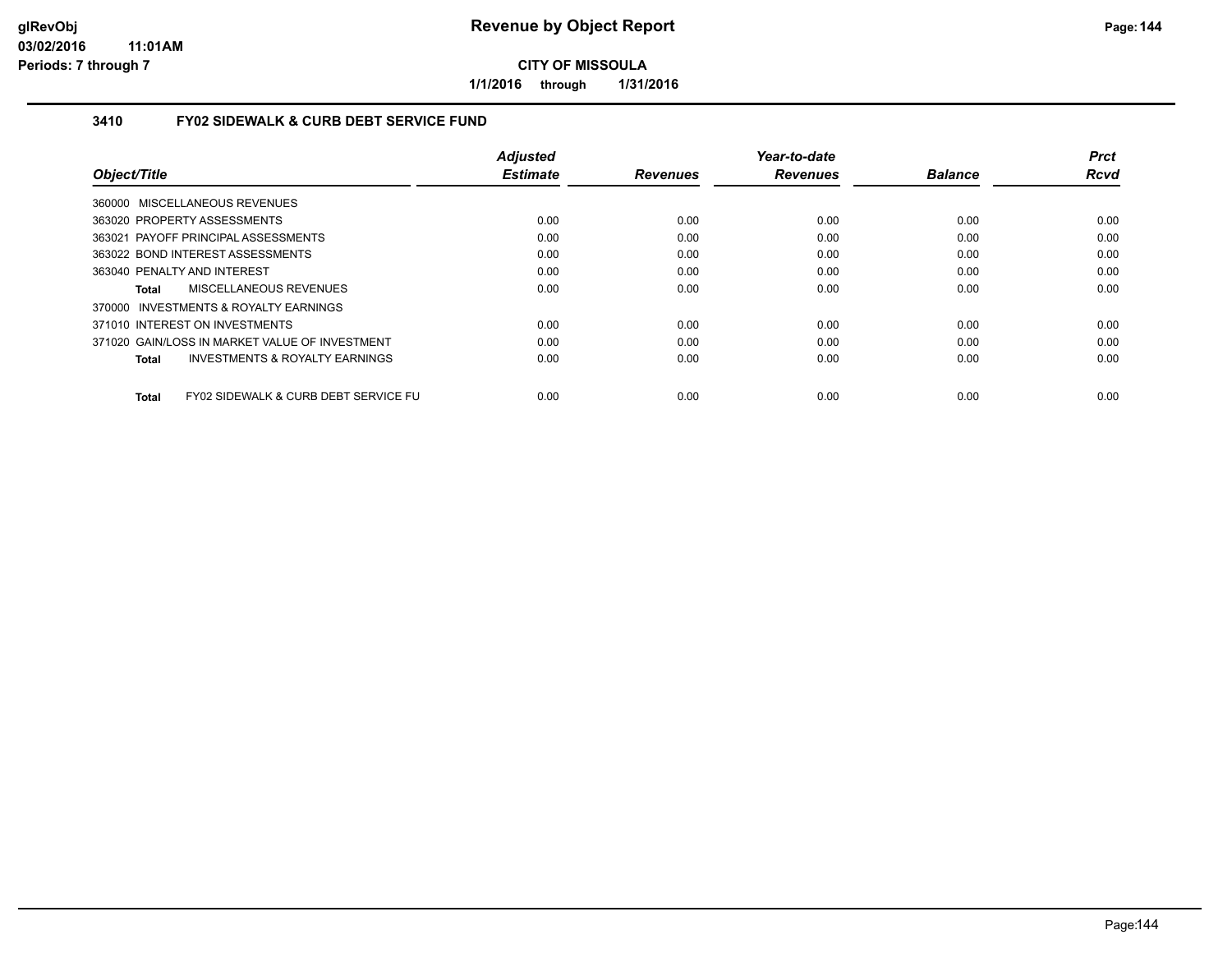# Revenue by Object Report

**CITY OF MISSOULA**

**1/1/2016 through 1/31/2016**

glRevObj
03/02/2016 11:01AM
Periods: 7 through 7

### 3410 FY02 SIDEWALK & CURB DEBT SERVICE FUND

| Object/Title | Adjusted Estimate | Revenues | Year-to-date Revenues | Balance | Prct Rcvd |
|---|---|---|---|---|---|
| 360000 MISCELLANEOUS REVENUES | | | | | |
| 363020 PROPERTY ASSESSMENTS | 0.00 | 0.00 | 0.00 | 0.00 | 0.00 |
| 363021 PAYOFF PRINCIPAL ASSESSMENTS | 0.00 | 0.00 | 0.00 | 0.00 | 0.00 |
| 363022 BOND INTEREST ASSESSMENTS | 0.00 | 0.00 | 0.00 | 0.00 | 0.00 |
| 363040 PENALTY AND INTEREST | 0.00 | 0.00 | 0.00 | 0.00 | 0.00 |
| **Total** MISCELLANEOUS REVENUES | 0.00 | 0.00 | 0.00 | 0.00 | 0.00 |
| 370000 INVESTMENTS & ROYALTY EARNINGS | | | | | |
| 371010 INTEREST ON INVESTMENTS | 0.00 | 0.00 | 0.00 | 0.00 | 0.00 |
| 371020 GAIN/LOSS IN MARKET VALUE OF INVESTMENT | 0.00 | 0.00 | 0.00 | 0.00 | 0.00 |
| **Total** INVESTMENTS & ROYALTY EARNINGS | 0.00 | 0.00 | 0.00 | 0.00 | 0.00 |
| **Total** FY02 SIDEWALK & CURB DEBT SERVICE FU | 0.00 | 0.00 | 0.00 | 0.00 | 0.00 |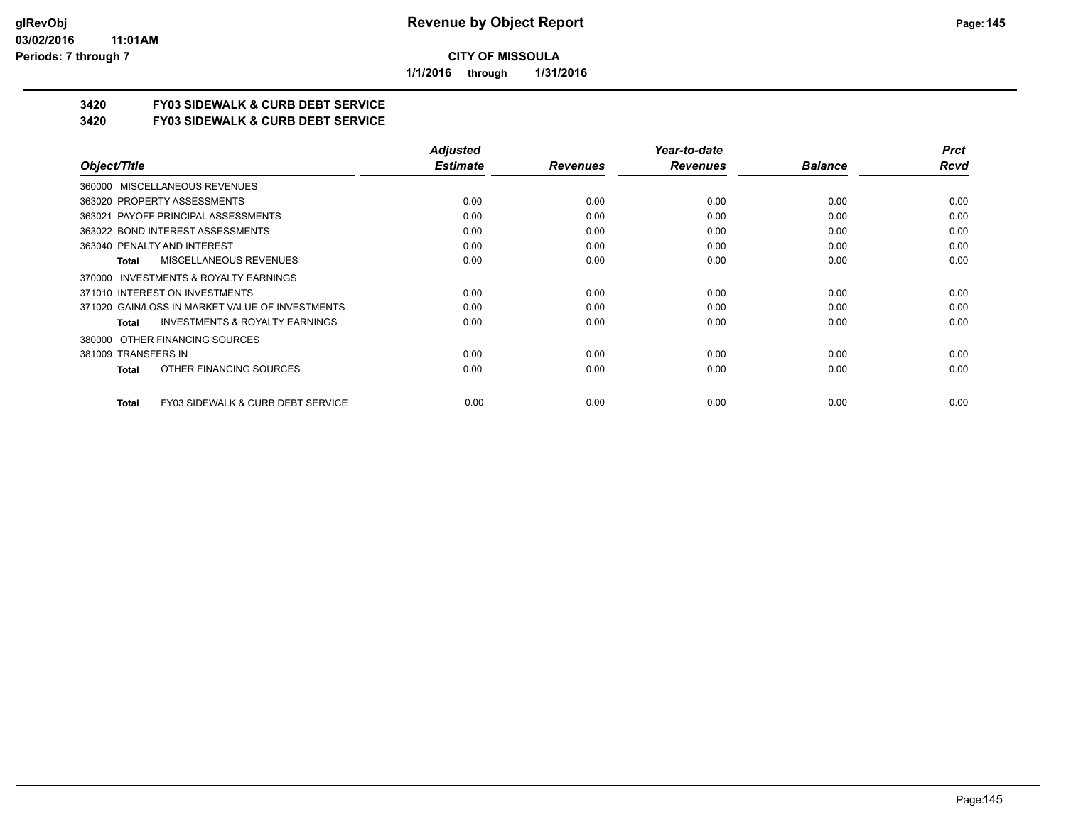**CITY OF MISSOULA**

**1/1/2016 through 1/31/2016**

## 3420 FY03 SIDEWALK & CURB DEBT SERVICE
## 3420 FY03 SIDEWALK & CURB DEBT SERVICE

| Object/Title | Adjusted Estimate | Revenues | Year-to-date Revenues | Balance | Prct Rcvd |
|---|---|---|---|---|---|
| 360000 MISCELLANEOUS REVENUES | | | | | |
| 363020 PROPERTY ASSESSMENTS | 0.00 | 0.00 | 0.00 | 0.00 | 0.00 |
| 363021 PAYOFF PRINCIPAL ASSESSMENTS | 0.00 | 0.00 | 0.00 | 0.00 | 0.00 |
| 363022 BOND INTEREST ASSESSMENTS | 0.00 | 0.00 | 0.00 | 0.00 | 0.00 |
| 363040 PENALTY AND INTEREST | 0.00 | 0.00 | 0.00 | 0.00 | 0.00 |
| **Total** MISCELLANEOUS REVENUES | 0.00 | 0.00 | 0.00 | 0.00 | 0.00 |
| 370000 INVESTMENTS & ROYALTY EARNINGS | | | | | |
| 371010 INTEREST ON INVESTMENTS | 0.00 | 0.00 | 0.00 | 0.00 | 0.00 |
| 371020 GAIN/LOSS IN MARKET VALUE OF INVESTMENTS | 0.00 | 0.00 | 0.00 | 0.00 | 0.00 |
| **Total** INVESTMENTS & ROYALTY EARNINGS | 0.00 | 0.00 | 0.00 | 0.00 | 0.00 |
| 380000 OTHER FINANCING SOURCES | | | | | |
| 381009 TRANSFERS IN | 0.00 | 0.00 | 0.00 | 0.00 | 0.00 |
| **Total** OTHER FINANCING SOURCES | 0.00 | 0.00 | 0.00 | 0.00 | 0.00 |
| **Total** FY03 SIDEWALK & CURB DEBT SERVICE | 0.00 | 0.00 | 0.00 | 0.00 | 0.00 |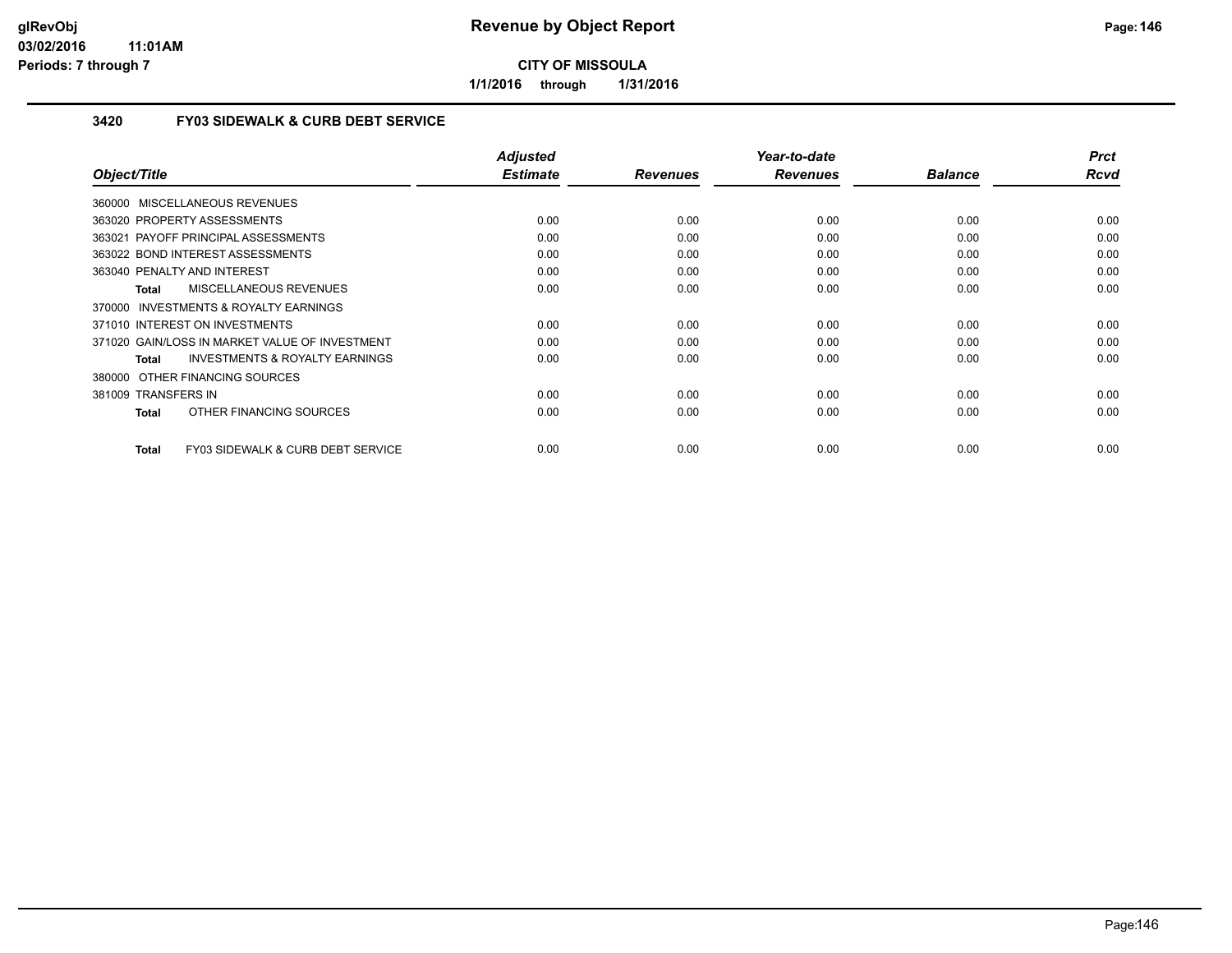# CITY OF MISSOULA

**1/1/2016 through 1/31/2016**

### 3420 FY03 SIDEWALK & CURB DEBT SERVICE

| Object/Title | Adjusted Estimate | Revenues | Year-to-date Revenues | Balance | Prct Rcvd |
|---|---|---|---|---|---|
| 360000 MISCELLANEOUS REVENUES | | | | | |
| 363020 PROPERTY ASSESSMENTS | 0.00 | 0.00 | 0.00 | 0.00 | 0.00 |
| 363021 PAYOFF PRINCIPAL ASSESSMENTS | 0.00 | 0.00 | 0.00 | 0.00 | 0.00 |
| 363022 BOND INTEREST ASSESSMENTS | 0.00 | 0.00 | 0.00 | 0.00 | 0.00 |
| 363040 PENALTY AND INTEREST | 0.00 | 0.00 | 0.00 | 0.00 | 0.00 |
| **Total** MISCELLANEOUS REVENUES | 0.00 | 0.00 | 0.00 | 0.00 | 0.00 |
| 370000 INVESTMENTS & ROYALTY EARNINGS | | | | | |
| 371010 INTEREST ON INVESTMENTS | 0.00 | 0.00 | 0.00 | 0.00 | 0.00 |
| 371020 GAIN/LOSS IN MARKET VALUE OF INVESTMENT | 0.00 | 0.00 | 0.00 | 0.00 | 0.00 |
| **Total** INVESTMENTS & ROYALTY EARNINGS | 0.00 | 0.00 | 0.00 | 0.00 | 0.00 |
| 380000 OTHER FINANCING SOURCES | | | | | |
| 381009 TRANSFERS IN | 0.00 | 0.00 | 0.00 | 0.00 | 0.00 |
| **Total** OTHER FINANCING SOURCES | 0.00 | 0.00 | 0.00 | 0.00 | 0.00 |
| **Total** FY03 SIDEWALK & CURB DEBT SERVICE | 0.00 | 0.00 | 0.00 | 0.00 | 0.00 |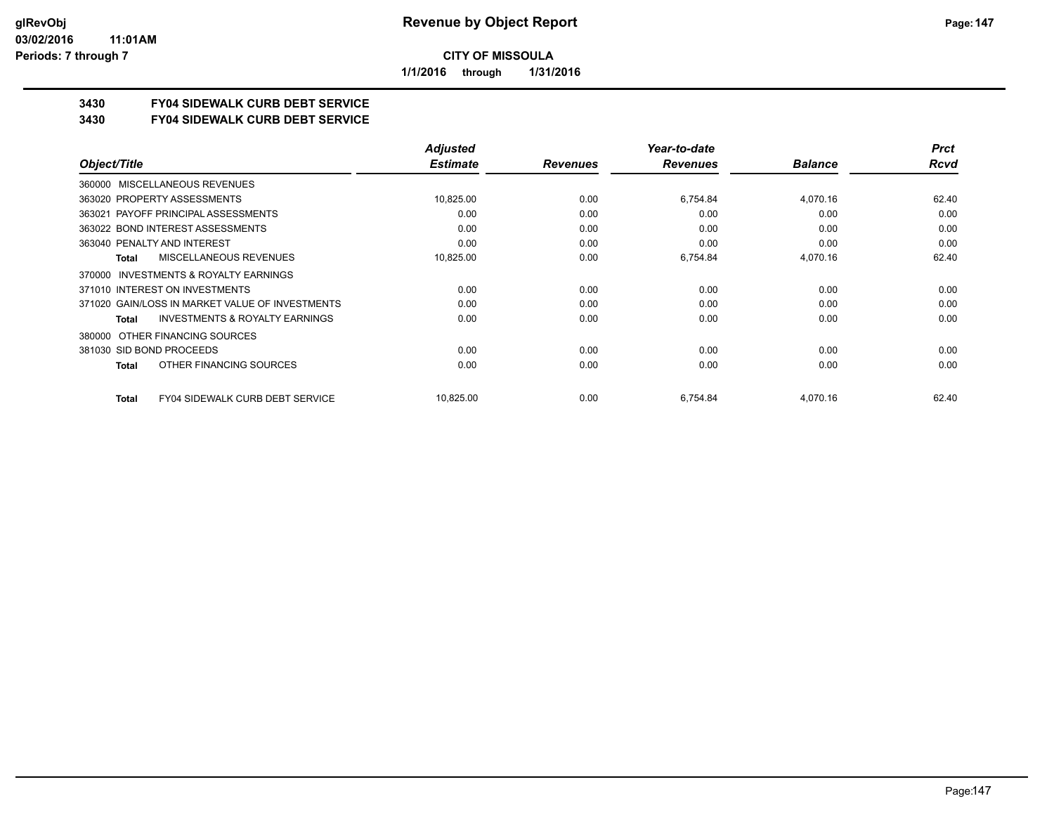**CITY OF MISSOULA**

**1/1/2016 through 1/31/2016**

## 3430 FY04 SIDEWALK CURB DEBT SERVICE

## 3430 FY04 SIDEWALK CURB DEBT SERVICE

| Object/Title | Adjusted Estimate | Revenues | Year-to-date Revenues | Balance | Prct Rcvd |
|---|---|---|---|---|---|
| 360000 MISCELLANEOUS REVENUES | | | | | |
| 363020 PROPERTY ASSESSMENTS | 10,825.00 | 0.00 | 6,754.84 | 4,070.16 | 62.40 |
| 363021 PAYOFF PRINCIPAL ASSESSMENTS | 0.00 | 0.00 | 0.00 | 0.00 | 0.00 |
| 363022 BOND INTEREST ASSESSMENTS | 0.00 | 0.00 | 0.00 | 0.00 | 0.00 |
| 363040 PENALTY AND INTEREST | 0.00 | 0.00 | 0.00 | 0.00 | 0.00 |
| **Total** MISCELLANEOUS REVENUES | 10,825.00 | 0.00 | 6,754.84 | 4,070.16 | 62.40 |
| 370000 INVESTMENTS & ROYALTY EARNINGS | | | | | |
| 371010 INTEREST ON INVESTMENTS | 0.00 | 0.00 | 0.00 | 0.00 | 0.00 |
| 371020 GAIN/LOSS IN MARKET VALUE OF INVESTMENTS | 0.00 | 0.00 | 0.00 | 0.00 | 0.00 |
| **Total** INVESTMENTS & ROYALTY EARNINGS | 0.00 | 0.00 | 0.00 | 0.00 | 0.00 |
| 380000 OTHER FINANCING SOURCES | | | | | |
| 381030 SID BOND PROCEEDS | 0.00 | 0.00 | 0.00 | 0.00 | 0.00 |
| **Total** OTHER FINANCING SOURCES | 0.00 | 0.00 | 0.00 | 0.00 | 0.00 |
| **Total** FY04 SIDEWALK CURB DEBT SERVICE | 10,825.00 | 0.00 | 6,754.84 | 4,070.16 | 62.40 |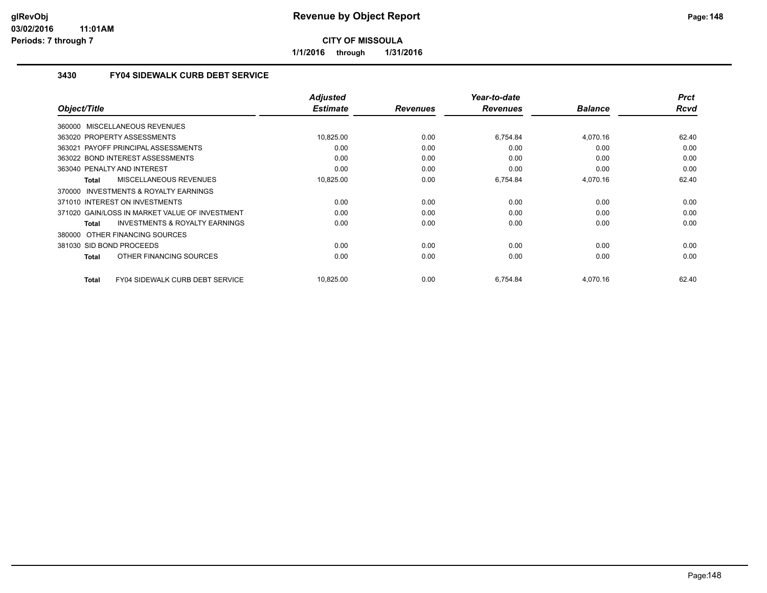# Revenue by Object Report

**CITY OF MISSOULA**

**1/1/2016 through 1/31/2016**

### 3430 FY04 SIDEWALK CURB DEBT SERVICE

| Object/Title | Adjusted Estimate | Revenues | Year-to-date Revenues | Balance | Prct Rcvd |
|---|---|---|---|---|---|
| 360000 MISCELLANEOUS REVENUES | | | | | |
| 363020 PROPERTY ASSESSMENTS | 10,825.00 | 0.00 | 6,754.84 | 4,070.16 | 62.40 |
| 363021 PAYOFF PRINCIPAL ASSESSMENTS | 0.00 | 0.00 | 0.00 | 0.00 | 0.00 |
| 363022 BOND INTEREST ASSESSMENTS | 0.00 | 0.00 | 0.00 | 0.00 | 0.00 |
| 363040 PENALTY AND INTEREST | 0.00 | 0.00 | 0.00 | 0.00 | 0.00 |
| **Total** MISCELLANEOUS REVENUES | 10,825.00 | 0.00 | 6,754.84 | 4,070.16 | 62.40 |
| 370000 INVESTMENTS & ROYALTY EARNINGS | | | | | |
| 371010 INTEREST ON INVESTMENTS | 0.00 | 0.00 | 0.00 | 0.00 | 0.00 |
| 371020 GAIN/LOSS IN MARKET VALUE OF INVESTMENT | 0.00 | 0.00 | 0.00 | 0.00 | 0.00 |
| **Total** INVESTMENTS & ROYALTY EARNINGS | 0.00 | 0.00 | 0.00 | 0.00 | 0.00 |
| 380000 OTHER FINANCING SOURCES | | | | | |
| 381030 SID BOND PROCEEDS | 0.00 | 0.00 | 0.00 | 0.00 | 0.00 |
| **Total** OTHER FINANCING SOURCES | 0.00 | 0.00 | 0.00 | 0.00 | 0.00 |
| **Total** FY04 SIDEWALK CURB DEBT SERVICE | 10,825.00 | 0.00 | 6,754.84 | 4,070.16 | 62.40 |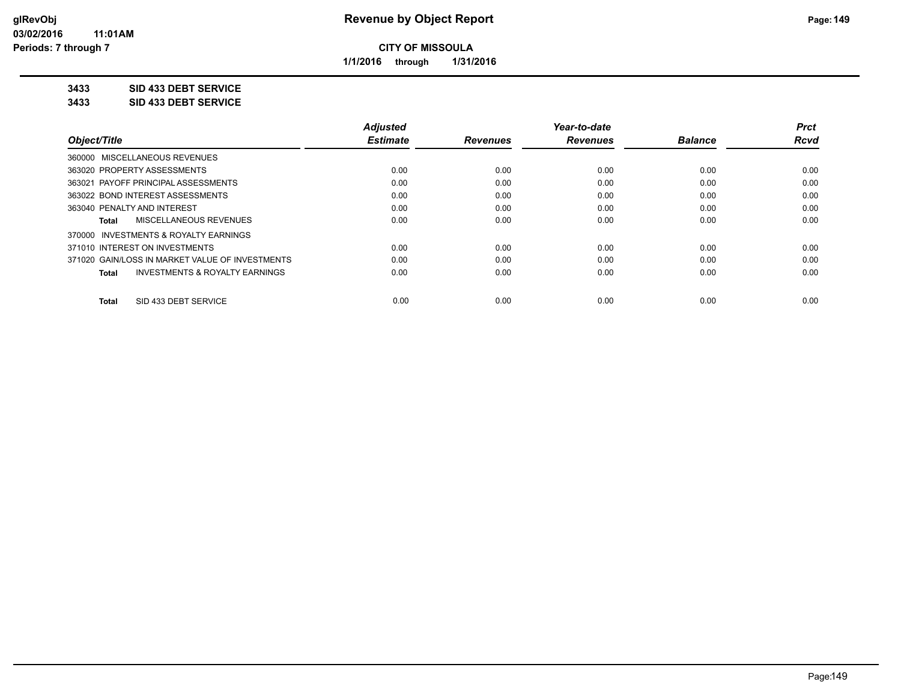**CITY OF MISSOULA**

**1/1/2016 through 1/31/2016**

**3433 SID 433 DEBT SERVICE**

**3433 SID 433 DEBT SERVICE**

| Object/Title | Adjusted Estimate | Revenues | Year-to-date Revenues | Balance | Prct Rcvd |
|---|---|---|---|---|---|
| 360000 MISCELLANEOUS REVENUES | | | | | |
| 363020 PROPERTY ASSESSMENTS | 0.00 | 0.00 | 0.00 | 0.00 | 0.00 |
| 363021 PAYOFF PRINCIPAL ASSESSMENTS | 0.00 | 0.00 | 0.00 | 0.00 | 0.00 |
| 363022 BOND INTEREST ASSESSMENTS | 0.00 | 0.00 | 0.00 | 0.00 | 0.00 |
| 363040 PENALTY AND INTEREST | 0.00 | 0.00 | 0.00 | 0.00 | 0.00 |
| **Total** MISCELLANEOUS REVENUES | 0.00 | 0.00 | 0.00 | 0.00 | 0.00 |
| 370000 INVESTMENTS & ROYALTY EARNINGS | | | | | |
| 371010 INTEREST ON INVESTMENTS | 0.00 | 0.00 | 0.00 | 0.00 | 0.00 |
| 371020 GAIN/LOSS IN MARKET VALUE OF INVESTMENTS | 0.00 | 0.00 | 0.00 | 0.00 | 0.00 |
| **Total** INVESTMENTS & ROYALTY EARNINGS | 0.00 | 0.00 | 0.00 | 0.00 | 0.00 |
| **Total** SID 433 DEBT SERVICE | 0.00 | 0.00 | 0.00 | 0.00 | 0.00 |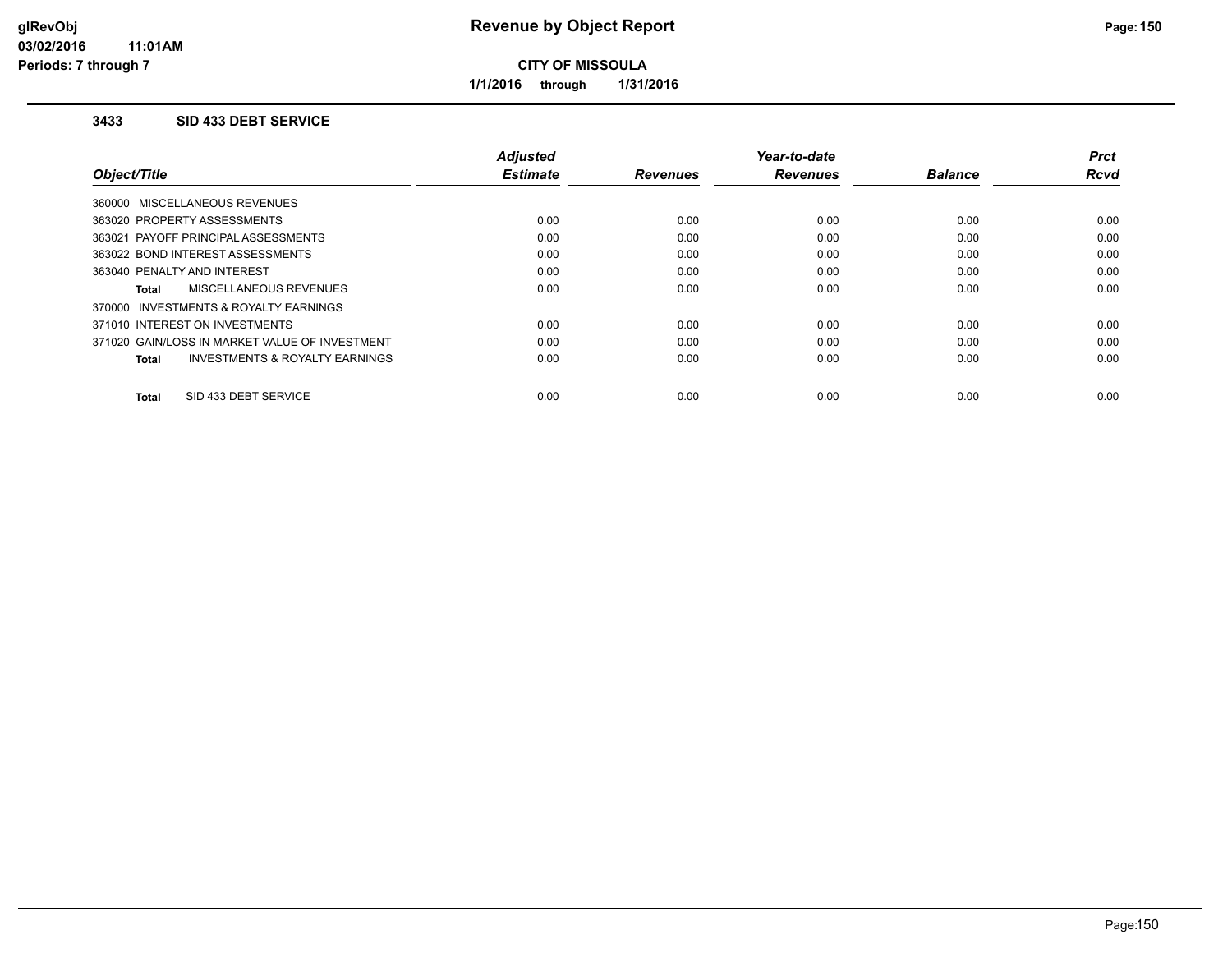# Revenue by Object Report

**CITY OF MISSOULA**

**1/1/2016 through 1/31/2016**

glRevObj
03/02/2016 11:01AM
Periods: 7 through 7

### 3433 SID 433 DEBT SERVICE

| Object/Title | Adjusted Estimate | Revenues | Year-to-date Revenues | Balance | Prct Rcvd |
|---|---|---|---|---|---|
| 360000 MISCELLANEOUS REVENUES | | | | | |
| 363020 PROPERTY ASSESSMENTS | 0.00 | 0.00 | 0.00 | 0.00 | 0.00 |
| 363021 PAYOFF PRINCIPAL ASSESSMENTS | 0.00 | 0.00 | 0.00 | 0.00 | 0.00 |
| 363022 BOND INTEREST ASSESSMENTS | 0.00 | 0.00 | 0.00 | 0.00 | 0.00 |
| 363040 PENALTY AND INTEREST | 0.00 | 0.00 | 0.00 | 0.00 | 0.00 |
| **Total** MISCELLANEOUS REVENUES | 0.00 | 0.00 | 0.00 | 0.00 | 0.00 |
| 370000 INVESTMENTS & ROYALTY EARNINGS | | | | | |
| 371010 INTEREST ON INVESTMENTS | 0.00 | 0.00 | 0.00 | 0.00 | 0.00 |
| 371020 GAIN/LOSS IN MARKET VALUE OF INVESTMENT | 0.00 | 0.00 | 0.00 | 0.00 | 0.00 |
| **Total** INVESTMENTS & ROYALTY EARNINGS | 0.00 | 0.00 | 0.00 | 0.00 | 0.00 |
| **Total** SID 433 DEBT SERVICE | 0.00 | 0.00 | 0.00 | 0.00 | 0.00 |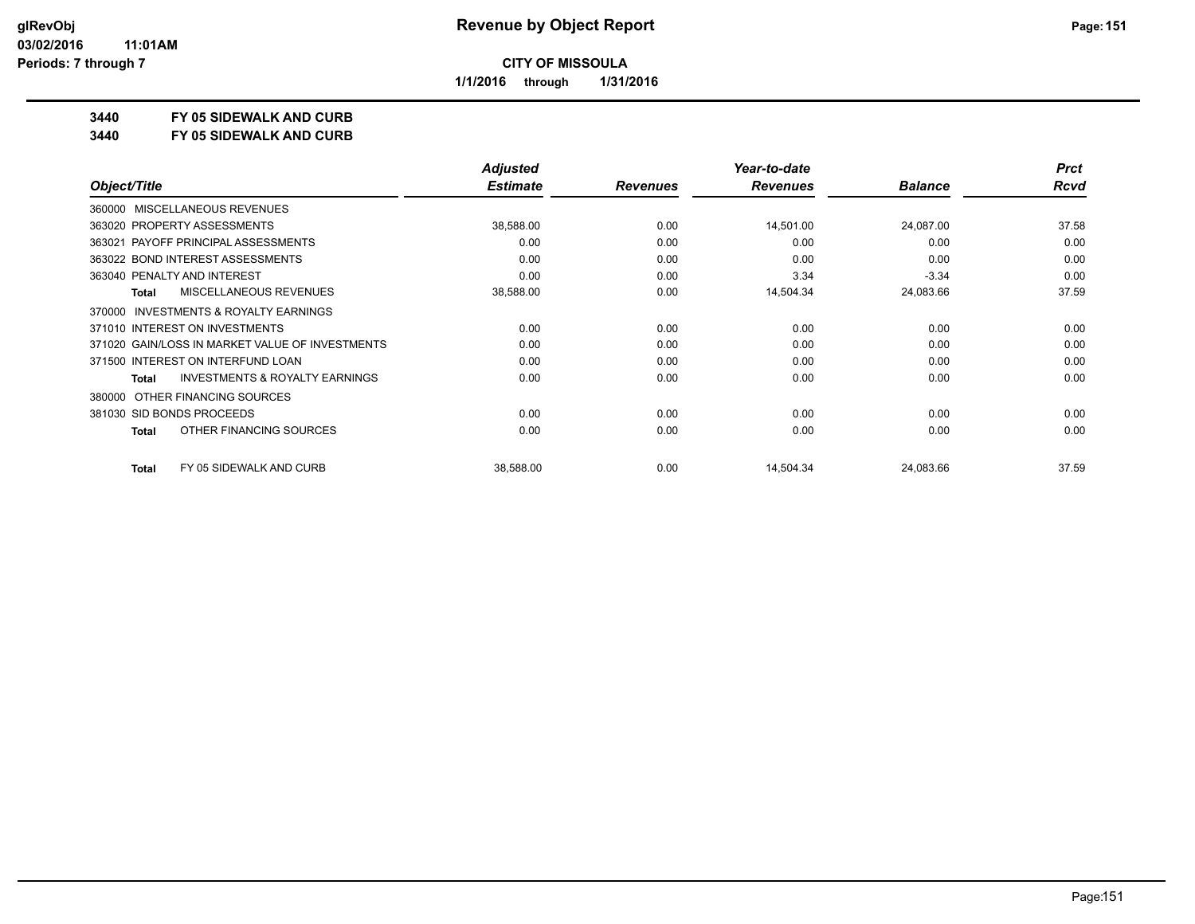# CITY OF MISSOULA

**1/1/2016 through 1/31/2016**

## 3440 FY 05 SIDEWALK AND CURB
## 3440 FY 05 SIDEWALK AND CURB

| Object/Title | Adjusted Estimate | Revenues | Year-to-date Revenues | Balance | Prct Rcvd |
|---|---|---|---|---|---|
| 360000 MISCELLANEOUS REVENUES | | | | | |
| 363020 PROPERTY ASSESSMENTS | 38,588.00 | 0.00 | 14,501.00 | 24,087.00 | 37.58 |
| 363021 PAYOFF PRINCIPAL ASSESSMENTS | 0.00 | 0.00 | 0.00 | 0.00 | 0.00 |
| 363022 BOND INTEREST ASSESSMENTS | 0.00 | 0.00 | 0.00 | 0.00 | 0.00 |
| 363040 PENALTY AND INTEREST | 0.00 | 0.00 | 3.34 | -3.34 | 0.00 |
| **Total** MISCELLANEOUS REVENUES | 38,588.00 | 0.00 | 14,504.34 | 24,083.66 | 37.59 |
| 370000 INVESTMENTS & ROYALTY EARNINGS | | | | | |
| 371010 INTEREST ON INVESTMENTS | 0.00 | 0.00 | 0.00 | 0.00 | 0.00 |
| 371020 GAIN/LOSS IN MARKET VALUE OF INVESTMENTS | 0.00 | 0.00 | 0.00 | 0.00 | 0.00 |
| 371500 INTEREST ON INTERFUND LOAN | 0.00 | 0.00 | 0.00 | 0.00 | 0.00 |
| **Total** INVESTMENTS & ROYALTY EARNINGS | 0.00 | 0.00 | 0.00 | 0.00 | 0.00 |
| 380000 OTHER FINANCING SOURCES | | | | | |
| 381030 SID BONDS PROCEEDS | 0.00 | 0.00 | 0.00 | 0.00 | 0.00 |
| **Total** OTHER FINANCING SOURCES | 0.00 | 0.00 | 0.00 | 0.00 | 0.00 |
| **Total** FY 05 SIDEWALK AND CURB | 38,588.00 | 0.00 | 14,504.34 | 24,083.66 | 37.59 |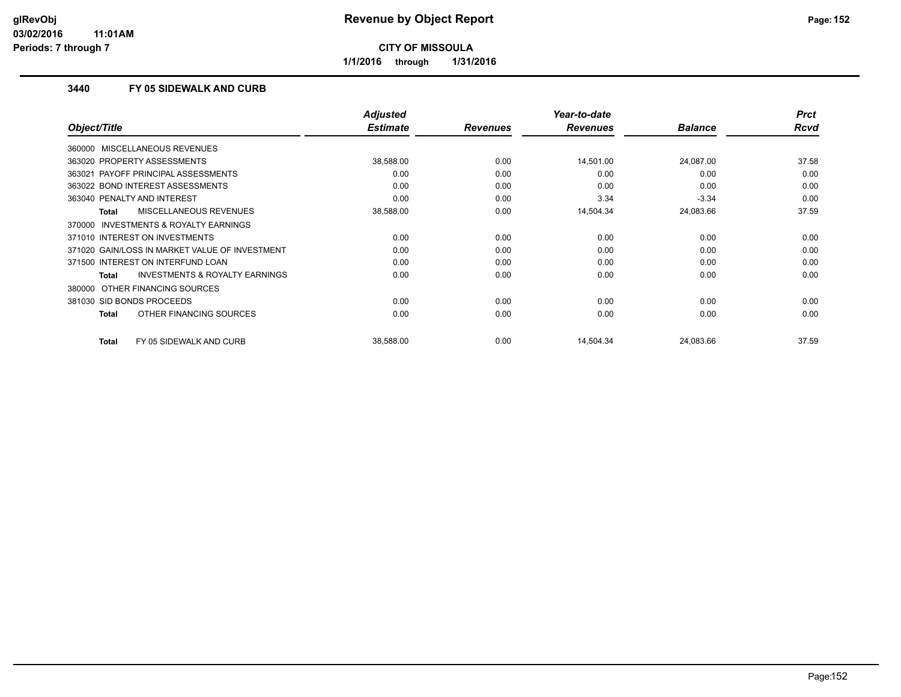**glRevObj**
**03/02/2016 11:01AM**
**Periods: 7 through 7**

# Revenue by Object Report

**CITY OF MISSOULA**

**1/1/2016 through 1/31/2016**

## 3440 FY 05 SIDEWALK AND CURB

| Object/Title | Adjusted Estimate | Revenues | Year-to-date Revenues | Balance | Prct Rcvd |
|---|---|---|---|---|---|
| 360000 MISCELLANEOUS REVENUES | | | | | |
| 363020 PROPERTY ASSESSMENTS | 38,588.00 | 0.00 | 14,501.00 | 24,087.00 | 37.58 |
| 363021 PAYOFF PRINCIPAL ASSESSMENTS | 0.00 | 0.00 | 0.00 | 0.00 | 0.00 |
| 363022 BOND INTEREST ASSESSMENTS | 0.00 | 0.00 | 0.00 | 0.00 | 0.00 |
| 363040 PENALTY AND INTEREST | 0.00 | 0.00 | 3.34 | -3.34 | 0.00 |
| **Total** MISCELLANEOUS REVENUES | 38,588.00 | 0.00 | 14,504.34 | 24,083.66 | 37.59 |
| 370000 INVESTMENTS & ROYALTY EARNINGS | | | | | |
| 371010 INTEREST ON INVESTMENTS | 0.00 | 0.00 | 0.00 | 0.00 | 0.00 |
| 371020 GAIN/LOSS IN MARKET VALUE OF INVESTMENT | 0.00 | 0.00 | 0.00 | 0.00 | 0.00 |
| 371500 INTEREST ON INTERFUND LOAN | 0.00 | 0.00 | 0.00 | 0.00 | 0.00 |
| **Total** INVESTMENTS & ROYALTY EARNINGS | 0.00 | 0.00 | 0.00 | 0.00 | 0.00 |
| 380000 OTHER FINANCING SOURCES | | | | | |
| 381030 SID BONDS PROCEEDS | 0.00 | 0.00 | 0.00 | 0.00 | 0.00 |
| **Total** OTHER FINANCING SOURCES | 0.00 | 0.00 | 0.00 | 0.00 | 0.00 |
| **Total** FY 05 SIDEWALK AND CURB | 38,588.00 | 0.00 | 14,504.34 | 24,083.66 | 37.59 |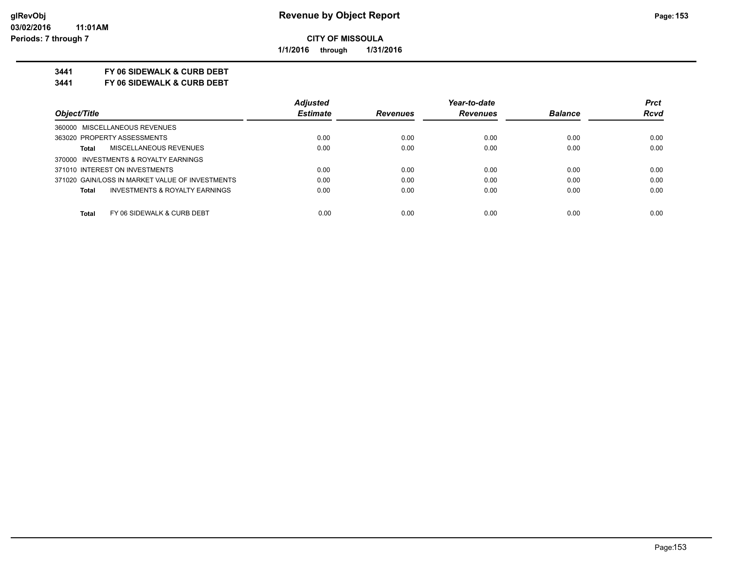**glRevObj**
**03/02/2016 11:01AM**
**Periods: 7 through 7**

# Revenue by Object Report

**CITY OF MISSOULA**

**1/1/2016 through 1/31/2016**

## 3441 FY 06 SIDEWALK & CURB DEBT
## 3441 FY 06 SIDEWALK & CURB DEBT

| *Object/Title* | *Adjusted Estimate* | *Revenues* | *Year-to-date Revenues* | *Balance* | *Prct Rcvd* |
|---|---|---|---|---|---|
| 360000 MISCELLANEOUS REVENUES | | | | | |
| 363020 PROPERTY ASSESSMENTS | 0.00 | 0.00 | 0.00 | 0.00 | 0.00 |
| **Total** MISCELLANEOUS REVENUES | 0.00 | 0.00 | 0.00 | 0.00 | 0.00 |
| 370000 INVESTMENTS & ROYALTY EARNINGS | | | | | |
| 371010 INTEREST ON INVESTMENTS | 0.00 | 0.00 | 0.00 | 0.00 | 0.00 |
| 371020 GAIN/LOSS IN MARKET VALUE OF INVESTMENTS | 0.00 | 0.00 | 0.00 | 0.00 | 0.00 |
| **Total** INVESTMENTS & ROYALTY EARNINGS | 0.00 | 0.00 | 0.00 | 0.00 | 0.00 |
| **Total** FY 06 SIDEWALK & CURB DEBT | 0.00 | 0.00 | 0.00 | 0.00 | 0.00 |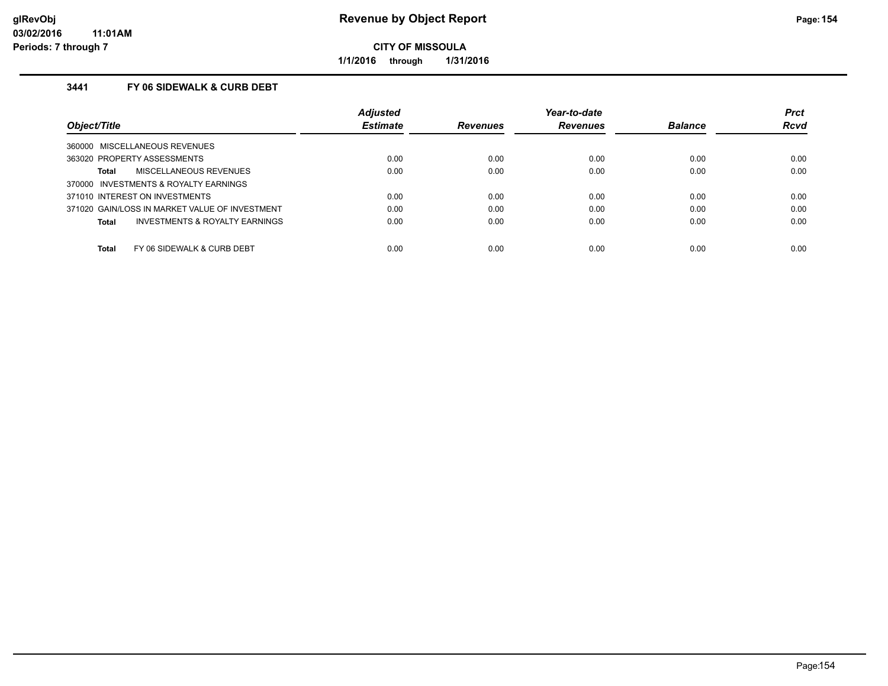**CITY OF MISSOULA**

**1/1/2016 through 1/31/2016**

### 3441 FY 06 SIDEWALK & CURB DEBT

| Object/Title | Adjusted Estimate | Revenues | Year-to-date Revenues | Balance | Prct Rcvd |
|---|---|---|---|---|---|
| 360000 MISCELLANEOUS REVENUES | | | | | |
| 363020 PROPERTY ASSESSMENTS | 0.00 | 0.00 | 0.00 | 0.00 | 0.00 |
| **Total** MISCELLANEOUS REVENUES | 0.00 | 0.00 | 0.00 | 0.00 | 0.00 |
| 370000 INVESTMENTS & ROYALTY EARNINGS | | | | | |
| 371010 INTEREST ON INVESTMENTS | 0.00 | 0.00 | 0.00 | 0.00 | 0.00 |
| 371020 GAIN/LOSS IN MARKET VALUE OF INVESTMENT | 0.00 | 0.00 | 0.00 | 0.00 | 0.00 |
| **Total** INVESTMENTS & ROYALTY EARNINGS | 0.00 | 0.00 | 0.00 | 0.00 | 0.00 |
| **Total** FY 06 SIDEWALK & CURB DEBT | 0.00 | 0.00 | 0.00 | 0.00 | 0.00 |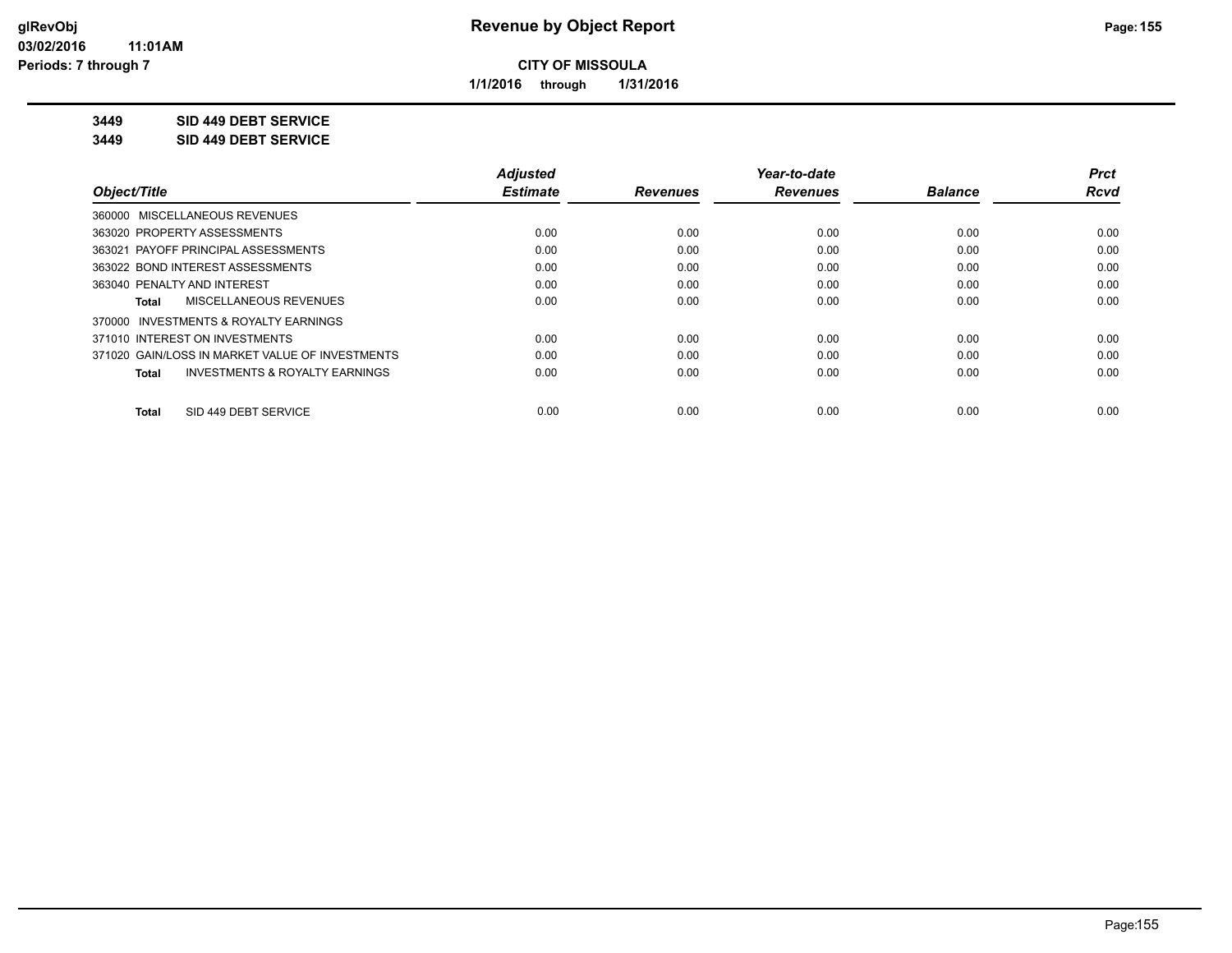**CITY OF MISSOULA**

**1/1/2016 through 1/31/2016**

**3449 SID 449 DEBT SERVICE**

**3449 SID 449 DEBT SERVICE**

| Object/Title | Adjusted Estimate | Revenues | Year-to-date Revenues | Balance | Prct Rcvd |
|---|---|---|---|---|---|
| 360000 MISCELLANEOUS REVENUES | | | | | |
| 363020 PROPERTY ASSESSMENTS | 0.00 | 0.00 | 0.00 | 0.00 | 0.00 |
| 363021 PAYOFF PRINCIPAL ASSESSMENTS | 0.00 | 0.00 | 0.00 | 0.00 | 0.00 |
| 363022 BOND INTEREST ASSESSMENTS | 0.00 | 0.00 | 0.00 | 0.00 | 0.00 |
| 363040 PENALTY AND INTEREST | 0.00 | 0.00 | 0.00 | 0.00 | 0.00 |
| **Total** MISCELLANEOUS REVENUES | 0.00 | 0.00 | 0.00 | 0.00 | 0.00 |
| 370000 INVESTMENTS & ROYALTY EARNINGS | | | | | |
| 371010 INTEREST ON INVESTMENTS | 0.00 | 0.00 | 0.00 | 0.00 | 0.00 |
| 371020 GAIN/LOSS IN MARKET VALUE OF INVESTMENTS | 0.00 | 0.00 | 0.00 | 0.00 | 0.00 |
| **Total** INVESTMENTS & ROYALTY EARNINGS | 0.00 | 0.00 | 0.00 | 0.00 | 0.00 |
| **Total** SID 449 DEBT SERVICE | 0.00 | 0.00 | 0.00 | 0.00 | 0.00 |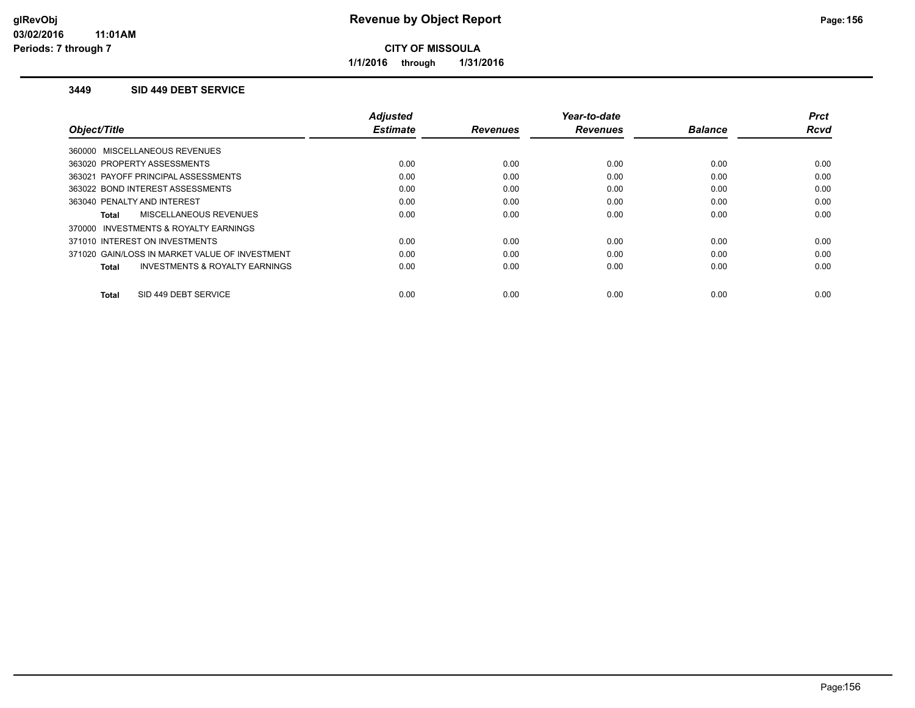# Revenue by Object Report

**CITY OF MISSOULA**

**1/1/2016 through 1/31/2016**

glRevObj
03/02/2016 11:01AM
Periods: 7 through 7

### 3449 SID 449 DEBT SERVICE

| Object/Title | Adjusted Estimate | Revenues | Year-to-date Revenues | Balance | Prct Rcvd |
|---|---|---|---|---|---|
| 360000 MISCELLANEOUS REVENUES | | | | | |
| 363020 PROPERTY ASSESSMENTS | 0.00 | 0.00 | 0.00 | 0.00 | 0.00 |
| 363021 PAYOFF PRINCIPAL ASSESSMENTS | 0.00 | 0.00 | 0.00 | 0.00 | 0.00 |
| 363022 BOND INTEREST ASSESSMENTS | 0.00 | 0.00 | 0.00 | 0.00 | 0.00 |
| 363040 PENALTY AND INTEREST | 0.00 | 0.00 | 0.00 | 0.00 | 0.00 |
| **Total** MISCELLANEOUS REVENUES | 0.00 | 0.00 | 0.00 | 0.00 | 0.00 |
| 370000 INVESTMENTS & ROYALTY EARNINGS | | | | | |
| 371010 INTEREST ON INVESTMENTS | 0.00 | 0.00 | 0.00 | 0.00 | 0.00 |
| 371020 GAIN/LOSS IN MARKET VALUE OF INVESTMENT | 0.00 | 0.00 | 0.00 | 0.00 | 0.00 |
| **Total** INVESTMENTS & ROYALTY EARNINGS | 0.00 | 0.00 | 0.00 | 0.00 | 0.00 |
| **Total** SID 449 DEBT SERVICE | 0.00 | 0.00 | 0.00 | 0.00 | 0.00 |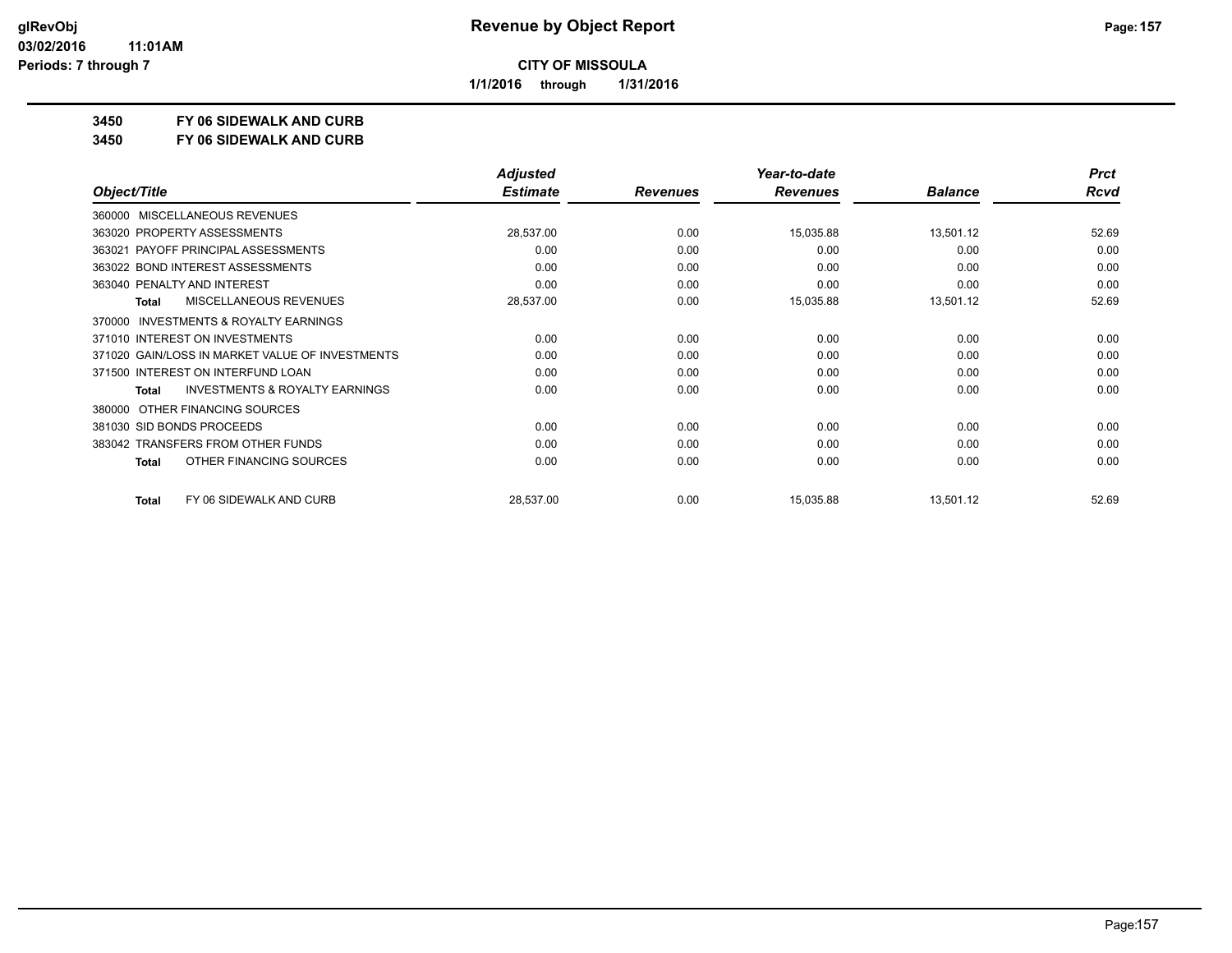# Revenue by Object Report

**CITY OF MISSOULA**

**1/1/2016 through 1/31/2016**

glRevObj
03/02/2016 11:01AM
Periods: 7 through 7

**3450 FY 06 SIDEWALK AND CURB**

**3450 FY 06 SIDEWALK AND CURB**

| Object/Title | Adjusted Estimate | Revenues | Year-to-date Revenues | Balance | Prct Rcvd |
|---|---|---|---|---|---|
| 360000 MISCELLANEOUS REVENUES | | | | | |
| 363020 PROPERTY ASSESSMENTS | 28,537.00 | 0.00 | 15,035.88 | 13,501.12 | 52.69 |
| 363021 PAYOFF PRINCIPAL ASSESSMENTS | 0.00 | 0.00 | 0.00 | 0.00 | 0.00 |
| 363022 BOND INTEREST ASSESSMENTS | 0.00 | 0.00 | 0.00 | 0.00 | 0.00 |
| 363040 PENALTY AND INTEREST | 0.00 | 0.00 | 0.00 | 0.00 | 0.00 |
| **Total** MISCELLANEOUS REVENUES | 28,537.00 | 0.00 | 15,035.88 | 13,501.12 | 52.69 |
| 370000 INVESTMENTS & ROYALTY EARNINGS | | | | | |
| 371010 INTEREST ON INVESTMENTS | 0.00 | 0.00 | 0.00 | 0.00 | 0.00 |
| 371020 GAIN/LOSS IN MARKET VALUE OF INVESTMENTS | 0.00 | 0.00 | 0.00 | 0.00 | 0.00 |
| 371500 INTEREST ON INTERFUND LOAN | 0.00 | 0.00 | 0.00 | 0.00 | 0.00 |
| **Total** INVESTMENTS & ROYALTY EARNINGS | 0.00 | 0.00 | 0.00 | 0.00 | 0.00 |
| 380000 OTHER FINANCING SOURCES | | | | | |
| 381030 SID BONDS PROCEEDS | 0.00 | 0.00 | 0.00 | 0.00 | 0.00 |
| 383042 TRANSFERS FROM OTHER FUNDS | 0.00 | 0.00 | 0.00 | 0.00 | 0.00 |
| **Total** OTHER FINANCING SOURCES | 0.00 | 0.00 | 0.00 | 0.00 | 0.00 |
| **Total** FY 06 SIDEWALK AND CURB | 28,537.00 | 0.00 | 15,035.88 | 13,501.12 | 52.69 |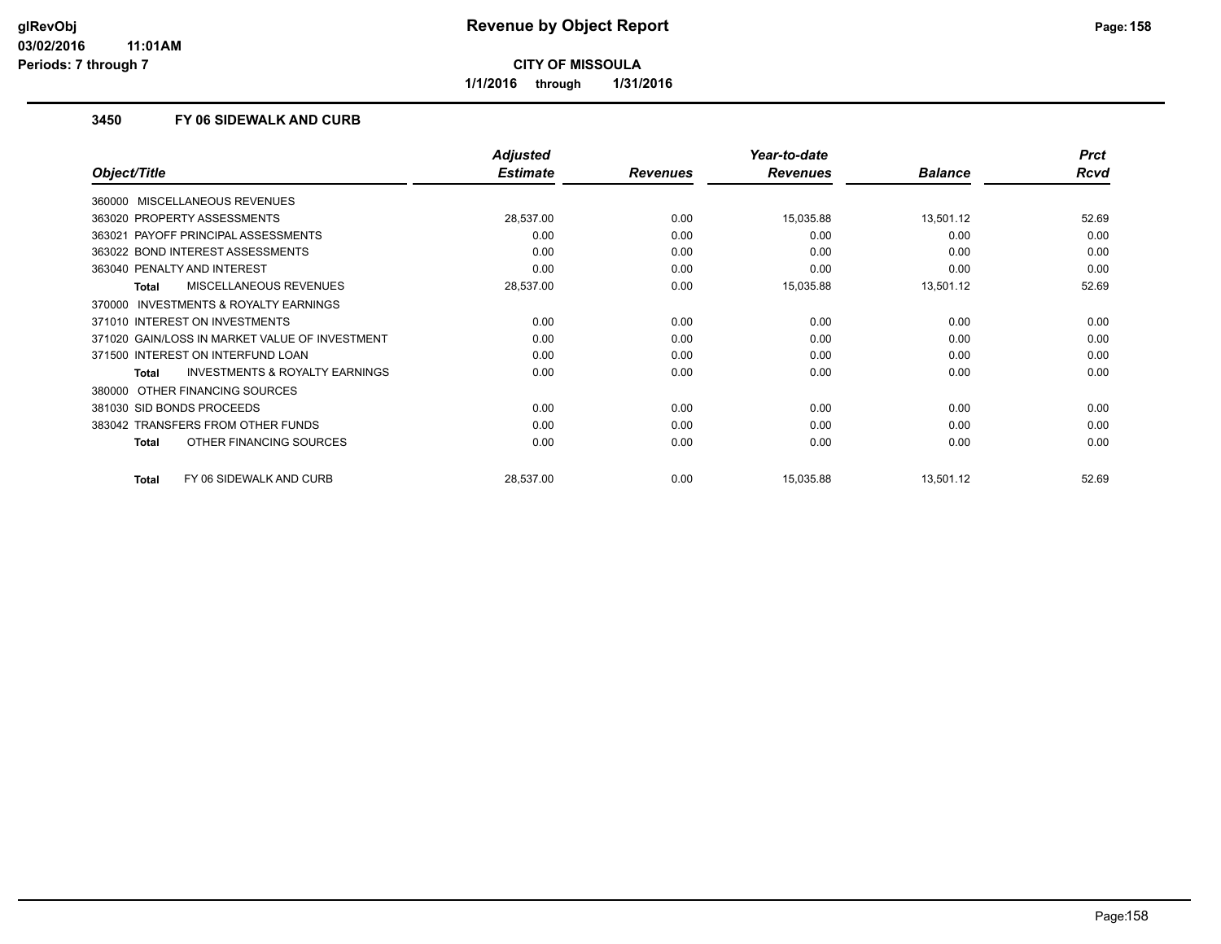# Revenue by Object Report

**CITY OF MISSOULA**

**1/1/2016 through 1/31/2016**

glRevObj
03/02/2016 11:01AM
Periods: 7 through 7

### 3450 FY 06 SIDEWALK AND CURB

| Object/Title | Adjusted Estimate | Revenues | Year-to-date Revenues | Balance | Prct Rcvd |
|---|---|---|---|---|---|
| 360000 MISCELLANEOUS REVENUES | | | | | |
| 363020 PROPERTY ASSESSMENTS | 28,537.00 | 0.00 | 15,035.88 | 13,501.12 | 52.69 |
| 363021 PAYOFF PRINCIPAL ASSESSMENTS | 0.00 | 0.00 | 0.00 | 0.00 | 0.00 |
| 363022 BOND INTEREST ASSESSMENTS | 0.00 | 0.00 | 0.00 | 0.00 | 0.00 |
| 363040 PENALTY AND INTEREST | 0.00 | 0.00 | 0.00 | 0.00 | 0.00 |
| **Total** MISCELLANEOUS REVENUES | 28,537.00 | 0.00 | 15,035.88 | 13,501.12 | 52.69 |
| 370000 INVESTMENTS & ROYALTY EARNINGS | | | | | |
| 371010 INTEREST ON INVESTMENTS | 0.00 | 0.00 | 0.00 | 0.00 | 0.00 |
| 371020 GAIN/LOSS IN MARKET VALUE OF INVESTMENT | 0.00 | 0.00 | 0.00 | 0.00 | 0.00 |
| 371500 INTEREST ON INTERFUND LOAN | 0.00 | 0.00 | 0.00 | 0.00 | 0.00 |
| **Total** INVESTMENTS & ROYALTY EARNINGS | 0.00 | 0.00 | 0.00 | 0.00 | 0.00 |
| 380000 OTHER FINANCING SOURCES | | | | | |
| 381030 SID BONDS PROCEEDS | 0.00 | 0.00 | 0.00 | 0.00 | 0.00 |
| 383042 TRANSFERS FROM OTHER FUNDS | 0.00 | 0.00 | 0.00 | 0.00 | 0.00 |
| **Total** OTHER FINANCING SOURCES | 0.00 | 0.00 | 0.00 | 0.00 | 0.00 |
| **Total** FY 06 SIDEWALK AND CURB | 28,537.00 | 0.00 | 15,035.88 | 13,501.12 | 52.69 |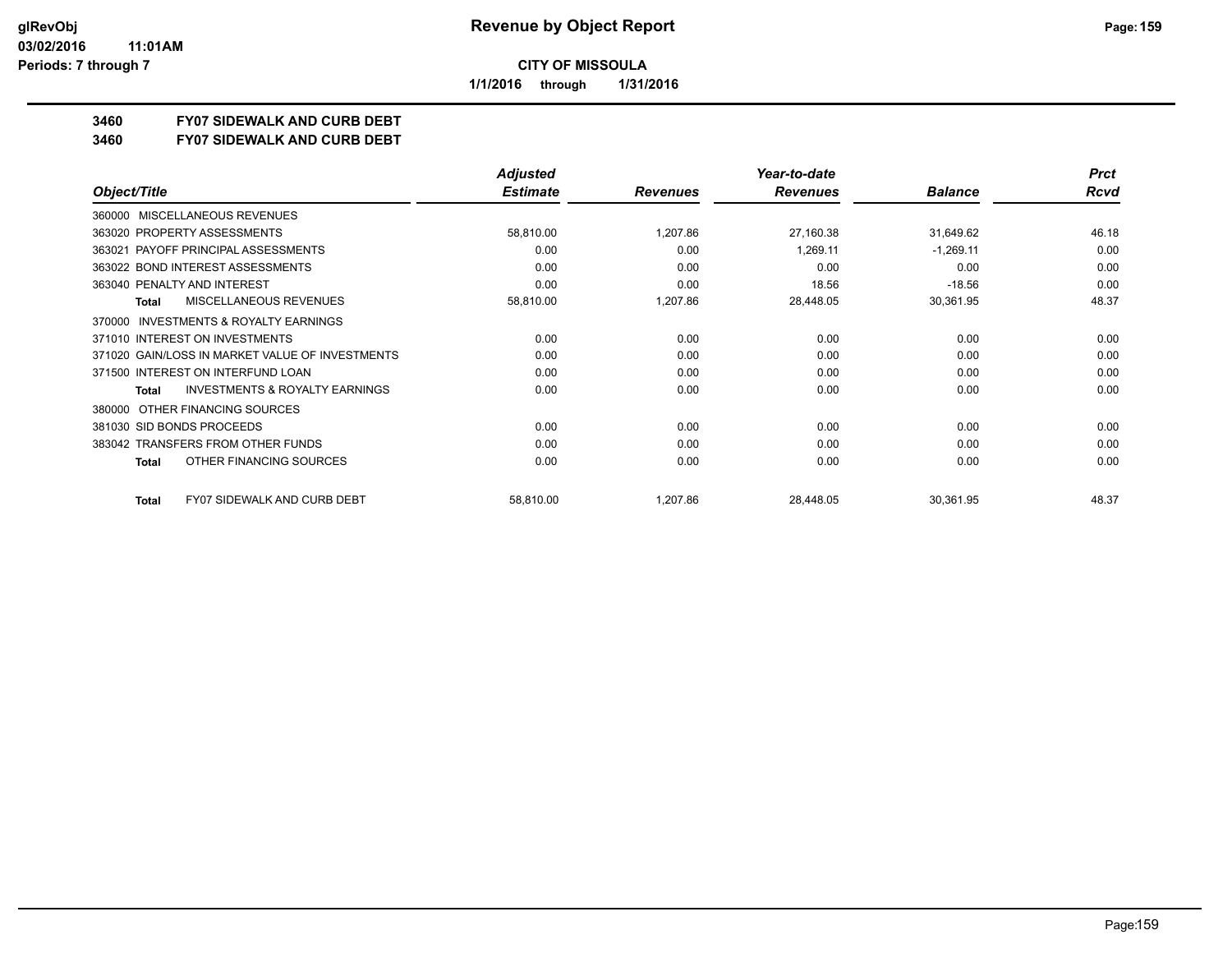**CITY OF MISSOULA**

**1/1/2016 through 1/31/2016**

**3460 FY07 SIDEWALK AND CURB DEBT**

**3460 FY07 SIDEWALK AND CURB DEBT**

| Object/Title | Adjusted Estimate | Revenues | Year-to-date Revenues | Balance | Prct Rcvd |
|---|---|---|---|---|---|
| 360000 MISCELLANEOUS REVENUES | | | | | |
| 363020 PROPERTY ASSESSMENTS | 58,810.00 | 1,207.86 | 27,160.38 | 31,649.62 | 46.18 |
| 363021 PAYOFF PRINCIPAL ASSESSMENTS | 0.00 | 0.00 | 1,269.11 | -1,269.11 | 0.00 |
| 363022 BOND INTEREST ASSESSMENTS | 0.00 | 0.00 | 0.00 | 0.00 | 0.00 |
| 363040 PENALTY AND INTEREST | 0.00 | 0.00 | 18.56 | -18.56 | 0.00 |
| **Total** MISCELLANEOUS REVENUES | 58,810.00 | 1,207.86 | 28,448.05 | 30,361.95 | 48.37 |
| 370000 INVESTMENTS & ROYALTY EARNINGS | | | | | |
| 371010 INTEREST ON INVESTMENTS | 0.00 | 0.00 | 0.00 | 0.00 | 0.00 |
| 371020 GAIN/LOSS IN MARKET VALUE OF INVESTMENTS | 0.00 | 0.00 | 0.00 | 0.00 | 0.00 |
| 371500 INTEREST ON INTERFUND LOAN | 0.00 | 0.00 | 0.00 | 0.00 | 0.00 |
| **Total** INVESTMENTS & ROYALTY EARNINGS | 0.00 | 0.00 | 0.00 | 0.00 | 0.00 |
| 380000 OTHER FINANCING SOURCES | | | | | |
| 381030 SID BONDS PROCEEDS | 0.00 | 0.00 | 0.00 | 0.00 | 0.00 |
| 383042 TRANSFERS FROM OTHER FUNDS | 0.00 | 0.00 | 0.00 | 0.00 | 0.00 |
| **Total** OTHER FINANCING SOURCES | 0.00 | 0.00 | 0.00 | 0.00 | 0.00 |
| **Total** FY07 SIDEWALK AND CURB DEBT | 58,810.00 | 1,207.86 | 28,448.05 | 30,361.95 | 48.37 |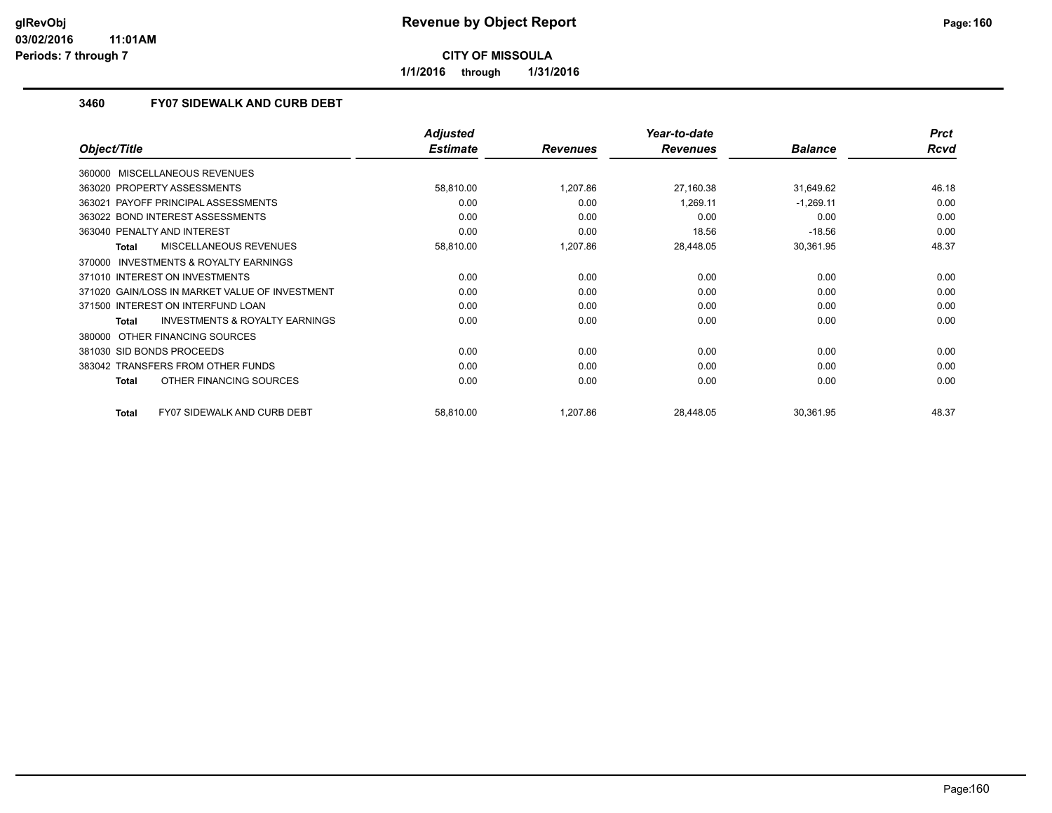# Revenue by Object Report

**CITY OF MISSOULA**

**1/1/2016 through 1/31/2016**

glRevObj
03/02/2016 11:01AM
Periods: 7 through 7

## 3460 FY07 SIDEWALK AND CURB DEBT

| Object/Title | Adjusted Estimate | Revenues | Year-to-date Revenues | Balance | Prct Rcvd |
|---|---|---|---|---|---|
| 360000 MISCELLANEOUS REVENUES | | | | | |
| 363020 PROPERTY ASSESSMENTS | 58,810.00 | 1,207.86 | 27,160.38 | 31,649.62 | 46.18 |
| 363021 PAYOFF PRINCIPAL ASSESSMENTS | 0.00 | 0.00 | 1,269.11 | -1,269.11 | 0.00 |
| 363022 BOND INTEREST ASSESSMENTS | 0.00 | 0.00 | 0.00 | 0.00 | 0.00 |
| 363040 PENALTY AND INTEREST | 0.00 | 0.00 | 18.56 | -18.56 | 0.00 |
| **Total** MISCELLANEOUS REVENUES | 58,810.00 | 1,207.86 | 28,448.05 | 30,361.95 | 48.37 |
| 370000 INVESTMENTS & ROYALTY EARNINGS | | | | | |
| 371010 INTEREST ON INVESTMENTS | 0.00 | 0.00 | 0.00 | 0.00 | 0.00 |
| 371020 GAIN/LOSS IN MARKET VALUE OF INVESTMENT | 0.00 | 0.00 | 0.00 | 0.00 | 0.00 |
| 371500 INTEREST ON INTERFUND LOAN | 0.00 | 0.00 | 0.00 | 0.00 | 0.00 |
| **Total** INVESTMENTS & ROYALTY EARNINGS | 0.00 | 0.00 | 0.00 | 0.00 | 0.00 |
| 380000 OTHER FINANCING SOURCES | | | | | |
| 381030 SID BONDS PROCEEDS | 0.00 | 0.00 | 0.00 | 0.00 | 0.00 |
| 383042 TRANSFERS FROM OTHER FUNDS | 0.00 | 0.00 | 0.00 | 0.00 | 0.00 |
| **Total** OTHER FINANCING SOURCES | 0.00 | 0.00 | 0.00 | 0.00 | 0.00 |
| **Total** FY07 SIDEWALK AND CURB DEBT | 58,810.00 | 1,207.86 | 28,448.05 | 30,361.95 | 48.37 |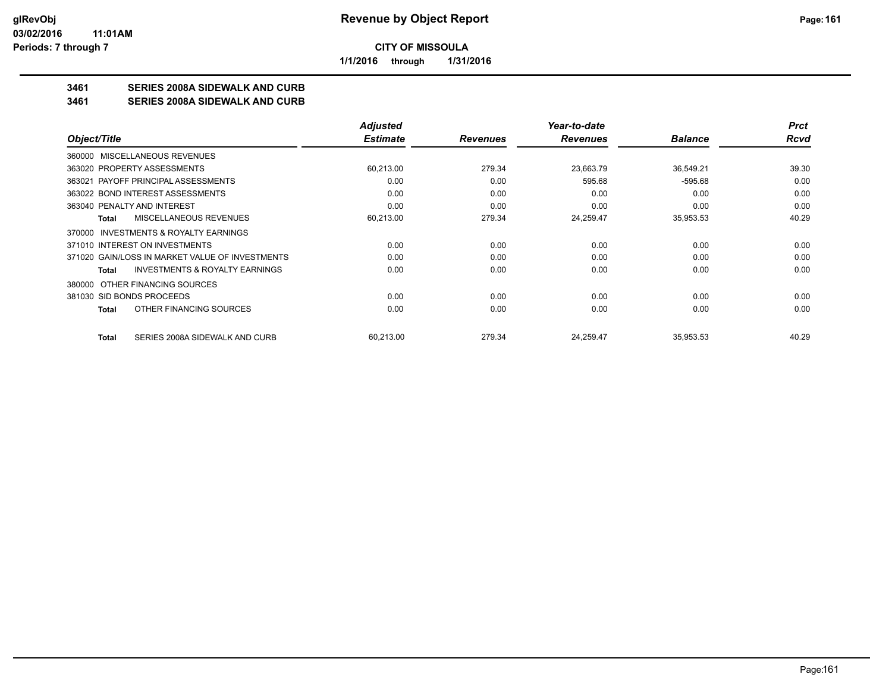# Revenue by Object Report

**CITY OF MISSOULA**

**1/1/2016 through 1/31/2016**

glRevObj
03/02/2016 11:01AM
Periods: 7 through 7

## 3461 SERIES 2008A SIDEWALK AND CURB
## 3461 SERIES 2008A SIDEWALK AND CURB

| Object/Title | Adjusted Estimate | Revenues | Year-to-date Revenues | Balance | Prct Rcvd |
|---|---|---|---|---|---|
| 360000 MISCELLANEOUS REVENUES | | | | | |
| 363020 PROPERTY ASSESSMENTS | 60,213.00 | 279.34 | 23,663.79 | 36,549.21 | 39.30 |
| 363021 PAYOFF PRINCIPAL ASSESSMENTS | 0.00 | 0.00 | 595.68 | -595.68 | 0.00 |
| 363022 BOND INTEREST ASSESSMENTS | 0.00 | 0.00 | 0.00 | 0.00 | 0.00 |
| 363040 PENALTY AND INTEREST | 0.00 | 0.00 | 0.00 | 0.00 | 0.00 |
| **Total** MISCELLANEOUS REVENUES | 60,213.00 | 279.34 | 24,259.47 | 35,953.53 | 40.29 |
| 370000 INVESTMENTS & ROYALTY EARNINGS | | | | | |
| 371010 INTEREST ON INVESTMENTS | 0.00 | 0.00 | 0.00 | 0.00 | 0.00 |
| 371020 GAIN/LOSS IN MARKET VALUE OF INVESTMENTS | 0.00 | 0.00 | 0.00 | 0.00 | 0.00 |
| **Total** INVESTMENTS & ROYALTY EARNINGS | 0.00 | 0.00 | 0.00 | 0.00 | 0.00 |
| 380000 OTHER FINANCING SOURCES | | | | | |
| 381030 SID BONDS PROCEEDS | 0.00 | 0.00 | 0.00 | 0.00 | 0.00 |
| **Total** OTHER FINANCING SOURCES | 0.00 | 0.00 | 0.00 | 0.00 | 0.00 |
| **Total** SERIES 2008A SIDEWALK AND CURB | 60,213.00 | 279.34 | 24,259.47 | 35,953.53 | 40.29 |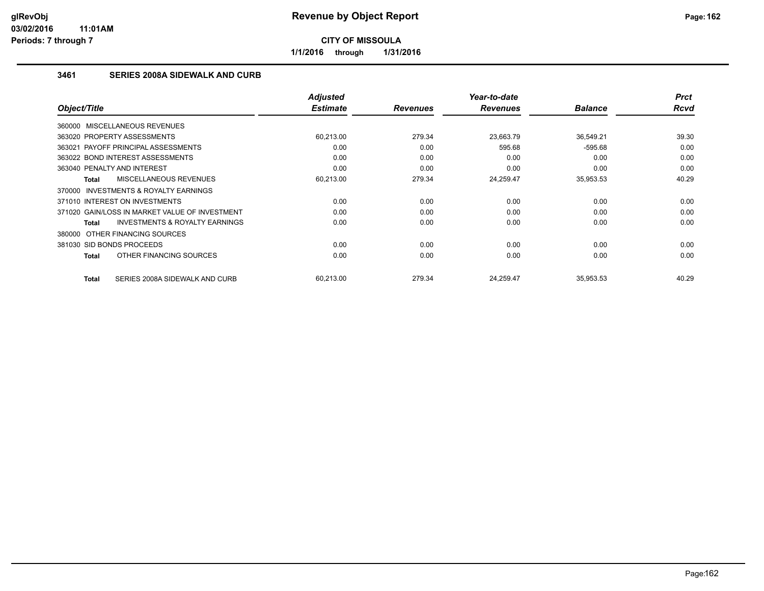# Revenue by Object Report

**CITY OF MISSOULA**

**1/1/2016 through 1/31/2016**

glRevObj
03/02/2016 11:01AM
Periods: 7 through 7

### 3461 SERIES 2008A SIDEWALK AND CURB

| Object/Title | Adjusted Estimate | Revenues | Year-to-date Revenues | Balance | Prct Rcvd |
|---|---|---|---|---|---|
| 360000 MISCELLANEOUS REVENUES | | | | | |
| 363020 PROPERTY ASSESSMENTS | 60,213.00 | 279.34 | 23,663.79 | 36,549.21 | 39.30 |
| 363021 PAYOFF PRINCIPAL ASSESSMENTS | 0.00 | 0.00 | 595.68 | -595.68 | 0.00 |
| 363022 BOND INTEREST ASSESSMENTS | 0.00 | 0.00 | 0.00 | 0.00 | 0.00 |
| 363040 PENALTY AND INTEREST | 0.00 | 0.00 | 0.00 | 0.00 | 0.00 |
| **Total** MISCELLANEOUS REVENUES | 60,213.00 | 279.34 | 24,259.47 | 35,953.53 | 40.29 |
| 370000 INVESTMENTS & ROYALTY EARNINGS | | | | | |
| 371010 INTEREST ON INVESTMENTS | 0.00 | 0.00 | 0.00 | 0.00 | 0.00 |
| 371020 GAIN/LOSS IN MARKET VALUE OF INVESTMENT | 0.00 | 0.00 | 0.00 | 0.00 | 0.00 |
| **Total** INVESTMENTS & ROYALTY EARNINGS | 0.00 | 0.00 | 0.00 | 0.00 | 0.00 |
| 380000 OTHER FINANCING SOURCES | | | | | |
| 381030 SID BONDS PROCEEDS | 0.00 | 0.00 | 0.00 | 0.00 | 0.00 |
| **Total** OTHER FINANCING SOURCES | 0.00 | 0.00 | 0.00 | 0.00 | 0.00 |
| **Total** SERIES 2008A SIDEWALK AND CURB | 60,213.00 | 279.34 | 24,259.47 | 35,953.53 | 40.29 |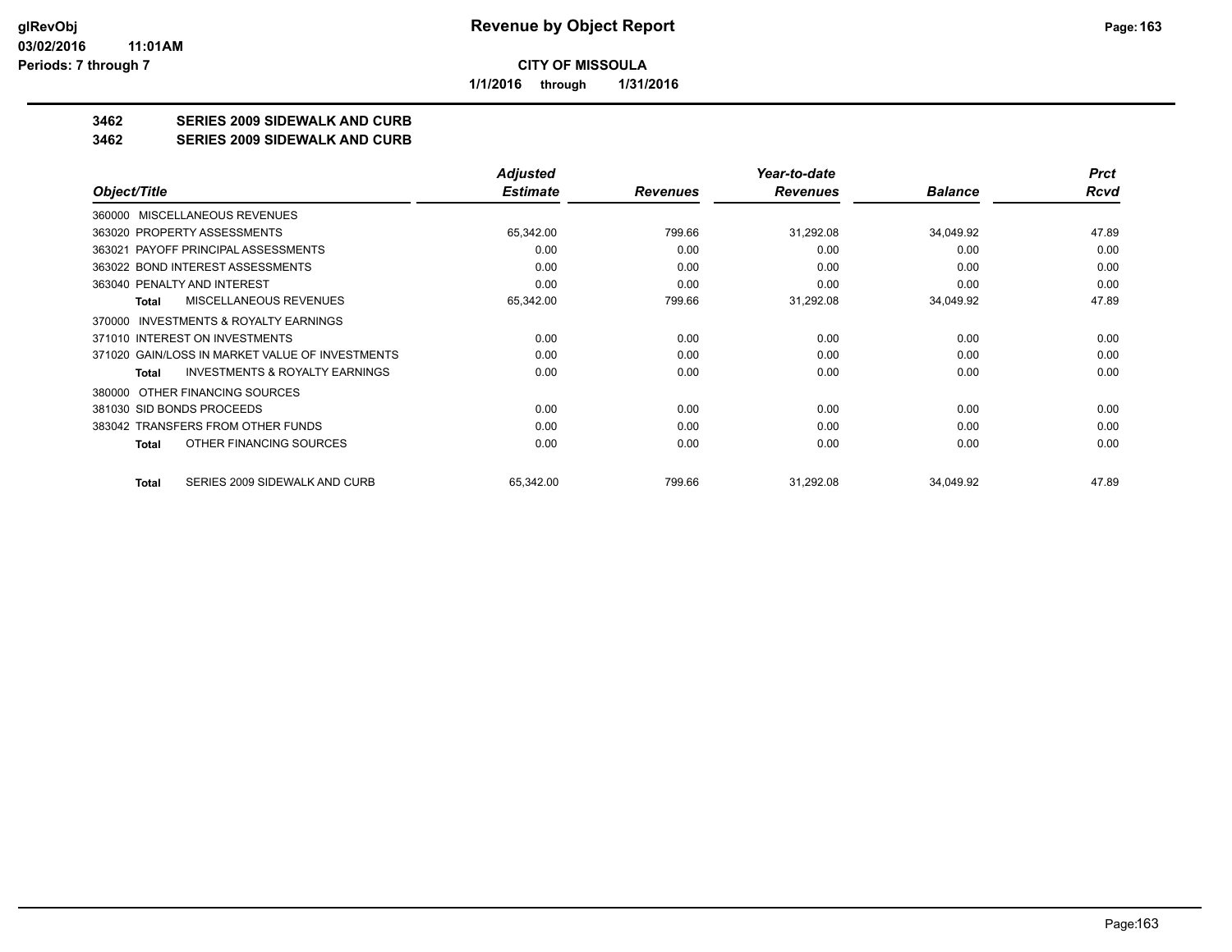**CITY OF MISSOULA**

**1/1/2016 through 1/31/2016**

## 3462 SERIES 2009 SIDEWALK AND CURB

## 3462 SERIES 2009 SIDEWALK AND CURB

| Object/Title | Adjusted Estimate | Revenues | Year-to-date Revenues | Balance | Prct Rcvd |
|---|---|---|---|---|---|
| 360000 MISCELLANEOUS REVENUES | | | | | |
| 363020 PROPERTY ASSESSMENTS | 65,342.00 | 799.66 | 31,292.08 | 34,049.92 | 47.89 |
| 363021 PAYOFF PRINCIPAL ASSESSMENTS | 0.00 | 0.00 | 0.00 | 0.00 | 0.00 |
| 363022 BOND INTEREST ASSESSMENTS | 0.00 | 0.00 | 0.00 | 0.00 | 0.00 |
| 363040 PENALTY AND INTEREST | 0.00 | 0.00 | 0.00 | 0.00 | 0.00 |
| **Total** MISCELLANEOUS REVENUES | 65,342.00 | 799.66 | 31,292.08 | 34,049.92 | 47.89 |
| 370000 INVESTMENTS & ROYALTY EARNINGS | | | | | |
| 371010 INTEREST ON INVESTMENTS | 0.00 | 0.00 | 0.00 | 0.00 | 0.00 |
| 371020 GAIN/LOSS IN MARKET VALUE OF INVESTMENTS | 0.00 | 0.00 | 0.00 | 0.00 | 0.00 |
| **Total** INVESTMENTS & ROYALTY EARNINGS | 0.00 | 0.00 | 0.00 | 0.00 | 0.00 |
| 380000 OTHER FINANCING SOURCES | | | | | |
| 381030 SID BONDS PROCEEDS | 0.00 | 0.00 | 0.00 | 0.00 | 0.00 |
| 383042 TRANSFERS FROM OTHER FUNDS | 0.00 | 0.00 | 0.00 | 0.00 | 0.00 |
| **Total** OTHER FINANCING SOURCES | 0.00 | 0.00 | 0.00 | 0.00 | 0.00 |
| **Total** SERIES 2009 SIDEWALK AND CURB | 65,342.00 | 799.66 | 31,292.08 | 34,049.92 | 47.89 |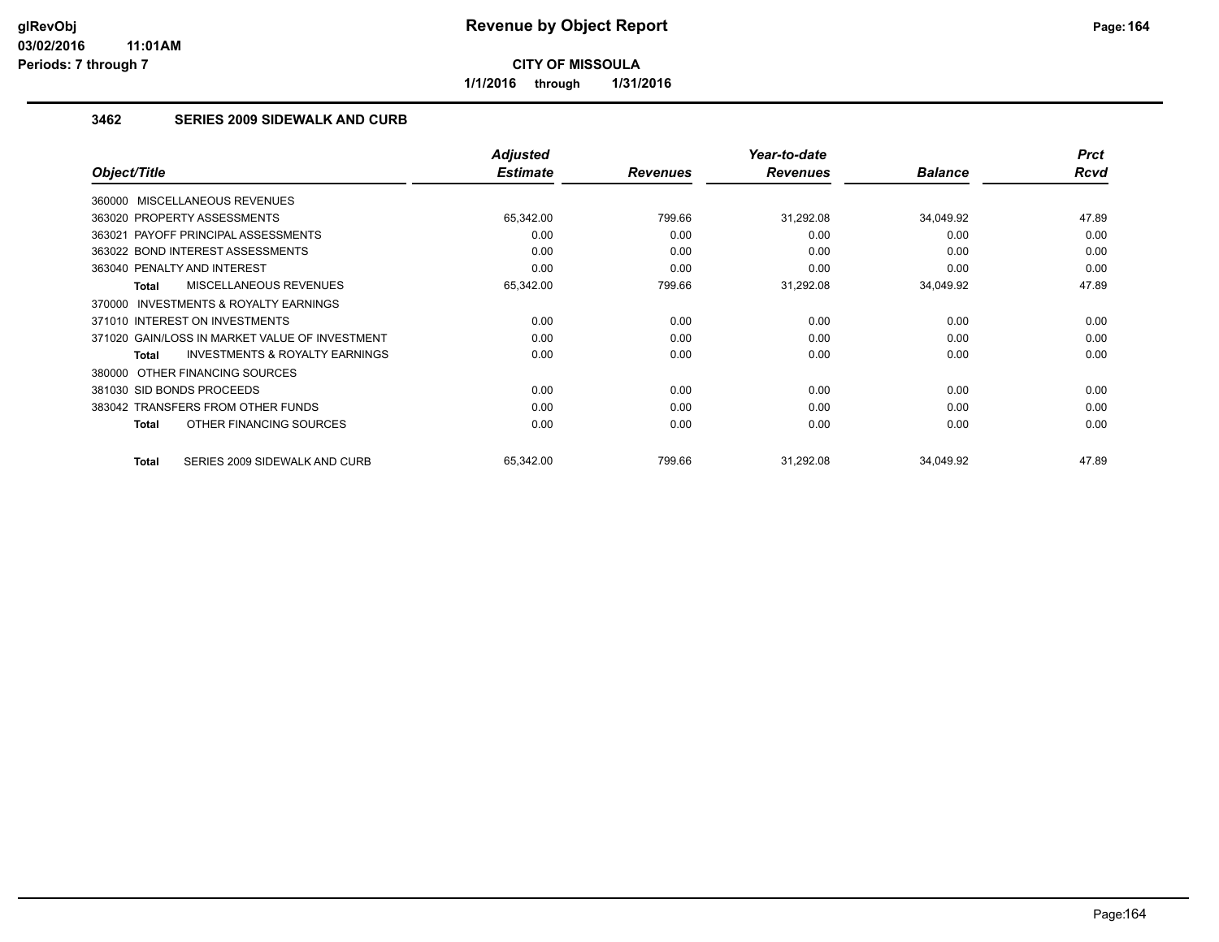# Revenue by Object Report

**CITY OF MISSOULA**

**1/1/2016 through 1/31/2016**

glRevObj
03/02/2016 11:01AM
Periods: 7 through 7

## 3462 SERIES 2009 SIDEWALK AND CURB

| Object/Title | Adjusted Estimate | Revenues | Year-to-date Revenues | Balance | Prct Rcvd |
|---|---|---|---|---|---|
| 360000 MISCELLANEOUS REVENUES | | | | | |
| 363020 PROPERTY ASSESSMENTS | 65,342.00 | 799.66 | 31,292.08 | 34,049.92 | 47.89 |
| 363021 PAYOFF PRINCIPAL ASSESSMENTS | 0.00 | 0.00 | 0.00 | 0.00 | 0.00 |
| 363022 BOND INTEREST ASSESSMENTS | 0.00 | 0.00 | 0.00 | 0.00 | 0.00 |
| 363040 PENALTY AND INTEREST | 0.00 | 0.00 | 0.00 | 0.00 | 0.00 |
| **Total** MISCELLANEOUS REVENUES | 65,342.00 | 799.66 | 31,292.08 | 34,049.92 | 47.89 |
| 370000 INVESTMENTS & ROYALTY EARNINGS | | | | | |
| 371010 INTEREST ON INVESTMENTS | 0.00 | 0.00 | 0.00 | 0.00 | 0.00 |
| 371020 GAIN/LOSS IN MARKET VALUE OF INVESTMENT | 0.00 | 0.00 | 0.00 | 0.00 | 0.00 |
| **Total** INVESTMENTS & ROYALTY EARNINGS | 0.00 | 0.00 | 0.00 | 0.00 | 0.00 |
| 380000 OTHER FINANCING SOURCES | | | | | |
| 381030 SID BONDS PROCEEDS | 0.00 | 0.00 | 0.00 | 0.00 | 0.00 |
| 383042 TRANSFERS FROM OTHER FUNDS | 0.00 | 0.00 | 0.00 | 0.00 | 0.00 |
| **Total** OTHER FINANCING SOURCES | 0.00 | 0.00 | 0.00 | 0.00 | 0.00 |
| **Total** SERIES 2009 SIDEWALK AND CURB | 65,342.00 | 799.66 | 31,292.08 | 34,049.92 | 47.89 |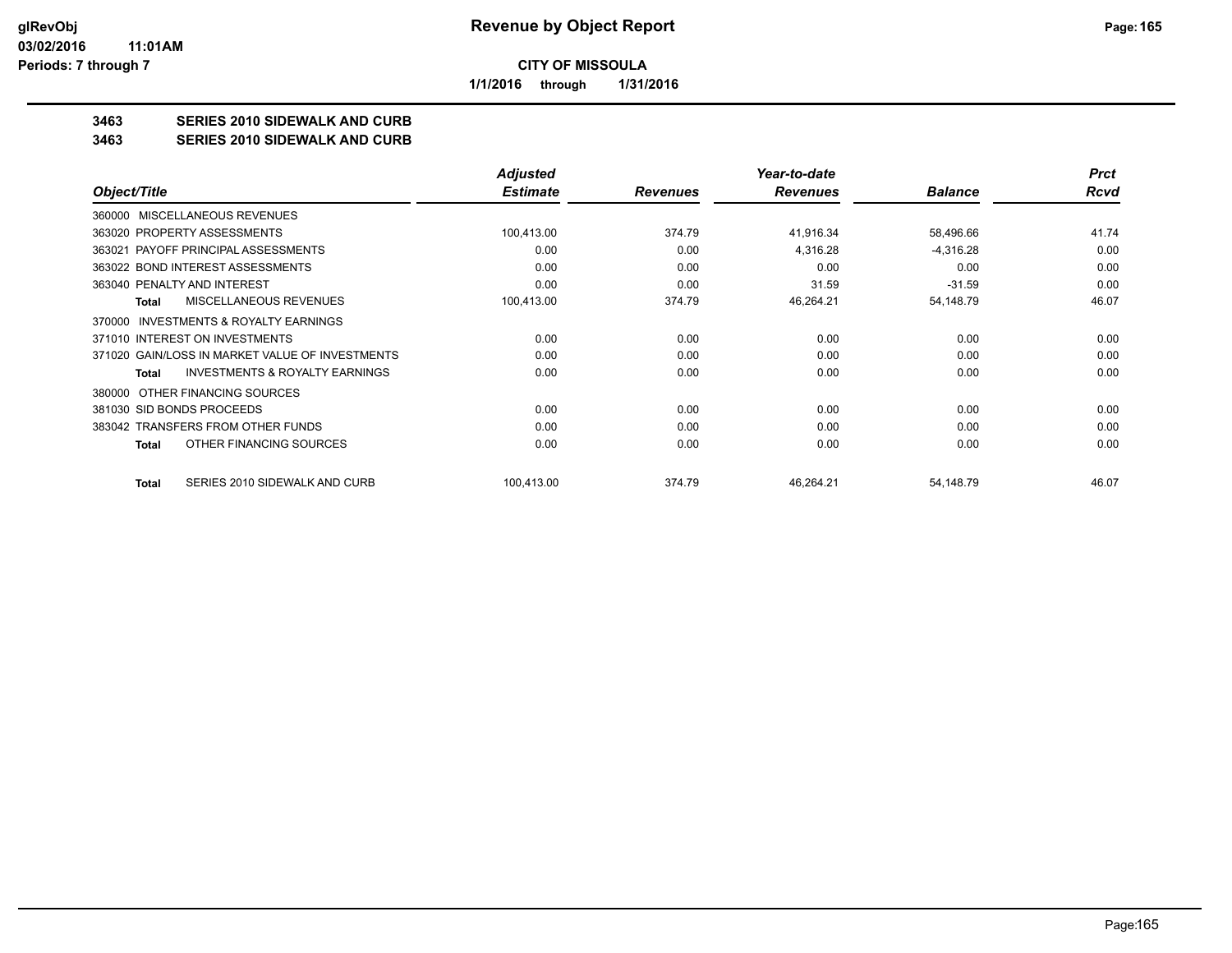**CITY OF MISSOULA**

**1/1/2016 through 1/31/2016**

**3463 SERIES 2010 SIDEWALK AND CURB**

**3463 SERIES 2010 SIDEWALK AND CURB**

| Object/Title | | Adjusted Estimate | Revenues | Year-to-date Revenues | Balance | Prct Rcvd |
|---|---|---|---|---|---|---|
| 360000 MISCELLANEOUS REVENUES | | | | | | |
| 363020 PROPERTY ASSESSMENTS | | 100,413.00 | 374.79 | 41,916.34 | 58,496.66 | 41.74 |
| 363021 PAYOFF PRINCIPAL ASSESSMENTS | | 0.00 | 0.00 | 4,316.28 | -4,316.28 | 0.00 |
| 363022 BOND INTEREST ASSESSMENTS | | 0.00 | 0.00 | 0.00 | 0.00 | 0.00 |
| 363040 PENALTY AND INTEREST | | 0.00 | 0.00 | 31.59 | -31.59 | 0.00 |
| Total | MISCELLANEOUS REVENUES | 100,413.00 | 374.79 | 46,264.21 | 54,148.79 | 46.07 |
| 370000 INVESTMENTS & ROYALTY EARNINGS | | | | | | |
| 371010 INTEREST ON INVESTMENTS | | 0.00 | 0.00 | 0.00 | 0.00 | 0.00 |
| 371020 GAIN/LOSS IN MARKET VALUE OF INVESTMENTS | | 0.00 | 0.00 | 0.00 | 0.00 | 0.00 |
| Total | INVESTMENTS & ROYALTY EARNINGS | 0.00 | 0.00 | 0.00 | 0.00 | 0.00 |
| 380000 OTHER FINANCING SOURCES | | | | | | |
| 381030 SID BONDS PROCEEDS | | 0.00 | 0.00 | 0.00 | 0.00 | 0.00 |
| 383042 TRANSFERS FROM OTHER FUNDS | | 0.00 | 0.00 | 0.00 | 0.00 | 0.00 |
| Total | OTHER FINANCING SOURCES | 0.00 | 0.00 | 0.00 | 0.00 | 0.00 |
| Total | SERIES 2010 SIDEWALK AND CURB | 100,413.00 | 374.79 | 46,264.21 | 54,148.79 | 46.07 |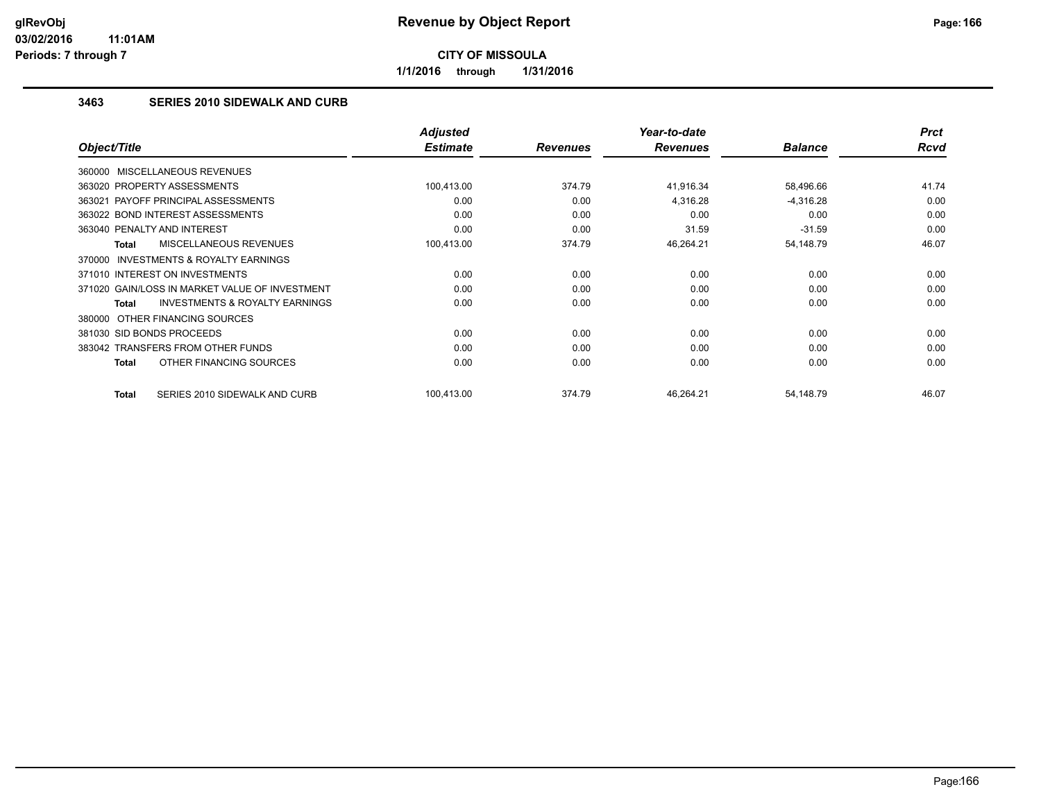**CITY OF MISSOULA**

**1/1/2016 through 1/31/2016**

### 3463 SERIES 2010 SIDEWALK AND CURB

| Object/Title | Adjusted Estimate | Revenues | Year-to-date Revenues | Balance | Prct Rcvd |
|---|---|---|---|---|---|
| 360000 MISCELLANEOUS REVENUES | | | | | |
| 363020 PROPERTY ASSESSMENTS | 100,413.00 | 374.79 | 41,916.34 | 58,496.66 | 41.74 |
| 363021 PAYOFF PRINCIPAL ASSESSMENTS | 0.00 | 0.00 | 4,316.28 | -4,316.28 | 0.00 |
| 363022 BOND INTEREST ASSESSMENTS | 0.00 | 0.00 | 0.00 | 0.00 | 0.00 |
| 363040 PENALTY AND INTEREST | 0.00 | 0.00 | 31.59 | -31.59 | 0.00 |
| **Total** MISCELLANEOUS REVENUES | 100,413.00 | 374.79 | 46,264.21 | 54,148.79 | 46.07 |
| 370000 INVESTMENTS & ROYALTY EARNINGS | | | | | |
| 371010 INTEREST ON INVESTMENTS | 0.00 | 0.00 | 0.00 | 0.00 | 0.00 |
| 371020 GAIN/LOSS IN MARKET VALUE OF INVESTMENT | 0.00 | 0.00 | 0.00 | 0.00 | 0.00 |
| **Total** INVESTMENTS & ROYALTY EARNINGS | 0.00 | 0.00 | 0.00 | 0.00 | 0.00 |
| 380000 OTHER FINANCING SOURCES | | | | | |
| 381030 SID BONDS PROCEEDS | 0.00 | 0.00 | 0.00 | 0.00 | 0.00 |
| 383042 TRANSFERS FROM OTHER FUNDS | 0.00 | 0.00 | 0.00 | 0.00 | 0.00 |
| **Total** OTHER FINANCING SOURCES | 0.00 | 0.00 | 0.00 | 0.00 | 0.00 |
| **Total** SERIES 2010 SIDEWALK AND CURB | 100,413.00 | 374.79 | 46,264.21 | 54,148.79 | 46.07 |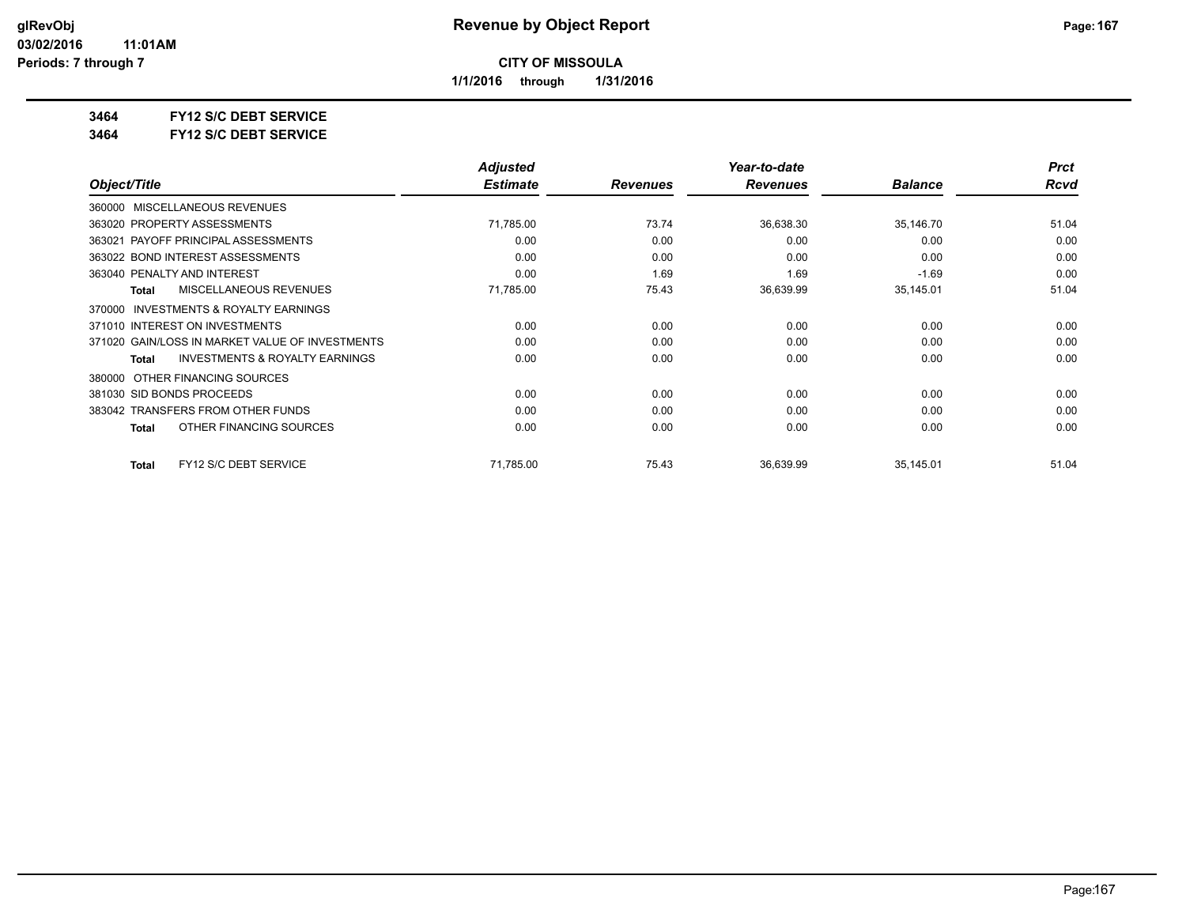**Revenue by Object Report**

**CITY OF MISSOULA**

**1/1/2016 through 1/31/2016**

glRevObj
03/02/2016 11:01AM
Periods: 7 through 7

**3464 FY12 S/C DEBT SERVICE**

**3464 FY12 S/C DEBT SERVICE**

| Object/Title | Adjusted Estimate | Revenues | Year-to-date Revenues | Balance | Prct Rcvd |
|---|---|---|---|---|---|
| 360000 MISCELLANEOUS REVENUES | | | | | |
| 363020 PROPERTY ASSESSMENTS | 71,785.00 | 73.74 | 36,638.30 | 35,146.70 | 51.04 |
| 363021 PAYOFF PRINCIPAL ASSESSMENTS | 0.00 | 0.00 | 0.00 | 0.00 | 0.00 |
| 363022 BOND INTEREST ASSESSMENTS | 0.00 | 0.00 | 0.00 | 0.00 | 0.00 |
| 363040 PENALTY AND INTEREST | 0.00 | 1.69 | 1.69 | -1.69 | 0.00 |
| **Total** MISCELLANEOUS REVENUES | 71,785.00 | 75.43 | 36,639.99 | 35,145.01 | 51.04 |
| 370000 INVESTMENTS & ROYALTY EARNINGS | | | | | |
| 371010 INTEREST ON INVESTMENTS | 0.00 | 0.00 | 0.00 | 0.00 | 0.00 |
| 371020 GAIN/LOSS IN MARKET VALUE OF INVESTMENTS | 0.00 | 0.00 | 0.00 | 0.00 | 0.00 |
| **Total** INVESTMENTS & ROYALTY EARNINGS | 0.00 | 0.00 | 0.00 | 0.00 | 0.00 |
| 380000 OTHER FINANCING SOURCES | | | | | |
| 381030 SID BONDS PROCEEDS | 0.00 | 0.00 | 0.00 | 0.00 | 0.00 |
| 383042 TRANSFERS FROM OTHER FUNDS | 0.00 | 0.00 | 0.00 | 0.00 | 0.00 |
| **Total** OTHER FINANCING SOURCES | 0.00 | 0.00 | 0.00 | 0.00 | 0.00 |
| **Total** FY12 S/C DEBT SERVICE | 71,785.00 | 75.43 | 36,639.99 | 35,145.01 | 51.04 |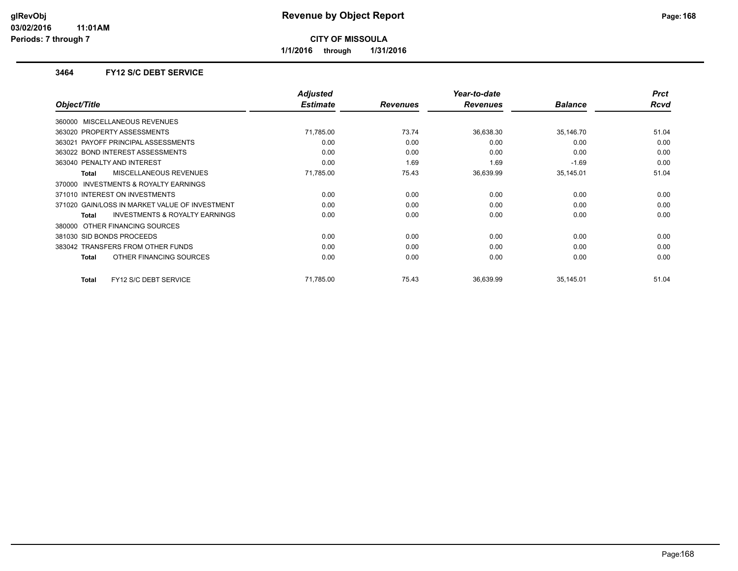# Revenue by Object Report

**CITY OF MISSOULA**

**1/1/2016 through 1/31/2016**

### 3464 FY12 S/C DEBT SERVICE

| Object/Title | Adjusted Estimate | Revenues | Year-to-date Revenues | Balance | Prct Rcvd |
|---|---|---|---|---|---|
| 360000 MISCELLANEOUS REVENUES | | | | | |
| 363020 PROPERTY ASSESSMENTS | 71,785.00 | 73.74 | 36,638.30 | 35,146.70 | 51.04 |
| 363021 PAYOFF PRINCIPAL ASSESSMENTS | 0.00 | 0.00 | 0.00 | 0.00 | 0.00 |
| 363022 BOND INTEREST ASSESSMENTS | 0.00 | 0.00 | 0.00 | 0.00 | 0.00 |
| 363040 PENALTY AND INTEREST | 0.00 | 1.69 | 1.69 | -1.69 | 0.00 |
| **Total** MISCELLANEOUS REVENUES | 71,785.00 | 75.43 | 36,639.99 | 35,145.01 | 51.04 |
| 370000 INVESTMENTS & ROYALTY EARNINGS | | | | | |
| 371010 INTEREST ON INVESTMENTS | 0.00 | 0.00 | 0.00 | 0.00 | 0.00 |
| 371020 GAIN/LOSS IN MARKET VALUE OF INVESTMENT | 0.00 | 0.00 | 0.00 | 0.00 | 0.00 |
| **Total** INVESTMENTS & ROYALTY EARNINGS | 0.00 | 0.00 | 0.00 | 0.00 | 0.00 |
| 380000 OTHER FINANCING SOURCES | | | | | |
| 381030 SID BONDS PROCEEDS | 0.00 | 0.00 | 0.00 | 0.00 | 0.00 |
| 383042 TRANSFERS FROM OTHER FUNDS | 0.00 | 0.00 | 0.00 | 0.00 | 0.00 |
| **Total** OTHER FINANCING SOURCES | 0.00 | 0.00 | 0.00 | 0.00 | 0.00 |
| **Total** FY12 S/C DEBT SERVICE | 71,785.00 | 75.43 | 36,639.99 | 35,145.01 | 51.04 |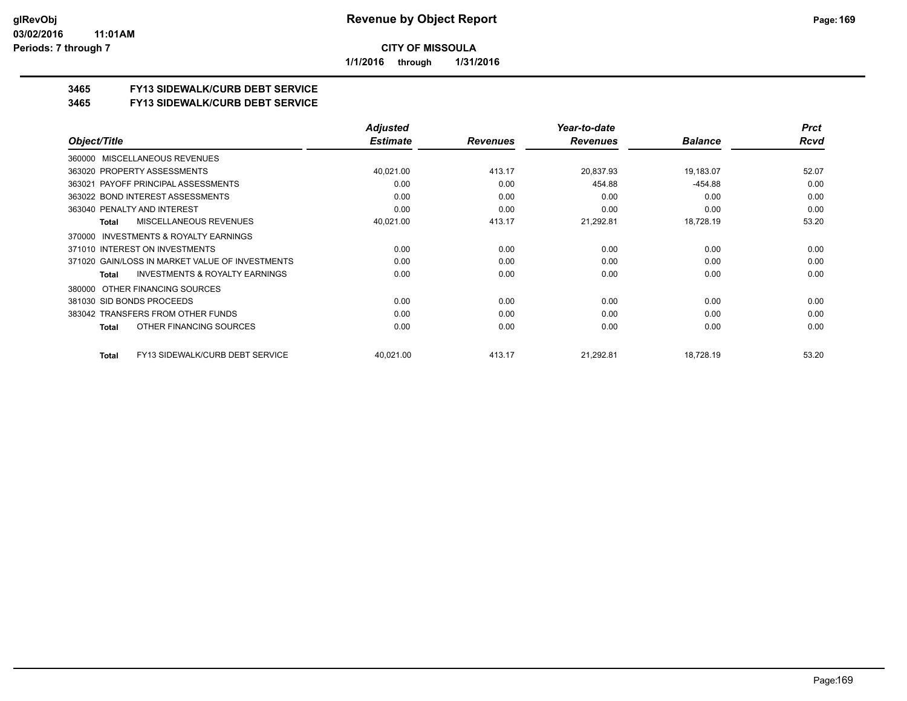**glRevObj**
**03/02/2016 11:01AM**
**Periods: 7 through 7**

# Revenue by Object Report

**CITY OF MISSOULA**

**1/1/2016 through 1/31/2016**

## 3465 FY13 SIDEWALK/CURB DEBT SERVICE
## 3465 FY13 SIDEWALK/CURB DEBT SERVICE

| Object/Title | Adjusted Estimate | Revenues | Year-to-date Revenues | Balance | Prct Rcvd |
|---|---|---|---|---|---|
| 360000 MISCELLANEOUS REVENUES | | | | | |
| 363020 PROPERTY ASSESSMENTS | 40,021.00 | 413.17 | 20,837.93 | 19,183.07 | 52.07 |
| 363021 PAYOFF PRINCIPAL ASSESSMENTS | 0.00 | 0.00 | 454.88 | -454.88 | 0.00 |
| 363022 BOND INTEREST ASSESSMENTS | 0.00 | 0.00 | 0.00 | 0.00 | 0.00 |
| 363040 PENALTY AND INTEREST | 0.00 | 0.00 | 0.00 | 0.00 | 0.00 |
| **Total** MISCELLANEOUS REVENUES | 40,021.00 | 413.17 | 21,292.81 | 18,728.19 | 53.20 |
| 370000 INVESTMENTS & ROYALTY EARNINGS | | | | | |
| 371010 INTEREST ON INVESTMENTS | 0.00 | 0.00 | 0.00 | 0.00 | 0.00 |
| 371020 GAIN/LOSS IN MARKET VALUE OF INVESTMENTS | 0.00 | 0.00 | 0.00 | 0.00 | 0.00 |
| **Total** INVESTMENTS & ROYALTY EARNINGS | 0.00 | 0.00 | 0.00 | 0.00 | 0.00 |
| 380000 OTHER FINANCING SOURCES | | | | | |
| 381030 SID BONDS PROCEEDS | 0.00 | 0.00 | 0.00 | 0.00 | 0.00 |
| 383042 TRANSFERS FROM OTHER FUNDS | 0.00 | 0.00 | 0.00 | 0.00 | 0.00 |
| **Total** OTHER FINANCING SOURCES | 0.00 | 0.00 | 0.00 | 0.00 | 0.00 |
| **Total** FY13 SIDEWALK/CURB DEBT SERVICE | 40,021.00 | 413.17 | 21,292.81 | 18,728.19 | 53.20 |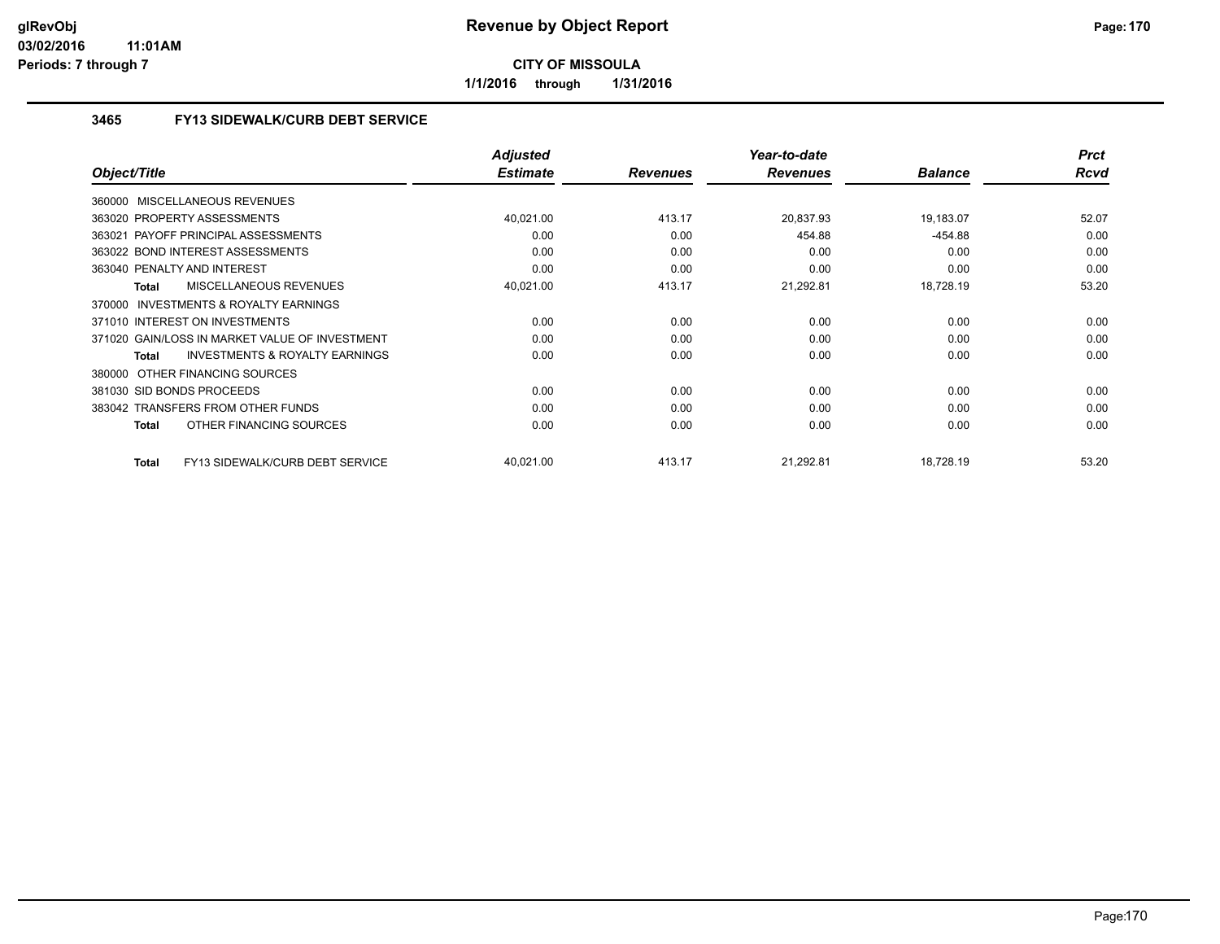# Revenue by Object Report

**CITY OF MISSOULA**

**1/1/2016 through 1/31/2016**

glRevObj
03/02/2016 11:01AM
Periods: 7 through 7

### 3465 FY13 SIDEWALK/CURB DEBT SERVICE

| Object/Title | Adjusted Estimate | Revenues | Year-to-date Revenues | Balance | Prct Rcvd |
|---|---|---|---|---|---|
| 360000 MISCELLANEOUS REVENUES | | | | | |
| 363020 PROPERTY ASSESSMENTS | 40,021.00 | 413.17 | 20,837.93 | 19,183.07 | 52.07 |
| 363021 PAYOFF PRINCIPAL ASSESSMENTS | 0.00 | 0.00 | 454.88 | -454.88 | 0.00 |
| 363022 BOND INTEREST ASSESSMENTS | 0.00 | 0.00 | 0.00 | 0.00 | 0.00 |
| 363040 PENALTY AND INTEREST | 0.00 | 0.00 | 0.00 | 0.00 | 0.00 |
| **Total** MISCELLANEOUS REVENUES | 40,021.00 | 413.17 | 21,292.81 | 18,728.19 | 53.20 |
| 370000 INVESTMENTS & ROYALTY EARNINGS | | | | | |
| 371010 INTEREST ON INVESTMENTS | 0.00 | 0.00 | 0.00 | 0.00 | 0.00 |
| 371020 GAIN/LOSS IN MARKET VALUE OF INVESTMENT | 0.00 | 0.00 | 0.00 | 0.00 | 0.00 |
| **Total** INVESTMENTS & ROYALTY EARNINGS | 0.00 | 0.00 | 0.00 | 0.00 | 0.00 |
| 380000 OTHER FINANCING SOURCES | | | | | |
| 381030 SID BONDS PROCEEDS | 0.00 | 0.00 | 0.00 | 0.00 | 0.00 |
| 383042 TRANSFERS FROM OTHER FUNDS | 0.00 | 0.00 | 0.00 | 0.00 | 0.00 |
| **Total** OTHER FINANCING SOURCES | 0.00 | 0.00 | 0.00 | 0.00 | 0.00 |
| **Total** FY13 SIDEWALK/CURB DEBT SERVICE | 40,021.00 | 413.17 | 21,292.81 | 18,728.19 | 53.20 |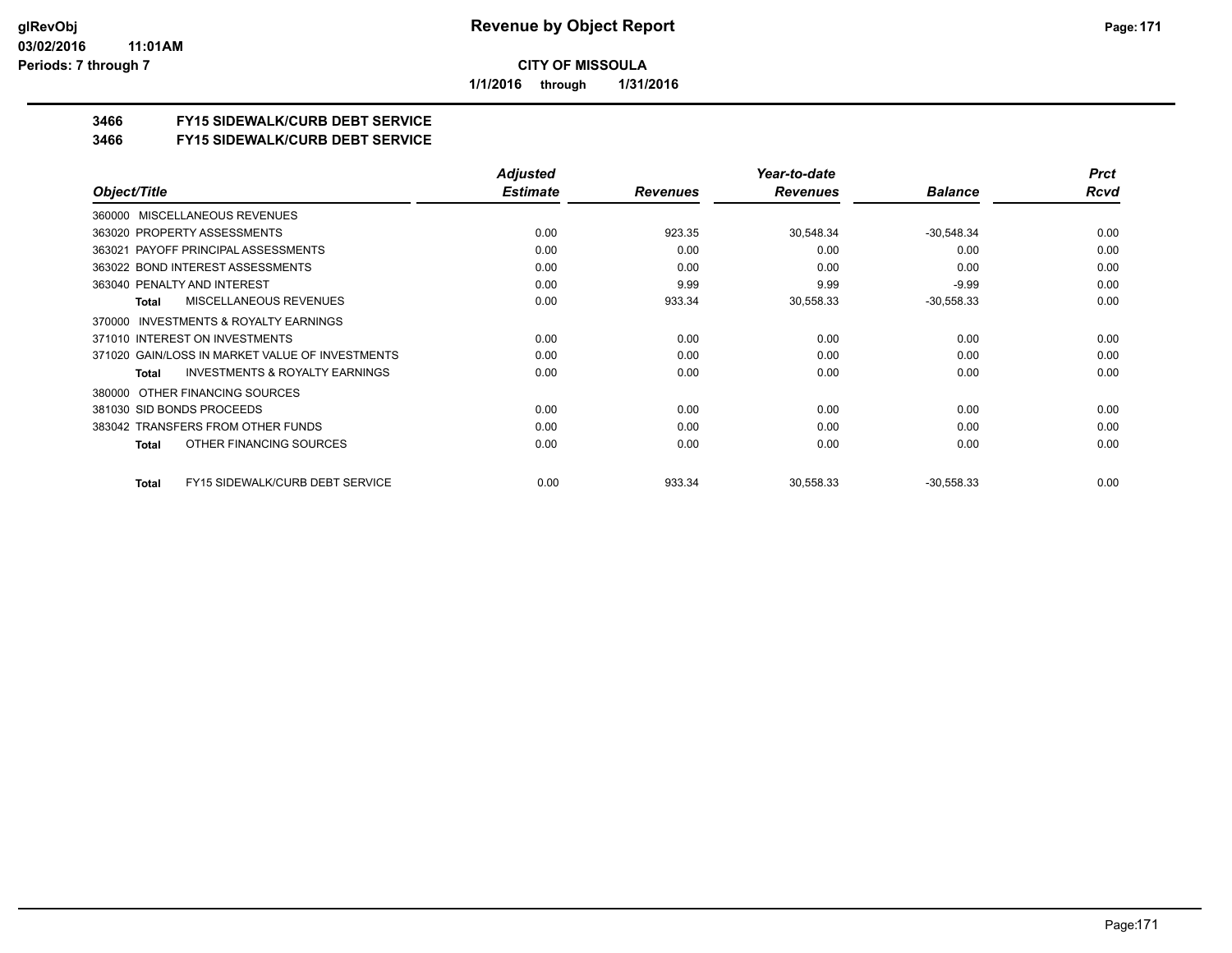# Revenue by Object Report

**CITY OF MISSOULA**

**1/1/2016 through 1/31/2016**

glRevObj
03/02/2016 11:01AM
Periods: 7 through 7

## 3466 FY15 SIDEWALK/CURB DEBT SERVICE
## 3466 FY15 SIDEWALK/CURB DEBT SERVICE

| Object/Title | Adjusted Estimate | Revenues | Year-to-date Revenues | Balance | Prct Rcvd |
|---|---|---|---|---|---|
| 360000 MISCELLANEOUS REVENUES | | | | | |
| 363020 PROPERTY ASSESSMENTS | 0.00 | 923.35 | 30,548.34 | -30,548.34 | 0.00 |
| 363021 PAYOFF PRINCIPAL ASSESSMENTS | 0.00 | 0.00 | 0.00 | 0.00 | 0.00 |
| 363022 BOND INTEREST ASSESSMENTS | 0.00 | 0.00 | 0.00 | 0.00 | 0.00 |
| 363040 PENALTY AND INTEREST | 0.00 | 9.99 | 9.99 | -9.99 | 0.00 |
| **Total** MISCELLANEOUS REVENUES | 0.00 | 933.34 | 30,558.33 | -30,558.33 | 0.00 |
| 370000 INVESTMENTS & ROYALTY EARNINGS | | | | | |
| 371010 INTEREST ON INVESTMENTS | 0.00 | 0.00 | 0.00 | 0.00 | 0.00 |
| 371020 GAIN/LOSS IN MARKET VALUE OF INVESTMENTS | 0.00 | 0.00 | 0.00 | 0.00 | 0.00 |
| **Total** INVESTMENTS & ROYALTY EARNINGS | 0.00 | 0.00 | 0.00 | 0.00 | 0.00 |
| 380000 OTHER FINANCING SOURCES | | | | | |
| 381030 SID BONDS PROCEEDS | 0.00 | 0.00 | 0.00 | 0.00 | 0.00 |
| 383042 TRANSFERS FROM OTHER FUNDS | 0.00 | 0.00 | 0.00 | 0.00 | 0.00 |
| **Total** OTHER FINANCING SOURCES | 0.00 | 0.00 | 0.00 | 0.00 | 0.00 |
| **Total** FY15 SIDEWALK/CURB DEBT SERVICE | 0.00 | 933.34 | 30,558.33 | -30,558.33 | 0.00 |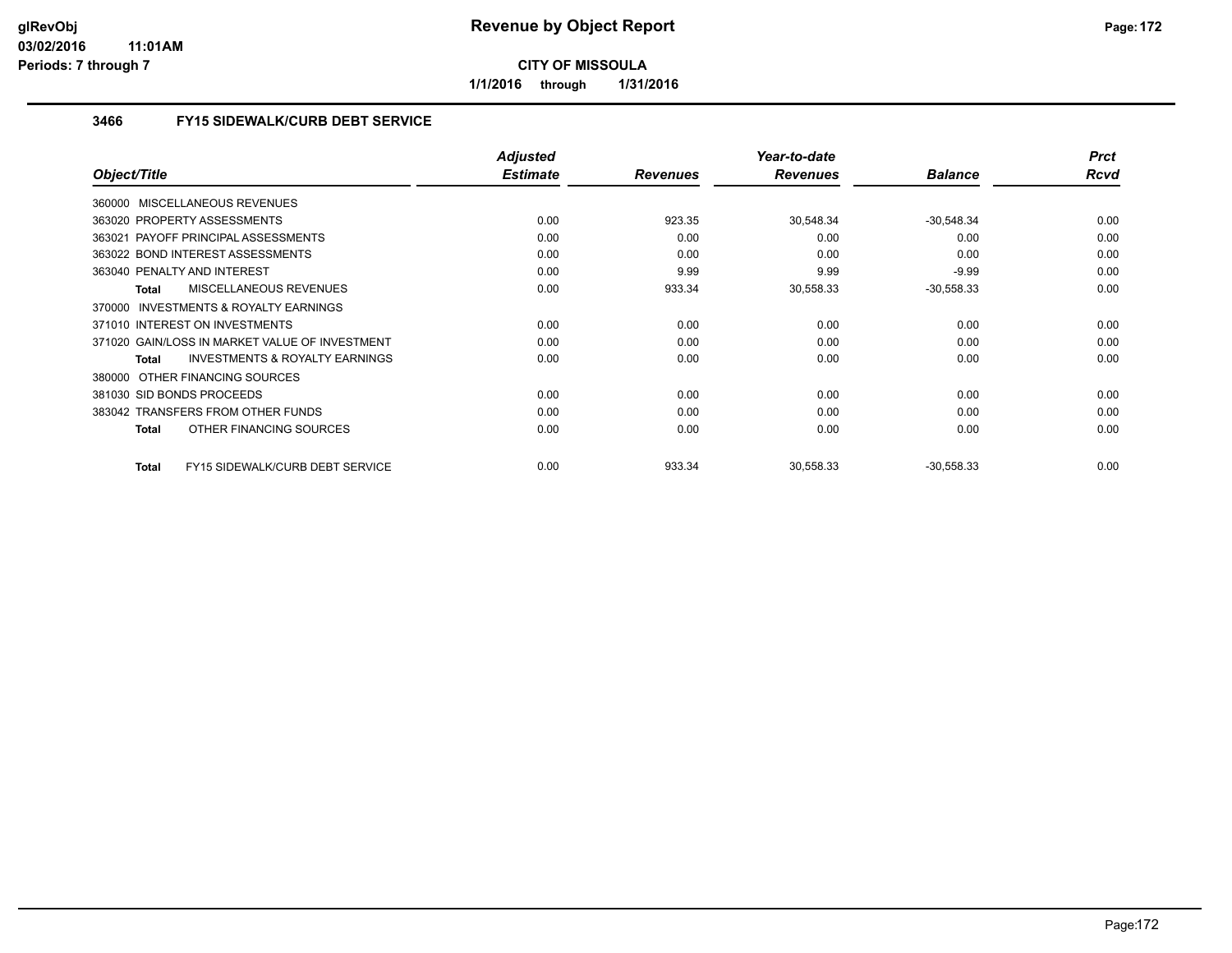**glRevObj**
**03/02/2016 11:01AM**
**Periods: 7 through 7**

# Revenue by Object Report

**CITY OF MISSOULA**

**1/1/2016 through 1/31/2016**

## 3466 FY15 SIDEWALK/CURB DEBT SERVICE

| Object/Title | Adjusted Estimate | Revenues | Year-to-date Revenues | Balance | Prct Rcvd |
|---|---|---|---|---|---|
| 360000 MISCELLANEOUS REVENUES | | | | | |
| 363020 PROPERTY ASSESSMENTS | 0.00 | 923.35 | 30,548.34 | -30,548.34 | 0.00 |
| 363021 PAYOFF PRINCIPAL ASSESSMENTS | 0.00 | 0.00 | 0.00 | 0.00 | 0.00 |
| 363022 BOND INTEREST ASSESSMENTS | 0.00 | 0.00 | 0.00 | 0.00 | 0.00 |
| 363040 PENALTY AND INTEREST | 0.00 | 9.99 | 9.99 | -9.99 | 0.00 |
| **Total** MISCELLANEOUS REVENUES | 0.00 | 933.34 | 30,558.33 | -30,558.33 | 0.00 |
| 370000 INVESTMENTS & ROYALTY EARNINGS | | | | | |
| 371010 INTEREST ON INVESTMENTS | 0.00 | 0.00 | 0.00 | 0.00 | 0.00 |
| 371020 GAIN/LOSS IN MARKET VALUE OF INVESTMENT | 0.00 | 0.00 | 0.00 | 0.00 | 0.00 |
| **Total** INVESTMENTS & ROYALTY EARNINGS | 0.00 | 0.00 | 0.00 | 0.00 | 0.00 |
| 380000 OTHER FINANCING SOURCES | | | | | |
| 381030 SID BONDS PROCEEDS | 0.00 | 0.00 | 0.00 | 0.00 | 0.00 |
| 383042 TRANSFERS FROM OTHER FUNDS | 0.00 | 0.00 | 0.00 | 0.00 | 0.00 |
| **Total** OTHER FINANCING SOURCES | 0.00 | 0.00 | 0.00 | 0.00 | 0.00 |
| **Total** FY15 SIDEWALK/CURB DEBT SERVICE | 0.00 | 933.34 | 30,558.33 | -30,558.33 | 0.00 |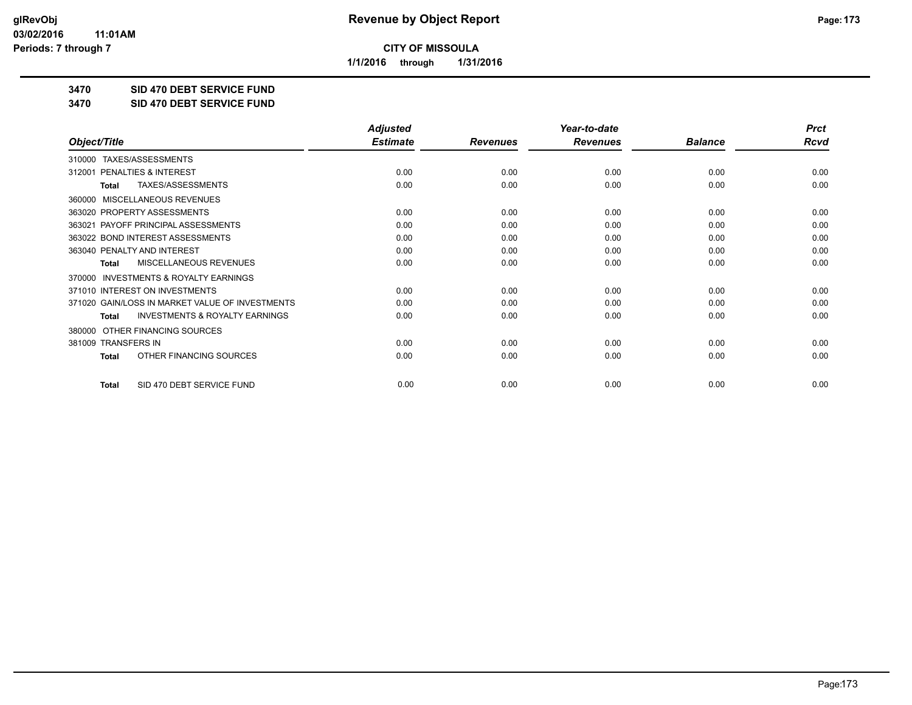# Revenue by Object Report

**CITY OF MISSOULA**

**1/1/2016 through 1/31/2016**

glRevObj
03/02/2016 11:01AM
Periods: 7 through 7

## 3470 SID 470 DEBT SERVICE FUND
## 3470 SID 470 DEBT SERVICE FUND

| Object/Title | Adjusted Estimate | Revenues | Year-to-date Revenues | Balance | Prct Rcvd |
|---|---|---|---|---|---|
| 310000 TAXES/ASSESSMENTS | | | | | |
| 312001 PENALTIES & INTEREST | 0.00 | 0.00 | 0.00 | 0.00 | 0.00 |
| **Total** TAXES/ASSESSMENTS | 0.00 | 0.00 | 0.00 | 0.00 | 0.00 |
| 360000 MISCELLANEOUS REVENUES | | | | | |
| 363020 PROPERTY ASSESSMENTS | 0.00 | 0.00 | 0.00 | 0.00 | 0.00 |
| 363021 PAYOFF PRINCIPAL ASSESSMENTS | 0.00 | 0.00 | 0.00 | 0.00 | 0.00 |
| 363022 BOND INTEREST ASSESSMENTS | 0.00 | 0.00 | 0.00 | 0.00 | 0.00 |
| 363040 PENALTY AND INTEREST | 0.00 | 0.00 | 0.00 | 0.00 | 0.00 |
| **Total** MISCELLANEOUS REVENUES | 0.00 | 0.00 | 0.00 | 0.00 | 0.00 |
| 370000 INVESTMENTS & ROYALTY EARNINGS | | | | | |
| 371010 INTEREST ON INVESTMENTS | 0.00 | 0.00 | 0.00 | 0.00 | 0.00 |
| 371020 GAIN/LOSS IN MARKET VALUE OF INVESTMENTS | 0.00 | 0.00 | 0.00 | 0.00 | 0.00 |
| **Total** INVESTMENTS & ROYALTY EARNINGS | 0.00 | 0.00 | 0.00 | 0.00 | 0.00 |
| 380000 OTHER FINANCING SOURCES | | | | | |
| 381009 TRANSFERS IN | 0.00 | 0.00 | 0.00 | 0.00 | 0.00 |
| **Total** OTHER FINANCING SOURCES | 0.00 | 0.00 | 0.00 | 0.00 | 0.00 |
| **Total** SID 470 DEBT SERVICE FUND | 0.00 | 0.00 | 0.00 | 0.00 | 0.00 |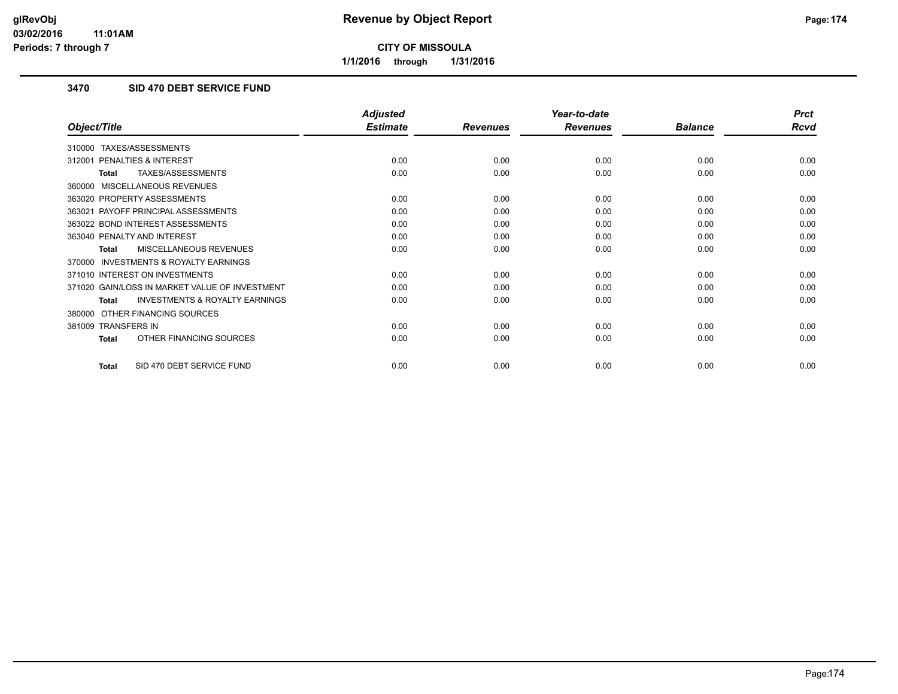# Revenue by Object Report

**CITY OF MISSOULA**

**1/1/2016 through 1/31/2016**

### 3470 SID 470 DEBT SERVICE FUND

| Object/Title | Adjusted Estimate | Revenues | Year-to-date Revenues | Balance | Prct Rcvd |
|---|---|---|---|---|---|
| 310000 TAXES/ASSESSMENTS | | | | | |
| 312001 PENALTIES & INTEREST | 0.00 | 0.00 | 0.00 | 0.00 | 0.00 |
| **Total** TAXES/ASSESSMENTS | 0.00 | 0.00 | 0.00 | 0.00 | 0.00 |
| 360000 MISCELLANEOUS REVENUES | | | | | |
| 363020 PROPERTY ASSESSMENTS | 0.00 | 0.00 | 0.00 | 0.00 | 0.00 |
| 363021 PAYOFF PRINCIPAL ASSESSMENTS | 0.00 | 0.00 | 0.00 | 0.00 | 0.00 |
| 363022 BOND INTEREST ASSESSMENTS | 0.00 | 0.00 | 0.00 | 0.00 | 0.00 |
| 363040 PENALTY AND INTEREST | 0.00 | 0.00 | 0.00 | 0.00 | 0.00 |
| **Total** MISCELLANEOUS REVENUES | 0.00 | 0.00 | 0.00 | 0.00 | 0.00 |
| 370000 INVESTMENTS & ROYALTY EARNINGS | | | | | |
| 371010 INTEREST ON INVESTMENTS | 0.00 | 0.00 | 0.00 | 0.00 | 0.00 |
| 371020 GAIN/LOSS IN MARKET VALUE OF INVESTMENT | 0.00 | 0.00 | 0.00 | 0.00 | 0.00 |
| **Total** INVESTMENTS & ROYALTY EARNINGS | 0.00 | 0.00 | 0.00 | 0.00 | 0.00 |
| 380000 OTHER FINANCING SOURCES | | | | | |
| 381009 TRANSFERS IN | 0.00 | 0.00 | 0.00 | 0.00 | 0.00 |
| **Total** OTHER FINANCING SOURCES | 0.00 | 0.00 | 0.00 | 0.00 | 0.00 |
| **Total** SID 470 DEBT SERVICE FUND | 0.00 | 0.00 | 0.00 | 0.00 | 0.00 |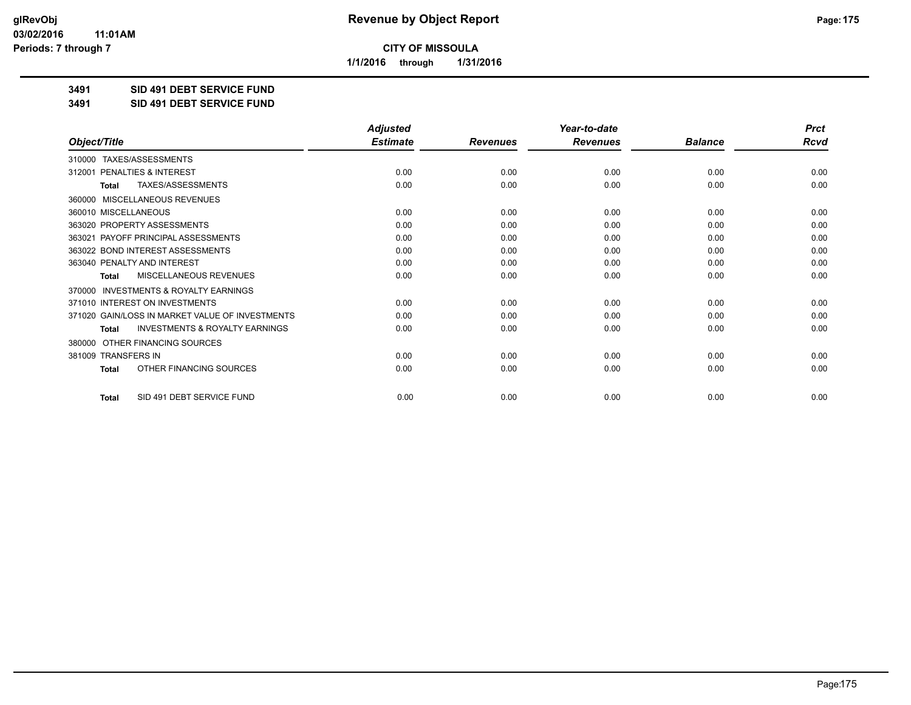glRevObj
03/02/2016 11:01AM
Periods: 7 through 7

# Revenue by Object Report

**CITY OF MISSOULA**

**1/1/2016 through 1/31/2016**

**3491 SID 491 DEBT SERVICE FUND**

**3491 SID 491 DEBT SERVICE FUND**

| Object/Title | Adjusted Estimate | Revenues | Year-to-date Revenues | Balance | Prct Rcvd |
|---|---|---|---|---|---|
| 310000 TAXES/ASSESSMENTS | | | | | |
| 312001 PENALTIES & INTEREST | 0.00 | 0.00 | 0.00 | 0.00 | 0.00 |
| **Total** TAXES/ASSESSMENTS | 0.00 | 0.00 | 0.00 | 0.00 | 0.00 |
| 360000 MISCELLANEOUS REVENUES | | | | | |
| 360010 MISCELLANEOUS | 0.00 | 0.00 | 0.00 | 0.00 | 0.00 |
| 363020 PROPERTY ASSESSMENTS | 0.00 | 0.00 | 0.00 | 0.00 | 0.00 |
| 363021 PAYOFF PRINCIPAL ASSESSMENTS | 0.00 | 0.00 | 0.00 | 0.00 | 0.00 |
| 363022 BOND INTEREST ASSESSMENTS | 0.00 | 0.00 | 0.00 | 0.00 | 0.00 |
| 363040 PENALTY AND INTEREST | 0.00 | 0.00 | 0.00 | 0.00 | 0.00 |
| **Total** MISCELLANEOUS REVENUES | 0.00 | 0.00 | 0.00 | 0.00 | 0.00 |
| 370000 INVESTMENTS & ROYALTY EARNINGS | | | | | |
| 371010 INTEREST ON INVESTMENTS | 0.00 | 0.00 | 0.00 | 0.00 | 0.00 |
| 371020 GAIN/LOSS IN MARKET VALUE OF INVESTMENTS | 0.00 | 0.00 | 0.00 | 0.00 | 0.00 |
| **Total** INVESTMENTS & ROYALTY EARNINGS | 0.00 | 0.00 | 0.00 | 0.00 | 0.00 |
| 380000 OTHER FINANCING SOURCES | | | | | |
| 381009 TRANSFERS IN | 0.00 | 0.00 | 0.00 | 0.00 | 0.00 |
| **Total** OTHER FINANCING SOURCES | 0.00 | 0.00 | 0.00 | 0.00 | 0.00 |
| **Total** SID 491 DEBT SERVICE FUND | 0.00 | 0.00 | 0.00 | 0.00 | 0.00 |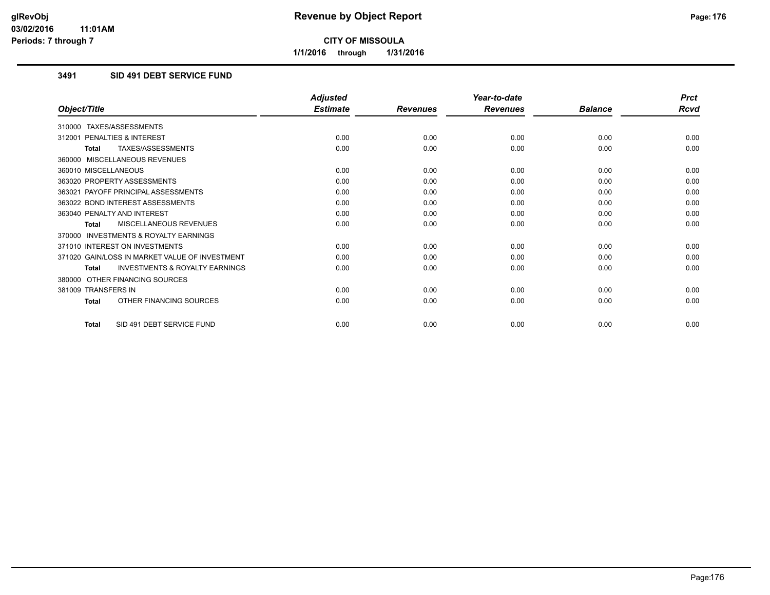**CITY OF MISSOULA**

**1/1/2016 through 1/31/2016**

### 3491 SID 491 DEBT SERVICE FUND

| Object/Title | Adjusted Estimate | Revenues | Year-to-date Revenues | Balance | Prct Rcvd |
|---|---|---|---|---|---|
| 310000 TAXES/ASSESSMENTS | | | | | |
| 312001 PENALTIES & INTEREST | 0.00 | 0.00 | 0.00 | 0.00 | 0.00 |
| **Total** TAXES/ASSESSMENTS | 0.00 | 0.00 | 0.00 | 0.00 | 0.00 |
| 360000 MISCELLANEOUS REVENUES | | | | | |
| 360010 MISCELLANEOUS | 0.00 | 0.00 | 0.00 | 0.00 | 0.00 |
| 363020 PROPERTY ASSESSMENTS | 0.00 | 0.00 | 0.00 | 0.00 | 0.00 |
| 363021 PAYOFF PRINCIPAL ASSESSMENTS | 0.00 | 0.00 | 0.00 | 0.00 | 0.00 |
| 363022 BOND INTEREST ASSESSMENTS | 0.00 | 0.00 | 0.00 | 0.00 | 0.00 |
| 363040 PENALTY AND INTEREST | 0.00 | 0.00 | 0.00 | 0.00 | 0.00 |
| **Total** MISCELLANEOUS REVENUES | 0.00 | 0.00 | 0.00 | 0.00 | 0.00 |
| 370000 INVESTMENTS & ROYALTY EARNINGS | | | | | |
| 371010 INTEREST ON INVESTMENTS | 0.00 | 0.00 | 0.00 | 0.00 | 0.00 |
| 371020 GAIN/LOSS IN MARKET VALUE OF INVESTMENT | 0.00 | 0.00 | 0.00 | 0.00 | 0.00 |
| **Total** INVESTMENTS & ROYALTY EARNINGS | 0.00 | 0.00 | 0.00 | 0.00 | 0.00 |
| 380000 OTHER FINANCING SOURCES | | | | | |
| 381009 TRANSFERS IN | 0.00 | 0.00 | 0.00 | 0.00 | 0.00 |
| **Total** OTHER FINANCING SOURCES | 0.00 | 0.00 | 0.00 | 0.00 | 0.00 |
| **Total** SID 491 DEBT SERVICE FUND | 0.00 | 0.00 | 0.00 | 0.00 | 0.00 |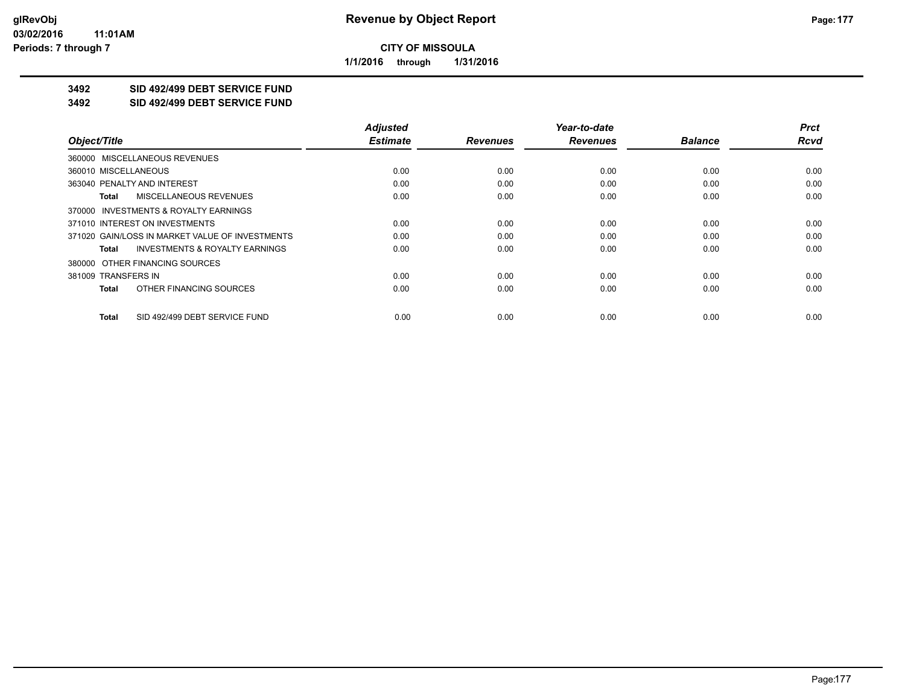**CITY OF MISSOULA**

**1/1/2016 through 1/31/2016**

**3492 SID 492/499 DEBT SERVICE FUND**

**3492 SID 492/499 DEBT SERVICE FUND**

| Object/Title | Adjusted Estimate | Revenues | Year-to-date Revenues | Balance | Prct Rcvd |
|---|---|---|---|---|---|
| 360000 MISCELLANEOUS REVENUES | | | | | |
| 360010 MISCELLANEOUS | 0.00 | 0.00 | 0.00 | 0.00 | 0.00 |
| 363040 PENALTY AND INTEREST | 0.00 | 0.00 | 0.00 | 0.00 | 0.00 |
| **Total** MISCELLANEOUS REVENUES | 0.00 | 0.00 | 0.00 | 0.00 | 0.00 |
| 370000 INVESTMENTS & ROYALTY EARNINGS | | | | | |
| 371010 INTEREST ON INVESTMENTS | 0.00 | 0.00 | 0.00 | 0.00 | 0.00 |
| 371020 GAIN/LOSS IN MARKET VALUE OF INVESTMENTS | 0.00 | 0.00 | 0.00 | 0.00 | 0.00 |
| **Total** INVESTMENTS & ROYALTY EARNINGS | 0.00 | 0.00 | 0.00 | 0.00 | 0.00 |
| 380000 OTHER FINANCING SOURCES | | | | | |
| 381009 TRANSFERS IN | 0.00 | 0.00 | 0.00 | 0.00 | 0.00 |
| **Total** OTHER FINANCING SOURCES | 0.00 | 0.00 | 0.00 | 0.00 | 0.00 |
| **Total** SID 492/499 DEBT SERVICE FUND | 0.00 | 0.00 | 0.00 | 0.00 | 0.00 |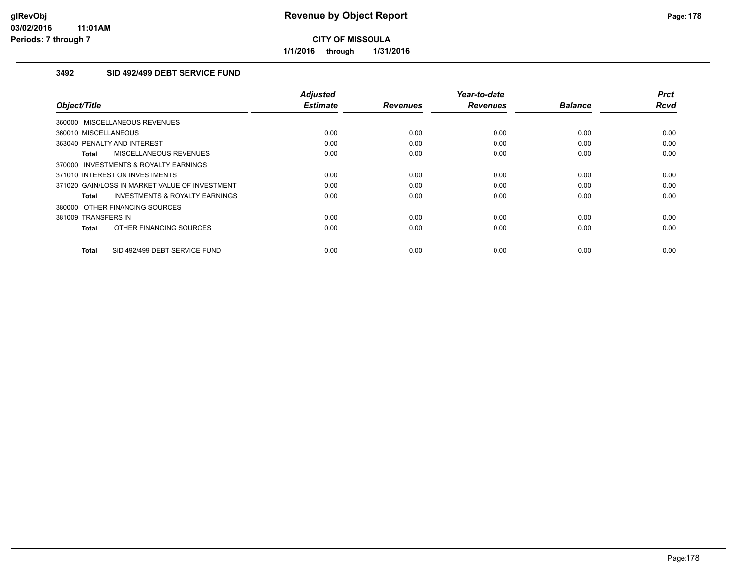# Revenue by Object Report

**CITY OF MISSOULA**

**1/1/2016 through 1/31/2016**

glRevObj
03/02/2016 11:01AM
Periods: 7 through 7

### 3492 SID 492/499 DEBT SERVICE FUND

| Object/Title | Adjusted Estimate | Revenues | Year-to-date Revenues | Balance | Prct Rcvd |
|---|---|---|---|---|---|
| 360000 MISCELLANEOUS REVENUES | | | | | |
| 360010 MISCELLANEOUS | 0.00 | 0.00 | 0.00 | 0.00 | 0.00 |
| 363040 PENALTY AND INTEREST | 0.00 | 0.00 | 0.00 | 0.00 | 0.00 |
| **Total** MISCELLANEOUS REVENUES | 0.00 | 0.00 | 0.00 | 0.00 | 0.00 |
| 370000 INVESTMENTS & ROYALTY EARNINGS | | | | | |
| 371010 INTEREST ON INVESTMENTS | 0.00 | 0.00 | 0.00 | 0.00 | 0.00 |
| 371020 GAIN/LOSS IN MARKET VALUE OF INVESTMENT | 0.00 | 0.00 | 0.00 | 0.00 | 0.00 |
| **Total** INVESTMENTS & ROYALTY EARNINGS | 0.00 | 0.00 | 0.00 | 0.00 | 0.00 |
| 380000 OTHER FINANCING SOURCES | | | | | |
| 381009 TRANSFERS IN | 0.00 | 0.00 | 0.00 | 0.00 | 0.00 |
| **Total** OTHER FINANCING SOURCES | 0.00 | 0.00 | 0.00 | 0.00 | 0.00 |
| **Total** SID 492/499 DEBT SERVICE FUND | 0.00 | 0.00 | 0.00 | 0.00 | 0.00 |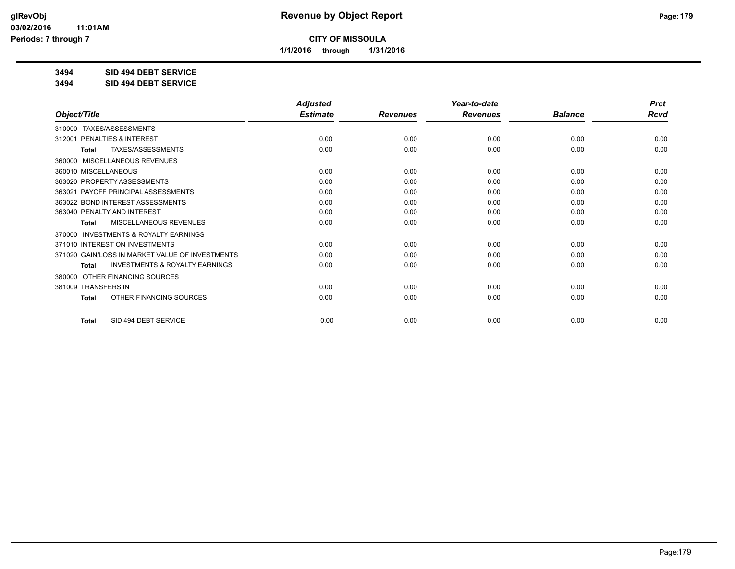# Revenue by Object Report

**CITY OF MISSOULA**

**1/1/2016 through 1/31/2016**

glRevObj
03/02/2016 11:01AM
Periods: 7 through 7

**3494 SID 494 DEBT SERVICE**

**3494 SID 494 DEBT SERVICE**

| Object/Title | Adjusted Estimate | Revenues | Year-to-date Revenues | Balance | Prct Rcvd |
|---|---|---|---|---|---|
| 310000 TAXES/ASSESSMENTS | | | | | |
| 312001 PENALTIES & INTEREST | 0.00 | 0.00 | 0.00 | 0.00 | 0.00 |
| **Total** TAXES/ASSESSMENTS | 0.00 | 0.00 | 0.00 | 0.00 | 0.00 |
| 360000 MISCELLANEOUS REVENUES | | | | | |
| 360010 MISCELLANEOUS | 0.00 | 0.00 | 0.00 | 0.00 | 0.00 |
| 363020 PROPERTY ASSESSMENTS | 0.00 | 0.00 | 0.00 | 0.00 | 0.00 |
| 363021 PAYOFF PRINCIPAL ASSESSMENTS | 0.00 | 0.00 | 0.00 | 0.00 | 0.00 |
| 363022 BOND INTEREST ASSESSMENTS | 0.00 | 0.00 | 0.00 | 0.00 | 0.00 |
| 363040 PENALTY AND INTEREST | 0.00 | 0.00 | 0.00 | 0.00 | 0.00 |
| **Total** MISCELLANEOUS REVENUES | 0.00 | 0.00 | 0.00 | 0.00 | 0.00 |
| 370000 INVESTMENTS & ROYALTY EARNINGS | | | | | |
| 371010 INTEREST ON INVESTMENTS | 0.00 | 0.00 | 0.00 | 0.00 | 0.00 |
| 371020 GAIN/LOSS IN MARKET VALUE OF INVESTMENTS | 0.00 | 0.00 | 0.00 | 0.00 | 0.00 |
| **Total** INVESTMENTS & ROYALTY EARNINGS | 0.00 | 0.00 | 0.00 | 0.00 | 0.00 |
| 380000 OTHER FINANCING SOURCES | | | | | |
| 381009 TRANSFERS IN | 0.00 | 0.00 | 0.00 | 0.00 | 0.00 |
| **Total** OTHER FINANCING SOURCES | 0.00 | 0.00 | 0.00 | 0.00 | 0.00 |
| **Total** SID 494 DEBT SERVICE | 0.00 | 0.00 | 0.00 | 0.00 | 0.00 |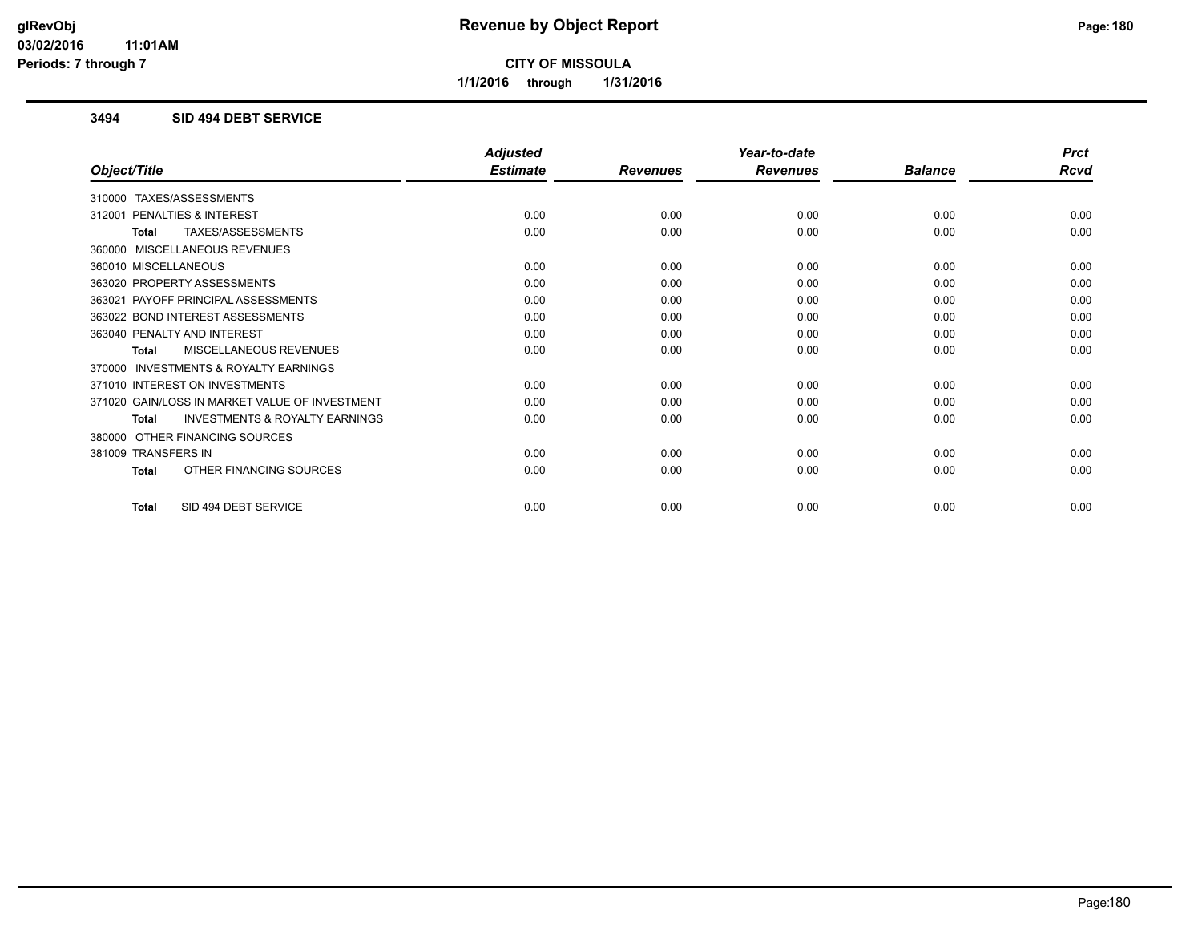**CITY OF MISSOULA**

**1/1/2016 through 1/31/2016**

### 3494 SID 494 DEBT SERVICE

| Object/Title | Adjusted Estimate | Revenues | Year-to-date Revenues | Balance | Prct Rcvd |
|---|---|---|---|---|---|
| 310000 TAXES/ASSESSMENTS | | | | | |
| 312001 PENALTIES & INTEREST | 0.00 | 0.00 | 0.00 | 0.00 | 0.00 |
| **Total** TAXES/ASSESSMENTS | 0.00 | 0.00 | 0.00 | 0.00 | 0.00 |
| 360000 MISCELLANEOUS REVENUES | | | | | |
| 360010 MISCELLANEOUS | 0.00 | 0.00 | 0.00 | 0.00 | 0.00 |
| 363020 PROPERTY ASSESSMENTS | 0.00 | 0.00 | 0.00 | 0.00 | 0.00 |
| 363021 PAYOFF PRINCIPAL ASSESSMENTS | 0.00 | 0.00 | 0.00 | 0.00 | 0.00 |
| 363022 BOND INTEREST ASSESSMENTS | 0.00 | 0.00 | 0.00 | 0.00 | 0.00 |
| 363040 PENALTY AND INTEREST | 0.00 | 0.00 | 0.00 | 0.00 | 0.00 |
| **Total** MISCELLANEOUS REVENUES | 0.00 | 0.00 | 0.00 | 0.00 | 0.00 |
| 370000 INVESTMENTS & ROYALTY EARNINGS | | | | | |
| 371010 INTEREST ON INVESTMENTS | 0.00 | 0.00 | 0.00 | 0.00 | 0.00 |
| 371020 GAIN/LOSS IN MARKET VALUE OF INVESTMENT | 0.00 | 0.00 | 0.00 | 0.00 | 0.00 |
| **Total** INVESTMENTS & ROYALTY EARNINGS | 0.00 | 0.00 | 0.00 | 0.00 | 0.00 |
| 380000 OTHER FINANCING SOURCES | | | | | |
| 381009 TRANSFERS IN | 0.00 | 0.00 | 0.00 | 0.00 | 0.00 |
| **Total** OTHER FINANCING SOURCES | 0.00 | 0.00 | 0.00 | 0.00 | 0.00 |
| **Total** SID 494 DEBT SERVICE | 0.00 | 0.00 | 0.00 | 0.00 | 0.00 |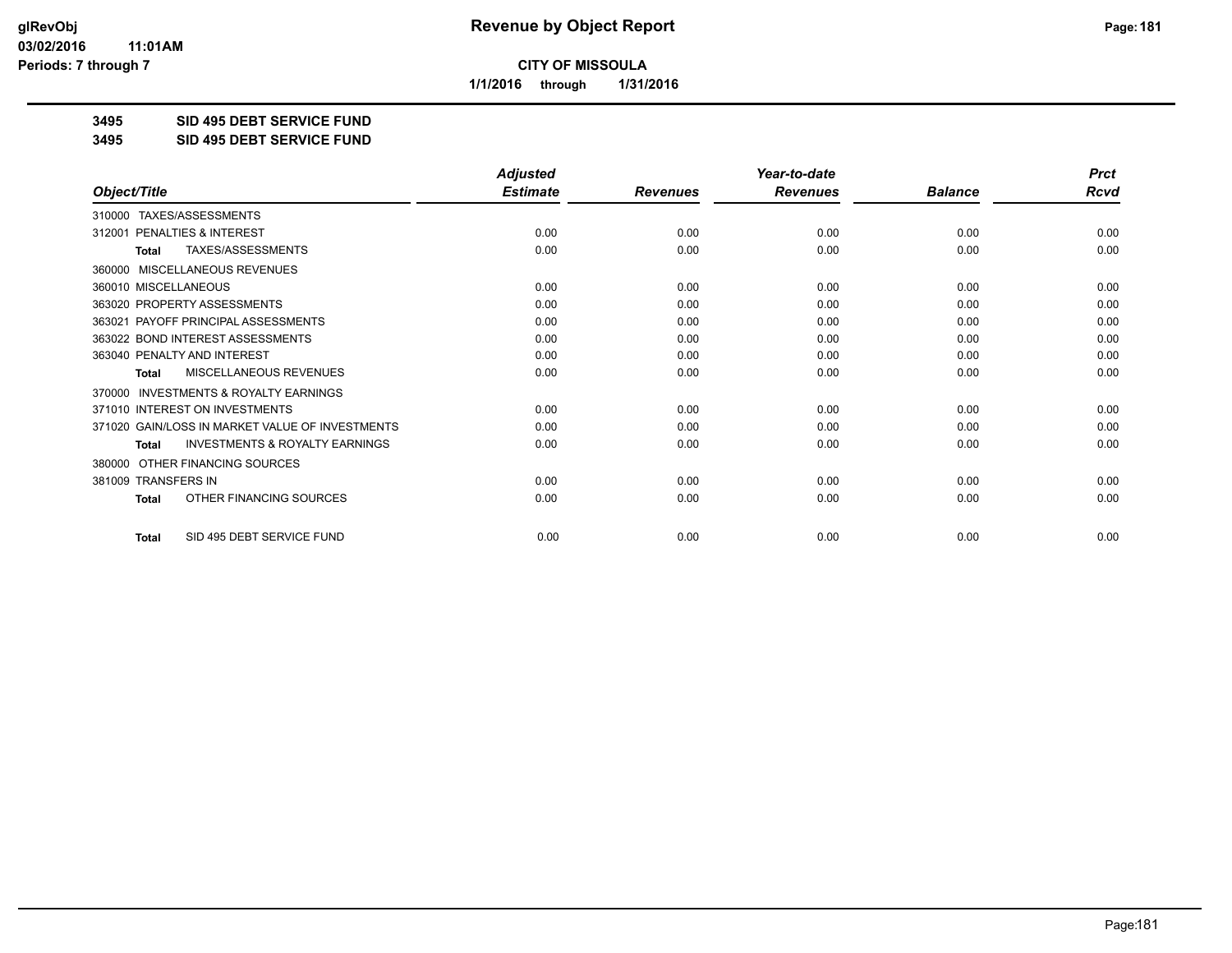**CITY OF MISSOULA**

**1/1/2016 through 1/31/2016**

**3495 SID 495 DEBT SERVICE FUND**

**3495 SID 495 DEBT SERVICE FUND**

| Object/Title | Adjusted Estimate | Revenues | Year-to-date Revenues | Balance | Prct Rcvd |
|---|---|---|---|---|---|
| 310000 TAXES/ASSESSMENTS | | | | | |
| 312001 PENALTIES & INTEREST | 0.00 | 0.00 | 0.00 | 0.00 | 0.00 |
| **Total** TAXES/ASSESSMENTS | 0.00 | 0.00 | 0.00 | 0.00 | 0.00 |
| 360000 MISCELLANEOUS REVENUES | | | | | |
| 360010 MISCELLANEOUS | 0.00 | 0.00 | 0.00 | 0.00 | 0.00 |
| 363020 PROPERTY ASSESSMENTS | 0.00 | 0.00 | 0.00 | 0.00 | 0.00 |
| 363021 PAYOFF PRINCIPAL ASSESSMENTS | 0.00 | 0.00 | 0.00 | 0.00 | 0.00 |
| 363022 BOND INTEREST ASSESSMENTS | 0.00 | 0.00 | 0.00 | 0.00 | 0.00 |
| 363040 PENALTY AND INTEREST | 0.00 | 0.00 | 0.00 | 0.00 | 0.00 |
| **Total** MISCELLANEOUS REVENUES | 0.00 | 0.00 | 0.00 | 0.00 | 0.00 |
| 370000 INVESTMENTS & ROYALTY EARNINGS | | | | | |
| 371010 INTEREST ON INVESTMENTS | 0.00 | 0.00 | 0.00 | 0.00 | 0.00 |
| 371020 GAIN/LOSS IN MARKET VALUE OF INVESTMENTS | 0.00 | 0.00 | 0.00 | 0.00 | 0.00 |
| **Total** INVESTMENTS & ROYALTY EARNINGS | 0.00 | 0.00 | 0.00 | 0.00 | 0.00 |
| 380000 OTHER FINANCING SOURCES | | | | | |
| 381009 TRANSFERS IN | 0.00 | 0.00 | 0.00 | 0.00 | 0.00 |
| **Total** OTHER FINANCING SOURCES | 0.00 | 0.00 | 0.00 | 0.00 | 0.00 |
| **Total** SID 495 DEBT SERVICE FUND | 0.00 | 0.00 | 0.00 | 0.00 | 0.00 |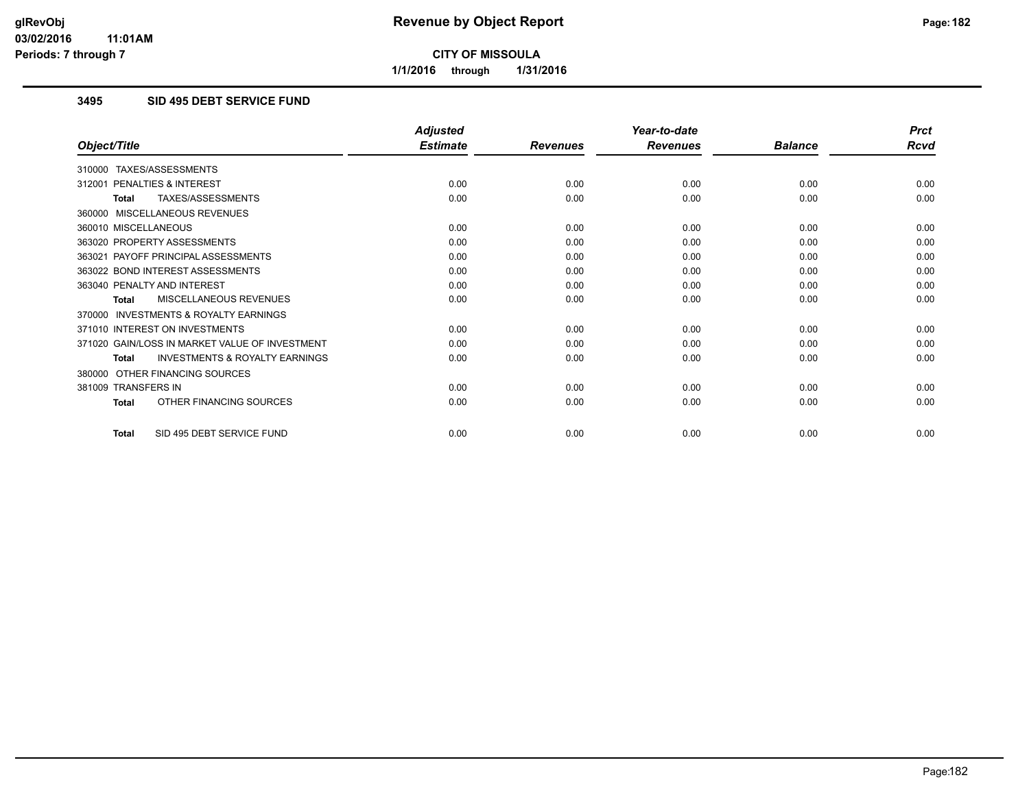# Revenue by Object Report

**CITY OF MISSOULA**

1/1/2016 through 1/31/2016

glRevObj
03/02/2016 11:01AM
Periods: 7 through 7

## 3495 SID 495 DEBT SERVICE FUND

| Object/Title | Adjusted Estimate | Revenues | Year-to-date Revenues | Balance | Prct Rcvd |
|---|---|---|---|---|---|
| 310000 TAXES/ASSESSMENTS | | | | | |
| 312001 PENALTIES & INTEREST | 0.00 | 0.00 | 0.00 | 0.00 | 0.00 |
| **Total** TAXES/ASSESSMENTS | 0.00 | 0.00 | 0.00 | 0.00 | 0.00 |
| 360000 MISCELLANEOUS REVENUES | | | | | |
| 360010 MISCELLANEOUS | 0.00 | 0.00 | 0.00 | 0.00 | 0.00 |
| 363020 PROPERTY ASSESSMENTS | 0.00 | 0.00 | 0.00 | 0.00 | 0.00 |
| 363021 PAYOFF PRINCIPAL ASSESSMENTS | 0.00 | 0.00 | 0.00 | 0.00 | 0.00 |
| 363022 BOND INTEREST ASSESSMENTS | 0.00 | 0.00 | 0.00 | 0.00 | 0.00 |
| 363040 PENALTY AND INTEREST | 0.00 | 0.00 | 0.00 | 0.00 | 0.00 |
| **Total** MISCELLANEOUS REVENUES | 0.00 | 0.00 | 0.00 | 0.00 | 0.00 |
| 370000 INVESTMENTS & ROYALTY EARNINGS | | | | | |
| 371010 INTEREST ON INVESTMENTS | 0.00 | 0.00 | 0.00 | 0.00 | 0.00 |
| 371020 GAIN/LOSS IN MARKET VALUE OF INVESTMENT | 0.00 | 0.00 | 0.00 | 0.00 | 0.00 |
| **Total** INVESTMENTS & ROYALTY EARNINGS | 0.00 | 0.00 | 0.00 | 0.00 | 0.00 |
| 380000 OTHER FINANCING SOURCES | | | | | |
| 381009 TRANSFERS IN | 0.00 | 0.00 | 0.00 | 0.00 | 0.00 |
| **Total** OTHER FINANCING SOURCES | 0.00 | 0.00 | 0.00 | 0.00 | 0.00 |
| **Total** SID 495 DEBT SERVICE FUND | 0.00 | 0.00 | 0.00 | 0.00 | 0.00 |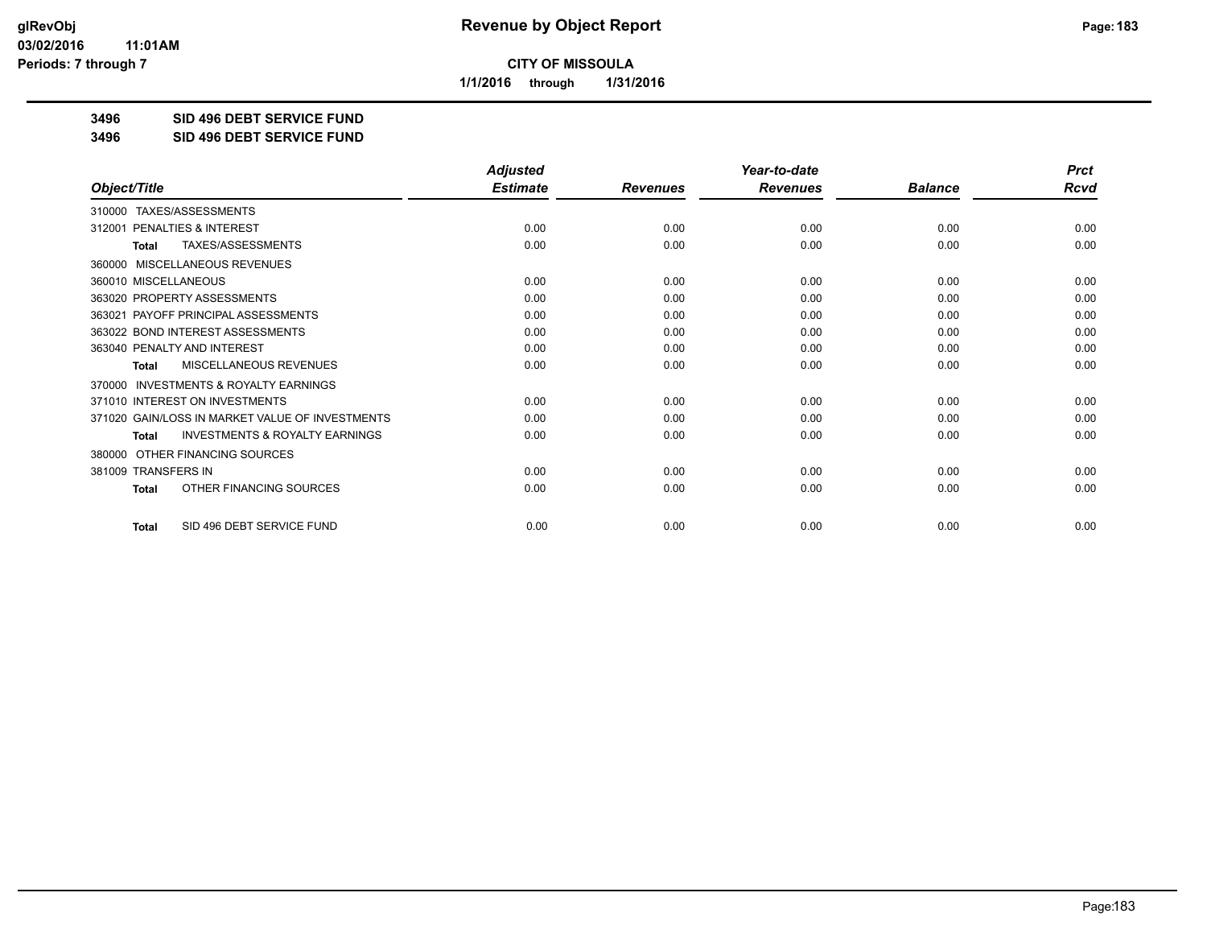**CITY OF MISSOULA**

**1/1/2016 through 1/31/2016**

## Revenue by Object Report

glRevObj
03/02/2016 11:01AM
Periods: 7 through 7

**3496 SID 496 DEBT SERVICE FUND**

**3496 SID 496 DEBT SERVICE FUND**

| Object/Title | Adjusted Estimate | Revenues | Year-to-date Revenues | Balance | Prct Rcvd |
|---|---|---|---|---|---|
| 310000 TAXES/ASSESSMENTS | | | | | |
| 312001 PENALTIES & INTEREST | 0.00 | 0.00 | 0.00 | 0.00 | 0.00 |
| **Total** TAXES/ASSESSMENTS | 0.00 | 0.00 | 0.00 | 0.00 | 0.00 |
| 360000 MISCELLANEOUS REVENUES | | | | | |
| 360010 MISCELLANEOUS | 0.00 | 0.00 | 0.00 | 0.00 | 0.00 |
| 363020 PROPERTY ASSESSMENTS | 0.00 | 0.00 | 0.00 | 0.00 | 0.00 |
| 363021 PAYOFF PRINCIPAL ASSESSMENTS | 0.00 | 0.00 | 0.00 | 0.00 | 0.00 |
| 363022 BOND INTEREST ASSESSMENTS | 0.00 | 0.00 | 0.00 | 0.00 | 0.00 |
| 363040 PENALTY AND INTEREST | 0.00 | 0.00 | 0.00 | 0.00 | 0.00 |
| **Total** MISCELLANEOUS REVENUES | 0.00 | 0.00 | 0.00 | 0.00 | 0.00 |
| 370000 INVESTMENTS & ROYALTY EARNINGS | | | | | |
| 371010 INTEREST ON INVESTMENTS | 0.00 | 0.00 | 0.00 | 0.00 | 0.00 |
| 371020 GAIN/LOSS IN MARKET VALUE OF INVESTMENTS | 0.00 | 0.00 | 0.00 | 0.00 | 0.00 |
| **Total** INVESTMENTS & ROYALTY EARNINGS | 0.00 | 0.00 | 0.00 | 0.00 | 0.00 |
| 380000 OTHER FINANCING SOURCES | | | | | |
| 381009 TRANSFERS IN | 0.00 | 0.00 | 0.00 | 0.00 | 0.00 |
| **Total** OTHER FINANCING SOURCES | 0.00 | 0.00 | 0.00 | 0.00 | 0.00 |
| **Total** SID 496 DEBT SERVICE FUND | 0.00 | 0.00 | 0.00 | 0.00 | 0.00 |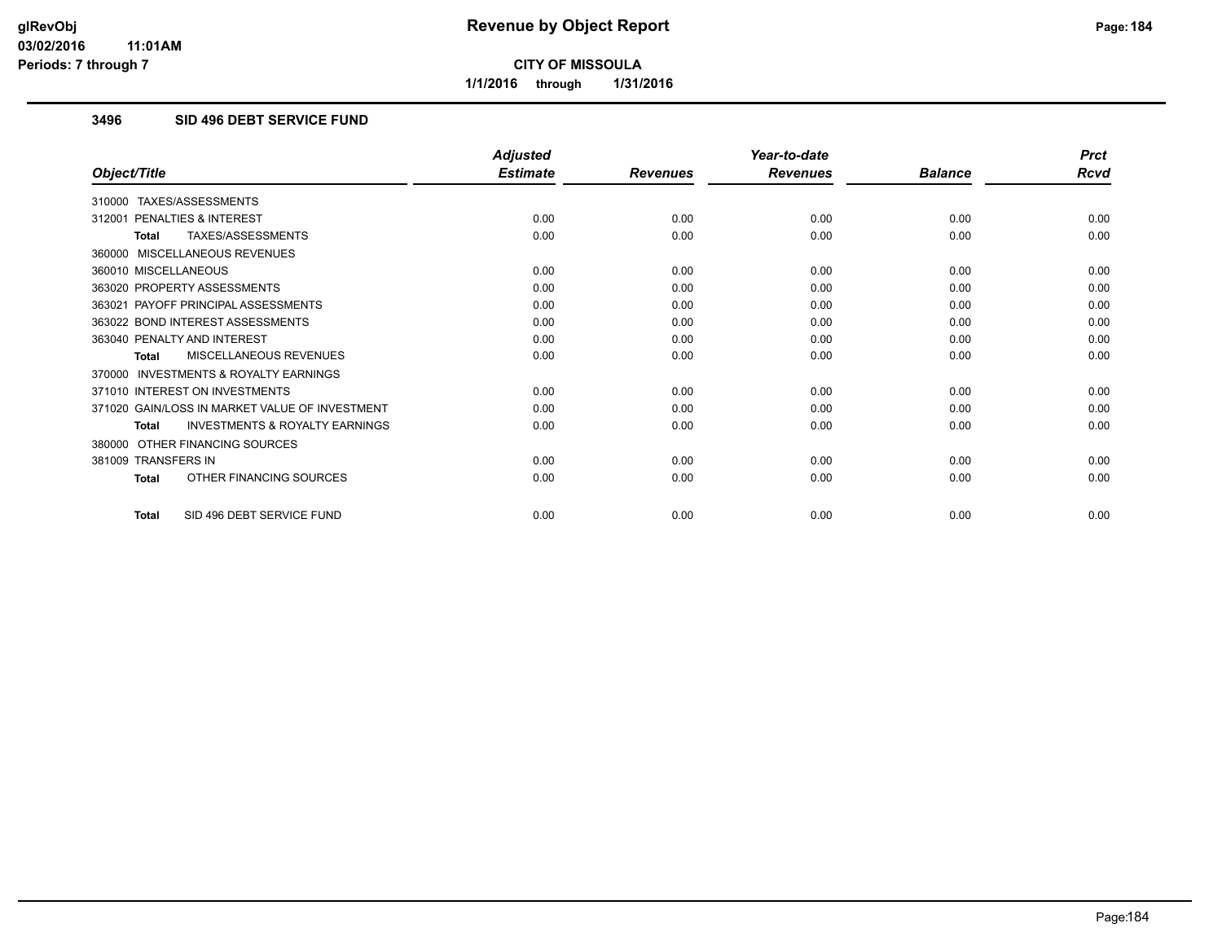**CITY OF MISSOULA**

**1/1/2016 through 1/31/2016**

## 3496 SID 496 DEBT SERVICE FUND

| Object/Title | Adjusted Estimate | Revenues | Year-to-date Revenues | Balance | Prct Rcvd |
|---|---|---|---|---|---|
| 310000 TAXES/ASSESSMENTS | | | | | |
| 312001 PENALTIES & INTEREST | 0.00 | 0.00 | 0.00 | 0.00 | 0.00 |
| **Total** TAXES/ASSESSMENTS | 0.00 | 0.00 | 0.00 | 0.00 | 0.00 |
| 360000 MISCELLANEOUS REVENUES | | | | | |
| 360010 MISCELLANEOUS | 0.00 | 0.00 | 0.00 | 0.00 | 0.00 |
| 363020 PROPERTY ASSESSMENTS | 0.00 | 0.00 | 0.00 | 0.00 | 0.00 |
| 363021 PAYOFF PRINCIPAL ASSESSMENTS | 0.00 | 0.00 | 0.00 | 0.00 | 0.00 |
| 363022 BOND INTEREST ASSESSMENTS | 0.00 | 0.00 | 0.00 | 0.00 | 0.00 |
| 363040 PENALTY AND INTEREST | 0.00 | 0.00 | 0.00 | 0.00 | 0.00 |
| **Total** MISCELLANEOUS REVENUES | 0.00 | 0.00 | 0.00 | 0.00 | 0.00 |
| 370000 INVESTMENTS & ROYALTY EARNINGS | | | | | |
| 371010 INTEREST ON INVESTMENTS | 0.00 | 0.00 | 0.00 | 0.00 | 0.00 |
| 371020 GAIN/LOSS IN MARKET VALUE OF INVESTMENT | 0.00 | 0.00 | 0.00 | 0.00 | 0.00 |
| **Total** INVESTMENTS & ROYALTY EARNINGS | 0.00 | 0.00 | 0.00 | 0.00 | 0.00 |
| 380000 OTHER FINANCING SOURCES | | | | | |
| 381009 TRANSFERS IN | 0.00 | 0.00 | 0.00 | 0.00 | 0.00 |
| **Total** OTHER FINANCING SOURCES | 0.00 | 0.00 | 0.00 | 0.00 | 0.00 |
| **Total** SID 496 DEBT SERVICE FUND | 0.00 | 0.00 | 0.00 | 0.00 | 0.00 |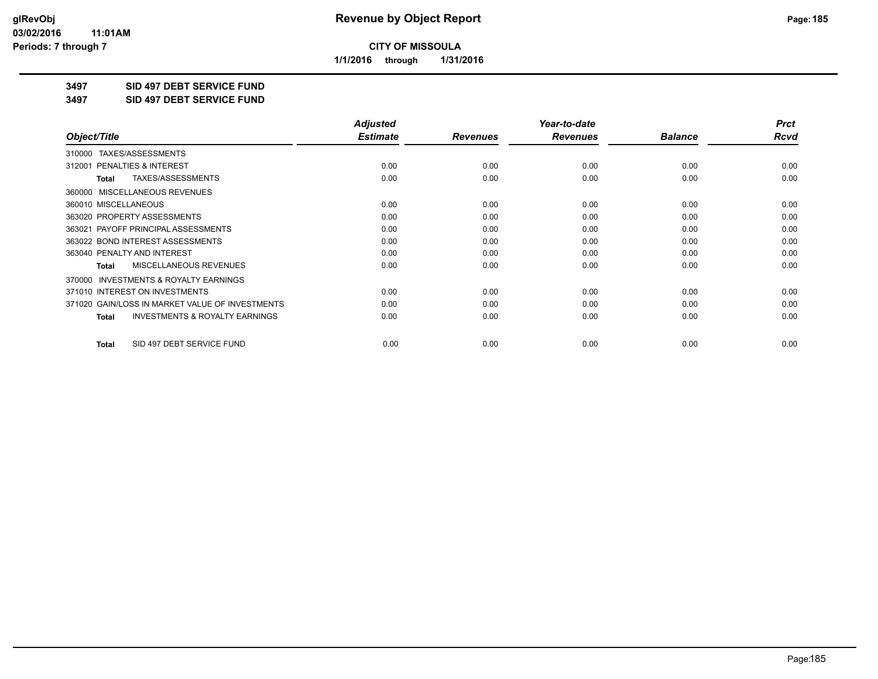# Revenue by Object Report

**CITY OF MISSOULA**

**1/1/2016 through 1/31/2016**

glRevObj
03/02/2016 11:01AM
Periods: 7 through 7

**3497 SID 497 DEBT SERVICE FUND**

**3497 SID 497 DEBT SERVICE FUND**

| Object/Title | Adjusted Estimate | Revenues | Year-to-date Revenues | Balance | Prct Rcvd |
|---|---|---|---|---|---|
| 310000 TAXES/ASSESSMENTS | | | | | |
| 312001 PENALTIES & INTEREST | 0.00 | 0.00 | 0.00 | 0.00 | 0.00 |
| **Total** TAXES/ASSESSMENTS | 0.00 | 0.00 | 0.00 | 0.00 | 0.00 |
| 360000 MISCELLANEOUS REVENUES | | | | | |
| 360010 MISCELLANEOUS | 0.00 | 0.00 | 0.00 | 0.00 | 0.00 |
| 363020 PROPERTY ASSESSMENTS | 0.00 | 0.00 | 0.00 | 0.00 | 0.00 |
| 363021 PAYOFF PRINCIPAL ASSESSMENTS | 0.00 | 0.00 | 0.00 | 0.00 | 0.00 |
| 363022 BOND INTEREST ASSESSMENTS | 0.00 | 0.00 | 0.00 | 0.00 | 0.00 |
| 363040 PENALTY AND INTEREST | 0.00 | 0.00 | 0.00 | 0.00 | 0.00 |
| **Total** MISCELLANEOUS REVENUES | 0.00 | 0.00 | 0.00 | 0.00 | 0.00 |
| 370000 INVESTMENTS & ROYALTY EARNINGS | | | | | |
| 371010 INTEREST ON INVESTMENTS | 0.00 | 0.00 | 0.00 | 0.00 | 0.00 |
| 371020 GAIN/LOSS IN MARKET VALUE OF INVESTMENTS | 0.00 | 0.00 | 0.00 | 0.00 | 0.00 |
| **Total** INVESTMENTS & ROYALTY EARNINGS | 0.00 | 0.00 | 0.00 | 0.00 | 0.00 |
| **Total** SID 497 DEBT SERVICE FUND | 0.00 | 0.00 | 0.00 | 0.00 | 0.00 |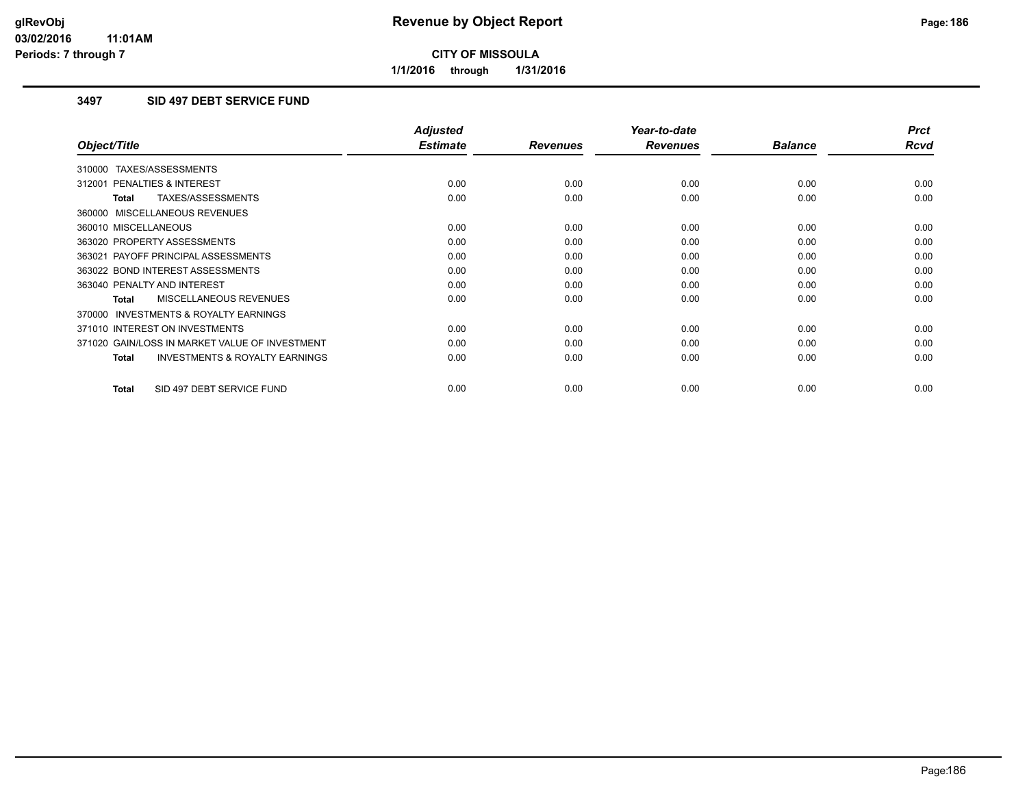**CITY OF MISSOULA**

**1/1/2016 through 1/31/2016**

### 3497 SID 497 DEBT SERVICE FUND

| Object/Title | Adjusted Estimate | Revenues | Year-to-date Revenues | Balance | Prct Rcvd |
|---|---|---|---|---|---|
| 310000 TAXES/ASSESSMENTS | | | | | |
| 312001 PENALTIES & INTEREST | 0.00 | 0.00 | 0.00 | 0.00 | 0.00 |
| **Total** TAXES/ASSESSMENTS | 0.00 | 0.00 | 0.00 | 0.00 | 0.00 |
| 360000 MISCELLANEOUS REVENUES | | | | | |
| 360010 MISCELLANEOUS | 0.00 | 0.00 | 0.00 | 0.00 | 0.00 |
| 363020 PROPERTY ASSESSMENTS | 0.00 | 0.00 | 0.00 | 0.00 | 0.00 |
| 363021 PAYOFF PRINCIPAL ASSESSMENTS | 0.00 | 0.00 | 0.00 | 0.00 | 0.00 |
| 363022 BOND INTEREST ASSESSMENTS | 0.00 | 0.00 | 0.00 | 0.00 | 0.00 |
| 363040 PENALTY AND INTEREST | 0.00 | 0.00 | 0.00 | 0.00 | 0.00 |
| **Total** MISCELLANEOUS REVENUES | 0.00 | 0.00 | 0.00 | 0.00 | 0.00 |
| 370000 INVESTMENTS & ROYALTY EARNINGS | | | | | |
| 371010 INTEREST ON INVESTMENTS | 0.00 | 0.00 | 0.00 | 0.00 | 0.00 |
| 371020 GAIN/LOSS IN MARKET VALUE OF INVESTMENT | 0.00 | 0.00 | 0.00 | 0.00 | 0.00 |
| **Total** INVESTMENTS & ROYALTY EARNINGS | 0.00 | 0.00 | 0.00 | 0.00 | 0.00 |
| **Total** SID 497 DEBT SERVICE FUND | 0.00 | 0.00 | 0.00 | 0.00 | 0.00 |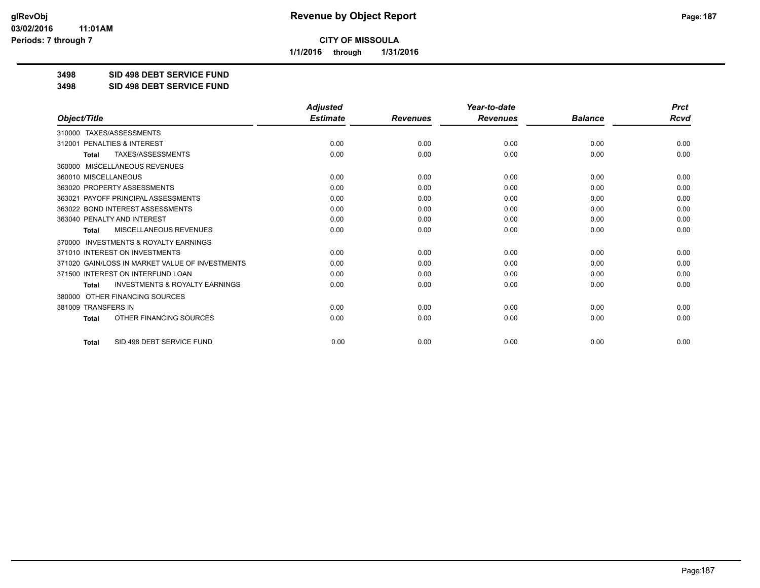**CITY OF MISSOULA**

**1/1/2016 through 1/31/2016**

## 3498 SID 498 DEBT SERVICE FUND

## 3498 SID 498 DEBT SERVICE FUND

| Object/Title | Adjusted Estimate | Revenues | Year-to-date Revenues | Balance | Prct Rcvd |
|---|---|---|---|---|---|
| 310000 TAXES/ASSESSMENTS | | | | | |
| 312001 PENALTIES & INTEREST | 0.00 | 0.00 | 0.00 | 0.00 | 0.00 |
| **Total** TAXES/ASSESSMENTS | 0.00 | 0.00 | 0.00 | 0.00 | 0.00 |
| 360000 MISCELLANEOUS REVENUES | | | | | |
| 360010 MISCELLANEOUS | 0.00 | 0.00 | 0.00 | 0.00 | 0.00 |
| 363020 PROPERTY ASSESSMENTS | 0.00 | 0.00 | 0.00 | 0.00 | 0.00 |
| 363021 PAYOFF PRINCIPAL ASSESSMENTS | 0.00 | 0.00 | 0.00 | 0.00 | 0.00 |
| 363022 BOND INTEREST ASSESSMENTS | 0.00 | 0.00 | 0.00 | 0.00 | 0.00 |
| 363040 PENALTY AND INTEREST | 0.00 | 0.00 | 0.00 | 0.00 | 0.00 |
| **Total** MISCELLANEOUS REVENUES | 0.00 | 0.00 | 0.00 | 0.00 | 0.00 |
| 370000 INVESTMENTS & ROYALTY EARNINGS | | | | | |
| 371010 INTEREST ON INVESTMENTS | 0.00 | 0.00 | 0.00 | 0.00 | 0.00 |
| 371020 GAIN/LOSS IN MARKET VALUE OF INVESTMENTS | 0.00 | 0.00 | 0.00 | 0.00 | 0.00 |
| 371500 INTEREST ON INTERFUND LOAN | 0.00 | 0.00 | 0.00 | 0.00 | 0.00 |
| **Total** INVESTMENTS & ROYALTY EARNINGS | 0.00 | 0.00 | 0.00 | 0.00 | 0.00 |
| 380000 OTHER FINANCING SOURCES | | | | | |
| 381009 TRANSFERS IN | 0.00 | 0.00 | 0.00 | 0.00 | 0.00 |
| **Total** OTHER FINANCING SOURCES | 0.00 | 0.00 | 0.00 | 0.00 | 0.00 |
| **Total** SID 498 DEBT SERVICE FUND | 0.00 | 0.00 | 0.00 | 0.00 | 0.00 |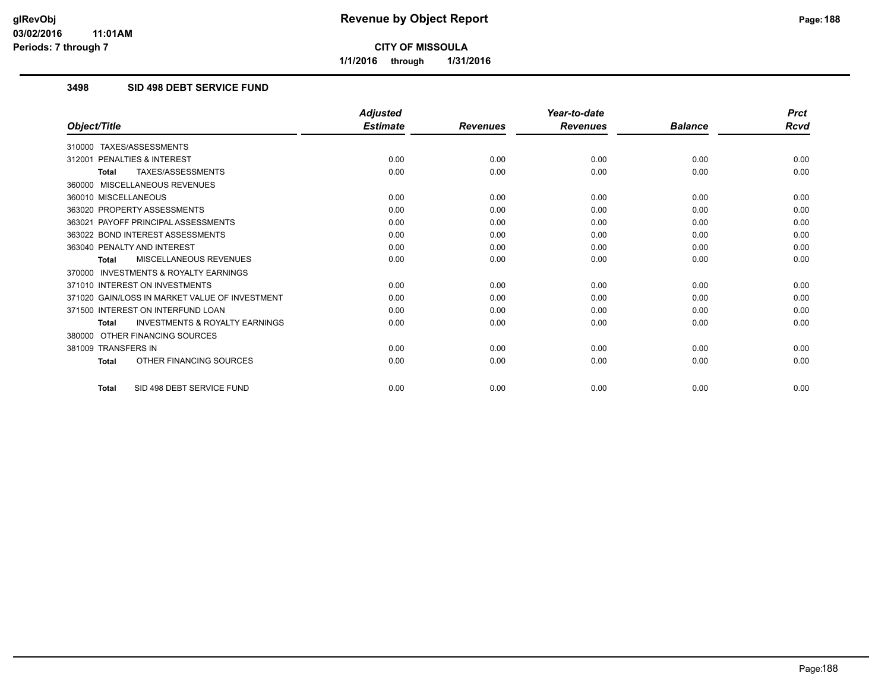**CITY OF MISSOULA**

**1/1/2016 through 1/31/2016**

### 3498 SID 498 DEBT SERVICE FUND

| Object/Title | Adjusted Estimate | Revenues | Year-to-date Revenues | Balance | Prct Rcvd |
|---|---|---|---|---|---|
| 310000 TAXES/ASSESSMENTS | | | | | |
| 312001 PENALTIES & INTEREST | 0.00 | 0.00 | 0.00 | 0.00 | 0.00 |
| **Total** TAXES/ASSESSMENTS | 0.00 | 0.00 | 0.00 | 0.00 | 0.00 |
| 360000 MISCELLANEOUS REVENUES | | | | | |
| 360010 MISCELLANEOUS | 0.00 | 0.00 | 0.00 | 0.00 | 0.00 |
| 363020 PROPERTY ASSESSMENTS | 0.00 | 0.00 | 0.00 | 0.00 | 0.00 |
| 363021 PAYOFF PRINCIPAL ASSESSMENTS | 0.00 | 0.00 | 0.00 | 0.00 | 0.00 |
| 363022 BOND INTEREST ASSESSMENTS | 0.00 | 0.00 | 0.00 | 0.00 | 0.00 |
| 363040 PENALTY AND INTEREST | 0.00 | 0.00 | 0.00 | 0.00 | 0.00 |
| **Total** MISCELLANEOUS REVENUES | 0.00 | 0.00 | 0.00 | 0.00 | 0.00 |
| 370000 INVESTMENTS & ROYALTY EARNINGS | | | | | |
| 371010 INTEREST ON INVESTMENTS | 0.00 | 0.00 | 0.00 | 0.00 | 0.00 |
| 371020 GAIN/LOSS IN MARKET VALUE OF INVESTMENT | 0.00 | 0.00 | 0.00 | 0.00 | 0.00 |
| 371500 INTEREST ON INTERFUND LOAN | 0.00 | 0.00 | 0.00 | 0.00 | 0.00 |
| **Total** INVESTMENTS & ROYALTY EARNINGS | 0.00 | 0.00 | 0.00 | 0.00 | 0.00 |
| 380000 OTHER FINANCING SOURCES | | | | | |
| 381009 TRANSFERS IN | 0.00 | 0.00 | 0.00 | 0.00 | 0.00 |
| **Total** OTHER FINANCING SOURCES | 0.00 | 0.00 | 0.00 | 0.00 | 0.00 |
| **Total** SID 498 DEBT SERVICE FUND | 0.00 | 0.00 | 0.00 | 0.00 | 0.00 |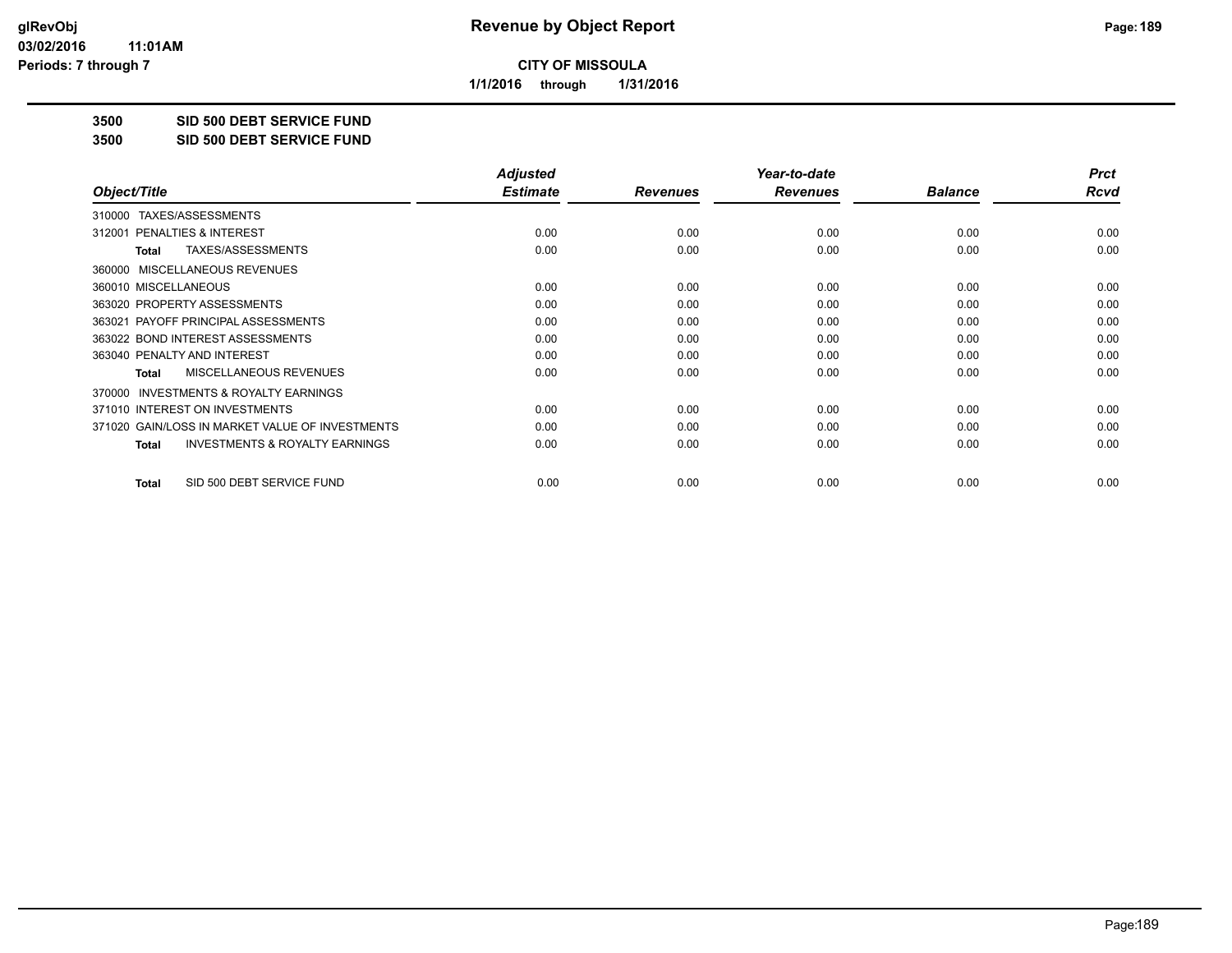**CITY OF MISSOULA**

**1/1/2016 through 1/31/2016**

**3500 SID 500 DEBT SERVICE FUND**

**3500 SID 500 DEBT SERVICE FUND**

| Object/Title | Adjusted Estimate | Revenues | Year-to-date Revenues | Balance | Prct Rcvd |
|---|---|---|---|---|---|
| 310000 TAXES/ASSESSMENTS | | | | | |
| 312001 PENALTIES & INTEREST | 0.00 | 0.00 | 0.00 | 0.00 | 0.00 |
| **Total** TAXES/ASSESSMENTS | 0.00 | 0.00 | 0.00 | 0.00 | 0.00 |
| 360000 MISCELLANEOUS REVENUES | | | | | |
| 360010 MISCELLANEOUS | 0.00 | 0.00 | 0.00 | 0.00 | 0.00 |
| 363020 PROPERTY ASSESSMENTS | 0.00 | 0.00 | 0.00 | 0.00 | 0.00 |
| 363021 PAYOFF PRINCIPAL ASSESSMENTS | 0.00 | 0.00 | 0.00 | 0.00 | 0.00 |
| 363022 BOND INTEREST ASSESSMENTS | 0.00 | 0.00 | 0.00 | 0.00 | 0.00 |
| 363040 PENALTY AND INTEREST | 0.00 | 0.00 | 0.00 | 0.00 | 0.00 |
| **Total** MISCELLANEOUS REVENUES | 0.00 | 0.00 | 0.00 | 0.00 | 0.00 |
| 370000 INVESTMENTS & ROYALTY EARNINGS | | | | | |
| 371010 INTEREST ON INVESTMENTS | 0.00 | 0.00 | 0.00 | 0.00 | 0.00 |
| 371020 GAIN/LOSS IN MARKET VALUE OF INVESTMENTS | 0.00 | 0.00 | 0.00 | 0.00 | 0.00 |
| **Total** INVESTMENTS & ROYALTY EARNINGS | 0.00 | 0.00 | 0.00 | 0.00 | 0.00 |
| **Total** SID 500 DEBT SERVICE FUND | 0.00 | 0.00 | 0.00 | 0.00 | 0.00 |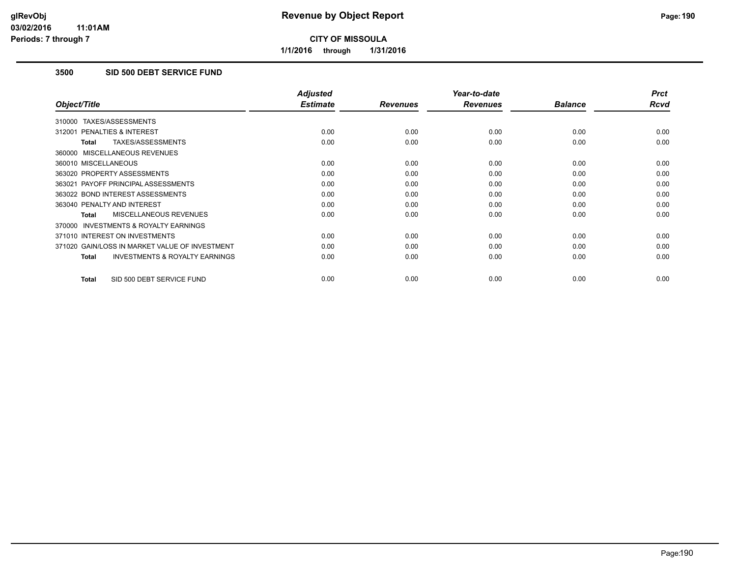# Revenue by Object Report

**CITY OF MISSOULA**

**1/1/2016 through 1/31/2016**

glRevObj
03/02/2016 11:01AM
Periods: 7 through 7

## 3500 SID 500 DEBT SERVICE FUND

| Object/Title | Adjusted Estimate | Revenues | Year-to-date Revenues | Balance | Prct Rcvd |
|---|---|---|---|---|---|
| 310000 TAXES/ASSESSMENTS | | | | | |
| 312001 PENALTIES & INTEREST | 0.00 | 0.00 | 0.00 | 0.00 | 0.00 |
| **Total** TAXES/ASSESSMENTS | 0.00 | 0.00 | 0.00 | 0.00 | 0.00 |
| 360000 MISCELLANEOUS REVENUES | | | | | |
| 360010 MISCELLANEOUS | 0.00 | 0.00 | 0.00 | 0.00 | 0.00 |
| 363020 PROPERTY ASSESSMENTS | 0.00 | 0.00 | 0.00 | 0.00 | 0.00 |
| 363021 PAYOFF PRINCIPAL ASSESSMENTS | 0.00 | 0.00 | 0.00 | 0.00 | 0.00 |
| 363022 BOND INTEREST ASSESSMENTS | 0.00 | 0.00 | 0.00 | 0.00 | 0.00 |
| 363040 PENALTY AND INTEREST | 0.00 | 0.00 | 0.00 | 0.00 | 0.00 |
| **Total** MISCELLANEOUS REVENUES | 0.00 | 0.00 | 0.00 | 0.00 | 0.00 |
| 370000 INVESTMENTS & ROYALTY EARNINGS | | | | | |
| 371010 INTEREST ON INVESTMENTS | 0.00 | 0.00 | 0.00 | 0.00 | 0.00 |
| 371020 GAIN/LOSS IN MARKET VALUE OF INVESTMENT | 0.00 | 0.00 | 0.00 | 0.00 | 0.00 |
| **Total** INVESTMENTS & ROYALTY EARNINGS | 0.00 | 0.00 | 0.00 | 0.00 | 0.00 |
| **Total** SID 500 DEBT SERVICE FUND | 0.00 | 0.00 | 0.00 | 0.00 | 0.00 |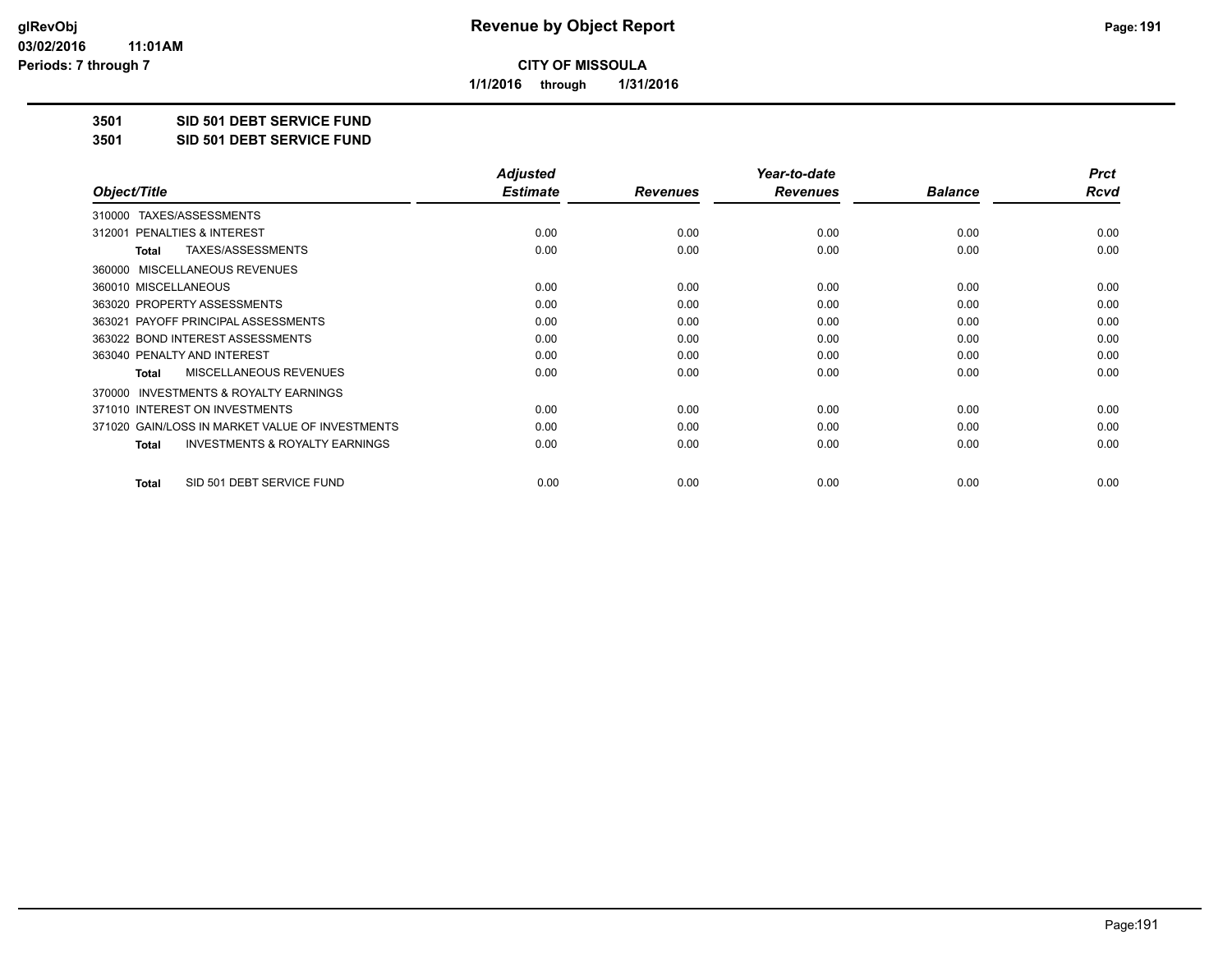# Revenue by Object Report

glRevObj
03/02/2016 11:01AM
Periods: 7 through 7

**CITY OF MISSOULA**

**1/1/2016 through 1/31/2016**

**3501 SID 501 DEBT SERVICE FUND**

**3501 SID 501 DEBT SERVICE FUND**

| Object/Title | Adjusted Estimate | Revenues | Year-to-date Revenues | Balance | Prct Rcvd |
|---|---|---|---|---|---|
| 310000 TAXES/ASSESSMENTS | | | | | |
| 312001 PENALTIES & INTEREST | 0.00 | 0.00 | 0.00 | 0.00 | 0.00 |
| **Total** TAXES/ASSESSMENTS | 0.00 | 0.00 | 0.00 | 0.00 | 0.00 |
| 360000 MISCELLANEOUS REVENUES | | | | | |
| 360010 MISCELLANEOUS | 0.00 | 0.00 | 0.00 | 0.00 | 0.00 |
| 363020 PROPERTY ASSESSMENTS | 0.00 | 0.00 | 0.00 | 0.00 | 0.00 |
| 363021 PAYOFF PRINCIPAL ASSESSMENTS | 0.00 | 0.00 | 0.00 | 0.00 | 0.00 |
| 363022 BOND INTEREST ASSESSMENTS | 0.00 | 0.00 | 0.00 | 0.00 | 0.00 |
| 363040 PENALTY AND INTEREST | 0.00 | 0.00 | 0.00 | 0.00 | 0.00 |
| **Total** MISCELLANEOUS REVENUES | 0.00 | 0.00 | 0.00 | 0.00 | 0.00 |
| 370000 INVESTMENTS & ROYALTY EARNINGS | | | | | |
| 371010 INTEREST ON INVESTMENTS | 0.00 | 0.00 | 0.00 | 0.00 | 0.00 |
| 371020 GAIN/LOSS IN MARKET VALUE OF INVESTMENTS | 0.00 | 0.00 | 0.00 | 0.00 | 0.00 |
| **Total** INVESTMENTS & ROYALTY EARNINGS | 0.00 | 0.00 | 0.00 | 0.00 | 0.00 |
| **Total** SID 501 DEBT SERVICE FUND | 0.00 | 0.00 | 0.00 | 0.00 | 0.00 |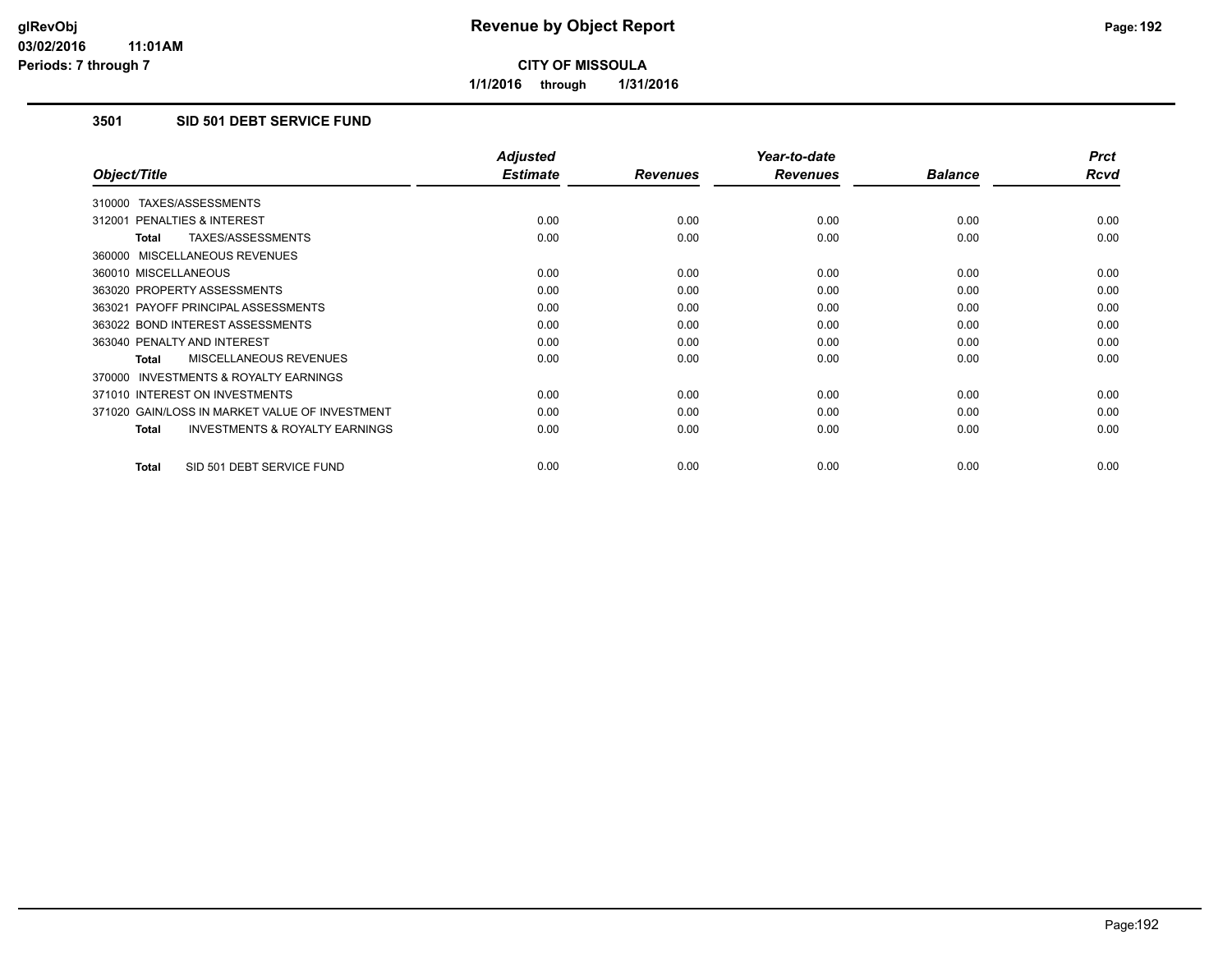# Revenue by Object Report

**CITY OF MISSOULA**

**1/1/2016 through 1/31/2016**

glRevObj
03/02/2016 11:01AM
Periods: 7 through 7

## 3501 SID 501 DEBT SERVICE FUND

| Object/Title | Adjusted Estimate | Revenues | Year-to-date Revenues | Balance | Prct Rcvd |
|---|---|---|---|---|---|
| 310000 TAXES/ASSESSMENTS | | | | | |
| 312001 PENALTIES & INTEREST | 0.00 | 0.00 | 0.00 | 0.00 | 0.00 |
| **Total** TAXES/ASSESSMENTS | 0.00 | 0.00 | 0.00 | 0.00 | 0.00 |
| 360000 MISCELLANEOUS REVENUES | | | | | |
| 360010 MISCELLANEOUS | 0.00 | 0.00 | 0.00 | 0.00 | 0.00 |
| 363020 PROPERTY ASSESSMENTS | 0.00 | 0.00 | 0.00 | 0.00 | 0.00 |
| 363021 PAYOFF PRINCIPAL ASSESSMENTS | 0.00 | 0.00 | 0.00 | 0.00 | 0.00 |
| 363022 BOND INTEREST ASSESSMENTS | 0.00 | 0.00 | 0.00 | 0.00 | 0.00 |
| 363040 PENALTY AND INTEREST | 0.00 | 0.00 | 0.00 | 0.00 | 0.00 |
| **Total** MISCELLANEOUS REVENUES | 0.00 | 0.00 | 0.00 | 0.00 | 0.00 |
| 370000 INVESTMENTS & ROYALTY EARNINGS | | | | | |
| 371010 INTEREST ON INVESTMENTS | 0.00 | 0.00 | 0.00 | 0.00 | 0.00 |
| 371020 GAIN/LOSS IN MARKET VALUE OF INVESTMENT | 0.00 | 0.00 | 0.00 | 0.00 | 0.00 |
| **Total** INVESTMENTS & ROYALTY EARNINGS | 0.00 | 0.00 | 0.00 | 0.00 | 0.00 |
| **Total** SID 501 DEBT SERVICE FUND | 0.00 | 0.00 | 0.00 | 0.00 | 0.00 |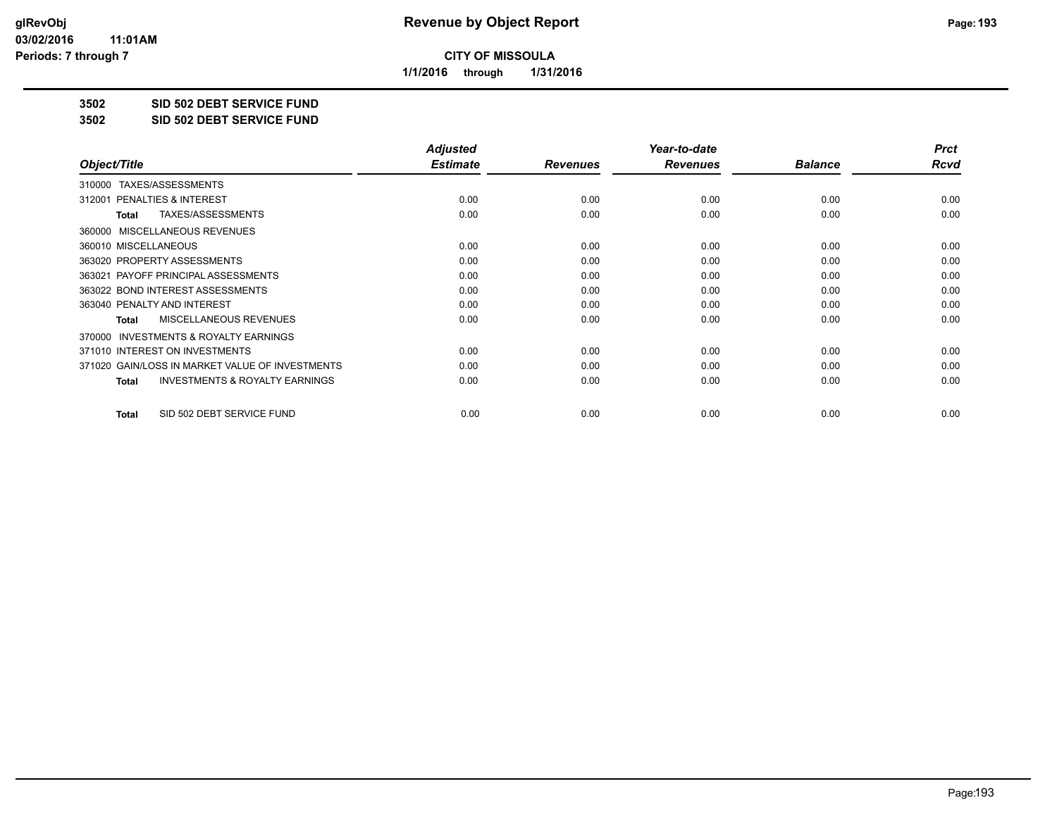**CITY OF MISSOULA**

**1/1/2016 through 1/31/2016**

**3502 SID 502 DEBT SERVICE FUND**

**3502 SID 502 DEBT SERVICE FUND**

| Object/Title | Adjusted Estimate | Revenues | Year-to-date Revenues | Balance | Prct Rcvd |
|---|---|---|---|---|---|
| 310000 TAXES/ASSESSMENTS | | | | | |
| 312001 PENALTIES & INTEREST | 0.00 | 0.00 | 0.00 | 0.00 | 0.00 |
| **Total** TAXES/ASSESSMENTS | 0.00 | 0.00 | 0.00 | 0.00 | 0.00 |
| 360000 MISCELLANEOUS REVENUES | | | | | |
| 360010 MISCELLANEOUS | 0.00 | 0.00 | 0.00 | 0.00 | 0.00 |
| 363020 PROPERTY ASSESSMENTS | 0.00 | 0.00 | 0.00 | 0.00 | 0.00 |
| 363021 PAYOFF PRINCIPAL ASSESSMENTS | 0.00 | 0.00 | 0.00 | 0.00 | 0.00 |
| 363022 BOND INTEREST ASSESSMENTS | 0.00 | 0.00 | 0.00 | 0.00 | 0.00 |
| 363040 PENALTY AND INTEREST | 0.00 | 0.00 | 0.00 | 0.00 | 0.00 |
| **Total** MISCELLANEOUS REVENUES | 0.00 | 0.00 | 0.00 | 0.00 | 0.00 |
| 370000 INVESTMENTS & ROYALTY EARNINGS | | | | | |
| 371010 INTEREST ON INVESTMENTS | 0.00 | 0.00 | 0.00 | 0.00 | 0.00 |
| 371020 GAIN/LOSS IN MARKET VALUE OF INVESTMENTS | 0.00 | 0.00 | 0.00 | 0.00 | 0.00 |
| **Total** INVESTMENTS & ROYALTY EARNINGS | 0.00 | 0.00 | 0.00 | 0.00 | 0.00 |
| **Total** SID 502 DEBT SERVICE FUND | 0.00 | 0.00 | 0.00 | 0.00 | 0.00 |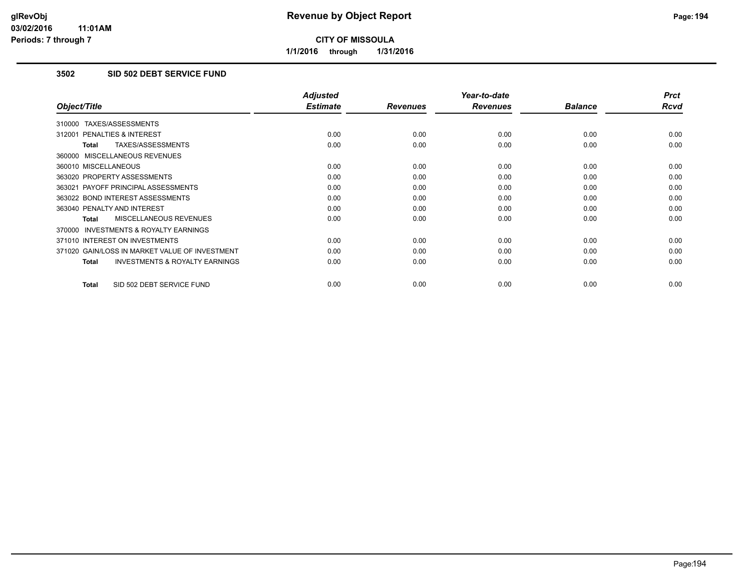glRevObj
03/02/2016 11:01AM
Periods: 7 through 7

# Revenue by Object Report

**CITY OF MISSOULA**

**1/1/2016 through 1/31/2016**

## 3502 SID 502 DEBT SERVICE FUND

| Object/Title | Adjusted Estimate | Revenues | Year-to-date Revenues | Balance | Prct Rcvd |
|---|---|---|---|---|---|
| 310000 TAXES/ASSESSMENTS | | | | | |
| 312001 PENALTIES & INTEREST | 0.00 | 0.00 | 0.00 | 0.00 | 0.00 |
| **Total** TAXES/ASSESSMENTS | 0.00 | 0.00 | 0.00 | 0.00 | 0.00 |
| 360000 MISCELLANEOUS REVENUES | | | | | |
| 360010 MISCELLANEOUS | 0.00 | 0.00 | 0.00 | 0.00 | 0.00 |
| 363020 PROPERTY ASSESSMENTS | 0.00 | 0.00 | 0.00 | 0.00 | 0.00 |
| 363021 PAYOFF PRINCIPAL ASSESSMENTS | 0.00 | 0.00 | 0.00 | 0.00 | 0.00 |
| 363022 BOND INTEREST ASSESSMENTS | 0.00 | 0.00 | 0.00 | 0.00 | 0.00 |
| 363040 PENALTY AND INTEREST | 0.00 | 0.00 | 0.00 | 0.00 | 0.00 |
| **Total** MISCELLANEOUS REVENUES | 0.00 | 0.00 | 0.00 | 0.00 | 0.00 |
| 370000 INVESTMENTS & ROYALTY EARNINGS | | | | | |
| 371010 INTEREST ON INVESTMENTS | 0.00 | 0.00 | 0.00 | 0.00 | 0.00 |
| 371020 GAIN/LOSS IN MARKET VALUE OF INVESTMENT | 0.00 | 0.00 | 0.00 | 0.00 | 0.00 |
| **Total** INVESTMENTS & ROYALTY EARNINGS | 0.00 | 0.00 | 0.00 | 0.00 | 0.00 |
| **Total** SID 502 DEBT SERVICE FUND | 0.00 | 0.00 | 0.00 | 0.00 | 0.00 |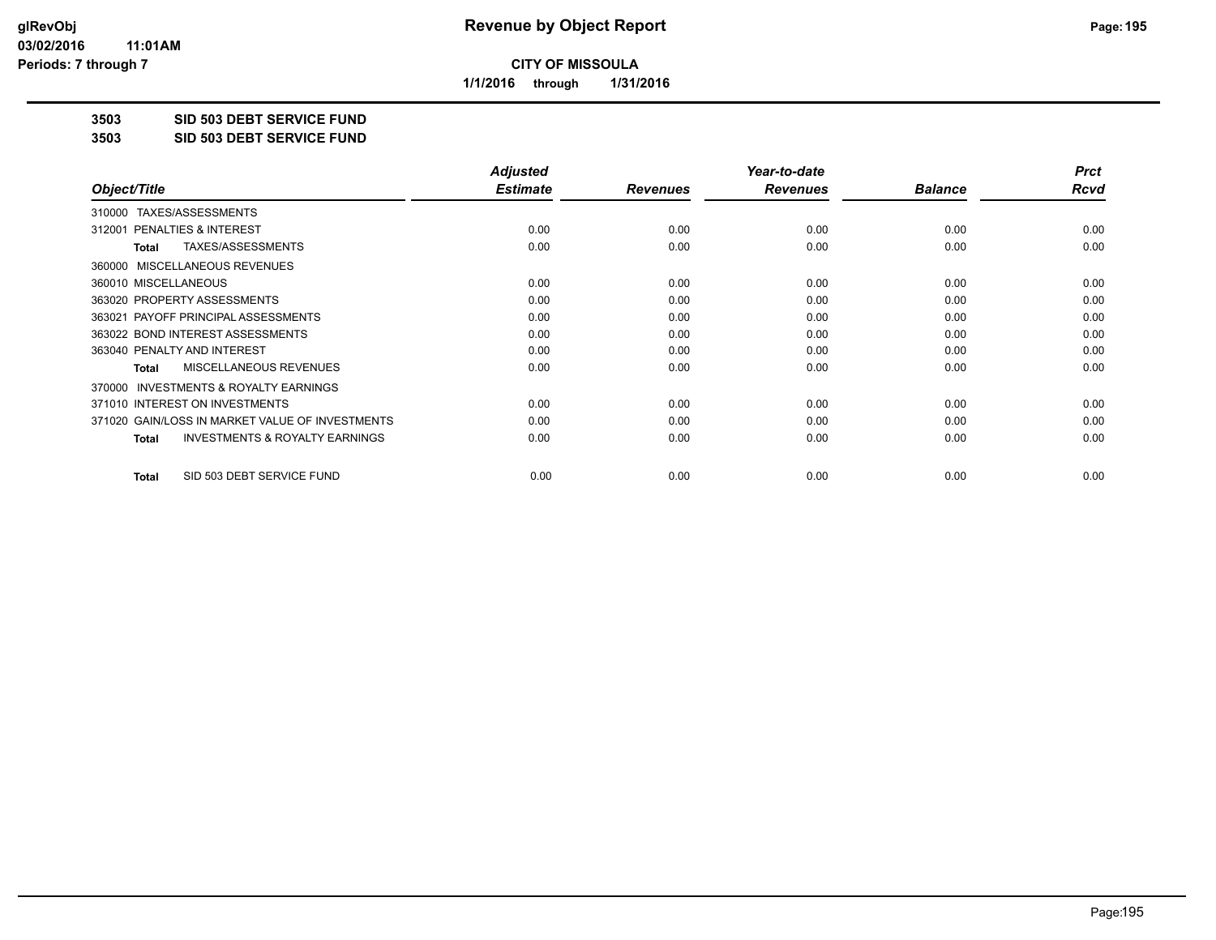**CITY OF MISSOULA**

**1/1/2016 through 1/31/2016**

**Revenue by Object Report**

glRevObj
03/02/2016 11:01AM
Periods: 7 through 7

**3503 SID 503 DEBT SERVICE FUND**

**3503 SID 503 DEBT SERVICE FUND**

| Object/Title | Adjusted Estimate | Revenues | Year-to-date Revenues | Balance | Prct Rcvd |
|---|---|---|---|---|---|
| 310000 TAXES/ASSESSMENTS | | | | | |
| 312001 PENALTIES & INTEREST | 0.00 | 0.00 | 0.00 | 0.00 | 0.00 |
| **Total** TAXES/ASSESSMENTS | 0.00 | 0.00 | 0.00 | 0.00 | 0.00 |
| 360000 MISCELLANEOUS REVENUES | | | | | |
| 360010 MISCELLANEOUS | 0.00 | 0.00 | 0.00 | 0.00 | 0.00 |
| 363020 PROPERTY ASSESSMENTS | 0.00 | 0.00 | 0.00 | 0.00 | 0.00 |
| 363021 PAYOFF PRINCIPAL ASSESSMENTS | 0.00 | 0.00 | 0.00 | 0.00 | 0.00 |
| 363022 BOND INTEREST ASSESSMENTS | 0.00 | 0.00 | 0.00 | 0.00 | 0.00 |
| 363040 PENALTY AND INTEREST | 0.00 | 0.00 | 0.00 | 0.00 | 0.00 |
| **Total** MISCELLANEOUS REVENUES | 0.00 | 0.00 | 0.00 | 0.00 | 0.00 |
| 370000 INVESTMENTS & ROYALTY EARNINGS | | | | | |
| 371010 INTEREST ON INVESTMENTS | 0.00 | 0.00 | 0.00 | 0.00 | 0.00 |
| 371020 GAIN/LOSS IN MARKET VALUE OF INVESTMENTS | 0.00 | 0.00 | 0.00 | 0.00 | 0.00 |
| **Total** INVESTMENTS & ROYALTY EARNINGS | 0.00 | 0.00 | 0.00 | 0.00 | 0.00 |
| **Total** SID 503 DEBT SERVICE FUND | 0.00 | 0.00 | 0.00 | 0.00 | 0.00 |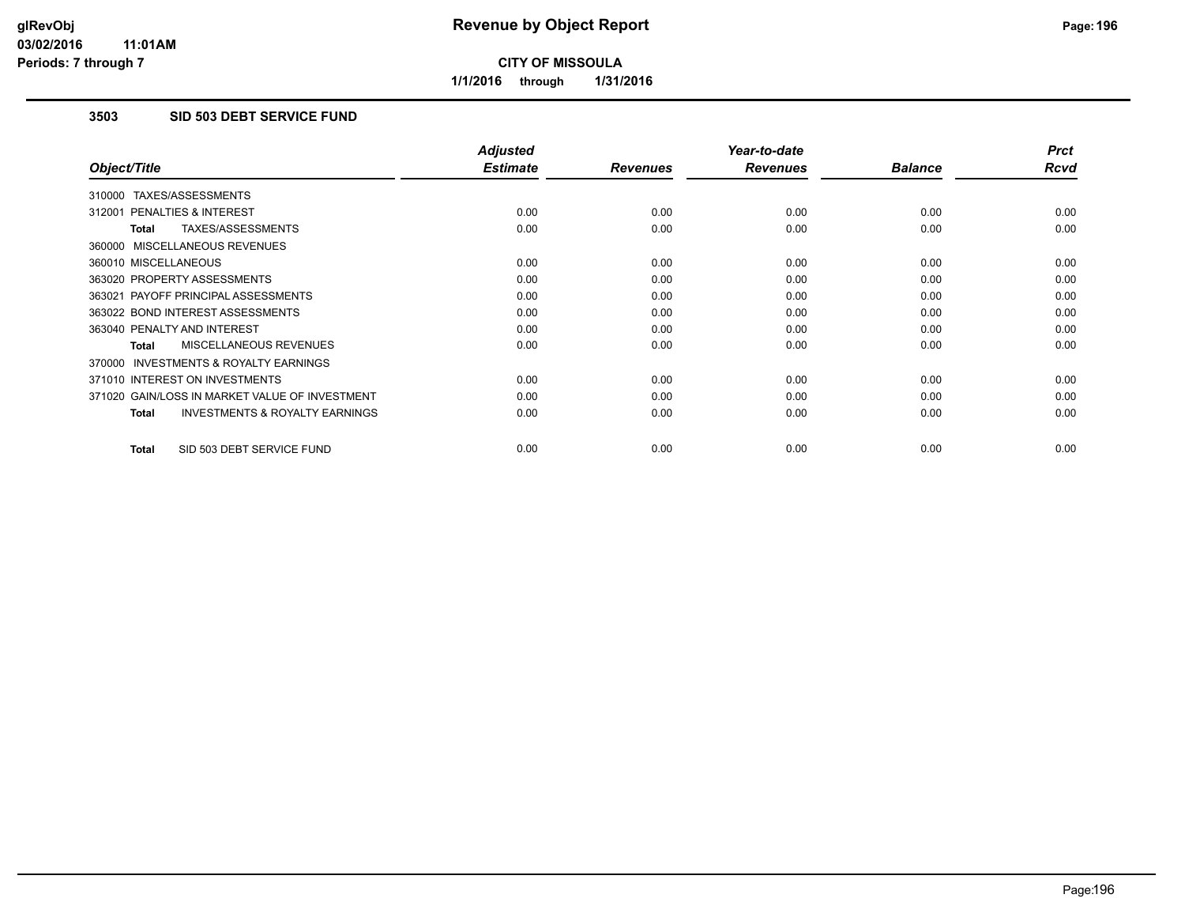**CITY OF MISSOULA**

**1/1/2016 through 1/31/2016**

### 3503 SID 503 DEBT SERVICE FUND

| Object/Title | Adjusted Estimate | Revenues | Year-to-date Revenues | Balance | Prct Rcvd |
|---|---|---|---|---|---|
| 310000 TAXES/ASSESSMENTS | | | | | |
| 312001 PENALTIES & INTEREST | 0.00 | 0.00 | 0.00 | 0.00 | 0.00 |
| **Total** TAXES/ASSESSMENTS | 0.00 | 0.00 | 0.00 | 0.00 | 0.00 |
| 360000 MISCELLANEOUS REVENUES | | | | | |
| 360010 MISCELLANEOUS | 0.00 | 0.00 | 0.00 | 0.00 | 0.00 |
| 363020 PROPERTY ASSESSMENTS | 0.00 | 0.00 | 0.00 | 0.00 | 0.00 |
| 363021 PAYOFF PRINCIPAL ASSESSMENTS | 0.00 | 0.00 | 0.00 | 0.00 | 0.00 |
| 363022 BOND INTEREST ASSESSMENTS | 0.00 | 0.00 | 0.00 | 0.00 | 0.00 |
| 363040 PENALTY AND INTEREST | 0.00 | 0.00 | 0.00 | 0.00 | 0.00 |
| **Total** MISCELLANEOUS REVENUES | 0.00 | 0.00 | 0.00 | 0.00 | 0.00 |
| 370000 INVESTMENTS & ROYALTY EARNINGS | | | | | |
| 371010 INTEREST ON INVESTMENTS | 0.00 | 0.00 | 0.00 | 0.00 | 0.00 |
| 371020 GAIN/LOSS IN MARKET VALUE OF INVESTMENT | 0.00 | 0.00 | 0.00 | 0.00 | 0.00 |
| **Total** INVESTMENTS & ROYALTY EARNINGS | 0.00 | 0.00 | 0.00 | 0.00 | 0.00 |
| **Total** SID 503 DEBT SERVICE FUND | 0.00 | 0.00 | 0.00 | 0.00 | 0.00 |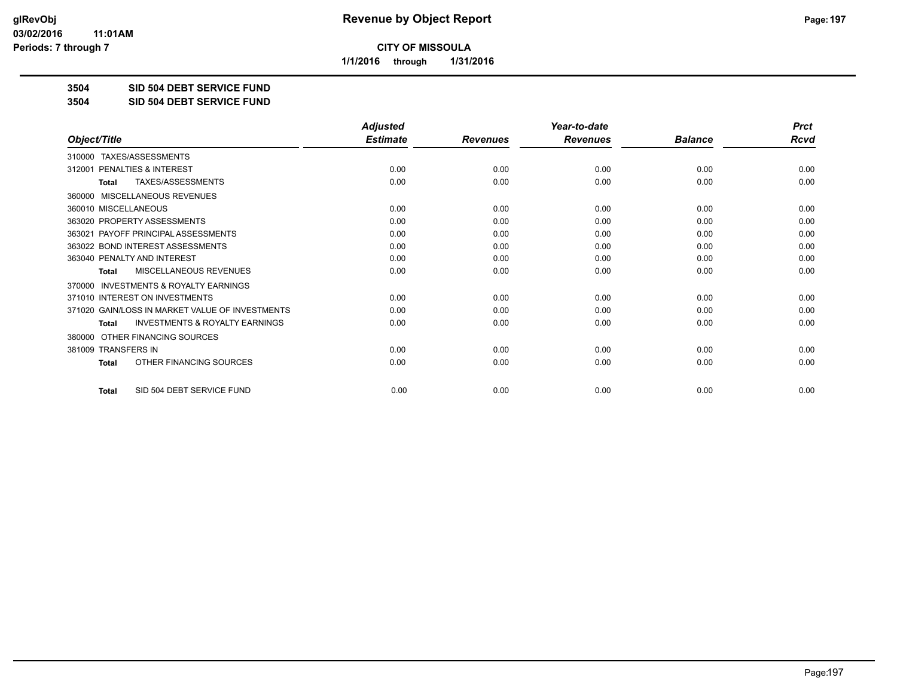glRevObj
03/02/2016 11:01AM
Periods: 7 through 7

# Revenue by Object Report

**CITY OF MISSOULA**

**1/1/2016 through 1/31/2016**

**3504 SID 504 DEBT SERVICE FUND**

**3504 SID 504 DEBT SERVICE FUND**

| Object/Title | Adjusted Estimate | Revenues | Year-to-date Revenues | Balance | Prct Rcvd |
|---|---|---|---|---|---|
| 310000 TAXES/ASSESSMENTS | | | | | |
| 312001 PENALTIES & INTEREST | 0.00 | 0.00 | 0.00 | 0.00 | 0.00 |
| **Total** TAXES/ASSESSMENTS | 0.00 | 0.00 | 0.00 | 0.00 | 0.00 |
| 360000 MISCELLANEOUS REVENUES | | | | | |
| 360010 MISCELLANEOUS | 0.00 | 0.00 | 0.00 | 0.00 | 0.00 |
| 363020 PROPERTY ASSESSMENTS | 0.00 | 0.00 | 0.00 | 0.00 | 0.00 |
| 363021 PAYOFF PRINCIPAL ASSESSMENTS | 0.00 | 0.00 | 0.00 | 0.00 | 0.00 |
| 363022 BOND INTEREST ASSESSMENTS | 0.00 | 0.00 | 0.00 | 0.00 | 0.00 |
| 363040 PENALTY AND INTEREST | 0.00 | 0.00 | 0.00 | 0.00 | 0.00 |
| **Total** MISCELLANEOUS REVENUES | 0.00 | 0.00 | 0.00 | 0.00 | 0.00 |
| 370000 INVESTMENTS & ROYALTY EARNINGS | | | | | |
| 371010 INTEREST ON INVESTMENTS | 0.00 | 0.00 | 0.00 | 0.00 | 0.00 |
| 371020 GAIN/LOSS IN MARKET VALUE OF INVESTMENTS | 0.00 | 0.00 | 0.00 | 0.00 | 0.00 |
| **Total** INVESTMENTS & ROYALTY EARNINGS | 0.00 | 0.00 | 0.00 | 0.00 | 0.00 |
| 380000 OTHER FINANCING SOURCES | | | | | |
| 381009 TRANSFERS IN | 0.00 | 0.00 | 0.00 | 0.00 | 0.00 |
| **Total** OTHER FINANCING SOURCES | 0.00 | 0.00 | 0.00 | 0.00 | 0.00 |
| **Total** SID 504 DEBT SERVICE FUND | 0.00 | 0.00 | 0.00 | 0.00 | 0.00 |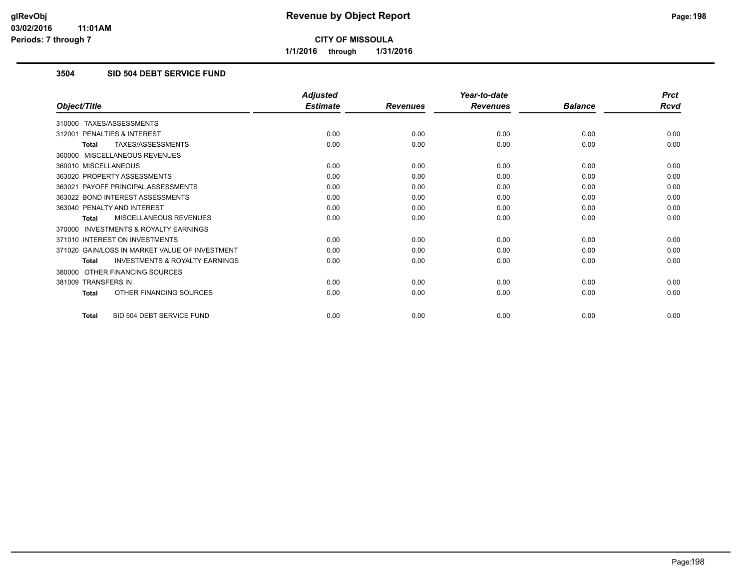**CITY OF MISSOULA**

**1/1/2016 through 1/31/2016**

### 3504 SID 504 DEBT SERVICE FUND

| Object/Title | Adjusted Estimate | Revenues | Year-to-date Revenues | Balance | Prct Rcvd |
|---|---|---|---|---|---|
| 310000 TAXES/ASSESSMENTS | | | | | |
| 312001 PENALTIES & INTEREST | 0.00 | 0.00 | 0.00 | 0.00 | 0.00 |
| **Total** TAXES/ASSESSMENTS | 0.00 | 0.00 | 0.00 | 0.00 | 0.00 |
| 360000 MISCELLANEOUS REVENUES | | | | | |
| 360010 MISCELLANEOUS | 0.00 | 0.00 | 0.00 | 0.00 | 0.00 |
| 363020 PROPERTY ASSESSMENTS | 0.00 | 0.00 | 0.00 | 0.00 | 0.00 |
| 363021 PAYOFF PRINCIPAL ASSESSMENTS | 0.00 | 0.00 | 0.00 | 0.00 | 0.00 |
| 363022 BOND INTEREST ASSESSMENTS | 0.00 | 0.00 | 0.00 | 0.00 | 0.00 |
| 363040 PENALTY AND INTEREST | 0.00 | 0.00 | 0.00 | 0.00 | 0.00 |
| **Total** MISCELLANEOUS REVENUES | 0.00 | 0.00 | 0.00 | 0.00 | 0.00 |
| 370000 INVESTMENTS & ROYALTY EARNINGS | | | | | |
| 371010 INTEREST ON INVESTMENTS | 0.00 | 0.00 | 0.00 | 0.00 | 0.00 |
| 371020 GAIN/LOSS IN MARKET VALUE OF INVESTMENT | 0.00 | 0.00 | 0.00 | 0.00 | 0.00 |
| **Total** INVESTMENTS & ROYALTY EARNINGS | 0.00 | 0.00 | 0.00 | 0.00 | 0.00 |
| 380000 OTHER FINANCING SOURCES | | | | | |
| 381009 TRANSFERS IN | 0.00 | 0.00 | 0.00 | 0.00 | 0.00 |
| **Total** OTHER FINANCING SOURCES | 0.00 | 0.00 | 0.00 | 0.00 | 0.00 |
| **Total** SID 504 DEBT SERVICE FUND | 0.00 | 0.00 | 0.00 | 0.00 | 0.00 |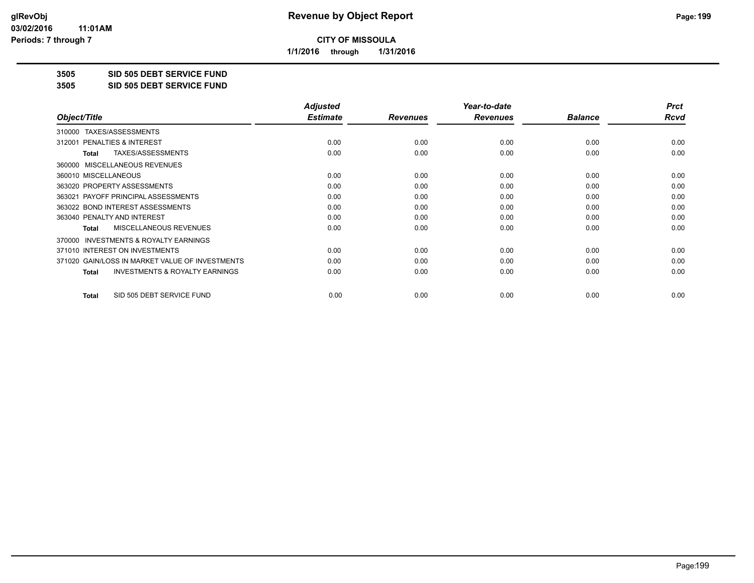**CITY OF MISSOULA**

**1/1/2016 through 1/31/2016**

**3505 SID 505 DEBT SERVICE FUND**

**3505 SID 505 DEBT SERVICE FUND**

| Object/Title | Adjusted Estimate | Revenues | Year-to-date Revenues | Balance | Prct Rcvd |
|---|---|---|---|---|---|
| 310000 TAXES/ASSESSMENTS | | | | | |
| 312001 PENALTIES & INTEREST | 0.00 | 0.00 | 0.00 | 0.00 | 0.00 |
| **Total** TAXES/ASSESSMENTS | 0.00 | 0.00 | 0.00 | 0.00 | 0.00 |
| 360000 MISCELLANEOUS REVENUES | | | | | |
| 360010 MISCELLANEOUS | 0.00 | 0.00 | 0.00 | 0.00 | 0.00 |
| 363020 PROPERTY ASSESSMENTS | 0.00 | 0.00 | 0.00 | 0.00 | 0.00 |
| 363021 PAYOFF PRINCIPAL ASSESSMENTS | 0.00 | 0.00 | 0.00 | 0.00 | 0.00 |
| 363022 BOND INTEREST ASSESSMENTS | 0.00 | 0.00 | 0.00 | 0.00 | 0.00 |
| 363040 PENALTY AND INTEREST | 0.00 | 0.00 | 0.00 | 0.00 | 0.00 |
| **Total** MISCELLANEOUS REVENUES | 0.00 | 0.00 | 0.00 | 0.00 | 0.00 |
| 370000 INVESTMENTS & ROYALTY EARNINGS | | | | | |
| 371010 INTEREST ON INVESTMENTS | 0.00 | 0.00 | 0.00 | 0.00 | 0.00 |
| 371020 GAIN/LOSS IN MARKET VALUE OF INVESTMENTS | 0.00 | 0.00 | 0.00 | 0.00 | 0.00 |
| **Total** INVESTMENTS & ROYALTY EARNINGS | 0.00 | 0.00 | 0.00 | 0.00 | 0.00 |
| **Total** SID 505 DEBT SERVICE FUND | 0.00 | 0.00 | 0.00 | 0.00 | 0.00 |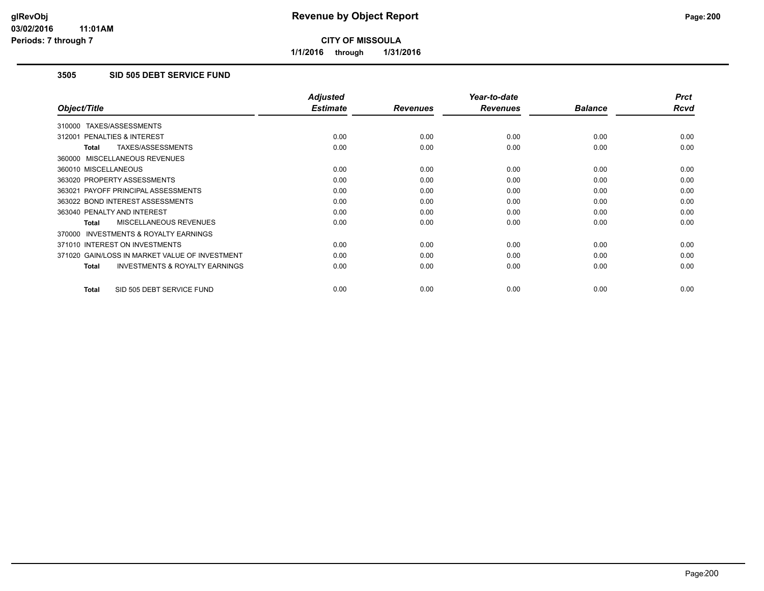# Revenue by Object Report

**CITY OF MISSOULA**

**1/1/2016 through 1/31/2016**

glRevObj
03/02/2016 11:01AM
Periods: 7 through 7

## 3505 SID 505 DEBT SERVICE FUND

| Object/Title | Adjusted Estimate | Revenues | Year-to-date Revenues | Balance | Prct Rcvd |
|---|---|---|---|---|---|
| 310000 TAXES/ASSESSMENTS | | | | | |
| 312001 PENALTIES & INTEREST | 0.00 | 0.00 | 0.00 | 0.00 | 0.00 |
| **Total** TAXES/ASSESSMENTS | 0.00 | 0.00 | 0.00 | 0.00 | 0.00 |
| 360000 MISCELLANEOUS REVENUES | | | | | |
| 360010 MISCELLANEOUS | 0.00 | 0.00 | 0.00 | 0.00 | 0.00 |
| 363020 PROPERTY ASSESSMENTS | 0.00 | 0.00 | 0.00 | 0.00 | 0.00 |
| 363021 PAYOFF PRINCIPAL ASSESSMENTS | 0.00 | 0.00 | 0.00 | 0.00 | 0.00 |
| 363022 BOND INTEREST ASSESSMENTS | 0.00 | 0.00 | 0.00 | 0.00 | 0.00 |
| 363040 PENALTY AND INTEREST | 0.00 | 0.00 | 0.00 | 0.00 | 0.00 |
| **Total** MISCELLANEOUS REVENUES | 0.00 | 0.00 | 0.00 | 0.00 | 0.00 |
| 370000 INVESTMENTS & ROYALTY EARNINGS | | | | | |
| 371010 INTEREST ON INVESTMENTS | 0.00 | 0.00 | 0.00 | 0.00 | 0.00 |
| 371020 GAIN/LOSS IN MARKET VALUE OF INVESTMENT | 0.00 | 0.00 | 0.00 | 0.00 | 0.00 |
| **Total** INVESTMENTS & ROYALTY EARNINGS | 0.00 | 0.00 | 0.00 | 0.00 | 0.00 |
| **Total** SID 505 DEBT SERVICE FUND | 0.00 | 0.00 | 0.00 | 0.00 | 0.00 |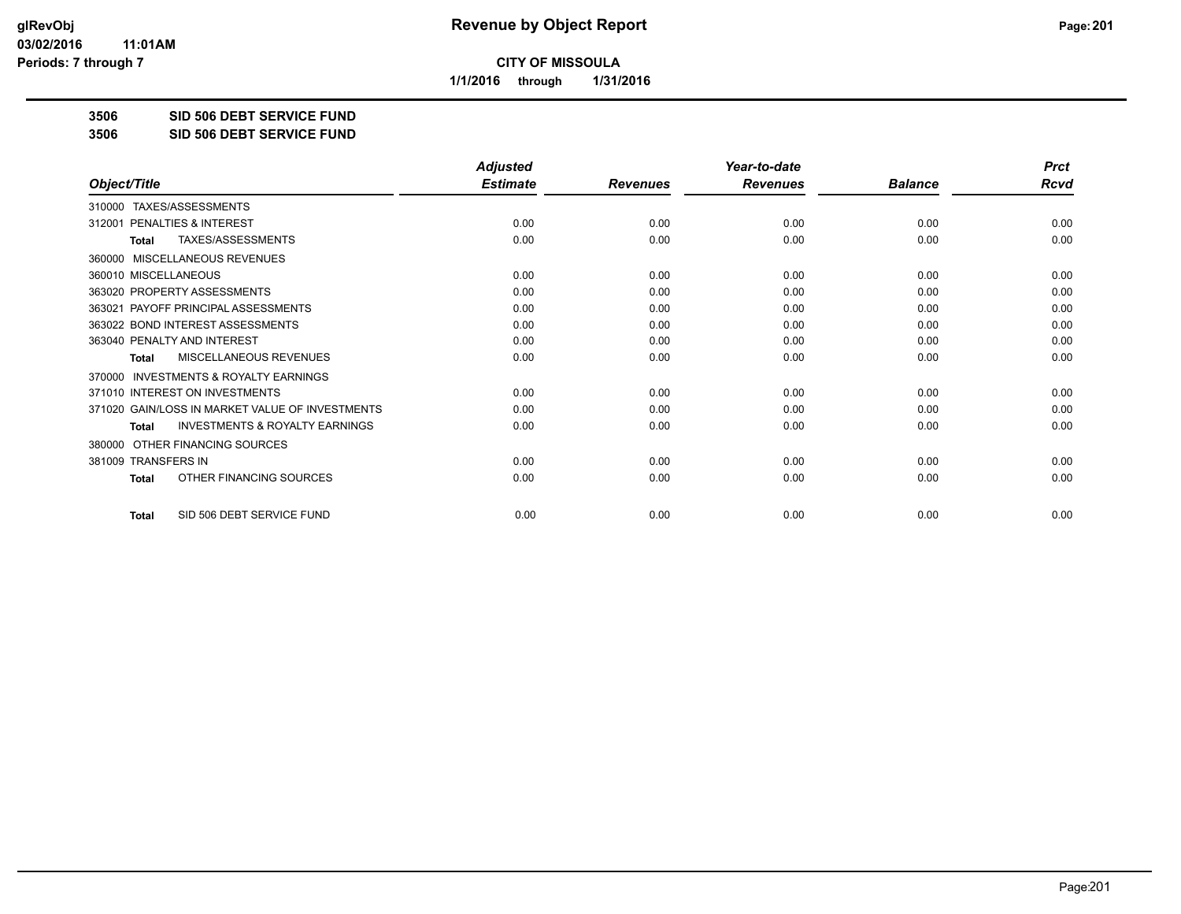**CITY OF MISSOULA**

**1/1/2016 through 1/31/2016**

**3506 SID 506 DEBT SERVICE FUND**

**3506 SID 506 DEBT SERVICE FUND**

| Object/Title | Adjusted Estimate | Revenues | Year-to-date Revenues | Balance | Prct Rcvd |
|---|---|---|---|---|---|
| 310000 TAXES/ASSESSMENTS | | | | | |
| 312001 PENALTIES & INTEREST | 0.00 | 0.00 | 0.00 | 0.00 | 0.00 |
| **Total** TAXES/ASSESSMENTS | 0.00 | 0.00 | 0.00 | 0.00 | 0.00 |
| 360000 MISCELLANEOUS REVENUES | | | | | |
| 360010 MISCELLANEOUS | 0.00 | 0.00 | 0.00 | 0.00 | 0.00 |
| 363020 PROPERTY ASSESSMENTS | 0.00 | 0.00 | 0.00 | 0.00 | 0.00 |
| 363021 PAYOFF PRINCIPAL ASSESSMENTS | 0.00 | 0.00 | 0.00 | 0.00 | 0.00 |
| 363022 BOND INTEREST ASSESSMENTS | 0.00 | 0.00 | 0.00 | 0.00 | 0.00 |
| 363040 PENALTY AND INTEREST | 0.00 | 0.00 | 0.00 | 0.00 | 0.00 |
| **Total** MISCELLANEOUS REVENUES | 0.00 | 0.00 | 0.00 | 0.00 | 0.00 |
| 370000 INVESTMENTS & ROYALTY EARNINGS | | | | | |
| 371010 INTEREST ON INVESTMENTS | 0.00 | 0.00 | 0.00 | 0.00 | 0.00 |
| 371020 GAIN/LOSS IN MARKET VALUE OF INVESTMENTS | 0.00 | 0.00 | 0.00 | 0.00 | 0.00 |
| **Total** INVESTMENTS & ROYALTY EARNINGS | 0.00 | 0.00 | 0.00 | 0.00 | 0.00 |
| 380000 OTHER FINANCING SOURCES | | | | | |
| 381009 TRANSFERS IN | 0.00 | 0.00 | 0.00 | 0.00 | 0.00 |
| **Total** OTHER FINANCING SOURCES | 0.00 | 0.00 | 0.00 | 0.00 | 0.00 |
| **Total** SID 506 DEBT SERVICE FUND | 0.00 | 0.00 | 0.00 | 0.00 | 0.00 |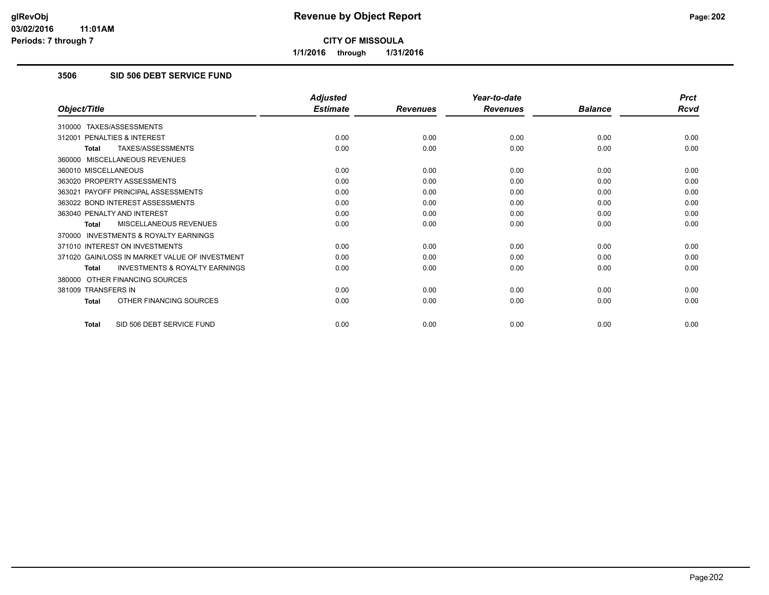# Revenue by Object Report

**CITY OF MISSOULA**

**1/1/2016 through 1/31/2016**

glRevObj
03/02/2016 11:01AM
Periods: 7 through 7

### 3506 SID 506 DEBT SERVICE FUND

| Object/Title | Adjusted Estimate | Revenues | Year-to-date Revenues | Balance | Prct Rcvd |
|---|---|---|---|---|---|
| 310000 TAXES/ASSESSMENTS | | | | | |
| 312001 PENALTIES & INTEREST | 0.00 | 0.00 | 0.00 | 0.00 | 0.00 |
| **Total** TAXES/ASSESSMENTS | 0.00 | 0.00 | 0.00 | 0.00 | 0.00 |
| 360000 MISCELLANEOUS REVENUES | | | | | |
| 360010 MISCELLANEOUS | 0.00 | 0.00 | 0.00 | 0.00 | 0.00 |
| 363020 PROPERTY ASSESSMENTS | 0.00 | 0.00 | 0.00 | 0.00 | 0.00 |
| 363021 PAYOFF PRINCIPAL ASSESSMENTS | 0.00 | 0.00 | 0.00 | 0.00 | 0.00 |
| 363022 BOND INTEREST ASSESSMENTS | 0.00 | 0.00 | 0.00 | 0.00 | 0.00 |
| 363040 PENALTY AND INTEREST | 0.00 | 0.00 | 0.00 | 0.00 | 0.00 |
| **Total** MISCELLANEOUS REVENUES | 0.00 | 0.00 | 0.00 | 0.00 | 0.00 |
| 370000 INVESTMENTS & ROYALTY EARNINGS | | | | | |
| 371010 INTEREST ON INVESTMENTS | 0.00 | 0.00 | 0.00 | 0.00 | 0.00 |
| 371020 GAIN/LOSS IN MARKET VALUE OF INVESTMENT | 0.00 | 0.00 | 0.00 | 0.00 | 0.00 |
| **Total** INVESTMENTS & ROYALTY EARNINGS | 0.00 | 0.00 | 0.00 | 0.00 | 0.00 |
| 380000 OTHER FINANCING SOURCES | | | | | |
| 381009 TRANSFERS IN | 0.00 | 0.00 | 0.00 | 0.00 | 0.00 |
| **Total** OTHER FINANCING SOURCES | 0.00 | 0.00 | 0.00 | 0.00 | 0.00 |
| **Total** SID 506 DEBT SERVICE FUND | 0.00 | 0.00 | 0.00 | 0.00 | 0.00 |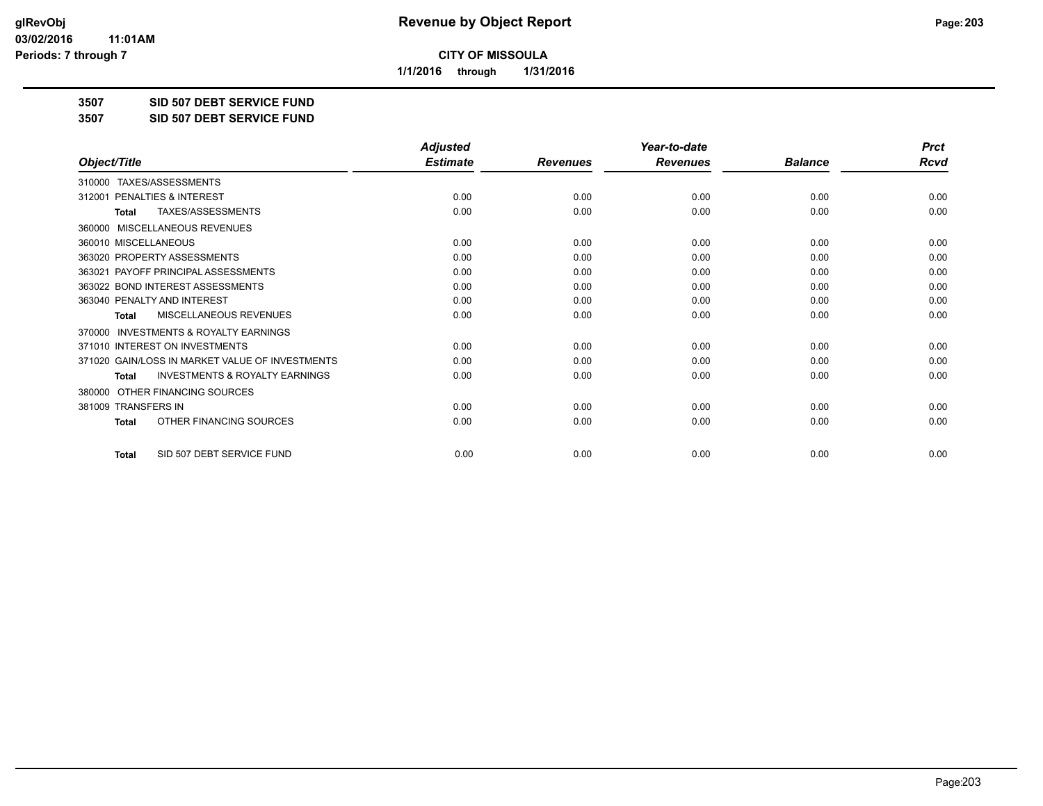# Revenue by Object Report

**CITY OF MISSOULA**

**1/1/2016 through 1/31/2016**

glRevObj
03/02/2016 11:01AM
Periods: 7 through 7

## 3507 SID 507 DEBT SERVICE FUND

### 3507 SID 507 DEBT SERVICE FUND

| Object/Title | Adjusted Estimate | Revenues | Year-to-date Revenues | Balance | Prct Rcvd |
|---|---|---|---|---|---|
| 310000 TAXES/ASSESSMENTS | | | | | |
| 312001 PENALTIES & INTEREST | 0.00 | 0.00 | 0.00 | 0.00 | 0.00 |
| **Total** TAXES/ASSESSMENTS | 0.00 | 0.00 | 0.00 | 0.00 | 0.00 |
| 360000 MISCELLANEOUS REVENUES | | | | | |
| 360010 MISCELLANEOUS | 0.00 | 0.00 | 0.00 | 0.00 | 0.00 |
| 363020 PROPERTY ASSESSMENTS | 0.00 | 0.00 | 0.00 | 0.00 | 0.00 |
| 363021 PAYOFF PRINCIPAL ASSESSMENTS | 0.00 | 0.00 | 0.00 | 0.00 | 0.00 |
| 363022 BOND INTEREST ASSESSMENTS | 0.00 | 0.00 | 0.00 | 0.00 | 0.00 |
| 363040 PENALTY AND INTEREST | 0.00 | 0.00 | 0.00 | 0.00 | 0.00 |
| **Total** MISCELLANEOUS REVENUES | 0.00 | 0.00 | 0.00 | 0.00 | 0.00 |
| 370000 INVESTMENTS & ROYALTY EARNINGS | | | | | |
| 371010 INTEREST ON INVESTMENTS | 0.00 | 0.00 | 0.00 | 0.00 | 0.00 |
| 371020 GAIN/LOSS IN MARKET VALUE OF INVESTMENTS | 0.00 | 0.00 | 0.00 | 0.00 | 0.00 |
| **Total** INVESTMENTS & ROYALTY EARNINGS | 0.00 | 0.00 | 0.00 | 0.00 | 0.00 |
| 380000 OTHER FINANCING SOURCES | | | | | |
| 381009 TRANSFERS IN | 0.00 | 0.00 | 0.00 | 0.00 | 0.00 |
| **Total** OTHER FINANCING SOURCES | 0.00 | 0.00 | 0.00 | 0.00 | 0.00 |
| **Total** SID 507 DEBT SERVICE FUND | 0.00 | 0.00 | 0.00 | 0.00 | 0.00 |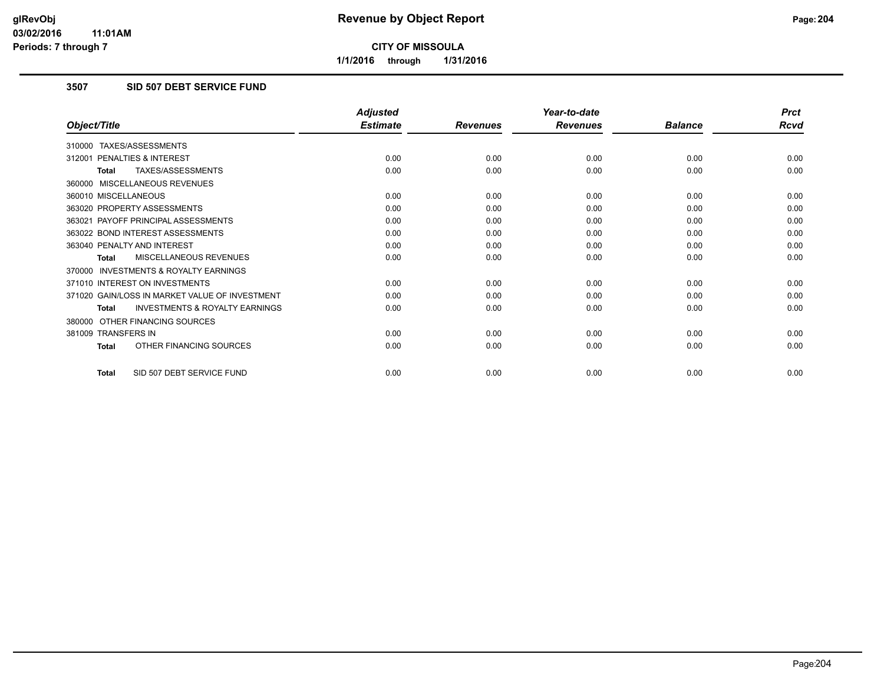# Revenue by Object Report

**CITY OF MISSOULA**

**1/1/2016 through 1/31/2016**

glRevObj
03/02/2016 11:01AM
Periods: 7 through 7

## 3507 SID 507 DEBT SERVICE FUND

| Object/Title | Adjusted Estimate | Revenues | Year-to-date Revenues | Balance | Prct Rcvd |
|---|---|---|---|---|---|
| 310000 TAXES/ASSESSMENTS | | | | | |
| 312001 PENALTIES & INTEREST | 0.00 | 0.00 | 0.00 | 0.00 | 0.00 |
| **Total** TAXES/ASSESSMENTS | 0.00 | 0.00 | 0.00 | 0.00 | 0.00 |
| 360000 MISCELLANEOUS REVENUES | | | | | |
| 360010 MISCELLANEOUS | 0.00 | 0.00 | 0.00 | 0.00 | 0.00 |
| 363020 PROPERTY ASSESSMENTS | 0.00 | 0.00 | 0.00 | 0.00 | 0.00 |
| 363021 PAYOFF PRINCIPAL ASSESSMENTS | 0.00 | 0.00 | 0.00 | 0.00 | 0.00 |
| 363022 BOND INTEREST ASSESSMENTS | 0.00 | 0.00 | 0.00 | 0.00 | 0.00 |
| 363040 PENALTY AND INTEREST | 0.00 | 0.00 | 0.00 | 0.00 | 0.00 |
| **Total** MISCELLANEOUS REVENUES | 0.00 | 0.00 | 0.00 | 0.00 | 0.00 |
| 370000 INVESTMENTS & ROYALTY EARNINGS | | | | | |
| 371010 INTEREST ON INVESTMENTS | 0.00 | 0.00 | 0.00 | 0.00 | 0.00 |
| 371020 GAIN/LOSS IN MARKET VALUE OF INVESTMENT | 0.00 | 0.00 | 0.00 | 0.00 | 0.00 |
| **Total** INVESTMENTS & ROYALTY EARNINGS | 0.00 | 0.00 | 0.00 | 0.00 | 0.00 |
| 380000 OTHER FINANCING SOURCES | | | | | |
| 381009 TRANSFERS IN | 0.00 | 0.00 | 0.00 | 0.00 | 0.00 |
| **Total** OTHER FINANCING SOURCES | 0.00 | 0.00 | 0.00 | 0.00 | 0.00 |
| **Total** SID 507 DEBT SERVICE FUND | 0.00 | 0.00 | 0.00 | 0.00 | 0.00 |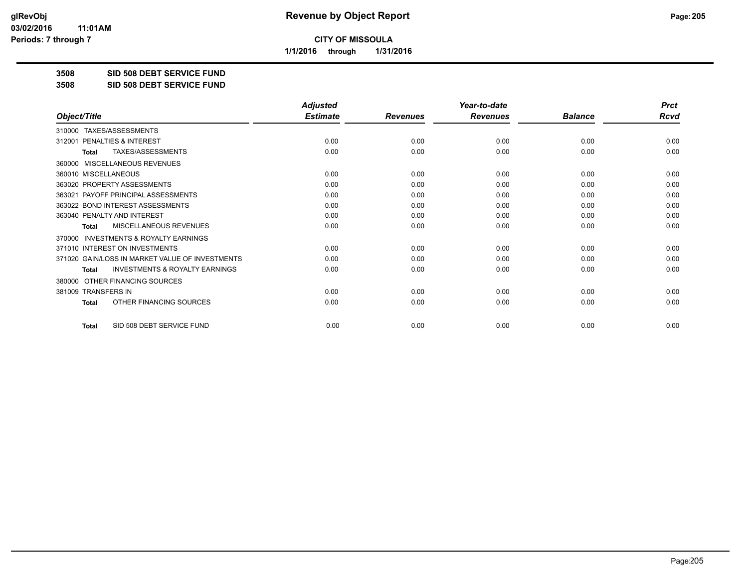# CITY OF MISSOULA

**1/1/2016 through 1/31/2016**

## 3508 SID 508 DEBT SERVICE FUND
## 3508 SID 508 DEBT SERVICE FUND

| Object/Title | Adjusted Estimate | Revenues | Year-to-date Revenues | Balance | Prct Rcvd |
|---|---|---|---|---|---|
| 310000 TAXES/ASSESSMENTS | | | | | |
| 312001 PENALTIES & INTEREST | 0.00 | 0.00 | 0.00 | 0.00 | 0.00 |
| **Total** TAXES/ASSESSMENTS | 0.00 | 0.00 | 0.00 | 0.00 | 0.00 |
| 360000 MISCELLANEOUS REVENUES | | | | | |
| 360010 MISCELLANEOUS | 0.00 | 0.00 | 0.00 | 0.00 | 0.00 |
| 363020 PROPERTY ASSESSMENTS | 0.00 | 0.00 | 0.00 | 0.00 | 0.00 |
| 363021 PAYOFF PRINCIPAL ASSESSMENTS | 0.00 | 0.00 | 0.00 | 0.00 | 0.00 |
| 363022 BOND INTEREST ASSESSMENTS | 0.00 | 0.00 | 0.00 | 0.00 | 0.00 |
| 363040 PENALTY AND INTEREST | 0.00 | 0.00 | 0.00 | 0.00 | 0.00 |
| **Total** MISCELLANEOUS REVENUES | 0.00 | 0.00 | 0.00 | 0.00 | 0.00 |
| 370000 INVESTMENTS & ROYALTY EARNINGS | | | | | |
| 371010 INTEREST ON INVESTMENTS | 0.00 | 0.00 | 0.00 | 0.00 | 0.00 |
| 371020 GAIN/LOSS IN MARKET VALUE OF INVESTMENTS | 0.00 | 0.00 | 0.00 | 0.00 | 0.00 |
| **Total** INVESTMENTS & ROYALTY EARNINGS | 0.00 | 0.00 | 0.00 | 0.00 | 0.00 |
| 380000 OTHER FINANCING SOURCES | | | | | |
| 381009 TRANSFERS IN | 0.00 | 0.00 | 0.00 | 0.00 | 0.00 |
| **Total** OTHER FINANCING SOURCES | 0.00 | 0.00 | 0.00 | 0.00 | 0.00 |
| **Total** SID 508 DEBT SERVICE FUND | 0.00 | 0.00 | 0.00 | 0.00 | 0.00 |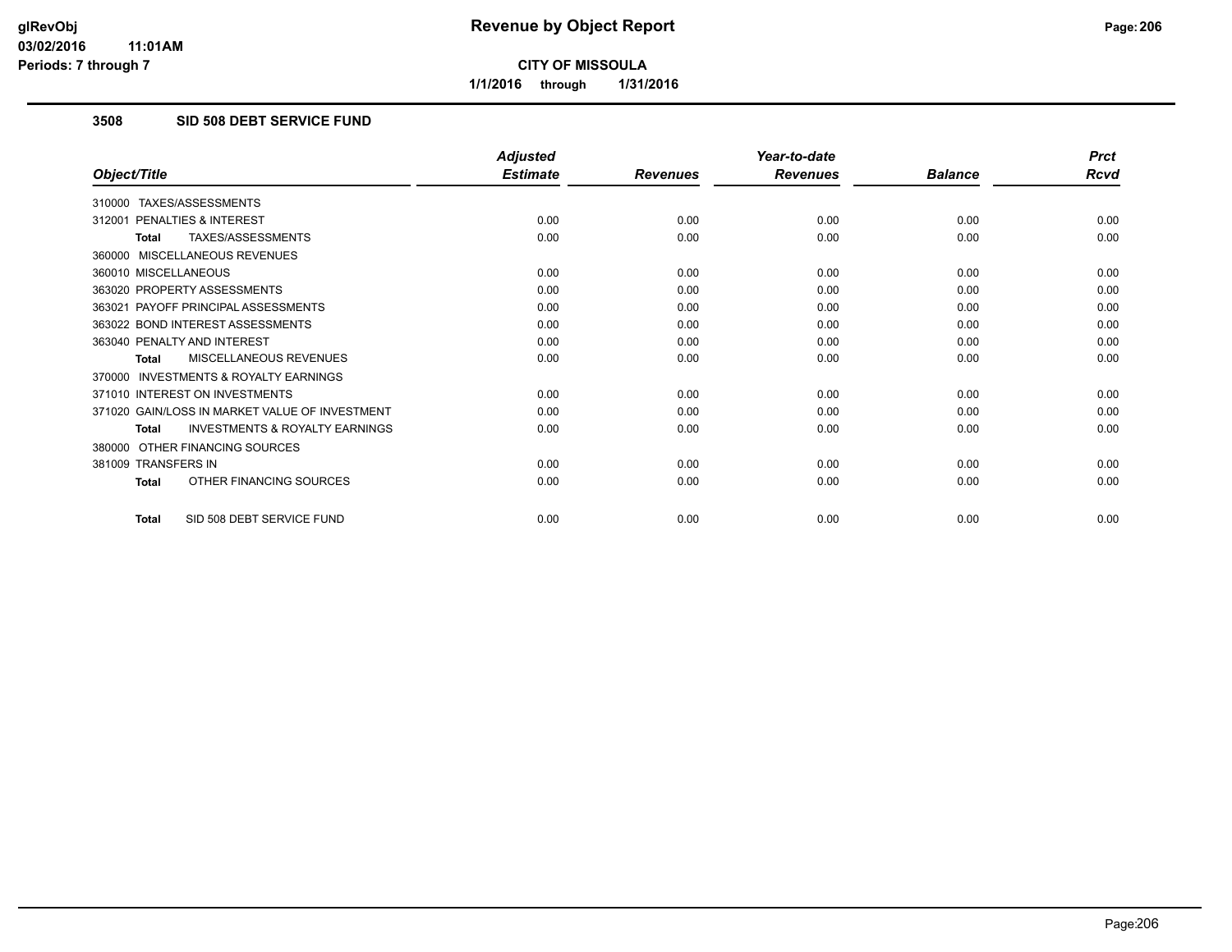**CITY OF MISSOULA**

**1/1/2016 through 1/31/2016**

### 3508 SID 508 DEBT SERVICE FUND

| Object/Title | Adjusted Estimate | Revenues | Year-to-date Revenues | Balance | Prct Rcvd |
|---|---|---|---|---|---|
| 310000 TAXES/ASSESSMENTS | | | | | |
| 312001 PENALTIES & INTEREST | 0.00 | 0.00 | 0.00 | 0.00 | 0.00 |
| **Total** TAXES/ASSESSMENTS | 0.00 | 0.00 | 0.00 | 0.00 | 0.00 |
| 360000 MISCELLANEOUS REVENUES | | | | | |
| 360010 MISCELLANEOUS | 0.00 | 0.00 | 0.00 | 0.00 | 0.00 |
| 363020 PROPERTY ASSESSMENTS | 0.00 | 0.00 | 0.00 | 0.00 | 0.00 |
| 363021 PAYOFF PRINCIPAL ASSESSMENTS | 0.00 | 0.00 | 0.00 | 0.00 | 0.00 |
| 363022 BOND INTEREST ASSESSMENTS | 0.00 | 0.00 | 0.00 | 0.00 | 0.00 |
| 363040 PENALTY AND INTEREST | 0.00 | 0.00 | 0.00 | 0.00 | 0.00 |
| **Total** MISCELLANEOUS REVENUES | 0.00 | 0.00 | 0.00 | 0.00 | 0.00 |
| 370000 INVESTMENTS & ROYALTY EARNINGS | | | | | |
| 371010 INTEREST ON INVESTMENTS | 0.00 | 0.00 | 0.00 | 0.00 | 0.00 |
| 371020 GAIN/LOSS IN MARKET VALUE OF INVESTMENT | 0.00 | 0.00 | 0.00 | 0.00 | 0.00 |
| **Total** INVESTMENTS & ROYALTY EARNINGS | 0.00 | 0.00 | 0.00 | 0.00 | 0.00 |
| 380000 OTHER FINANCING SOURCES | | | | | |
| 381009 TRANSFERS IN | 0.00 | 0.00 | 0.00 | 0.00 | 0.00 |
| **Total** OTHER FINANCING SOURCES | 0.00 | 0.00 | 0.00 | 0.00 | 0.00 |
| **Total** SID 508 DEBT SERVICE FUND | 0.00 | 0.00 | 0.00 | 0.00 | 0.00 |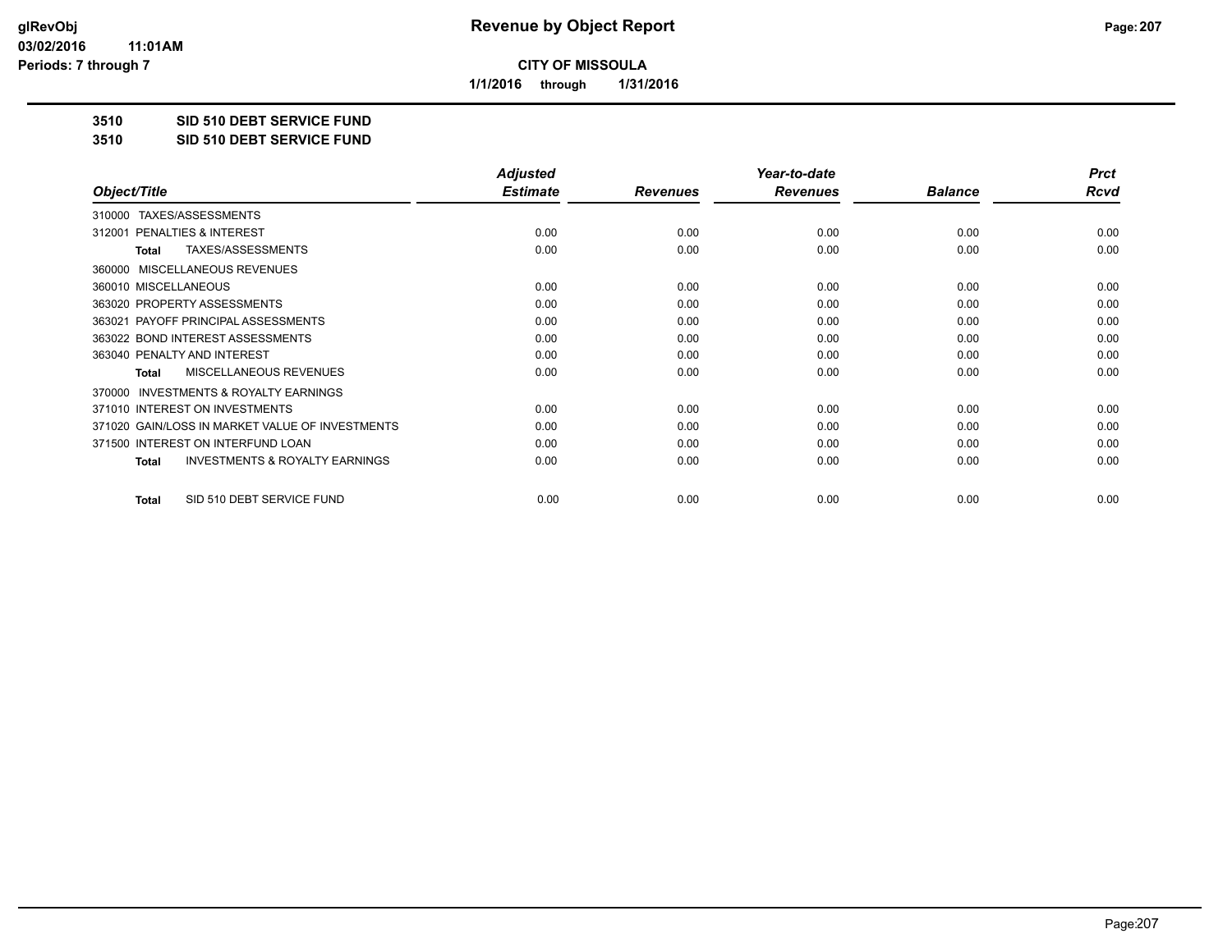**CITY OF MISSOULA**

**1/1/2016 through 1/31/2016**

**3510 SID 510 DEBT SERVICE FUND**

**3510 SID 510 DEBT SERVICE FUND**

| Object/Title | Adjusted Estimate | Revenues | Year-to-date Revenues | Balance | Prct Rcvd |
|---|---|---|---|---|---|
| 310000 TAXES/ASSESSMENTS | | | | | |
| 312001 PENALTIES & INTEREST | 0.00 | 0.00 | 0.00 | 0.00 | 0.00 |
| **Total** TAXES/ASSESSMENTS | 0.00 | 0.00 | 0.00 | 0.00 | 0.00 |
| 360000 MISCELLANEOUS REVENUES | | | | | |
| 360010 MISCELLANEOUS | 0.00 | 0.00 | 0.00 | 0.00 | 0.00 |
| 363020 PROPERTY ASSESSMENTS | 0.00 | 0.00 | 0.00 | 0.00 | 0.00 |
| 363021 PAYOFF PRINCIPAL ASSESSMENTS | 0.00 | 0.00 | 0.00 | 0.00 | 0.00 |
| 363022 BOND INTEREST ASSESSMENTS | 0.00 | 0.00 | 0.00 | 0.00 | 0.00 |
| 363040 PENALTY AND INTEREST | 0.00 | 0.00 | 0.00 | 0.00 | 0.00 |
| **Total** MISCELLANEOUS REVENUES | 0.00 | 0.00 | 0.00 | 0.00 | 0.00 |
| 370000 INVESTMENTS & ROYALTY EARNINGS | | | | | |
| 371010 INTEREST ON INVESTMENTS | 0.00 | 0.00 | 0.00 | 0.00 | 0.00 |
| 371020 GAIN/LOSS IN MARKET VALUE OF INVESTMENTS | 0.00 | 0.00 | 0.00 | 0.00 | 0.00 |
| 371500 INTEREST ON INTERFUND LOAN | 0.00 | 0.00 | 0.00 | 0.00 | 0.00 |
| **Total** INVESTMENTS & ROYALTY EARNINGS | 0.00 | 0.00 | 0.00 | 0.00 | 0.00 |
| **Total** SID 510 DEBT SERVICE FUND | 0.00 | 0.00 | 0.00 | 0.00 | 0.00 |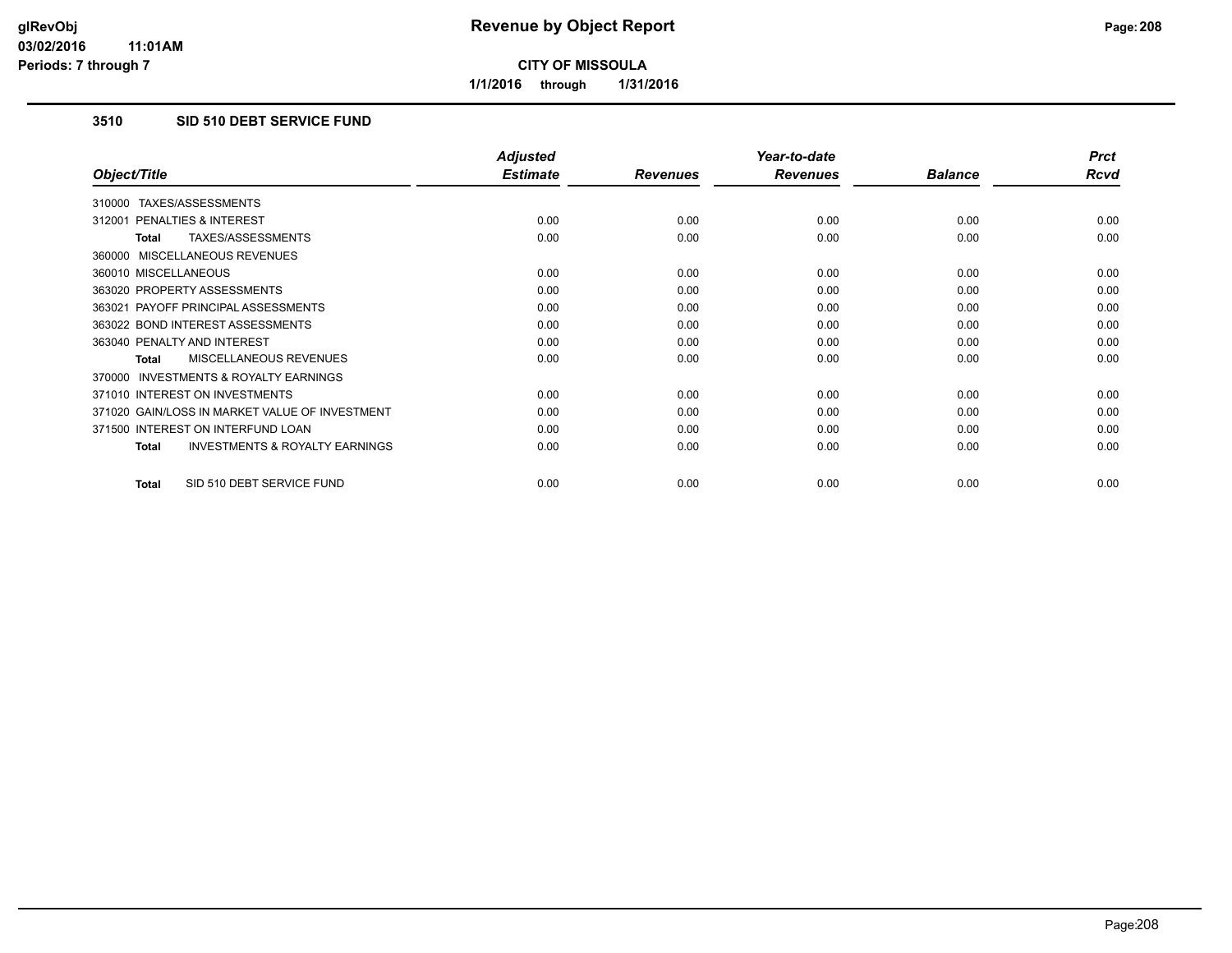glRevObj
03/02/2016 11:01AM
Periods: 7 through 7

# Revenue by Object Report

**CITY OF MISSOULA**

**1/1/2016 through 1/31/2016**

## 3510 SID 510 DEBT SERVICE FUND

| Object/Title | Adjusted Estimate | Revenues | Year-to-date Revenues | Balance | Prct Rcvd |
|---|---|---|---|---|---|
| 310000 TAXES/ASSESSMENTS | | | | | |
| 312001 PENALTIES & INTEREST | 0.00 | 0.00 | 0.00 | 0.00 | 0.00 |
| **Total** TAXES/ASSESSMENTS | 0.00 | 0.00 | 0.00 | 0.00 | 0.00 |
| 360000 MISCELLANEOUS REVENUES | | | | | |
| 360010 MISCELLANEOUS | 0.00 | 0.00 | 0.00 | 0.00 | 0.00 |
| 363020 PROPERTY ASSESSMENTS | 0.00 | 0.00 | 0.00 | 0.00 | 0.00 |
| 363021 PAYOFF PRINCIPAL ASSESSMENTS | 0.00 | 0.00 | 0.00 | 0.00 | 0.00 |
| 363022 BOND INTEREST ASSESSMENTS | 0.00 | 0.00 | 0.00 | 0.00 | 0.00 |
| 363040 PENALTY AND INTEREST | 0.00 | 0.00 | 0.00 | 0.00 | 0.00 |
| **Total** MISCELLANEOUS REVENUES | 0.00 | 0.00 | 0.00 | 0.00 | 0.00 |
| 370000 INVESTMENTS & ROYALTY EARNINGS | | | | | |
| 371010 INTEREST ON INVESTMENTS | 0.00 | 0.00 | 0.00 | 0.00 | 0.00 |
| 371020 GAIN/LOSS IN MARKET VALUE OF INVESTMENT | 0.00 | 0.00 | 0.00 | 0.00 | 0.00 |
| 371500 INTEREST ON INTERFUND LOAN | 0.00 | 0.00 | 0.00 | 0.00 | 0.00 |
| **Total** INVESTMENTS & ROYALTY EARNINGS | 0.00 | 0.00 | 0.00 | 0.00 | 0.00 |
| **Total** SID 510 DEBT SERVICE FUND | 0.00 | 0.00 | 0.00 | 0.00 | 0.00 |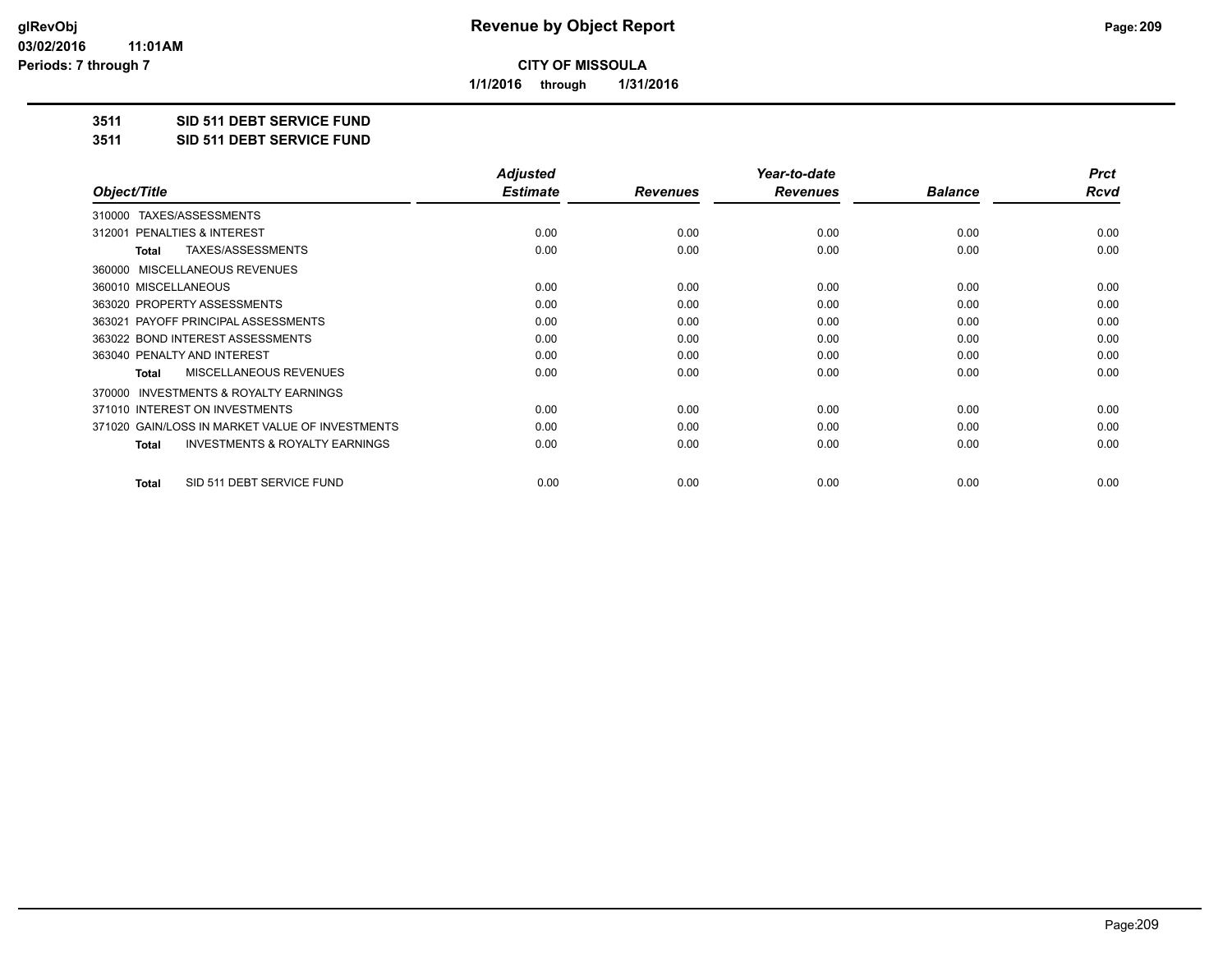# Revenue by Object Report

glRevObj
03/02/2016 11:01AM
Periods: 7 through 7

**CITY OF MISSOULA**

**1/1/2016 through 1/31/2016**

**3511 SID 511 DEBT SERVICE FUND**

**3511 SID 511 DEBT SERVICE FUND**

| Object/Title | Adjusted Estimate | Revenues | Year-to-date Revenues | Balance | Prct Rcvd |
|---|---|---|---|---|---|
| 310000 TAXES/ASSESSMENTS | | | | | |
| 312001 PENALTIES & INTEREST | 0.00 | 0.00 | 0.00 | 0.00 | 0.00 |
| **Total** TAXES/ASSESSMENTS | 0.00 | 0.00 | 0.00 | 0.00 | 0.00 |
| 360000 MISCELLANEOUS REVENUES | | | | | |
| 360010 MISCELLANEOUS | 0.00 | 0.00 | 0.00 | 0.00 | 0.00 |
| 363020 PROPERTY ASSESSMENTS | 0.00 | 0.00 | 0.00 | 0.00 | 0.00 |
| 363021 PAYOFF PRINCIPAL ASSESSMENTS | 0.00 | 0.00 | 0.00 | 0.00 | 0.00 |
| 363022 BOND INTEREST ASSESSMENTS | 0.00 | 0.00 | 0.00 | 0.00 | 0.00 |
| 363040 PENALTY AND INTEREST | 0.00 | 0.00 | 0.00 | 0.00 | 0.00 |
| **Total** MISCELLANEOUS REVENUES | 0.00 | 0.00 | 0.00 | 0.00 | 0.00 |
| 370000 INVESTMENTS & ROYALTY EARNINGS | | | | | |
| 371010 INTEREST ON INVESTMENTS | 0.00 | 0.00 | 0.00 | 0.00 | 0.00 |
| 371020 GAIN/LOSS IN MARKET VALUE OF INVESTMENTS | 0.00 | 0.00 | 0.00 | 0.00 | 0.00 |
| **Total** INVESTMENTS & ROYALTY EARNINGS | 0.00 | 0.00 | 0.00 | 0.00 | 0.00 |
| **Total** SID 511 DEBT SERVICE FUND | 0.00 | 0.00 | 0.00 | 0.00 | 0.00 |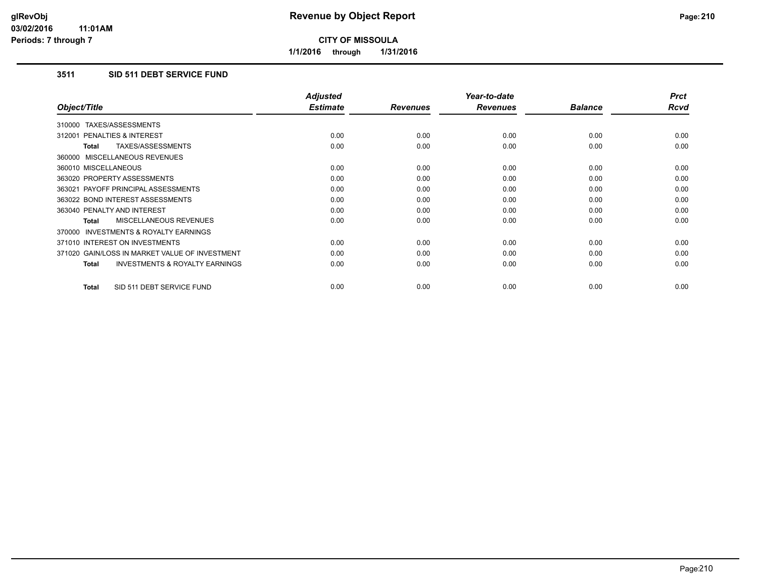# Revenue by Object Report

glRevObj
03/02/2016 11:01AM
Periods: 7 through 7

**CITY OF MISSOULA**

**1/1/2016 through 1/31/2016**

## 3511 SID 511 DEBT SERVICE FUND

| Object/Title | Adjusted Estimate | Revenues | Year-to-date Revenues | Balance | Prct Rcvd |
|---|---|---|---|---|---|
| 310000 TAXES/ASSESSMENTS | | | | | |
| 312001 PENALTIES & INTEREST | 0.00 | 0.00 | 0.00 | 0.00 | 0.00 |
| **Total** TAXES/ASSESSMENTS | 0.00 | 0.00 | 0.00 | 0.00 | 0.00 |
| 360000 MISCELLANEOUS REVENUES | | | | | |
| 360010 MISCELLANEOUS | 0.00 | 0.00 | 0.00 | 0.00 | 0.00 |
| 363020 PROPERTY ASSESSMENTS | 0.00 | 0.00 | 0.00 | 0.00 | 0.00 |
| 363021 PAYOFF PRINCIPAL ASSESSMENTS | 0.00 | 0.00 | 0.00 | 0.00 | 0.00 |
| 363022 BOND INTEREST ASSESSMENTS | 0.00 | 0.00 | 0.00 | 0.00 | 0.00 |
| 363040 PENALTY AND INTEREST | 0.00 | 0.00 | 0.00 | 0.00 | 0.00 |
| **Total** MISCELLANEOUS REVENUES | 0.00 | 0.00 | 0.00 | 0.00 | 0.00 |
| 370000 INVESTMENTS & ROYALTY EARNINGS | | | | | |
| 371010 INTEREST ON INVESTMENTS | 0.00 | 0.00 | 0.00 | 0.00 | 0.00 |
| 371020 GAIN/LOSS IN MARKET VALUE OF INVESTMENT | 0.00 | 0.00 | 0.00 | 0.00 | 0.00 |
| **Total** INVESTMENTS & ROYALTY EARNINGS | 0.00 | 0.00 | 0.00 | 0.00 | 0.00 |
| **Total** SID 511 DEBT SERVICE FUND | 0.00 | 0.00 | 0.00 | 0.00 | 0.00 |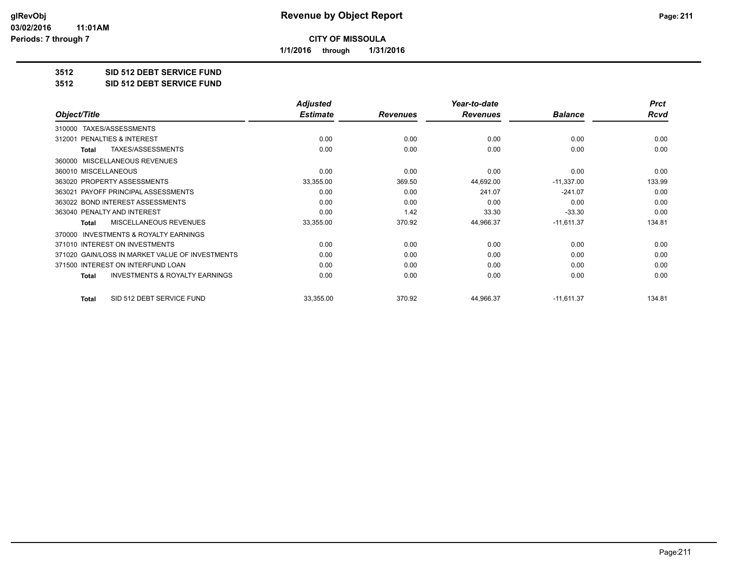**glRevObj**
**03/02/2016 11:01AM**
**Periods: 7 through 7**

# Revenue by Object Report

**CITY OF MISSOULA**

**1/1/2016 through 1/31/2016**

## 3512 SID 512 DEBT SERVICE FUND
## 3512 SID 512 DEBT SERVICE FUND

| Object/Title | Adjusted Estimate | Revenues | Year-to-date Revenues | Balance | Prct Rcvd |
|---|---|---|---|---|---|
| 310000 TAXES/ASSESSMENTS | | | | | |
| 312001 PENALTIES & INTEREST | 0.00 | 0.00 | 0.00 | 0.00 | 0.00 |
| **Total** TAXES/ASSESSMENTS | 0.00 | 0.00 | 0.00 | 0.00 | 0.00 |
| 360000 MISCELLANEOUS REVENUES | | | | | |
| 360010 MISCELLANEOUS | 0.00 | 0.00 | 0.00 | 0.00 | 0.00 |
| 363020 PROPERTY ASSESSMENTS | 33,355.00 | 369.50 | 44,692.00 | -11,337.00 | 133.99 |
| 363021 PAYOFF PRINCIPAL ASSESSMENTS | 0.00 | 0.00 | 241.07 | -241.07 | 0.00 |
| 363022 BOND INTEREST ASSESSMENTS | 0.00 | 0.00 | 0.00 | 0.00 | 0.00 |
| 363040 PENALTY AND INTEREST | 0.00 | 1.42 | 33.30 | -33.30 | 0.00 |
| **Total** MISCELLANEOUS REVENUES | 33,355.00 | 370.92 | 44,966.37 | -11,611.37 | 134.81 |
| 370000 INVESTMENTS & ROYALTY EARNINGS | | | | | |
| 371010 INTEREST ON INVESTMENTS | 0.00 | 0.00 | 0.00 | 0.00 | 0.00 |
| 371020 GAIN/LOSS IN MARKET VALUE OF INVESTMENTS | 0.00 | 0.00 | 0.00 | 0.00 | 0.00 |
| 371500 INTEREST ON INTERFUND LOAN | 0.00 | 0.00 | 0.00 | 0.00 | 0.00 |
| **Total** INVESTMENTS & ROYALTY EARNINGS | 0.00 | 0.00 | 0.00 | 0.00 | 0.00 |
| **Total** SID 512 DEBT SERVICE FUND | 33,355.00 | 370.92 | 44,966.37 | -11,611.37 | 134.81 |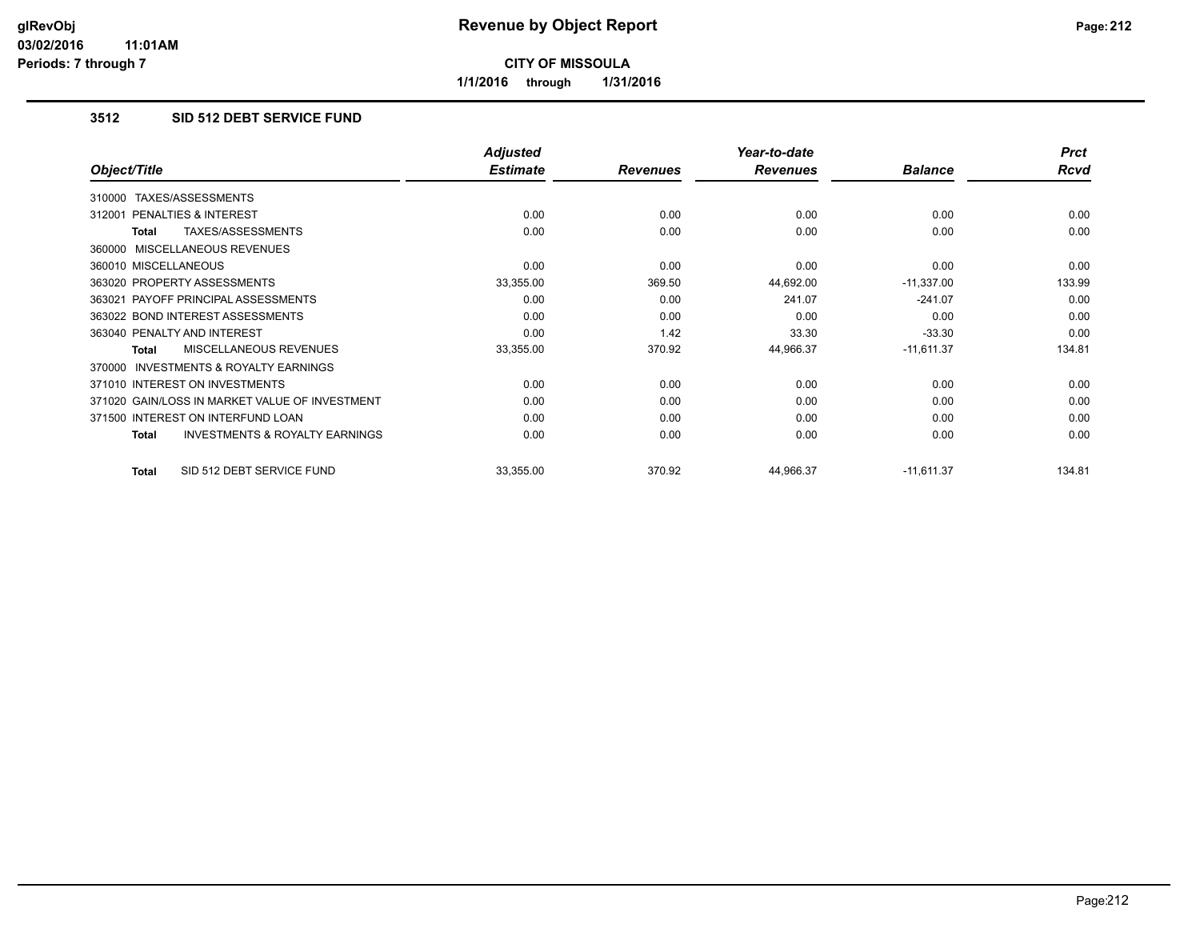**CITY OF MISSOULA**

**1/1/2016 through 1/31/2016**

### 3512 SID 512 DEBT SERVICE FUND

| Object/Title | Adjusted Estimate | Revenues | Year-to-date Revenues | Balance | Prct Rcvd |
|---|---|---|---|---|---|
| 310000 TAXES/ASSESSMENTS | | | | | |
| 312001 PENALTIES & INTEREST | 0.00 | 0.00 | 0.00 | 0.00 | 0.00 |
| **Total** TAXES/ASSESSMENTS | 0.00 | 0.00 | 0.00 | 0.00 | 0.00 |
| 360000 MISCELLANEOUS REVENUES | | | | | |
| 360010 MISCELLANEOUS | 0.00 | 0.00 | 0.00 | 0.00 | 0.00 |
| 363020 PROPERTY ASSESSMENTS | 33,355.00 | 369.50 | 44,692.00 | -11,337.00 | 133.99 |
| 363021 PAYOFF PRINCIPAL ASSESSMENTS | 0.00 | 0.00 | 241.07 | -241.07 | 0.00 |
| 363022 BOND INTEREST ASSESSMENTS | 0.00 | 0.00 | 0.00 | 0.00 | 0.00 |
| 363040 PENALTY AND INTEREST | 0.00 | 1.42 | 33.30 | -33.30 | 0.00 |
| **Total** MISCELLANEOUS REVENUES | 33,355.00 | 370.92 | 44,966.37 | -11,611.37 | 134.81 |
| 370000 INVESTMENTS & ROYALTY EARNINGS | | | | | |
| 371010 INTEREST ON INVESTMENTS | 0.00 | 0.00 | 0.00 | 0.00 | 0.00 |
| 371020 GAIN/LOSS IN MARKET VALUE OF INVESTMENT | 0.00 | 0.00 | 0.00 | 0.00 | 0.00 |
| 371500 INTEREST ON INTERFUND LOAN | 0.00 | 0.00 | 0.00 | 0.00 | 0.00 |
| **Total** INVESTMENTS & ROYALTY EARNINGS | 0.00 | 0.00 | 0.00 | 0.00 | 0.00 |
| **Total** SID 512 DEBT SERVICE FUND | 33,355.00 | 370.92 | 44,966.37 | -11,611.37 | 134.81 |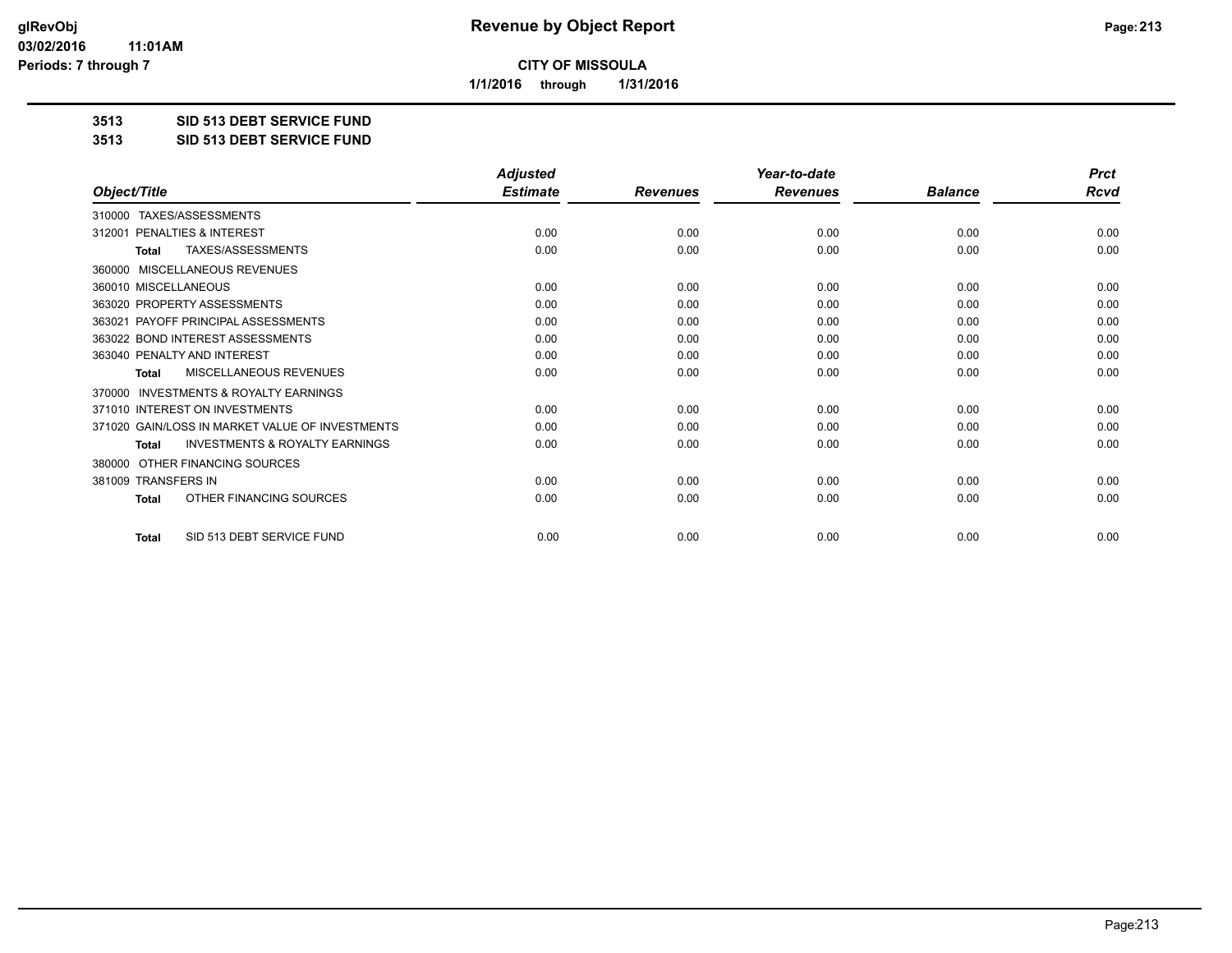**CITY OF MISSOULA**

**1/1/2016 through 1/31/2016**

**3513 SID 513 DEBT SERVICE FUND**

**3513 SID 513 DEBT SERVICE FUND**

| Object/Title | Adjusted Estimate | Revenues | Year-to-date Revenues | Balance | Prct Rcvd |
|---|---|---|---|---|---|
| 310000 TAXES/ASSESSMENTS | | | | | |
| 312001 PENALTIES & INTEREST | 0.00 | 0.00 | 0.00 | 0.00 | 0.00 |
| **Total** TAXES/ASSESSMENTS | 0.00 | 0.00 | 0.00 | 0.00 | 0.00 |
| 360000 MISCELLANEOUS REVENUES | | | | | |
| 360010 MISCELLANEOUS | 0.00 | 0.00 | 0.00 | 0.00 | 0.00 |
| 363020 PROPERTY ASSESSMENTS | 0.00 | 0.00 | 0.00 | 0.00 | 0.00 |
| 363021 PAYOFF PRINCIPAL ASSESSMENTS | 0.00 | 0.00 | 0.00 | 0.00 | 0.00 |
| 363022 BOND INTEREST ASSESSMENTS | 0.00 | 0.00 | 0.00 | 0.00 | 0.00 |
| 363040 PENALTY AND INTEREST | 0.00 | 0.00 | 0.00 | 0.00 | 0.00 |
| **Total** MISCELLANEOUS REVENUES | 0.00 | 0.00 | 0.00 | 0.00 | 0.00 |
| 370000 INVESTMENTS & ROYALTY EARNINGS | | | | | |
| 371010 INTEREST ON INVESTMENTS | 0.00 | 0.00 | 0.00 | 0.00 | 0.00 |
| 371020 GAIN/LOSS IN MARKET VALUE OF INVESTMENTS | 0.00 | 0.00 | 0.00 | 0.00 | 0.00 |
| **Total** INVESTMENTS & ROYALTY EARNINGS | 0.00 | 0.00 | 0.00 | 0.00 | 0.00 |
| 380000 OTHER FINANCING SOURCES | | | | | |
| 381009 TRANSFERS IN | 0.00 | 0.00 | 0.00 | 0.00 | 0.00 |
| **Total** OTHER FINANCING SOURCES | 0.00 | 0.00 | 0.00 | 0.00 | 0.00 |
| **Total** SID 513 DEBT SERVICE FUND | 0.00 | 0.00 | 0.00 | 0.00 | 0.00 |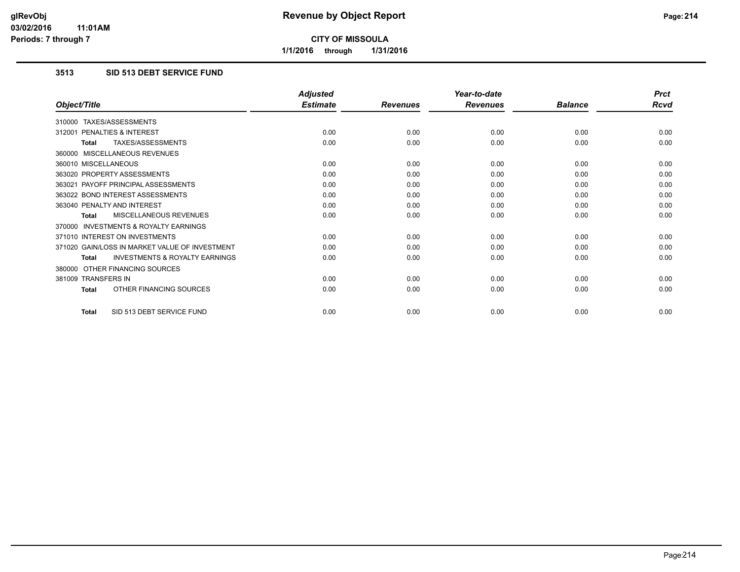**CITY OF MISSOULA**

**1/1/2016 through 1/31/2016**

### 3513 SID 513 DEBT SERVICE FUND

| Object/Title | Adjusted Estimate | Revenues | Year-to-date Revenues | Balance | Prct Rcvd |
|---|---|---|---|---|---|
| 310000 TAXES/ASSESSMENTS | | | | | |
| 312001 PENALTIES & INTEREST | 0.00 | 0.00 | 0.00 | 0.00 | 0.00 |
| **Total** TAXES/ASSESSMENTS | 0.00 | 0.00 | 0.00 | 0.00 | 0.00 |
| 360000 MISCELLANEOUS REVENUES | | | | | |
| 360010 MISCELLANEOUS | 0.00 | 0.00 | 0.00 | 0.00 | 0.00 |
| 363020 PROPERTY ASSESSMENTS | 0.00 | 0.00 | 0.00 | 0.00 | 0.00 |
| 363021 PAYOFF PRINCIPAL ASSESSMENTS | 0.00 | 0.00 | 0.00 | 0.00 | 0.00 |
| 363022 BOND INTEREST ASSESSMENTS | 0.00 | 0.00 | 0.00 | 0.00 | 0.00 |
| 363040 PENALTY AND INTEREST | 0.00 | 0.00 | 0.00 | 0.00 | 0.00 |
| **Total** MISCELLANEOUS REVENUES | 0.00 | 0.00 | 0.00 | 0.00 | 0.00 |
| 370000 INVESTMENTS & ROYALTY EARNINGS | | | | | |
| 371010 INTEREST ON INVESTMENTS | 0.00 | 0.00 | 0.00 | 0.00 | 0.00 |
| 371020 GAIN/LOSS IN MARKET VALUE OF INVESTMENT | 0.00 | 0.00 | 0.00 | 0.00 | 0.00 |
| **Total** INVESTMENTS & ROYALTY EARNINGS | 0.00 | 0.00 | 0.00 | 0.00 | 0.00 |
| 380000 OTHER FINANCING SOURCES | | | | | |
| 381009 TRANSFERS IN | 0.00 | 0.00 | 0.00 | 0.00 | 0.00 |
| **Total** OTHER FINANCING SOURCES | 0.00 | 0.00 | 0.00 | 0.00 | 0.00 |
| **Total** SID 513 DEBT SERVICE FUND | 0.00 | 0.00 | 0.00 | 0.00 | 0.00 |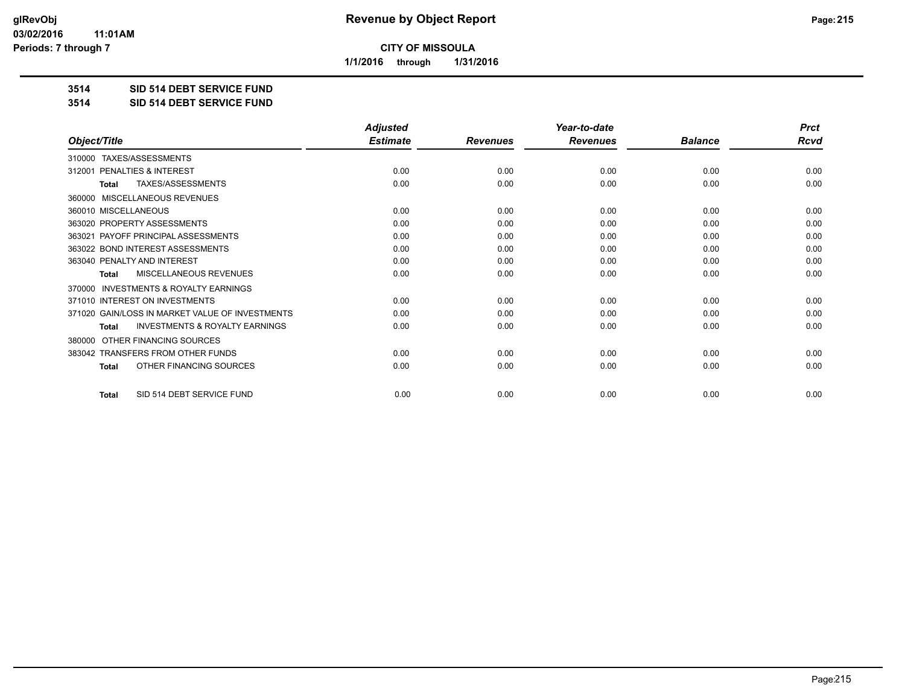**CITY OF MISSOULA**

**1/1/2016 through 1/31/2016**

**3514 SID 514 DEBT SERVICE FUND**

**3514 SID 514 DEBT SERVICE FUND**

| Object/Title | Adjusted Estimate | Revenues | Year-to-date Revenues | Balance | Prct Rcvd |
|---|---|---|---|---|---|
| 310000 TAXES/ASSESSMENTS | | | | | |
| 312001 PENALTIES & INTEREST | 0.00 | 0.00 | 0.00 | 0.00 | 0.00 |
| **Total** TAXES/ASSESSMENTS | 0.00 | 0.00 | 0.00 | 0.00 | 0.00 |
| 360000 MISCELLANEOUS REVENUES | | | | | |
| 360010 MISCELLANEOUS | 0.00 | 0.00 | 0.00 | 0.00 | 0.00 |
| 363020 PROPERTY ASSESSMENTS | 0.00 | 0.00 | 0.00 | 0.00 | 0.00 |
| 363021 PAYOFF PRINCIPAL ASSESSMENTS | 0.00 | 0.00 | 0.00 | 0.00 | 0.00 |
| 363022 BOND INTEREST ASSESSMENTS | 0.00 | 0.00 | 0.00 | 0.00 | 0.00 |
| 363040 PENALTY AND INTEREST | 0.00 | 0.00 | 0.00 | 0.00 | 0.00 |
| **Total** MISCELLANEOUS REVENUES | 0.00 | 0.00 | 0.00 | 0.00 | 0.00 |
| 370000 INVESTMENTS & ROYALTY EARNINGS | | | | | |
| 371010 INTEREST ON INVESTMENTS | 0.00 | 0.00 | 0.00 | 0.00 | 0.00 |
| 371020 GAIN/LOSS IN MARKET VALUE OF INVESTMENTS | 0.00 | 0.00 | 0.00 | 0.00 | 0.00 |
| **Total** INVESTMENTS & ROYALTY EARNINGS | 0.00 | 0.00 | 0.00 | 0.00 | 0.00 |
| 380000 OTHER FINANCING SOURCES | | | | | |
| 383042 TRANSFERS FROM OTHER FUNDS | 0.00 | 0.00 | 0.00 | 0.00 | 0.00 |
| **Total** OTHER FINANCING SOURCES | 0.00 | 0.00 | 0.00 | 0.00 | 0.00 |
| **Total** SID 514 DEBT SERVICE FUND | 0.00 | 0.00 | 0.00 | 0.00 | 0.00 |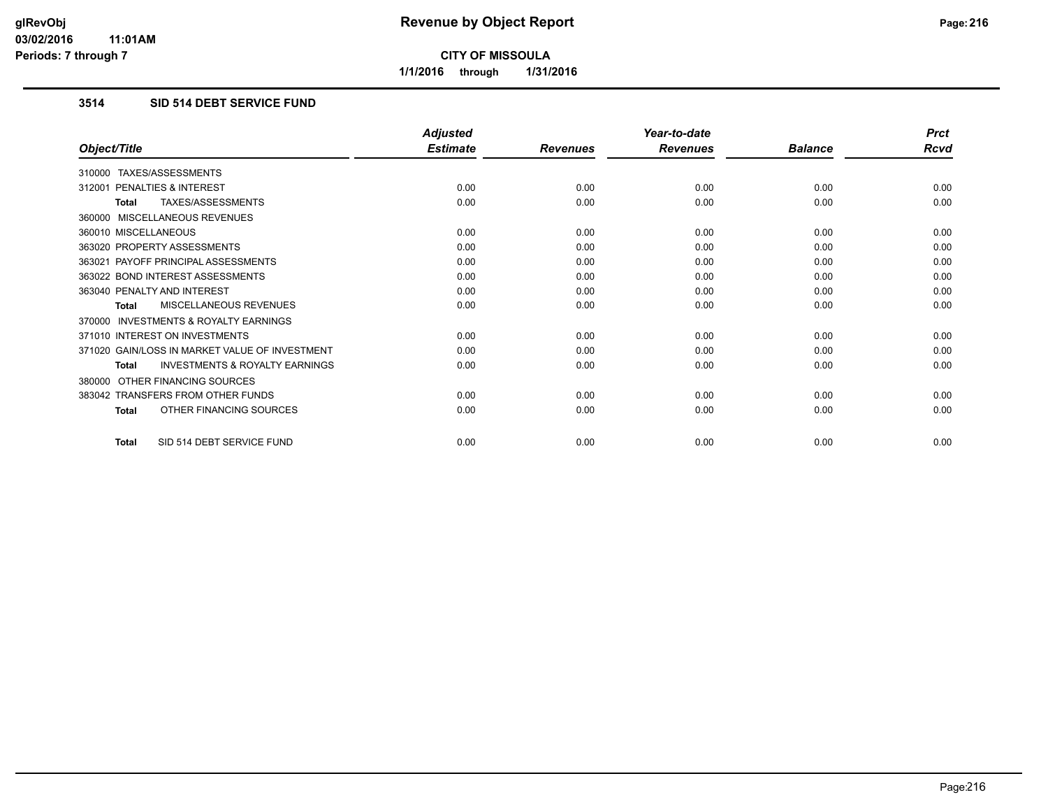## CITY OF MISSOULA

**1/1/2016 through 1/31/2016**

### 3514 SID 514 DEBT SERVICE FUND

| Object/Title | Adjusted Estimate | Revenues | Year-to-date Revenues | Balance | Prct Rcvd |
|---|---|---|---|---|---|
| 310000 TAXES/ASSESSMENTS | | | | | |
| 312001 PENALTIES & INTEREST | 0.00 | 0.00 | 0.00 | 0.00 | 0.00 |
| **Total** TAXES/ASSESSMENTS | 0.00 | 0.00 | 0.00 | 0.00 | 0.00 |
| 360000 MISCELLANEOUS REVENUES | | | | | |
| 360010 MISCELLANEOUS | 0.00 | 0.00 | 0.00 | 0.00 | 0.00 |
| 363020 PROPERTY ASSESSMENTS | 0.00 | 0.00 | 0.00 | 0.00 | 0.00 |
| 363021 PAYOFF PRINCIPAL ASSESSMENTS | 0.00 | 0.00 | 0.00 | 0.00 | 0.00 |
| 363022 BOND INTEREST ASSESSMENTS | 0.00 | 0.00 | 0.00 | 0.00 | 0.00 |
| 363040 PENALTY AND INTEREST | 0.00 | 0.00 | 0.00 | 0.00 | 0.00 |
| **Total** MISCELLANEOUS REVENUES | 0.00 | 0.00 | 0.00 | 0.00 | 0.00 |
| 370000 INVESTMENTS & ROYALTY EARNINGS | | | | | |
| 371010 INTEREST ON INVESTMENTS | 0.00 | 0.00 | 0.00 | 0.00 | 0.00 |
| 371020 GAIN/LOSS IN MARKET VALUE OF INVESTMENT | 0.00 | 0.00 | 0.00 | 0.00 | 0.00 |
| **Total** INVESTMENTS & ROYALTY EARNINGS | 0.00 | 0.00 | 0.00 | 0.00 | 0.00 |
| 380000 OTHER FINANCING SOURCES | | | | | |
| 383042 TRANSFERS FROM OTHER FUNDS | 0.00 | 0.00 | 0.00 | 0.00 | 0.00 |
| **Total** OTHER FINANCING SOURCES | 0.00 | 0.00 | 0.00 | 0.00 | 0.00 |
| **Total** SID 514 DEBT SERVICE FUND | 0.00 | 0.00 | 0.00 | 0.00 | 0.00 |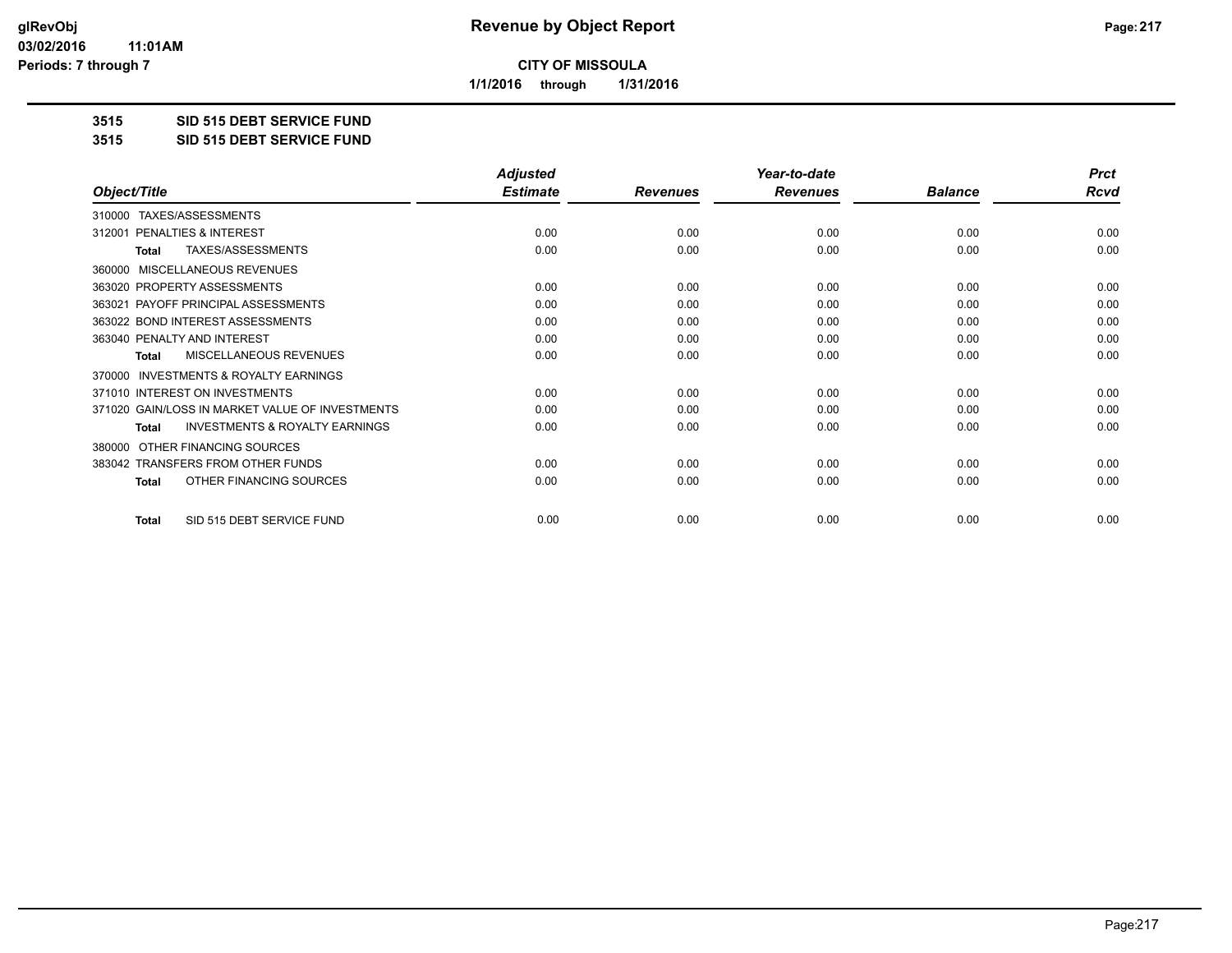**CITY OF MISSOULA**

**1/1/2016 through 1/31/2016**

## 3515 SID 515 DEBT SERVICE FUND

## 3515 SID 515 DEBT SERVICE FUND

| Object/Title | Adjusted Estimate | Revenues | Year-to-date Revenues | Balance | Prct Rcvd |
|---|---|---|---|---|---|
| 310000 TAXES/ASSESSMENTS | | | | | |
| 312001 PENALTIES & INTEREST | 0.00 | 0.00 | 0.00 | 0.00 | 0.00 |
| **Total** TAXES/ASSESSMENTS | 0.00 | 0.00 | 0.00 | 0.00 | 0.00 |
| 360000 MISCELLANEOUS REVENUES | | | | | |
| 363020 PROPERTY ASSESSMENTS | 0.00 | 0.00 | 0.00 | 0.00 | 0.00 |
| 363021 PAYOFF PRINCIPAL ASSESSMENTS | 0.00 | 0.00 | 0.00 | 0.00 | 0.00 |
| 363022 BOND INTEREST ASSESSMENTS | 0.00 | 0.00 | 0.00 | 0.00 | 0.00 |
| 363040 PENALTY AND INTEREST | 0.00 | 0.00 | 0.00 | 0.00 | 0.00 |
| **Total** MISCELLANEOUS REVENUES | 0.00 | 0.00 | 0.00 | 0.00 | 0.00 |
| 370000 INVESTMENTS & ROYALTY EARNINGS | | | | | |
| 371010 INTEREST ON INVESTMENTS | 0.00 | 0.00 | 0.00 | 0.00 | 0.00 |
| 371020 GAIN/LOSS IN MARKET VALUE OF INVESTMENTS | 0.00 | 0.00 | 0.00 | 0.00 | 0.00 |
| **Total** INVESTMENTS & ROYALTY EARNINGS | 0.00 | 0.00 | 0.00 | 0.00 | 0.00 |
| 380000 OTHER FINANCING SOURCES | | | | | |
| 383042 TRANSFERS FROM OTHER FUNDS | 0.00 | 0.00 | 0.00 | 0.00 | 0.00 |
| **Total** OTHER FINANCING SOURCES | 0.00 | 0.00 | 0.00 | 0.00 | 0.00 |
| **Total** SID 515 DEBT SERVICE FUND | 0.00 | 0.00 | 0.00 | 0.00 | 0.00 |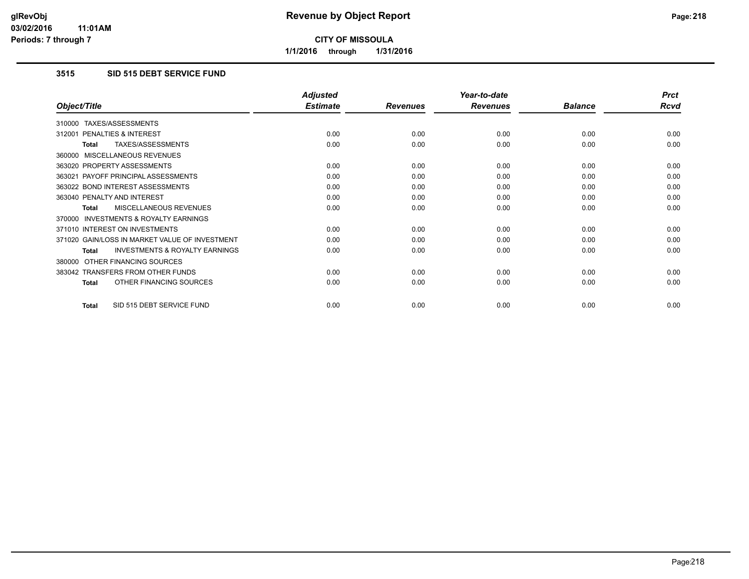**CITY OF MISSOULA**

**1/1/2016 through 1/31/2016**

### 3515 SID 515 DEBT SERVICE FUND

| Object/Title | Adjusted Estimate | Revenues | Year-to-date Revenues | Balance | Prct Rcvd |
|---|---|---|---|---|---|
| 310000 TAXES/ASSESSMENTS | | | | | |
| 312001 PENALTIES & INTEREST | 0.00 | 0.00 | 0.00 | 0.00 | 0.00 |
| **Total** TAXES/ASSESSMENTS | 0.00 | 0.00 | 0.00 | 0.00 | 0.00 |
| 360000 MISCELLANEOUS REVENUES | | | | | |
| 363020 PROPERTY ASSESSMENTS | 0.00 | 0.00 | 0.00 | 0.00 | 0.00 |
| 363021 PAYOFF PRINCIPAL ASSESSMENTS | 0.00 | 0.00 | 0.00 | 0.00 | 0.00 |
| 363022 BOND INTEREST ASSESSMENTS | 0.00 | 0.00 | 0.00 | 0.00 | 0.00 |
| 363040 PENALTY AND INTEREST | 0.00 | 0.00 | 0.00 | 0.00 | 0.00 |
| **Total** MISCELLANEOUS REVENUES | 0.00 | 0.00 | 0.00 | 0.00 | 0.00 |
| 370000 INVESTMENTS & ROYALTY EARNINGS | | | | | |
| 371010 INTEREST ON INVESTMENTS | 0.00 | 0.00 | 0.00 | 0.00 | 0.00 |
| 371020 GAIN/LOSS IN MARKET VALUE OF INVESTMENT | 0.00 | 0.00 | 0.00 | 0.00 | 0.00 |
| **Total** INVESTMENTS & ROYALTY EARNINGS | 0.00 | 0.00 | 0.00 | 0.00 | 0.00 |
| 380000 OTHER FINANCING SOURCES | | | | | |
| 383042 TRANSFERS FROM OTHER FUNDS | 0.00 | 0.00 | 0.00 | 0.00 | 0.00 |
| **Total** OTHER FINANCING SOURCES | 0.00 | 0.00 | 0.00 | 0.00 | 0.00 |
| **Total** SID 515 DEBT SERVICE FUND | 0.00 | 0.00 | 0.00 | 0.00 | 0.00 |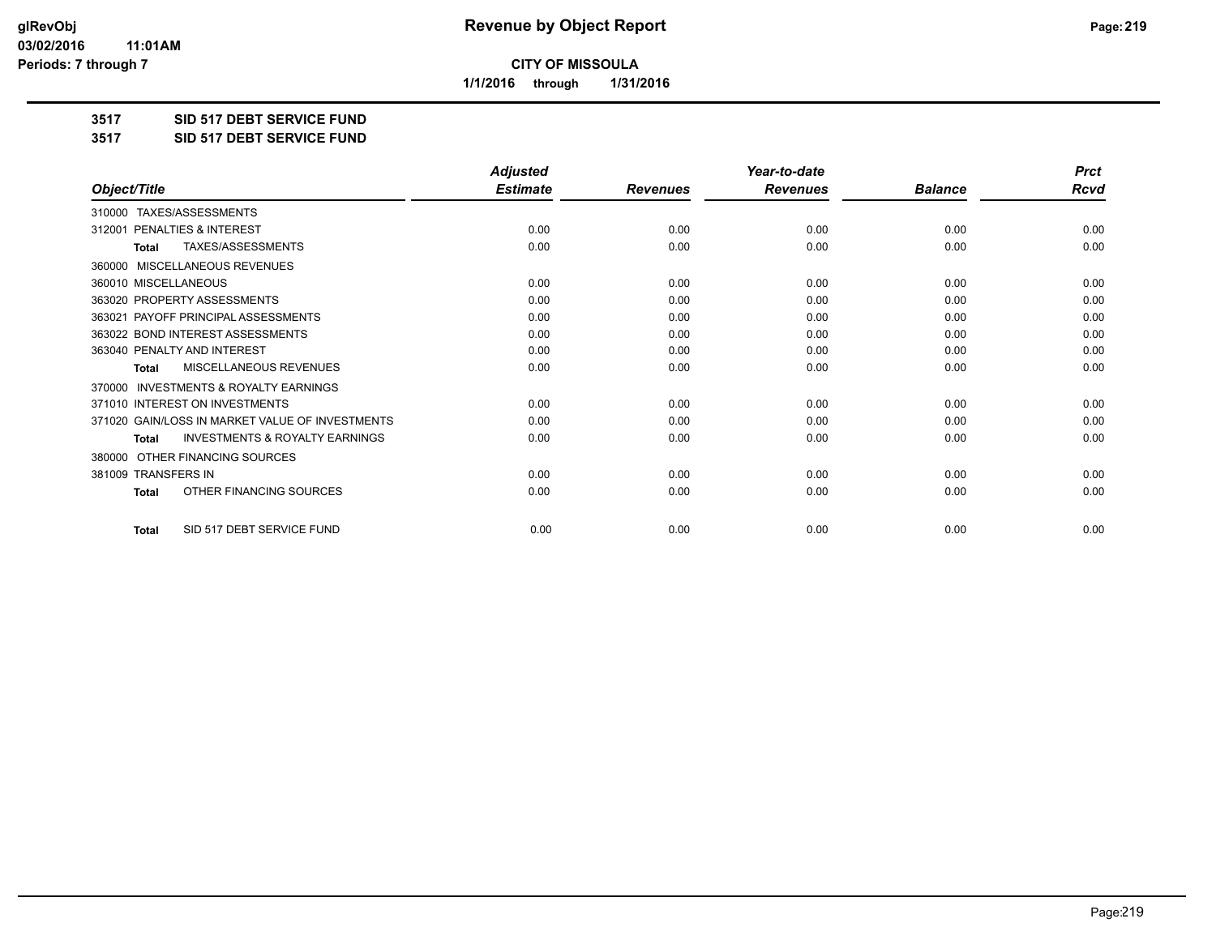**CITY OF MISSOULA**

**1/1/2016 through 1/31/2016**

**3517 SID 517 DEBT SERVICE FUND**

**3517 SID 517 DEBT SERVICE FUND**

| Object/Title | Adjusted Estimate | Revenues | Year-to-date Revenues | Balance | Prct Rcvd |
|---|---|---|---|---|---|
| 310000 TAXES/ASSESSMENTS | | | | | |
| 312001 PENALTIES & INTEREST | 0.00 | 0.00 | 0.00 | 0.00 | 0.00 |
| **Total** TAXES/ASSESSMENTS | 0.00 | 0.00 | 0.00 | 0.00 | 0.00 |
| 360000 MISCELLANEOUS REVENUES | | | | | |
| 360010 MISCELLANEOUS | 0.00 | 0.00 | 0.00 | 0.00 | 0.00 |
| 363020 PROPERTY ASSESSMENTS | 0.00 | 0.00 | 0.00 | 0.00 | 0.00 |
| 363021 PAYOFF PRINCIPAL ASSESSMENTS | 0.00 | 0.00 | 0.00 | 0.00 | 0.00 |
| 363022 BOND INTEREST ASSESSMENTS | 0.00 | 0.00 | 0.00 | 0.00 | 0.00 |
| 363040 PENALTY AND INTEREST | 0.00 | 0.00 | 0.00 | 0.00 | 0.00 |
| **Total** MISCELLANEOUS REVENUES | 0.00 | 0.00 | 0.00 | 0.00 | 0.00 |
| 370000 INVESTMENTS & ROYALTY EARNINGS | | | | | |
| 371010 INTEREST ON INVESTMENTS | 0.00 | 0.00 | 0.00 | 0.00 | 0.00 |
| 371020 GAIN/LOSS IN MARKET VALUE OF INVESTMENTS | 0.00 | 0.00 | 0.00 | 0.00 | 0.00 |
| **Total** INVESTMENTS & ROYALTY EARNINGS | 0.00 | 0.00 | 0.00 | 0.00 | 0.00 |
| 380000 OTHER FINANCING SOURCES | | | | | |
| 381009 TRANSFERS IN | 0.00 | 0.00 | 0.00 | 0.00 | 0.00 |
| **Total** OTHER FINANCING SOURCES | 0.00 | 0.00 | 0.00 | 0.00 | 0.00 |
| **Total** SID 517 DEBT SERVICE FUND | 0.00 | 0.00 | 0.00 | 0.00 | 0.00 |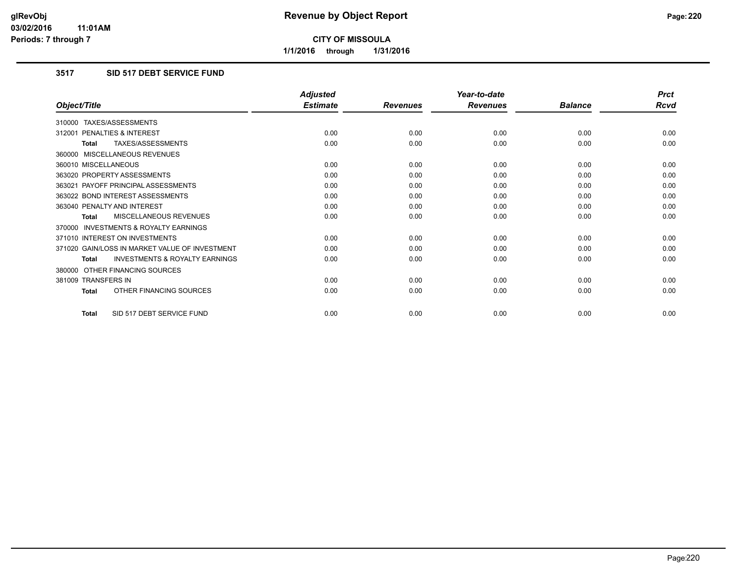# Revenue by Object Report

**CITY OF MISSOULA**

1/1/2016 through 1/31/2016

### 3517 SID 517 DEBT SERVICE FUND

| Object/Title | Adjusted Estimate | Revenues | Year-to-date Revenues | Balance | Prct Rcvd |
|---|---|---|---|---|---|
| 310000 TAXES/ASSESSMENTS | | | | | |
| 312001 PENALTIES & INTEREST | 0.00 | 0.00 | 0.00 | 0.00 | 0.00 |
| **Total** TAXES/ASSESSMENTS | 0.00 | 0.00 | 0.00 | 0.00 | 0.00 |
| 360000 MISCELLANEOUS REVENUES | | | | | |
| 360010 MISCELLANEOUS | 0.00 | 0.00 | 0.00 | 0.00 | 0.00 |
| 363020 PROPERTY ASSESSMENTS | 0.00 | 0.00 | 0.00 | 0.00 | 0.00 |
| 363021 PAYOFF PRINCIPAL ASSESSMENTS | 0.00 | 0.00 | 0.00 | 0.00 | 0.00 |
| 363022 BOND INTEREST ASSESSMENTS | 0.00 | 0.00 | 0.00 | 0.00 | 0.00 |
| 363040 PENALTY AND INTEREST | 0.00 | 0.00 | 0.00 | 0.00 | 0.00 |
| **Total** MISCELLANEOUS REVENUES | 0.00 | 0.00 | 0.00 | 0.00 | 0.00 |
| 370000 INVESTMENTS & ROYALTY EARNINGS | | | | | |
| 371010 INTEREST ON INVESTMENTS | 0.00 | 0.00 | 0.00 | 0.00 | 0.00 |
| 371020 GAIN/LOSS IN MARKET VALUE OF INVESTMENT | 0.00 | 0.00 | 0.00 | 0.00 | 0.00 |
| **Total** INVESTMENTS & ROYALTY EARNINGS | 0.00 | 0.00 | 0.00 | 0.00 | 0.00 |
| 380000 OTHER FINANCING SOURCES | | | | | |
| 381009 TRANSFERS IN | 0.00 | 0.00 | 0.00 | 0.00 | 0.00 |
| **Total** OTHER FINANCING SOURCES | 0.00 | 0.00 | 0.00 | 0.00 | 0.00 |
| **Total** SID 517 DEBT SERVICE FUND | 0.00 | 0.00 | 0.00 | 0.00 | 0.00 |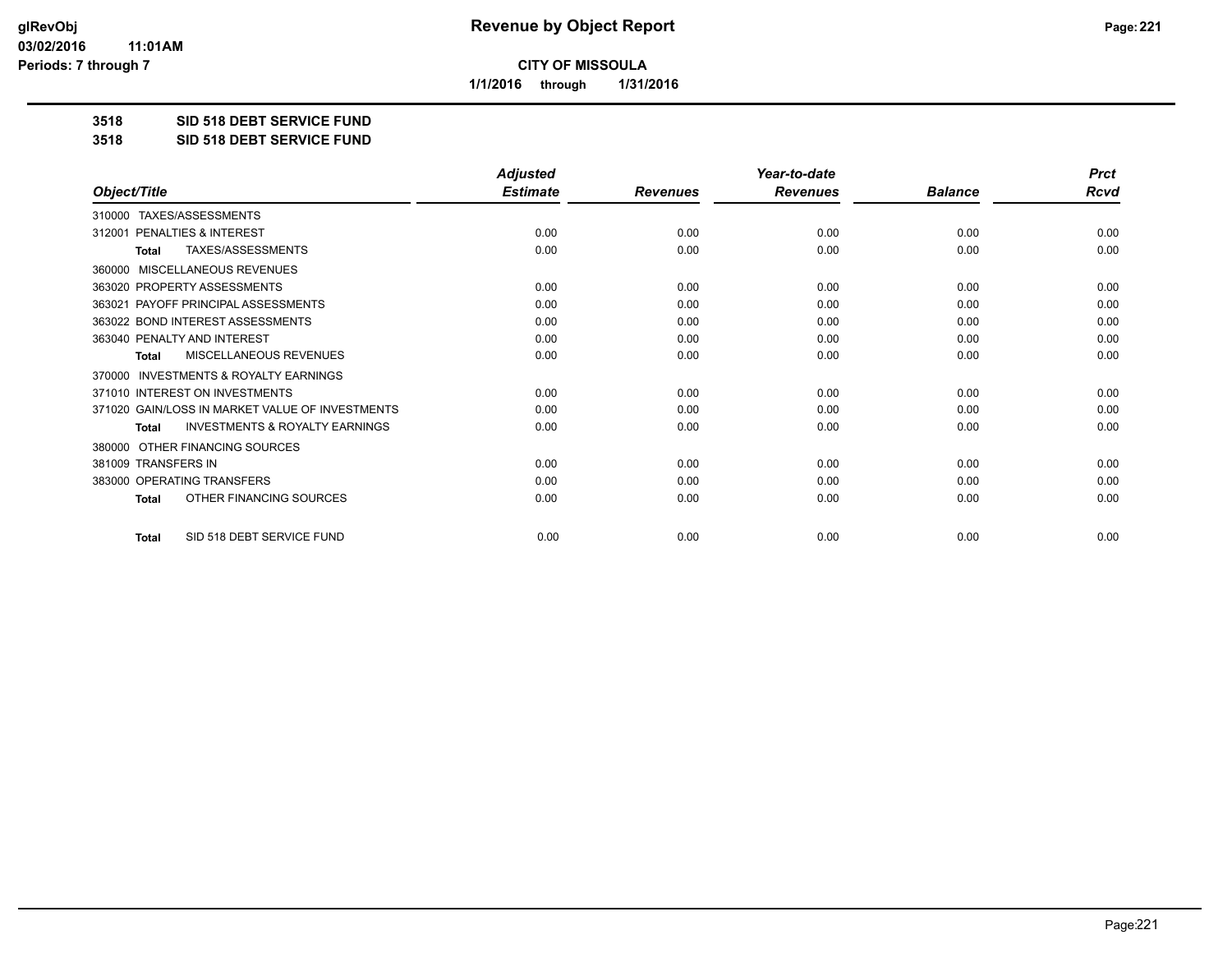**glRevObj**
**03/02/2016 11:01AM**
**Periods: 7 through 7**

# Revenue by Object Report

**CITY OF MISSOULA**

**1/1/2016 through 1/31/2016**

## 3518 SID 518 DEBT SERVICE FUND
## 3518 SID 518 DEBT SERVICE FUND

| Object/Title | Adjusted Estimate | Revenues | Year-to-date Revenues | Balance | Prct Rcvd |
|---|---|---|---|---|---|
| 310000 TAXES/ASSESSMENTS | | | | | |
| 312001 PENALTIES & INTEREST | 0.00 | 0.00 | 0.00 | 0.00 | 0.00 |
| **Total** TAXES/ASSESSMENTS | 0.00 | 0.00 | 0.00 | 0.00 | 0.00 |
| 360000 MISCELLANEOUS REVENUES | | | | | |
| 363020 PROPERTY ASSESSMENTS | 0.00 | 0.00 | 0.00 | 0.00 | 0.00 |
| 363021 PAYOFF PRINCIPAL ASSESSMENTS | 0.00 | 0.00 | 0.00 | 0.00 | 0.00 |
| 363022 BOND INTEREST ASSESSMENTS | 0.00 | 0.00 | 0.00 | 0.00 | 0.00 |
| 363040 PENALTY AND INTEREST | 0.00 | 0.00 | 0.00 | 0.00 | 0.00 |
| **Total** MISCELLANEOUS REVENUES | 0.00 | 0.00 | 0.00 | 0.00 | 0.00 |
| 370000 INVESTMENTS & ROYALTY EARNINGS | | | | | |
| 371010 INTEREST ON INVESTMENTS | 0.00 | 0.00 | 0.00 | 0.00 | 0.00 |
| 371020 GAIN/LOSS IN MARKET VALUE OF INVESTMENTS | 0.00 | 0.00 | 0.00 | 0.00 | 0.00 |
| **Total** INVESTMENTS & ROYALTY EARNINGS | 0.00 | 0.00 | 0.00 | 0.00 | 0.00 |
| 380000 OTHER FINANCING SOURCES | | | | | |
| 381009 TRANSFERS IN | 0.00 | 0.00 | 0.00 | 0.00 | 0.00 |
| 383000 OPERATING TRANSFERS | 0.00 | 0.00 | 0.00 | 0.00 | 0.00 |
| **Total** OTHER FINANCING SOURCES | 0.00 | 0.00 | 0.00 | 0.00 | 0.00 |
| **Total** SID 518 DEBT SERVICE FUND | 0.00 | 0.00 | 0.00 | 0.00 | 0.00 |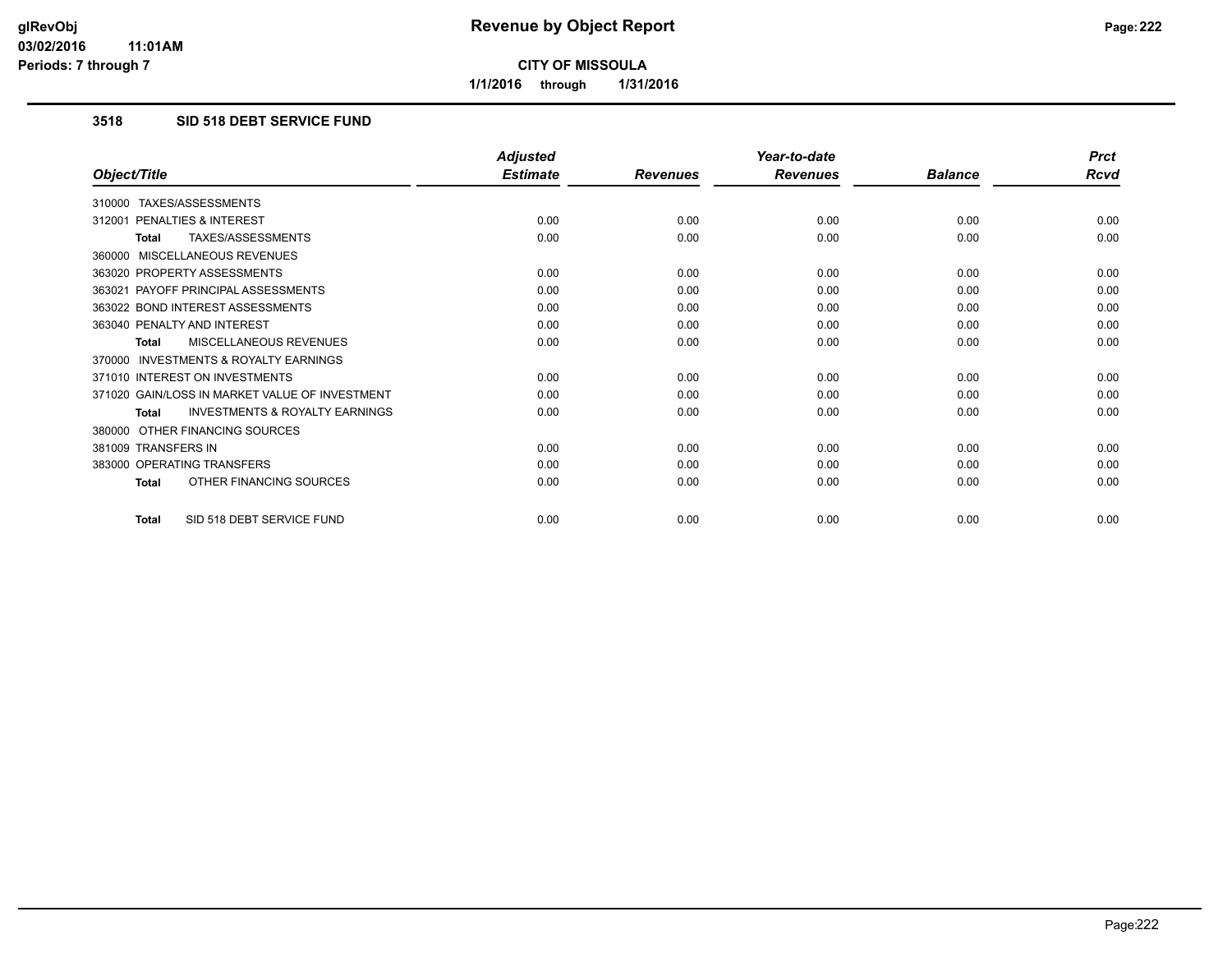# Revenue by Object Report

**CITY OF MISSOULA**

**1/1/2016 through 1/31/2016**

### 3518 SID 518 DEBT SERVICE FUND

| Object/Title | Adjusted Estimate | Revenues | Year-to-date Revenues | Balance | Prct Rcvd |
|---|---|---|---|---|---|
| 310000 TAXES/ASSESSMENTS | | | | | |
| 312001 PENALTIES & INTEREST | 0.00 | 0.00 | 0.00 | 0.00 | 0.00 |
| **Total** TAXES/ASSESSMENTS | 0.00 | 0.00 | 0.00 | 0.00 | 0.00 |
| 360000 MISCELLANEOUS REVENUES | | | | | |
| 363020 PROPERTY ASSESSMENTS | 0.00 | 0.00 | 0.00 | 0.00 | 0.00 |
| 363021 PAYOFF PRINCIPAL ASSESSMENTS | 0.00 | 0.00 | 0.00 | 0.00 | 0.00 |
| 363022 BOND INTEREST ASSESSMENTS | 0.00 | 0.00 | 0.00 | 0.00 | 0.00 |
| 363040 PENALTY AND INTEREST | 0.00 | 0.00 | 0.00 | 0.00 | 0.00 |
| **Total** MISCELLANEOUS REVENUES | 0.00 | 0.00 | 0.00 | 0.00 | 0.00 |
| 370000 INVESTMENTS & ROYALTY EARNINGS | | | | | |
| 371010 INTEREST ON INVESTMENTS | 0.00 | 0.00 | 0.00 | 0.00 | 0.00 |
| 371020 GAIN/LOSS IN MARKET VALUE OF INVESTMENT | 0.00 | 0.00 | 0.00 | 0.00 | 0.00 |
| **Total** INVESTMENTS & ROYALTY EARNINGS | 0.00 | 0.00 | 0.00 | 0.00 | 0.00 |
| 380000 OTHER FINANCING SOURCES | | | | | |
| 381009 TRANSFERS IN | 0.00 | 0.00 | 0.00 | 0.00 | 0.00 |
| 383000 OPERATING TRANSFERS | 0.00 | 0.00 | 0.00 | 0.00 | 0.00 |
| **Total** OTHER FINANCING SOURCES | 0.00 | 0.00 | 0.00 | 0.00 | 0.00 |
| **Total** SID 518 DEBT SERVICE FUND | 0.00 | 0.00 | 0.00 | 0.00 | 0.00 |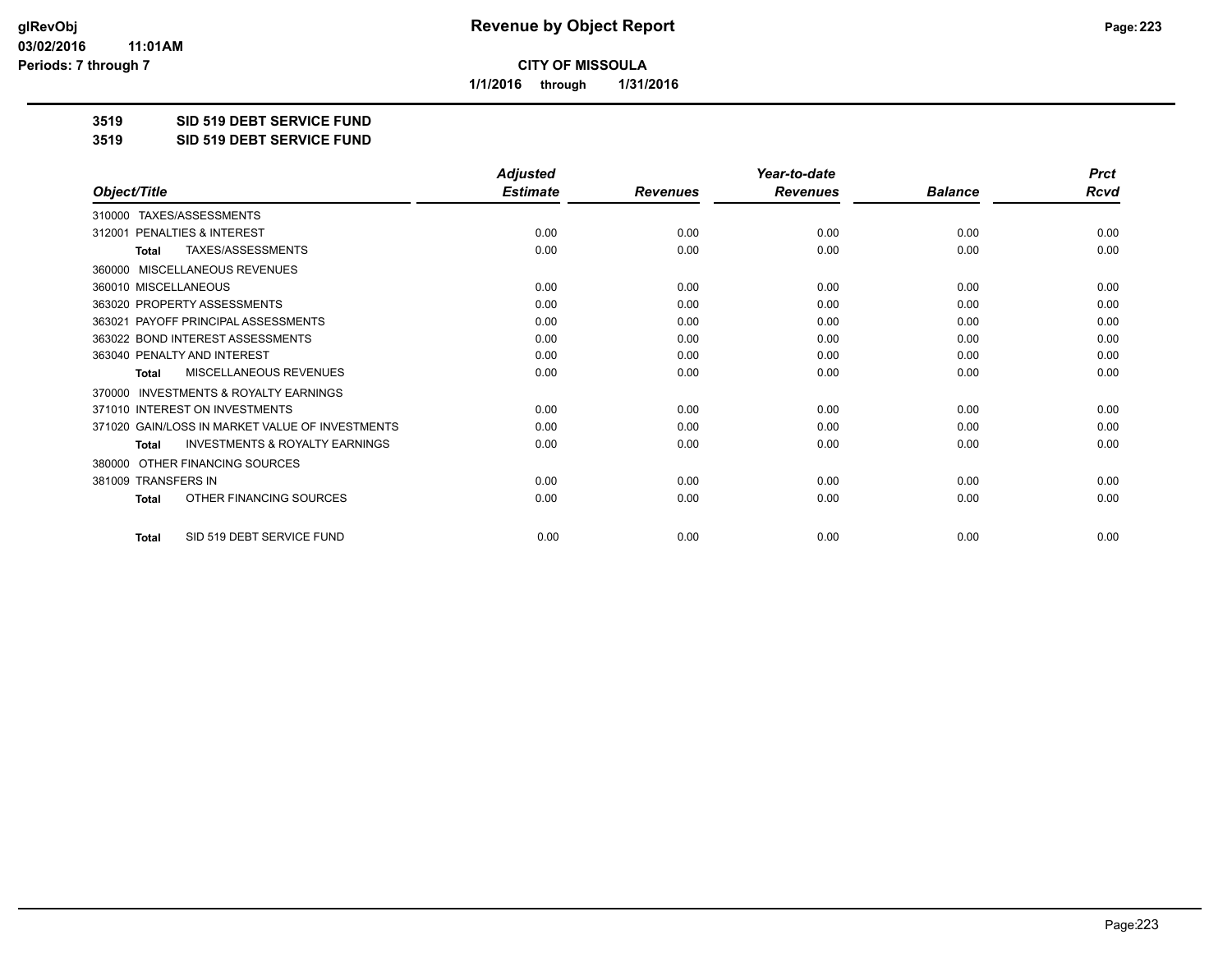# Revenue by Object Report

**CITY OF MISSOULA**

**1/1/2016 through 1/31/2016**

glRevObj
03/02/2016 11:01AM
Periods: 7 through 7

**3519 SID 519 DEBT SERVICE FUND**

**3519 SID 519 DEBT SERVICE FUND**

| Object/Title | Adjusted Estimate | Revenues | Year-to-date Revenues | Balance | Prct Rcvd |
|---|---|---|---|---|---|
| 310000 TAXES/ASSESSMENTS | | | | | |
| 312001 PENALTIES & INTEREST | 0.00 | 0.00 | 0.00 | 0.00 | 0.00 |
| **Total** TAXES/ASSESSMENTS | 0.00 | 0.00 | 0.00 | 0.00 | 0.00 |
| 360000 MISCELLANEOUS REVENUES | | | | | |
| 360010 MISCELLANEOUS | 0.00 | 0.00 | 0.00 | 0.00 | 0.00 |
| 363020 PROPERTY ASSESSMENTS | 0.00 | 0.00 | 0.00 | 0.00 | 0.00 |
| 363021 PAYOFF PRINCIPAL ASSESSMENTS | 0.00 | 0.00 | 0.00 | 0.00 | 0.00 |
| 363022 BOND INTEREST ASSESSMENTS | 0.00 | 0.00 | 0.00 | 0.00 | 0.00 |
| 363040 PENALTY AND INTEREST | 0.00 | 0.00 | 0.00 | 0.00 | 0.00 |
| **Total** MISCELLANEOUS REVENUES | 0.00 | 0.00 | 0.00 | 0.00 | 0.00 |
| 370000 INVESTMENTS & ROYALTY EARNINGS | | | | | |
| 371010 INTEREST ON INVESTMENTS | 0.00 | 0.00 | 0.00 | 0.00 | 0.00 |
| 371020 GAIN/LOSS IN MARKET VALUE OF INVESTMENTS | 0.00 | 0.00 | 0.00 | 0.00 | 0.00 |
| **Total** INVESTMENTS & ROYALTY EARNINGS | 0.00 | 0.00 | 0.00 | 0.00 | 0.00 |
| 380000 OTHER FINANCING SOURCES | | | | | |
| 381009 TRANSFERS IN | 0.00 | 0.00 | 0.00 | 0.00 | 0.00 |
| **Total** OTHER FINANCING SOURCES | 0.00 | 0.00 | 0.00 | 0.00 | 0.00 |
| **Total** SID 519 DEBT SERVICE FUND | 0.00 | 0.00 | 0.00 | 0.00 | 0.00 |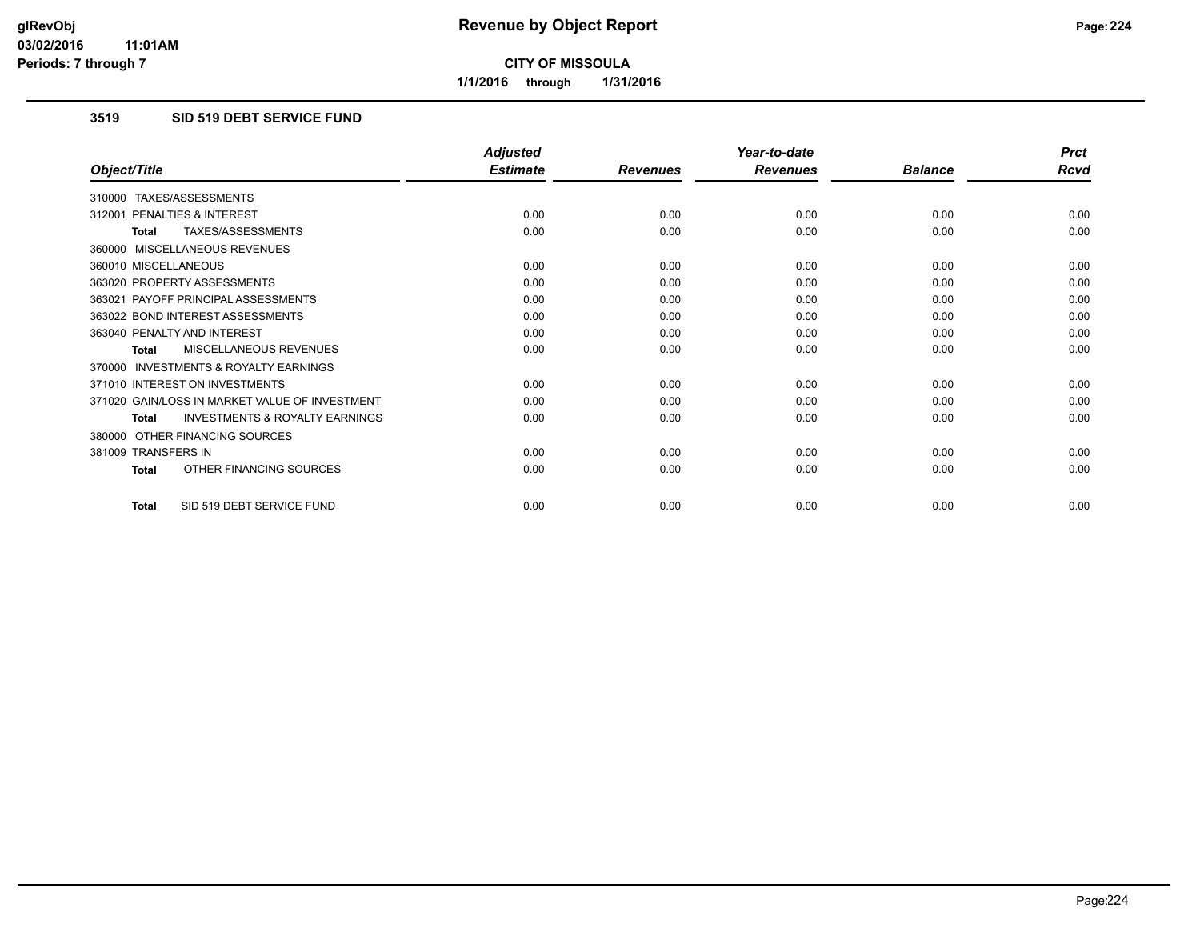# Revenue by Object Report

**CITY OF MISSOULA**

**1/1/2016 through 1/31/2016**

glRevObj
03/02/2016 11:01AM
Periods: 7 through 7

### 3519 SID 519 DEBT SERVICE FUND

| Object/Title | Adjusted Estimate | Revenues | Year-to-date Revenues | Balance | Prct Rcvd |
|---|---|---|---|---|---|
| 310000 TAXES/ASSESSMENTS | | | | | |
| 312001 PENALTIES & INTEREST | 0.00 | 0.00 | 0.00 | 0.00 | 0.00 |
| **Total** TAXES/ASSESSMENTS | 0.00 | 0.00 | 0.00 | 0.00 | 0.00 |
| 360000 MISCELLANEOUS REVENUES | | | | | |
| 360010 MISCELLANEOUS | 0.00 | 0.00 | 0.00 | 0.00 | 0.00 |
| 363020 PROPERTY ASSESSMENTS | 0.00 | 0.00 | 0.00 | 0.00 | 0.00 |
| 363021 PAYOFF PRINCIPAL ASSESSMENTS | 0.00 | 0.00 | 0.00 | 0.00 | 0.00 |
| 363022 BOND INTEREST ASSESSMENTS | 0.00 | 0.00 | 0.00 | 0.00 | 0.00 |
| 363040 PENALTY AND INTEREST | 0.00 | 0.00 | 0.00 | 0.00 | 0.00 |
| **Total** MISCELLANEOUS REVENUES | 0.00 | 0.00 | 0.00 | 0.00 | 0.00 |
| 370000 INVESTMENTS & ROYALTY EARNINGS | | | | | |
| 371010 INTEREST ON INVESTMENTS | 0.00 | 0.00 | 0.00 | 0.00 | 0.00 |
| 371020 GAIN/LOSS IN MARKET VALUE OF INVESTMENT | 0.00 | 0.00 | 0.00 | 0.00 | 0.00 |
| **Total** INVESTMENTS & ROYALTY EARNINGS | 0.00 | 0.00 | 0.00 | 0.00 | 0.00 |
| 380000 OTHER FINANCING SOURCES | | | | | |
| 381009 TRANSFERS IN | 0.00 | 0.00 | 0.00 | 0.00 | 0.00 |
| **Total** OTHER FINANCING SOURCES | 0.00 | 0.00 | 0.00 | 0.00 | 0.00 |
| **Total** SID 519 DEBT SERVICE FUND | 0.00 | 0.00 | 0.00 | 0.00 | 0.00 |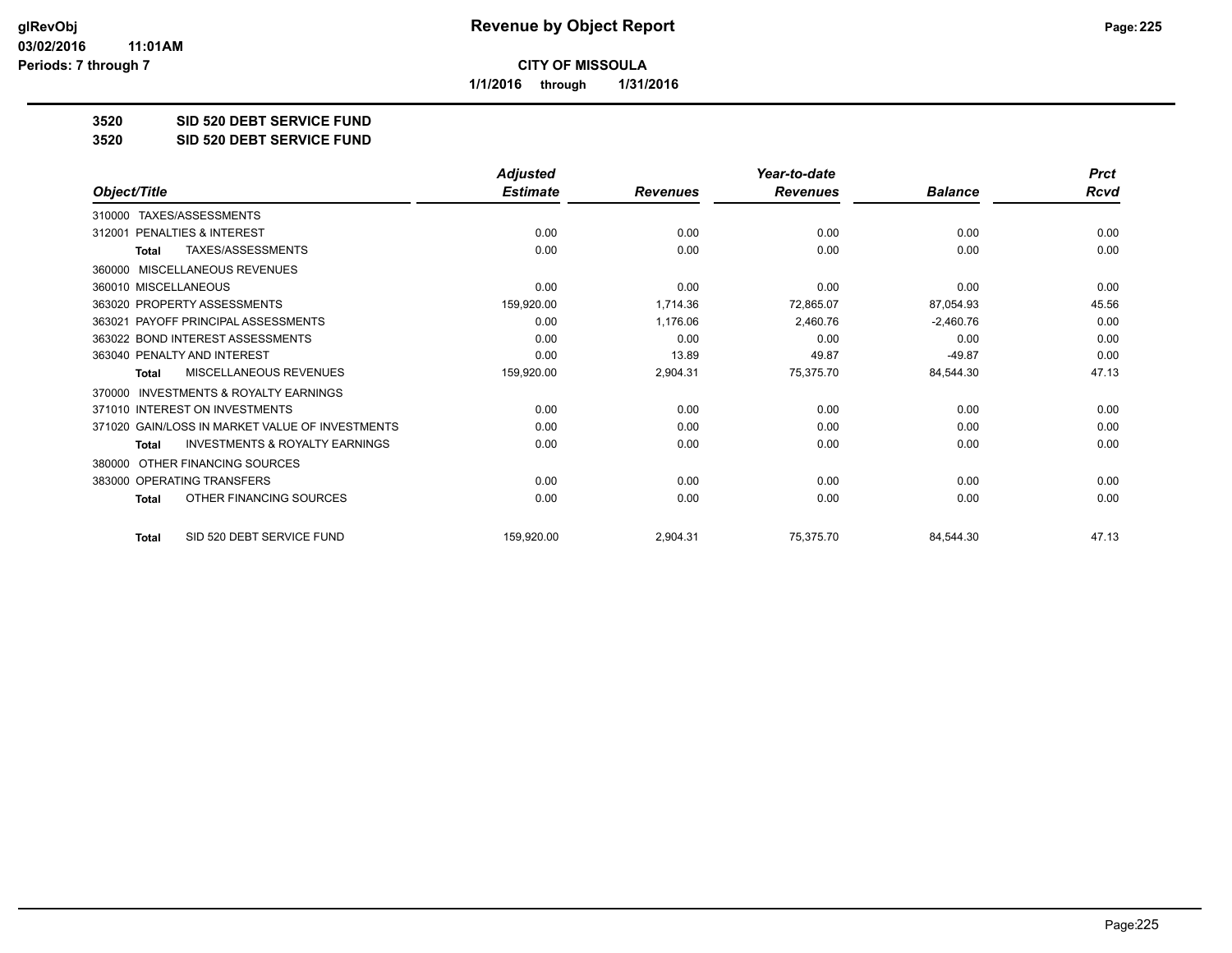**CITY OF MISSOULA**

**1/1/2016 through 1/31/2016**

**3520 SID 520 DEBT SERVICE FUND**

**3520 SID 520 DEBT SERVICE FUND**

| Object/Title | Adjusted Estimate | Revenues | Year-to-date Revenues | Balance | Prct Rcvd |
|---|---|---|---|---|---|
| 310000 TAXES/ASSESSMENTS | | | | | |
| 312001 PENALTIES & INTEREST | 0.00 | 0.00 | 0.00 | 0.00 | 0.00 |
| **Total** TAXES/ASSESSMENTS | 0.00 | 0.00 | 0.00 | 0.00 | 0.00 |
| 360000 MISCELLANEOUS REVENUES | | | | | |
| 360010 MISCELLANEOUS | 0.00 | 0.00 | 0.00 | 0.00 | 0.00 |
| 363020 PROPERTY ASSESSMENTS | 159,920.00 | 1,714.36 | 72,865.07 | 87,054.93 | 45.56 |
| 363021 PAYOFF PRINCIPAL ASSESSMENTS | 0.00 | 1,176.06 | 2,460.76 | -2,460.76 | 0.00 |
| 363022 BOND INTEREST ASSESSMENTS | 0.00 | 0.00 | 0.00 | 0.00 | 0.00 |
| 363040 PENALTY AND INTEREST | 0.00 | 13.89 | 49.87 | -49.87 | 0.00 |
| **Total** MISCELLANEOUS REVENUES | 159,920.00 | 2,904.31 | 75,375.70 | 84,544.30 | 47.13 |
| 370000 INVESTMENTS & ROYALTY EARNINGS | | | | | |
| 371010 INTEREST ON INVESTMENTS | 0.00 | 0.00 | 0.00 | 0.00 | 0.00 |
| 371020 GAIN/LOSS IN MARKET VALUE OF INVESTMENTS | 0.00 | 0.00 | 0.00 | 0.00 | 0.00 |
| **Total** INVESTMENTS & ROYALTY EARNINGS | 0.00 | 0.00 | 0.00 | 0.00 | 0.00 |
| 380000 OTHER FINANCING SOURCES | | | | | |
| 383000 OPERATING TRANSFERS | 0.00 | 0.00 | 0.00 | 0.00 | 0.00 |
| **Total** OTHER FINANCING SOURCES | 0.00 | 0.00 | 0.00 | 0.00 | 0.00 |
| **Total** SID 520 DEBT SERVICE FUND | 159,920.00 | 2,904.31 | 75,375.70 | 84,544.30 | 47.13 |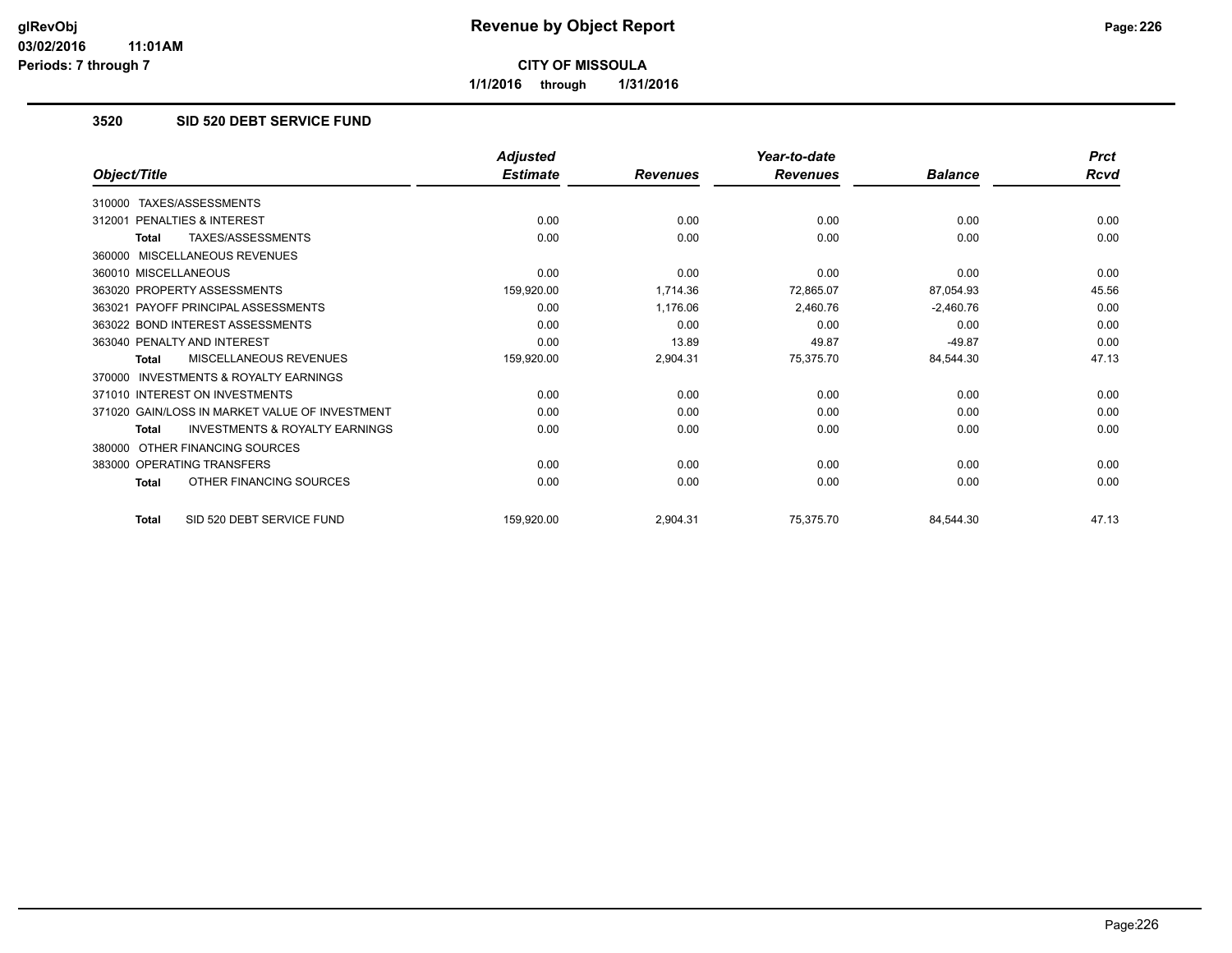# Revenue by Object Report

**CITY OF MISSOULA**

**1/1/2016 through 1/31/2016**

glRevObj
03/02/2016 11:01AM
Periods: 7 through 7

## 3520 SID 520 DEBT SERVICE FUND

| Object/Title | Adjusted Estimate | Revenues | Year-to-date Revenues | Balance | Prct Rcvd |
|---|---|---|---|---|---|
| 310000 TAXES/ASSESSMENTS | | | | | |
| 312001 PENALTIES & INTEREST | 0.00 | 0.00 | 0.00 | 0.00 | 0.00 |
| **Total** TAXES/ASSESSMENTS | 0.00 | 0.00 | 0.00 | 0.00 | 0.00 |
| 360000 MISCELLANEOUS REVENUES | | | | | |
| 360010 MISCELLANEOUS | 0.00 | 0.00 | 0.00 | 0.00 | 0.00 |
| 363020 PROPERTY ASSESSMENTS | 159,920.00 | 1,714.36 | 72,865.07 | 87,054.93 | 45.56 |
| 363021 PAYOFF PRINCIPAL ASSESSMENTS | 0.00 | 1,176.06 | 2,460.76 | -2,460.76 | 0.00 |
| 363022 BOND INTEREST ASSESSMENTS | 0.00 | 0.00 | 0.00 | 0.00 | 0.00 |
| 363040 PENALTY AND INTEREST | 0.00 | 13.89 | 49.87 | -49.87 | 0.00 |
| **Total** MISCELLANEOUS REVENUES | 159,920.00 | 2,904.31 | 75,375.70 | 84,544.30 | 47.13 |
| 370000 INVESTMENTS & ROYALTY EARNINGS | | | | | |
| 371010 INTEREST ON INVESTMENTS | 0.00 | 0.00 | 0.00 | 0.00 | 0.00 |
| 371020 GAIN/LOSS IN MARKET VALUE OF INVESTMENT | 0.00 | 0.00 | 0.00 | 0.00 | 0.00 |
| **Total** INVESTMENTS & ROYALTY EARNINGS | 0.00 | 0.00 | 0.00 | 0.00 | 0.00 |
| 380000 OTHER FINANCING SOURCES | | | | | |
| 383000 OPERATING TRANSFERS | 0.00 | 0.00 | 0.00 | 0.00 | 0.00 |
| **Total** OTHER FINANCING SOURCES | 0.00 | 0.00 | 0.00 | 0.00 | 0.00 |
| **Total** SID 520 DEBT SERVICE FUND | 159,920.00 | 2,904.31 | 75,375.70 | 84,544.30 | 47.13 |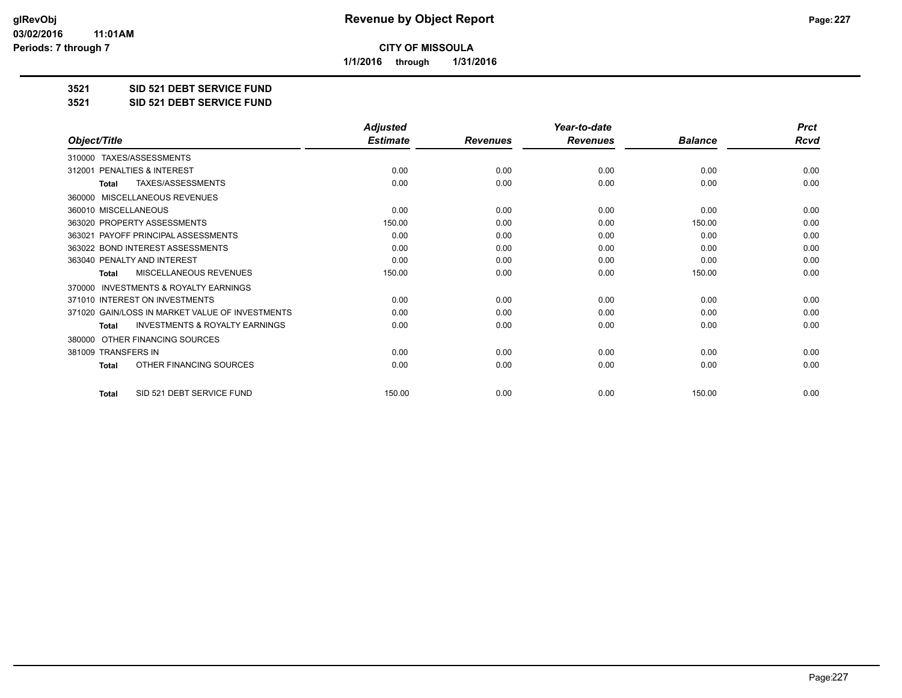# Revenue by Object Report

**CITY OF MISSOULA**

**1/1/2016 through 1/31/2016**

glRevObj
03/02/2016 11:01AM
Periods: 7 through 7

**3521 SID 521 DEBT SERVICE FUND**

**3521 SID 521 DEBT SERVICE FUND**

| Object/Title | Adjusted Estimate | Revenues | Year-to-date Revenues | Balance | Prct Rcvd |
|---|---|---|---|---|---|
| 310000 TAXES/ASSESSMENTS | | | | | |
| 312001 PENALTIES & INTEREST | 0.00 | 0.00 | 0.00 | 0.00 | 0.00 |
| Total TAXES/ASSESSMENTS | 0.00 | 0.00 | 0.00 | 0.00 | 0.00 |
| 360000 MISCELLANEOUS REVENUES | | | | | |
| 360010 MISCELLANEOUS | 0.00 | 0.00 | 0.00 | 0.00 | 0.00 |
| 363020 PROPERTY ASSESSMENTS | 150.00 | 0.00 | 0.00 | 150.00 | 0.00 |
| 363021 PAYOFF PRINCIPAL ASSESSMENTS | 0.00 | 0.00 | 0.00 | 0.00 | 0.00 |
| 363022 BOND INTEREST ASSESSMENTS | 0.00 | 0.00 | 0.00 | 0.00 | 0.00 |
| 363040 PENALTY AND INTEREST | 0.00 | 0.00 | 0.00 | 0.00 | 0.00 |
| Total MISCELLANEOUS REVENUES | 150.00 | 0.00 | 0.00 | 150.00 | 0.00 |
| 370000 INVESTMENTS & ROYALTY EARNINGS | | | | | |
| 371010 INTEREST ON INVESTMENTS | 0.00 | 0.00 | 0.00 | 0.00 | 0.00 |
| 371020 GAIN/LOSS IN MARKET VALUE OF INVESTMENTS | 0.00 | 0.00 | 0.00 | 0.00 | 0.00 |
| Total INVESTMENTS & ROYALTY EARNINGS | 0.00 | 0.00 | 0.00 | 0.00 | 0.00 |
| 380000 OTHER FINANCING SOURCES | | | | | |
| 381009 TRANSFERS IN | 0.00 | 0.00 | 0.00 | 0.00 | 0.00 |
| Total OTHER FINANCING SOURCES | 0.00 | 0.00 | 0.00 | 0.00 | 0.00 |
| Total SID 521 DEBT SERVICE FUND | 150.00 | 0.00 | 0.00 | 150.00 | 0.00 |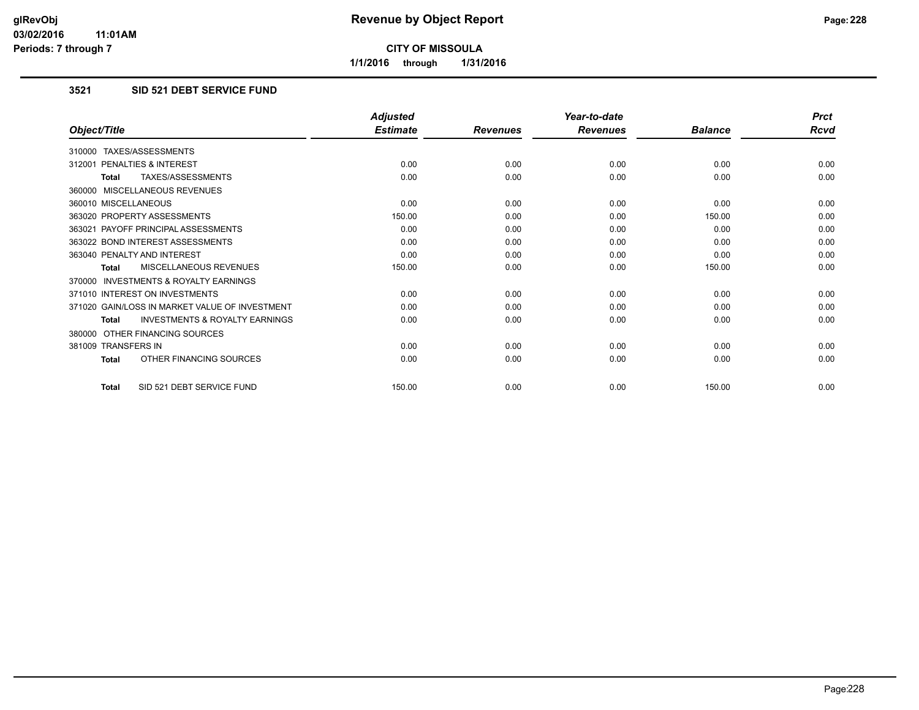# Revenue by Object Report

**CITY OF MISSOULA**

**1/1/2016 through 1/31/2016**

glRevObj
03/02/2016 11:01AM
Periods: 7 through 7

### 3521 SID 521 DEBT SERVICE FUND

| Object/Title | Adjusted Estimate | Revenues | Year-to-date Revenues | Balance | Prct Rcvd |
|---|---|---|---|---|---|
| 310000 TAXES/ASSESSMENTS | | | | | |
| 312001 PENALTIES & INTEREST | 0.00 | 0.00 | 0.00 | 0.00 | 0.00 |
| **Total** TAXES/ASSESSMENTS | 0.00 | 0.00 | 0.00 | 0.00 | 0.00 |
| 360000 MISCELLANEOUS REVENUES | | | | | |
| 360010 MISCELLANEOUS | 0.00 | 0.00 | 0.00 | 0.00 | 0.00 |
| 363020 PROPERTY ASSESSMENTS | 150.00 | 0.00 | 0.00 | 150.00 | 0.00 |
| 363021 PAYOFF PRINCIPAL ASSESSMENTS | 0.00 | 0.00 | 0.00 | 0.00 | 0.00 |
| 363022 BOND INTEREST ASSESSMENTS | 0.00 | 0.00 | 0.00 | 0.00 | 0.00 |
| 363040 PENALTY AND INTEREST | 0.00 | 0.00 | 0.00 | 0.00 | 0.00 |
| **Total** MISCELLANEOUS REVENUES | 150.00 | 0.00 | 0.00 | 150.00 | 0.00 |
| 370000 INVESTMENTS & ROYALTY EARNINGS | | | | | |
| 371010 INTEREST ON INVESTMENTS | 0.00 | 0.00 | 0.00 | 0.00 | 0.00 |
| 371020 GAIN/LOSS IN MARKET VALUE OF INVESTMENT | 0.00 | 0.00 | 0.00 | 0.00 | 0.00 |
| **Total** INVESTMENTS & ROYALTY EARNINGS | 0.00 | 0.00 | 0.00 | 0.00 | 0.00 |
| 380000 OTHER FINANCING SOURCES | | | | | |
| 381009 TRANSFERS IN | 0.00 | 0.00 | 0.00 | 0.00 | 0.00 |
| **Total** OTHER FINANCING SOURCES | 0.00 | 0.00 | 0.00 | 0.00 | 0.00 |
| **Total** SID 521 DEBT SERVICE FUND | 150.00 | 0.00 | 0.00 | 150.00 | 0.00 |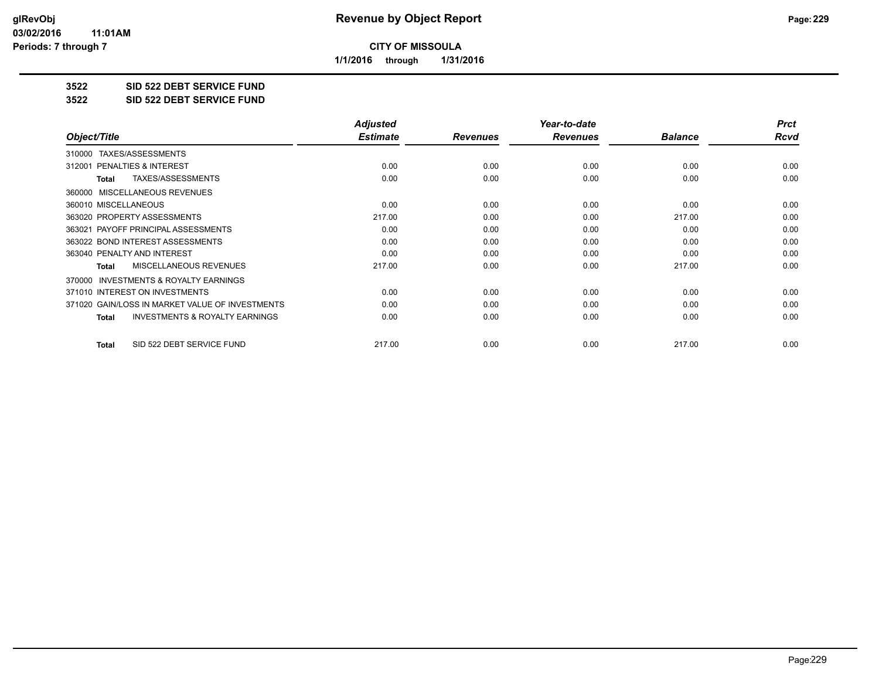# Revenue by Object Report

**CITY OF MISSOULA**

**1/1/2016 through 1/31/2016**

glRevObj
03/02/2016 11:01AM
Periods: 7 through 7

## 3522 SID 522 DEBT SERVICE FUND
## 3522 SID 522 DEBT SERVICE FUND

| Object/Title | Adjusted Estimate | Revenues | Year-to-date Revenues | Balance | Prct Rcvd |
|---|---|---|---|---|---|
| 310000 TAXES/ASSESSMENTS | | | | | |
| 312001 PENALTIES & INTEREST | 0.00 | 0.00 | 0.00 | 0.00 | 0.00 |
| **Total** TAXES/ASSESSMENTS | 0.00 | 0.00 | 0.00 | 0.00 | 0.00 |
| 360000 MISCELLANEOUS REVENUES | | | | | |
| 360010 MISCELLANEOUS | 0.00 | 0.00 | 0.00 | 0.00 | 0.00 |
| 363020 PROPERTY ASSESSMENTS | 217.00 | 0.00 | 0.00 | 217.00 | 0.00 |
| 363021 PAYOFF PRINCIPAL ASSESSMENTS | 0.00 | 0.00 | 0.00 | 0.00 | 0.00 |
| 363022 BOND INTEREST ASSESSMENTS | 0.00 | 0.00 | 0.00 | 0.00 | 0.00 |
| 363040 PENALTY AND INTEREST | 0.00 | 0.00 | 0.00 | 0.00 | 0.00 |
| **Total** MISCELLANEOUS REVENUES | 217.00 | 0.00 | 0.00 | 217.00 | 0.00 |
| 370000 INVESTMENTS & ROYALTY EARNINGS | | | | | |
| 371010 INTEREST ON INVESTMENTS | 0.00 | 0.00 | 0.00 | 0.00 | 0.00 |
| 371020 GAIN/LOSS IN MARKET VALUE OF INVESTMENTS | 0.00 | 0.00 | 0.00 | 0.00 | 0.00 |
| **Total** INVESTMENTS & ROYALTY EARNINGS | 0.00 | 0.00 | 0.00 | 0.00 | 0.00 |
| **Total** SID 522 DEBT SERVICE FUND | 217.00 | 0.00 | 0.00 | 217.00 | 0.00 |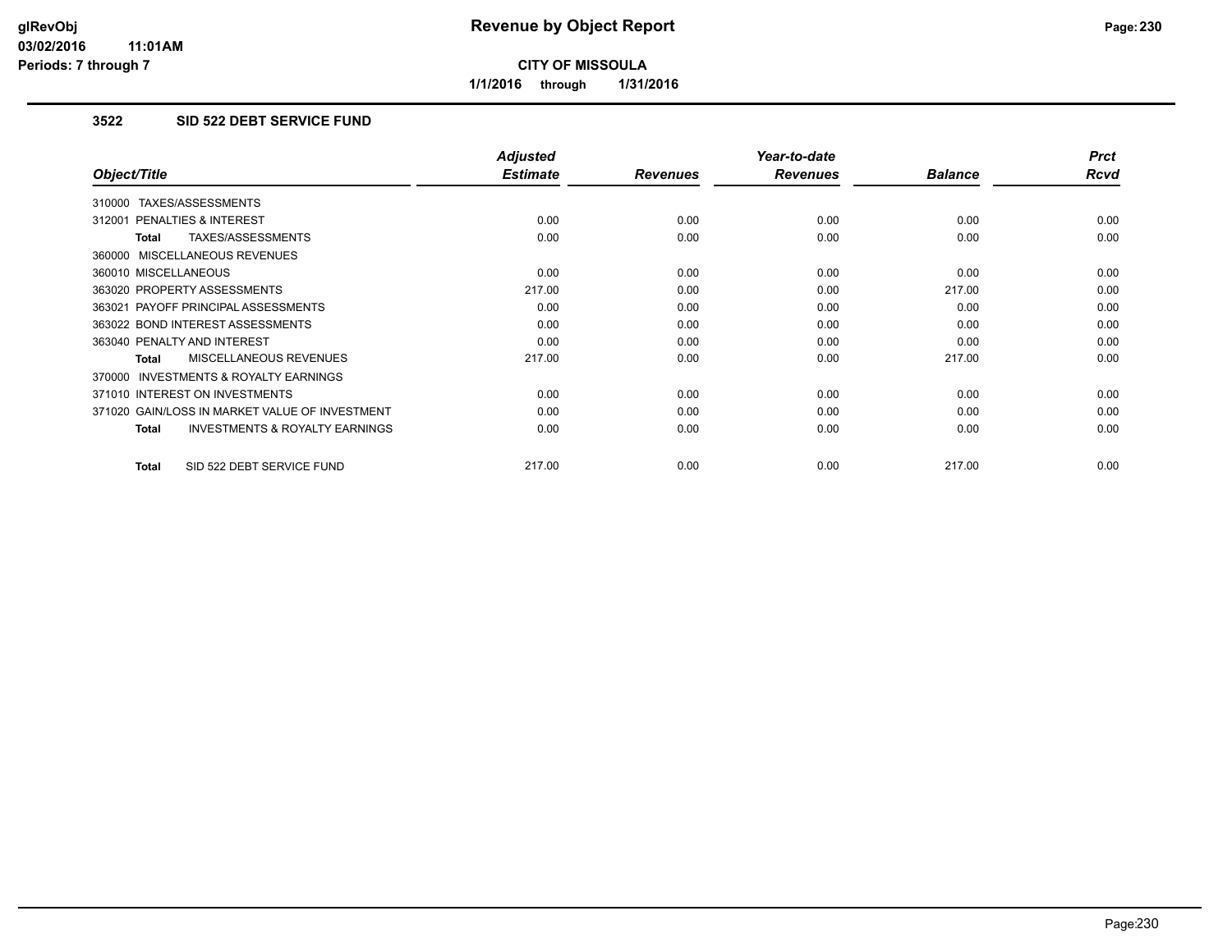**glRevObj**
**03/02/2016 11:01AM**
**Periods: 7 through 7**

# Revenue by Object Report

**CITY OF MISSOULA**

**1/1/2016 through 1/31/2016**

## 3522 SID 522 DEBT SERVICE FUND

| Object/Title | Adjusted Estimate | Revenues | Year-to-date Revenues | Balance | Prct Rcvd |
|---|---|---|---|---|---|
| 310000 TAXES/ASSESSMENTS | | | | | |
| 312001 PENALTIES & INTEREST | 0.00 | 0.00 | 0.00 | 0.00 | 0.00 |
| **Total** TAXES/ASSESSMENTS | 0.00 | 0.00 | 0.00 | 0.00 | 0.00 |
| 360000 MISCELLANEOUS REVENUES | | | | | |
| 360010 MISCELLANEOUS | 0.00 | 0.00 | 0.00 | 0.00 | 0.00 |
| 363020 PROPERTY ASSESSMENTS | 217.00 | 0.00 | 0.00 | 217.00 | 0.00 |
| 363021 PAYOFF PRINCIPAL ASSESSMENTS | 0.00 | 0.00 | 0.00 | 0.00 | 0.00 |
| 363022 BOND INTEREST ASSESSMENTS | 0.00 | 0.00 | 0.00 | 0.00 | 0.00 |
| 363040 PENALTY AND INTEREST | 0.00 | 0.00 | 0.00 | 0.00 | 0.00 |
| **Total** MISCELLANEOUS REVENUES | 217.00 | 0.00 | 0.00 | 217.00 | 0.00 |
| 370000 INVESTMENTS & ROYALTY EARNINGS | | | | | |
| 371010 INTEREST ON INVESTMENTS | 0.00 | 0.00 | 0.00 | 0.00 | 0.00 |
| 371020 GAIN/LOSS IN MARKET VALUE OF INVESTMENT | 0.00 | 0.00 | 0.00 | 0.00 | 0.00 |
| **Total** INVESTMENTS & ROYALTY EARNINGS | 0.00 | 0.00 | 0.00 | 0.00 | 0.00 |
| **Total** SID 522 DEBT SERVICE FUND | 217.00 | 0.00 | 0.00 | 217.00 | 0.00 |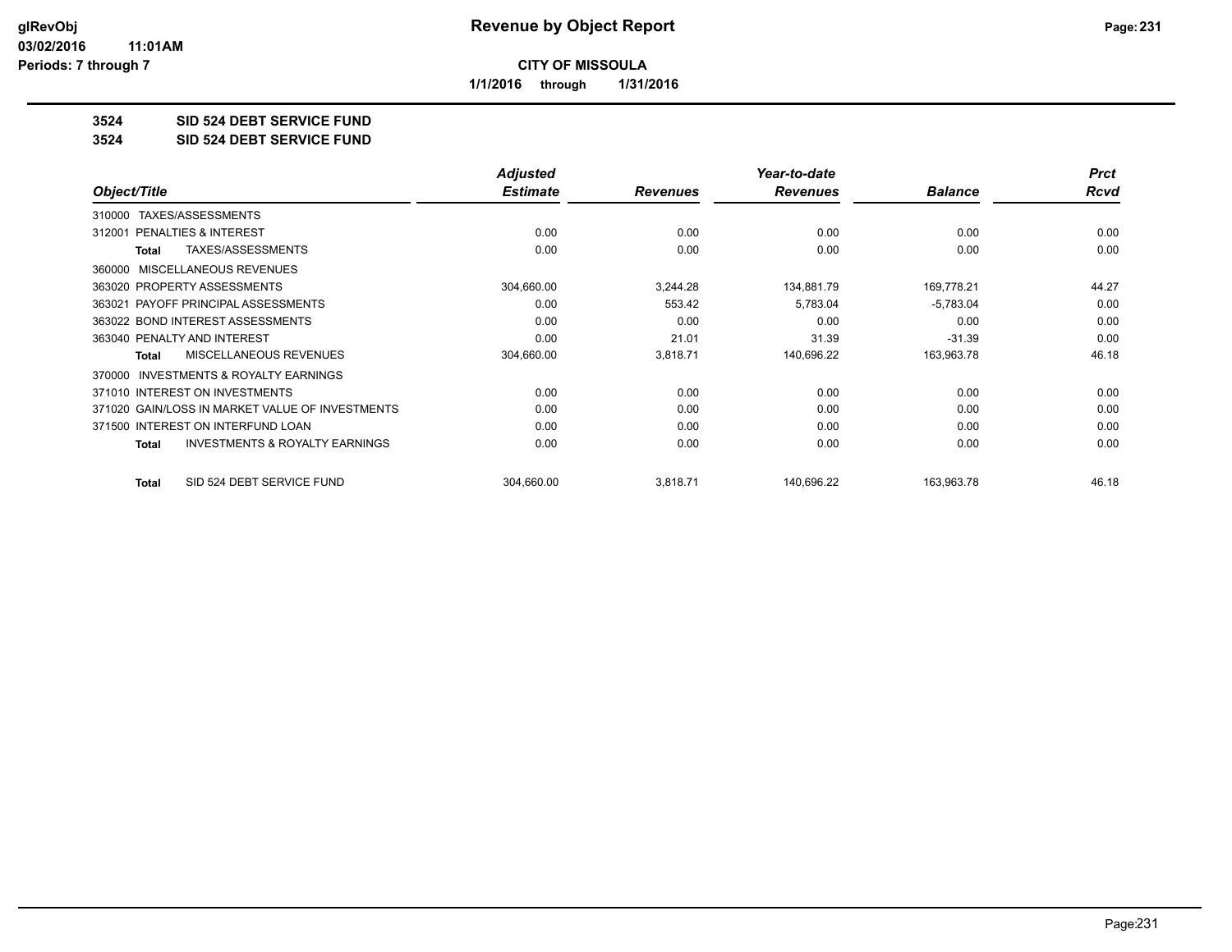# Revenue by Object Report

**CITY OF MISSOULA**

**1/1/2016 through 1/31/2016**

glRevObj
03/02/2016 11:01AM
Periods: 7 through 7

**3524 SID 524 DEBT SERVICE FUND**

**3524 SID 524 DEBT SERVICE FUND**

| Object/Title | Adjusted Estimate | Revenues | Year-to-date Revenues | Balance | Prct Rcvd |
|---|---|---|---|---|---|
| 310000 TAXES/ASSESSMENTS | | | | | |
| 312001 PENALTIES & INTEREST | 0.00 | 0.00 | 0.00 | 0.00 | 0.00 |
| **Total** TAXES/ASSESSMENTS | 0.00 | 0.00 | 0.00 | 0.00 | 0.00 |
| 360000 MISCELLANEOUS REVENUES | | | | | |
| 363020 PROPERTY ASSESSMENTS | 304,660.00 | 3,244.28 | 134,881.79 | 169,778.21 | 44.27 |
| 363021 PAYOFF PRINCIPAL ASSESSMENTS | 0.00 | 553.42 | 5,783.04 | -5,783.04 | 0.00 |
| 363022 BOND INTEREST ASSESSMENTS | 0.00 | 0.00 | 0.00 | 0.00 | 0.00 |
| 363040 PENALTY AND INTEREST | 0.00 | 21.01 | 31.39 | -31.39 | 0.00 |
| **Total** MISCELLANEOUS REVENUES | 304,660.00 | 3,818.71 | 140,696.22 | 163,963.78 | 46.18 |
| 370000 INVESTMENTS & ROYALTY EARNINGS | | | | | |
| 371010 INTEREST ON INVESTMENTS | 0.00 | 0.00 | 0.00 | 0.00 | 0.00 |
| 371020 GAIN/LOSS IN MARKET VALUE OF INVESTMENTS | 0.00 | 0.00 | 0.00 | 0.00 | 0.00 |
| 371500 INTEREST ON INTERFUND LOAN | 0.00 | 0.00 | 0.00 | 0.00 | 0.00 |
| **Total** INVESTMENTS & ROYALTY EARNINGS | 0.00 | 0.00 | 0.00 | 0.00 | 0.00 |
| **Total** SID 524 DEBT SERVICE FUND | 304,660.00 | 3,818.71 | 140,696.22 | 163,963.78 | 46.18 |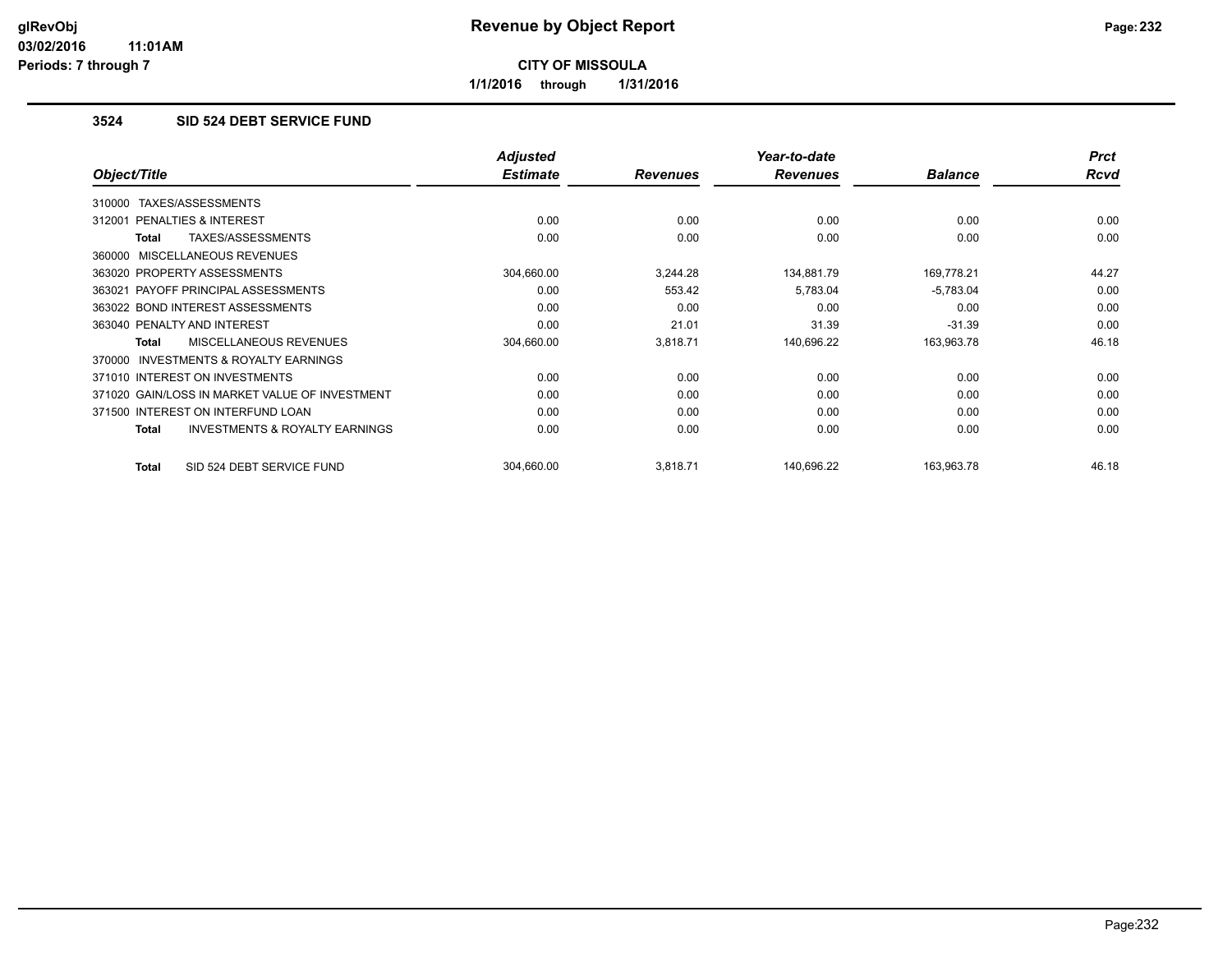# Revenue by Object Report

**CITY OF MISSOULA**

**1/1/2016 through 1/31/2016**

### 3524 SID 524 DEBT SERVICE FUND

| Object/Title | Adjusted Estimate | Revenues | Year-to-date Revenues | Balance | Prct Rcvd |
|---|---|---|---|---|---|
| 310000 TAXES/ASSESSMENTS | | | | | |
| 312001 PENALTIES & INTEREST | 0.00 | 0.00 | 0.00 | 0.00 | 0.00 |
| **Total** TAXES/ASSESSMENTS | 0.00 | 0.00 | 0.00 | 0.00 | 0.00 |
| 360000 MISCELLANEOUS REVENUES | | | | | |
| 363020 PROPERTY ASSESSMENTS | 304,660.00 | 3,244.28 | 134,881.79 | 169,778.21 | 44.27 |
| 363021 PAYOFF PRINCIPAL ASSESSMENTS | 0.00 | 553.42 | 5,783.04 | -5,783.04 | 0.00 |
| 363022 BOND INTEREST ASSESSMENTS | 0.00 | 0.00 | 0.00 | 0.00 | 0.00 |
| 363040 PENALTY AND INTEREST | 0.00 | 21.01 | 31.39 | -31.39 | 0.00 |
| **Total** MISCELLANEOUS REVENUES | 304,660.00 | 3,818.71 | 140,696.22 | 163,963.78 | 46.18 |
| 370000 INVESTMENTS & ROYALTY EARNINGS | | | | | |
| 371010 INTEREST ON INVESTMENTS | 0.00 | 0.00 | 0.00 | 0.00 | 0.00 |
| 371020 GAIN/LOSS IN MARKET VALUE OF INVESTMENT | 0.00 | 0.00 | 0.00 | 0.00 | 0.00 |
| 371500 INTEREST ON INTERFUND LOAN | 0.00 | 0.00 | 0.00 | 0.00 | 0.00 |
| **Total** INVESTMENTS & ROYALTY EARNINGS | 0.00 | 0.00 | 0.00 | 0.00 | 0.00 |
| **Total** SID 524 DEBT SERVICE FUND | 304,660.00 | 3,818.71 | 140,696.22 | 163,963.78 | 46.18 |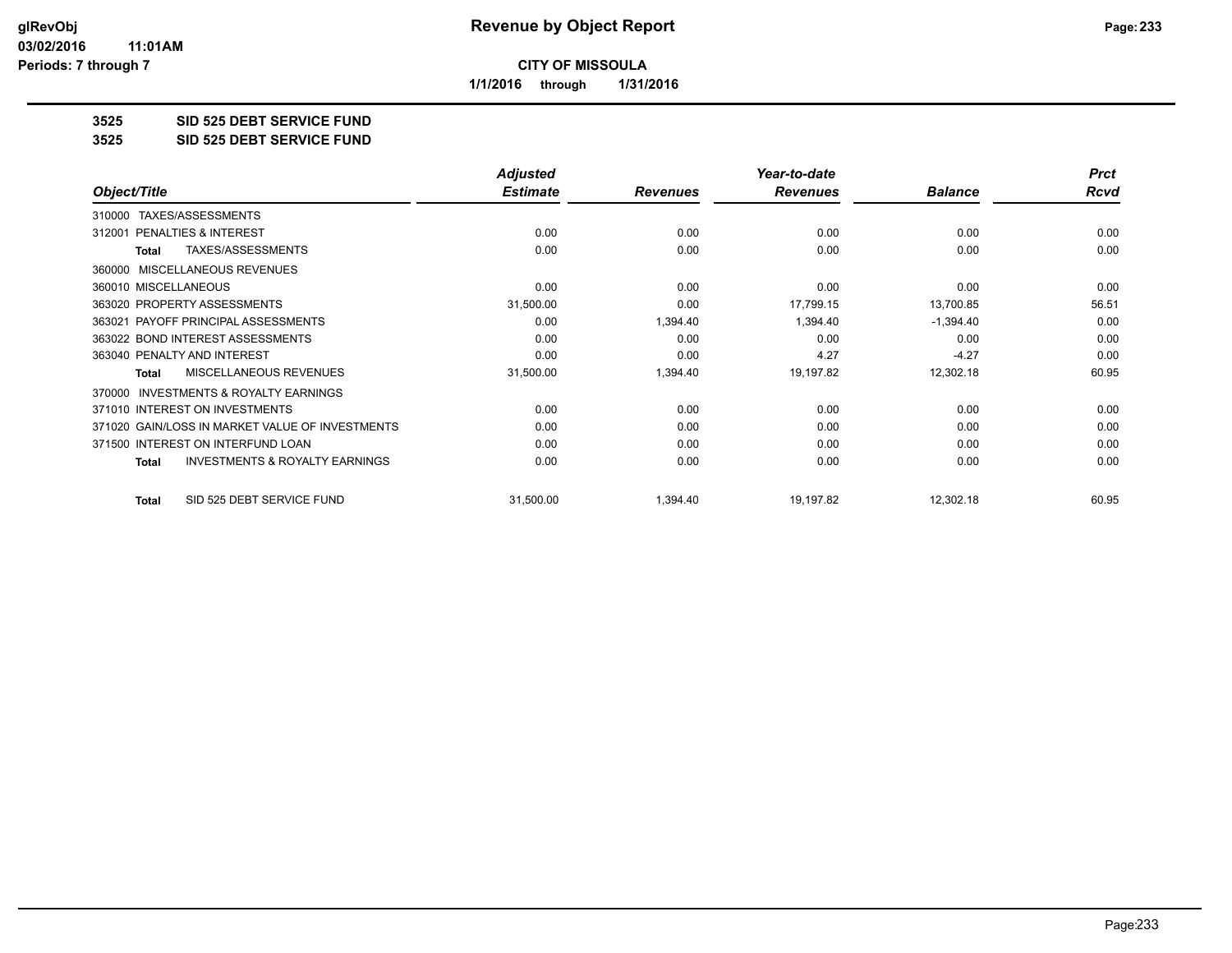**CITY OF MISSOULA**

**1/1/2016 through 1/31/2016**

**3525 SID 525 DEBT SERVICE FUND**

**3525 SID 525 DEBT SERVICE FUND**

| Object/Title | Adjusted Estimate | Revenues | Year-to-date Revenues | Balance | Prct Rcvd |
|---|---|---|---|---|---|
| 310000 TAXES/ASSESSMENTS | | | | | |
| 312001 PENALTIES & INTEREST | 0.00 | 0.00 | 0.00 | 0.00 | 0.00 |
| **Total** TAXES/ASSESSMENTS | 0.00 | 0.00 | 0.00 | 0.00 | 0.00 |
| 360000 MISCELLANEOUS REVENUES | | | | | |
| 360010 MISCELLANEOUS | 0.00 | 0.00 | 0.00 | 0.00 | 0.00 |
| 363020 PROPERTY ASSESSMENTS | 31,500.00 | 0.00 | 17,799.15 | 13,700.85 | 56.51 |
| 363021 PAYOFF PRINCIPAL ASSESSMENTS | 0.00 | 1,394.40 | 1,394.40 | -1,394.40 | 0.00 |
| 363022 BOND INTEREST ASSESSMENTS | 0.00 | 0.00 | 0.00 | 0.00 | 0.00 |
| 363040 PENALTY AND INTEREST | 0.00 | 0.00 | 4.27 | -4.27 | 0.00 |
| **Total** MISCELLANEOUS REVENUES | 31,500.00 | 1,394.40 | 19,197.82 | 12,302.18 | 60.95 |
| 370000 INVESTMENTS & ROYALTY EARNINGS | | | | | |
| 371010 INTEREST ON INVESTMENTS | 0.00 | 0.00 | 0.00 | 0.00 | 0.00 |
| 371020 GAIN/LOSS IN MARKET VALUE OF INVESTMENTS | 0.00 | 0.00 | 0.00 | 0.00 | 0.00 |
| 371500 INTEREST ON INTERFUND LOAN | 0.00 | 0.00 | 0.00 | 0.00 | 0.00 |
| **Total** INVESTMENTS & ROYALTY EARNINGS | 0.00 | 0.00 | 0.00 | 0.00 | 0.00 |
| **Total** SID 525 DEBT SERVICE FUND | 31,500.00 | 1,394.40 | 19,197.82 | 12,302.18 | 60.95 |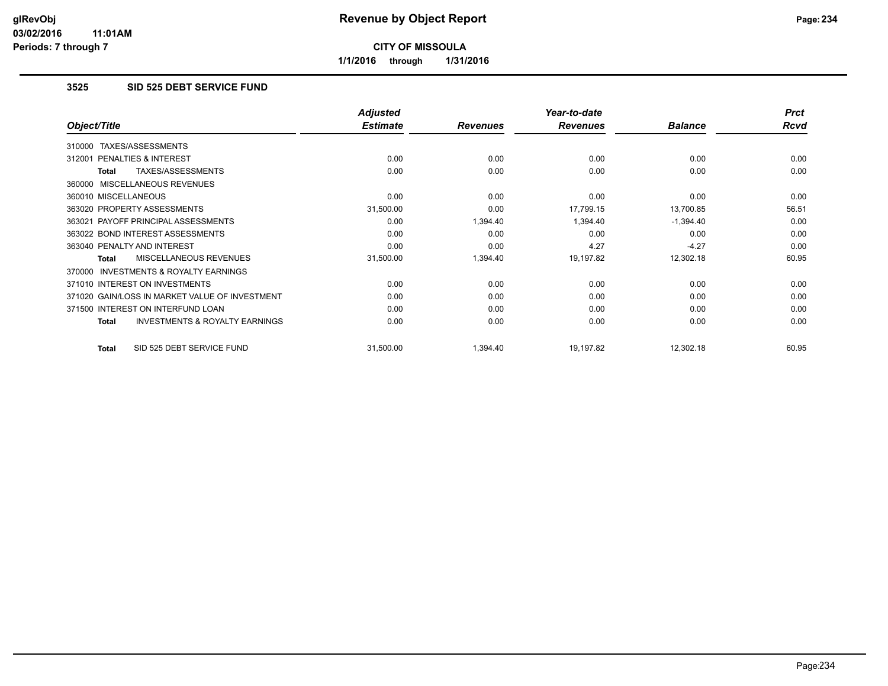# Revenue by Object Report

**CITY OF MISSOULA**

**1/1/2016 through 1/31/2016**

glRevObj
03/02/2016 11:01AM
Periods: 7 through 7

### 3525 SID 525 DEBT SERVICE FUND

| Object/Title | Adjusted Estimate | Revenues | Year-to-date Revenues | Balance | Prct Rcvd |
|---|---|---|---|---|---|
| 310000 TAXES/ASSESSMENTS | | | | | |
| 312001 PENALTIES & INTEREST | 0.00 | 0.00 | 0.00 | 0.00 | 0.00 |
| **Total** TAXES/ASSESSMENTS | 0.00 | 0.00 | 0.00 | 0.00 | 0.00 |
| 360000 MISCELLANEOUS REVENUES | | | | | |
| 360010 MISCELLANEOUS | 0.00 | 0.00 | 0.00 | 0.00 | 0.00 |
| 363020 PROPERTY ASSESSMENTS | 31,500.00 | 0.00 | 17,799.15 | 13,700.85 | 56.51 |
| 363021 PAYOFF PRINCIPAL ASSESSMENTS | 0.00 | 1,394.40 | 1,394.40 | -1,394.40 | 0.00 |
| 363022 BOND INTEREST ASSESSMENTS | 0.00 | 0.00 | 0.00 | 0.00 | 0.00 |
| 363040 PENALTY AND INTEREST | 0.00 | 0.00 | 4.27 | -4.27 | 0.00 |
| **Total** MISCELLANEOUS REVENUES | 31,500.00 | 1,394.40 | 19,197.82 | 12,302.18 | 60.95 |
| 370000 INVESTMENTS & ROYALTY EARNINGS | | | | | |
| 371010 INTEREST ON INVESTMENTS | 0.00 | 0.00 | 0.00 | 0.00 | 0.00 |
| 371020 GAIN/LOSS IN MARKET VALUE OF INVESTMENT | 0.00 | 0.00 | 0.00 | 0.00 | 0.00 |
| 371500 INTEREST ON INTERFUND LOAN | 0.00 | 0.00 | 0.00 | 0.00 | 0.00 |
| **Total** INVESTMENTS & ROYALTY EARNINGS | 0.00 | 0.00 | 0.00 | 0.00 | 0.00 |
| **Total** SID 525 DEBT SERVICE FUND | 31,500.00 | 1,394.40 | 19,197.82 | 12,302.18 | 60.95 |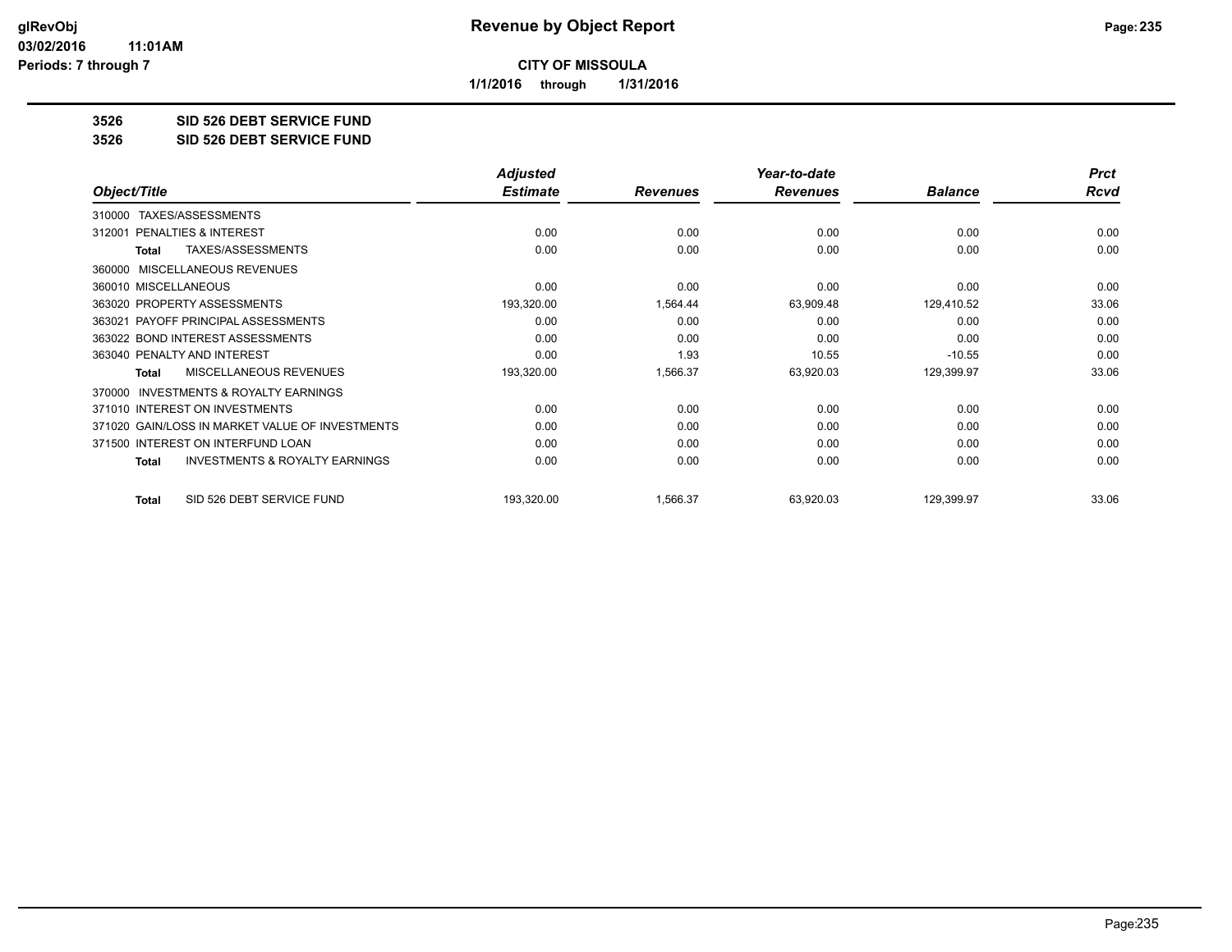# Revenue by Object Report

**CITY OF MISSOULA**

**1/1/2016 through 1/31/2016**

glRevObj
03/02/2016 11:01AM
Periods: 7 through 7

**3526 SID 526 DEBT SERVICE FUND**

**3526 SID 526 DEBT SERVICE FUND**

| Object/Title | Adjusted Estimate | Revenues | Year-to-date Revenues | Balance | Prct Rcvd |
|---|---|---|---|---|---|
| 310000 TAXES/ASSESSMENTS | | | | | |
| 312001 PENALTIES & INTEREST | 0.00 | 0.00 | 0.00 | 0.00 | 0.00 |
| **Total** TAXES/ASSESSMENTS | 0.00 | 0.00 | 0.00 | 0.00 | 0.00 |
| 360000 MISCELLANEOUS REVENUES | | | | | |
| 360010 MISCELLANEOUS | 0.00 | 0.00 | 0.00 | 0.00 | 0.00 |
| 363020 PROPERTY ASSESSMENTS | 193,320.00 | 1,564.44 | 63,909.48 | 129,410.52 | 33.06 |
| 363021 PAYOFF PRINCIPAL ASSESSMENTS | 0.00 | 0.00 | 0.00 | 0.00 | 0.00 |
| 363022 BOND INTEREST ASSESSMENTS | 0.00 | 0.00 | 0.00 | 0.00 | 0.00 |
| 363040 PENALTY AND INTEREST | 0.00 | 1.93 | 10.55 | -10.55 | 0.00 |
| **Total** MISCELLANEOUS REVENUES | 193,320.00 | 1,566.37 | 63,920.03 | 129,399.97 | 33.06 |
| 370000 INVESTMENTS & ROYALTY EARNINGS | | | | | |
| 371010 INTEREST ON INVESTMENTS | 0.00 | 0.00 | 0.00 | 0.00 | 0.00 |
| 371020 GAIN/LOSS IN MARKET VALUE OF INVESTMENTS | 0.00 | 0.00 | 0.00 | 0.00 | 0.00 |
| 371500 INTEREST ON INTERFUND LOAN | 0.00 | 0.00 | 0.00 | 0.00 | 0.00 |
| **Total** INVESTMENTS & ROYALTY EARNINGS | 0.00 | 0.00 | 0.00 | 0.00 | 0.00 |
| **Total** SID 526 DEBT SERVICE FUND | 193,320.00 | 1,566.37 | 63,920.03 | 129,399.97 | 33.06 |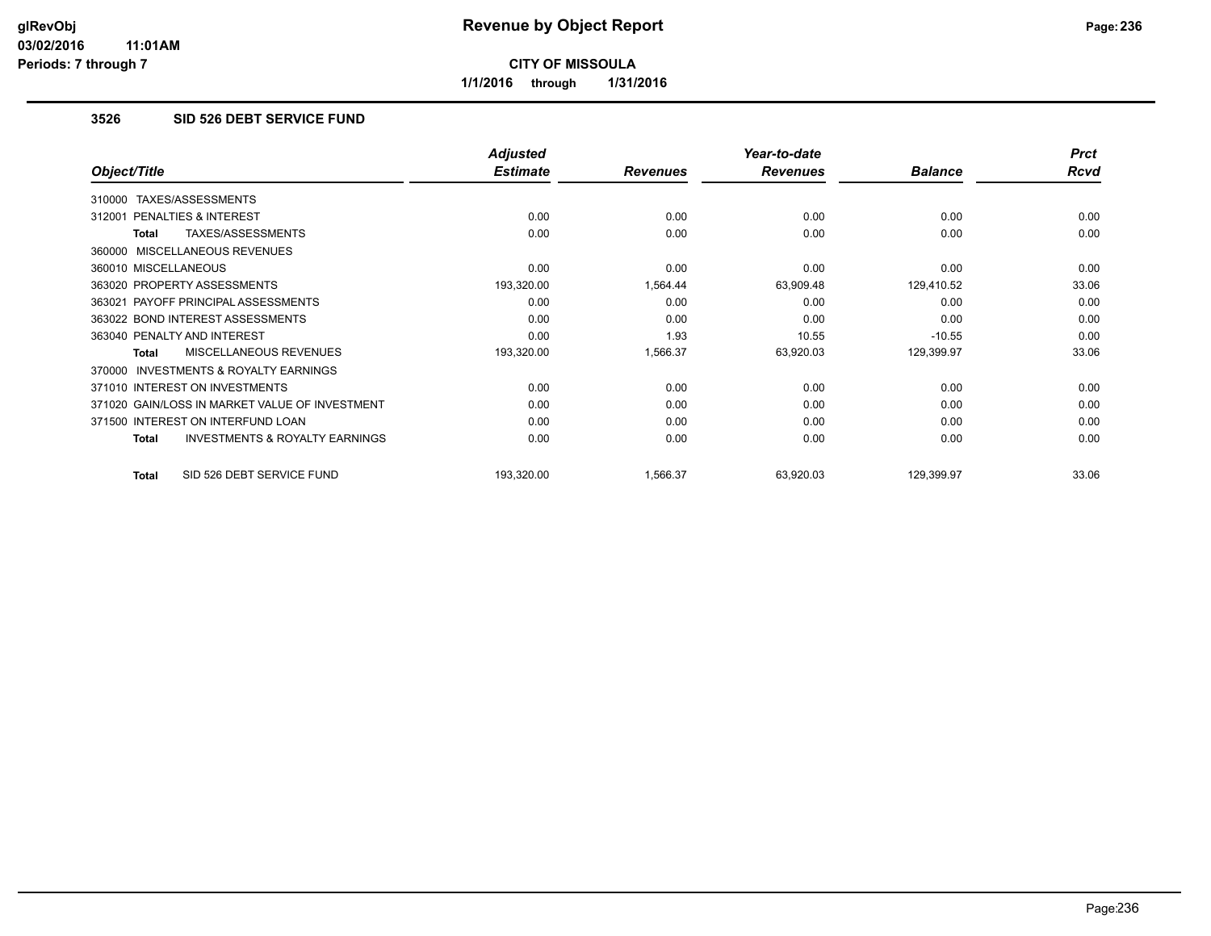**CITY OF MISSOULA**

**1/1/2016 through 1/31/2016**

## 3526 SID 526 DEBT SERVICE FUND

| Object/Title | Adjusted Estimate | Revenues | Year-to-date Revenues | Balance | Prct Rcvd |
|---|---|---|---|---|---|
| 310000 TAXES/ASSESSMENTS | | | | | |
| 312001 PENALTIES & INTEREST | 0.00 | 0.00 | 0.00 | 0.00 | 0.00 |
| **Total** TAXES/ASSESSMENTS | 0.00 | 0.00 | 0.00 | 0.00 | 0.00 |
| 360000 MISCELLANEOUS REVENUES | | | | | |
| 360010 MISCELLANEOUS | 0.00 | 0.00 | 0.00 | 0.00 | 0.00 |
| 363020 PROPERTY ASSESSMENTS | 193,320.00 | 1,564.44 | 63,909.48 | 129,410.52 | 33.06 |
| 363021 PAYOFF PRINCIPAL ASSESSMENTS | 0.00 | 0.00 | 0.00 | 0.00 | 0.00 |
| 363022 BOND INTEREST ASSESSMENTS | 0.00 | 0.00 | 0.00 | 0.00 | 0.00 |
| 363040 PENALTY AND INTEREST | 0.00 | 1.93 | 10.55 | -10.55 | 0.00 |
| **Total** MISCELLANEOUS REVENUES | 193,320.00 | 1,566.37 | 63,920.03 | 129,399.97 | 33.06 |
| 370000 INVESTMENTS & ROYALTY EARNINGS | | | | | |
| 371010 INTEREST ON INVESTMENTS | 0.00 | 0.00 | 0.00 | 0.00 | 0.00 |
| 371020 GAIN/LOSS IN MARKET VALUE OF INVESTMENT | 0.00 | 0.00 | 0.00 | 0.00 | 0.00 |
| 371500 INTEREST ON INTERFUND LOAN | 0.00 | 0.00 | 0.00 | 0.00 | 0.00 |
| **Total** INVESTMENTS & ROYALTY EARNINGS | 0.00 | 0.00 | 0.00 | 0.00 | 0.00 |
| **Total** SID 526 DEBT SERVICE FUND | 193,320.00 | 1,566.37 | 63,920.03 | 129,399.97 | 33.06 |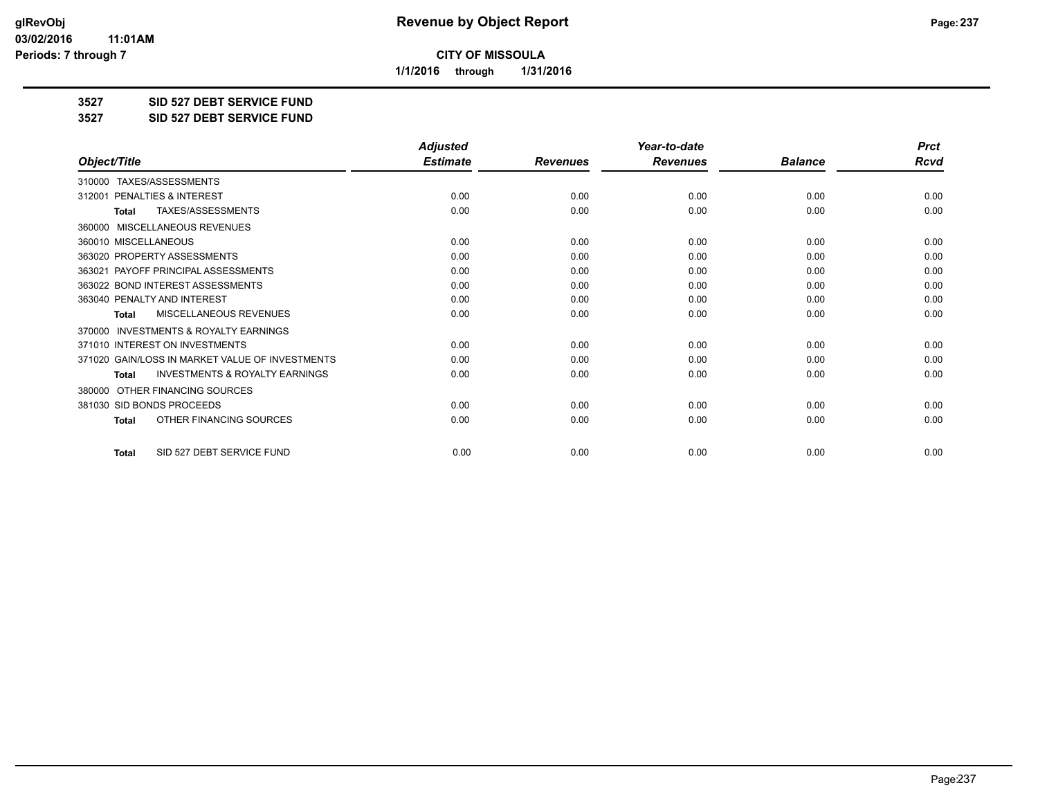**CITY OF MISSOULA**

**1/1/2016 through 1/31/2016**

**3527 SID 527 DEBT SERVICE FUND**

**3527 SID 527 DEBT SERVICE FUND**

| Object/Title | Adjusted Estimate | Revenues | Year-to-date Revenues | Balance | Prct Rcvd |
|---|---|---|---|---|---|
| 310000 TAXES/ASSESSMENTS | | | | | |
| 312001 PENALTIES & INTEREST | 0.00 | 0.00 | 0.00 | 0.00 | 0.00 |
| **Total** TAXES/ASSESSMENTS | 0.00 | 0.00 | 0.00 | 0.00 | 0.00 |
| 360000 MISCELLANEOUS REVENUES | | | | | |
| 360010 MISCELLANEOUS | 0.00 | 0.00 | 0.00 | 0.00 | 0.00 |
| 363020 PROPERTY ASSESSMENTS | 0.00 | 0.00 | 0.00 | 0.00 | 0.00 |
| 363021 PAYOFF PRINCIPAL ASSESSMENTS | 0.00 | 0.00 | 0.00 | 0.00 | 0.00 |
| 363022 BOND INTEREST ASSESSMENTS | 0.00 | 0.00 | 0.00 | 0.00 | 0.00 |
| 363040 PENALTY AND INTEREST | 0.00 | 0.00 | 0.00 | 0.00 | 0.00 |
| **Total** MISCELLANEOUS REVENUES | 0.00 | 0.00 | 0.00 | 0.00 | 0.00 |
| 370000 INVESTMENTS & ROYALTY EARNINGS | | | | | |
| 371010 INTEREST ON INVESTMENTS | 0.00 | 0.00 | 0.00 | 0.00 | 0.00 |
| 371020 GAIN/LOSS IN MARKET VALUE OF INVESTMENTS | 0.00 | 0.00 | 0.00 | 0.00 | 0.00 |
| **Total** INVESTMENTS & ROYALTY EARNINGS | 0.00 | 0.00 | 0.00 | 0.00 | 0.00 |
| 380000 OTHER FINANCING SOURCES | | | | | |
| 381030 SID BONDS PROCEEDS | 0.00 | 0.00 | 0.00 | 0.00 | 0.00 |
| **Total** OTHER FINANCING SOURCES | 0.00 | 0.00 | 0.00 | 0.00 | 0.00 |
| **Total** SID 527 DEBT SERVICE FUND | 0.00 | 0.00 | 0.00 | 0.00 | 0.00 |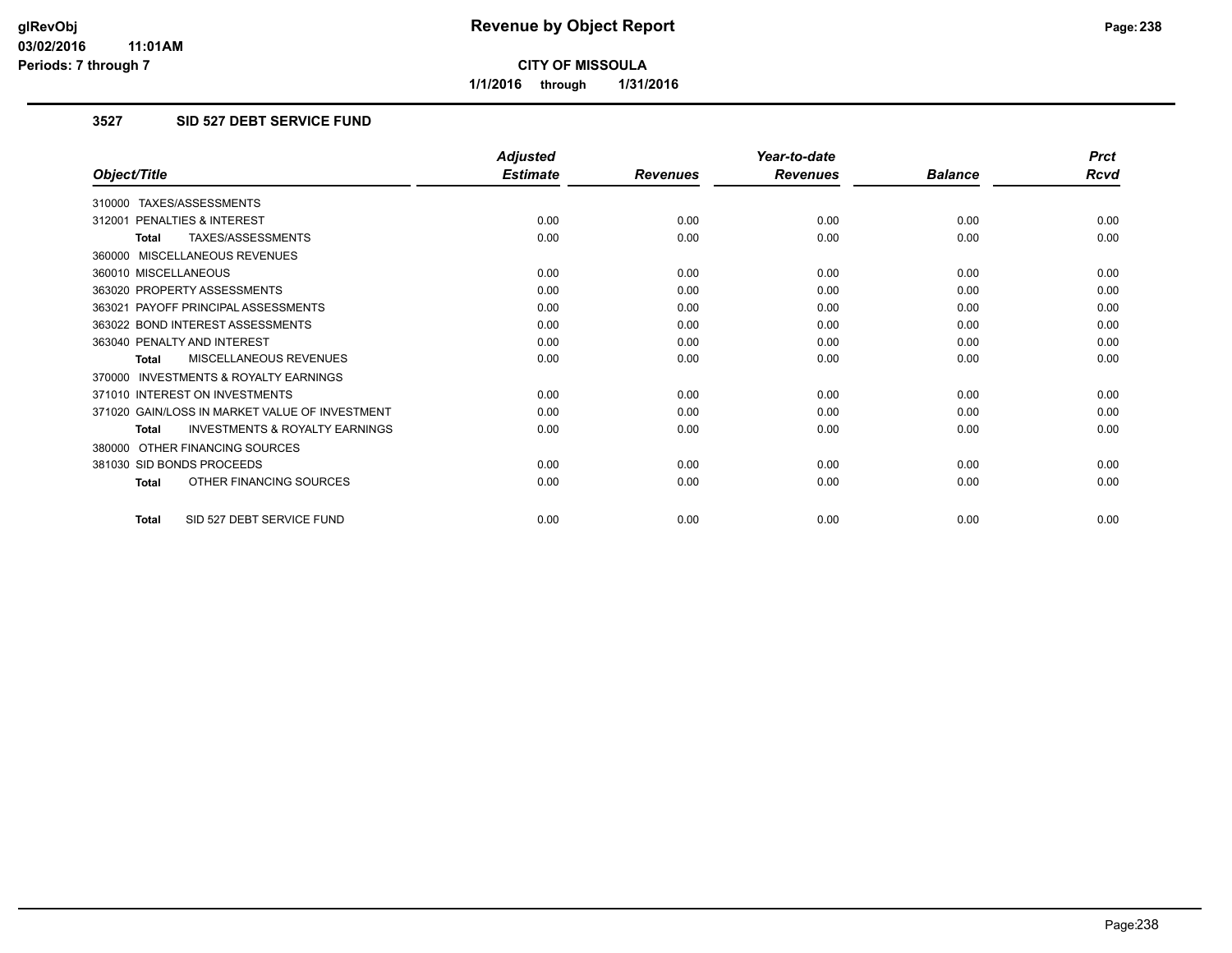# Revenue by Object Report

**CITY OF MISSOULA**

**1/1/2016 through 1/31/2016**

glRevObj
03/02/2016 11:01AM
Periods: 7 through 7

### 3527 SID 527 DEBT SERVICE FUND

| Object/Title | Adjusted Estimate | Revenues | Year-to-date Revenues | Balance | Prct Rcvd |
|---|---|---|---|---|---|
| 310000 TAXES/ASSESSMENTS | | | | | |
| 312001 PENALTIES & INTEREST | 0.00 | 0.00 | 0.00 | 0.00 | 0.00 |
| **Total** TAXES/ASSESSMENTS | 0.00 | 0.00 | 0.00 | 0.00 | 0.00 |
| 360000 MISCELLANEOUS REVENUES | | | | | |
| 360010 MISCELLANEOUS | 0.00 | 0.00 | 0.00 | 0.00 | 0.00 |
| 363020 PROPERTY ASSESSMENTS | 0.00 | 0.00 | 0.00 | 0.00 | 0.00 |
| 363021 PAYOFF PRINCIPAL ASSESSMENTS | 0.00 | 0.00 | 0.00 | 0.00 | 0.00 |
| 363022 BOND INTEREST ASSESSMENTS | 0.00 | 0.00 | 0.00 | 0.00 | 0.00 |
| 363040 PENALTY AND INTEREST | 0.00 | 0.00 | 0.00 | 0.00 | 0.00 |
| **Total** MISCELLANEOUS REVENUES | 0.00 | 0.00 | 0.00 | 0.00 | 0.00 |
| 370000 INVESTMENTS & ROYALTY EARNINGS | | | | | |
| 371010 INTEREST ON INVESTMENTS | 0.00 | 0.00 | 0.00 | 0.00 | 0.00 |
| 371020 GAIN/LOSS IN MARKET VALUE OF INVESTMENT | 0.00 | 0.00 | 0.00 | 0.00 | 0.00 |
| **Total** INVESTMENTS & ROYALTY EARNINGS | 0.00 | 0.00 | 0.00 | 0.00 | 0.00 |
| 380000 OTHER FINANCING SOURCES | | | | | |
| 381030 SID BONDS PROCEEDS | 0.00 | 0.00 | 0.00 | 0.00 | 0.00 |
| **Total** OTHER FINANCING SOURCES | 0.00 | 0.00 | 0.00 | 0.00 | 0.00 |
| **Total** SID 527 DEBT SERVICE FUND | 0.00 | 0.00 | 0.00 | 0.00 | 0.00 |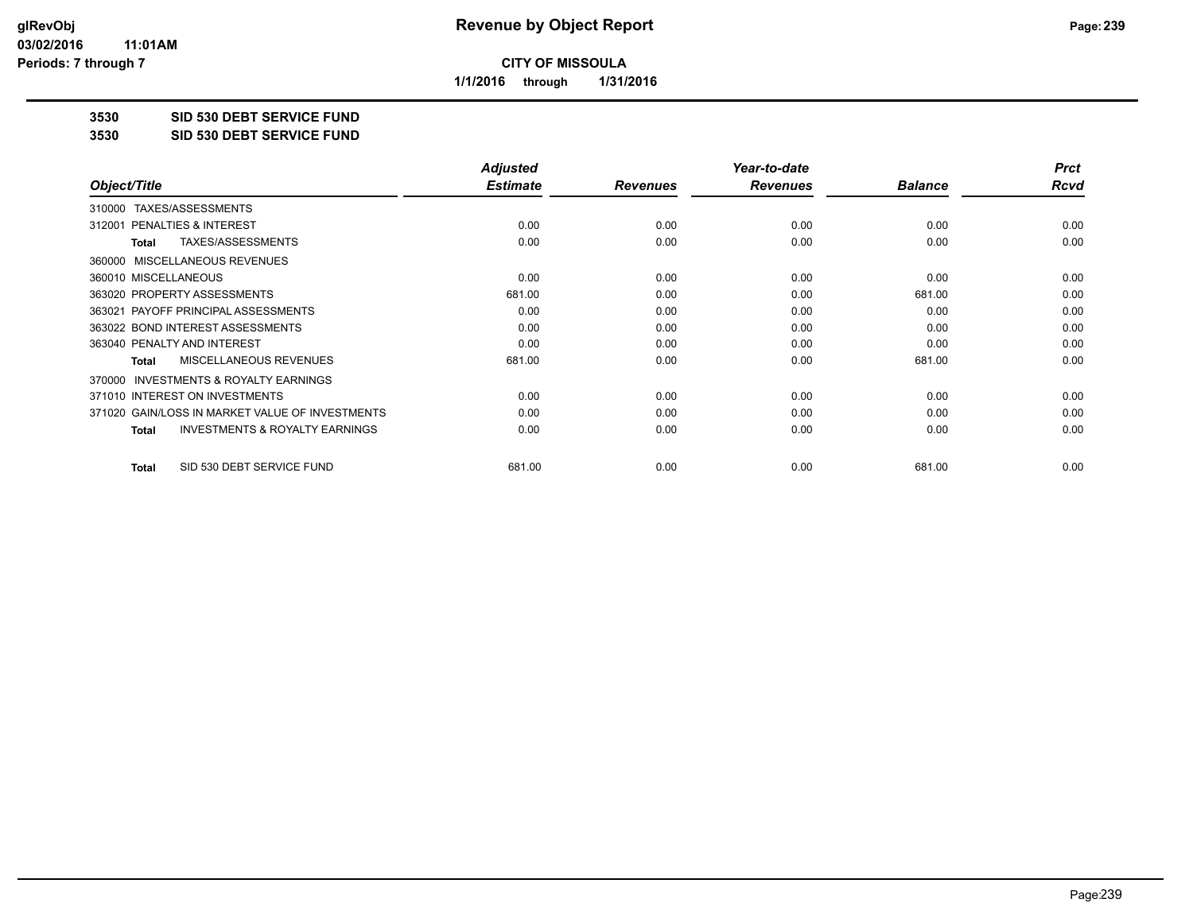**CITY OF MISSOULA**

**1/1/2016 through 1/31/2016**

**3530 SID 530 DEBT SERVICE FUND**

**3530 SID 530 DEBT SERVICE FUND**

| Object/Title | Adjusted Estimate | Revenues | Year-to-date Revenues | Balance | Prct Rcvd |
|---|---|---|---|---|---|
| 310000 TAXES/ASSESSMENTS | | | | | |
| 312001 PENALTIES & INTEREST | 0.00 | 0.00 | 0.00 | 0.00 | 0.00 |
| **Total** TAXES/ASSESSMENTS | 0.00 | 0.00 | 0.00 | 0.00 | 0.00 |
| 360000 MISCELLANEOUS REVENUES | | | | | |
| 360010 MISCELLANEOUS | 0.00 | 0.00 | 0.00 | 0.00 | 0.00 |
| 363020 PROPERTY ASSESSMENTS | 681.00 | 0.00 | 0.00 | 681.00 | 0.00 |
| 363021 PAYOFF PRINCIPAL ASSESSMENTS | 0.00 | 0.00 | 0.00 | 0.00 | 0.00 |
| 363022 BOND INTEREST ASSESSMENTS | 0.00 | 0.00 | 0.00 | 0.00 | 0.00 |
| 363040 PENALTY AND INTEREST | 0.00 | 0.00 | 0.00 | 0.00 | 0.00 |
| **Total** MISCELLANEOUS REVENUES | 681.00 | 0.00 | 0.00 | 681.00 | 0.00 |
| 370000 INVESTMENTS & ROYALTY EARNINGS | | | | | |
| 371010 INTEREST ON INVESTMENTS | 0.00 | 0.00 | 0.00 | 0.00 | 0.00 |
| 371020 GAIN/LOSS IN MARKET VALUE OF INVESTMENTS | 0.00 | 0.00 | 0.00 | 0.00 | 0.00 |
| **Total** INVESTMENTS & ROYALTY EARNINGS | 0.00 | 0.00 | 0.00 | 0.00 | 0.00 |
| **Total** SID 530 DEBT SERVICE FUND | 681.00 | 0.00 | 0.00 | 681.00 | 0.00 |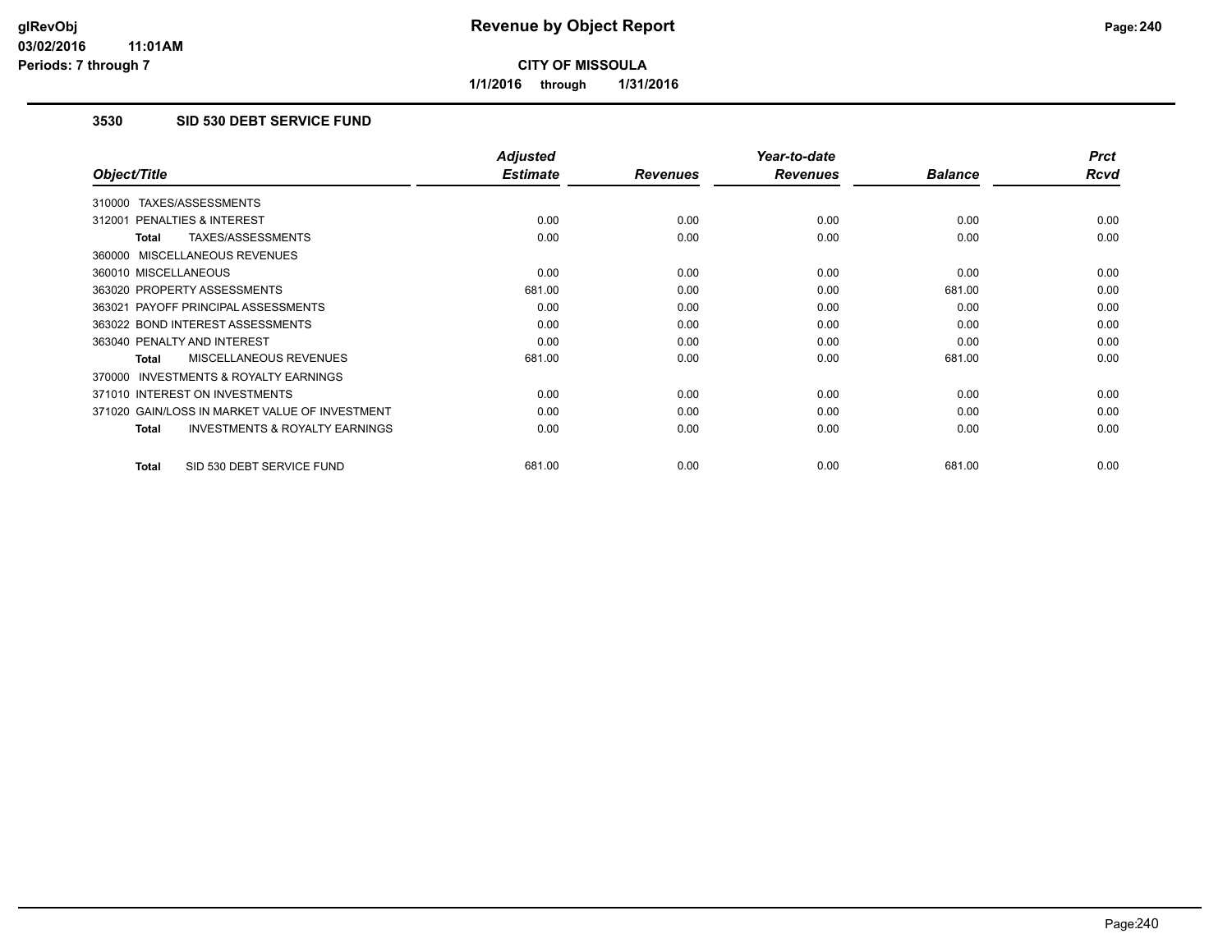**glRevObj**
**03/02/2016 11:01AM**
**Periods: 7 through 7**

# Revenue by Object Report

**CITY OF MISSOULA**

**1/1/2016 through 1/31/2016**

## 3530 SID 530 DEBT SERVICE FUND

| Object/Title | Adjusted Estimate | Revenues | Year-to-date Revenues | Balance | Prct Rcvd |
|---|---|---|---|---|---|
| 310000 TAXES/ASSESSMENTS | | | | | |
| 312001 PENALTIES & INTEREST | 0.00 | 0.00 | 0.00 | 0.00 | 0.00 |
| **Total** TAXES/ASSESSMENTS | 0.00 | 0.00 | 0.00 | 0.00 | 0.00 |
| 360000 MISCELLANEOUS REVENUES | | | | | |
| 360010 MISCELLANEOUS | 0.00 | 0.00 | 0.00 | 0.00 | 0.00 |
| 363020 PROPERTY ASSESSMENTS | 681.00 | 0.00 | 0.00 | 681.00 | 0.00 |
| 363021 PAYOFF PRINCIPAL ASSESSMENTS | 0.00 | 0.00 | 0.00 | 0.00 | 0.00 |
| 363022 BOND INTEREST ASSESSMENTS | 0.00 | 0.00 | 0.00 | 0.00 | 0.00 |
| 363040 PENALTY AND INTEREST | 0.00 | 0.00 | 0.00 | 0.00 | 0.00 |
| **Total** MISCELLANEOUS REVENUES | 681.00 | 0.00 | 0.00 | 681.00 | 0.00 |
| 370000 INVESTMENTS & ROYALTY EARNINGS | | | | | |
| 371010 INTEREST ON INVESTMENTS | 0.00 | 0.00 | 0.00 | 0.00 | 0.00 |
| 371020 GAIN/LOSS IN MARKET VALUE OF INVESTMENT | 0.00 | 0.00 | 0.00 | 0.00 | 0.00 |
| **Total** INVESTMENTS & ROYALTY EARNINGS | 0.00 | 0.00 | 0.00 | 0.00 | 0.00 |
| **Total** SID 530 DEBT SERVICE FUND | 681.00 | 0.00 | 0.00 | 681.00 | 0.00 |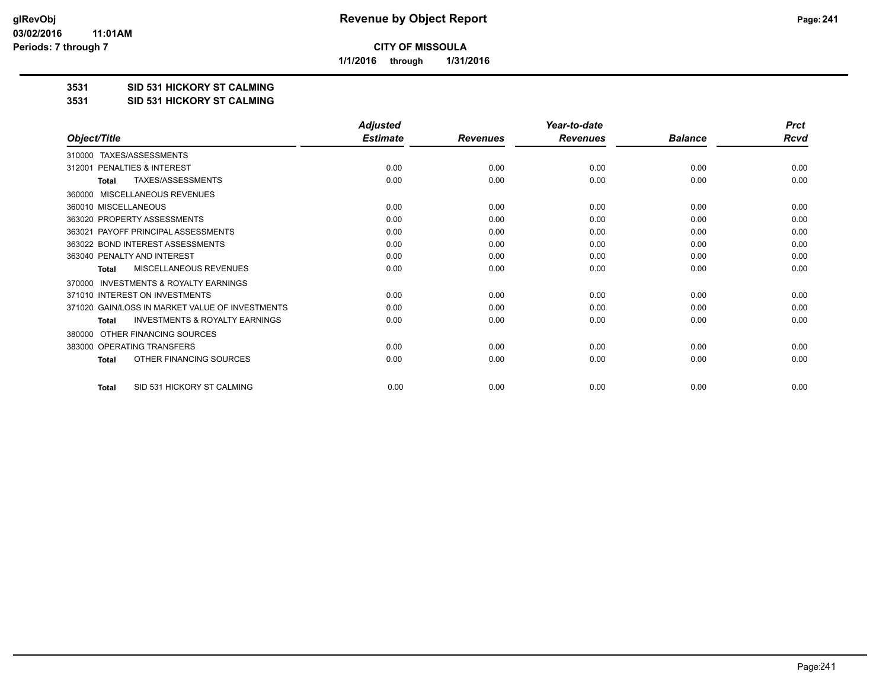**CITY OF MISSOULA**

**1/1/2016 through 1/31/2016**

## 3531 SID 531 HICKORY ST CALMING

## 3531 SID 531 HICKORY ST CALMING

| Object/Title | Adjusted Estimate | Revenues | Year-to-date Revenues | Balance | Prct Rcvd |
|---|---|---|---|---|---|
| 310000 TAXES/ASSESSMENTS | | | | | |
| 312001 PENALTIES & INTEREST | 0.00 | 0.00 | 0.00 | 0.00 | 0.00 |
| **Total** TAXES/ASSESSMENTS | 0.00 | 0.00 | 0.00 | 0.00 | 0.00 |
| 360000 MISCELLANEOUS REVENUES | | | | | |
| 360010 MISCELLANEOUS | 0.00 | 0.00 | 0.00 | 0.00 | 0.00 |
| 363020 PROPERTY ASSESSMENTS | 0.00 | 0.00 | 0.00 | 0.00 | 0.00 |
| 363021 PAYOFF PRINCIPAL ASSESSMENTS | 0.00 | 0.00 | 0.00 | 0.00 | 0.00 |
| 363022 BOND INTEREST ASSESSMENTS | 0.00 | 0.00 | 0.00 | 0.00 | 0.00 |
| 363040 PENALTY AND INTEREST | 0.00 | 0.00 | 0.00 | 0.00 | 0.00 |
| **Total** MISCELLANEOUS REVENUES | 0.00 | 0.00 | 0.00 | 0.00 | 0.00 |
| 370000 INVESTMENTS & ROYALTY EARNINGS | | | | | |
| 371010 INTEREST ON INVESTMENTS | 0.00 | 0.00 | 0.00 | 0.00 | 0.00 |
| 371020 GAIN/LOSS IN MARKET VALUE OF INVESTMENTS | 0.00 | 0.00 | 0.00 | 0.00 | 0.00 |
| **Total** INVESTMENTS & ROYALTY EARNINGS | 0.00 | 0.00 | 0.00 | 0.00 | 0.00 |
| 380000 OTHER FINANCING SOURCES | | | | | |
| 383000 OPERATING TRANSFERS | 0.00 | 0.00 | 0.00 | 0.00 | 0.00 |
| **Total** OTHER FINANCING SOURCES | 0.00 | 0.00 | 0.00 | 0.00 | 0.00 |
| **Total** SID 531 HICKORY ST CALMING | 0.00 | 0.00 | 0.00 | 0.00 | 0.00 |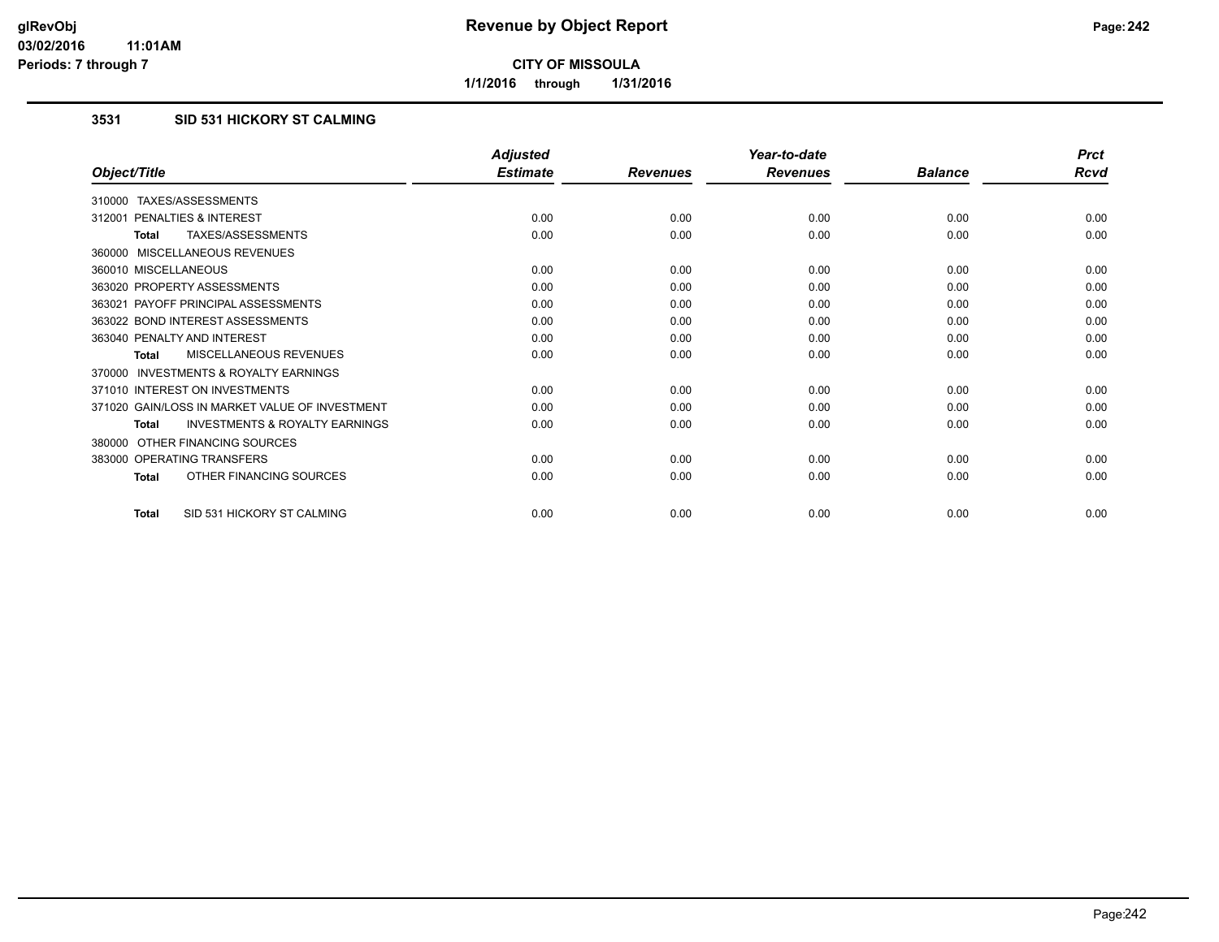**CITY OF MISSOULA**

**1/1/2016 through 1/31/2016**

### 3531 SID 531 HICKORY ST CALMING

| Object/Title | Adjusted Estimate | Revenues | Year-to-date Revenues | Balance | Prct Rcvd |
|---|---|---|---|---|---|
| 310000 TAXES/ASSESSMENTS | | | | | |
| 312001 PENALTIES & INTEREST | 0.00 | 0.00 | 0.00 | 0.00 | 0.00 |
| **Total** TAXES/ASSESSMENTS | 0.00 | 0.00 | 0.00 | 0.00 | 0.00 |
| 360000 MISCELLANEOUS REVENUES | | | | | |
| 360010 MISCELLANEOUS | 0.00 | 0.00 | 0.00 | 0.00 | 0.00 |
| 363020 PROPERTY ASSESSMENTS | 0.00 | 0.00 | 0.00 | 0.00 | 0.00 |
| 363021 PAYOFF PRINCIPAL ASSESSMENTS | 0.00 | 0.00 | 0.00 | 0.00 | 0.00 |
| 363022 BOND INTEREST ASSESSMENTS | 0.00 | 0.00 | 0.00 | 0.00 | 0.00 |
| 363040 PENALTY AND INTEREST | 0.00 | 0.00 | 0.00 | 0.00 | 0.00 |
| **Total** MISCELLANEOUS REVENUES | 0.00 | 0.00 | 0.00 | 0.00 | 0.00 |
| 370000 INVESTMENTS & ROYALTY EARNINGS | | | | | |
| 371010 INTEREST ON INVESTMENTS | 0.00 | 0.00 | 0.00 | 0.00 | 0.00 |
| 371020 GAIN/LOSS IN MARKET VALUE OF INVESTMENT | 0.00 | 0.00 | 0.00 | 0.00 | 0.00 |
| **Total** INVESTMENTS & ROYALTY EARNINGS | 0.00 | 0.00 | 0.00 | 0.00 | 0.00 |
| 380000 OTHER FINANCING SOURCES | | | | | |
| 383000 OPERATING TRANSFERS | 0.00 | 0.00 | 0.00 | 0.00 | 0.00 |
| **Total** OTHER FINANCING SOURCES | 0.00 | 0.00 | 0.00 | 0.00 | 0.00 |
| **Total** SID 531 HICKORY ST CALMING | 0.00 | 0.00 | 0.00 | 0.00 | 0.00 |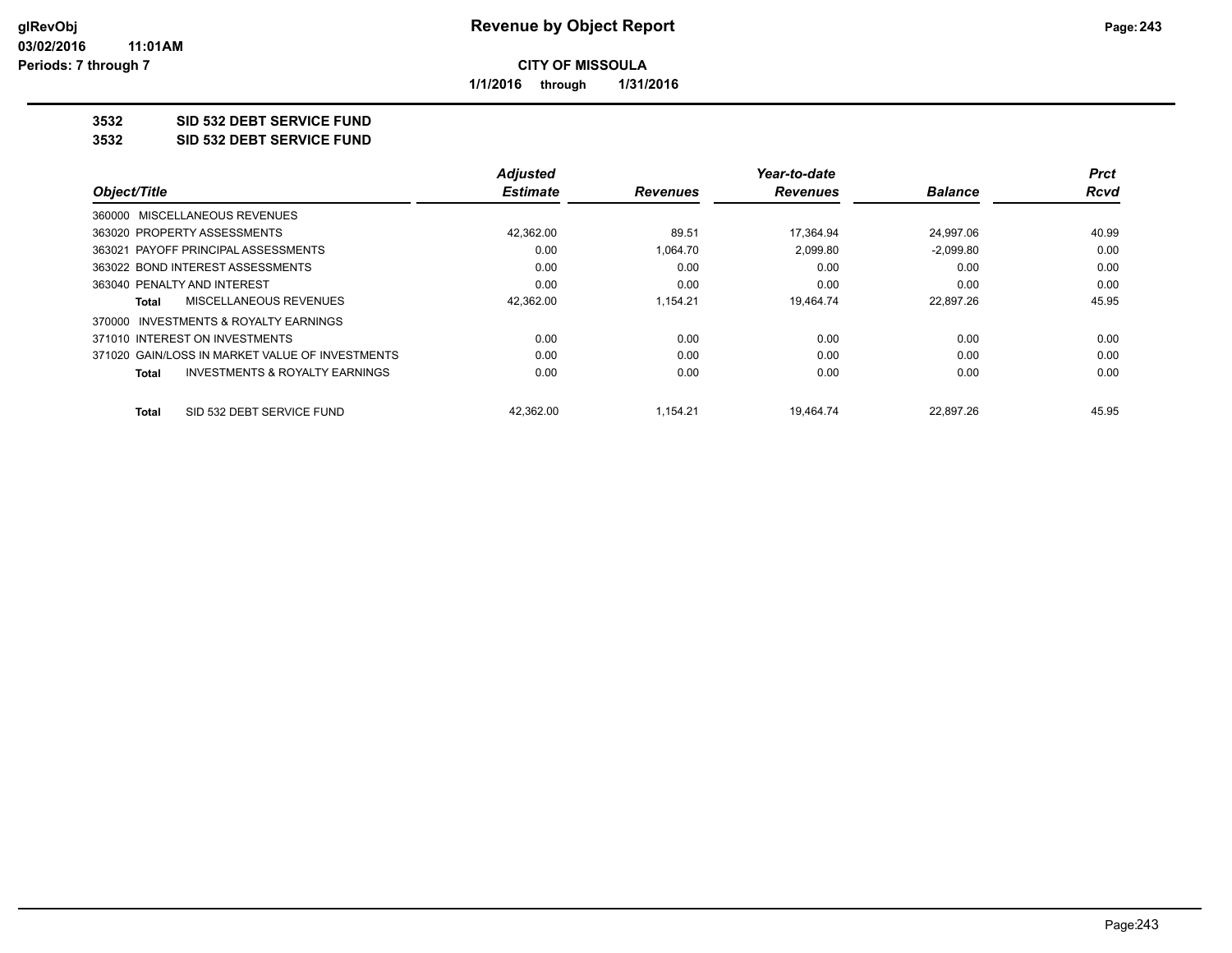**CITY OF MISSOULA**

**1/1/2016 through 1/31/2016**

**3532 SID 532 DEBT SERVICE FUND**

**3532 SID 532 DEBT SERVICE FUND**

| Object/Title | Adjusted Estimate | Revenues | Year-to-date Revenues | Balance | Prct Rcvd |
|---|---|---|---|---|---|
| 360000 MISCELLANEOUS REVENUES | | | | | |
| 363020 PROPERTY ASSESSMENTS | 42,362.00 | 89.51 | 17,364.94 | 24,997.06 | 40.99 |
| 363021 PAYOFF PRINCIPAL ASSESSMENTS | 0.00 | 1,064.70 | 2,099.80 | -2,099.80 | 0.00 |
| 363022 BOND INTEREST ASSESSMENTS | 0.00 | 0.00 | 0.00 | 0.00 | 0.00 |
| 363040 PENALTY AND INTEREST | 0.00 | 0.00 | 0.00 | 0.00 | 0.00 |
| **Total** MISCELLANEOUS REVENUES | 42,362.00 | 1,154.21 | 19,464.74 | 22,897.26 | 45.95 |
| 370000 INVESTMENTS & ROYALTY EARNINGS | | | | | |
| 371010 INTEREST ON INVESTMENTS | 0.00 | 0.00 | 0.00 | 0.00 | 0.00 |
| 371020 GAIN/LOSS IN MARKET VALUE OF INVESTMENTS | 0.00 | 0.00 | 0.00 | 0.00 | 0.00 |
| **Total** INVESTMENTS & ROYALTY EARNINGS | 0.00 | 0.00 | 0.00 | 0.00 | 0.00 |
| **Total** SID 532 DEBT SERVICE FUND | 42,362.00 | 1,154.21 | 19,464.74 | 22,897.26 | 45.95 |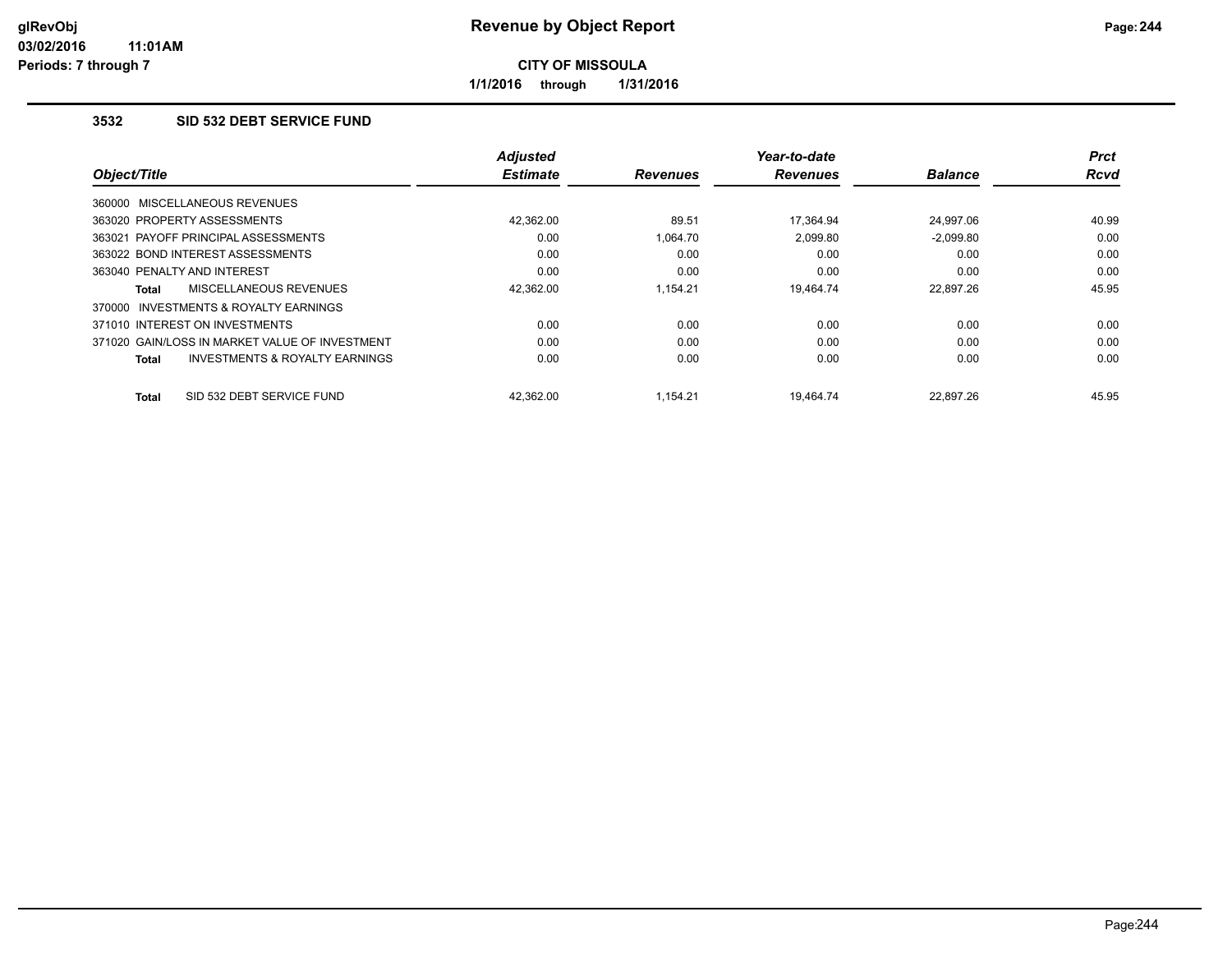# Revenue by Object Report

**CITY OF MISSOULA**

**1/1/2016 through 1/31/2016**

glRevObj
03/02/2016 11:01AM
Periods: 7 through 7

### 3532 SID 532 DEBT SERVICE FUND

| Object/Title | Adjusted Estimate | Revenues | Year-to-date Revenues | Balance | Prct Rcvd |
|---|---|---|---|---|---|
| 360000 MISCELLANEOUS REVENUES | | | | | |
| 363020 PROPERTY ASSESSMENTS | 42,362.00 | 89.51 | 17,364.94 | 24,997.06 | 40.99 |
| 363021 PAYOFF PRINCIPAL ASSESSMENTS | 0.00 | 1,064.70 | 2,099.80 | -2,099.80 | 0.00 |
| 363022 BOND INTEREST ASSESSMENTS | 0.00 | 0.00 | 0.00 | 0.00 | 0.00 |
| 363040 PENALTY AND INTEREST | 0.00 | 0.00 | 0.00 | 0.00 | 0.00 |
| **Total** MISCELLANEOUS REVENUES | 42,362.00 | 1,154.21 | 19,464.74 | 22,897.26 | 45.95 |
| 370000 INVESTMENTS & ROYALTY EARNINGS | | | | | |
| 371010 INTEREST ON INVESTMENTS | 0.00 | 0.00 | 0.00 | 0.00 | 0.00 |
| 371020 GAIN/LOSS IN MARKET VALUE OF INVESTMENT | 0.00 | 0.00 | 0.00 | 0.00 | 0.00 |
| **Total** INVESTMENTS & ROYALTY EARNINGS | 0.00 | 0.00 | 0.00 | 0.00 | 0.00 |
| **Total** SID 532 DEBT SERVICE FUND | 42,362.00 | 1,154.21 | 19,464.74 | 22,897.26 | 45.95 |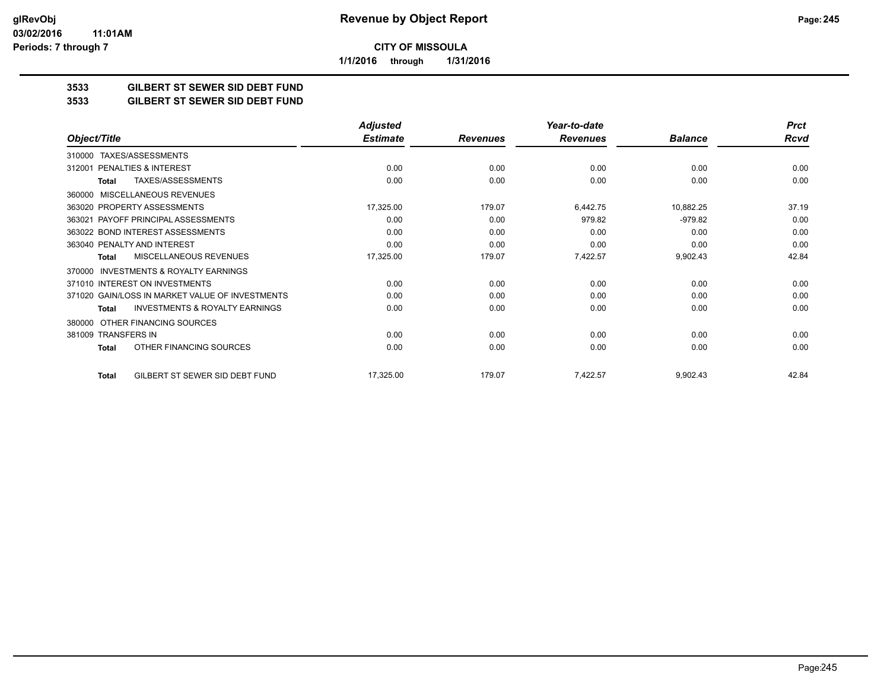# Revenue by Object Report

**CITY OF MISSOULA**

**1/1/2016 through 1/31/2016**

glRevObj
03/02/2016 11:01AM
Periods: 7 through 7

## 3533 GILBERT ST SEWER SID DEBT FUND
## 3533 GILBERT ST SEWER SID DEBT FUND

| Object/Title | Adjusted Estimate | Revenues | Year-to-date Revenues | Balance | Prct Rcvd |
|---|---|---|---|---|---|
| 310000 TAXES/ASSESSMENTS | | | | | |
| 312001 PENALTIES & INTEREST | 0.00 | 0.00 | 0.00 | 0.00 | 0.00 |
| **Total** TAXES/ASSESSMENTS | 0.00 | 0.00 | 0.00 | 0.00 | 0.00 |
| 360000 MISCELLANEOUS REVENUES | | | | | |
| 363020 PROPERTY ASSESSMENTS | 17,325.00 | 179.07 | 6,442.75 | 10,882.25 | 37.19 |
| 363021 PAYOFF PRINCIPAL ASSESSMENTS | 0.00 | 0.00 | 979.82 | -979.82 | 0.00 |
| 363022 BOND INTEREST ASSESSMENTS | 0.00 | 0.00 | 0.00 | 0.00 | 0.00 |
| 363040 PENALTY AND INTEREST | 0.00 | 0.00 | 0.00 | 0.00 | 0.00 |
| **Total** MISCELLANEOUS REVENUES | 17,325.00 | 179.07 | 7,422.57 | 9,902.43 | 42.84 |
| 370000 INVESTMENTS & ROYALTY EARNINGS | | | | | |
| 371010 INTEREST ON INVESTMENTS | 0.00 | 0.00 | 0.00 | 0.00 | 0.00 |
| 371020 GAIN/LOSS IN MARKET VALUE OF INVESTMENTS | 0.00 | 0.00 | 0.00 | 0.00 | 0.00 |
| **Total** INVESTMENTS & ROYALTY EARNINGS | 0.00 | 0.00 | 0.00 | 0.00 | 0.00 |
| 380000 OTHER FINANCING SOURCES | | | | | |
| 381009 TRANSFERS IN | 0.00 | 0.00 | 0.00 | 0.00 | 0.00 |
| **Total** OTHER FINANCING SOURCES | 0.00 | 0.00 | 0.00 | 0.00 | 0.00 |
| **Total** GILBERT ST SEWER SID DEBT FUND | 17,325.00 | 179.07 | 7,422.57 | 9,902.43 | 42.84 |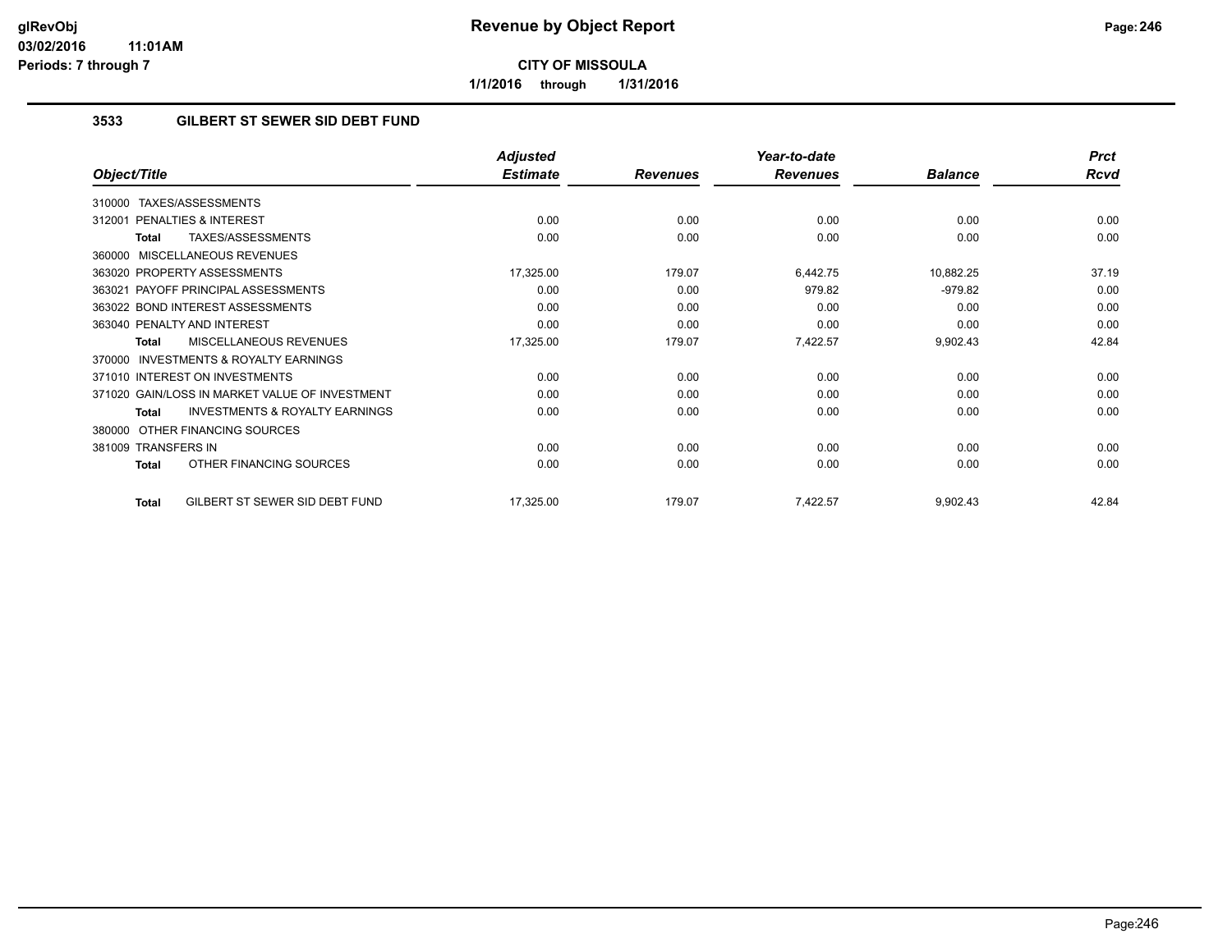# Revenue by Object Report

**CITY OF MISSOULA**

**1/1/2016 through 1/31/2016**

glRevObj
03/02/2016 11:01AM
Periods: 7 through 7

### 3533 GILBERT ST SEWER SID DEBT FUND

| Object/Title | Adjusted Estimate | Revenues | Year-to-date Revenues | Balance | Prct Rcvd |
|---|---|---|---|---|---|
| 310000 TAXES/ASSESSMENTS | | | | | |
| 312001 PENALTIES & INTEREST | 0.00 | 0.00 | 0.00 | 0.00 | 0.00 |
| **Total** TAXES/ASSESSMENTS | 0.00 | 0.00 | 0.00 | 0.00 | 0.00 |
| 360000 MISCELLANEOUS REVENUES | | | | | |
| 363020 PROPERTY ASSESSMENTS | 17,325.00 | 179.07 | 6,442.75 | 10,882.25 | 37.19 |
| 363021 PAYOFF PRINCIPAL ASSESSMENTS | 0.00 | 0.00 | 979.82 | -979.82 | 0.00 |
| 363022 BOND INTEREST ASSESSMENTS | 0.00 | 0.00 | 0.00 | 0.00 | 0.00 |
| 363040 PENALTY AND INTEREST | 0.00 | 0.00 | 0.00 | 0.00 | 0.00 |
| **Total** MISCELLANEOUS REVENUES | 17,325.00 | 179.07 | 7,422.57 | 9,902.43 | 42.84 |
| 370000 INVESTMENTS & ROYALTY EARNINGS | | | | | |
| 371010 INTEREST ON INVESTMENTS | 0.00 | 0.00 | 0.00 | 0.00 | 0.00 |
| 371020 GAIN/LOSS IN MARKET VALUE OF INVESTMENT | 0.00 | 0.00 | 0.00 | 0.00 | 0.00 |
| **Total** INVESTMENTS & ROYALTY EARNINGS | 0.00 | 0.00 | 0.00 | 0.00 | 0.00 |
| 380000 OTHER FINANCING SOURCES | | | | | |
| 381009 TRANSFERS IN | 0.00 | 0.00 | 0.00 | 0.00 | 0.00 |
| **Total** OTHER FINANCING SOURCES | 0.00 | 0.00 | 0.00 | 0.00 | 0.00 |
| **Total** GILBERT ST SEWER SID DEBT FUND | 17,325.00 | 179.07 | 7,422.57 | 9,902.43 | 42.84 |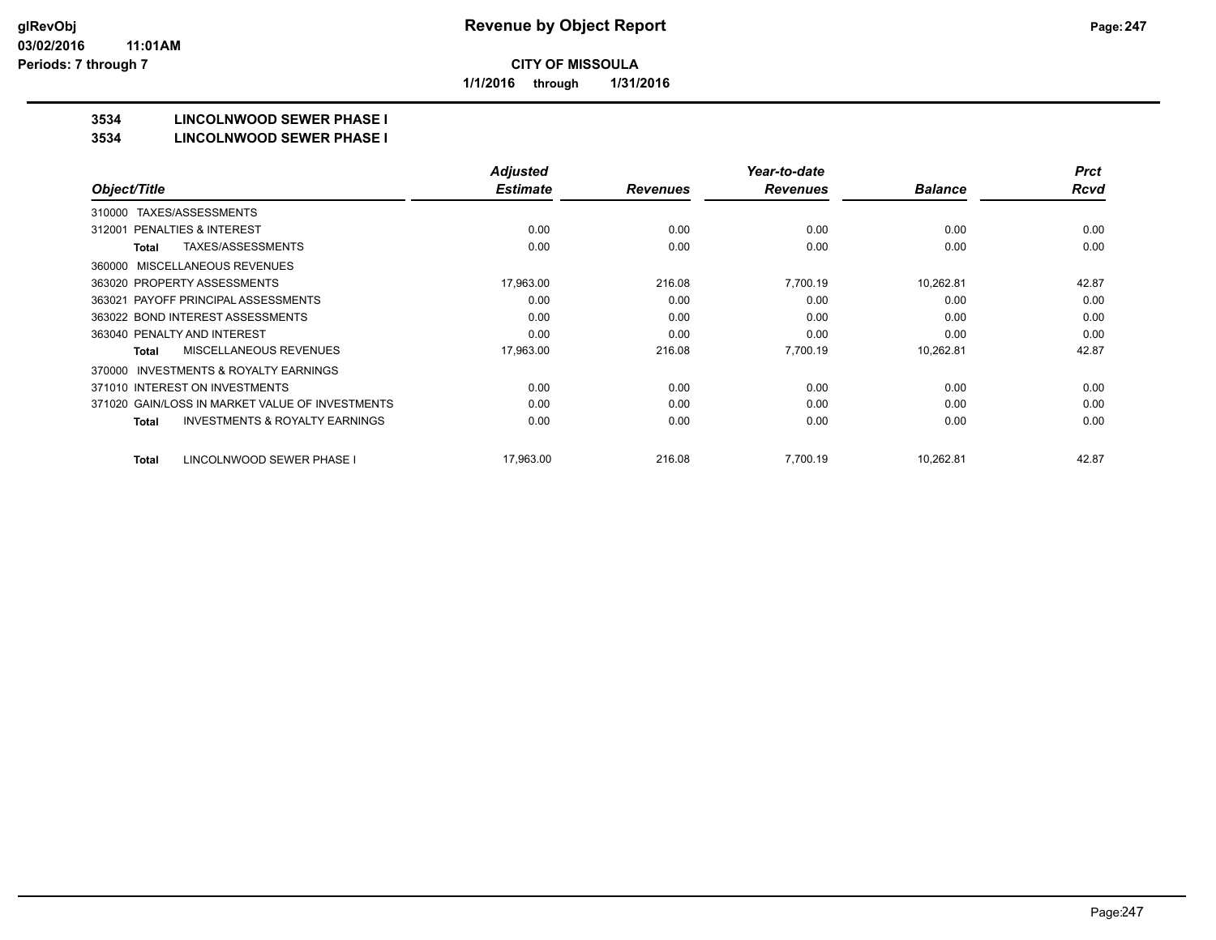**CITY OF MISSOULA**

**1/1/2016 through 1/31/2016**

**3534 LINCOLNWOOD SEWER PHASE I**

**3534 LINCOLNWOOD SEWER PHASE I**

| Object/Title | Adjusted Estimate | Revenues | Year-to-date Revenues | Balance | Prct Rcvd |
|---|---|---|---|---|---|
| 310000 TAXES/ASSESSMENTS | | | | | |
| 312001 PENALTIES & INTEREST | 0.00 | 0.00 | 0.00 | 0.00 | 0.00 |
| **Total** TAXES/ASSESSMENTS | 0.00 | 0.00 | 0.00 | 0.00 | 0.00 |
| 360000 MISCELLANEOUS REVENUES | | | | | |
| 363020 PROPERTY ASSESSMENTS | 17,963.00 | 216.08 | 7,700.19 | 10,262.81 | 42.87 |
| 363021 PAYOFF PRINCIPAL ASSESSMENTS | 0.00 | 0.00 | 0.00 | 0.00 | 0.00 |
| 363022 BOND INTEREST ASSESSMENTS | 0.00 | 0.00 | 0.00 | 0.00 | 0.00 |
| 363040 PENALTY AND INTEREST | 0.00 | 0.00 | 0.00 | 0.00 | 0.00 |
| **Total** MISCELLANEOUS REVENUES | 17,963.00 | 216.08 | 7,700.19 | 10,262.81 | 42.87 |
| 370000 INVESTMENTS & ROYALTY EARNINGS | | | | | |
| 371010 INTEREST ON INVESTMENTS | 0.00 | 0.00 | 0.00 | 0.00 | 0.00 |
| 371020 GAIN/LOSS IN MARKET VALUE OF INVESTMENTS | 0.00 | 0.00 | 0.00 | 0.00 | 0.00 |
| **Total** INVESTMENTS & ROYALTY EARNINGS | 0.00 | 0.00 | 0.00 | 0.00 | 0.00 |
| **Total** LINCOLNWOOD SEWER PHASE I | 17,963.00 | 216.08 | 7,700.19 | 10,262.81 | 42.87 |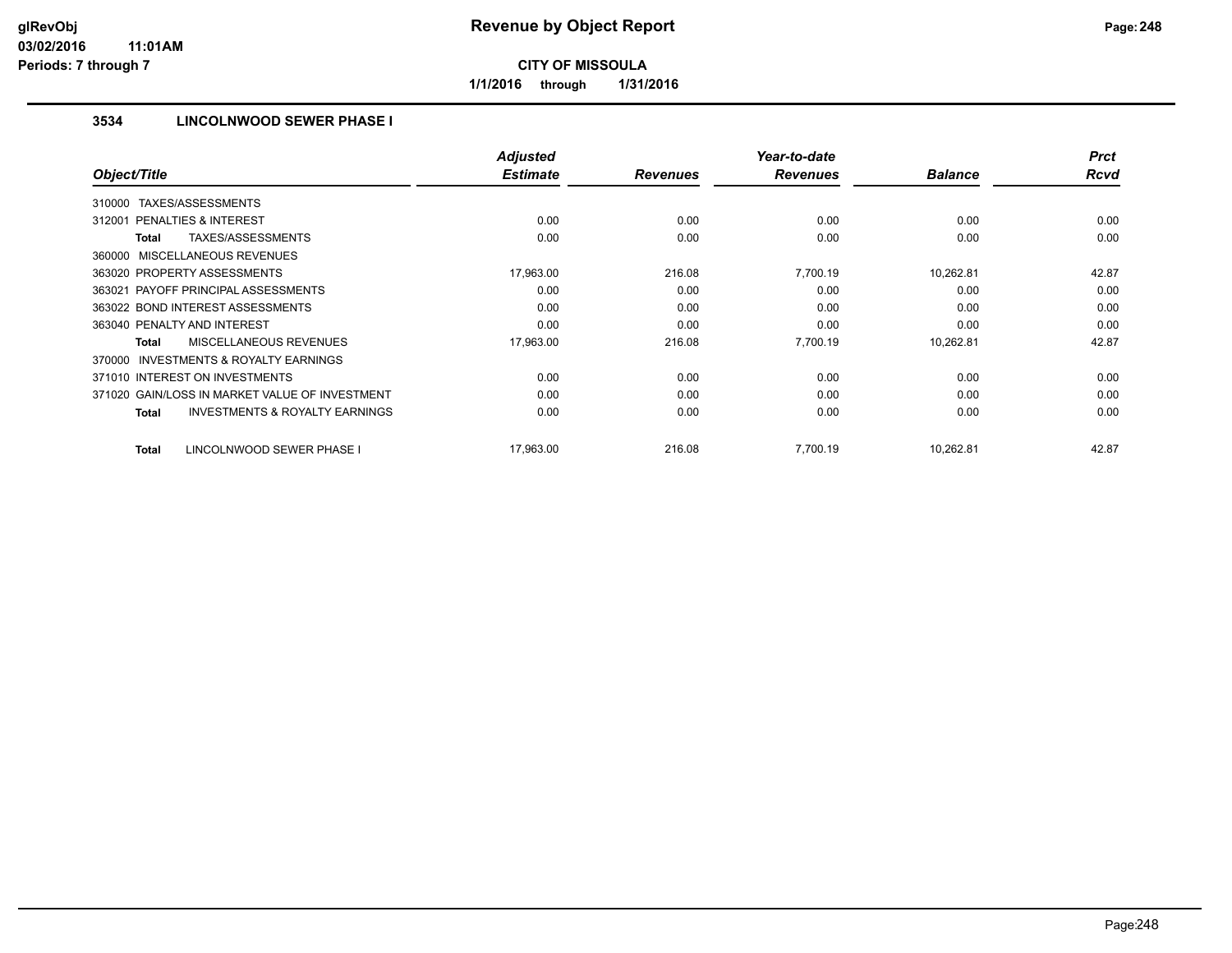# Revenue by Object Report

**CITY OF MISSOULA**

**1/1/2016 through 1/31/2016**

glRevObj
03/02/2016 11:01AM
Periods: 7 through 7

## 3534 LINCOLNWOOD SEWER PHASE I

| Object/Title | Adjusted Estimate | Revenues | Year-to-date Revenues | Balance | Prct Rcvd |
|---|---|---|---|---|---|
| 310000 TAXES/ASSESSMENTS | | | | | |
| 312001 PENALTIES & INTEREST | 0.00 | 0.00 | 0.00 | 0.00 | 0.00 |
| **Total** TAXES/ASSESSMENTS | 0.00 | 0.00 | 0.00 | 0.00 | 0.00 |
| 360000 MISCELLANEOUS REVENUES | | | | | |
| 363020 PROPERTY ASSESSMENTS | 17,963.00 | 216.08 | 7,700.19 | 10,262.81 | 42.87 |
| 363021 PAYOFF PRINCIPAL ASSESSMENTS | 0.00 | 0.00 | 0.00 | 0.00 | 0.00 |
| 363022 BOND INTEREST ASSESSMENTS | 0.00 | 0.00 | 0.00 | 0.00 | 0.00 |
| 363040 PENALTY AND INTEREST | 0.00 | 0.00 | 0.00 | 0.00 | 0.00 |
| **Total** MISCELLANEOUS REVENUES | 17,963.00 | 216.08 | 7,700.19 | 10,262.81 | 42.87 |
| 370000 INVESTMENTS & ROYALTY EARNINGS | | | | | |
| 371010 INTEREST ON INVESTMENTS | 0.00 | 0.00 | 0.00 | 0.00 | 0.00 |
| 371020 GAIN/LOSS IN MARKET VALUE OF INVESTMENT | 0.00 | 0.00 | 0.00 | 0.00 | 0.00 |
| **Total** INVESTMENTS & ROYALTY EARNINGS | 0.00 | 0.00 | 0.00 | 0.00 | 0.00 |
| **Total** LINCOLNWOOD SEWER PHASE I | 17,963.00 | 216.08 | 7,700.19 | 10,262.81 | 42.87 |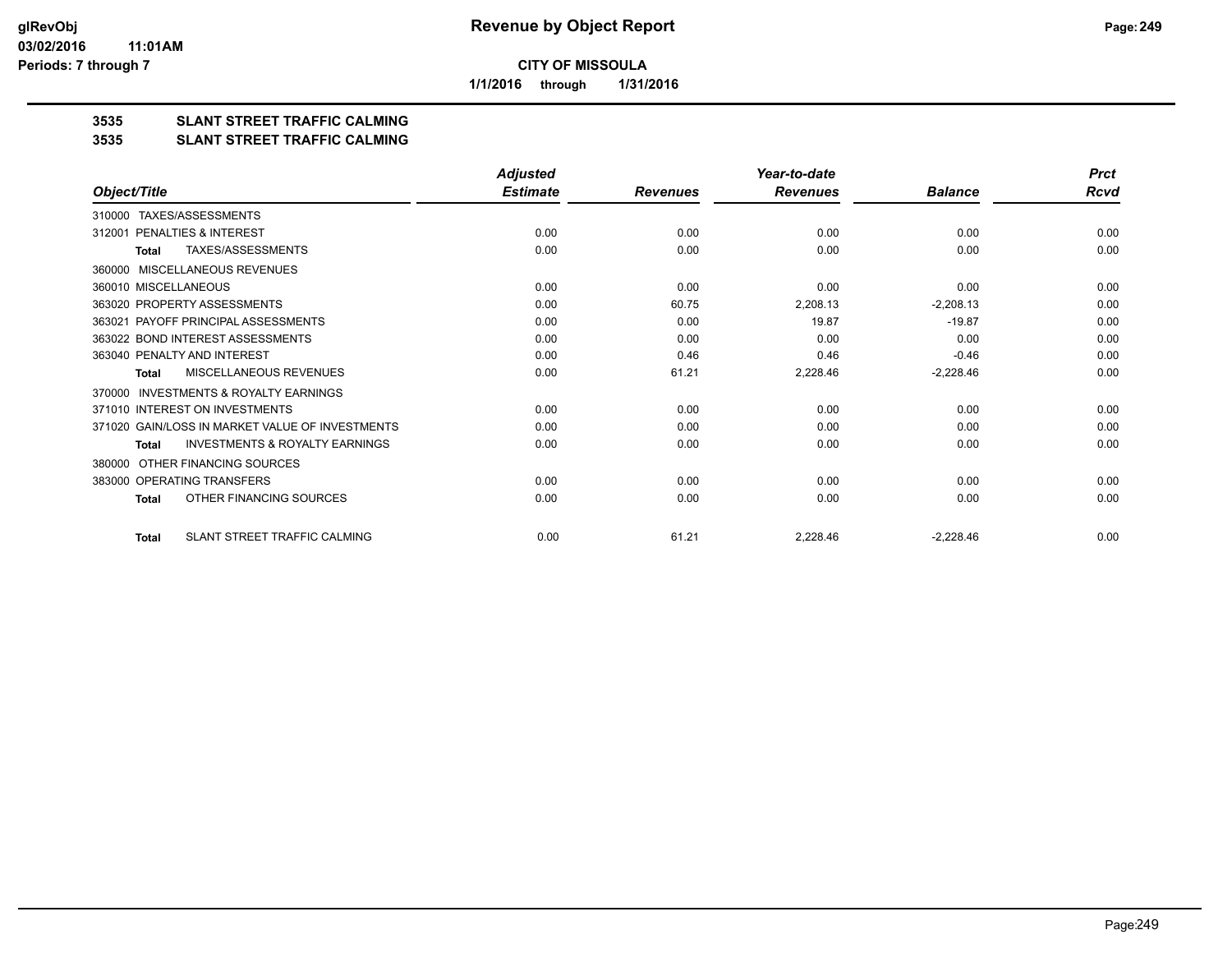**CITY OF MISSOULA**

**1/1/2016 through 1/31/2016**

## 3535 SLANT STREET TRAFFIC CALMING

## 3535 SLANT STREET TRAFFIC CALMING

| Object/Title | Adjusted Estimate | Revenues | Year-to-date Revenues | Balance | Prct Rcvd |
|---|---|---|---|---|---|
| 310000 TAXES/ASSESSMENTS | | | | | |
| 312001 PENALTIES & INTEREST | 0.00 | 0.00 | 0.00 | 0.00 | 0.00 |
| **Total** TAXES/ASSESSMENTS | 0.00 | 0.00 | 0.00 | 0.00 | 0.00 |
| 360000 MISCELLANEOUS REVENUES | | | | | |
| 360010 MISCELLANEOUS | 0.00 | 0.00 | 0.00 | 0.00 | 0.00 |
| 363020 PROPERTY ASSESSMENTS | 0.00 | 60.75 | 2,208.13 | -2,208.13 | 0.00 |
| 363021 PAYOFF PRINCIPAL ASSESSMENTS | 0.00 | 0.00 | 19.87 | -19.87 | 0.00 |
| 363022 BOND INTEREST ASSESSMENTS | 0.00 | 0.00 | 0.00 | 0.00 | 0.00 |
| 363040 PENALTY AND INTEREST | 0.00 | 0.46 | 0.46 | -0.46 | 0.00 |
| **Total** MISCELLANEOUS REVENUES | 0.00 | 61.21 | 2,228.46 | -2,228.46 | 0.00 |
| 370000 INVESTMENTS & ROYALTY EARNINGS | | | | | |
| 371010 INTEREST ON INVESTMENTS | 0.00 | 0.00 | 0.00 | 0.00 | 0.00 |
| 371020 GAIN/LOSS IN MARKET VALUE OF INVESTMENTS | 0.00 | 0.00 | 0.00 | 0.00 | 0.00 |
| **Total** INVESTMENTS & ROYALTY EARNINGS | 0.00 | 0.00 | 0.00 | 0.00 | 0.00 |
| 380000 OTHER FINANCING SOURCES | | | | | |
| 383000 OPERATING TRANSFERS | 0.00 | 0.00 | 0.00 | 0.00 | 0.00 |
| **Total** OTHER FINANCING SOURCES | 0.00 | 0.00 | 0.00 | 0.00 | 0.00 |
| **Total** SLANT STREET TRAFFIC CALMING | 0.00 | 61.21 | 2,228.46 | -2,228.46 | 0.00 |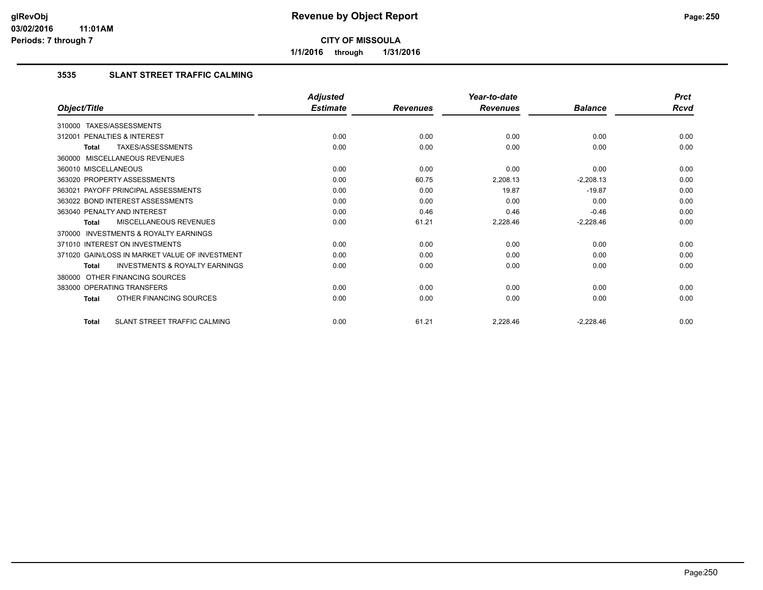**CITY OF MISSOULA**

**1/1/2016 through 1/31/2016**

### 3535 SLANT STREET TRAFFIC CALMING

| Object/Title | Adjusted Estimate | Revenues | Year-to-date Revenues | Balance | Prct Rcvd |
|---|---|---|---|---|---|
| 310000 TAXES/ASSESSMENTS | | | | | |
| 312001 PENALTIES & INTEREST | 0.00 | 0.00 | 0.00 | 0.00 | 0.00 |
| **Total** TAXES/ASSESSMENTS | 0.00 | 0.00 | 0.00 | 0.00 | 0.00 |
| 360000 MISCELLANEOUS REVENUES | | | | | |
| 360010 MISCELLANEOUS | 0.00 | 0.00 | 0.00 | 0.00 | 0.00 |
| 363020 PROPERTY ASSESSMENTS | 0.00 | 60.75 | 2,208.13 | -2,208.13 | 0.00 |
| 363021 PAYOFF PRINCIPAL ASSESSMENTS | 0.00 | 0.00 | 19.87 | -19.87 | 0.00 |
| 363022 BOND INTEREST ASSESSMENTS | 0.00 | 0.00 | 0.00 | 0.00 | 0.00 |
| 363040 PENALTY AND INTEREST | 0.00 | 0.46 | 0.46 | -0.46 | 0.00 |
| **Total** MISCELLANEOUS REVENUES | 0.00 | 61.21 | 2,228.46 | -2,228.46 | 0.00 |
| 370000 INVESTMENTS & ROYALTY EARNINGS | | | | | |
| 371010 INTEREST ON INVESTMENTS | 0.00 | 0.00 | 0.00 | 0.00 | 0.00 |
| 371020 GAIN/LOSS IN MARKET VALUE OF INVESTMENT | 0.00 | 0.00 | 0.00 | 0.00 | 0.00 |
| **Total** INVESTMENTS & ROYALTY EARNINGS | 0.00 | 0.00 | 0.00 | 0.00 | 0.00 |
| 380000 OTHER FINANCING SOURCES | | | | | |
| 383000 OPERATING TRANSFERS | 0.00 | 0.00 | 0.00 | 0.00 | 0.00 |
| **Total** OTHER FINANCING SOURCES | 0.00 | 0.00 | 0.00 | 0.00 | 0.00 |
| **Total** SLANT STREET TRAFFIC CALMING | 0.00 | 61.21 | 2,228.46 | -2,228.46 | 0.00 |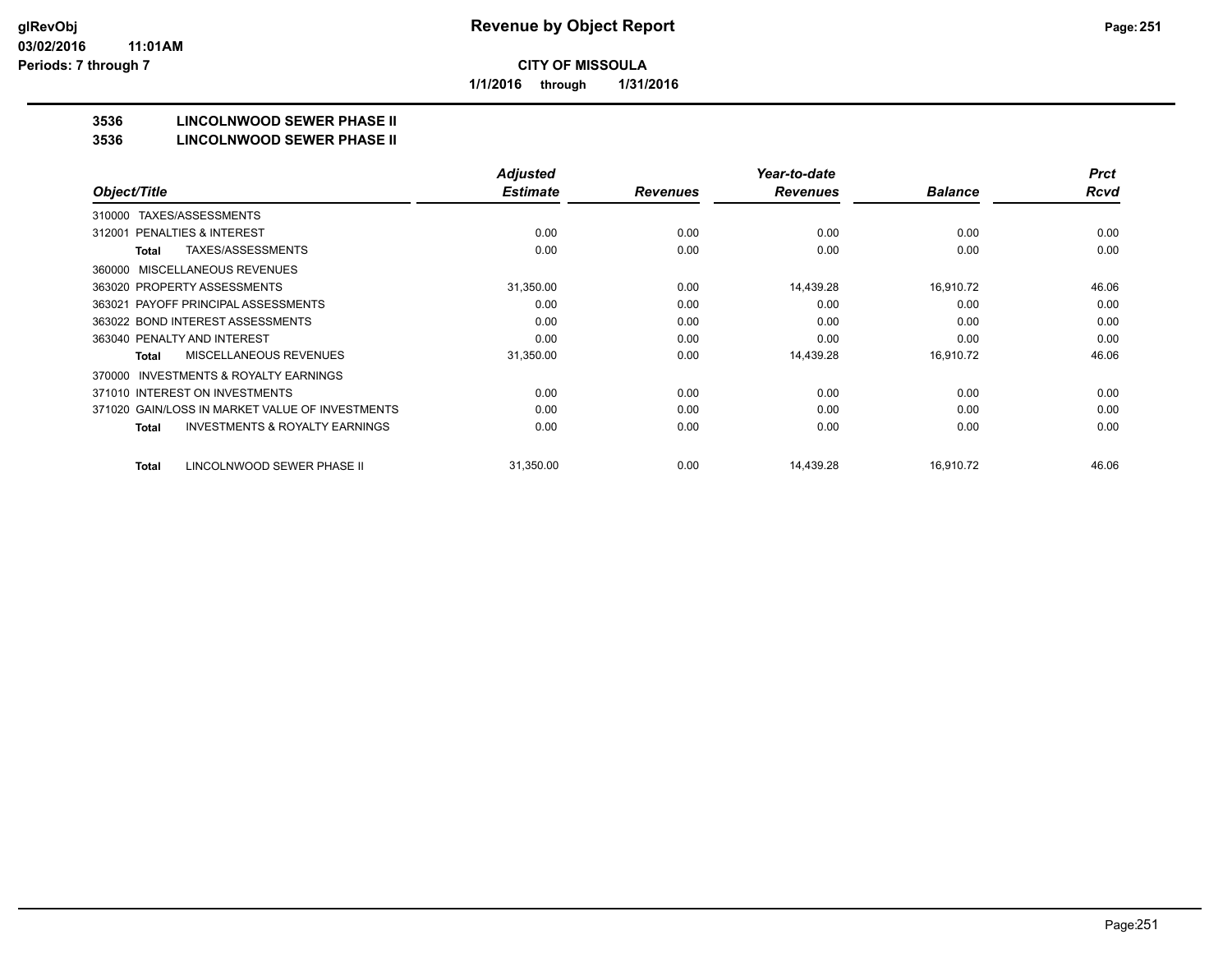glRevObj
03/02/2016 11:01AM
Periods: 7 through 7

# Revenue by Object Report

**CITY OF MISSOULA**

**1/1/2016 through 1/31/2016**

## 3536 LINCOLNWOOD SEWER PHASE II
## 3536 LINCOLNWOOD SEWER PHASE II

| Object/Title | Adjusted Estimate | Revenues | Year-to-date Revenues | Balance | Prct Rcvd |
|---|---|---|---|---|---|
| 310000 TAXES/ASSESSMENTS | | | | | |
| 312001 PENALTIES & INTEREST | 0.00 | 0.00 | 0.00 | 0.00 | 0.00 |
| **Total** TAXES/ASSESSMENTS | 0.00 | 0.00 | 0.00 | 0.00 | 0.00 |
| 360000 MISCELLANEOUS REVENUES | | | | | |
| 363020 PROPERTY ASSESSMENTS | 31,350.00 | 0.00 | 14,439.28 | 16,910.72 | 46.06 |
| 363021 PAYOFF PRINCIPAL ASSESSMENTS | 0.00 | 0.00 | 0.00 | 0.00 | 0.00 |
| 363022 BOND INTEREST ASSESSMENTS | 0.00 | 0.00 | 0.00 | 0.00 | 0.00 |
| 363040 PENALTY AND INTEREST | 0.00 | 0.00 | 0.00 | 0.00 | 0.00 |
| **Total** MISCELLANEOUS REVENUES | 31,350.00 | 0.00 | 14,439.28 | 16,910.72 | 46.06 |
| 370000 INVESTMENTS & ROYALTY EARNINGS | | | | | |
| 371010 INTEREST ON INVESTMENTS | 0.00 | 0.00 | 0.00 | 0.00 | 0.00 |
| 371020 GAIN/LOSS IN MARKET VALUE OF INVESTMENTS | 0.00 | 0.00 | 0.00 | 0.00 | 0.00 |
| **Total** INVESTMENTS & ROYALTY EARNINGS | 0.00 | 0.00 | 0.00 | 0.00 | 0.00 |
| **Total** LINCOLNWOOD SEWER PHASE II | 31,350.00 | 0.00 | 14,439.28 | 16,910.72 | 46.06 |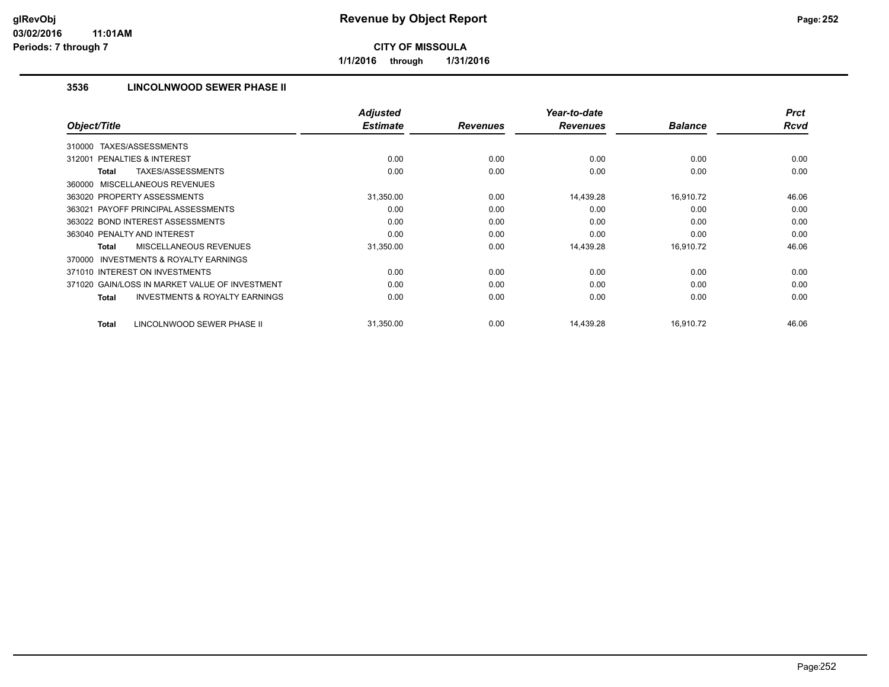**glRevObj**
**03/02/2016 11:01AM**
**Periods: 7 through 7**

# Revenue by Object Report

**CITY OF MISSOULA**

**1/1/2016 through 1/31/2016**

## 3536 LINCOLNWOOD SEWER PHASE II

| Object/Title | Adjusted Estimate | Revenues | Year-to-date Revenues | Balance | Prct Rcvd |
|---|---|---|---|---|---|
| 310000 TAXES/ASSESSMENTS | | | | | |
| 312001 PENALTIES & INTEREST | 0.00 | 0.00 | 0.00 | 0.00 | 0.00 |
| **Total** TAXES/ASSESSMENTS | 0.00 | 0.00 | 0.00 | 0.00 | 0.00 |
| 360000 MISCELLANEOUS REVENUES | | | | | |
| 363020 PROPERTY ASSESSMENTS | 31,350.00 | 0.00 | 14,439.28 | 16,910.72 | 46.06 |
| 363021 PAYOFF PRINCIPAL ASSESSMENTS | 0.00 | 0.00 | 0.00 | 0.00 | 0.00 |
| 363022 BOND INTEREST ASSESSMENTS | 0.00 | 0.00 | 0.00 | 0.00 | 0.00 |
| 363040 PENALTY AND INTEREST | 0.00 | 0.00 | 0.00 | 0.00 | 0.00 |
| **Total** MISCELLANEOUS REVENUES | 31,350.00 | 0.00 | 14,439.28 | 16,910.72 | 46.06 |
| 370000 INVESTMENTS & ROYALTY EARNINGS | | | | | |
| 371010 INTEREST ON INVESTMENTS | 0.00 | 0.00 | 0.00 | 0.00 | 0.00 |
| 371020 GAIN/LOSS IN MARKET VALUE OF INVESTMENT | 0.00 | 0.00 | 0.00 | 0.00 | 0.00 |
| **Total** INVESTMENTS & ROYALTY EARNINGS | 0.00 | 0.00 | 0.00 | 0.00 | 0.00 |
| **Total** LINCOLNWOOD SEWER PHASE II | 31,350.00 | 0.00 | 14,439.28 | 16,910.72 | 46.06 |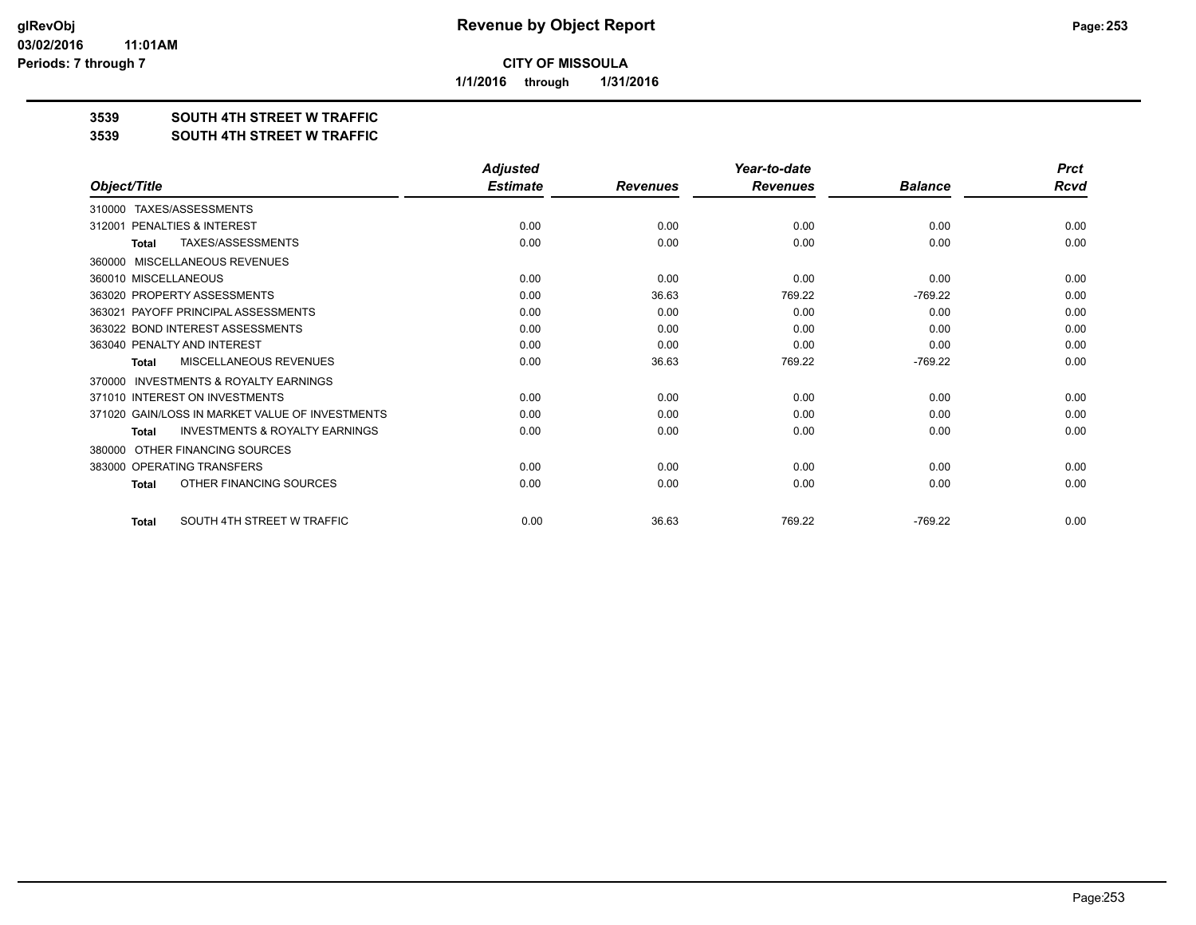# Revenue by Object Report

**CITY OF MISSOULA**

**1/1/2016 through 1/31/2016**

**3539 SOUTH 4TH STREET W TRAFFIC**

**3539 SOUTH 4TH STREET W TRAFFIC**

| Object/Title | Adjusted Estimate | Revenues | Year-to-date Revenues | Balance | Prct Rcvd |
|---|---|---|---|---|---|
| 310000 TAXES/ASSESSMENTS | | | | | |
| 312001 PENALTIES & INTEREST | 0.00 | 0.00 | 0.00 | 0.00 | 0.00 |
| **Total** TAXES/ASSESSMENTS | 0.00 | 0.00 | 0.00 | 0.00 | 0.00 |
| 360000 MISCELLANEOUS REVENUES | | | | | |
| 360010 MISCELLANEOUS | 0.00 | 0.00 | 0.00 | 0.00 | 0.00 |
| 363020 PROPERTY ASSESSMENTS | 0.00 | 36.63 | 769.22 | -769.22 | 0.00 |
| 363021 PAYOFF PRINCIPAL ASSESSMENTS | 0.00 | 0.00 | 0.00 | 0.00 | 0.00 |
| 363022 BOND INTEREST ASSESSMENTS | 0.00 | 0.00 | 0.00 | 0.00 | 0.00 |
| 363040 PENALTY AND INTEREST | 0.00 | 0.00 | 0.00 | 0.00 | 0.00 |
| **Total** MISCELLANEOUS REVENUES | 0.00 | 36.63 | 769.22 | -769.22 | 0.00 |
| 370000 INVESTMENTS & ROYALTY EARNINGS | | | | | |
| 371010 INTEREST ON INVESTMENTS | 0.00 | 0.00 | 0.00 | 0.00 | 0.00 |
| 371020 GAIN/LOSS IN MARKET VALUE OF INVESTMENTS | 0.00 | 0.00 | 0.00 | 0.00 | 0.00 |
| **Total** INVESTMENTS & ROYALTY EARNINGS | 0.00 | 0.00 | 0.00 | 0.00 | 0.00 |
| 380000 OTHER FINANCING SOURCES | | | | | |
| 383000 OPERATING TRANSFERS | 0.00 | 0.00 | 0.00 | 0.00 | 0.00 |
| **Total** OTHER FINANCING SOURCES | 0.00 | 0.00 | 0.00 | 0.00 | 0.00 |
| **Total** SOUTH 4TH STREET W TRAFFIC | 0.00 | 36.63 | 769.22 | -769.22 | 0.00 |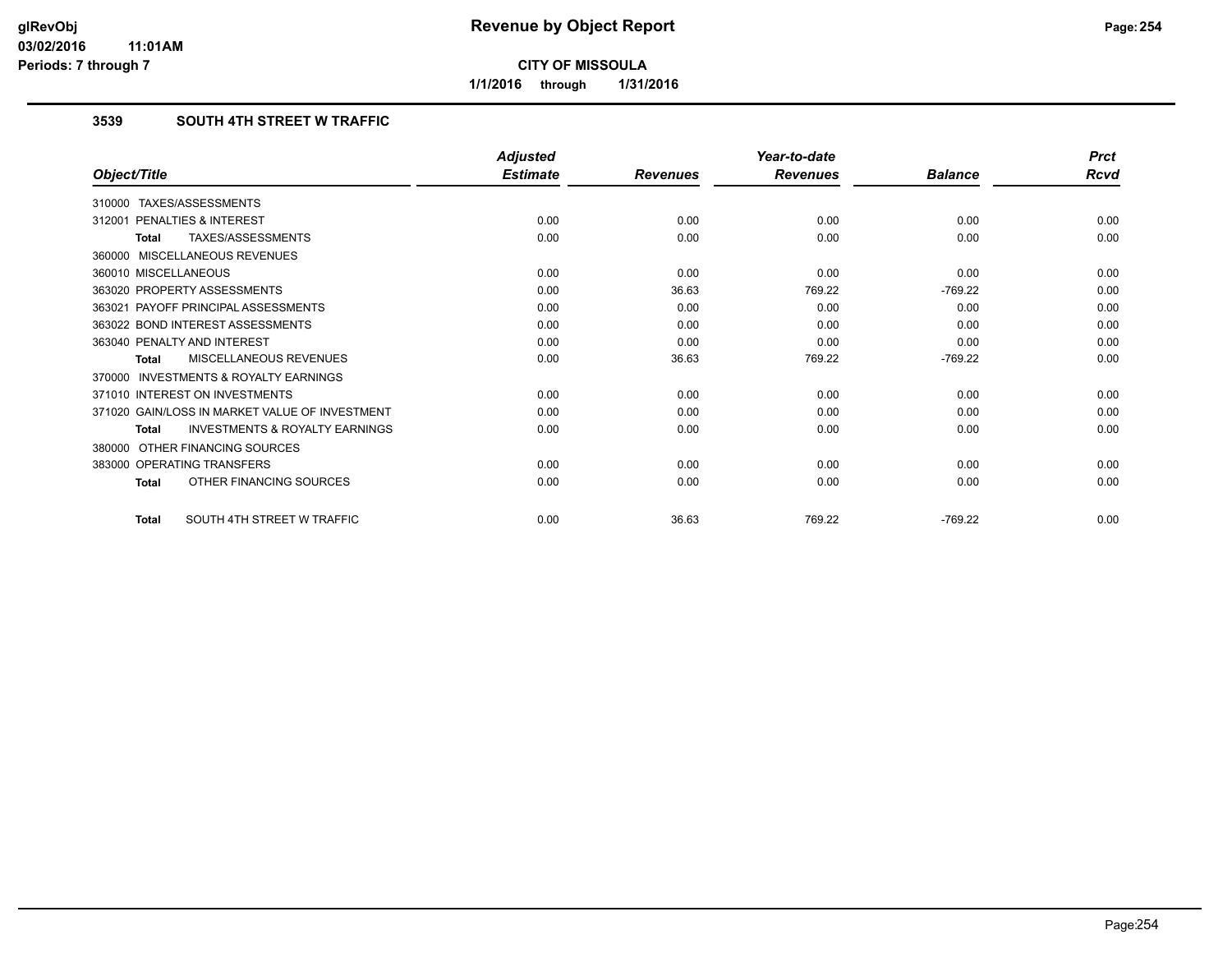# Revenue by Object Report

**CITY OF MISSOULA**

**1/1/2016 through 1/31/2016**

### 3539 SOUTH 4TH STREET W TRAFFIC

| Object/Title | Adjusted Estimate | Revenues | Year-to-date Revenues | Balance | Prct Rcvd |
|---|---|---|---|---|---|
| 310000 TAXES/ASSESSMENTS | | | | | |
| 312001 PENALTIES & INTEREST | 0.00 | 0.00 | 0.00 | 0.00 | 0.00 |
| **Total** TAXES/ASSESSMENTS | 0.00 | 0.00 | 0.00 | 0.00 | 0.00 |
| 360000 MISCELLANEOUS REVENUES | | | | | |
| 360010 MISCELLANEOUS | 0.00 | 0.00 | 0.00 | 0.00 | 0.00 |
| 363020 PROPERTY ASSESSMENTS | 0.00 | 36.63 | 769.22 | -769.22 | 0.00 |
| 363021 PAYOFF PRINCIPAL ASSESSMENTS | 0.00 | 0.00 | 0.00 | 0.00 | 0.00 |
| 363022 BOND INTEREST ASSESSMENTS | 0.00 | 0.00 | 0.00 | 0.00 | 0.00 |
| 363040 PENALTY AND INTEREST | 0.00 | 0.00 | 0.00 | 0.00 | 0.00 |
| **Total** MISCELLANEOUS REVENUES | 0.00 | 36.63 | 769.22 | -769.22 | 0.00 |
| 370000 INVESTMENTS & ROYALTY EARNINGS | | | | | |
| 371010 INTEREST ON INVESTMENTS | 0.00 | 0.00 | 0.00 | 0.00 | 0.00 |
| 371020 GAIN/LOSS IN MARKET VALUE OF INVESTMENT | 0.00 | 0.00 | 0.00 | 0.00 | 0.00 |
| **Total** INVESTMENTS & ROYALTY EARNINGS | 0.00 | 0.00 | 0.00 | 0.00 | 0.00 |
| 380000 OTHER FINANCING SOURCES | | | | | |
| 383000 OPERATING TRANSFERS | 0.00 | 0.00 | 0.00 | 0.00 | 0.00 |
| **Total** OTHER FINANCING SOURCES | 0.00 | 0.00 | 0.00 | 0.00 | 0.00 |
| **Total** SOUTH 4TH STREET W TRAFFIC | 0.00 | 36.63 | 769.22 | -769.22 | 0.00 |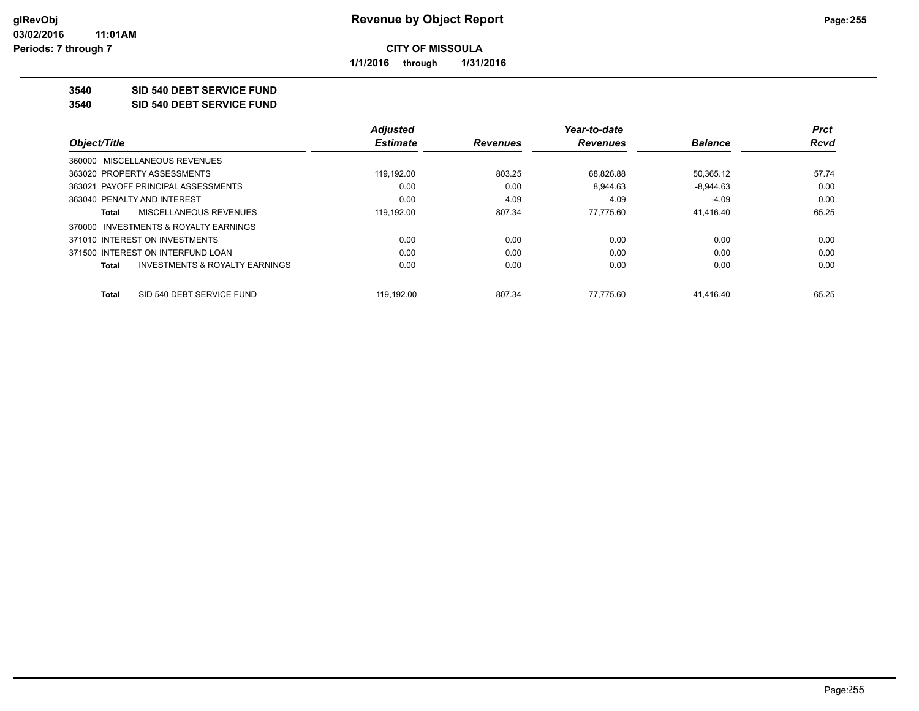**Revenue by Object Report**

**CITY OF MISSOULA**

**1/1/2016 through 1/31/2016**

glRevObj
03/02/2016 11:01AM
Periods: 7 through 7

**3540 SID 540 DEBT SERVICE FUND**

**3540 SID 540 DEBT SERVICE FUND**

| Object/Title | Adjusted Estimate | Revenues | Year-to-date Revenues | Balance | Prct Rcvd |
|---|---|---|---|---|---|
| 360000 MISCELLANEOUS REVENUES | | | | | |
| 363020 PROPERTY ASSESSMENTS | 119,192.00 | 803.25 | 68,826.88 | 50,365.12 | 57.74 |
| 363021 PAYOFF PRINCIPAL ASSESSMENTS | 0.00 | 0.00 | 8,944.63 | -8,944.63 | 0.00 |
| 363040 PENALTY AND INTEREST | 0.00 | 4.09 | 4.09 | -4.09 | 0.00 |
| **Total** MISCELLANEOUS REVENUES | 119,192.00 | 807.34 | 77,775.60 | 41,416.40 | 65.25 |
| 370000 INVESTMENTS & ROYALTY EARNINGS | | | | | |
| 371010 INTEREST ON INVESTMENTS | 0.00 | 0.00 | 0.00 | 0.00 | 0.00 |
| 371500 INTEREST ON INTERFUND LOAN | 0.00 | 0.00 | 0.00 | 0.00 | 0.00 |
| **Total** INVESTMENTS & ROYALTY EARNINGS | 0.00 | 0.00 | 0.00 | 0.00 | 0.00 |
| **Total** SID 540 DEBT SERVICE FUND | 119,192.00 | 807.34 | 77,775.60 | 41,416.40 | 65.25 |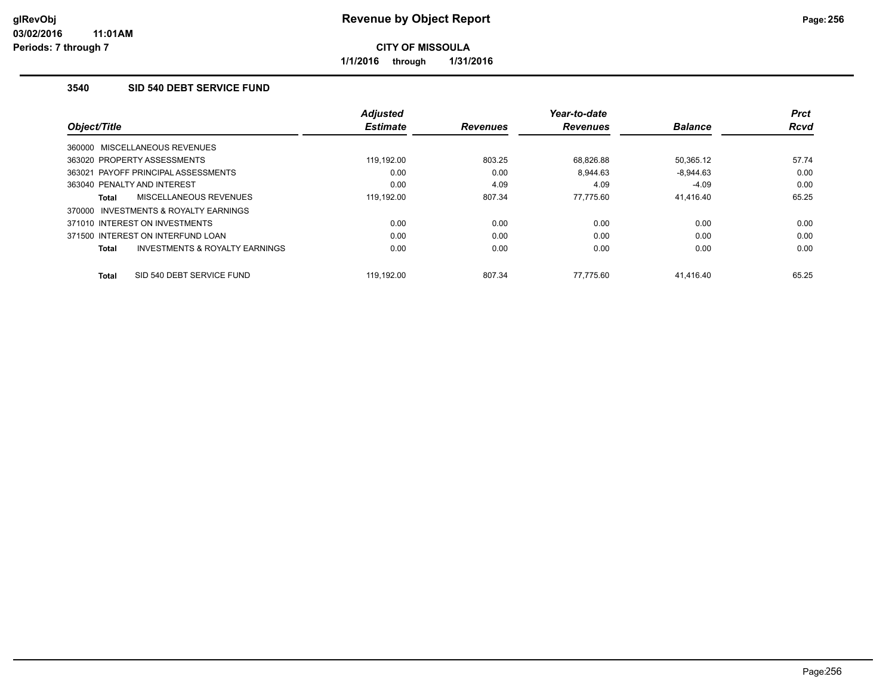**Revenue by Object Report**

**CITY OF MISSOULA**

**1/1/2016 through 1/31/2016**

glRevObj
03/02/2016 11:01AM
Periods: 7 through 7

### 3540 SID 540 DEBT SERVICE FUND

| Object/Title | Adjusted Estimate | Revenues | Year-to-date Revenues | Balance | Prct Rcvd |
|---|---|---|---|---|---|
| 360000 MISCELLANEOUS REVENUES | | | | | |
| 363020 PROPERTY ASSESSMENTS | 119,192.00 | 803.25 | 68,826.88 | 50,365.12 | 57.74 |
| 363021 PAYOFF PRINCIPAL ASSESSMENTS | 0.00 | 0.00 | 8,944.63 | -8,944.63 | 0.00 |
| 363040 PENALTY AND INTEREST | 0.00 | 4.09 | 4.09 | -4.09 | 0.00 |
| **Total** MISCELLANEOUS REVENUES | 119,192.00 | 807.34 | 77,775.60 | 41,416.40 | 65.25 |
| 370000 INVESTMENTS & ROYALTY EARNINGS | | | | | |
| 371010 INTEREST ON INVESTMENTS | 0.00 | 0.00 | 0.00 | 0.00 | 0.00 |
| 371500 INTEREST ON INTERFUND LOAN | 0.00 | 0.00 | 0.00 | 0.00 | 0.00 |
| **Total** INVESTMENTS & ROYALTY EARNINGS | 0.00 | 0.00 | 0.00 | 0.00 | 0.00 |
| **Total** SID 540 DEBT SERVICE FUND | 119,192.00 | 807.34 | 77,775.60 | 41,416.40 | 65.25 |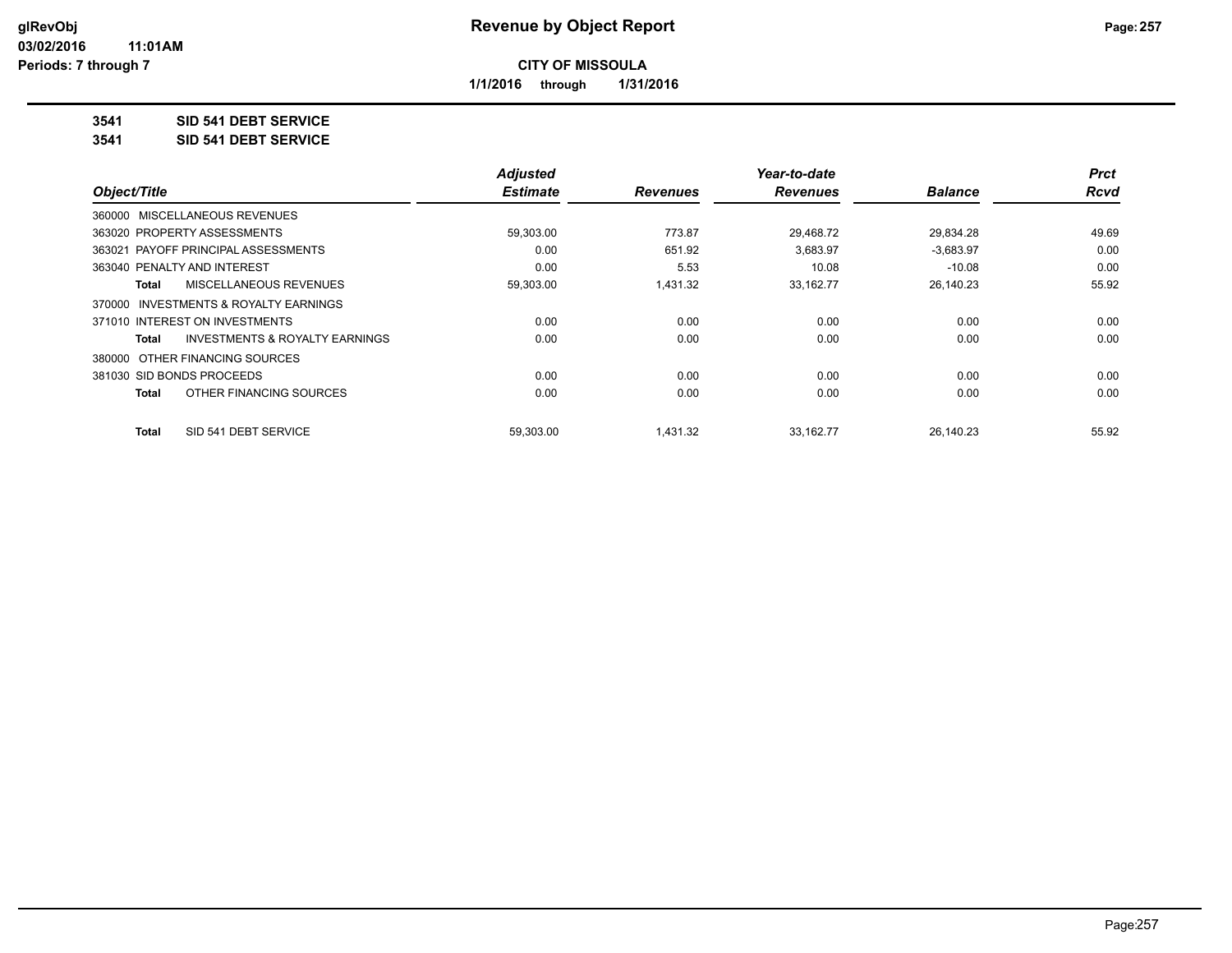# Revenue by Object Report

**CITY OF MISSOULA**

**1/1/2016 through 1/31/2016**

glRevObj
03/02/2016 11:01AM
Periods: 7 through 7

**3541 SID 541 DEBT SERVICE**

**3541 SID 541 DEBT SERVICE**

| Object/Title | Adjusted Estimate | Revenues | Year-to-date Revenues | Balance | Prct Rcvd |
|---|---|---|---|---|---|
| 360000 MISCELLANEOUS REVENUES | | | | | |
| 363020 PROPERTY ASSESSMENTS | 59,303.00 | 773.87 | 29,468.72 | 29,834.28 | 49.69 |
| 363021 PAYOFF PRINCIPAL ASSESSMENTS | 0.00 | 651.92 | 3,683.97 | -3,683.97 | 0.00 |
| 363040 PENALTY AND INTEREST | 0.00 | 5.53 | 10.08 | -10.08 | 0.00 |
| **Total** MISCELLANEOUS REVENUES | 59,303.00 | 1,431.32 | 33,162.77 | 26,140.23 | 55.92 |
| 370000 INVESTMENTS & ROYALTY EARNINGS | | | | | |
| 371010 INTEREST ON INVESTMENTS | 0.00 | 0.00 | 0.00 | 0.00 | 0.00 |
| **Total** INVESTMENTS & ROYALTY EARNINGS | 0.00 | 0.00 | 0.00 | 0.00 | 0.00 |
| 380000 OTHER FINANCING SOURCES | | | | | |
| 381030 SID BONDS PROCEEDS | 0.00 | 0.00 | 0.00 | 0.00 | 0.00 |
| **Total** OTHER FINANCING SOURCES | 0.00 | 0.00 | 0.00 | 0.00 | 0.00 |
| **Total** SID 541 DEBT SERVICE | 59,303.00 | 1,431.32 | 33,162.77 | 26,140.23 | 55.92 |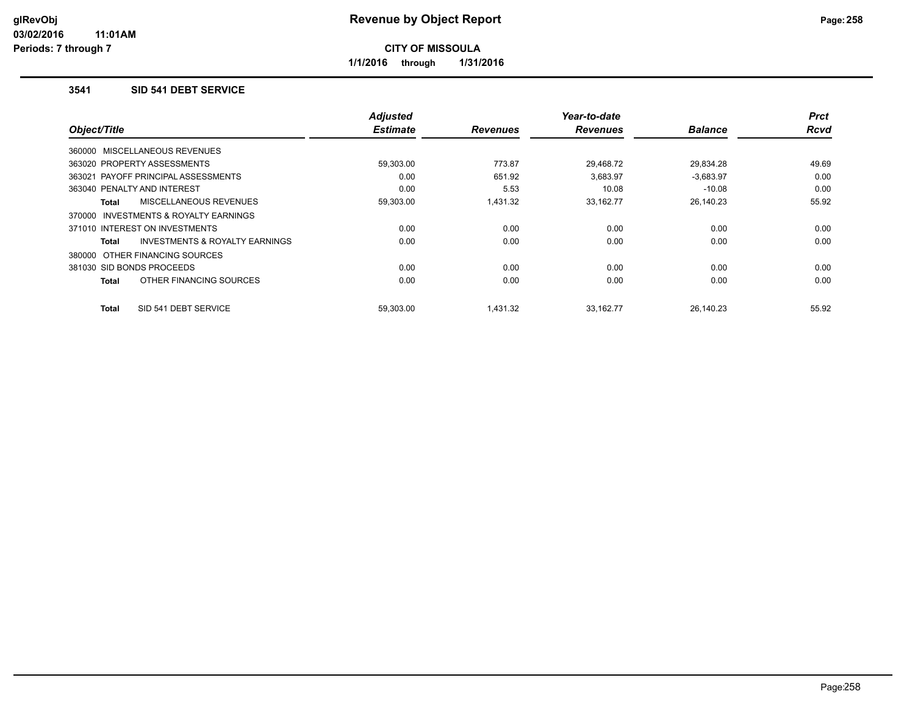glRevObj
03/02/2016 11:01AM
Periods: 7 through 7

# Revenue by Object Report

**CITY OF MISSOULA**

**1/1/2016 through 1/31/2016**

### 3541 SID 541 DEBT SERVICE

| Object/Title | Adjusted Estimate | Revenues | Year-to-date Revenues | Balance | Prct Rcvd |
|---|---|---|---|---|---|
| 360000 MISCELLANEOUS REVENUES | | | | | |
| 363020 PROPERTY ASSESSMENTS | 59,303.00 | 773.87 | 29,468.72 | 29,834.28 | 49.69 |
| 363021 PAYOFF PRINCIPAL ASSESSMENTS | 0.00 | 651.92 | 3,683.97 | -3,683.97 | 0.00 |
| 363040 PENALTY AND INTEREST | 0.00 | 5.53 | 10.08 | -10.08 | 0.00 |
| **Total** MISCELLANEOUS REVENUES | 59,303.00 | 1,431.32 | 33,162.77 | 26,140.23 | 55.92 |
| 370000 INVESTMENTS & ROYALTY EARNINGS | | | | | |
| 371010 INTEREST ON INVESTMENTS | 0.00 | 0.00 | 0.00 | 0.00 | 0.00 |
| **Total** INVESTMENTS & ROYALTY EARNINGS | 0.00 | 0.00 | 0.00 | 0.00 | 0.00 |
| 380000 OTHER FINANCING SOURCES | | | | | |
| 381030 SID BONDS PROCEEDS | 0.00 | 0.00 | 0.00 | 0.00 | 0.00 |
| **Total** OTHER FINANCING SOURCES | 0.00 | 0.00 | 0.00 | 0.00 | 0.00 |
| **Total** SID 541 DEBT SERVICE | 59,303.00 | 1,431.32 | 33,162.77 | 26,140.23 | 55.92 |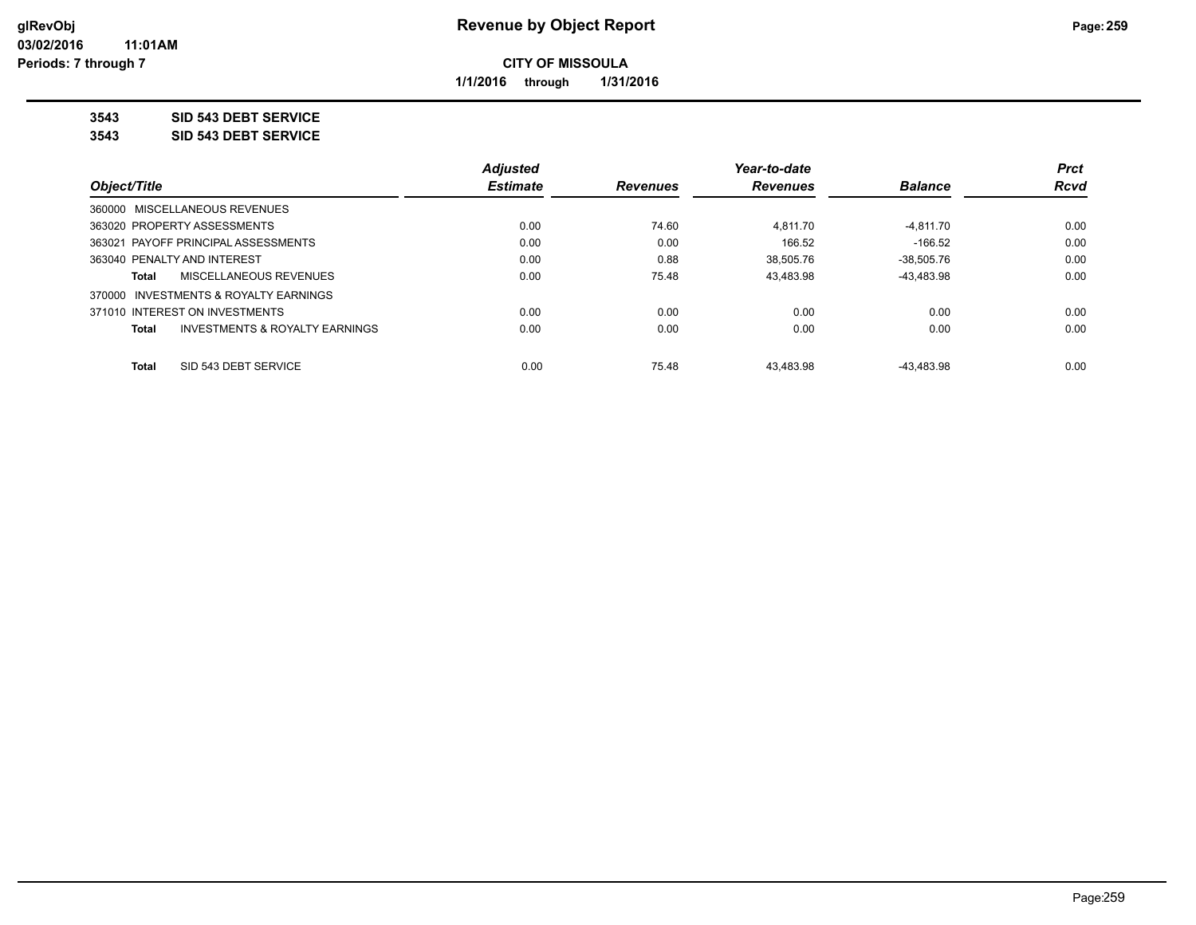# Revenue by Object Report

**CITY OF MISSOULA**

**1/1/2016 through 1/31/2016**

glRevObj
03/02/2016 11:01AM
Periods: 7 through 7

**3543 SID 543 DEBT SERVICE**

**3543 SID 543 DEBT SERVICE**

| Object/Title | Adjusted Estimate | Revenues | Year-to-date Revenues | Balance | Prct Rcvd |
|---|---|---|---|---|---|
| 360000 MISCELLANEOUS REVENUES | | | | | |
| 363020 PROPERTY ASSESSMENTS | 0.00 | 74.60 | 4,811.70 | -4,811.70 | 0.00 |
| 363021 PAYOFF PRINCIPAL ASSESSMENTS | 0.00 | 0.00 | 166.52 | -166.52 | 0.00 |
| 363040 PENALTY AND INTEREST | 0.00 | 0.88 | 38,505.76 | -38,505.76 | 0.00 |
| **Total** MISCELLANEOUS REVENUES | 0.00 | 75.48 | 43,483.98 | -43,483.98 | 0.00 |
| 370000 INVESTMENTS & ROYALTY EARNINGS | | | | | |
| 371010 INTEREST ON INVESTMENTS | 0.00 | 0.00 | 0.00 | 0.00 | 0.00 |
| **Total** INVESTMENTS & ROYALTY EARNINGS | 0.00 | 0.00 | 0.00 | 0.00 | 0.00 |
| **Total** SID 543 DEBT SERVICE | 0.00 | 75.48 | 43,483.98 | -43,483.98 | 0.00 |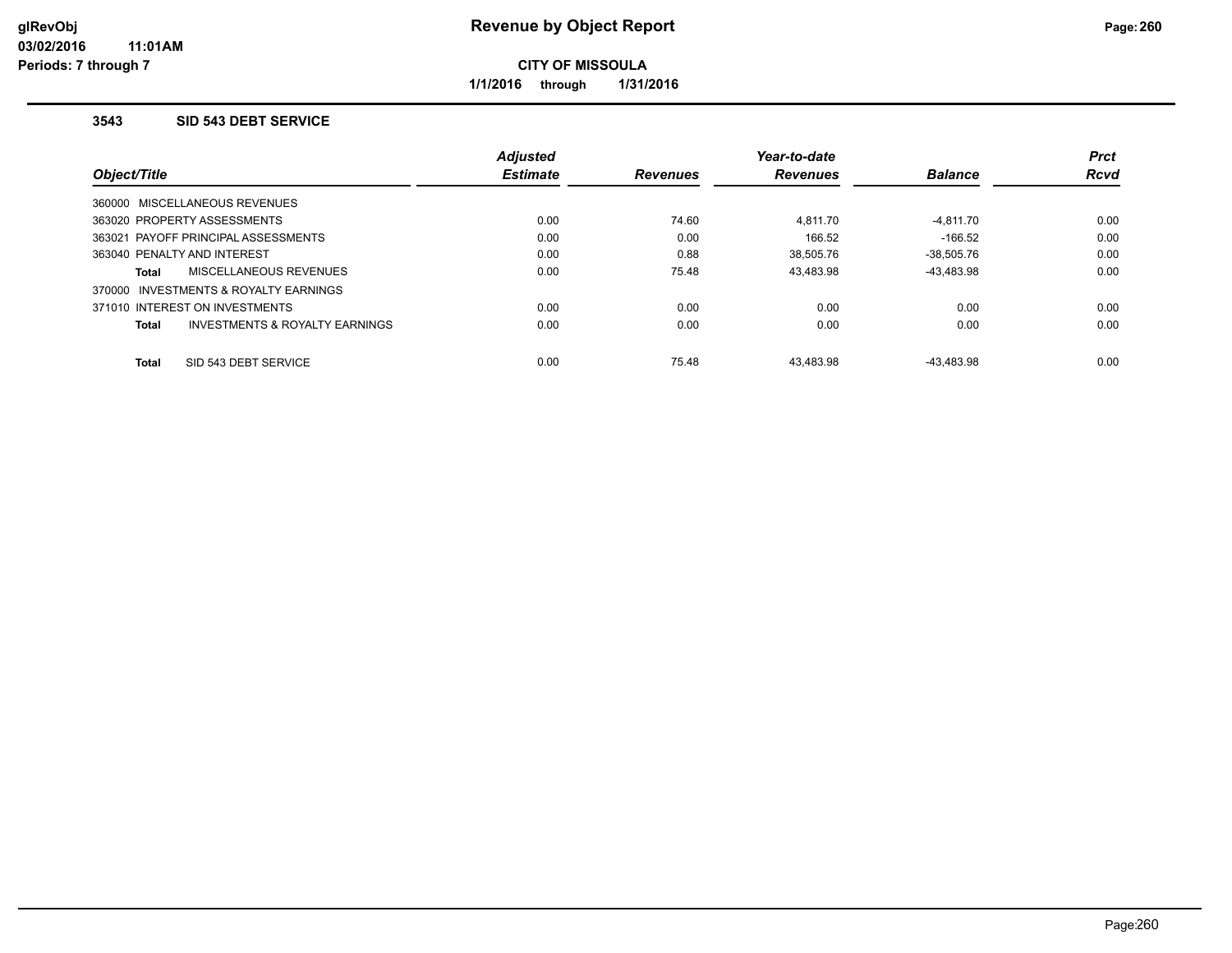# Revenue by Object Report

**CITY OF MISSOULA**

**1/1/2016 through 1/31/2016**

### 3543 SID 543 DEBT SERVICE

| Object/Title | Adjusted Estimate | Revenues | Year-to-date Revenues | Balance | Prct Rcvd |
|---|---|---|---|---|---|
| 360000 MISCELLANEOUS REVENUES | | | | | |
| 363020 PROPERTY ASSESSMENTS | 0.00 | 74.60 | 4,811.70 | -4,811.70 | 0.00 |
| 363021 PAYOFF PRINCIPAL ASSESSMENTS | 0.00 | 0.00 | 166.52 | -166.52 | 0.00 |
| 363040 PENALTY AND INTEREST | 0.00 | 0.88 | 38,505.76 | -38,505.76 | 0.00 |
| **Total** MISCELLANEOUS REVENUES | 0.00 | 75.48 | 43,483.98 | -43,483.98 | 0.00 |
| 370000 INVESTMENTS & ROYALTY EARNINGS | | | | | |
| 371010 INTEREST ON INVESTMENTS | 0.00 | 0.00 | 0.00 | 0.00 | 0.00 |
| **Total** INVESTMENTS & ROYALTY EARNINGS | 0.00 | 0.00 | 0.00 | 0.00 | 0.00 |
| **Total** SID 543 DEBT SERVICE | 0.00 | 75.48 | 43,483.98 | -43,483.98 | 0.00 |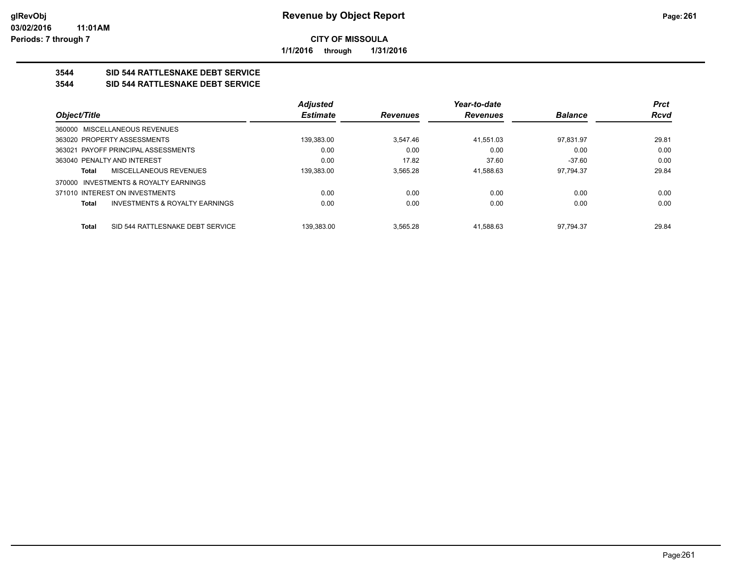**CITY OF MISSOULA**

**1/1/2016 through 1/31/2016**

## 3544 SID 544 RATTLESNAKE DEBT SERVICE

## 3544 SID 544 RATTLESNAKE DEBT SERVICE

| Object/Title | Adjusted Estimate | Revenues | Year-to-date Revenues | Balance | Prct Rcvd |
|---|---|---|---|---|---|
| 360000 MISCELLANEOUS REVENUES | | | | | |
| 363020 PROPERTY ASSESSMENTS | 139,383.00 | 3,547.46 | 41,551.03 | 97,831.97 | 29.81 |
| 363021 PAYOFF PRINCIPAL ASSESSMENTS | 0.00 | 0.00 | 0.00 | 0.00 | 0.00 |
| 363040 PENALTY AND INTEREST | 0.00 | 17.82 | 37.60 | -37.60 | 0.00 |
| **Total** MISCELLANEOUS REVENUES | 139,383.00 | 3,565.28 | 41,588.63 | 97,794.37 | 29.84 |
| 370000 INVESTMENTS & ROYALTY EARNINGS | | | | | |
| 371010 INTEREST ON INVESTMENTS | 0.00 | 0.00 | 0.00 | 0.00 | 0.00 |
| **Total** INVESTMENTS & ROYALTY EARNINGS | 0.00 | 0.00 | 0.00 | 0.00 | 0.00 |
| **Total** SID 544 RATTLESNAKE DEBT SERVICE | 139,383.00 | 3,565.28 | 41,588.63 | 97,794.37 | 29.84 |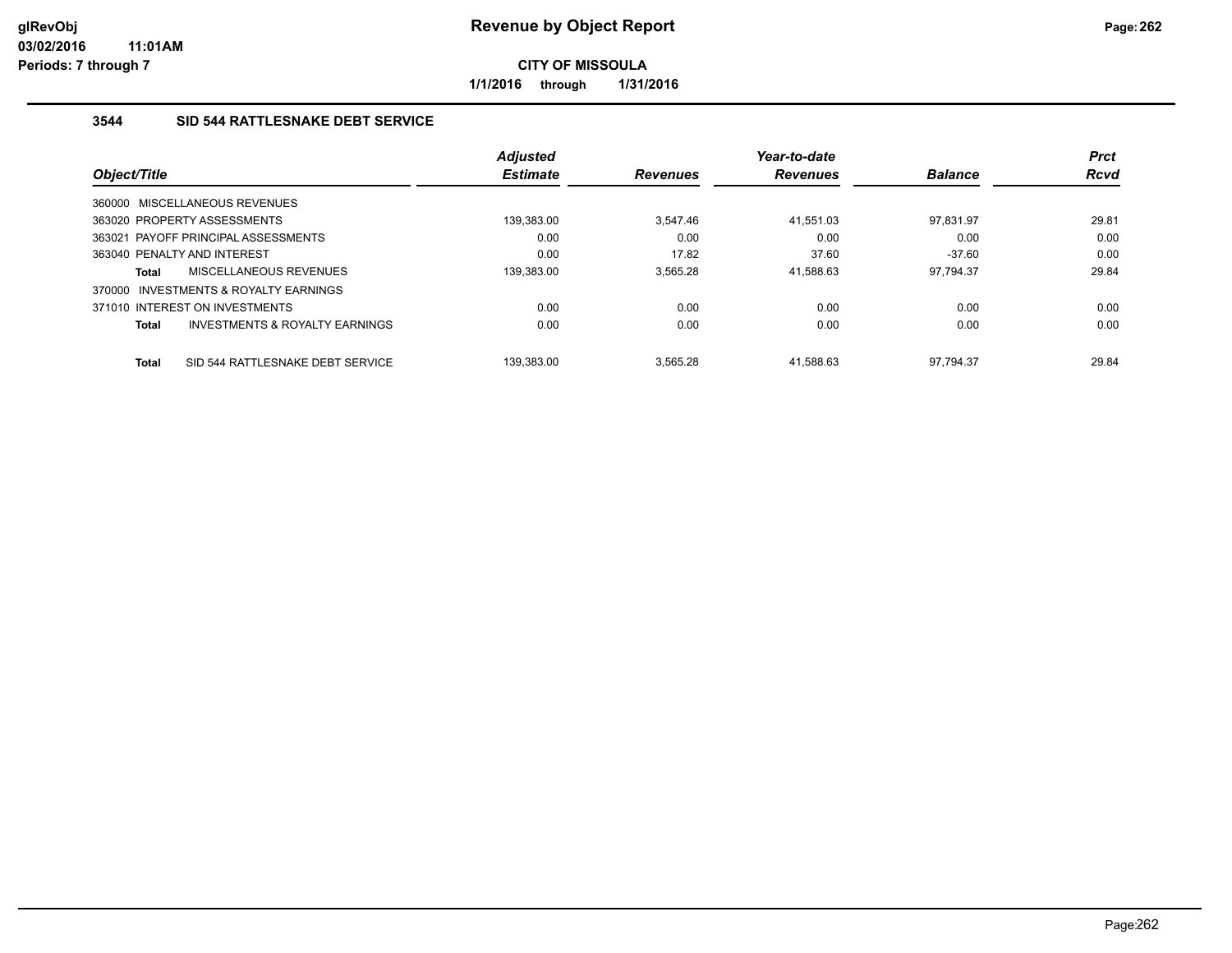# Revenue by Object Report

**CITY OF MISSOULA**

**1/1/2016 through 1/31/2016**

glRevObj
03/02/2016 11:01AM
Periods: 7 through 7

## 3544 SID 544 RATTLESNAKE DEBT SERVICE

| Object/Title | Adjusted Estimate | Revenues | Year-to-date Revenues | Balance | Prct Rcvd |
|---|---|---|---|---|---|
| 360000 MISCELLANEOUS REVENUES | | | | | |
| 363020 PROPERTY ASSESSMENTS | 139,383.00 | 3,547.46 | 41,551.03 | 97,831.97 | 29.81 |
| 363021 PAYOFF PRINCIPAL ASSESSMENTS | 0.00 | 0.00 | 0.00 | 0.00 | 0.00 |
| 363040 PENALTY AND INTEREST | 0.00 | 17.82 | 37.60 | -37.60 | 0.00 |
| **Total** MISCELLANEOUS REVENUES | 139,383.00 | 3,565.28 | 41,588.63 | 97,794.37 | 29.84 |
| 370000 INVESTMENTS & ROYALTY EARNINGS | | | | | |
| 371010 INTEREST ON INVESTMENTS | 0.00 | 0.00 | 0.00 | 0.00 | 0.00 |
| **Total** INVESTMENTS & ROYALTY EARNINGS | 0.00 | 0.00 | 0.00 | 0.00 | 0.00 |
| **Total** SID 544 RATTLESNAKE DEBT SERVICE | 139,383.00 | 3,565.28 | 41,588.63 | 97,794.37 | 29.84 |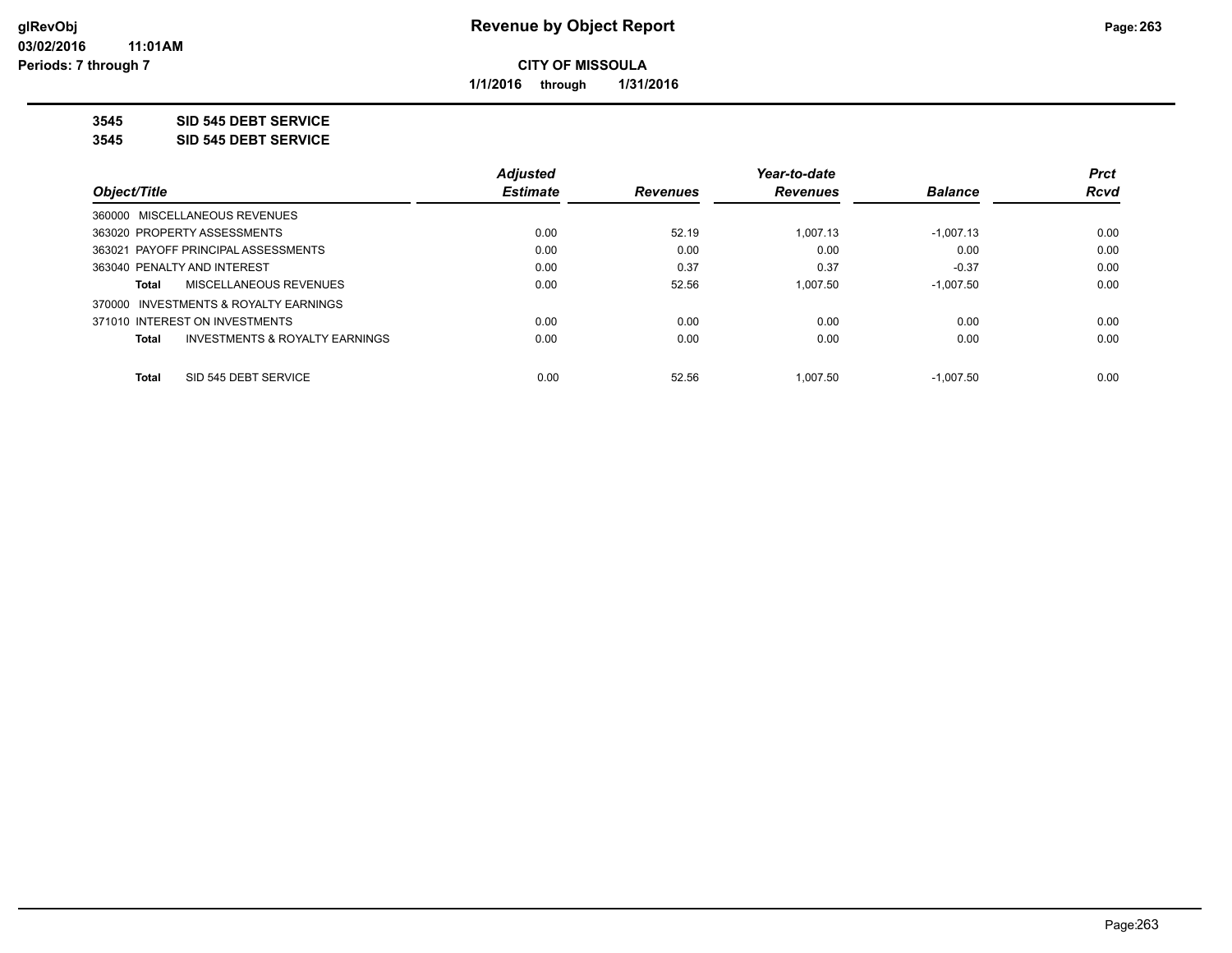# Revenue by Object Report

glRevObj
03/02/2016 11:01AM
Periods: 7 through 7

**CITY OF MISSOULA**

**1/1/2016 through 1/31/2016**

**3545 SID 545 DEBT SERVICE**

**3545 SID 545 DEBT SERVICE**

| Object/Title | Adjusted Estimate | Revenues | Year-to-date Revenues | Balance | Prct Rcvd |
|---|---|---|---|---|---|
| 360000 MISCELLANEOUS REVENUES | | | | | |
| 363020 PROPERTY ASSESSMENTS | 0.00 | 52.19 | 1,007.13 | -1,007.13 | 0.00 |
| 363021 PAYOFF PRINCIPAL ASSESSMENTS | 0.00 | 0.00 | 0.00 | 0.00 | 0.00 |
| 363040 PENALTY AND INTEREST | 0.00 | 0.37 | 0.37 | -0.37 | 0.00 |
| **Total** MISCELLANEOUS REVENUES | 0.00 | 52.56 | 1,007.50 | -1,007.50 | 0.00 |
| 370000 INVESTMENTS & ROYALTY EARNINGS | | | | | |
| 371010 INTEREST ON INVESTMENTS | 0.00 | 0.00 | 0.00 | 0.00 | 0.00 |
| **Total** INVESTMENTS & ROYALTY EARNINGS | 0.00 | 0.00 | 0.00 | 0.00 | 0.00 |
| **Total** SID 545 DEBT SERVICE | 0.00 | 52.56 | 1,007.50 | -1,007.50 | 0.00 |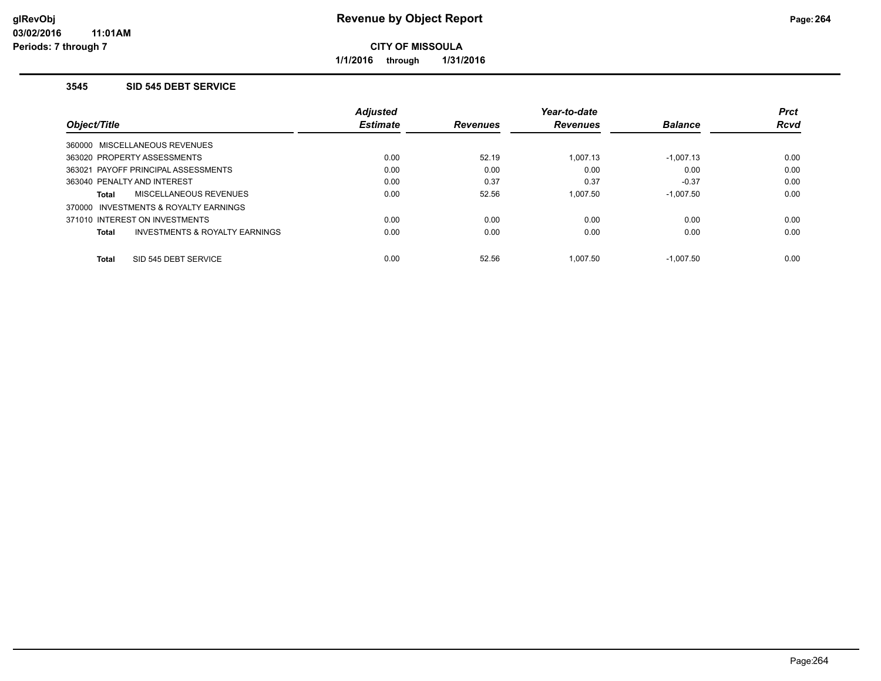# Revenue by Object Report

**CITY OF MISSOULA**

**1/1/2016 through 1/31/2016**

### 3545 SID 545 DEBT SERVICE

| Object/Title | Adjusted Estimate | Revenues | Year-to-date Revenues | Balance | Prct Rcvd |
|---|---|---|---|---|---|
| 360000 MISCELLANEOUS REVENUES | | | | | |
| 363020 PROPERTY ASSESSMENTS | 0.00 | 52.19 | 1,007.13 | -1,007.13 | 0.00 |
| 363021 PAYOFF PRINCIPAL ASSESSMENTS | 0.00 | 0.00 | 0.00 | 0.00 | 0.00 |
| 363040 PENALTY AND INTEREST | 0.00 | 0.37 | 0.37 | -0.37 | 0.00 |
| **Total** MISCELLANEOUS REVENUES | 0.00 | 52.56 | 1,007.50 | -1,007.50 | 0.00 |
| 370000 INVESTMENTS & ROYALTY EARNINGS | | | | | |
| 371010 INTEREST ON INVESTMENTS | 0.00 | 0.00 | 0.00 | 0.00 | 0.00 |
| **Total** INVESTMENTS & ROYALTY EARNINGS | 0.00 | 0.00 | 0.00 | 0.00 | 0.00 |
| **Total** SID 545 DEBT SERVICE | 0.00 | 52.56 | 1,007.50 | -1,007.50 | 0.00 |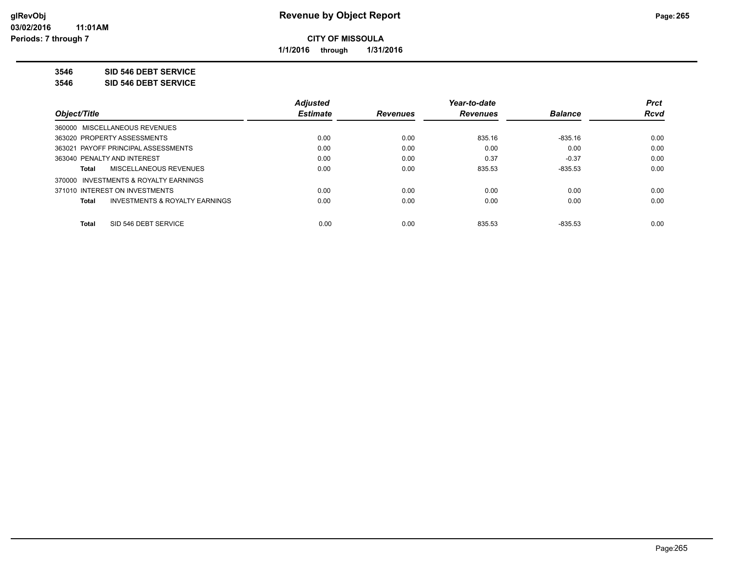**CITY OF MISSOULA**

**1/1/2016 through 1/31/2016**

**3546 SID 546 DEBT SERVICE**

**3546 SID 546 DEBT SERVICE**

| Object/Title | | Adjusted Estimate | Revenues | Year-to-date Revenues | Balance | Prct Rcvd |
|---|---|---|---|---|---|---|
| 360000 MISCELLANEOUS REVENUES | | | | | | |
| 363020 PROPERTY ASSESSMENTS | | 0.00 | 0.00 | 835.16 | -835.16 | 0.00 |
| 363021 PAYOFF PRINCIPAL ASSESSMENTS | | 0.00 | 0.00 | 0.00 | 0.00 | 0.00 |
| 363040 PENALTY AND INTEREST | | 0.00 | 0.00 | 0.37 | -0.37 | 0.00 |
| Total | MISCELLANEOUS REVENUES | 0.00 | 0.00 | 835.53 | -835.53 | 0.00 |
| 370000 INVESTMENTS & ROYALTY EARNINGS | | | | | | |
| 371010 INTEREST ON INVESTMENTS | | 0.00 | 0.00 | 0.00 | 0.00 | 0.00 |
| Total | INVESTMENTS & ROYALTY EARNINGS | 0.00 | 0.00 | 0.00 | 0.00 | 0.00 |
| Total | SID 546 DEBT SERVICE | 0.00 | 0.00 | 835.53 | -835.53 | 0.00 |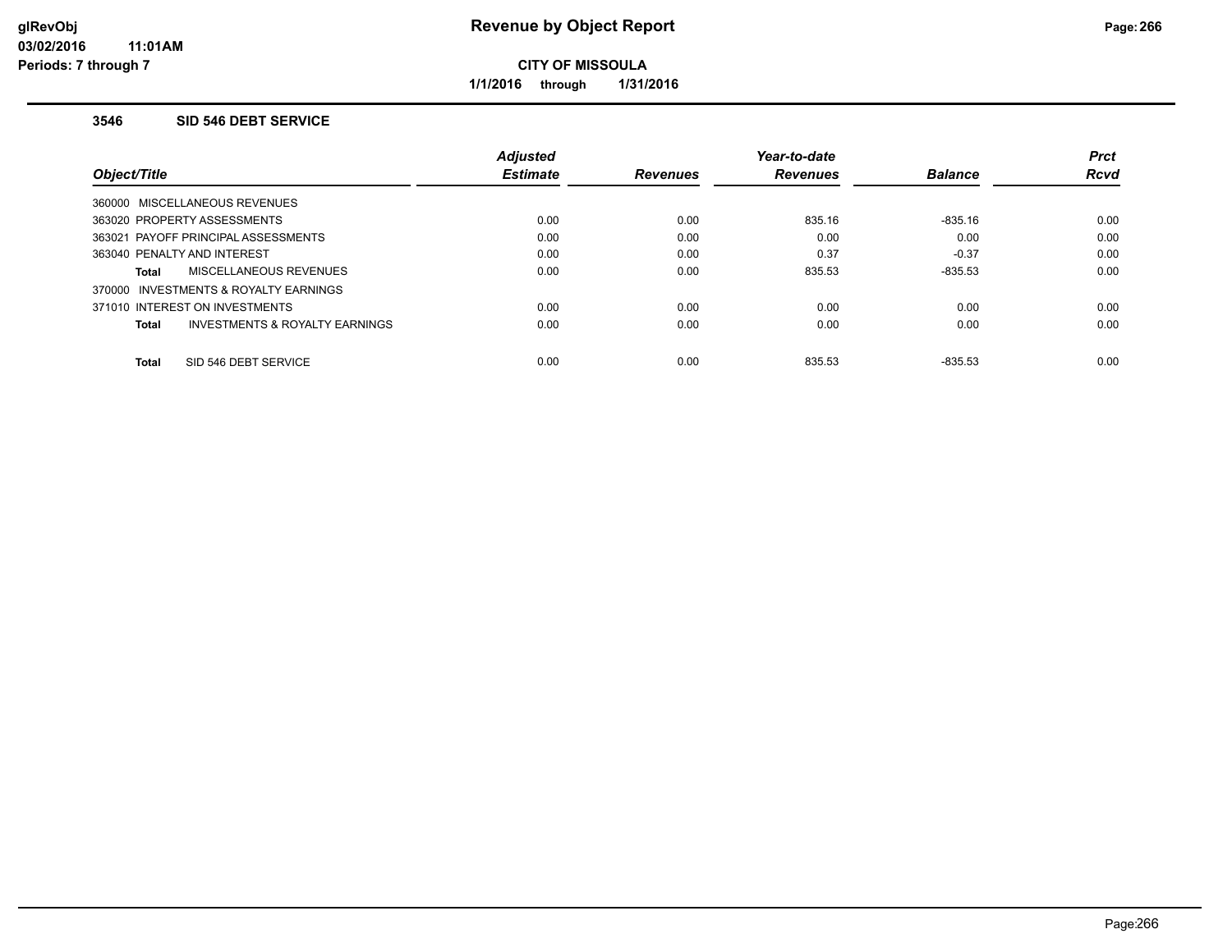# Revenue by Object Report

**CITY OF MISSOULA**

**1/1/2016 through 1/31/2016**

### 3546 SID 546 DEBT SERVICE

| Object/Title | Adjusted Estimate | Revenues | Year-to-date Revenues | Balance | Prct Rcvd |
|---|---|---|---|---|---|
| 360000 MISCELLANEOUS REVENUES | | | | | |
| 363020 PROPERTY ASSESSMENTS | 0.00 | 0.00 | 835.16 | -835.16 | 0.00 |
| 363021 PAYOFF PRINCIPAL ASSESSMENTS | 0.00 | 0.00 | 0.00 | 0.00 | 0.00 |
| 363040 PENALTY AND INTEREST | 0.00 | 0.00 | 0.37 | -0.37 | 0.00 |
| **Total** MISCELLANEOUS REVENUES | 0.00 | 0.00 | 835.53 | -835.53 | 0.00 |
| 370000 INVESTMENTS & ROYALTY EARNINGS | | | | | |
| 371010 INTEREST ON INVESTMENTS | 0.00 | 0.00 | 0.00 | 0.00 | 0.00 |
| **Total** INVESTMENTS & ROYALTY EARNINGS | 0.00 | 0.00 | 0.00 | 0.00 | 0.00 |
| **Total** SID 546 DEBT SERVICE | 0.00 | 0.00 | 835.53 | -835.53 | 0.00 |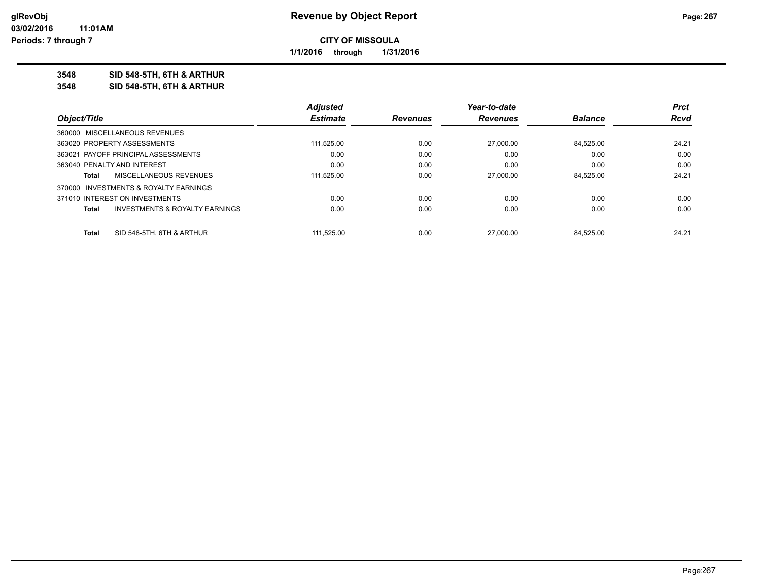**Revenue by Object Report**

**CITY OF MISSOULA**

**1/1/2016 through 1/31/2016**

glRevObj
03/02/2016 11:01AM
Periods: 7 through 7

## 3548 SID 548-5TH, 6TH & ARTHUR
## 3548 SID 548-5TH, 6TH & ARTHUR

| Object/Title | Adjusted Estimate | Revenues | Year-to-date Revenues | Balance | Prct Rcvd |
|---|---|---|---|---|---|
| 360000 MISCELLANEOUS REVENUES | | | | | |
| 363020 PROPERTY ASSESSMENTS | 111,525.00 | 0.00 | 27,000.00 | 84,525.00 | 24.21 |
| 363021 PAYOFF PRINCIPAL ASSESSMENTS | 0.00 | 0.00 | 0.00 | 0.00 | 0.00 |
| 363040 PENALTY AND INTEREST | 0.00 | 0.00 | 0.00 | 0.00 | 0.00 |
| **Total** MISCELLANEOUS REVENUES | 111,525.00 | 0.00 | 27,000.00 | 84,525.00 | 24.21 |
| 370000 INVESTMENTS & ROYALTY EARNINGS | | | | | |
| 371010 INTEREST ON INVESTMENTS | 0.00 | 0.00 | 0.00 | 0.00 | 0.00 |
| **Total** INVESTMENTS & ROYALTY EARNINGS | 0.00 | 0.00 | 0.00 | 0.00 | 0.00 |
| **Total** SID 548-5TH, 6TH & ARTHUR | 111,525.00 | 0.00 | 27,000.00 | 84,525.00 | 24.21 |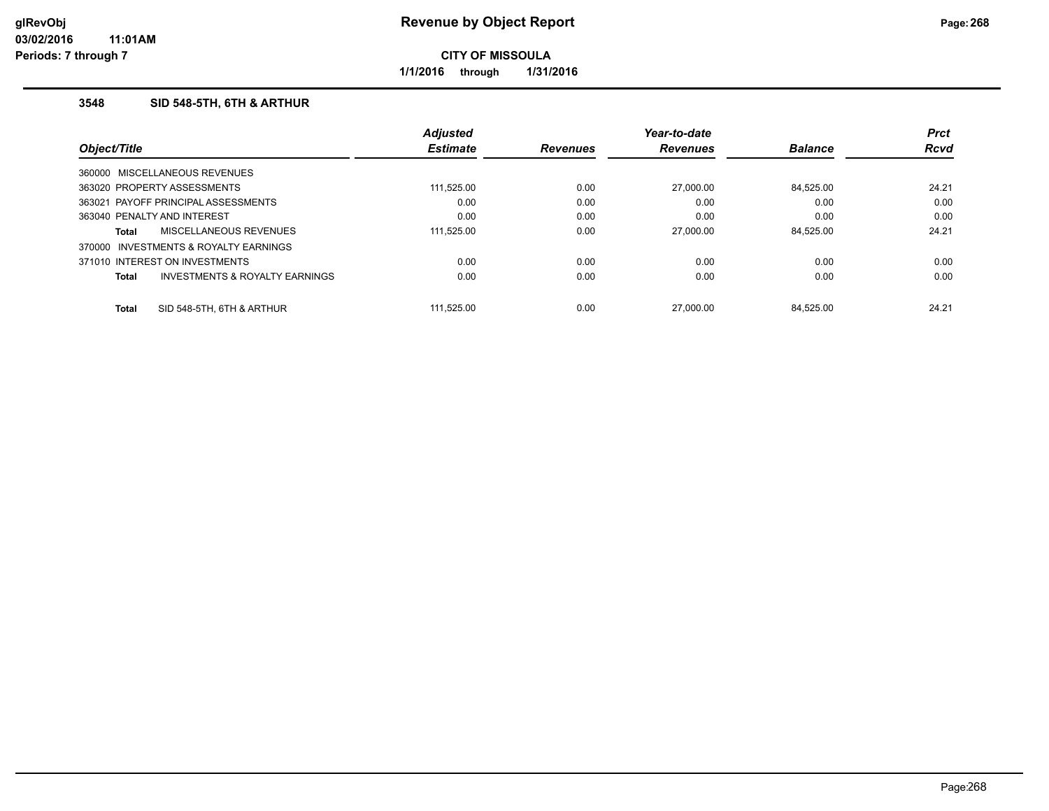**glRevObj**
**03/02/2016 11:01AM**
**Periods: 7 through 7**

# Revenue by Object Report

**CITY OF MISSOULA**

**1/1/2016 through 1/31/2016**

## 3548 SID 548-5TH, 6TH & ARTHUR

| Object/Title | Adjusted Estimate | Revenues | Year-to-date Revenues | Balance | Prct Rcvd |
|---|---|---|---|---|---|
| 360000 MISCELLANEOUS REVENUES | | | | | |
| 363020 PROPERTY ASSESSMENTS | 111,525.00 | 0.00 | 27,000.00 | 84,525.00 | 24.21 |
| 363021 PAYOFF PRINCIPAL ASSESSMENTS | 0.00 | 0.00 | 0.00 | 0.00 | 0.00 |
| 363040 PENALTY AND INTEREST | 0.00 | 0.00 | 0.00 | 0.00 | 0.00 |
| **Total** MISCELLANEOUS REVENUES | 111,525.00 | 0.00 | 27,000.00 | 84,525.00 | 24.21 |
| 370000 INVESTMENTS & ROYALTY EARNINGS | | | | | |
| 371010 INTEREST ON INVESTMENTS | 0.00 | 0.00 | 0.00 | 0.00 | 0.00 |
| **Total** INVESTMENTS & ROYALTY EARNINGS | 0.00 | 0.00 | 0.00 | 0.00 | 0.00 |
| **Total** SID 548-5TH, 6TH & ARTHUR | 111,525.00 | 0.00 | 27,000.00 | 84,525.00 | 24.21 |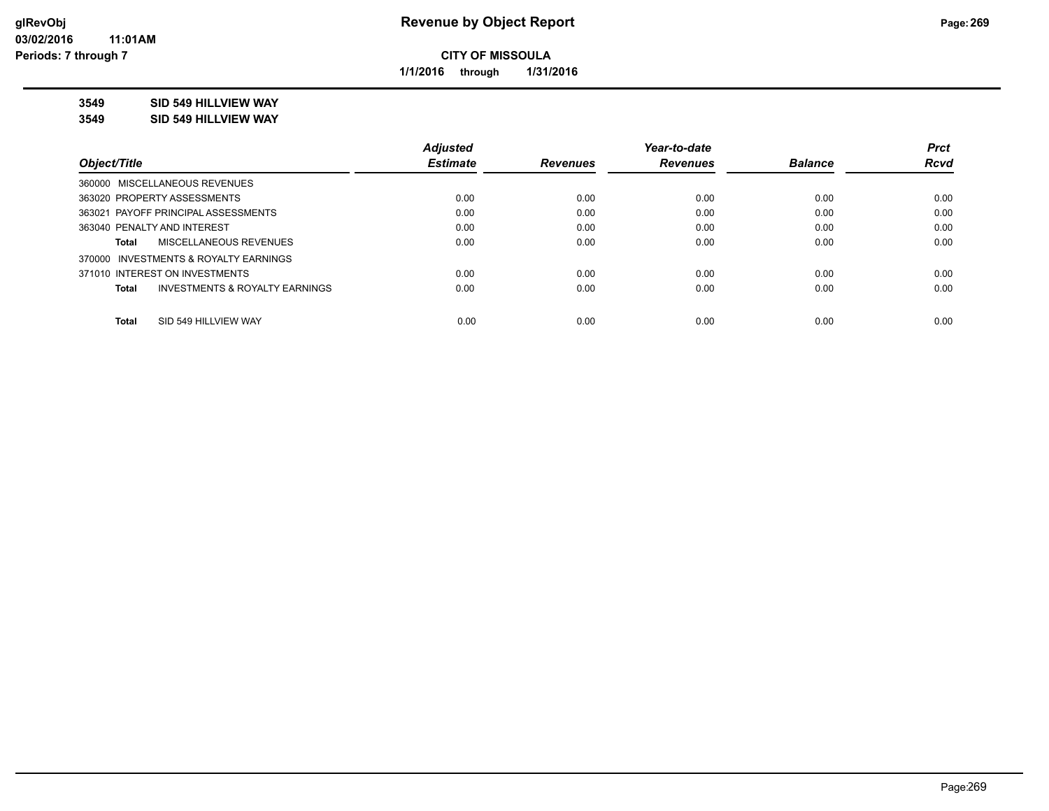**Revenue by Object Report**

**CITY OF MISSOULA**

**1/1/2016 through 1/31/2016**

glRevObj
03/02/2016 11:01AM
Periods: 7 through 7

**3549 SID 549 HILLVIEW WAY**

**3549 SID 549 HILLVIEW WAY**

| Object/Title | Adjusted Estimate | Revenues | Year-to-date Revenues | Balance | Prct Rcvd |
|---|---|---|---|---|---|
| 360000 MISCELLANEOUS REVENUES | | | | | |
| 363020 PROPERTY ASSESSMENTS | 0.00 | 0.00 | 0.00 | 0.00 | 0.00 |
| 363021 PAYOFF PRINCIPAL ASSESSMENTS | 0.00 | 0.00 | 0.00 | 0.00 | 0.00 |
| 363040 PENALTY AND INTEREST | 0.00 | 0.00 | 0.00 | 0.00 | 0.00 |
| **Total** MISCELLANEOUS REVENUES | 0.00 | 0.00 | 0.00 | 0.00 | 0.00 |
| 370000 INVESTMENTS & ROYALTY EARNINGS | | | | | |
| 371010 INTEREST ON INVESTMENTS | 0.00 | 0.00 | 0.00 | 0.00 | 0.00 |
| **Total** INVESTMENTS & ROYALTY EARNINGS | 0.00 | 0.00 | 0.00 | 0.00 | 0.00 |
| **Total** SID 549 HILLVIEW WAY | 0.00 | 0.00 | 0.00 | 0.00 | 0.00 |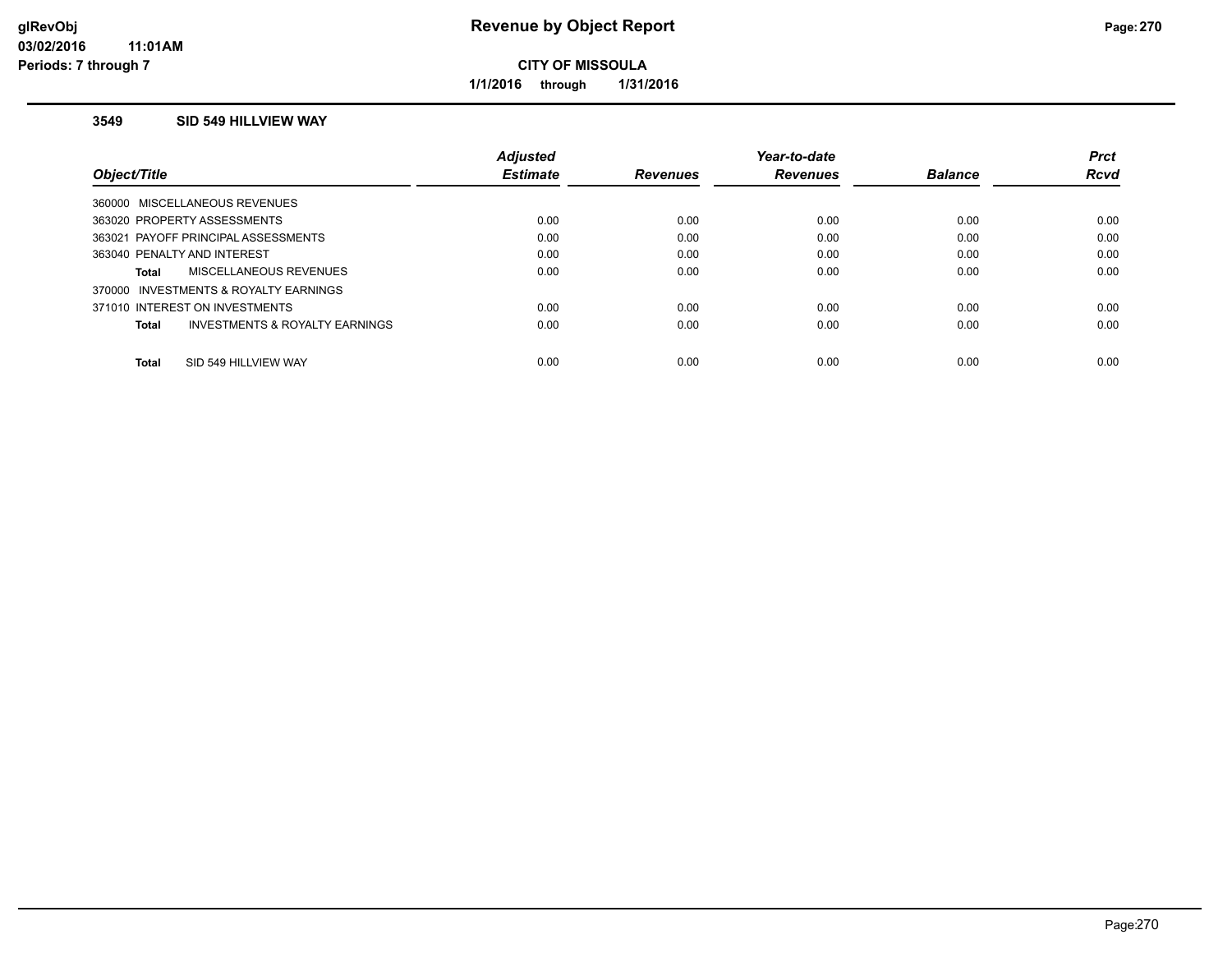**glRevObj**
**03/02/2016 11:01AM**
**Periods: 7 through 7**

# Revenue by Object Report

**CITY OF MISSOULA**

**1/1/2016 through 1/31/2016**

### 3549 SID 549 HILLVIEW WAY

| Object/Title | Adjusted Estimate | Revenues | Year-to-date Revenues | Balance | Prct Rcvd |
|---|---|---|---|---|---|
| 360000 MISCELLANEOUS REVENUES | | | | | |
| 363020 PROPERTY ASSESSMENTS | 0.00 | 0.00 | 0.00 | 0.00 | 0.00 |
| 363021 PAYOFF PRINCIPAL ASSESSMENTS | 0.00 | 0.00 | 0.00 | 0.00 | 0.00 |
| 363040 PENALTY AND INTEREST | 0.00 | 0.00 | 0.00 | 0.00 | 0.00 |
| **Total** MISCELLANEOUS REVENUES | 0.00 | 0.00 | 0.00 | 0.00 | 0.00 |
| 370000 INVESTMENTS & ROYALTY EARNINGS | | | | | |
| 371010 INTEREST ON INVESTMENTS | 0.00 | 0.00 | 0.00 | 0.00 | 0.00 |
| **Total** INVESTMENTS & ROYALTY EARNINGS | 0.00 | 0.00 | 0.00 | 0.00 | 0.00 |
| **Total** SID 549 HILLVIEW WAY | 0.00 | 0.00 | 0.00 | 0.00 | 0.00 |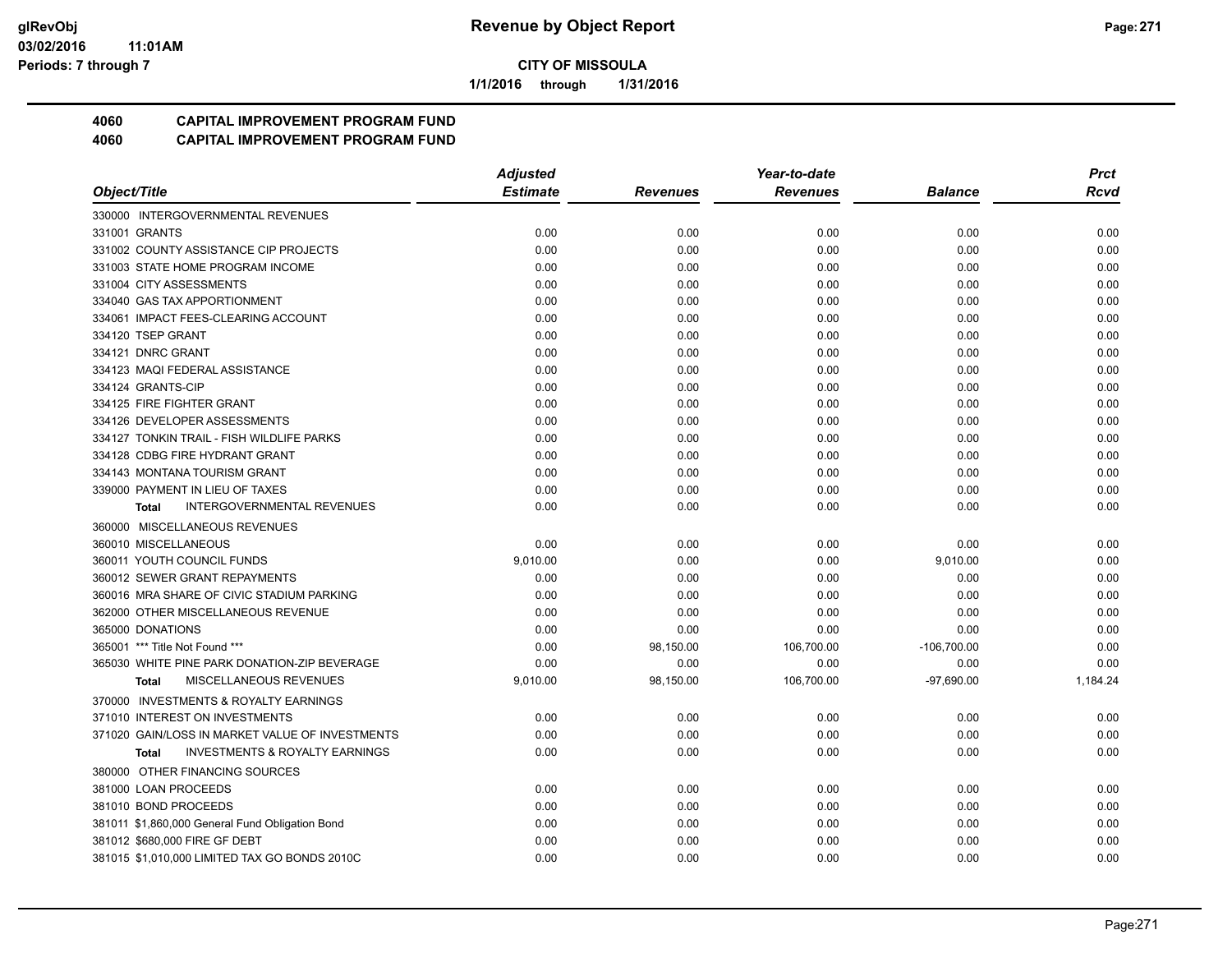**CITY OF MISSOULA**

**1/1/2016 through 1/31/2016**

**glRevObj**
**03/02/2016 11:01AM**
**Periods: 7 through 7**

# Revenue by Object Report

## 4060 CAPITAL IMPROVEMENT PROGRAM FUND
## 4060 CAPITAL IMPROVEMENT PROGRAM FUND

| Object/Title | Adjusted Estimate | Revenues | Year-to-date Revenues | Balance | Prct Rcvd |
|---|---|---|---|---|---|
| 330000 INTERGOVERNMENTAL REVENUES | | | | | |
| 331001 GRANTS | 0.00 | 0.00 | 0.00 | 0.00 | 0.00 |
| 331002 COUNTY ASSISTANCE CIP PROJECTS | 0.00 | 0.00 | 0.00 | 0.00 | 0.00 |
| 331003 STATE HOME PROGRAM INCOME | 0.00 | 0.00 | 0.00 | 0.00 | 0.00 |
| 331004 CITY ASSESSMENTS | 0.00 | 0.00 | 0.00 | 0.00 | 0.00 |
| 334040 GAS TAX APPORTIONMENT | 0.00 | 0.00 | 0.00 | 0.00 | 0.00 |
| 334061 IMPACT FEES-CLEARING ACCOUNT | 0.00 | 0.00 | 0.00 | 0.00 | 0.00 |
| 334120 TSEP GRANT | 0.00 | 0.00 | 0.00 | 0.00 | 0.00 |
| 334121 DNRC GRANT | 0.00 | 0.00 | 0.00 | 0.00 | 0.00 |
| 334123 MAQI FEDERAL ASSISTANCE | 0.00 | 0.00 | 0.00 | 0.00 | 0.00 |
| 334124 GRANTS-CIP | 0.00 | 0.00 | 0.00 | 0.00 | 0.00 |
| 334125 FIRE FIGHTER GRANT | 0.00 | 0.00 | 0.00 | 0.00 | 0.00 |
| 334126 DEVELOPER ASSESSMENTS | 0.00 | 0.00 | 0.00 | 0.00 | 0.00 |
| 334127 TONKIN TRAIL - FISH WILDLIFE PARKS | 0.00 | 0.00 | 0.00 | 0.00 | 0.00 |
| 334128 CDBG FIRE HYDRANT GRANT | 0.00 | 0.00 | 0.00 | 0.00 | 0.00 |
| 334143 MONTANA TOURISM GRANT | 0.00 | 0.00 | 0.00 | 0.00 | 0.00 |
| 339000 PAYMENT IN LIEU OF TAXES | 0.00 | 0.00 | 0.00 | 0.00 | 0.00 |
| **Total** INTERGOVERNMENTAL REVENUES | 0.00 | 0.00 | 0.00 | 0.00 | 0.00 |
| 360000 MISCELLANEOUS REVENUES | | | | | |
| 360010 MISCELLANEOUS | 0.00 | 0.00 | 0.00 | 0.00 | 0.00 |
| 360011 YOUTH COUNCIL FUNDS | 9,010.00 | 0.00 | 0.00 | 9,010.00 | 0.00 |
| 360012 SEWER GRANT REPAYMENTS | 0.00 | 0.00 | 0.00 | 0.00 | 0.00 |
| 360016 MRA SHARE OF CIVIC STADIUM PARKING | 0.00 | 0.00 | 0.00 | 0.00 | 0.00 |
| 362000 OTHER MISCELLANEOUS REVENUE | 0.00 | 0.00 | 0.00 | 0.00 | 0.00 |
| 365000 DONATIONS | 0.00 | 0.00 | 0.00 | 0.00 | 0.00 |
| 365001 *** Title Not Found *** | 0.00 | 98,150.00 | 106,700.00 | -106,700.00 | 0.00 |
| 365030 WHITE PINE PARK DONATION-ZIP BEVERAGE | 0.00 | 0.00 | 0.00 | 0.00 | 0.00 |
| **Total** MISCELLANEOUS REVENUES | 9,010.00 | 98,150.00 | 106,700.00 | -97,690.00 | 1,184.24 |
| 370000 INVESTMENTS & ROYALTY EARNINGS | | | | | |
| 371010 INTEREST ON INVESTMENTS | 0.00 | 0.00 | 0.00 | 0.00 | 0.00 |
| 371020 GAIN/LOSS IN MARKET VALUE OF INVESTMENTS | 0.00 | 0.00 | 0.00 | 0.00 | 0.00 |
| **Total** INVESTMENTS & ROYALTY EARNINGS | 0.00 | 0.00 | 0.00 | 0.00 | 0.00 |
| 380000 OTHER FINANCING SOURCES | | | | | |
| 381000 LOAN PROCEEDS | 0.00 | 0.00 | 0.00 | 0.00 | 0.00 |
| 381010 BOND PROCEEDS | 0.00 | 0.00 | 0.00 | 0.00 | 0.00 |
| 381011 $1,860,000 General Fund Obligation Bond | 0.00 | 0.00 | 0.00 | 0.00 | 0.00 |
| 381012 $680,000 FIRE GF DEBT | 0.00 | 0.00 | 0.00 | 0.00 | 0.00 |
| 381015 $1,010,000 LIMITED TAX GO BONDS 2010C | 0.00 | 0.00 | 0.00 | 0.00 | 0.00 |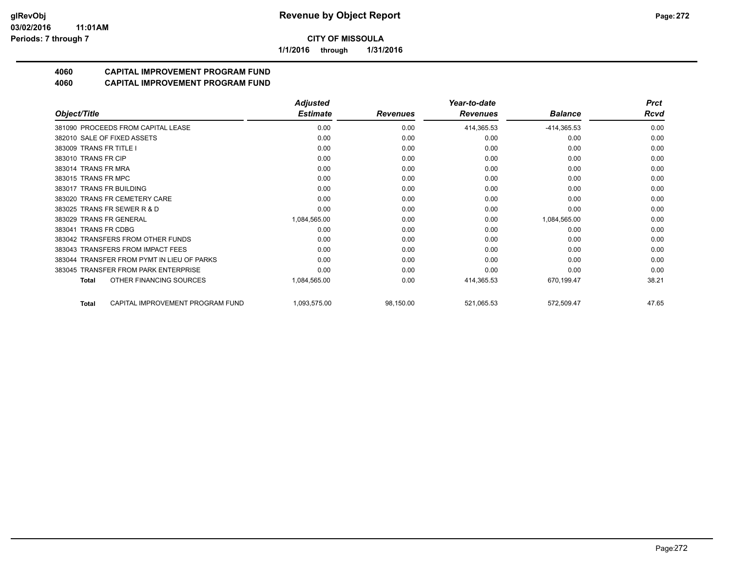**CITY OF MISSOULA**

**1/1/2016 through 1/31/2016**

## 4060 CAPITAL IMPROVEMENT PROGRAM FUND
## 4060 CAPITAL IMPROVEMENT PROGRAM FUND

| Object/Title | | Adjusted Estimate | Revenues | Year-to-date Revenues | Balance | Prct Rcvd |
|---|---|---|---|---|---|---|
| 381090 PROCEEDS FROM CAPITAL LEASE | | 0.00 | 0.00 | 414,365.53 | -414,365.53 | 0.00 |
| 382010 SALE OF FIXED ASSETS | | 0.00 | 0.00 | 0.00 | 0.00 | 0.00 |
| 383009 TRANS FR TITLE I | | 0.00 | 0.00 | 0.00 | 0.00 | 0.00 |
| 383010 TRANS FR CIP | | 0.00 | 0.00 | 0.00 | 0.00 | 0.00 |
| 383014 TRANS FR MRA | | 0.00 | 0.00 | 0.00 | 0.00 | 0.00 |
| 383015 TRANS FR MPC | | 0.00 | 0.00 | 0.00 | 0.00 | 0.00 |
| 383017 TRANS FR BUILDING | | 0.00 | 0.00 | 0.00 | 0.00 | 0.00 |
| 383020 TRANS FR CEMETERY CARE | | 0.00 | 0.00 | 0.00 | 0.00 | 0.00 |
| 383025 TRANS FR SEWER R & D | | 0.00 | 0.00 | 0.00 | 0.00 | 0.00 |
| 383029 TRANS FR GENERAL | | 1,084,565.00 | 0.00 | 0.00 | 1,084,565.00 | 0.00 |
| 383041 TRANS FR CDBG | | 0.00 | 0.00 | 0.00 | 0.00 | 0.00 |
| 383042 TRANSFERS FROM OTHER FUNDS | | 0.00 | 0.00 | 0.00 | 0.00 | 0.00 |
| 383043 TRANSFERS FROM IMPACT FEES | | 0.00 | 0.00 | 0.00 | 0.00 | 0.00 |
| 383044 TRANSFER FROM PYMT IN LIEU OF PARKS | | 0.00 | 0.00 | 0.00 | 0.00 | 0.00 |
| 383045 TRANSFER FROM PARK ENTERPRISE | | 0.00 | 0.00 | 0.00 | 0.00 | 0.00 |
| **Total** | OTHER FINANCING SOURCES | 1,084,565.00 | 0.00 | 414,365.53 | 670,199.47 | 38.21 |
| **Total** | CAPITAL IMPROVEMENT PROGRAM FUND | 1,093,575.00 | 98,150.00 | 521,065.53 | 572,509.47 | 47.65 |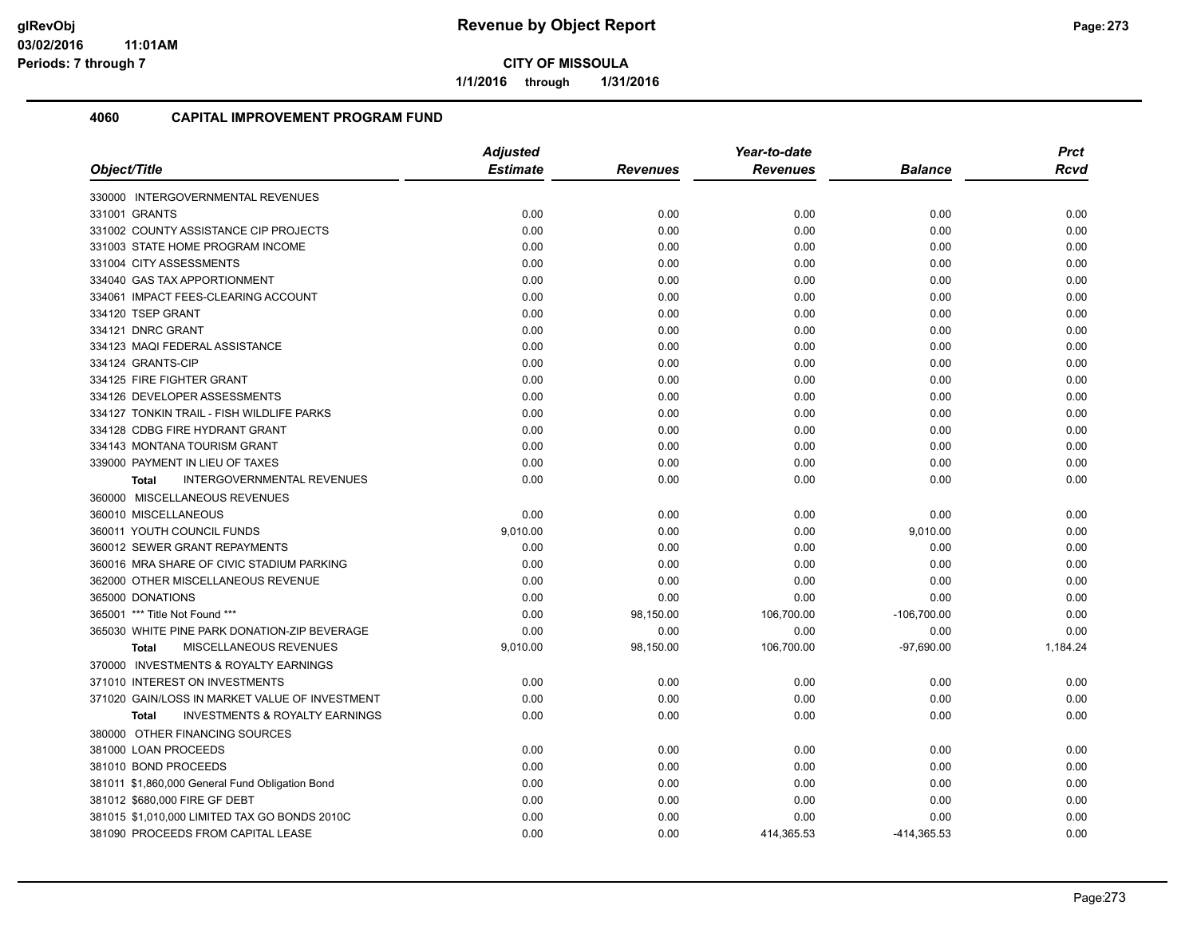**Revenue by Object Report**

**CITY OF MISSOULA**

**1/1/2016 through 1/31/2016**

glRevObj
03/02/2016 11:01AM
Periods: 7 through 7

## 4060 CAPITAL IMPROVEMENT PROGRAM FUND

| Object/Title | Adjusted Estimate | Revenues | Year-to-date Revenues | Balance | Prct Rcvd |
|---|---|---|---|---|---|
| 330000 INTERGOVERNMENTAL REVENUES | | | | | |
| 331001 GRANTS | 0.00 | 0.00 | 0.00 | 0.00 | 0.00 |
| 331002 COUNTY ASSISTANCE CIP PROJECTS | 0.00 | 0.00 | 0.00 | 0.00 | 0.00 |
| 331003 STATE HOME PROGRAM INCOME | 0.00 | 0.00 | 0.00 | 0.00 | 0.00 |
| 331004 CITY ASSESSMENTS | 0.00 | 0.00 | 0.00 | 0.00 | 0.00 |
| 334040 GAS TAX APPORTIONMENT | 0.00 | 0.00 | 0.00 | 0.00 | 0.00 |
| 334061 IMPACT FEES-CLEARING ACCOUNT | 0.00 | 0.00 | 0.00 | 0.00 | 0.00 |
| 334120 TSEP GRANT | 0.00 | 0.00 | 0.00 | 0.00 | 0.00 |
| 334121 DNRC GRANT | 0.00 | 0.00 | 0.00 | 0.00 | 0.00 |
| 334123 MAQI FEDERAL ASSISTANCE | 0.00 | 0.00 | 0.00 | 0.00 | 0.00 |
| 334124 GRANTS-CIP | 0.00 | 0.00 | 0.00 | 0.00 | 0.00 |
| 334125 FIRE FIGHTER GRANT | 0.00 | 0.00 | 0.00 | 0.00 | 0.00 |
| 334126 DEVELOPER ASSESSMENTS | 0.00 | 0.00 | 0.00 | 0.00 | 0.00 |
| 334127 TONKIN TRAIL - FISH WILDLIFE PARKS | 0.00 | 0.00 | 0.00 | 0.00 | 0.00 |
| 334128 CDBG FIRE HYDRANT GRANT | 0.00 | 0.00 | 0.00 | 0.00 | 0.00 |
| 334143 MONTANA TOURISM GRANT | 0.00 | 0.00 | 0.00 | 0.00 | 0.00 |
| 339000 PAYMENT IN LIEU OF TAXES | 0.00 | 0.00 | 0.00 | 0.00 | 0.00 |
| **Total** INTERGOVERNMENTAL REVENUES | 0.00 | 0.00 | 0.00 | 0.00 | 0.00 |
| 360000 MISCELLANEOUS REVENUES | | | | | |
| 360010 MISCELLANEOUS | 0.00 | 0.00 | 0.00 | 0.00 | 0.00 |
| 360011 YOUTH COUNCIL FUNDS | 9,010.00 | 0.00 | 0.00 | 9,010.00 | 0.00 |
| 360012 SEWER GRANT REPAYMENTS | 0.00 | 0.00 | 0.00 | 0.00 | 0.00 |
| 360016 MRA SHARE OF CIVIC STADIUM PARKING | 0.00 | 0.00 | 0.00 | 0.00 | 0.00 |
| 362000 OTHER MISCELLANEOUS REVENUE | 0.00 | 0.00 | 0.00 | 0.00 | 0.00 |
| 365000 DONATIONS | 0.00 | 0.00 | 0.00 | 0.00 | 0.00 |
| 365001 *** Title Not Found *** | 0.00 | 98,150.00 | 106,700.00 | -106,700.00 | 0.00 |
| 365030 WHITE PINE PARK DONATION-ZIP BEVERAGE | 0.00 | 0.00 | 0.00 | 0.00 | 0.00 |
| **Total** MISCELLANEOUS REVENUES | 9,010.00 | 98,150.00 | 106,700.00 | -97,690.00 | 1,184.24 |
| 370000 INVESTMENTS & ROYALTY EARNINGS | | | | | |
| 371010 INTEREST ON INVESTMENTS | 0.00 | 0.00 | 0.00 | 0.00 | 0.00 |
| 371020 GAIN/LOSS IN MARKET VALUE OF INVESTMENT | 0.00 | 0.00 | 0.00 | 0.00 | 0.00 |
| **Total** INVESTMENTS & ROYALTY EARNINGS | 0.00 | 0.00 | 0.00 | 0.00 | 0.00 |
| 380000 OTHER FINANCING SOURCES | | | | | |
| 381000 LOAN PROCEEDS | 0.00 | 0.00 | 0.00 | 0.00 | 0.00 |
| 381010 BOND PROCEEDS | 0.00 | 0.00 | 0.00 | 0.00 | 0.00 |
| 381011 $1,860,000 General Fund Obligation Bond | 0.00 | 0.00 | 0.00 | 0.00 | 0.00 |
| 381012 $680,000 FIRE GF DEBT | 0.00 | 0.00 | 0.00 | 0.00 | 0.00 |
| 381015 $1,010,000 LIMITED TAX GO BONDS 2010C | 0.00 | 0.00 | 0.00 | 0.00 | 0.00 |
| 381090 PROCEEDS FROM CAPITAL LEASE | 0.00 | 0.00 | 414,365.53 | -414,365.53 | 0.00 |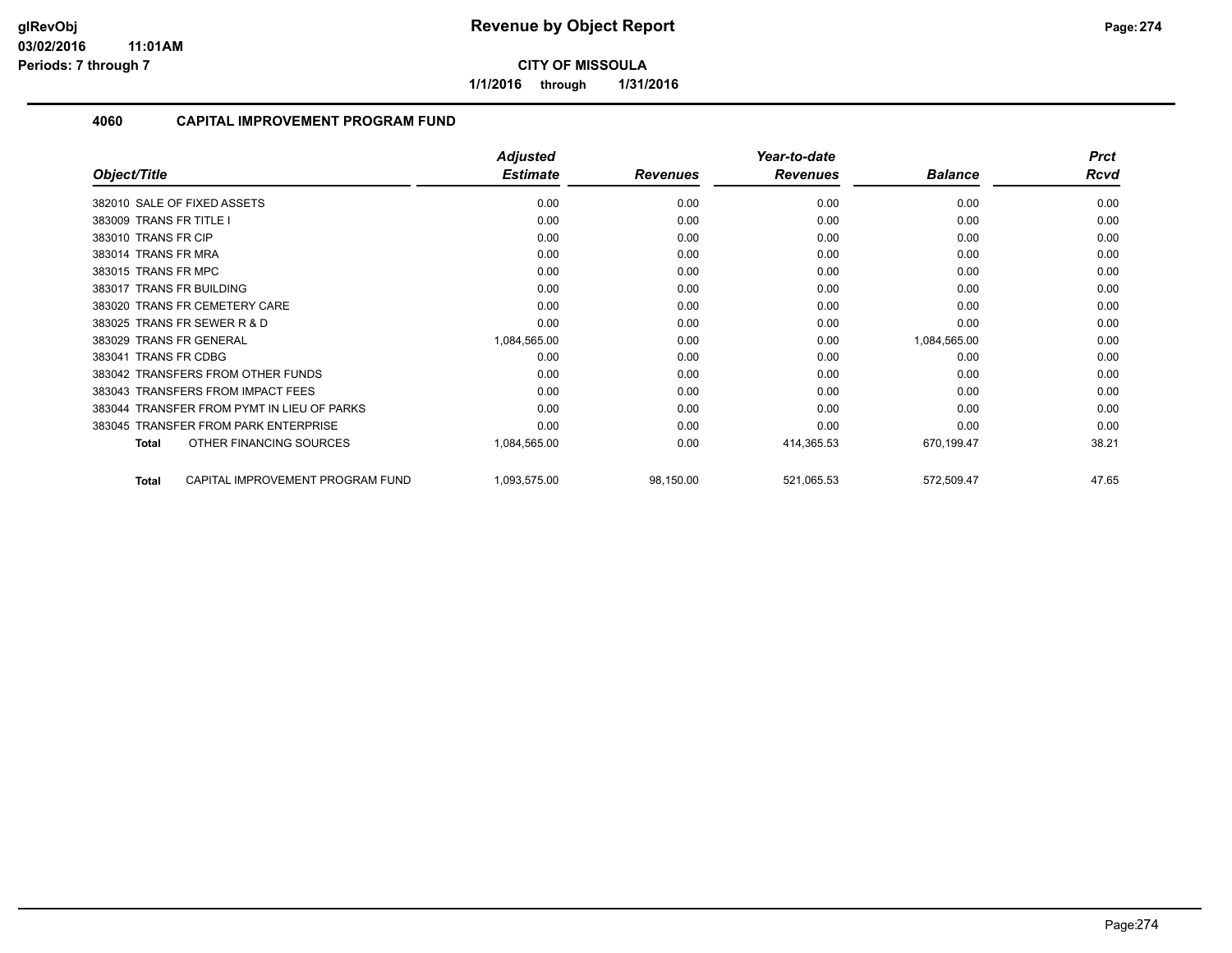# Revenue by Object Report

glRevObj
03/02/2016 11:01AM
Periods: 7 through 7

**CITY OF MISSOULA**

**1/1/2016 through 1/31/2016**

## 4060 CAPITAL IMPROVEMENT PROGRAM FUND

| Object/Title | Adjusted Estimate | Revenues | Year-to-date Revenues | Balance | Prct Rcvd |
|---|---|---|---|---|---|
| 382010 SALE OF FIXED ASSETS | 0.00 | 0.00 | 0.00 | 0.00 | 0.00 |
| 383009 TRANS FR TITLE I | 0.00 | 0.00 | 0.00 | 0.00 | 0.00 |
| 383010 TRANS FR CIP | 0.00 | 0.00 | 0.00 | 0.00 | 0.00 |
| 383014 TRANS FR MRA | 0.00 | 0.00 | 0.00 | 0.00 | 0.00 |
| 383015 TRANS FR MPC | 0.00 | 0.00 | 0.00 | 0.00 | 0.00 |
| 383017 TRANS FR BUILDING | 0.00 | 0.00 | 0.00 | 0.00 | 0.00 |
| 383020 TRANS FR CEMETERY CARE | 0.00 | 0.00 | 0.00 | 0.00 | 0.00 |
| 383025 TRANS FR SEWER R & D | 0.00 | 0.00 | 0.00 | 0.00 | 0.00 |
| 383029 TRANS FR GENERAL | 1,084,565.00 | 0.00 | 0.00 | 1,084,565.00 | 0.00 |
| 383041 TRANS FR CDBG | 0.00 | 0.00 | 0.00 | 0.00 | 0.00 |
| 383042 TRANSFERS FROM OTHER FUNDS | 0.00 | 0.00 | 0.00 | 0.00 | 0.00 |
| 383043 TRANSFERS FROM IMPACT FEES | 0.00 | 0.00 | 0.00 | 0.00 | 0.00 |
| 383044 TRANSFER FROM PYMT IN LIEU OF PARKS | 0.00 | 0.00 | 0.00 | 0.00 | 0.00 |
| 383045 TRANSFER FROM PARK ENTERPRISE | 0.00 | 0.00 | 0.00 | 0.00 | 0.00 |
| **Total** OTHER FINANCING SOURCES | 1,084,565.00 | 0.00 | 414,365.53 | 670,199.47 | 38.21 |
| **Total** CAPITAL IMPROVEMENT PROGRAM FUND | 1,093,575.00 | 98,150.00 | 521,065.53 | 572,509.47 | 47.65 |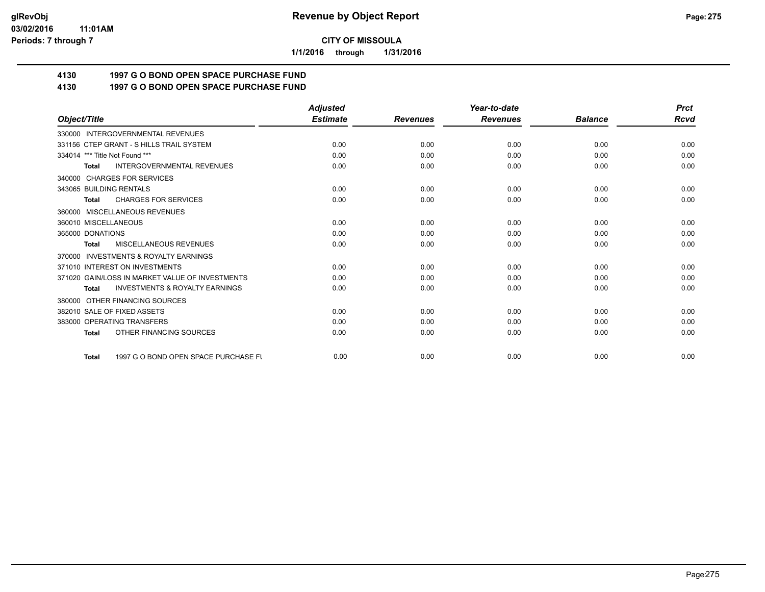**CITY OF MISSOULA**

**1/1/2016 through 1/31/2016**

## 4130 1997 G O BOND OPEN SPACE PURCHASE FUND

## 4130 1997 G O BOND OPEN SPACE PURCHASE FUND

| Object/Title | Adjusted Estimate | Revenues | Year-to-date Revenues | Balance | Prct Rcvd |
|---|---|---|---|---|---|
| 330000 INTERGOVERNMENTAL REVENUES | | | | | |
| 331156 CTEP GRANT - S HILLS TRAIL SYSTEM | 0.00 | 0.00 | 0.00 | 0.00 | 0.00 |
| 334014 *** Title Not Found *** | 0.00 | 0.00 | 0.00 | 0.00 | 0.00 |
| **Total** INTERGOVERNMENTAL REVENUES | 0.00 | 0.00 | 0.00 | 0.00 | 0.00 |
| 340000 CHARGES FOR SERVICES | | | | | |
| 343065 BUILDING RENTALS | 0.00 | 0.00 | 0.00 | 0.00 | 0.00 |
| **Total** CHARGES FOR SERVICES | 0.00 | 0.00 | 0.00 | 0.00 | 0.00 |
| 360000 MISCELLANEOUS REVENUES | | | | | |
| 360010 MISCELLANEOUS | 0.00 | 0.00 | 0.00 | 0.00 | 0.00 |
| 365000 DONATIONS | 0.00 | 0.00 | 0.00 | 0.00 | 0.00 |
| **Total** MISCELLANEOUS REVENUES | 0.00 | 0.00 | 0.00 | 0.00 | 0.00 |
| 370000 INVESTMENTS & ROYALTY EARNINGS | | | | | |
| 371010 INTEREST ON INVESTMENTS | 0.00 | 0.00 | 0.00 | 0.00 | 0.00 |
| 371020 GAIN/LOSS IN MARKET VALUE OF INVESTMENTS | 0.00 | 0.00 | 0.00 | 0.00 | 0.00 |
| **Total** INVESTMENTS & ROYALTY EARNINGS | 0.00 | 0.00 | 0.00 | 0.00 | 0.00 |
| 380000 OTHER FINANCING SOURCES | | | | | |
| 382010 SALE OF FIXED ASSETS | 0.00 | 0.00 | 0.00 | 0.00 | 0.00 |
| 383000 OPERATING TRANSFERS | 0.00 | 0.00 | 0.00 | 0.00 | 0.00 |
| **Total** OTHER FINANCING SOURCES | 0.00 | 0.00 | 0.00 | 0.00 | 0.00 |
| **Total** 1997 G O BOND OPEN SPACE PURCHASE FU | 0.00 | 0.00 | 0.00 | 0.00 | 0.00 |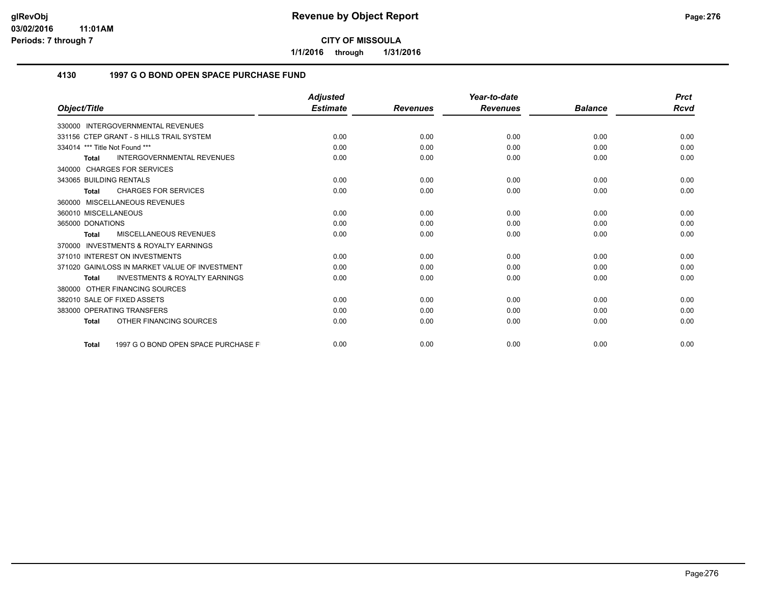# Revenue by Object Report

**CITY OF MISSOULA**

**1/1/2016 through 1/31/2016**

glRevObj
03/02/2016 11:01AM
Periods: 7 through 7

## 4130 1997 G O BOND OPEN SPACE PURCHASE FUND

| Object/Title | Adjusted Estimate | Revenues | Year-to-date Revenues | Balance | Prct Rcvd |
|---|---|---|---|---|---|
| 330000 INTERGOVERNMENTAL REVENUES | | | | | |
| 331156 CTEP GRANT - S HILLS TRAIL SYSTEM | 0.00 | 0.00 | 0.00 | 0.00 | 0.00 |
| 334014 *** Title Not Found *** | 0.00 | 0.00 | 0.00 | 0.00 | 0.00 |
| **Total** INTERGOVERNMENTAL REVENUES | 0.00 | 0.00 | 0.00 | 0.00 | 0.00 |
| 340000 CHARGES FOR SERVICES | | | | | |
| 343065 BUILDING RENTALS | 0.00 | 0.00 | 0.00 | 0.00 | 0.00 |
| **Total** CHARGES FOR SERVICES | 0.00 | 0.00 | 0.00 | 0.00 | 0.00 |
| 360000 MISCELLANEOUS REVENUES | | | | | |
| 360010 MISCELLANEOUS | 0.00 | 0.00 | 0.00 | 0.00 | 0.00 |
| 365000 DONATIONS | 0.00 | 0.00 | 0.00 | 0.00 | 0.00 |
| **Total** MISCELLANEOUS REVENUES | 0.00 | 0.00 | 0.00 | 0.00 | 0.00 |
| 370000 INVESTMENTS & ROYALTY EARNINGS | | | | | |
| 371010 INTEREST ON INVESTMENTS | 0.00 | 0.00 | 0.00 | 0.00 | 0.00 |
| 371020 GAIN/LOSS IN MARKET VALUE OF INVESTMENT | 0.00 | 0.00 | 0.00 | 0.00 | 0.00 |
| **Total** INVESTMENTS & ROYALTY EARNINGS | 0.00 | 0.00 | 0.00 | 0.00 | 0.00 |
| 380000 OTHER FINANCING SOURCES | | | | | |
| 382010 SALE OF FIXED ASSETS | 0.00 | 0.00 | 0.00 | 0.00 | 0.00 |
| 383000 OPERATING TRANSFERS | 0.00 | 0.00 | 0.00 | 0.00 | 0.00 |
| **Total** OTHER FINANCING SOURCES | 0.00 | 0.00 | 0.00 | 0.00 | 0.00 |
| **Total** 1997 G O BOND OPEN SPACE PURCHASE F | 0.00 | 0.00 | 0.00 | 0.00 | 0.00 |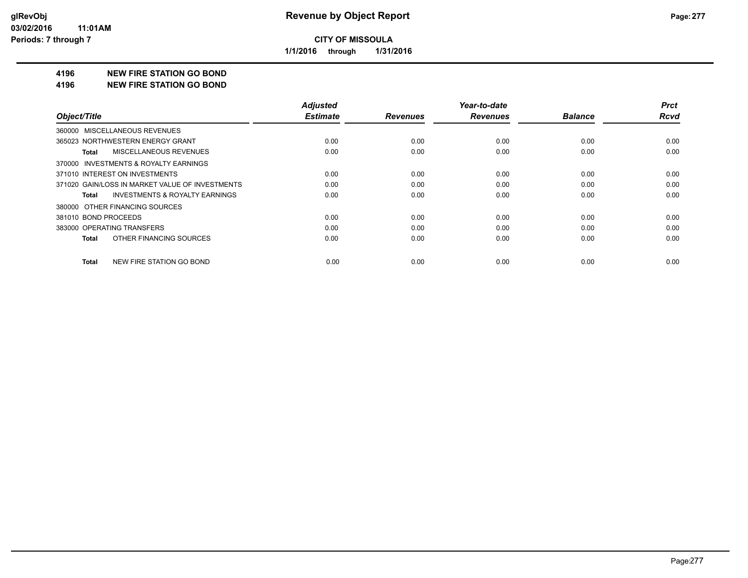**CITY OF MISSOULA**

**1/1/2016 through 1/31/2016**

## 4196 NEW FIRE STATION GO BOND
## 4196 NEW FIRE STATION GO BOND

| Object/Title | Adjusted Estimate | Revenues | Year-to-date Revenues | Balance | Prct Rcvd |
|---|---|---|---|---|---|
| 360000 MISCELLANEOUS REVENUES | | | | | |
| 365023 NORTHWESTERN ENERGY GRANT | 0.00 | 0.00 | 0.00 | 0.00 | 0.00 |
| **Total** MISCELLANEOUS REVENUES | 0.00 | 0.00 | 0.00 | 0.00 | 0.00 |
| 370000 INVESTMENTS & ROYALTY EARNINGS | | | | | |
| 371010 INTEREST ON INVESTMENTS | 0.00 | 0.00 | 0.00 | 0.00 | 0.00 |
| 371020 GAIN/LOSS IN MARKET VALUE OF INVESTMENTS | 0.00 | 0.00 | 0.00 | 0.00 | 0.00 |
| **Total** INVESTMENTS & ROYALTY EARNINGS | 0.00 | 0.00 | 0.00 | 0.00 | 0.00 |
| 380000 OTHER FINANCING SOURCES | | | | | |
| 381010 BOND PROCEEDS | 0.00 | 0.00 | 0.00 | 0.00 | 0.00 |
| 383000 OPERATING TRANSFERS | 0.00 | 0.00 | 0.00 | 0.00 | 0.00 |
| **Total** OTHER FINANCING SOURCES | 0.00 | 0.00 | 0.00 | 0.00 | 0.00 |
| **Total** NEW FIRE STATION GO BOND | 0.00 | 0.00 | 0.00 | 0.00 | 0.00 |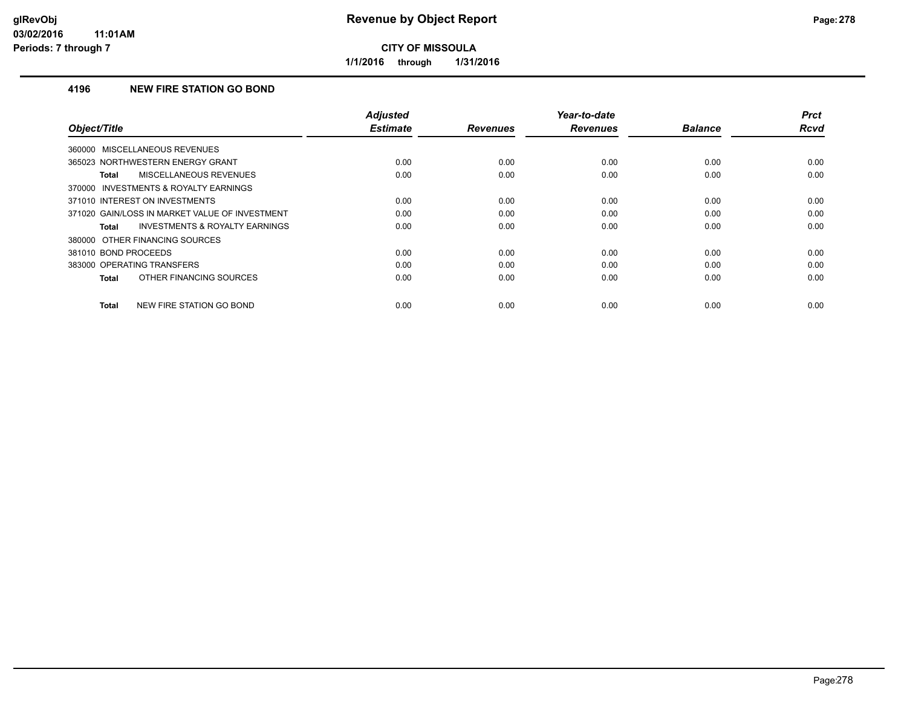**CITY OF MISSOULA**

**1/1/2016 through 1/31/2016**

## 4196 NEW FIRE STATION GO BOND

| Object/Title | Adjusted Estimate | Revenues | Year-to-date Revenues | Balance | Prct Rcvd |
|---|---|---|---|---|---|
| 360000 MISCELLANEOUS REVENUES | | | | | |
| 365023 NORTHWESTERN ENERGY GRANT | 0.00 | 0.00 | 0.00 | 0.00 | 0.00 |
| **Total** MISCELLANEOUS REVENUES | 0.00 | 0.00 | 0.00 | 0.00 | 0.00 |
| 370000 INVESTMENTS & ROYALTY EARNINGS | | | | | |
| 371010 INTEREST ON INVESTMENTS | 0.00 | 0.00 | 0.00 | 0.00 | 0.00 |
| 371020 GAIN/LOSS IN MARKET VALUE OF INVESTMENT | 0.00 | 0.00 | 0.00 | 0.00 | 0.00 |
| **Total** INVESTMENTS & ROYALTY EARNINGS | 0.00 | 0.00 | 0.00 | 0.00 | 0.00 |
| 380000 OTHER FINANCING SOURCES | | | | | |
| 381010 BOND PROCEEDS | 0.00 | 0.00 | 0.00 | 0.00 | 0.00 |
| 383000 OPERATING TRANSFERS | 0.00 | 0.00 | 0.00 | 0.00 | 0.00 |
| **Total** OTHER FINANCING SOURCES | 0.00 | 0.00 | 0.00 | 0.00 | 0.00 |
| **Total** NEW FIRE STATION GO BOND | 0.00 | 0.00 | 0.00 | 0.00 | 0.00 |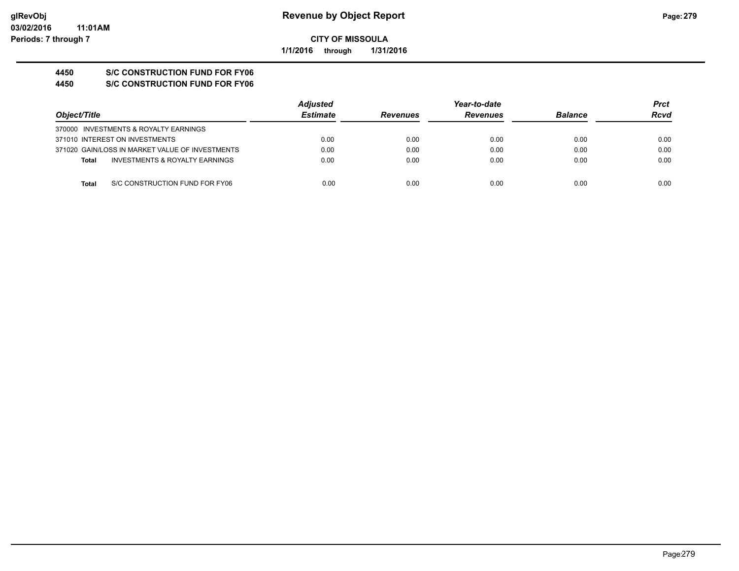# Revenue by Object Report

**CITY OF MISSOULA**

**1/1/2016 through 1/31/2016**

**4450 S/C CONSTRUCTION FUND FOR FY06**

**4450 S/C CONSTRUCTION FUND FOR FY06**

| Object/Title | Adjusted Estimate | Revenues | Year-to-date Revenues | Balance | Prct Rcvd |
|---|---|---|---|---|---|
| 370000 INVESTMENTS & ROYALTY EARNINGS | | | | | |
| 371010 INTEREST ON INVESTMENTS | 0.00 | 0.00 | 0.00 | 0.00 | 0.00 |
| 371020 GAIN/LOSS IN MARKET VALUE OF INVESTMENTS | 0.00 | 0.00 | 0.00 | 0.00 | 0.00 |
| **Total** INVESTMENTS & ROYALTY EARNINGS | 0.00 | 0.00 | 0.00 | 0.00 | 0.00 |
| **Total** S/C CONSTRUCTION FUND FOR FY06 | 0.00 | 0.00 | 0.00 | 0.00 | 0.00 |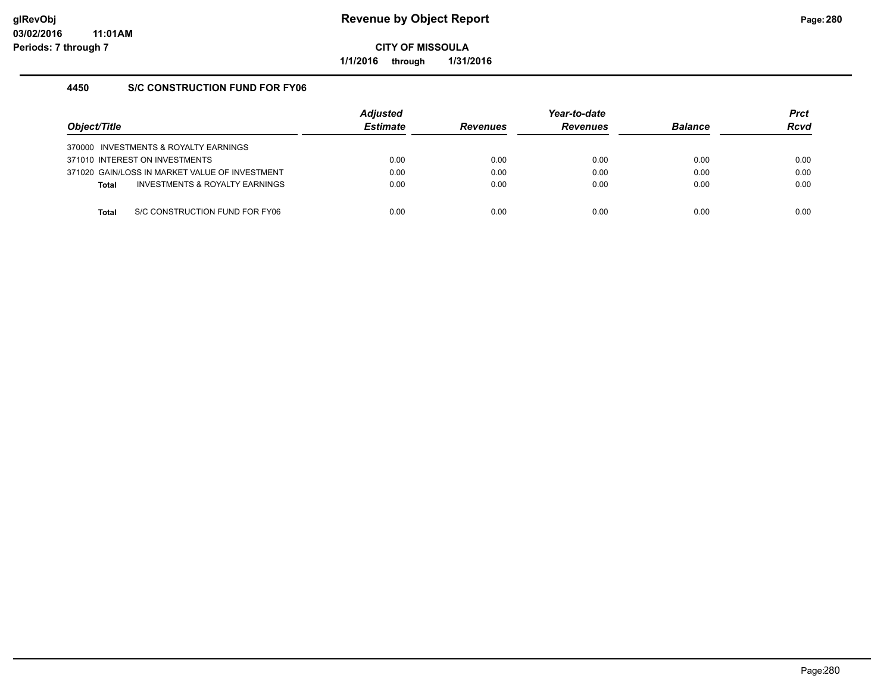# Revenue by Object Report

**CITY OF MISSOULA**

**1/1/2016 through 1/31/2016**

glRevObj
03/02/2016 11:01AM
Periods: 7 through 7

## 4450 S/C CONSTRUCTION FUND FOR FY06

| Object/Title | Adjusted Estimate | Revenues | Year-to-date Revenues | Balance | Prct Rcvd |
|---|---|---|---|---|---|
| 370000 INVESTMENTS & ROYALTY EARNINGS | | | | | |
| 371010 INTEREST ON INVESTMENTS | 0.00 | 0.00 | 0.00 | 0.00 | 0.00 |
| 371020 GAIN/LOSS IN MARKET VALUE OF INVESTMENT | 0.00 | 0.00 | 0.00 | 0.00 | 0.00 |
| **Total** INVESTMENTS & ROYALTY EARNINGS | 0.00 | 0.00 | 0.00 | 0.00 | 0.00 |
| **Total** S/C CONSTRUCTION FUND FOR FY06 | 0.00 | 0.00 | 0.00 | 0.00 | 0.00 |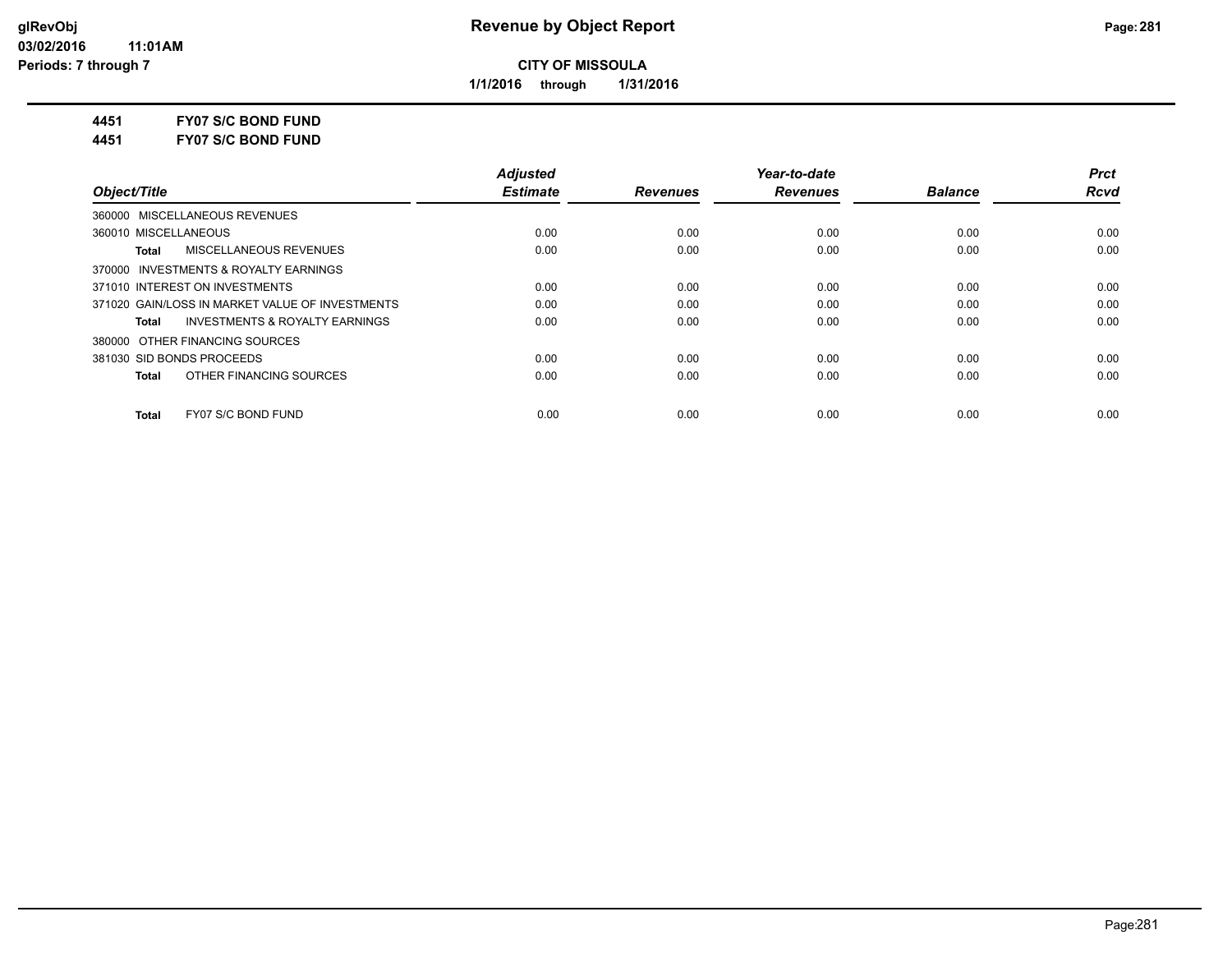**CITY OF MISSOULA**

**1/1/2016 through 1/31/2016**

**4451 FY07 S/C BOND FUND**

**4451 FY07 S/C BOND FUND**

| Object/Title | Adjusted Estimate | Revenues | Year-to-date Revenues | Balance | Prct Rcvd |
|---|---|---|---|---|---|
| 360000 MISCELLANEOUS REVENUES | | | | | |
| 360010 MISCELLANEOUS | 0.00 | 0.00 | 0.00 | 0.00 | 0.00 |
| **Total** MISCELLANEOUS REVENUES | 0.00 | 0.00 | 0.00 | 0.00 | 0.00 |
| 370000 INVESTMENTS & ROYALTY EARNINGS | | | | | |
| 371010 INTEREST ON INVESTMENTS | 0.00 | 0.00 | 0.00 | 0.00 | 0.00 |
| 371020 GAIN/LOSS IN MARKET VALUE OF INVESTMENTS | 0.00 | 0.00 | 0.00 | 0.00 | 0.00 |
| **Total** INVESTMENTS & ROYALTY EARNINGS | 0.00 | 0.00 | 0.00 | 0.00 | 0.00 |
| 380000 OTHER FINANCING SOURCES | | | | | |
| 381030 SID BONDS PROCEEDS | 0.00 | 0.00 | 0.00 | 0.00 | 0.00 |
| **Total** OTHER FINANCING SOURCES | 0.00 | 0.00 | 0.00 | 0.00 | 0.00 |
| **Total** FY07 S/C BOND FUND | 0.00 | 0.00 | 0.00 | 0.00 | 0.00 |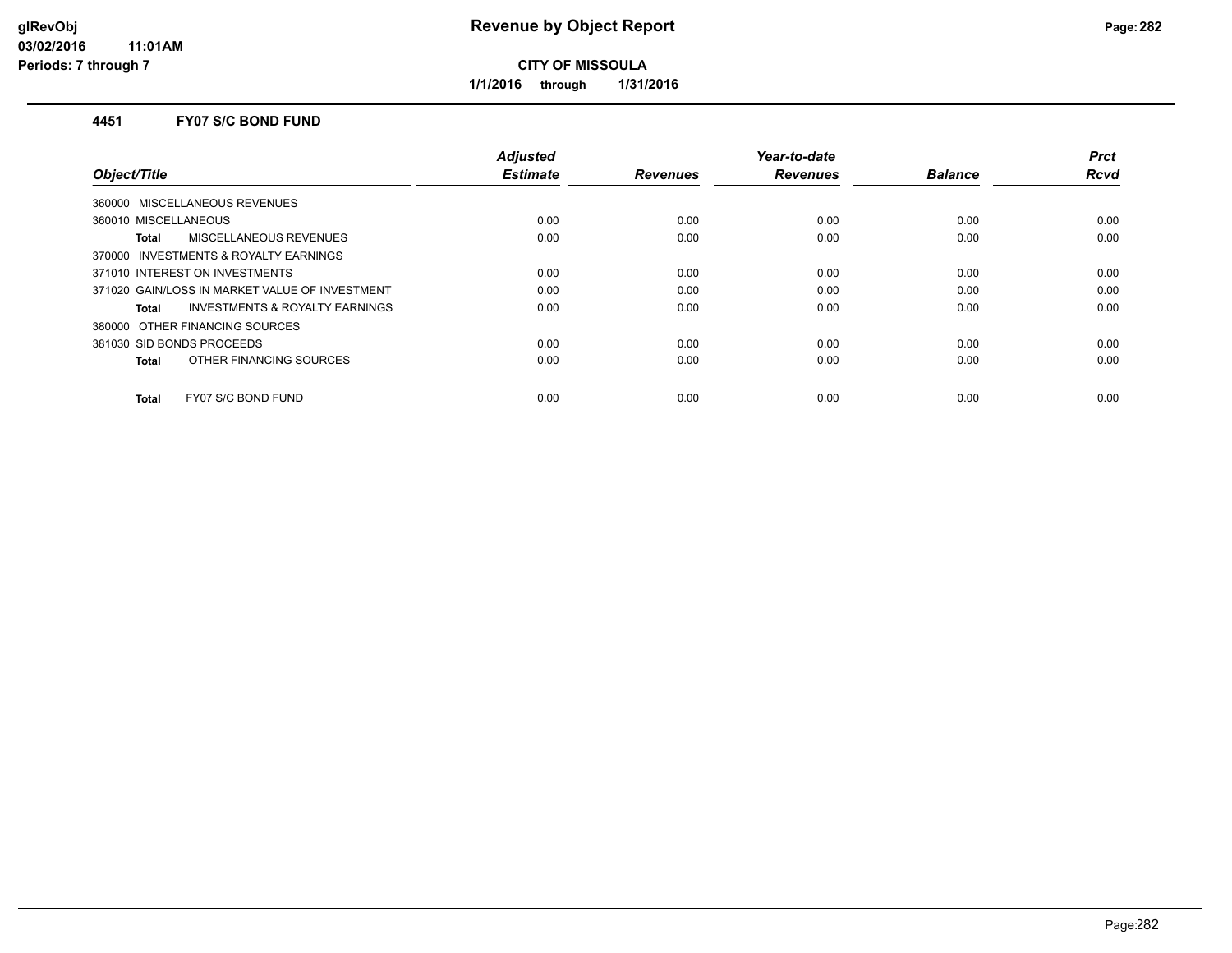# Revenue by Object Report

**CITY OF MISSOULA**

**1/1/2016 through 1/31/2016**

glRevObj
03/02/2016 11:01AM
Periods: 7 through 7

### 4451 FY07 S/C BOND FUND

| Object/Title | Adjusted Estimate | Revenues | Year-to-date Revenues | Balance | Prct Rcvd |
|---|---|---|---|---|---|
| 360000 MISCELLANEOUS REVENUES | | | | | |
| 360010 MISCELLANEOUS | 0.00 | 0.00 | 0.00 | 0.00 | 0.00 |
| **Total** MISCELLANEOUS REVENUES | 0.00 | 0.00 | 0.00 | 0.00 | 0.00 |
| 370000 INVESTMENTS & ROYALTY EARNINGS | | | | | |
| 371010 INTEREST ON INVESTMENTS | 0.00 | 0.00 | 0.00 | 0.00 | 0.00 |
| 371020 GAIN/LOSS IN MARKET VALUE OF INVESTMENT | 0.00 | 0.00 | 0.00 | 0.00 | 0.00 |
| **Total** INVESTMENTS & ROYALTY EARNINGS | 0.00 | 0.00 | 0.00 | 0.00 | 0.00 |
| 380000 OTHER FINANCING SOURCES | | | | | |
| 381030 SID BONDS PROCEEDS | 0.00 | 0.00 | 0.00 | 0.00 | 0.00 |
| **Total** OTHER FINANCING SOURCES | 0.00 | 0.00 | 0.00 | 0.00 | 0.00 |
| **Total** FY07 S/C BOND FUND | 0.00 | 0.00 | 0.00 | 0.00 | 0.00 |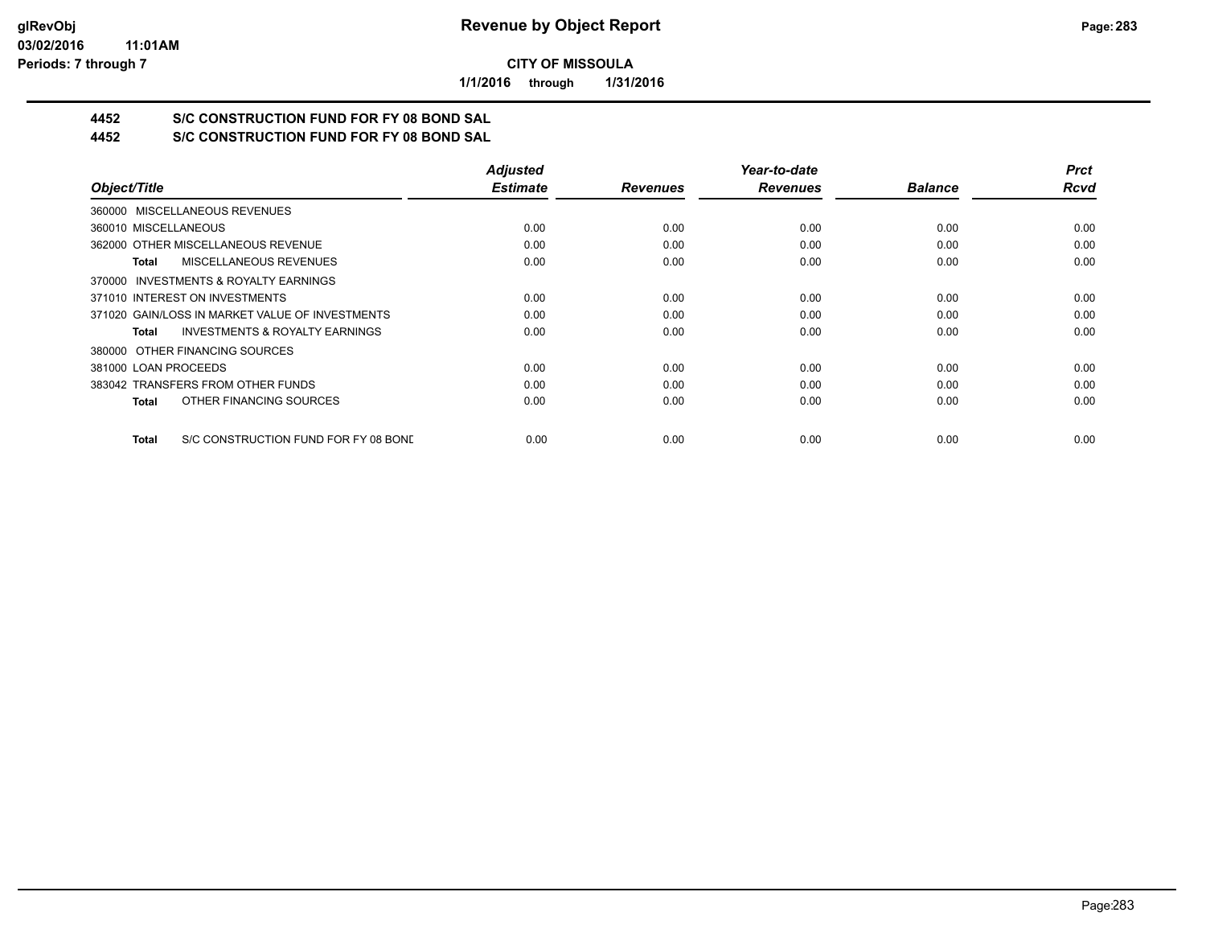**CITY OF MISSOULA**

**1/1/2016 through 1/31/2016**

## 4452 S/C CONSTRUCTION FUND FOR FY 08 BOND SAL

## 4452 S/C CONSTRUCTION FUND FOR FY 08 BOND SAL

| Object/Title | Adjusted Estimate | Revenues | Year-to-date Revenues | Balance | Prct Rcvd |
|---|---|---|---|---|---|
| 360000 MISCELLANEOUS REVENUES | | | | | |
| 360010 MISCELLANEOUS | 0.00 | 0.00 | 0.00 | 0.00 | 0.00 |
| 362000 OTHER MISCELLANEOUS REVENUE | 0.00 | 0.00 | 0.00 | 0.00 | 0.00 |
| **Total** MISCELLANEOUS REVENUES | 0.00 | 0.00 | 0.00 | 0.00 | 0.00 |
| 370000 INVESTMENTS & ROYALTY EARNINGS | | | | | |
| 371010 INTEREST ON INVESTMENTS | 0.00 | 0.00 | 0.00 | 0.00 | 0.00 |
| 371020 GAIN/LOSS IN MARKET VALUE OF INVESTMENTS | 0.00 | 0.00 | 0.00 | 0.00 | 0.00 |
| **Total** INVESTMENTS & ROYALTY EARNINGS | 0.00 | 0.00 | 0.00 | 0.00 | 0.00 |
| 380000 OTHER FINANCING SOURCES | | | | | |
| 381000 LOAN PROCEEDS | 0.00 | 0.00 | 0.00 | 0.00 | 0.00 |
| 383042 TRANSFERS FROM OTHER FUNDS | 0.00 | 0.00 | 0.00 | 0.00 | 0.00 |
| **Total** OTHER FINANCING SOURCES | 0.00 | 0.00 | 0.00 | 0.00 | 0.00 |
| **Total** S/C CONSTRUCTION FUND FOR FY 08 BOND | 0.00 | 0.00 | 0.00 | 0.00 | 0.00 |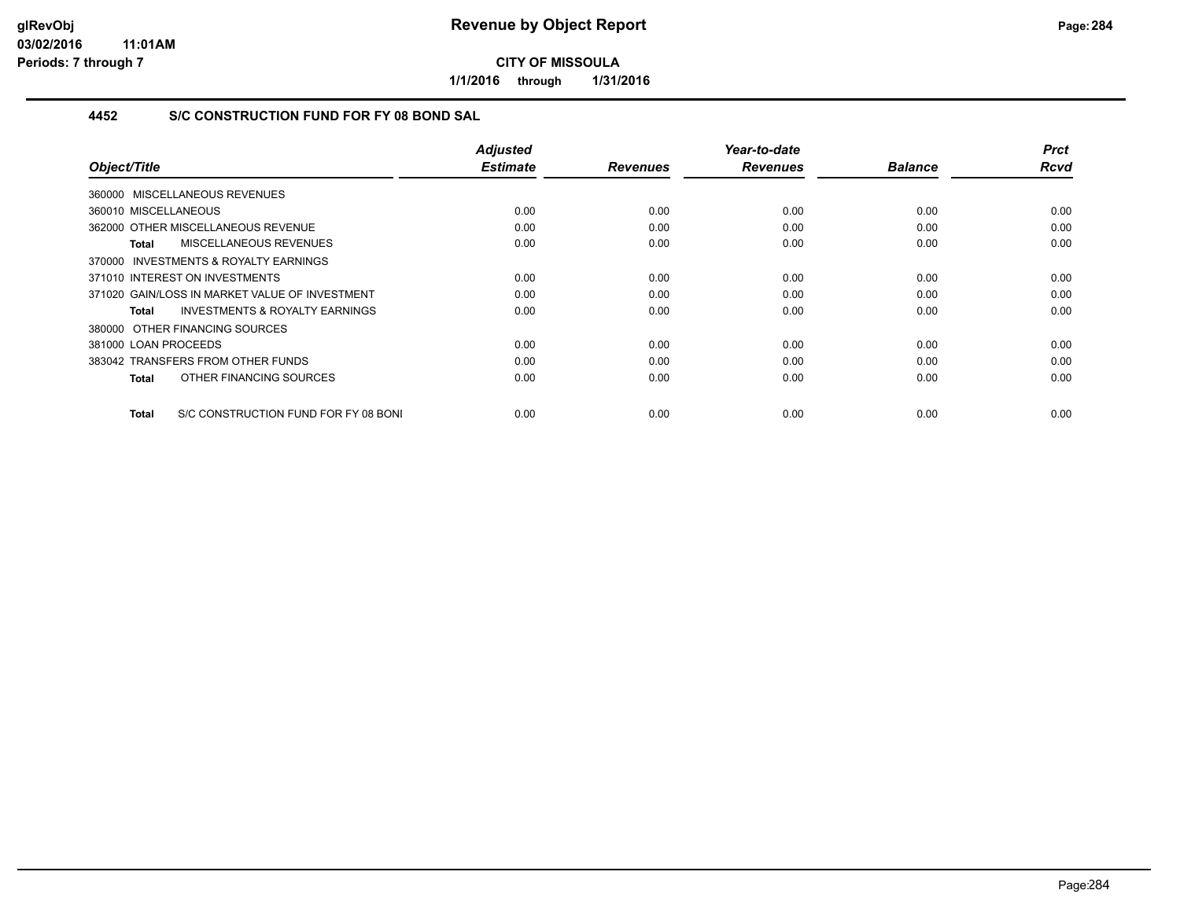**CITY OF MISSOULA**

**1/1/2016 through 1/31/2016**

### 4452 S/C CONSTRUCTION FUND FOR FY 08 BOND SAL

| Object/Title | Adjusted Estimate | Revenues | Year-to-date Revenues | Balance | Prct Rcvd |
|---|---|---|---|---|---|
| 360000 MISCELLANEOUS REVENUES | | | | | |
| 360010 MISCELLANEOUS | 0.00 | 0.00 | 0.00 | 0.00 | 0.00 |
| 362000 OTHER MISCELLANEOUS REVENUE | 0.00 | 0.00 | 0.00 | 0.00 | 0.00 |
| **Total** MISCELLANEOUS REVENUES | 0.00 | 0.00 | 0.00 | 0.00 | 0.00 |
| 370000 INVESTMENTS & ROYALTY EARNINGS | | | | | |
| 371010 INTEREST ON INVESTMENTS | 0.00 | 0.00 | 0.00 | 0.00 | 0.00 |
| 371020 GAIN/LOSS IN MARKET VALUE OF INVESTMENT | 0.00 | 0.00 | 0.00 | 0.00 | 0.00 |
| **Total** INVESTMENTS & ROYALTY EARNINGS | 0.00 | 0.00 | 0.00 | 0.00 | 0.00 |
| 380000 OTHER FINANCING SOURCES | | | | | |
| 381000 LOAN PROCEEDS | 0.00 | 0.00 | 0.00 | 0.00 | 0.00 |
| 383042 TRANSFERS FROM OTHER FUNDS | 0.00 | 0.00 | 0.00 | 0.00 | 0.00 |
| **Total** OTHER FINANCING SOURCES | 0.00 | 0.00 | 0.00 | 0.00 | 0.00 |
| **Total** S/C CONSTRUCTION FUND FOR FY 08 BONI | 0.00 | 0.00 | 0.00 | 0.00 | 0.00 |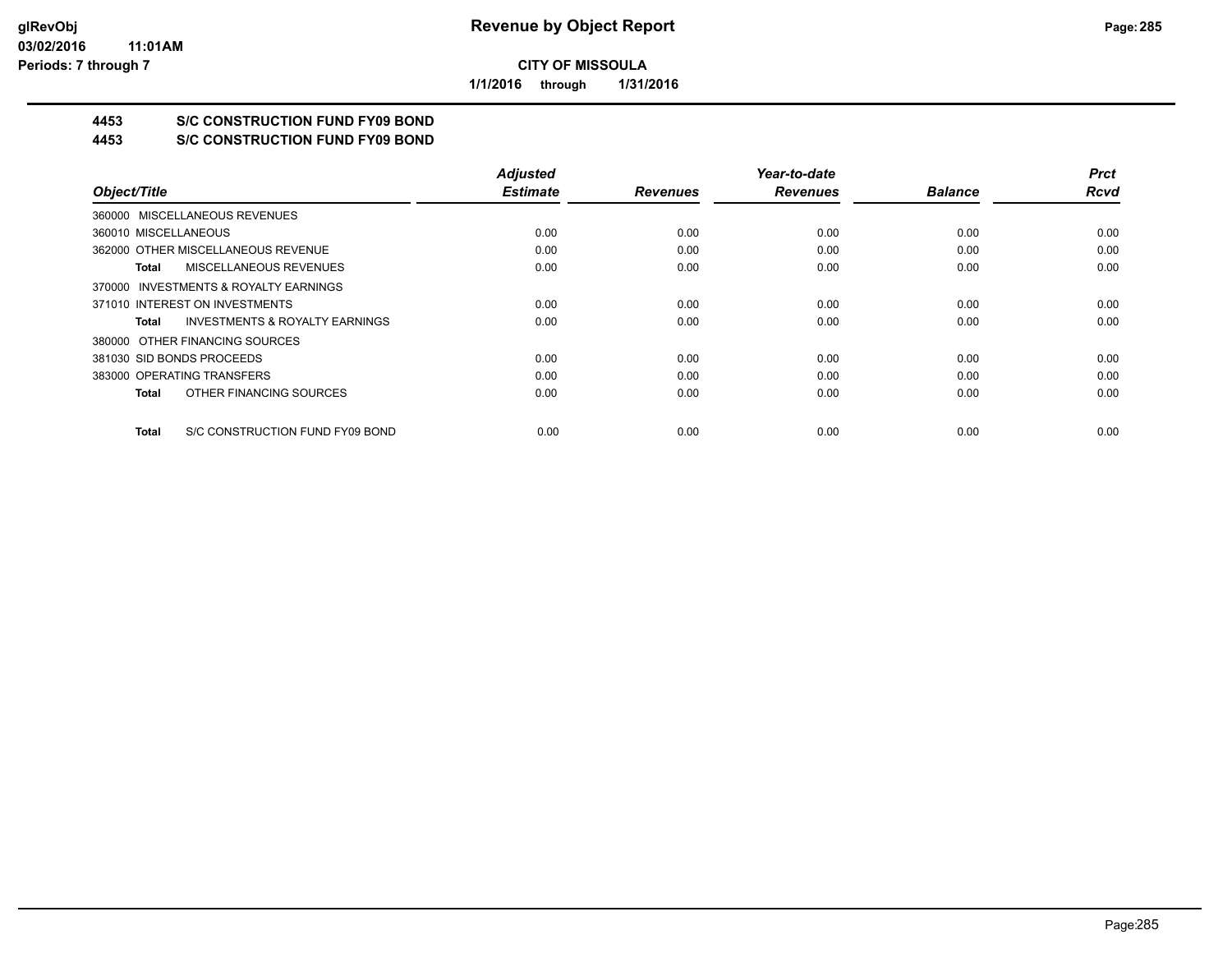# Revenue by Object Report

**CITY OF MISSOULA**

**1/1/2016 through 1/31/2016**

## 4453 S/C CONSTRUCTION FUND FY09 BOND
## 4453 S/C CONSTRUCTION FUND FY09 BOND

| Object/Title | Adjusted Estimate | Revenues | Year-to-date Revenues | Balance | Prct Rcvd |
|---|---|---|---|---|---|
| 360000 MISCELLANEOUS REVENUES | | | | | |
| 360010 MISCELLANEOUS | 0.00 | 0.00 | 0.00 | 0.00 | 0.00 |
| 362000 OTHER MISCELLANEOUS REVENUE | 0.00 | 0.00 | 0.00 | 0.00 | 0.00 |
| **Total** MISCELLANEOUS REVENUES | 0.00 | 0.00 | 0.00 | 0.00 | 0.00 |
| 370000 INVESTMENTS & ROYALTY EARNINGS | | | | | |
| 371010 INTEREST ON INVESTMENTS | 0.00 | 0.00 | 0.00 | 0.00 | 0.00 |
| **Total** INVESTMENTS & ROYALTY EARNINGS | 0.00 | 0.00 | 0.00 | 0.00 | 0.00 |
| 380000 OTHER FINANCING SOURCES | | | | | |
| 381030 SID BONDS PROCEEDS | 0.00 | 0.00 | 0.00 | 0.00 | 0.00 |
| 383000 OPERATING TRANSFERS | 0.00 | 0.00 | 0.00 | 0.00 | 0.00 |
| **Total** OTHER FINANCING SOURCES | 0.00 | 0.00 | 0.00 | 0.00 | 0.00 |
| **Total** S/C CONSTRUCTION FUND FY09 BOND | 0.00 | 0.00 | 0.00 | 0.00 | 0.00 |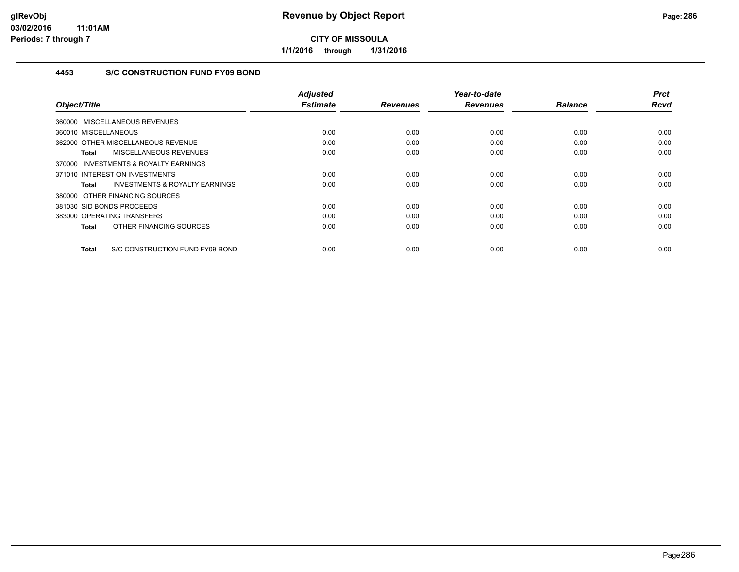# Revenue by Object Report

**CITY OF MISSOULA**

**1/1/2016 through 1/31/2016**

### 4453 S/C CONSTRUCTION FUND FY09 BOND

| Object/Title | Adjusted Estimate | Revenues | Year-to-date Revenues | Balance | Prct Rcvd |
|---|---|---|---|---|---|
| 360000 MISCELLANEOUS REVENUES | | | | | |
| 360010 MISCELLANEOUS | 0.00 | 0.00 | 0.00 | 0.00 | 0.00 |
| 362000 OTHER MISCELLANEOUS REVENUE | 0.00 | 0.00 | 0.00 | 0.00 | 0.00 |
| **Total** MISCELLANEOUS REVENUES | 0.00 | 0.00 | 0.00 | 0.00 | 0.00 |
| 370000 INVESTMENTS & ROYALTY EARNINGS | | | | | |
| 371010 INTEREST ON INVESTMENTS | 0.00 | 0.00 | 0.00 | 0.00 | 0.00 |
| **Total** INVESTMENTS & ROYALTY EARNINGS | 0.00 | 0.00 | 0.00 | 0.00 | 0.00 |
| 380000 OTHER FINANCING SOURCES | | | | | |
| 381030 SID BONDS PROCEEDS | 0.00 | 0.00 | 0.00 | 0.00 | 0.00 |
| 383000 OPERATING TRANSFERS | 0.00 | 0.00 | 0.00 | 0.00 | 0.00 |
| **Total** OTHER FINANCING SOURCES | 0.00 | 0.00 | 0.00 | 0.00 | 0.00 |
| **Total** S/C CONSTRUCTION FUND FY09 BOND | 0.00 | 0.00 | 0.00 | 0.00 | 0.00 |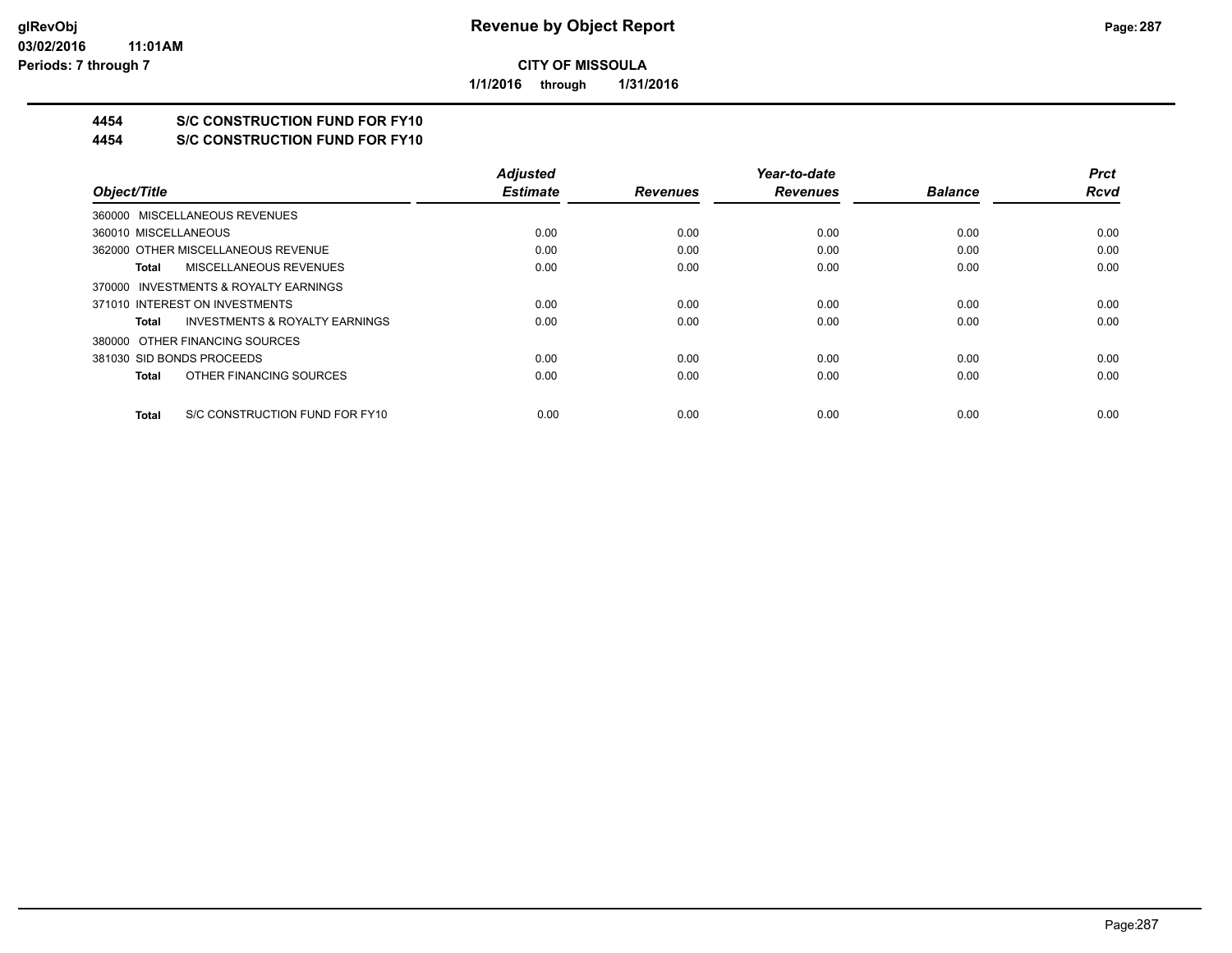**CITY OF MISSOULA**

**1/1/2016 through 1/31/2016**

## 4454 S/C CONSTRUCTION FUND FOR FY10

## 4454 S/C CONSTRUCTION FUND FOR FY10

| Object/Title | Adjusted Estimate | Revenues | Year-to-date Revenues | Balance | Prct Rcvd |
|---|---|---|---|---|---|
| 360000 MISCELLANEOUS REVENUES | | | | | |
| 360010 MISCELLANEOUS | 0.00 | 0.00 | 0.00 | 0.00 | 0.00 |
| 362000 OTHER MISCELLANEOUS REVENUE | 0.00 | 0.00 | 0.00 | 0.00 | 0.00 |
| **Total** MISCELLANEOUS REVENUES | 0.00 | 0.00 | 0.00 | 0.00 | 0.00 |
| 370000 INVESTMENTS & ROYALTY EARNINGS | | | | | |
| 371010 INTEREST ON INVESTMENTS | 0.00 | 0.00 | 0.00 | 0.00 | 0.00 |
| **Total** INVESTMENTS & ROYALTY EARNINGS | 0.00 | 0.00 | 0.00 | 0.00 | 0.00 |
| 380000 OTHER FINANCING SOURCES | | | | | |
| 381030 SID BONDS PROCEEDS | 0.00 | 0.00 | 0.00 | 0.00 | 0.00 |
| **Total** OTHER FINANCING SOURCES | 0.00 | 0.00 | 0.00 | 0.00 | 0.00 |
| **Total** S/C CONSTRUCTION FUND FOR FY10 | 0.00 | 0.00 | 0.00 | 0.00 | 0.00 |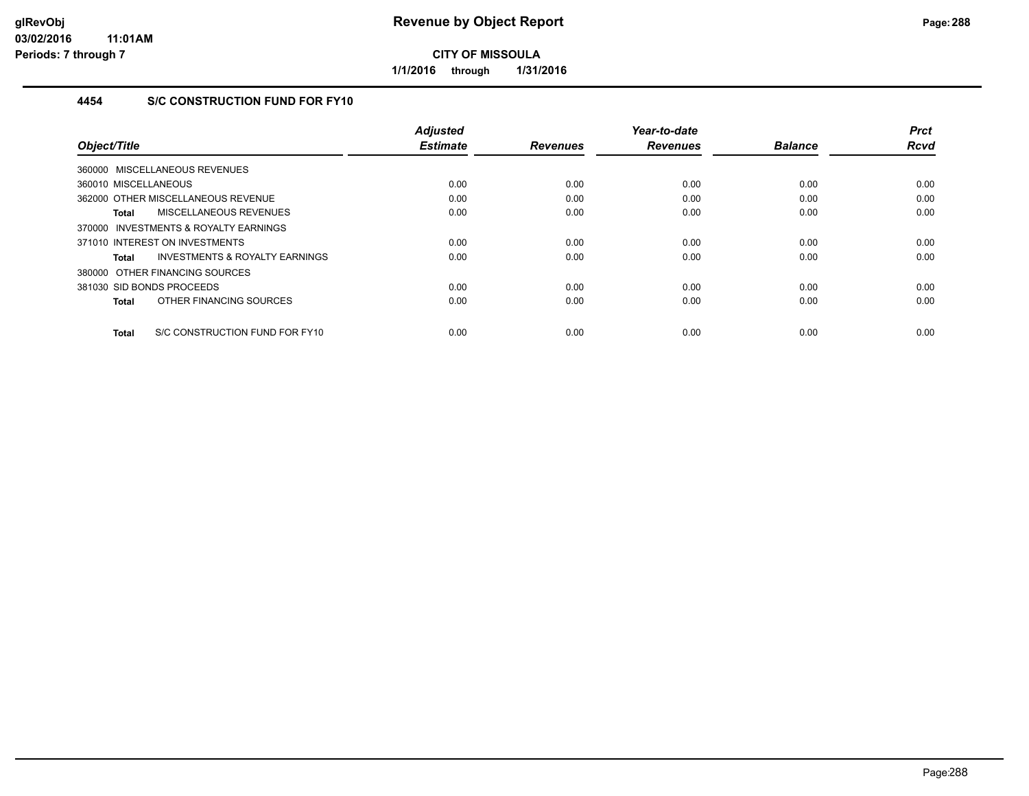**Revenue by Object Report**

**CITY OF MISSOULA**

**1/1/2016 through 1/31/2016**

glRevObj
03/02/2016 11:01AM
Periods: 7 through 7

## 4454 S/C CONSTRUCTION FUND FOR FY10

| Object/Title | Adjusted Estimate | Revenues | Year-to-date Revenues | Balance | Prct Rcvd |
|---|---|---|---|---|---|
| 360000 MISCELLANEOUS REVENUES | | | | | |
| 360010 MISCELLANEOUS | 0.00 | 0.00 | 0.00 | 0.00 | 0.00 |
| 362000 OTHER MISCELLANEOUS REVENUE | 0.00 | 0.00 | 0.00 | 0.00 | 0.00 |
| **Total** MISCELLANEOUS REVENUES | 0.00 | 0.00 | 0.00 | 0.00 | 0.00 |
| 370000 INVESTMENTS & ROYALTY EARNINGS | | | | | |
| 371010 INTEREST ON INVESTMENTS | 0.00 | 0.00 | 0.00 | 0.00 | 0.00 |
| **Total** INVESTMENTS & ROYALTY EARNINGS | 0.00 | 0.00 | 0.00 | 0.00 | 0.00 |
| 380000 OTHER FINANCING SOURCES | | | | | |
| 381030 SID BONDS PROCEEDS | 0.00 | 0.00 | 0.00 | 0.00 | 0.00 |
| **Total** OTHER FINANCING SOURCES | 0.00 | 0.00 | 0.00 | 0.00 | 0.00 |
| **Total** S/C CONSTRUCTION FUND FOR FY10 | 0.00 | 0.00 | 0.00 | 0.00 | 0.00 |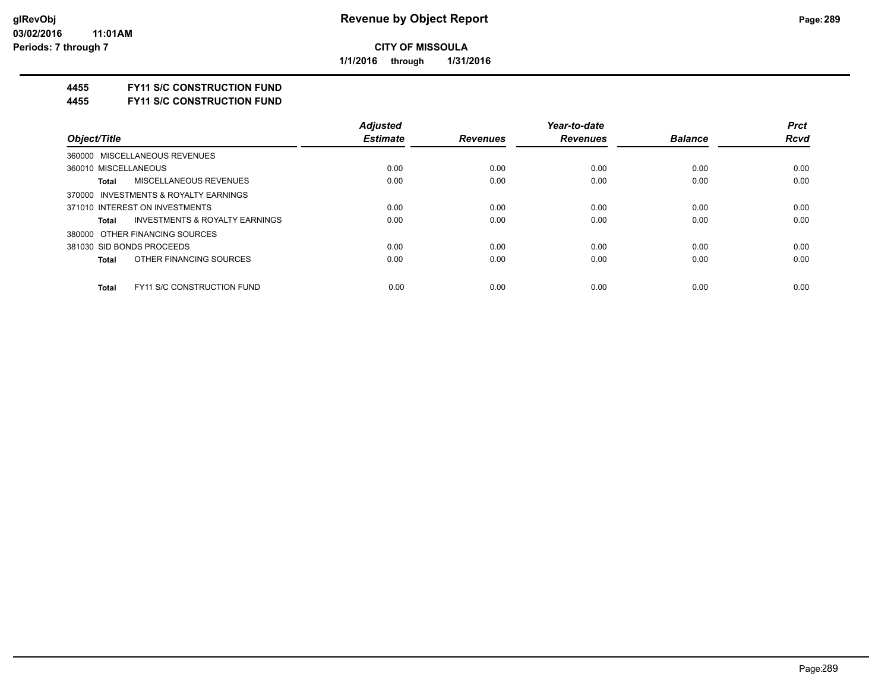# Revenue by Object Report

**CITY OF MISSOULA**

**1/1/2016 through 1/31/2016**

glRevObj
03/02/2016 11:01AM
Periods: 7 through 7

## 4455 FY11 S/C CONSTRUCTION FUND
## 4455 FY11 S/C CONSTRUCTION FUND

| Object/Title | Adjusted Estimate | Revenues | Year-to-date Revenues | Balance | Prct Rcvd |
|---|---|---|---|---|---|
| 360000 MISCELLANEOUS REVENUES | | | | | |
| 360010 MISCELLANEOUS | 0.00 | 0.00 | 0.00 | 0.00 | 0.00 |
| **Total** MISCELLANEOUS REVENUES | 0.00 | 0.00 | 0.00 | 0.00 | 0.00 |
| 370000 INVESTMENTS & ROYALTY EARNINGS | | | | | |
| 371010 INTEREST ON INVESTMENTS | 0.00 | 0.00 | 0.00 | 0.00 | 0.00 |
| **Total** INVESTMENTS & ROYALTY EARNINGS | 0.00 | 0.00 | 0.00 | 0.00 | 0.00 |
| 380000 OTHER FINANCING SOURCES | | | | | |
| 381030 SID BONDS PROCEEDS | 0.00 | 0.00 | 0.00 | 0.00 | 0.00 |
| **Total** OTHER FINANCING SOURCES | 0.00 | 0.00 | 0.00 | 0.00 | 0.00 |
| **Total** FY11 S/C CONSTRUCTION FUND | 0.00 | 0.00 | 0.00 | 0.00 | 0.00 |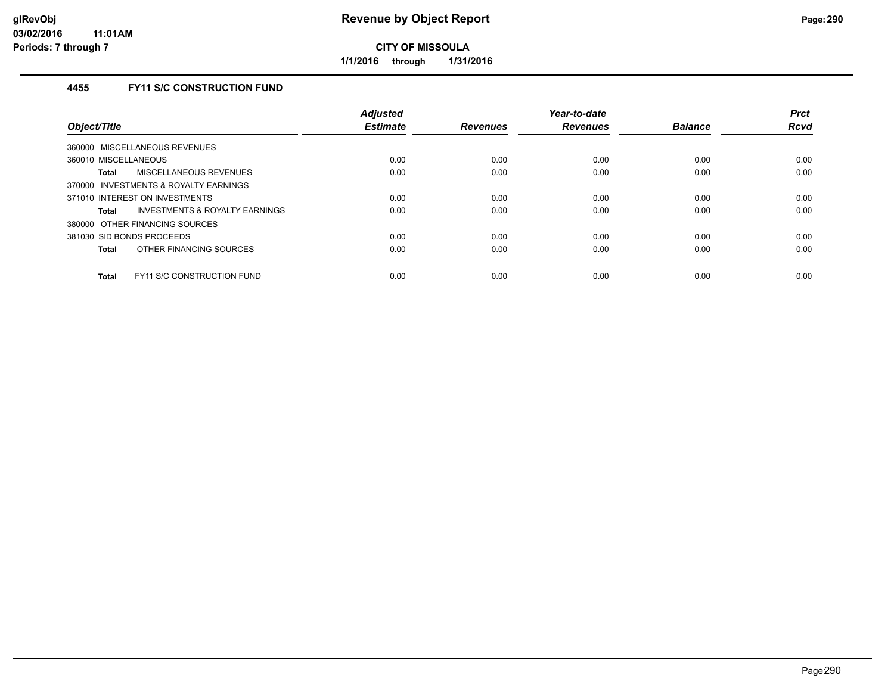# Revenue by Object Report

**CITY OF MISSOULA**

**1/1/2016 through 1/31/2016**

### 4455 FY11 S/C CONSTRUCTION FUND

| Object/Title | Adjusted Estimate | Revenues | Year-to-date Revenues | Balance | Prct Rcvd |
|---|---|---|---|---|---|
| 360000 MISCELLANEOUS REVENUES | | | | | |
| 360010 MISCELLANEOUS | 0.00 | 0.00 | 0.00 | 0.00 | 0.00 |
| **Total** MISCELLANEOUS REVENUES | 0.00 | 0.00 | 0.00 | 0.00 | 0.00 |
| 370000 INVESTMENTS & ROYALTY EARNINGS | | | | | |
| 371010 INTEREST ON INVESTMENTS | 0.00 | 0.00 | 0.00 | 0.00 | 0.00 |
| **Total** INVESTMENTS & ROYALTY EARNINGS | 0.00 | 0.00 | 0.00 | 0.00 | 0.00 |
| 380000 OTHER FINANCING SOURCES | | | | | |
| 381030 SID BONDS PROCEEDS | 0.00 | 0.00 | 0.00 | 0.00 | 0.00 |
| **Total** OTHER FINANCING SOURCES | 0.00 | 0.00 | 0.00 | 0.00 | 0.00 |
| **Total** FY11 S/C CONSTRUCTION FUND | 0.00 | 0.00 | 0.00 | 0.00 | 0.00 |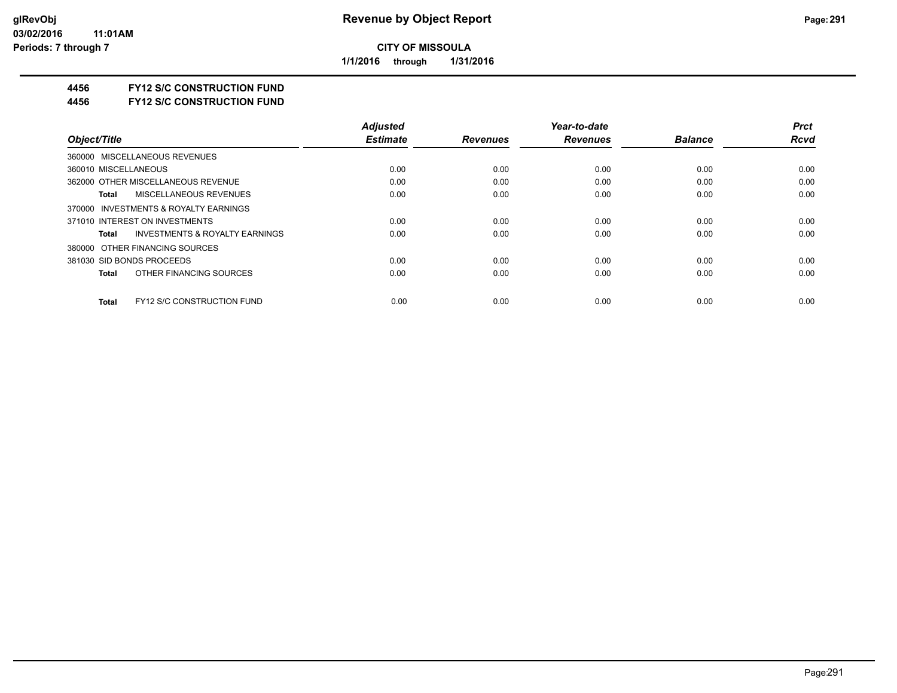**CITY OF MISSOULA**

**1/1/2016 through 1/31/2016**

## 4456 FY12 S/C CONSTRUCTION FUND

## 4456 FY12 S/C CONSTRUCTION FUND

| Object/Title | | Adjusted Estimate | Revenues | Year-to-date Revenues | Balance | Prct Rcvd |
|---|---|---|---|---|---|---|
| 360000 MISCELLANEOUS REVENUES | | | | | | |
| 360010 MISCELLANEOUS | | 0.00 | 0.00 | 0.00 | 0.00 | 0.00 |
| 362000 OTHER MISCELLANEOUS REVENUE | | 0.00 | 0.00 | 0.00 | 0.00 | 0.00 |
| **Total** | MISCELLANEOUS REVENUES | 0.00 | 0.00 | 0.00 | 0.00 | 0.00 |
| 370000 INVESTMENTS & ROYALTY EARNINGS | | | | | | |
| 371010 INTEREST ON INVESTMENTS | | 0.00 | 0.00 | 0.00 | 0.00 | 0.00 |
| **Total** | INVESTMENTS & ROYALTY EARNINGS | 0.00 | 0.00 | 0.00 | 0.00 | 0.00 |
| 380000 OTHER FINANCING SOURCES | | | | | | |
| 381030 SID BONDS PROCEEDS | | 0.00 | 0.00 | 0.00 | 0.00 | 0.00 |
| **Total** | OTHER FINANCING SOURCES | 0.00 | 0.00 | 0.00 | 0.00 | 0.00 |
| **Total** | FY12 S/C CONSTRUCTION FUND | 0.00 | 0.00 | 0.00 | 0.00 | 0.00 |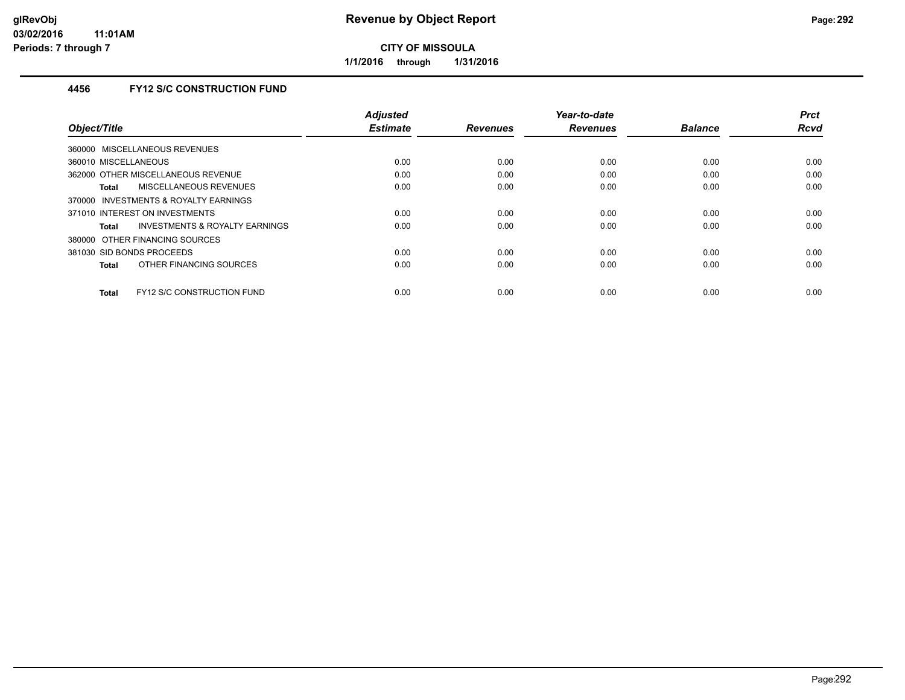# Revenue by Object Report

**CITY OF MISSOULA**

**1/1/2016 through 1/31/2016**

glRevObj
03/02/2016 11:01AM
Periods: 7 through 7

### 4456 FY12 S/C CONSTRUCTION FUND

| Object/Title | Adjusted Estimate | Revenues | Year-to-date Revenues | Balance | Prct Rcvd |
|---|---|---|---|---|---|
| 360000 MISCELLANEOUS REVENUES | | | | | |
| 360010 MISCELLANEOUS | 0.00 | 0.00 | 0.00 | 0.00 | 0.00 |
| 362000 OTHER MISCELLANEOUS REVENUE | 0.00 | 0.00 | 0.00 | 0.00 | 0.00 |
| **Total** MISCELLANEOUS REVENUES | 0.00 | 0.00 | 0.00 | 0.00 | 0.00 |
| 370000 INVESTMENTS & ROYALTY EARNINGS | | | | | |
| 371010 INTEREST ON INVESTMENTS | 0.00 | 0.00 | 0.00 | 0.00 | 0.00 |
| **Total** INVESTMENTS & ROYALTY EARNINGS | 0.00 | 0.00 | 0.00 | 0.00 | 0.00 |
| 380000 OTHER FINANCING SOURCES | | | | | |
| 381030 SID BONDS PROCEEDS | 0.00 | 0.00 | 0.00 | 0.00 | 0.00 |
| **Total** OTHER FINANCING SOURCES | 0.00 | 0.00 | 0.00 | 0.00 | 0.00 |
| **Total** FY12 S/C CONSTRUCTION FUND | 0.00 | 0.00 | 0.00 | 0.00 | 0.00 |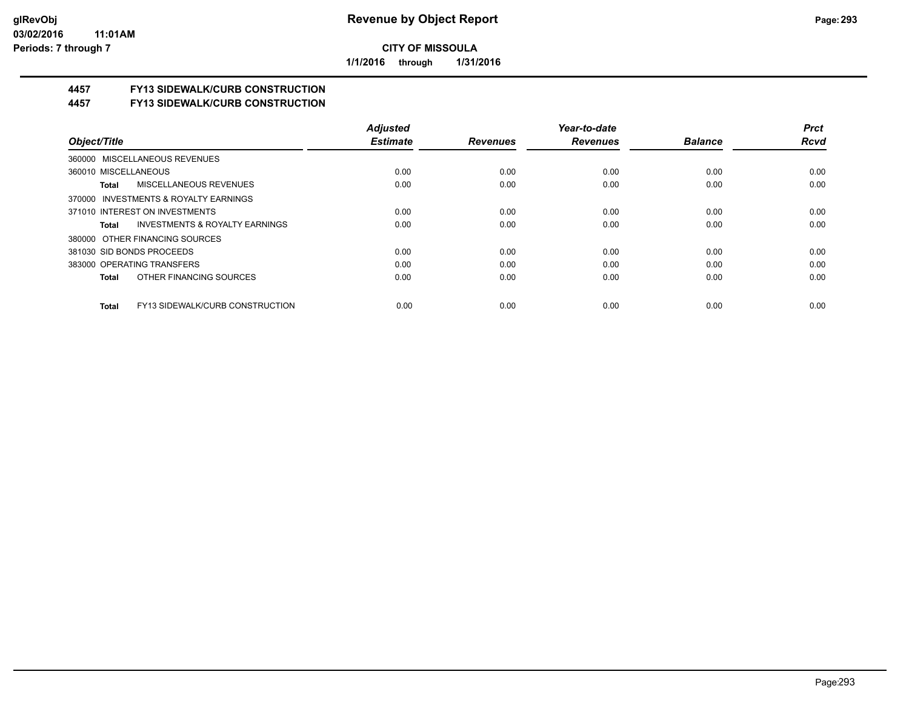**CITY OF MISSOULA**

**1/1/2016 through 1/31/2016**

## 4457 FY13 SIDEWALK/CURB CONSTRUCTION
## 4457 FY13 SIDEWALK/CURB CONSTRUCTION

| Object/Title | Adjusted Estimate | Revenues | Year-to-date Revenues | Balance | Prct Rcvd |
|---|---|---|---|---|---|
| 360000 MISCELLANEOUS REVENUES | | | | | |
| 360010 MISCELLANEOUS | 0.00 | 0.00 | 0.00 | 0.00 | 0.00 |
| **Total** MISCELLANEOUS REVENUES | 0.00 | 0.00 | 0.00 | 0.00 | 0.00 |
| 370000 INVESTMENTS & ROYALTY EARNINGS | | | | | |
| 371010 INTEREST ON INVESTMENTS | 0.00 | 0.00 | 0.00 | 0.00 | 0.00 |
| **Total** INVESTMENTS & ROYALTY EARNINGS | 0.00 | 0.00 | 0.00 | 0.00 | 0.00 |
| 380000 OTHER FINANCING SOURCES | | | | | |
| 381030 SID BONDS PROCEEDS | 0.00 | 0.00 | 0.00 | 0.00 | 0.00 |
| 383000 OPERATING TRANSFERS | 0.00 | 0.00 | 0.00 | 0.00 | 0.00 |
| **Total** OTHER FINANCING SOURCES | 0.00 | 0.00 | 0.00 | 0.00 | 0.00 |
| **Total** FY13 SIDEWALK/CURB CONSTRUCTION | 0.00 | 0.00 | 0.00 | 0.00 | 0.00 |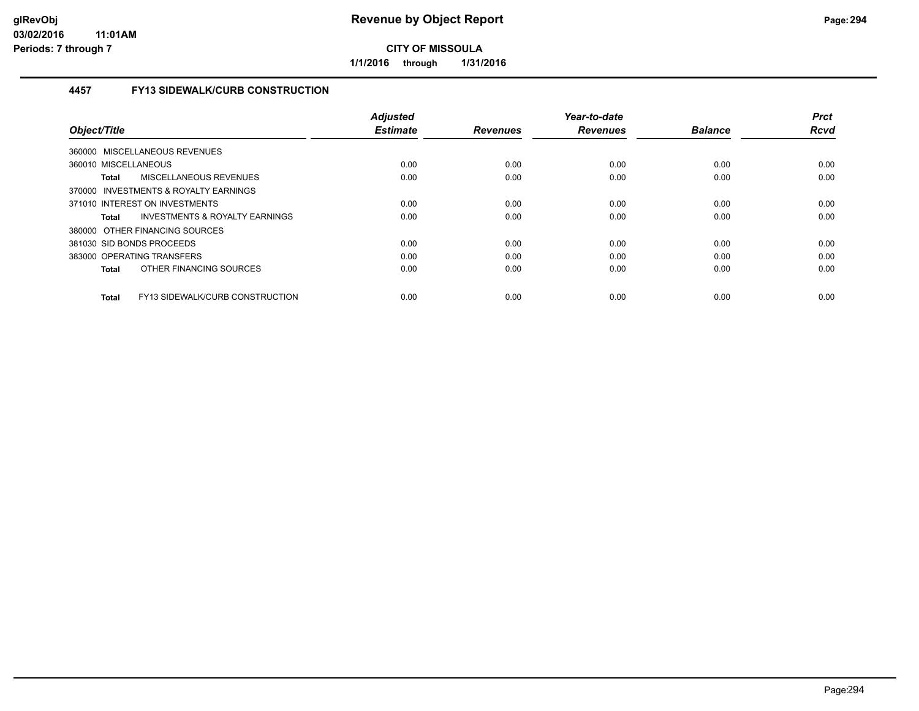**CITY OF MISSOULA**

**1/1/2016 through 1/31/2016**

### 4457 FY13 SIDEWALK/CURB CONSTRUCTION

| Object/Title | Adjusted Estimate | Revenues | Year-to-date Revenues | Balance | Prct Rcvd |
|---|---|---|---|---|---|
| 360000 MISCELLANEOUS REVENUES | | | | | |
| 360010 MISCELLANEOUS | 0.00 | 0.00 | 0.00 | 0.00 | 0.00 |
| **Total** MISCELLANEOUS REVENUES | 0.00 | 0.00 | 0.00 | 0.00 | 0.00 |
| 370000 INVESTMENTS & ROYALTY EARNINGS | | | | | |
| 371010 INTEREST ON INVESTMENTS | 0.00 | 0.00 | 0.00 | 0.00 | 0.00 |
| **Total** INVESTMENTS & ROYALTY EARNINGS | 0.00 | 0.00 | 0.00 | 0.00 | 0.00 |
| 380000 OTHER FINANCING SOURCES | | | | | |
| 381030 SID BONDS PROCEEDS | 0.00 | 0.00 | 0.00 | 0.00 | 0.00 |
| 383000 OPERATING TRANSFERS | 0.00 | 0.00 | 0.00 | 0.00 | 0.00 |
| **Total** OTHER FINANCING SOURCES | 0.00 | 0.00 | 0.00 | 0.00 | 0.00 |
| **Total** FY13 SIDEWALK/CURB CONSTRUCTION | 0.00 | 0.00 | 0.00 | 0.00 | 0.00 |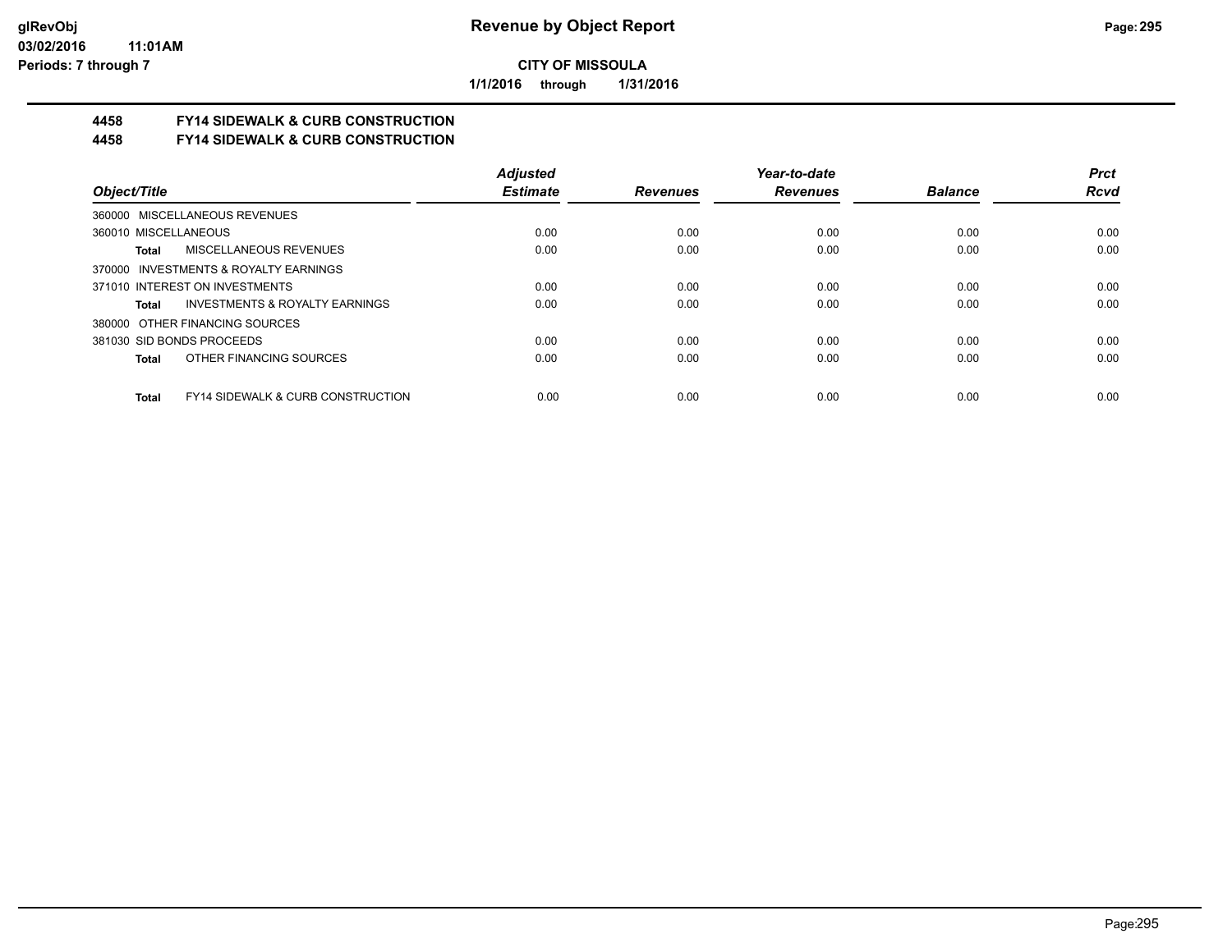**Revenue by Object Report**

**CITY OF MISSOULA**

**1/1/2016 through 1/31/2016**

glRevObj
03/02/2016 11:01AM
Periods: 7 through 7

## 4458 FY14 SIDEWALK & CURB CONSTRUCTION
## 4458 FY14 SIDEWALK & CURB CONSTRUCTION

| Object/Title | Adjusted Estimate | Revenues | Year-to-date Revenues | Balance | Prct Rcvd |
|---|---|---|---|---|---|
| 360000 MISCELLANEOUS REVENUES | | | | | |
| 360010 MISCELLANEOUS | 0.00 | 0.00 | 0.00 | 0.00 | 0.00 |
| **Total** MISCELLANEOUS REVENUES | 0.00 | 0.00 | 0.00 | 0.00 | 0.00 |
| 370000 INVESTMENTS & ROYALTY EARNINGS | | | | | |
| 371010 INTEREST ON INVESTMENTS | 0.00 | 0.00 | 0.00 | 0.00 | 0.00 |
| **Total** INVESTMENTS & ROYALTY EARNINGS | 0.00 | 0.00 | 0.00 | 0.00 | 0.00 |
| 380000 OTHER FINANCING SOURCES | | | | | |
| 381030 SID BONDS PROCEEDS | 0.00 | 0.00 | 0.00 | 0.00 | 0.00 |
| **Total** OTHER FINANCING SOURCES | 0.00 | 0.00 | 0.00 | 0.00 | 0.00 |
| **Total** FY14 SIDEWALK & CURB CONSTRUCTION | 0.00 | 0.00 | 0.00 | 0.00 | 0.00 |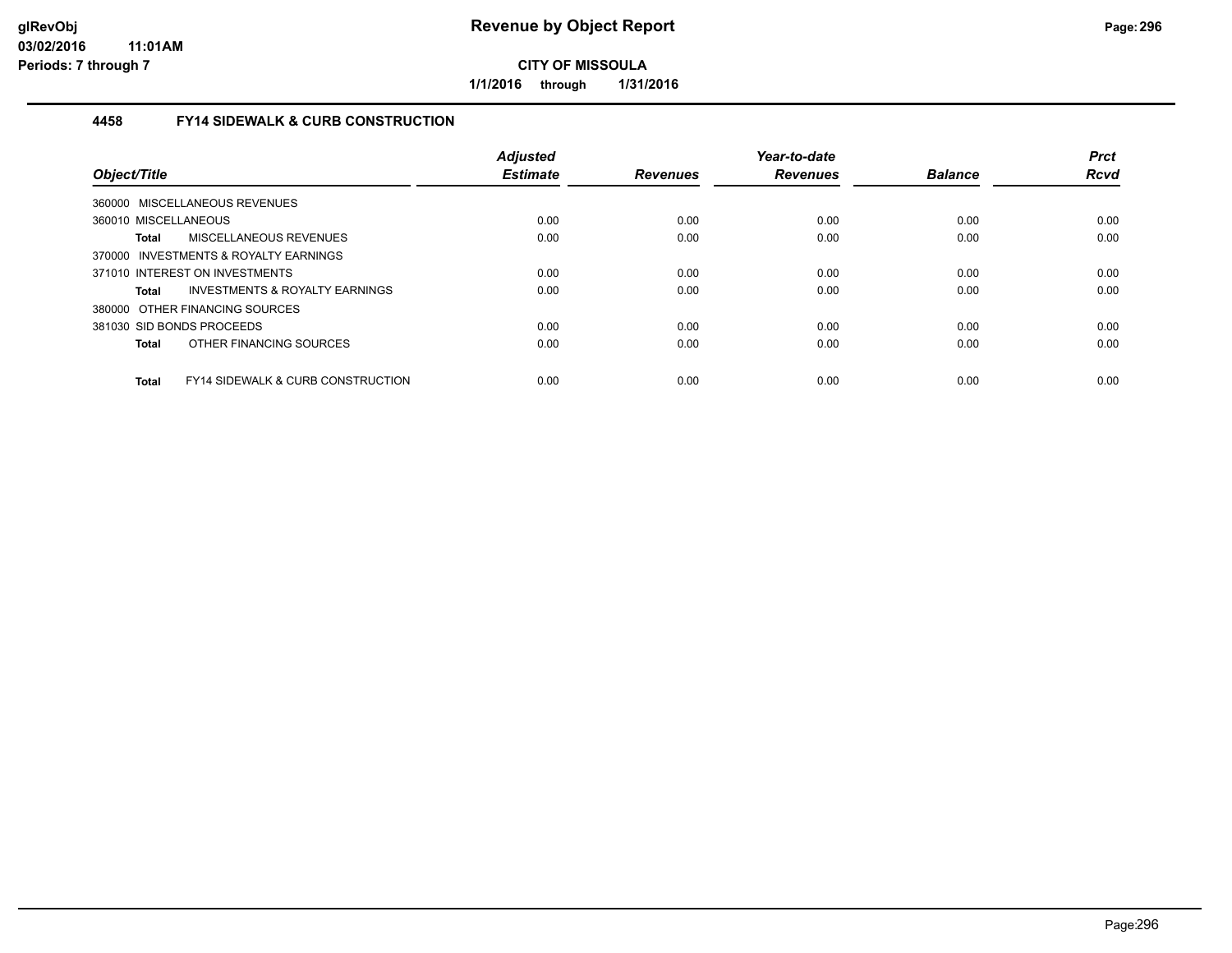**CITY OF MISSOULA**

**1/1/2016 through 1/31/2016**

## 4458 FY14 SIDEWALK & CURB CONSTRUCTION

| Object/Title | Adjusted Estimate | Revenues | Year-to-date Revenues | Balance | Prct Rcvd |
|---|---|---|---|---|---|
| 360000 MISCELLANEOUS REVENUES | | | | | |
| 360010 MISCELLANEOUS | 0.00 | 0.00 | 0.00 | 0.00 | 0.00 |
| **Total** MISCELLANEOUS REVENUES | 0.00 | 0.00 | 0.00 | 0.00 | 0.00 |
| 370000 INVESTMENTS & ROYALTY EARNINGS | | | | | |
| 371010 INTEREST ON INVESTMENTS | 0.00 | 0.00 | 0.00 | 0.00 | 0.00 |
| **Total** INVESTMENTS & ROYALTY EARNINGS | 0.00 | 0.00 | 0.00 | 0.00 | 0.00 |
| 380000 OTHER FINANCING SOURCES | | | | | |
| 381030 SID BONDS PROCEEDS | 0.00 | 0.00 | 0.00 | 0.00 | 0.00 |
| **Total** OTHER FINANCING SOURCES | 0.00 | 0.00 | 0.00 | 0.00 | 0.00 |
| **Total** FY14 SIDEWALK & CURB CONSTRUCTION | 0.00 | 0.00 | 0.00 | 0.00 | 0.00 |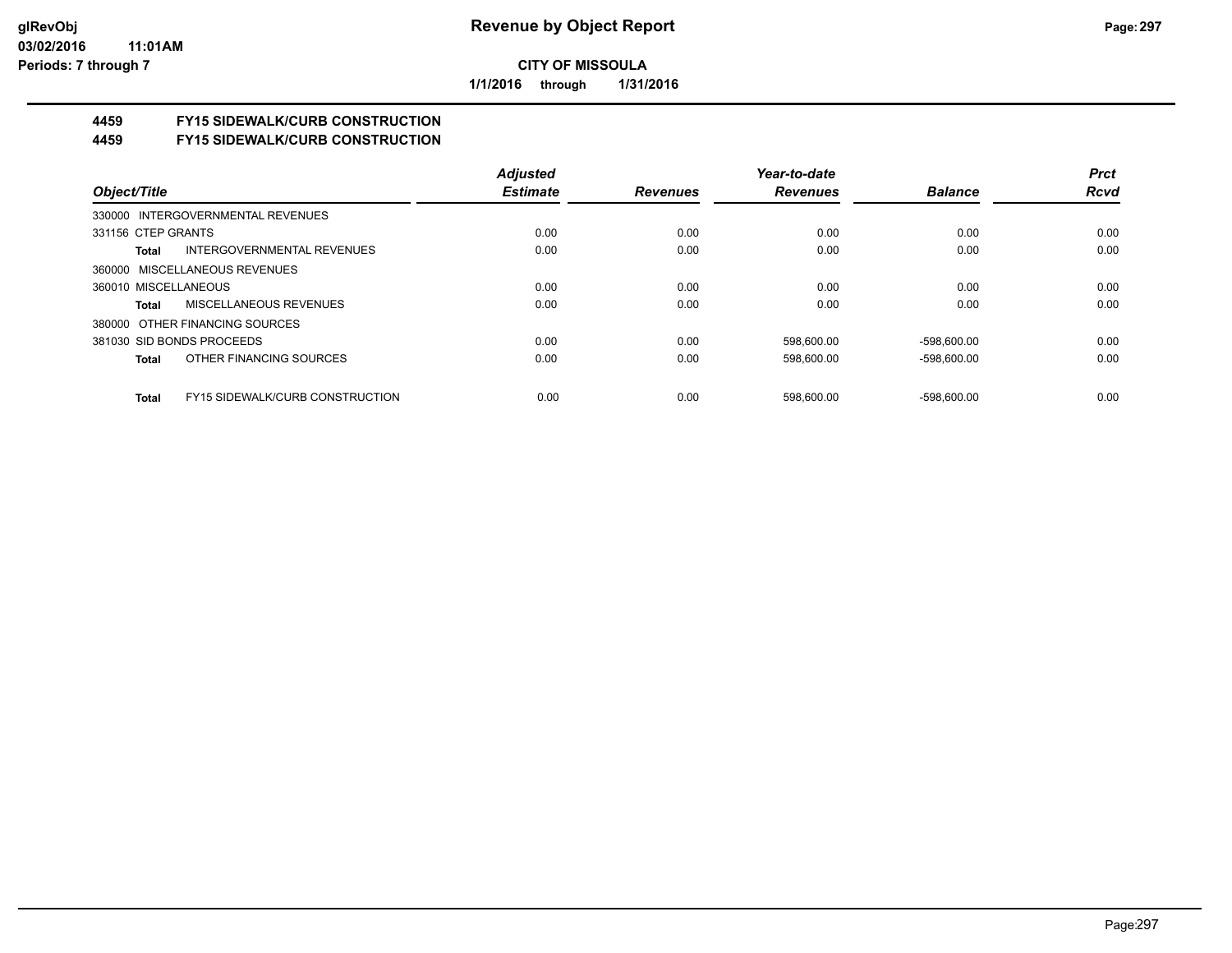**CITY OF MISSOULA**

**1/1/2016 through 1/31/2016**

## 4459 FY15 SIDEWALK/CURB CONSTRUCTION
## 4459 FY15 SIDEWALK/CURB CONSTRUCTION

| Object/Title | Adjusted Estimate | Revenues | Year-to-date Revenues | Balance | Prct Rcvd |
|---|---|---|---|---|---|
| 330000 INTERGOVERNMENTAL REVENUES | | | | | |
| 331156 CTEP GRANTS | 0.00 | 0.00 | 0.00 | 0.00 | 0.00 |
| **Total** INTERGOVERNMENTAL REVENUES | 0.00 | 0.00 | 0.00 | 0.00 | 0.00 |
| 360000 MISCELLANEOUS REVENUES | | | | | |
| 360010 MISCELLANEOUS | 0.00 | 0.00 | 0.00 | 0.00 | 0.00 |
| **Total** MISCELLANEOUS REVENUES | 0.00 | 0.00 | 0.00 | 0.00 | 0.00 |
| 380000 OTHER FINANCING SOURCES | | | | | |
| 381030 SID BONDS PROCEEDS | 0.00 | 0.00 | 598,600.00 | -598,600.00 | 0.00 |
| **Total** OTHER FINANCING SOURCES | 0.00 | 0.00 | 598,600.00 | -598,600.00 | 0.00 |
| **Total** FY15 SIDEWALK/CURB CONSTRUCTION | 0.00 | 0.00 | 598,600.00 | -598,600.00 | 0.00 |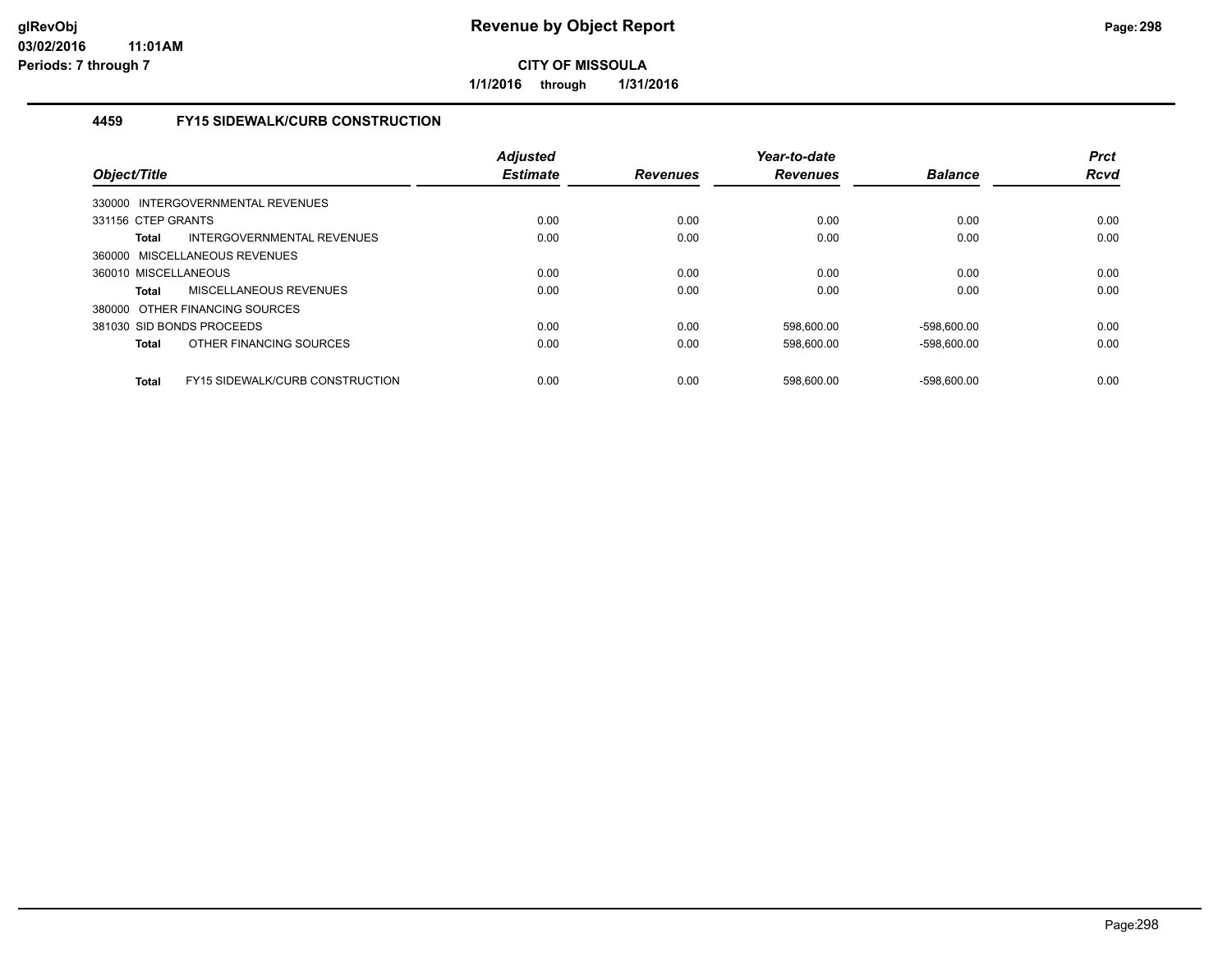**CITY OF MISSOULA**

**1/1/2016 through 1/31/2016**

### 4459 FY15 SIDEWALK/CURB CONSTRUCTION

| Object/Title | Adjusted Estimate | Revenues | Year-to-date Revenues | Balance | Prct Rcvd |
|---|---|---|---|---|---|
| 330000 INTERGOVERNMENTAL REVENUES | | | | | |
| 331156 CTEP GRANTS | 0.00 | 0.00 | 0.00 | 0.00 | 0.00 |
| **Total** INTERGOVERNMENTAL REVENUES | 0.00 | 0.00 | 0.00 | 0.00 | 0.00 |
| 360000 MISCELLANEOUS REVENUES | | | | | |
| 360010 MISCELLANEOUS | 0.00 | 0.00 | 0.00 | 0.00 | 0.00 |
| **Total** MISCELLANEOUS REVENUES | 0.00 | 0.00 | 0.00 | 0.00 | 0.00 |
| 380000 OTHER FINANCING SOURCES | | | | | |
| 381030 SID BONDS PROCEEDS | 0.00 | 0.00 | 598,600.00 | -598,600.00 | 0.00 |
| **Total** OTHER FINANCING SOURCES | 0.00 | 0.00 | 598,600.00 | -598,600.00 | 0.00 |
| **Total** FY15 SIDEWALK/CURB CONSTRUCTION | 0.00 | 0.00 | 598,600.00 | -598,600.00 | 0.00 |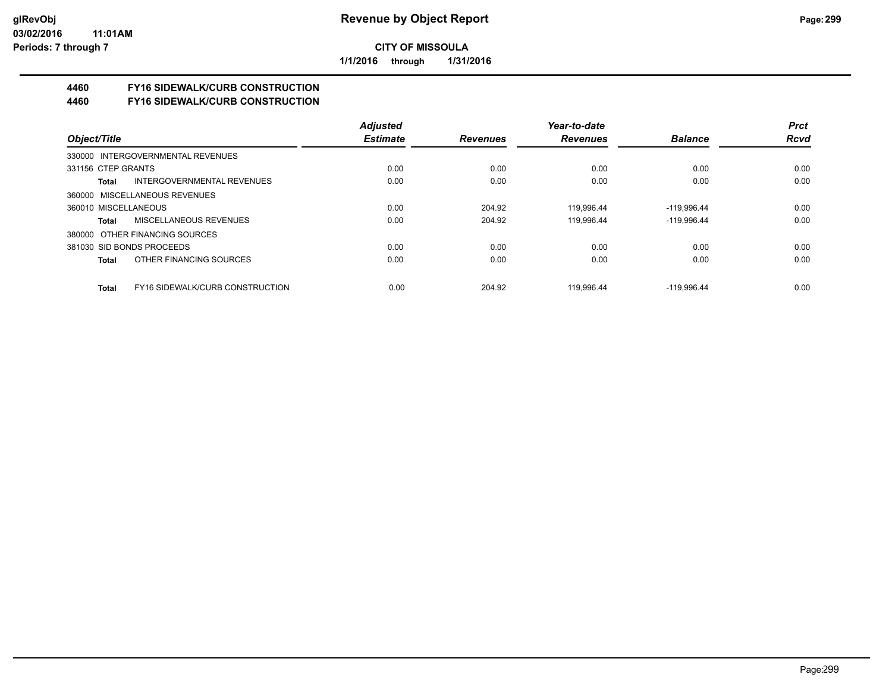# Revenue by Object Report

**CITY OF MISSOULA**

**1/1/2016 through 1/31/2016**

glRevObj
03/02/2016 11:01AM
Periods: 7 through 7

## 4460 FY16 SIDEWALK/CURB CONSTRUCTION
## 4460 FY16 SIDEWALK/CURB CONSTRUCTION

| Object/Title | Adjusted Estimate | Revenues | Year-to-date Revenues | Balance | Prct Rcvd |
|---|---|---|---|---|---|
| 330000 INTERGOVERNMENTAL REVENUES | | | | | |
| 331156 CTEP GRANTS | 0.00 | 0.00 | 0.00 | 0.00 | 0.00 |
| **Total** INTERGOVERNMENTAL REVENUES | 0.00 | 0.00 | 0.00 | 0.00 | 0.00 |
| 360000 MISCELLANEOUS REVENUES | | | | | |
| 360010 MISCELLANEOUS | 0.00 | 204.92 | 119,996.44 | -119,996.44 | 0.00 |
| **Total** MISCELLANEOUS REVENUES | 0.00 | 204.92 | 119,996.44 | -119,996.44 | 0.00 |
| 380000 OTHER FINANCING SOURCES | | | | | |
| 381030 SID BONDS PROCEEDS | 0.00 | 0.00 | 0.00 | 0.00 | 0.00 |
| **Total** OTHER FINANCING SOURCES | 0.00 | 0.00 | 0.00 | 0.00 | 0.00 |
| **Total** FY16 SIDEWALK/CURB CONSTRUCTION | 0.00 | 204.92 | 119,996.44 | -119,996.44 | 0.00 |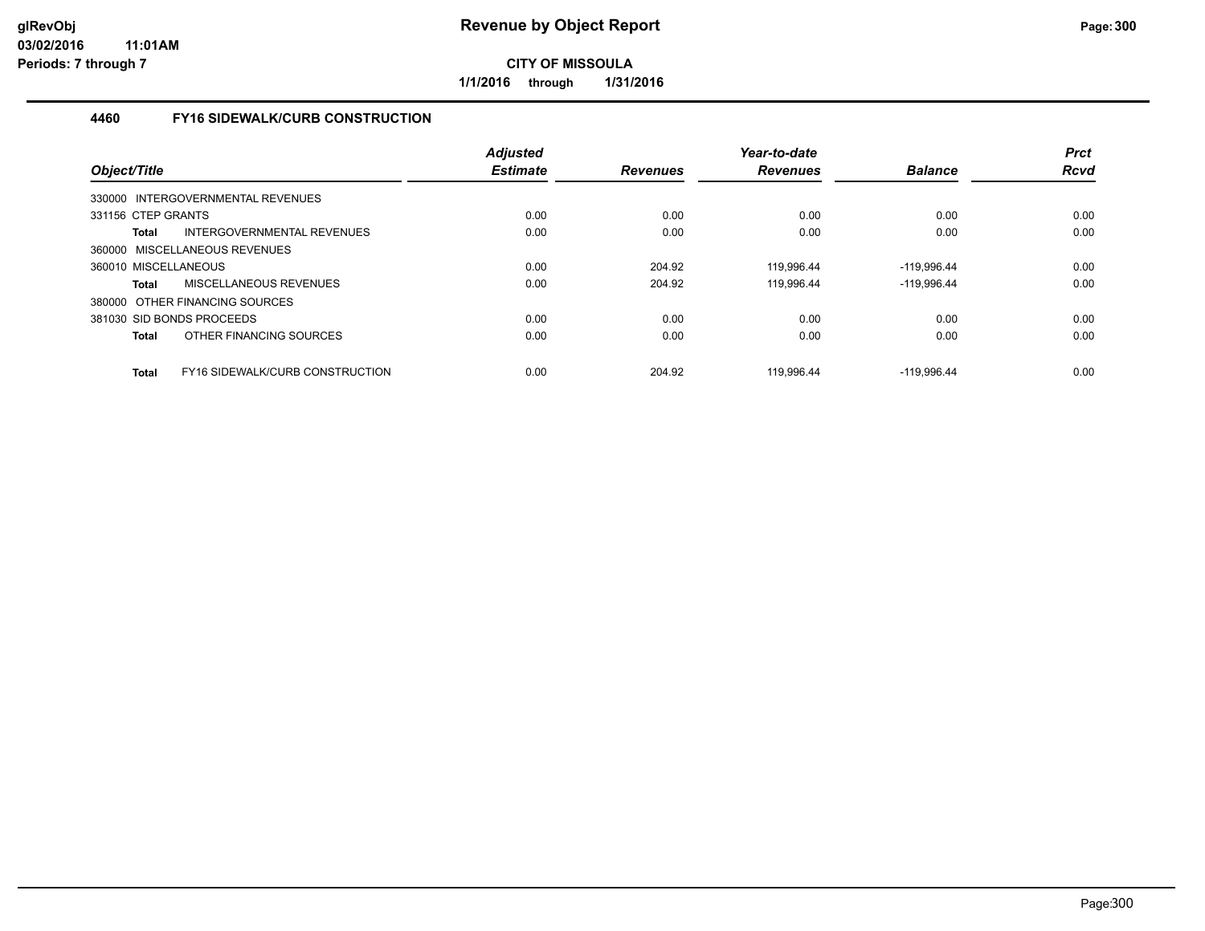# Revenue by Object Report

**CITY OF MISSOULA**

**1/1/2016 through 1/31/2016**

glRevObj
03/02/2016 11:01AM
Periods: 7 through 7

### 4460 FY16 SIDEWALK/CURB CONSTRUCTION

| Object/Title | | Adjusted Estimate | Revenues | Year-to-date Revenues | Balance | Prct Rcvd |
|---|---|---|---|---|---|---|
| 330000 INTERGOVERNMENTAL REVENUES | | | | | | |
| 331156 CTEP GRANTS | | 0.00 | 0.00 | 0.00 | 0.00 | 0.00 |
| **Total** | INTERGOVERNMENTAL REVENUES | 0.00 | 0.00 | 0.00 | 0.00 | 0.00 |
| 360000 MISCELLANEOUS REVENUES | | | | | | |
| 360010 MISCELLANEOUS | | 0.00 | 204.92 | 119,996.44 | -119,996.44 | 0.00 |
| **Total** | MISCELLANEOUS REVENUES | 0.00 | 204.92 | 119,996.44 | -119,996.44 | 0.00 |
| 380000 OTHER FINANCING SOURCES | | | | | | |
| 381030 SID BONDS PROCEEDS | | 0.00 | 0.00 | 0.00 | 0.00 | 0.00 |
| **Total** | OTHER FINANCING SOURCES | 0.00 | 0.00 | 0.00 | 0.00 | 0.00 |
| **Total** | FY16 SIDEWALK/CURB CONSTRUCTION | 0.00 | 204.92 | 119,996.44 | -119,996.44 | 0.00 |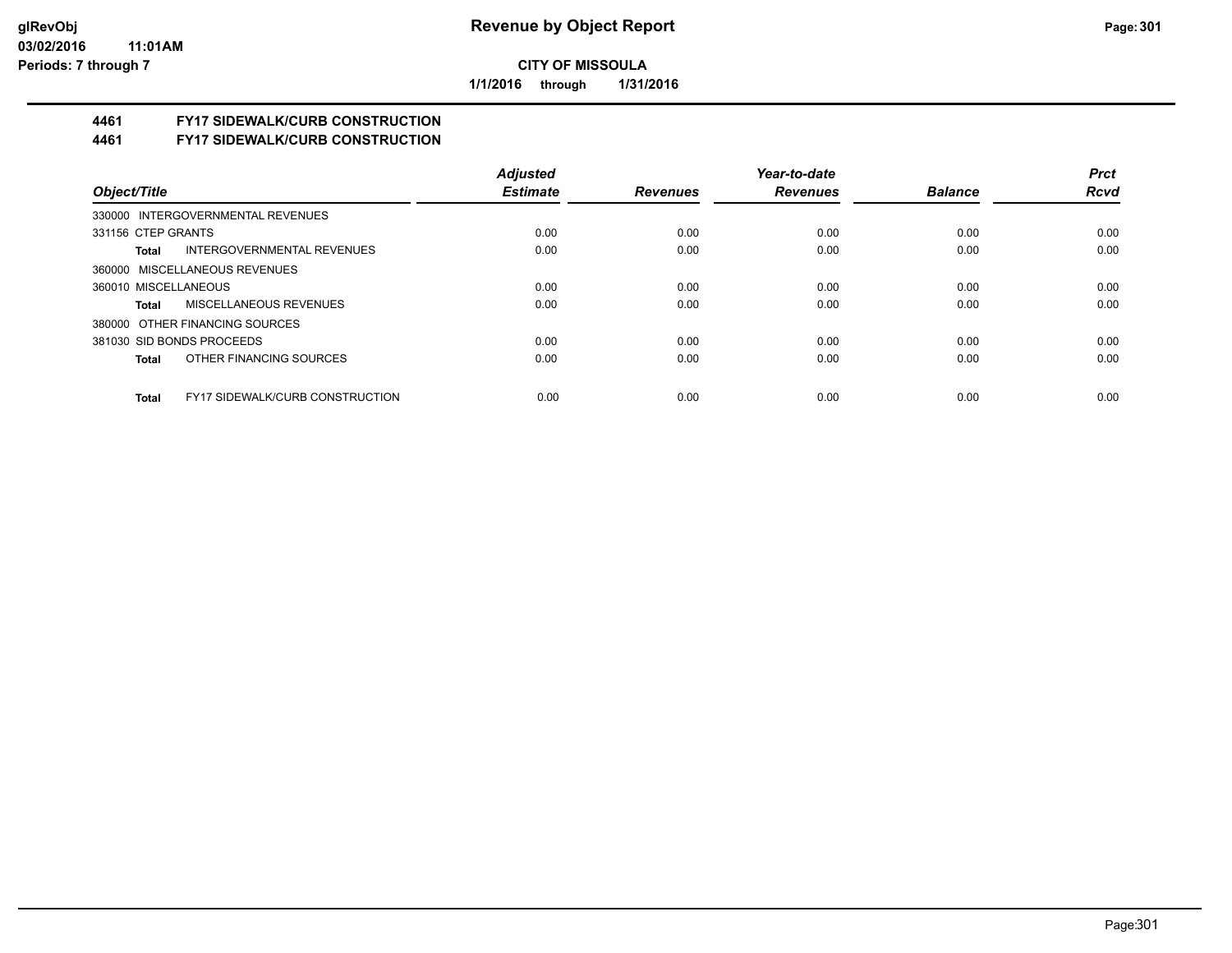# CITY OF MISSOULA

**1/1/2016 through 1/31/2016**

## 4461 FY17 SIDEWALK/CURB CONSTRUCTION
## 4461 FY17 SIDEWALK/CURB CONSTRUCTION

| Object/Title | Adjusted Estimate | Revenues | Year-to-date Revenues | Balance | Prct Rcvd |
|---|---|---|---|---|---|
| 330000 INTERGOVERNMENTAL REVENUES | | | | | |
| 331156 CTEP GRANTS | 0.00 | 0.00 | 0.00 | 0.00 | 0.00 |
| **Total** INTERGOVERNMENTAL REVENUES | 0.00 | 0.00 | 0.00 | 0.00 | 0.00 |
| 360000 MISCELLANEOUS REVENUES | | | | | |
| 360010 MISCELLANEOUS | 0.00 | 0.00 | 0.00 | 0.00 | 0.00 |
| **Total** MISCELLANEOUS REVENUES | 0.00 | 0.00 | 0.00 | 0.00 | 0.00 |
| 380000 OTHER FINANCING SOURCES | | | | | |
| 381030 SID BONDS PROCEEDS | 0.00 | 0.00 | 0.00 | 0.00 | 0.00 |
| **Total** OTHER FINANCING SOURCES | 0.00 | 0.00 | 0.00 | 0.00 | 0.00 |
| **Total** FY17 SIDEWALK/CURB CONSTRUCTION | 0.00 | 0.00 | 0.00 | 0.00 | 0.00 |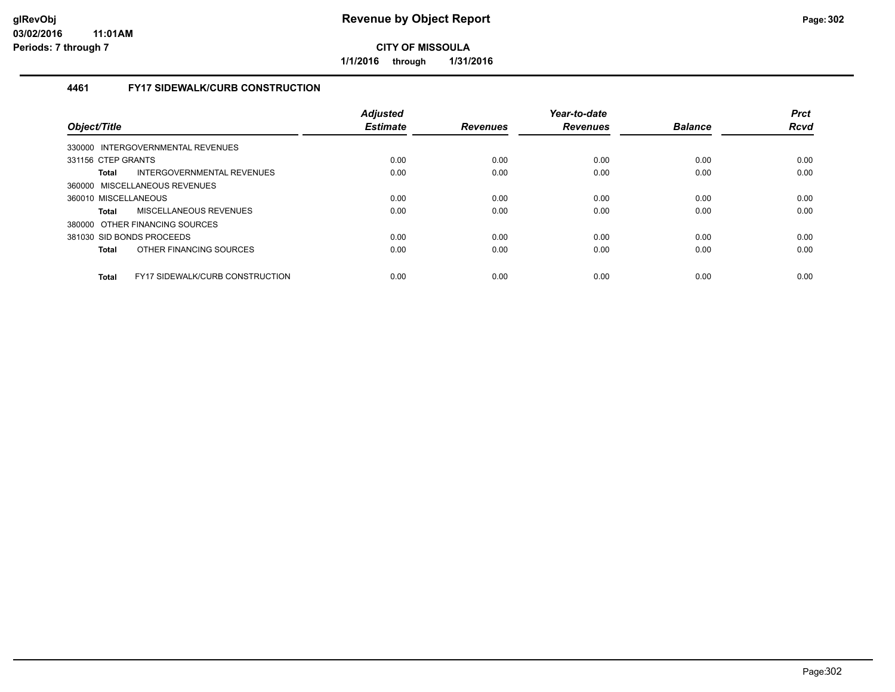# Revenue by Object Report

**CITY OF MISSOULA**

**1/1/2016 through 1/31/2016**

glRevObj
03/02/2016 11:01AM
Periods: 7 through 7

## 4461 FY17 SIDEWALK/CURB CONSTRUCTION

| Object/Title | Adjusted Estimate | Revenues | Year-to-date Revenues | Balance | Prct Rcvd |
|---|---|---|---|---|---|
| 330000 INTERGOVERNMENTAL REVENUES | | | | | |
| 331156 CTEP GRANTS | 0.00 | 0.00 | 0.00 | 0.00 | 0.00 |
| **Total** INTERGOVERNMENTAL REVENUES | 0.00 | 0.00 | 0.00 | 0.00 | 0.00 |
| 360000 MISCELLANEOUS REVENUES | | | | | |
| 360010 MISCELLANEOUS | 0.00 | 0.00 | 0.00 | 0.00 | 0.00 |
| **Total** MISCELLANEOUS REVENUES | 0.00 | 0.00 | 0.00 | 0.00 | 0.00 |
| 380000 OTHER FINANCING SOURCES | | | | | |
| 381030 SID BONDS PROCEEDS | 0.00 | 0.00 | 0.00 | 0.00 | 0.00 |
| **Total** OTHER FINANCING SOURCES | 0.00 | 0.00 | 0.00 | 0.00 | 0.00 |
| **Total** FY17 SIDEWALK/CURB CONSTRUCTION | 0.00 | 0.00 | 0.00 | 0.00 | 0.00 |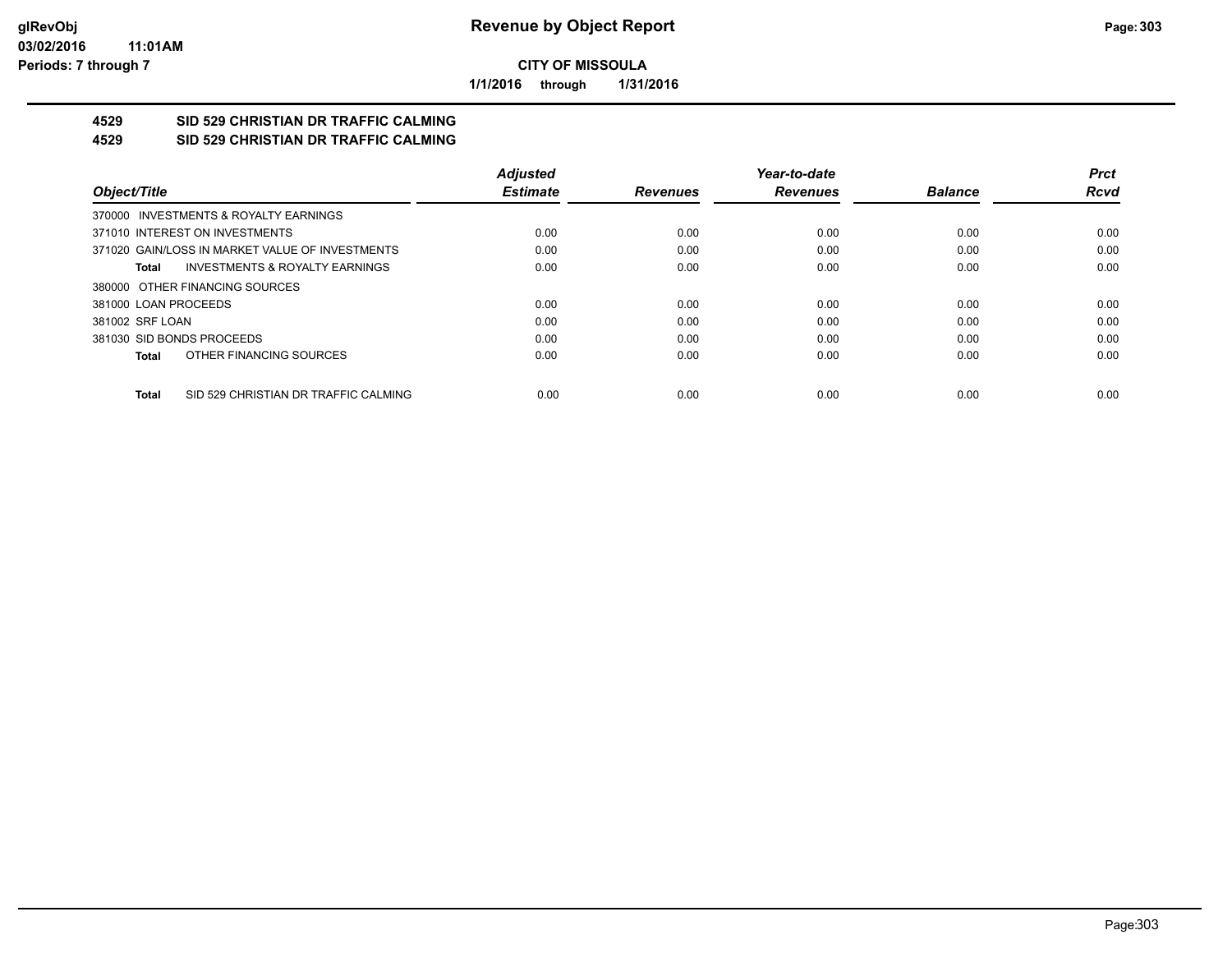**glRevObj**
**03/02/2016 11:01AM**
**Periods: 7 through 7**

# Revenue by Object Report

**CITY OF MISSOULA**

**1/1/2016 through 1/31/2016**

## 4529 SID 529 CHRISTIAN DR TRAFFIC CALMING
## 4529 SID 529 CHRISTIAN DR TRAFFIC CALMING

| Object/Title | Adjusted Estimate | Revenues | Year-to-date Revenues | Balance | Prct Rcvd |
|---|---|---|---|---|---|
| 370000 INVESTMENTS & ROYALTY EARNINGS | | | | | |
| 371010 INTEREST ON INVESTMENTS | 0.00 | 0.00 | 0.00 | 0.00 | 0.00 |
| 371020 GAIN/LOSS IN MARKET VALUE OF INVESTMENTS | 0.00 | 0.00 | 0.00 | 0.00 | 0.00 |
| **Total** INVESTMENTS & ROYALTY EARNINGS | 0.00 | 0.00 | 0.00 | 0.00 | 0.00 |
| 380000 OTHER FINANCING SOURCES | | | | | |
| 381000 LOAN PROCEEDS | 0.00 | 0.00 | 0.00 | 0.00 | 0.00 |
| 381002 SRF LOAN | 0.00 | 0.00 | 0.00 | 0.00 | 0.00 |
| 381030 SID BONDS PROCEEDS | 0.00 | 0.00 | 0.00 | 0.00 | 0.00 |
| **Total** OTHER FINANCING SOURCES | 0.00 | 0.00 | 0.00 | 0.00 | 0.00 |
| **Total** SID 529 CHRISTIAN DR TRAFFIC CALMING | 0.00 | 0.00 | 0.00 | 0.00 | 0.00 |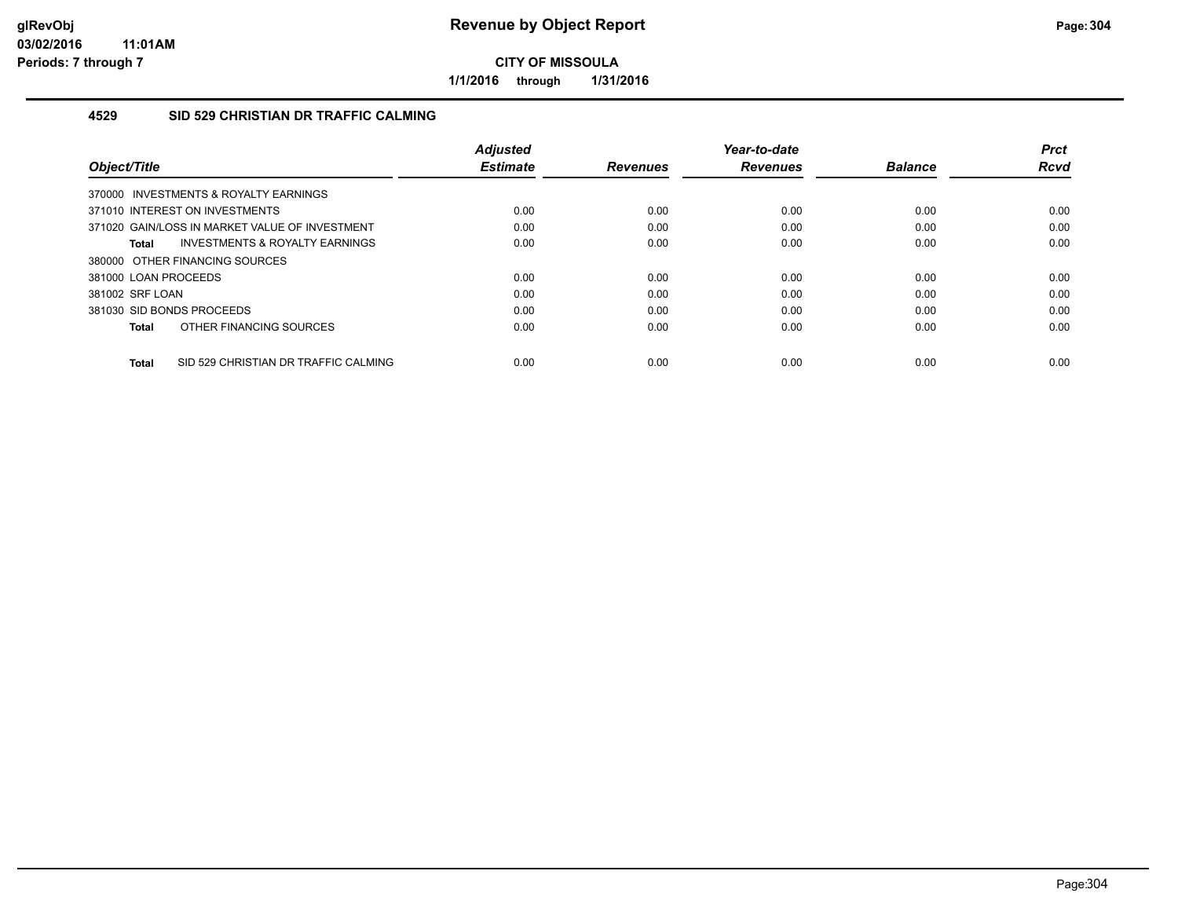# Revenue by Object Report

**CITY OF MISSOULA**

**1/1/2016 through 1/31/2016**

glRevObj
03/02/2016 11:01AM
Periods: 7 through 7

## 4529 SID 529 CHRISTIAN DR TRAFFIC CALMING

| Object/Title | Adjusted Estimate | Revenues | Year-to-date Revenues | Balance | Prct Rcvd |
|---|---|---|---|---|---|
| 370000 INVESTMENTS & ROYALTY EARNINGS | | | | | |
| 371010 INTEREST ON INVESTMENTS | 0.00 | 0.00 | 0.00 | 0.00 | 0.00 |
| 371020 GAIN/LOSS IN MARKET VALUE OF INVESTMENT | 0.00 | 0.00 | 0.00 | 0.00 | 0.00 |
| **Total** INVESTMENTS & ROYALTY EARNINGS | 0.00 | 0.00 | 0.00 | 0.00 | 0.00 |
| 380000 OTHER FINANCING SOURCES | | | | | |
| 381000 LOAN PROCEEDS | 0.00 | 0.00 | 0.00 | 0.00 | 0.00 |
| 381002 SRF LOAN | 0.00 | 0.00 | 0.00 | 0.00 | 0.00 |
| 381030 SID BONDS PROCEEDS | 0.00 | 0.00 | 0.00 | 0.00 | 0.00 |
| **Total** OTHER FINANCING SOURCES | 0.00 | 0.00 | 0.00 | 0.00 | 0.00 |
| **Total** SID 529 CHRISTIAN DR TRAFFIC CALMING | 0.00 | 0.00 | 0.00 | 0.00 | 0.00 |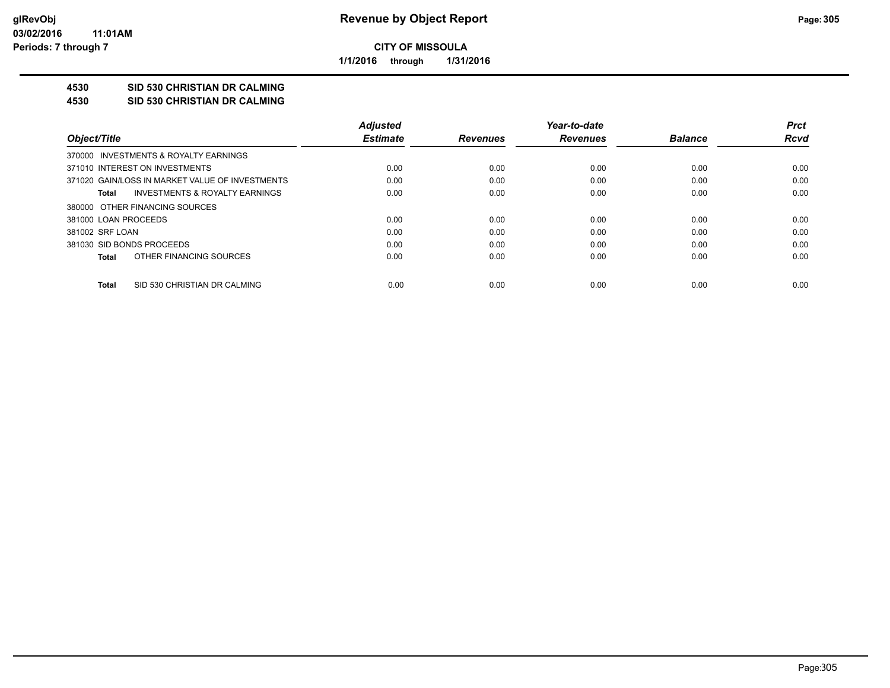# Revenue by Object Report

glRevObj
03/02/2016 11:01AM
Periods: 7 through 7

**CITY OF MISSOULA**

**1/1/2016 through 1/31/2016**

**4530 SID 530 CHRISTIAN DR CALMING**
**4530 SID 530 CHRISTIAN DR CALMING**

| *Object/Title* | *Adjusted Estimate* | *Revenues* | *Year-to-date Revenues* | *Balance* | *Prct Rcvd* |
|---|---|---|---|---|---|
| 370000 INVESTMENTS & ROYALTY EARNINGS | | | | | |
| 371010 INTEREST ON INVESTMENTS | 0.00 | 0.00 | 0.00 | 0.00 | 0.00 |
| 371020 GAIN/LOSS IN MARKET VALUE OF INVESTMENTS | 0.00 | 0.00 | 0.00 | 0.00 | 0.00 |
| **Total** INVESTMENTS & ROYALTY EARNINGS | 0.00 | 0.00 | 0.00 | 0.00 | 0.00 |
| 380000 OTHER FINANCING SOURCES | | | | | |
| 381000 LOAN PROCEEDS | 0.00 | 0.00 | 0.00 | 0.00 | 0.00 |
| 381002 SRF LOAN | 0.00 | 0.00 | 0.00 | 0.00 | 0.00 |
| 381030 SID BONDS PROCEEDS | 0.00 | 0.00 | 0.00 | 0.00 | 0.00 |
| **Total** OTHER FINANCING SOURCES | 0.00 | 0.00 | 0.00 | 0.00 | 0.00 |
| **Total** SID 530 CHRISTIAN DR CALMING | 0.00 | 0.00 | 0.00 | 0.00 | 0.00 |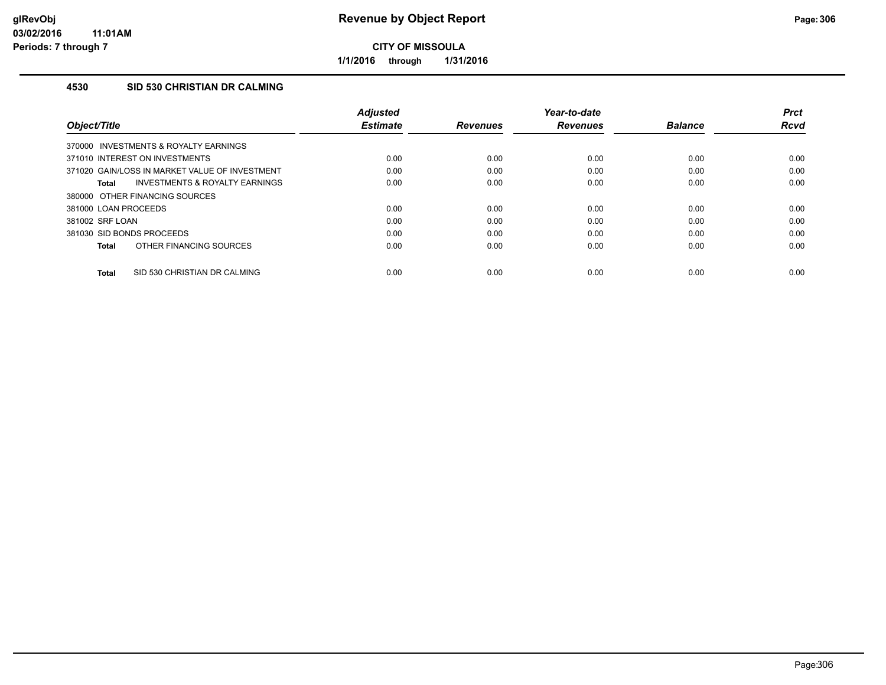# Revenue by Object Report

**CITY OF MISSOULA**

**1/1/2016 through 1/31/2016**

glRevObj
03/02/2016 11:01AM
Periods: 7 through 7

## 4530 SID 530 CHRISTIAN DR CALMING

| Object/Title | Adjusted Estimate | Revenues | Year-to-date Revenues | Balance | Prct Rcvd |
|---|---|---|---|---|---|
| 370000 INVESTMENTS & ROYALTY EARNINGS | | | | | |
| 371010 INTEREST ON INVESTMENTS | 0.00 | 0.00 | 0.00 | 0.00 | 0.00 |
| 371020 GAIN/LOSS IN MARKET VALUE OF INVESTMENT | 0.00 | 0.00 | 0.00 | 0.00 | 0.00 |
| **Total** INVESTMENTS & ROYALTY EARNINGS | 0.00 | 0.00 | 0.00 | 0.00 | 0.00 |
| 380000 OTHER FINANCING SOURCES | | | | | |
| 381000 LOAN PROCEEDS | 0.00 | 0.00 | 0.00 | 0.00 | 0.00 |
| 381002 SRF LOAN | 0.00 | 0.00 | 0.00 | 0.00 | 0.00 |
| 381030 SID BONDS PROCEEDS | 0.00 | 0.00 | 0.00 | 0.00 | 0.00 |
| **Total** OTHER FINANCING SOURCES | 0.00 | 0.00 | 0.00 | 0.00 | 0.00 |
| **Total** SID 530 CHRISTIAN DR CALMING | 0.00 | 0.00 | 0.00 | 0.00 | 0.00 |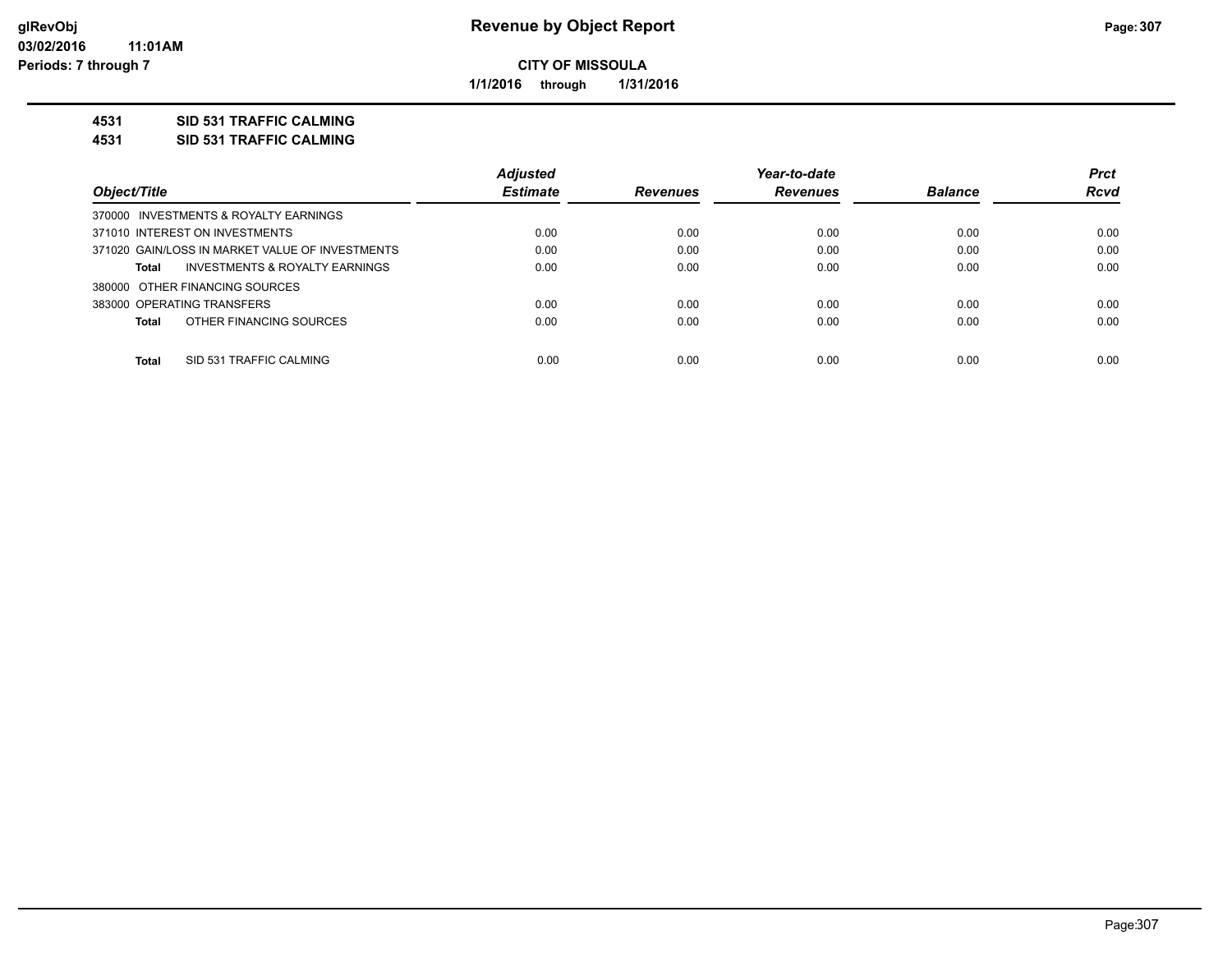# Revenue by Object Report

glRevObj
03/02/2016 11:01AM
Periods: 7 through 7

**CITY OF MISSOULA**

**1/1/2016 through 1/31/2016**

**4531 SID 531 TRAFFIC CALMING**

**4531 SID 531 TRAFFIC CALMING**

| Object/Title | Adjusted Estimate | Revenues | Year-to-date Revenues | Balance | Prct Rcvd |
|---|---|---|---|---|---|
| 370000 INVESTMENTS & ROYALTY EARNINGS | | | | | |
| 371010 INTEREST ON INVESTMENTS | 0.00 | 0.00 | 0.00 | 0.00 | 0.00 |
| 371020 GAIN/LOSS IN MARKET VALUE OF INVESTMENTS | 0.00 | 0.00 | 0.00 | 0.00 | 0.00 |
| **Total** INVESTMENTS & ROYALTY EARNINGS | 0.00 | 0.00 | 0.00 | 0.00 | 0.00 |
| 380000 OTHER FINANCING SOURCES | | | | | |
| 383000 OPERATING TRANSFERS | 0.00 | 0.00 | 0.00 | 0.00 | 0.00 |
| **Total** OTHER FINANCING SOURCES | 0.00 | 0.00 | 0.00 | 0.00 | 0.00 |
| **Total** SID 531 TRAFFIC CALMING | 0.00 | 0.00 | 0.00 | 0.00 | 0.00 |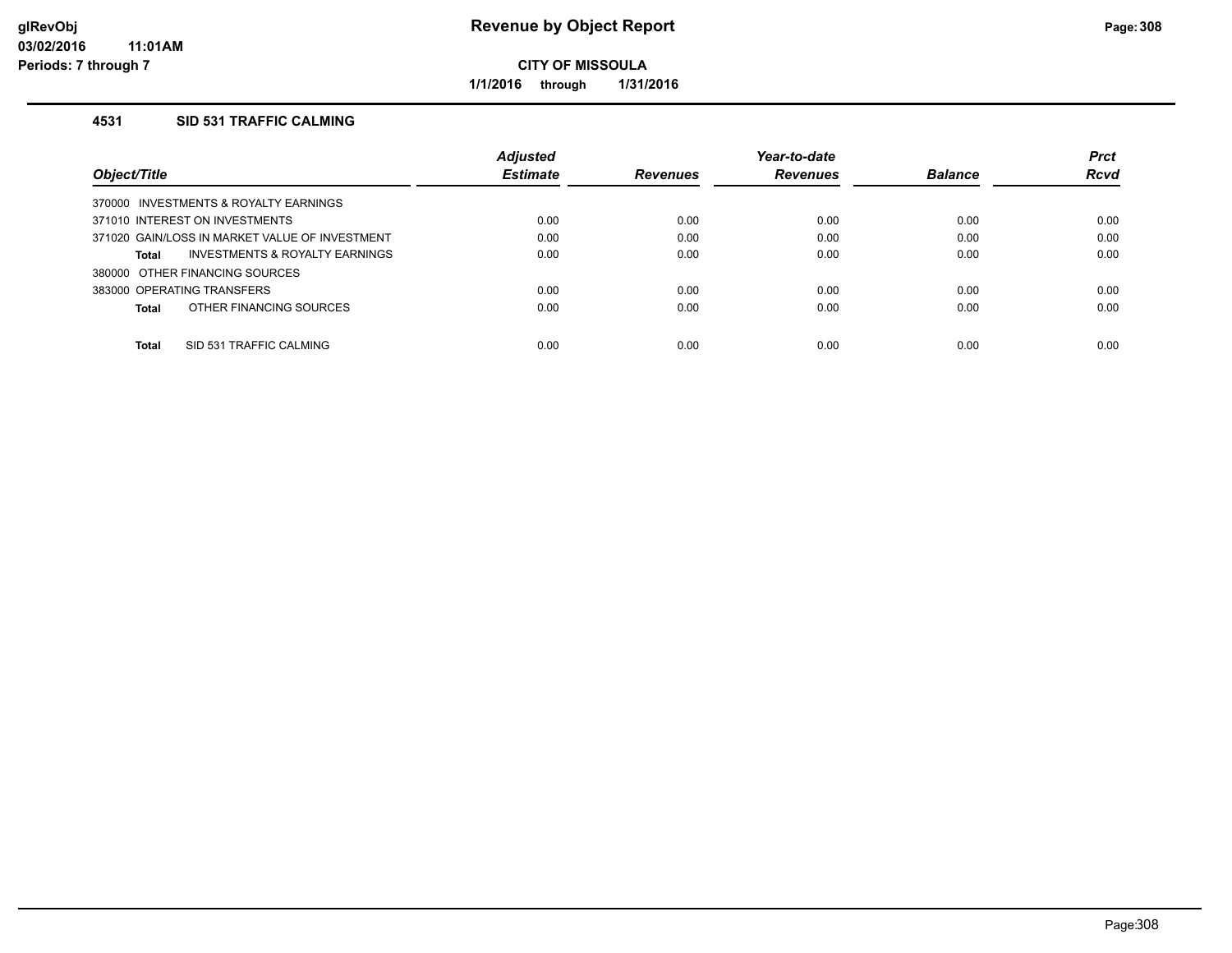# Revenue by Object Report

**CITY OF MISSOULA**

**1/1/2016 through 1/31/2016**

glRevObj
03/02/2016 11:01AM
Periods: 7 through 7

### 4531 SID 531 TRAFFIC CALMING

| Object/Title | Adjusted Estimate | Revenues | Year-to-date Revenues | Balance | Prct Rcvd |
|---|---|---|---|---|---|
| 370000 INVESTMENTS & ROYALTY EARNINGS | | | | | |
| 371010 INTEREST ON INVESTMENTS | 0.00 | 0.00 | 0.00 | 0.00 | 0.00 |
| 371020 GAIN/LOSS IN MARKET VALUE OF INVESTMENT | 0.00 | 0.00 | 0.00 | 0.00 | 0.00 |
| **Total** INVESTMENTS & ROYALTY EARNINGS | 0.00 | 0.00 | 0.00 | 0.00 | 0.00 |
| 380000 OTHER FINANCING SOURCES | | | | | |
| 383000 OPERATING TRANSFERS | 0.00 | 0.00 | 0.00 | 0.00 | 0.00 |
| **Total** OTHER FINANCING SOURCES | 0.00 | 0.00 | 0.00 | 0.00 | 0.00 |
| **Total** SID 531 TRAFFIC CALMING | 0.00 | 0.00 | 0.00 | 0.00 | 0.00 |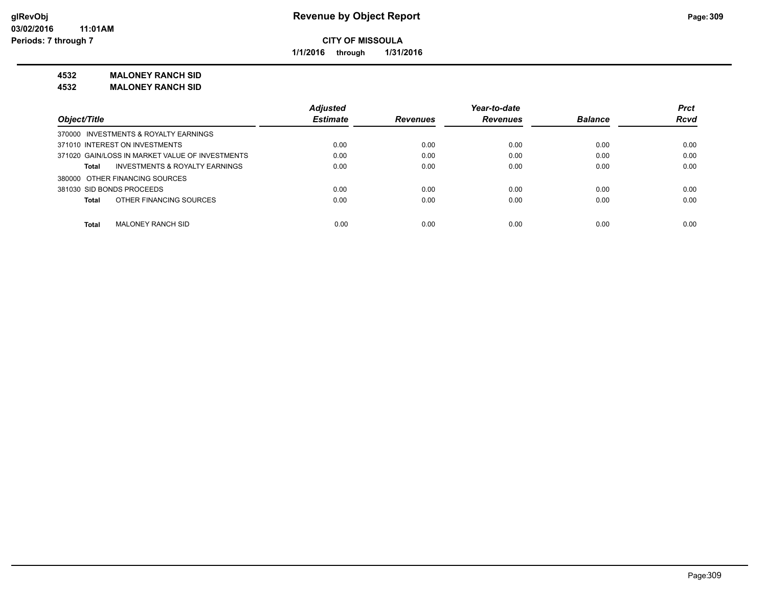**Revenue by Object Report**

**CITY OF MISSOULA**

**1/1/2016 through 1/31/2016**

glRevObj
03/02/2016 11:01AM
Periods: 7 through 7

**4532 MALONEY RANCH SID**

**4532 MALONEY RANCH SID**

| Object/Title | Adjusted Estimate | Revenues | Year-to-date Revenues | Balance | Prct Rcvd |
|---|---|---|---|---|---|
| 370000 INVESTMENTS & ROYALTY EARNINGS | | | | | |
| 371010 INTEREST ON INVESTMENTS | 0.00 | 0.00 | 0.00 | 0.00 | 0.00 |
| 371020 GAIN/LOSS IN MARKET VALUE OF INVESTMENTS | 0.00 | 0.00 | 0.00 | 0.00 | 0.00 |
| **Total** INVESTMENTS & ROYALTY EARNINGS | 0.00 | 0.00 | 0.00 | 0.00 | 0.00 |
| 380000 OTHER FINANCING SOURCES | | | | | |
| 381030 SID BONDS PROCEEDS | 0.00 | 0.00 | 0.00 | 0.00 | 0.00 |
| **Total** OTHER FINANCING SOURCES | 0.00 | 0.00 | 0.00 | 0.00 | 0.00 |
| **Total** MALONEY RANCH SID | 0.00 | 0.00 | 0.00 | 0.00 | 0.00 |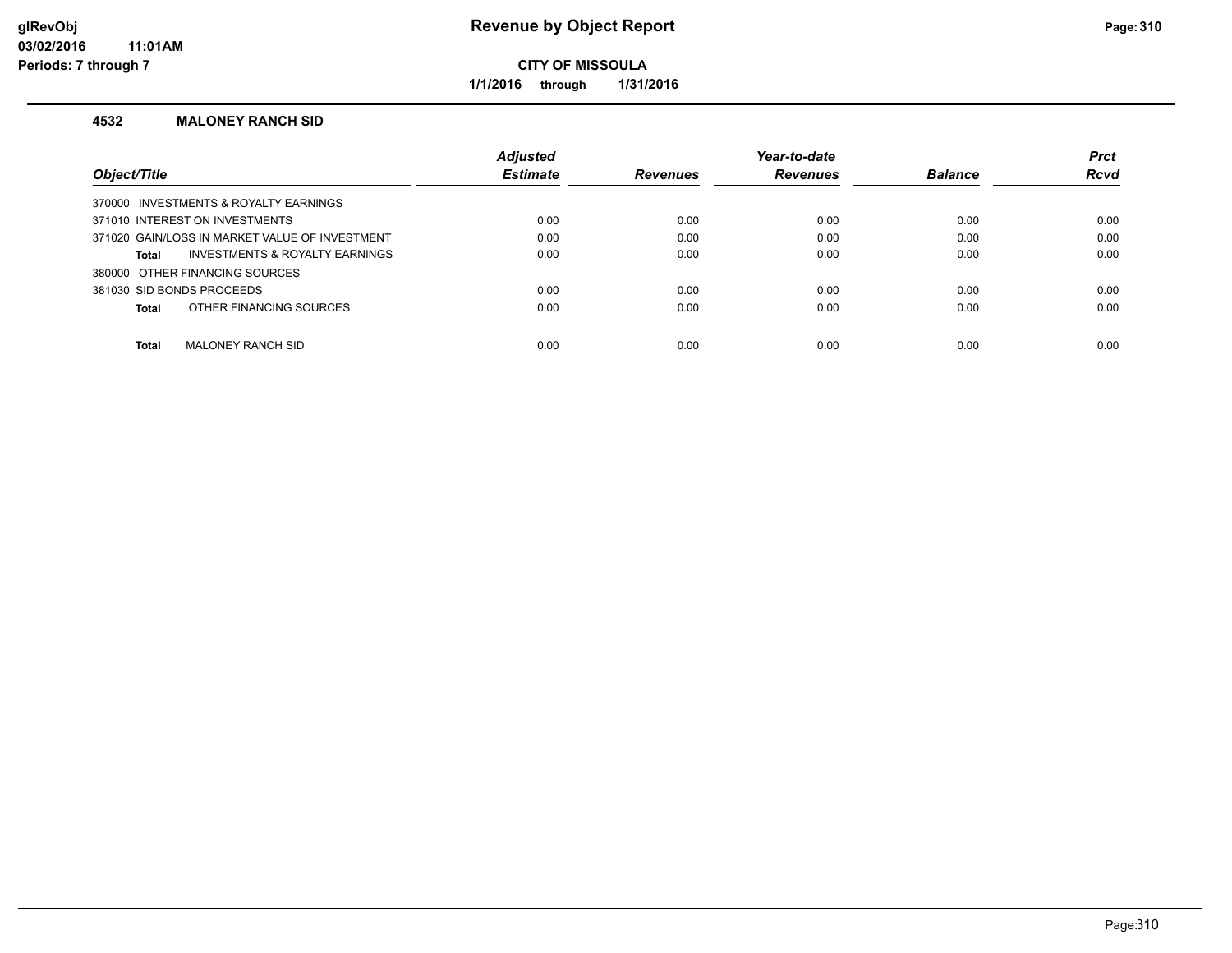# Revenue by Object Report

**CITY OF MISSOULA**

**1/1/2016 through 1/31/2016**

## 4532 MALONEY RANCH SID

| Object/Title | Adjusted Estimate | Revenues | Year-to-date Revenues | Balance | Prct Rcvd |
|---|---|---|---|---|---|
| 370000 INVESTMENTS & ROYALTY EARNINGS | | | | | |
| 371010 INTEREST ON INVESTMENTS | 0.00 | 0.00 | 0.00 | 0.00 | 0.00 |
| 371020 GAIN/LOSS IN MARKET VALUE OF INVESTMENT | 0.00 | 0.00 | 0.00 | 0.00 | 0.00 |
| **Total** INVESTMENTS & ROYALTY EARNINGS | 0.00 | 0.00 | 0.00 | 0.00 | 0.00 |
| 380000 OTHER FINANCING SOURCES | | | | | |
| 381030 SID BONDS PROCEEDS | 0.00 | 0.00 | 0.00 | 0.00 | 0.00 |
| **Total** OTHER FINANCING SOURCES | 0.00 | 0.00 | 0.00 | 0.00 | 0.00 |
| **Total** MALONEY RANCH SID | 0.00 | 0.00 | 0.00 | 0.00 | 0.00 |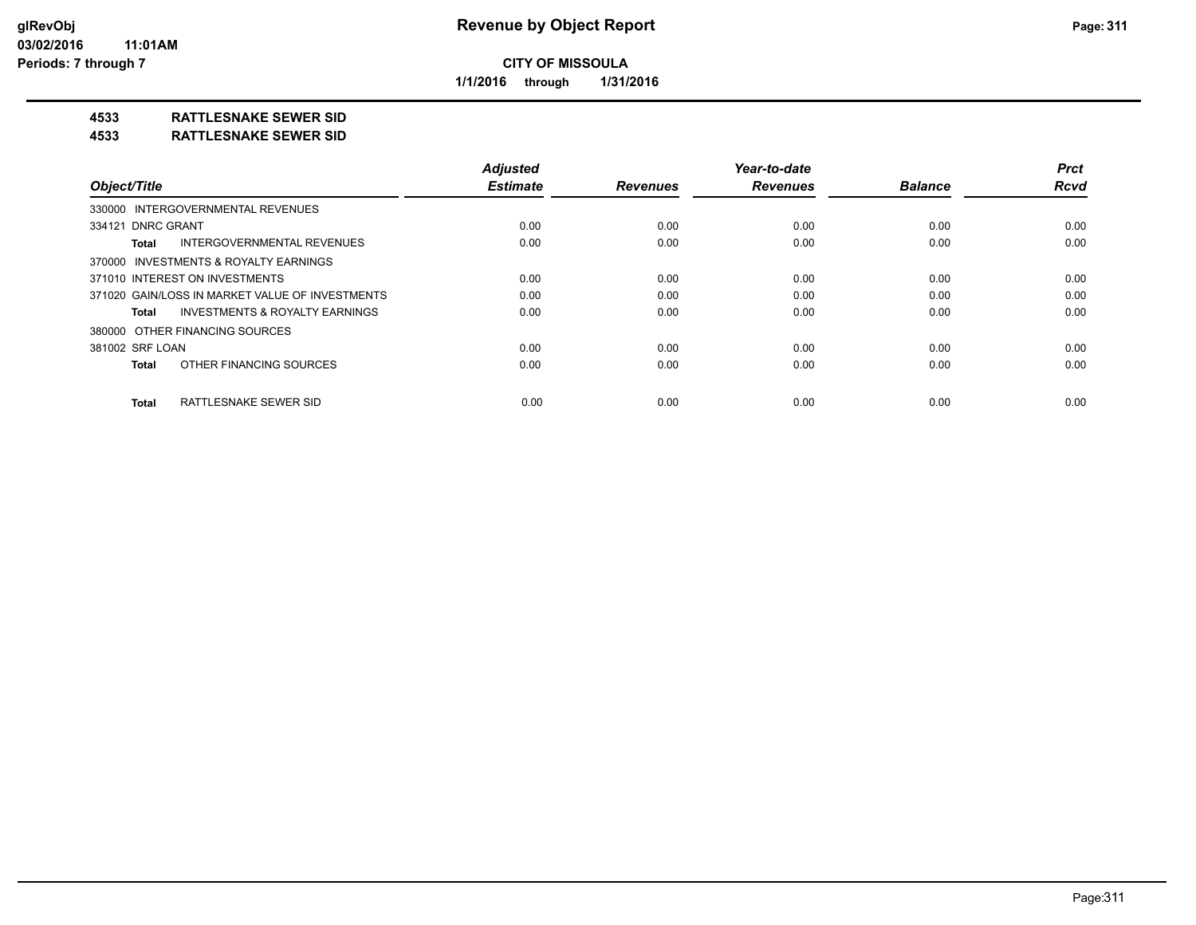**CITY OF MISSOULA**

**1/1/2016 through 1/31/2016**

**4533 RATTLESNAKE SEWER SID**

**4533 RATTLESNAKE SEWER SID**

| Object/Title | Adjusted Estimate | Revenues | Year-to-date Revenues | Balance | Prct Rcvd |
|---|---|---|---|---|---|
| 330000 INTERGOVERNMENTAL REVENUES | | | | | |
| 334121 DNRC GRANT | 0.00 | 0.00 | 0.00 | 0.00 | 0.00 |
| **Total** INTERGOVERNMENTAL REVENUES | 0.00 | 0.00 | 0.00 | 0.00 | 0.00 |
| 370000 INVESTMENTS & ROYALTY EARNINGS | | | | | |
| 371010 INTEREST ON INVESTMENTS | 0.00 | 0.00 | 0.00 | 0.00 | 0.00 |
| 371020 GAIN/LOSS IN MARKET VALUE OF INVESTMENTS | 0.00 | 0.00 | 0.00 | 0.00 | 0.00 |
| **Total** INVESTMENTS & ROYALTY EARNINGS | 0.00 | 0.00 | 0.00 | 0.00 | 0.00 |
| 380000 OTHER FINANCING SOURCES | | | | | |
| 381002 SRF LOAN | 0.00 | 0.00 | 0.00 | 0.00 | 0.00 |
| **Total** OTHER FINANCING SOURCES | 0.00 | 0.00 | 0.00 | 0.00 | 0.00 |
| **Total** RATTLESNAKE SEWER SID | 0.00 | 0.00 | 0.00 | 0.00 | 0.00 |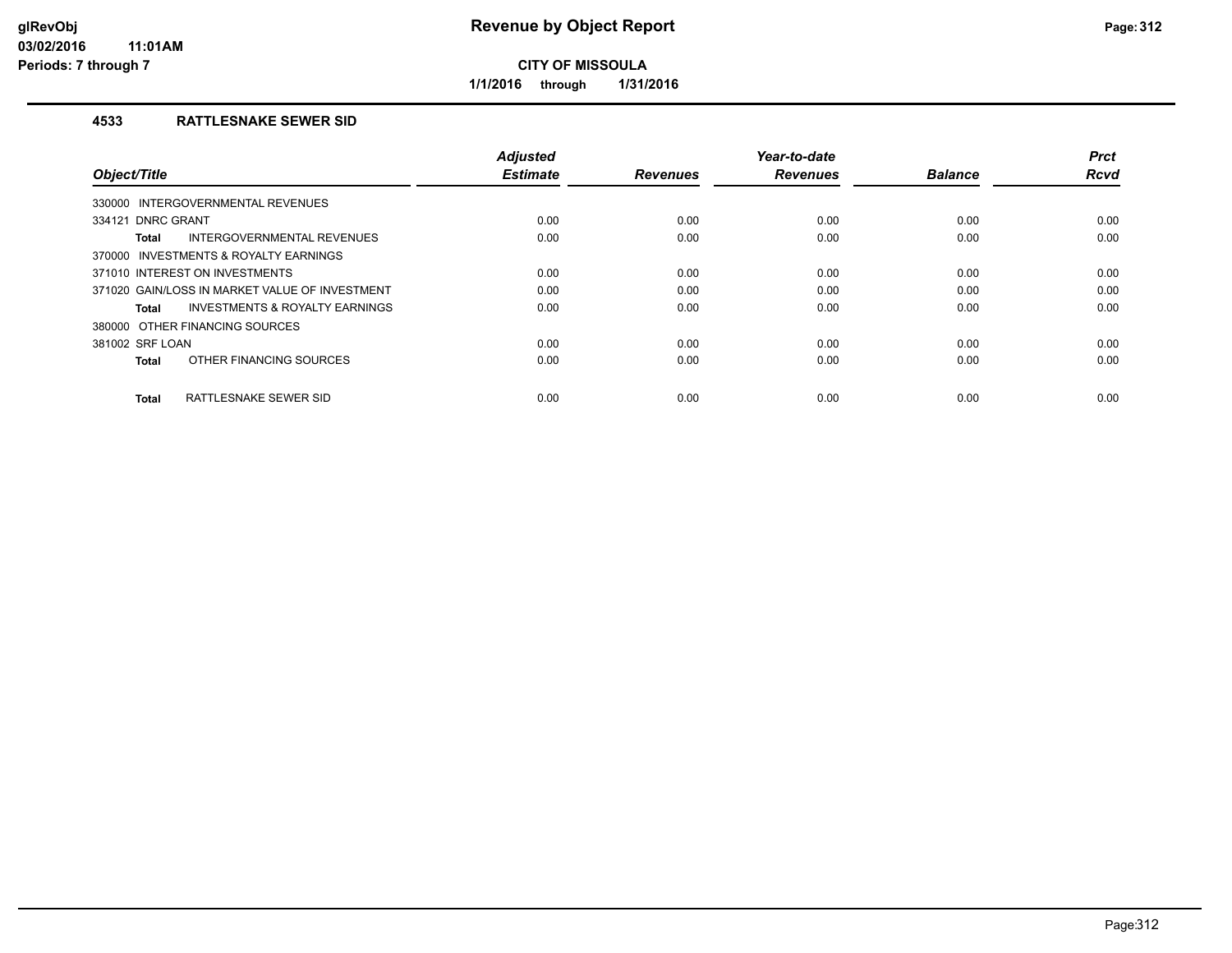**glRevObj** 03/02/2016 11:01AM Periods: 7 through 7

# Revenue by Object Report

**CITY OF MISSOULA**

**1/1/2016 through 1/31/2016**

## 4533 RATTLESNAKE SEWER SID

| Object/Title | Adjusted Estimate | Revenues | Year-to-date Revenues | Balance | Prct Rcvd |
|---|---|---|---|---|---|
| 330000 INTERGOVERNMENTAL REVENUES | | | | | |
| 334121 DNRC GRANT | 0.00 | 0.00 | 0.00 | 0.00 | 0.00 |
| **Total** INTERGOVERNMENTAL REVENUES | 0.00 | 0.00 | 0.00 | 0.00 | 0.00 |
| 370000 INVESTMENTS & ROYALTY EARNINGS | | | | | |
| 371010 INTEREST ON INVESTMENTS | 0.00 | 0.00 | 0.00 | 0.00 | 0.00 |
| 371020 GAIN/LOSS IN MARKET VALUE OF INVESTMENT | 0.00 | 0.00 | 0.00 | 0.00 | 0.00 |
| **Total** INVESTMENTS & ROYALTY EARNINGS | 0.00 | 0.00 | 0.00 | 0.00 | 0.00 |
| 380000 OTHER FINANCING SOURCES | | | | | |
| 381002 SRF LOAN | 0.00 | 0.00 | 0.00 | 0.00 | 0.00 |
| **Total** OTHER FINANCING SOURCES | 0.00 | 0.00 | 0.00 | 0.00 | 0.00 |
| **Total** RATTLESNAKE SEWER SID | 0.00 | 0.00 | 0.00 | 0.00 | 0.00 |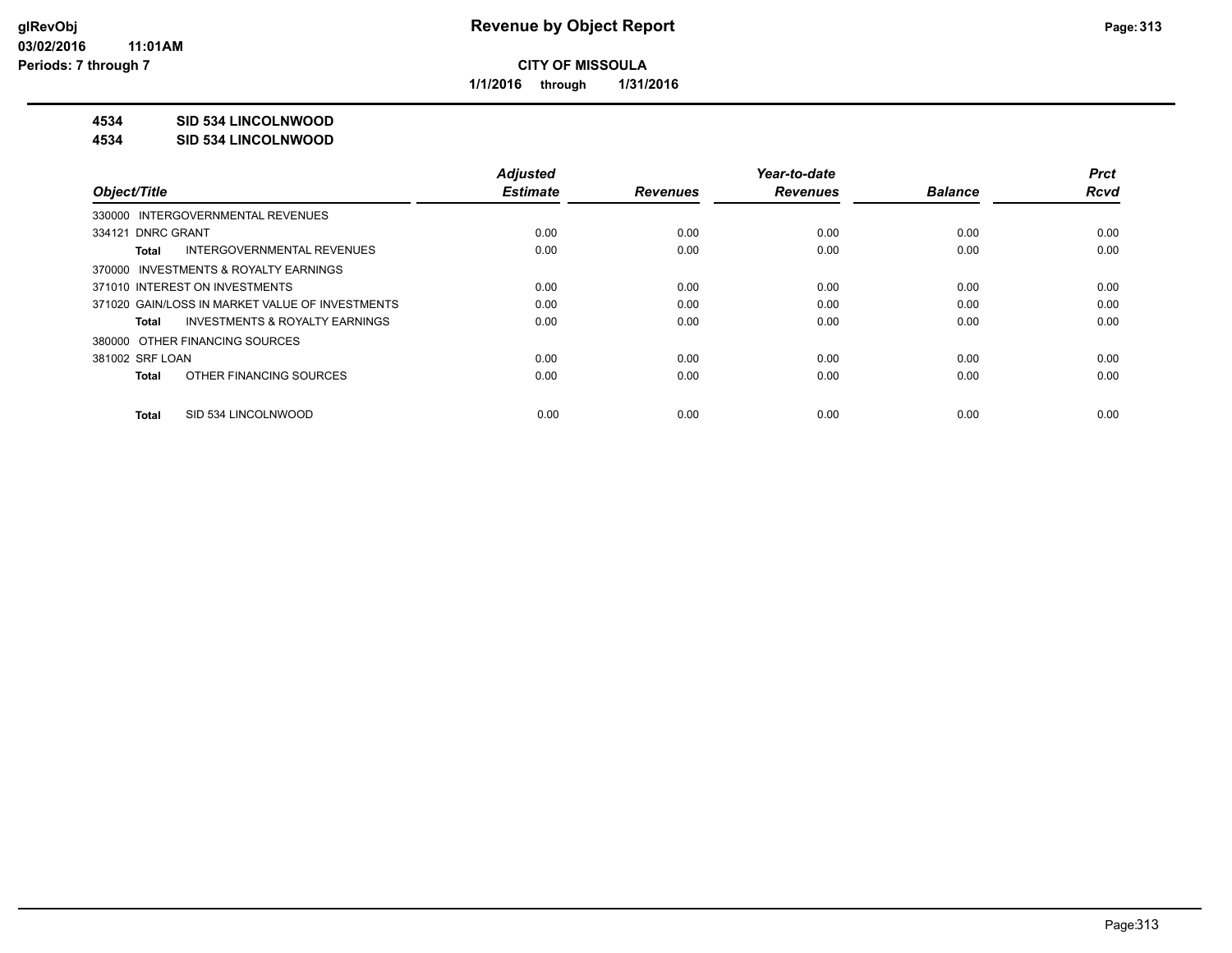**Revenue by Object Report**

**CITY OF MISSOULA**

**1/1/2016 through 1/31/2016**

glRevObj
03/02/2016 11:01AM
Periods: 7 through 7

**4534 SID 534 LINCOLNWOOD**

**4534 SID 534 LINCOLNWOOD**

| Object/Title | Adjusted Estimate | Revenues | Year-to-date Revenues | Balance | Prct Rcvd |
|---|---|---|---|---|---|
| 330000 INTERGOVERNMENTAL REVENUES | | | | | |
| 334121 DNRC GRANT | 0.00 | 0.00 | 0.00 | 0.00 | 0.00 |
| **Total** INTERGOVERNMENTAL REVENUES | 0.00 | 0.00 | 0.00 | 0.00 | 0.00 |
| 370000 INVESTMENTS & ROYALTY EARNINGS | | | | | |
| 371010 INTEREST ON INVESTMENTS | 0.00 | 0.00 | 0.00 | 0.00 | 0.00 |
| 371020 GAIN/LOSS IN MARKET VALUE OF INVESTMENTS | 0.00 | 0.00 | 0.00 | 0.00 | 0.00 |
| **Total** INVESTMENTS & ROYALTY EARNINGS | 0.00 | 0.00 | 0.00 | 0.00 | 0.00 |
| 380000 OTHER FINANCING SOURCES | | | | | |
| 381002 SRF LOAN | 0.00 | 0.00 | 0.00 | 0.00 | 0.00 |
| **Total** OTHER FINANCING SOURCES | 0.00 | 0.00 | 0.00 | 0.00 | 0.00 |
| **Total** SID 534 LINCOLNWOOD | 0.00 | 0.00 | 0.00 | 0.00 | 0.00 |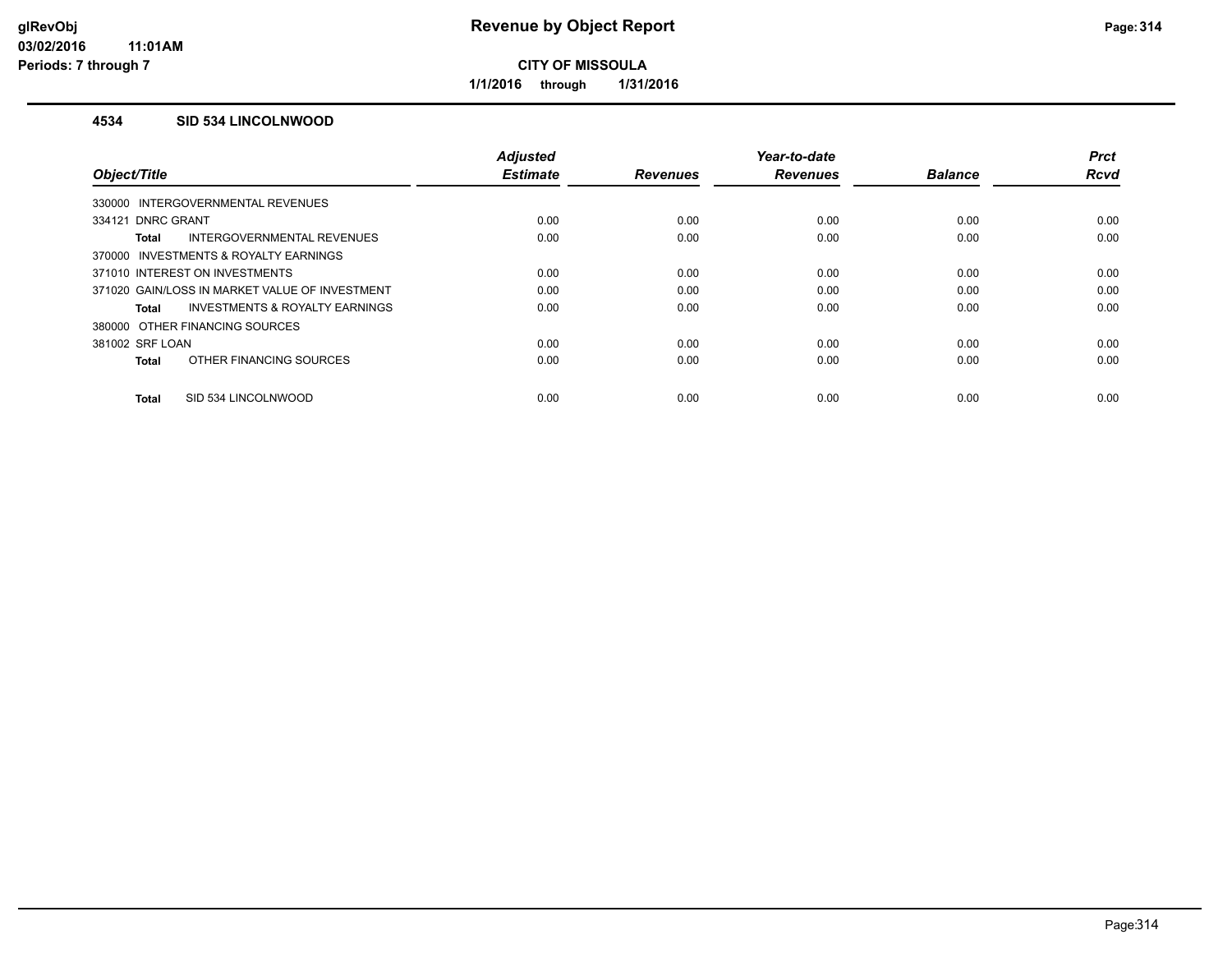**CITY OF MISSOULA**

**1/1/2016 through 1/31/2016**

### 4534 SID 534 LINCOLNWOOD

| Object/Title | Adjusted Estimate | Revenues | Year-to-date Revenues | Balance | Prct Rcvd |
|---|---|---|---|---|---|
| 330000 INTERGOVERNMENTAL REVENUES | | | | | |
| 334121 DNRC GRANT | 0.00 | 0.00 | 0.00 | 0.00 | 0.00 |
| **Total** INTERGOVERNMENTAL REVENUES | 0.00 | 0.00 | 0.00 | 0.00 | 0.00 |
| 370000 INVESTMENTS & ROYALTY EARNINGS | | | | | |
| 371010 INTEREST ON INVESTMENTS | 0.00 | 0.00 | 0.00 | 0.00 | 0.00 |
| 371020 GAIN/LOSS IN MARKET VALUE OF INVESTMENT | 0.00 | 0.00 | 0.00 | 0.00 | 0.00 |
| **Total** INVESTMENTS & ROYALTY EARNINGS | 0.00 | 0.00 | 0.00 | 0.00 | 0.00 |
| 380000 OTHER FINANCING SOURCES | | | | | |
| 381002 SRF LOAN | 0.00 | 0.00 | 0.00 | 0.00 | 0.00 |
| **Total** OTHER FINANCING SOURCES | 0.00 | 0.00 | 0.00 | 0.00 | 0.00 |
| **Total** SID 534 LINCOLNWOOD | 0.00 | 0.00 | 0.00 | 0.00 | 0.00 |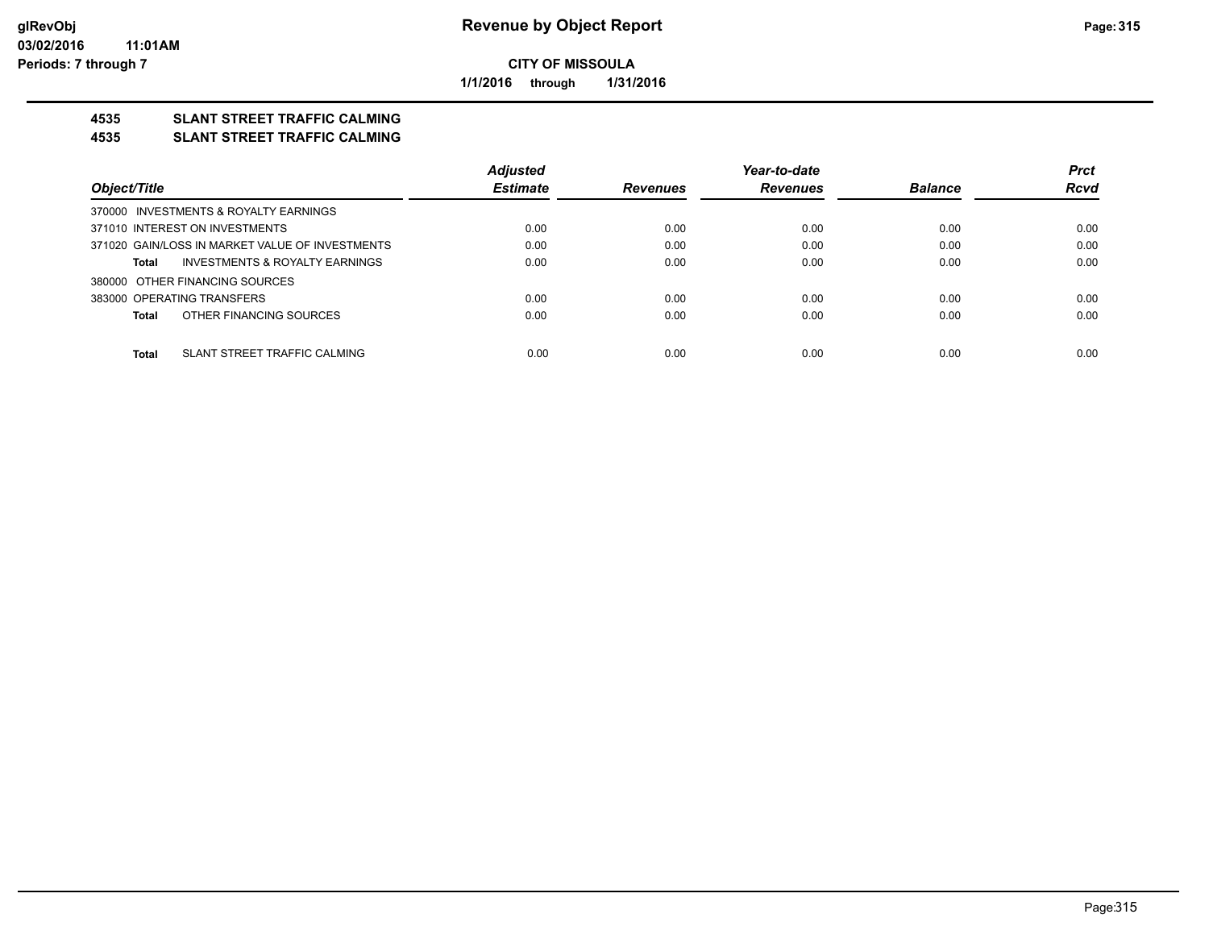# Revenue by Object Report

glRevObj
03/02/2016 11:01AM
Periods: 7 through 7

**CITY OF MISSOULA**

**1/1/2016 through 1/31/2016**

## 4535 SLANT STREET TRAFFIC CALMING
## 4535 SLANT STREET TRAFFIC CALMING

| Object/Title | Adjusted Estimate | Revenues | Year-to-date Revenues | Balance | Prct Rcvd |
|---|---|---|---|---|---|
| 370000 INVESTMENTS & ROYALTY EARNINGS | | | | | |
| 371010 INTEREST ON INVESTMENTS | 0.00 | 0.00 | 0.00 | 0.00 | 0.00 |
| 371020 GAIN/LOSS IN MARKET VALUE OF INVESTMENTS | 0.00 | 0.00 | 0.00 | 0.00 | 0.00 |
| **Total** INVESTMENTS & ROYALTY EARNINGS | 0.00 | 0.00 | 0.00 | 0.00 | 0.00 |
| 380000 OTHER FINANCING SOURCES | | | | | |
| 383000 OPERATING TRANSFERS | 0.00 | 0.00 | 0.00 | 0.00 | 0.00 |
| **Total** OTHER FINANCING SOURCES | 0.00 | 0.00 | 0.00 | 0.00 | 0.00 |
| **Total** SLANT STREET TRAFFIC CALMING | 0.00 | 0.00 | 0.00 | 0.00 | 0.00 |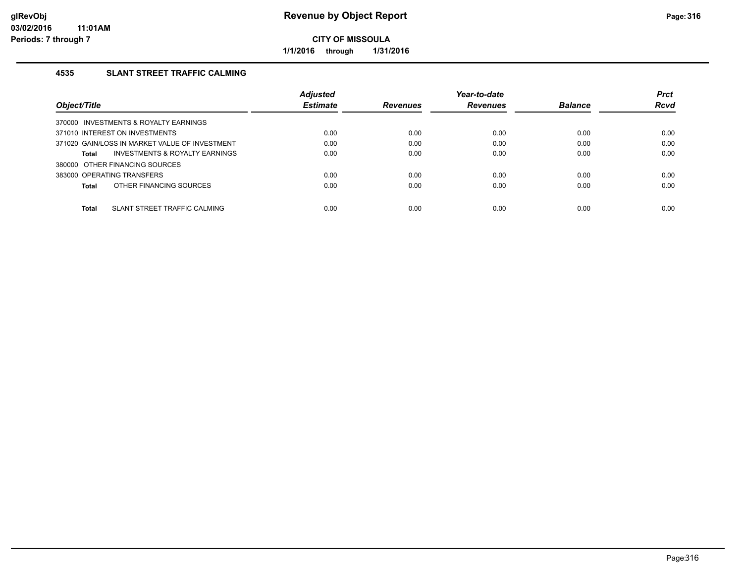**Revenue by Object Report**

**CITY OF MISSOULA**

**1/1/2016 through 1/31/2016**

## 4535 SLANT STREET TRAFFIC CALMING

| Object/Title | Adjusted Estimate | Revenues | Year-to-date Revenues | Balance | Prct Rcvd |
|---|---|---|---|---|---|
| 370000 INVESTMENTS & ROYALTY EARNINGS | | | | | |
| 371010 INTEREST ON INVESTMENTS | 0.00 | 0.00 | 0.00 | 0.00 | 0.00 |
| 371020 GAIN/LOSS IN MARKET VALUE OF INVESTMENT | 0.00 | 0.00 | 0.00 | 0.00 | 0.00 |
| **Total** INVESTMENTS & ROYALTY EARNINGS | 0.00 | 0.00 | 0.00 | 0.00 | 0.00 |
| 380000 OTHER FINANCING SOURCES | | | | | |
| 383000 OPERATING TRANSFERS | 0.00 | 0.00 | 0.00 | 0.00 | 0.00 |
| **Total** OTHER FINANCING SOURCES | 0.00 | 0.00 | 0.00 | 0.00 | 0.00 |
| **Total** SLANT STREET TRAFFIC CALMING | 0.00 | 0.00 | 0.00 | 0.00 | 0.00 |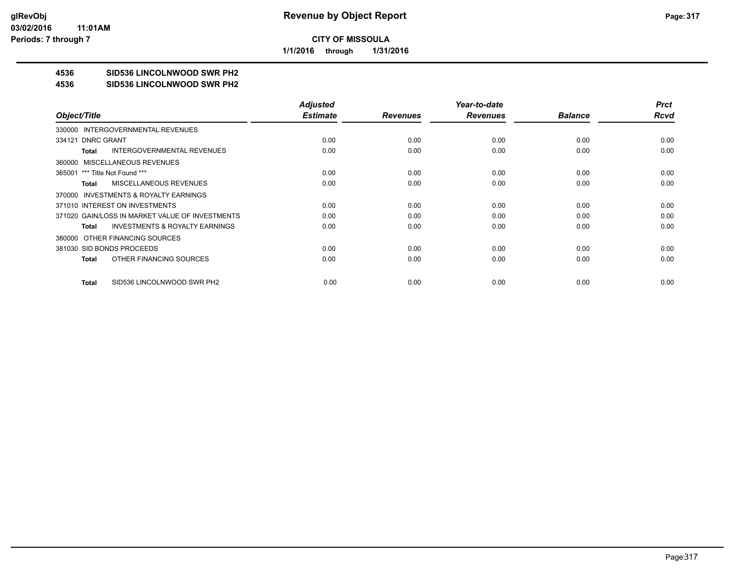**CITY OF MISSOULA**

**1/1/2016 through 1/31/2016**

# 4536 SID536 LINCOLNWOOD SWR PH2

## 4536 SID536 LINCOLNWOOD SWR PH2

| Object/Title | Adjusted Estimate | Revenues | Year-to-date Revenues | Balance | Prct Rcvd |
|---|---|---|---|---|---|
| 330000 INTERGOVERNMENTAL REVENUES | | | | | |
| 334121 DNRC GRANT | 0.00 | 0.00 | 0.00 | 0.00 | 0.00 |
| **Total** INTERGOVERNMENTAL REVENUES | 0.00 | 0.00 | 0.00 | 0.00 | 0.00 |
| 360000 MISCELLANEOUS REVENUES | | | | | |
| 365001 *** Title Not Found *** | 0.00 | 0.00 | 0.00 | 0.00 | 0.00 |
| **Total** MISCELLANEOUS REVENUES | 0.00 | 0.00 | 0.00 | 0.00 | 0.00 |
| 370000 INVESTMENTS & ROYALTY EARNINGS | | | | | |
| 371010 INTEREST ON INVESTMENTS | 0.00 | 0.00 | 0.00 | 0.00 | 0.00 |
| 371020 GAIN/LOSS IN MARKET VALUE OF INVESTMENTS | 0.00 | 0.00 | 0.00 | 0.00 | 0.00 |
| **Total** INVESTMENTS & ROYALTY EARNINGS | 0.00 | 0.00 | 0.00 | 0.00 | 0.00 |
| 380000 OTHER FINANCING SOURCES | | | | | |
| 381030 SID BONDS PROCEEDS | 0.00 | 0.00 | 0.00 | 0.00 | 0.00 |
| **Total** OTHER FINANCING SOURCES | 0.00 | 0.00 | 0.00 | 0.00 | 0.00 |
| **Total** SID536 LINCOLNWOOD SWR PH2 | 0.00 | 0.00 | 0.00 | 0.00 | 0.00 |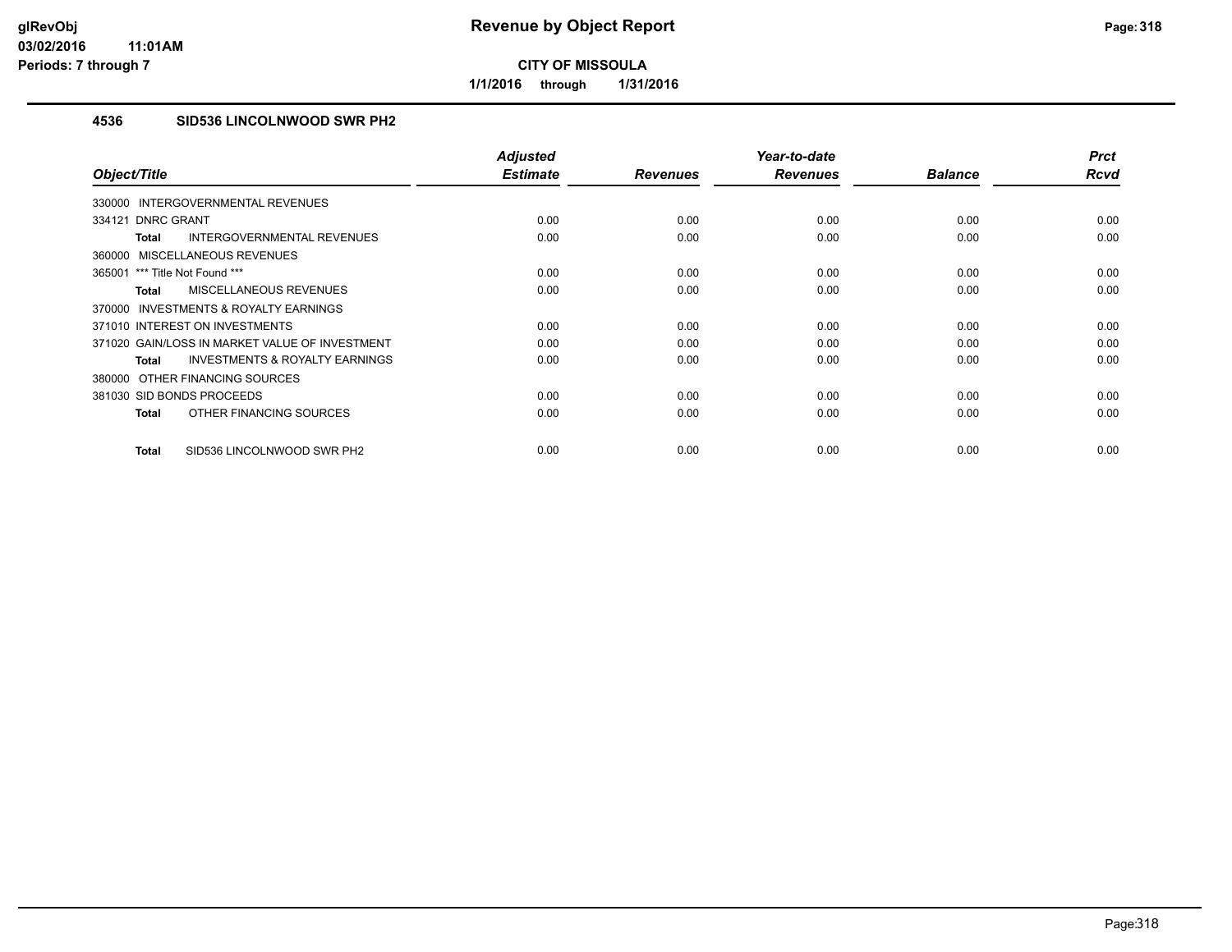# Revenue by Object Report

**CITY OF MISSOULA**

**1/1/2016 through 1/31/2016**

glRevObj
03/02/2016 11:01AM
Periods: 7 through 7

## 4536 SID536 LINCOLNWOOD SWR PH2

| Object/Title | Adjusted Estimate | Revenues | Year-to-date Revenues | Balance | Prct Rcvd |
|---|---|---|---|---|---|
| 330000 INTERGOVERNMENTAL REVENUES | | | | | |
| 334121 DNRC GRANT | 0.00 | 0.00 | 0.00 | 0.00 | 0.00 |
| **Total** INTERGOVERNMENTAL REVENUES | 0.00 | 0.00 | 0.00 | 0.00 | 0.00 |
| 360000 MISCELLANEOUS REVENUES | | | | | |
| 365001 *** Title Not Found *** | 0.00 | 0.00 | 0.00 | 0.00 | 0.00 |
| **Total** MISCELLANEOUS REVENUES | 0.00 | 0.00 | 0.00 | 0.00 | 0.00 |
| 370000 INVESTMENTS & ROYALTY EARNINGS | | | | | |
| 371010 INTEREST ON INVESTMENTS | 0.00 | 0.00 | 0.00 | 0.00 | 0.00 |
| 371020 GAIN/LOSS IN MARKET VALUE OF INVESTMENT | 0.00 | 0.00 | 0.00 | 0.00 | 0.00 |
| **Total** INVESTMENTS & ROYALTY EARNINGS | 0.00 | 0.00 | 0.00 | 0.00 | 0.00 |
| 380000 OTHER FINANCING SOURCES | | | | | |
| 381030 SID BONDS PROCEEDS | 0.00 | 0.00 | 0.00 | 0.00 | 0.00 |
| **Total** OTHER FINANCING SOURCES | 0.00 | 0.00 | 0.00 | 0.00 | 0.00 |
| **Total** SID536 LINCOLNWOOD SWR PH2 | 0.00 | 0.00 | 0.00 | 0.00 | 0.00 |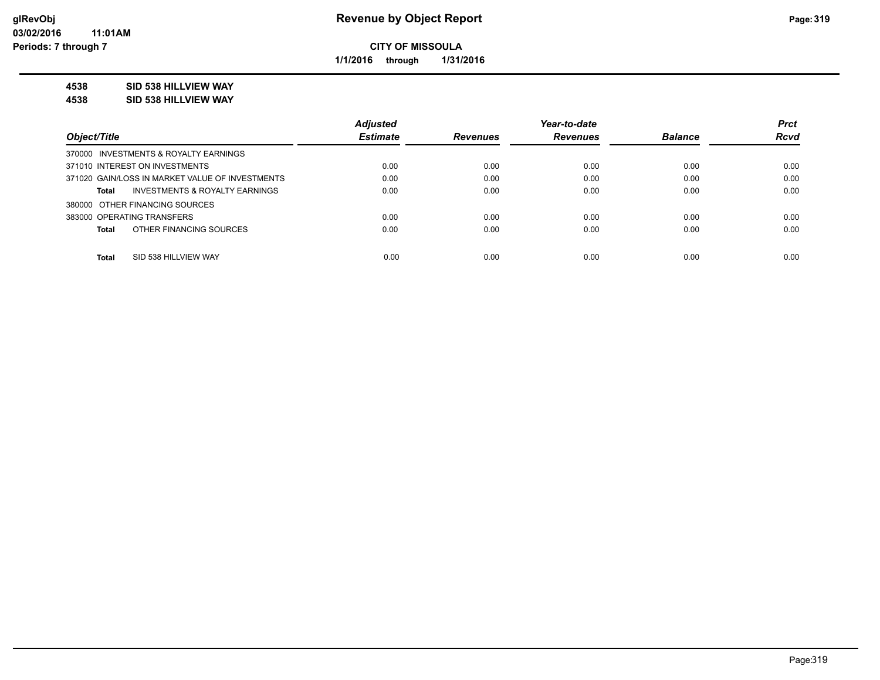**CITY OF MISSOULA**

**1/1/2016 through 1/31/2016**

**4538 SID 538 HILLVIEW WAY**

**4538 SID 538 HILLVIEW WAY**

| Object/Title | Adjusted Estimate | Revenues | Year-to-date Revenues | Balance | Prct Rcvd |
|---|---|---|---|---|---|
| 370000 INVESTMENTS & ROYALTY EARNINGS | | | | | |
| 371010 INTEREST ON INVESTMENTS | 0.00 | 0.00 | 0.00 | 0.00 | 0.00 |
| 371020 GAIN/LOSS IN MARKET VALUE OF INVESTMENTS | 0.00 | 0.00 | 0.00 | 0.00 | 0.00 |
| **Total** INVESTMENTS & ROYALTY EARNINGS | 0.00 | 0.00 | 0.00 | 0.00 | 0.00 |
| 380000 OTHER FINANCING SOURCES | | | | | |
| 383000 OPERATING TRANSFERS | 0.00 | 0.00 | 0.00 | 0.00 | 0.00 |
| **Total** OTHER FINANCING SOURCES | 0.00 | 0.00 | 0.00 | 0.00 | 0.00 |
| **Total** SID 538 HILLVIEW WAY | 0.00 | 0.00 | 0.00 | 0.00 | 0.00 |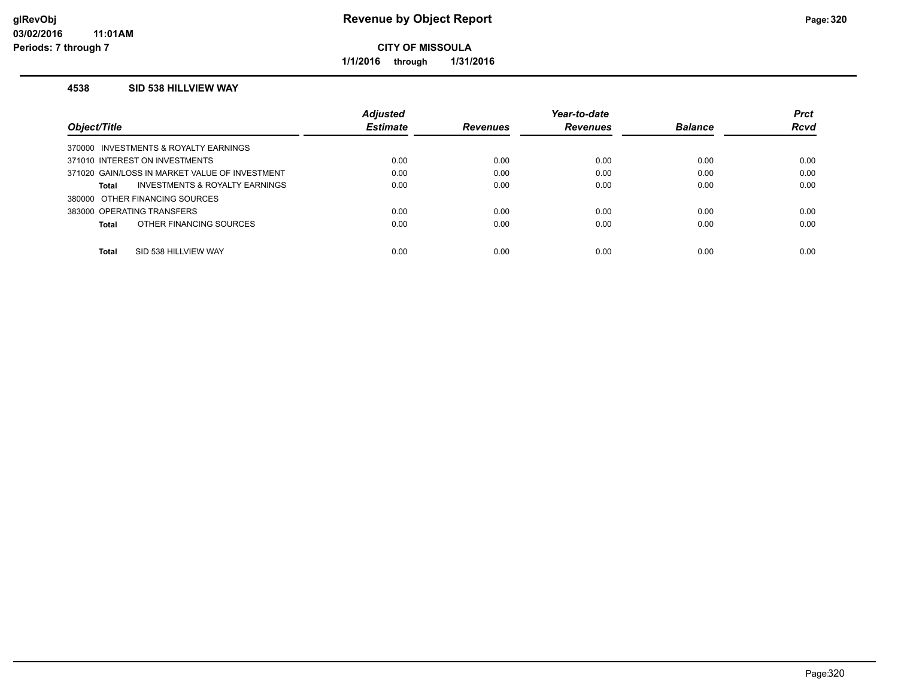# Revenue by Object Report

**glRevObj**
**03/02/2016 11:01AM**
**Periods: 7 through 7**

**CITY OF MISSOULA**

**1/1/2016 through 1/31/2016**

## 4538 SID 538 HILLVIEW WAY

| Object/Title | Adjusted Estimate | Revenues | Year-to-date Revenues | Balance | Prct Rcvd |
|---|---|---|---|---|---|
| 370000 INVESTMENTS & ROYALTY EARNINGS | | | | | |
| 371010 INTEREST ON INVESTMENTS | 0.00 | 0.00 | 0.00 | 0.00 | 0.00 |
| 371020 GAIN/LOSS IN MARKET VALUE OF INVESTMENT | 0.00 | 0.00 | 0.00 | 0.00 | 0.00 |
| **Total** INVESTMENTS & ROYALTY EARNINGS | 0.00 | 0.00 | 0.00 | 0.00 | 0.00 |
| 380000 OTHER FINANCING SOURCES | | | | | |
| 383000 OPERATING TRANSFERS | 0.00 | 0.00 | 0.00 | 0.00 | 0.00 |
| **Total** OTHER FINANCING SOURCES | 0.00 | 0.00 | 0.00 | 0.00 | 0.00 |
| **Total** SID 538 HILLVIEW WAY | 0.00 | 0.00 | 0.00 | 0.00 | 0.00 |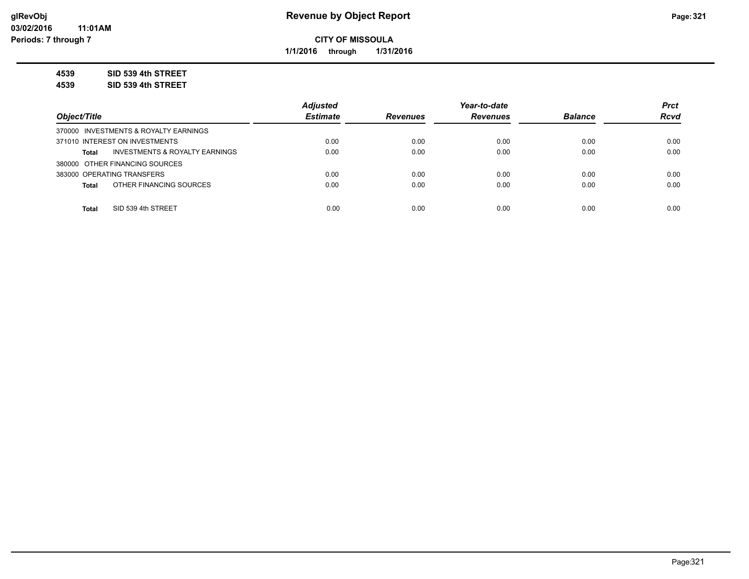**glRevObj**
**03/02/2016 11:01AM**
**Periods: 7 through 7**

# Revenue by Object Report

**CITY OF MISSOULA**

**1/1/2016 through 1/31/2016**

**4539 SID 539 4th STREET**

**4539 SID 539 4th STREET**

| Object/Title | | Adjusted Estimate | Revenues | Year-to-date Revenues | Balance | Prct Rcvd |
|---|---|---|---|---|---|---|
| 370000 INVESTMENTS & ROYALTY EARNINGS | | | | | | |
| 371010 INTEREST ON INVESTMENTS | | 0.00 | 0.00 | 0.00 | 0.00 | 0.00 |
| **Total** | INVESTMENTS & ROYALTY EARNINGS | 0.00 | 0.00 | 0.00 | 0.00 | 0.00 |
| 380000 OTHER FINANCING SOURCES | | | | | | |
| 383000 OPERATING TRANSFERS | | 0.00 | 0.00 | 0.00 | 0.00 | 0.00 |
| **Total** | OTHER FINANCING SOURCES | 0.00 | 0.00 | 0.00 | 0.00 | 0.00 |
| **Total** | SID 539 4th STREET | 0.00 | 0.00 | 0.00 | 0.00 | 0.00 |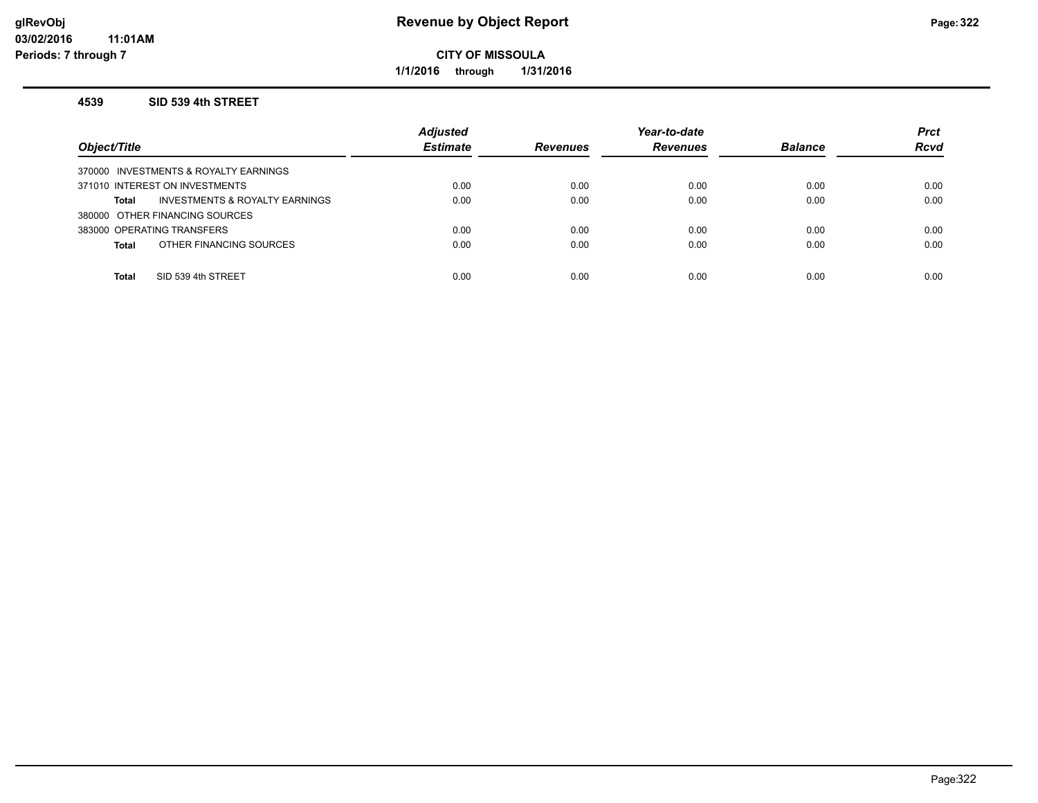# Revenue by Object Report

**CITY OF MISSOULA**

**1/1/2016 through 1/31/2016**

### 4539 SID 539 4th STREET

| Object/Title | Adjusted Estimate | Revenues | Year-to-date Revenues | Balance | Prct Rcvd |
|---|---|---|---|---|---|
| 370000 INVESTMENTS & ROYALTY EARNINGS | | | | | |
| 371010 INTEREST ON INVESTMENTS | 0.00 | 0.00 | 0.00 | 0.00 | 0.00 |
| **Total** INVESTMENTS & ROYALTY EARNINGS | 0.00 | 0.00 | 0.00 | 0.00 | 0.00 |
| 380000 OTHER FINANCING SOURCES | | | | | |
| 383000 OPERATING TRANSFERS | 0.00 | 0.00 | 0.00 | 0.00 | 0.00 |
| **Total** OTHER FINANCING SOURCES | 0.00 | 0.00 | 0.00 | 0.00 | 0.00 |
| **Total** SID 539 4th STREET | 0.00 | 0.00 | 0.00 | 0.00 | 0.00 |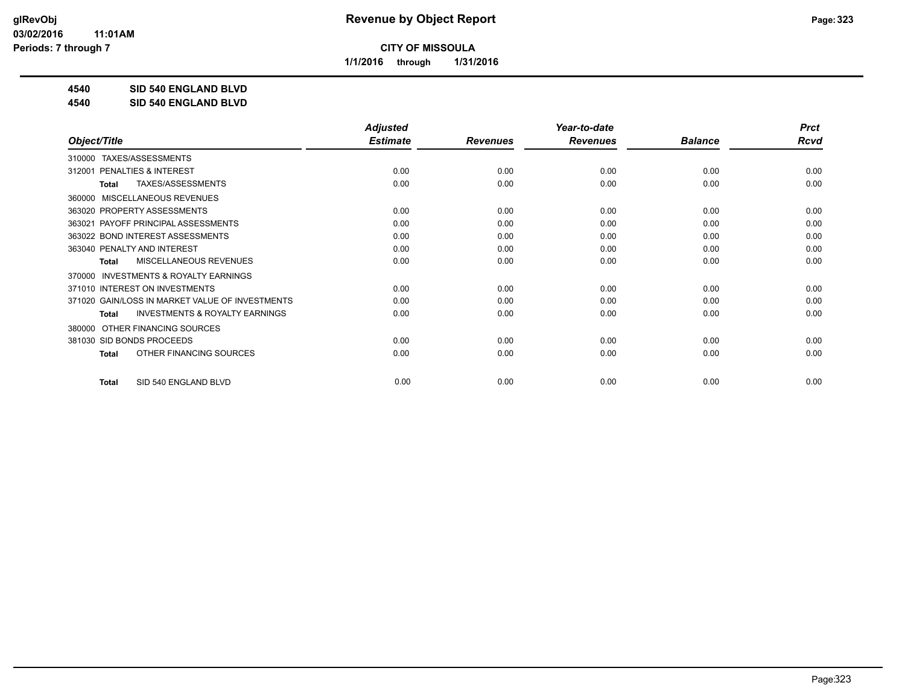**CITY OF MISSOULA**

**1/1/2016 through 1/31/2016**

**4540 SID 540 ENGLAND BLVD**

**4540 SID 540 ENGLAND BLVD**

| Object/Title | Adjusted Estimate | Revenues | Year-to-date Revenues | Balance | Prct Rcvd |
|---|---|---|---|---|---|
| 310000 TAXES/ASSESSMENTS | | | | | |
| 312001 PENALTIES & INTEREST | 0.00 | 0.00 | 0.00 | 0.00 | 0.00 |
| **Total** TAXES/ASSESSMENTS | 0.00 | 0.00 | 0.00 | 0.00 | 0.00 |
| 360000 MISCELLANEOUS REVENUES | | | | | |
| 363020 PROPERTY ASSESSMENTS | 0.00 | 0.00 | 0.00 | 0.00 | 0.00 |
| 363021 PAYOFF PRINCIPAL ASSESSMENTS | 0.00 | 0.00 | 0.00 | 0.00 | 0.00 |
| 363022 BOND INTEREST ASSESSMENTS | 0.00 | 0.00 | 0.00 | 0.00 | 0.00 |
| 363040 PENALTY AND INTEREST | 0.00 | 0.00 | 0.00 | 0.00 | 0.00 |
| **Total** MISCELLANEOUS REVENUES | 0.00 | 0.00 | 0.00 | 0.00 | 0.00 |
| 370000 INVESTMENTS & ROYALTY EARNINGS | | | | | |
| 371010 INTEREST ON INVESTMENTS | 0.00 | 0.00 | 0.00 | 0.00 | 0.00 |
| 371020 GAIN/LOSS IN MARKET VALUE OF INVESTMENTS | 0.00 | 0.00 | 0.00 | 0.00 | 0.00 |
| **Total** INVESTMENTS & ROYALTY EARNINGS | 0.00 | 0.00 | 0.00 | 0.00 | 0.00 |
| 380000 OTHER FINANCING SOURCES | | | | | |
| 381030 SID BONDS PROCEEDS | 0.00 | 0.00 | 0.00 | 0.00 | 0.00 |
| **Total** OTHER FINANCING SOURCES | 0.00 | 0.00 | 0.00 | 0.00 | 0.00 |
| **Total** SID 540 ENGLAND BLVD | 0.00 | 0.00 | 0.00 | 0.00 | 0.00 |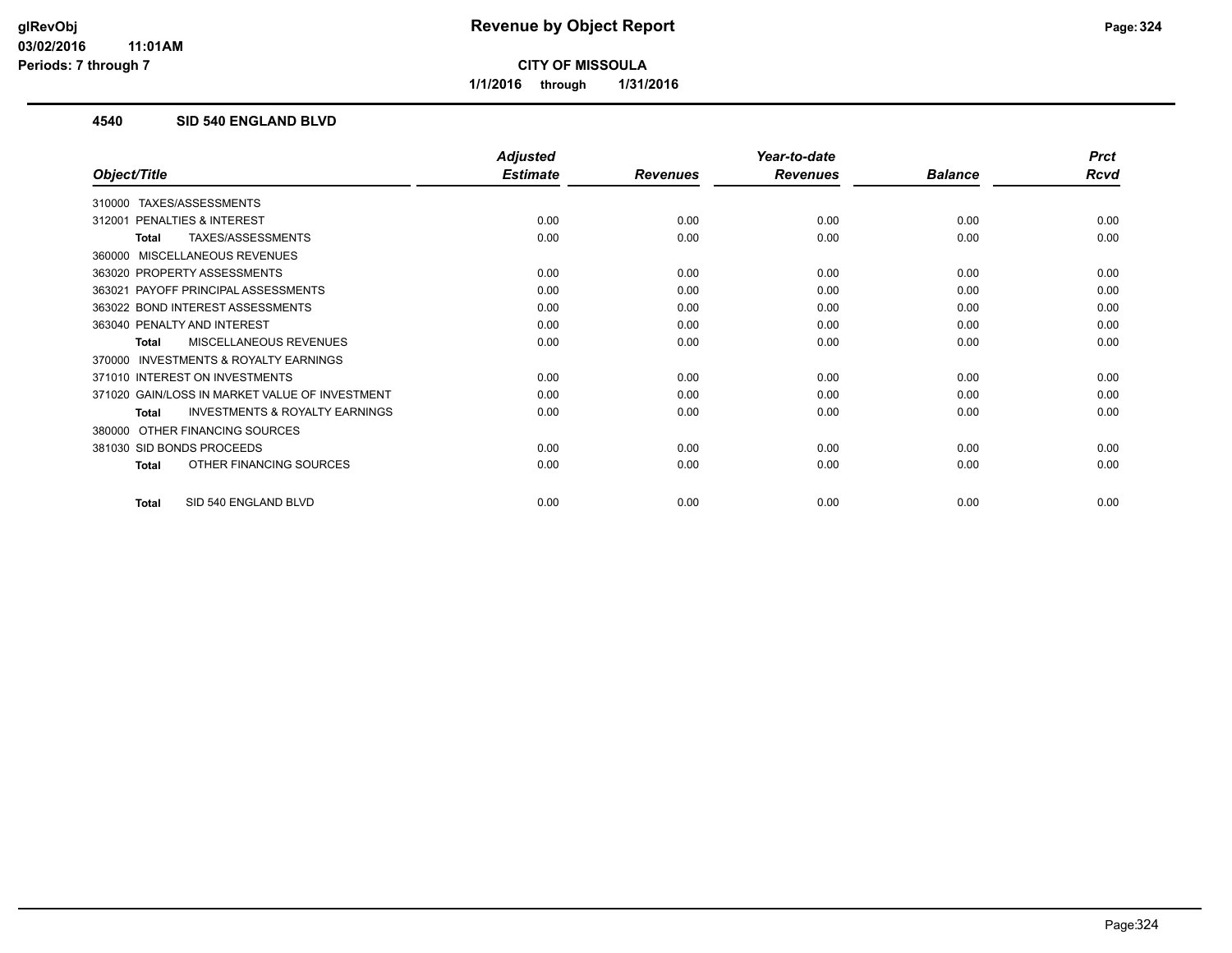# Revenue by Object Report

**CITY OF MISSOULA**

**1/1/2016 through 1/31/2016**

glRevObj
03/02/2016 11:01AM
Periods: 7 through 7

## 4540 SID 540 ENGLAND BLVD

| Object/Title | Adjusted Estimate | Revenues | Year-to-date Revenues | Balance | Prct Rcvd |
|---|---|---|---|---|---|
| 310000 TAXES/ASSESSMENTS | | | | | |
| 312001 PENALTIES & INTEREST | 0.00 | 0.00 | 0.00 | 0.00 | 0.00 |
| **Total** TAXES/ASSESSMENTS | 0.00 | 0.00 | 0.00 | 0.00 | 0.00 |
| 360000 MISCELLANEOUS REVENUES | | | | | |
| 363020 PROPERTY ASSESSMENTS | 0.00 | 0.00 | 0.00 | 0.00 | 0.00 |
| 363021 PAYOFF PRINCIPAL ASSESSMENTS | 0.00 | 0.00 | 0.00 | 0.00 | 0.00 |
| 363022 BOND INTEREST ASSESSMENTS | 0.00 | 0.00 | 0.00 | 0.00 | 0.00 |
| 363040 PENALTY AND INTEREST | 0.00 | 0.00 | 0.00 | 0.00 | 0.00 |
| **Total** MISCELLANEOUS REVENUES | 0.00 | 0.00 | 0.00 | 0.00 | 0.00 |
| 370000 INVESTMENTS & ROYALTY EARNINGS | | | | | |
| 371010 INTEREST ON INVESTMENTS | 0.00 | 0.00 | 0.00 | 0.00 | 0.00 |
| 371020 GAIN/LOSS IN MARKET VALUE OF INVESTMENT | 0.00 | 0.00 | 0.00 | 0.00 | 0.00 |
| **Total** INVESTMENTS & ROYALTY EARNINGS | 0.00 | 0.00 | 0.00 | 0.00 | 0.00 |
| 380000 OTHER FINANCING SOURCES | | | | | |
| 381030 SID BONDS PROCEEDS | 0.00 | 0.00 | 0.00 | 0.00 | 0.00 |
| **Total** OTHER FINANCING SOURCES | 0.00 | 0.00 | 0.00 | 0.00 | 0.00 |
| **Total** SID 540 ENGLAND BLVD | 0.00 | 0.00 | 0.00 | 0.00 | 0.00 |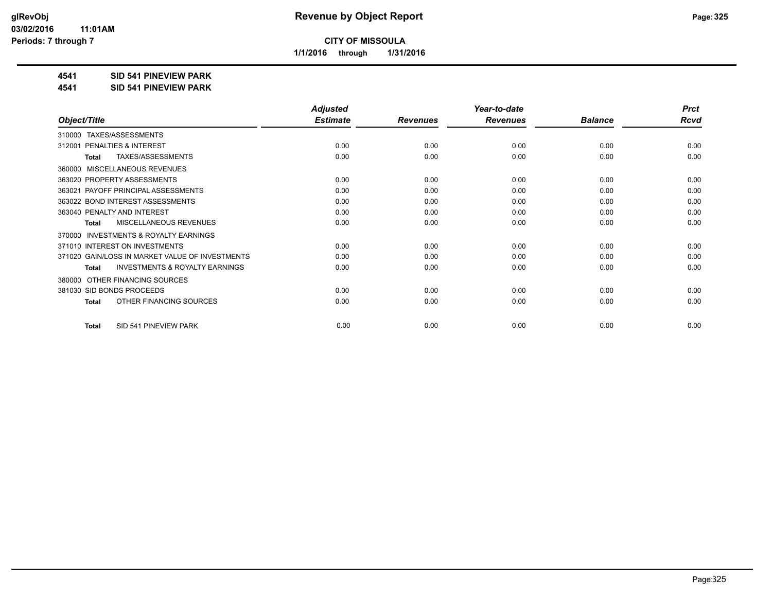**glRevObj**
**03/02/2016 11:01AM**
**Periods: 7 through 7**

# Revenue by Object Report

**CITY OF MISSOULA**

**1/1/2016 through 1/31/2016**

**4541 SID 541 PINEVIEW PARK**
**4541 SID 541 PINEVIEW PARK**

| Object/Title | Adjusted Estimate | Revenues | Year-to-date Revenues | Balance | Prct Rcvd |
|---|---|---|---|---|---|
| 310000 TAXES/ASSESSMENTS | | | | | |
| 312001 PENALTIES & INTEREST | 0.00 | 0.00 | 0.00 | 0.00 | 0.00 |
| **Total** TAXES/ASSESSMENTS | 0.00 | 0.00 | 0.00 | 0.00 | 0.00 |
| 360000 MISCELLANEOUS REVENUES | | | | | |
| 363020 PROPERTY ASSESSMENTS | 0.00 | 0.00 | 0.00 | 0.00 | 0.00 |
| 363021 PAYOFF PRINCIPAL ASSESSMENTS | 0.00 | 0.00 | 0.00 | 0.00 | 0.00 |
| 363022 BOND INTEREST ASSESSMENTS | 0.00 | 0.00 | 0.00 | 0.00 | 0.00 |
| 363040 PENALTY AND INTEREST | 0.00 | 0.00 | 0.00 | 0.00 | 0.00 |
| **Total** MISCELLANEOUS REVENUES | 0.00 | 0.00 | 0.00 | 0.00 | 0.00 |
| 370000 INVESTMENTS & ROYALTY EARNINGS | | | | | |
| 371010 INTEREST ON INVESTMENTS | 0.00 | 0.00 | 0.00 | 0.00 | 0.00 |
| 371020 GAIN/LOSS IN MARKET VALUE OF INVESTMENTS | 0.00 | 0.00 | 0.00 | 0.00 | 0.00 |
| **Total** INVESTMENTS & ROYALTY EARNINGS | 0.00 | 0.00 | 0.00 | 0.00 | 0.00 |
| 380000 OTHER FINANCING SOURCES | | | | | |
| 381030 SID BONDS PROCEEDS | 0.00 | 0.00 | 0.00 | 0.00 | 0.00 |
| **Total** OTHER FINANCING SOURCES | 0.00 | 0.00 | 0.00 | 0.00 | 0.00 |
| **Total** SID 541 PINEVIEW PARK | 0.00 | 0.00 | 0.00 | 0.00 | 0.00 |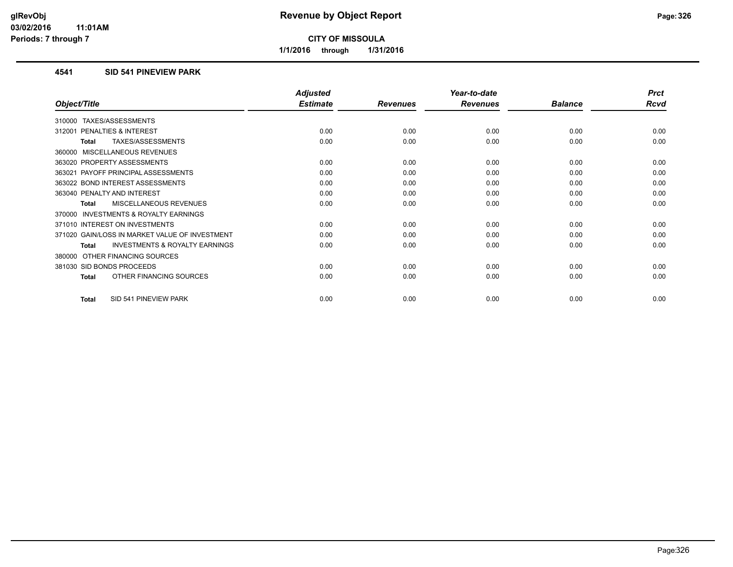**glRevObj**
**03/02/2016 11:01AM**
**Periods: 7 through 7**

# Revenue by Object Report

**CITY OF MISSOULA**

**1/1/2016 through 1/31/2016**

## 4541 SID 541 PINEVIEW PARK

| Object/Title | Adjusted Estimate | Revenues | Year-to-date Revenues | Balance | Prct Rcvd |
|---|---|---|---|---|---|
| 310000 TAXES/ASSESSMENTS | | | | | |
| 312001 PENALTIES & INTEREST | 0.00 | 0.00 | 0.00 | 0.00 | 0.00 |
| **Total** TAXES/ASSESSMENTS | 0.00 | 0.00 | 0.00 | 0.00 | 0.00 |
| 360000 MISCELLANEOUS REVENUES | | | | | |
| 363020 PROPERTY ASSESSMENTS | 0.00 | 0.00 | 0.00 | 0.00 | 0.00 |
| 363021 PAYOFF PRINCIPAL ASSESSMENTS | 0.00 | 0.00 | 0.00 | 0.00 | 0.00 |
| 363022 BOND INTEREST ASSESSMENTS | 0.00 | 0.00 | 0.00 | 0.00 | 0.00 |
| 363040 PENALTY AND INTEREST | 0.00 | 0.00 | 0.00 | 0.00 | 0.00 |
| **Total** MISCELLANEOUS REVENUES | 0.00 | 0.00 | 0.00 | 0.00 | 0.00 |
| 370000 INVESTMENTS & ROYALTY EARNINGS | | | | | |
| 371010 INTEREST ON INVESTMENTS | 0.00 | 0.00 | 0.00 | 0.00 | 0.00 |
| 371020 GAIN/LOSS IN MARKET VALUE OF INVESTMENT | 0.00 | 0.00 | 0.00 | 0.00 | 0.00 |
| **Total** INVESTMENTS & ROYALTY EARNINGS | 0.00 | 0.00 | 0.00 | 0.00 | 0.00 |
| 380000 OTHER FINANCING SOURCES | | | | | |
| 381030 SID BONDS PROCEEDS | 0.00 | 0.00 | 0.00 | 0.00 | 0.00 |
| **Total** OTHER FINANCING SOURCES | 0.00 | 0.00 | 0.00 | 0.00 | 0.00 |
| **Total** SID 541 PINEVIEW PARK | 0.00 | 0.00 | 0.00 | 0.00 | 0.00 |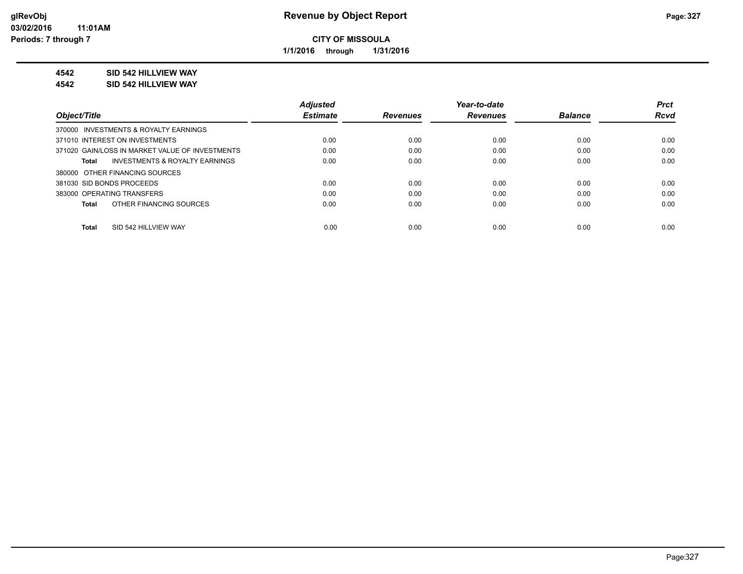**CITY OF MISSOULA**

**1/1/2016 through 1/31/2016**

**4542 SID 542 HILLVIEW WAY**

**4542 SID 542 HILLVIEW WAY**

| Object/Title | Adjusted Estimate | Revenues | Year-to-date Revenues | Balance | Prct Rcvd |
|---|---|---|---|---|---|
| 370000 INVESTMENTS & ROYALTY EARNINGS | | | | | |
| 371010 INTEREST ON INVESTMENTS | 0.00 | 0.00 | 0.00 | 0.00 | 0.00 |
| 371020 GAIN/LOSS IN MARKET VALUE OF INVESTMENTS | 0.00 | 0.00 | 0.00 | 0.00 | 0.00 |
| **Total** INVESTMENTS & ROYALTY EARNINGS | 0.00 | 0.00 | 0.00 | 0.00 | 0.00 |
| 380000 OTHER FINANCING SOURCES | | | | | |
| 381030 SID BONDS PROCEEDS | 0.00 | 0.00 | 0.00 | 0.00 | 0.00 |
| 383000 OPERATING TRANSFERS | 0.00 | 0.00 | 0.00 | 0.00 | 0.00 |
| **Total** OTHER FINANCING SOURCES | 0.00 | 0.00 | 0.00 | 0.00 | 0.00 |
| **Total** SID 542 HILLVIEW WAY | 0.00 | 0.00 | 0.00 | 0.00 | 0.00 |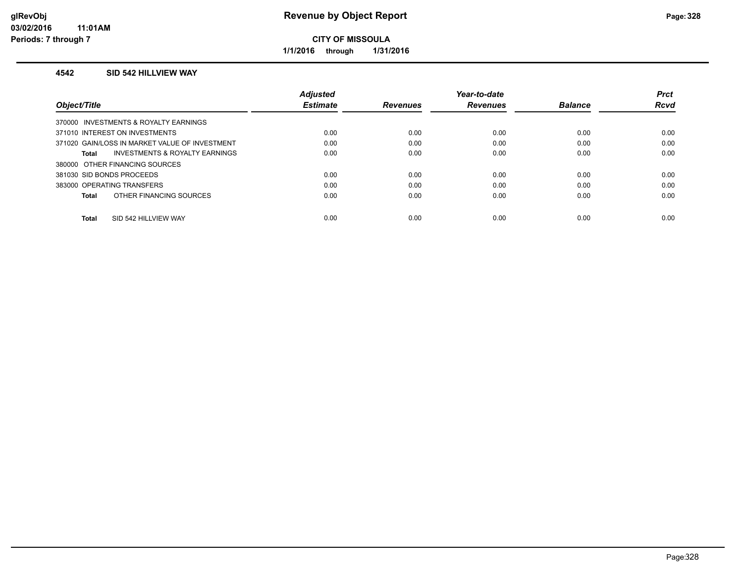**CITY OF MISSOULA**

**1/1/2016 through 1/31/2016**

## 4542 SID 542 HILLVIEW WAY

| Object/Title | Adjusted Estimate | Revenues | Year-to-date Revenues | Balance | Prct Rcvd |
|---|---|---|---|---|---|
| 370000 INVESTMENTS & ROYALTY EARNINGS | | | | | |
| 371010 INTEREST ON INVESTMENTS | 0.00 | 0.00 | 0.00 | 0.00 | 0.00 |
| 371020 GAIN/LOSS IN MARKET VALUE OF INVESTMENT | 0.00 | 0.00 | 0.00 | 0.00 | 0.00 |
| **Total** INVESTMENTS & ROYALTY EARNINGS | 0.00 | 0.00 | 0.00 | 0.00 | 0.00 |
| 380000 OTHER FINANCING SOURCES | | | | | |
| 381030 SID BONDS PROCEEDS | 0.00 | 0.00 | 0.00 | 0.00 | 0.00 |
| 383000 OPERATING TRANSFERS | 0.00 | 0.00 | 0.00 | 0.00 | 0.00 |
| **Total** OTHER FINANCING SOURCES | 0.00 | 0.00 | 0.00 | 0.00 | 0.00 |
| **Total** SID 542 HILLVIEW WAY | 0.00 | 0.00 | 0.00 | 0.00 | 0.00 |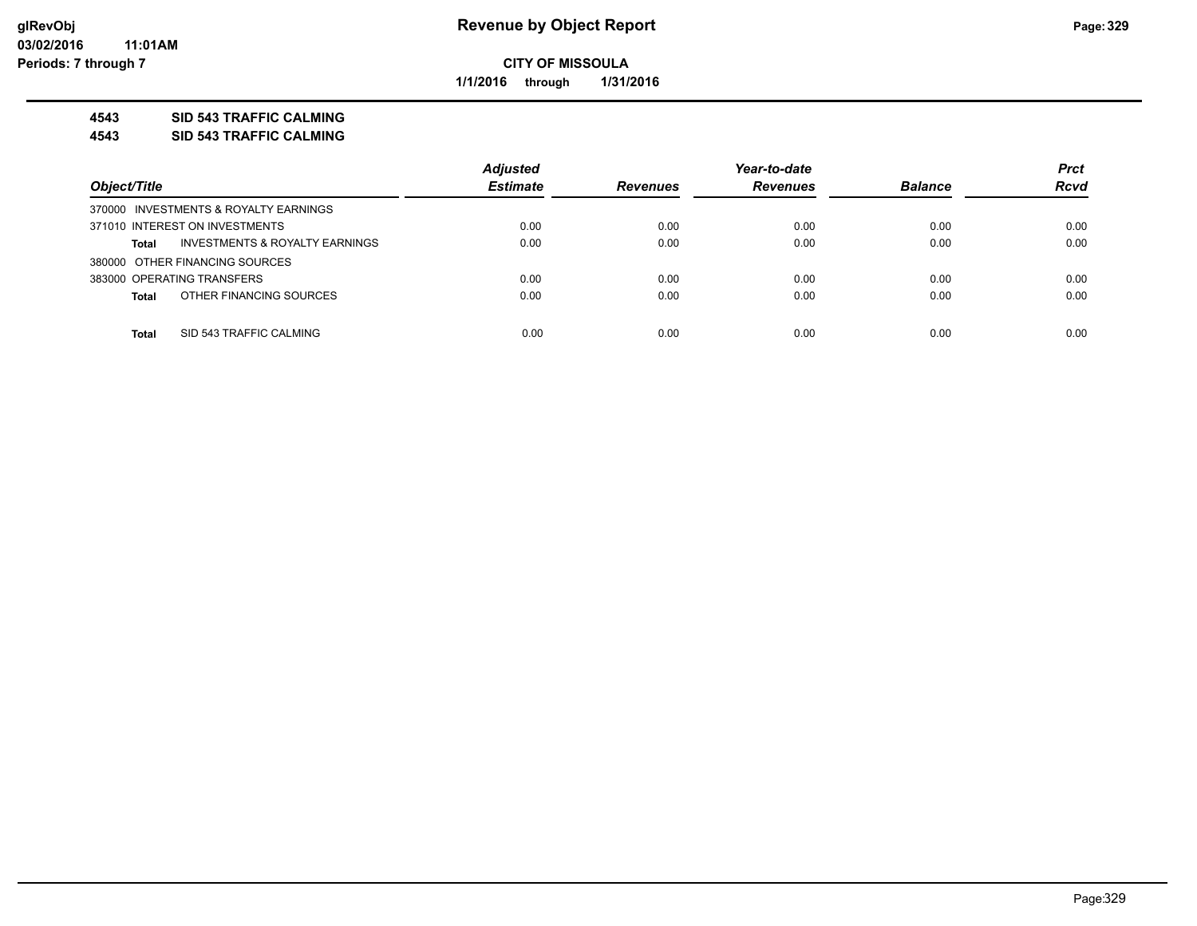CITY OF MISSOULA

1/1/2016 through 1/31/2016

**4543 SID 543 TRAFFIC CALMING**

**4543 SID 543 TRAFFIC CALMING**

| Object/Title | | Adjusted Estimate | Revenues | Year-to-date Revenues | Balance | Prct Rcvd |
|---|---|---|---|---|---|---|
| 370000 INVESTMENTS & ROYALTY EARNINGS | | | | | | |
| 371010 INTEREST ON INVESTMENTS | | 0.00 | 0.00 | 0.00 | 0.00 | 0.00 |
| Total | INVESTMENTS & ROYALTY EARNINGS | 0.00 | 0.00 | 0.00 | 0.00 | 0.00 |
| 380000 OTHER FINANCING SOURCES | | | | | | |
| 383000 OPERATING TRANSFERS | | 0.00 | 0.00 | 0.00 | 0.00 | 0.00 |
| Total | OTHER FINANCING SOURCES | 0.00 | 0.00 | 0.00 | 0.00 | 0.00 |
| Total | SID 543 TRAFFIC CALMING | 0.00 | 0.00 | 0.00 | 0.00 | 0.00 |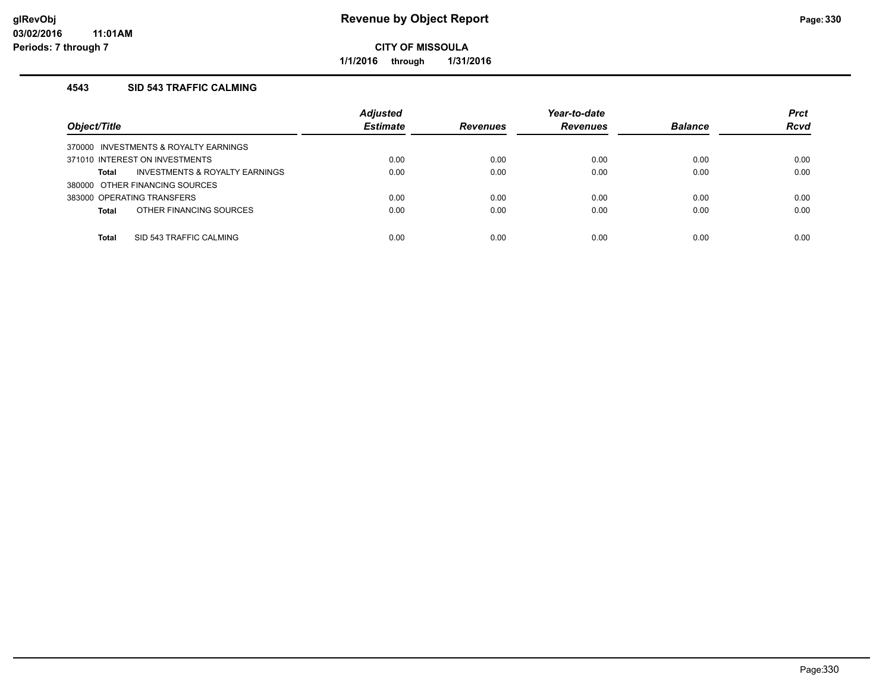**CITY OF MISSOULA**

**1/1/2016 through 1/31/2016**

### 4543 SID 543 TRAFFIC CALMING

| Object/Title | Adjusted Estimate | Revenues | Year-to-date Revenues | Balance | Prct Rcvd |
|---|---|---|---|---|---|
| 370000 INVESTMENTS & ROYALTY EARNINGS | | | | | |
| 371010 INTEREST ON INVESTMENTS | 0.00 | 0.00 | 0.00 | 0.00 | 0.00 |
| **Total** INVESTMENTS & ROYALTY EARNINGS | 0.00 | 0.00 | 0.00 | 0.00 | 0.00 |
| 380000 OTHER FINANCING SOURCES | | | | | |
| 383000 OPERATING TRANSFERS | 0.00 | 0.00 | 0.00 | 0.00 | 0.00 |
| **Total** OTHER FINANCING SOURCES | 0.00 | 0.00 | 0.00 | 0.00 | 0.00 |
| **Total** SID 543 TRAFFIC CALMING | 0.00 | 0.00 | 0.00 | 0.00 | 0.00 |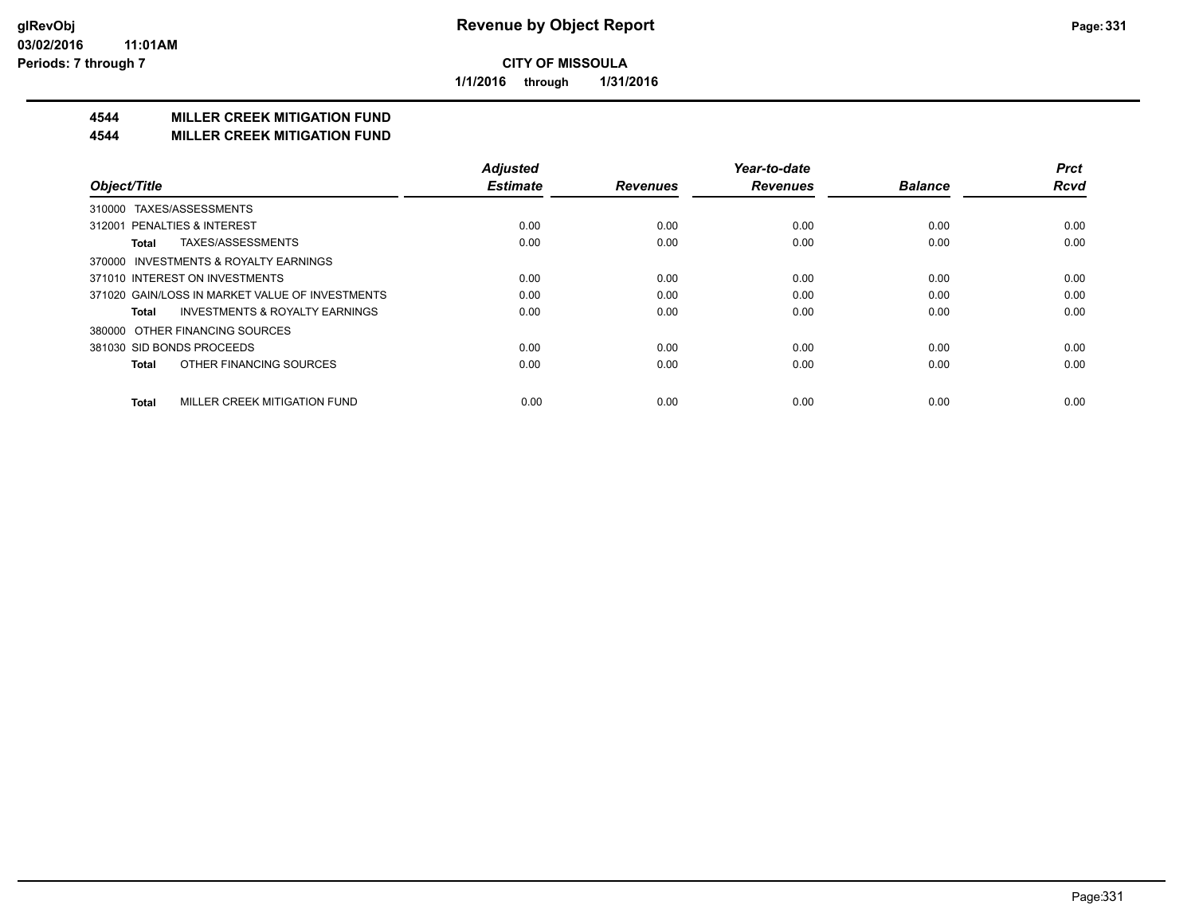**CITY OF MISSOULA**

**1/1/2016 through 1/31/2016**

## 4544 MILLER CREEK MITIGATION FUND
## 4544 MILLER CREEK MITIGATION FUND

| Object/Title | Adjusted Estimate | Revenues | Year-to-date Revenues | Balance | Prct Rcvd |
|---|---|---|---|---|---|
| 310000 TAXES/ASSESSMENTS | | | | | |
| 312001 PENALTIES & INTEREST | 0.00 | 0.00 | 0.00 | 0.00 | 0.00 |
| **Total** TAXES/ASSESSMENTS | 0.00 | 0.00 | 0.00 | 0.00 | 0.00 |
| 370000 INVESTMENTS & ROYALTY EARNINGS | | | | | |
| 371010 INTEREST ON INVESTMENTS | 0.00 | 0.00 | 0.00 | 0.00 | 0.00 |
| 371020 GAIN/LOSS IN MARKET VALUE OF INVESTMENTS | 0.00 | 0.00 | 0.00 | 0.00 | 0.00 |
| **Total** INVESTMENTS & ROYALTY EARNINGS | 0.00 | 0.00 | 0.00 | 0.00 | 0.00 |
| 380000 OTHER FINANCING SOURCES | | | | | |
| 381030 SID BONDS PROCEEDS | 0.00 | 0.00 | 0.00 | 0.00 | 0.00 |
| **Total** OTHER FINANCING SOURCES | 0.00 | 0.00 | 0.00 | 0.00 | 0.00 |
| **Total** MILLER CREEK MITIGATION FUND | 0.00 | 0.00 | 0.00 | 0.00 | 0.00 |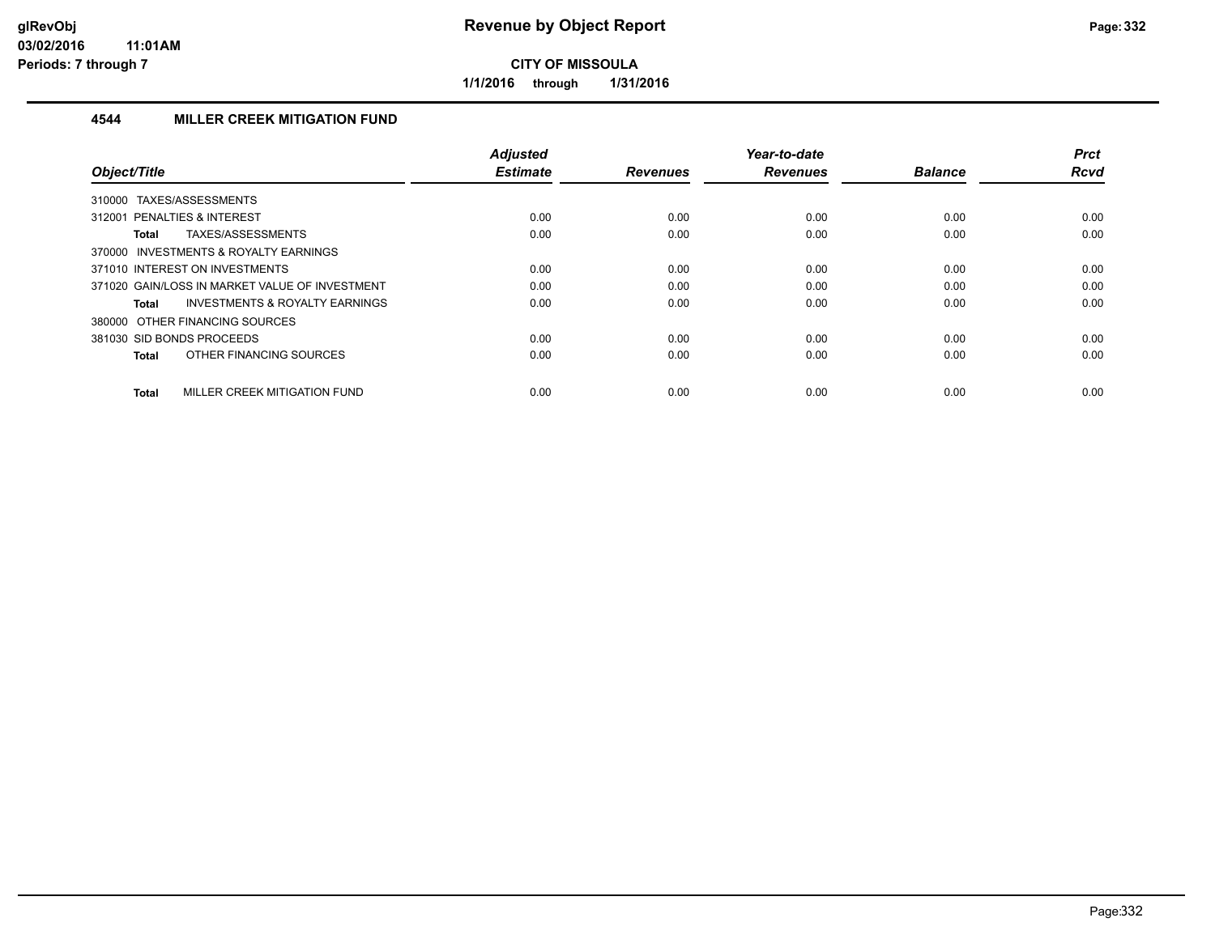**CITY OF MISSOULA**

**1/1/2016 through 1/31/2016**

## 4544 MILLER CREEK MITIGATION FUND

| Object/Title | Adjusted Estimate | Revenues | Year-to-date Revenues | Balance | Prct Rcvd |
|---|---|---|---|---|---|
| 310000 TAXES/ASSESSMENTS | | | | | |
| 312001 PENALTIES & INTEREST | 0.00 | 0.00 | 0.00 | 0.00 | 0.00 |
| **Total** TAXES/ASSESSMENTS | 0.00 | 0.00 | 0.00 | 0.00 | 0.00 |
| 370000 INVESTMENTS & ROYALTY EARNINGS | | | | | |
| 371010 INTEREST ON INVESTMENTS | 0.00 | 0.00 | 0.00 | 0.00 | 0.00 |
| 371020 GAIN/LOSS IN MARKET VALUE OF INVESTMENT | 0.00 | 0.00 | 0.00 | 0.00 | 0.00 |
| **Total** INVESTMENTS & ROYALTY EARNINGS | 0.00 | 0.00 | 0.00 | 0.00 | 0.00 |
| 380000 OTHER FINANCING SOURCES | | | | | |
| 381030 SID BONDS PROCEEDS | 0.00 | 0.00 | 0.00 | 0.00 | 0.00 |
| **Total** OTHER FINANCING SOURCES | 0.00 | 0.00 | 0.00 | 0.00 | 0.00 |
| **Total** MILLER CREEK MITIGATION FUND | 0.00 | 0.00 | 0.00 | 0.00 | 0.00 |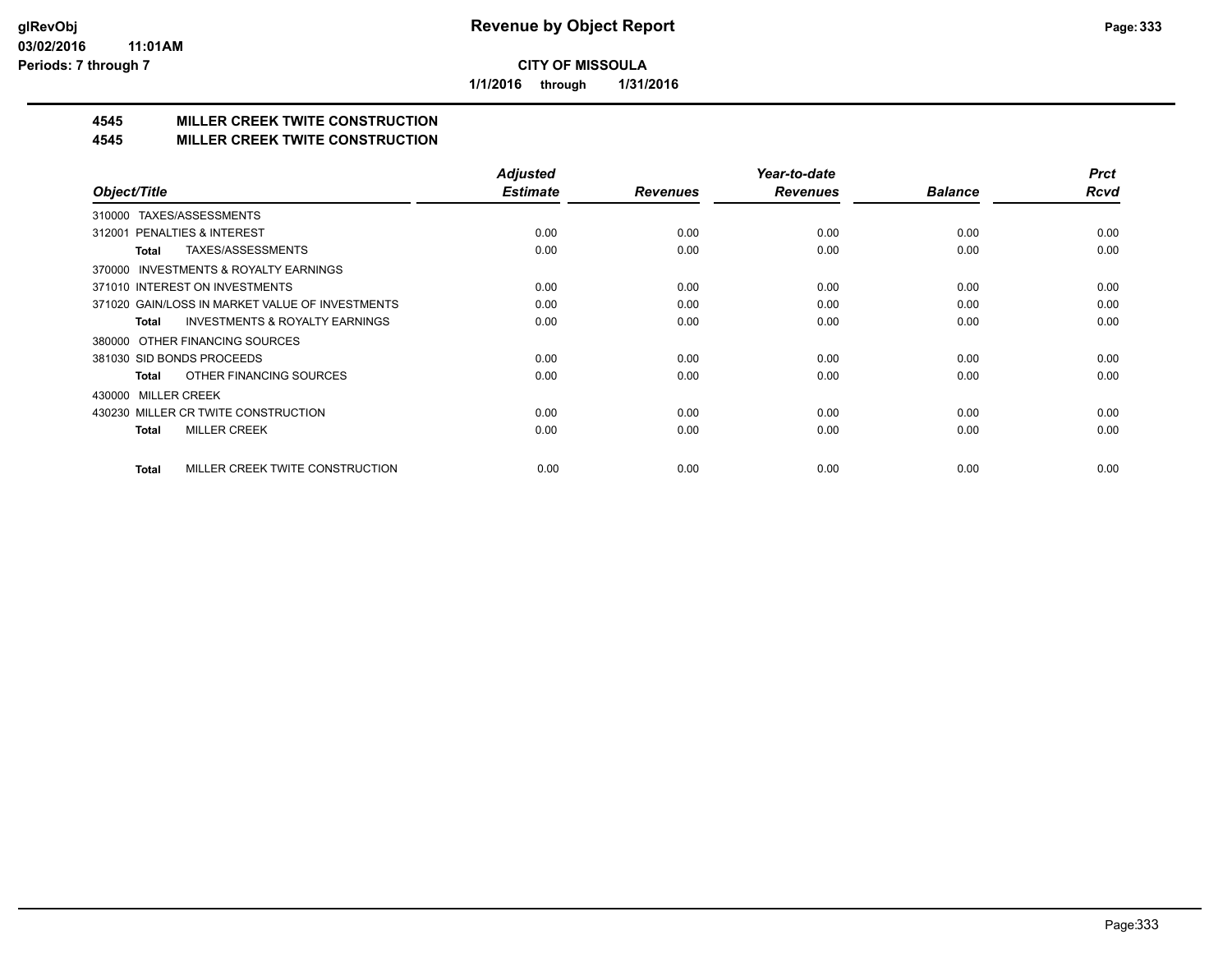**glRevObj**
**03/02/2016 11:01AM**
**Periods: 7 through 7**

# Revenue by Object Report

**CITY OF MISSOULA**

**1/1/2016 through 1/31/2016**

## 4545 MILLER CREEK TWITE CONSTRUCTION
## 4545 MILLER CREEK TWITE CONSTRUCTION

| Object/Title | Adjusted Estimate | Revenues | Year-to-date Revenues | Balance | Prct Rcvd |
|---|---|---|---|---|---|
| 310000 TAXES/ASSESSMENTS | | | | | |
| 312001 PENALTIES & INTEREST | 0.00 | 0.00 | 0.00 | 0.00 | 0.00 |
| **Total** TAXES/ASSESSMENTS | 0.00 | 0.00 | 0.00 | 0.00 | 0.00 |
| 370000 INVESTMENTS & ROYALTY EARNINGS | | | | | |
| 371010 INTEREST ON INVESTMENTS | 0.00 | 0.00 | 0.00 | 0.00 | 0.00 |
| 371020 GAIN/LOSS IN MARKET VALUE OF INVESTMENTS | 0.00 | 0.00 | 0.00 | 0.00 | 0.00 |
| **Total** INVESTMENTS & ROYALTY EARNINGS | 0.00 | 0.00 | 0.00 | 0.00 | 0.00 |
| 380000 OTHER FINANCING SOURCES | | | | | |
| 381030 SID BONDS PROCEEDS | 0.00 | 0.00 | 0.00 | 0.00 | 0.00 |
| **Total** OTHER FINANCING SOURCES | 0.00 | 0.00 | 0.00 | 0.00 | 0.00 |
| 430000 MILLER CREEK | | | | | |
| 430230 MILLER CR TWITE CONSTRUCTION | 0.00 | 0.00 | 0.00 | 0.00 | 0.00 |
| **Total** MILLER CREEK | 0.00 | 0.00 | 0.00 | 0.00 | 0.00 |
| **Total** MILLER CREEK TWITE CONSTRUCTION | 0.00 | 0.00 | 0.00 | 0.00 | 0.00 |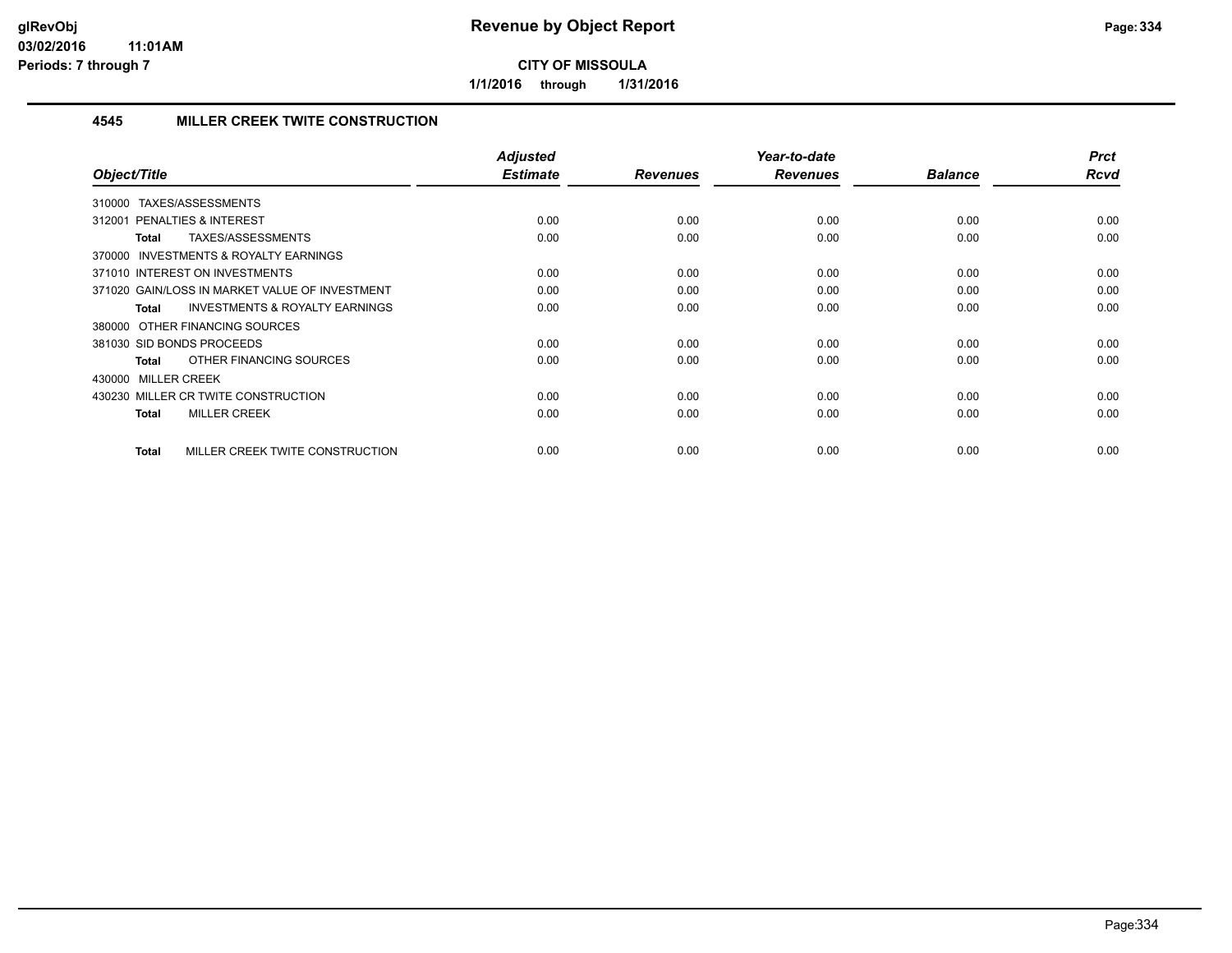# Revenue by Object Report

**CITY OF MISSOULA**

**1/1/2016 through 1/31/2016**

glRevObj
03/02/2016 11:01AM
Periods: 7 through 7

### 4545 MILLER CREEK TWITE CONSTRUCTION

| Object/Title | Adjusted Estimate | Revenues | Year-to-date Revenues | Balance | Prct Rcvd |
|---|---|---|---|---|---|
| 310000 TAXES/ASSESSMENTS | | | | | |
| 312001 PENALTIES & INTEREST | 0.00 | 0.00 | 0.00 | 0.00 | 0.00 |
| **Total** TAXES/ASSESSMENTS | 0.00 | 0.00 | 0.00 | 0.00 | 0.00 |
| 370000 INVESTMENTS & ROYALTY EARNINGS | | | | | |
| 371010 INTEREST ON INVESTMENTS | 0.00 | 0.00 | 0.00 | 0.00 | 0.00 |
| 371020 GAIN/LOSS IN MARKET VALUE OF INVESTMENT | 0.00 | 0.00 | 0.00 | 0.00 | 0.00 |
| **Total** INVESTMENTS & ROYALTY EARNINGS | 0.00 | 0.00 | 0.00 | 0.00 | 0.00 |
| 380000 OTHER FINANCING SOURCES | | | | | |
| 381030 SID BONDS PROCEEDS | 0.00 | 0.00 | 0.00 | 0.00 | 0.00 |
| **Total** OTHER FINANCING SOURCES | 0.00 | 0.00 | 0.00 | 0.00 | 0.00 |
| 430000 MILLER CREEK | | | | | |
| 430230 MILLER CR TWITE CONSTRUCTION | 0.00 | 0.00 | 0.00 | 0.00 | 0.00 |
| **Total** MILLER CREEK | 0.00 | 0.00 | 0.00 | 0.00 | 0.00 |
| **Total** MILLER CREEK TWITE CONSTRUCTION | 0.00 | 0.00 | 0.00 | 0.00 | 0.00 |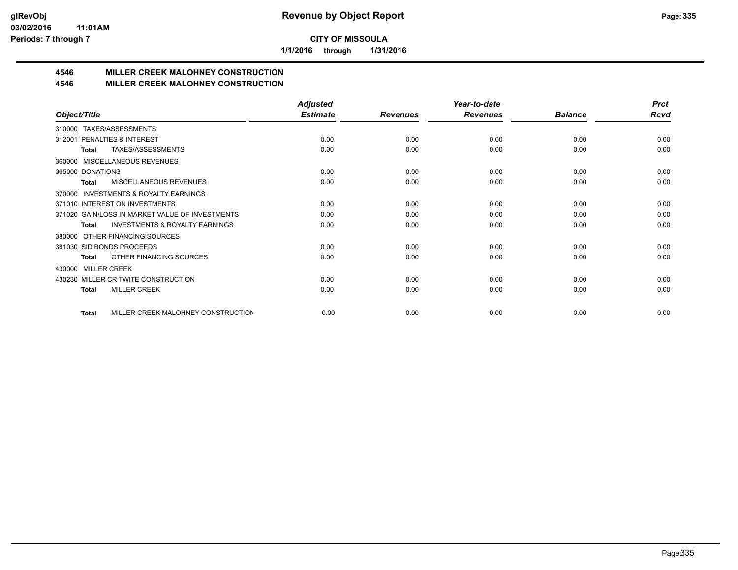**Revenue by Object Report**

**CITY OF MISSOULA**

**1/1/2016 through 1/31/2016**

glRevObj
03/02/2016 11:01AM
Periods: 7 through 7

## 4546 MILLER CREEK MALOHNEY CONSTRUCTION
## 4546 MILLER CREEK MALOHNEY CONSTRUCTION

| Object/Title | Adjusted Estimate | Revenues | Year-to-date Revenues | Balance | Prct Rcvd |
|---|---|---|---|---|---|
| 310000 TAXES/ASSESSMENTS | | | | | |
| 312001 PENALTIES & INTEREST | 0.00 | 0.00 | 0.00 | 0.00 | 0.00 |
| Total TAXES/ASSESSMENTS | 0.00 | 0.00 | 0.00 | 0.00 | 0.00 |
| 360000 MISCELLANEOUS REVENUES | | | | | |
| 365000 DONATIONS | 0.00 | 0.00 | 0.00 | 0.00 | 0.00 |
| Total MISCELLANEOUS REVENUES | 0.00 | 0.00 | 0.00 | 0.00 | 0.00 |
| 370000 INVESTMENTS & ROYALTY EARNINGS | | | | | |
| 371010 INTEREST ON INVESTMENTS | 0.00 | 0.00 | 0.00 | 0.00 | 0.00 |
| 371020 GAIN/LOSS IN MARKET VALUE OF INVESTMENTS | 0.00 | 0.00 | 0.00 | 0.00 | 0.00 |
| Total INVESTMENTS & ROYALTY EARNINGS | 0.00 | 0.00 | 0.00 | 0.00 | 0.00 |
| 380000 OTHER FINANCING SOURCES | | | | | |
| 381030 SID BONDS PROCEEDS | 0.00 | 0.00 | 0.00 | 0.00 | 0.00 |
| Total OTHER FINANCING SOURCES | 0.00 | 0.00 | 0.00 | 0.00 | 0.00 |
| 430000 MILLER CREEK | | | | | |
| 430230 MILLER CR TWITE CONSTRUCTION | 0.00 | 0.00 | 0.00 | 0.00 | 0.00 |
| Total MILLER CREEK | 0.00 | 0.00 | 0.00 | 0.00 | 0.00 |
| Total MILLER CREEK MALOHNEY CONSTRUCTION | 0.00 | 0.00 | 0.00 | 0.00 | 0.00 |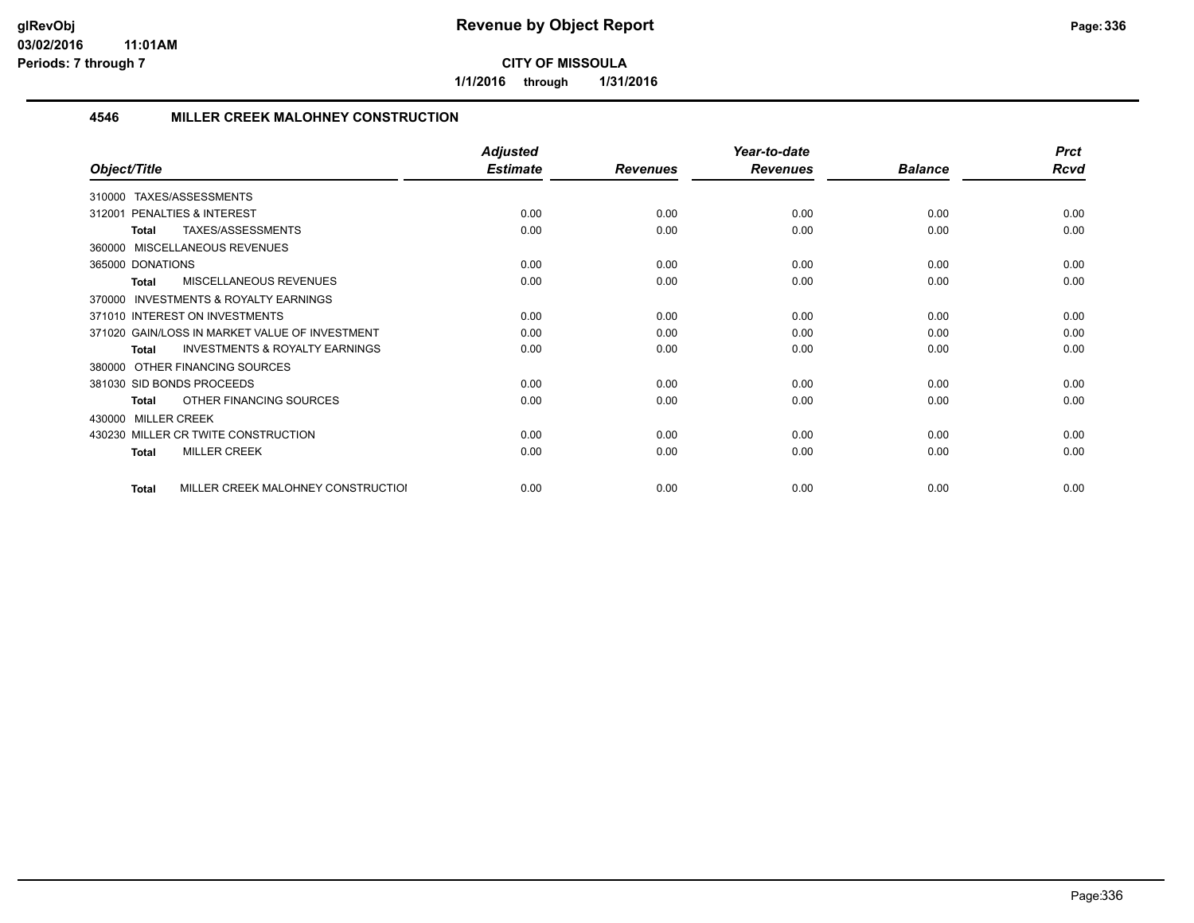# Revenue by Object Report

**CITY OF MISSOULA**

**1/1/2016 through 1/31/2016**

glRevObj
03/02/2016 11:01AM
Periods: 7 through 7

## 4546 MILLER CREEK MALOHNEY CONSTRUCTION

| Object/Title | Adjusted Estimate | Revenues | Year-to-date Revenues | Balance | Prct Rcvd |
|---|---|---|---|---|---|
| 310000 TAXES/ASSESSMENTS | | | | | |
| 312001 PENALTIES & INTEREST | 0.00 | 0.00 | 0.00 | 0.00 | 0.00 |
| **Total** TAXES/ASSESSMENTS | 0.00 | 0.00 | 0.00 | 0.00 | 0.00 |
| 360000 MISCELLANEOUS REVENUES | | | | | |
| 365000 DONATIONS | 0.00 | 0.00 | 0.00 | 0.00 | 0.00 |
| **Total** MISCELLANEOUS REVENUES | 0.00 | 0.00 | 0.00 | 0.00 | 0.00 |
| 370000 INVESTMENTS & ROYALTY EARNINGS | | | | | |
| 371010 INTEREST ON INVESTMENTS | 0.00 | 0.00 | 0.00 | 0.00 | 0.00 |
| 371020 GAIN/LOSS IN MARKET VALUE OF INVESTMENT | 0.00 | 0.00 | 0.00 | 0.00 | 0.00 |
| **Total** INVESTMENTS & ROYALTY EARNINGS | 0.00 | 0.00 | 0.00 | 0.00 | 0.00 |
| 380000 OTHER FINANCING SOURCES | | | | | |
| 381030 SID BONDS PROCEEDS | 0.00 | 0.00 | 0.00 | 0.00 | 0.00 |
| **Total** OTHER FINANCING SOURCES | 0.00 | 0.00 | 0.00 | 0.00 | 0.00 |
| 430000 MILLER CREEK | | | | | |
| 430230 MILLER CR TWITE CONSTRUCTION | 0.00 | 0.00 | 0.00 | 0.00 | 0.00 |
| **Total** MILLER CREEK | 0.00 | 0.00 | 0.00 | 0.00 | 0.00 |
| **Total** MILLER CREEK MALOHNEY CONSTRUCTIOI | 0.00 | 0.00 | 0.00 | 0.00 | 0.00 |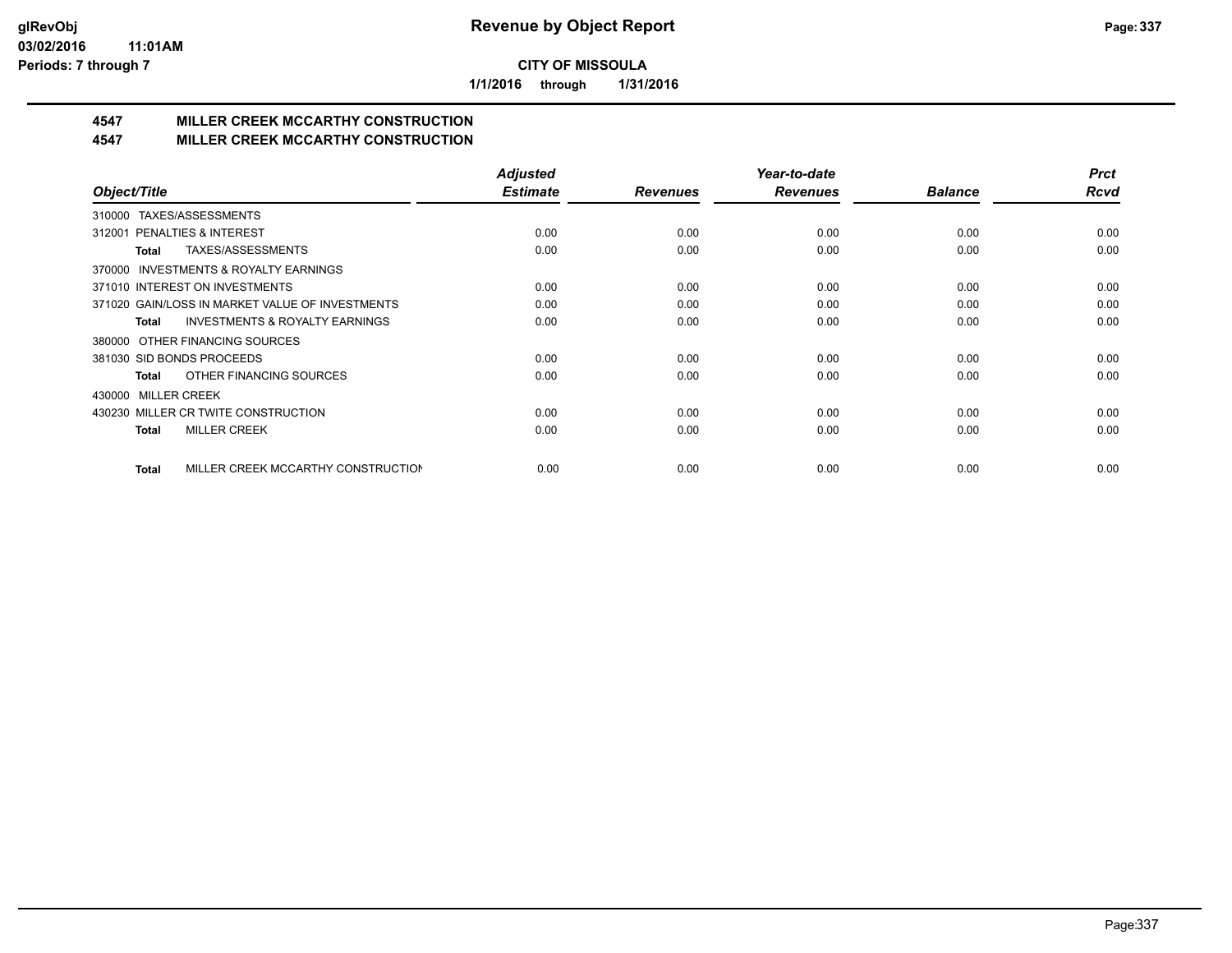**CITY OF MISSOULA**

**1/1/2016 through 1/31/2016**

## 4547 MILLER CREEK MCCARTHY CONSTRUCTION

## 4547 MILLER CREEK MCCARTHY CONSTRUCTION

| Object/Title | Adjusted Estimate | Revenues | Year-to-date Revenues | Balance | Prct Rcvd |
|---|---|---|---|---|---|
| 310000 TAXES/ASSESSMENTS | | | | | |
| 312001 PENALTIES & INTEREST | 0.00 | 0.00 | 0.00 | 0.00 | 0.00 |
| **Total** TAXES/ASSESSMENTS | 0.00 | 0.00 | 0.00 | 0.00 | 0.00 |
| 370000 INVESTMENTS & ROYALTY EARNINGS | | | | | |
| 371010 INTEREST ON INVESTMENTS | 0.00 | 0.00 | 0.00 | 0.00 | 0.00 |
| 371020 GAIN/LOSS IN MARKET VALUE OF INVESTMENTS | 0.00 | 0.00 | 0.00 | 0.00 | 0.00 |
| **Total** INVESTMENTS & ROYALTY EARNINGS | 0.00 | 0.00 | 0.00 | 0.00 | 0.00 |
| 380000 OTHER FINANCING SOURCES | | | | | |
| 381030 SID BONDS PROCEEDS | 0.00 | 0.00 | 0.00 | 0.00 | 0.00 |
| **Total** OTHER FINANCING SOURCES | 0.00 | 0.00 | 0.00 | 0.00 | 0.00 |
| 430000 MILLER CREEK | | | | | |
| 430230 MILLER CR TWITE CONSTRUCTION | 0.00 | 0.00 | 0.00 | 0.00 | 0.00 |
| **Total** MILLER CREEK | 0.00 | 0.00 | 0.00 | 0.00 | 0.00 |
| **Total** MILLER CREEK MCCARTHY CONSTRUCTION | 0.00 | 0.00 | 0.00 | 0.00 | 0.00 |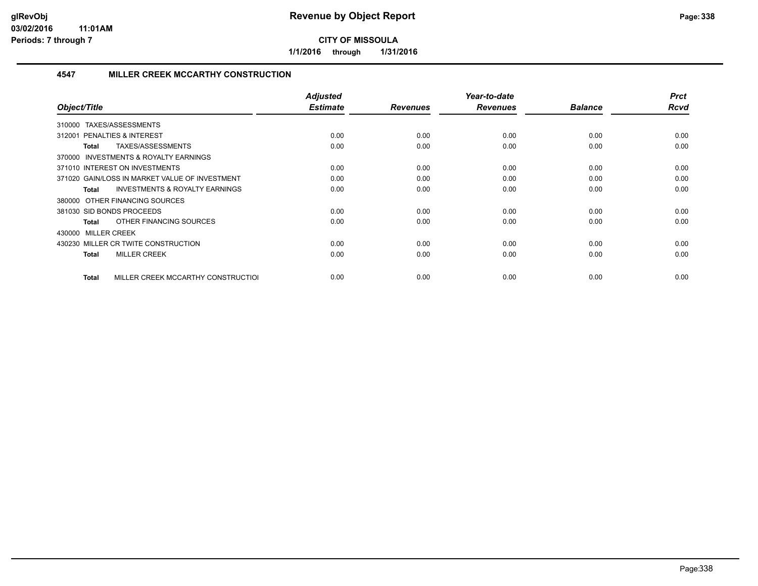**CITY OF MISSOULA**

**1/1/2016 through 1/31/2016**

### 4547 MILLER CREEK MCCARTHY CONSTRUCTION

| Object/Title | Adjusted Estimate | Revenues | Year-to-date Revenues | Balance | Prct Rcvd |
|---|---|---|---|---|---|
| 310000 TAXES/ASSESSMENTS | | | | | |
| 312001 PENALTIES & INTEREST | 0.00 | 0.00 | 0.00 | 0.00 | 0.00 |
| **Total** TAXES/ASSESSMENTS | 0.00 | 0.00 | 0.00 | 0.00 | 0.00 |
| 370000 INVESTMENTS & ROYALTY EARNINGS | | | | | |
| 371010 INTEREST ON INVESTMENTS | 0.00 | 0.00 | 0.00 | 0.00 | 0.00 |
| 371020 GAIN/LOSS IN MARKET VALUE OF INVESTMENT | 0.00 | 0.00 | 0.00 | 0.00 | 0.00 |
| **Total** INVESTMENTS & ROYALTY EARNINGS | 0.00 | 0.00 | 0.00 | 0.00 | 0.00 |
| 380000 OTHER FINANCING SOURCES | | | | | |
| 381030 SID BONDS PROCEEDS | 0.00 | 0.00 | 0.00 | 0.00 | 0.00 |
| **Total** OTHER FINANCING SOURCES | 0.00 | 0.00 | 0.00 | 0.00 | 0.00 |
| 430000 MILLER CREEK | | | | | |
| 430230 MILLER CR TWITE CONSTRUCTION | 0.00 | 0.00 | 0.00 | 0.00 | 0.00 |
| **Total** MILLER CREEK | 0.00 | 0.00 | 0.00 | 0.00 | 0.00 |
| **Total** MILLER CREEK MCCARTHY CONSTRUCTIOI | 0.00 | 0.00 | 0.00 | 0.00 | 0.00 |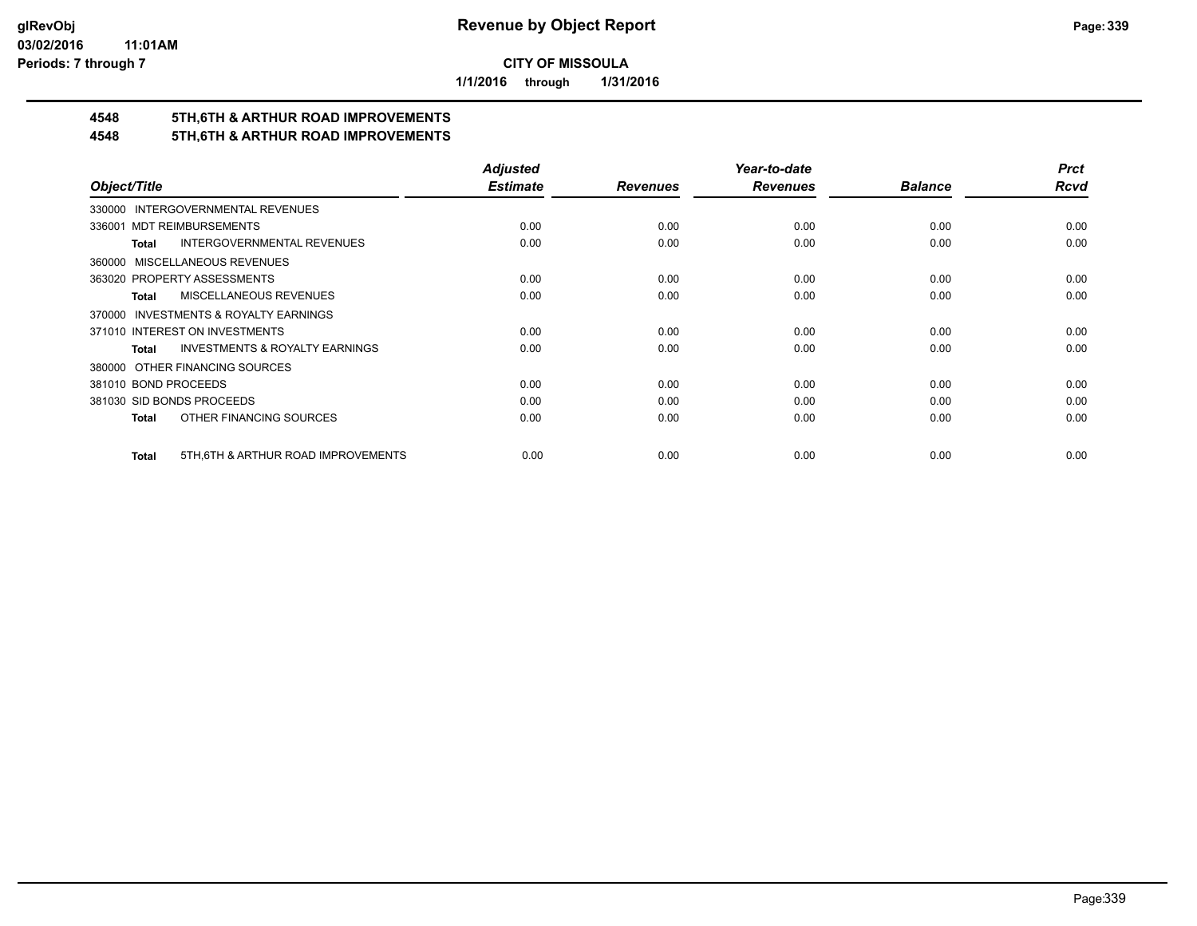# Revenue by Object Report

**CITY OF MISSOULA**

**1/1/2016 through 1/31/2016**

glRevObj
03/02/2016 11:01AM
Periods: 7 through 7

## 4548 5TH,6TH & ARTHUR ROAD IMPROVEMENTS
## 4548 5TH,6TH & ARTHUR ROAD IMPROVEMENTS

| Object/Title | Adjusted Estimate | Revenues | Year-to-date Revenues | Balance | Prct Rcvd |
|---|---|---|---|---|---|
| 330000 INTERGOVERNMENTAL REVENUES | | | | | |
| 336001 MDT REIMBURSEMENTS | 0.00 | 0.00 | 0.00 | 0.00 | 0.00 |
| **Total** INTERGOVERNMENTAL REVENUES | 0.00 | 0.00 | 0.00 | 0.00 | 0.00 |
| 360000 MISCELLANEOUS REVENUES | | | | | |
| 363020 PROPERTY ASSESSMENTS | 0.00 | 0.00 | 0.00 | 0.00 | 0.00 |
| **Total** MISCELLANEOUS REVENUES | 0.00 | 0.00 | 0.00 | 0.00 | 0.00 |
| 370000 INVESTMENTS & ROYALTY EARNINGS | | | | | |
| 371010 INTEREST ON INVESTMENTS | 0.00 | 0.00 | 0.00 | 0.00 | 0.00 |
| **Total** INVESTMENTS & ROYALTY EARNINGS | 0.00 | 0.00 | 0.00 | 0.00 | 0.00 |
| 380000 OTHER FINANCING SOURCES | | | | | |
| 381010 BOND PROCEEDS | 0.00 | 0.00 | 0.00 | 0.00 | 0.00 |
| 381030 SID BONDS PROCEEDS | 0.00 | 0.00 | 0.00 | 0.00 | 0.00 |
| **Total** OTHER FINANCING SOURCES | 0.00 | 0.00 | 0.00 | 0.00 | 0.00 |
| **Total** 5TH,6TH & ARTHUR ROAD IMPROVEMENTS | 0.00 | 0.00 | 0.00 | 0.00 | 0.00 |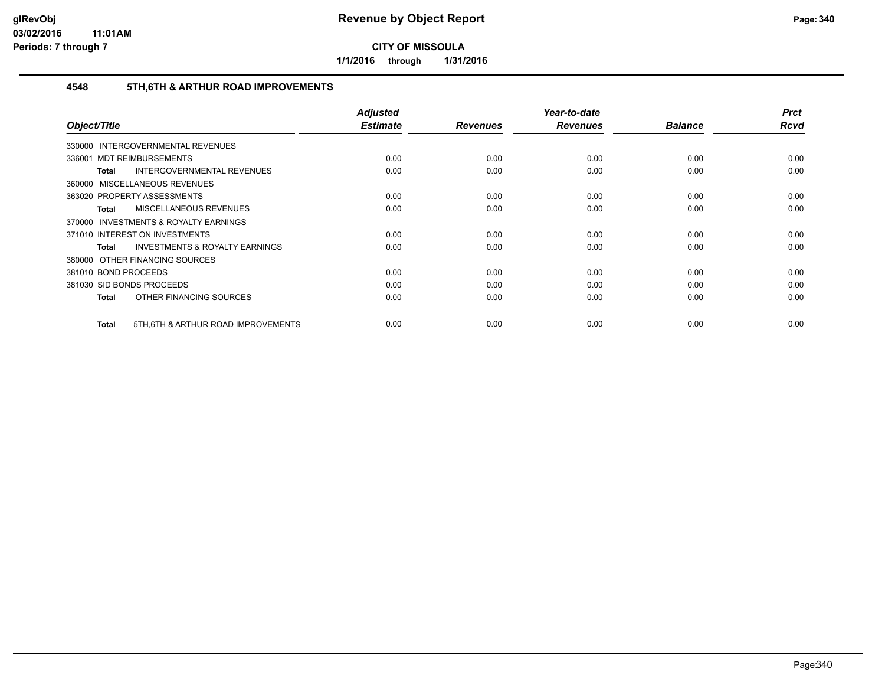# Revenue by Object Report

**CITY OF MISSOULA**

**1/1/2016 through 1/31/2016**

glRevObj
03/02/2016 11:01AM
Periods: 7 through 7

## 4548 5TH,6TH & ARTHUR ROAD IMPROVEMENTS

| Object/Title | Adjusted Estimate | Revenues | Year-to-date Revenues | Balance | Prct Rcvd |
|---|---|---|---|---|---|
| 330000 INTERGOVERNMENTAL REVENUES | | | | | |
| 336001 MDT REIMBURSEMENTS | 0.00 | 0.00 | 0.00 | 0.00 | 0.00 |
| **Total** INTERGOVERNMENTAL REVENUES | 0.00 | 0.00 | 0.00 | 0.00 | 0.00 |
| 360000 MISCELLANEOUS REVENUES | | | | | |
| 363020 PROPERTY ASSESSMENTS | 0.00 | 0.00 | 0.00 | 0.00 | 0.00 |
| **Total** MISCELLANEOUS REVENUES | 0.00 | 0.00 | 0.00 | 0.00 | 0.00 |
| 370000 INVESTMENTS & ROYALTY EARNINGS | | | | | |
| 371010 INTEREST ON INVESTMENTS | 0.00 | 0.00 | 0.00 | 0.00 | 0.00 |
| **Total** INVESTMENTS & ROYALTY EARNINGS | 0.00 | 0.00 | 0.00 | 0.00 | 0.00 |
| 380000 OTHER FINANCING SOURCES | | | | | |
| 381010 BOND PROCEEDS | 0.00 | 0.00 | 0.00 | 0.00 | 0.00 |
| 381030 SID BONDS PROCEEDS | 0.00 | 0.00 | 0.00 | 0.00 | 0.00 |
| **Total** OTHER FINANCING SOURCES | 0.00 | 0.00 | 0.00 | 0.00 | 0.00 |
| **Total** 5TH,6TH & ARTHUR ROAD IMPROVEMENTS | 0.00 | 0.00 | 0.00 | 0.00 | 0.00 |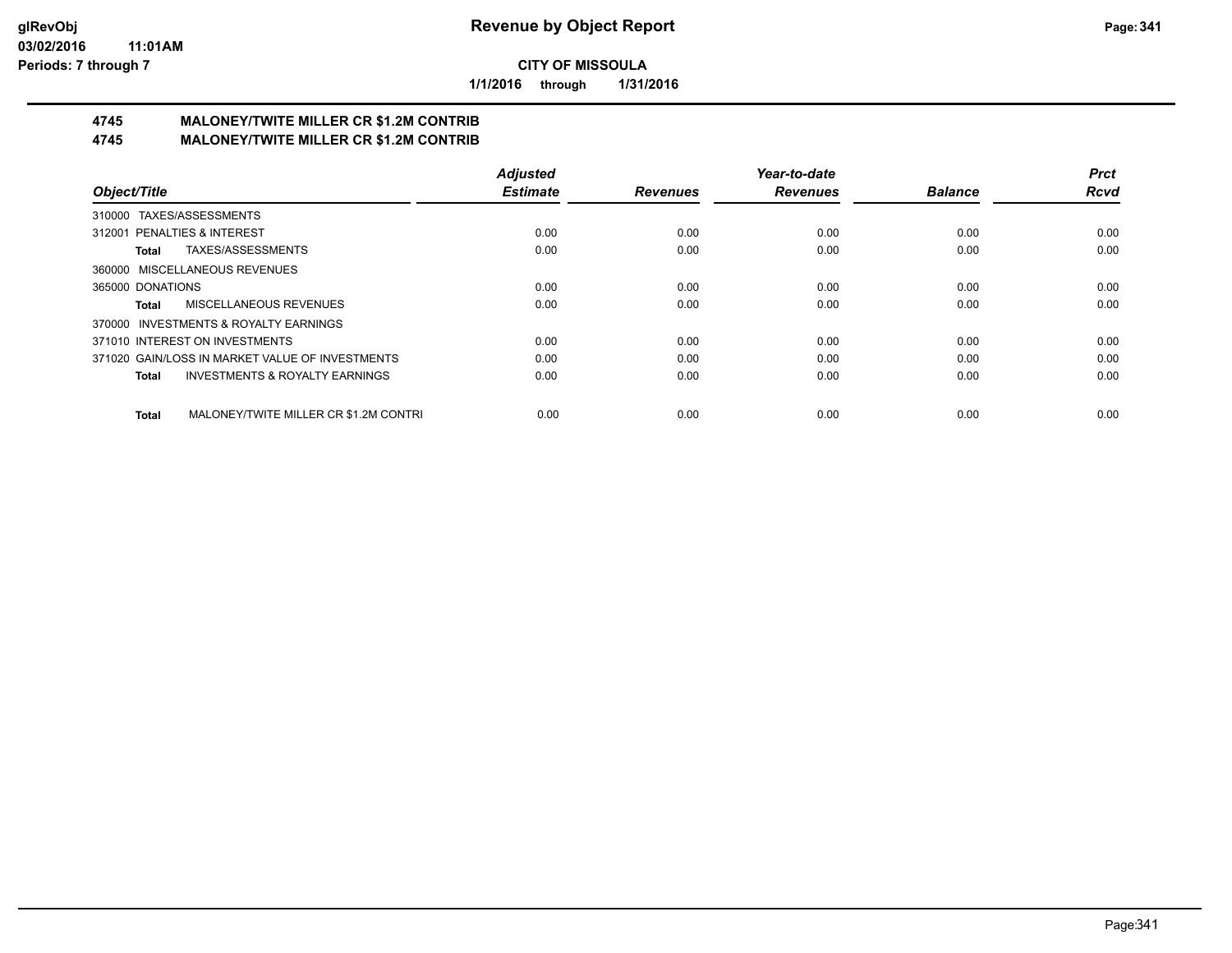**glRevObj**
**03/02/2016 11:01AM**
**Periods: 7 through 7**

# Revenue by Object Report

**CITY OF MISSOULA**

**1/1/2016 through 1/31/2016**

## 4745 MALONEY/TWITE MILLER CR $1.2M CONTRIB
## 4745 MALONEY/TWITE MILLER CR $1.2M CONTRIB

| Object/Title | Adjusted Estimate | Revenues | Year-to-date Revenues | Balance | Prct Rcvd |
|---|---|---|---|---|---|
| 310000 TAXES/ASSESSMENTS | | | | | |
| 312001 PENALTIES & INTEREST | 0.00 | 0.00 | 0.00 | 0.00 | 0.00 |
| **Total** TAXES/ASSESSMENTS | 0.00 | 0.00 | 0.00 | 0.00 | 0.00 |
| 360000 MISCELLANEOUS REVENUES | | | | | |
| 365000 DONATIONS | 0.00 | 0.00 | 0.00 | 0.00 | 0.00 |
| **Total** MISCELLANEOUS REVENUES | 0.00 | 0.00 | 0.00 | 0.00 | 0.00 |
| 370000 INVESTMENTS & ROYALTY EARNINGS | | | | | |
| 371010 INTEREST ON INVESTMENTS | 0.00 | 0.00 | 0.00 | 0.00 | 0.00 |
| 371020 GAIN/LOSS IN MARKET VALUE OF INVESTMENTS | 0.00 | 0.00 | 0.00 | 0.00 | 0.00 |
| **Total** INVESTMENTS & ROYALTY EARNINGS | 0.00 | 0.00 | 0.00 | 0.00 | 0.00 |
| **Total** MALONEY/TWITE MILLER CR $1.2M CONTRI | 0.00 | 0.00 | 0.00 | 0.00 | 0.00 |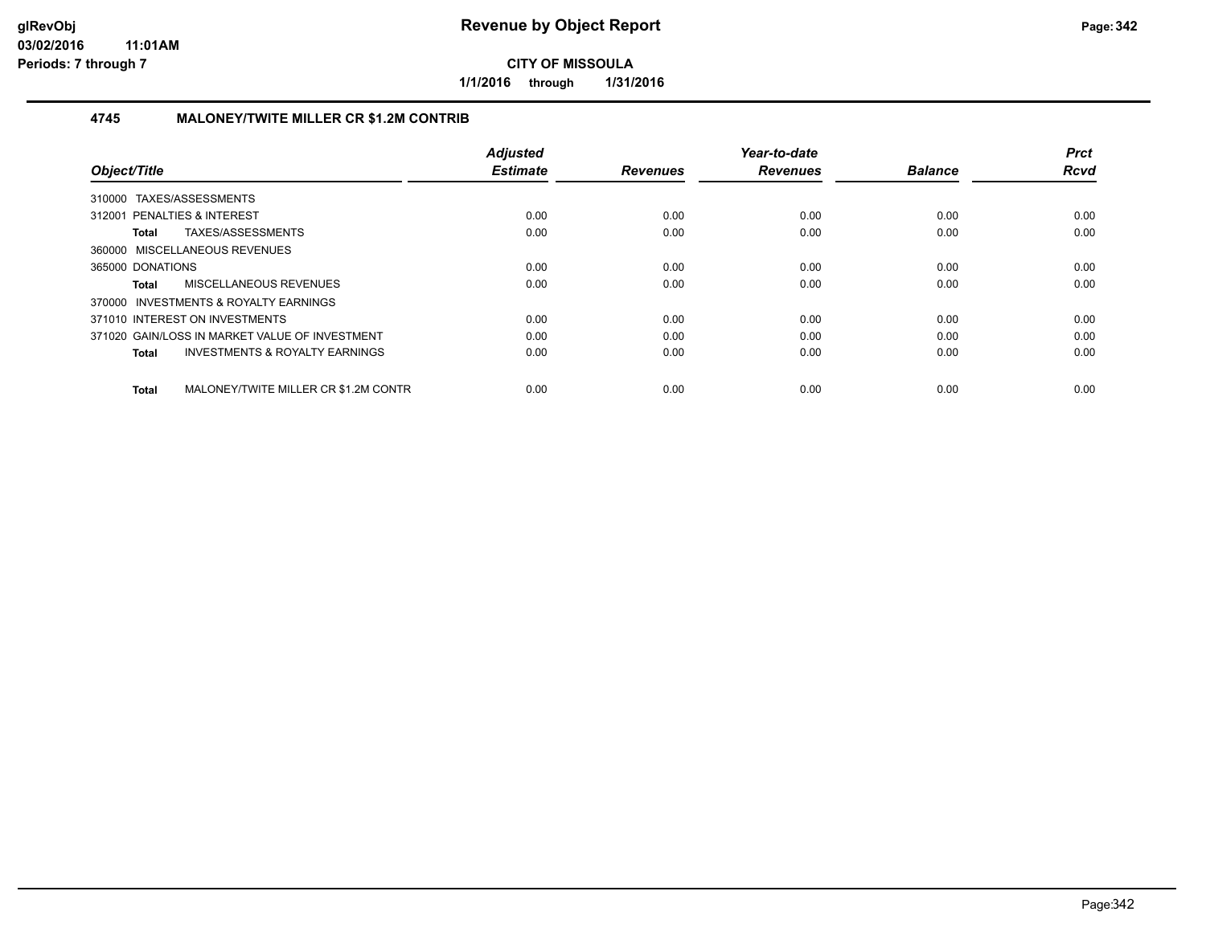# Revenue by Object Report

**CITY OF MISSOULA**

**1/1/2016 through 1/31/2016**

glRevObj
03/02/2016 11:01AM
Periods: 7 through 7

### 4745 MALONEY/TWITE MILLER CR $1.2M CONTRIB

| Object/Title | Adjusted Estimate | Revenues | Year-to-date Revenues | Balance | Prct Rcvd |
|---|---|---|---|---|---|
| 310000 TAXES/ASSESSMENTS | | | | | |
| 312001 PENALTIES & INTEREST | 0.00 | 0.00 | 0.00 | 0.00 | 0.00 |
| **Total** TAXES/ASSESSMENTS | 0.00 | 0.00 | 0.00 | 0.00 | 0.00 |
| 360000 MISCELLANEOUS REVENUES | | | | | |
| 365000 DONATIONS | 0.00 | 0.00 | 0.00 | 0.00 | 0.00 |
| **Total** MISCELLANEOUS REVENUES | 0.00 | 0.00 | 0.00 | 0.00 | 0.00 |
| 370000 INVESTMENTS & ROYALTY EARNINGS | | | | | |
| 371010 INTEREST ON INVESTMENTS | 0.00 | 0.00 | 0.00 | 0.00 | 0.00 |
| 371020 GAIN/LOSS IN MARKET VALUE OF INVESTMENT | 0.00 | 0.00 | 0.00 | 0.00 | 0.00 |
| **Total** INVESTMENTS & ROYALTY EARNINGS | 0.00 | 0.00 | 0.00 | 0.00 | 0.00 |
| **Total** MALONEY/TWITE MILLER CR $1.2M CONTR | 0.00 | 0.00 | 0.00 | 0.00 | 0.00 |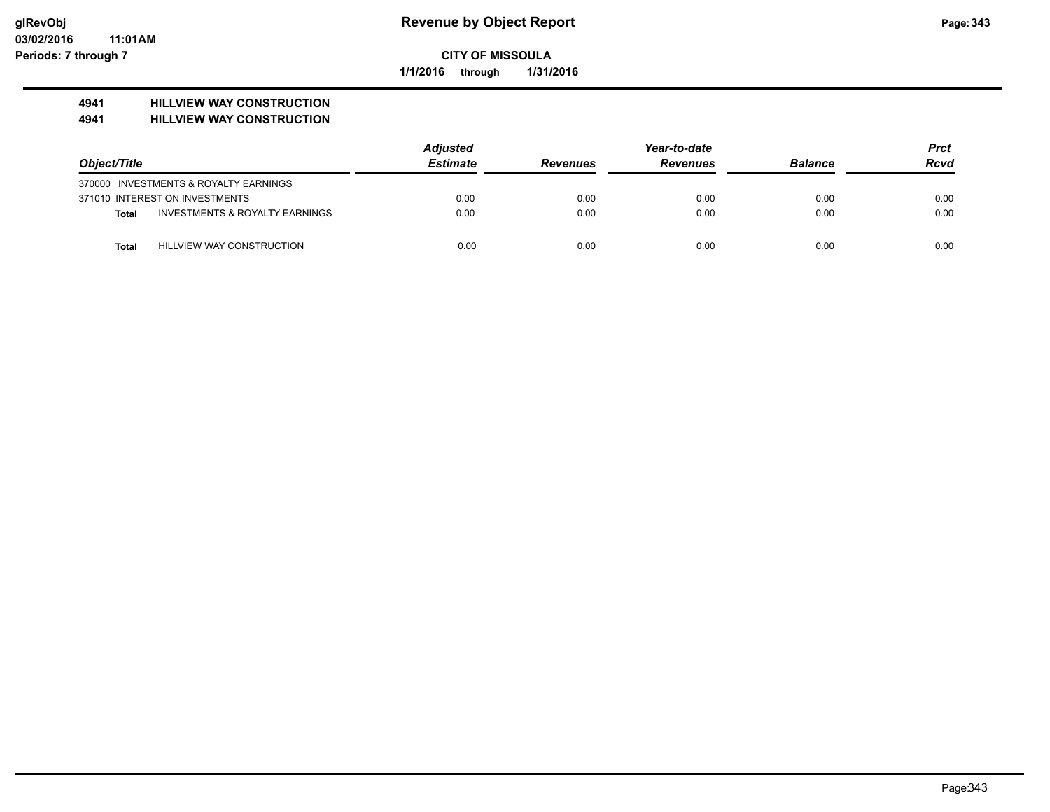**CITY OF MISSOULA**

**1/1/2016 through 1/31/2016**

## 4941 HILLVIEW WAY CONSTRUCTION
## 4941 HILLVIEW WAY CONSTRUCTION

| Object/Title | Adjusted Estimate | Revenues | Year-to-date Revenues | Balance | Prct Rcvd |
|---|---|---|---|---|---|
| 370000 INVESTMENTS & ROYALTY EARNINGS | | | | | |
| 371010 INTEREST ON INVESTMENTS | 0.00 | 0.00 | 0.00 | 0.00 | 0.00 |
| **Total** INVESTMENTS & ROYALTY EARNINGS | 0.00 | 0.00 | 0.00 | 0.00 | 0.00 |
| **Total** HILLVIEW WAY CONSTRUCTION | 0.00 | 0.00 | 0.00 | 0.00 | 0.00 |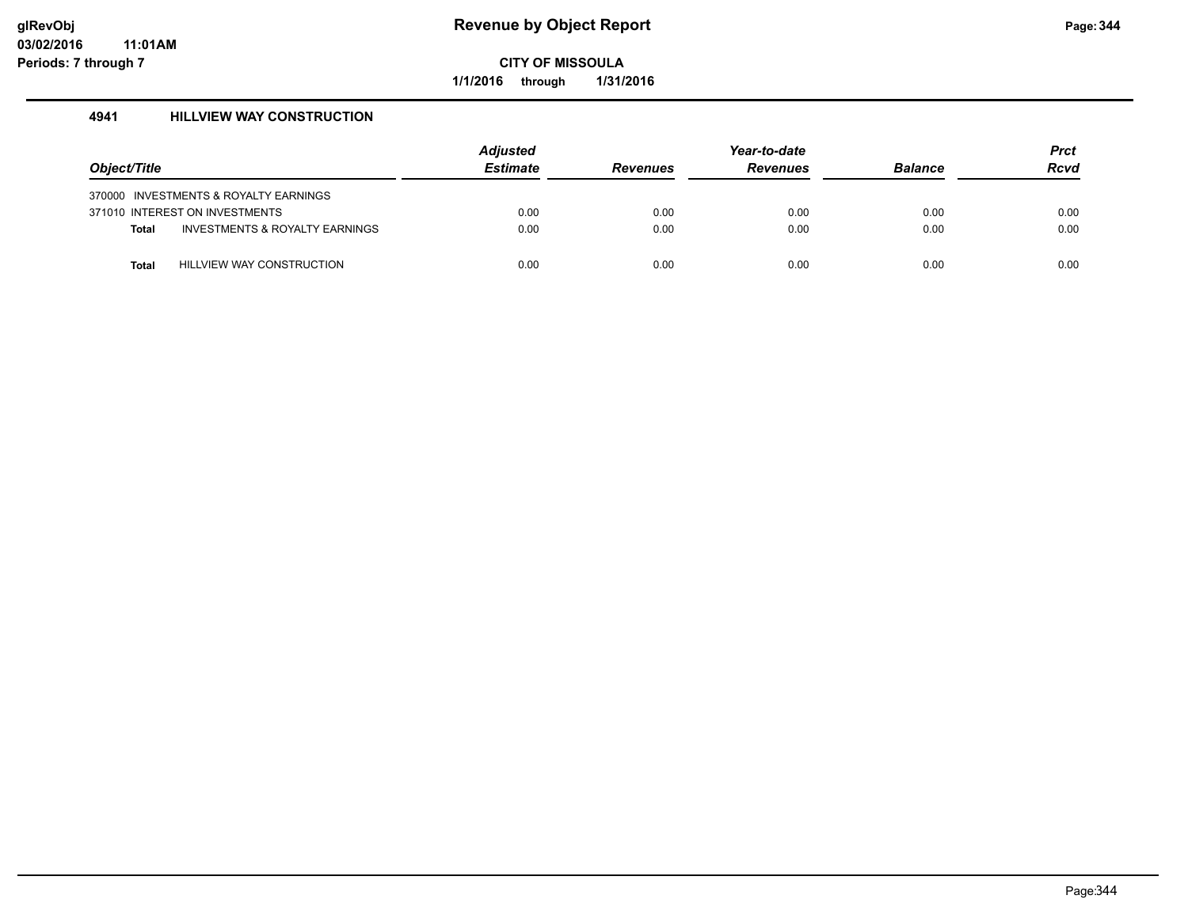# Revenue by Object Report

glRevObj
03/02/2016 11:01AM
Periods: 7 through 7

**CITY OF MISSOULA**

1/1/2016 through 1/31/2016

### 4941 HILLVIEW WAY CONSTRUCTION

| Object/Title | | Adjusted Estimate | Revenues | Year-to-date Revenues | Balance | Prct Rcvd |
|---|---|---|---|---|---|---|
| 370000 INVESTMENTS & ROYALTY EARNINGS | | | | | | |
| 371010 INTEREST ON INVESTMENTS | | 0.00 | 0.00 | 0.00 | 0.00 | 0.00 |
| **Total** | INVESTMENTS & ROYALTY EARNINGS | 0.00 | 0.00 | 0.00 | 0.00 | 0.00 |
| **Total** | HILLVIEW WAY CONSTRUCTION | 0.00 | 0.00 | 0.00 | 0.00 | 0.00 |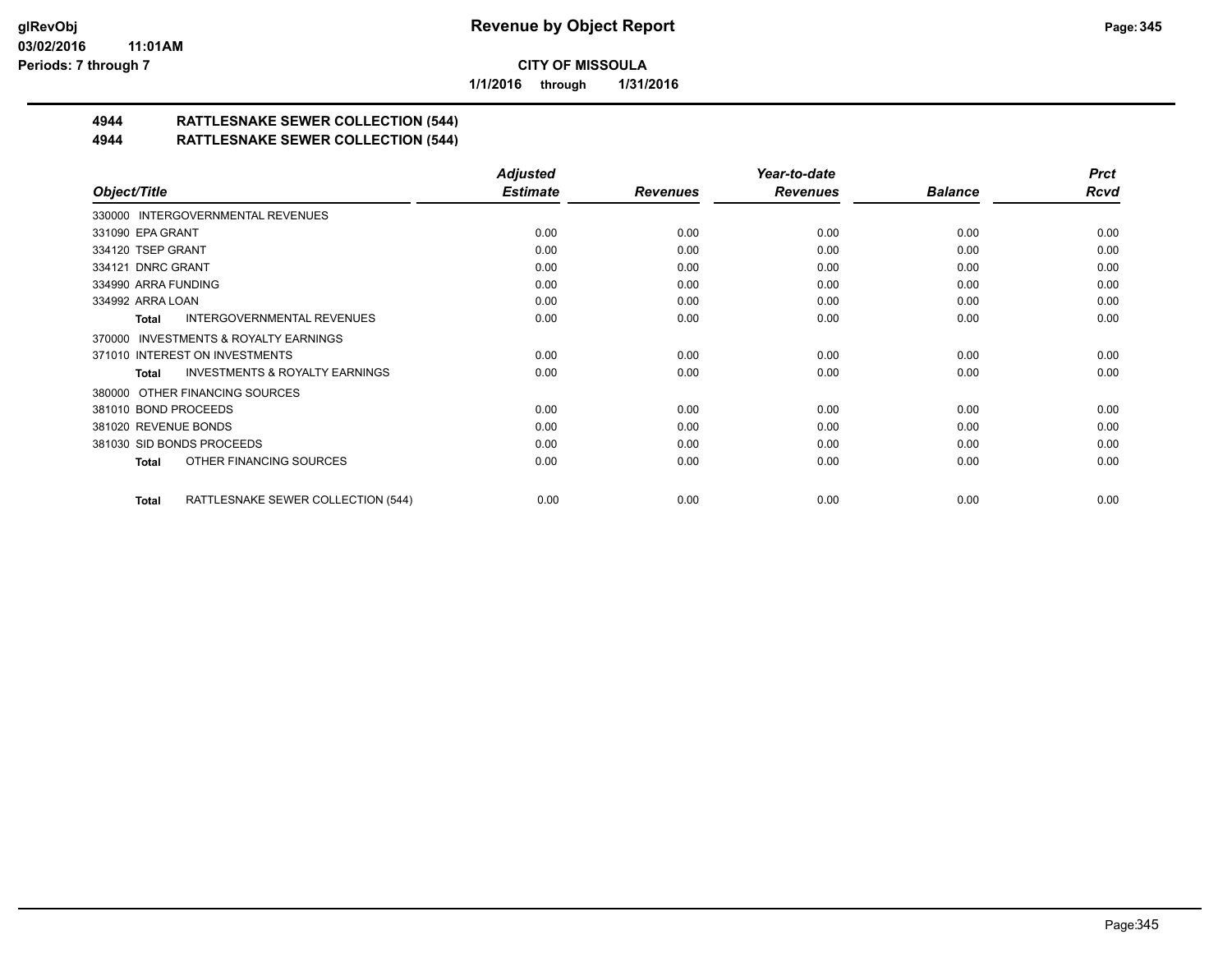**Revenue by Object Report**

**CITY OF MISSOULA**

**1/1/2016 through 1/31/2016**

**glRevObj**
**03/02/2016 11:01AM**
**Periods: 7 through 7**

## 4944 RATTLESNAKE SEWER COLLECTION (544)

## 4944 RATTLESNAKE SEWER COLLECTION (544)

| Object/Title | Adjusted Estimate | Revenues | Year-to-date Revenues | Balance | Prct Rcvd |
|---|---|---|---|---|---|
| 330000 INTERGOVERNMENTAL REVENUES | | | | | |
| 331090 EPA GRANT | 0.00 | 0.00 | 0.00 | 0.00 | 0.00 |
| 334120 TSEP GRANT | 0.00 | 0.00 | 0.00 | 0.00 | 0.00 |
| 334121 DNRC GRANT | 0.00 | 0.00 | 0.00 | 0.00 | 0.00 |
| 334990 ARRA FUNDING | 0.00 | 0.00 | 0.00 | 0.00 | 0.00 |
| 334992 ARRA LOAN | 0.00 | 0.00 | 0.00 | 0.00 | 0.00 |
| **Total** INTERGOVERNMENTAL REVENUES | 0.00 | 0.00 | 0.00 | 0.00 | 0.00 |
| 370000 INVESTMENTS & ROYALTY EARNINGS | | | | | |
| 371010 INTEREST ON INVESTMENTS | 0.00 | 0.00 | 0.00 | 0.00 | 0.00 |
| **Total** INVESTMENTS & ROYALTY EARNINGS | 0.00 | 0.00 | 0.00 | 0.00 | 0.00 |
| 380000 OTHER FINANCING SOURCES | | | | | |
| 381010 BOND PROCEEDS | 0.00 | 0.00 | 0.00 | 0.00 | 0.00 |
| 381020 REVENUE BONDS | 0.00 | 0.00 | 0.00 | 0.00 | 0.00 |
| 381030 SID BONDS PROCEEDS | 0.00 | 0.00 | 0.00 | 0.00 | 0.00 |
| **Total** OTHER FINANCING SOURCES | 0.00 | 0.00 | 0.00 | 0.00 | 0.00 |
| **Total** RATTLESNAKE SEWER COLLECTION (544) | 0.00 | 0.00 | 0.00 | 0.00 | 0.00 |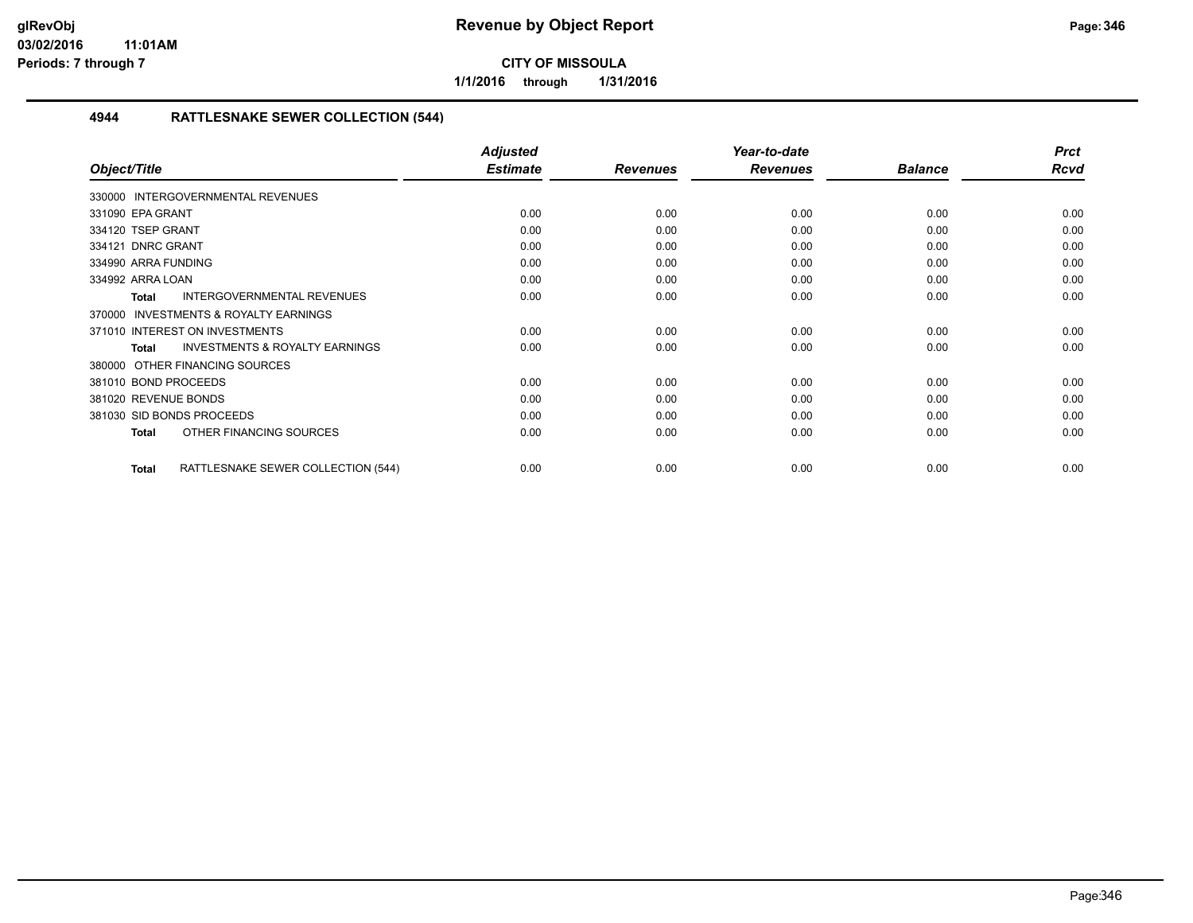CITY OF MISSOULA

1/1/2016 through 1/31/2016

## 4944 RATTLESNAKE SEWER COLLECTION (544)

| Object/Title | Adjusted Estimate | Revenues | Year-to-date Revenues | Balance | Prct Rcvd |
|---|---|---|---|---|---|
| 330000 INTERGOVERNMENTAL REVENUES | | | | | |
| 331090 EPA GRANT | 0.00 | 0.00 | 0.00 | 0.00 | 0.00 |
| 334120 TSEP GRANT | 0.00 | 0.00 | 0.00 | 0.00 | 0.00 |
| 334121 DNRC GRANT | 0.00 | 0.00 | 0.00 | 0.00 | 0.00 |
| 334990 ARRA FUNDING | 0.00 | 0.00 | 0.00 | 0.00 | 0.00 |
| 334992 ARRA LOAN | 0.00 | 0.00 | 0.00 | 0.00 | 0.00 |
| **Total** INTERGOVERNMENTAL REVENUES | 0.00 | 0.00 | 0.00 | 0.00 | 0.00 |
| 370000 INVESTMENTS & ROYALTY EARNINGS | | | | | |
| 371010 INTEREST ON INVESTMENTS | 0.00 | 0.00 | 0.00 | 0.00 | 0.00 |
| **Total** INVESTMENTS & ROYALTY EARNINGS | 0.00 | 0.00 | 0.00 | 0.00 | 0.00 |
| 380000 OTHER FINANCING SOURCES | | | | | |
| 381010 BOND PROCEEDS | 0.00 | 0.00 | 0.00 | 0.00 | 0.00 |
| 381020 REVENUE BONDS | 0.00 | 0.00 | 0.00 | 0.00 | 0.00 |
| 381030 SID BONDS PROCEEDS | 0.00 | 0.00 | 0.00 | 0.00 | 0.00 |
| **Total** OTHER FINANCING SOURCES | 0.00 | 0.00 | 0.00 | 0.00 | 0.00 |
| **Total** RATTLESNAKE SEWER COLLECTION (544) | 0.00 | 0.00 | 0.00 | 0.00 | 0.00 |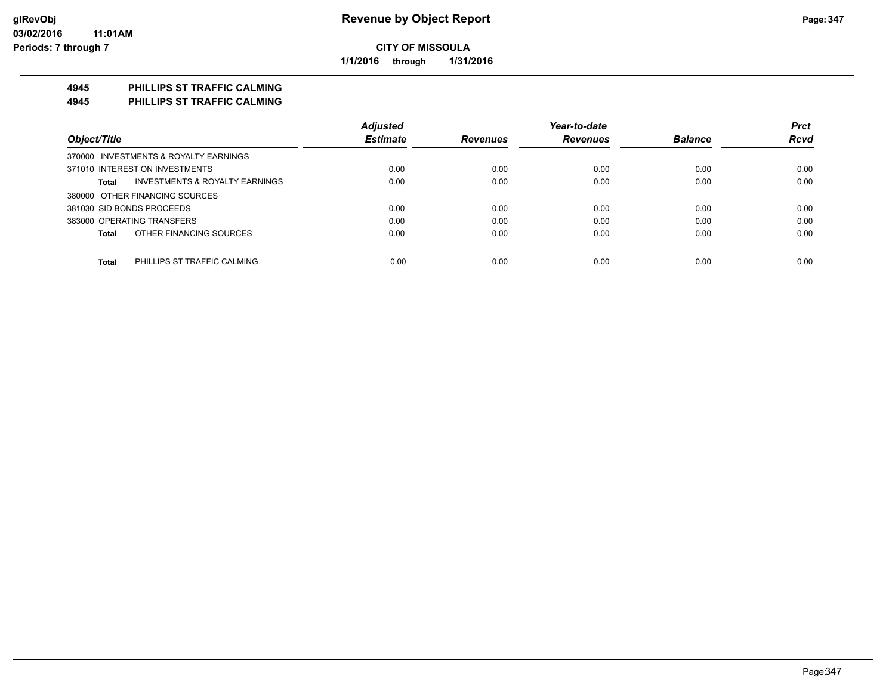**CITY OF MISSOULA**

**1/1/2016 through 1/31/2016**

**4945 PHILLIPS ST TRAFFIC CALMING**

**4945 PHILLIPS ST TRAFFIC CALMING**

| Object/Title | Adjusted Estimate | Revenues | Year-to-date Revenues | Balance | Prct Rcvd |
|---|---|---|---|---|---|
| 370000 INVESTMENTS & ROYALTY EARNINGS | | | | | |
| 371010 INTEREST ON INVESTMENTS | 0.00 | 0.00 | 0.00 | 0.00 | 0.00 |
| **Total** INVESTMENTS & ROYALTY EARNINGS | 0.00 | 0.00 | 0.00 | 0.00 | 0.00 |
| 380000 OTHER FINANCING SOURCES | | | | | |
| 381030 SID BONDS PROCEEDS | 0.00 | 0.00 | 0.00 | 0.00 | 0.00 |
| 383000 OPERATING TRANSFERS | 0.00 | 0.00 | 0.00 | 0.00 | 0.00 |
| **Total** OTHER FINANCING SOURCES | 0.00 | 0.00 | 0.00 | 0.00 | 0.00 |
| **Total** PHILLIPS ST TRAFFIC CALMING | 0.00 | 0.00 | 0.00 | 0.00 | 0.00 |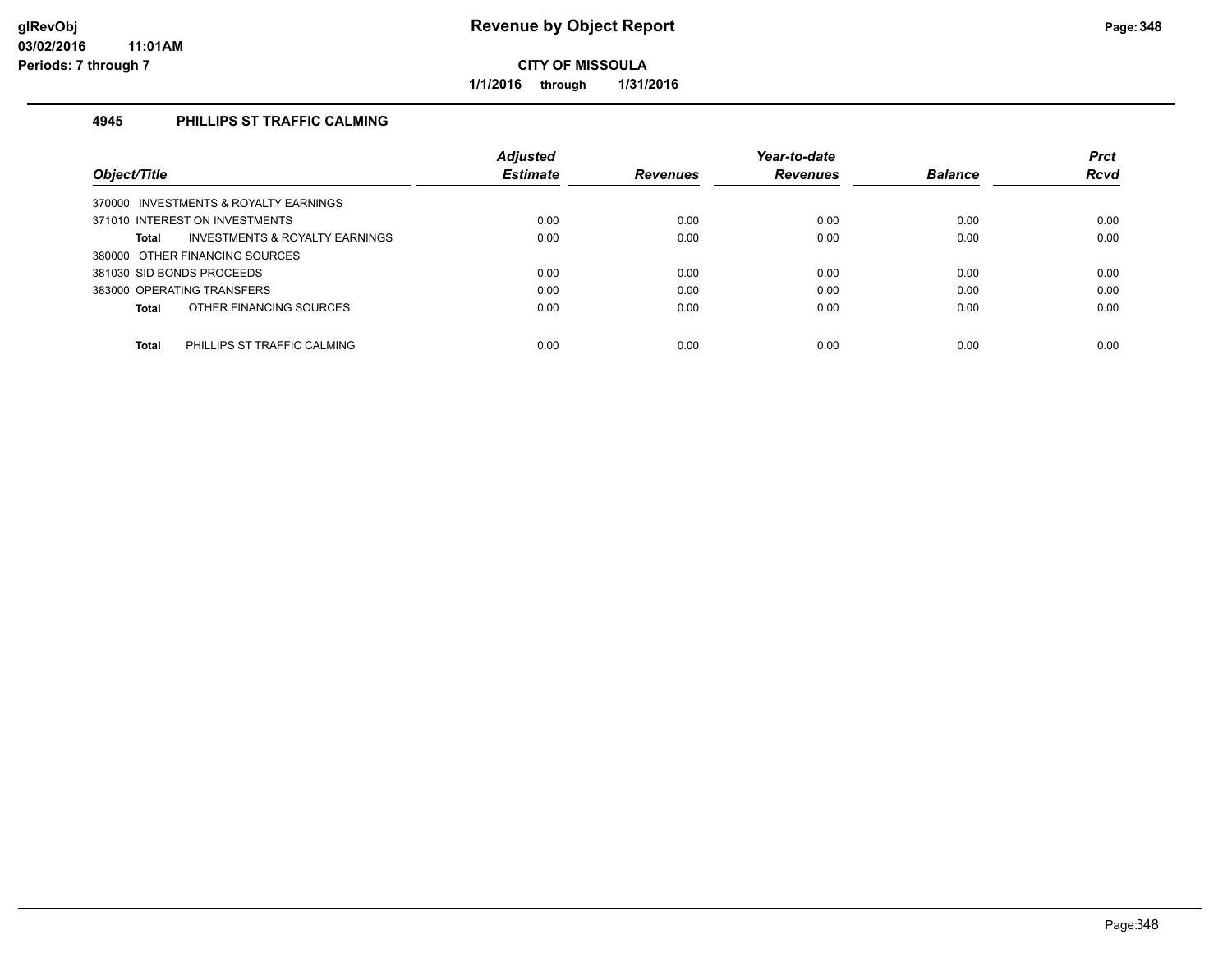# Revenue by Object Report

glRevObj
03/02/2016 11:01AM
Periods: 7 through 7

**CITY OF MISSOULA**

**1/1/2016 through 1/31/2016**

## 4945 PHILLIPS ST TRAFFIC CALMING

| Object/Title | Adjusted Estimate | Revenues | Year-to-date Revenues | Balance | Prct Rcvd |
|---|---|---|---|---|---|
| 370000 INVESTMENTS & ROYALTY EARNINGS | | | | | |
| 371010 INTEREST ON INVESTMENTS | 0.00 | 0.00 | 0.00 | 0.00 | 0.00 |
| **Total** INVESTMENTS & ROYALTY EARNINGS | 0.00 | 0.00 | 0.00 | 0.00 | 0.00 |
| 380000 OTHER FINANCING SOURCES | | | | | |
| 381030 SID BONDS PROCEEDS | 0.00 | 0.00 | 0.00 | 0.00 | 0.00 |
| 383000 OPERATING TRANSFERS | 0.00 | 0.00 | 0.00 | 0.00 | 0.00 |
| **Total** OTHER FINANCING SOURCES | 0.00 | 0.00 | 0.00 | 0.00 | 0.00 |
| **Total** PHILLIPS ST TRAFFIC CALMING | 0.00 | 0.00 | 0.00 | 0.00 | 0.00 |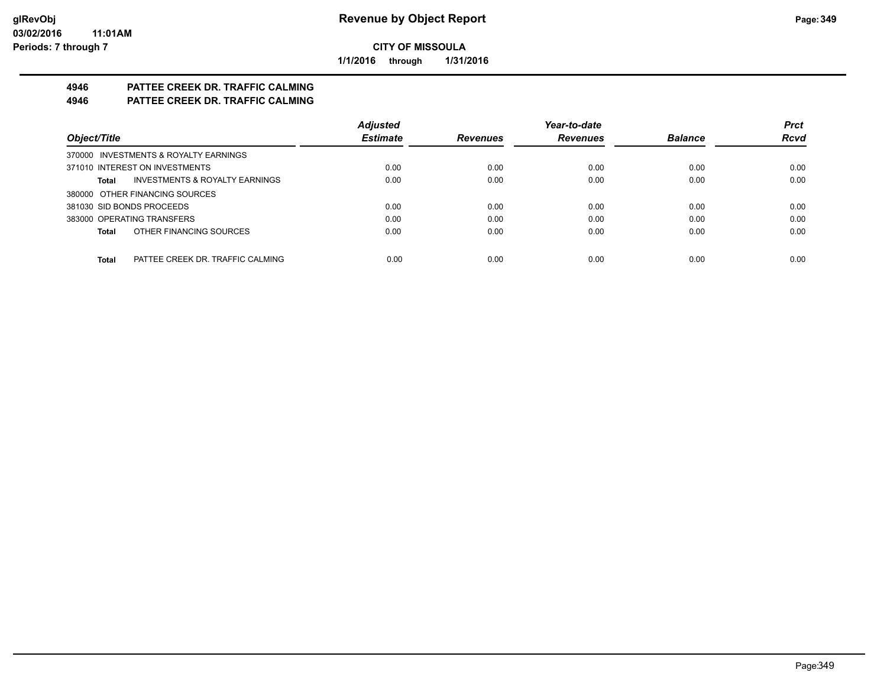**CITY OF MISSOULA**

**1/1/2016 through 1/31/2016**

## 4946 PATTEE CREEK DR. TRAFFIC CALMING
## 4946 PATTEE CREEK DR. TRAFFIC CALMING

| Object/Title | Adjusted Estimate | Revenues | Year-to-date Revenues | Balance | Prct Rcvd |
|---|---|---|---|---|---|
| 370000 INVESTMENTS & ROYALTY EARNINGS | | | | | |
| 371010 INTEREST ON INVESTMENTS | 0.00 | 0.00 | 0.00 | 0.00 | 0.00 |
| **Total** INVESTMENTS & ROYALTY EARNINGS | 0.00 | 0.00 | 0.00 | 0.00 | 0.00 |
| 380000 OTHER FINANCING SOURCES | | | | | |
| 381030 SID BONDS PROCEEDS | 0.00 | 0.00 | 0.00 | 0.00 | 0.00 |
| 383000 OPERATING TRANSFERS | 0.00 | 0.00 | 0.00 | 0.00 | 0.00 |
| **Total** OTHER FINANCING SOURCES | 0.00 | 0.00 | 0.00 | 0.00 | 0.00 |
| **Total** PATTEE CREEK DR. TRAFFIC CALMING | 0.00 | 0.00 | 0.00 | 0.00 | 0.00 |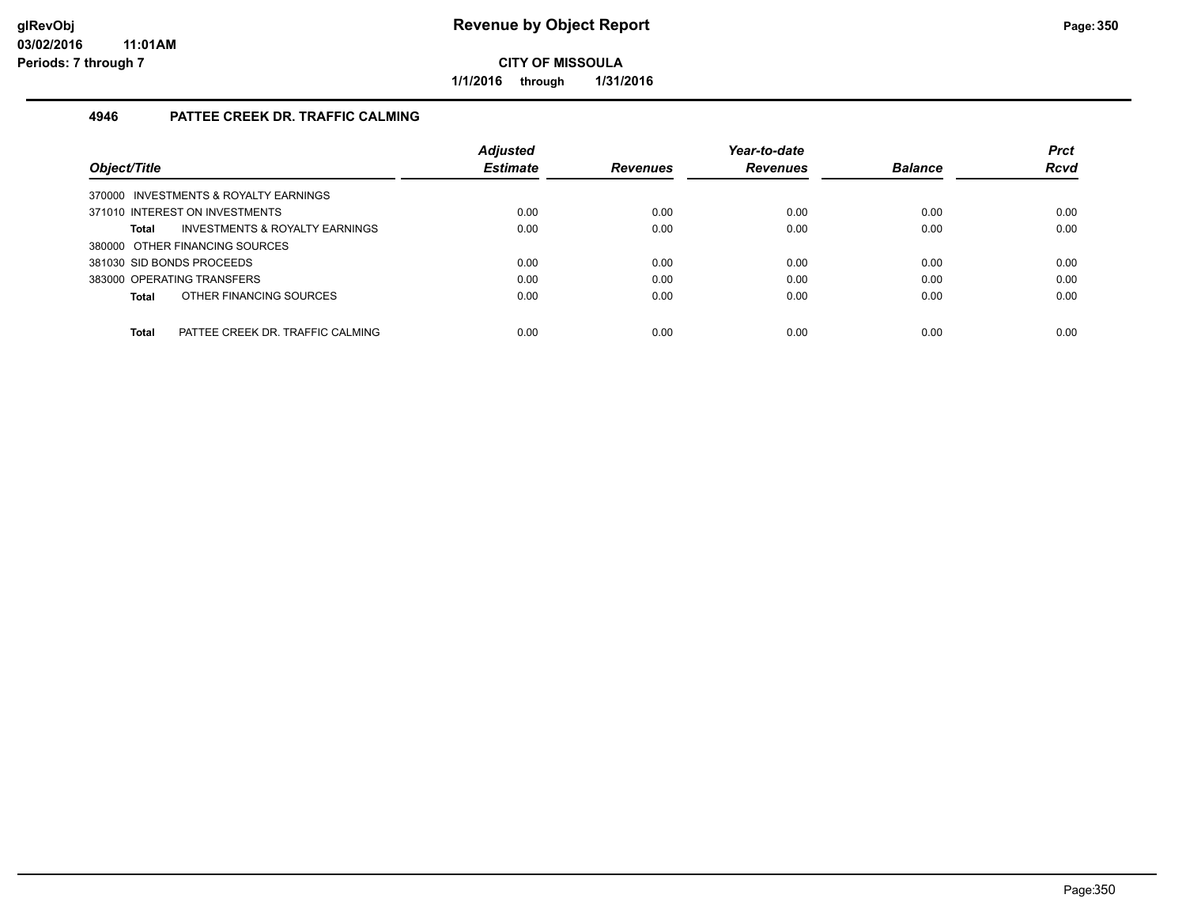# Revenue by Object Report

**CITY OF MISSOULA**

**1/1/2016 through 1/31/2016**

glRevObj
03/02/2016 11:01AM
Periods: 7 through 7

## 4946 PATTEE CREEK DR. TRAFFIC CALMING

| Object/Title | Adjusted Estimate | Revenues | Year-to-date Revenues | Balance | Prct Rcvd |
|---|---|---|---|---|---|
| 370000 INVESTMENTS & ROYALTY EARNINGS | | | | | |
| 371010 INTEREST ON INVESTMENTS | 0.00 | 0.00 | 0.00 | 0.00 | 0.00 |
| **Total** INVESTMENTS & ROYALTY EARNINGS | 0.00 | 0.00 | 0.00 | 0.00 | 0.00 |
| 380000 OTHER FINANCING SOURCES | | | | | |
| 381030 SID BONDS PROCEEDS | 0.00 | 0.00 | 0.00 | 0.00 | 0.00 |
| 383000 OPERATING TRANSFERS | 0.00 | 0.00 | 0.00 | 0.00 | 0.00 |
| **Total** OTHER FINANCING SOURCES | 0.00 | 0.00 | 0.00 | 0.00 | 0.00 |
| **Total** PATTEE CREEK DR. TRAFFIC CALMING | 0.00 | 0.00 | 0.00 | 0.00 | 0.00 |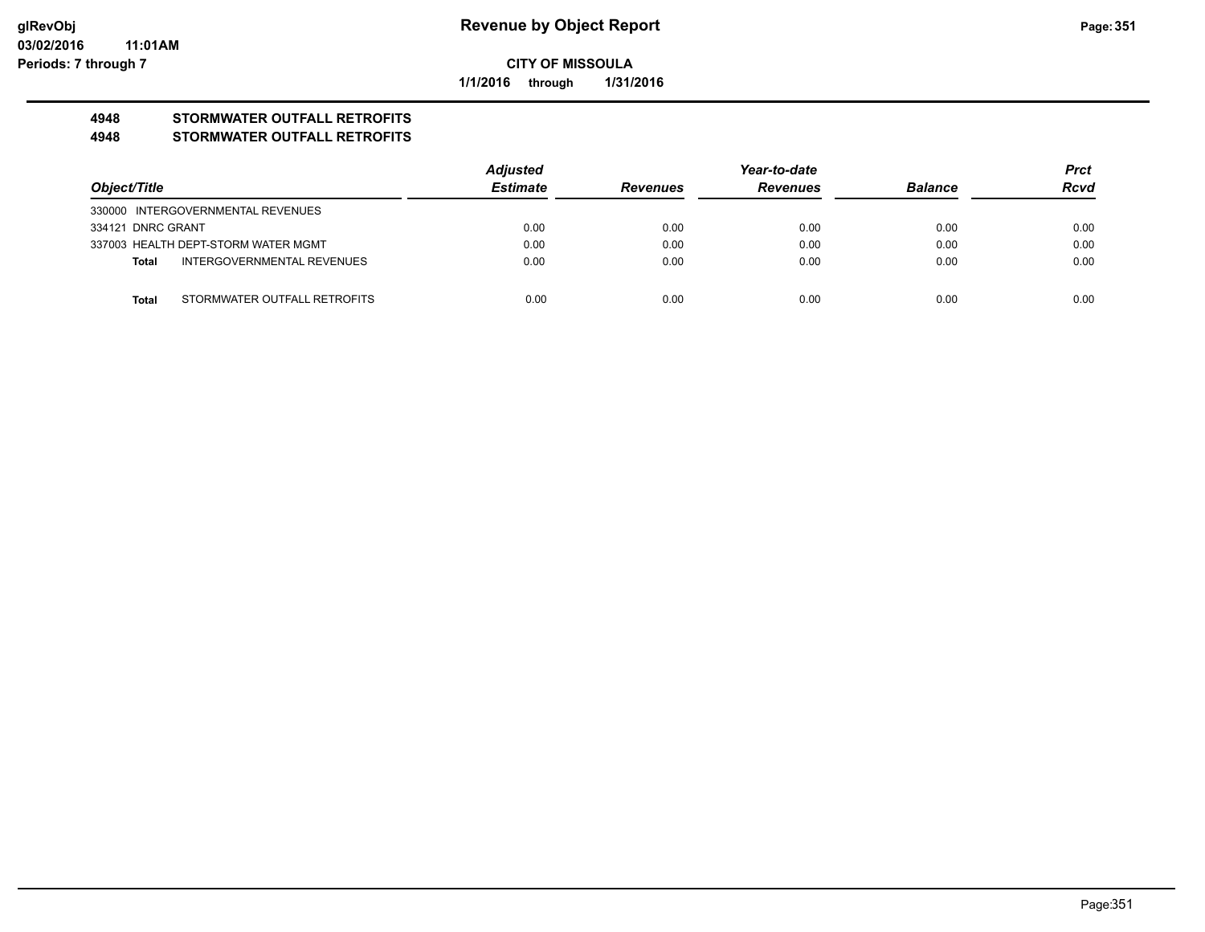**CITY OF MISSOULA**

**1/1/2016 through 1/31/2016**

**Revenue by Object Report**

**4948 STORMWATER OUTFALL RETROFITS**

**4948 STORMWATER OUTFALL RETROFITS**

| Object/Title | Adjusted Estimate | Revenues | Year-to-date Revenues | Balance | Prct Rcvd |
|---|---|---|---|---|---|
| 330000 INTERGOVERNMENTAL REVENUES | | | | | |
| 334121 DNRC GRANT | 0.00 | 0.00 | 0.00 | 0.00 | 0.00 |
| 337003 HEALTH DEPT-STORM WATER MGMT | 0.00 | 0.00 | 0.00 | 0.00 | 0.00 |
| **Total** INTERGOVERNMENTAL REVENUES | 0.00 | 0.00 | 0.00 | 0.00 | 0.00 |
| **Total** STORMWATER OUTFALL RETROFITS | 0.00 | 0.00 | 0.00 | 0.00 | 0.00 |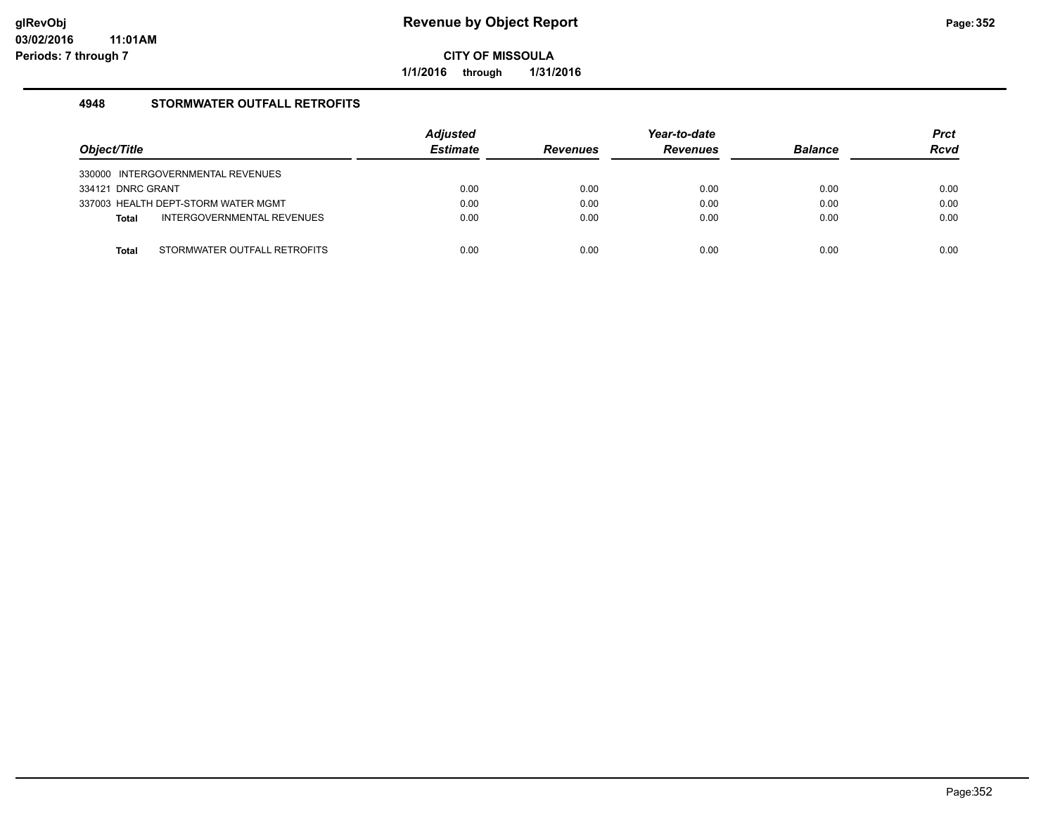# Revenue by Object Report

**CITY OF MISSOULA**

**1/1/2016 through 1/31/2016**

glRevObj
03/02/2016 11:01AM
Periods: 7 through 7

## 4948 STORMWATER OUTFALL RETROFITS

| Object/Title | Adjusted Estimate | Revenues | Year-to-date Revenues | Balance | Prct Rcvd |
|---|---|---|---|---|---|
| 330000 INTERGOVERNMENTAL REVENUES | | | | | |
| 334121 DNRC GRANT | 0.00 | 0.00 | 0.00 | 0.00 | 0.00 |
| 337003 HEALTH DEPT-STORM WATER MGMT | 0.00 | 0.00 | 0.00 | 0.00 | 0.00 |
| **Total** INTERGOVERNMENTAL REVENUES | 0.00 | 0.00 | 0.00 | 0.00 | 0.00 |
| **Total** STORMWATER OUTFALL RETROFITS | 0.00 | 0.00 | 0.00 | 0.00 | 0.00 |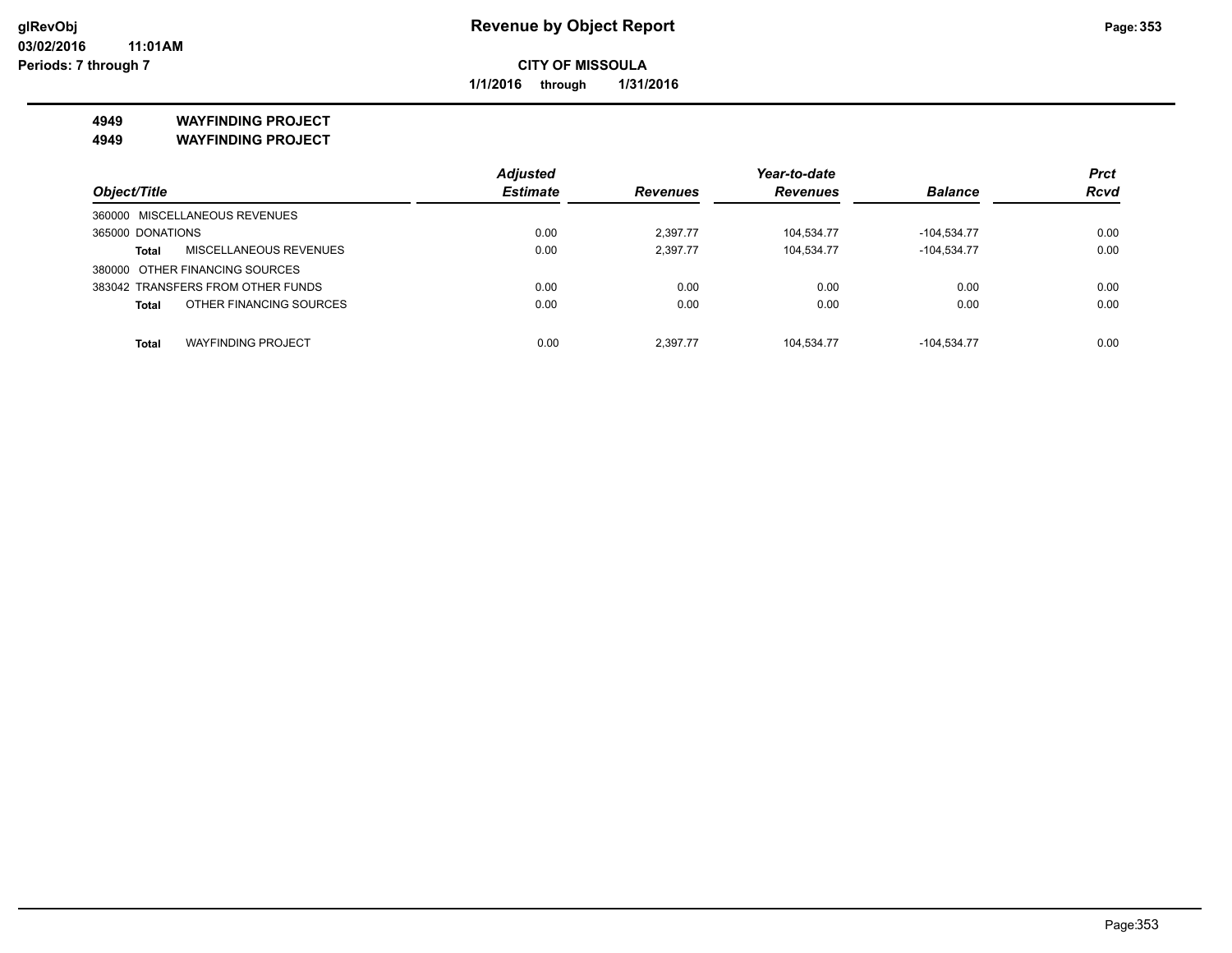**CITY OF MISSOULA**

**1/1/2016 through 1/31/2016**

## 4949 WAYFINDING PROJECT
## 4949 WAYFINDING PROJECT

| Object/Title | | Adjusted Estimate | Revenues | Year-to-date Revenues | Balance | Prct Rcvd |
|---|---|---|---|---|---|---|
| 360000 MISCELLANEOUS REVENUES | | | | | | |
| 365000 DONATIONS | | 0.00 | 2,397.77 | 104,534.77 | -104,534.77 | 0.00 |
| **Total** | MISCELLANEOUS REVENUES | 0.00 | 2,397.77 | 104,534.77 | -104,534.77 | 0.00 |
| 380000 OTHER FINANCING SOURCES | | | | | | |
| 383042 TRANSFERS FROM OTHER FUNDS | | 0.00 | 0.00 | 0.00 | 0.00 | 0.00 |
| **Total** | OTHER FINANCING SOURCES | 0.00 | 0.00 | 0.00 | 0.00 | 0.00 |
| **Total** | WAYFINDING PROJECT | 0.00 | 2,397.77 | 104,534.77 | -104,534.77 | 0.00 |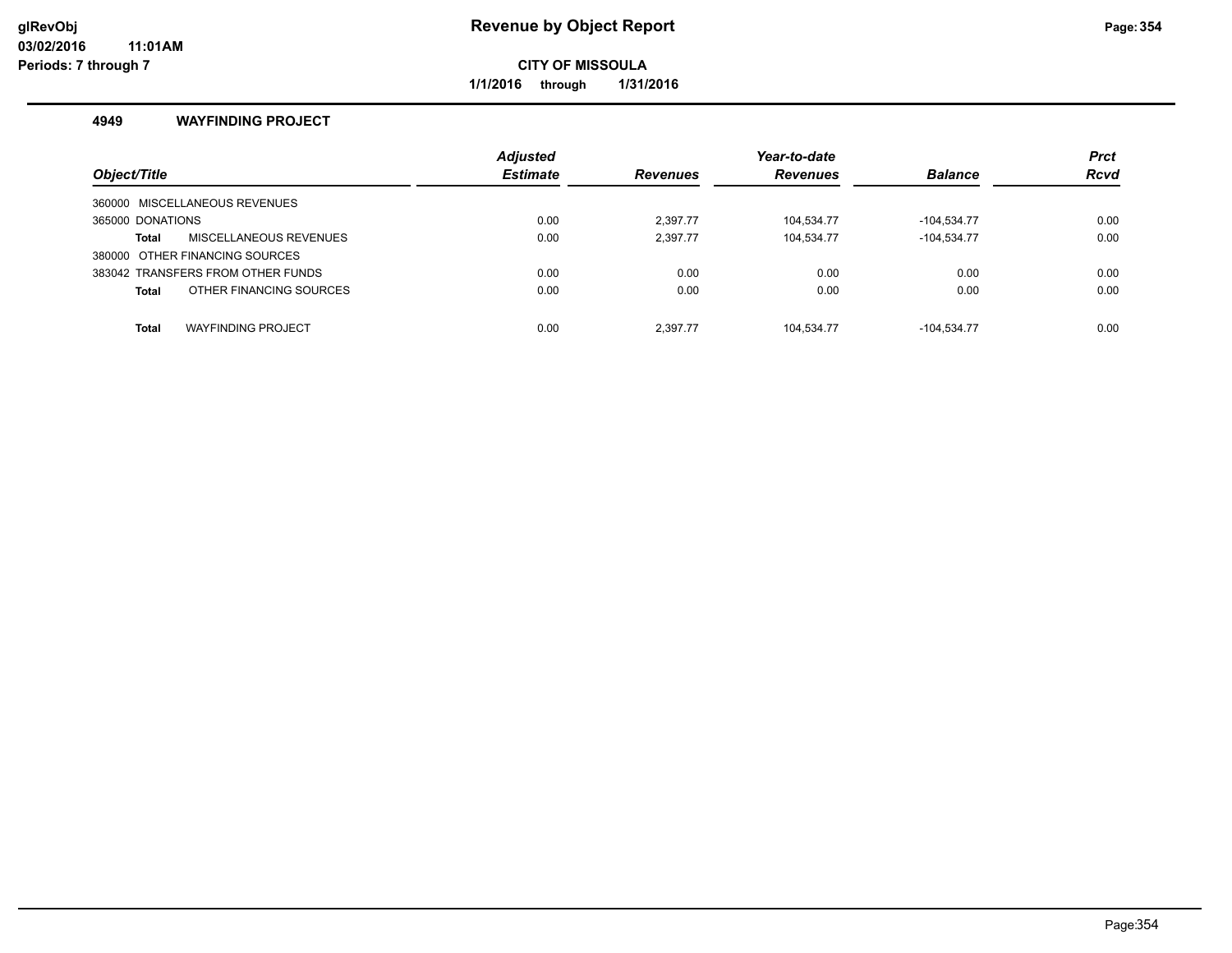# Revenue by Object Report

**CITY OF MISSOULA**

**1/1/2016 through 1/31/2016**

### 4949 WAYFINDING PROJECT

| Object/Title | Adjusted Estimate | Revenues | Year-to-date Revenues | Balance | Prct Rcvd |
|---|---|---|---|---|---|
| 360000 MISCELLANEOUS REVENUES | | | | | |
| 365000 DONATIONS | 0.00 | 2,397.77 | 104,534.77 | -104,534.77 | 0.00 |
| **Total** MISCELLANEOUS REVENUES | 0.00 | 2,397.77 | 104,534.77 | -104,534.77 | 0.00 |
| 380000 OTHER FINANCING SOURCES | | | | | |
| 383042 TRANSFERS FROM OTHER FUNDS | 0.00 | 0.00 | 0.00 | 0.00 | 0.00 |
| **Total** OTHER FINANCING SOURCES | 0.00 | 0.00 | 0.00 | 0.00 | 0.00 |
| **Total** WAYFINDING PROJECT | 0.00 | 2,397.77 | 104,534.77 | -104,534.77 | 0.00 |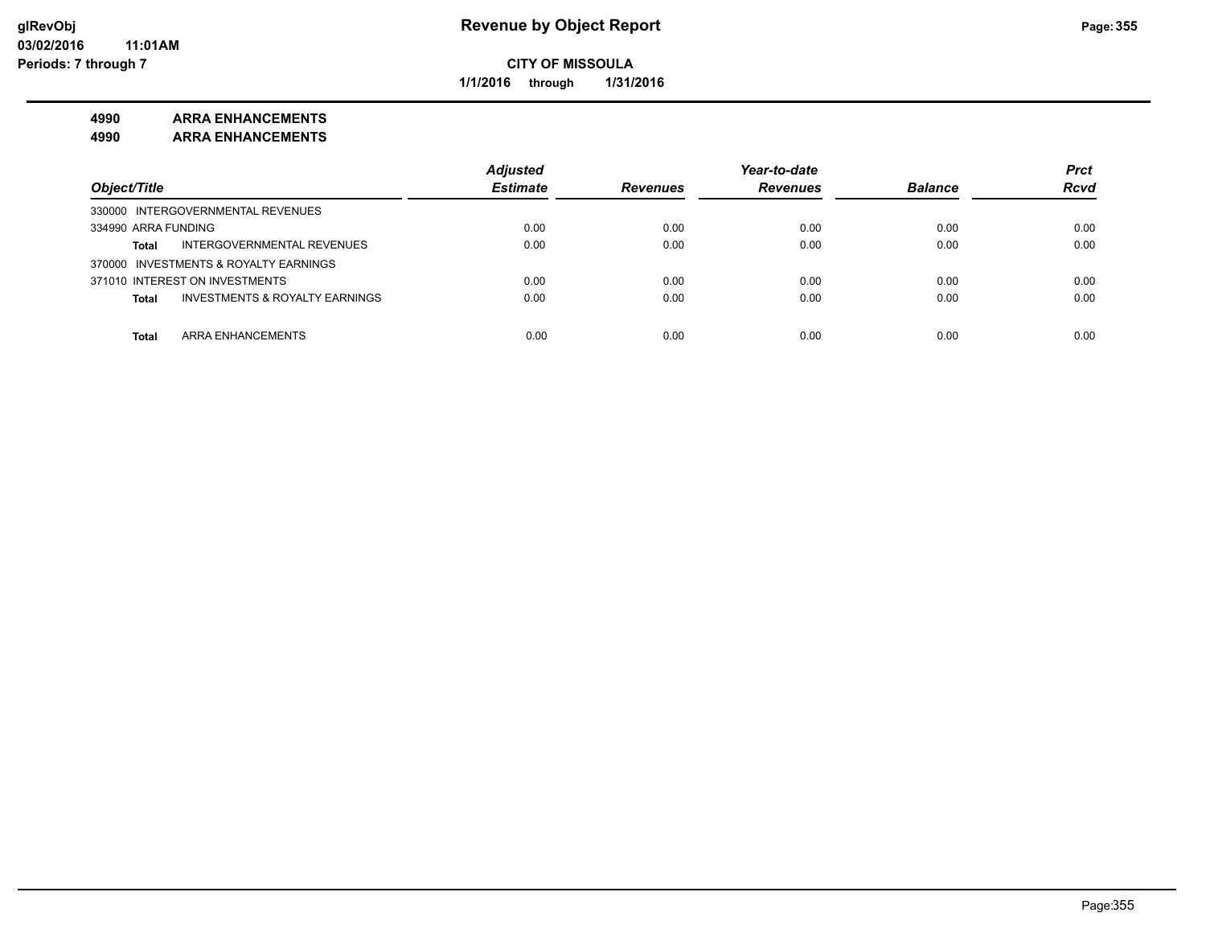# Revenue by Object Report

**CITY OF MISSOULA**

**1/1/2016 through 1/31/2016**

**4990 ARRA ENHANCEMENTS**

**4990 ARRA ENHANCEMENTS**

| Object/Title | Adjusted Estimate | Revenues | Year-to-date Revenues | Balance | Prct Rcvd |
|---|---|---|---|---|---|
| 330000 INTERGOVERNMENTAL REVENUES | | | | | |
| 334990 ARRA FUNDING | 0.00 | 0.00 | 0.00 | 0.00 | 0.00 |
| **Total** INTERGOVERNMENTAL REVENUES | 0.00 | 0.00 | 0.00 | 0.00 | 0.00 |
| 370000 INVESTMENTS & ROYALTY EARNINGS | | | | | |
| 371010 INTEREST ON INVESTMENTS | 0.00 | 0.00 | 0.00 | 0.00 | 0.00 |
| **Total** INVESTMENTS & ROYALTY EARNINGS | 0.00 | 0.00 | 0.00 | 0.00 | 0.00 |
| **Total** ARRA ENHANCEMENTS | 0.00 | 0.00 | 0.00 | 0.00 | 0.00 |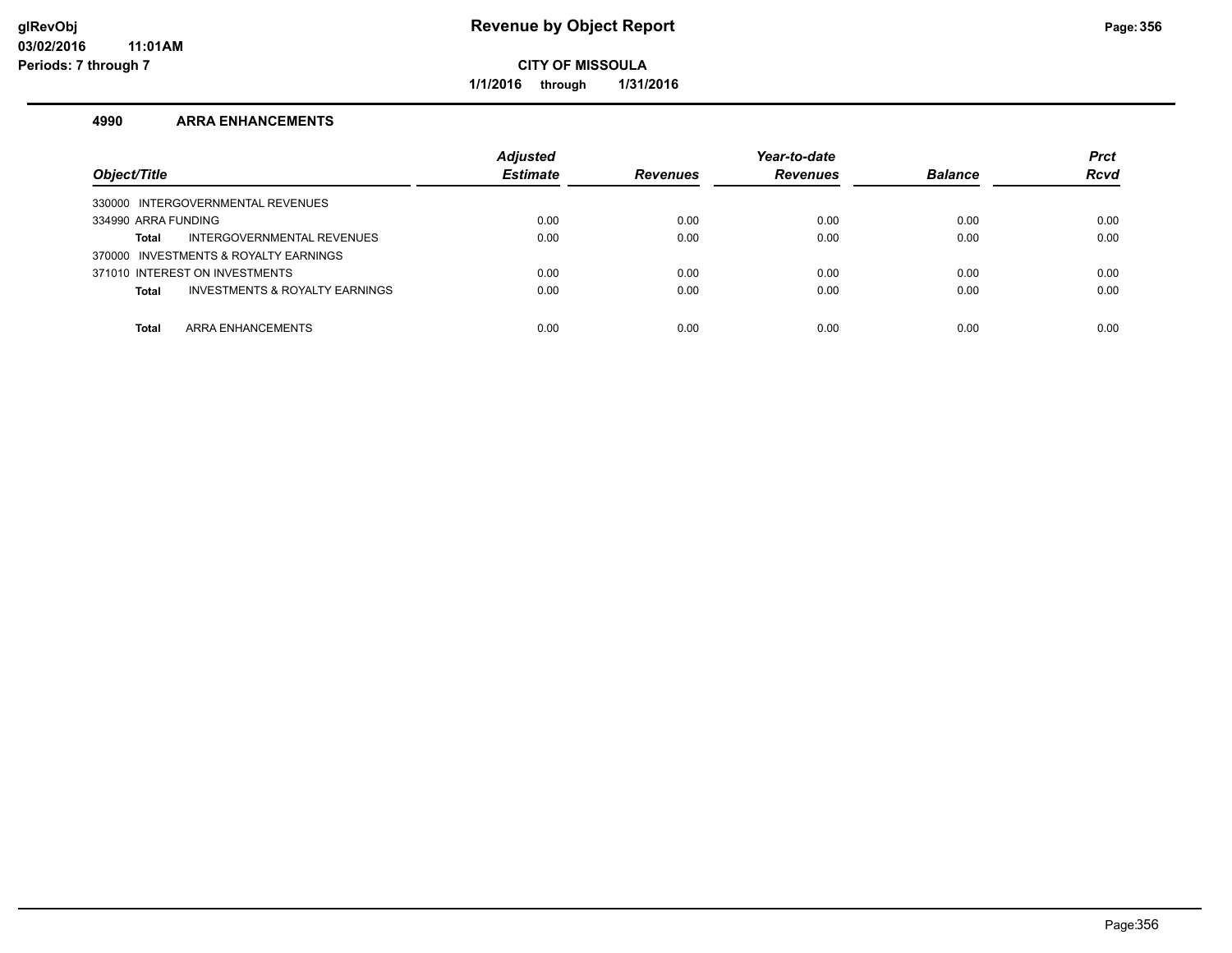# Revenue by Object Report

**CITY OF MISSOULA**

**1/1/2016 through 1/31/2016**

glRevObj
03/02/2016 11:01AM
Periods: 7 through 7

## 4990 ARRA ENHANCEMENTS

| Object/Title | Adjusted Estimate | Revenues | Year-to-date Revenues | Balance | Prct Rcvd |
|---|---|---|---|---|---|
| 330000 INTERGOVERNMENTAL REVENUES | | | | | |
| 334990 ARRA FUNDING | 0.00 | 0.00 | 0.00 | 0.00 | 0.00 |
| **Total** INTERGOVERNMENTAL REVENUES | 0.00 | 0.00 | 0.00 | 0.00 | 0.00 |
| 370000 INVESTMENTS & ROYALTY EARNINGS | | | | | |
| 371010 INTEREST ON INVESTMENTS | 0.00 | 0.00 | 0.00 | 0.00 | 0.00 |
| **Total** INVESTMENTS & ROYALTY EARNINGS | 0.00 | 0.00 | 0.00 | 0.00 | 0.00 |
| **Total** ARRA ENHANCEMENTS | 0.00 | 0.00 | 0.00 | 0.00 | 0.00 |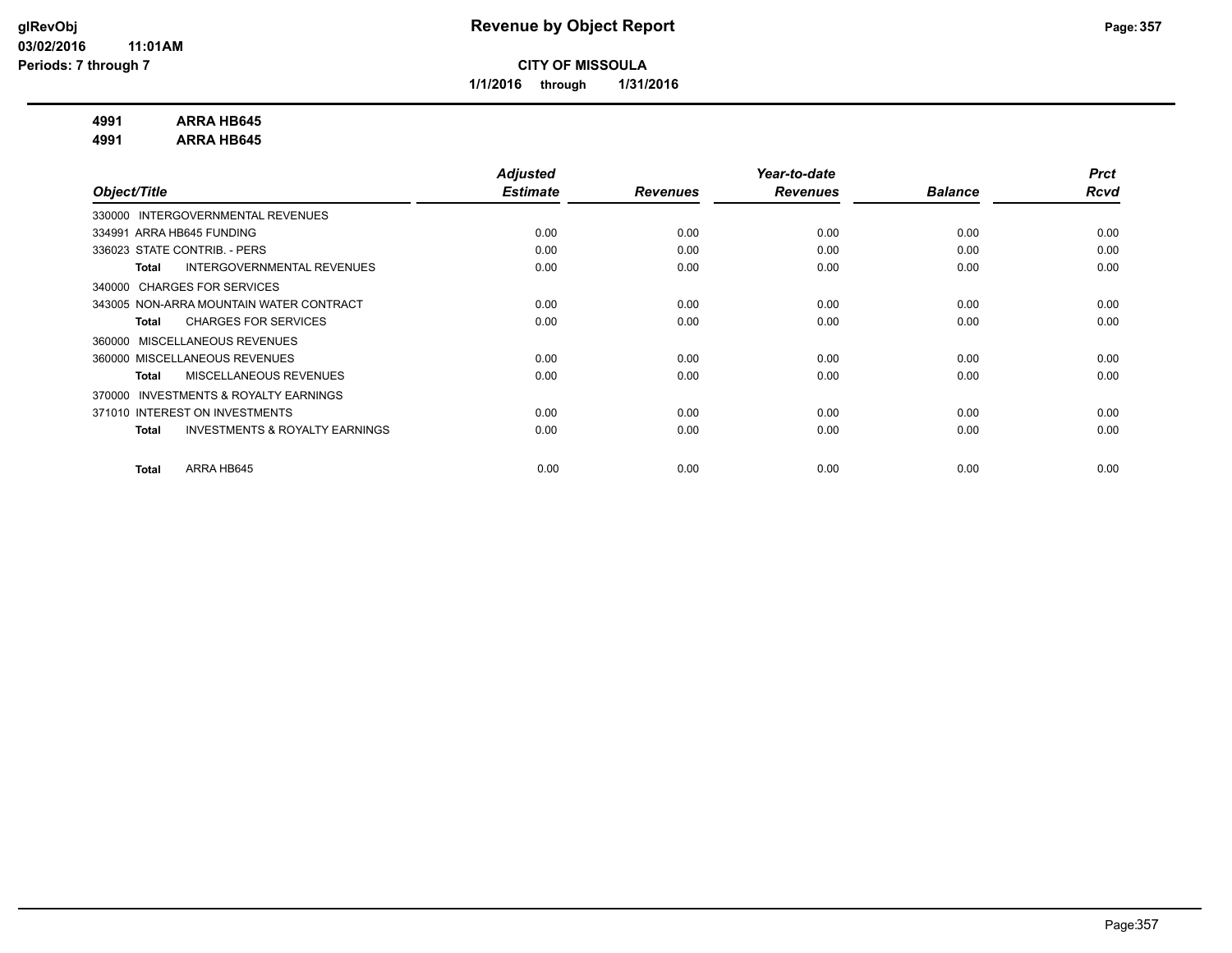**CITY OF MISSOULA**

**1/1/2016 through 1/31/2016**

**4991 ARRA HB645**

**4991 ARRA HB645**

| Object/Title | Adjusted Estimate | Revenues | Year-to-date Revenues | Balance | Prct Rcvd |
|---|---|---|---|---|---|
| 330000 INTERGOVERNMENTAL REVENUES | | | | | |
| 334991 ARRA HB645 FUNDING | 0.00 | 0.00 | 0.00 | 0.00 | 0.00 |
| 336023 STATE CONTRIB. - PERS | 0.00 | 0.00 | 0.00 | 0.00 | 0.00 |
| **Total** INTERGOVERNMENTAL REVENUES | 0.00 | 0.00 | 0.00 | 0.00 | 0.00 |
| 340000 CHARGES FOR SERVICES | | | | | |
| 343005 NON-ARRA MOUNTAIN WATER CONTRACT | 0.00 | 0.00 | 0.00 | 0.00 | 0.00 |
| **Total** CHARGES FOR SERVICES | 0.00 | 0.00 | 0.00 | 0.00 | 0.00 |
| 360000 MISCELLANEOUS REVENUES | | | | | |
| 360000 MISCELLANEOUS REVENUES | 0.00 | 0.00 | 0.00 | 0.00 | 0.00 |
| **Total** MISCELLANEOUS REVENUES | 0.00 | 0.00 | 0.00 | 0.00 | 0.00 |
| 370000 INVESTMENTS & ROYALTY EARNINGS | | | | | |
| 371010 INTEREST ON INVESTMENTS | 0.00 | 0.00 | 0.00 | 0.00 | 0.00 |
| **Total** INVESTMENTS & ROYALTY EARNINGS | 0.00 | 0.00 | 0.00 | 0.00 | 0.00 |
| **Total** ARRA HB645 | 0.00 | 0.00 | 0.00 | 0.00 | 0.00 |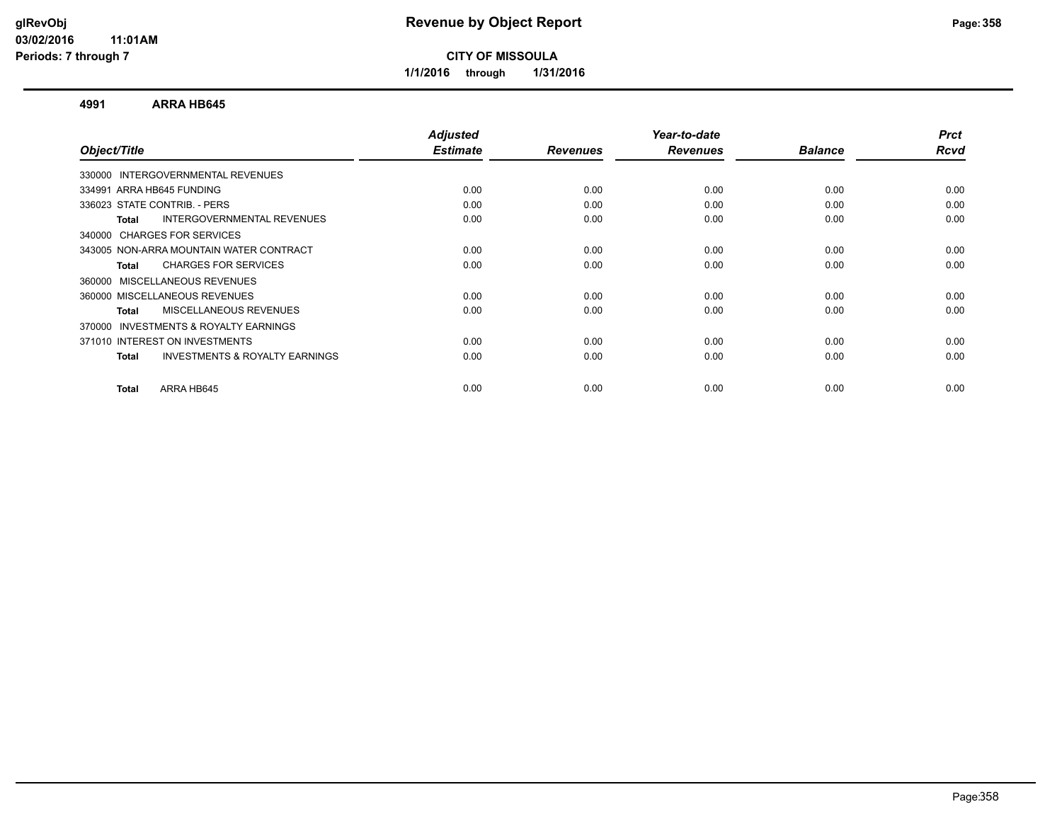# Revenue by Object Report

**CITY OF MISSOULA**

**1/1/2016 through 1/31/2016**

glRevObj
03/02/2016 11:01AM
Periods: 7 through 7

## 4991 ARRA HB645

| Object/Title | Adjusted Estimate | Revenues | Year-to-date Revenues | Balance | Prct Rcvd |
|---|---|---|---|---|---|
| 330000 INTERGOVERNMENTAL REVENUES | | | | | |
| 334991 ARRA HB645 FUNDING | 0.00 | 0.00 | 0.00 | 0.00 | 0.00 |
| 336023 STATE CONTRIB. - PERS | 0.00 | 0.00 | 0.00 | 0.00 | 0.00 |
| **Total** INTERGOVERNMENTAL REVENUES | 0.00 | 0.00 | 0.00 | 0.00 | 0.00 |
| 340000 CHARGES FOR SERVICES | | | | | |
| 343005 NON-ARRA MOUNTAIN WATER CONTRACT | 0.00 | 0.00 | 0.00 | 0.00 | 0.00 |
| **Total** CHARGES FOR SERVICES | 0.00 | 0.00 | 0.00 | 0.00 | 0.00 |
| 360000 MISCELLANEOUS REVENUES | | | | | |
| 360000 MISCELLANEOUS REVENUES | 0.00 | 0.00 | 0.00 | 0.00 | 0.00 |
| **Total** MISCELLANEOUS REVENUES | 0.00 | 0.00 | 0.00 | 0.00 | 0.00 |
| 370000 INVESTMENTS & ROYALTY EARNINGS | | | | | |
| 371010 INTEREST ON INVESTMENTS | 0.00 | 0.00 | 0.00 | 0.00 | 0.00 |
| **Total** INVESTMENTS & ROYALTY EARNINGS | 0.00 | 0.00 | 0.00 | 0.00 | 0.00 |
| **Total** ARRA HB645 | 0.00 | 0.00 | 0.00 | 0.00 | 0.00 |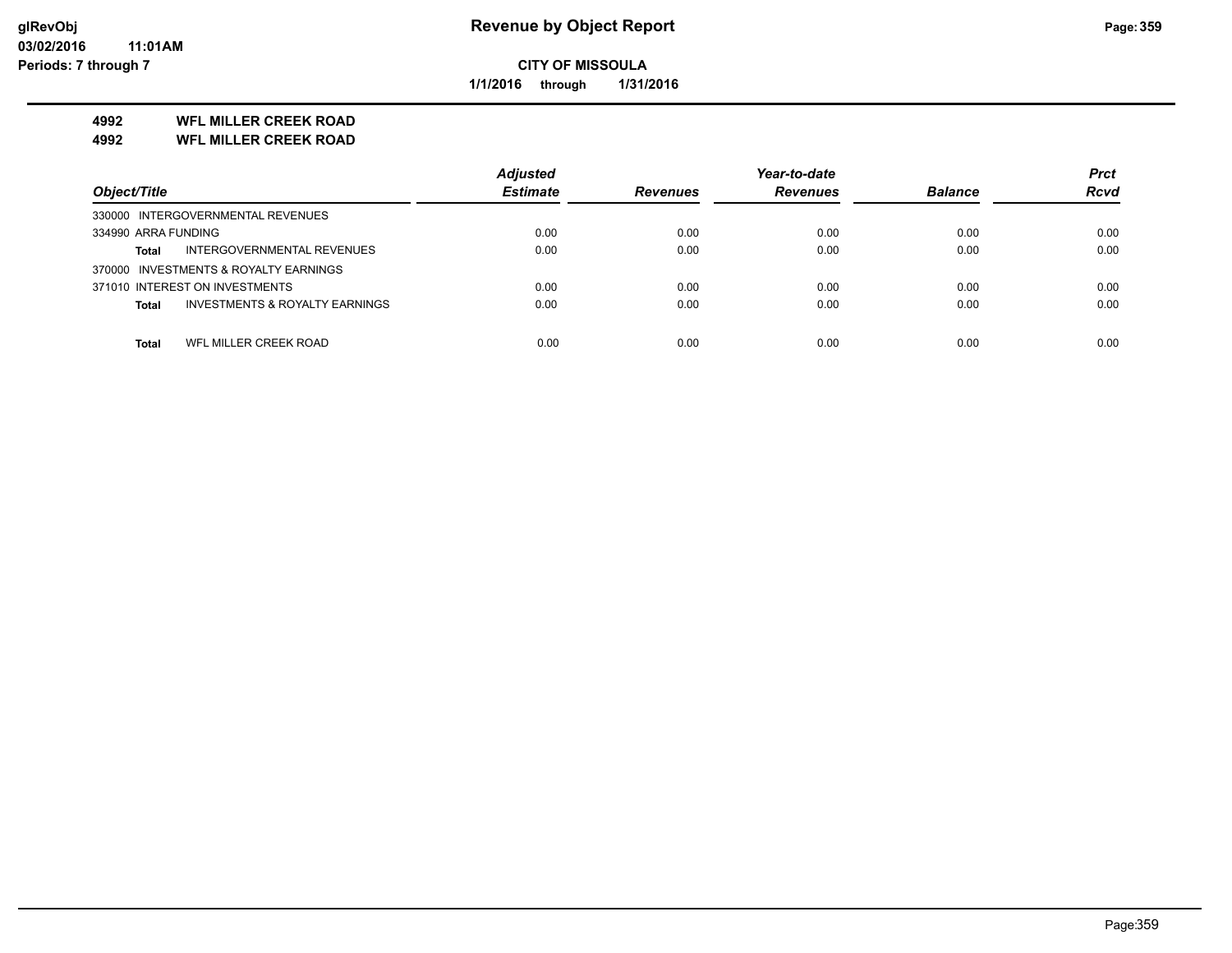**CITY OF MISSOULA**

**1/1/2016 through 1/31/2016**

## 4992 WFL MILLER CREEK ROAD

## 4992 WFL MILLER CREEK ROAD

| Object/Title | | Adjusted Estimate | Revenues | Year-to-date Revenues | Balance | Prct Rcvd |
|---|---|---|---|---|---|---|
| 330000 INTERGOVERNMENTAL REVENUES | | | | | | |
| 334990 ARRA FUNDING | | 0.00 | 0.00 | 0.00 | 0.00 | 0.00 |
| **Total** | INTERGOVERNMENTAL REVENUES | 0.00 | 0.00 | 0.00 | 0.00 | 0.00 |
| 370000 INVESTMENTS & ROYALTY EARNINGS | | | | | | |
| 371010 INTEREST ON INVESTMENTS | | 0.00 | 0.00 | 0.00 | 0.00 | 0.00 |
| **Total** | INVESTMENTS & ROYALTY EARNINGS | 0.00 | 0.00 | 0.00 | 0.00 | 0.00 |
| **Total** | WFL MILLER CREEK ROAD | 0.00 | 0.00 | 0.00 | 0.00 | 0.00 |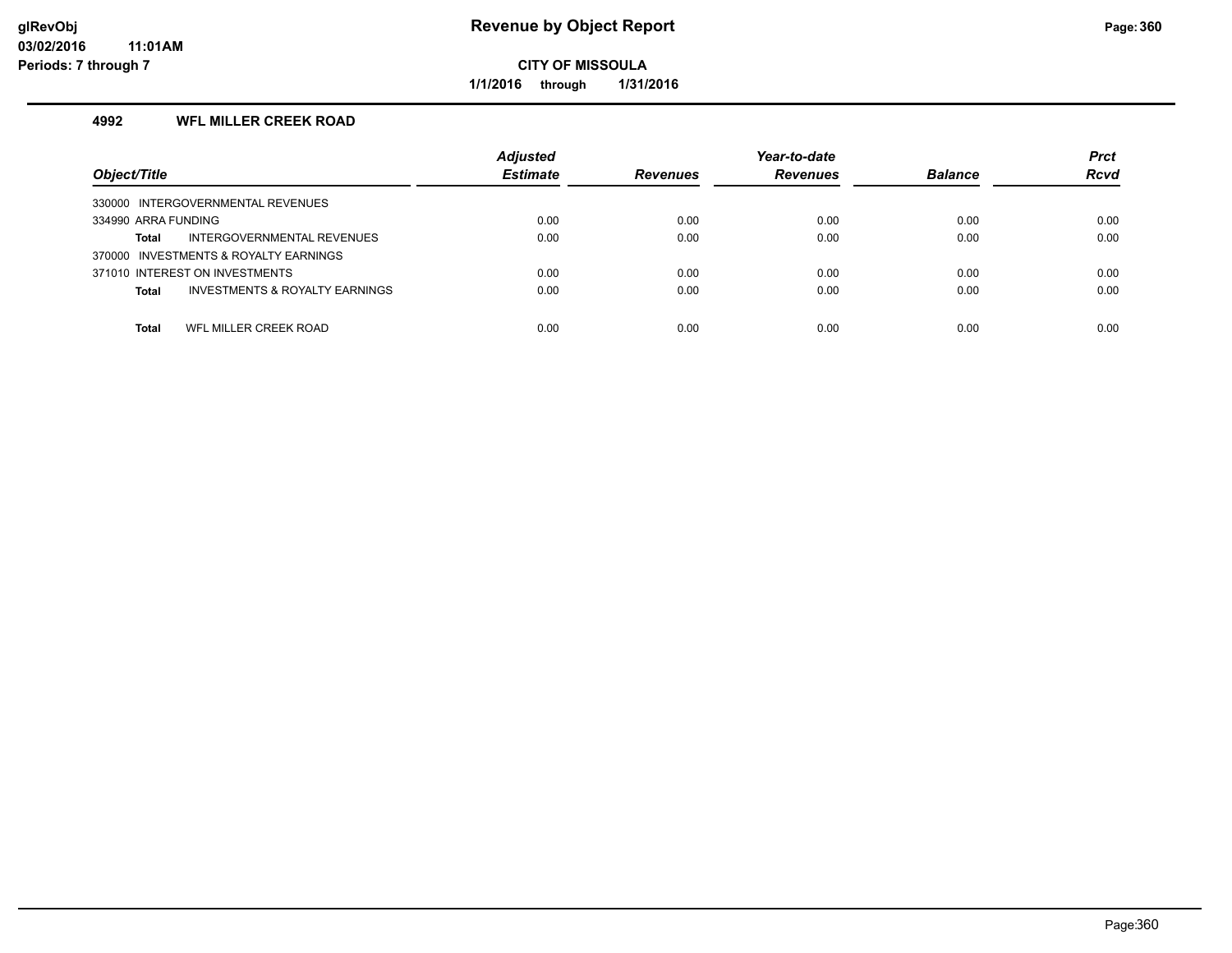# Revenue by Object Report

**CITY OF MISSOULA**

**1/1/2016 through 1/31/2016**

glRevObj
03/02/2016 11:01AM
Periods: 7 through 7

## 4992 WFL MILLER CREEK ROAD

| Object/Title | Adjusted Estimate | Revenues | Year-to-date Revenues | Balance | Prct Rcvd |
|---|---|---|---|---|---|
| 330000 INTERGOVERNMENTAL REVENUES | | | | | |
| 334990 ARRA FUNDING | 0.00 | 0.00 | 0.00 | 0.00 | 0.00 |
| **Total** INTERGOVERNMENTAL REVENUES | 0.00 | 0.00 | 0.00 | 0.00 | 0.00 |
| 370000 INVESTMENTS & ROYALTY EARNINGS | | | | | |
| 371010 INTEREST ON INVESTMENTS | 0.00 | 0.00 | 0.00 | 0.00 | 0.00 |
| **Total** INVESTMENTS & ROYALTY EARNINGS | 0.00 | 0.00 | 0.00 | 0.00 | 0.00 |
| **Total** WFL MILLER CREEK ROAD | 0.00 | 0.00 | 0.00 | 0.00 | 0.00 |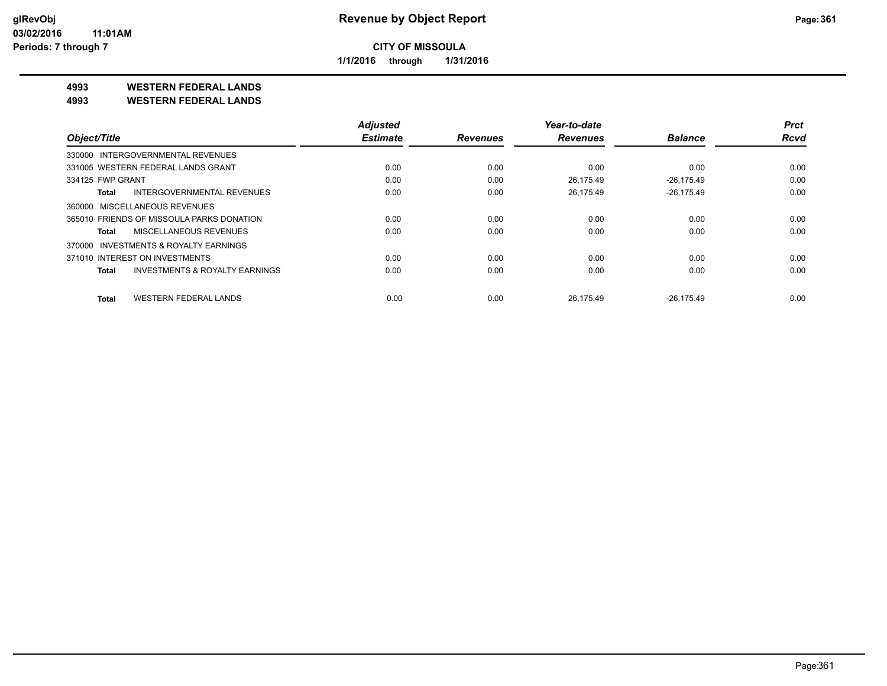# Revenue by Object Report

**CITY OF MISSOULA**

**1/1/2016 through 1/31/2016**

glRevObj
03/02/2016 11:01AM
Periods: 7 through 7

## 4993 WESTERN FEDERAL LANDS
## 4993 WESTERN FEDERAL LANDS

| Object/Title | Adjusted Estimate | Revenues | Year-to-date Revenues | Balance | Prct Rcvd |
|---|---|---|---|---|---|
| 330000 INTERGOVERNMENTAL REVENUES | | | | | |
| 331005 WESTERN FEDERAL LANDS GRANT | 0.00 | 0.00 | 0.00 | 0.00 | 0.00 |
| 334125 FWP GRANT | 0.00 | 0.00 | 26,175.49 | -26,175.49 | 0.00 |
| **Total** INTERGOVERNMENTAL REVENUES | 0.00 | 0.00 | 26,175.49 | -26,175.49 | 0.00 |
| 360000 MISCELLANEOUS REVENUES | | | | | |
| 365010 FRIENDS OF MISSOULA PARKS DONATION | 0.00 | 0.00 | 0.00 | 0.00 | 0.00 |
| **Total** MISCELLANEOUS REVENUES | 0.00 | 0.00 | 0.00 | 0.00 | 0.00 |
| 370000 INVESTMENTS & ROYALTY EARNINGS | | | | | |
| 371010 INTEREST ON INVESTMENTS | 0.00 | 0.00 | 0.00 | 0.00 | 0.00 |
| **Total** INVESTMENTS & ROYALTY EARNINGS | 0.00 | 0.00 | 0.00 | 0.00 | 0.00 |
| **Total** WESTERN FEDERAL LANDS | 0.00 | 0.00 | 26,175.49 | -26,175.49 | 0.00 |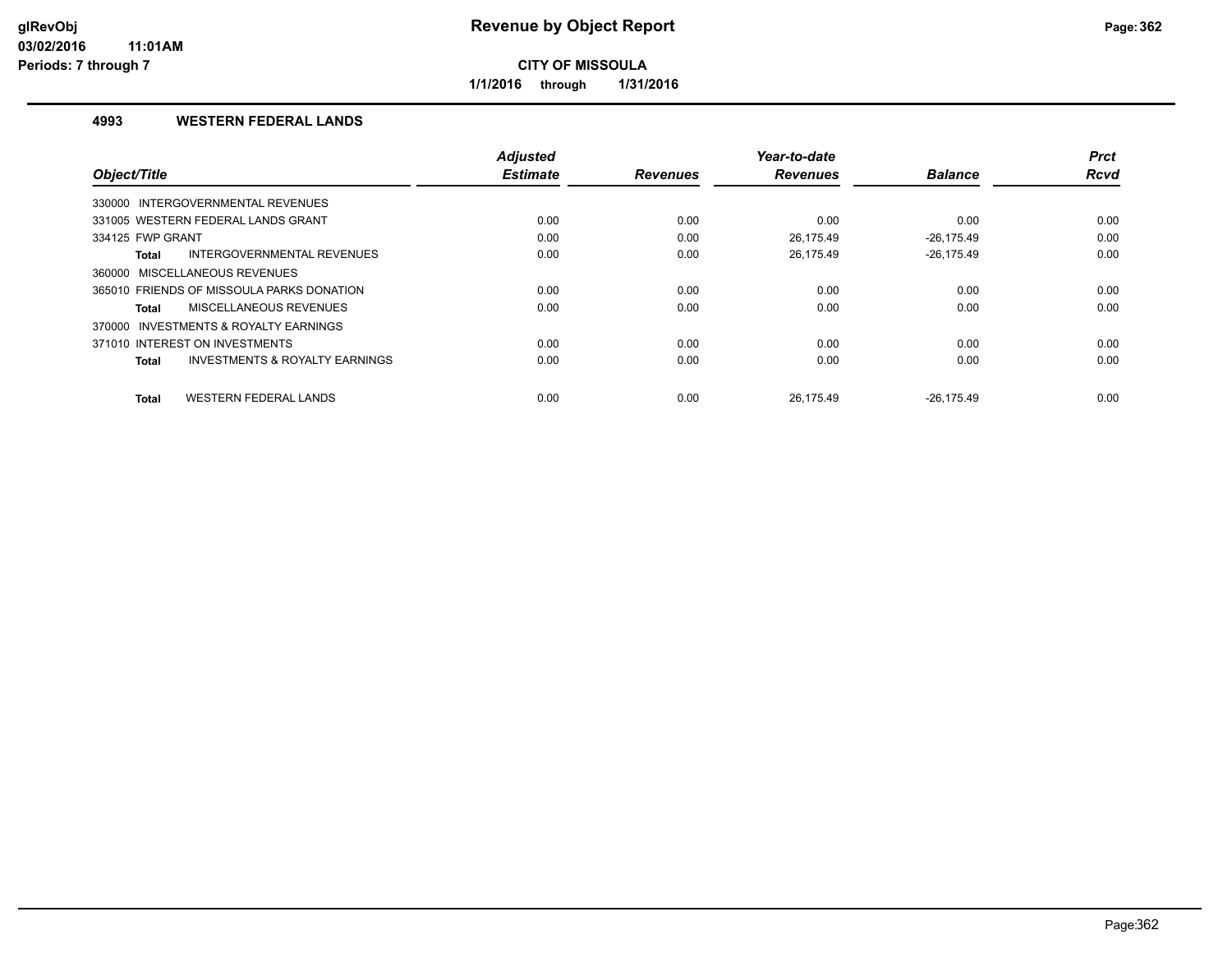**CITY OF MISSOULA**

**1/1/2016 through 1/31/2016**

## 4993 WESTERN FEDERAL LANDS

| Object/Title | Adjusted Estimate | Revenues | Year-to-date Revenues | Balance | Prct Rcvd |
|---|---|---|---|---|---|
| 330000 INTERGOVERNMENTAL REVENUES | | | | | |
| 331005 WESTERN FEDERAL LANDS GRANT | 0.00 | 0.00 | 0.00 | 0.00 | 0.00 |
| 334125 FWP GRANT | 0.00 | 0.00 | 26,175.49 | -26,175.49 | 0.00 |
| **Total** INTERGOVERNMENTAL REVENUES | 0.00 | 0.00 | 26,175.49 | -26,175.49 | 0.00 |
| 360000 MISCELLANEOUS REVENUES | | | | | |
| 365010 FRIENDS OF MISSOULA PARKS DONATION | 0.00 | 0.00 | 0.00 | 0.00 | 0.00 |
| **Total** MISCELLANEOUS REVENUES | 0.00 | 0.00 | 0.00 | 0.00 | 0.00 |
| 370000 INVESTMENTS & ROYALTY EARNINGS | | | | | |
| 371010 INTEREST ON INVESTMENTS | 0.00 | 0.00 | 0.00 | 0.00 | 0.00 |
| **Total** INVESTMENTS & ROYALTY EARNINGS | 0.00 | 0.00 | 0.00 | 0.00 | 0.00 |
| **Total** WESTERN FEDERAL LANDS | 0.00 | 0.00 | 26,175.49 | -26,175.49 | 0.00 |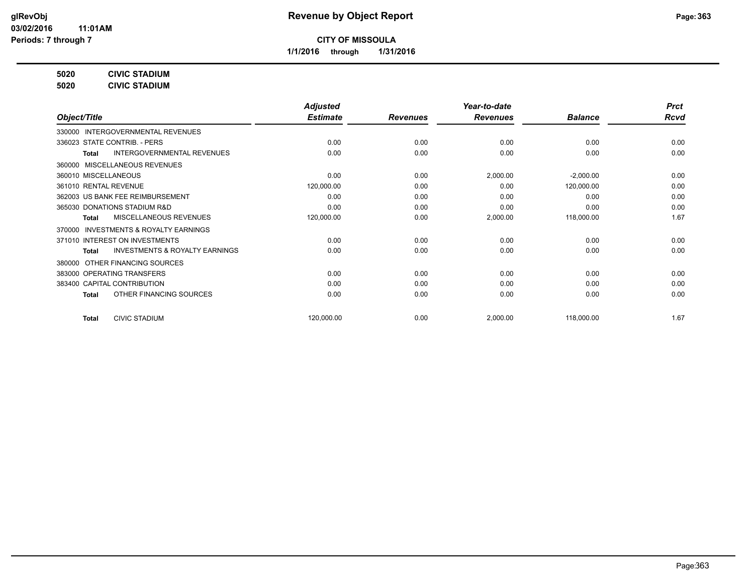# Revenue by Object Report

**CITY OF MISSOULA**

**1/1/2016 through 1/31/2016**

glRevObj
03/02/2016 11:01AM
Periods: 7 through 7

**5020 CIVIC STADIUM**
**5020 CIVIC STADIUM**

| Object/Title | Adjusted Estimate | Revenues | Year-to-date Revenues | Balance | Prct Rcvd |
|---|---|---|---|---|---|
| 330000 INTERGOVERNMENTAL REVENUES | | | | | |
| 336023 STATE CONTRIB. - PERS | 0.00 | 0.00 | 0.00 | 0.00 | 0.00 |
| **Total** INTERGOVERNMENTAL REVENUES | 0.00 | 0.00 | 0.00 | 0.00 | 0.00 |
| 360000 MISCELLANEOUS REVENUES | | | | | |
| 360010 MISCELLANEOUS | 0.00 | 0.00 | 2,000.00 | -2,000.00 | 0.00 |
| 361010 RENTAL REVENUE | 120,000.00 | 0.00 | 0.00 | 120,000.00 | 0.00 |
| 362003 US BANK FEE REIMBURSEMENT | 0.00 | 0.00 | 0.00 | 0.00 | 0.00 |
| 365030 DONATIONS STADIUM R&D | 0.00 | 0.00 | 0.00 | 0.00 | 0.00 |
| **Total** MISCELLANEOUS REVENUES | 120,000.00 | 0.00 | 2,000.00 | 118,000.00 | 1.67 |
| 370000 INVESTMENTS & ROYALTY EARNINGS | | | | | |
| 371010 INTEREST ON INVESTMENTS | 0.00 | 0.00 | 0.00 | 0.00 | 0.00 |
| **Total** INVESTMENTS & ROYALTY EARNINGS | 0.00 | 0.00 | 0.00 | 0.00 | 0.00 |
| 380000 OTHER FINANCING SOURCES | | | | | |
| 383000 OPERATING TRANSFERS | 0.00 | 0.00 | 0.00 | 0.00 | 0.00 |
| 383400 CAPITAL CONTRIBUTION | 0.00 | 0.00 | 0.00 | 0.00 | 0.00 |
| **Total** OTHER FINANCING SOURCES | 0.00 | 0.00 | 0.00 | 0.00 | 0.00 |
| **Total** CIVIC STADIUM | 120,000.00 | 0.00 | 2,000.00 | 118,000.00 | 1.67 |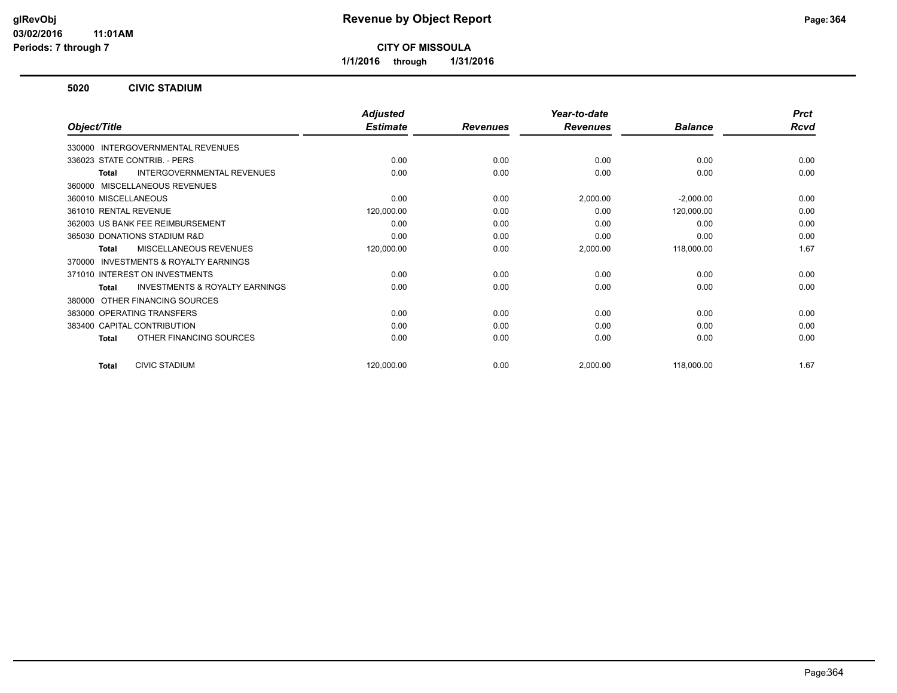**glRevObj**
**03/02/2016 11:01AM**
**Periods: 7 through 7**

# Revenue by Object Report

**CITY OF MISSOULA**

**1/1/2016 through 1/31/2016**

## 5020 CIVIC STADIUM

| Object/Title | Adjusted Estimate | Revenues | Year-to-date Revenues | Balance | Prct Rcvd |
|---|---|---|---|---|---|
| 330000 INTERGOVERNMENTAL REVENUES | | | | | |
| 336023 STATE CONTRIB. - PERS | 0.00 | 0.00 | 0.00 | 0.00 | 0.00 |
| **Total** INTERGOVERNMENTAL REVENUES | 0.00 | 0.00 | 0.00 | 0.00 | 0.00 |
| 360000 MISCELLANEOUS REVENUES | | | | | |
| 360010 MISCELLANEOUS | 0.00 | 0.00 | 2,000.00 | -2,000.00 | 0.00 |
| 361010 RENTAL REVENUE | 120,000.00 | 0.00 | 0.00 | 120,000.00 | 0.00 |
| 362003 US BANK FEE REIMBURSEMENT | 0.00 | 0.00 | 0.00 | 0.00 | 0.00 |
| 365030 DONATIONS STADIUM R&D | 0.00 | 0.00 | 0.00 | 0.00 | 0.00 |
| **Total** MISCELLANEOUS REVENUES | 120,000.00 | 0.00 | 2,000.00 | 118,000.00 | 1.67 |
| 370000 INVESTMENTS & ROYALTY EARNINGS | | | | | |
| 371010 INTEREST ON INVESTMENTS | 0.00 | 0.00 | 0.00 | 0.00 | 0.00 |
| **Total** INVESTMENTS & ROYALTY EARNINGS | 0.00 | 0.00 | 0.00 | 0.00 | 0.00 |
| 380000 OTHER FINANCING SOURCES | | | | | |
| 383000 OPERATING TRANSFERS | 0.00 | 0.00 | 0.00 | 0.00 | 0.00 |
| 383400 CAPITAL CONTRIBUTION | 0.00 | 0.00 | 0.00 | 0.00 | 0.00 |
| **Total** OTHER FINANCING SOURCES | 0.00 | 0.00 | 0.00 | 0.00 | 0.00 |
| **Total** CIVIC STADIUM | 120,000.00 | 0.00 | 2,000.00 | 118,000.00 | 1.67 |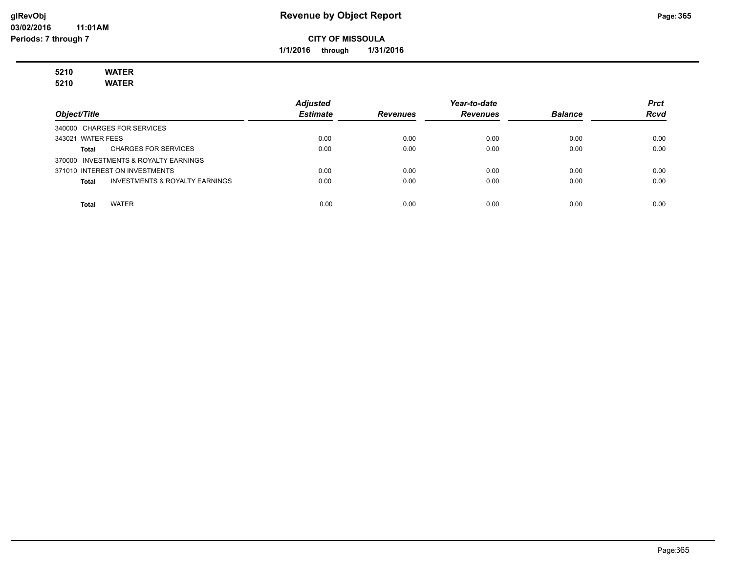# Revenue by Object Report

glRevObj
03/02/2016 11:01AM
Periods: 7 through 7

**CITY OF MISSOULA**

**1/1/2016 through 1/31/2016**

**5210 WATER**
**5210 WATER**

| Object/Title | Adjusted Estimate | Revenues | Year-to-date Revenues | Balance | Prct Rcvd |
|---|---|---|---|---|---|
| 340000 CHARGES FOR SERVICES | | | | | |
| 343021 WATER FEES | 0.00 | 0.00 | 0.00 | 0.00 | 0.00 |
| **Total** CHARGES FOR SERVICES | 0.00 | 0.00 | 0.00 | 0.00 | 0.00 |
| 370000 INVESTMENTS & ROYALTY EARNINGS | | | | | |
| 371010 INTEREST ON INVESTMENTS | 0.00 | 0.00 | 0.00 | 0.00 | 0.00 |
| **Total** INVESTMENTS & ROYALTY EARNINGS | 0.00 | 0.00 | 0.00 | 0.00 | 0.00 |
| **Total** WATER | 0.00 | 0.00 | 0.00 | 0.00 | 0.00 |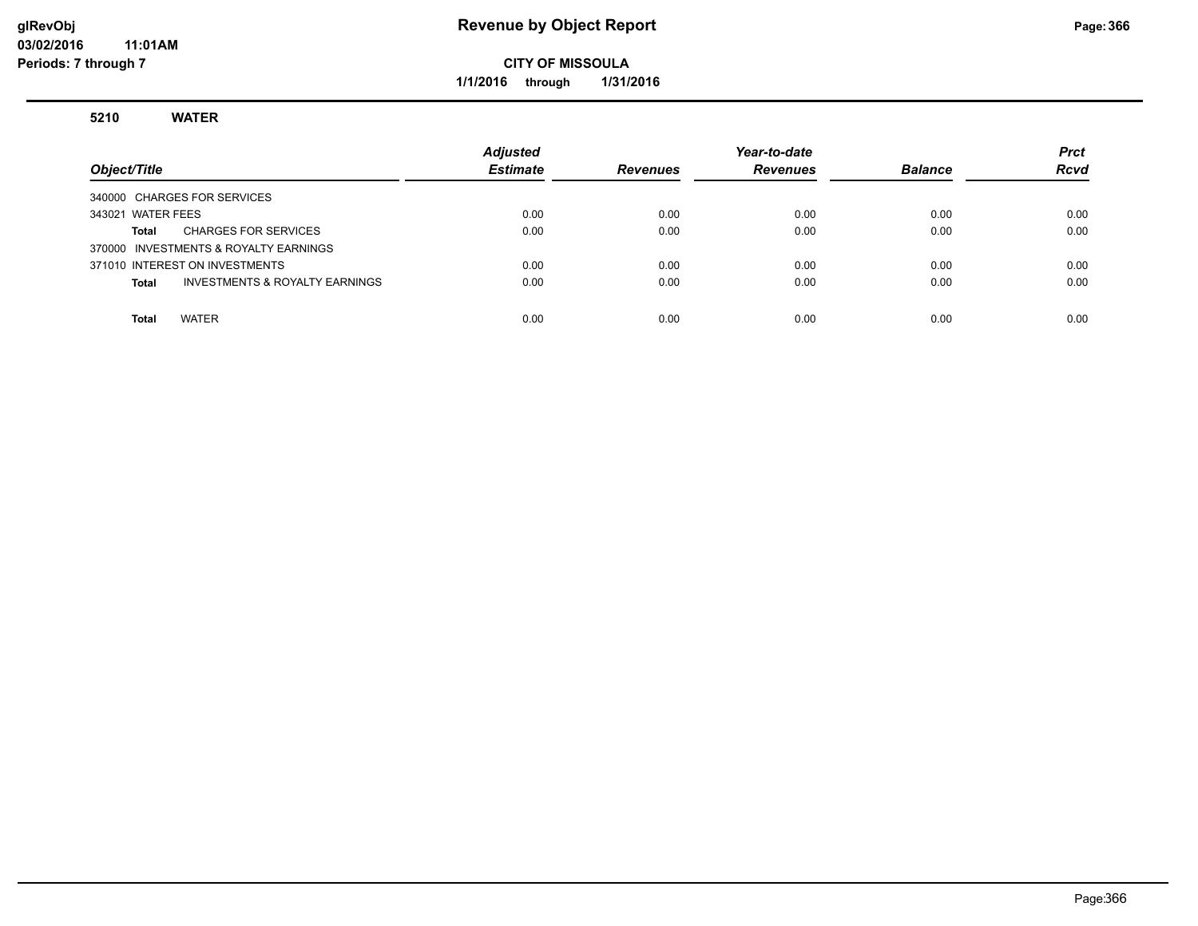# Revenue by Object Report

**CITY OF MISSOULA**

**1/1/2016 through 1/31/2016**

glRevObj
03/02/2016 11:01AM
Periods: 7 through 7

## 5210 WATER

| Object/Title | Adjusted Estimate | Revenues | Year-to-date Revenues | Balance | Prct Rcvd |
|---|---|---|---|---|---|
| 340000 CHARGES FOR SERVICES | | | | | |
| 343021 WATER FEES | 0.00 | 0.00 | 0.00 | 0.00 | 0.00 |
| **Total** CHARGES FOR SERVICES | 0.00 | 0.00 | 0.00 | 0.00 | 0.00 |
| 370000 INVESTMENTS & ROYALTY EARNINGS | | | | | |
| 371010 INTEREST ON INVESTMENTS | 0.00 | 0.00 | 0.00 | 0.00 | 0.00 |
| **Total** INVESTMENTS & ROYALTY EARNINGS | 0.00 | 0.00 | 0.00 | 0.00 | 0.00 |
| **Total** WATER | 0.00 | 0.00 | 0.00 | 0.00 | 0.00 |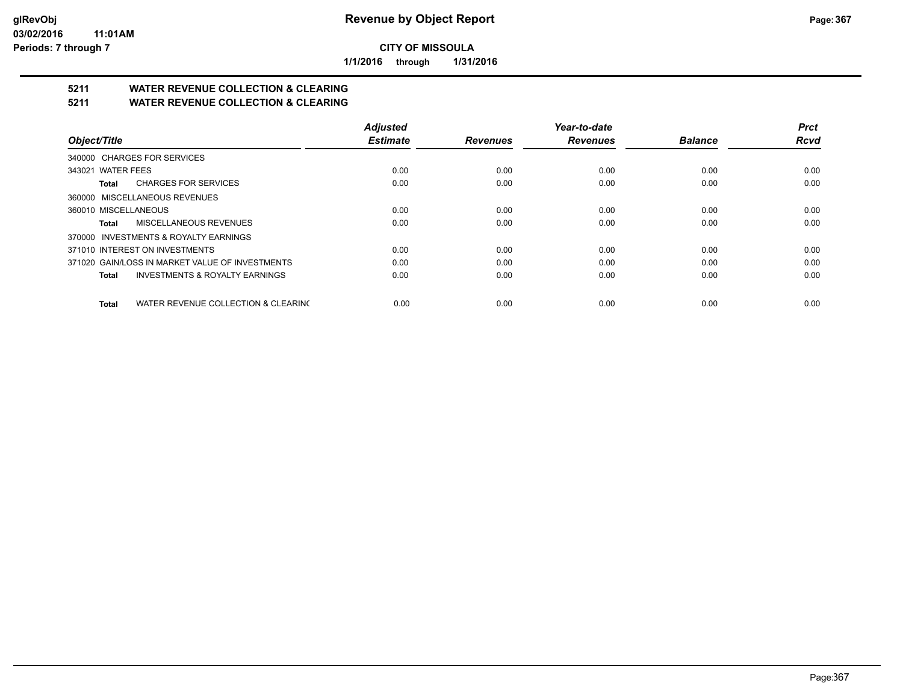**CITY OF MISSOULA**

**1/1/2016 through 1/31/2016**

## 5211 WATER REVENUE COLLECTION & CLEARING
## 5211 WATER REVENUE COLLECTION & CLEARING

| Object/Title | Adjusted Estimate | Revenues | Year-to-date Revenues | Balance | Prct Rcvd |
|---|---|---|---|---|---|
| 340000 CHARGES FOR SERVICES | | | | | |
| 343021 WATER FEES | 0.00 | 0.00 | 0.00 | 0.00 | 0.00 |
| **Total** CHARGES FOR SERVICES | 0.00 | 0.00 | 0.00 | 0.00 | 0.00 |
| 360000 MISCELLANEOUS REVENUES | | | | | |
| 360010 MISCELLANEOUS | 0.00 | 0.00 | 0.00 | 0.00 | 0.00 |
| **Total** MISCELLANEOUS REVENUES | 0.00 | 0.00 | 0.00 | 0.00 | 0.00 |
| 370000 INVESTMENTS & ROYALTY EARNINGS | | | | | |
| 371010 INTEREST ON INVESTMENTS | 0.00 | 0.00 | 0.00 | 0.00 | 0.00 |
| 371020 GAIN/LOSS IN MARKET VALUE OF INVESTMENTS | 0.00 | 0.00 | 0.00 | 0.00 | 0.00 |
| **Total** INVESTMENTS & ROYALTY EARNINGS | 0.00 | 0.00 | 0.00 | 0.00 | 0.00 |
| **Total** WATER REVENUE COLLECTION & CLEARINC | 0.00 | 0.00 | 0.00 | 0.00 | 0.00 |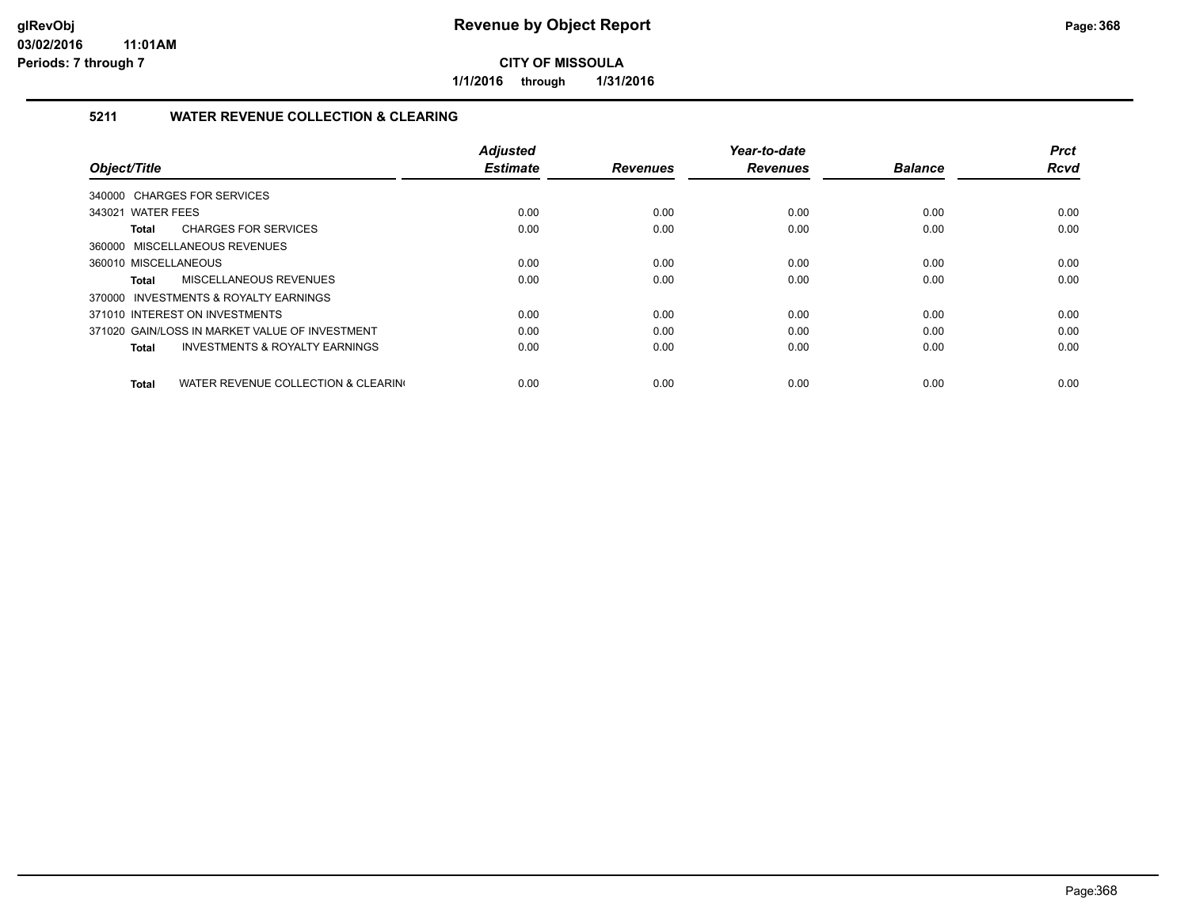**Revenue by Object Report**

**CITY OF MISSOULA**

**1/1/2016 through 1/31/2016**

glRevObj
03/02/2016 11:01AM
Periods: 7 through 7

### 5211 WATER REVENUE COLLECTION & CLEARING

| Object/Title | Adjusted Estimate | Revenues | Year-to-date Revenues | Balance | Prct Rcvd |
|---|---|---|---|---|---|
| 340000 CHARGES FOR SERVICES | | | | | |
| 343021 WATER FEES | 0.00 | 0.00 | 0.00 | 0.00 | 0.00 |
| **Total** CHARGES FOR SERVICES | 0.00 | 0.00 | 0.00 | 0.00 | 0.00 |
| 360000 MISCELLANEOUS REVENUES | | | | | |
| 360010 MISCELLANEOUS | 0.00 | 0.00 | 0.00 | 0.00 | 0.00 |
| **Total** MISCELLANEOUS REVENUES | 0.00 | 0.00 | 0.00 | 0.00 | 0.00 |
| 370000 INVESTMENTS & ROYALTY EARNINGS | | | | | |
| 371010 INTEREST ON INVESTMENTS | 0.00 | 0.00 | 0.00 | 0.00 | 0.00 |
| 371020 GAIN/LOSS IN MARKET VALUE OF INVESTMENT | 0.00 | 0.00 | 0.00 | 0.00 | 0.00 |
| **Total** INVESTMENTS & ROYALTY EARNINGS | 0.00 | 0.00 | 0.00 | 0.00 | 0.00 |
| **Total** WATER REVENUE COLLECTION & CLEARIN( | 0.00 | 0.00 | 0.00 | 0.00 | 0.00 |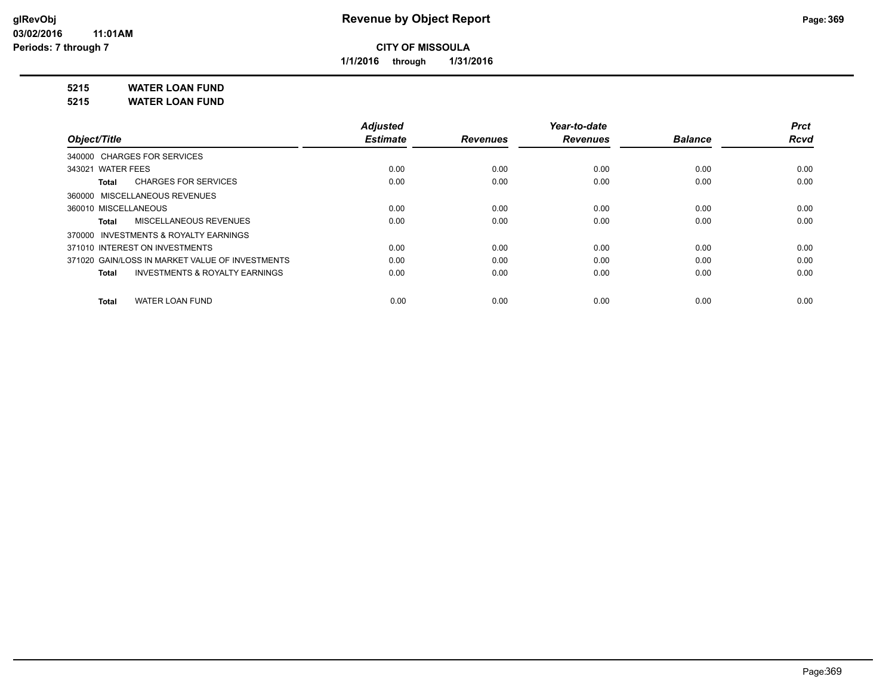# CITY OF MISSOULA

**1/1/2016 through 1/31/2016**

**5215 WATER LOAN FUND**

**5215 WATER LOAN FUND**

| Object/Title | Adjusted Estimate | Revenues | Year-to-date Revenues | Balance | Prct Rcvd |
|---|---|---|---|---|---|
| 340000 CHARGES FOR SERVICES | | | | | |
| 343021 WATER FEES | 0.00 | 0.00 | 0.00 | 0.00 | 0.00 |
| **Total** CHARGES FOR SERVICES | 0.00 | 0.00 | 0.00 | 0.00 | 0.00 |
| 360000 MISCELLANEOUS REVENUES | | | | | |
| 360010 MISCELLANEOUS | 0.00 | 0.00 | 0.00 | 0.00 | 0.00 |
| **Total** MISCELLANEOUS REVENUES | 0.00 | 0.00 | 0.00 | 0.00 | 0.00 |
| 370000 INVESTMENTS & ROYALTY EARNINGS | | | | | |
| 371010 INTEREST ON INVESTMENTS | 0.00 | 0.00 | 0.00 | 0.00 | 0.00 |
| 371020 GAIN/LOSS IN MARKET VALUE OF INVESTMENTS | 0.00 | 0.00 | 0.00 | 0.00 | 0.00 |
| **Total** INVESTMENTS & ROYALTY EARNINGS | 0.00 | 0.00 | 0.00 | 0.00 | 0.00 |
| **Total** WATER LOAN FUND | 0.00 | 0.00 | 0.00 | 0.00 | 0.00 |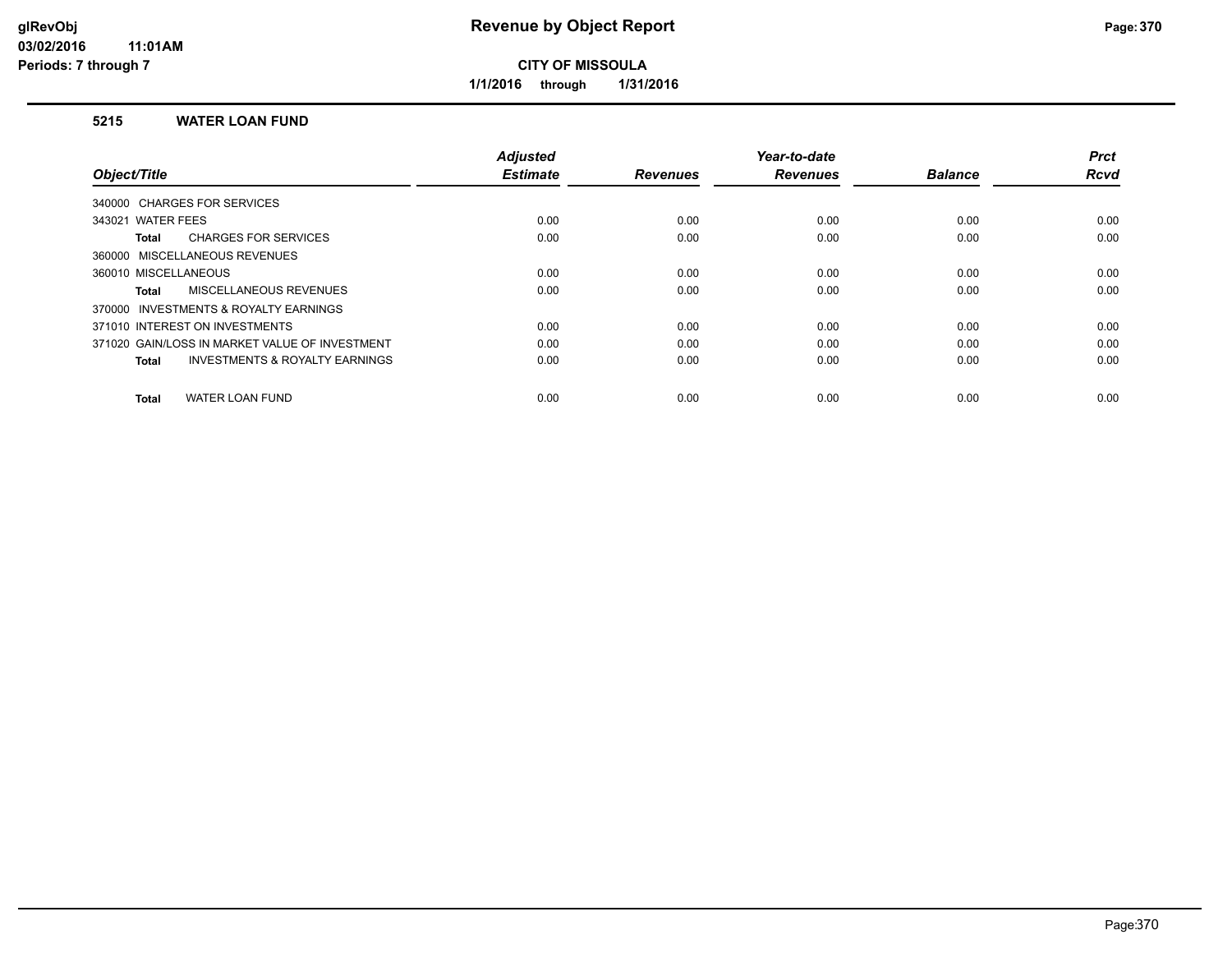# Revenue by Object Report

**CITY OF MISSOULA**

**1/1/2016 through 1/31/2016**

### 5215 WATER LOAN FUND

| Object/Title | Adjusted Estimate | Revenues | Year-to-date Revenues | Balance | Prct Rcvd |
|---|---|---|---|---|---|
| 340000 CHARGES FOR SERVICES | | | | | |
| 343021 WATER FEES | 0.00 | 0.00 | 0.00 | 0.00 | 0.00 |
| **Total** CHARGES FOR SERVICES | 0.00 | 0.00 | 0.00 | 0.00 | 0.00 |
| 360000 MISCELLANEOUS REVENUES | | | | | |
| 360010 MISCELLANEOUS | 0.00 | 0.00 | 0.00 | 0.00 | 0.00 |
| **Total** MISCELLANEOUS REVENUES | 0.00 | 0.00 | 0.00 | 0.00 | 0.00 |
| 370000 INVESTMENTS & ROYALTY EARNINGS | | | | | |
| 371010 INTEREST ON INVESTMENTS | 0.00 | 0.00 | 0.00 | 0.00 | 0.00 |
| 371020 GAIN/LOSS IN MARKET VALUE OF INVESTMENT | 0.00 | 0.00 | 0.00 | 0.00 | 0.00 |
| **Total** INVESTMENTS & ROYALTY EARNINGS | 0.00 | 0.00 | 0.00 | 0.00 | 0.00 |
| **Total** WATER LOAN FUND | 0.00 | 0.00 | 0.00 | 0.00 | 0.00 |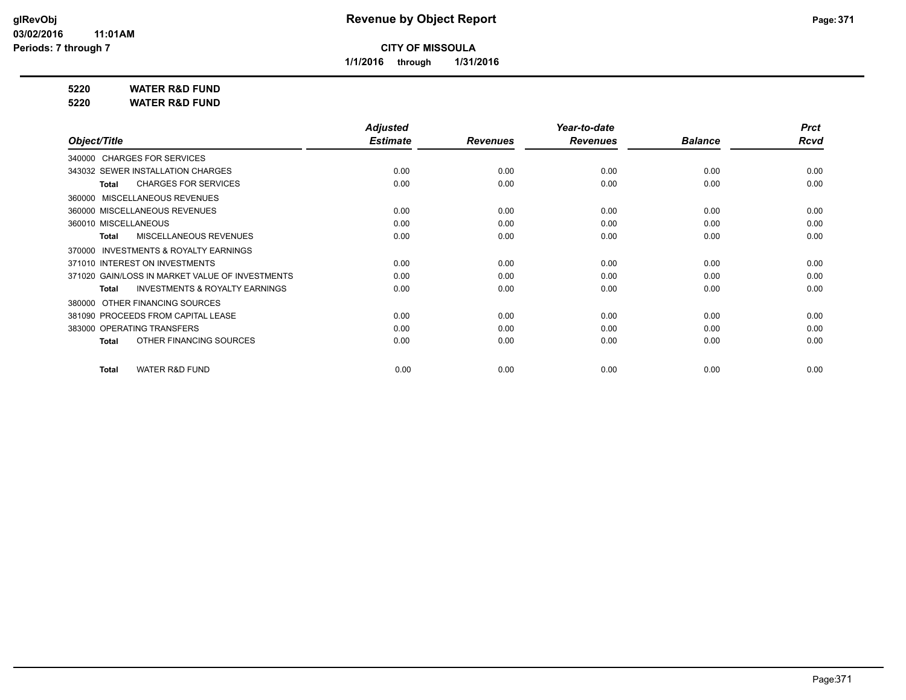**Revenue by Object Report**

**CITY OF MISSOULA**

**1/1/2016 through 1/31/2016**

glRevObj
03/02/2016 11:01AM
Periods: 7 through 7

**5220 WATER R&D FUND**
**5220 WATER R&D FUND**

| Object/Title | Adjusted Estimate | Revenues | Year-to-date Revenues | Balance | Prct Rcvd |
|---|---|---|---|---|---|
| 340000 CHARGES FOR SERVICES | | | | | |
| 343032 SEWER INSTALLATION CHARGES | 0.00 | 0.00 | 0.00 | 0.00 | 0.00 |
| **Total** CHARGES FOR SERVICES | 0.00 | 0.00 | 0.00 | 0.00 | 0.00 |
| 360000 MISCELLANEOUS REVENUES | | | | | |
| 360000 MISCELLANEOUS REVENUES | 0.00 | 0.00 | 0.00 | 0.00 | 0.00 |
| 360010 MISCELLANEOUS | 0.00 | 0.00 | 0.00 | 0.00 | 0.00 |
| **Total** MISCELLANEOUS REVENUES | 0.00 | 0.00 | 0.00 | 0.00 | 0.00 |
| 370000 INVESTMENTS & ROYALTY EARNINGS | | | | | |
| 371010 INTEREST ON INVESTMENTS | 0.00 | 0.00 | 0.00 | 0.00 | 0.00 |
| 371020 GAIN/LOSS IN MARKET VALUE OF INVESTMENTS | 0.00 | 0.00 | 0.00 | 0.00 | 0.00 |
| **Total** INVESTMENTS & ROYALTY EARNINGS | 0.00 | 0.00 | 0.00 | 0.00 | 0.00 |
| 380000 OTHER FINANCING SOURCES | | | | | |
| 381090 PROCEEDS FROM CAPITAL LEASE | 0.00 | 0.00 | 0.00 | 0.00 | 0.00 |
| 383000 OPERATING TRANSFERS | 0.00 | 0.00 | 0.00 | 0.00 | 0.00 |
| **Total** OTHER FINANCING SOURCES | 0.00 | 0.00 | 0.00 | 0.00 | 0.00 |
| **Total** WATER R&D FUND | 0.00 | 0.00 | 0.00 | 0.00 | 0.00 |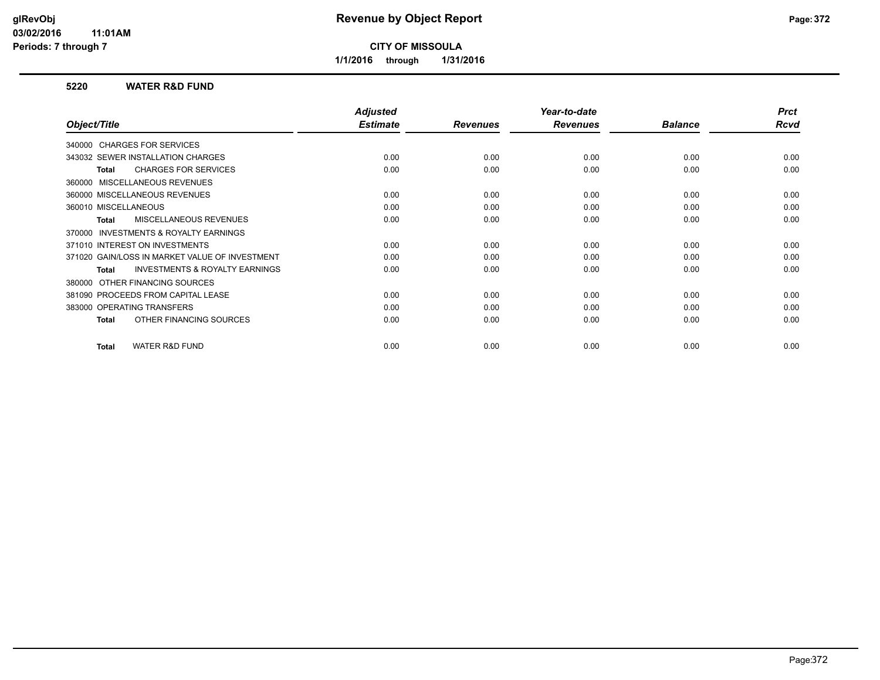**glRevObj**
**03/02/2016 11:01AM**
**Periods: 7 through 7**

# Revenue by Object Report

**CITY OF MISSOULA**

**1/1/2016 through 1/31/2016**

## 5220 WATER R&D FUND

| Object/Title | Adjusted Estimate | Revenues | Year-to-date Revenues | Balance | Prct Rcvd |
|---|---|---|---|---|---|
| 340000 CHARGES FOR SERVICES | | | | | |
| 343032 SEWER INSTALLATION CHARGES | 0.00 | 0.00 | 0.00 | 0.00 | 0.00 |
| **Total** CHARGES FOR SERVICES | 0.00 | 0.00 | 0.00 | 0.00 | 0.00 |
| 360000 MISCELLANEOUS REVENUES | | | | | |
| 360000 MISCELLANEOUS REVENUES | 0.00 | 0.00 | 0.00 | 0.00 | 0.00 |
| 360010 MISCELLANEOUS | 0.00 | 0.00 | 0.00 | 0.00 | 0.00 |
| **Total** MISCELLANEOUS REVENUES | 0.00 | 0.00 | 0.00 | 0.00 | 0.00 |
| 370000 INVESTMENTS & ROYALTY EARNINGS | | | | | |
| 371010 INTEREST ON INVESTMENTS | 0.00 | 0.00 | 0.00 | 0.00 | 0.00 |
| 371020 GAIN/LOSS IN MARKET VALUE OF INVESTMENT | 0.00 | 0.00 | 0.00 | 0.00 | 0.00 |
| **Total** INVESTMENTS & ROYALTY EARNINGS | 0.00 | 0.00 | 0.00 | 0.00 | 0.00 |
| 380000 OTHER FINANCING SOURCES | | | | | |
| 381090 PROCEEDS FROM CAPITAL LEASE | 0.00 | 0.00 | 0.00 | 0.00 | 0.00 |
| 383000 OPERATING TRANSFERS | 0.00 | 0.00 | 0.00 | 0.00 | 0.00 |
| **Total** OTHER FINANCING SOURCES | 0.00 | 0.00 | 0.00 | 0.00 | 0.00 |
| **Total** WATER R&D FUND | 0.00 | 0.00 | 0.00 | 0.00 | 0.00 |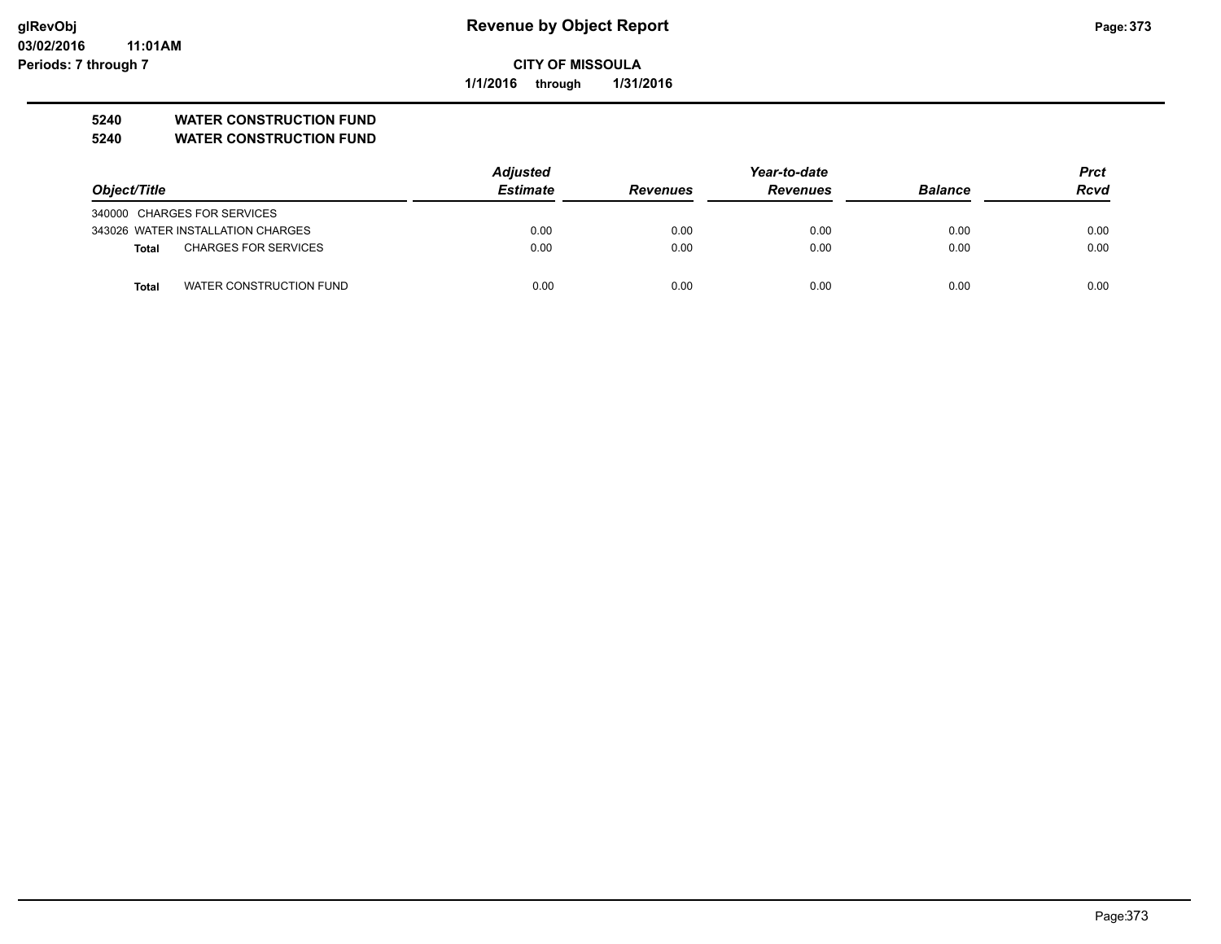**CITY OF MISSOULA**

**1/1/2016 through 1/31/2016**

**5240 WATER CONSTRUCTION FUND**

**5240 WATER CONSTRUCTION FUND**

| Object/Title | Adjusted Estimate | Revenues | Year-to-date Revenues | Balance | Prct Rcvd |
|---|---|---|---|---|---|
| 340000 CHARGES FOR SERVICES | | | | | |
| 343026 WATER INSTALLATION CHARGES | 0.00 | 0.00 | 0.00 | 0.00 | 0.00 |
| **Total** CHARGES FOR SERVICES | 0.00 | 0.00 | 0.00 | 0.00 | 0.00 |
| **Total** WATER CONSTRUCTION FUND | 0.00 | 0.00 | 0.00 | 0.00 | 0.00 |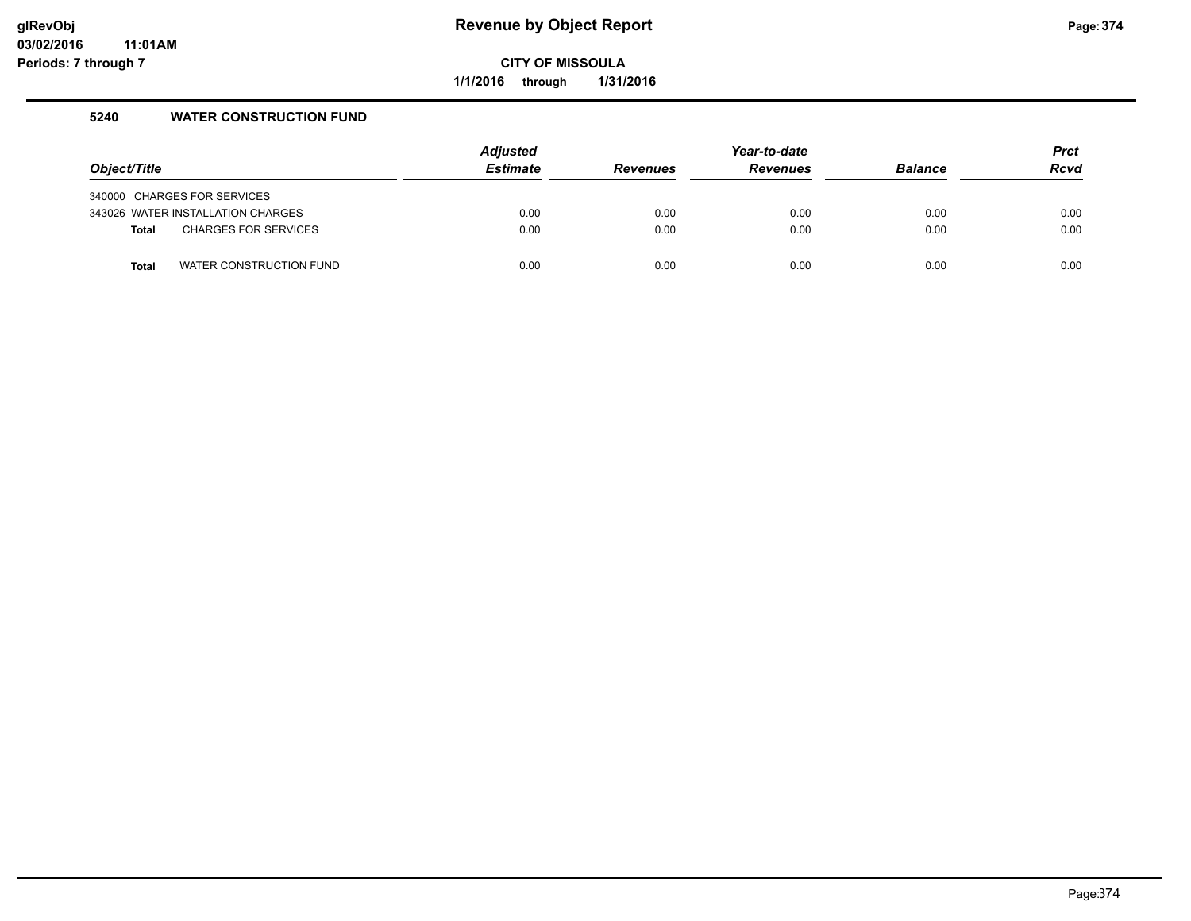# Revenue by Object Report

**CITY OF MISSOULA**

**1/1/2016 through 1/31/2016**

## 5240 WATER CONSTRUCTION FUND

| Object/Title | Adjusted Estimate | Revenues | Year-to-date Revenues | Balance | Prct Rcvd |
|---|---|---|---|---|---|
| 340000 CHARGES FOR SERVICES | | | | | |
| 343026 WATER INSTALLATION CHARGES | 0.00 | 0.00 | 0.00 | 0.00 | 0.00 |
| **Total** CHARGES FOR SERVICES | 0.00 | 0.00 | 0.00 | 0.00 | 0.00 |
| **Total** WATER CONSTRUCTION FUND | 0.00 | 0.00 | 0.00 | 0.00 | 0.00 |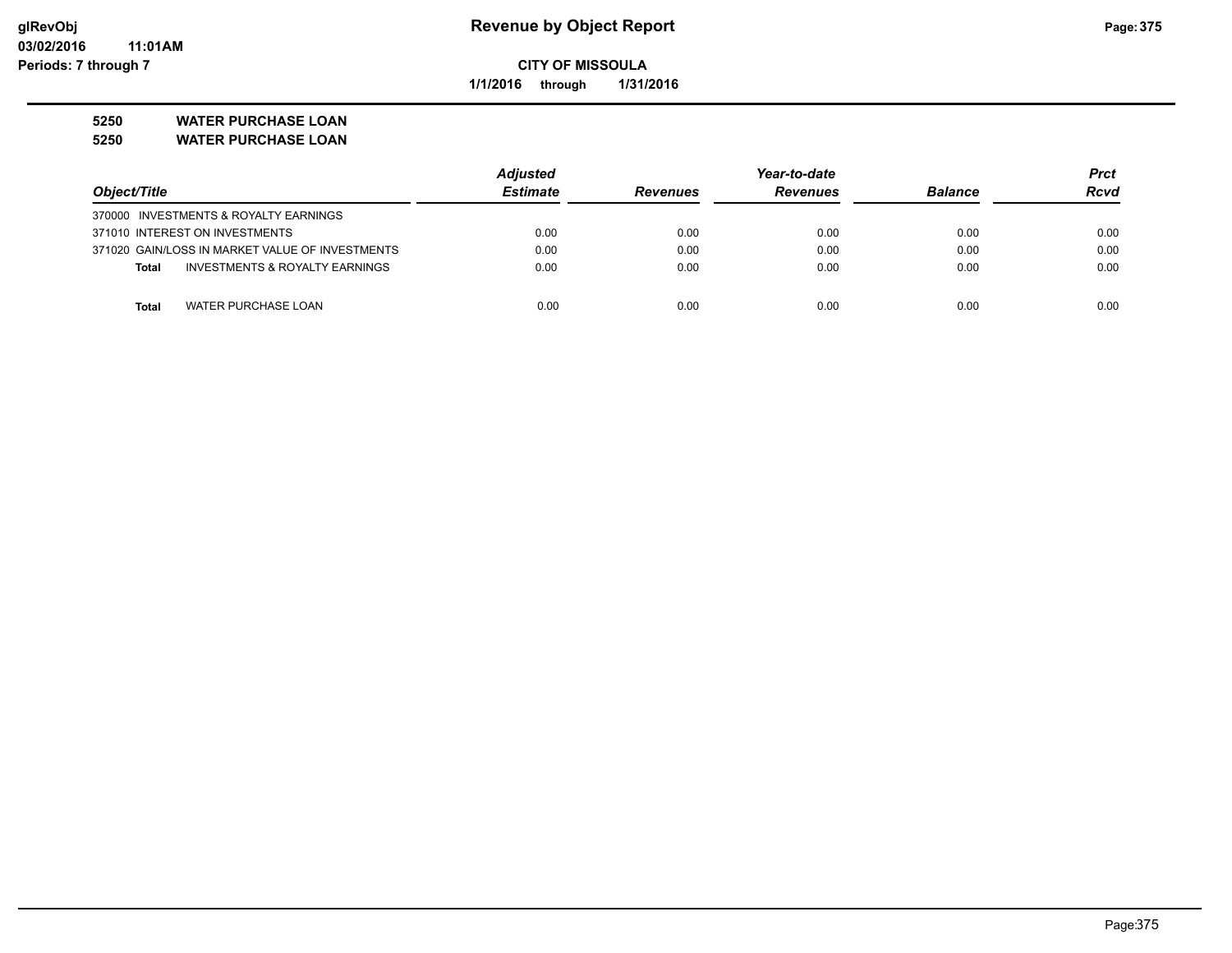**CITY OF MISSOULA**

**1/1/2016 through 1/31/2016**

## 5250 WATER PURCHASE LOAN
## 5250 WATER PURCHASE LOAN

| Object/Title | Adjusted Estimate | Revenues | Year-to-date Revenues | Balance | Prct Rcvd |
|---|---|---|---|---|---|
| 370000 INVESTMENTS & ROYALTY EARNINGS | | | | | |
| 371010 INTEREST ON INVESTMENTS | 0.00 | 0.00 | 0.00 | 0.00 | 0.00 |
| 371020 GAIN/LOSS IN MARKET VALUE OF INVESTMENTS | 0.00 | 0.00 | 0.00 | 0.00 | 0.00 |
| **Total** INVESTMENTS & ROYALTY EARNINGS | 0.00 | 0.00 | 0.00 | 0.00 | 0.00 |
| **Total** WATER PURCHASE LOAN | 0.00 | 0.00 | 0.00 | 0.00 | 0.00 |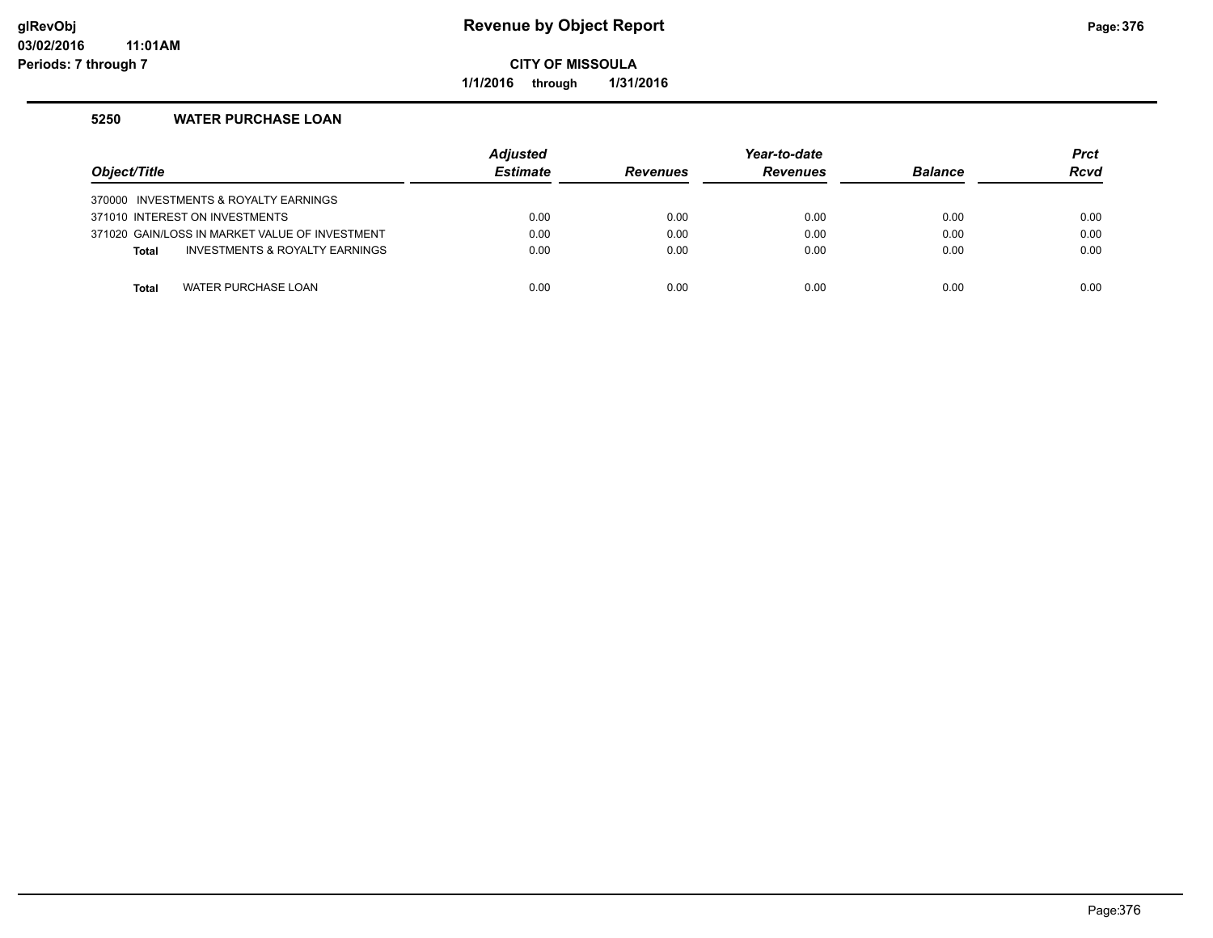# Revenue by Object Report

**CITY OF MISSOULA**

**1/1/2016 through 1/31/2016**

glRevObj
03/02/2016 11:01AM
Periods: 7 through 7

## 5250 WATER PURCHASE LOAN

| Object/Title | Adjusted Estimate | Revenues | Year-to-date Revenues | Balance | Prct Rcvd |
|---|---|---|---|---|---|
| 370000 INVESTMENTS & ROYALTY EARNINGS | | | | | |
| 371010 INTEREST ON INVESTMENTS | 0.00 | 0.00 | 0.00 | 0.00 | 0.00 |
| 371020 GAIN/LOSS IN MARKET VALUE OF INVESTMENT | 0.00 | 0.00 | 0.00 | 0.00 | 0.00 |
| **Total** INVESTMENTS & ROYALTY EARNINGS | 0.00 | 0.00 | 0.00 | 0.00 | 0.00 |
| **Total** WATER PURCHASE LOAN | 0.00 | 0.00 | 0.00 | 0.00 | 0.00 |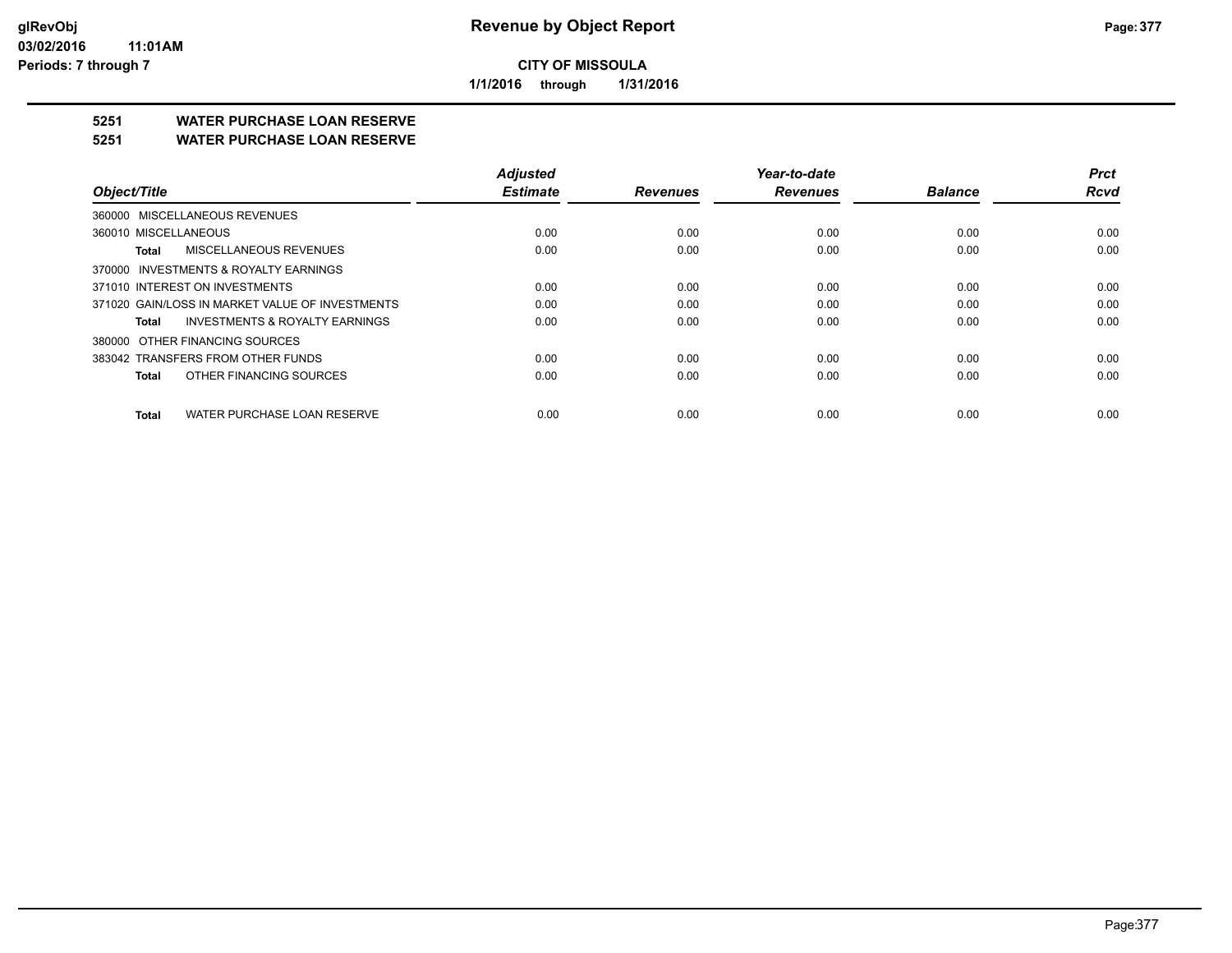**CITY OF MISSOULA**

**1/1/2016 through 1/31/2016**

## 5251 WATER PURCHASE LOAN RESERVE
## 5251 WATER PURCHASE LOAN RESERVE

| Object/Title | Adjusted Estimate | Revenues | Year-to-date Revenues | Balance | Prct Rcvd |
|---|---|---|---|---|---|
| 360000 MISCELLANEOUS REVENUES | | | | | |
| 360010 MISCELLANEOUS | 0.00 | 0.00 | 0.00 | 0.00 | 0.00 |
| **Total** MISCELLANEOUS REVENUES | 0.00 | 0.00 | 0.00 | 0.00 | 0.00 |
| 370000 INVESTMENTS & ROYALTY EARNINGS | | | | | |
| 371010 INTEREST ON INVESTMENTS | 0.00 | 0.00 | 0.00 | 0.00 | 0.00 |
| 371020 GAIN/LOSS IN MARKET VALUE OF INVESTMENTS | 0.00 | 0.00 | 0.00 | 0.00 | 0.00 |
| **Total** INVESTMENTS & ROYALTY EARNINGS | 0.00 | 0.00 | 0.00 | 0.00 | 0.00 |
| 380000 OTHER FINANCING SOURCES | | | | | |
| 383042 TRANSFERS FROM OTHER FUNDS | 0.00 | 0.00 | 0.00 | 0.00 | 0.00 |
| **Total** OTHER FINANCING SOURCES | 0.00 | 0.00 | 0.00 | 0.00 | 0.00 |
| **Total** WATER PURCHASE LOAN RESERVE | 0.00 | 0.00 | 0.00 | 0.00 | 0.00 |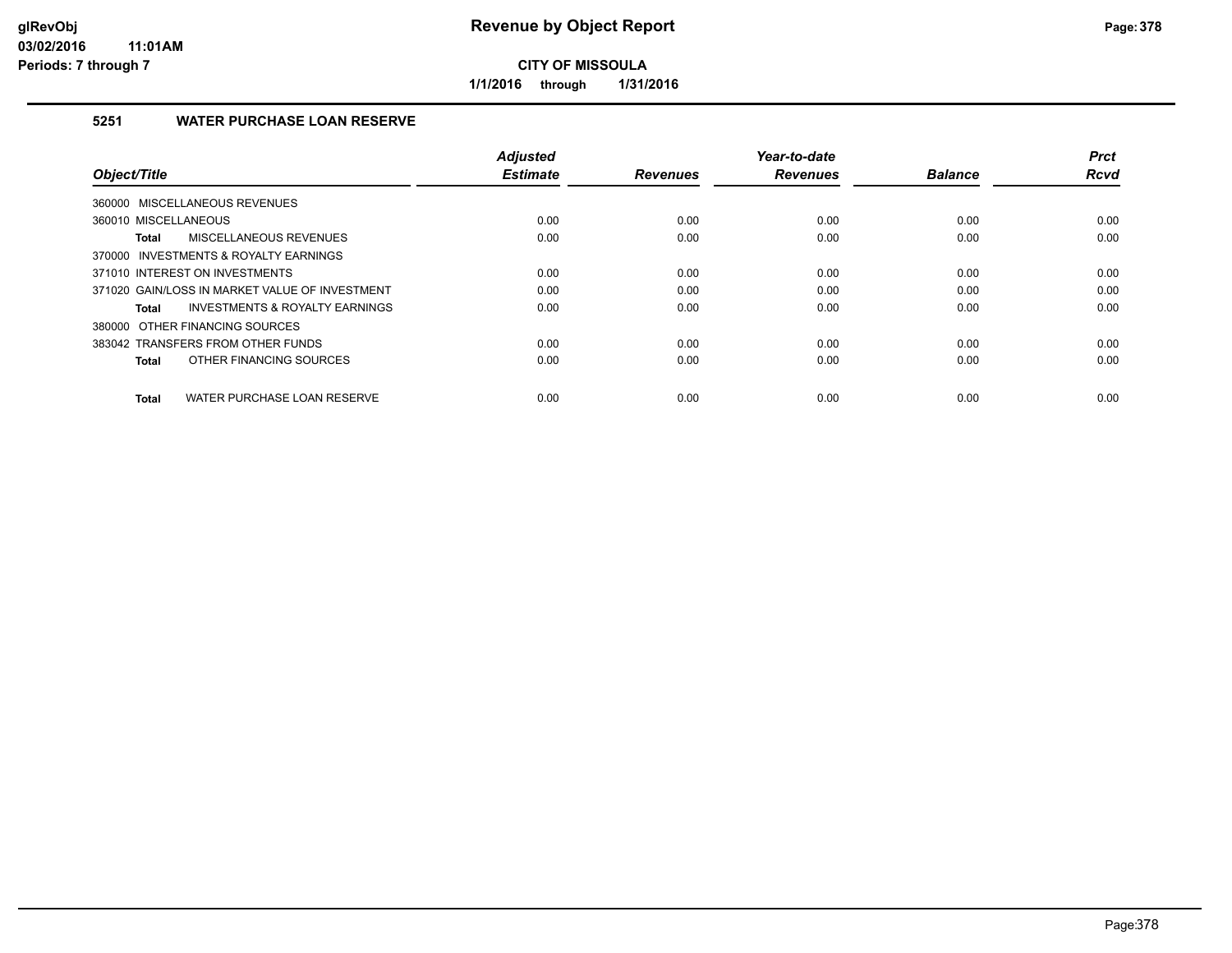**CITY OF MISSOULA**

**1/1/2016 through 1/31/2016**

### 5251 WATER PURCHASE LOAN RESERVE

| Object/Title | Adjusted Estimate | Revenues | Year-to-date Revenues | Balance | Prct Rcvd |
|---|---|---|---|---|---|
| 360000 MISCELLANEOUS REVENUES | | | | | |
| 360010 MISCELLANEOUS | 0.00 | 0.00 | 0.00 | 0.00 | 0.00 |
| **Total** MISCELLANEOUS REVENUES | 0.00 | 0.00 | 0.00 | 0.00 | 0.00 |
| 370000 INVESTMENTS & ROYALTY EARNINGS | | | | | |
| 371010 INTEREST ON INVESTMENTS | 0.00 | 0.00 | 0.00 | 0.00 | 0.00 |
| 371020 GAIN/LOSS IN MARKET VALUE OF INVESTMENT | 0.00 | 0.00 | 0.00 | 0.00 | 0.00 |
| **Total** INVESTMENTS & ROYALTY EARNINGS | 0.00 | 0.00 | 0.00 | 0.00 | 0.00 |
| 380000 OTHER FINANCING SOURCES | | | | | |
| 383042 TRANSFERS FROM OTHER FUNDS | 0.00 | 0.00 | 0.00 | 0.00 | 0.00 |
| **Total** OTHER FINANCING SOURCES | 0.00 | 0.00 | 0.00 | 0.00 | 0.00 |
| **Total** WATER PURCHASE LOAN RESERVE | 0.00 | 0.00 | 0.00 | 0.00 | 0.00 |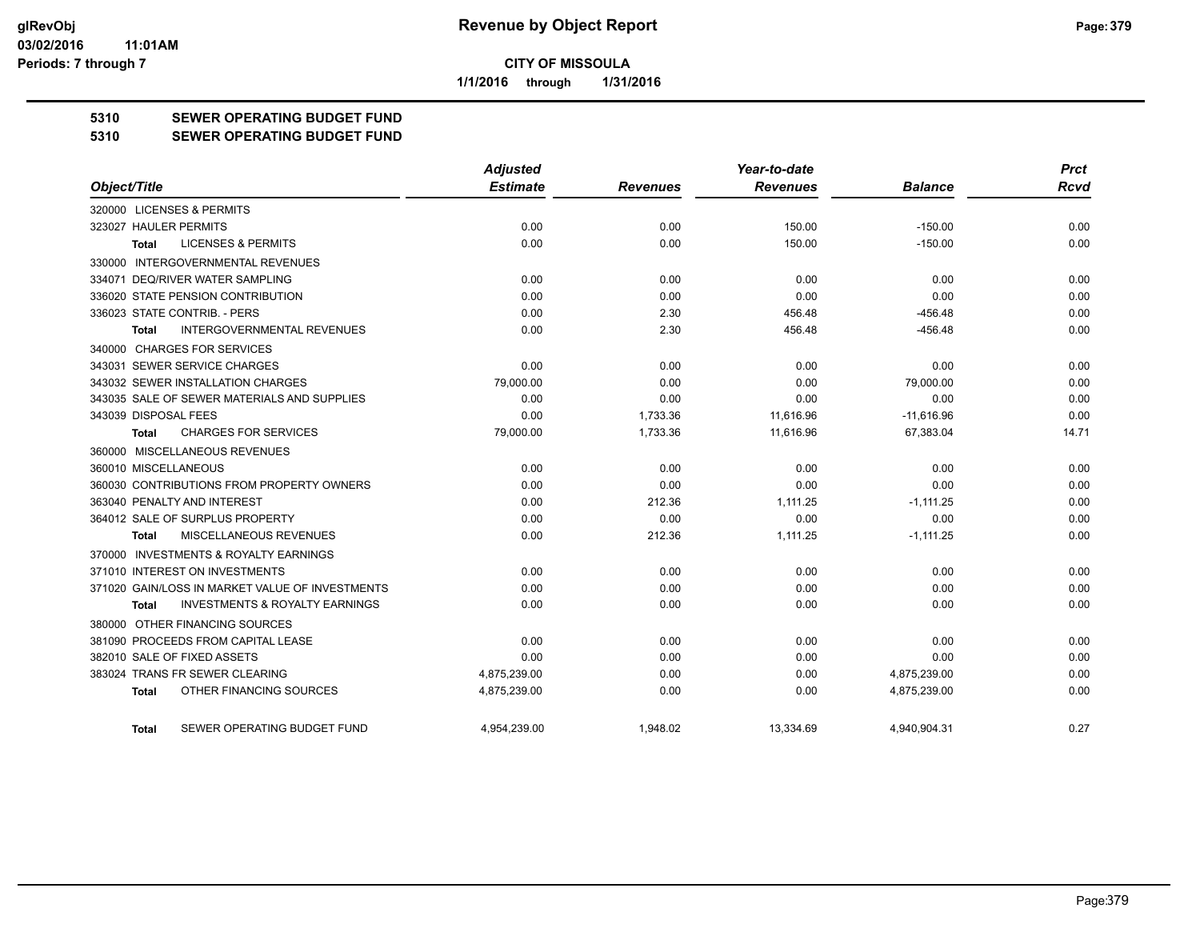**Revenue by Object Report**

**CITY OF MISSOULA**

**1/1/2016 through 1/31/2016**

glRevObj
03/02/2016 11:01AM
Periods: 7 through 7

## 5310 SEWER OPERATING BUDGET FUND
## 5310 SEWER OPERATING BUDGET FUND

| Object/Title | Adjusted Estimate | Revenues | Year-to-date Revenues | Balance | Prct Rcvd |
|---|---|---|---|---|---|
| 320000 LICENSES & PERMITS | | | | | |
| 323027 HAULER PERMITS | 0.00 | 0.00 | 150.00 | -150.00 | 0.00 |
| **Total** LICENSES & PERMITS | 0.00 | 0.00 | 150.00 | -150.00 | 0.00 |
| 330000 INTERGOVERNMENTAL REVENUES | | | | | |
| 334071 DEQ/RIVER WATER SAMPLING | 0.00 | 0.00 | 0.00 | 0.00 | 0.00 |
| 336020 STATE PENSION CONTRIBUTION | 0.00 | 0.00 | 0.00 | 0.00 | 0.00 |
| 336023 STATE CONTRIB. - PERS | 0.00 | 2.30 | 456.48 | -456.48 | 0.00 |
| **Total** INTERGOVERNMENTAL REVENUES | 0.00 | 2.30 | 456.48 | -456.48 | 0.00 |
| 340000 CHARGES FOR SERVICES | | | | | |
| 343031 SEWER SERVICE CHARGES | 0.00 | 0.00 | 0.00 | 0.00 | 0.00 |
| 343032 SEWER INSTALLATION CHARGES | 79,000.00 | 0.00 | 0.00 | 79,000.00 | 0.00 |
| 343035 SALE OF SEWER MATERIALS AND SUPPLIES | 0.00 | 0.00 | 0.00 | 0.00 | 0.00 |
| 343039 DISPOSAL FEES | 0.00 | 1,733.36 | 11,616.96 | -11,616.96 | 0.00 |
| **Total** CHARGES FOR SERVICES | 79,000.00 | 1,733.36 | 11,616.96 | 67,383.04 | 14.71 |
| 360000 MISCELLANEOUS REVENUES | | | | | |
| 360010 MISCELLANEOUS | 0.00 | 0.00 | 0.00 | 0.00 | 0.00 |
| 360030 CONTRIBUTIONS FROM PROPERTY OWNERS | 0.00 | 0.00 | 0.00 | 0.00 | 0.00 |
| 363040 PENALTY AND INTEREST | 0.00 | 212.36 | 1,111.25 | -1,111.25 | 0.00 |
| 364012 SALE OF SURPLUS PROPERTY | 0.00 | 0.00 | 0.00 | 0.00 | 0.00 |
| **Total** MISCELLANEOUS REVENUES | 0.00 | 212.36 | 1,111.25 | -1,111.25 | 0.00 |
| 370000 INVESTMENTS & ROYALTY EARNINGS | | | | | |
| 371010 INTEREST ON INVESTMENTS | 0.00 | 0.00 | 0.00 | 0.00 | 0.00 |
| 371020 GAIN/LOSS IN MARKET VALUE OF INVESTMENTS | 0.00 | 0.00 | 0.00 | 0.00 | 0.00 |
| **Total** INVESTMENTS & ROYALTY EARNINGS | 0.00 | 0.00 | 0.00 | 0.00 | 0.00 |
| 380000 OTHER FINANCING SOURCES | | | | | |
| 381090 PROCEEDS FROM CAPITAL LEASE | 0.00 | 0.00 | 0.00 | 0.00 | 0.00 |
| 382010 SALE OF FIXED ASSETS | 0.00 | 0.00 | 0.00 | 0.00 | 0.00 |
| 383024 TRANS FR SEWER CLEARING | 4,875,239.00 | 0.00 | 0.00 | 4,875,239.00 | 0.00 |
| **Total** OTHER FINANCING SOURCES | 4,875,239.00 | 0.00 | 0.00 | 4,875,239.00 | 0.00 |
| **Total** SEWER OPERATING BUDGET FUND | 4,954,239.00 | 1,948.02 | 13,334.69 | 4,940,904.31 | 0.27 |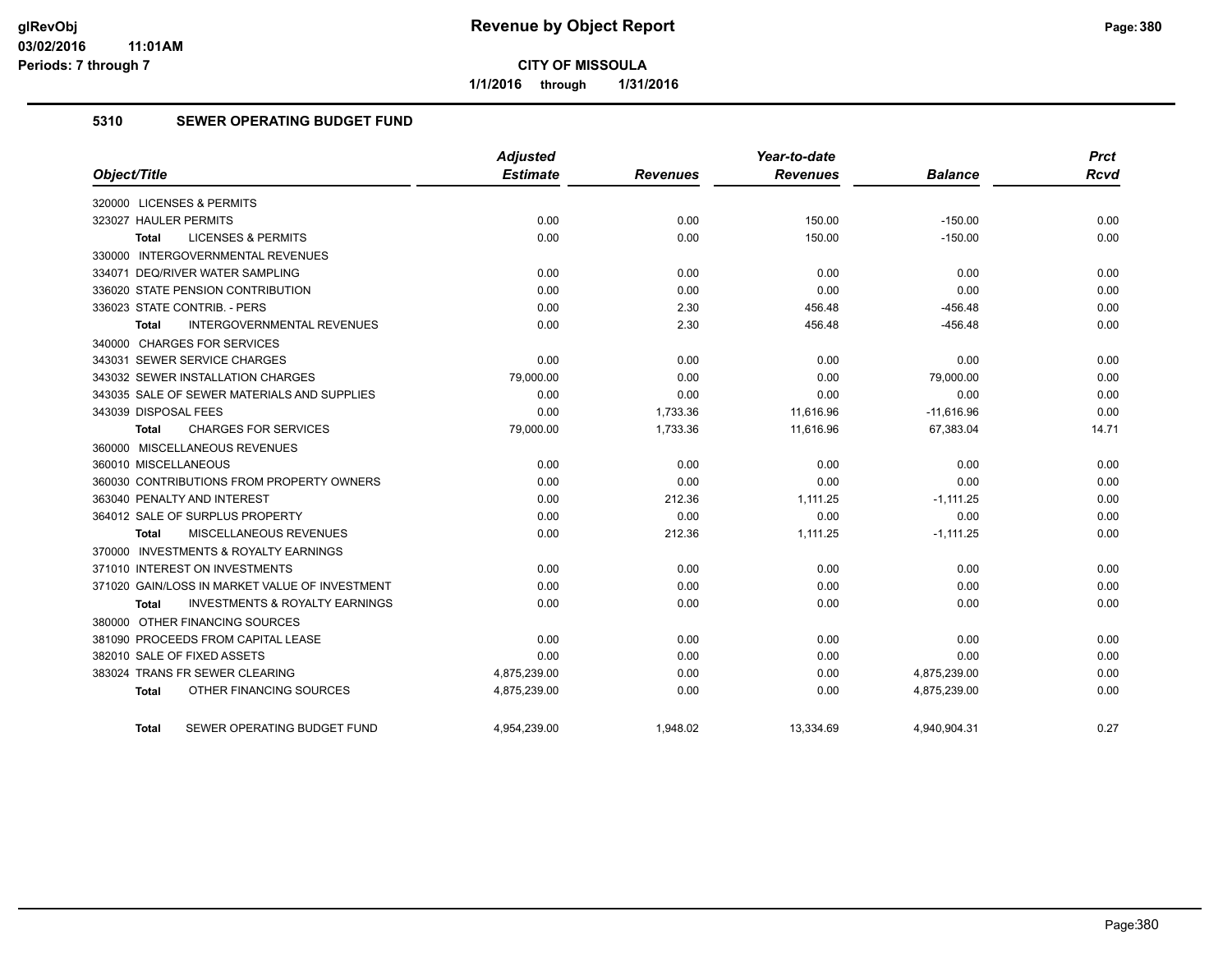**CITY OF MISSOULA**

**1/1/2016 through 1/31/2016**

## 5310 SEWER OPERATING BUDGET FUND

| Object/Title | Adjusted Estimate | Revenues | Year-to-date Revenues | Balance | Prct Rcvd |
|---|---|---|---|---|---|
| 320000 LICENSES & PERMITS | | | | | |
| 323027 HAULER PERMITS | 0.00 | 0.00 | 150.00 | -150.00 | 0.00 |
| **Total** LICENSES & PERMITS | 0.00 | 0.00 | 150.00 | -150.00 | 0.00 |
| 330000 INTERGOVERNMENTAL REVENUES | | | | | |
| 334071 DEQ/RIVER WATER SAMPLING | 0.00 | 0.00 | 0.00 | 0.00 | 0.00 |
| 336020 STATE PENSION CONTRIBUTION | 0.00 | 0.00 | 0.00 | 0.00 | 0.00 |
| 336023 STATE CONTRIB. - PERS | 0.00 | 2.30 | 456.48 | -456.48 | 0.00 |
| **Total** INTERGOVERNMENTAL REVENUES | 0.00 | 2.30 | 456.48 | -456.48 | 0.00 |
| 340000 CHARGES FOR SERVICES | | | | | |
| 343031 SEWER SERVICE CHARGES | 0.00 | 0.00 | 0.00 | 0.00 | 0.00 |
| 343032 SEWER INSTALLATION CHARGES | 79,000.00 | 0.00 | 0.00 | 79,000.00 | 0.00 |
| 343035 SALE OF SEWER MATERIALS AND SUPPLIES | 0.00 | 0.00 | 0.00 | 0.00 | 0.00 |
| 343039 DISPOSAL FEES | 0.00 | 1,733.36 | 11,616.96 | -11,616.96 | 0.00 |
| **Total** CHARGES FOR SERVICES | 79,000.00 | 1,733.36 | 11,616.96 | 67,383.04 | 14.71 |
| 360000 MISCELLANEOUS REVENUES | | | | | |
| 360010 MISCELLANEOUS | 0.00 | 0.00 | 0.00 | 0.00 | 0.00 |
| 360030 CONTRIBUTIONS FROM PROPERTY OWNERS | 0.00 | 0.00 | 0.00 | 0.00 | 0.00 |
| 363040 PENALTY AND INTEREST | 0.00 | 212.36 | 1,111.25 | -1,111.25 | 0.00 |
| 364012 SALE OF SURPLUS PROPERTY | 0.00 | 0.00 | 0.00 | 0.00 | 0.00 |
| **Total** MISCELLANEOUS REVENUES | 0.00 | 212.36 | 1,111.25 | -1,111.25 | 0.00 |
| 370000 INVESTMENTS & ROYALTY EARNINGS | | | | | |
| 371010 INTEREST ON INVESTMENTS | 0.00 | 0.00 | 0.00 | 0.00 | 0.00 |
| 371020 GAIN/LOSS IN MARKET VALUE OF INVESTMENT | 0.00 | 0.00 | 0.00 | 0.00 | 0.00 |
| **Total** INVESTMENTS & ROYALTY EARNINGS | 0.00 | 0.00 | 0.00 | 0.00 | 0.00 |
| 380000 OTHER FINANCING SOURCES | | | | | |
| 381090 PROCEEDS FROM CAPITAL LEASE | 0.00 | 0.00 | 0.00 | 0.00 | 0.00 |
| 382010 SALE OF FIXED ASSETS | 0.00 | 0.00 | 0.00 | 0.00 | 0.00 |
| 383024 TRANS FR SEWER CLEARING | 4,875,239.00 | 0.00 | 0.00 | 4,875,239.00 | 0.00 |
| **Total** OTHER FINANCING SOURCES | 4,875,239.00 | 0.00 | 0.00 | 4,875,239.00 | 0.00 |
| **Total** SEWER OPERATING BUDGET FUND | 4,954,239.00 | 1,948.02 | 13,334.69 | 4,940,904.31 | 0.27 |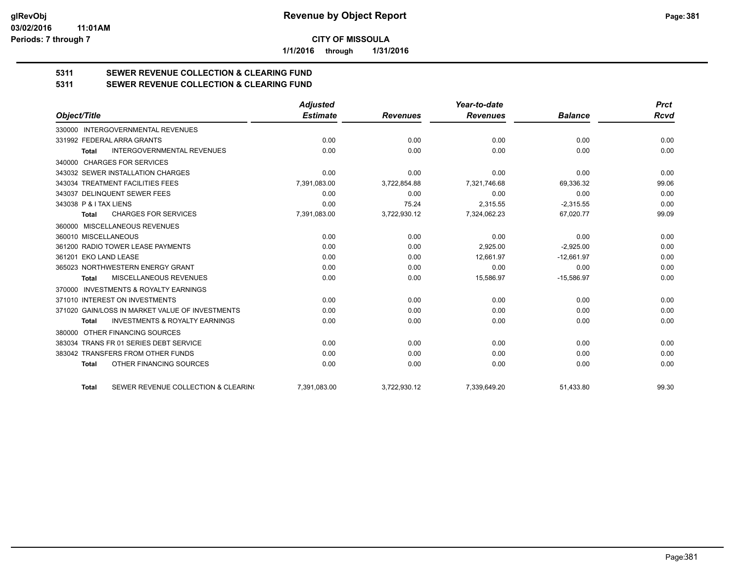**CITY OF MISSOULA**

**1/1/2016 through 1/31/2016**

## 5311 SEWER REVENUE COLLECTION & CLEARING FUND

## 5311 SEWER REVENUE COLLECTION & CLEARING FUND

| Object/Title | Adjusted Estimate | Revenues | Year-to-date Revenues | Balance | Prct Rcvd |
|---|---|---|---|---|---|
| 330000 INTERGOVERNMENTAL REVENUES | | | | | |
| 331992 FEDERAL ARRA GRANTS | 0.00 | 0.00 | 0.00 | 0.00 | 0.00 |
| **Total** INTERGOVERNMENTAL REVENUES | 0.00 | 0.00 | 0.00 | 0.00 | 0.00 |
| 340000 CHARGES FOR SERVICES | | | | | |
| 343032 SEWER INSTALLATION CHARGES | 0.00 | 0.00 | 0.00 | 0.00 | 0.00 |
| 343034 TREATMENT FACILITIES FEES | 7,391,083.00 | 3,722,854.88 | 7,321,746.68 | 69,336.32 | 99.06 |
| 343037 DELINQUENT SEWER FEES | 0.00 | 0.00 | 0.00 | 0.00 | 0.00 |
| 343038 P & I TAX LIENS | 0.00 | 75.24 | 2,315.55 | -2,315.55 | 0.00 |
| **Total** CHARGES FOR SERVICES | 7,391,083.00 | 3,722,930.12 | 7,324,062.23 | 67,020.77 | 99.09 |
| 360000 MISCELLANEOUS REVENUES | | | | | |
| 360010 MISCELLANEOUS | 0.00 | 0.00 | 0.00 | 0.00 | 0.00 |
| 361200 RADIO TOWER LEASE PAYMENTS | 0.00 | 0.00 | 2,925.00 | -2,925.00 | 0.00 |
| 361201 EKO LAND LEASE | 0.00 | 0.00 | 12,661.97 | -12,661.97 | 0.00 |
| 365023 NORTHWESTERN ENERGY GRANT | 0.00 | 0.00 | 0.00 | 0.00 | 0.00 |
| **Total** MISCELLANEOUS REVENUES | 0.00 | 0.00 | 15,586.97 | -15,586.97 | 0.00 |
| 370000 INVESTMENTS & ROYALTY EARNINGS | | | | | |
| 371010 INTEREST ON INVESTMENTS | 0.00 | 0.00 | 0.00 | 0.00 | 0.00 |
| 371020 GAIN/LOSS IN MARKET VALUE OF INVESTMENTS | 0.00 | 0.00 | 0.00 | 0.00 | 0.00 |
| **Total** INVESTMENTS & ROYALTY EARNINGS | 0.00 | 0.00 | 0.00 | 0.00 | 0.00 |
| 380000 OTHER FINANCING SOURCES | | | | | |
| 383034 TRANS FR 01 SERIES DEBT SERVICE | 0.00 | 0.00 | 0.00 | 0.00 | 0.00 |
| 383042 TRANSFERS FROM OTHER FUNDS | 0.00 | 0.00 | 0.00 | 0.00 | 0.00 |
| **Total** OTHER FINANCING SOURCES | 0.00 | 0.00 | 0.00 | 0.00 | 0.00 |
| **Total** SEWER REVENUE COLLECTION & CLEARIN( | 7,391,083.00 | 3,722,930.12 | 7,339,649.20 | 51,433.80 | 99.30 |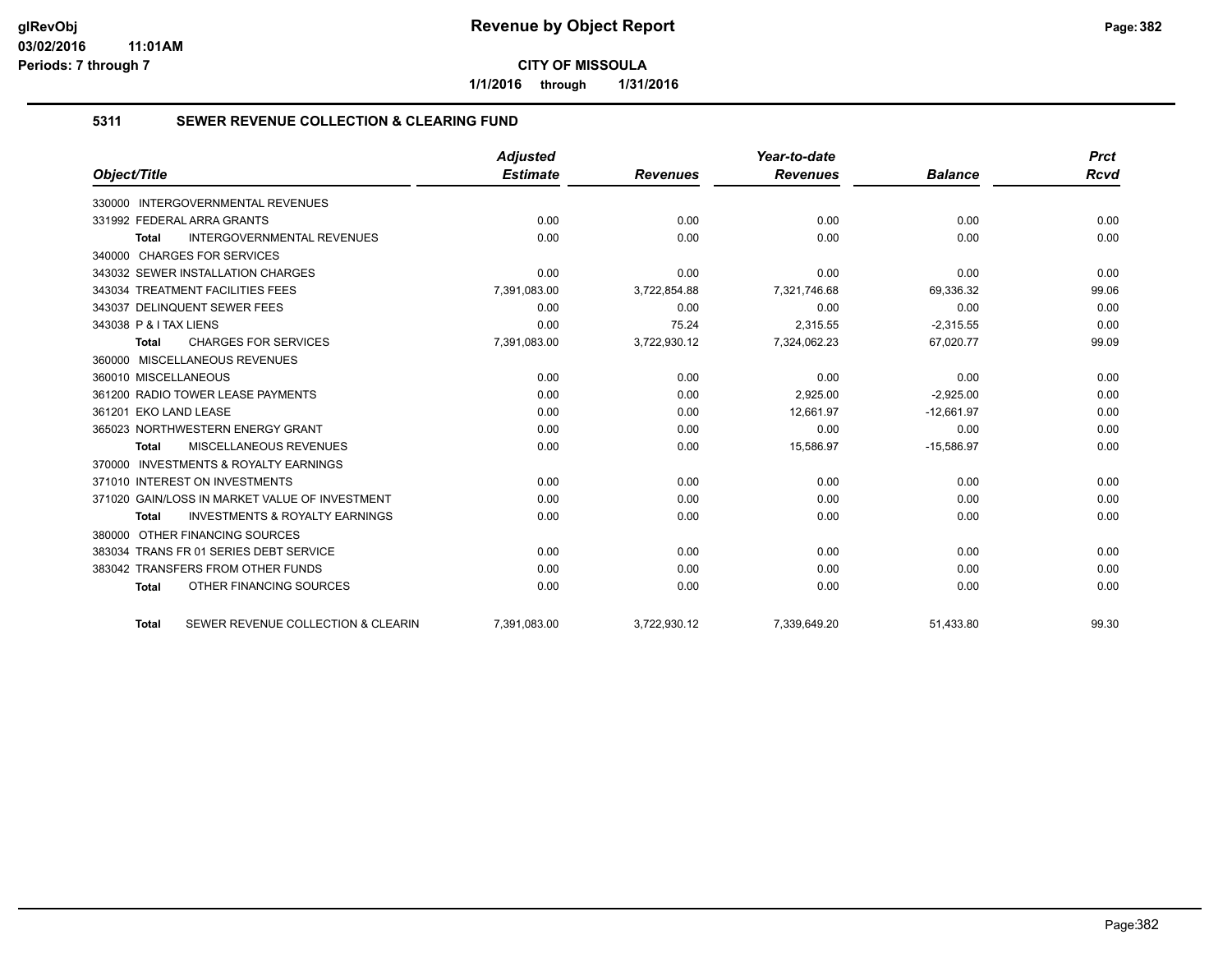**CITY OF MISSOULA**

**1/1/2016 through 1/31/2016**

### 5311 SEWER REVENUE COLLECTION & CLEARING FUND

| Object/Title | Adjusted Estimate | Revenues | Year-to-date Revenues | Balance | Prct Rcvd |
|---|---|---|---|---|---|
| 330000 INTERGOVERNMENTAL REVENUES | | | | | |
| 331992 FEDERAL ARRA GRANTS | 0.00 | 0.00 | 0.00 | 0.00 | 0.00 |
| **Total** INTERGOVERNMENTAL REVENUES | 0.00 | 0.00 | 0.00 | 0.00 | 0.00 |
| 340000 CHARGES FOR SERVICES | | | | | |
| 343032 SEWER INSTALLATION CHARGES | 0.00 | 0.00 | 0.00 | 0.00 | 0.00 |
| 343034 TREATMENT FACILITIES FEES | 7,391,083.00 | 3,722,854.88 | 7,321,746.68 | 69,336.32 | 99.06 |
| 343037 DELINQUENT SEWER FEES | 0.00 | 0.00 | 0.00 | 0.00 | 0.00 |
| 343038 P & I TAX LIENS | 0.00 | 75.24 | 2,315.55 | -2,315.55 | 0.00 |
| **Total** CHARGES FOR SERVICES | 7,391,083.00 | 3,722,930.12 | 7,324,062.23 | 67,020.77 | 99.09 |
| 360000 MISCELLANEOUS REVENUES | | | | | |
| 360010 MISCELLANEOUS | 0.00 | 0.00 | 0.00 | 0.00 | 0.00 |
| 361200 RADIO TOWER LEASE PAYMENTS | 0.00 | 0.00 | 2,925.00 | -2,925.00 | 0.00 |
| 361201 EKO LAND LEASE | 0.00 | 0.00 | 12,661.97 | -12,661.97 | 0.00 |
| 365023 NORTHWESTERN ENERGY GRANT | 0.00 | 0.00 | 0.00 | 0.00 | 0.00 |
| **Total** MISCELLANEOUS REVENUES | 0.00 | 0.00 | 15,586.97 | -15,586.97 | 0.00 |
| 370000 INVESTMENTS & ROYALTY EARNINGS | | | | | |
| 371010 INTEREST ON INVESTMENTS | 0.00 | 0.00 | 0.00 | 0.00 | 0.00 |
| 371020 GAIN/LOSS IN MARKET VALUE OF INVESTMENT | 0.00 | 0.00 | 0.00 | 0.00 | 0.00 |
| **Total** INVESTMENTS & ROYALTY EARNINGS | 0.00 | 0.00 | 0.00 | 0.00 | 0.00 |
| 380000 OTHER FINANCING SOURCES | | | | | |
| 383034 TRANS FR 01 SERIES DEBT SERVICE | 0.00 | 0.00 | 0.00 | 0.00 | 0.00 |
| 383042 TRANSFERS FROM OTHER FUNDS | 0.00 | 0.00 | 0.00 | 0.00 | 0.00 |
| **Total** OTHER FINANCING SOURCES | 0.00 | 0.00 | 0.00 | 0.00 | 0.00 |
| **Total** SEWER REVENUE COLLECTION & CLEARIN | 7,391,083.00 | 3,722,930.12 | 7,339,649.20 | 51,433.80 | 99.30 |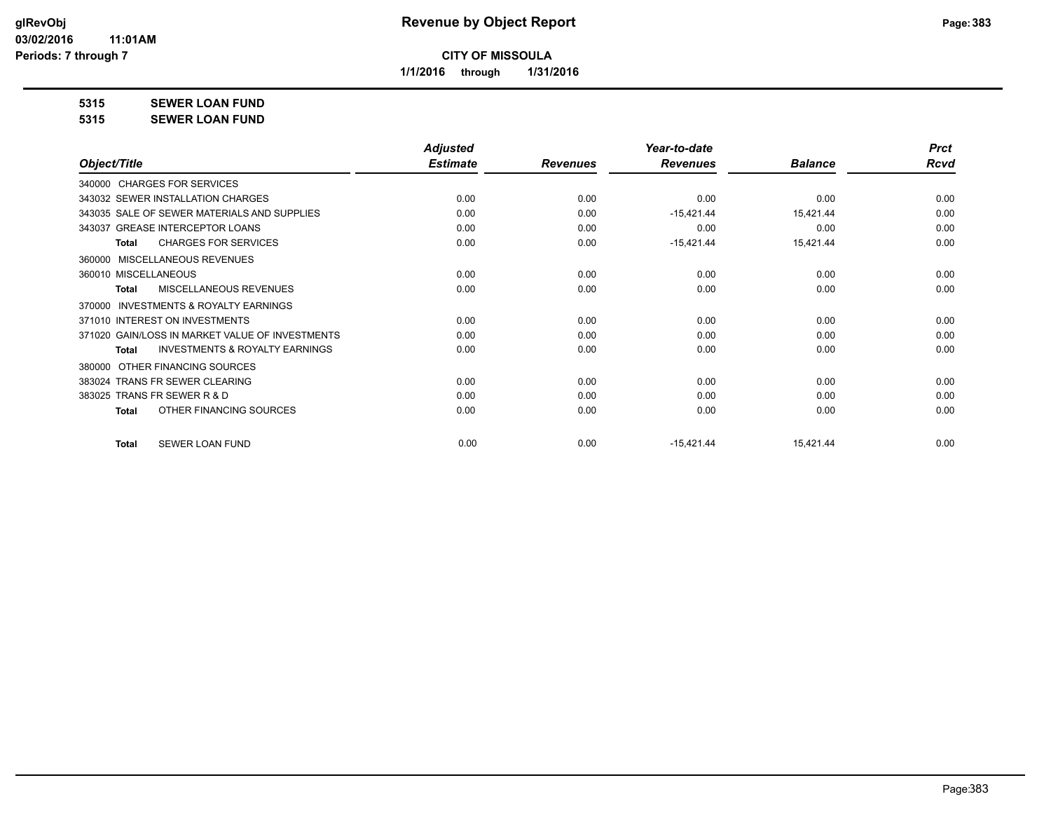**Revenue by Object Report**

**CITY OF MISSOULA**

**1/1/2016 through 1/31/2016**

glRevObj
03/02/2016 11:01AM
Periods: 7 through 7

**5315 SEWER LOAN FUND**

**5315 SEWER LOAN FUND**

| Object/Title | Adjusted Estimate | Revenues | Year-to-date Revenues | Balance | Prct Rcvd |
|---|---|---|---|---|---|
| 340000 CHARGES FOR SERVICES | | | | | |
| 343032 SEWER INSTALLATION CHARGES | 0.00 | 0.00 | 0.00 | 0.00 | 0.00 |
| 343035 SALE OF SEWER MATERIALS AND SUPPLIES | 0.00 | 0.00 | -15,421.44 | 15,421.44 | 0.00 |
| 343037 GREASE INTERCEPTOR LOANS | 0.00 | 0.00 | 0.00 | 0.00 | 0.00 |
| **Total** CHARGES FOR SERVICES | 0.00 | 0.00 | -15,421.44 | 15,421.44 | 0.00 |
| 360000 MISCELLANEOUS REVENUES | | | | | |
| 360010 MISCELLANEOUS | 0.00 | 0.00 | 0.00 | 0.00 | 0.00 |
| **Total** MISCELLANEOUS REVENUES | 0.00 | 0.00 | 0.00 | 0.00 | 0.00 |
| 370000 INVESTMENTS & ROYALTY EARNINGS | | | | | |
| 371010 INTEREST ON INVESTMENTS | 0.00 | 0.00 | 0.00 | 0.00 | 0.00 |
| 371020 GAIN/LOSS IN MARKET VALUE OF INVESTMENTS | 0.00 | 0.00 | 0.00 | 0.00 | 0.00 |
| **Total** INVESTMENTS & ROYALTY EARNINGS | 0.00 | 0.00 | 0.00 | 0.00 | 0.00 |
| 380000 OTHER FINANCING SOURCES | | | | | |
| 383024 TRANS FR SEWER CLEARING | 0.00 | 0.00 | 0.00 | 0.00 | 0.00 |
| 383025 TRANS FR SEWER R & D | 0.00 | 0.00 | 0.00 | 0.00 | 0.00 |
| **Total** OTHER FINANCING SOURCES | 0.00 | 0.00 | 0.00 | 0.00 | 0.00 |
| **Total** SEWER LOAN FUND | 0.00 | 0.00 | -15,421.44 | 15,421.44 | 0.00 |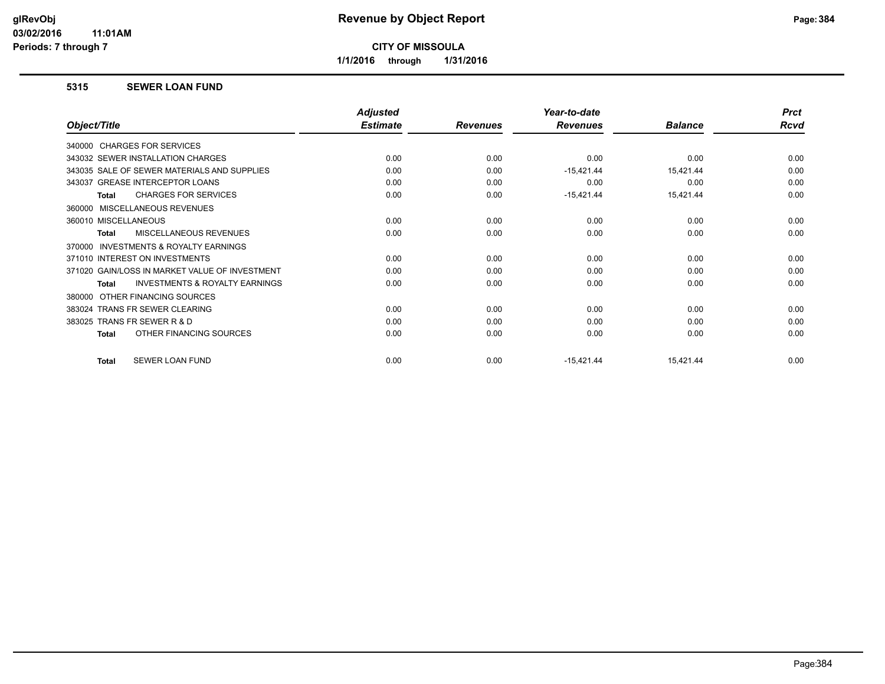# Revenue by Object Report

**CITY OF MISSOULA**

**1/1/2016 through 1/31/2016**

glRevObj
03/02/2016 11:01AM
Periods: 7 through 7

## 5315 SEWER LOAN FUND

| Object/Title | Adjusted Estimate | Revenues | Year-to-date Revenues | Balance | Prct Rcvd |
|---|---|---|---|---|---|
| 340000 CHARGES FOR SERVICES | | | | | |
| 343032 SEWER INSTALLATION CHARGES | 0.00 | 0.00 | 0.00 | 0.00 | 0.00 |
| 343035 SALE OF SEWER MATERIALS AND SUPPLIES | 0.00 | 0.00 | -15,421.44 | 15,421.44 | 0.00 |
| 343037 GREASE INTERCEPTOR LOANS | 0.00 | 0.00 | 0.00 | 0.00 | 0.00 |
| **Total** CHARGES FOR SERVICES | 0.00 | 0.00 | -15,421.44 | 15,421.44 | 0.00 |
| 360000 MISCELLANEOUS REVENUES | | | | | |
| 360010 MISCELLANEOUS | 0.00 | 0.00 | 0.00 | 0.00 | 0.00 |
| **Total** MISCELLANEOUS REVENUES | 0.00 | 0.00 | 0.00 | 0.00 | 0.00 |
| 370000 INVESTMENTS & ROYALTY EARNINGS | | | | | |
| 371010 INTEREST ON INVESTMENTS | 0.00 | 0.00 | 0.00 | 0.00 | 0.00 |
| 371020 GAIN/LOSS IN MARKET VALUE OF INVESTMENT | 0.00 | 0.00 | 0.00 | 0.00 | 0.00 |
| **Total** INVESTMENTS & ROYALTY EARNINGS | 0.00 | 0.00 | 0.00 | 0.00 | 0.00 |
| 380000 OTHER FINANCING SOURCES | | | | | |
| 383024 TRANS FR SEWER CLEARING | 0.00 | 0.00 | 0.00 | 0.00 | 0.00 |
| 383025 TRANS FR SEWER R & D | 0.00 | 0.00 | 0.00 | 0.00 | 0.00 |
| **Total** OTHER FINANCING SOURCES | 0.00 | 0.00 | 0.00 | 0.00 | 0.00 |
| **Total** SEWER LOAN FUND | 0.00 | 0.00 | -15,421.44 | 15,421.44 | 0.00 |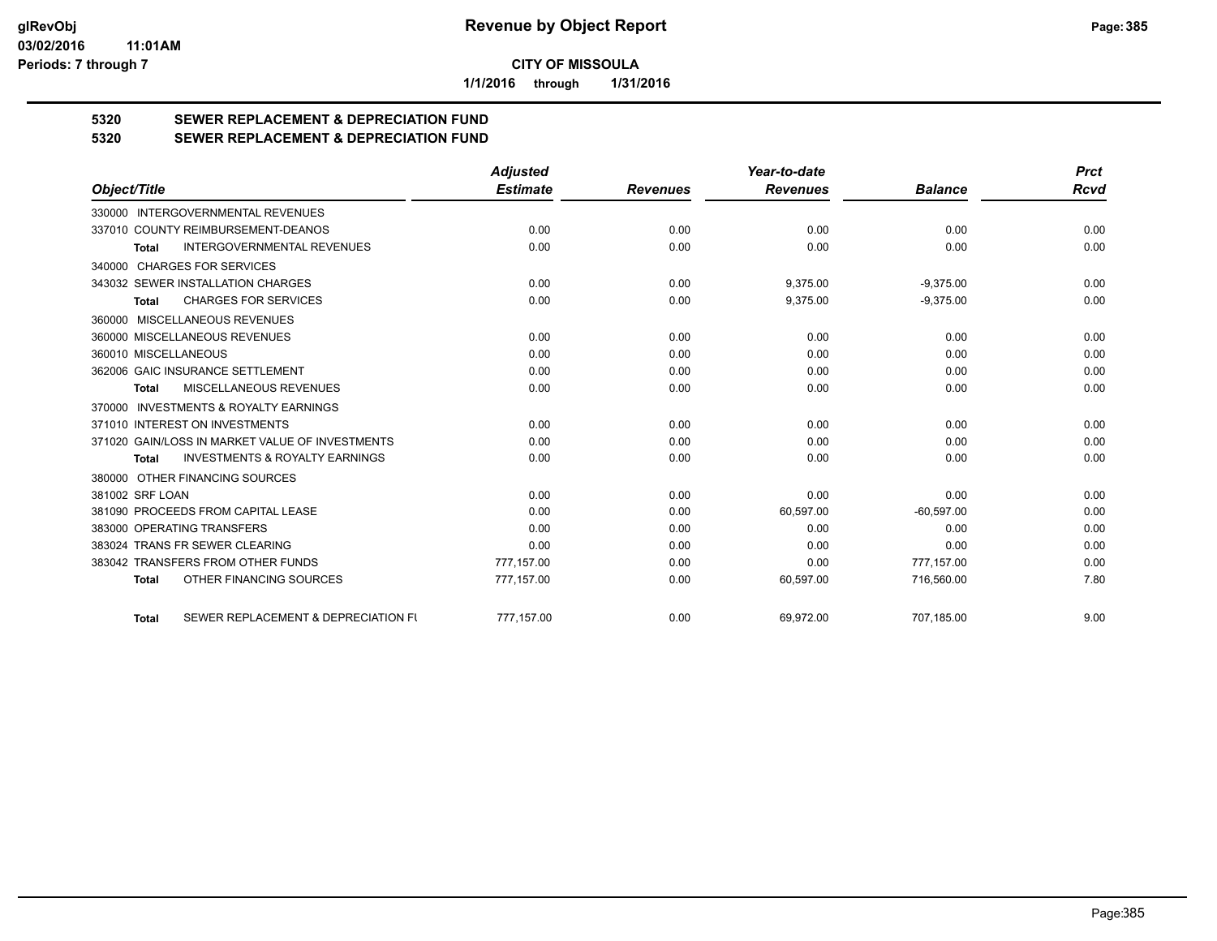**CITY OF MISSOULA**

**1/1/2016 through 1/31/2016**

## 5320 SEWER REPLACEMENT & DEPRECIATION FUND
## 5320 SEWER REPLACEMENT & DEPRECIATION FUND

| Object/Title | Adjusted Estimate | Revenues | Year-to-date Revenues | Balance | Prct Rcvd |
|---|---|---|---|---|---|
| 330000 INTERGOVERNMENTAL REVENUES | | | | | |
| 337010 COUNTY REIMBURSEMENT-DEANOS | 0.00 | 0.00 | 0.00 | 0.00 | 0.00 |
| **Total** INTERGOVERNMENTAL REVENUES | 0.00 | 0.00 | 0.00 | 0.00 | 0.00 |
| 340000 CHARGES FOR SERVICES | | | | | |
| 343032 SEWER INSTALLATION CHARGES | 0.00 | 0.00 | 9,375.00 | -9,375.00 | 0.00 |
| **Total** CHARGES FOR SERVICES | 0.00 | 0.00 | 9,375.00 | -9,375.00 | 0.00 |
| 360000 MISCELLANEOUS REVENUES | | | | | |
| 360000 MISCELLANEOUS REVENUES | 0.00 | 0.00 | 0.00 | 0.00 | 0.00 |
| 360010 MISCELLANEOUS | 0.00 | 0.00 | 0.00 | 0.00 | 0.00 |
| 362006 GAIC INSURANCE SETTLEMENT | 0.00 | 0.00 | 0.00 | 0.00 | 0.00 |
| **Total** MISCELLANEOUS REVENUES | 0.00 | 0.00 | 0.00 | 0.00 | 0.00 |
| 370000 INVESTMENTS & ROYALTY EARNINGS | | | | | |
| 371010 INTEREST ON INVESTMENTS | 0.00 | 0.00 | 0.00 | 0.00 | 0.00 |
| 371020 GAIN/LOSS IN MARKET VALUE OF INVESTMENTS | 0.00 | 0.00 | 0.00 | 0.00 | 0.00 |
| **Total** INVESTMENTS & ROYALTY EARNINGS | 0.00 | 0.00 | 0.00 | 0.00 | 0.00 |
| 380000 OTHER FINANCING SOURCES | | | | | |
| 381002 SRF LOAN | 0.00 | 0.00 | 0.00 | 0.00 | 0.00 |
| 381090 PROCEEDS FROM CAPITAL LEASE | 0.00 | 0.00 | 60,597.00 | -60,597.00 | 0.00 |
| 383000 OPERATING TRANSFERS | 0.00 | 0.00 | 0.00 | 0.00 | 0.00 |
| 383024 TRANS FR SEWER CLEARING | 0.00 | 0.00 | 0.00 | 0.00 | 0.00 |
| 383042 TRANSFERS FROM OTHER FUNDS | 777,157.00 | 0.00 | 0.00 | 777,157.00 | 0.00 |
| **Total** OTHER FINANCING SOURCES | 777,157.00 | 0.00 | 60,597.00 | 716,560.00 | 7.80 |
| **Total** SEWER REPLACEMENT & DEPRECIATION FU | 777,157.00 | 0.00 | 69,972.00 | 707,185.00 | 9.00 |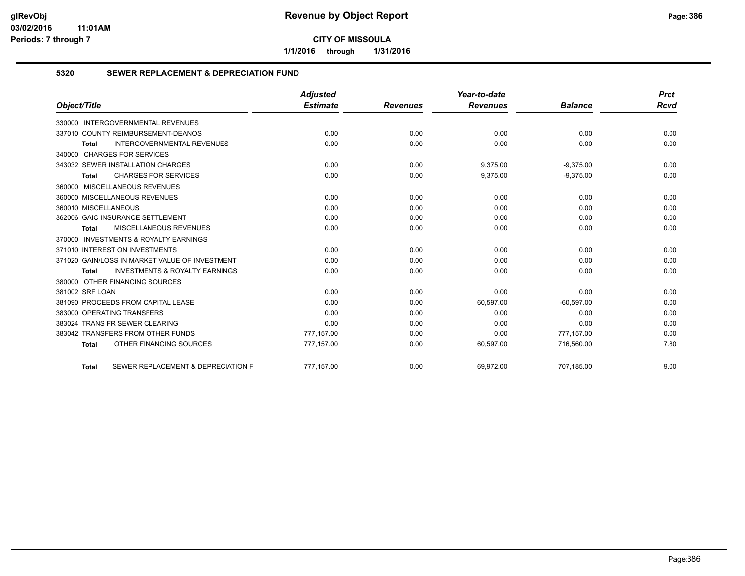# Revenue by Object Report

**CITY OF MISSOULA**

**1/1/2016 through 1/31/2016**

glRevObj
03/02/2016 11:01AM
Periods: 7 through 7

## 5320 SEWER REPLACEMENT & DEPRECIATION FUND

| Object/Title | Adjusted Estimate | Revenues | Year-to-date Revenues | Balance | Prct Rcvd |
|---|---|---|---|---|---|
| 330000 INTERGOVERNMENTAL REVENUES | | | | | |
| 337010 COUNTY REIMBURSEMENT-DEANOS | 0.00 | 0.00 | 0.00 | 0.00 | 0.00 |
| **Total** INTERGOVERNMENTAL REVENUES | 0.00 | 0.00 | 0.00 | 0.00 | 0.00 |
| 340000 CHARGES FOR SERVICES | | | | | |
| 343032 SEWER INSTALLATION CHARGES | 0.00 | 0.00 | 9,375.00 | -9,375.00 | 0.00 |
| **Total** CHARGES FOR SERVICES | 0.00 | 0.00 | 9,375.00 | -9,375.00 | 0.00 |
| 360000 MISCELLANEOUS REVENUES | | | | | |
| 360000 MISCELLANEOUS REVENUES | 0.00 | 0.00 | 0.00 | 0.00 | 0.00 |
| 360010 MISCELLANEOUS | 0.00 | 0.00 | 0.00 | 0.00 | 0.00 |
| 362006 GAIC INSURANCE SETTLEMENT | 0.00 | 0.00 | 0.00 | 0.00 | 0.00 |
| **Total** MISCELLANEOUS REVENUES | 0.00 | 0.00 | 0.00 | 0.00 | 0.00 |
| 370000 INVESTMENTS & ROYALTY EARNINGS | | | | | |
| 371010 INTEREST ON INVESTMENTS | 0.00 | 0.00 | 0.00 | 0.00 | 0.00 |
| 371020 GAIN/LOSS IN MARKET VALUE OF INVESTMENT | 0.00 | 0.00 | 0.00 | 0.00 | 0.00 |
| **Total** INVESTMENTS & ROYALTY EARNINGS | 0.00 | 0.00 | 0.00 | 0.00 | 0.00 |
| 380000 OTHER FINANCING SOURCES | | | | | |
| 381002 SRF LOAN | 0.00 | 0.00 | 0.00 | 0.00 | 0.00 |
| 381090 PROCEEDS FROM CAPITAL LEASE | 0.00 | 0.00 | 60,597.00 | -60,597.00 | 0.00 |
| 383000 OPERATING TRANSFERS | 0.00 | 0.00 | 0.00 | 0.00 | 0.00 |
| 383024 TRANS FR SEWER CLEARING | 0.00 | 0.00 | 0.00 | 0.00 | 0.00 |
| 383042 TRANSFERS FROM OTHER FUNDS | 777,157.00 | 0.00 | 0.00 | 777,157.00 | 0.00 |
| **Total** OTHER FINANCING SOURCES | 777,157.00 | 0.00 | 60,597.00 | 716,560.00 | 7.80 |
| **Total** SEWER REPLACEMENT & DEPRECIATION F | 777,157.00 | 0.00 | 69,972.00 | 707,185.00 | 9.00 |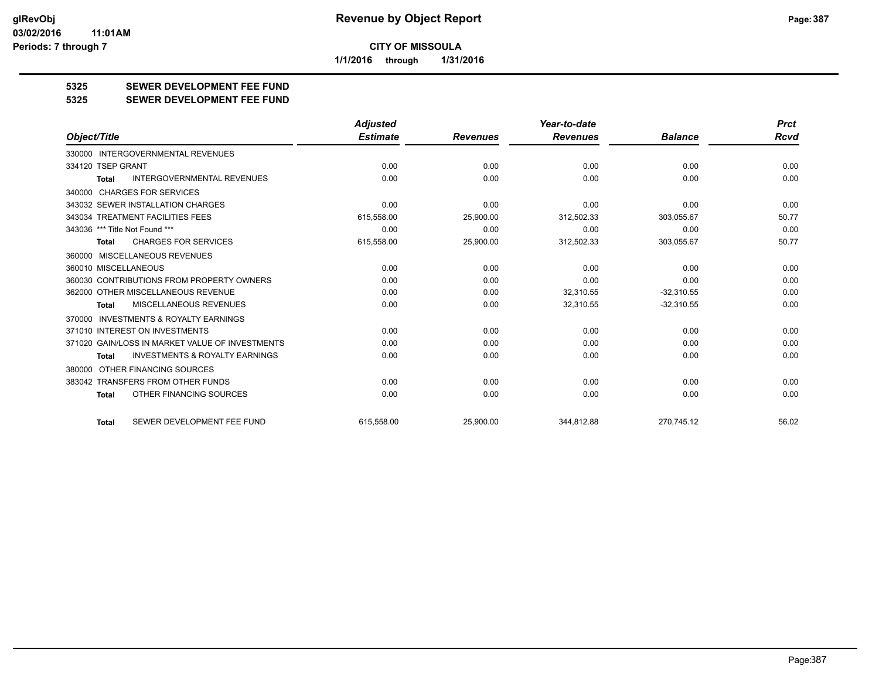**CITY OF MISSOULA**

**1/1/2016 through 1/31/2016**

**Revenue by Object Report**

**5325 SEWER DEVELOPMENT FEE FUND**

**5325 SEWER DEVELOPMENT FEE FUND**

| Object/Title | Adjusted Estimate | Revenues | Year-to-date Revenues | Balance | Prct Rcvd |
|---|---|---|---|---|---|
| 330000 INTERGOVERNMENTAL REVENUES | | | | | |
| 334120 TSEP GRANT | 0.00 | 0.00 | 0.00 | 0.00 | 0.00 |
| **Total** INTERGOVERNMENTAL REVENUES | 0.00 | 0.00 | 0.00 | 0.00 | 0.00 |
| 340000 CHARGES FOR SERVICES | | | | | |
| 343032 SEWER INSTALLATION CHARGES | 0.00 | 0.00 | 0.00 | 0.00 | 0.00 |
| 343034 TREATMENT FACILITIES FEES | 615,558.00 | 25,900.00 | 312,502.33 | 303,055.67 | 50.77 |
| 343036 *** Title Not Found *** | 0.00 | 0.00 | 0.00 | 0.00 | 0.00 |
| **Total** CHARGES FOR SERVICES | 615,558.00 | 25,900.00 | 312,502.33 | 303,055.67 | 50.77 |
| 360000 MISCELLANEOUS REVENUES | | | | | |
| 360010 MISCELLANEOUS | 0.00 | 0.00 | 0.00 | 0.00 | 0.00 |
| 360030 CONTRIBUTIONS FROM PROPERTY OWNERS | 0.00 | 0.00 | 0.00 | 0.00 | 0.00 |
| 362000 OTHER MISCELLANEOUS REVENUE | 0.00 | 0.00 | 32,310.55 | -32,310.55 | 0.00 |
| **Total** MISCELLANEOUS REVENUES | 0.00 | 0.00 | 32,310.55 | -32,310.55 | 0.00 |
| 370000 INVESTMENTS & ROYALTY EARNINGS | | | | | |
| 371010 INTEREST ON INVESTMENTS | 0.00 | 0.00 | 0.00 | 0.00 | 0.00 |
| 371020 GAIN/LOSS IN MARKET VALUE OF INVESTMENTS | 0.00 | 0.00 | 0.00 | 0.00 | 0.00 |
| **Total** INVESTMENTS & ROYALTY EARNINGS | 0.00 | 0.00 | 0.00 | 0.00 | 0.00 |
| 380000 OTHER FINANCING SOURCES | | | | | |
| 383042 TRANSFERS FROM OTHER FUNDS | 0.00 | 0.00 | 0.00 | 0.00 | 0.00 |
| **Total** OTHER FINANCING SOURCES | 0.00 | 0.00 | 0.00 | 0.00 | 0.00 |
| **Total** SEWER DEVELOPMENT FEE FUND | 615,558.00 | 25,900.00 | 344,812.88 | 270,745.12 | 56.02 |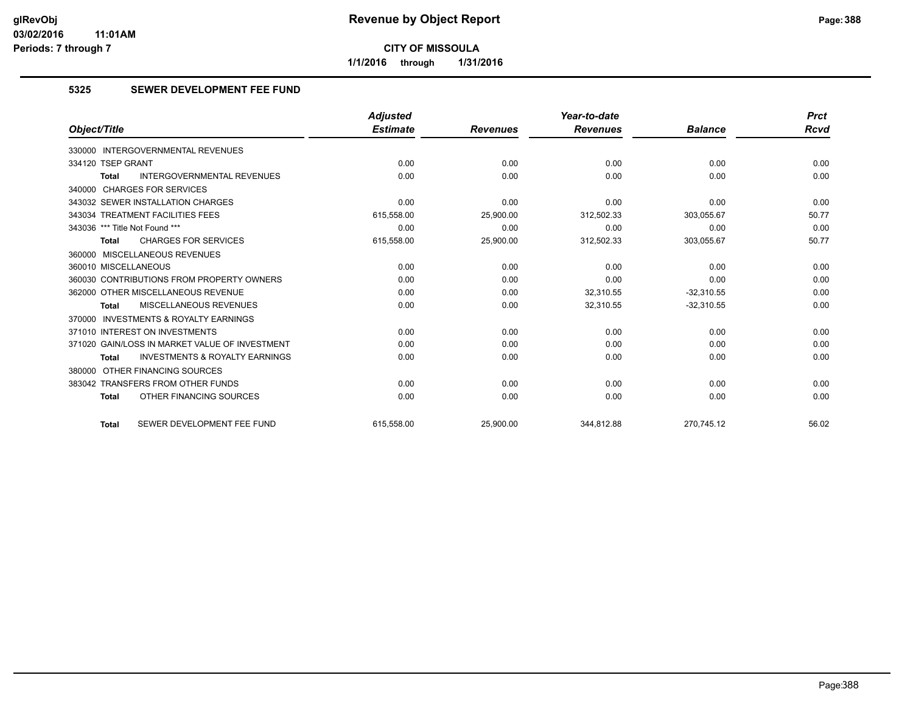**CITY OF MISSOULA**

**1/1/2016 through 1/31/2016**

### 5325 SEWER DEVELOPMENT FEE FUND

| Object/Title | Adjusted Estimate | Revenues | Year-to-date Revenues | Balance | Prct Rcvd |
|---|---|---|---|---|---|
| 330000 INTERGOVERNMENTAL REVENUES | | | | | |
| 334120 TSEP GRANT | 0.00 | 0.00 | 0.00 | 0.00 | 0.00 |
| **Total** INTERGOVERNMENTAL REVENUES | 0.00 | 0.00 | 0.00 | 0.00 | 0.00 |
| 340000 CHARGES FOR SERVICES | | | | | |
| 343032 SEWER INSTALLATION CHARGES | 0.00 | 0.00 | 0.00 | 0.00 | 0.00 |
| 343034 TREATMENT FACILITIES FEES | 615,558.00 | 25,900.00 | 312,502.33 | 303,055.67 | 50.77 |
| 343036 *** Title Not Found *** | 0.00 | 0.00 | 0.00 | 0.00 | 0.00 |
| **Total** CHARGES FOR SERVICES | 615,558.00 | 25,900.00 | 312,502.33 | 303,055.67 | 50.77 |
| 360000 MISCELLANEOUS REVENUES | | | | | |
| 360010 MISCELLANEOUS | 0.00 | 0.00 | 0.00 | 0.00 | 0.00 |
| 360030 CONTRIBUTIONS FROM PROPERTY OWNERS | 0.00 | 0.00 | 0.00 | 0.00 | 0.00 |
| 362000 OTHER MISCELLANEOUS REVENUE | 0.00 | 0.00 | 32,310.55 | -32,310.55 | 0.00 |
| **Total** MISCELLANEOUS REVENUES | 0.00 | 0.00 | 32,310.55 | -32,310.55 | 0.00 |
| 370000 INVESTMENTS & ROYALTY EARNINGS | | | | | |
| 371010 INTEREST ON INVESTMENTS | 0.00 | 0.00 | 0.00 | 0.00 | 0.00 |
| 371020 GAIN/LOSS IN MARKET VALUE OF INVESTMENT | 0.00 | 0.00 | 0.00 | 0.00 | 0.00 |
| **Total** INVESTMENTS & ROYALTY EARNINGS | 0.00 | 0.00 | 0.00 | 0.00 | 0.00 |
| 380000 OTHER FINANCING SOURCES | | | | | |
| 383042 TRANSFERS FROM OTHER FUNDS | 0.00 | 0.00 | 0.00 | 0.00 | 0.00 |
| **Total** OTHER FINANCING SOURCES | 0.00 | 0.00 | 0.00 | 0.00 | 0.00 |
| **Total** SEWER DEVELOPMENT FEE FUND | 615,558.00 | 25,900.00 | 344,812.88 | 270,745.12 | 56.02 |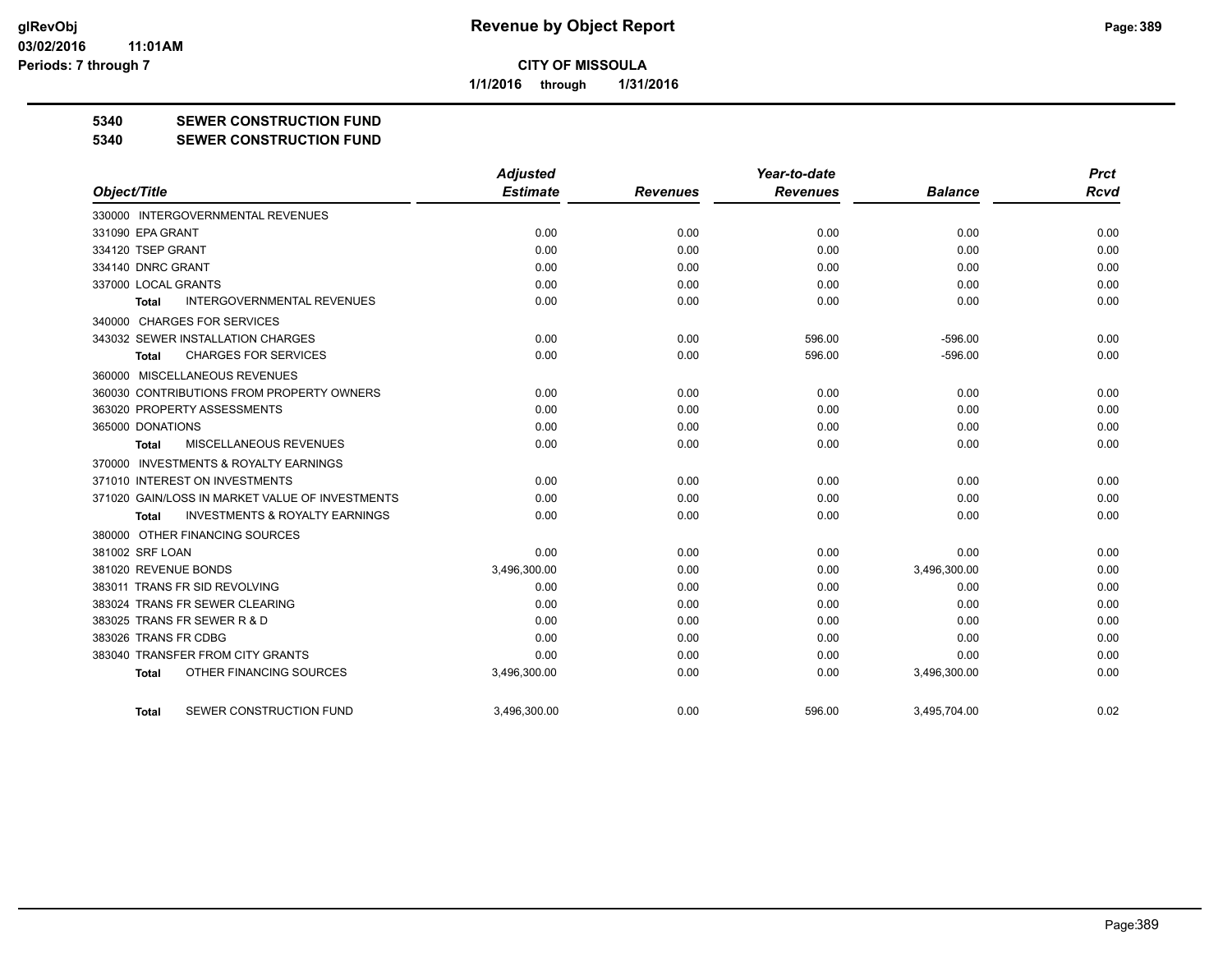**CITY OF MISSOULA**

**1/1/2016 through 1/31/2016**

**Revenue by Object Report**

glRevObj
03/02/2016 11:01AM
Periods: 7 through 7

## 5340 SEWER CONSTRUCTION FUND
## 5340 SEWER CONSTRUCTION FUND

| Object/Title | Adjusted Estimate | Revenues | Year-to-date Revenues | Balance | Prct Rcvd |
|---|---|---|---|---|---|
| 330000 INTERGOVERNMENTAL REVENUES | | | | | |
| 331090 EPA GRANT | 0.00 | 0.00 | 0.00 | 0.00 | 0.00 |
| 334120 TSEP GRANT | 0.00 | 0.00 | 0.00 | 0.00 | 0.00 |
| 334140 DNRC GRANT | 0.00 | 0.00 | 0.00 | 0.00 | 0.00 |
| 337000 LOCAL GRANTS | 0.00 | 0.00 | 0.00 | 0.00 | 0.00 |
| **Total** INTERGOVERNMENTAL REVENUES | 0.00 | 0.00 | 0.00 | 0.00 | 0.00 |
| 340000 CHARGES FOR SERVICES | | | | | |
| 343032 SEWER INSTALLATION CHARGES | 0.00 | 0.00 | 596.00 | -596.00 | 0.00 |
| **Total** CHARGES FOR SERVICES | 0.00 | 0.00 | 596.00 | -596.00 | 0.00 |
| 360000 MISCELLANEOUS REVENUES | | | | | |
| 360030 CONTRIBUTIONS FROM PROPERTY OWNERS | 0.00 | 0.00 | 0.00 | 0.00 | 0.00 |
| 363020 PROPERTY ASSESSMENTS | 0.00 | 0.00 | 0.00 | 0.00 | 0.00 |
| 365000 DONATIONS | 0.00 | 0.00 | 0.00 | 0.00 | 0.00 |
| **Total** MISCELLANEOUS REVENUES | 0.00 | 0.00 | 0.00 | 0.00 | 0.00 |
| 370000 INVESTMENTS & ROYALTY EARNINGS | | | | | |
| 371010 INTEREST ON INVESTMENTS | 0.00 | 0.00 | 0.00 | 0.00 | 0.00 |
| 371020 GAIN/LOSS IN MARKET VALUE OF INVESTMENTS | 0.00 | 0.00 | 0.00 | 0.00 | 0.00 |
| **Total** INVESTMENTS & ROYALTY EARNINGS | 0.00 | 0.00 | 0.00 | 0.00 | 0.00 |
| 380000 OTHER FINANCING SOURCES | | | | | |
| 381002 SRF LOAN | 0.00 | 0.00 | 0.00 | 0.00 | 0.00 |
| 381020 REVENUE BONDS | 3,496,300.00 | 0.00 | 0.00 | 3,496,300.00 | 0.00 |
| 383011 TRANS FR SID REVOLVING | 0.00 | 0.00 | 0.00 | 0.00 | 0.00 |
| 383024 TRANS FR SEWER CLEARING | 0.00 | 0.00 | 0.00 | 0.00 | 0.00 |
| 383025 TRANS FR SEWER R & D | 0.00 | 0.00 | 0.00 | 0.00 | 0.00 |
| 383026 TRANS FR CDBG | 0.00 | 0.00 | 0.00 | 0.00 | 0.00 |
| 383040 TRANSFER FROM CITY GRANTS | 0.00 | 0.00 | 0.00 | 0.00 | 0.00 |
| **Total** OTHER FINANCING SOURCES | 3,496,300.00 | 0.00 | 0.00 | 3,496,300.00 | 0.00 |
| **Total** SEWER CONSTRUCTION FUND | 3,496,300.00 | 0.00 | 596.00 | 3,495,704.00 | 0.02 |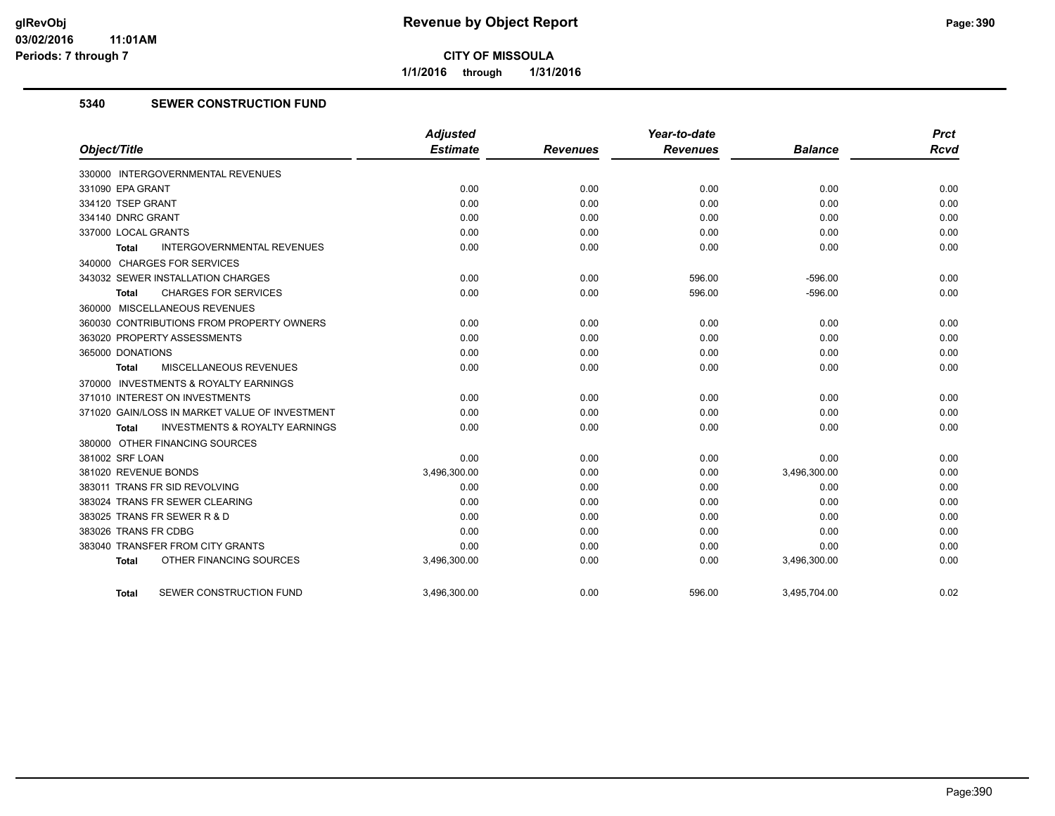# Revenue by Object Report

**CITY OF MISSOULA**

**1/1/2016 through 1/31/2016**

glRevObj
03/02/2016 11:01AM
Periods: 7 through 7

## 5340 SEWER CONSTRUCTION FUND

| Object/Title | Adjusted Estimate | Revenues | Year-to-date Revenues | Balance | Prct Rcvd |
|---|---|---|---|---|---|
| 330000 INTERGOVERNMENTAL REVENUES | | | | | |
| 331090 EPA GRANT | 0.00 | 0.00 | 0.00 | 0.00 | 0.00 |
| 334120 TSEP GRANT | 0.00 | 0.00 | 0.00 | 0.00 | 0.00 |
| 334140 DNRC GRANT | 0.00 | 0.00 | 0.00 | 0.00 | 0.00 |
| 337000 LOCAL GRANTS | 0.00 | 0.00 | 0.00 | 0.00 | 0.00 |
| **Total** INTERGOVERNMENTAL REVENUES | 0.00 | 0.00 | 0.00 | 0.00 | 0.00 |
| 340000 CHARGES FOR SERVICES | | | | | |
| 343032 SEWER INSTALLATION CHARGES | 0.00 | 0.00 | 596.00 | -596.00 | 0.00 |
| **Total** CHARGES FOR SERVICES | 0.00 | 0.00 | 596.00 | -596.00 | 0.00 |
| 360000 MISCELLANEOUS REVENUES | | | | | |
| 360030 CONTRIBUTIONS FROM PROPERTY OWNERS | 0.00 | 0.00 | 0.00 | 0.00 | 0.00 |
| 363020 PROPERTY ASSESSMENTS | 0.00 | 0.00 | 0.00 | 0.00 | 0.00 |
| 365000 DONATIONS | 0.00 | 0.00 | 0.00 | 0.00 | 0.00 |
| **Total** MISCELLANEOUS REVENUES | 0.00 | 0.00 | 0.00 | 0.00 | 0.00 |
| 370000 INVESTMENTS & ROYALTY EARNINGS | | | | | |
| 371010 INTEREST ON INVESTMENTS | 0.00 | 0.00 | 0.00 | 0.00 | 0.00 |
| 371020 GAIN/LOSS IN MARKET VALUE OF INVESTMENT | 0.00 | 0.00 | 0.00 | 0.00 | 0.00 |
| **Total** INVESTMENTS & ROYALTY EARNINGS | 0.00 | 0.00 | 0.00 | 0.00 | 0.00 |
| 380000 OTHER FINANCING SOURCES | | | | | |
| 381002 SRF LOAN | 0.00 | 0.00 | 0.00 | 0.00 | 0.00 |
| 381020 REVENUE BONDS | 3,496,300.00 | 0.00 | 0.00 | 3,496,300.00 | 0.00 |
| 383011 TRANS FR SID REVOLVING | 0.00 | 0.00 | 0.00 | 0.00 | 0.00 |
| 383024 TRANS FR SEWER CLEARING | 0.00 | 0.00 | 0.00 | 0.00 | 0.00 |
| 383025 TRANS FR SEWER R & D | 0.00 | 0.00 | 0.00 | 0.00 | 0.00 |
| 383026 TRANS FR CDBG | 0.00 | 0.00 | 0.00 | 0.00 | 0.00 |
| 383040 TRANSFER FROM CITY GRANTS | 0.00 | 0.00 | 0.00 | 0.00 | 0.00 |
| **Total** OTHER FINANCING SOURCES | 3,496,300.00 | 0.00 | 0.00 | 3,496,300.00 | 0.00 |
| **Total** SEWER CONSTRUCTION FUND | 3,496,300.00 | 0.00 | 596.00 | 3,495,704.00 | 0.02 |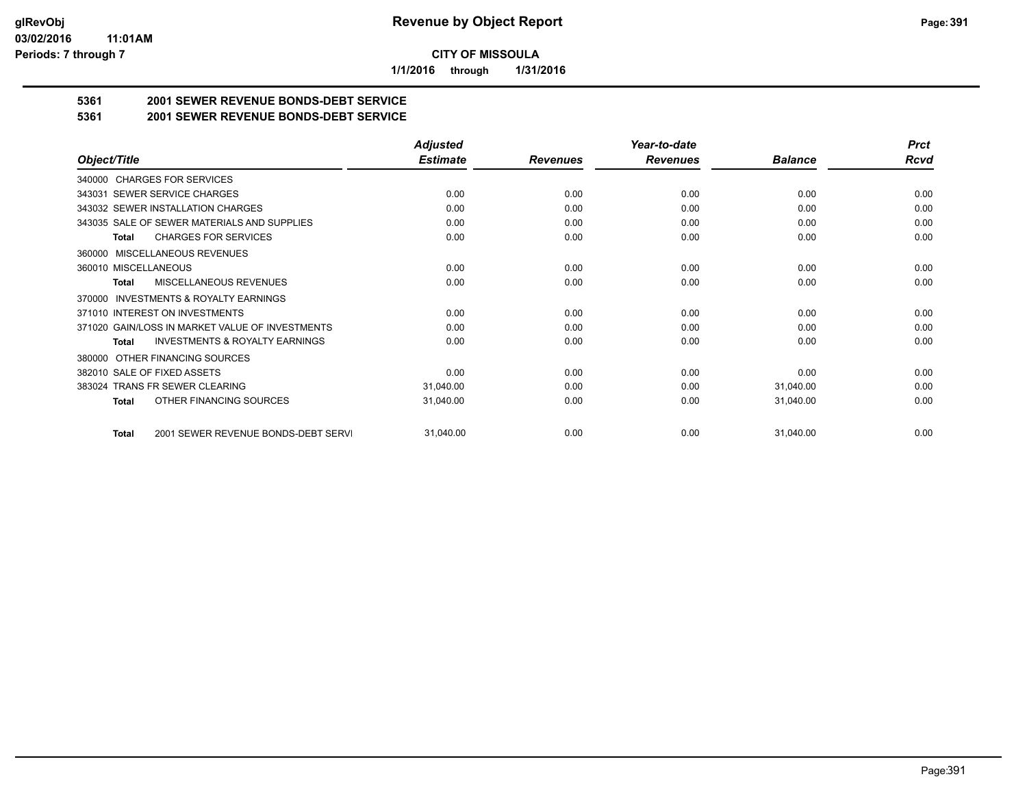# CITY OF MISSOULA

**1/1/2016 through 1/31/2016**

## 5361 2001 SEWER REVENUE BONDS-DEBT SERVICE

## 5361 2001 SEWER REVENUE BONDS-DEBT SERVICE

| Object/Title | Adjusted Estimate | Revenues | Year-to-date Revenues | Balance | Prct Rcvd |
|---|---|---|---|---|---|
| 340000 CHARGES FOR SERVICES | | | | | |
| 343031 SEWER SERVICE CHARGES | 0.00 | 0.00 | 0.00 | 0.00 | 0.00 |
| 343032 SEWER INSTALLATION CHARGES | 0.00 | 0.00 | 0.00 | 0.00 | 0.00 |
| 343035 SALE OF SEWER MATERIALS AND SUPPLIES | 0.00 | 0.00 | 0.00 | 0.00 | 0.00 |
| **Total** CHARGES FOR SERVICES | 0.00 | 0.00 | 0.00 | 0.00 | 0.00 |
| 360000 MISCELLANEOUS REVENUES | | | | | |
| 360010 MISCELLANEOUS | 0.00 | 0.00 | 0.00 | 0.00 | 0.00 |
| **Total** MISCELLANEOUS REVENUES | 0.00 | 0.00 | 0.00 | 0.00 | 0.00 |
| 370000 INVESTMENTS & ROYALTY EARNINGS | | | | | |
| 371010 INTEREST ON INVESTMENTS | 0.00 | 0.00 | 0.00 | 0.00 | 0.00 |
| 371020 GAIN/LOSS IN MARKET VALUE OF INVESTMENTS | 0.00 | 0.00 | 0.00 | 0.00 | 0.00 |
| **Total** INVESTMENTS & ROYALTY EARNINGS | 0.00 | 0.00 | 0.00 | 0.00 | 0.00 |
| 380000 OTHER FINANCING SOURCES | | | | | |
| 382010 SALE OF FIXED ASSETS | 0.00 | 0.00 | 0.00 | 0.00 | 0.00 |
| 383024 TRANS FR SEWER CLEARING | 31,040.00 | 0.00 | 0.00 | 31,040.00 | 0.00 |
| **Total** OTHER FINANCING SOURCES | 31,040.00 | 0.00 | 0.00 | 31,040.00 | 0.00 |
| **Total** 2001 SEWER REVENUE BONDS-DEBT SERVI | 31,040.00 | 0.00 | 0.00 | 31,040.00 | 0.00 |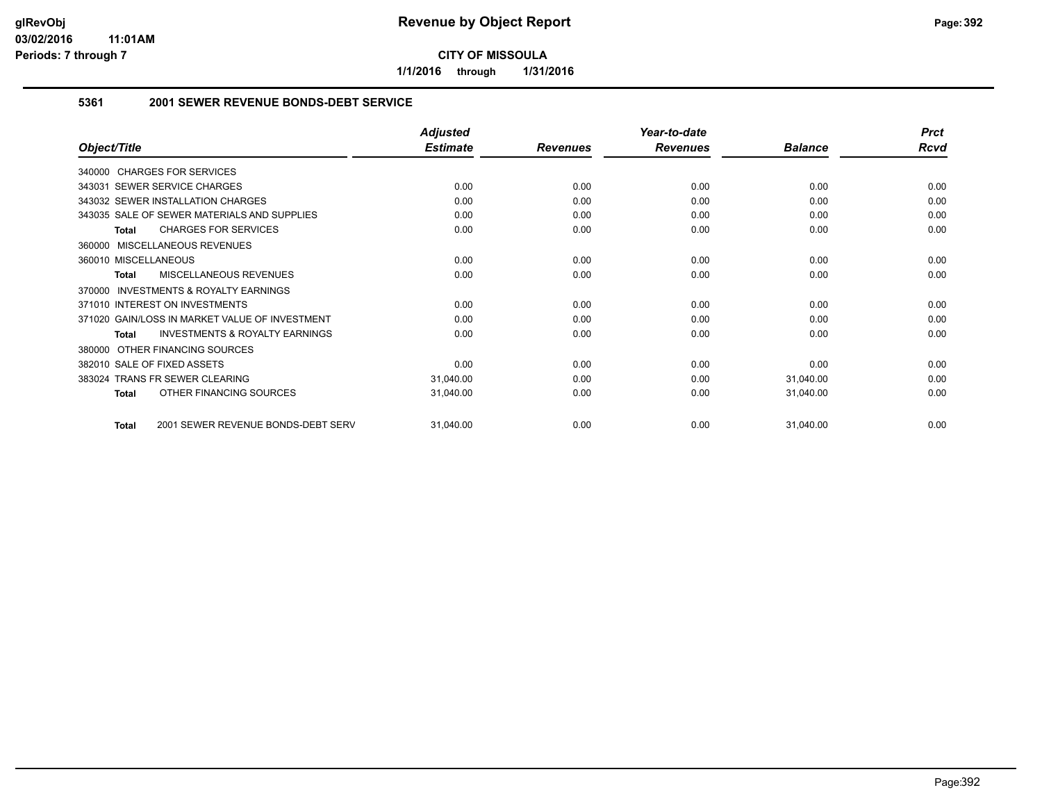# Revenue by Object Report

**CITY OF MISSOULA**

**1/1/2016 through 1/31/2016**

glRevObj
03/02/2016 11:01AM
Periods: 7 through 7

## 5361 2001 SEWER REVENUE BONDS-DEBT SERVICE

| Object/Title | Adjusted Estimate | Revenues | Year-to-date Revenues | Balance | Prct Rcvd |
|---|---|---|---|---|---|
| 340000 CHARGES FOR SERVICES | | | | | |
| 343031 SEWER SERVICE CHARGES | 0.00 | 0.00 | 0.00 | 0.00 | 0.00 |
| 343032 SEWER INSTALLATION CHARGES | 0.00 | 0.00 | 0.00 | 0.00 | 0.00 |
| 343035 SALE OF SEWER MATERIALS AND SUPPLIES | 0.00 | 0.00 | 0.00 | 0.00 | 0.00 |
| **Total** CHARGES FOR SERVICES | 0.00 | 0.00 | 0.00 | 0.00 | 0.00 |
| 360000 MISCELLANEOUS REVENUES | | | | | |
| 360010 MISCELLANEOUS | 0.00 | 0.00 | 0.00 | 0.00 | 0.00 |
| **Total** MISCELLANEOUS REVENUES | 0.00 | 0.00 | 0.00 | 0.00 | 0.00 |
| 370000 INVESTMENTS & ROYALTY EARNINGS | | | | | |
| 371010 INTEREST ON INVESTMENTS | 0.00 | 0.00 | 0.00 | 0.00 | 0.00 |
| 371020 GAIN/LOSS IN MARKET VALUE OF INVESTMENT | 0.00 | 0.00 | 0.00 | 0.00 | 0.00 |
| **Total** INVESTMENTS & ROYALTY EARNINGS | 0.00 | 0.00 | 0.00 | 0.00 | 0.00 |
| 380000 OTHER FINANCING SOURCES | | | | | |
| 382010 SALE OF FIXED ASSETS | 0.00 | 0.00 | 0.00 | 0.00 | 0.00 |
| 383024 TRANS FR SEWER CLEARING | 31,040.00 | 0.00 | 0.00 | 31,040.00 | 0.00 |
| **Total** OTHER FINANCING SOURCES | 31,040.00 | 0.00 | 0.00 | 31,040.00 | 0.00 |
| **Total** 2001 SEWER REVENUE BONDS-DEBT SERV | 31,040.00 | 0.00 | 0.00 | 31,040.00 | 0.00 |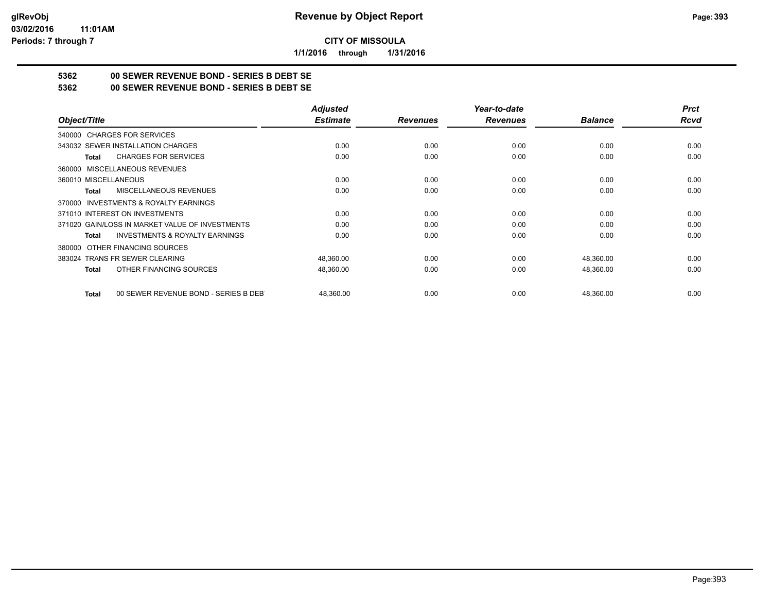**CITY OF MISSOULA**

**1/1/2016 through 1/31/2016**

## 5362 00 SEWER REVENUE BOND - SERIES B DEBT SE

## 5362 00 SEWER REVENUE BOND - SERIES B DEBT SE

| Object/Title | Adjusted Estimate | Revenues | Year-to-date Revenues | Balance | Prct Rcvd |
|---|---|---|---|---|---|
| 340000 CHARGES FOR SERVICES | | | | | |
| 343032 SEWER INSTALLATION CHARGES | 0.00 | 0.00 | 0.00 | 0.00 | 0.00 |
| **Total** CHARGES FOR SERVICES | 0.00 | 0.00 | 0.00 | 0.00 | 0.00 |
| 360000 MISCELLANEOUS REVENUES | | | | | |
| 360010 MISCELLANEOUS | 0.00 | 0.00 | 0.00 | 0.00 | 0.00 |
| **Total** MISCELLANEOUS REVENUES | 0.00 | 0.00 | 0.00 | 0.00 | 0.00 |
| 370000 INVESTMENTS & ROYALTY EARNINGS | | | | | |
| 371010 INTEREST ON INVESTMENTS | 0.00 | 0.00 | 0.00 | 0.00 | 0.00 |
| 371020 GAIN/LOSS IN MARKET VALUE OF INVESTMENTS | 0.00 | 0.00 | 0.00 | 0.00 | 0.00 |
| **Total** INVESTMENTS & ROYALTY EARNINGS | 0.00 | 0.00 | 0.00 | 0.00 | 0.00 |
| 380000 OTHER FINANCING SOURCES | | | | | |
| 383024 TRANS FR SEWER CLEARING | 48,360.00 | 0.00 | 0.00 | 48,360.00 | 0.00 |
| **Total** OTHER FINANCING SOURCES | 48,360.00 | 0.00 | 0.00 | 48,360.00 | 0.00 |
| **Total** 00 SEWER REVENUE BOND - SERIES B DEBT | 48,360.00 | 0.00 | 0.00 | 48,360.00 | 0.00 |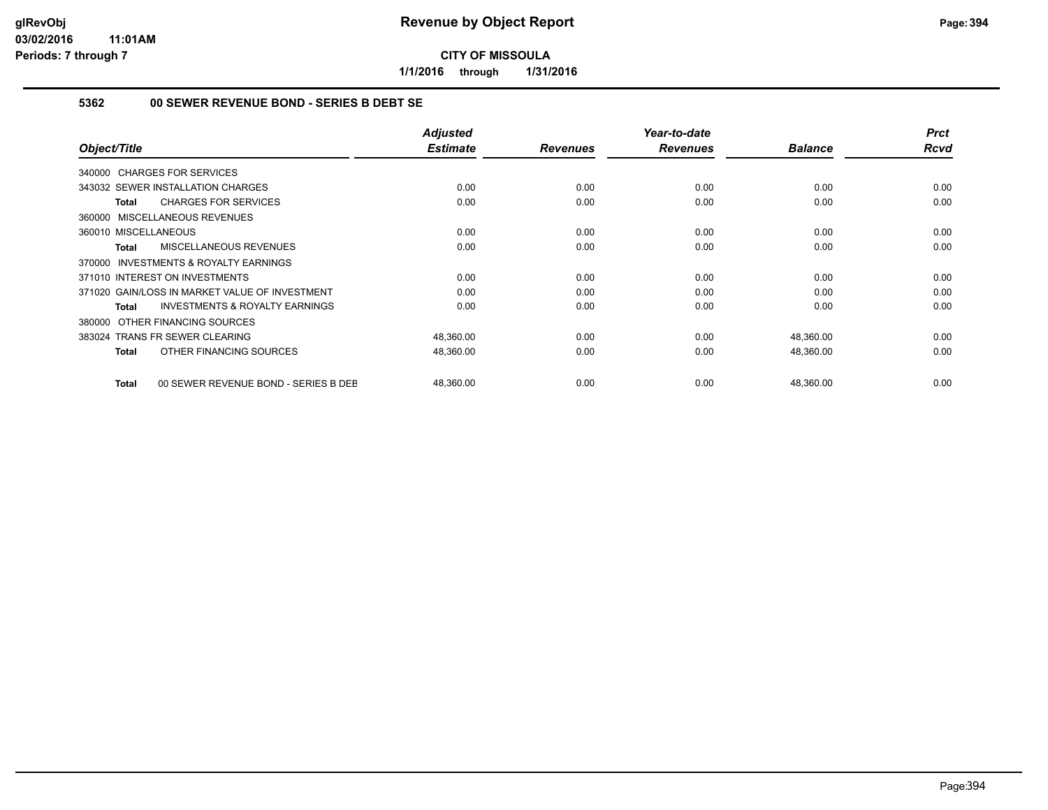# Revenue by Object Report

**CITY OF MISSOULA**

**1/1/2016 through 1/31/2016**

glRevObj
03/02/2016 11:01AM
Periods: 7 through 7

### 5362 00 SEWER REVENUE BOND - SERIES B DEBT SE

| Object/Title | Adjusted Estimate | Revenues | Year-to-date Revenues | Balance | Prct Rcvd |
|---|---|---|---|---|---|
| 340000 CHARGES FOR SERVICES | | | | | |
| 343032 SEWER INSTALLATION CHARGES | 0.00 | 0.00 | 0.00 | 0.00 | 0.00 |
| **Total** CHARGES FOR SERVICES | 0.00 | 0.00 | 0.00 | 0.00 | 0.00 |
| 360000 MISCELLANEOUS REVENUES | | | | | |
| 360010 MISCELLANEOUS | 0.00 | 0.00 | 0.00 | 0.00 | 0.00 |
| **Total** MISCELLANEOUS REVENUES | 0.00 | 0.00 | 0.00 | 0.00 | 0.00 |
| 370000 INVESTMENTS & ROYALTY EARNINGS | | | | | |
| 371010 INTEREST ON INVESTMENTS | 0.00 | 0.00 | 0.00 | 0.00 | 0.00 |
| 371020 GAIN/LOSS IN MARKET VALUE OF INVESTMENT | 0.00 | 0.00 | 0.00 | 0.00 | 0.00 |
| **Total** INVESTMENTS & ROYALTY EARNINGS | 0.00 | 0.00 | 0.00 | 0.00 | 0.00 |
| 380000 OTHER FINANCING SOURCES | | | | | |
| 383024 TRANS FR SEWER CLEARING | 48,360.00 | 0.00 | 0.00 | 48,360.00 | 0.00 |
| **Total** OTHER FINANCING SOURCES | 48,360.00 | 0.00 | 0.00 | 48,360.00 | 0.00 |
| **Total** 00 SEWER REVENUE BOND - SERIES B DEB | 48,360.00 | 0.00 | 0.00 | 48,360.00 | 0.00 |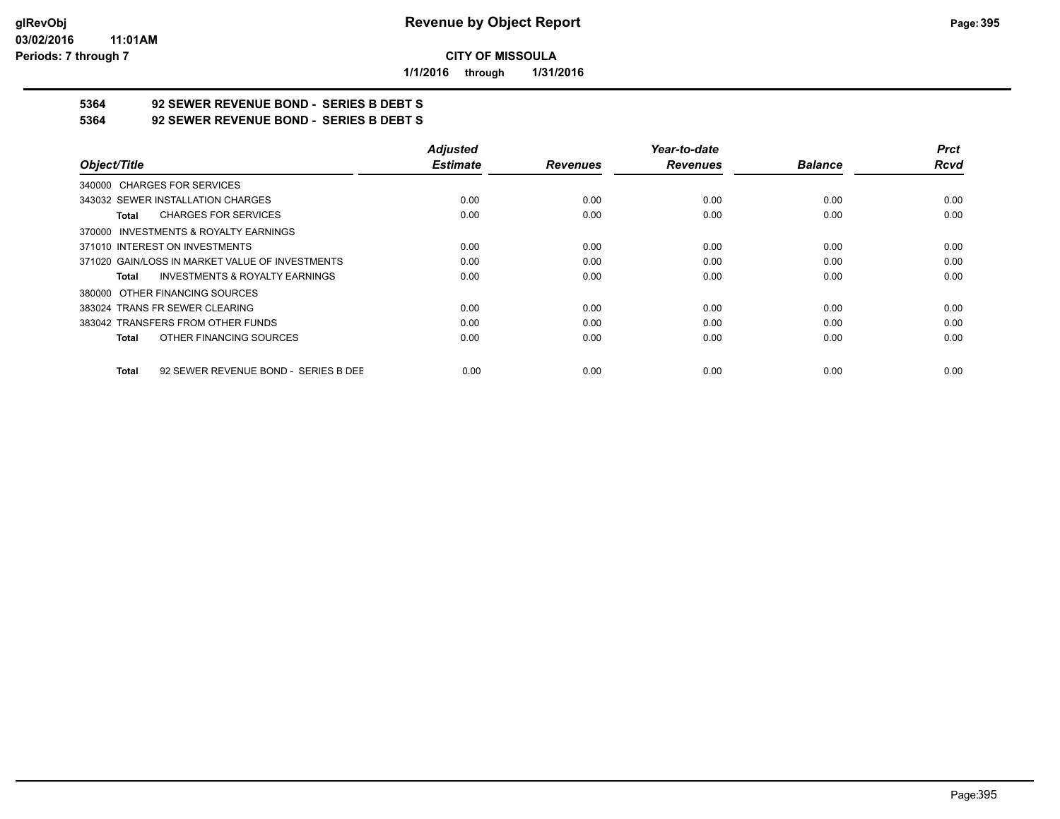**CITY OF MISSOULA**

**1/1/2016 through 1/31/2016**

## 5364 92 SEWER REVENUE BOND - SERIES B DEBT S

## 5364 92 SEWER REVENUE BOND - SERIES B DEBT S

| Object/Title | Adjusted Estimate | Revenues | Year-to-date Revenues | Balance | Prct Rcvd |
|---|---|---|---|---|---|
| 340000 CHARGES FOR SERVICES | | | | | |
| 343032 SEWER INSTALLATION CHARGES | 0.00 | 0.00 | 0.00 | 0.00 | 0.00 |
| **Total** CHARGES FOR SERVICES | 0.00 | 0.00 | 0.00 | 0.00 | 0.00 |
| 370000 INVESTMENTS & ROYALTY EARNINGS | | | | | |
| 371010 INTEREST ON INVESTMENTS | 0.00 | 0.00 | 0.00 | 0.00 | 0.00 |
| 371020 GAIN/LOSS IN MARKET VALUE OF INVESTMENTS | 0.00 | 0.00 | 0.00 | 0.00 | 0.00 |
| **Total** INVESTMENTS & ROYALTY EARNINGS | 0.00 | 0.00 | 0.00 | 0.00 | 0.00 |
| 380000 OTHER FINANCING SOURCES | | | | | |
| 383024 TRANS FR SEWER CLEARING | 0.00 | 0.00 | 0.00 | 0.00 | 0.00 |
| 383042 TRANSFERS FROM OTHER FUNDS | 0.00 | 0.00 | 0.00 | 0.00 | 0.00 |
| **Total** OTHER FINANCING SOURCES | 0.00 | 0.00 | 0.00 | 0.00 | 0.00 |
| **Total** 92 SEWER REVENUE BOND - SERIES B DEE | 0.00 | 0.00 | 0.00 | 0.00 | 0.00 |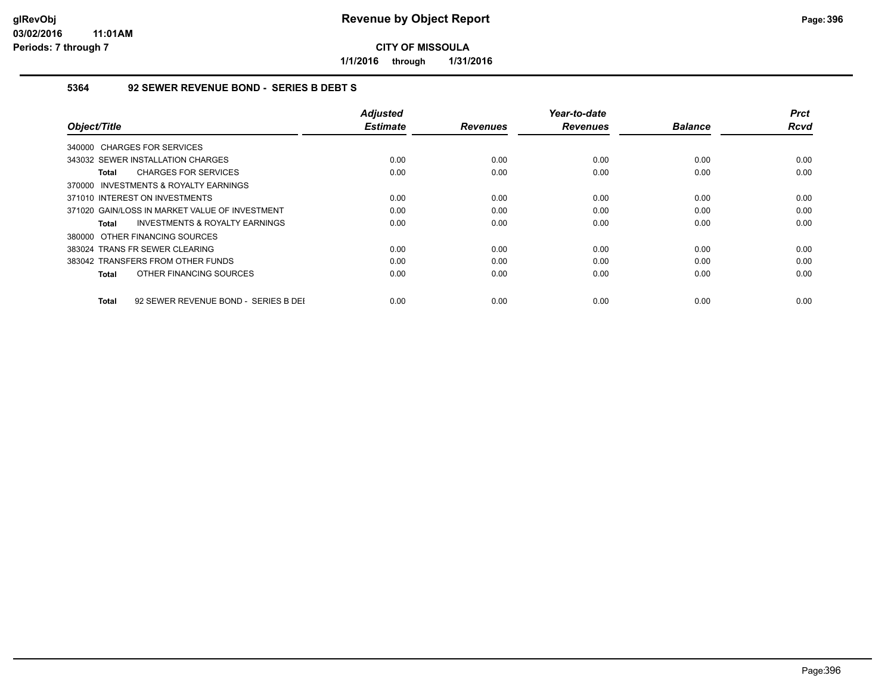**Revenue by Object Report**

**CITY OF MISSOULA**

**1/1/2016 through 1/31/2016**

glRevObj
03/02/2016 11:01AM
Periods: 7 through 7

### 5364 92 SEWER REVENUE BOND - SERIES B DEBT S

| Object/Title | Adjusted Estimate | Revenues | Year-to-date Revenues | Balance | Prct Rcvd |
|---|---|---|---|---|---|
| 340000 CHARGES FOR SERVICES | | | | | |
| 343032 SEWER INSTALLATION CHARGES | 0.00 | 0.00 | 0.00 | 0.00 | 0.00 |
| **Total** CHARGES FOR SERVICES | 0.00 | 0.00 | 0.00 | 0.00 | 0.00 |
| 370000 INVESTMENTS & ROYALTY EARNINGS | | | | | |
| 371010 INTEREST ON INVESTMENTS | 0.00 | 0.00 | 0.00 | 0.00 | 0.00 |
| 371020 GAIN/LOSS IN MARKET VALUE OF INVESTMENT | 0.00 | 0.00 | 0.00 | 0.00 | 0.00 |
| **Total** INVESTMENTS & ROYALTY EARNINGS | 0.00 | 0.00 | 0.00 | 0.00 | 0.00 |
| 380000 OTHER FINANCING SOURCES | | | | | |
| 383024 TRANS FR SEWER CLEARING | 0.00 | 0.00 | 0.00 | 0.00 | 0.00 |
| 383042 TRANSFERS FROM OTHER FUNDS | 0.00 | 0.00 | 0.00 | 0.00 | 0.00 |
| **Total** OTHER FINANCING SOURCES | 0.00 | 0.00 | 0.00 | 0.00 | 0.00 |
| **Total** 92 SEWER REVENUE BOND - SERIES B DEI | 0.00 | 0.00 | 0.00 | 0.00 | 0.00 |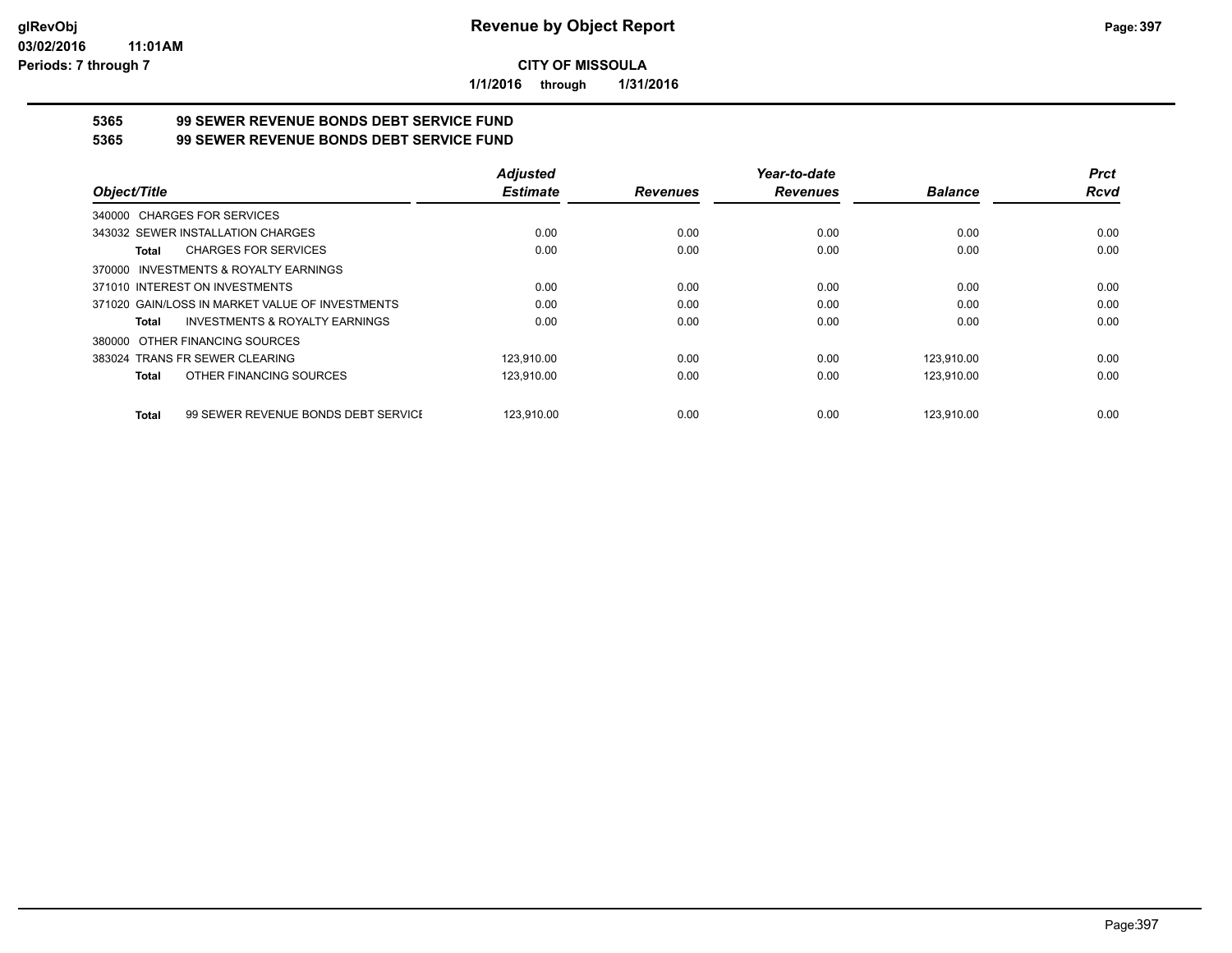**glRevObj**
**03/02/2016 11:01AM**
**Periods: 7 through 7**

# Revenue by Object Report

**CITY OF MISSOULA**

**1/1/2016 through 1/31/2016**

## 5365 99 SEWER REVENUE BONDS DEBT SERVICE FUND
## 5365 99 SEWER REVENUE BONDS DEBT SERVICE FUND

| Object/Title | Adjusted Estimate | Revenues | Year-to-date Revenues | Balance | Prct Rcvd |
|---|---|---|---|---|---|
| 340000 CHARGES FOR SERVICES | | | | | |
| 343032 SEWER INSTALLATION CHARGES | 0.00 | 0.00 | 0.00 | 0.00 | 0.00 |
| **Total** CHARGES FOR SERVICES | 0.00 | 0.00 | 0.00 | 0.00 | 0.00 |
| 370000 INVESTMENTS & ROYALTY EARNINGS | | | | | |
| 371010 INTEREST ON INVESTMENTS | 0.00 | 0.00 | 0.00 | 0.00 | 0.00 |
| 371020 GAIN/LOSS IN MARKET VALUE OF INVESTMENTS | 0.00 | 0.00 | 0.00 | 0.00 | 0.00 |
| **Total** INVESTMENTS & ROYALTY EARNINGS | 0.00 | 0.00 | 0.00 | 0.00 | 0.00 |
| 380000 OTHER FINANCING SOURCES | | | | | |
| 383024 TRANS FR SEWER CLEARING | 123,910.00 | 0.00 | 0.00 | 123,910.00 | 0.00 |
| **Total** OTHER FINANCING SOURCES | 123,910.00 | 0.00 | 0.00 | 123,910.00 | 0.00 |
| **Total** 99 SEWER REVENUE BONDS DEBT SERVICE | 123,910.00 | 0.00 | 0.00 | 123,910.00 | 0.00 |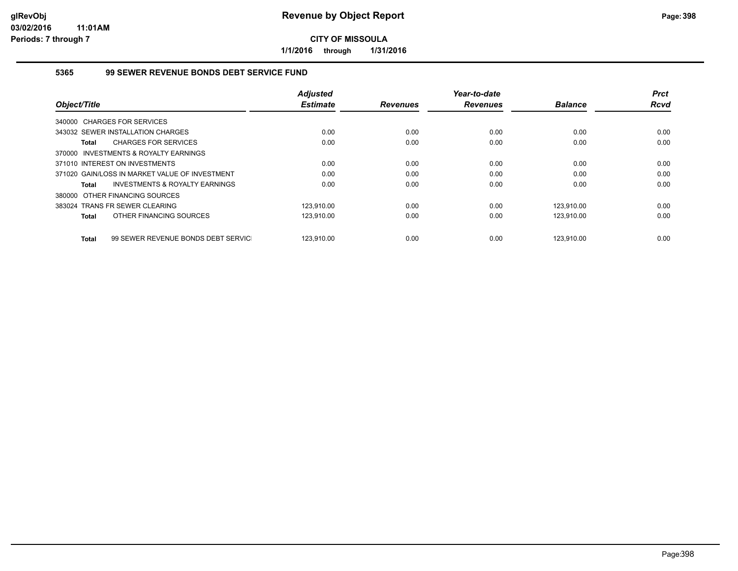# Revenue by Object Report

**CITY OF MISSOULA**

**1/1/2016 through 1/31/2016**

glRevObj
03/02/2016 11:01AM
Periods: 7 through 7

## 5365 99 SEWER REVENUE BONDS DEBT SERVICE FUND

| Object/Title | Adjusted Estimate | Revenues | Year-to-date Revenues | Balance | Prct Rcvd |
|---|---|---|---|---|---|
| 340000 CHARGES FOR SERVICES | | | | | |
| 343032 SEWER INSTALLATION CHARGES | 0.00 | 0.00 | 0.00 | 0.00 | 0.00 |
| **Total** CHARGES FOR SERVICES | 0.00 | 0.00 | 0.00 | 0.00 | 0.00 |
| 370000 INVESTMENTS & ROYALTY EARNINGS | | | | | |
| 371010 INTEREST ON INVESTMENTS | 0.00 | 0.00 | 0.00 | 0.00 | 0.00 |
| 371020 GAIN/LOSS IN MARKET VALUE OF INVESTMENT | 0.00 | 0.00 | 0.00 | 0.00 | 0.00 |
| **Total** INVESTMENTS & ROYALTY EARNINGS | 0.00 | 0.00 | 0.00 | 0.00 | 0.00 |
| 380000 OTHER FINANCING SOURCES | | | | | |
| 383024 TRANS FR SEWER CLEARING | 123,910.00 | 0.00 | 0.00 | 123,910.00 | 0.00 |
| **Total** OTHER FINANCING SOURCES | 123,910.00 | 0.00 | 0.00 | 123,910.00 | 0.00 |
| **Total** 99 SEWER REVENUE BONDS DEBT SERVIC | 123,910.00 | 0.00 | 0.00 | 123,910.00 | 0.00 |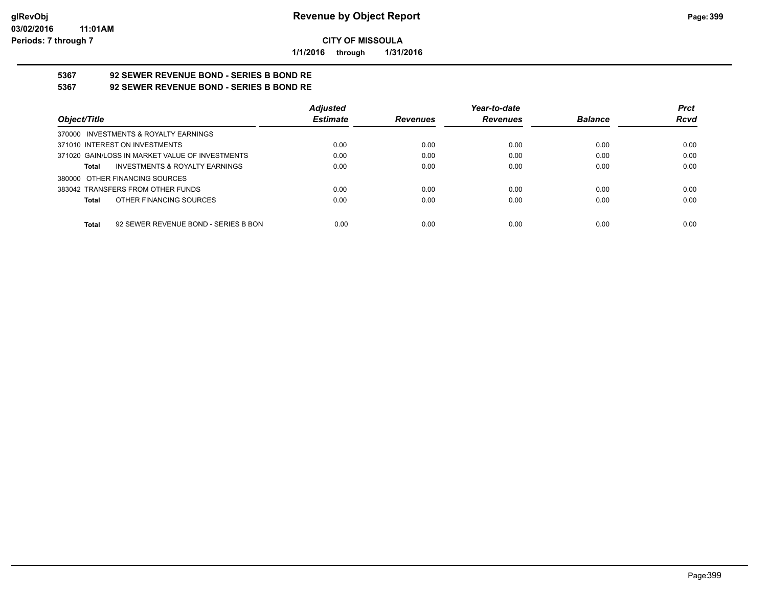**CITY OF MISSOULA**

**1/1/2016 through 1/31/2016**

## 5367 92 SEWER REVENUE BOND - SERIES B BOND RE

## 5367 92 SEWER REVENUE BOND - SERIES B BOND RE

| Object/Title | Adjusted Estimate | Revenues | Year-to-date Revenues | Balance | Prct Rcvd |
|---|---|---|---|---|---|
| 370000 INVESTMENTS & ROYALTY EARNINGS | | | | | |
| 371010 INTEREST ON INVESTMENTS | 0.00 | 0.00 | 0.00 | 0.00 | 0.00 |
| 371020 GAIN/LOSS IN MARKET VALUE OF INVESTMENTS | 0.00 | 0.00 | 0.00 | 0.00 | 0.00 |
| **Total** INVESTMENTS & ROYALTY EARNINGS | 0.00 | 0.00 | 0.00 | 0.00 | 0.00 |
| 380000 OTHER FINANCING SOURCES | | | | | |
| 383042 TRANSFERS FROM OTHER FUNDS | 0.00 | 0.00 | 0.00 | 0.00 | 0.00 |
| **Total** OTHER FINANCING SOURCES | 0.00 | 0.00 | 0.00 | 0.00 | 0.00 |
| **Total** 92 SEWER REVENUE BOND - SERIES B BON | 0.00 | 0.00 | 0.00 | 0.00 | 0.00 |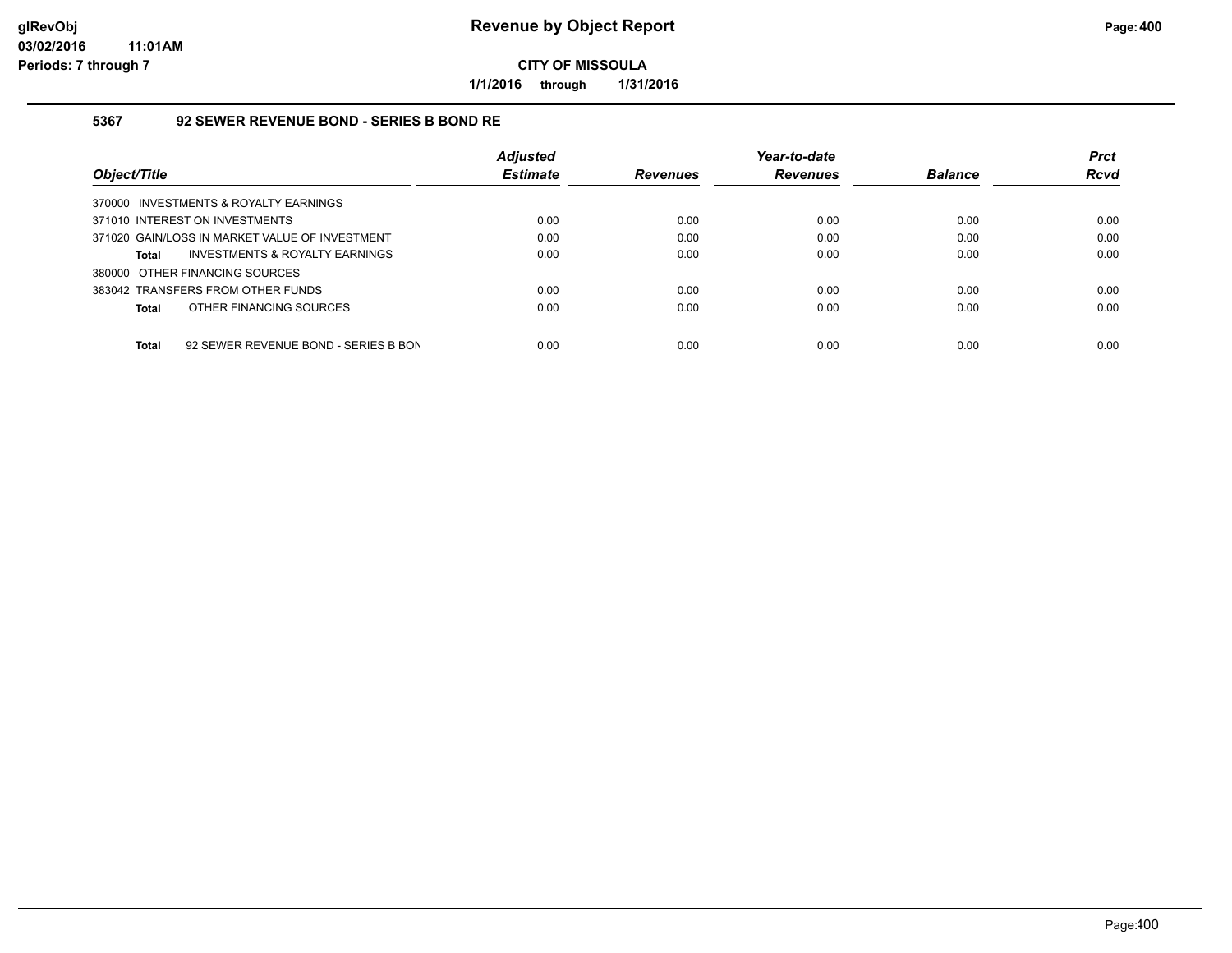# Revenue by Object Report

glRevObj
03/02/2016 11:01AM
Periods: 7 through 7

**CITY OF MISSOULA**

**1/1/2016 through 1/31/2016**

## 5367 92 SEWER REVENUE BOND - SERIES B BOND RE

| Object/Title | Adjusted Estimate | Revenues | Year-to-date Revenues | Balance | Prct Rcvd |
|---|---|---|---|---|---|
| 370000 INVESTMENTS & ROYALTY EARNINGS | | | | | |
| 371010 INTEREST ON INVESTMENTS | 0.00 | 0.00 | 0.00 | 0.00 | 0.00 |
| 371020 GAIN/LOSS IN MARKET VALUE OF INVESTMENT | 0.00 | 0.00 | 0.00 | 0.00 | 0.00 |
| **Total** INVESTMENTS & ROYALTY EARNINGS | 0.00 | 0.00 | 0.00 | 0.00 | 0.00 |
| 380000 OTHER FINANCING SOURCES | | | | | |
| 383042 TRANSFERS FROM OTHER FUNDS | 0.00 | 0.00 | 0.00 | 0.00 | 0.00 |
| **Total** OTHER FINANCING SOURCES | 0.00 | 0.00 | 0.00 | 0.00 | 0.00 |
| **Total** 92 SEWER REVENUE BOND - SERIES B BON | 0.00 | 0.00 | 0.00 | 0.00 | 0.00 |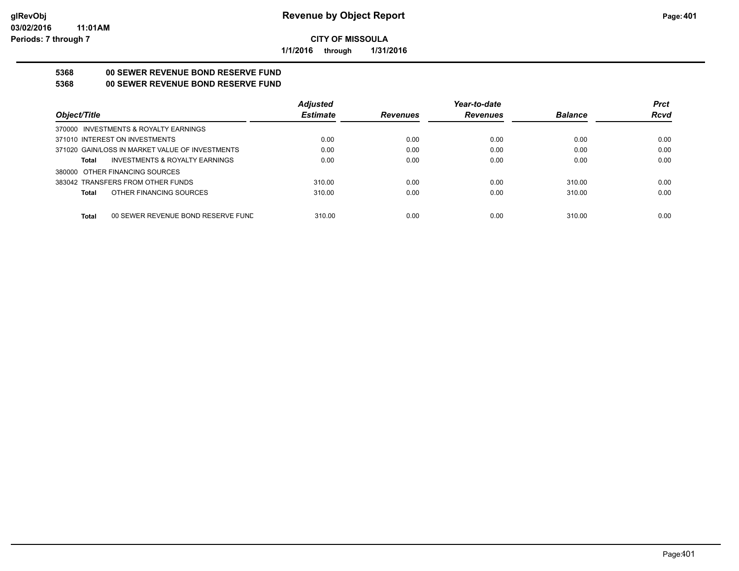**CITY OF MISSOULA**

**1/1/2016 through 1/31/2016**

## 5368 00 SEWER REVENUE BOND RESERVE FUND

## 5368 00 SEWER REVENUE BOND RESERVE FUND

| Object/Title | Adjusted Estimate | Revenues | Year-to-date Revenues | Balance | Prct Rcvd |
|---|---|---|---|---|---|
| 370000 INVESTMENTS & ROYALTY EARNINGS | | | | | |
| 371010 INTEREST ON INVESTMENTS | 0.00 | 0.00 | 0.00 | 0.00 | 0.00 |
| 371020 GAIN/LOSS IN MARKET VALUE OF INVESTMENTS | 0.00 | 0.00 | 0.00 | 0.00 | 0.00 |
| **Total** INVESTMENTS & ROYALTY EARNINGS | 0.00 | 0.00 | 0.00 | 0.00 | 0.00 |
| 380000 OTHER FINANCING SOURCES | | | | | |
| 383042 TRANSFERS FROM OTHER FUNDS | 310.00 | 0.00 | 0.00 | 310.00 | 0.00 |
| **Total** OTHER FINANCING SOURCES | 310.00 | 0.00 | 0.00 | 310.00 | 0.00 |
| **Total** 00 SEWER REVENUE BOND RESERVE FUND | 310.00 | 0.00 | 0.00 | 310.00 | 0.00 |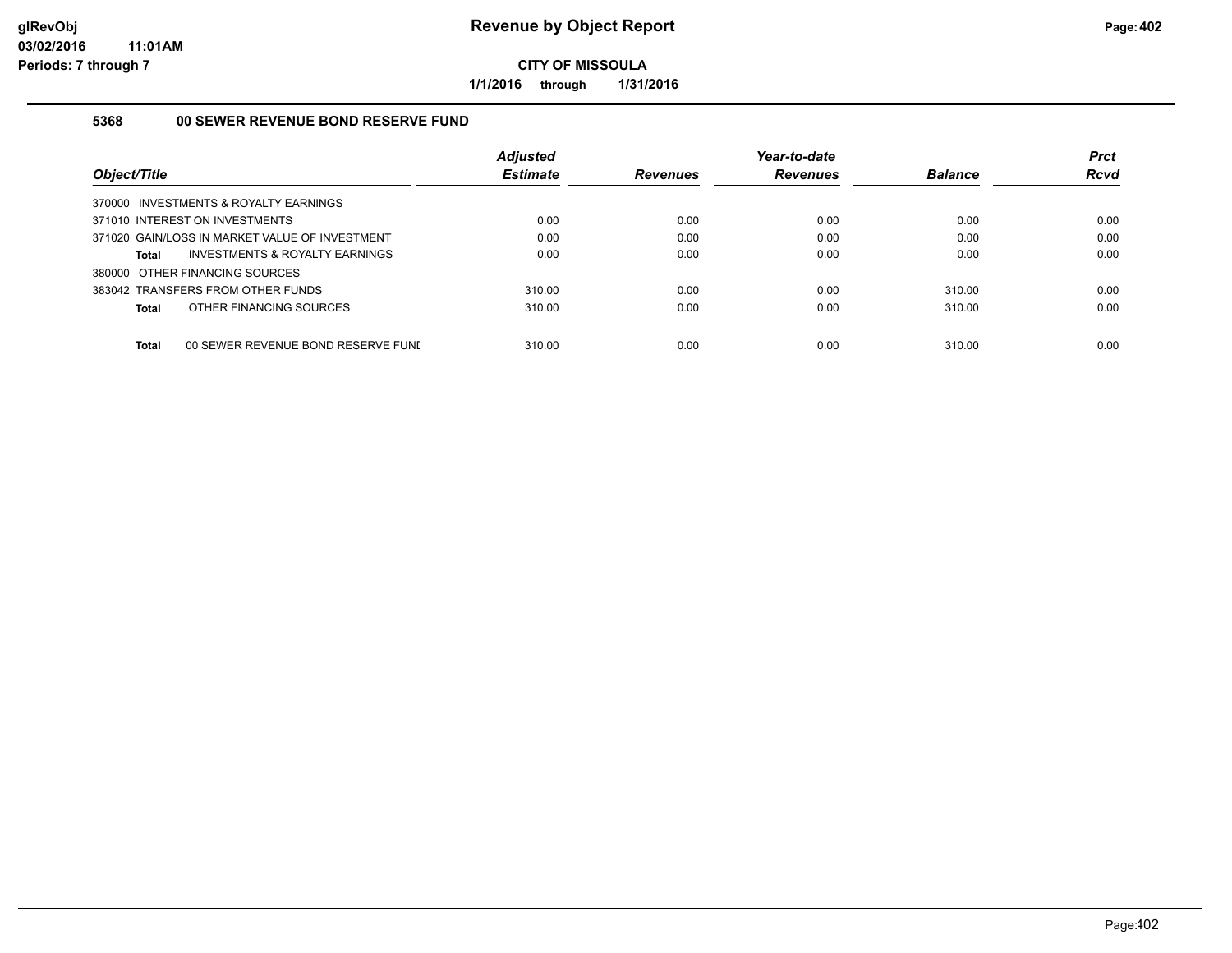# Revenue by Object Report

**CITY OF MISSOULA**

**1/1/2016 through 1/31/2016**

glRevObj
03/02/2016 11:01AM
Periods: 7 through 7

### 5368 00 SEWER REVENUE BOND RESERVE FUND

| Object/Title | Adjusted Estimate | Revenues | Year-to-date Revenues | Balance | Prct Rcvd |
|---|---|---|---|---|---|
| 370000 INVESTMENTS & ROYALTY EARNINGS | | | | | |
| 371010 INTEREST ON INVESTMENTS | 0.00 | 0.00 | 0.00 | 0.00 | 0.00 |
| 371020 GAIN/LOSS IN MARKET VALUE OF INVESTMENT | 0.00 | 0.00 | 0.00 | 0.00 | 0.00 |
| **Total** INVESTMENTS & ROYALTY EARNINGS | 0.00 | 0.00 | 0.00 | 0.00 | 0.00 |
| 380000 OTHER FINANCING SOURCES | | | | | |
| 383042 TRANSFERS FROM OTHER FUNDS | 310.00 | 0.00 | 0.00 | 310.00 | 0.00 |
| **Total** OTHER FINANCING SOURCES | 310.00 | 0.00 | 0.00 | 310.00 | 0.00 |
| **Total** 00 SEWER REVENUE BOND RESERVE FUNI | 310.00 | 0.00 | 0.00 | 310.00 | 0.00 |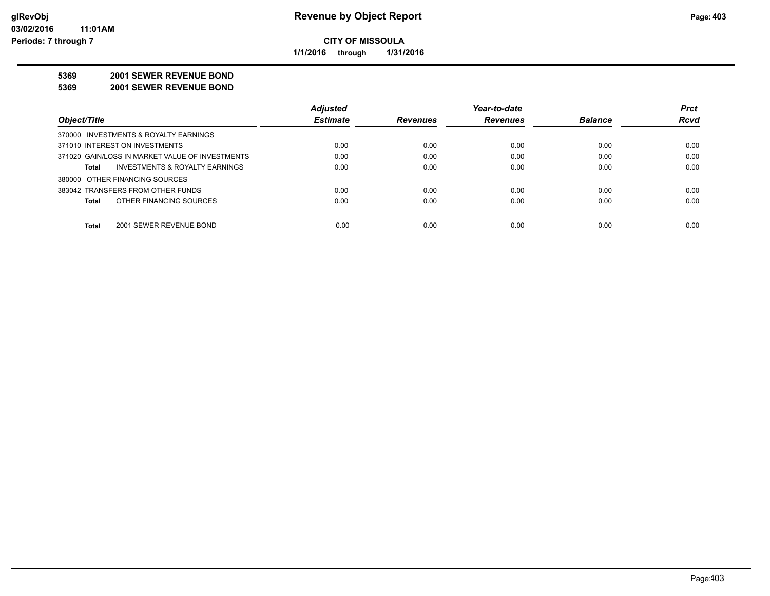**CITY OF MISSOULA**

**1/1/2016 through 1/31/2016**

**5369 2001 SEWER REVENUE BOND**

**5369 2001 SEWER REVENUE BOND**

| Object/Title | Adjusted Estimate | Revenues | Year-to-date Revenues | Balance | Prct Rcvd |
|---|---|---|---|---|---|
| 370000 INVESTMENTS & ROYALTY EARNINGS | | | | | |
| 371010 INTEREST ON INVESTMENTS | 0.00 | 0.00 | 0.00 | 0.00 | 0.00 |
| 371020 GAIN/LOSS IN MARKET VALUE OF INVESTMENTS | 0.00 | 0.00 | 0.00 | 0.00 | 0.00 |
| **Total** INVESTMENTS & ROYALTY EARNINGS | 0.00 | 0.00 | 0.00 | 0.00 | 0.00 |
| 380000 OTHER FINANCING SOURCES | | | | | |
| 383042 TRANSFERS FROM OTHER FUNDS | 0.00 | 0.00 | 0.00 | 0.00 | 0.00 |
| **Total** OTHER FINANCING SOURCES | 0.00 | 0.00 | 0.00 | 0.00 | 0.00 |
| **Total** 2001 SEWER REVENUE BOND | 0.00 | 0.00 | 0.00 | 0.00 | 0.00 |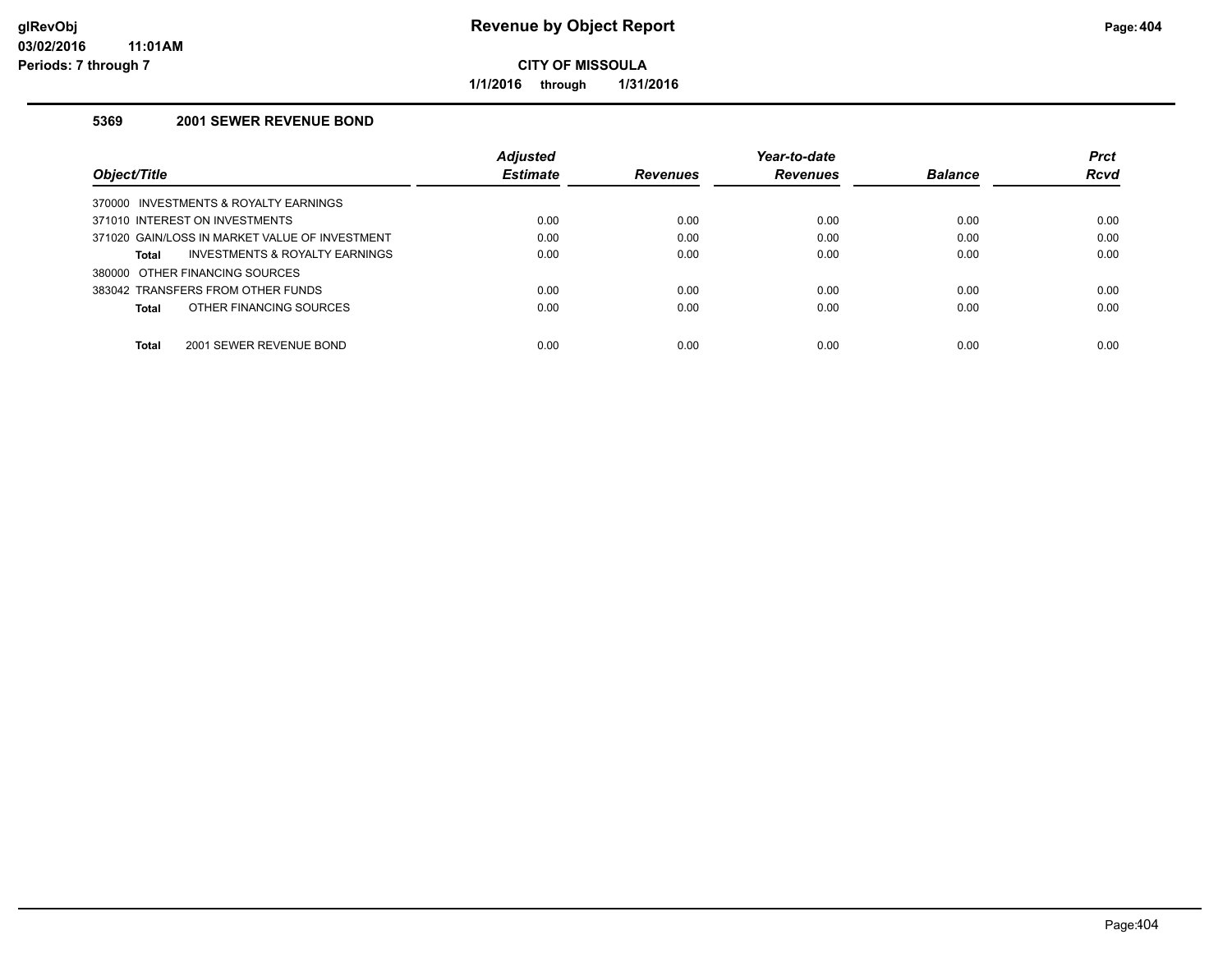# Revenue by Object Report

**CITY OF MISSOULA**

**1/1/2016 through 1/31/2016**

glRevObj
03/02/2016 11:01AM
Periods: 7 through 7

### 5369 2001 SEWER REVENUE BOND

| Object/Title | Adjusted Estimate | Revenues | Year-to-date Revenues | Balance | Prct Rcvd |
|---|---|---|---|---|---|
| 370000 INVESTMENTS & ROYALTY EARNINGS | | | | | |
| 371010 INTEREST ON INVESTMENTS | 0.00 | 0.00 | 0.00 | 0.00 | 0.00 |
| 371020 GAIN/LOSS IN MARKET VALUE OF INVESTMENT | 0.00 | 0.00 | 0.00 | 0.00 | 0.00 |
| **Total** INVESTMENTS & ROYALTY EARNINGS | 0.00 | 0.00 | 0.00 | 0.00 | 0.00 |
| 380000 OTHER FINANCING SOURCES | | | | | |
| 383042 TRANSFERS FROM OTHER FUNDS | 0.00 | 0.00 | 0.00 | 0.00 | 0.00 |
| **Total** OTHER FINANCING SOURCES | 0.00 | 0.00 | 0.00 | 0.00 | 0.00 |
| **Total** 2001 SEWER REVENUE BOND | 0.00 | 0.00 | 0.00 | 0.00 | 0.00 |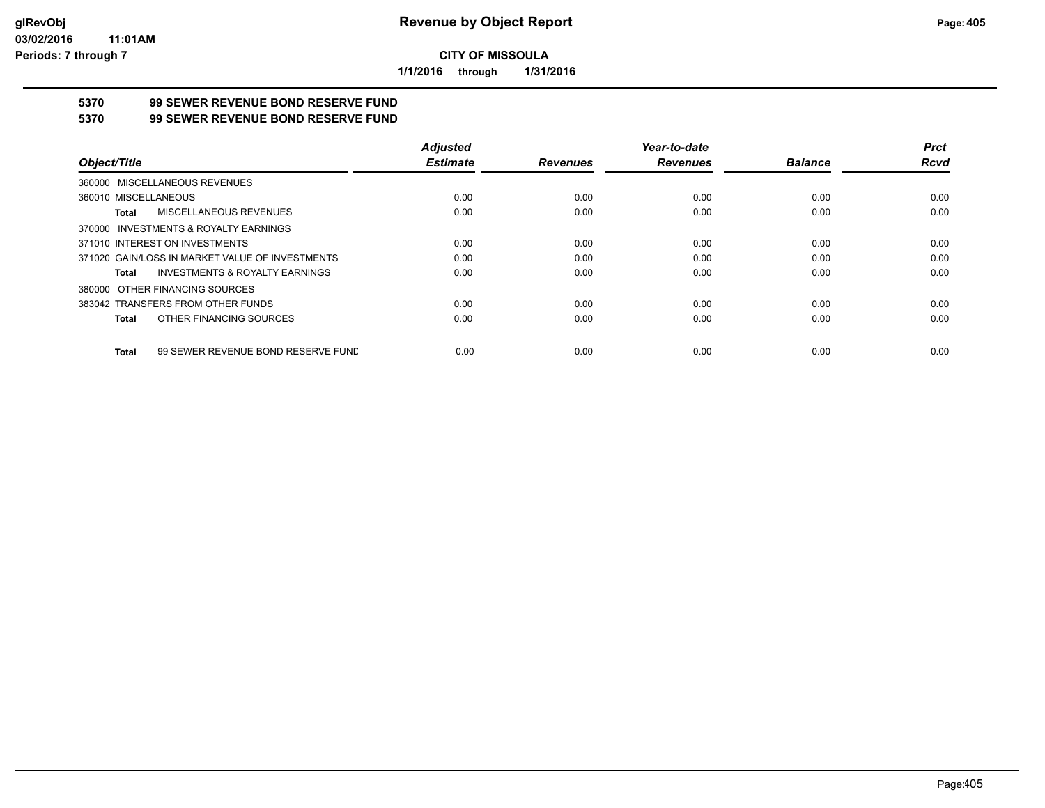**CITY OF MISSOULA**

**1/1/2016 through 1/31/2016**

## 5370 99 SEWER REVENUE BOND RESERVE FUND
## 5370 99 SEWER REVENUE BOND RESERVE FUND

| Object/Title | Adjusted Estimate | Revenues | Year-to-date Revenues | Balance | Prct Rcvd |
|---|---|---|---|---|---|
| 360000 MISCELLANEOUS REVENUES | | | | | |
| 360010 MISCELLANEOUS | 0.00 | 0.00 | 0.00 | 0.00 | 0.00 |
| **Total** MISCELLANEOUS REVENUES | 0.00 | 0.00 | 0.00 | 0.00 | 0.00 |
| 370000 INVESTMENTS & ROYALTY EARNINGS | | | | | |
| 371010 INTEREST ON INVESTMENTS | 0.00 | 0.00 | 0.00 | 0.00 | 0.00 |
| 371020 GAIN/LOSS IN MARKET VALUE OF INVESTMENTS | 0.00 | 0.00 | 0.00 | 0.00 | 0.00 |
| **Total** INVESTMENTS & ROYALTY EARNINGS | 0.00 | 0.00 | 0.00 | 0.00 | 0.00 |
| 380000 OTHER FINANCING SOURCES | | | | | |
| 383042 TRANSFERS FROM OTHER FUNDS | 0.00 | 0.00 | 0.00 | 0.00 | 0.00 |
| **Total** OTHER FINANCING SOURCES | 0.00 | 0.00 | 0.00 | 0.00 | 0.00 |
| **Total** 99 SEWER REVENUE BOND RESERVE FUND | 0.00 | 0.00 | 0.00 | 0.00 | 0.00 |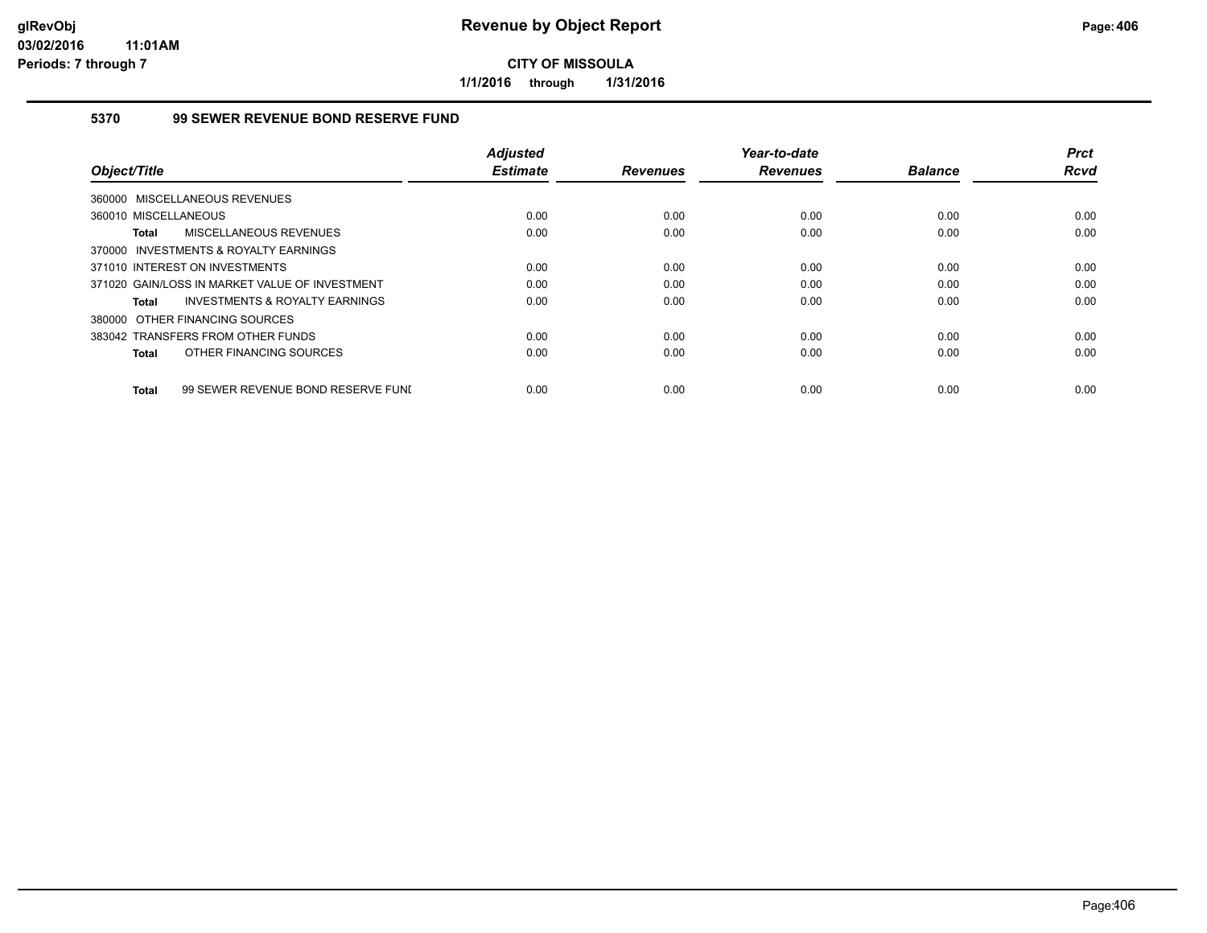**CITY OF MISSOULA**

**1/1/2016 through 1/31/2016**

## 5370 99 SEWER REVENUE BOND RESERVE FUND

| Object/Title | Adjusted Estimate | Revenues | Year-to-date Revenues | Balance | Prct Rcvd |
|---|---|---|---|---|---|
| 360000 MISCELLANEOUS REVENUES | | | | | |
| 360010 MISCELLANEOUS | 0.00 | 0.00 | 0.00 | 0.00 | 0.00 |
| **Total** MISCELLANEOUS REVENUES | 0.00 | 0.00 | 0.00 | 0.00 | 0.00 |
| 370000 INVESTMENTS & ROYALTY EARNINGS | | | | | |
| 371010 INTEREST ON INVESTMENTS | 0.00 | 0.00 | 0.00 | 0.00 | 0.00 |
| 371020 GAIN/LOSS IN MARKET VALUE OF INVESTMENT | 0.00 | 0.00 | 0.00 | 0.00 | 0.00 |
| **Total** INVESTMENTS & ROYALTY EARNINGS | 0.00 | 0.00 | 0.00 | 0.00 | 0.00 |
| 380000 OTHER FINANCING SOURCES | | | | | |
| 383042 TRANSFERS FROM OTHER FUNDS | 0.00 | 0.00 | 0.00 | 0.00 | 0.00 |
| **Total** OTHER FINANCING SOURCES | 0.00 | 0.00 | 0.00 | 0.00 | 0.00 |
| **Total** 99 SEWER REVENUE BOND RESERVE FUNI | 0.00 | 0.00 | 0.00 | 0.00 | 0.00 |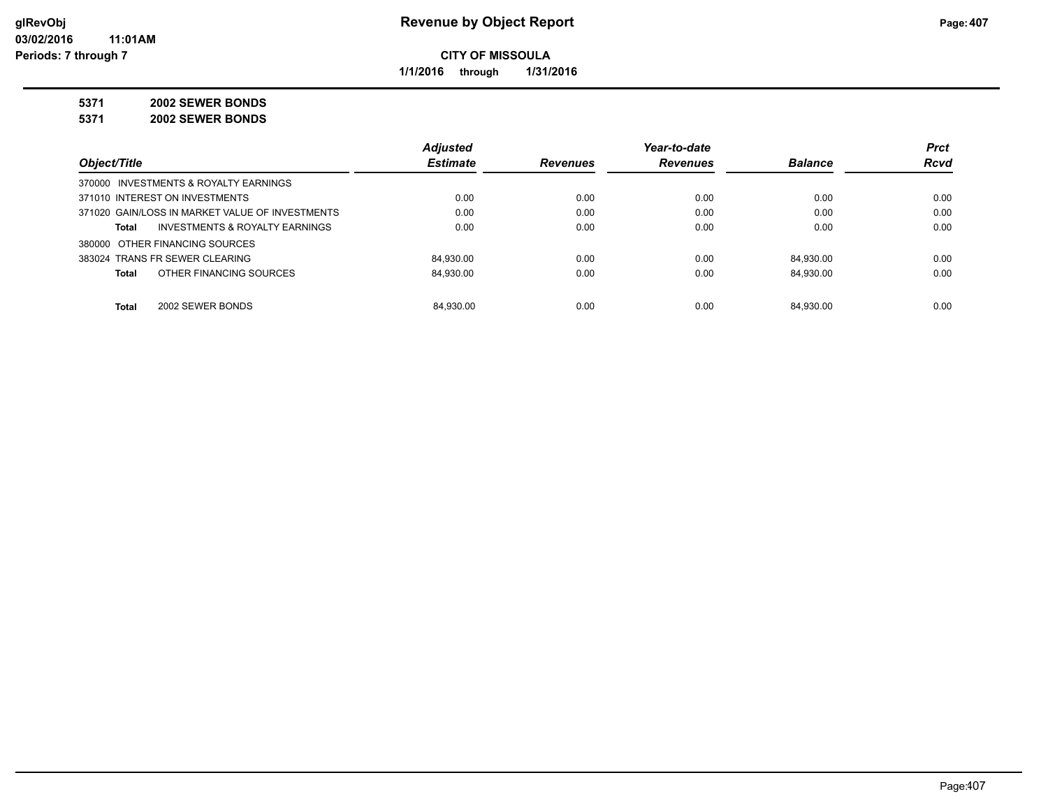**CITY OF MISSOULA**

**1/1/2016 through 1/31/2016**

**5371 2002 SEWER BONDS**

**5371 2002 SEWER BONDS**

| Object/Title | Adjusted Estimate | Revenues | Year-to-date Revenues | Balance | Prct Rcvd |
|---|---|---|---|---|---|
| 370000 INVESTMENTS & ROYALTY EARNINGS | | | | | |
| 371010 INTEREST ON INVESTMENTS | 0.00 | 0.00 | 0.00 | 0.00 | 0.00 |
| 371020 GAIN/LOSS IN MARKET VALUE OF INVESTMENTS | 0.00 | 0.00 | 0.00 | 0.00 | 0.00 |
| **Total** INVESTMENTS & ROYALTY EARNINGS | 0.00 | 0.00 | 0.00 | 0.00 | 0.00 |
| 380000 OTHER FINANCING SOURCES | | | | | |
| 383024 TRANS FR SEWER CLEARING | 84,930.00 | 0.00 | 0.00 | 84,930.00 | 0.00 |
| **Total** OTHER FINANCING SOURCES | 84,930.00 | 0.00 | 0.00 | 84,930.00 | 0.00 |
| **Total** 2002 SEWER BONDS | 84,930.00 | 0.00 | 0.00 | 84,930.00 | 0.00 |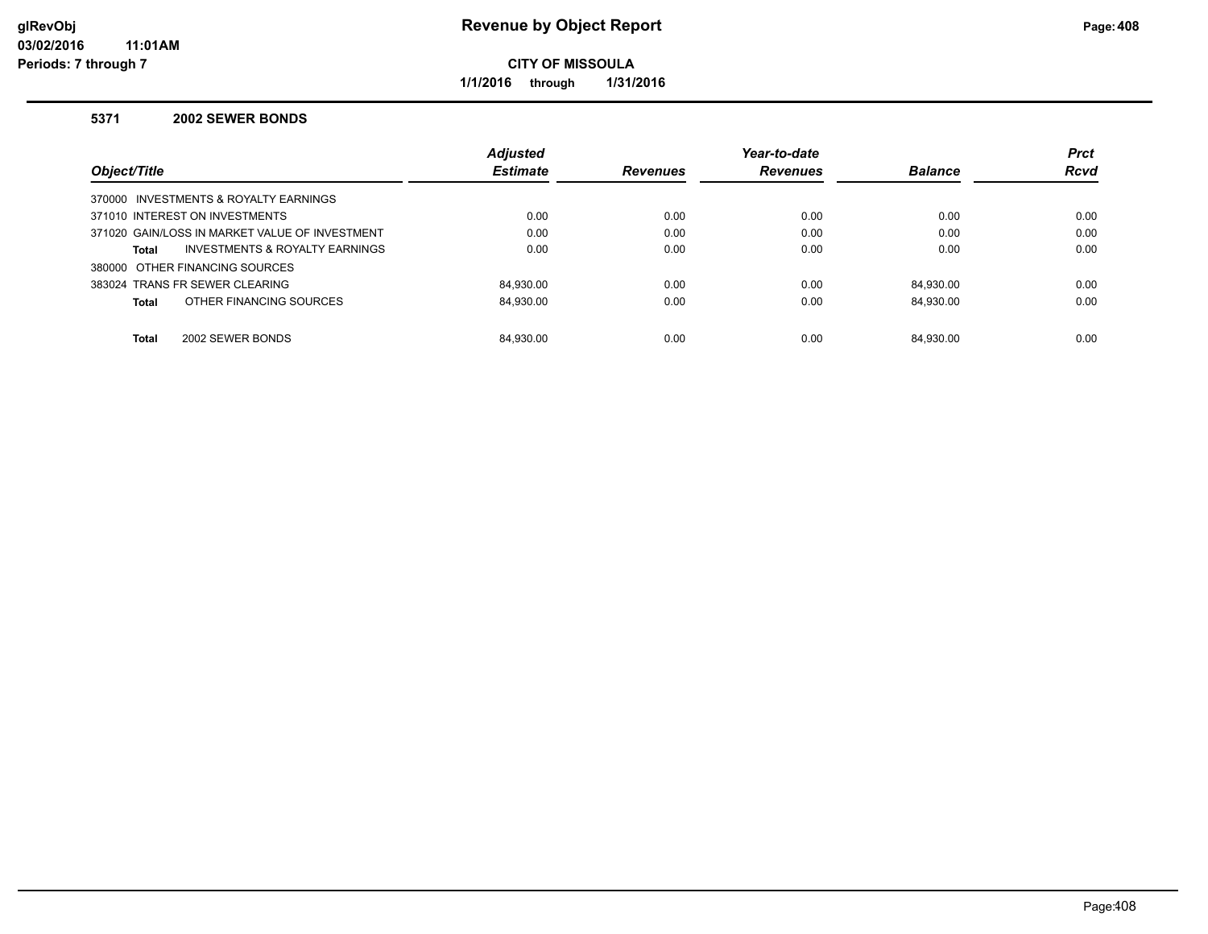# Revenue by Object Report

**CITY OF MISSOULA**

**1/1/2016 through 1/31/2016**

glRevObj
03/02/2016 11:01AM
Periods: 7 through 7

### 5371 2002 SEWER BONDS

| Object/Title | Adjusted Estimate | Revenues | Year-to-date Revenues | Balance | Prct Rcvd |
|---|---|---|---|---|---|
| 370000 INVESTMENTS & ROYALTY EARNINGS | | | | | |
| 371010 INTEREST ON INVESTMENTS | 0.00 | 0.00 | 0.00 | 0.00 | 0.00 |
| 371020 GAIN/LOSS IN MARKET VALUE OF INVESTMENT | 0.00 | 0.00 | 0.00 | 0.00 | 0.00 |
| **Total** INVESTMENTS & ROYALTY EARNINGS | 0.00 | 0.00 | 0.00 | 0.00 | 0.00 |
| 380000 OTHER FINANCING SOURCES | | | | | |
| 383024 TRANS FR SEWER CLEARING | 84,930.00 | 0.00 | 0.00 | 84,930.00 | 0.00 |
| **Total** OTHER FINANCING SOURCES | 84,930.00 | 0.00 | 0.00 | 84,930.00 | 0.00 |
| **Total** 2002 SEWER BONDS | 84,930.00 | 0.00 | 0.00 | 84,930.00 | 0.00 |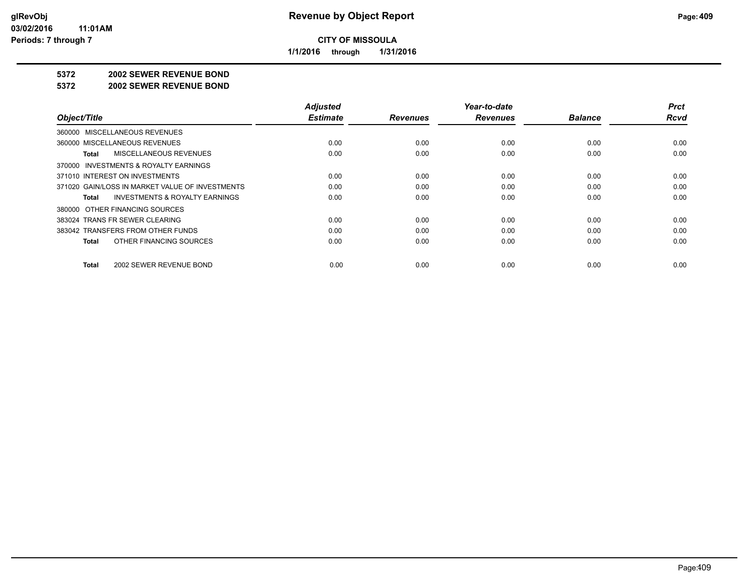# Revenue by Object Report

**CITY OF MISSOULA**

**1/1/2016 through 1/31/2016**

glRevObj
03/02/2016 11:01AM
Periods: 7 through 7

## 5372 2002 SEWER REVENUE BOND

## 5372 2002 SEWER REVENUE BOND

| Object/Title | Adjusted Estimate | Revenues | Year-to-date Revenues | Balance | Prct Rcvd |
|---|---|---|---|---|---|
| 360000 MISCELLANEOUS REVENUES | | | | | |
| 360000 MISCELLANEOUS REVENUES | 0.00 | 0.00 | 0.00 | 0.00 | 0.00 |
| **Total** MISCELLANEOUS REVENUES | 0.00 | 0.00 | 0.00 | 0.00 | 0.00 |
| 370000 INVESTMENTS & ROYALTY EARNINGS | | | | | |
| 371010 INTEREST ON INVESTMENTS | 0.00 | 0.00 | 0.00 | 0.00 | 0.00 |
| 371020 GAIN/LOSS IN MARKET VALUE OF INVESTMENTS | 0.00 | 0.00 | 0.00 | 0.00 | 0.00 |
| **Total** INVESTMENTS & ROYALTY EARNINGS | 0.00 | 0.00 | 0.00 | 0.00 | 0.00 |
| 380000 OTHER FINANCING SOURCES | | | | | |
| 383024 TRANS FR SEWER CLEARING | 0.00 | 0.00 | 0.00 | 0.00 | 0.00 |
| 383042 TRANSFERS FROM OTHER FUNDS | 0.00 | 0.00 | 0.00 | 0.00 | 0.00 |
| **Total** OTHER FINANCING SOURCES | 0.00 | 0.00 | 0.00 | 0.00 | 0.00 |
| **Total** 2002 SEWER REVENUE BOND | 0.00 | 0.00 | 0.00 | 0.00 | 0.00 |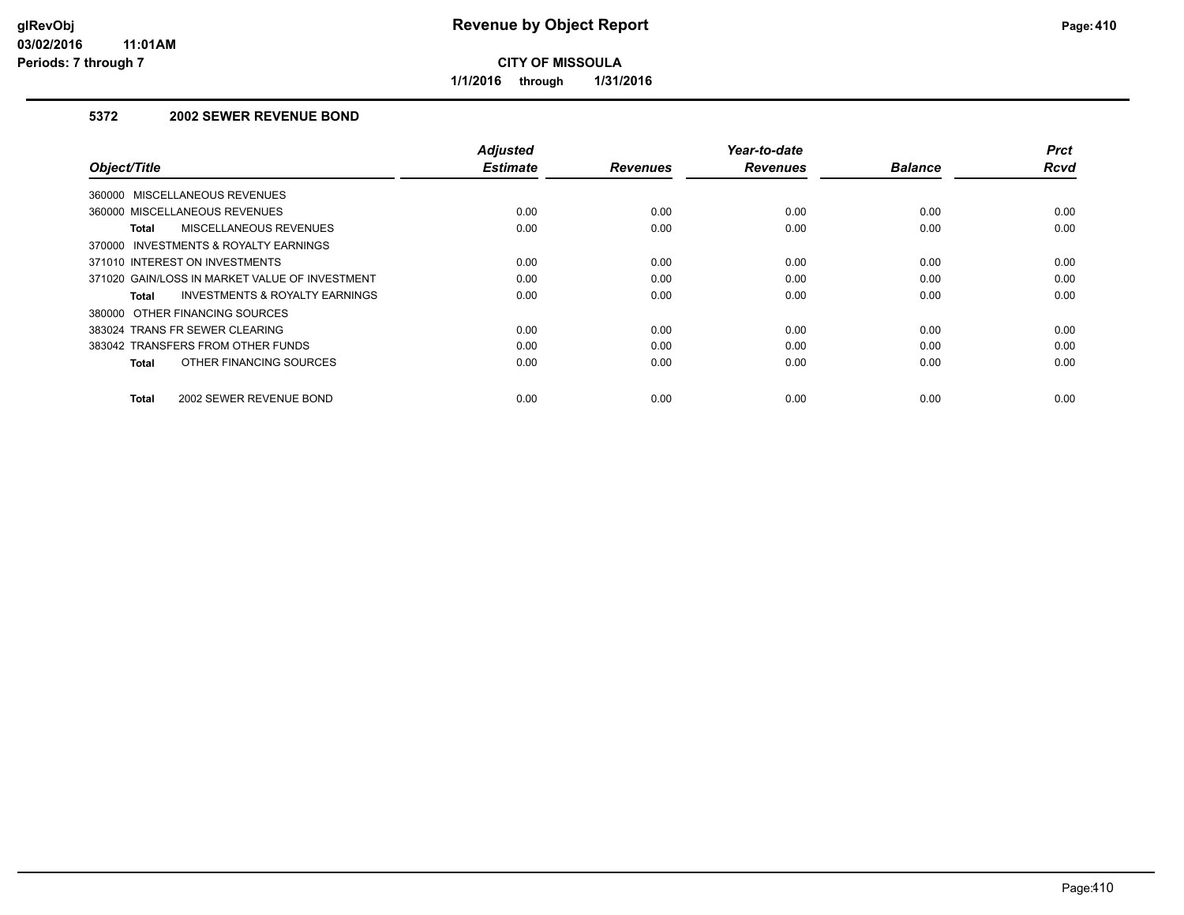# Revenue by Object Report

**CITY OF MISSOULA**

**1/1/2016 through 1/31/2016**

### 5372 2002 SEWER REVENUE BOND

| Object/Title | Adjusted Estimate | Revenues | Year-to-date Revenues | Balance | Prct Rcvd |
|---|---|---|---|---|---|
| 360000 MISCELLANEOUS REVENUES | | | | | |
| 360000 MISCELLANEOUS REVENUES | 0.00 | 0.00 | 0.00 | 0.00 | 0.00 |
| **Total** MISCELLANEOUS REVENUES | 0.00 | 0.00 | 0.00 | 0.00 | 0.00 |
| 370000 INVESTMENTS & ROYALTY EARNINGS | | | | | |
| 371010 INTEREST ON INVESTMENTS | 0.00 | 0.00 | 0.00 | 0.00 | 0.00 |
| 371020 GAIN/LOSS IN MARKET VALUE OF INVESTMENT | 0.00 | 0.00 | 0.00 | 0.00 | 0.00 |
| **Total** INVESTMENTS & ROYALTY EARNINGS | 0.00 | 0.00 | 0.00 | 0.00 | 0.00 |
| 380000 OTHER FINANCING SOURCES | | | | | |
| 383024 TRANS FR SEWER CLEARING | 0.00 | 0.00 | 0.00 | 0.00 | 0.00 |
| 383042 TRANSFERS FROM OTHER FUNDS | 0.00 | 0.00 | 0.00 | 0.00 | 0.00 |
| **Total** OTHER FINANCING SOURCES | 0.00 | 0.00 | 0.00 | 0.00 | 0.00 |
| **Total** 2002 SEWER REVENUE BOND | 0.00 | 0.00 | 0.00 | 0.00 | 0.00 |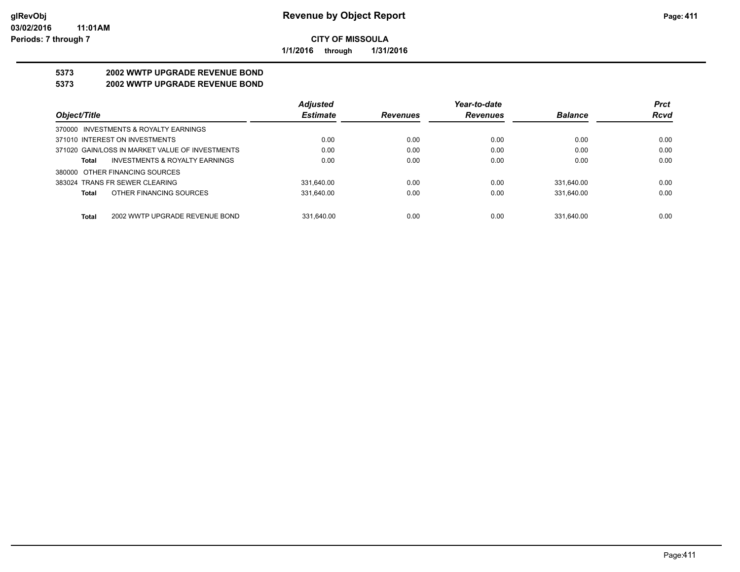# Revenue by Object Report

glRevObj
03/02/2016 11:01AM
Periods: 7 through 7

**CITY OF MISSOULA**

**1/1/2016 through 1/31/2016**

## 5373 2002 WWTP UPGRADE REVENUE BOND

## 5373 2002 WWTP UPGRADE REVENUE BOND

| Object/Title | Adjusted Estimate | Revenues | Year-to-date Revenues | Balance | Prct Rcvd |
|---|---|---|---|---|---|
| 370000 INVESTMENTS & ROYALTY EARNINGS | | | | | |
| 371010 INTEREST ON INVESTMENTS | 0.00 | 0.00 | 0.00 | 0.00 | 0.00 |
| 371020 GAIN/LOSS IN MARKET VALUE OF INVESTMENTS | 0.00 | 0.00 | 0.00 | 0.00 | 0.00 |
| **Total** INVESTMENTS & ROYALTY EARNINGS | 0.00 | 0.00 | 0.00 | 0.00 | 0.00 |
| 380000 OTHER FINANCING SOURCES | | | | | |
| 383024 TRANS FR SEWER CLEARING | 331,640.00 | 0.00 | 0.00 | 331,640.00 | 0.00 |
| **Total** OTHER FINANCING SOURCES | 331,640.00 | 0.00 | 0.00 | 331,640.00 | 0.00 |
| **Total** 2002 WWTP UPGRADE REVENUE BOND | 331,640.00 | 0.00 | 0.00 | 331,640.00 | 0.00 |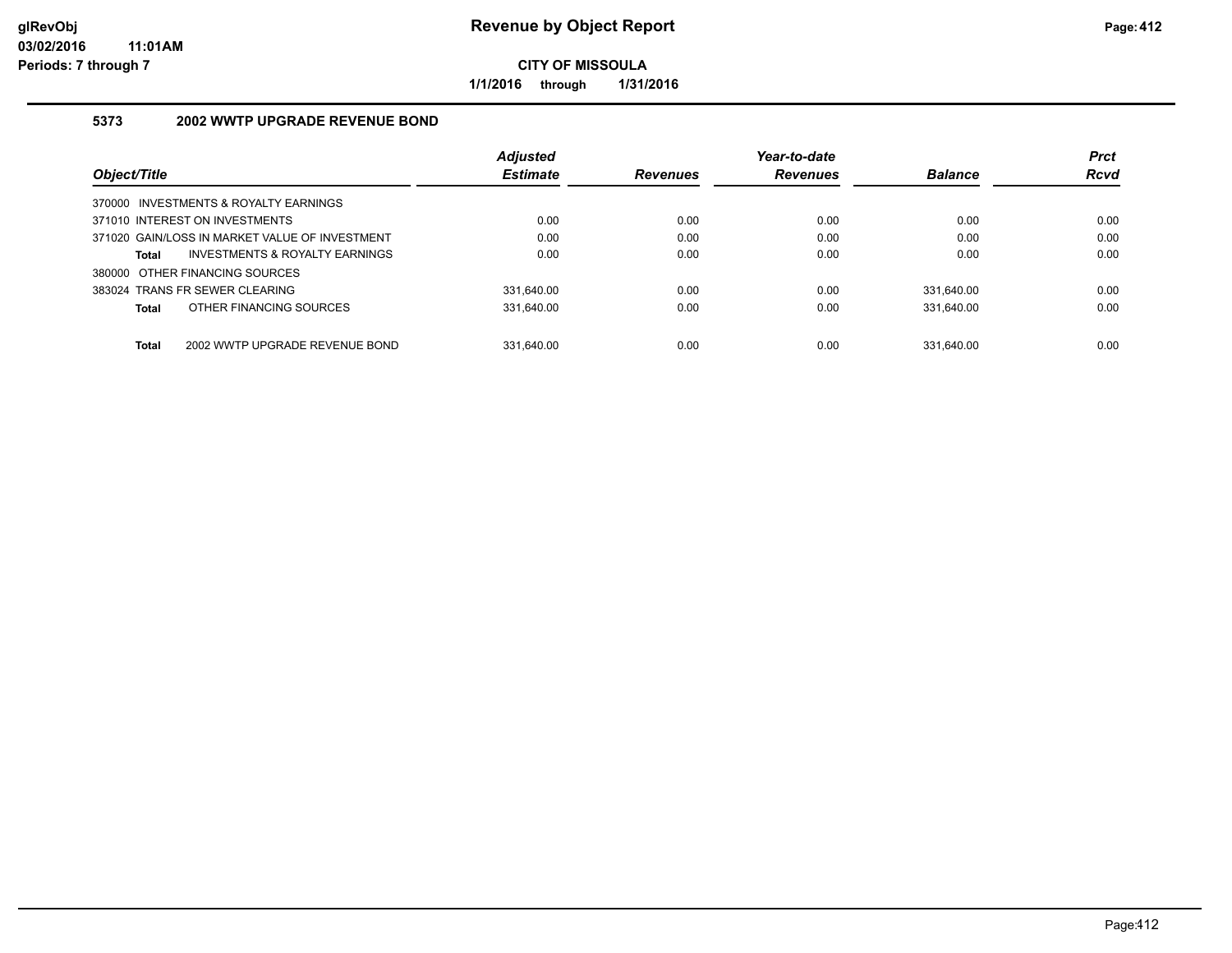# Revenue by Object Report

**CITY OF MISSOULA**

**1/1/2016 through 1/31/2016**

### 5373 2002 WWTP UPGRADE REVENUE BOND

| Object/Title | | Adjusted Estimate | Revenues | Year-to-date Revenues | Balance | Prct Rcvd |
|---|---|---|---|---|---|---|
| 370000 INVESTMENTS & ROYALTY EARNINGS | | | | | | |
| 371010 INTEREST ON INVESTMENTS | | 0.00 | 0.00 | 0.00 | 0.00 | 0.00 |
| 371020 GAIN/LOSS IN MARKET VALUE OF INVESTMENT | | 0.00 | 0.00 | 0.00 | 0.00 | 0.00 |
| **Total** | INVESTMENTS & ROYALTY EARNINGS | 0.00 | 0.00 | 0.00 | 0.00 | 0.00 |
| 380000 OTHER FINANCING SOURCES | | | | | | |
| 383024 TRANS FR SEWER CLEARING | | 331,640.00 | 0.00 | 0.00 | 331,640.00 | 0.00 |
| **Total** | OTHER FINANCING SOURCES | 331,640.00 | 0.00 | 0.00 | 331,640.00 | 0.00 |
| **Total** | 2002 WWTP UPGRADE REVENUE BOND | 331,640.00 | 0.00 | 0.00 | 331,640.00 | 0.00 |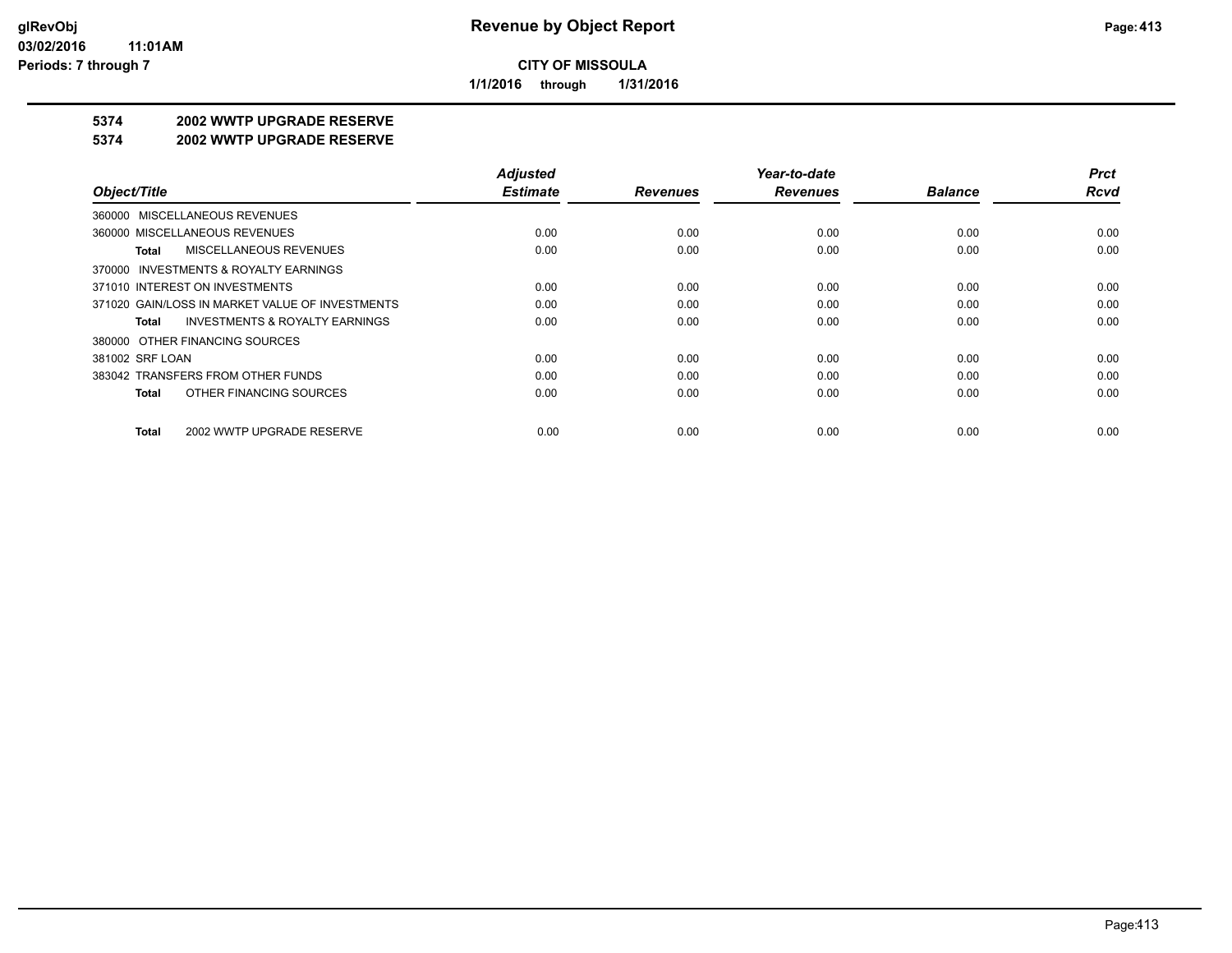**CITY OF MISSOULA**

**1/1/2016 through 1/31/2016**

## 5374 2002 WWTP UPGRADE RESERVE

### 5374 2002 WWTP UPGRADE RESERVE

| Object/Title | Adjusted Estimate | Revenues | Year-to-date Revenues | Balance | Prct Rcvd |
|---|---|---|---|---|---|
| 360000 MISCELLANEOUS REVENUES | | | | | |
| 360000 MISCELLANEOUS REVENUES | 0.00 | 0.00 | 0.00 | 0.00 | 0.00 |
| **Total** MISCELLANEOUS REVENUES | 0.00 | 0.00 | 0.00 | 0.00 | 0.00 |
| 370000 INVESTMENTS & ROYALTY EARNINGS | | | | | |
| 371010 INTEREST ON INVESTMENTS | 0.00 | 0.00 | 0.00 | 0.00 | 0.00 |
| 371020 GAIN/LOSS IN MARKET VALUE OF INVESTMENTS | 0.00 | 0.00 | 0.00 | 0.00 | 0.00 |
| **Total** INVESTMENTS & ROYALTY EARNINGS | 0.00 | 0.00 | 0.00 | 0.00 | 0.00 |
| 380000 OTHER FINANCING SOURCES | | | | | |
| 381002 SRF LOAN | 0.00 | 0.00 | 0.00 | 0.00 | 0.00 |
| 383042 TRANSFERS FROM OTHER FUNDS | 0.00 | 0.00 | 0.00 | 0.00 | 0.00 |
| **Total** OTHER FINANCING SOURCES | 0.00 | 0.00 | 0.00 | 0.00 | 0.00 |
| **Total** 2002 WWTP UPGRADE RESERVE | 0.00 | 0.00 | 0.00 | 0.00 | 0.00 |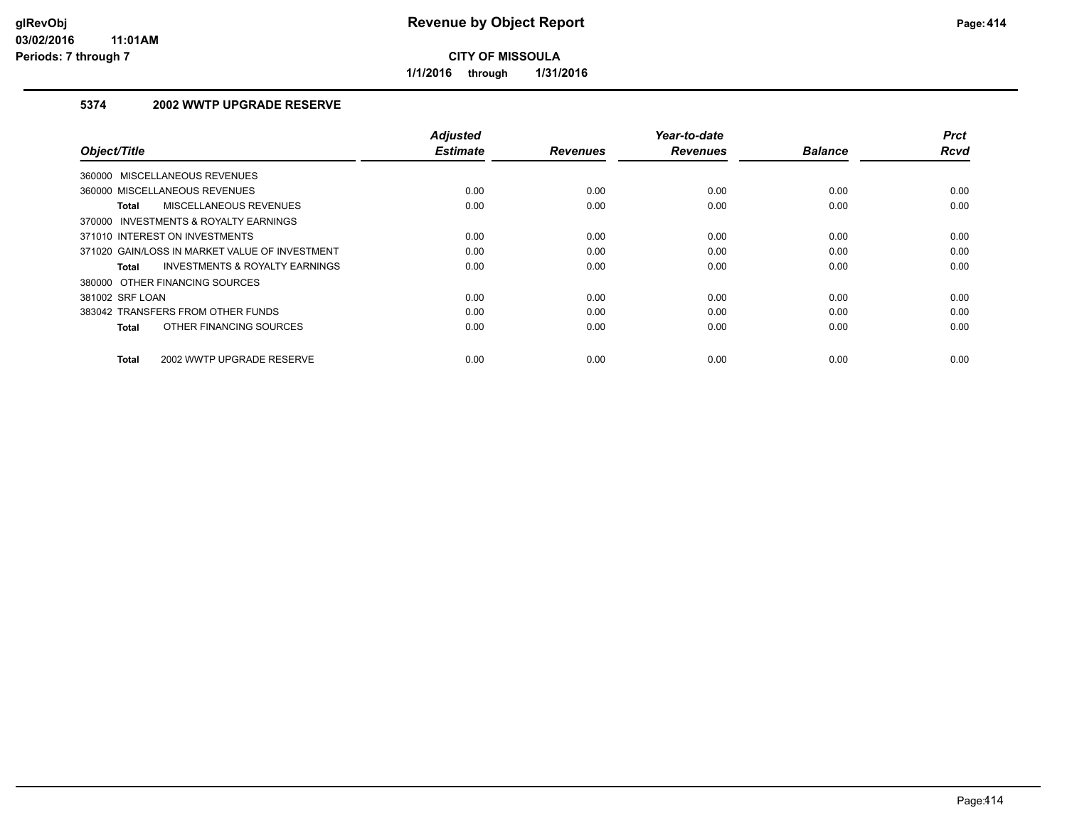**CITY OF MISSOULA**

**1/1/2016 through 1/31/2016**

### 5374 2002 WWTP UPGRADE RESERVE

| Object/Title | Adjusted Estimate | Revenues | Year-to-date Revenues | Balance | Prct Rcvd |
|---|---|---|---|---|---|
| 360000 MISCELLANEOUS REVENUES | | | | | |
| 360000 MISCELLANEOUS REVENUES | 0.00 | 0.00 | 0.00 | 0.00 | 0.00 |
| **Total** MISCELLANEOUS REVENUES | 0.00 | 0.00 | 0.00 | 0.00 | 0.00 |
| 370000 INVESTMENTS & ROYALTY EARNINGS | | | | | |
| 371010 INTEREST ON INVESTMENTS | 0.00 | 0.00 | 0.00 | 0.00 | 0.00 |
| 371020 GAIN/LOSS IN MARKET VALUE OF INVESTMENT | 0.00 | 0.00 | 0.00 | 0.00 | 0.00 |
| **Total** INVESTMENTS & ROYALTY EARNINGS | 0.00 | 0.00 | 0.00 | 0.00 | 0.00 |
| 380000 OTHER FINANCING SOURCES | | | | | |
| 381002 SRF LOAN | 0.00 | 0.00 | 0.00 | 0.00 | 0.00 |
| 383042 TRANSFERS FROM OTHER FUNDS | 0.00 | 0.00 | 0.00 | 0.00 | 0.00 |
| **Total** OTHER FINANCING SOURCES | 0.00 | 0.00 | 0.00 | 0.00 | 0.00 |
| **Total** 2002 WWTP UPGRADE RESERVE | 0.00 | 0.00 | 0.00 | 0.00 | 0.00 |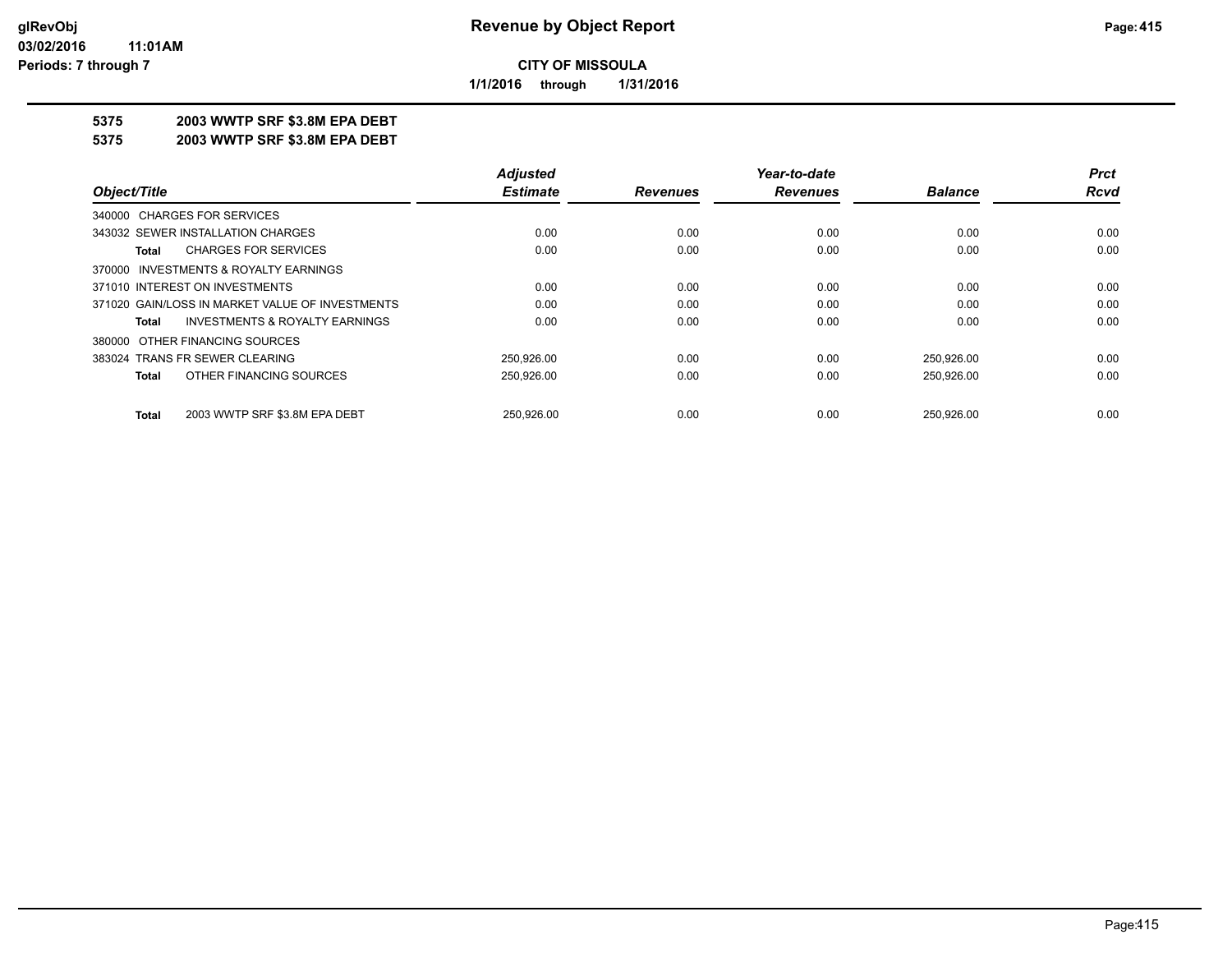**CITY OF MISSOULA**

**1/1/2016 through 1/31/2016**

**Revenue by Object Report**

glRevObj
03/02/2016 11:01AM
Periods: 7 through 7

## 5375 2003 WWTP SRF $3.8M EPA DEBT
## 5375 2003 WWTP SRF $3.8M EPA DEBT

| Object/Title | Adjusted Estimate | Revenues | Year-to-date Revenues | Balance | Prct Rcvd |
|---|---|---|---|---|---|
| 340000 CHARGES FOR SERVICES | | | | | |
| 343032 SEWER INSTALLATION CHARGES | 0.00 | 0.00 | 0.00 | 0.00 | 0.00 |
| **Total** CHARGES FOR SERVICES | 0.00 | 0.00 | 0.00 | 0.00 | 0.00 |
| 370000 INVESTMENTS & ROYALTY EARNINGS | | | | | |
| 371010 INTEREST ON INVESTMENTS | 0.00 | 0.00 | 0.00 | 0.00 | 0.00 |
| 371020 GAIN/LOSS IN MARKET VALUE OF INVESTMENTS | 0.00 | 0.00 | 0.00 | 0.00 | 0.00 |
| **Total** INVESTMENTS & ROYALTY EARNINGS | 0.00 | 0.00 | 0.00 | 0.00 | 0.00 |
| 380000 OTHER FINANCING SOURCES | | | | | |
| 383024 TRANS FR SEWER CLEARING | 250,926.00 | 0.00 | 0.00 | 250,926.00 | 0.00 |
| **Total** OTHER FINANCING SOURCES | 250,926.00 | 0.00 | 0.00 | 250,926.00 | 0.00 |
| **Total** 2003 WWTP SRF $3.8M EPA DEBT | 250,926.00 | 0.00 | 0.00 | 250,926.00 | 0.00 |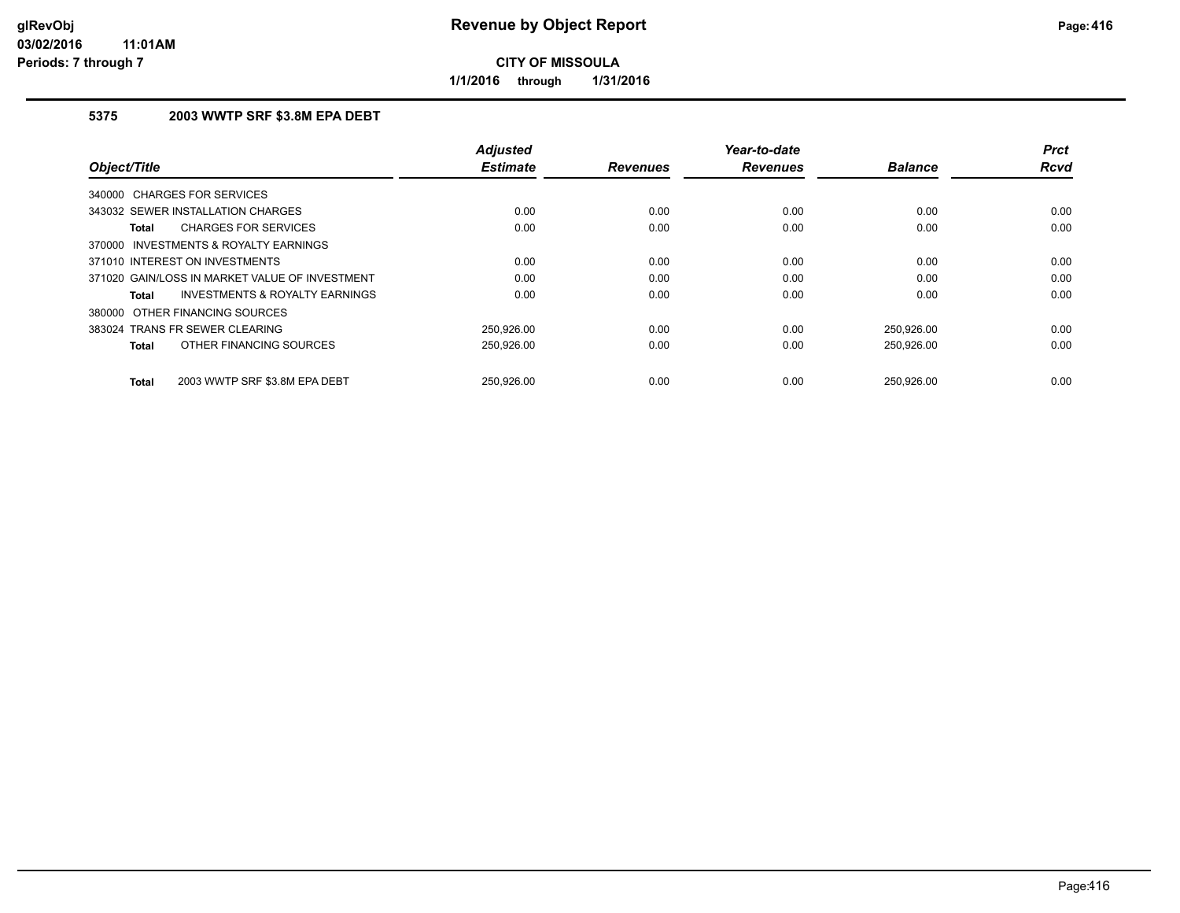# Revenue by Object Report

**CITY OF MISSOULA**

**1/1/2016 through 1/31/2016**

glRevObj
03/02/2016 11:01AM
Periods: 7 through 7

### 5375 2003 WWTP SRF $3.8M EPA DEBT

| Object/Title | Adjusted Estimate | Revenues | Year-to-date Revenues | Balance | Prct Rcvd |
|---|---|---|---|---|---|
| 340000 CHARGES FOR SERVICES | | | | | |
| 343032 SEWER INSTALLATION CHARGES | 0.00 | 0.00 | 0.00 | 0.00 | 0.00 |
| **Total** CHARGES FOR SERVICES | 0.00 | 0.00 | 0.00 | 0.00 | 0.00 |
| 370000 INVESTMENTS & ROYALTY EARNINGS | | | | | |
| 371010 INTEREST ON INVESTMENTS | 0.00 | 0.00 | 0.00 | 0.00 | 0.00 |
| 371020 GAIN/LOSS IN MARKET VALUE OF INVESTMENT | 0.00 | 0.00 | 0.00 | 0.00 | 0.00 |
| **Total** INVESTMENTS & ROYALTY EARNINGS | 0.00 | 0.00 | 0.00 | 0.00 | 0.00 |
| 380000 OTHER FINANCING SOURCES | | | | | |
| 383024 TRANS FR SEWER CLEARING | 250,926.00 | 0.00 | 0.00 | 250,926.00 | 0.00 |
| **Total** OTHER FINANCING SOURCES | 250,926.00 | 0.00 | 0.00 | 250,926.00 | 0.00 |
| **Total** 2003 WWTP SRF $3.8M EPA DEBT | 250,926.00 | 0.00 | 0.00 | 250,926.00 | 0.00 |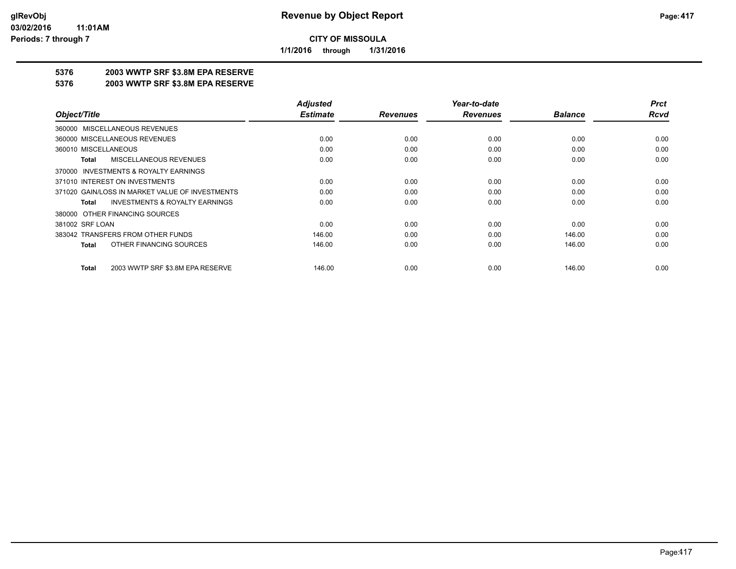# Revenue by Object Report

**CITY OF MISSOULA**

**1/1/2016 through 1/31/2016**

glRevObj
03/02/2016 11:01AM
Periods: 7 through 7

## 5376 2003 WWTP SRF $3.8M EPA RESERVE
## 5376 2003 WWTP SRF $3.8M EPA RESERVE

| Object/Title | Adjusted Estimate | Revenues | Year-to-date Revenues | Balance | Prct Rcvd |
|---|---|---|---|---|---|
| 360000 MISCELLANEOUS REVENUES | | | | | |
| 360000 MISCELLANEOUS REVENUES | 0.00 | 0.00 | 0.00 | 0.00 | 0.00 |
| 360010 MISCELLANEOUS | 0.00 | 0.00 | 0.00 | 0.00 | 0.00 |
| **Total** MISCELLANEOUS REVENUES | 0.00 | 0.00 | 0.00 | 0.00 | 0.00 |
| 370000 INVESTMENTS & ROYALTY EARNINGS | | | | | |
| 371010 INTEREST ON INVESTMENTS | 0.00 | 0.00 | 0.00 | 0.00 | 0.00 |
| 371020 GAIN/LOSS IN MARKET VALUE OF INVESTMENTS | 0.00 | 0.00 | 0.00 | 0.00 | 0.00 |
| **Total** INVESTMENTS & ROYALTY EARNINGS | 0.00 | 0.00 | 0.00 | 0.00 | 0.00 |
| 380000 OTHER FINANCING SOURCES | | | | | |
| 381002 SRF LOAN | 0.00 | 0.00 | 0.00 | 0.00 | 0.00 |
| 383042 TRANSFERS FROM OTHER FUNDS | 146.00 | 0.00 | 0.00 | 146.00 | 0.00 |
| **Total** OTHER FINANCING SOURCES | 146.00 | 0.00 | 0.00 | 146.00 | 0.00 |
| **Total** 2003 WWTP SRF $3.8M EPA RESERVE | 146.00 | 0.00 | 0.00 | 146.00 | 0.00 |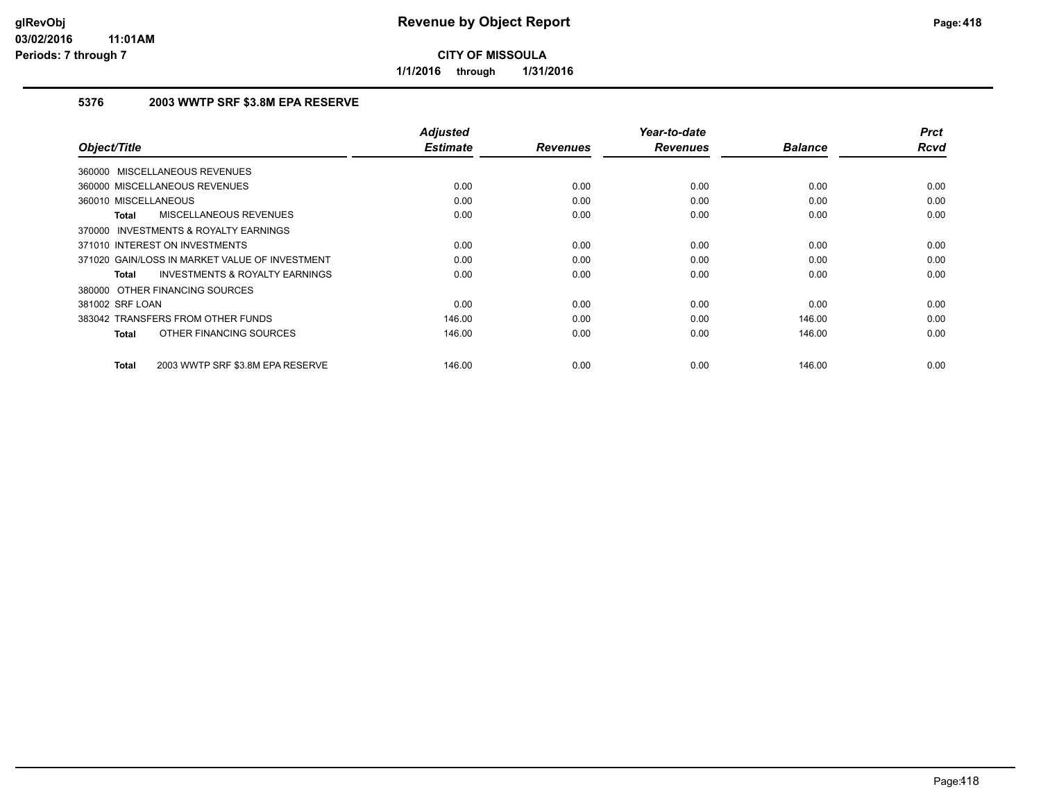**CITY OF MISSOULA**

**1/1/2016 through 1/31/2016**

### 5376 2003 WWTP SRF $3.8M EPA RESERVE

| Object/Title | Adjusted Estimate | Revenues | Year-to-date Revenues | Balance | Prct Rcvd |
|---|---|---|---|---|---|
| 360000 MISCELLANEOUS REVENUES | | | | | |
| 360000 MISCELLANEOUS REVENUES | 0.00 | 0.00 | 0.00 | 0.00 | 0.00 |
| 360010 MISCELLANEOUS | 0.00 | 0.00 | 0.00 | 0.00 | 0.00 |
| **Total** MISCELLANEOUS REVENUES | 0.00 | 0.00 | 0.00 | 0.00 | 0.00 |
| 370000 INVESTMENTS & ROYALTY EARNINGS | | | | | |
| 371010 INTEREST ON INVESTMENTS | 0.00 | 0.00 | 0.00 | 0.00 | 0.00 |
| 371020 GAIN/LOSS IN MARKET VALUE OF INVESTMENT | 0.00 | 0.00 | 0.00 | 0.00 | 0.00 |
| **Total** INVESTMENTS & ROYALTY EARNINGS | 0.00 | 0.00 | 0.00 | 0.00 | 0.00 |
| 380000 OTHER FINANCING SOURCES | | | | | |
| 381002 SRF LOAN | 0.00 | 0.00 | 0.00 | 0.00 | 0.00 |
| 383042 TRANSFERS FROM OTHER FUNDS | 146.00 | 0.00 | 0.00 | 146.00 | 0.00 |
| **Total** OTHER FINANCING SOURCES | 146.00 | 0.00 | 0.00 | 146.00 | 0.00 |
| **Total** 2003 WWTP SRF $3.8M EPA RESERVE | 146.00 | 0.00 | 0.00 | 146.00 | 0.00 |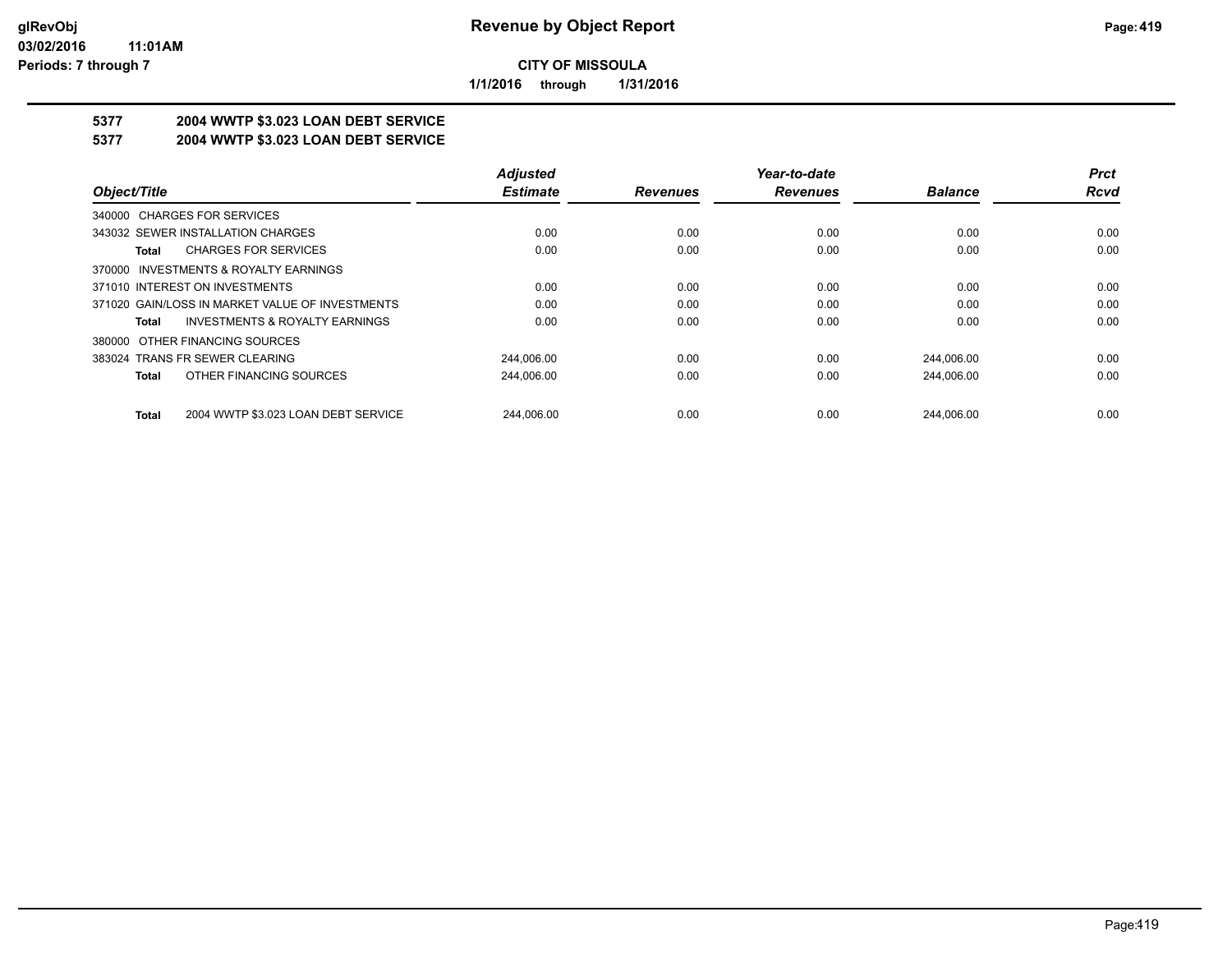**glRevObj**
**03/02/2016 11:01AM**
**Periods: 7 through 7**

# Revenue by Object Report

**CITY OF MISSOULA**

**1/1/2016 through 1/31/2016**

## 5377 2004 WWTP $3.023 LOAN DEBT SERVICE
## 5377 2004 WWTP $3.023 LOAN DEBT SERVICE

| Object/Title | Adjusted Estimate | Revenues | Year-to-date Revenues | Balance | Prct Rcvd |
|---|---|---|---|---|---|
| 340000 CHARGES FOR SERVICES | | | | | |
| 343032 SEWER INSTALLATION CHARGES | 0.00 | 0.00 | 0.00 | 0.00 | 0.00 |
| **Total** CHARGES FOR SERVICES | 0.00 | 0.00 | 0.00 | 0.00 | 0.00 |
| 370000 INVESTMENTS & ROYALTY EARNINGS | | | | | |
| 371010 INTEREST ON INVESTMENTS | 0.00 | 0.00 | 0.00 | 0.00 | 0.00 |
| 371020 GAIN/LOSS IN MARKET VALUE OF INVESTMENTS | 0.00 | 0.00 | 0.00 | 0.00 | 0.00 |
| **Total** INVESTMENTS & ROYALTY EARNINGS | 0.00 | 0.00 | 0.00 | 0.00 | 0.00 |
| 380000 OTHER FINANCING SOURCES | | | | | |
| 383024 TRANS FR SEWER CLEARING | 244,006.00 | 0.00 | 0.00 | 244,006.00 | 0.00 |
| **Total** OTHER FINANCING SOURCES | 244,006.00 | 0.00 | 0.00 | 244,006.00 | 0.00 |
| **Total** 2004 WWTP $3.023 LOAN DEBT SERVICE | 244,006.00 | 0.00 | 0.00 | 244,006.00 | 0.00 |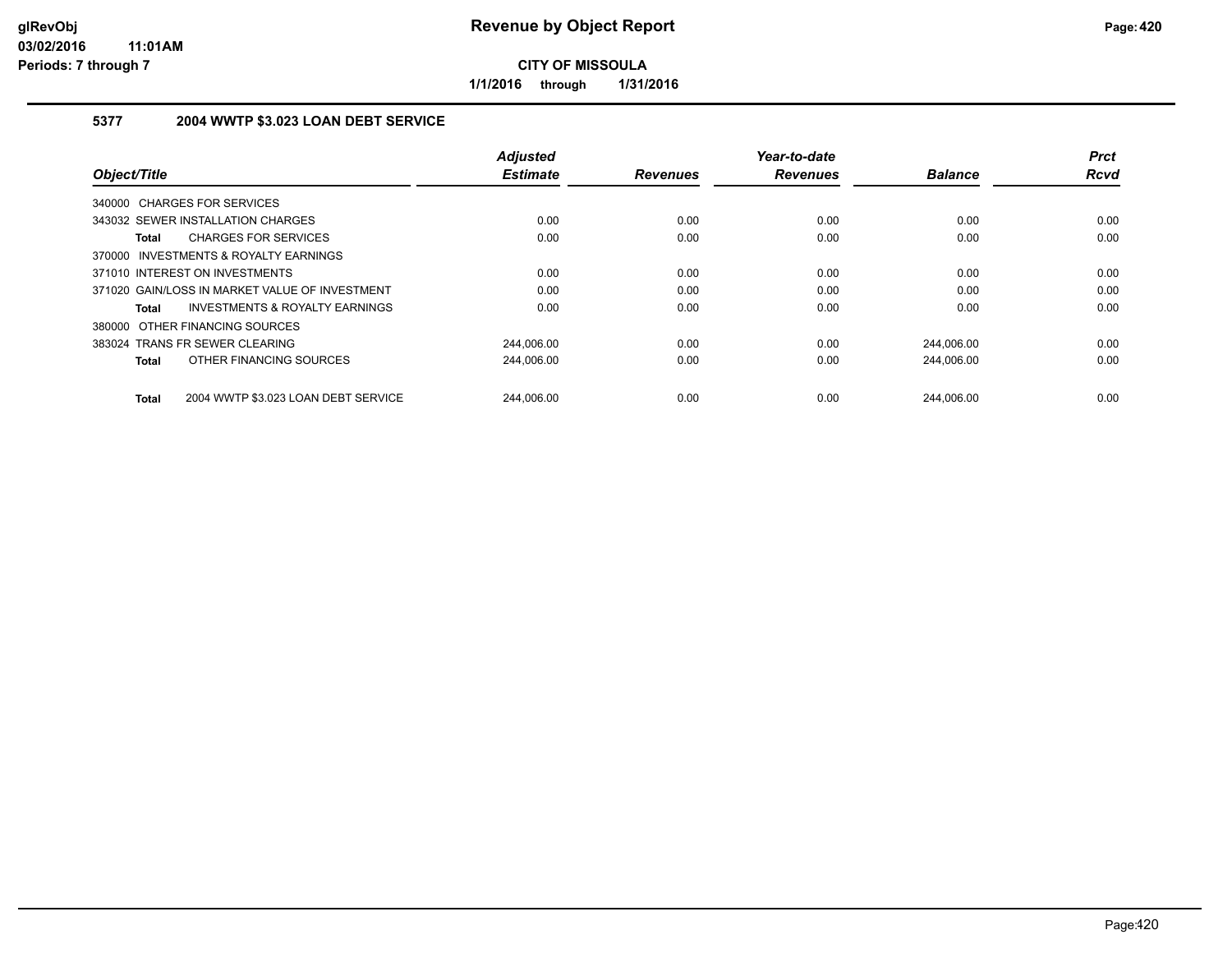glRevObj
03/02/2016 11:01AM
Periods: 7 through 7

# Revenue by Object Report

**CITY OF MISSOULA**

**1/1/2016 through 1/31/2016**

## 5377 2004 WWTP $3.023 LOAN DEBT SERVICE

| Object/Title | Adjusted Estimate | Revenues | Year-to-date Revenues | Balance | Prct Rcvd |
|---|---|---|---|---|---|
| 340000 CHARGES FOR SERVICES | | | | | |
| 343032 SEWER INSTALLATION CHARGES | 0.00 | 0.00 | 0.00 | 0.00 | 0.00 |
| **Total** CHARGES FOR SERVICES | 0.00 | 0.00 | 0.00 | 0.00 | 0.00 |
| 370000 INVESTMENTS & ROYALTY EARNINGS | | | | | |
| 371010 INTEREST ON INVESTMENTS | 0.00 | 0.00 | 0.00 | 0.00 | 0.00 |
| 371020 GAIN/LOSS IN MARKET VALUE OF INVESTMENT | 0.00 | 0.00 | 0.00 | 0.00 | 0.00 |
| **Total** INVESTMENTS & ROYALTY EARNINGS | 0.00 | 0.00 | 0.00 | 0.00 | 0.00 |
| 380000 OTHER FINANCING SOURCES | | | | | |
| 383024 TRANS FR SEWER CLEARING | 244,006.00 | 0.00 | 0.00 | 244,006.00 | 0.00 |
| **Total** OTHER FINANCING SOURCES | 244,006.00 | 0.00 | 0.00 | 244,006.00 | 0.00 |
| **Total** 2004 WWTP $3.023 LOAN DEBT SERVICE | 244,006.00 | 0.00 | 0.00 | 244,006.00 | 0.00 |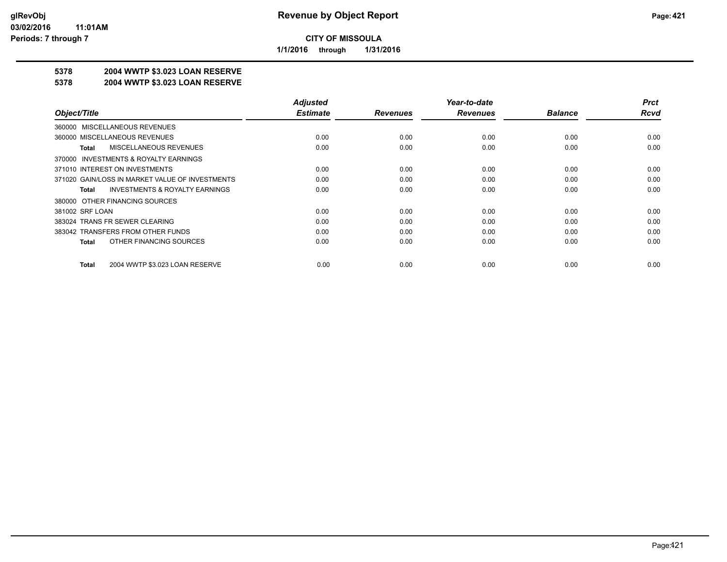**Revenue by Object Report**

**CITY OF MISSOULA**

**1/1/2016 through 1/31/2016**

glRevObj
03/02/2016 11:01AM
Periods: 7 through 7

**5378 2004 WWTP $3.023 LOAN RESERVE**

**5378 2004 WWTP $3.023 LOAN RESERVE**

| Object/Title | Adjusted Estimate | Revenues | Year-to-date Revenues | Balance | Prct Rcvd |
|---|---|---|---|---|---|
| 360000 MISCELLANEOUS REVENUES | | | | | |
| 360000 MISCELLANEOUS REVENUES | 0.00 | 0.00 | 0.00 | 0.00 | 0.00 |
| **Total** MISCELLANEOUS REVENUES | 0.00 | 0.00 | 0.00 | 0.00 | 0.00 |
| 370000 INVESTMENTS & ROYALTY EARNINGS | | | | | |
| 371010 INTEREST ON INVESTMENTS | 0.00 | 0.00 | 0.00 | 0.00 | 0.00 |
| 371020 GAIN/LOSS IN MARKET VALUE OF INVESTMENTS | 0.00 | 0.00 | 0.00 | 0.00 | 0.00 |
| **Total** INVESTMENTS & ROYALTY EARNINGS | 0.00 | 0.00 | 0.00 | 0.00 | 0.00 |
| 380000 OTHER FINANCING SOURCES | | | | | |
| 381002 SRF LOAN | 0.00 | 0.00 | 0.00 | 0.00 | 0.00 |
| 383024 TRANS FR SEWER CLEARING | 0.00 | 0.00 | 0.00 | 0.00 | 0.00 |
| 383042 TRANSFERS FROM OTHER FUNDS | 0.00 | 0.00 | 0.00 | 0.00 | 0.00 |
| **Total** OTHER FINANCING SOURCES | 0.00 | 0.00 | 0.00 | 0.00 | 0.00 |
| **Total** 2004 WWTP $3.023 LOAN RESERVE | 0.00 | 0.00 | 0.00 | 0.00 | 0.00 |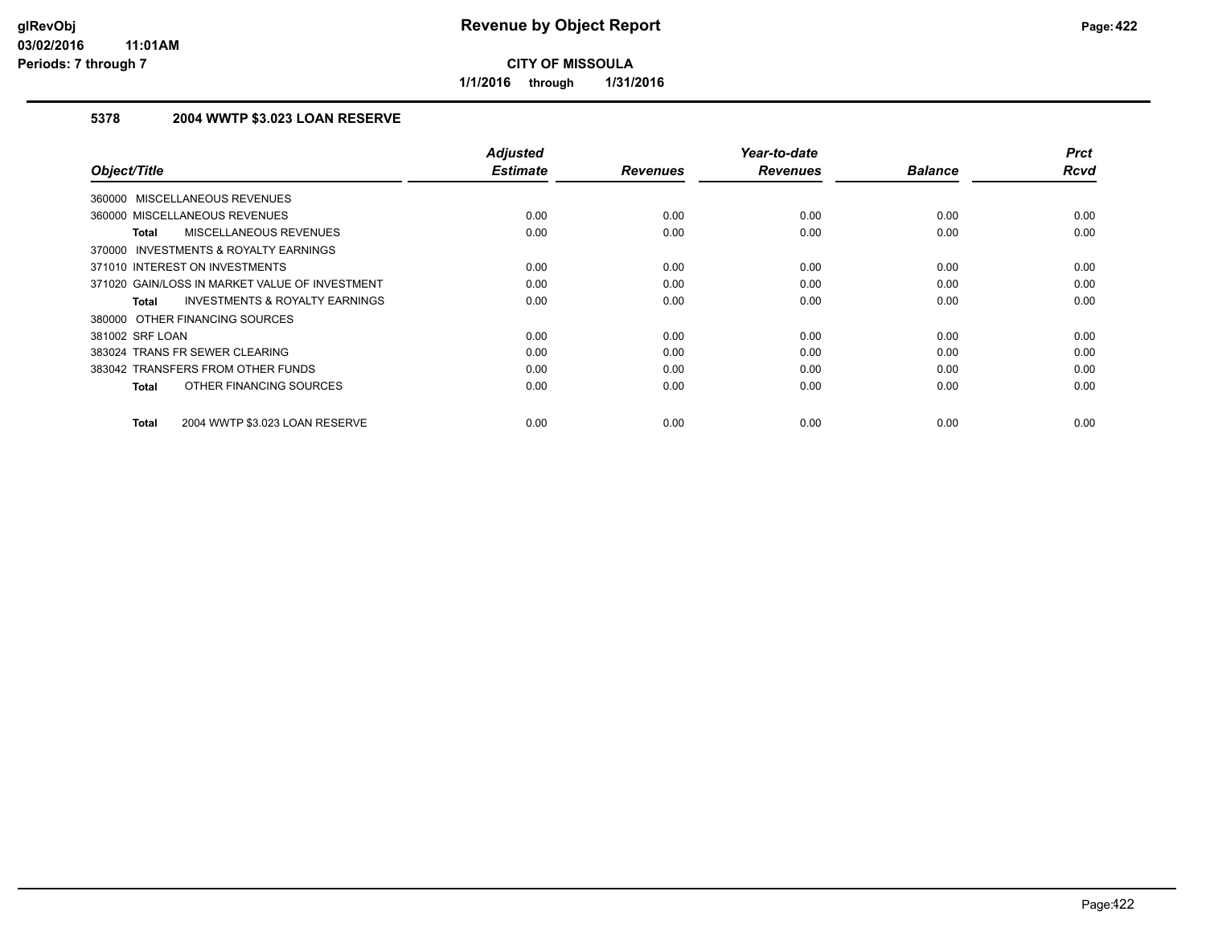**glRevObj**
**03/02/2016 11:01AM**
**Periods: 7 through 7**

# Revenue by Object Report

**CITY OF MISSOULA**

**1/1/2016 through 1/31/2016**

## 5378 2004 WWTP $3.023 LOAN RESERVE

| Object/Title | Adjusted Estimate | Revenues | Year-to-date Revenues | Balance | Prct Rcvd |
|---|---|---|---|---|---|
| 360000 MISCELLANEOUS REVENUES | | | | | |
| 360000 MISCELLANEOUS REVENUES | 0.00 | 0.00 | 0.00 | 0.00 | 0.00 |
| **Total** MISCELLANEOUS REVENUES | 0.00 | 0.00 | 0.00 | 0.00 | 0.00 |
| 370000 INVESTMENTS & ROYALTY EARNINGS | | | | | |
| 371010 INTEREST ON INVESTMENTS | 0.00 | 0.00 | 0.00 | 0.00 | 0.00 |
| 371020 GAIN/LOSS IN MARKET VALUE OF INVESTMENT | 0.00 | 0.00 | 0.00 | 0.00 | 0.00 |
| **Total** INVESTMENTS & ROYALTY EARNINGS | 0.00 | 0.00 | 0.00 | 0.00 | 0.00 |
| 380000 OTHER FINANCING SOURCES | | | | | |
| 381002 SRF LOAN | 0.00 | 0.00 | 0.00 | 0.00 | 0.00 |
| 383024 TRANS FR SEWER CLEARING | 0.00 | 0.00 | 0.00 | 0.00 | 0.00 |
| 383042 TRANSFERS FROM OTHER FUNDS | 0.00 | 0.00 | 0.00 | 0.00 | 0.00 |
| **Total** OTHER FINANCING SOURCES | 0.00 | 0.00 | 0.00 | 0.00 | 0.00 |
| **Total** 2004 WWTP $3.023 LOAN RESERVE | 0.00 | 0.00 | 0.00 | 0.00 | 0.00 |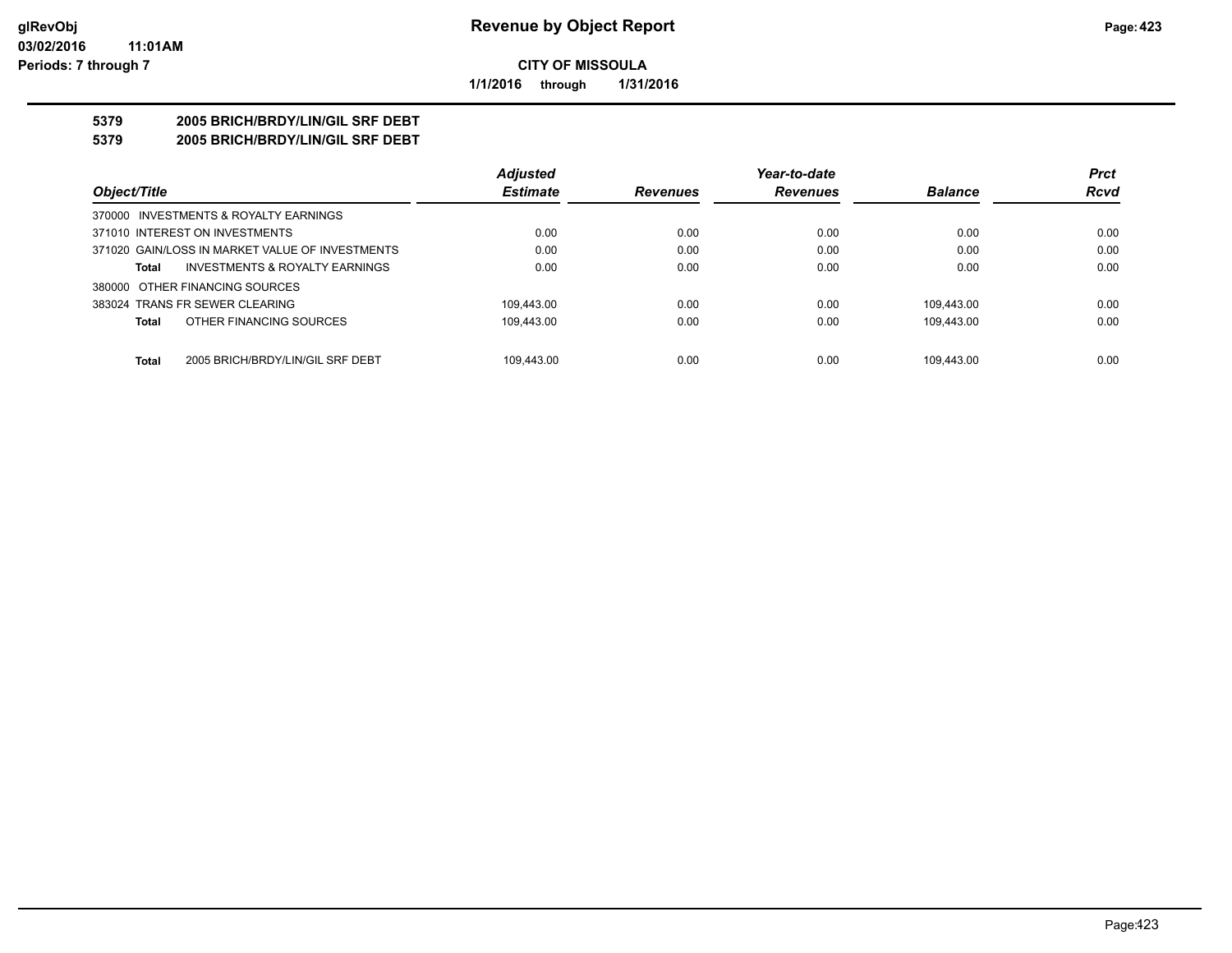**glRevObj**
**03/02/2016 11:01AM**
**Periods: 7 through 7**

# Revenue by Object Report

**CITY OF MISSOULA**

**1/1/2016 through 1/31/2016**

## 5379 2005 BRICH/BRDY/LIN/GIL SRF DEBT
## 5379 2005 BRICH/BRDY/LIN/GIL SRF DEBT

| Object/Title | Adjusted Estimate | Revenues | Year-to-date Revenues | Balance | Prct Rcvd |
|---|---|---|---|---|---|
| 370000 INVESTMENTS & ROYALTY EARNINGS | | | | | |
| 371010 INTEREST ON INVESTMENTS | 0.00 | 0.00 | 0.00 | 0.00 | 0.00 |
| 371020 GAIN/LOSS IN MARKET VALUE OF INVESTMENTS | 0.00 | 0.00 | 0.00 | 0.00 | 0.00 |
| **Total** INVESTMENTS & ROYALTY EARNINGS | 0.00 | 0.00 | 0.00 | 0.00 | 0.00 |
| 380000 OTHER FINANCING SOURCES | | | | | |
| 383024 TRANS FR SEWER CLEARING | 109,443.00 | 0.00 | 0.00 | 109,443.00 | 0.00 |
| **Total** OTHER FINANCING SOURCES | 109,443.00 | 0.00 | 0.00 | 109,443.00 | 0.00 |
| **Total** 2005 BRICH/BRDY/LIN/GIL SRF DEBT | 109,443.00 | 0.00 | 0.00 | 109,443.00 | 0.00 |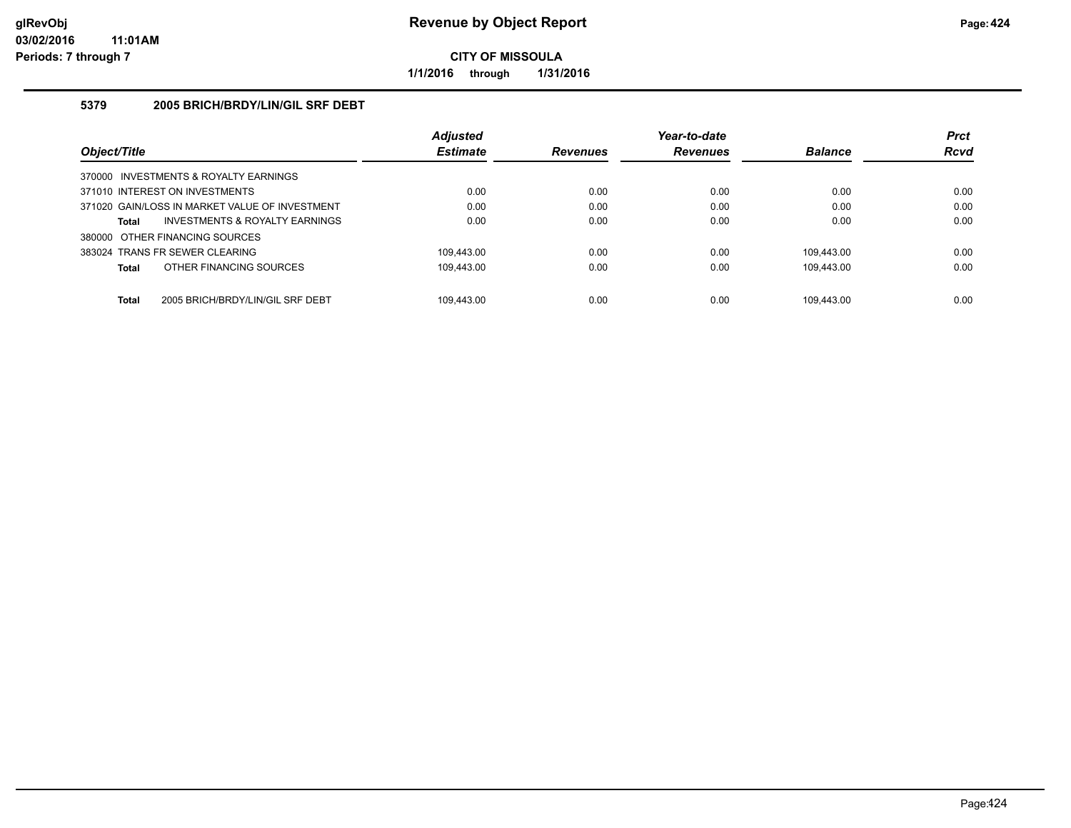**CITY OF MISSOULA**

**1/1/2016 through 1/31/2016**

### 5379 2005 BRICH/BRDY/LIN/GIL SRF DEBT

| Object/Title | Adjusted Estimate | Revenues | Year-to-date Revenues | Balance | Prct Rcvd |
|---|---|---|---|---|---|
| 370000 INVESTMENTS & ROYALTY EARNINGS | | | | | |
| 371010 INTEREST ON INVESTMENTS | 0.00 | 0.00 | 0.00 | 0.00 | 0.00 |
| 371020 GAIN/LOSS IN MARKET VALUE OF INVESTMENT | 0.00 | 0.00 | 0.00 | 0.00 | 0.00 |
| **Total** INVESTMENTS & ROYALTY EARNINGS | 0.00 | 0.00 | 0.00 | 0.00 | 0.00 |
| 380000 OTHER FINANCING SOURCES | | | | | |
| 383024 TRANS FR SEWER CLEARING | 109,443.00 | 0.00 | 0.00 | 109,443.00 | 0.00 |
| **Total** OTHER FINANCING SOURCES | 109,443.00 | 0.00 | 0.00 | 109,443.00 | 0.00 |
| **Total** 2005 BRICH/BRDY/LIN/GIL SRF DEBT | 109,443.00 | 0.00 | 0.00 | 109,443.00 | 0.00 |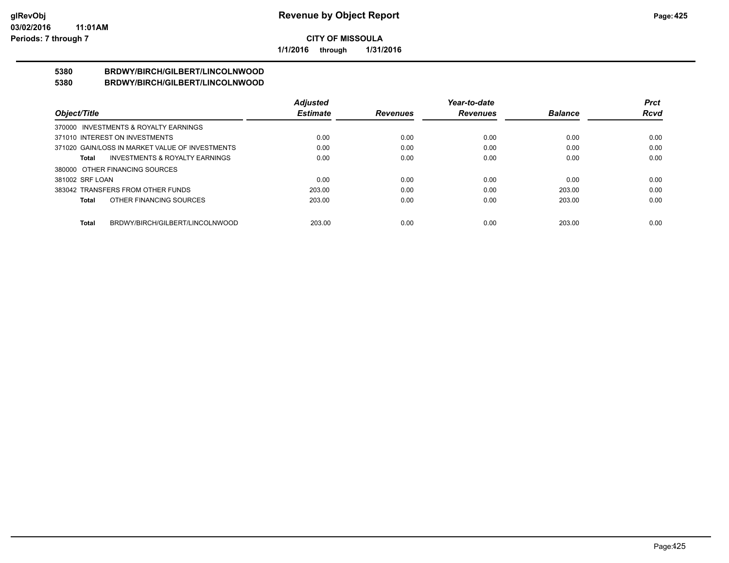**CITY OF MISSOULA**

**1/1/2016 through 1/31/2016**

# Revenue by Object Report

**5380 BRDWY/BIRCH/GILBERT/LINCOLNWOOD**

**5380 BRDWY/BIRCH/GILBERT/LINCOLNWOOD**

| Object/Title | Adjusted Estimate | Revenues | Year-to-date Revenues | Balance | Prct Rcvd |
|---|---|---|---|---|---|
| 370000 INVESTMENTS & ROYALTY EARNINGS | | | | | |
| 371010 INTEREST ON INVESTMENTS | 0.00 | 0.00 | 0.00 | 0.00 | 0.00 |
| 371020 GAIN/LOSS IN MARKET VALUE OF INVESTMENTS | 0.00 | 0.00 | 0.00 | 0.00 | 0.00 |
| **Total** INVESTMENTS & ROYALTY EARNINGS | 0.00 | 0.00 | 0.00 | 0.00 | 0.00 |
| 380000 OTHER FINANCING SOURCES | | | | | |
| 381002 SRF LOAN | 0.00 | 0.00 | 0.00 | 0.00 | 0.00 |
| 383042 TRANSFERS FROM OTHER FUNDS | 203.00 | 0.00 | 0.00 | 203.00 | 0.00 |
| **Total** OTHER FINANCING SOURCES | 203.00 | 0.00 | 0.00 | 203.00 | 0.00 |
| **Total** BRDWY/BIRCH/GILBERT/LINCOLNWOOD | 203.00 | 0.00 | 0.00 | 203.00 | 0.00 |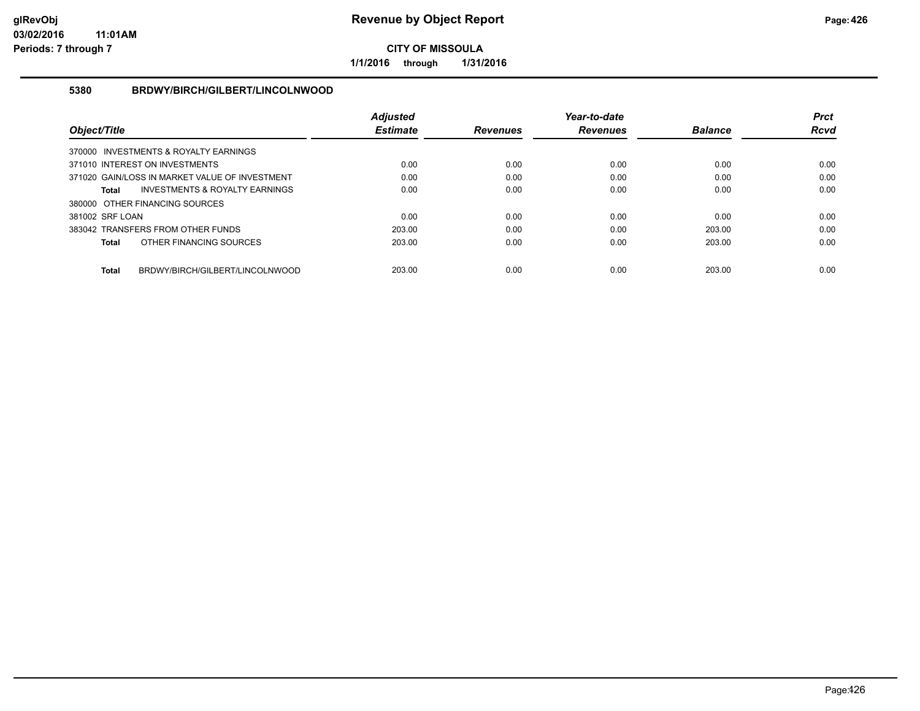**glRevObj**
**03/02/2016 11:01AM**
**Periods: 7 through 7**

# Revenue by Object Report

**CITY OF MISSOULA**

**1/1/2016 through 1/31/2016**

## 5380 BRDWY/BIRCH/GILBERT/LINCOLNWOOD

| Object/Title | Adjusted Estimate | Revenues | Year-to-date Revenues | Balance | Prct Rcvd |
|---|---|---|---|---|---|
| 370000 INVESTMENTS & ROYALTY EARNINGS | | | | | |
| 371010 INTEREST ON INVESTMENTS | 0.00 | 0.00 | 0.00 | 0.00 | 0.00 |
| 371020 GAIN/LOSS IN MARKET VALUE OF INVESTMENT | 0.00 | 0.00 | 0.00 | 0.00 | 0.00 |
| **Total** INVESTMENTS & ROYALTY EARNINGS | 0.00 | 0.00 | 0.00 | 0.00 | 0.00 |
| 380000 OTHER FINANCING SOURCES | | | | | |
| 381002 SRF LOAN | 0.00 | 0.00 | 0.00 | 0.00 | 0.00 |
| 383042 TRANSFERS FROM OTHER FUNDS | 203.00 | 0.00 | 0.00 | 203.00 | 0.00 |
| **Total** OTHER FINANCING SOURCES | 203.00 | 0.00 | 0.00 | 203.00 | 0.00 |
| **Total** BRDWY/BIRCH/GILBERT/LINCOLNWOOD | 203.00 | 0.00 | 0.00 | 203.00 | 0.00 |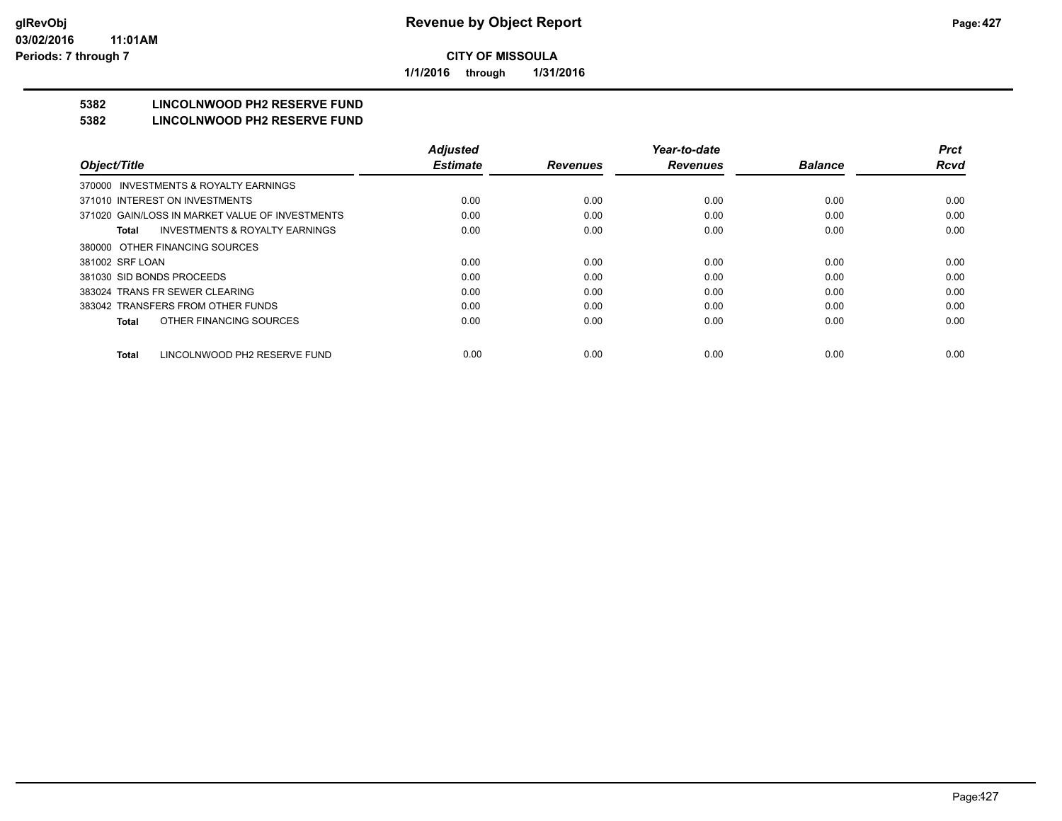**CITY OF MISSOULA**

**1/1/2016 through 1/31/2016**

## 5382 LINCOLNWOOD PH2 RESERVE FUND

## 5382 LINCOLNWOOD PH2 RESERVE FUND

| Object/Title | Adjusted Estimate | Revenues | Year-to-date Revenues | Balance | Prct Rcvd |
|---|---|---|---|---|---|
| 370000 INVESTMENTS & ROYALTY EARNINGS | | | | | |
| 371010 INTEREST ON INVESTMENTS | 0.00 | 0.00 | 0.00 | 0.00 | 0.00 |
| 371020 GAIN/LOSS IN MARKET VALUE OF INVESTMENTS | 0.00 | 0.00 | 0.00 | 0.00 | 0.00 |
| **Total** INVESTMENTS & ROYALTY EARNINGS | 0.00 | 0.00 | 0.00 | 0.00 | 0.00 |
| 380000 OTHER FINANCING SOURCES | | | | | |
| 381002 SRF LOAN | 0.00 | 0.00 | 0.00 | 0.00 | 0.00 |
| 381030 SID BONDS PROCEEDS | 0.00 | 0.00 | 0.00 | 0.00 | 0.00 |
| 383024 TRANS FR SEWER CLEARING | 0.00 | 0.00 | 0.00 | 0.00 | 0.00 |
| 383042 TRANSFERS FROM OTHER FUNDS | 0.00 | 0.00 | 0.00 | 0.00 | 0.00 |
| **Total** OTHER FINANCING SOURCES | 0.00 | 0.00 | 0.00 | 0.00 | 0.00 |
| **Total** LINCOLNWOOD PH2 RESERVE FUND | 0.00 | 0.00 | 0.00 | 0.00 | 0.00 |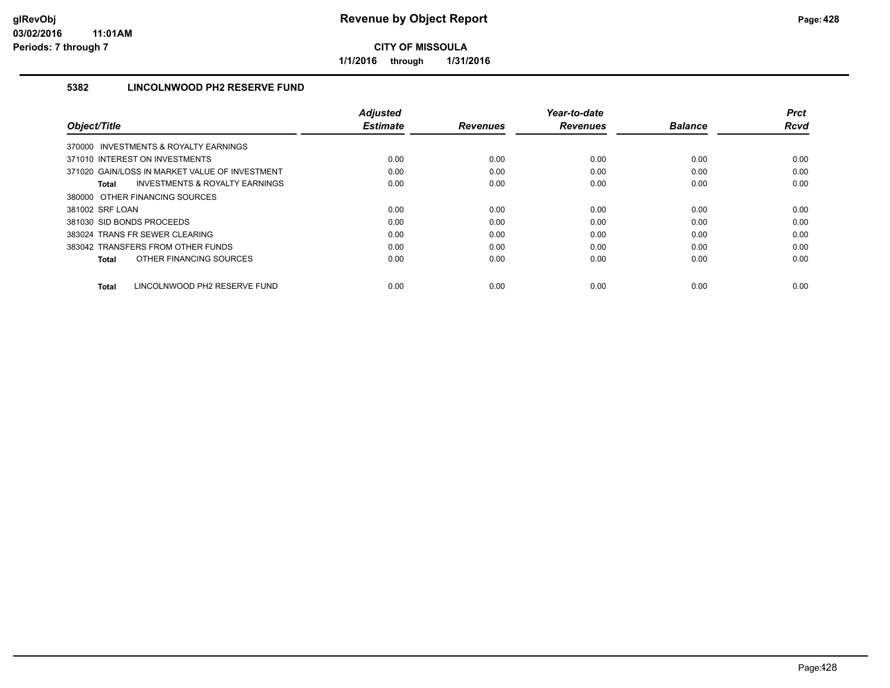**CITY OF MISSOULA**

**1/1/2016 through 1/31/2016**

### 5382 LINCOLNWOOD PH2 RESERVE FUND

| Object/Title | Adjusted Estimate | Revenues | Year-to-date Revenues | Balance | Prct Rcvd |
|---|---|---|---|---|---|
| 370000 INVESTMENTS & ROYALTY EARNINGS | | | | | |
| 371010 INTEREST ON INVESTMENTS | 0.00 | 0.00 | 0.00 | 0.00 | 0.00 |
| 371020 GAIN/LOSS IN MARKET VALUE OF INVESTMENT | 0.00 | 0.00 | 0.00 | 0.00 | 0.00 |
| **Total** INVESTMENTS & ROYALTY EARNINGS | 0.00 | 0.00 | 0.00 | 0.00 | 0.00 |
| 380000 OTHER FINANCING SOURCES | | | | | |
| 381002 SRF LOAN | 0.00 | 0.00 | 0.00 | 0.00 | 0.00 |
| 381030 SID BONDS PROCEEDS | 0.00 | 0.00 | 0.00 | 0.00 | 0.00 |
| 383024 TRANS FR SEWER CLEARING | 0.00 | 0.00 | 0.00 | 0.00 | 0.00 |
| 383042 TRANSFERS FROM OTHER FUNDS | 0.00 | 0.00 | 0.00 | 0.00 | 0.00 |
| **Total** OTHER FINANCING SOURCES | 0.00 | 0.00 | 0.00 | 0.00 | 0.00 |
| **Total** LINCOLNWOOD PH2 RESERVE FUND | 0.00 | 0.00 | 0.00 | 0.00 | 0.00 |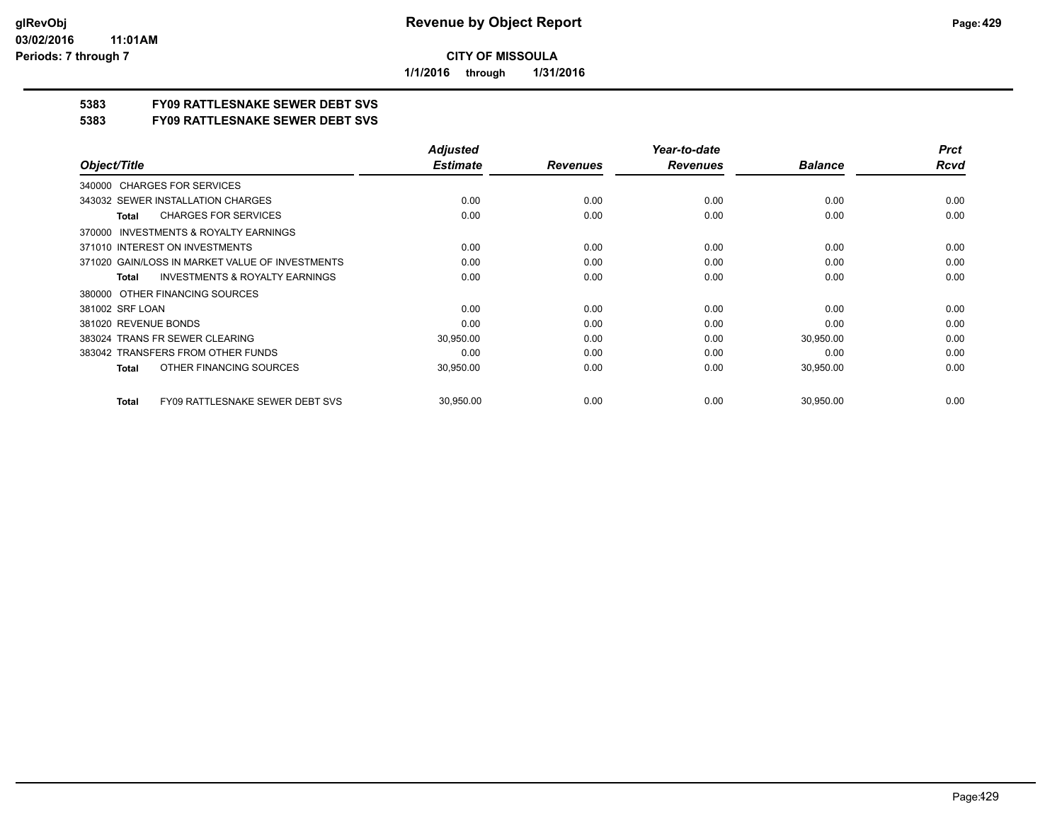# Revenue by Object Report

**CITY OF MISSOULA**

**1/1/2016 through 1/31/2016**

glRevObj
03/02/2016 11:01AM
Periods: 7 through 7

## 5383 FY09 RATTLESNAKE SEWER DEBT SVS
## 5383 FY09 RATTLESNAKE SEWER DEBT SVS

| Object/Title | Adjusted Estimate | Revenues | Year-to-date Revenues | Balance | Prct Rcvd |
|---|---|---|---|---|---|
| 340000 CHARGES FOR SERVICES | | | | | |
| 343032 SEWER INSTALLATION CHARGES | 0.00 | 0.00 | 0.00 | 0.00 | 0.00 |
| **Total** CHARGES FOR SERVICES | 0.00 | 0.00 | 0.00 | 0.00 | 0.00 |
| 370000 INVESTMENTS & ROYALTY EARNINGS | | | | | |
| 371010 INTEREST ON INVESTMENTS | 0.00 | 0.00 | 0.00 | 0.00 | 0.00 |
| 371020 GAIN/LOSS IN MARKET VALUE OF INVESTMENTS | 0.00 | 0.00 | 0.00 | 0.00 | 0.00 |
| **Total** INVESTMENTS & ROYALTY EARNINGS | 0.00 | 0.00 | 0.00 | 0.00 | 0.00 |
| 380000 OTHER FINANCING SOURCES | | | | | |
| 381002 SRF LOAN | 0.00 | 0.00 | 0.00 | 0.00 | 0.00 |
| 381020 REVENUE BONDS | 0.00 | 0.00 | 0.00 | 0.00 | 0.00 |
| 383024 TRANS FR SEWER CLEARING | 30,950.00 | 0.00 | 0.00 | 30,950.00 | 0.00 |
| 383042 TRANSFERS FROM OTHER FUNDS | 0.00 | 0.00 | 0.00 | 0.00 | 0.00 |
| **Total** OTHER FINANCING SOURCES | 30,950.00 | 0.00 | 0.00 | 30,950.00 | 0.00 |
| **Total** FY09 RATTLESNAKE SEWER DEBT SVS | 30,950.00 | 0.00 | 0.00 | 30,950.00 | 0.00 |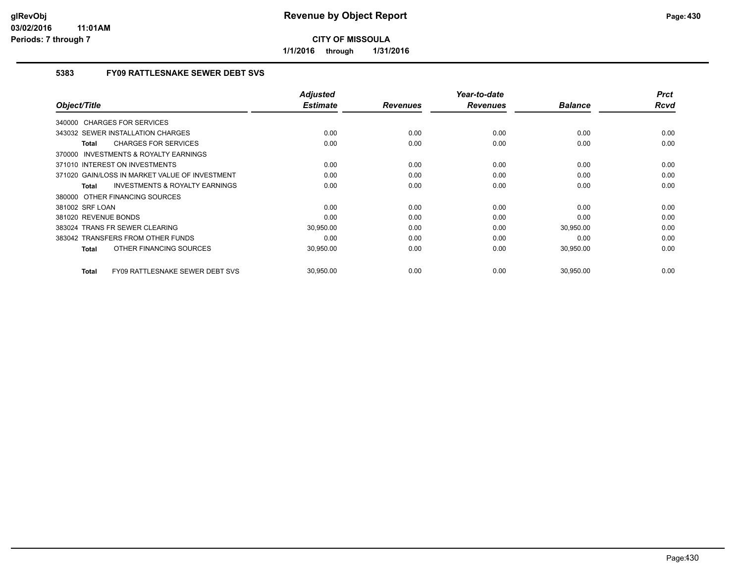**glRevObj**
**03/02/2016 11:01AM**
**Periods: 7 through 7**

# Revenue by Object Report

**CITY OF MISSOULA**

**1/1/2016 through 1/31/2016**

## 5383 FY09 RATTLESNAKE SEWER DEBT SVS

| Object/Title | Adjusted Estimate | Revenues | Year-to-date Revenues | Balance | Prct Rcvd |
|---|---|---|---|---|---|
| 340000 CHARGES FOR SERVICES | | | | | |
| 343032 SEWER INSTALLATION CHARGES | 0.00 | 0.00 | 0.00 | 0.00 | 0.00 |
| **Total** CHARGES FOR SERVICES | 0.00 | 0.00 | 0.00 | 0.00 | 0.00 |
| 370000 INVESTMENTS & ROYALTY EARNINGS | | | | | |
| 371010 INTEREST ON INVESTMENTS | 0.00 | 0.00 | 0.00 | 0.00 | 0.00 |
| 371020 GAIN/LOSS IN MARKET VALUE OF INVESTMENT | 0.00 | 0.00 | 0.00 | 0.00 | 0.00 |
| **Total** INVESTMENTS & ROYALTY EARNINGS | 0.00 | 0.00 | 0.00 | 0.00 | 0.00 |
| 380000 OTHER FINANCING SOURCES | | | | | |
| 381002 SRF LOAN | 0.00 | 0.00 | 0.00 | 0.00 | 0.00 |
| 381020 REVENUE BONDS | 0.00 | 0.00 | 0.00 | 0.00 | 0.00 |
| 383024 TRANS FR SEWER CLEARING | 30,950.00 | 0.00 | 0.00 | 30,950.00 | 0.00 |
| 383042 TRANSFERS FROM OTHER FUNDS | 0.00 | 0.00 | 0.00 | 0.00 | 0.00 |
| **Total** OTHER FINANCING SOURCES | 30,950.00 | 0.00 | 0.00 | 30,950.00 | 0.00 |
| **Total** FY09 RATTLESNAKE SEWER DEBT SVS | 30,950.00 | 0.00 | 0.00 | 30,950.00 | 0.00 |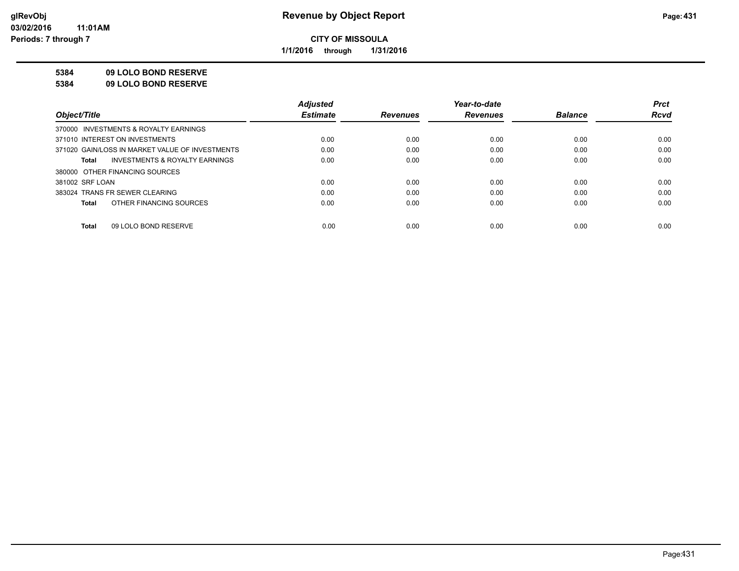**Revenue by Object Report**

**CITY OF MISSOULA**

**1/1/2016 through 1/31/2016**

glRevObj
03/02/2016 11:01AM
Periods: 7 through 7

**5384 09 LOLO BOND RESERVE**

**5384 09 LOLO BOND RESERVE**

| *Object/Title* | *Adjusted Estimate* | *Revenues* | *Year-to-date Revenues* | *Balance* | *Prct Rcvd* |
|---|---|---|---|---|---|
| 370000 INVESTMENTS & ROYALTY EARNINGS | | | | | |
| 371010 INTEREST ON INVESTMENTS | 0.00 | 0.00 | 0.00 | 0.00 | 0.00 |
| 371020 GAIN/LOSS IN MARKET VALUE OF INVESTMENTS | 0.00 | 0.00 | 0.00 | 0.00 | 0.00 |
| **Total** INVESTMENTS & ROYALTY EARNINGS | 0.00 | 0.00 | 0.00 | 0.00 | 0.00 |
| 380000 OTHER FINANCING SOURCES | | | | | |
| 381002 SRF LOAN | 0.00 | 0.00 | 0.00 | 0.00 | 0.00 |
| 383024 TRANS FR SEWER CLEARING | 0.00 | 0.00 | 0.00 | 0.00 | 0.00 |
| **Total** OTHER FINANCING SOURCES | 0.00 | 0.00 | 0.00 | 0.00 | 0.00 |
| **Total** 09 LOLO BOND RESERVE | 0.00 | 0.00 | 0.00 | 0.00 | 0.00 |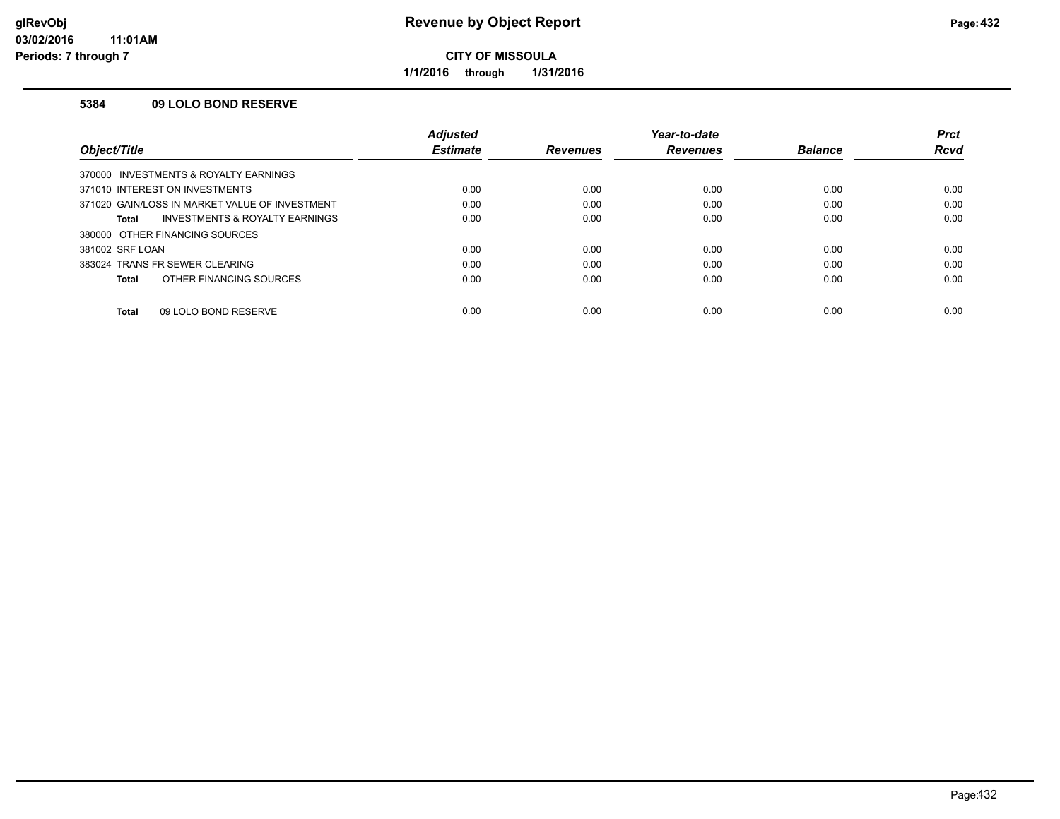# Revenue by Object Report

**CITY OF MISSOULA**

**1/1/2016 through 1/31/2016**

### 5384 09 LOLO BOND RESERVE

| Object/Title | Adjusted Estimate | Revenues | Year-to-date Revenues | Balance | Prct Rcvd |
|---|---|---|---|---|---|
| 370000 INVESTMENTS & ROYALTY EARNINGS | | | | | |
| 371010 INTEREST ON INVESTMENTS | 0.00 | 0.00 | 0.00 | 0.00 | 0.00 |
| 371020 GAIN/LOSS IN MARKET VALUE OF INVESTMENT | 0.00 | 0.00 | 0.00 | 0.00 | 0.00 |
| **Total** INVESTMENTS & ROYALTY EARNINGS | 0.00 | 0.00 | 0.00 | 0.00 | 0.00 |
| 380000 OTHER FINANCING SOURCES | | | | | |
| 381002 SRF LOAN | 0.00 | 0.00 | 0.00 | 0.00 | 0.00 |
| 383024 TRANS FR SEWER CLEARING | 0.00 | 0.00 | 0.00 | 0.00 | 0.00 |
| **Total** OTHER FINANCING SOURCES | 0.00 | 0.00 | 0.00 | 0.00 | 0.00 |
| **Total** 09 LOLO BOND RESERVE | 0.00 | 0.00 | 0.00 | 0.00 | 0.00 |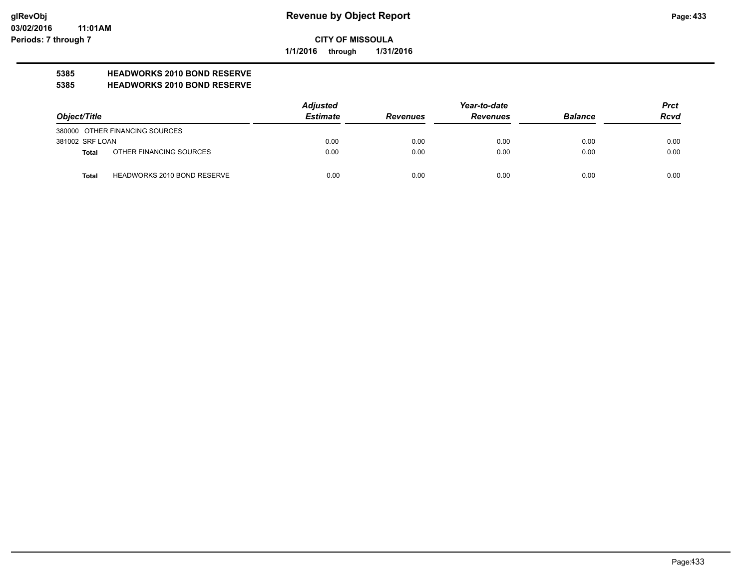# Revenue by Object Report

**glRevObj**
**03/02/2016 11:01AM**
**Periods: 7 through 7**

**CITY OF MISSOULA**
**1/1/2016 through 1/31/2016**

**5385 HEADWORKS 2010 BOND RESERVE**
**5385 HEADWORKS 2010 BOND RESERVE**

| Object/Title | | Adjusted Estimate | Revenues | Year-to-date Revenues | Balance | Prct Rcvd |
|---|---|---|---|---|---|---|
| 380000 OTHER FINANCING SOURCES | | | | | | |
| 381002 SRF LOAN | | 0.00 | 0.00 | 0.00 | 0.00 | 0.00 |
| **Total** | OTHER FINANCING SOURCES | 0.00 | 0.00 | 0.00 | 0.00 | 0.00 |
| **Total** | HEADWORKS 2010 BOND RESERVE | 0.00 | 0.00 | 0.00 | 0.00 | 0.00 |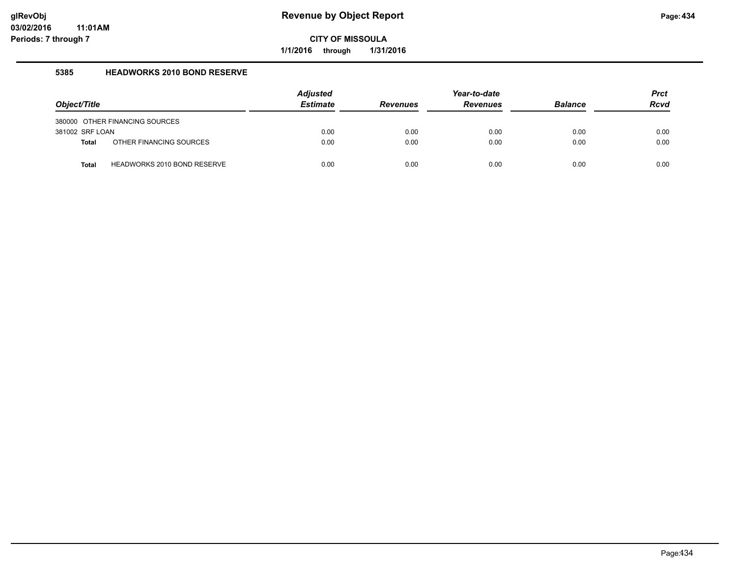# Revenue by Object Report

**CITY OF MISSOULA**

**1/1/2016 through 1/31/2016**

glRevObj
03/02/2016 11:01AM
Periods: 7 through 7

### 5385 HEADWORKS 2010 BOND RESERVE

| Object/Title | Adjusted Estimate | Revenues | Year-to-date Revenues | Balance | Prct Rcvd |
|---|---|---|---|---|---|
| 380000 OTHER FINANCING SOURCES | | | | | |
| 381002 SRF LOAN | 0.00 | 0.00 | 0.00 | 0.00 | 0.00 |
| **Total** OTHER FINANCING SOURCES | 0.00 | 0.00 | 0.00 | 0.00 | 0.00 |
| **Total** HEADWORKS 2010 BOND RESERVE | 0.00 | 0.00 | 0.00 | 0.00 | 0.00 |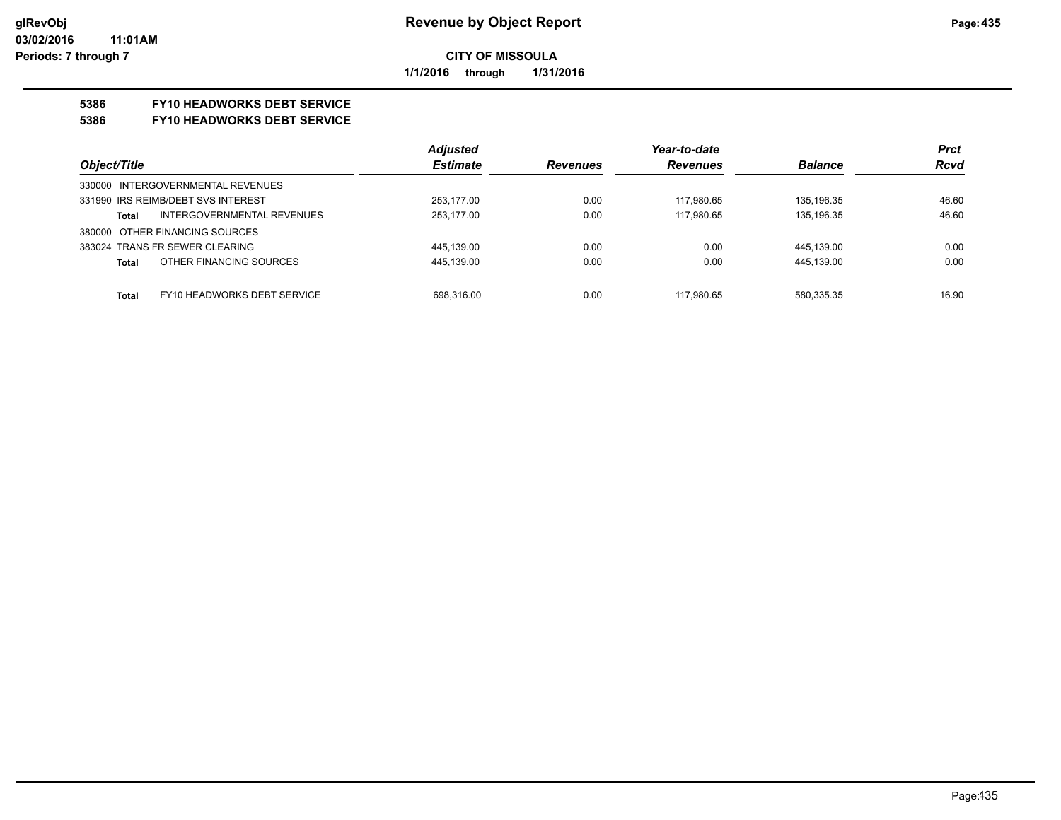# Revenue by Object Report

**CITY OF MISSOULA**

**1/1/2016 through 1/31/2016**

**5386 FY10 HEADWORKS DEBT SERVICE**

**5386 FY10 HEADWORKS DEBT SERVICE**

| Object/Title | Adjusted Estimate | Revenues | Year-to-date Revenues | Balance | Prct Rcvd |
|---|---|---|---|---|---|
| 330000 INTERGOVERNMENTAL REVENUES | | | | | |
| 331990 IRS REIMB/DEBT SVS INTEREST | 253,177.00 | 0.00 | 117,980.65 | 135,196.35 | 46.60 |
| **Total** INTERGOVERNMENTAL REVENUES | 253,177.00 | 0.00 | 117,980.65 | 135,196.35 | 46.60 |
| 380000 OTHER FINANCING SOURCES | | | | | |
| 383024 TRANS FR SEWER CLEARING | 445,139.00 | 0.00 | 0.00 | 445,139.00 | 0.00 |
| **Total** OTHER FINANCING SOURCES | 445,139.00 | 0.00 | 0.00 | 445,139.00 | 0.00 |
| **Total** FY10 HEADWORKS DEBT SERVICE | 698,316.00 | 0.00 | 117,980.65 | 580,335.35 | 16.90 |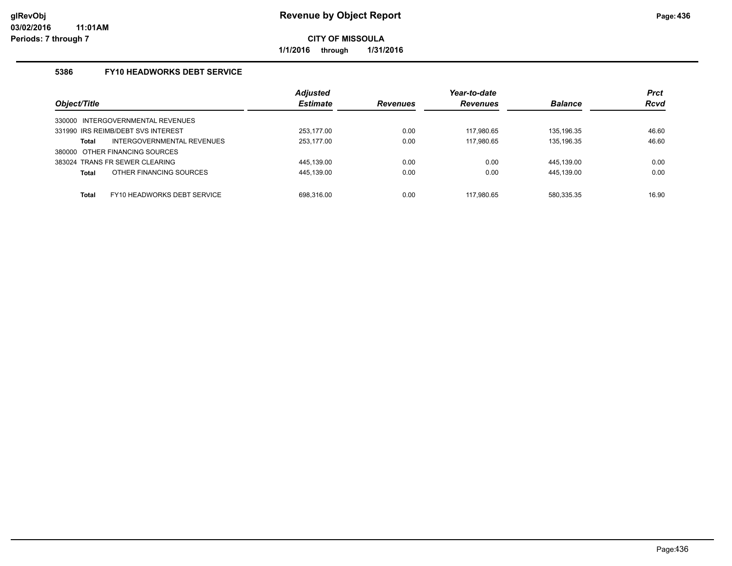# Revenue by Object Report

**CITY OF MISSOULA**

**1/1/2016 through 1/31/2016**

glRevObj
03/02/2016 11:01AM
Periods: 7 through 7

### 5386 FY10 HEADWORKS DEBT SERVICE

| Object/Title | Adjusted Estimate | Revenues | Year-to-date Revenues | Balance | Prct Rcvd |
|---|---|---|---|---|---|
| 330000 INTERGOVERNMENTAL REVENUES | | | | | |
| 331990 IRS REIMB/DEBT SVS INTEREST | 253,177.00 | 0.00 | 117,980.65 | 135,196.35 | 46.60 |
| **Total** INTERGOVERNMENTAL REVENUES | 253,177.00 | 0.00 | 117,980.65 | 135,196.35 | 46.60 |
| 380000 OTHER FINANCING SOURCES | | | | | |
| 383024 TRANS FR SEWER CLEARING | 445,139.00 | 0.00 | 0.00 | 445,139.00 | 0.00 |
| **Total** OTHER FINANCING SOURCES | 445,139.00 | 0.00 | 0.00 | 445,139.00 | 0.00 |
| **Total** FY10 HEADWORKS DEBT SERVICE | 698,316.00 | 0.00 | 117,980.65 | 580,335.35 | 16.90 |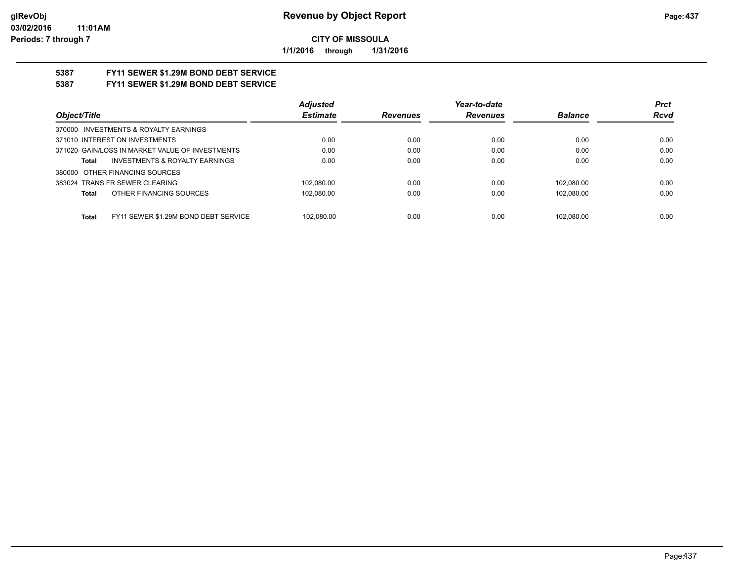**Revenue by Object Report**

**CITY OF MISSOULA**

**1/1/2016 through 1/31/2016**

glRevObj
03/02/2016 11:01AM
Periods: 7 through 7

## 5387 FY11 SEWER $1.29M BOND DEBT SERVICE
## 5387 FY11 SEWER $1.29M BOND DEBT SERVICE

| Object/Title | Adjusted Estimate | Revenues | Year-to-date Revenues | Balance | Prct Rcvd |
|---|---|---|---|---|---|
| 370000 INVESTMENTS & ROYALTY EARNINGS | | | | | |
| 371010 INTEREST ON INVESTMENTS | 0.00 | 0.00 | 0.00 | 0.00 | 0.00 |
| 371020 GAIN/LOSS IN MARKET VALUE OF INVESTMENTS | 0.00 | 0.00 | 0.00 | 0.00 | 0.00 |
| **Total** INVESTMENTS & ROYALTY EARNINGS | 0.00 | 0.00 | 0.00 | 0.00 | 0.00 |
| 380000 OTHER FINANCING SOURCES | | | | | |
| 383024 TRANS FR SEWER CLEARING | 102,080.00 | 0.00 | 0.00 | 102,080.00 | 0.00 |
| **Total** OTHER FINANCING SOURCES | 102,080.00 | 0.00 | 0.00 | 102,080.00 | 0.00 |
| **Total** FY11 SEWER $1.29M BOND DEBT SERVICE | 102,080.00 | 0.00 | 0.00 | 102,080.00 | 0.00 |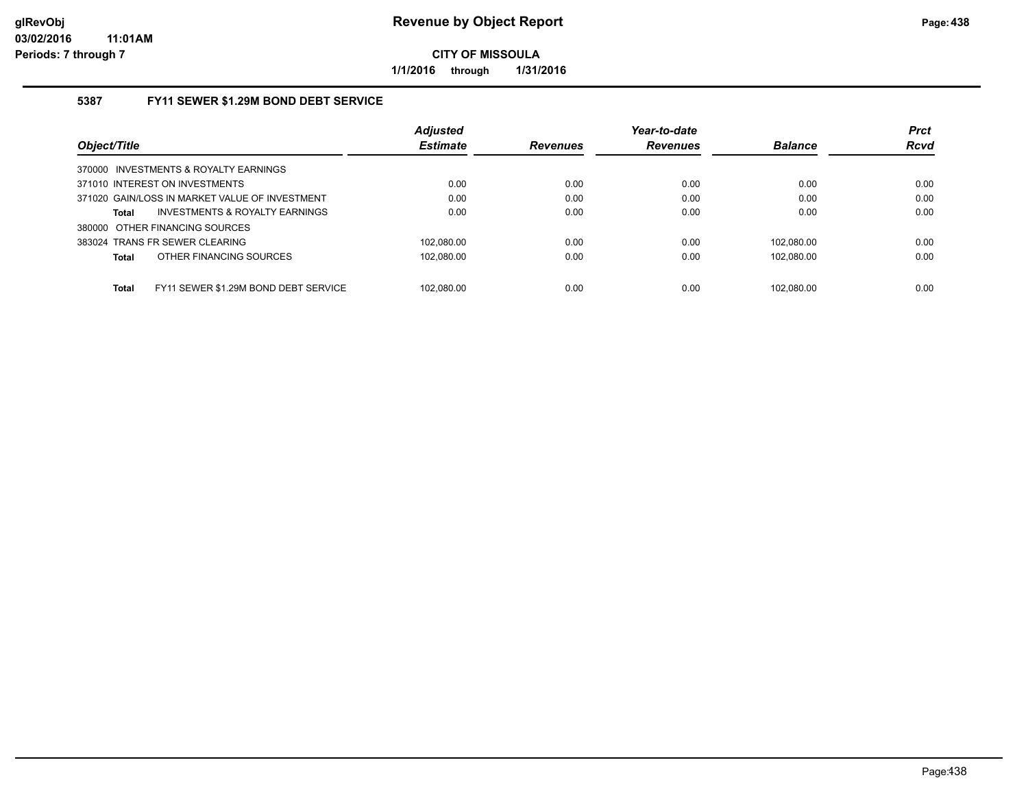**CITY OF MISSOULA**

**1/1/2016 through 1/31/2016**

### 5387 FY11 SEWER $1.29M BOND DEBT SERVICE

| Object/Title | Adjusted Estimate | Revenues | Year-to-date Revenues | Balance | Prct Rcvd |
|---|---|---|---|---|---|
| 370000 INVESTMENTS & ROYALTY EARNINGS | | | | | |
| 371010 INTEREST ON INVESTMENTS | 0.00 | 0.00 | 0.00 | 0.00 | 0.00 |
| 371020 GAIN/LOSS IN MARKET VALUE OF INVESTMENT | 0.00 | 0.00 | 0.00 | 0.00 | 0.00 |
| **Total** INVESTMENTS & ROYALTY EARNINGS | 0.00 | 0.00 | 0.00 | 0.00 | 0.00 |
| 380000 OTHER FINANCING SOURCES | | | | | |
| 383024 TRANS FR SEWER CLEARING | 102,080.00 | 0.00 | 0.00 | 102,080.00 | 0.00 |
| **Total** OTHER FINANCING SOURCES | 102,080.00 | 0.00 | 0.00 | 102,080.00 | 0.00 |
| **Total** FY11 SEWER $1.29M BOND DEBT SERVICE | 102,080.00 | 0.00 | 0.00 | 102,080.00 | 0.00 |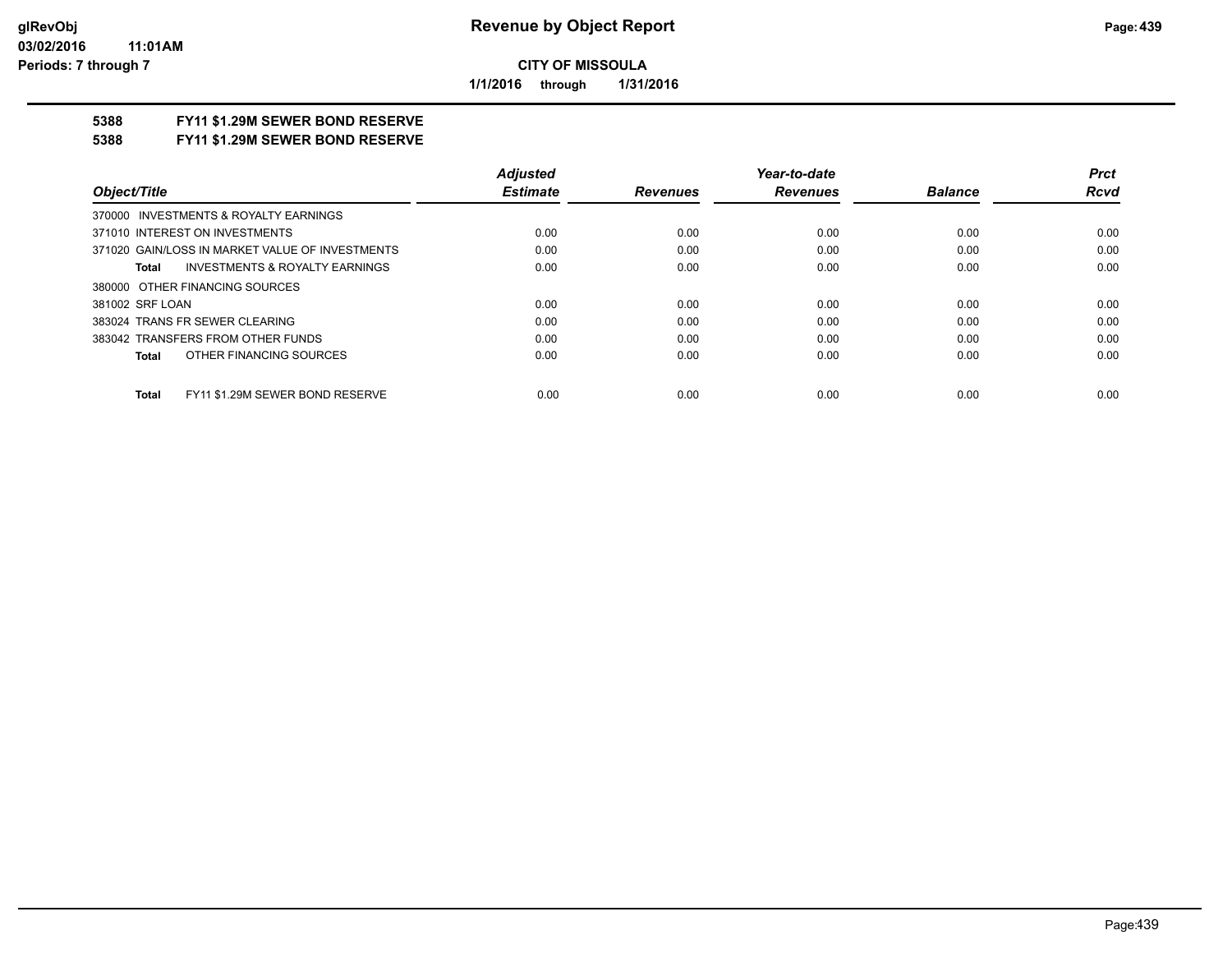**CITY OF MISSOULA**

**1/1/2016 through 1/31/2016**

**5388 FY11 $1.29M SEWER BOND RESERVE**

**5388 FY11 $1.29M SEWER BOND RESERVE**

| Object/Title | Adjusted Estimate | Revenues | Year-to-date Revenues | Balance | Prct Rcvd |
|---|---|---|---|---|---|
| 370000 INVESTMENTS & ROYALTY EARNINGS | | | | | |
| 371010 INTEREST ON INVESTMENTS | 0.00 | 0.00 | 0.00 | 0.00 | 0.00 |
| 371020 GAIN/LOSS IN MARKET VALUE OF INVESTMENTS | 0.00 | 0.00 | 0.00 | 0.00 | 0.00 |
| **Total** INVESTMENTS & ROYALTY EARNINGS | 0.00 | 0.00 | 0.00 | 0.00 | 0.00 |
| 380000 OTHER FINANCING SOURCES | | | | | |
| 381002 SRF LOAN | 0.00 | 0.00 | 0.00 | 0.00 | 0.00 |
| 383024 TRANS FR SEWER CLEARING | 0.00 | 0.00 | 0.00 | 0.00 | 0.00 |
| 383042 TRANSFERS FROM OTHER FUNDS | 0.00 | 0.00 | 0.00 | 0.00 | 0.00 |
| **Total** OTHER FINANCING SOURCES | 0.00 | 0.00 | 0.00 | 0.00 | 0.00 |
| **Total** FY11 $1.29M SEWER BOND RESERVE | 0.00 | 0.00 | 0.00 | 0.00 | 0.00 |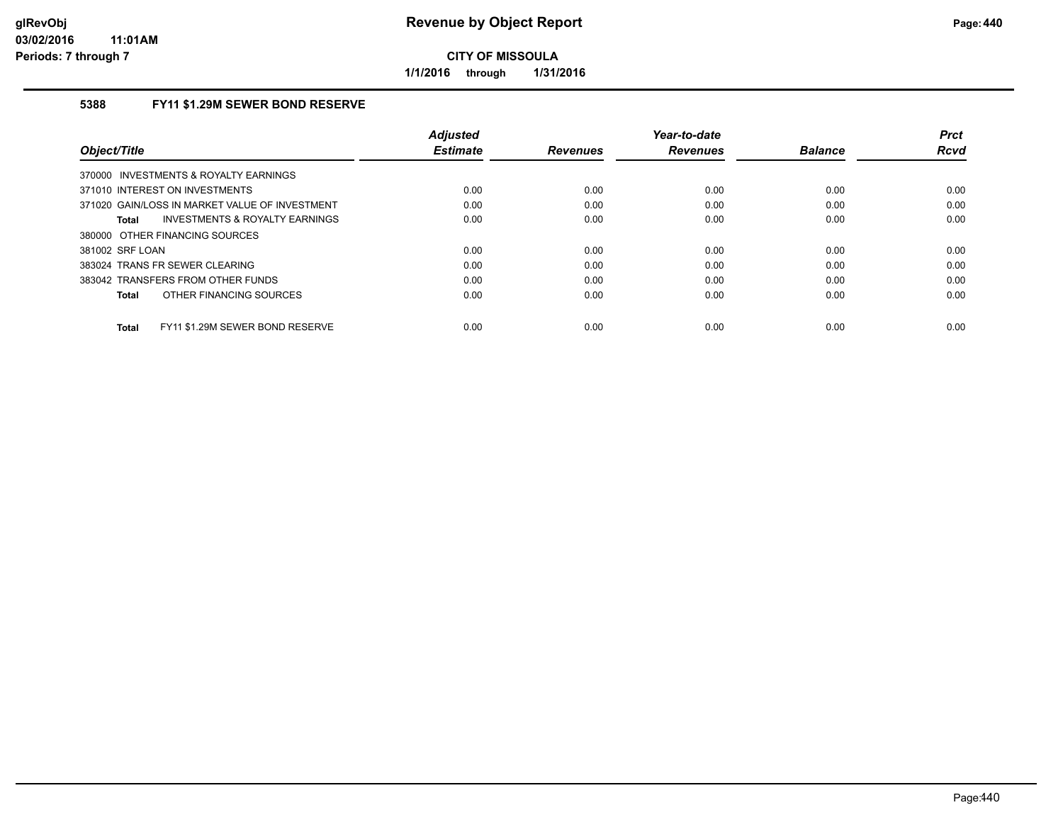# Revenue by Object Report

**CITY OF MISSOULA**

**1/1/2016 through 1/31/2016**

glRevObj
03/02/2016 11:01AM
Periods: 7 through 7

### 5388 FY11 $1.29M SEWER BOND RESERVE

| Object/Title | Adjusted Estimate | Revenues | Year-to-date Revenues | Balance | Prct Rcvd |
|---|---|---|---|---|---|
| 370000 INVESTMENTS & ROYALTY EARNINGS | | | | | |
| 371010 INTEREST ON INVESTMENTS | 0.00 | 0.00 | 0.00 | 0.00 | 0.00 |
| 371020 GAIN/LOSS IN MARKET VALUE OF INVESTMENT | 0.00 | 0.00 | 0.00 | 0.00 | 0.00 |
| **Total** INVESTMENTS & ROYALTY EARNINGS | 0.00 | 0.00 | 0.00 | 0.00 | 0.00 |
| 380000 OTHER FINANCING SOURCES | | | | | |
| 381002 SRF LOAN | 0.00 | 0.00 | 0.00 | 0.00 | 0.00 |
| 383024 TRANS FR SEWER CLEARING | 0.00 | 0.00 | 0.00 | 0.00 | 0.00 |
| 383042 TRANSFERS FROM OTHER FUNDS | 0.00 | 0.00 | 0.00 | 0.00 | 0.00 |
| **Total** OTHER FINANCING SOURCES | 0.00 | 0.00 | 0.00 | 0.00 | 0.00 |
| **Total** FY11 $1.29M SEWER BOND RESERVE | 0.00 | 0.00 | 0.00 | 0.00 | 0.00 |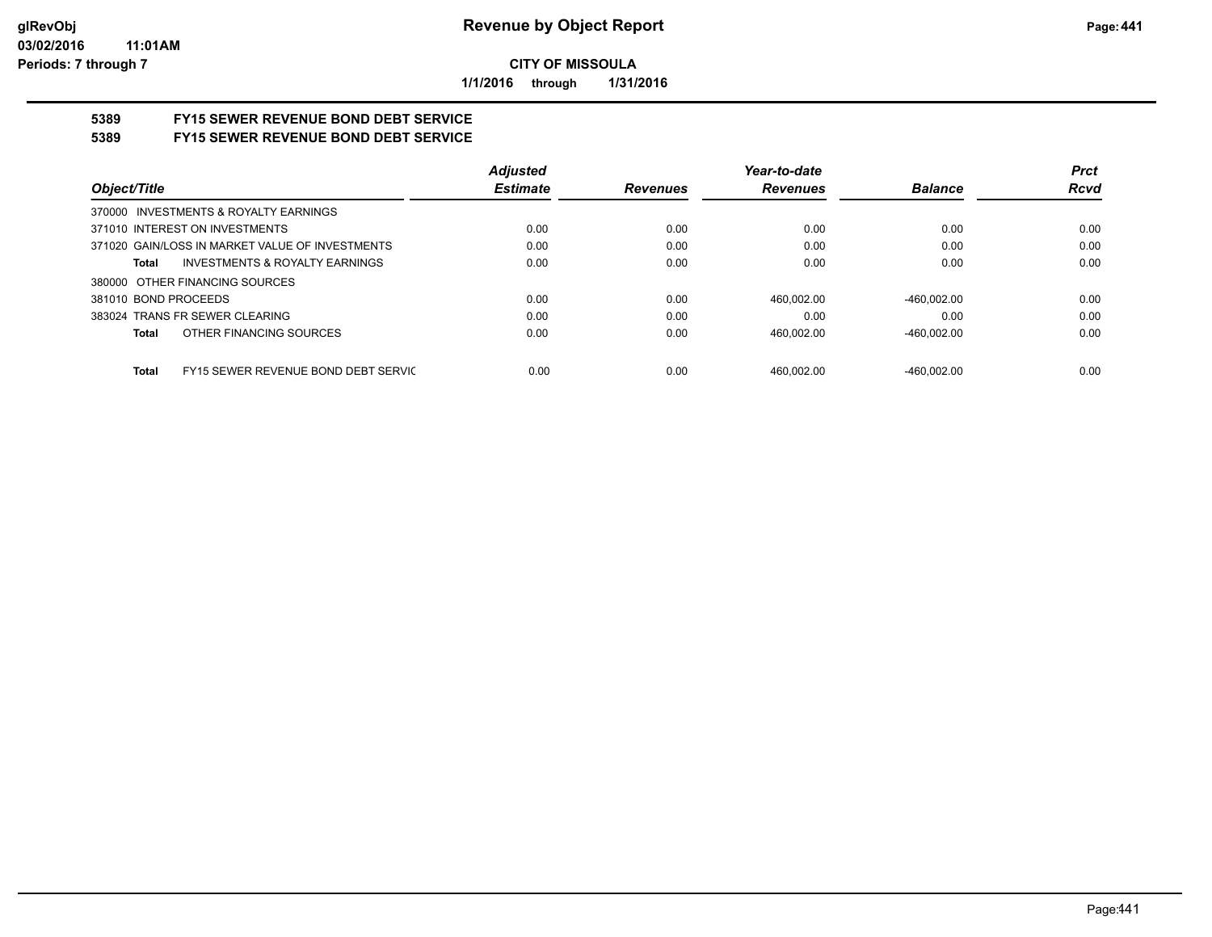**Revenue by Object Report**

**CITY OF MISSOULA**

**1/1/2016 through 1/31/2016**

glRevObj
03/02/2016 11:01AM
Periods: 7 through 7

## 5389 FY15 SEWER REVENUE BOND DEBT SERVICE

## 5389 FY15 SEWER REVENUE BOND DEBT SERVICE

| Object/Title | Adjusted Estimate | Revenues | Year-to-date Revenues | Balance | Prct Rcvd |
|---|---|---|---|---|---|
| 370000 INVESTMENTS & ROYALTY EARNINGS | | | | | |
| 371010 INTEREST ON INVESTMENTS | 0.00 | 0.00 | 0.00 | 0.00 | 0.00 |
| 371020 GAIN/LOSS IN MARKET VALUE OF INVESTMENTS | 0.00 | 0.00 | 0.00 | 0.00 | 0.00 |
| **Total** INVESTMENTS & ROYALTY EARNINGS | 0.00 | 0.00 | 0.00 | 0.00 | 0.00 |
| 380000 OTHER FINANCING SOURCES | | | | | |
| 381010 BOND PROCEEDS | 0.00 | 0.00 | 460,002.00 | -460,002.00 | 0.00 |
| 383024 TRANS FR SEWER CLEARING | 0.00 | 0.00 | 0.00 | 0.00 | 0.00 |
| **Total** OTHER FINANCING SOURCES | 0.00 | 0.00 | 460,002.00 | -460,002.00 | 0.00 |
| **Total** FY15 SEWER REVENUE BOND DEBT SERVIC | 0.00 | 0.00 | 460,002.00 | -460,002.00 | 0.00 |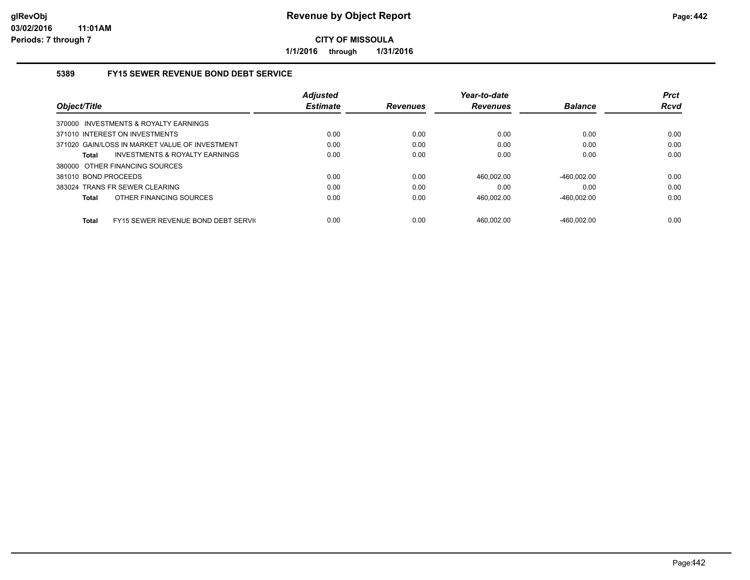**Revenue by Object Report**

**CITY OF MISSOULA**

**1/1/2016 through 1/31/2016**

glRevObj
03/02/2016 11:01AM
Periods: 7 through 7

### 5389 FY15 SEWER REVENUE BOND DEBT SERVICE

| Object/Title | Adjusted Estimate | Revenues | Year-to-date Revenues | Balance | Prct Rcvd |
|---|---|---|---|---|---|
| 370000 INVESTMENTS & ROYALTY EARNINGS | | | | | |
| 371010 INTEREST ON INVESTMENTS | 0.00 | 0.00 | 0.00 | 0.00 | 0.00 |
| 371020 GAIN/LOSS IN MARKET VALUE OF INVESTMENT | 0.00 | 0.00 | 0.00 | 0.00 | 0.00 |
| **Total** INVESTMENTS & ROYALTY EARNINGS | 0.00 | 0.00 | 0.00 | 0.00 | 0.00 |
| 380000 OTHER FINANCING SOURCES | | | | | |
| 381010 BOND PROCEEDS | 0.00 | 0.00 | 460,002.00 | -460,002.00 | 0.00 |
| 383024 TRANS FR SEWER CLEARING | 0.00 | 0.00 | 0.00 | 0.00 | 0.00 |
| **Total** OTHER FINANCING SOURCES | 0.00 | 0.00 | 460,002.00 | -460,002.00 | 0.00 |
| **Total** FY15 SEWER REVENUE BOND DEBT SERVI( | 0.00 | 0.00 | 460,002.00 | -460,002.00 | 0.00 |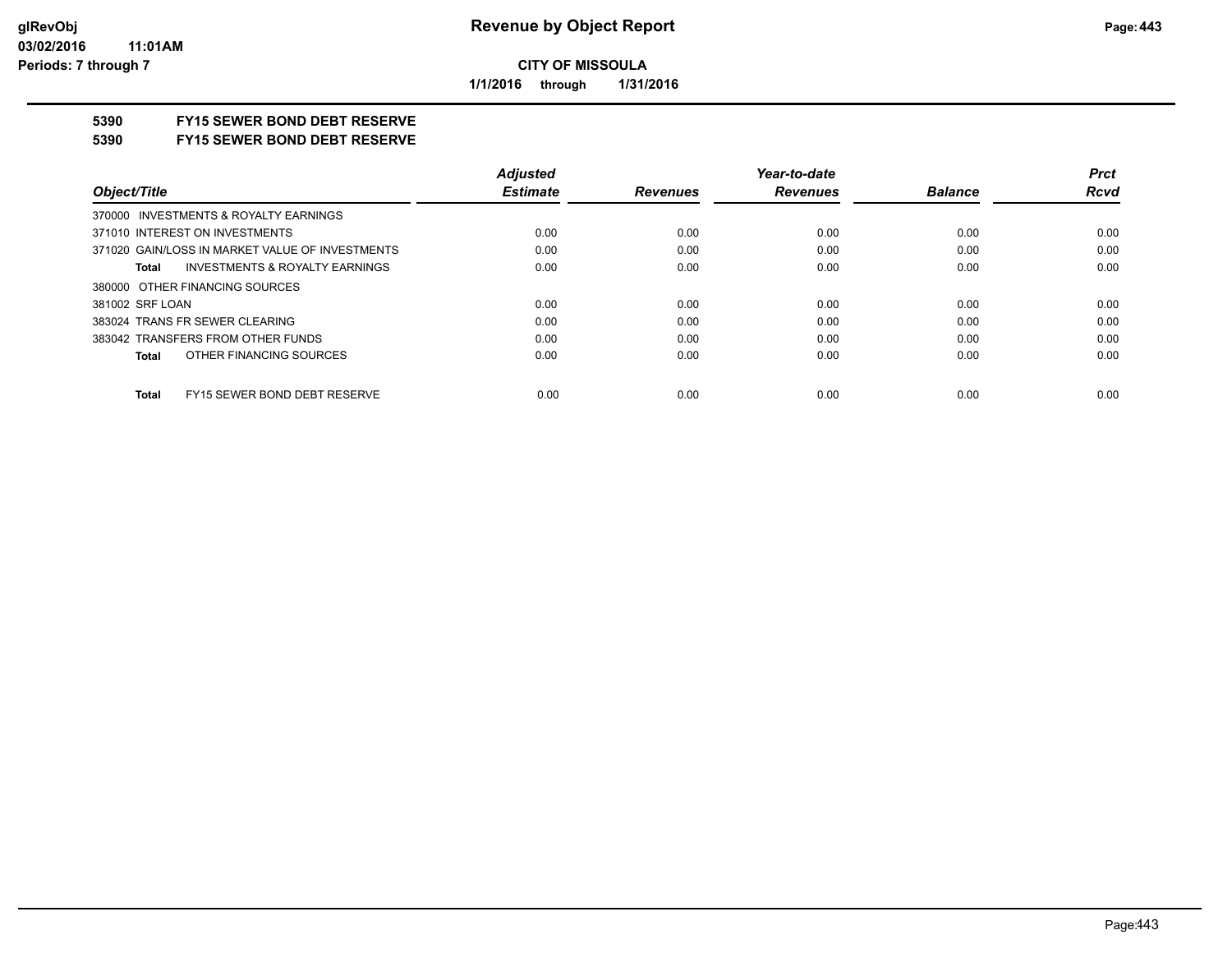**Revenue by Object Report**

**CITY OF MISSOULA**

**1/1/2016 through 1/31/2016**

glRevObj
03/02/2016 11:01AM
Periods: 7 through 7

## 5390 FY15 SEWER BOND DEBT RESERVE

## 5390 FY15 SEWER BOND DEBT RESERVE

| Object/Title | Adjusted Estimate | Revenues | Year-to-date Revenues | Balance | Prct Rcvd |
|---|---|---|---|---|---|
| 370000 INVESTMENTS & ROYALTY EARNINGS | | | | | |
| 371010 INTEREST ON INVESTMENTS | 0.00 | 0.00 | 0.00 | 0.00 | 0.00 |
| 371020 GAIN/LOSS IN MARKET VALUE OF INVESTMENTS | 0.00 | 0.00 | 0.00 | 0.00 | 0.00 |
| **Total** INVESTMENTS & ROYALTY EARNINGS | 0.00 | 0.00 | 0.00 | 0.00 | 0.00 |
| 380000 OTHER FINANCING SOURCES | | | | | |
| 381002 SRF LOAN | 0.00 | 0.00 | 0.00 | 0.00 | 0.00 |
| 383024 TRANS FR SEWER CLEARING | 0.00 | 0.00 | 0.00 | 0.00 | 0.00 |
| 383042 TRANSFERS FROM OTHER FUNDS | 0.00 | 0.00 | 0.00 | 0.00 | 0.00 |
| **Total** OTHER FINANCING SOURCES | 0.00 | 0.00 | 0.00 | 0.00 | 0.00 |
| **Total** FY15 SEWER BOND DEBT RESERVE | 0.00 | 0.00 | 0.00 | 0.00 | 0.00 |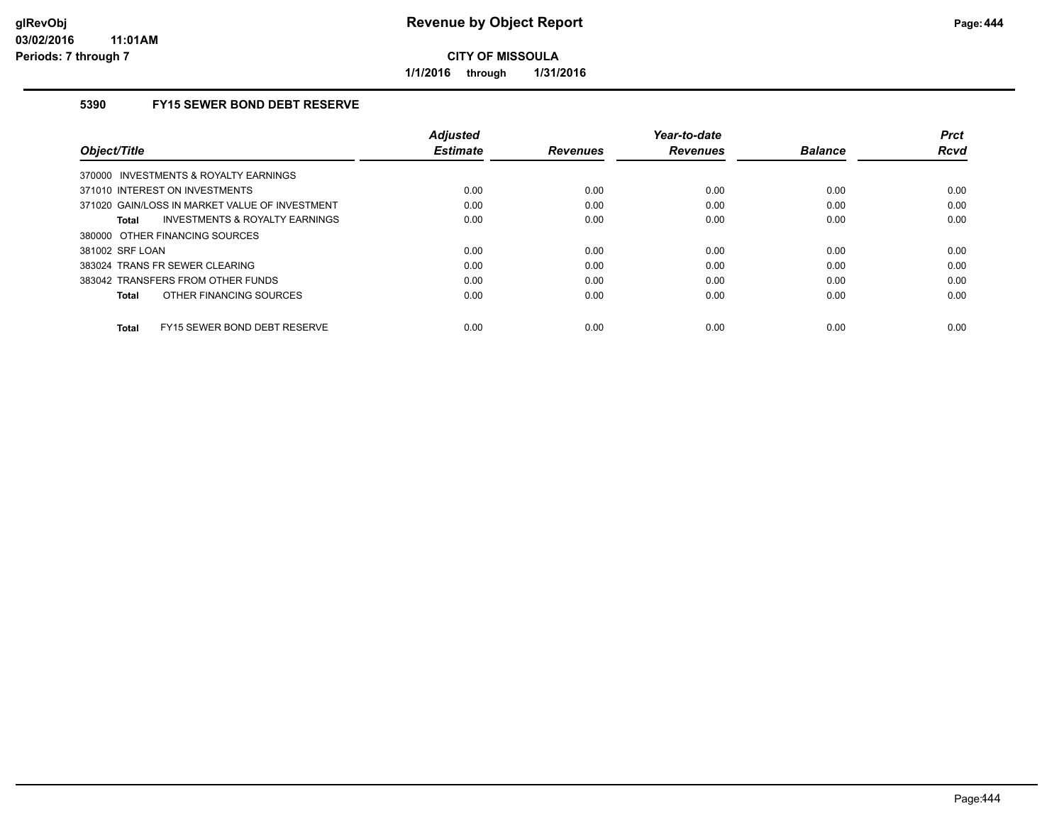# Revenue by Object Report

**CITY OF MISSOULA**

**1/1/2016 through 1/31/2016**

glRevObj
03/02/2016 11:01AM
Periods: 7 through 7

### 5390 FY15 SEWER BOND DEBT RESERVE

| Object/Title | Adjusted Estimate | Revenues | Year-to-date Revenues | Balance | Prct Rcvd |
|---|---|---|---|---|---|
| 370000 INVESTMENTS & ROYALTY EARNINGS | | | | | |
| 371010 INTEREST ON INVESTMENTS | 0.00 | 0.00 | 0.00 | 0.00 | 0.00 |
| 371020 GAIN/LOSS IN MARKET VALUE OF INVESTMENT | 0.00 | 0.00 | 0.00 | 0.00 | 0.00 |
| **Total** INVESTMENTS & ROYALTY EARNINGS | 0.00 | 0.00 | 0.00 | 0.00 | 0.00 |
| 380000 OTHER FINANCING SOURCES | | | | | |
| 381002 SRF LOAN | 0.00 | 0.00 | 0.00 | 0.00 | 0.00 |
| 383024 TRANS FR SEWER CLEARING | 0.00 | 0.00 | 0.00 | 0.00 | 0.00 |
| 383042 TRANSFERS FROM OTHER FUNDS | 0.00 | 0.00 | 0.00 | 0.00 | 0.00 |
| **Total** OTHER FINANCING SOURCES | 0.00 | 0.00 | 0.00 | 0.00 | 0.00 |
| **Total** FY15 SEWER BOND DEBT RESERVE | 0.00 | 0.00 | 0.00 | 0.00 | 0.00 |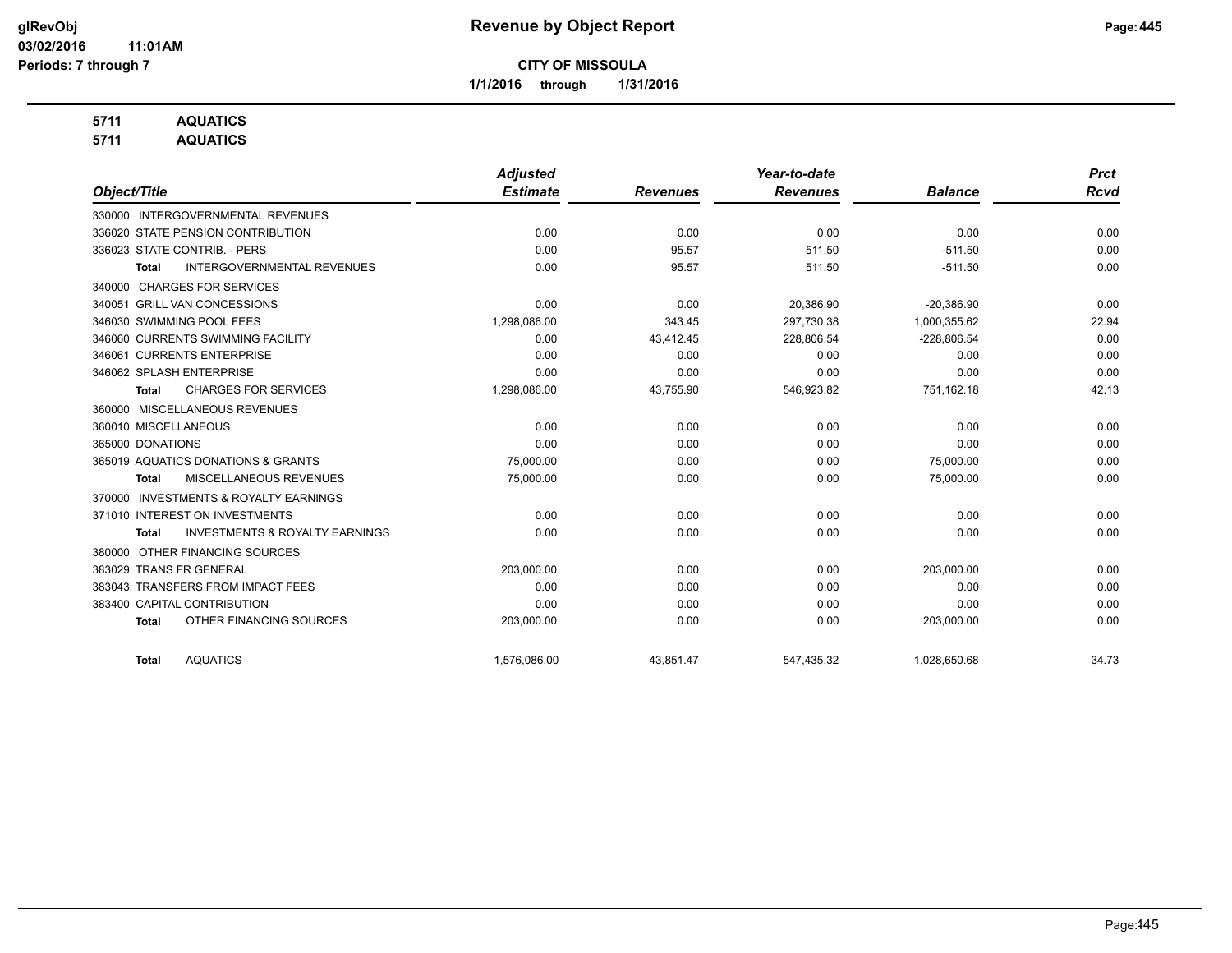# Revenue by Object Report

**CITY OF MISSOULA**

**1/1/2016 through 1/31/2016**

glRevObj
03/02/2016 11:01AM
Periods: 7 through 7

**5711 AQUATICS**
**5711 AQUATICS**

| Object/Title | Adjusted Estimate | Revenues | Year-to-date Revenues | Balance | Prct Rcvd |
|---|---|---|---|---|---|
| 330000 INTERGOVERNMENTAL REVENUES | | | | | |
| 336020 STATE PENSION CONTRIBUTION | 0.00 | 0.00 | 0.00 | 0.00 | 0.00 |
| 336023 STATE CONTRIB. - PERS | 0.00 | 95.57 | 511.50 | -511.50 | 0.00 |
| **Total** INTERGOVERNMENTAL REVENUES | 0.00 | 95.57 | 511.50 | -511.50 | 0.00 |
| 340000 CHARGES FOR SERVICES | | | | | |
| 340051 GRILL VAN CONCESSIONS | 0.00 | 0.00 | 20,386.90 | -20,386.90 | 0.00 |
| 346030 SWIMMING POOL FEES | 1,298,086.00 | 343.45 | 297,730.38 | 1,000,355.62 | 22.94 |
| 346060 CURRENTS SWIMMING FACILITY | 0.00 | 43,412.45 | 228,806.54 | -228,806.54 | 0.00 |
| 346061 CURRENTS ENTERPRISE | 0.00 | 0.00 | 0.00 | 0.00 | 0.00 |
| 346062 SPLASH ENTERPRISE | 0.00 | 0.00 | 0.00 | 0.00 | 0.00 |
| **Total** CHARGES FOR SERVICES | 1,298,086.00 | 43,755.90 | 546,923.82 | 751,162.18 | 42.13 |
| 360000 MISCELLANEOUS REVENUES | | | | | |
| 360010 MISCELLANEOUS | 0.00 | 0.00 | 0.00 | 0.00 | 0.00 |
| 365000 DONATIONS | 0.00 | 0.00 | 0.00 | 0.00 | 0.00 |
| 365019 AQUATICS DONATIONS & GRANTS | 75,000.00 | 0.00 | 0.00 | 75,000.00 | 0.00 |
| **Total** MISCELLANEOUS REVENUES | 75,000.00 | 0.00 | 0.00 | 75,000.00 | 0.00 |
| 370000 INVESTMENTS & ROYALTY EARNINGS | | | | | |
| 371010 INTEREST ON INVESTMENTS | 0.00 | 0.00 | 0.00 | 0.00 | 0.00 |
| **Total** INVESTMENTS & ROYALTY EARNINGS | 0.00 | 0.00 | 0.00 | 0.00 | 0.00 |
| 380000 OTHER FINANCING SOURCES | | | | | |
| 383029 TRANS FR GENERAL | 203,000.00 | 0.00 | 0.00 | 203,000.00 | 0.00 |
| 383043 TRANSFERS FROM IMPACT FEES | 0.00 | 0.00 | 0.00 | 0.00 | 0.00 |
| 383400 CAPITAL CONTRIBUTION | 0.00 | 0.00 | 0.00 | 0.00 | 0.00 |
| **Total** OTHER FINANCING SOURCES | 203,000.00 | 0.00 | 0.00 | 203,000.00 | 0.00 |
| **Total** AQUATICS | 1,576,086.00 | 43,851.47 | 547,435.32 | 1,028,650.68 | 34.73 |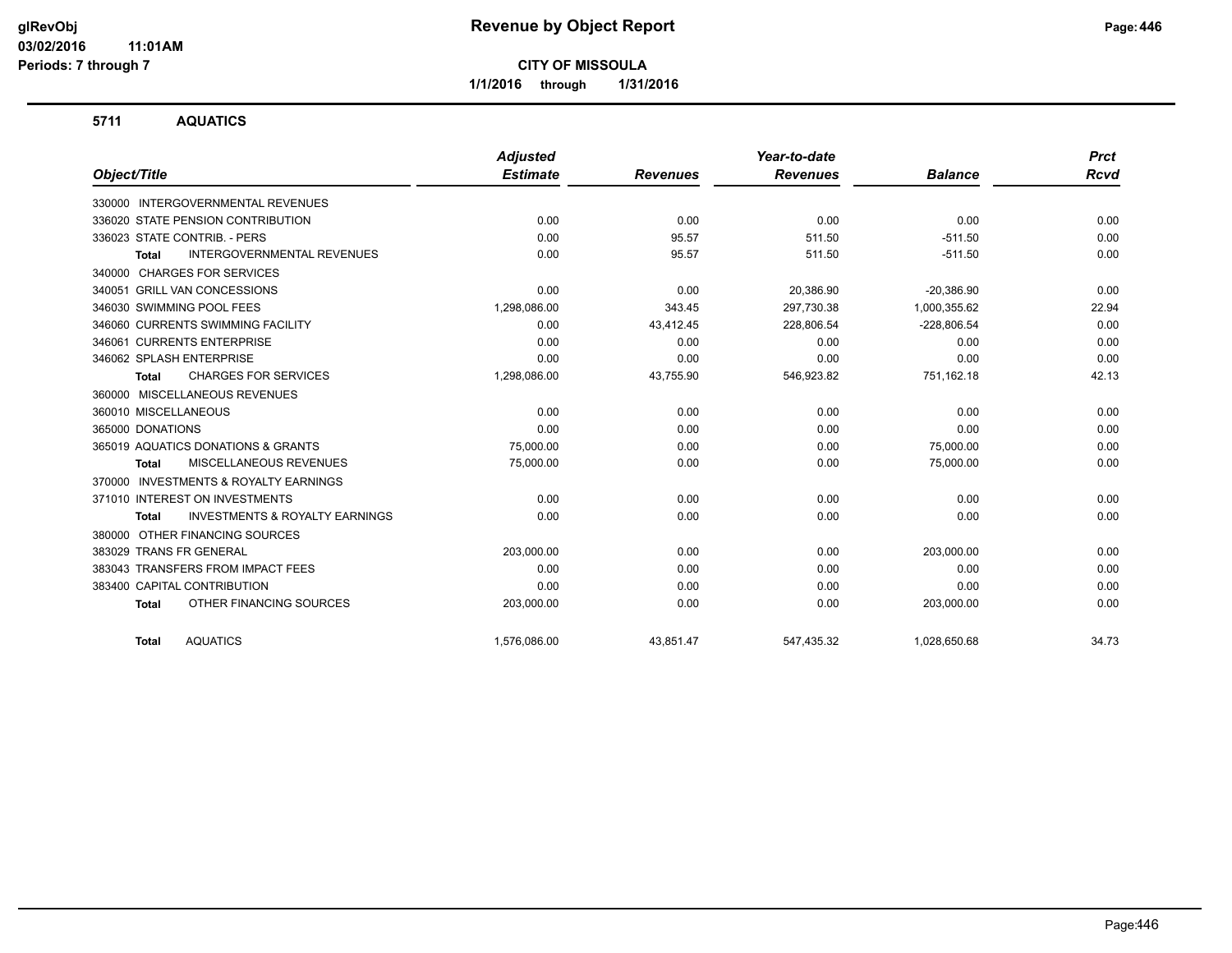# Revenue by Object Report

**CITY OF MISSOULA**

**1/1/2016 through 1/31/2016**

glRevObj
03/02/2016 11:01AM
Periods: 7 through 7

## 5711 AQUATICS

| Object/Title | Adjusted Estimate | Revenues | Year-to-date Revenues | Balance | Prct Rcvd |
|---|---|---|---|---|---|
| 330000 INTERGOVERNMENTAL REVENUES | | | | | |
| 336020 STATE PENSION CONTRIBUTION | 0.00 | 0.00 | 0.00 | 0.00 | 0.00 |
| 336023 STATE CONTRIB. - PERS | 0.00 | 95.57 | 511.50 | -511.50 | 0.00 |
| **Total** INTERGOVERNMENTAL REVENUES | 0.00 | 95.57 | 511.50 | -511.50 | 0.00 |
| 340000 CHARGES FOR SERVICES | | | | | |
| 340051 GRILL VAN CONCESSIONS | 0.00 | 0.00 | 20,386.90 | -20,386.90 | 0.00 |
| 346030 SWIMMING POOL FEES | 1,298,086.00 | 343.45 | 297,730.38 | 1,000,355.62 | 22.94 |
| 346060 CURRENTS SWIMMING FACILITY | 0.00 | 43,412.45 | 228,806.54 | -228,806.54 | 0.00 |
| 346061 CURRENTS ENTERPRISE | 0.00 | 0.00 | 0.00 | 0.00 | 0.00 |
| 346062 SPLASH ENTERPRISE | 0.00 | 0.00 | 0.00 | 0.00 | 0.00 |
| **Total** CHARGES FOR SERVICES | 1,298,086.00 | 43,755.90 | 546,923.82 | 751,162.18 | 42.13 |
| 360000 MISCELLANEOUS REVENUES | | | | | |
| 360010 MISCELLANEOUS | 0.00 | 0.00 | 0.00 | 0.00 | 0.00 |
| 365000 DONATIONS | 0.00 | 0.00 | 0.00 | 0.00 | 0.00 |
| 365019 AQUATICS DONATIONS & GRANTS | 75,000.00 | 0.00 | 0.00 | 75,000.00 | 0.00 |
| **Total** MISCELLANEOUS REVENUES | 75,000.00 | 0.00 | 0.00 | 75,000.00 | 0.00 |
| 370000 INVESTMENTS & ROYALTY EARNINGS | | | | | |
| 371010 INTEREST ON INVESTMENTS | 0.00 | 0.00 | 0.00 | 0.00 | 0.00 |
| **Total** INVESTMENTS & ROYALTY EARNINGS | 0.00 | 0.00 | 0.00 | 0.00 | 0.00 |
| 380000 OTHER FINANCING SOURCES | | | | | |
| 383029 TRANS FR GENERAL | 203,000.00 | 0.00 | 0.00 | 203,000.00 | 0.00 |
| 383043 TRANSFERS FROM IMPACT FEES | 0.00 | 0.00 | 0.00 | 0.00 | 0.00 |
| 383400 CAPITAL CONTRIBUTION | 0.00 | 0.00 | 0.00 | 0.00 | 0.00 |
| **Total** OTHER FINANCING SOURCES | 203,000.00 | 0.00 | 0.00 | 203,000.00 | 0.00 |
| **Total** AQUATICS | 1,576,086.00 | 43,851.47 | 547,435.32 | 1,028,650.68 | 34.73 |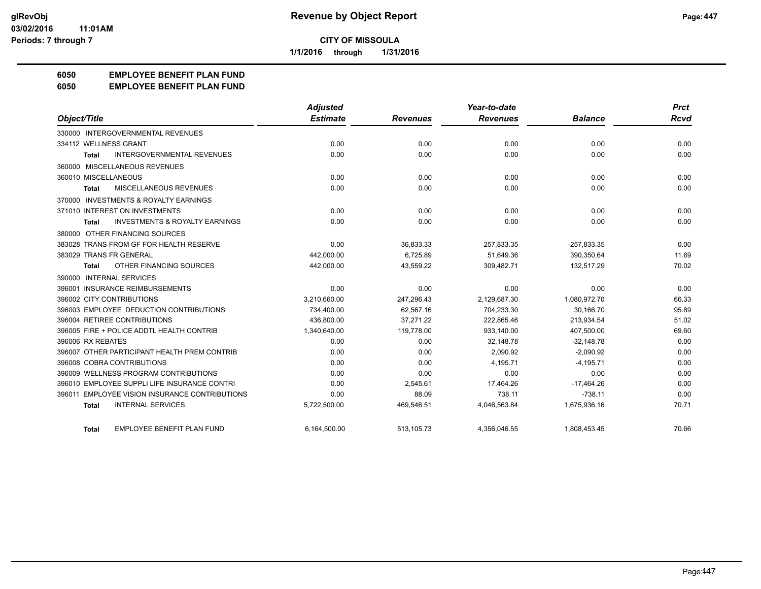# Revenue by Object Report

**CITY OF MISSOULA**

**1/1/2016 through 1/31/2016**

glRevObj
03/02/2016 11:01AM
Periods: 7 through 7

## 6050 EMPLOYEE BENEFIT PLAN FUND
## 6050 EMPLOYEE BENEFIT PLAN FUND

| Object/Title | Adjusted Estimate | Revenues | Year-to-date Revenues | Balance | Prct Rcvd |
|---|---|---|---|---|---|
| 330000 INTERGOVERNMENTAL REVENUES | | | | | |
| 334112 WELLNESS GRANT | 0.00 | 0.00 | 0.00 | 0.00 | 0.00 |
| Total INTERGOVERNMENTAL REVENUES | 0.00 | 0.00 | 0.00 | 0.00 | 0.00 |
| 360000 MISCELLANEOUS REVENUES | | | | | |
| 360010 MISCELLANEOUS | 0.00 | 0.00 | 0.00 | 0.00 | 0.00 |
| Total MISCELLANEOUS REVENUES | 0.00 | 0.00 | 0.00 | 0.00 | 0.00 |
| 370000 INVESTMENTS & ROYALTY EARNINGS | | | | | |
| 371010 INTEREST ON INVESTMENTS | 0.00 | 0.00 | 0.00 | 0.00 | 0.00 |
| Total INVESTMENTS & ROYALTY EARNINGS | 0.00 | 0.00 | 0.00 | 0.00 | 0.00 |
| 380000 OTHER FINANCING SOURCES | | | | | |
| 383028 TRANS FROM GF FOR HEALTH RESERVE | 0.00 | 36,833.33 | 257,833.35 | -257,833.35 | 0.00 |
| 383029 TRANS FR GENERAL | 442,000.00 | 6,725.89 | 51,649.36 | 390,350.64 | 11.69 |
| Total OTHER FINANCING SOURCES | 442,000.00 | 43,559.22 | 309,482.71 | 132,517.29 | 70.02 |
| 390000 INTERNAL SERVICES | | | | | |
| 396001 INSURANCE REIMBURSEMENTS | 0.00 | 0.00 | 0.00 | 0.00 | 0.00 |
| 396002 CITY CONTRIBUTIONS | 3,210,660.00 | 247,296.43 | 2,129,687.30 | 1,080,972.70 | 66.33 |
| 396003 EMPLOYEE DEDUCTION CONTRIBUTIONS | 734,400.00 | 62,567.16 | 704,233.30 | 30,166.70 | 95.89 |
| 396004 RETIREE CONTRIBUTIONS | 436,800.00 | 37,271.22 | 222,865.46 | 213,934.54 | 51.02 |
| 396005 FIRE + POLICE ADDTL HEALTH CONTRIB | 1,340,640.00 | 119,778.00 | 933,140.00 | 407,500.00 | 69.60 |
| 396006 RX REBATES | 0.00 | 0.00 | 32,148.78 | -32,148.78 | 0.00 |
| 396007 OTHER PARTICIPANT HEALTH PREM CONTRIB | 0.00 | 0.00 | 2,090.92 | -2,090.92 | 0.00 |
| 396008 COBRA CONTRIBUTIONS | 0.00 | 0.00 | 4,195.71 | -4,195.71 | 0.00 |
| 396009 WELLNESS PROGRAM CONTRIBUTIONS | 0.00 | 0.00 | 0.00 | 0.00 | 0.00 |
| 396010 EMPLOYEE SUPPLI LIFE INSURANCE CONTRI | 0.00 | 2,545.61 | 17,464.26 | -17,464.26 | 0.00 |
| 396011 EMPLOYEE VISION INSURANCE CONTRIBUTIONS | 0.00 | 88.09 | 738.11 | -738.11 | 0.00 |
| Total INTERNAL SERVICES | 5,722,500.00 | 469,546.51 | 4,046,563.84 | 1,675,936.16 | 70.71 |
| Total EMPLOYEE BENEFIT PLAN FUND | 6,164,500.00 | 513,105.73 | 4,356,046.55 | 1,808,453.45 | 70.66 |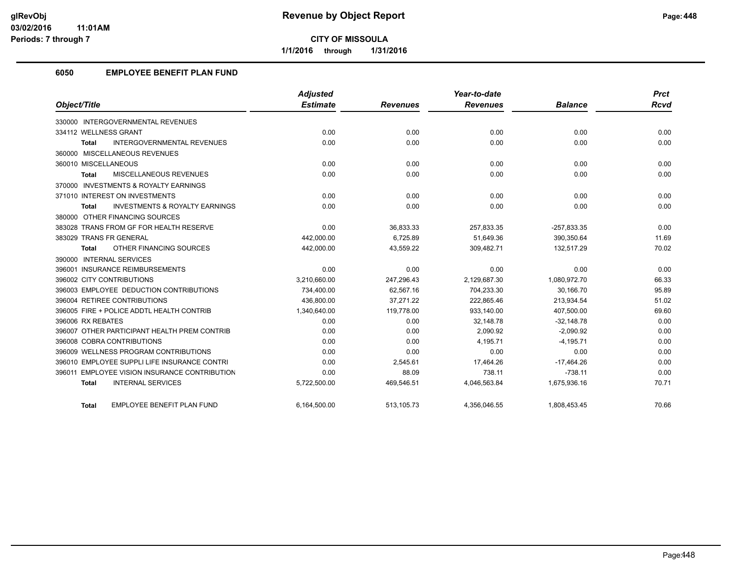**CITY OF MISSOULA**

**1/1/2016 through 1/31/2016**

## 6050 EMPLOYEE BENEFIT PLAN FUND

| Object/Title | Adjusted Estimate | Revenues | Year-to-date Revenues | Balance | Prct Rcvd |
|---|---|---|---|---|---|
| 330000 INTERGOVERNMENTAL REVENUES | | | | | |
| 334112 WELLNESS GRANT | 0.00 | 0.00 | 0.00 | 0.00 | 0.00 |
| **Total** INTERGOVERNMENTAL REVENUES | 0.00 | 0.00 | 0.00 | 0.00 | 0.00 |
| 360000 MISCELLANEOUS REVENUES | | | | | |
| 360010 MISCELLANEOUS | 0.00 | 0.00 | 0.00 | 0.00 | 0.00 |
| **Total** MISCELLANEOUS REVENUES | 0.00 | 0.00 | 0.00 | 0.00 | 0.00 |
| 370000 INVESTMENTS & ROYALTY EARNINGS | | | | | |
| 371010 INTEREST ON INVESTMENTS | 0.00 | 0.00 | 0.00 | 0.00 | 0.00 |
| **Total** INVESTMENTS & ROYALTY EARNINGS | 0.00 | 0.00 | 0.00 | 0.00 | 0.00 |
| 380000 OTHER FINANCING SOURCES | | | | | |
| 383028 TRANS FROM GF FOR HEALTH RESERVE | 0.00 | 36,833.33 | 257,833.35 | -257,833.35 | 0.00 |
| 383029 TRANS FR GENERAL | 442,000.00 | 6,725.89 | 51,649.36 | 390,350.64 | 11.69 |
| **Total** OTHER FINANCING SOURCES | 442,000.00 | 43,559.22 | 309,482.71 | 132,517.29 | 70.02 |
| 390000 INTERNAL SERVICES | | | | | |
| 396001 INSURANCE REIMBURSEMENTS | 0.00 | 0.00 | 0.00 | 0.00 | 0.00 |
| 396002 CITY CONTRIBUTIONS | 3,210,660.00 | 247,296.43 | 2,129,687.30 | 1,080,972.70 | 66.33 |
| 396003 EMPLOYEE DEDUCTION CONTRIBUTIONS | 734,400.00 | 62,567.16 | 704,233.30 | 30,166.70 | 95.89 |
| 396004 RETIREE CONTRIBUTIONS | 436,800.00 | 37,271.22 | 222,865.46 | 213,934.54 | 51.02 |
| 396005 FIRE + POLICE ADDTL HEALTH CONTRIB | 1,340,640.00 | 119,778.00 | 933,140.00 | 407,500.00 | 69.60 |
| 396006 RX REBATES | 0.00 | 0.00 | 32,148.78 | -32,148.78 | 0.00 |
| 396007 OTHER PARTICIPANT HEALTH PREM CONTRIB | 0.00 | 0.00 | 2,090.92 | -2,090.92 | 0.00 |
| 396008 COBRA CONTRIBUTIONS | 0.00 | 0.00 | 4,195.71 | -4,195.71 | 0.00 |
| 396009 WELLNESS PROGRAM CONTRIBUTIONS | 0.00 | 0.00 | 0.00 | 0.00 | 0.00 |
| 396010 EMPLOYEE SUPPLI LIFE INSURANCE CONTRI | 0.00 | 2,545.61 | 17,464.26 | -17,464.26 | 0.00 |
| 396011 EMPLOYEE VISION INSURANCE CONTRIBUTION | 0.00 | 88.09 | 738.11 | -738.11 | 0.00 |
| **Total** INTERNAL SERVICES | 5,722,500.00 | 469,546.51 | 4,046,563.84 | 1,675,936.16 | 70.71 |
| **Total** EMPLOYEE BENEFIT PLAN FUND | 6,164,500.00 | 513,105.73 | 4,356,046.55 | 1,808,453.45 | 70.66 |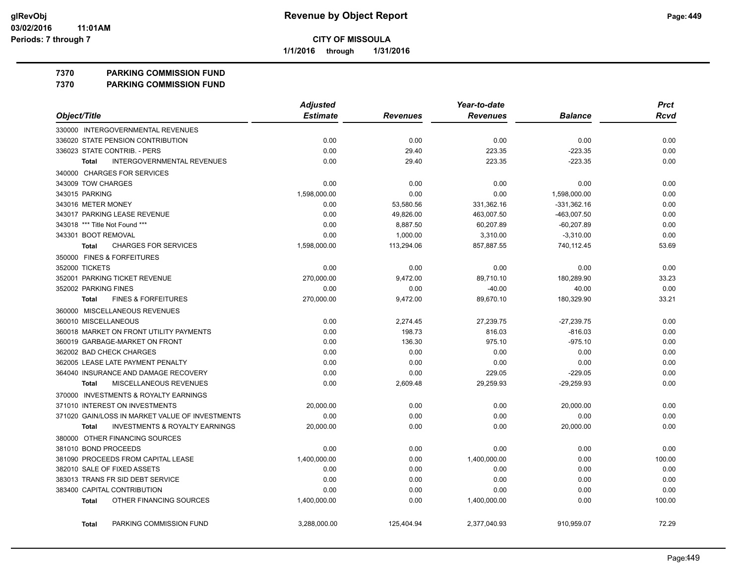**glRevObj**
**03/02/2016 11:01AM**
**Periods: 7 through 7**

# Revenue by Object Report

**CITY OF MISSOULA**

**1/1/2016 through 1/31/2016**

## 7370 PARKING COMMISSION FUND
## 7370 PARKING COMMISSION FUND

| Object/Title | Adjusted Estimate | Revenues | Year-to-date Revenues | Balance | Prct Rcvd |
|---|---|---|---|---|---|
| 330000 INTERGOVERNMENTAL REVENUES | | | | | |
| 336020 STATE PENSION CONTRIBUTION | 0.00 | 0.00 | 0.00 | 0.00 | 0.00 |
| 336023 STATE CONTRIB. - PERS | 0.00 | 29.40 | 223.35 | -223.35 | 0.00 |
| **Total** INTERGOVERNMENTAL REVENUES | 0.00 | 29.40 | 223.35 | -223.35 | 0.00 |
| 340000 CHARGES FOR SERVICES | | | | | |
| 343009 TOW CHARGES | 0.00 | 0.00 | 0.00 | 0.00 | 0.00 |
| 343015 PARKING | 1,598,000.00 | 0.00 | 0.00 | 1,598,000.00 | 0.00 |
| 343016 METER MONEY | 0.00 | 53,580.56 | 331,362.16 | -331,362.16 | 0.00 |
| 343017 PARKING LEASE REVENUE | 0.00 | 49,826.00 | 463,007.50 | -463,007.50 | 0.00 |
| 343018 *** Title Not Found *** | 0.00 | 8,887.50 | 60,207.89 | -60,207.89 | 0.00 |
| 343301 BOOT REMOVAL | 0.00 | 1,000.00 | 3,310.00 | -3,310.00 | 0.00 |
| **Total** CHARGES FOR SERVICES | 1,598,000.00 | 113,294.06 | 857,887.55 | 740,112.45 | 53.69 |
| 350000 FINES & FORFEITURES | | | | | |
| 352000 TICKETS | 0.00 | 0.00 | 0.00 | 0.00 | 0.00 |
| 352001 PARKING TICKET REVENUE | 270,000.00 | 9,472.00 | 89,710.10 | 180,289.90 | 33.23 |
| 352002 PARKING FINES | 0.00 | 0.00 | -40.00 | 40.00 | 0.00 |
| **Total** FINES & FORFEITURES | 270,000.00 | 9,472.00 | 89,670.10 | 180,329.90 | 33.21 |
| 360000 MISCELLANEOUS REVENUES | | | | | |
| 360010 MISCELLANEOUS | 0.00 | 2,274.45 | 27,239.75 | -27,239.75 | 0.00 |
| 360018 MARKET ON FRONT UTILITY PAYMENTS | 0.00 | 198.73 | 816.03 | -816.03 | 0.00 |
| 360019 GARBAGE-MARKET ON FRONT | 0.00 | 136.30 | 975.10 | -975.10 | 0.00 |
| 362002 BAD CHECK CHARGES | 0.00 | 0.00 | 0.00 | 0.00 | 0.00 |
| 362005 LEASE LATE PAYMENT PENALTY | 0.00 | 0.00 | 0.00 | 0.00 | 0.00 |
| 364040 INSURANCE AND DAMAGE RECOVERY | 0.00 | 0.00 | 229.05 | -229.05 | 0.00 |
| **Total** MISCELLANEOUS REVENUES | 0.00 | 2,609.48 | 29,259.93 | -29,259.93 | 0.00 |
| 370000 INVESTMENTS & ROYALTY EARNINGS | | | | | |
| 371010 INTEREST ON INVESTMENTS | 20,000.00 | 0.00 | 0.00 | 20,000.00 | 0.00 |
| 371020 GAIN/LOSS IN MARKET VALUE OF INVESTMENTS | 0.00 | 0.00 | 0.00 | 0.00 | 0.00 |
| **Total** INVESTMENTS & ROYALTY EARNINGS | 20,000.00 | 0.00 | 0.00 | 20,000.00 | 0.00 |
| 380000 OTHER FINANCING SOURCES | | | | | |
| 381010 BOND PROCEEDS | 0.00 | 0.00 | 0.00 | 0.00 | 0.00 |
| 381090 PROCEEDS FROM CAPITAL LEASE | 1,400,000.00 | 0.00 | 1,400,000.00 | 0.00 | 100.00 |
| 382010 SALE OF FIXED ASSETS | 0.00 | 0.00 | 0.00 | 0.00 | 0.00 |
| 383013 TRANS FR SID DEBT SERVICE | 0.00 | 0.00 | 0.00 | 0.00 | 0.00 |
| 383400 CAPITAL CONTRIBUTION | 0.00 | 0.00 | 0.00 | 0.00 | 0.00 |
| **Total** OTHER FINANCING SOURCES | 1,400,000.00 | 0.00 | 1,400,000.00 | 0.00 | 100.00 |
| **Total** PARKING COMMISSION FUND | 3,288,000.00 | 125,404.94 | 2,377,040.93 | 910,959.07 | 72.29 |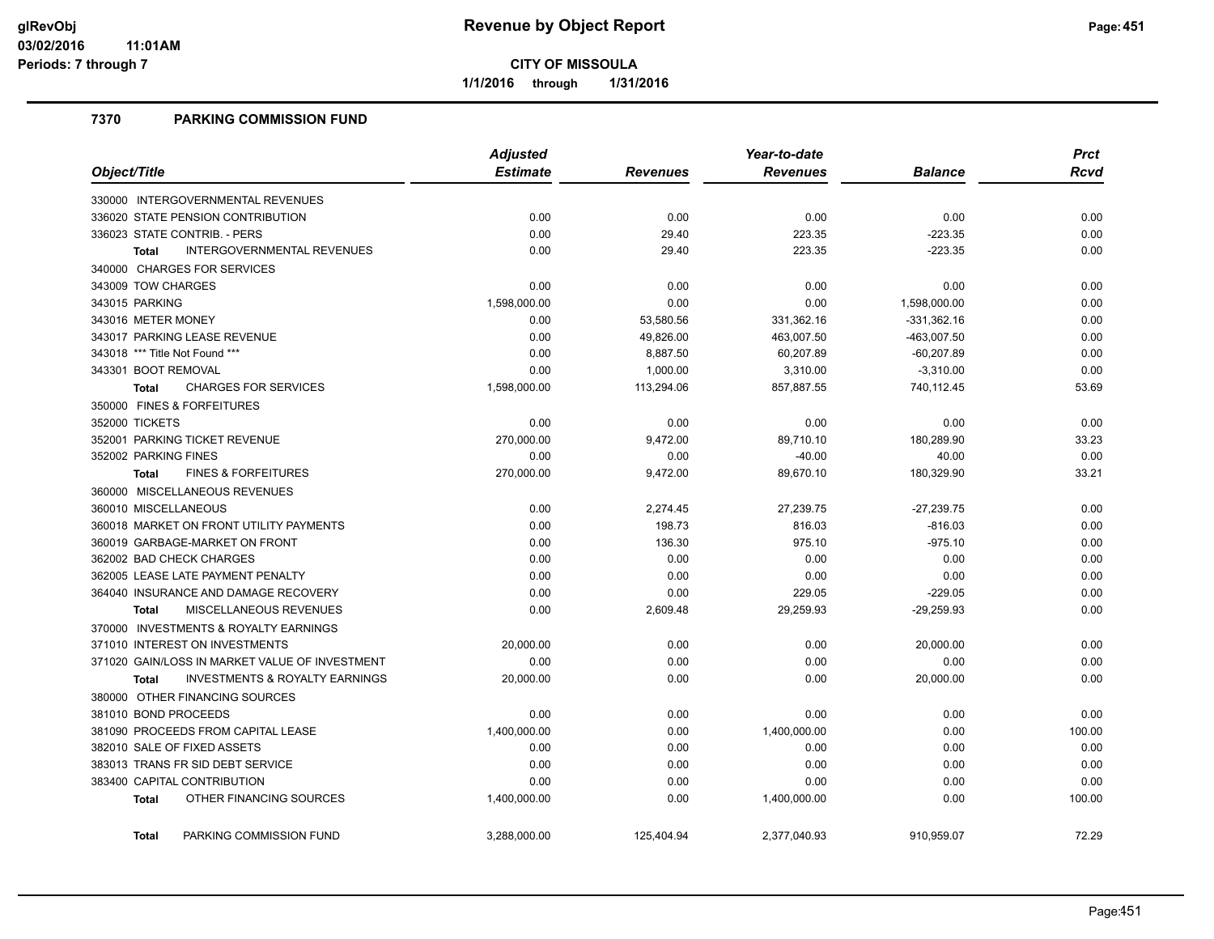# Revenue by Object Report

**CITY OF MISSOULA**

**1/1/2016 through 1/31/2016**

glRevObj
03/02/2016 11:01AM
Periods: 7 through 7

## 7370 PARKING COMMISSION FUND

| Object/Title | Adjusted Estimate | Revenues | Year-to-date Revenues | Balance | Prct Rcvd |
|---|---|---|---|---|---|
| 330000 INTERGOVERNMENTAL REVENUES | | | | | |
| 336020 STATE PENSION CONTRIBUTION | 0.00 | 0.00 | 0.00 | 0.00 | 0.00 |
| 336023 STATE CONTRIB. - PERS | 0.00 | 29.40 | 223.35 | -223.35 | 0.00 |
| **Total** INTERGOVERNMENTAL REVENUES | 0.00 | 29.40 | 223.35 | -223.35 | 0.00 |
| 340000 CHARGES FOR SERVICES | | | | | |
| 343009 TOW CHARGES | 0.00 | 0.00 | 0.00 | 0.00 | 0.00 |
| 343015 PARKING | 1,598,000.00 | 0.00 | 0.00 | 1,598,000.00 | 0.00 |
| 343016 METER MONEY | 0.00 | 53,580.56 | 331,362.16 | -331,362.16 | 0.00 |
| 343017 PARKING LEASE REVENUE | 0.00 | 49,826.00 | 463,007.50 | -463,007.50 | 0.00 |
| 343018 *** Title Not Found *** | 0.00 | 8,887.50 | 60,207.89 | -60,207.89 | 0.00 |
| 343301 BOOT REMOVAL | 0.00 | 1,000.00 | 3,310.00 | -3,310.00 | 0.00 |
| **Total** CHARGES FOR SERVICES | 1,598,000.00 | 113,294.06 | 857,887.55 | 740,112.45 | 53.69 |
| 350000 FINES & FORFEITURES | | | | | |
| 352000 TICKETS | 0.00 | 0.00 | 0.00 | 0.00 | 0.00 |
| 352001 PARKING TICKET REVENUE | 270,000.00 | 9,472.00 | 89,710.10 | 180,289.90 | 33.23 |
| 352002 PARKING FINES | 0.00 | 0.00 | -40.00 | 40.00 | 0.00 |
| **Total** FINES & FORFEITURES | 270,000.00 | 9,472.00 | 89,670.10 | 180,329.90 | 33.21 |
| 360000 MISCELLANEOUS REVENUES | | | | | |
| 360010 MISCELLANEOUS | 0.00 | 2,274.45 | 27,239.75 | -27,239.75 | 0.00 |
| 360018 MARKET ON FRONT UTILITY PAYMENTS | 0.00 | 198.73 | 816.03 | -816.03 | 0.00 |
| 360019 GARBAGE-MARKET ON FRONT | 0.00 | 136.30 | 975.10 | -975.10 | 0.00 |
| 362002 BAD CHECK CHARGES | 0.00 | 0.00 | 0.00 | 0.00 | 0.00 |
| 362005 LEASE LATE PAYMENT PENALTY | 0.00 | 0.00 | 0.00 | 0.00 | 0.00 |
| 364040 INSURANCE AND DAMAGE RECOVERY | 0.00 | 0.00 | 229.05 | -229.05 | 0.00 |
| **Total** MISCELLANEOUS REVENUES | 0.00 | 2,609.48 | 29,259.93 | -29,259.93 | 0.00 |
| 370000 INVESTMENTS & ROYALTY EARNINGS | | | | | |
| 371010 INTEREST ON INVESTMENTS | 20,000.00 | 0.00 | 0.00 | 20,000.00 | 0.00 |
| 371020 GAIN/LOSS IN MARKET VALUE OF INVESTMENT | 0.00 | 0.00 | 0.00 | 0.00 | 0.00 |
| **Total** INVESTMENTS & ROYALTY EARNINGS | 20,000.00 | 0.00 | 0.00 | 20,000.00 | 0.00 |
| 380000 OTHER FINANCING SOURCES | | | | | |
| 381010 BOND PROCEEDS | 0.00 | 0.00 | 0.00 | 0.00 | 0.00 |
| 381090 PROCEEDS FROM CAPITAL LEASE | 1,400,000.00 | 0.00 | 1,400,000.00 | 0.00 | 100.00 |
| 382010 SALE OF FIXED ASSETS | 0.00 | 0.00 | 0.00 | 0.00 | 0.00 |
| 383013 TRANS FR SID DEBT SERVICE | 0.00 | 0.00 | 0.00 | 0.00 | 0.00 |
| 383400 CAPITAL CONTRIBUTION | 0.00 | 0.00 | 0.00 | 0.00 | 0.00 |
| **Total** OTHER FINANCING SOURCES | 1,400,000.00 | 0.00 | 1,400,000.00 | 0.00 | 100.00 |
| **Total** PARKING COMMISSION FUND | 3,288,000.00 | 125,404.94 | 2,377,040.93 | 910,959.07 | 72.29 |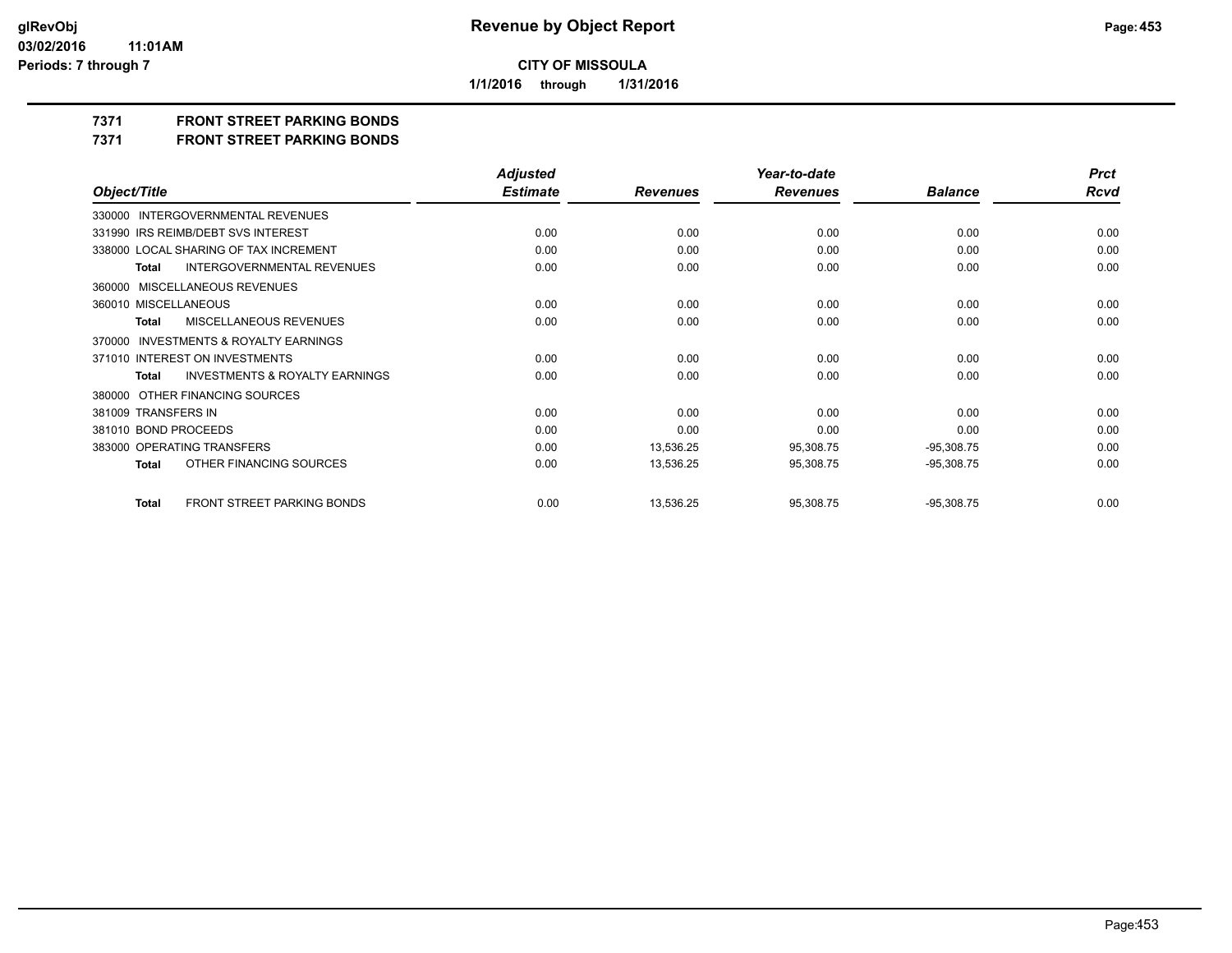# Revenue by Object Report

**CITY OF MISSOULA**

**1/1/2016 through 1/31/2016**

glRevObj
03/02/2016 11:01AM
Periods: 7 through 7

## 7371 FRONT STREET PARKING BONDS
## 7371 FRONT STREET PARKING BONDS

| Object/Title | Adjusted Estimate | Revenues | Year-to-date Revenues | Balance | Prct Rcvd |
|---|---|---|---|---|---|
| 330000 INTERGOVERNMENTAL REVENUES | | | | | |
| 331990 IRS REIMB/DEBT SVS INTEREST | 0.00 | 0.00 | 0.00 | 0.00 | 0.00 |
| 338000 LOCAL SHARING OF TAX INCREMENT | 0.00 | 0.00 | 0.00 | 0.00 | 0.00 |
| **Total** INTERGOVERNMENTAL REVENUES | 0.00 | 0.00 | 0.00 | 0.00 | 0.00 |
| 360000 MISCELLANEOUS REVENUES | | | | | |
| 360010 MISCELLANEOUS | 0.00 | 0.00 | 0.00 | 0.00 | 0.00 |
| **Total** MISCELLANEOUS REVENUES | 0.00 | 0.00 | 0.00 | 0.00 | 0.00 |
| 370000 INVESTMENTS & ROYALTY EARNINGS | | | | | |
| 371010 INTEREST ON INVESTMENTS | 0.00 | 0.00 | 0.00 | 0.00 | 0.00 |
| **Total** INVESTMENTS & ROYALTY EARNINGS | 0.00 | 0.00 | 0.00 | 0.00 | 0.00 |
| 380000 OTHER FINANCING SOURCES | | | | | |
| 381009 TRANSFERS IN | 0.00 | 0.00 | 0.00 | 0.00 | 0.00 |
| 381010 BOND PROCEEDS | 0.00 | 0.00 | 0.00 | 0.00 | 0.00 |
| 383000 OPERATING TRANSFERS | 0.00 | 13,536.25 | 95,308.75 | -95,308.75 | 0.00 |
| **Total** OTHER FINANCING SOURCES | 0.00 | 13,536.25 | 95,308.75 | -95,308.75 | 0.00 |
| **Total** FRONT STREET PARKING BONDS | 0.00 | 13,536.25 | 95,308.75 | -95,308.75 | 0.00 |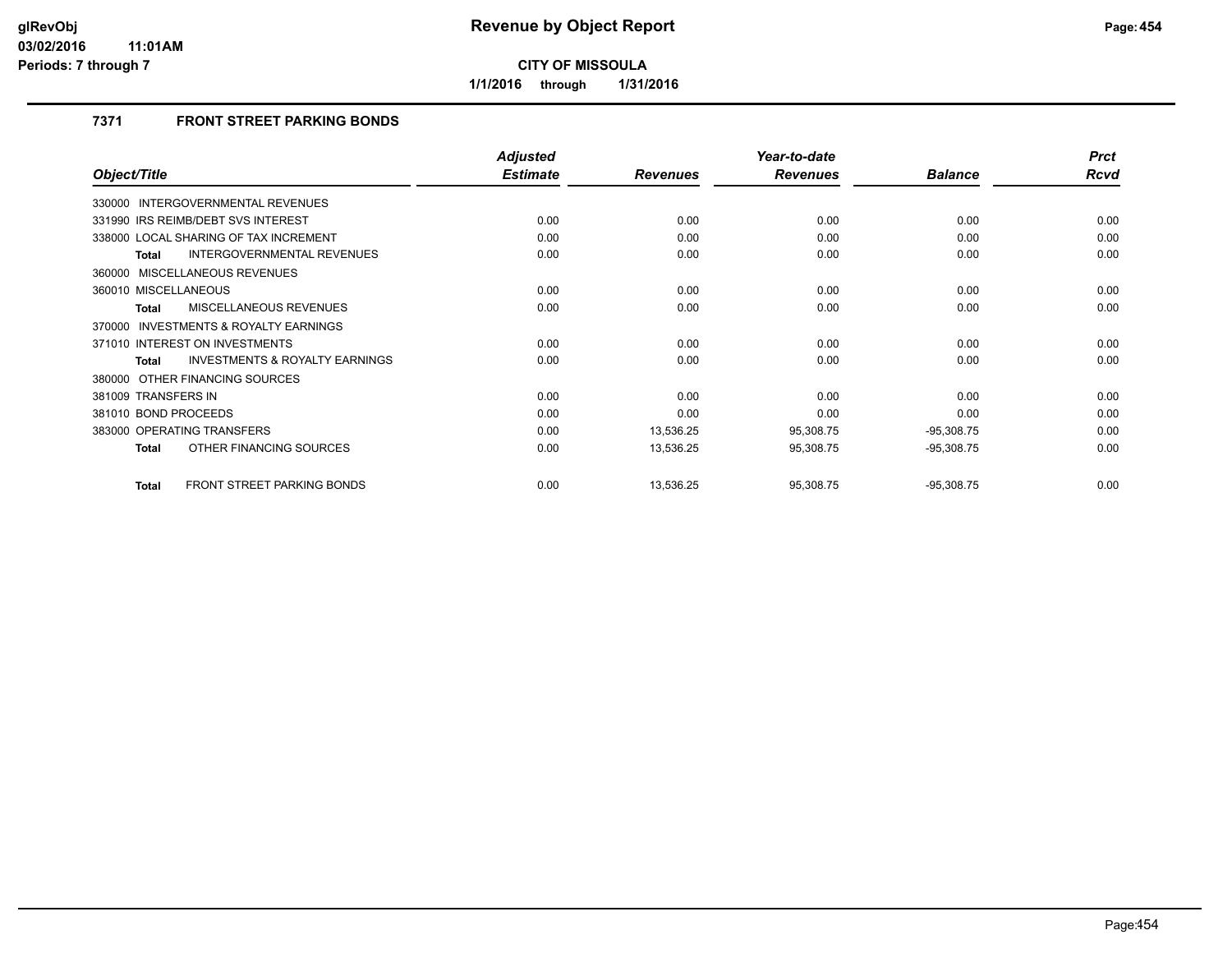**Revenue by Object Report**

**CITY OF MISSOULA**

**1/1/2016 through 1/31/2016**

glRevObj
03/02/2016 11:01AM
Periods: 7 through 7

### 7371 FRONT STREET PARKING BONDS

| Object/Title | Adjusted Estimate | Revenues | Year-to-date Revenues | Balance | Prct Rcvd |
|---|---|---|---|---|---|
| 330000 INTERGOVERNMENTAL REVENUES | | | | | |
| 331990 IRS REIMB/DEBT SVS INTEREST | 0.00 | 0.00 | 0.00 | 0.00 | 0.00 |
| 338000 LOCAL SHARING OF TAX INCREMENT | 0.00 | 0.00 | 0.00 | 0.00 | 0.00 |
| **Total** INTERGOVERNMENTAL REVENUES | 0.00 | 0.00 | 0.00 | 0.00 | 0.00 |
| 360000 MISCELLANEOUS REVENUES | | | | | |
| 360010 MISCELLANEOUS | 0.00 | 0.00 | 0.00 | 0.00 | 0.00 |
| **Total** MISCELLANEOUS REVENUES | 0.00 | 0.00 | 0.00 | 0.00 | 0.00 |
| 370000 INVESTMENTS & ROYALTY EARNINGS | | | | | |
| 371010 INTEREST ON INVESTMENTS | 0.00 | 0.00 | 0.00 | 0.00 | 0.00 |
| **Total** INVESTMENTS & ROYALTY EARNINGS | 0.00 | 0.00 | 0.00 | 0.00 | 0.00 |
| 380000 OTHER FINANCING SOURCES | | | | | |
| 381009 TRANSFERS IN | 0.00 | 0.00 | 0.00 | 0.00 | 0.00 |
| 381010 BOND PROCEEDS | 0.00 | 0.00 | 0.00 | 0.00 | 0.00 |
| 383000 OPERATING TRANSFERS | 0.00 | 13,536.25 | 95,308.75 | -95,308.75 | 0.00 |
| **Total** OTHER FINANCING SOURCES | 0.00 | 13,536.25 | 95,308.75 | -95,308.75 | 0.00 |
| **Total** FRONT STREET PARKING BONDS | 0.00 | 13,536.25 | 95,308.75 | -95,308.75 | 0.00 |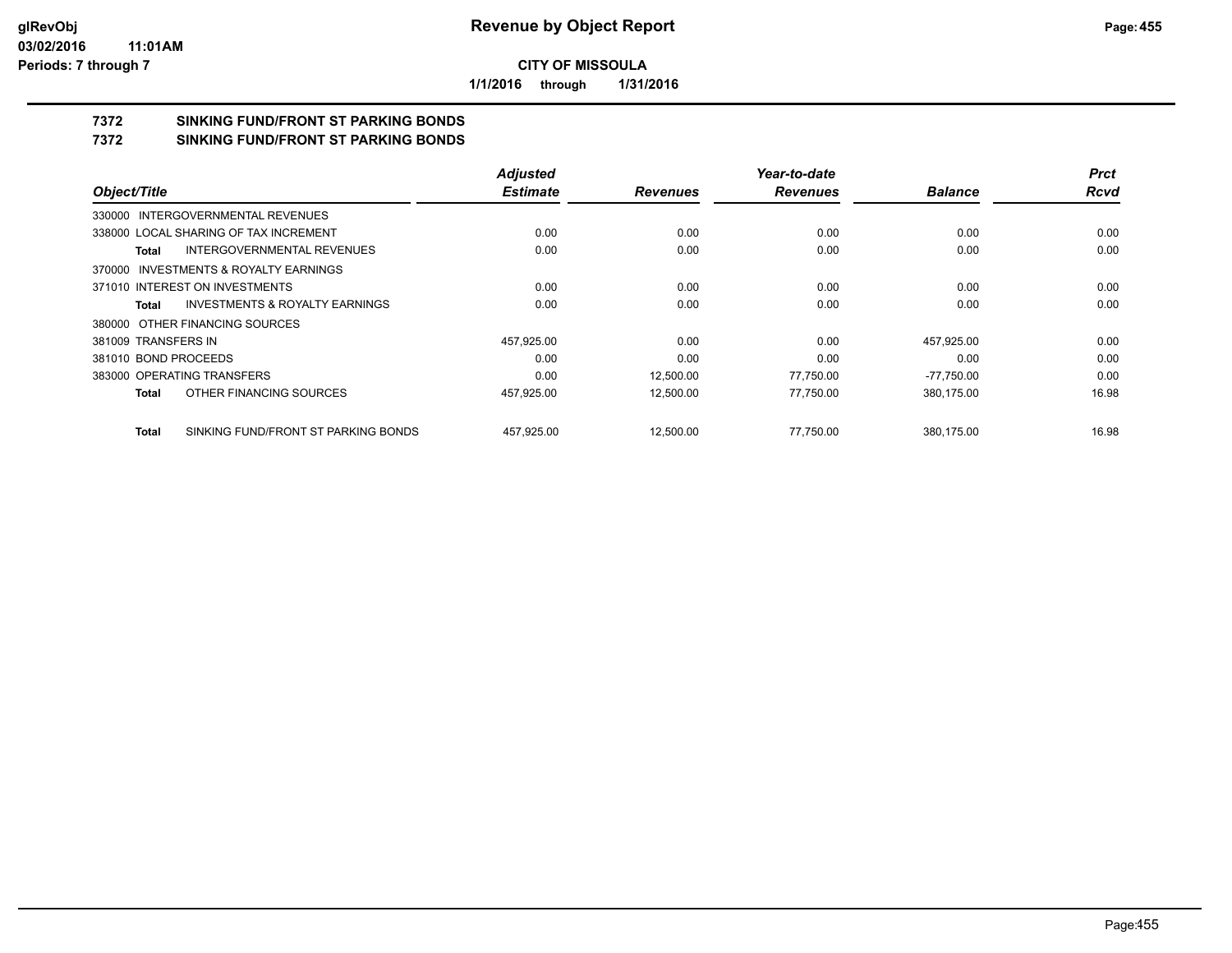# Revenue by Object Report

**CITY OF MISSOULA**

**1/1/2016 through 1/31/2016**

glRevObj
03/02/2016 11:01AM
Periods: 7 through 7

## 7372 SINKING FUND/FRONT ST PARKING BONDS
## 7372 SINKING FUND/FRONT ST PARKING BONDS

| Object/Title | Adjusted Estimate | Revenues | Year-to-date Revenues | Balance | Prct Rcvd |
|---|---|---|---|---|---|
| 330000 INTERGOVERNMENTAL REVENUES | | | | | |
| 338000 LOCAL SHARING OF TAX INCREMENT | 0.00 | 0.00 | 0.00 | 0.00 | 0.00 |
| **Total** INTERGOVERNMENTAL REVENUES | 0.00 | 0.00 | 0.00 | 0.00 | 0.00 |
| 370000 INVESTMENTS & ROYALTY EARNINGS | | | | | |
| 371010 INTEREST ON INVESTMENTS | 0.00 | 0.00 | 0.00 | 0.00 | 0.00 |
| **Total** INVESTMENTS & ROYALTY EARNINGS | 0.00 | 0.00 | 0.00 | 0.00 | 0.00 |
| 380000 OTHER FINANCING SOURCES | | | | | |
| 381009 TRANSFERS IN | 457,925.00 | 0.00 | 0.00 | 457,925.00 | 0.00 |
| 381010 BOND PROCEEDS | 0.00 | 0.00 | 0.00 | 0.00 | 0.00 |
| 383000 OPERATING TRANSFERS | 0.00 | 12,500.00 | 77,750.00 | -77,750.00 | 0.00 |
| **Total** OTHER FINANCING SOURCES | 457,925.00 | 12,500.00 | 77,750.00 | 380,175.00 | 16.98 |
| **Total** SINKING FUND/FRONT ST PARKING BONDS | 457,925.00 | 12,500.00 | 77,750.00 | 380,175.00 | 16.98 |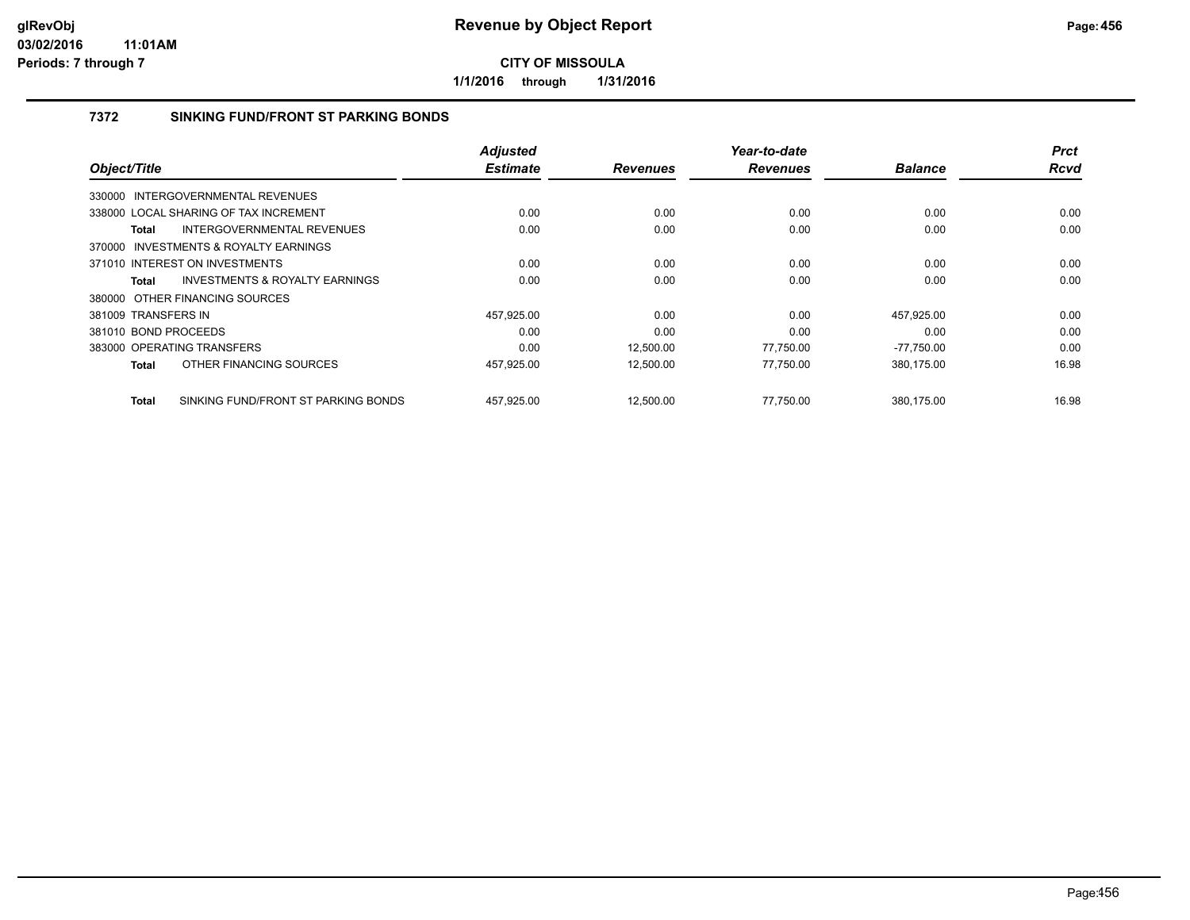**glRevObj**
**03/02/2016 11:01AM**
**Periods: 7 through 7**

# Revenue by Object Report

**CITY OF MISSOULA**

**1/1/2016 through 1/31/2016**

## 7372 SINKING FUND/FRONT ST PARKING BONDS

| Object/Title | Adjusted Estimate | Revenues | Year-to-date Revenues | Balance | Prct Rcvd |
|---|---|---|---|---|---|
| 330000 INTERGOVERNMENTAL REVENUES | | | | | |
| 338000 LOCAL SHARING OF TAX INCREMENT | 0.00 | 0.00 | 0.00 | 0.00 | 0.00 |
| **Total** INTERGOVERNMENTAL REVENUES | 0.00 | 0.00 | 0.00 | 0.00 | 0.00 |
| 370000 INVESTMENTS & ROYALTY EARNINGS | | | | | |
| 371010 INTEREST ON INVESTMENTS | 0.00 | 0.00 | 0.00 | 0.00 | 0.00 |
| **Total** INVESTMENTS & ROYALTY EARNINGS | 0.00 | 0.00 | 0.00 | 0.00 | 0.00 |
| 380000 OTHER FINANCING SOURCES | | | | | |
| 381009 TRANSFERS IN | 457,925.00 | 0.00 | 0.00 | 457,925.00 | 0.00 |
| 381010 BOND PROCEEDS | 0.00 | 0.00 | 0.00 | 0.00 | 0.00 |
| 383000 OPERATING TRANSFERS | 0.00 | 12,500.00 | 77,750.00 | -77,750.00 | 0.00 |
| **Total** OTHER FINANCING SOURCES | 457,925.00 | 12,500.00 | 77,750.00 | 380,175.00 | 16.98 |
| **Total** SINKING FUND/FRONT ST PARKING BONDS | 457,925.00 | 12,500.00 | 77,750.00 | 380,175.00 | 16.98 |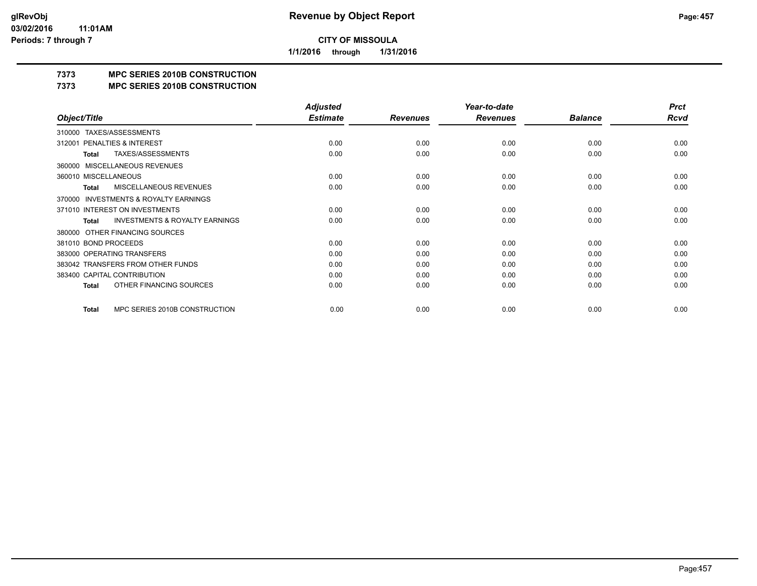**CITY OF MISSOULA**

**1/1/2016 through 1/31/2016**

# Revenue by Object Report

**Periods: 7 through 7**

## 7373 MPC SERIES 2010B CONSTRUCTION
## 7373 MPC SERIES 2010B CONSTRUCTION

| Object/Title | Adjusted Estimate | Revenues | Year-to-date Revenues | Balance | Prct Rcvd |
|---|---|---|---|---|---|
| 310000 TAXES/ASSESSMENTS | | | | | |
| 312001 PENALTIES & INTEREST | 0.00 | 0.00 | 0.00 | 0.00 | 0.00 |
| **Total** TAXES/ASSESSMENTS | 0.00 | 0.00 | 0.00 | 0.00 | 0.00 |
| 360000 MISCELLANEOUS REVENUES | | | | | |
| 360010 MISCELLANEOUS | 0.00 | 0.00 | 0.00 | 0.00 | 0.00 |
| **Total** MISCELLANEOUS REVENUES | 0.00 | 0.00 | 0.00 | 0.00 | 0.00 |
| 370000 INVESTMENTS & ROYALTY EARNINGS | | | | | |
| 371010 INTEREST ON INVESTMENTS | 0.00 | 0.00 | 0.00 | 0.00 | 0.00 |
| **Total** INVESTMENTS & ROYALTY EARNINGS | 0.00 | 0.00 | 0.00 | 0.00 | 0.00 |
| 380000 OTHER FINANCING SOURCES | | | | | |
| 381010 BOND PROCEEDS | 0.00 | 0.00 | 0.00 | 0.00 | 0.00 |
| 383000 OPERATING TRANSFERS | 0.00 | 0.00 | 0.00 | 0.00 | 0.00 |
| 383042 TRANSFERS FROM OTHER FUNDS | 0.00 | 0.00 | 0.00 | 0.00 | 0.00 |
| 383400 CAPITAL CONTRIBUTION | 0.00 | 0.00 | 0.00 | 0.00 | 0.00 |
| **Total** OTHER FINANCING SOURCES | 0.00 | 0.00 | 0.00 | 0.00 | 0.00 |
| **Total** MPC SERIES 2010B CONSTRUCTION | 0.00 | 0.00 | 0.00 | 0.00 | 0.00 |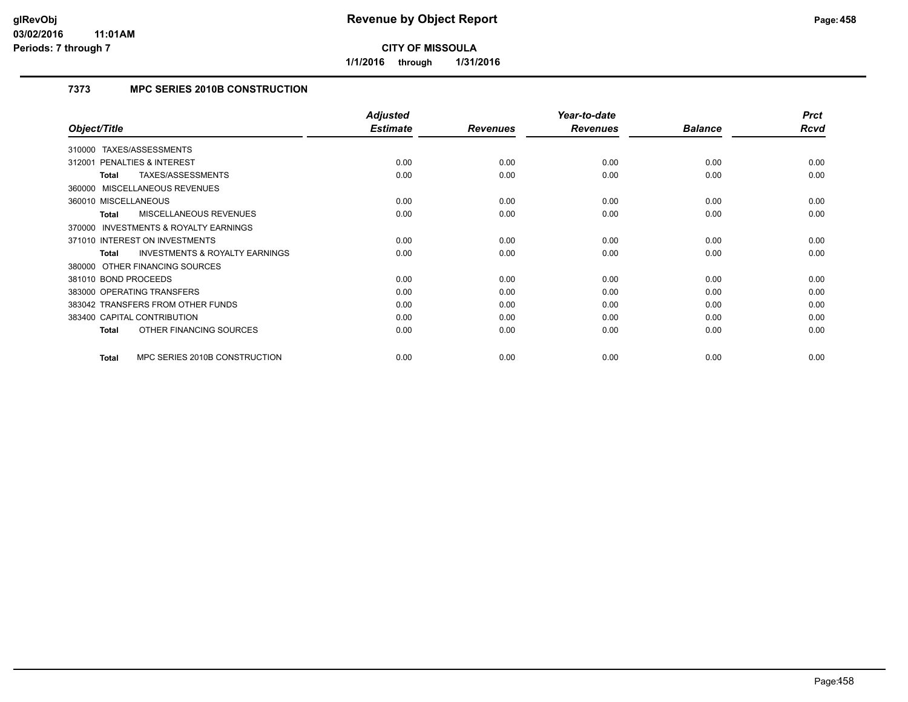# Revenue by Object Report

**CITY OF MISSOULA**

**1/1/2016 through 1/31/2016**

### 7373 MPC SERIES 2010B CONSTRUCTION

| Object/Title | Adjusted Estimate | Revenues | Year-to-date Revenues | Balance | Prct Rcvd |
|---|---|---|---|---|---|
| 310000 TAXES/ASSESSMENTS | | | | | |
| 312001 PENALTIES & INTEREST | 0.00 | 0.00 | 0.00 | 0.00 | 0.00 |
| **Total** TAXES/ASSESSMENTS | 0.00 | 0.00 | 0.00 | 0.00 | 0.00 |
| 360000 MISCELLANEOUS REVENUES | | | | | |
| 360010 MISCELLANEOUS | 0.00 | 0.00 | 0.00 | 0.00 | 0.00 |
| **Total** MISCELLANEOUS REVENUES | 0.00 | 0.00 | 0.00 | 0.00 | 0.00 |
| 370000 INVESTMENTS & ROYALTY EARNINGS | | | | | |
| 371010 INTEREST ON INVESTMENTS | 0.00 | 0.00 | 0.00 | 0.00 | 0.00 |
| **Total** INVESTMENTS & ROYALTY EARNINGS | 0.00 | 0.00 | 0.00 | 0.00 | 0.00 |
| 380000 OTHER FINANCING SOURCES | | | | | |
| 381010 BOND PROCEEDS | 0.00 | 0.00 | 0.00 | 0.00 | 0.00 |
| 383000 OPERATING TRANSFERS | 0.00 | 0.00 | 0.00 | 0.00 | 0.00 |
| 383042 TRANSFERS FROM OTHER FUNDS | 0.00 | 0.00 | 0.00 | 0.00 | 0.00 |
| 383400 CAPITAL CONTRIBUTION | 0.00 | 0.00 | 0.00 | 0.00 | 0.00 |
| **Total** OTHER FINANCING SOURCES | 0.00 | 0.00 | 0.00 | 0.00 | 0.00 |
| **Total** MPC SERIES 2010B CONSTRUCTION | 0.00 | 0.00 | 0.00 | 0.00 | 0.00 |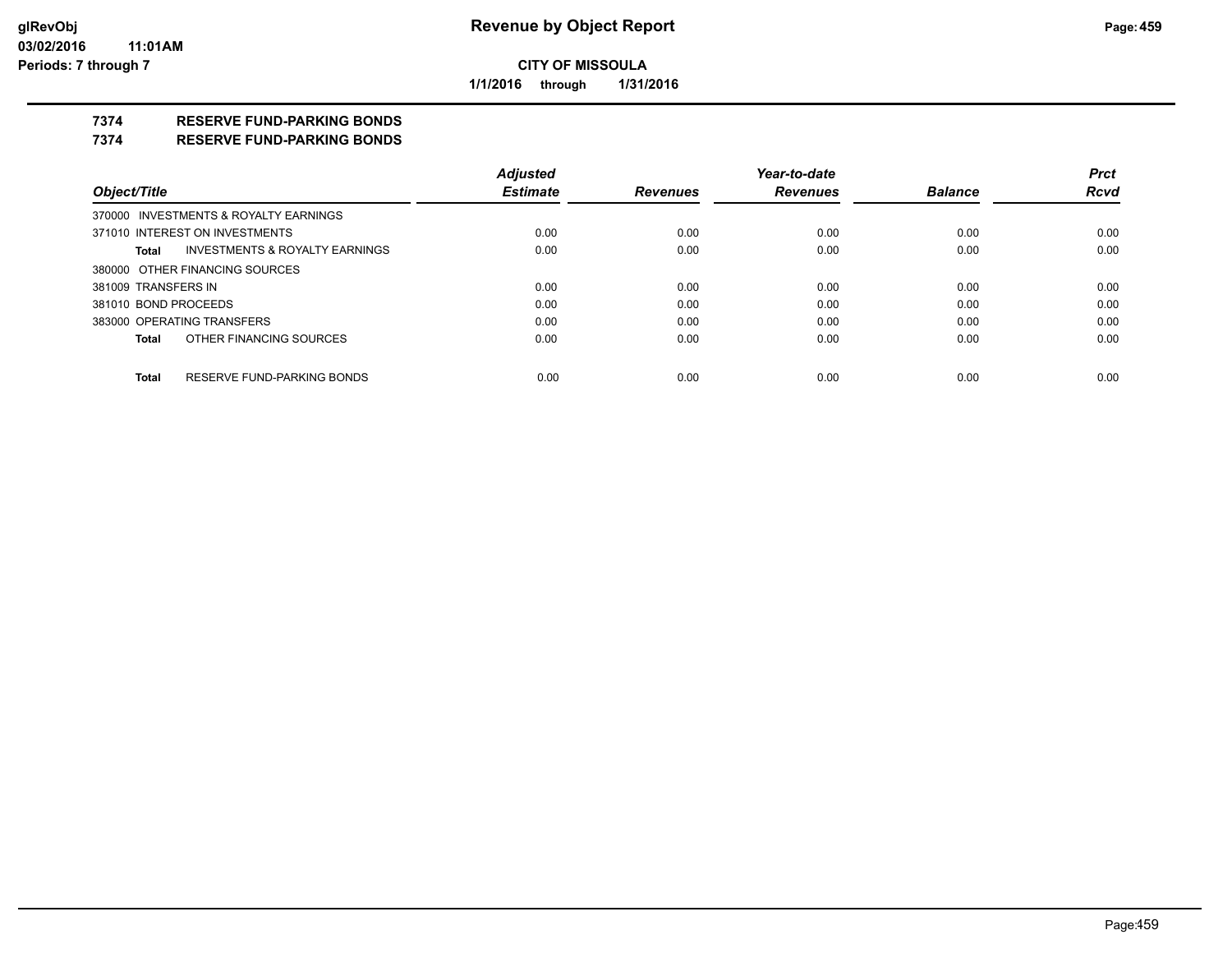**CITY OF MISSOULA**

**1/1/2016 through 1/31/2016**

## 7374 RESERVE FUND-PARKING BONDS

## 7374 RESERVE FUND-PARKING BONDS

| Object/Title | Adjusted Estimate | Revenues | Year-to-date Revenues | Balance | Prct Rcvd |
|---|---|---|---|---|---|
| 370000 INVESTMENTS & ROYALTY EARNINGS | | | | | |
| 371010 INTEREST ON INVESTMENTS | 0.00 | 0.00 | 0.00 | 0.00 | 0.00 |
| **Total** INVESTMENTS & ROYALTY EARNINGS | 0.00 | 0.00 | 0.00 | 0.00 | 0.00 |
| 380000 OTHER FINANCING SOURCES | | | | | |
| 381009 TRANSFERS IN | 0.00 | 0.00 | 0.00 | 0.00 | 0.00 |
| 381010 BOND PROCEEDS | 0.00 | 0.00 | 0.00 | 0.00 | 0.00 |
| 383000 OPERATING TRANSFERS | 0.00 | 0.00 | 0.00 | 0.00 | 0.00 |
| **Total** OTHER FINANCING SOURCES | 0.00 | 0.00 | 0.00 | 0.00 | 0.00 |
| **Total** RESERVE FUND-PARKING BONDS | 0.00 | 0.00 | 0.00 | 0.00 | 0.00 |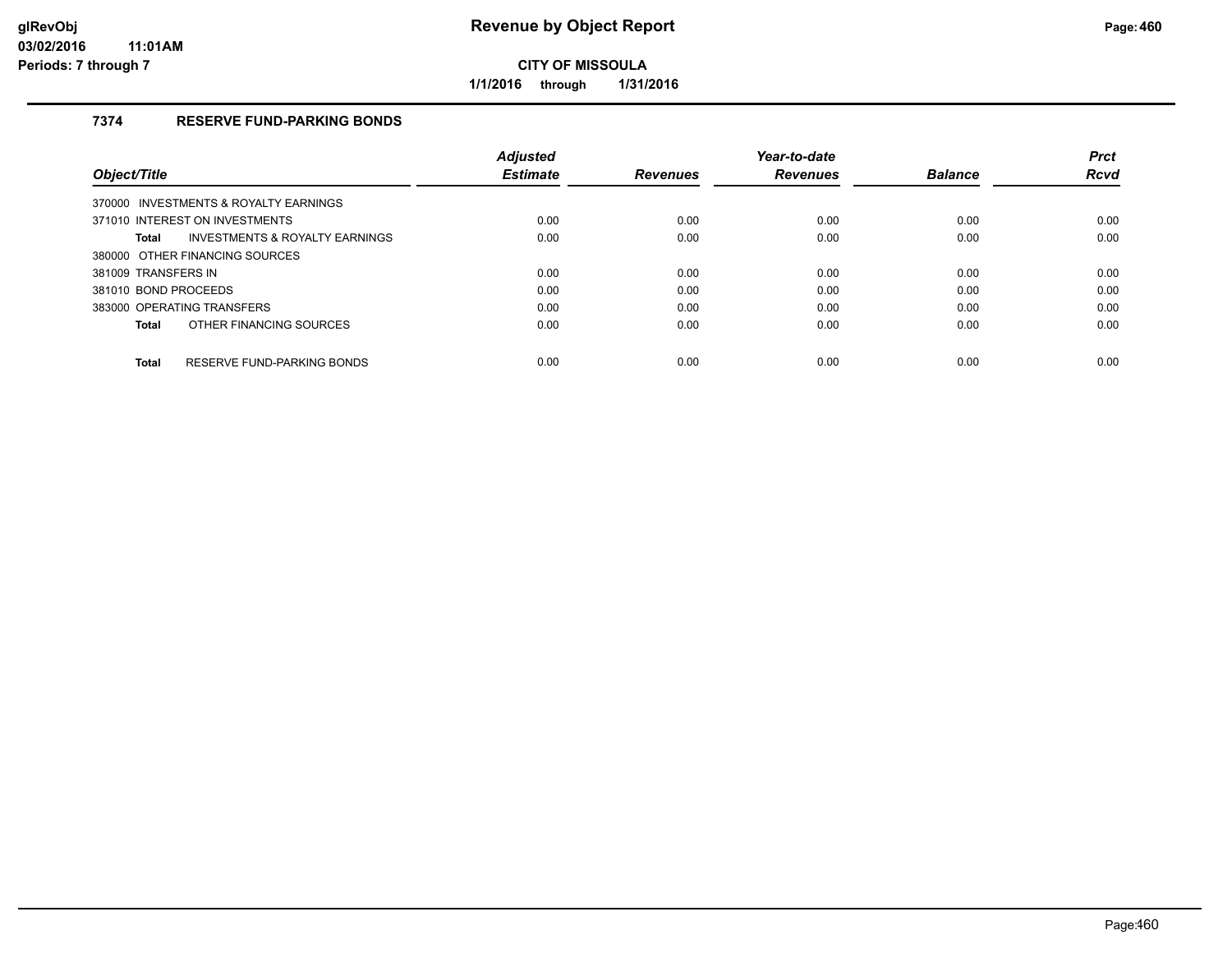**CITY OF MISSOULA**

**1/1/2016 through 1/31/2016**

### 7374 RESERVE FUND-PARKING BONDS

| Object/Title | Adjusted Estimate | Revenues | Year-to-date Revenues | Balance | Prct Rcvd |
|---|---|---|---|---|---|
| 370000 INVESTMENTS & ROYALTY EARNINGS | | | | | |
| 371010 INTEREST ON INVESTMENTS | 0.00 | 0.00 | 0.00 | 0.00 | 0.00 |
| **Total** INVESTMENTS & ROYALTY EARNINGS | 0.00 | 0.00 | 0.00 | 0.00 | 0.00 |
| 380000 OTHER FINANCING SOURCES | | | | | |
| 381009 TRANSFERS IN | 0.00 | 0.00 | 0.00 | 0.00 | 0.00 |
| 381010 BOND PROCEEDS | 0.00 | 0.00 | 0.00 | 0.00 | 0.00 |
| 383000 OPERATING TRANSFERS | 0.00 | 0.00 | 0.00 | 0.00 | 0.00 |
| **Total** OTHER FINANCING SOURCES | 0.00 | 0.00 | 0.00 | 0.00 | 0.00 |
| **Total** RESERVE FUND-PARKING BONDS | 0.00 | 0.00 | 0.00 | 0.00 | 0.00 |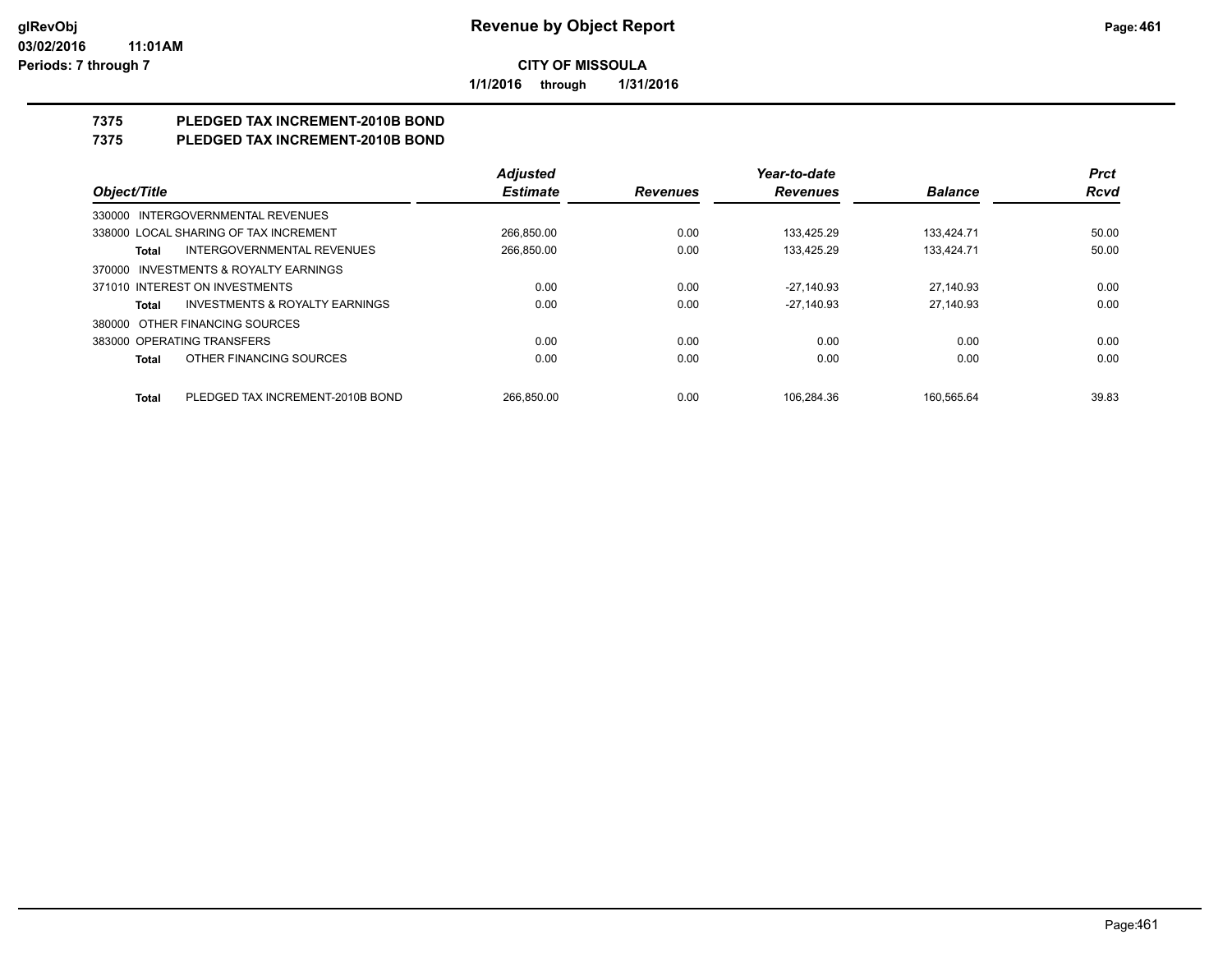# Revenue by Object Report

**CITY OF MISSOULA**

**1/1/2016 through 1/31/2016**

glRevObj
03/02/2016 11:01AM
Periods: 7 through 7

## 7375 PLEDGED TAX INCREMENT-2010B BOND
## 7375 PLEDGED TAX INCREMENT-2010B BOND

| Object/Title | | Adjusted Estimate | Revenues | Year-to-date Revenues | Balance | Prct Rcvd |
|---|---|---|---|---|---|---|
| 330000 INTERGOVERNMENTAL REVENUES | | | | | | |
| 338000 LOCAL SHARING OF TAX INCREMENT | | 266,850.00 | 0.00 | 133,425.29 | 133,424.71 | 50.00 |
| **Total** | INTERGOVERNMENTAL REVENUES | 266,850.00 | 0.00 | 133,425.29 | 133,424.71 | 50.00 |
| 370000 INVESTMENTS & ROYALTY EARNINGS | | | | | | |
| 371010 INTEREST ON INVESTMENTS | | 0.00 | 0.00 | -27,140.93 | 27,140.93 | 0.00 |
| **Total** | INVESTMENTS & ROYALTY EARNINGS | 0.00 | 0.00 | -27,140.93 | 27,140.93 | 0.00 |
| 380000 OTHER FINANCING SOURCES | | | | | | |
| 383000 OPERATING TRANSFERS | | 0.00 | 0.00 | 0.00 | 0.00 | 0.00 |
| **Total** | OTHER FINANCING SOURCES | 0.00 | 0.00 | 0.00 | 0.00 | 0.00 |
| **Total** | PLEDGED TAX INCREMENT-2010B BOND | 266,850.00 | 0.00 | 106,284.36 | 160,565.64 | 39.83 |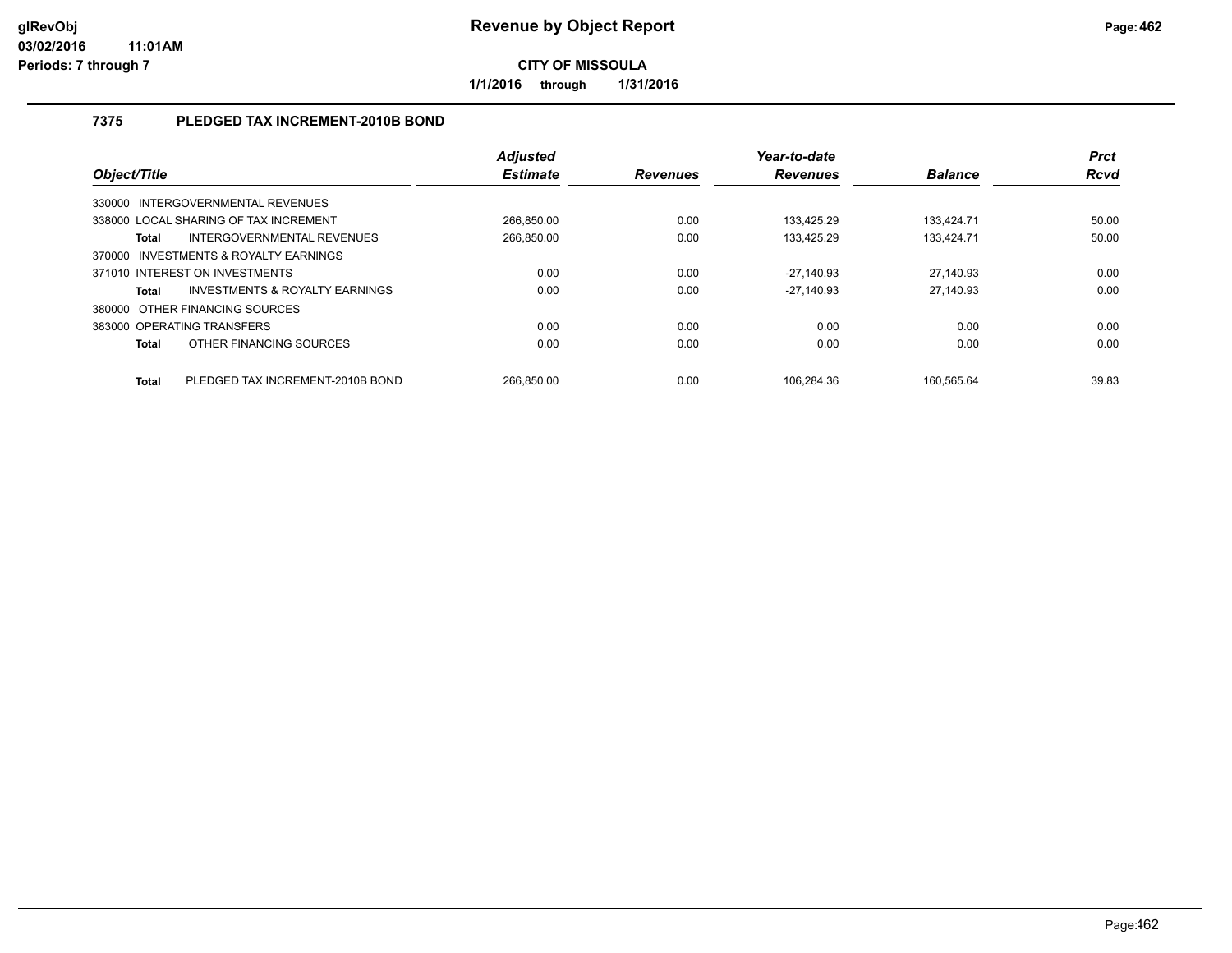# Revenue by Object Report

**CITY OF MISSOULA**

**1/1/2016 through 1/31/2016**

### 7375 PLEDGED TAX INCREMENT-2010B BOND

| Object/Title | | Adjusted Estimate | Revenues | Year-to-date Revenues | Balance | Prct Rcvd |
|---|---|---|---|---|---|---|
| 330000 INTERGOVERNMENTAL REVENUES | | | | | | |
| 338000 LOCAL SHARING OF TAX INCREMENT | | 266,850.00 | 0.00 | 133,425.29 | 133,424.71 | 50.00 |
| **Total** | INTERGOVERNMENTAL REVENUES | 266,850.00 | 0.00 | 133,425.29 | 133,424.71 | 50.00 |
| 370000 INVESTMENTS & ROYALTY EARNINGS | | | | | | |
| 371010 INTEREST ON INVESTMENTS | | 0.00 | 0.00 | -27,140.93 | 27,140.93 | 0.00 |
| **Total** | INVESTMENTS & ROYALTY EARNINGS | 0.00 | 0.00 | -27,140.93 | 27,140.93 | 0.00 |
| 380000 OTHER FINANCING SOURCES | | | | | | |
| 383000 OPERATING TRANSFERS | | 0.00 | 0.00 | 0.00 | 0.00 | 0.00 |
| **Total** | OTHER FINANCING SOURCES | 0.00 | 0.00 | 0.00 | 0.00 | 0.00 |
| **Total** | PLEDGED TAX INCREMENT-2010B BOND | 266,850.00 | 0.00 | 106,284.36 | 160,565.64 | 39.83 |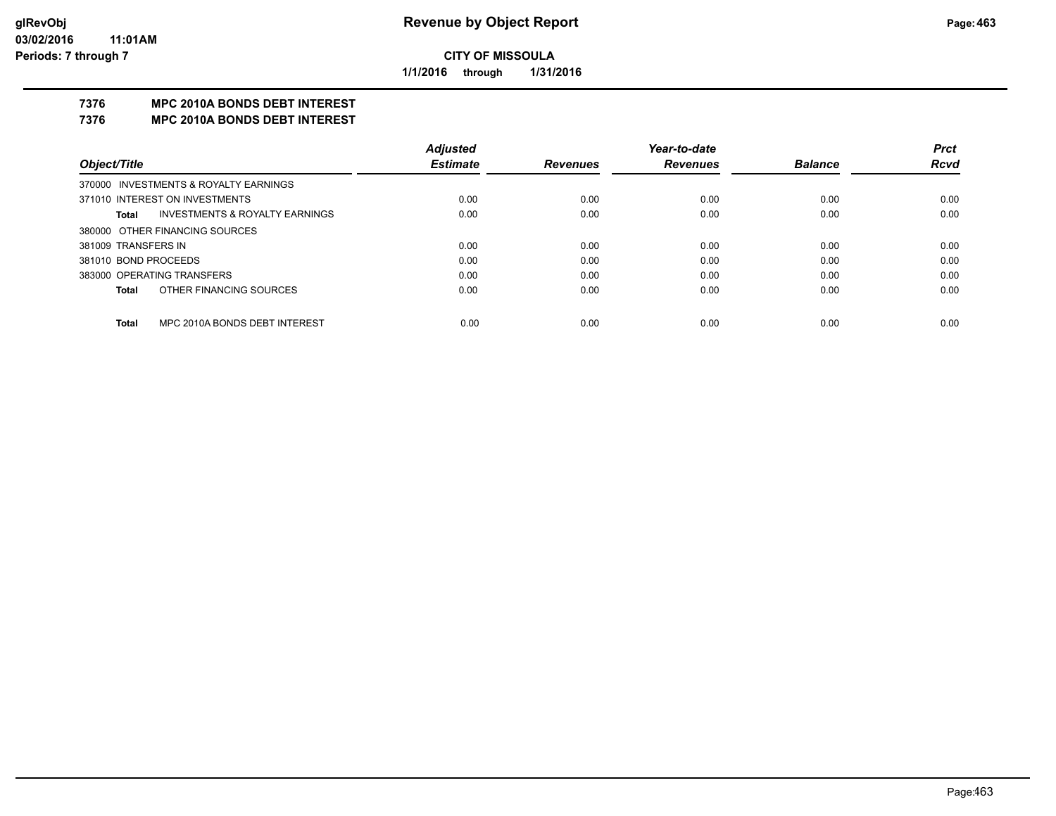**glRevObj**
**03/02/2016 11:01AM**
**Periods: 7 through 7**

# Revenue by Object Report

**CITY OF MISSOULA**

**1/1/2016 through 1/31/2016**

## 7376 MPC 2010A BONDS DEBT INTEREST
## 7376 MPC 2010A BONDS DEBT INTEREST

| Object/Title | Adjusted Estimate | Revenues | Year-to-date Revenues | Balance | Prct Rcvd |
|---|---|---|---|---|---|
| 370000 INVESTMENTS & ROYALTY EARNINGS | | | | | |
| 371010 INTEREST ON INVESTMENTS | 0.00 | 0.00 | 0.00 | 0.00 | 0.00 |
| **Total** INVESTMENTS & ROYALTY EARNINGS | 0.00 | 0.00 | 0.00 | 0.00 | 0.00 |
| 380000 OTHER FINANCING SOURCES | | | | | |
| 381009 TRANSFERS IN | 0.00 | 0.00 | 0.00 | 0.00 | 0.00 |
| 381010 BOND PROCEEDS | 0.00 | 0.00 | 0.00 | 0.00 | 0.00 |
| 383000 OPERATING TRANSFERS | 0.00 | 0.00 | 0.00 | 0.00 | 0.00 |
| **Total** OTHER FINANCING SOURCES | 0.00 | 0.00 | 0.00 | 0.00 | 0.00 |
| **Total** MPC 2010A BONDS DEBT INTEREST | 0.00 | 0.00 | 0.00 | 0.00 | 0.00 |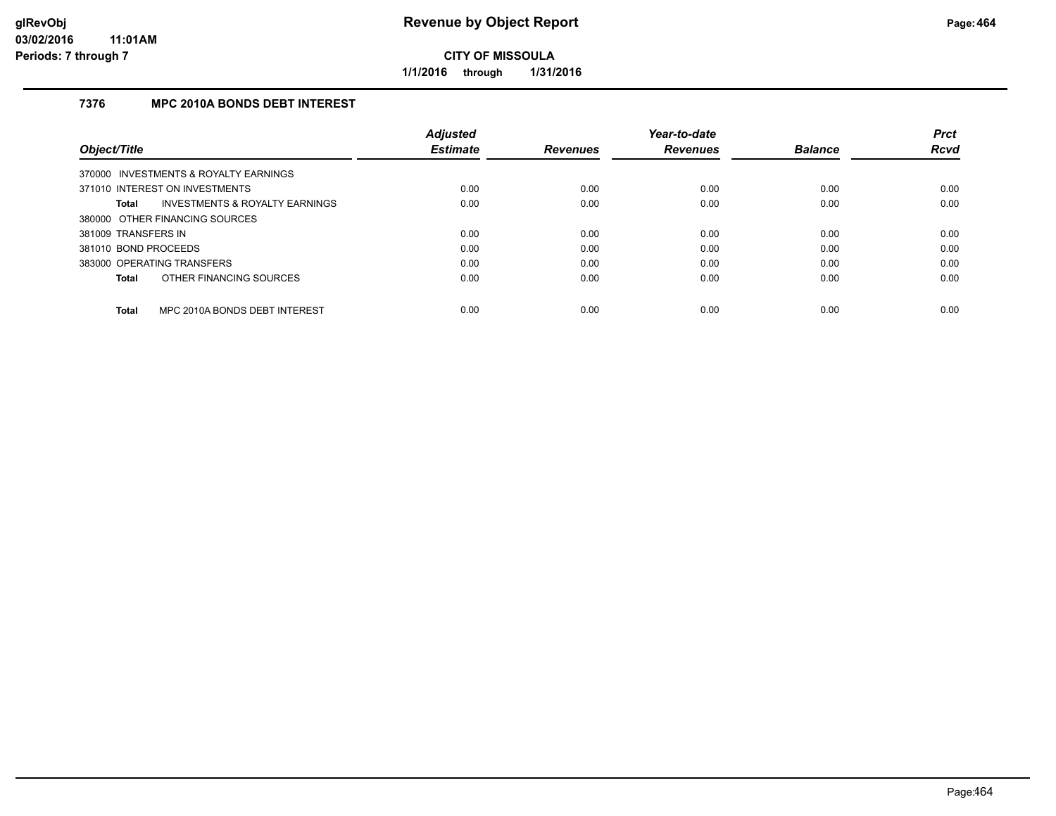**Revenue by Object Report**

**CITY OF MISSOULA**

**1/1/2016 through 1/31/2016**

glRevObj
03/02/2016 11:01AM
Periods: 7 through 7

## 7376 MPC 2010A BONDS DEBT INTEREST

| Object/Title | Adjusted Estimate | Revenues | Year-to-date Revenues | Balance | Prct Rcvd |
|---|---|---|---|---|---|
| 370000 INVESTMENTS & ROYALTY EARNINGS | | | | | |
| 371010 INTEREST ON INVESTMENTS | 0.00 | 0.00 | 0.00 | 0.00 | 0.00 |
| **Total** INVESTMENTS & ROYALTY EARNINGS | 0.00 | 0.00 | 0.00 | 0.00 | 0.00 |
| 380000 OTHER FINANCING SOURCES | | | | | |
| 381009 TRANSFERS IN | 0.00 | 0.00 | 0.00 | 0.00 | 0.00 |
| 381010 BOND PROCEEDS | 0.00 | 0.00 | 0.00 | 0.00 | 0.00 |
| 383000 OPERATING TRANSFERS | 0.00 | 0.00 | 0.00 | 0.00 | 0.00 |
| **Total** OTHER FINANCING SOURCES | 0.00 | 0.00 | 0.00 | 0.00 | 0.00 |
| **Total** MPC 2010A BONDS DEBT INTEREST | 0.00 | 0.00 | 0.00 | 0.00 | 0.00 |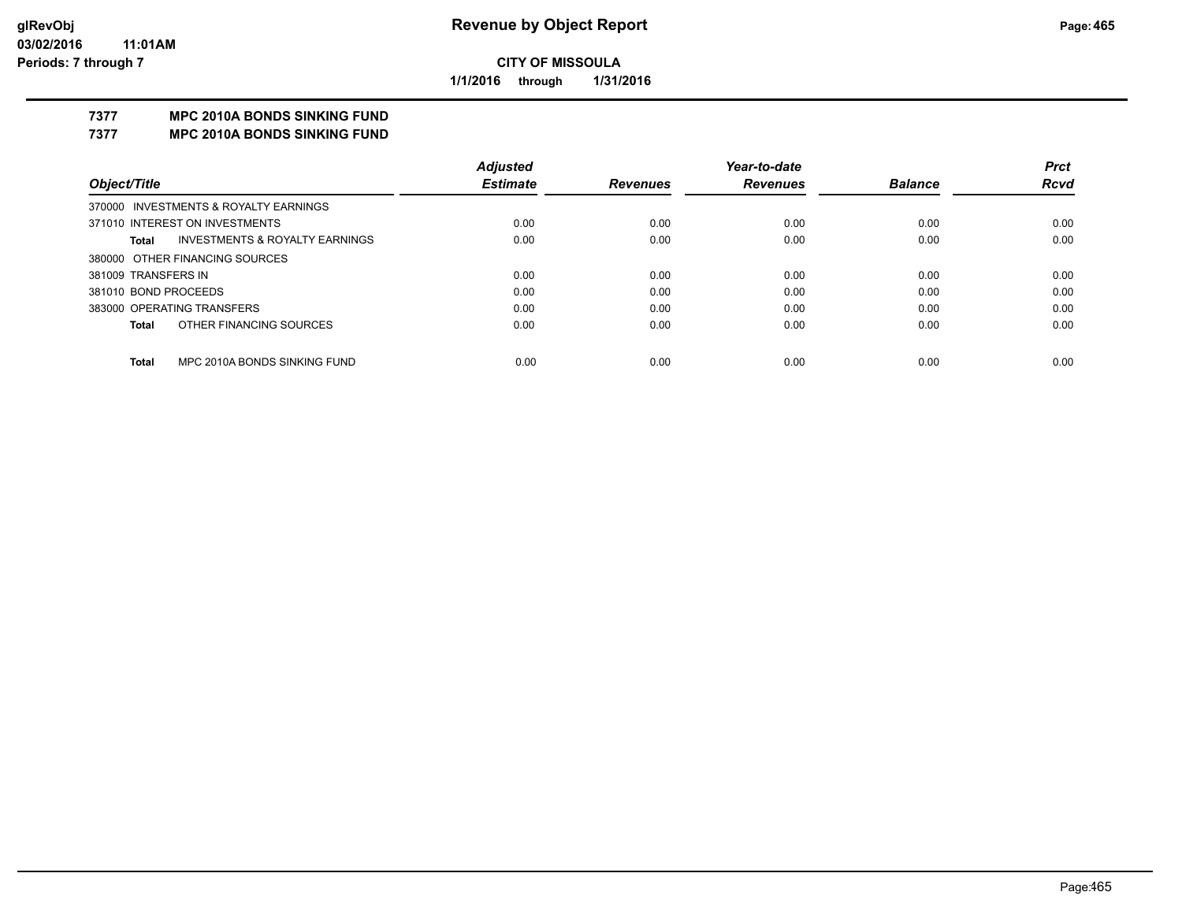**CITY OF MISSOULA**

**1/1/2016 through 1/31/2016**

## 7377 MPC 2010A BONDS SINKING FUND
## 7377 MPC 2010A BONDS SINKING FUND

| Object/Title | Adjusted Estimate | Revenues | Year-to-date Revenues | Balance | Prct Rcvd |
|---|---|---|---|---|---|
| 370000 INVESTMENTS & ROYALTY EARNINGS | | | | | |
| 371010 INTEREST ON INVESTMENTS | 0.00 | 0.00 | 0.00 | 0.00 | 0.00 |
| **Total** INVESTMENTS & ROYALTY EARNINGS | 0.00 | 0.00 | 0.00 | 0.00 | 0.00 |
| 380000 OTHER FINANCING SOURCES | | | | | |
| 381009 TRANSFERS IN | 0.00 | 0.00 | 0.00 | 0.00 | 0.00 |
| 381010 BOND PROCEEDS | 0.00 | 0.00 | 0.00 | 0.00 | 0.00 |
| 383000 OPERATING TRANSFERS | 0.00 | 0.00 | 0.00 | 0.00 | 0.00 |
| **Total** OTHER FINANCING SOURCES | 0.00 | 0.00 | 0.00 | 0.00 | 0.00 |
| **Total** MPC 2010A BONDS SINKING FUND | 0.00 | 0.00 | 0.00 | 0.00 | 0.00 |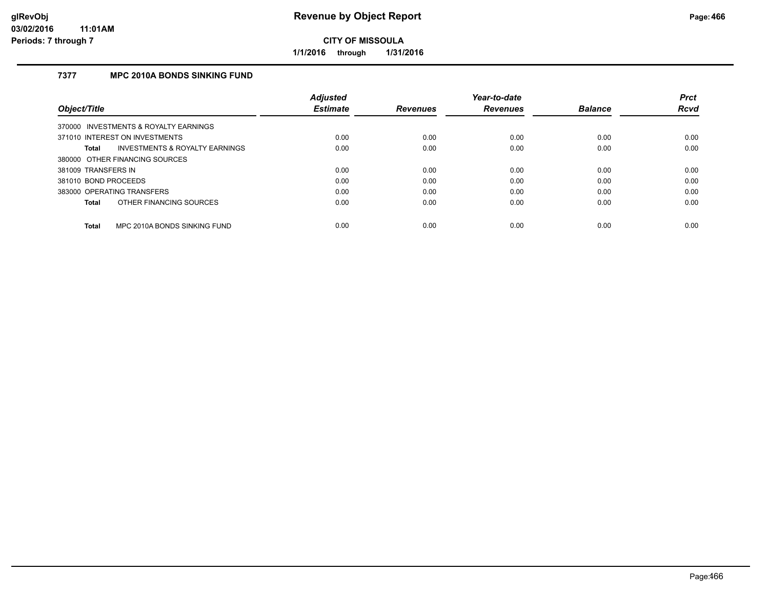# Revenue by Object Report

**CITY OF MISSOULA**

**1/1/2016 through 1/31/2016**

glRevObj
03/02/2016 11:01AM
Periods: 7 through 7

## 7377 MPC 2010A BONDS SINKING FUND

| Object/Title | Adjusted Estimate | Revenues | Year-to-date Revenues | Balance | Prct Rcvd |
|---|---|---|---|---|---|
| 370000 INVESTMENTS & ROYALTY EARNINGS | | | | | |
| 371010 INTEREST ON INVESTMENTS | 0.00 | 0.00 | 0.00 | 0.00 | 0.00 |
| **Total** INVESTMENTS & ROYALTY EARNINGS | 0.00 | 0.00 | 0.00 | 0.00 | 0.00 |
| 380000 OTHER FINANCING SOURCES | | | | | |
| 381009 TRANSFERS IN | 0.00 | 0.00 | 0.00 | 0.00 | 0.00 |
| 381010 BOND PROCEEDS | 0.00 | 0.00 | 0.00 | 0.00 | 0.00 |
| 383000 OPERATING TRANSFERS | 0.00 | 0.00 | 0.00 | 0.00 | 0.00 |
| **Total** OTHER FINANCING SOURCES | 0.00 | 0.00 | 0.00 | 0.00 | 0.00 |
| **Total** MPC 2010A BONDS SINKING FUND | 0.00 | 0.00 | 0.00 | 0.00 | 0.00 |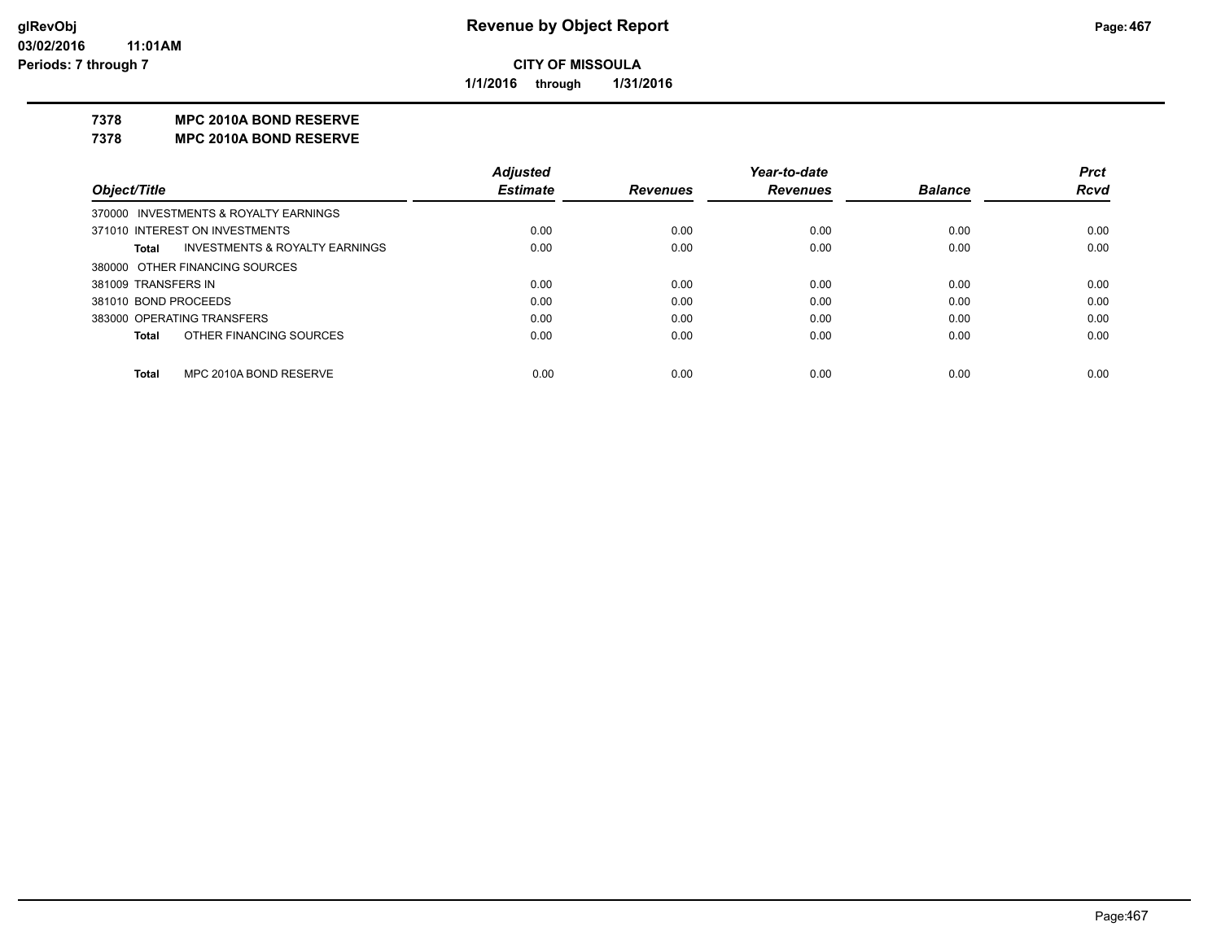**CITY OF MISSOULA**

**1/1/2016 through 1/31/2016**

**7378 MPC 2010A BOND RESERVE**

**7378 MPC 2010A BOND RESERVE**

| Object/Title | Adjusted Estimate | Revenues | Year-to-date Revenues | Balance | Prct Rcvd |
|---|---|---|---|---|---|
| 370000 INVESTMENTS & ROYALTY EARNINGS | | | | | |
| 371010 INTEREST ON INVESTMENTS | 0.00 | 0.00 | 0.00 | 0.00 | 0.00 |
| **Total** INVESTMENTS & ROYALTY EARNINGS | 0.00 | 0.00 | 0.00 | 0.00 | 0.00 |
| 380000 OTHER FINANCING SOURCES | | | | | |
| 381009 TRANSFERS IN | 0.00 | 0.00 | 0.00 | 0.00 | 0.00 |
| 381010 BOND PROCEEDS | 0.00 | 0.00 | 0.00 | 0.00 | 0.00 |
| 383000 OPERATING TRANSFERS | 0.00 | 0.00 | 0.00 | 0.00 | 0.00 |
| **Total** OTHER FINANCING SOURCES | 0.00 | 0.00 | 0.00 | 0.00 | 0.00 |
| **Total** MPC 2010A BOND RESERVE | 0.00 | 0.00 | 0.00 | 0.00 | 0.00 |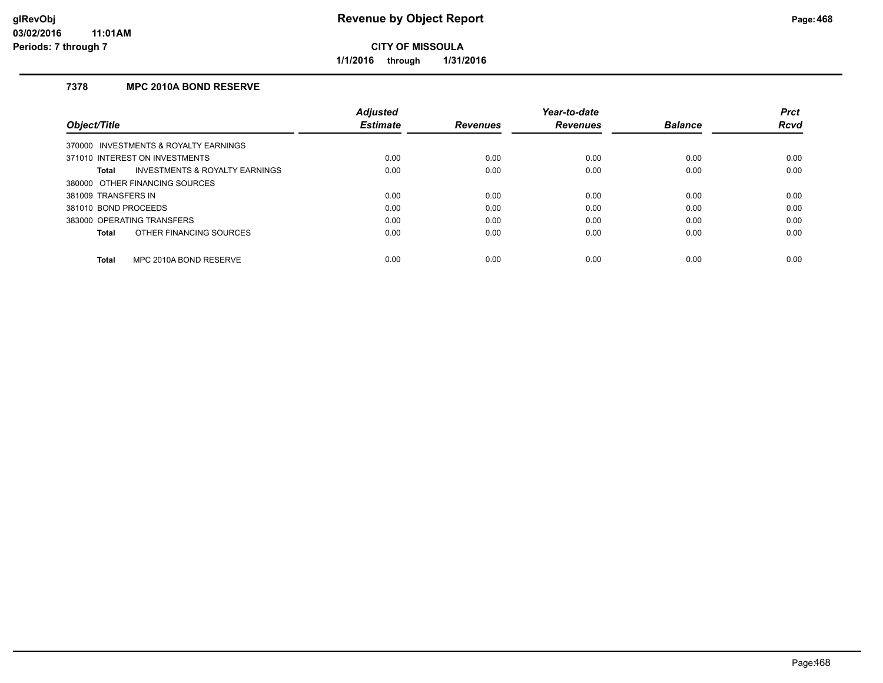**CITY OF MISSOULA**

**1/1/2016 through 1/31/2016**

### 7378 MPC 2010A BOND RESERVE

| Object/Title | Adjusted Estimate | Revenues | Year-to-date Revenues | Balance | Prct Rcvd |
|---|---|---|---|---|---|
| 370000 INVESTMENTS & ROYALTY EARNINGS | | | | | |
| 371010 INTEREST ON INVESTMENTS | 0.00 | 0.00 | 0.00 | 0.00 | 0.00 |
| **Total** INVESTMENTS & ROYALTY EARNINGS | 0.00 | 0.00 | 0.00 | 0.00 | 0.00 |
| 380000 OTHER FINANCING SOURCES | | | | | |
| 381009 TRANSFERS IN | 0.00 | 0.00 | 0.00 | 0.00 | 0.00 |
| 381010 BOND PROCEEDS | 0.00 | 0.00 | 0.00 | 0.00 | 0.00 |
| 383000 OPERATING TRANSFERS | 0.00 | 0.00 | 0.00 | 0.00 | 0.00 |
| **Total** OTHER FINANCING SOURCES | 0.00 | 0.00 | 0.00 | 0.00 | 0.00 |
| **Total** MPC 2010A BOND RESERVE | 0.00 | 0.00 | 0.00 | 0.00 | 0.00 |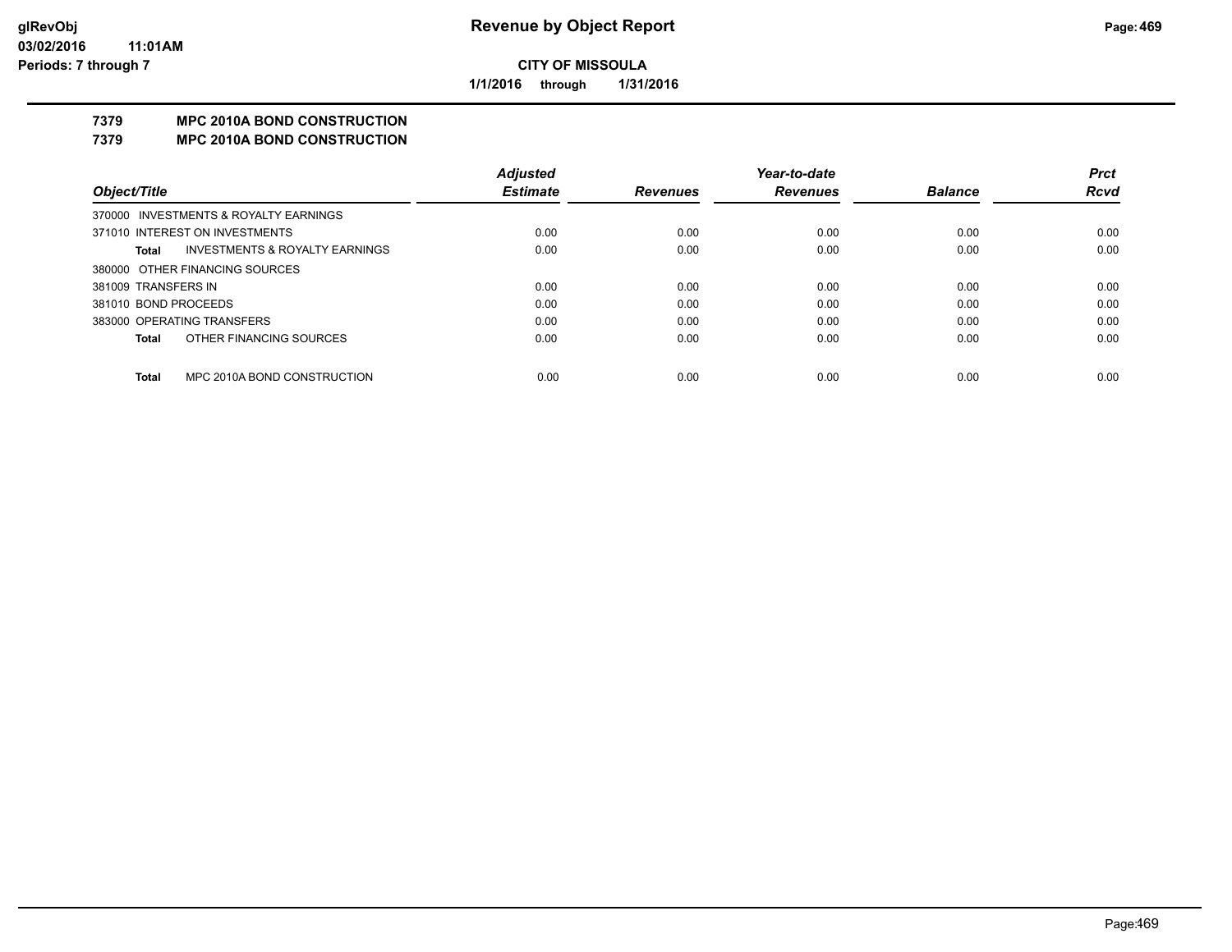# CITY OF MISSOULA

**1/1/2016 through 1/31/2016**

## 7379 MPC 2010A BOND CONSTRUCTION
## 7379 MPC 2010A BOND CONSTRUCTION

| Object/Title | Adjusted Estimate | Revenues | Year-to-date Revenues | Balance | Prct Rcvd |
|---|---|---|---|---|---|
| 370000 INVESTMENTS & ROYALTY EARNINGS | | | | | |
| 371010 INTEREST ON INVESTMENTS | 0.00 | 0.00 | 0.00 | 0.00 | 0.00 |
| **Total** INVESTMENTS & ROYALTY EARNINGS | 0.00 | 0.00 | 0.00 | 0.00 | 0.00 |
| 380000 OTHER FINANCING SOURCES | | | | | |
| 381009 TRANSFERS IN | 0.00 | 0.00 | 0.00 | 0.00 | 0.00 |
| 381010 BOND PROCEEDS | 0.00 | 0.00 | 0.00 | 0.00 | 0.00 |
| 383000 OPERATING TRANSFERS | 0.00 | 0.00 | 0.00 | 0.00 | 0.00 |
| **Total** OTHER FINANCING SOURCES | 0.00 | 0.00 | 0.00 | 0.00 | 0.00 |
| **Total** MPC 2010A BOND CONSTRUCTION | 0.00 | 0.00 | 0.00 | 0.00 | 0.00 |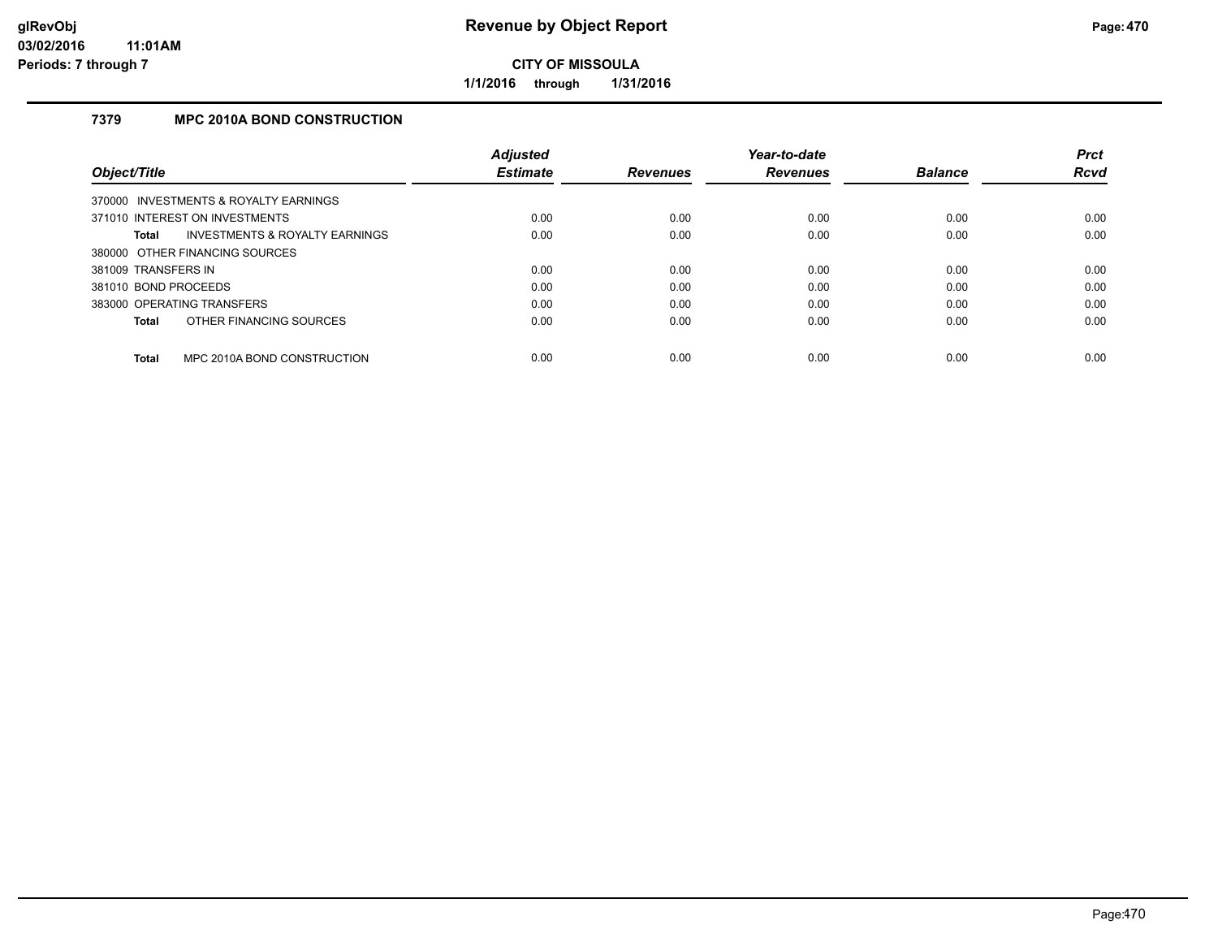# Revenue by Object Report

**CITY OF MISSOULA**

**1/1/2016 through 1/31/2016**

glRevObj
03/02/2016 11:01AM
Periods: 7 through 7

## 7379 MPC 2010A BOND CONSTRUCTION

| Object/Title | Adjusted Estimate | Revenues | Year-to-date Revenues | Balance | Prct Rcvd |
|---|---|---|---|---|---|
| 370000 INVESTMENTS & ROYALTY EARNINGS | | | | | |
| 371010 INTEREST ON INVESTMENTS | 0.00 | 0.00 | 0.00 | 0.00 | 0.00 |
| **Total** INVESTMENTS & ROYALTY EARNINGS | 0.00 | 0.00 | 0.00 | 0.00 | 0.00 |
| 380000 OTHER FINANCING SOURCES | | | | | |
| 381009 TRANSFERS IN | 0.00 | 0.00 | 0.00 | 0.00 | 0.00 |
| 381010 BOND PROCEEDS | 0.00 | 0.00 | 0.00 | 0.00 | 0.00 |
| 383000 OPERATING TRANSFERS | 0.00 | 0.00 | 0.00 | 0.00 | 0.00 |
| **Total** OTHER FINANCING SOURCES | 0.00 | 0.00 | 0.00 | 0.00 | 0.00 |
| **Total** MPC 2010A BOND CONSTRUCTION | 0.00 | 0.00 | 0.00 | 0.00 | 0.00 |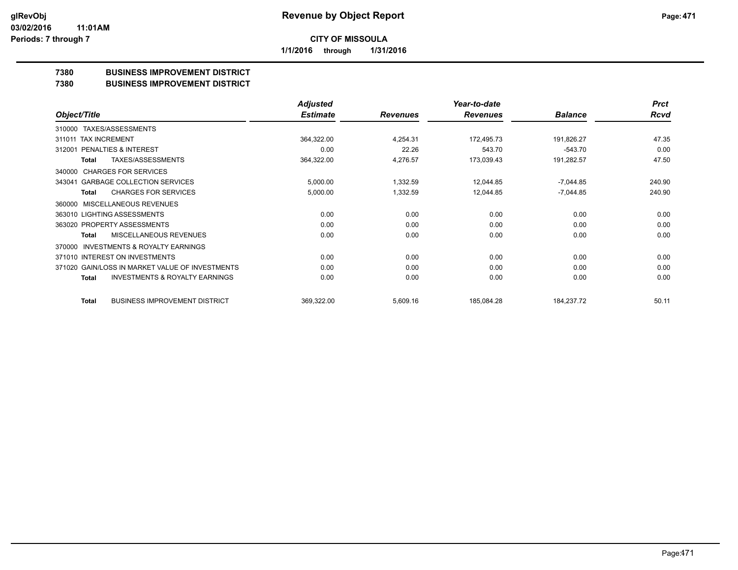**CITY OF MISSOULA**

**1/1/2016 through 1/31/2016**

# Revenue by Object Report

**Periods: 7 through 7**

## 7380 BUSINESS IMPROVEMENT DISTRICT
## 7380 BUSINESS IMPROVEMENT DISTRICT

| Object/Title | Adjusted Estimate | Revenues | Year-to-date Revenues | Balance | Prct Rcvd |
|---|---|---|---|---|---|
| 310000 TAXES/ASSESSMENTS | | | | | |
| 311011 TAX INCREMENT | 364,322.00 | 4,254.31 | 172,495.73 | 191,826.27 | 47.35 |
| 312001 PENALTIES & INTEREST | 0.00 | 22.26 | 543.70 | -543.70 | 0.00 |
| **Total** TAXES/ASSESSMENTS | 364,322.00 | 4,276.57 | 173,039.43 | 191,282.57 | 47.50 |
| 340000 CHARGES FOR SERVICES | | | | | |
| 343041 GARBAGE COLLECTION SERVICES | 5,000.00 | 1,332.59 | 12,044.85 | -7,044.85 | 240.90 |
| **Total** CHARGES FOR SERVICES | 5,000.00 | 1,332.59 | 12,044.85 | -7,044.85 | 240.90 |
| 360000 MISCELLANEOUS REVENUES | | | | | |
| 363010 LIGHTING ASSESSMENTS | 0.00 | 0.00 | 0.00 | 0.00 | 0.00 |
| 363020 PROPERTY ASSESSMENTS | 0.00 | 0.00 | 0.00 | 0.00 | 0.00 |
| **Total** MISCELLANEOUS REVENUES | 0.00 | 0.00 | 0.00 | 0.00 | 0.00 |
| 370000 INVESTMENTS & ROYALTY EARNINGS | | | | | |
| 371010 INTEREST ON INVESTMENTS | 0.00 | 0.00 | 0.00 | 0.00 | 0.00 |
| 371020 GAIN/LOSS IN MARKET VALUE OF INVESTMENTS | 0.00 | 0.00 | 0.00 | 0.00 | 0.00 |
| **Total** INVESTMENTS & ROYALTY EARNINGS | 0.00 | 0.00 | 0.00 | 0.00 | 0.00 |
| **Total** BUSINESS IMPROVEMENT DISTRICT | 369,322.00 | 5,609.16 | 185,084.28 | 184,237.72 | 50.11 |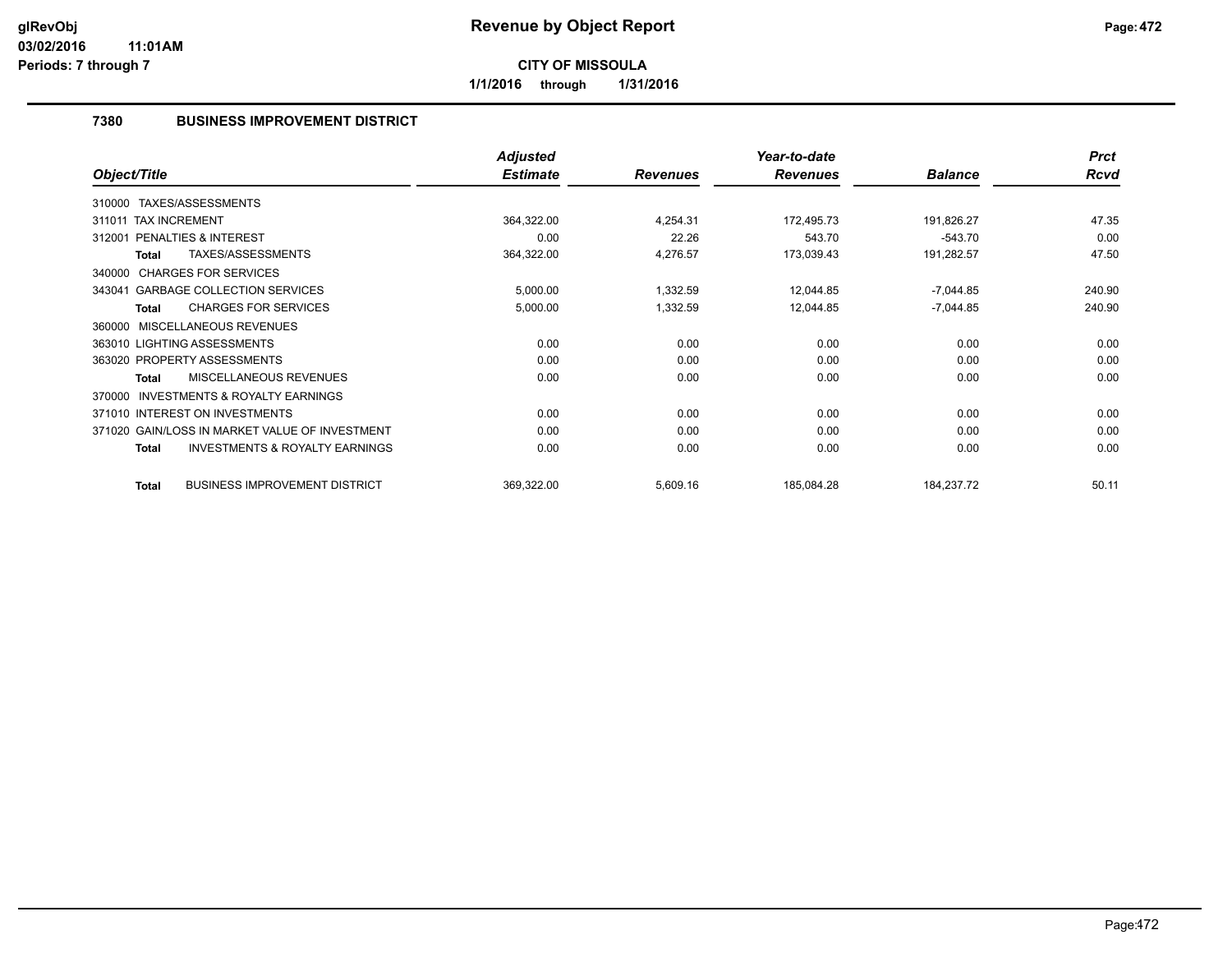# Revenue by Object Report

glRevObj
03/02/2016 11:01AM
Periods: 7 through 7

**CITY OF MISSOULA**

**1/1/2016 through 1/31/2016**

## 7380 BUSINESS IMPROVEMENT DISTRICT

| Object/Title | Adjusted Estimate | Revenues | Year-to-date Revenues | Balance | Prct Rcvd |
|---|---|---|---|---|---|
| 310000 TAXES/ASSESSMENTS | | | | | |
| 311011 TAX INCREMENT | 364,322.00 | 4,254.31 | 172,495.73 | 191,826.27 | 47.35 |
| 312001 PENALTIES & INTEREST | 0.00 | 22.26 | 543.70 | -543.70 | 0.00 |
| **Total** TAXES/ASSESSMENTS | 364,322.00 | 4,276.57 | 173,039.43 | 191,282.57 | 47.50 |
| 340000 CHARGES FOR SERVICES | | | | | |
| 343041 GARBAGE COLLECTION SERVICES | 5,000.00 | 1,332.59 | 12,044.85 | -7,044.85 | 240.90 |
| **Total** CHARGES FOR SERVICES | 5,000.00 | 1,332.59 | 12,044.85 | -7,044.85 | 240.90 |
| 360000 MISCELLANEOUS REVENUES | | | | | |
| 363010 LIGHTING ASSESSMENTS | 0.00 | 0.00 | 0.00 | 0.00 | 0.00 |
| 363020 PROPERTY ASSESSMENTS | 0.00 | 0.00 | 0.00 | 0.00 | 0.00 |
| **Total** MISCELLANEOUS REVENUES | 0.00 | 0.00 | 0.00 | 0.00 | 0.00 |
| 370000 INVESTMENTS & ROYALTY EARNINGS | | | | | |
| 371010 INTEREST ON INVESTMENTS | 0.00 | 0.00 | 0.00 | 0.00 | 0.00 |
| 371020 GAIN/LOSS IN MARKET VALUE OF INVESTMENT | 0.00 | 0.00 | 0.00 | 0.00 | 0.00 |
| **Total** INVESTMENTS & ROYALTY EARNINGS | 0.00 | 0.00 | 0.00 | 0.00 | 0.00 |
| **Total** BUSINESS IMPROVEMENT DISTRICT | 369,322.00 | 5,609.16 | 185,084.28 | 184,237.72 | 50.11 |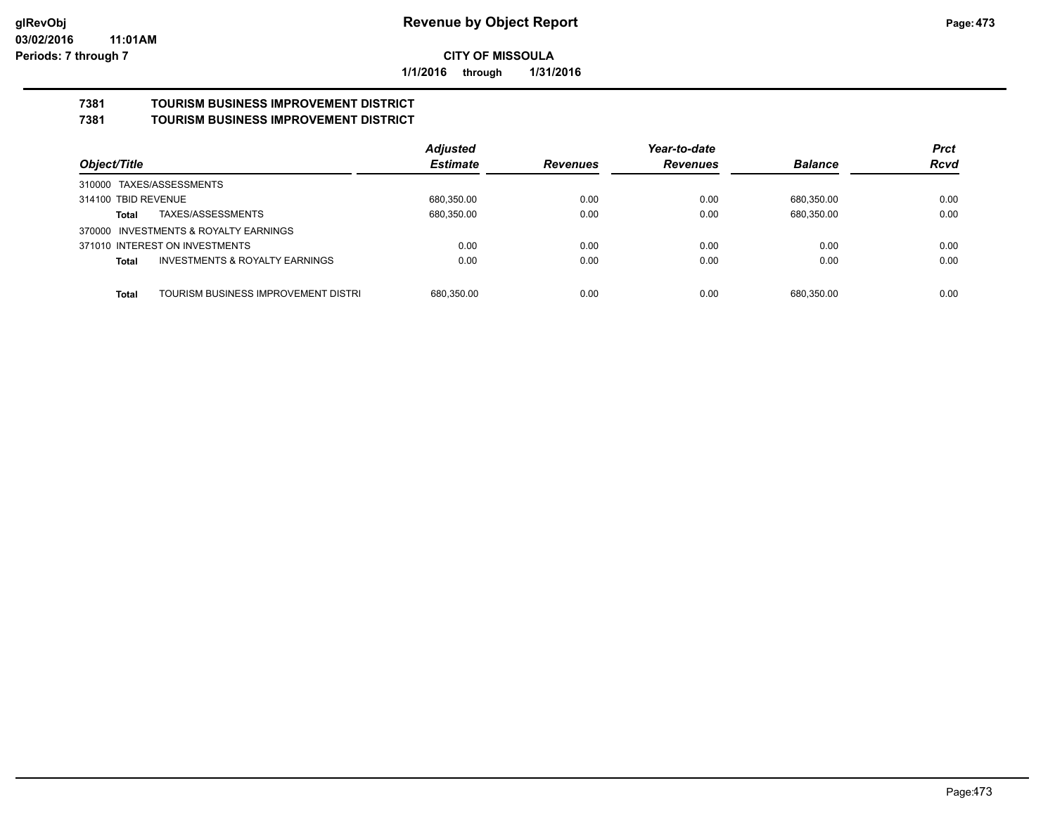# Revenue by Object Report

**CITY OF MISSOULA**

**1/1/2016 through 1/31/2016**

glRevObj
03/02/2016 11:01AM
Periods: 7 through 7

## 7381 TOURISM BUSINESS IMPROVEMENT DISTRICT
## 7381 TOURISM BUSINESS IMPROVEMENT DISTRICT

| Object/Title | | Adjusted Estimate | Revenues | Year-to-date Revenues | Balance | Prct Rcvd |
|---|---|---|---|---|---|---|
| 310000 TAXES/ASSESSMENTS | | | | | | |
| 314100 TBID REVENUE | | 680,350.00 | 0.00 | 0.00 | 680,350.00 | 0.00 |
| **Total** | TAXES/ASSESSMENTS | 680,350.00 | 0.00 | 0.00 | 680,350.00 | 0.00 |
| 370000 INVESTMENTS & ROYALTY EARNINGS | | | | | | |
| 371010 INTEREST ON INVESTMENTS | | 0.00 | 0.00 | 0.00 | 0.00 | 0.00 |
| **Total** | INVESTMENTS & ROYALTY EARNINGS | 0.00 | 0.00 | 0.00 | 0.00 | 0.00 |
| **Total** | TOURISM BUSINESS IMPROVEMENT DISTRI | 680,350.00 | 0.00 | 0.00 | 680,350.00 | 0.00 |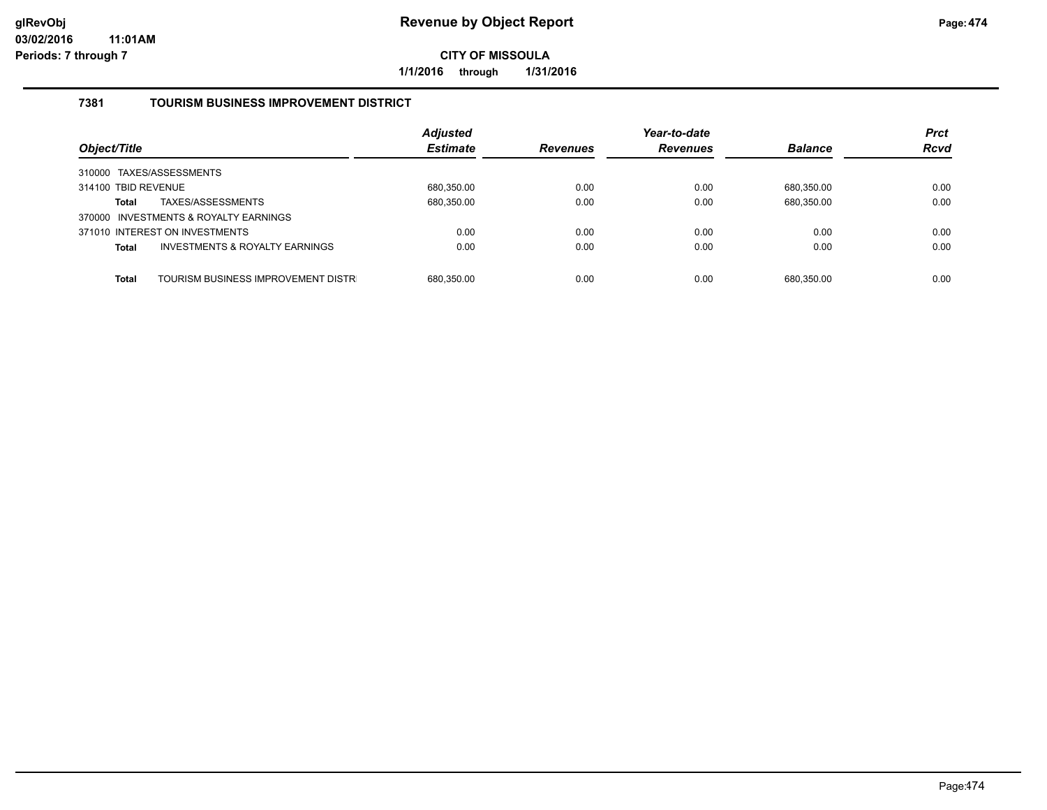# Revenue by Object Report

**CITY OF MISSOULA**

**1/1/2016 through 1/31/2016**

### 7381 TOURISM BUSINESS IMPROVEMENT DISTRICT

| Object/Title | Adjusted Estimate | Revenues | Year-to-date Revenues | Balance | Prct Rcvd |
|---|---|---|---|---|---|
| 310000 TAXES/ASSESSMENTS | | | | | |
| 314100 TBID REVENUE | 680,350.00 | 0.00 | 0.00 | 680,350.00 | 0.00 |
| **Total** TAXES/ASSESSMENTS | 680,350.00 | 0.00 | 0.00 | 680,350.00 | 0.00 |
| 370000 INVESTMENTS & ROYALTY EARNINGS | | | | | |
| 371010 INTEREST ON INVESTMENTS | 0.00 | 0.00 | 0.00 | 0.00 | 0.00 |
| **Total** INVESTMENTS & ROYALTY EARNINGS | 0.00 | 0.00 | 0.00 | 0.00 | 0.00 |
| **Total** TOURISM BUSINESS IMPROVEMENT DISTR | 680,350.00 | 0.00 | 0.00 | 680,350.00 | 0.00 |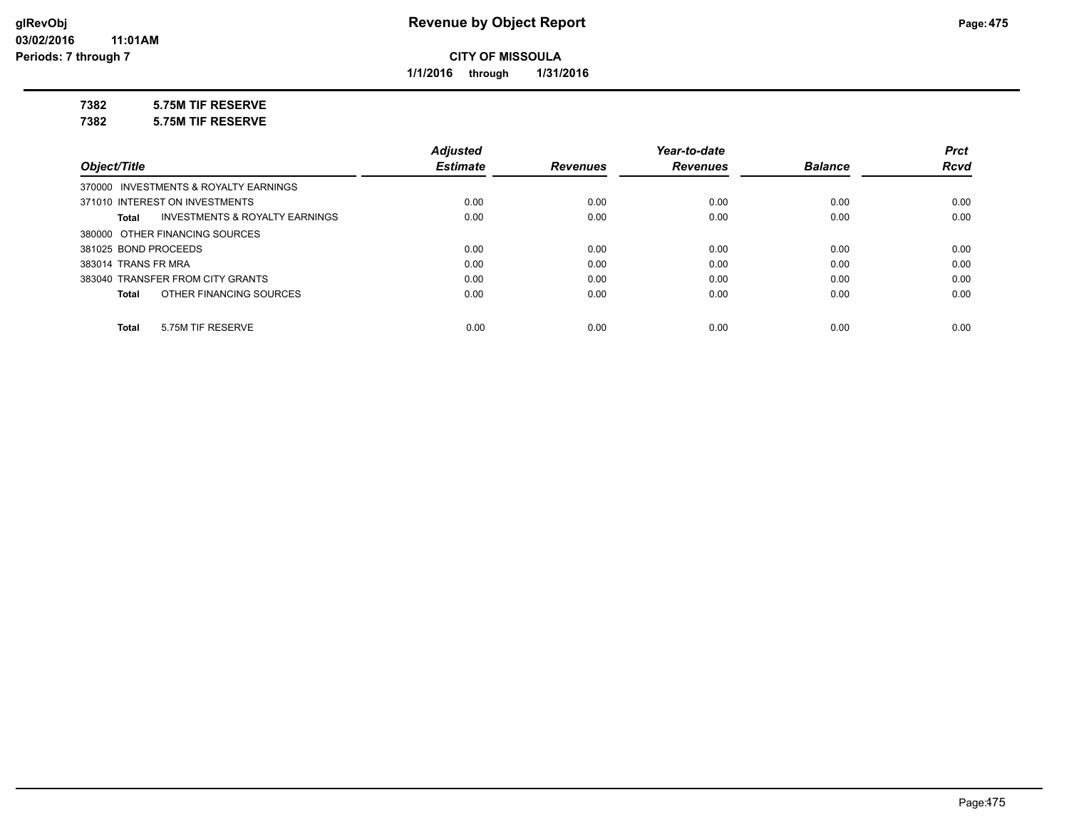**Revenue by Object Report**

**CITY OF MISSOULA**

**1/1/2016 through 1/31/2016**

glRevObj
03/02/2016 11:01AM
Periods: 7 through 7

**7382 5.75M TIF RESERVE**

**7382 5.75M TIF RESERVE**

| Object/Title | Adjusted Estimate | Revenues | Year-to-date Revenues | Balance | Prct Rcvd |
|---|---|---|---|---|---|
| 370000 INVESTMENTS & ROYALTY EARNINGS | | | | | |
| 371010 INTEREST ON INVESTMENTS | 0.00 | 0.00 | 0.00 | 0.00 | 0.00 |
| **Total** INVESTMENTS & ROYALTY EARNINGS | 0.00 | 0.00 | 0.00 | 0.00 | 0.00 |
| 380000 OTHER FINANCING SOURCES | | | | | |
| 381025 BOND PROCEEDS | 0.00 | 0.00 | 0.00 | 0.00 | 0.00 |
| 383014 TRANS FR MRA | 0.00 | 0.00 | 0.00 | 0.00 | 0.00 |
| 383040 TRANSFER FROM CITY GRANTS | 0.00 | 0.00 | 0.00 | 0.00 | 0.00 |
| **Total** OTHER FINANCING SOURCES | 0.00 | 0.00 | 0.00 | 0.00 | 0.00 |
| **Total** 5.75M TIF RESERVE | 0.00 | 0.00 | 0.00 | 0.00 | 0.00 |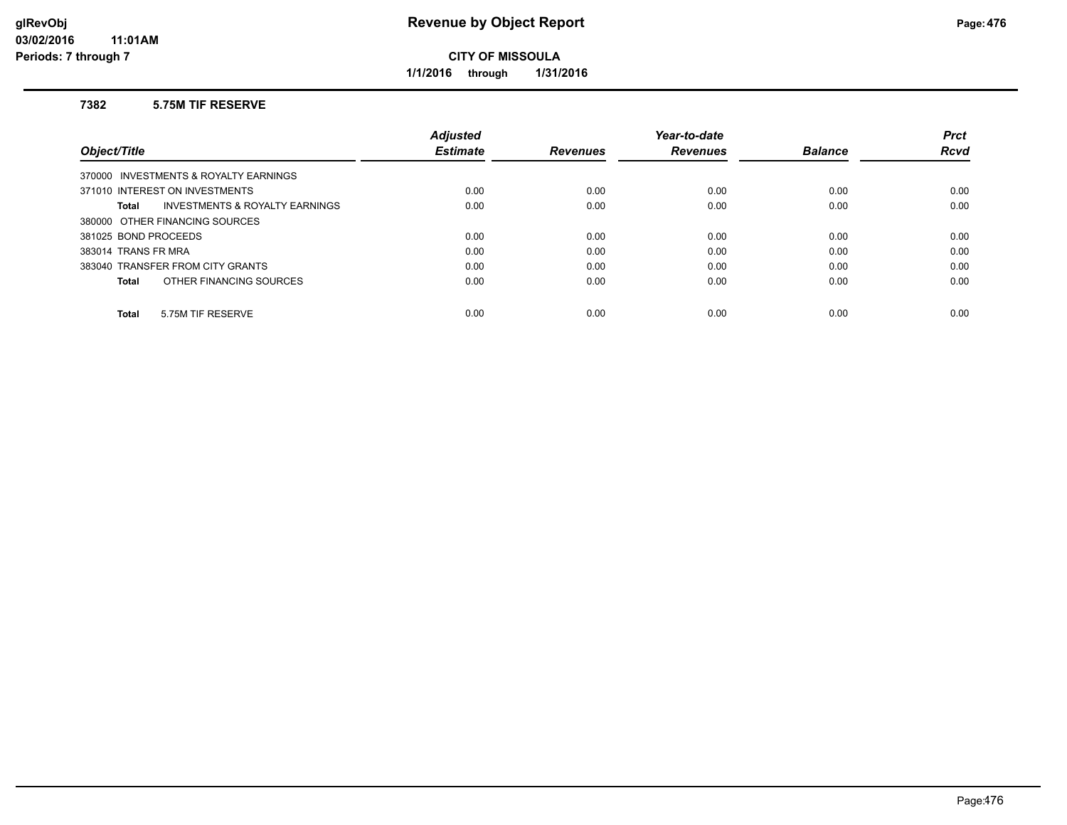# Revenue by Object Report

**CITY OF MISSOULA**

**1/1/2016 through 1/31/2016**

### 7382 5.75M TIF RESERVE

| Object/Title | Adjusted Estimate | Revenues | Year-to-date Revenues | Balance | Prct Rcvd |
|---|---|---|---|---|---|
| 370000 INVESTMENTS & ROYALTY EARNINGS | | | | | |
| 371010 INTEREST ON INVESTMENTS | 0.00 | 0.00 | 0.00 | 0.00 | 0.00 |
| **Total** INVESTMENTS & ROYALTY EARNINGS | 0.00 | 0.00 | 0.00 | 0.00 | 0.00 |
| 380000 OTHER FINANCING SOURCES | | | | | |
| 381025 BOND PROCEEDS | 0.00 | 0.00 | 0.00 | 0.00 | 0.00 |
| 383014 TRANS FR MRA | 0.00 | 0.00 | 0.00 | 0.00 | 0.00 |
| 383040 TRANSFER FROM CITY GRANTS | 0.00 | 0.00 | 0.00 | 0.00 | 0.00 |
| **Total** OTHER FINANCING SOURCES | 0.00 | 0.00 | 0.00 | 0.00 | 0.00 |
| **Total** 5.75M TIF RESERVE | 0.00 | 0.00 | 0.00 | 0.00 | 0.00 |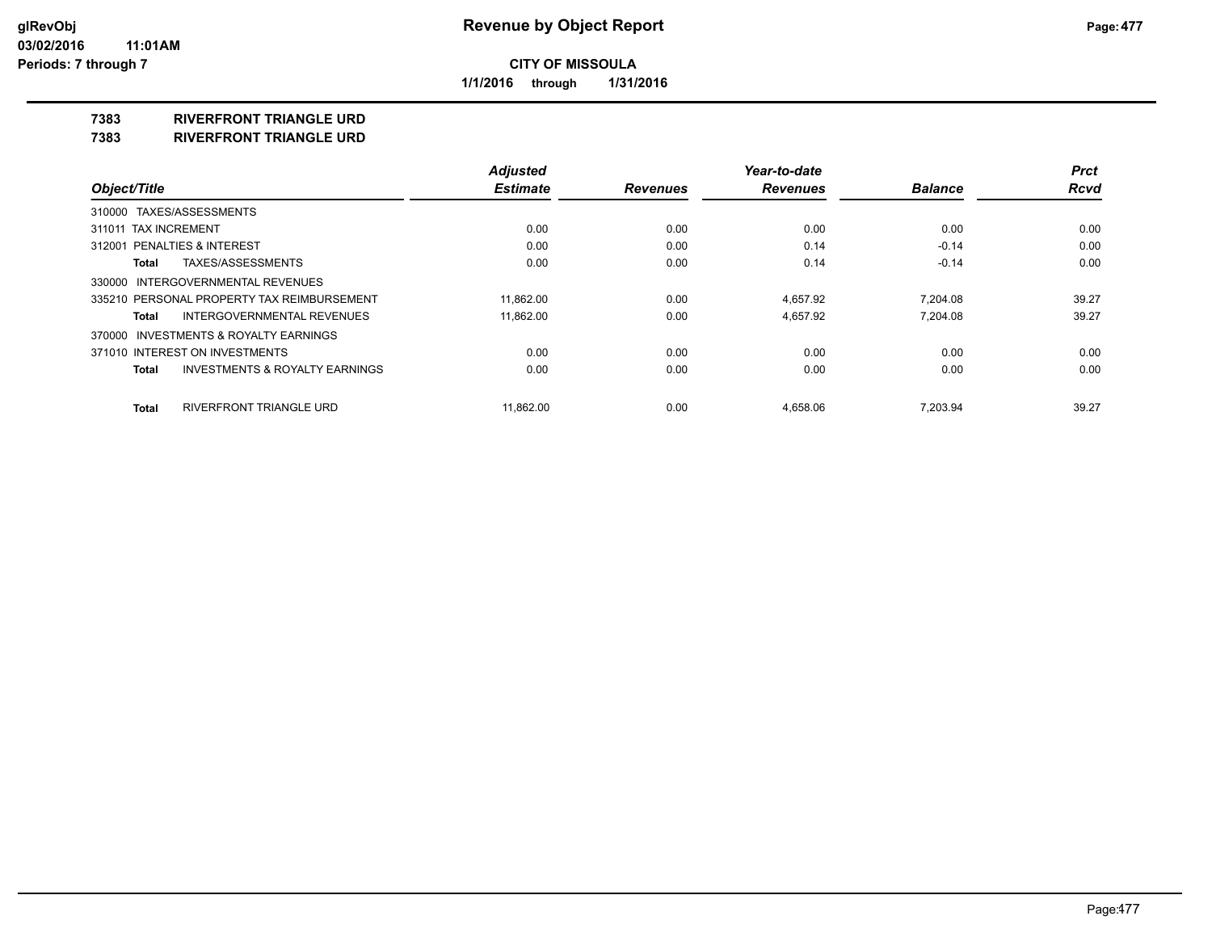**CITY OF MISSOULA**

**1/1/2016 through 1/31/2016**

**Revenue by Object Report**

glRevObj
03/02/2016 11:01AM
Periods: 7 through 7

## 7383 RIVERFRONT TRIANGLE URD

## 7383 RIVERFRONT TRIANGLE URD

| Object/Title | Adjusted Estimate | Revenues | Year-to-date Revenues | Balance | Prct Rcvd |
|---|---|---|---|---|---|
| 310000 TAXES/ASSESSMENTS | | | | | |
| 311011 TAX INCREMENT | 0.00 | 0.00 | 0.00 | 0.00 | 0.00 |
| 312001 PENALTIES & INTEREST | 0.00 | 0.00 | 0.14 | -0.14 | 0.00 |
| **Total** TAXES/ASSESSMENTS | 0.00 | 0.00 | 0.14 | -0.14 | 0.00 |
| 330000 INTERGOVERNMENTAL REVENUES | | | | | |
| 335210 PERSONAL PROPERTY TAX REIMBURSEMENT | 11,862.00 | 0.00 | 4,657.92 | 7,204.08 | 39.27 |
| **Total** INTERGOVERNMENTAL REVENUES | 11,862.00 | 0.00 | 4,657.92 | 7,204.08 | 39.27 |
| 370000 INVESTMENTS & ROYALTY EARNINGS | | | | | |
| 371010 INTEREST ON INVESTMENTS | 0.00 | 0.00 | 0.00 | 0.00 | 0.00 |
| **Total** INVESTMENTS & ROYALTY EARNINGS | 0.00 | 0.00 | 0.00 | 0.00 | 0.00 |
| **Total** RIVERFRONT TRIANGLE URD | 11,862.00 | 0.00 | 4,658.06 | 7,203.94 | 39.27 |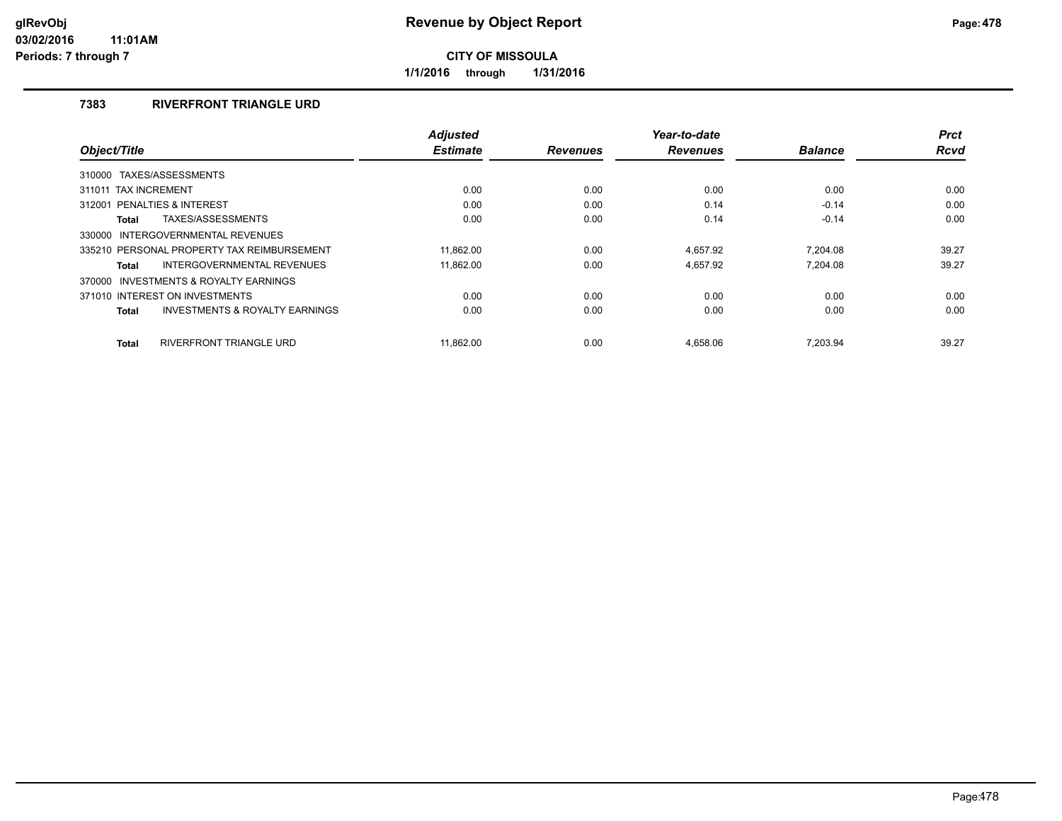**CITY OF MISSOULA**

**1/1/2016 through 1/31/2016**

### 7383 RIVERFRONT TRIANGLE URD

| Object/Title | Adjusted Estimate | Revenues | Year-to-date Revenues | Balance | Prct Rcvd |
|---|---|---|---|---|---|
| 310000 TAXES/ASSESSMENTS | | | | | |
| 311011 TAX INCREMENT | 0.00 | 0.00 | 0.00 | 0.00 | 0.00 |
| 312001 PENALTIES & INTEREST | 0.00 | 0.00 | 0.14 | -0.14 | 0.00 |
| **Total** TAXES/ASSESSMENTS | 0.00 | 0.00 | 0.14 | -0.14 | 0.00 |
| 330000 INTERGOVERNMENTAL REVENUES | | | | | |
| 335210 PERSONAL PROPERTY TAX REIMBURSEMENT | 11,862.00 | 0.00 | 4,657.92 | 7,204.08 | 39.27 |
| **Total** INTERGOVERNMENTAL REVENUES | 11,862.00 | 0.00 | 4,657.92 | 7,204.08 | 39.27 |
| 370000 INVESTMENTS & ROYALTY EARNINGS | | | | | |
| 371010 INTEREST ON INVESTMENTS | 0.00 | 0.00 | 0.00 | 0.00 | 0.00 |
| **Total** INVESTMENTS & ROYALTY EARNINGS | 0.00 | 0.00 | 0.00 | 0.00 | 0.00 |
| **Total** RIVERFRONT TRIANGLE URD | 11,862.00 | 0.00 | 4,658.06 | 7,203.94 | 39.27 |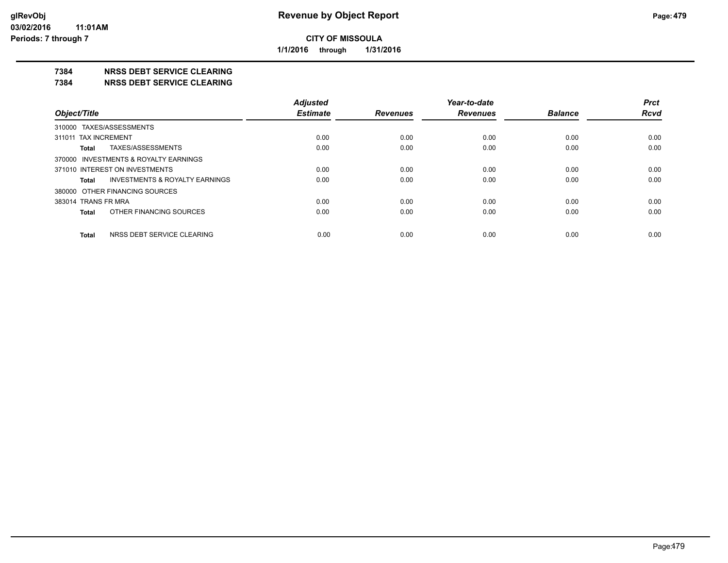**CITY OF MISSOULA**

**1/1/2016 through 1/31/2016**

**7384 NRSS DEBT SERVICE CLEARING**

**7384 NRSS DEBT SERVICE CLEARING**

| Object/Title | Adjusted Estimate | Revenues | Year-to-date Revenues | Balance | Prct Rcvd |
|---|---|---|---|---|---|
| 310000 TAXES/ASSESSMENTS | | | | | |
| 311011 TAX INCREMENT | 0.00 | 0.00 | 0.00 | 0.00 | 0.00 |
| **Total** TAXES/ASSESSMENTS | 0.00 | 0.00 | 0.00 | 0.00 | 0.00 |
| 370000 INVESTMENTS & ROYALTY EARNINGS | | | | | |
| 371010 INTEREST ON INVESTMENTS | 0.00 | 0.00 | 0.00 | 0.00 | 0.00 |
| **Total** INVESTMENTS & ROYALTY EARNINGS | 0.00 | 0.00 | 0.00 | 0.00 | 0.00 |
| 380000 OTHER FINANCING SOURCES | | | | | |
| 383014 TRANS FR MRA | 0.00 | 0.00 | 0.00 | 0.00 | 0.00 |
| **Total** OTHER FINANCING SOURCES | 0.00 | 0.00 | 0.00 | 0.00 | 0.00 |
| **Total** NRSS DEBT SERVICE CLEARING | 0.00 | 0.00 | 0.00 | 0.00 | 0.00 |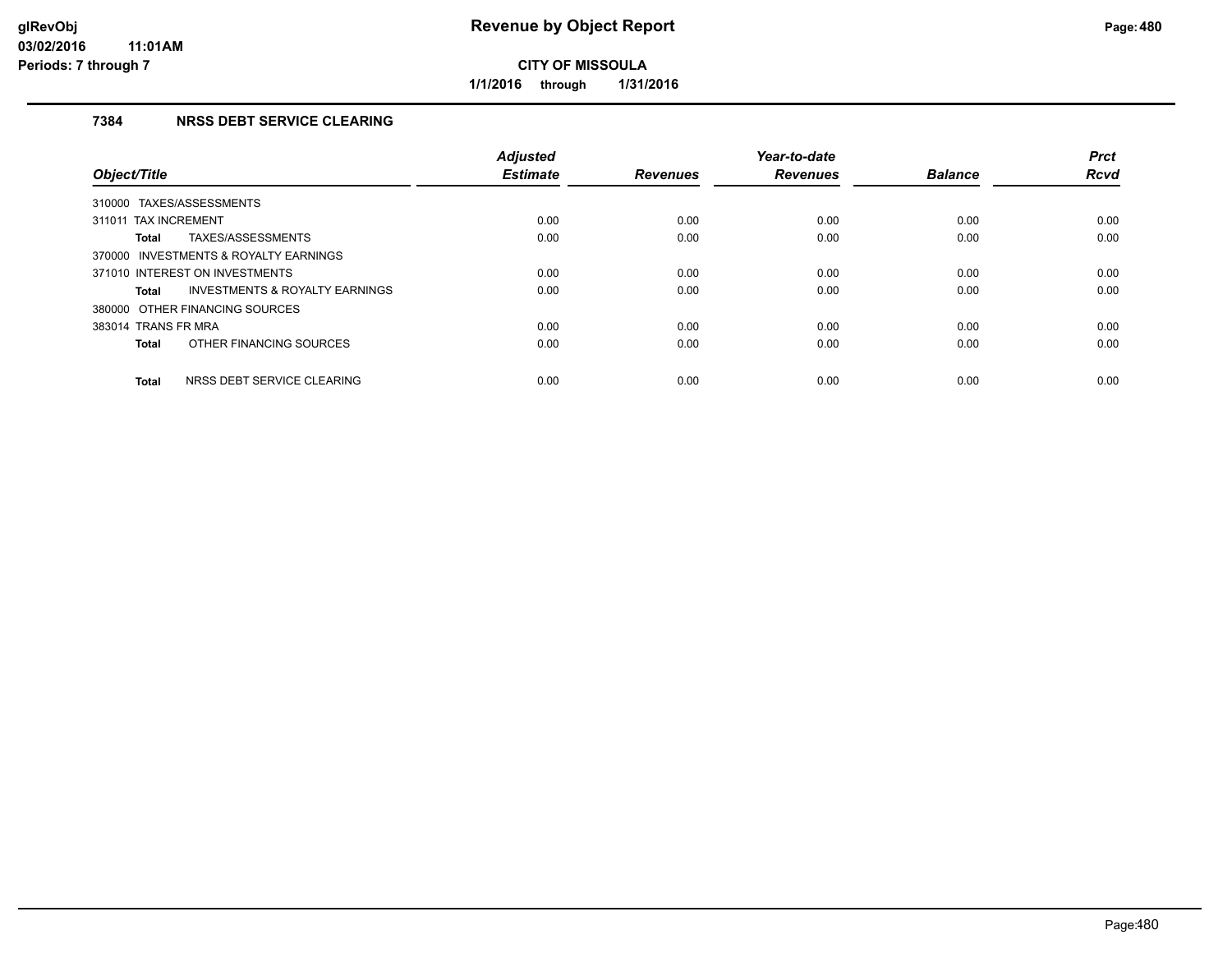# Revenue by Object Report

**CITY OF MISSOULA**

**1/1/2016 through 1/31/2016**

glRevObj
03/02/2016 11:01AM
Periods: 7 through 7

### 7384 NRSS DEBT SERVICE CLEARING

| Object/Title | Adjusted Estimate | Revenues | Year-to-date Revenues | Balance | Prct Rcvd |
|---|---|---|---|---|---|
| 310000 TAXES/ASSESSMENTS | | | | | |
| 311011 TAX INCREMENT | 0.00 | 0.00 | 0.00 | 0.00 | 0.00 |
| **Total** TAXES/ASSESSMENTS | 0.00 | 0.00 | 0.00 | 0.00 | 0.00 |
| 370000 INVESTMENTS & ROYALTY EARNINGS | | | | | |
| 371010 INTEREST ON INVESTMENTS | 0.00 | 0.00 | 0.00 | 0.00 | 0.00 |
| **Total** INVESTMENTS & ROYALTY EARNINGS | 0.00 | 0.00 | 0.00 | 0.00 | 0.00 |
| 380000 OTHER FINANCING SOURCES | | | | | |
| 383014 TRANS FR MRA | 0.00 | 0.00 | 0.00 | 0.00 | 0.00 |
| **Total** OTHER FINANCING SOURCES | 0.00 | 0.00 | 0.00 | 0.00 | 0.00 |
| **Total** NRSS DEBT SERVICE CLEARING | 0.00 | 0.00 | 0.00 | 0.00 | 0.00 |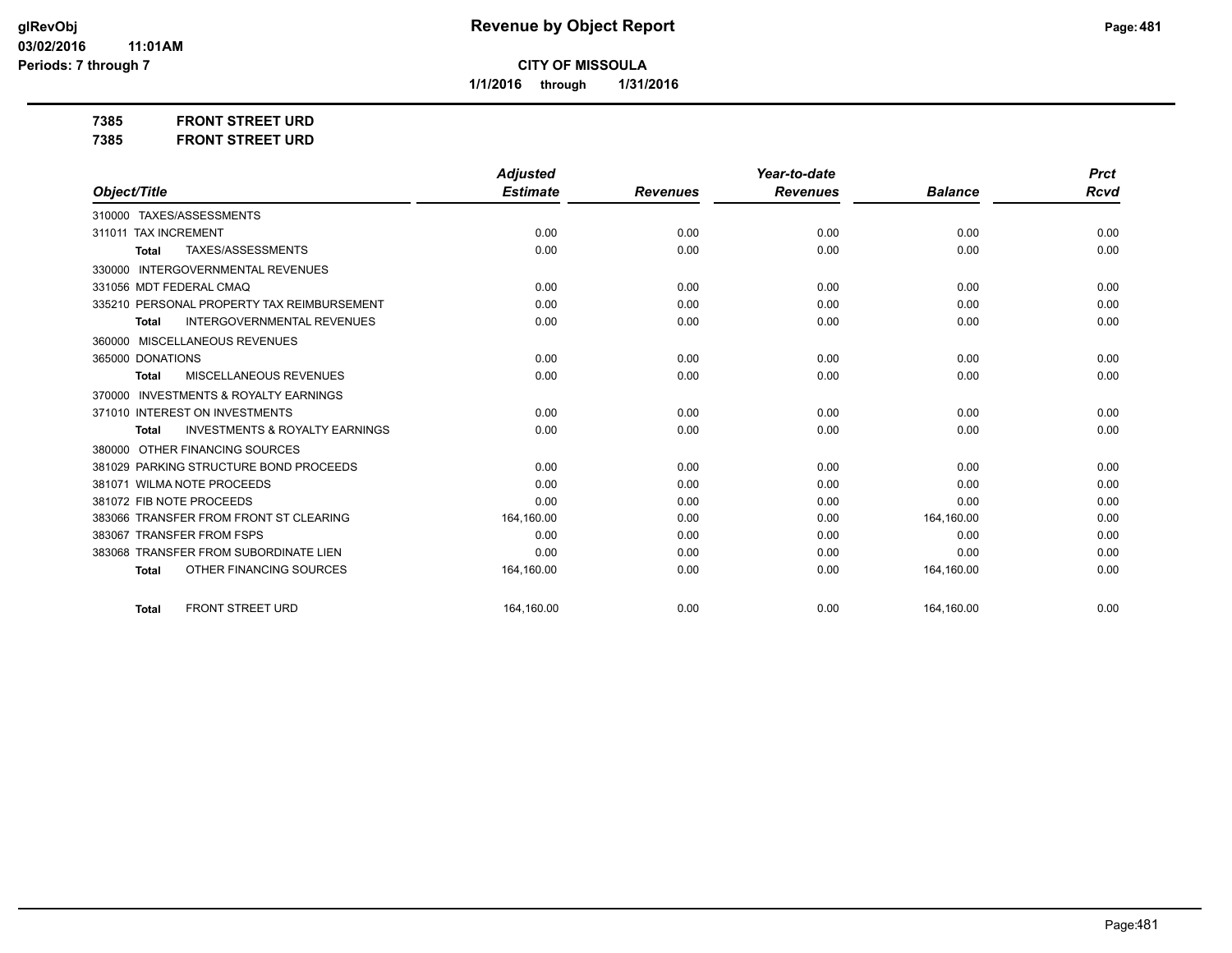**Revenue by Object Report**

**CITY OF MISSOULA**

**1/1/2016 through 1/31/2016**

glRevObj
03/02/2016 11:01AM
Periods: 7 through 7

**7385 FRONT STREET URD**

**7385 FRONT STREET URD**

| Object/Title | Adjusted Estimate | Revenues | Year-to-date Revenues | Balance | Prct Rcvd |
|---|---|---|---|---|---|
| 310000 TAXES/ASSESSMENTS | | | | | |
| 311011 TAX INCREMENT | 0.00 | 0.00 | 0.00 | 0.00 | 0.00 |
| **Total** TAXES/ASSESSMENTS | 0.00 | 0.00 | 0.00 | 0.00 | 0.00 |
| 330000 INTERGOVERNMENTAL REVENUES | | | | | |
| 331056 MDT FEDERAL CMAQ | 0.00 | 0.00 | 0.00 | 0.00 | 0.00 |
| 335210 PERSONAL PROPERTY TAX REIMBURSEMENT | 0.00 | 0.00 | 0.00 | 0.00 | 0.00 |
| **Total** INTERGOVERNMENTAL REVENUES | 0.00 | 0.00 | 0.00 | 0.00 | 0.00 |
| 360000 MISCELLANEOUS REVENUES | | | | | |
| 365000 DONATIONS | 0.00 | 0.00 | 0.00 | 0.00 | 0.00 |
| **Total** MISCELLANEOUS REVENUES | 0.00 | 0.00 | 0.00 | 0.00 | 0.00 |
| 370000 INVESTMENTS & ROYALTY EARNINGS | | | | | |
| 371010 INTEREST ON INVESTMENTS | 0.00 | 0.00 | 0.00 | 0.00 | 0.00 |
| **Total** INVESTMENTS & ROYALTY EARNINGS | 0.00 | 0.00 | 0.00 | 0.00 | 0.00 |
| 380000 OTHER FINANCING SOURCES | | | | | |
| 381029 PARKING STRUCTURE BOND PROCEEDS | 0.00 | 0.00 | 0.00 | 0.00 | 0.00 |
| 381071 WILMA NOTE PROCEEDS | 0.00 | 0.00 | 0.00 | 0.00 | 0.00 |
| 381072 FIB NOTE PROCEEDS | 0.00 | 0.00 | 0.00 | 0.00 | 0.00 |
| 383066 TRANSFER FROM FRONT ST CLEARING | 164,160.00 | 0.00 | 0.00 | 164,160.00 | 0.00 |
| 383067 TRANSFER FROM FSPS | 0.00 | 0.00 | 0.00 | 0.00 | 0.00 |
| 383068 TRANSFER FROM SUBORDINATE LIEN | 0.00 | 0.00 | 0.00 | 0.00 | 0.00 |
| **Total** OTHER FINANCING SOURCES | 164,160.00 | 0.00 | 0.00 | 164,160.00 | 0.00 |
| **Total** FRONT STREET URD | 164,160.00 | 0.00 | 0.00 | 164,160.00 | 0.00 |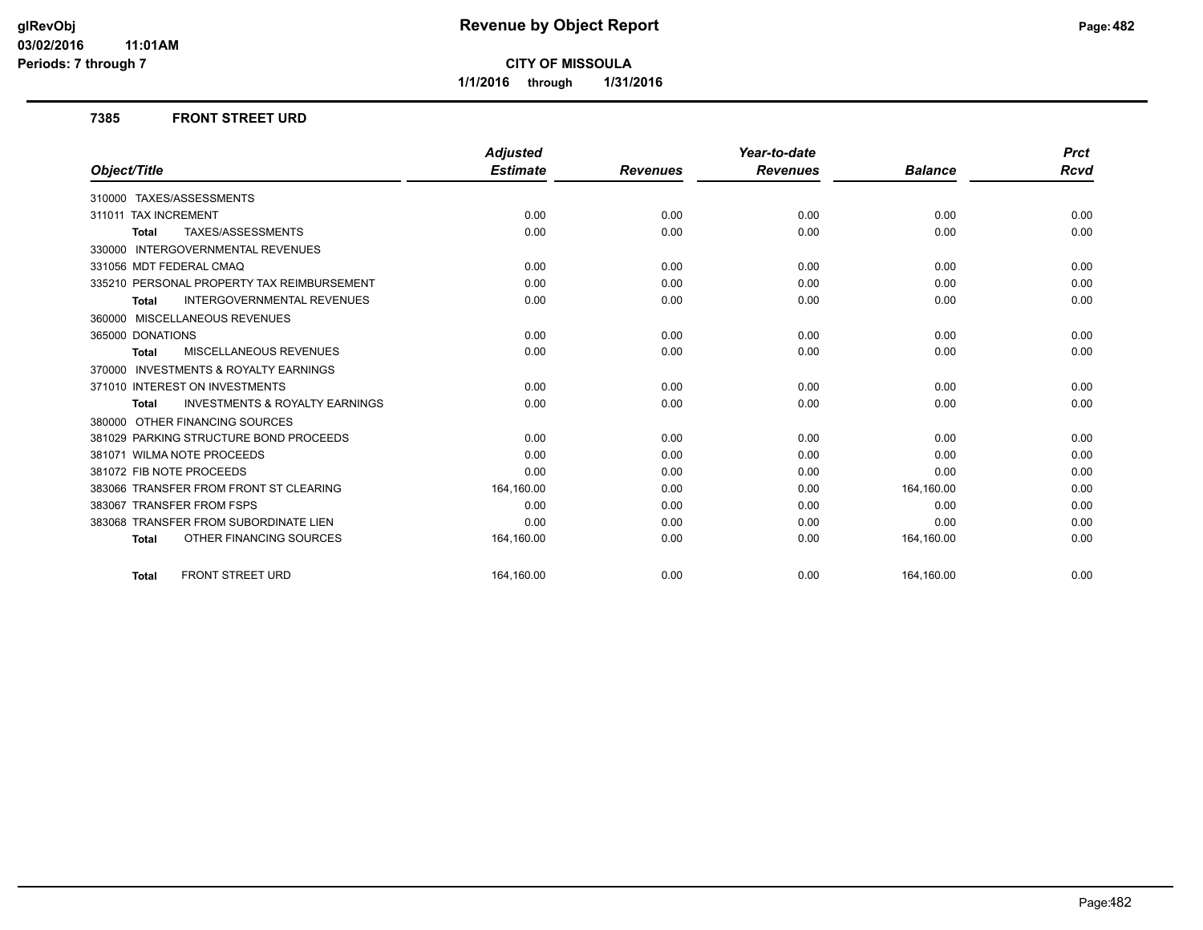**CITY OF MISSOULA**

**1/1/2016 through 1/31/2016**

## 7385 FRONT STREET URD

| Object/Title | Adjusted Estimate | Revenues | Year-to-date Revenues | Balance | Prct Rcvd |
|---|---|---|---|---|---|
| 310000 TAXES/ASSESSMENTS | | | | | |
| 311011 TAX INCREMENT | 0.00 | 0.00 | 0.00 | 0.00 | 0.00 |
| **Total** TAXES/ASSESSMENTS | 0.00 | 0.00 | 0.00 | 0.00 | 0.00 |
| 330000 INTERGOVERNMENTAL REVENUES | | | | | |
| 331056 MDT FEDERAL CMAQ | 0.00 | 0.00 | 0.00 | 0.00 | 0.00 |
| 335210 PERSONAL PROPERTY TAX REIMBURSEMENT | 0.00 | 0.00 | 0.00 | 0.00 | 0.00 |
| **Total** INTERGOVERNMENTAL REVENUES | 0.00 | 0.00 | 0.00 | 0.00 | 0.00 |
| 360000 MISCELLANEOUS REVENUES | | | | | |
| 365000 DONATIONS | 0.00 | 0.00 | 0.00 | 0.00 | 0.00 |
| **Total** MISCELLANEOUS REVENUES | 0.00 | 0.00 | 0.00 | 0.00 | 0.00 |
| 370000 INVESTMENTS & ROYALTY EARNINGS | | | | | |
| 371010 INTEREST ON INVESTMENTS | 0.00 | 0.00 | 0.00 | 0.00 | 0.00 |
| **Total** INVESTMENTS & ROYALTY EARNINGS | 0.00 | 0.00 | 0.00 | 0.00 | 0.00 |
| 380000 OTHER FINANCING SOURCES | | | | | |
| 381029 PARKING STRUCTURE BOND PROCEEDS | 0.00 | 0.00 | 0.00 | 0.00 | 0.00 |
| 381071 WILMA NOTE PROCEEDS | 0.00 | 0.00 | 0.00 | 0.00 | 0.00 |
| 381072 FIB NOTE PROCEEDS | 0.00 | 0.00 | 0.00 | 0.00 | 0.00 |
| 383066 TRANSFER FROM FRONT ST CLEARING | 164,160.00 | 0.00 | 0.00 | 164,160.00 | 0.00 |
| 383067 TRANSFER FROM FSPS | 0.00 | 0.00 | 0.00 | 0.00 | 0.00 |
| 383068 TRANSFER FROM SUBORDINATE LIEN | 0.00 | 0.00 | 0.00 | 0.00 | 0.00 |
| **Total** OTHER FINANCING SOURCES | 164,160.00 | 0.00 | 0.00 | 164,160.00 | 0.00 |
| **Total** FRONT STREET URD | 164,160.00 | 0.00 | 0.00 | 164,160.00 | 0.00 |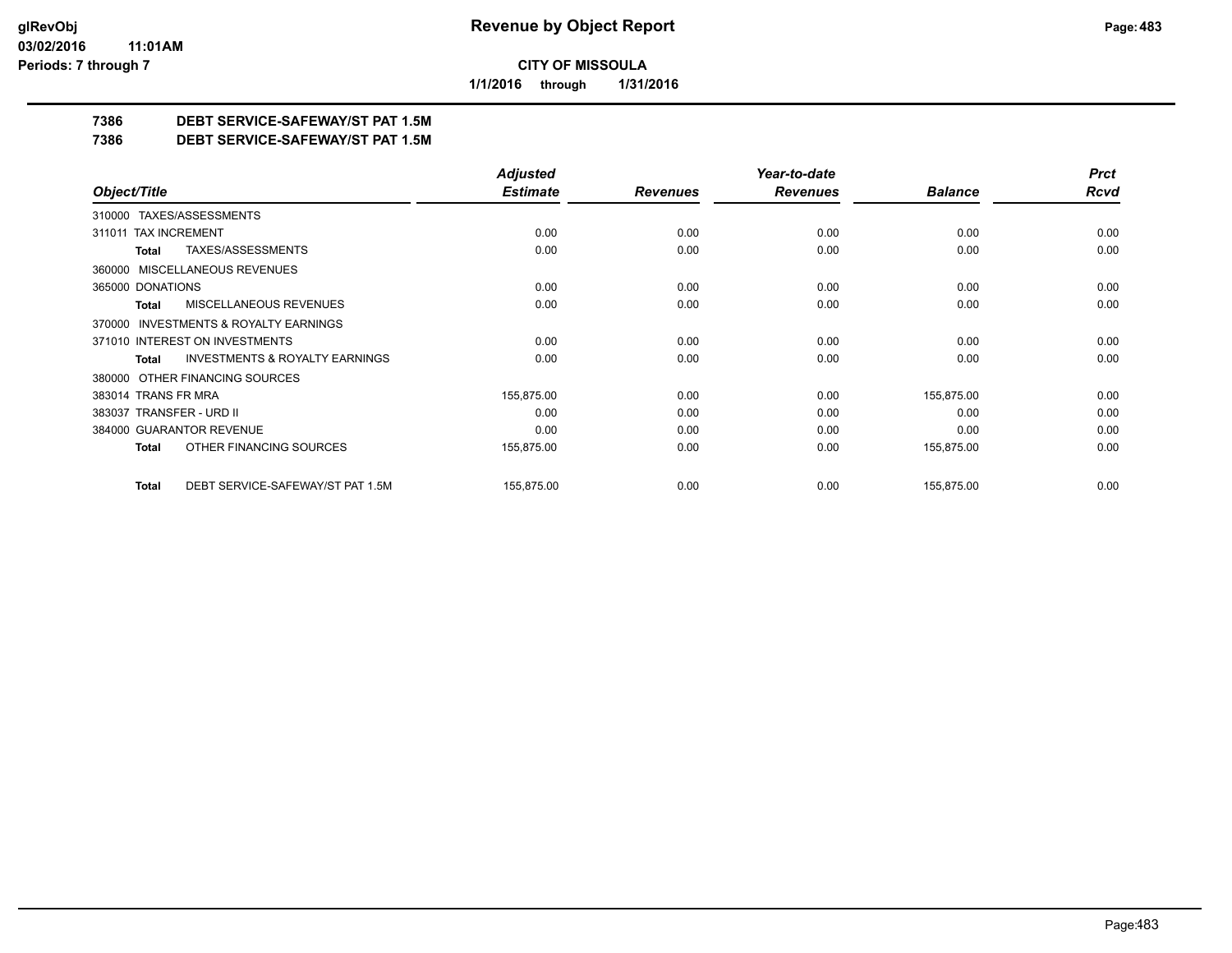**CITY OF MISSOULA**

**1/1/2016 through 1/31/2016**

**Revenue by Object Report**

glRevObj
03/02/2016 11:01AM
Periods: 7 through 7

## 7386 DEBT SERVICE-SAFEWAY/ST PAT 1.5M
## 7386 DEBT SERVICE-SAFEWAY/ST PAT 1.5M

| Object/Title | Adjusted Estimate | Revenues | Year-to-date Revenues | Balance | Prct Rcvd |
|---|---|---|---|---|---|
| 310000 TAXES/ASSESSMENTS | | | | | |
| 311011 TAX INCREMENT | 0.00 | 0.00 | 0.00 | 0.00 | 0.00 |
| **Total** TAXES/ASSESSMENTS | 0.00 | 0.00 | 0.00 | 0.00 | 0.00 |
| 360000 MISCELLANEOUS REVENUES | | | | | |
| 365000 DONATIONS | 0.00 | 0.00 | 0.00 | 0.00 | 0.00 |
| **Total** MISCELLANEOUS REVENUES | 0.00 | 0.00 | 0.00 | 0.00 | 0.00 |
| 370000 INVESTMENTS & ROYALTY EARNINGS | | | | | |
| 371010 INTEREST ON INVESTMENTS | 0.00 | 0.00 | 0.00 | 0.00 | 0.00 |
| **Total** INVESTMENTS & ROYALTY EARNINGS | 0.00 | 0.00 | 0.00 | 0.00 | 0.00 |
| 380000 OTHER FINANCING SOURCES | | | | | |
| 383014 TRANS FR MRA | 155,875.00 | 0.00 | 0.00 | 155,875.00 | 0.00 |
| 383037 TRANSFER - URD II | 0.00 | 0.00 | 0.00 | 0.00 | 0.00 |
| 384000 GUARANTOR REVENUE | 0.00 | 0.00 | 0.00 | 0.00 | 0.00 |
| **Total** OTHER FINANCING SOURCES | 155,875.00 | 0.00 | 0.00 | 155,875.00 | 0.00 |
| **Total** DEBT SERVICE-SAFEWAY/ST PAT 1.5M | 155,875.00 | 0.00 | 0.00 | 155,875.00 | 0.00 |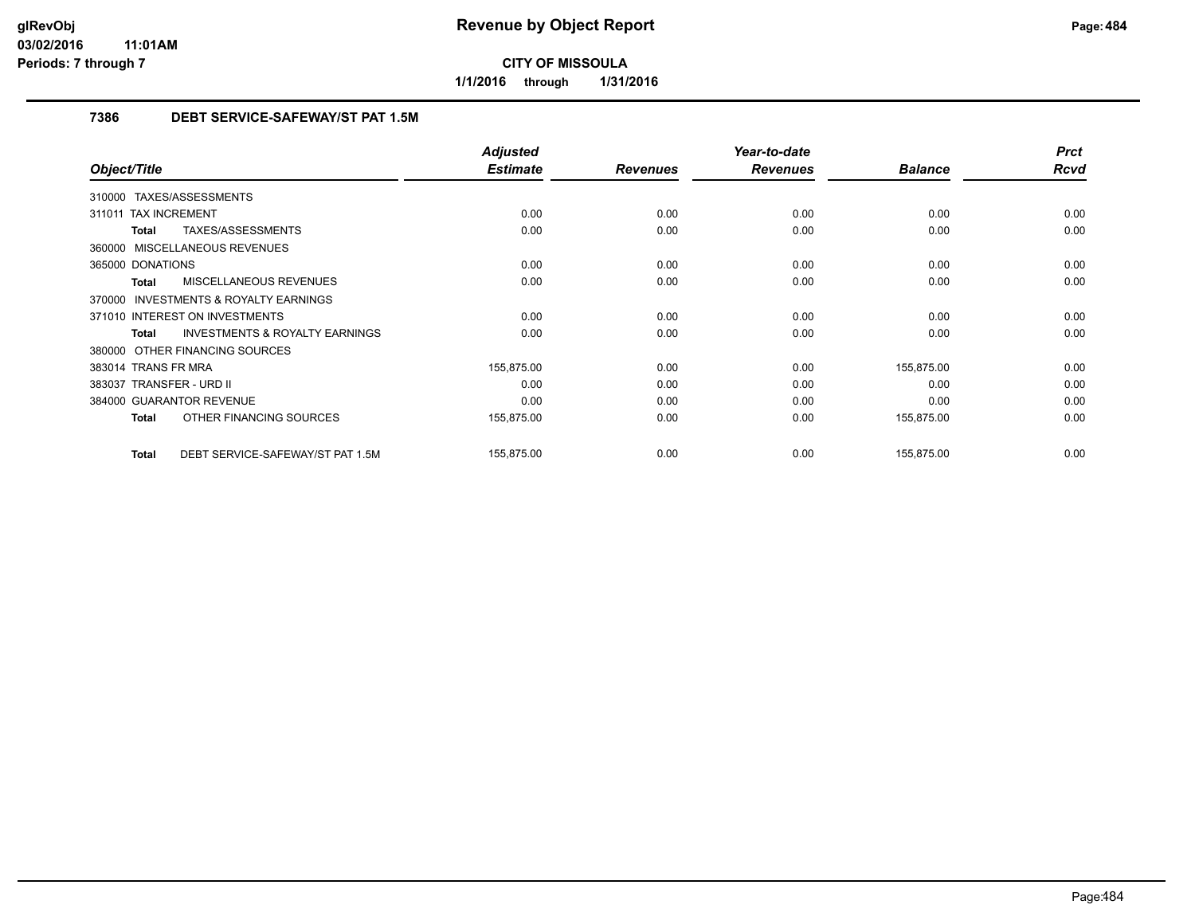# Revenue by Object Report

**CITY OF MISSOULA**

**1/1/2016 through 1/31/2016**

glRevObj
03/02/2016 11:01AM
Periods: 7 through 7

## 7386 DEBT SERVICE-SAFEWAY/ST PAT 1.5M

| Object/Title | Adjusted Estimate | Revenues | Year-to-date Revenues | Balance | Prct Rcvd |
|---|---|---|---|---|---|
| 310000 TAXES/ASSESSMENTS | | | | | |
| 311011 TAX INCREMENT | 0.00 | 0.00 | 0.00 | 0.00 | 0.00 |
| **Total** TAXES/ASSESSMENTS | 0.00 | 0.00 | 0.00 | 0.00 | 0.00 |
| 360000 MISCELLANEOUS REVENUES | | | | | |
| 365000 DONATIONS | 0.00 | 0.00 | 0.00 | 0.00 | 0.00 |
| **Total** MISCELLANEOUS REVENUES | 0.00 | 0.00 | 0.00 | 0.00 | 0.00 |
| 370000 INVESTMENTS & ROYALTY EARNINGS | | | | | |
| 371010 INTEREST ON INVESTMENTS | 0.00 | 0.00 | 0.00 | 0.00 | 0.00 |
| **Total** INVESTMENTS & ROYALTY EARNINGS | 0.00 | 0.00 | 0.00 | 0.00 | 0.00 |
| 380000 OTHER FINANCING SOURCES | | | | | |
| 383014 TRANS FR MRA | 155,875.00 | 0.00 | 0.00 | 155,875.00 | 0.00 |
| 383037 TRANSFER - URD II | 0.00 | 0.00 | 0.00 | 0.00 | 0.00 |
| 384000 GUARANTOR REVENUE | 0.00 | 0.00 | 0.00 | 0.00 | 0.00 |
| **Total** OTHER FINANCING SOURCES | 155,875.00 | 0.00 | 0.00 | 155,875.00 | 0.00 |
| **Total** DEBT SERVICE-SAFEWAY/ST PAT 1.5M | 155,875.00 | 0.00 | 0.00 | 155,875.00 | 0.00 |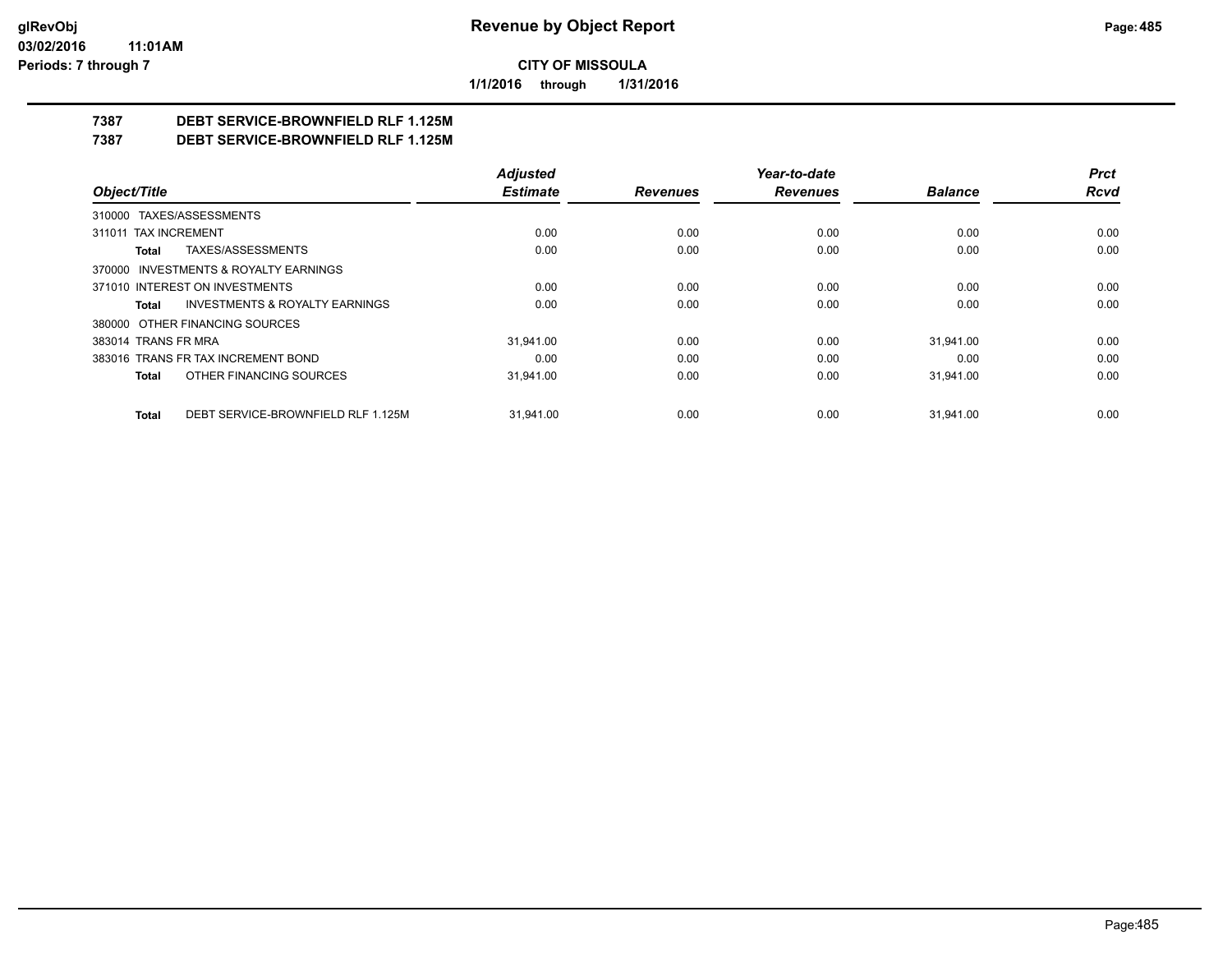**CITY OF MISSOULA**

**1/1/2016 through 1/31/2016**

## 7387 DEBT SERVICE-BROWNFIELD RLF 1.125M

## 7387 DEBT SERVICE-BROWNFIELD RLF 1.125M

| Object/Title | Adjusted Estimate | Revenues | Year-to-date Revenues | Balance | Prct Rcvd |
|---|---|---|---|---|---|
| 310000 TAXES/ASSESSMENTS | | | | | |
| 311011 TAX INCREMENT | 0.00 | 0.00 | 0.00 | 0.00 | 0.00 |
| **Total** TAXES/ASSESSMENTS | 0.00 | 0.00 | 0.00 | 0.00 | 0.00 |
| 370000 INVESTMENTS & ROYALTY EARNINGS | | | | | |
| 371010 INTEREST ON INVESTMENTS | 0.00 | 0.00 | 0.00 | 0.00 | 0.00 |
| **Total** INVESTMENTS & ROYALTY EARNINGS | 0.00 | 0.00 | 0.00 | 0.00 | 0.00 |
| 380000 OTHER FINANCING SOURCES | | | | | |
| 383014 TRANS FR MRA | 31,941.00 | 0.00 | 0.00 | 31,941.00 | 0.00 |
| 383016 TRANS FR TAX INCREMENT BOND | 0.00 | 0.00 | 0.00 | 0.00 | 0.00 |
| **Total** OTHER FINANCING SOURCES | 31,941.00 | 0.00 | 0.00 | 31,941.00 | 0.00 |
| **Total** DEBT SERVICE-BROWNFIELD RLF 1.125M | 31,941.00 | 0.00 | 0.00 | 31,941.00 | 0.00 |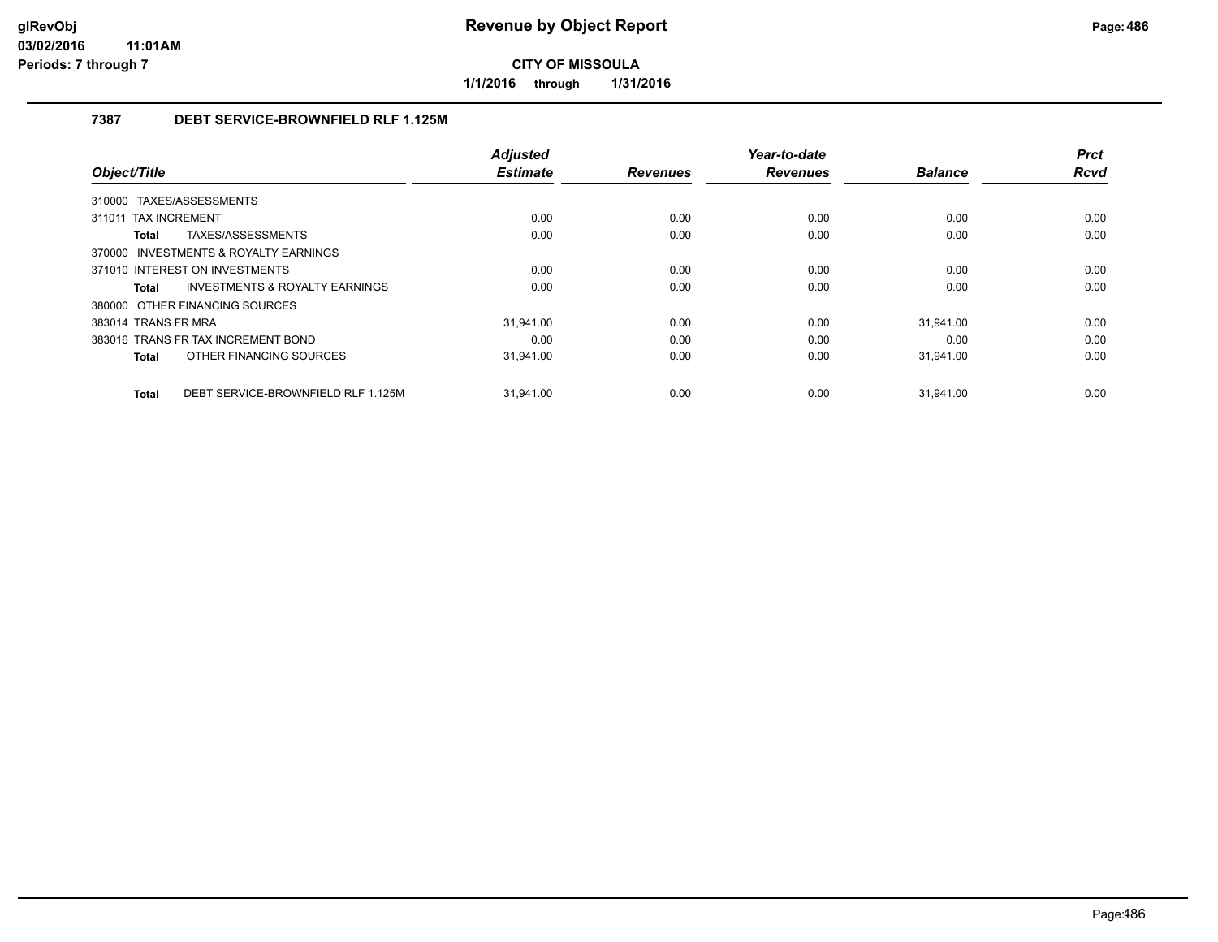# Revenue by Object Report

**CITY OF MISSOULA**

**1/1/2016 through 1/31/2016**

glRevObj
03/02/2016 11:01AM
Periods: 7 through 7

## 7387 DEBT SERVICE-BROWNFIELD RLF 1.125M

| Object/Title | | Adjusted Estimate | Revenues | Year-to-date Revenues | Balance | Prct Rcvd |
|---|---|---|---|---|---|---|
| 310000 TAXES/ASSESSMENTS | | | | | | |
| 311011 TAX INCREMENT | | 0.00 | 0.00 | 0.00 | 0.00 | 0.00 |
| **Total** | TAXES/ASSESSMENTS | 0.00 | 0.00 | 0.00 | 0.00 | 0.00 |
| 370000 INVESTMENTS & ROYALTY EARNINGS | | | | | | |
| 371010 INTEREST ON INVESTMENTS | | 0.00 | 0.00 | 0.00 | 0.00 | 0.00 |
| **Total** | INVESTMENTS & ROYALTY EARNINGS | 0.00 | 0.00 | 0.00 | 0.00 | 0.00 |
| 380000 OTHER FINANCING SOURCES | | | | | | |
| 383014 TRANS FR MRA | | 31,941.00 | 0.00 | 0.00 | 31,941.00 | 0.00 |
| 383016 TRANS FR TAX INCREMENT BOND | | 0.00 | 0.00 | 0.00 | 0.00 | 0.00 |
| **Total** | OTHER FINANCING SOURCES | 31,941.00 | 0.00 | 0.00 | 31,941.00 | 0.00 |
| **Total** | DEBT SERVICE-BROWNFIELD RLF 1.125M | 31,941.00 | 0.00 | 0.00 | 31,941.00 | 0.00 |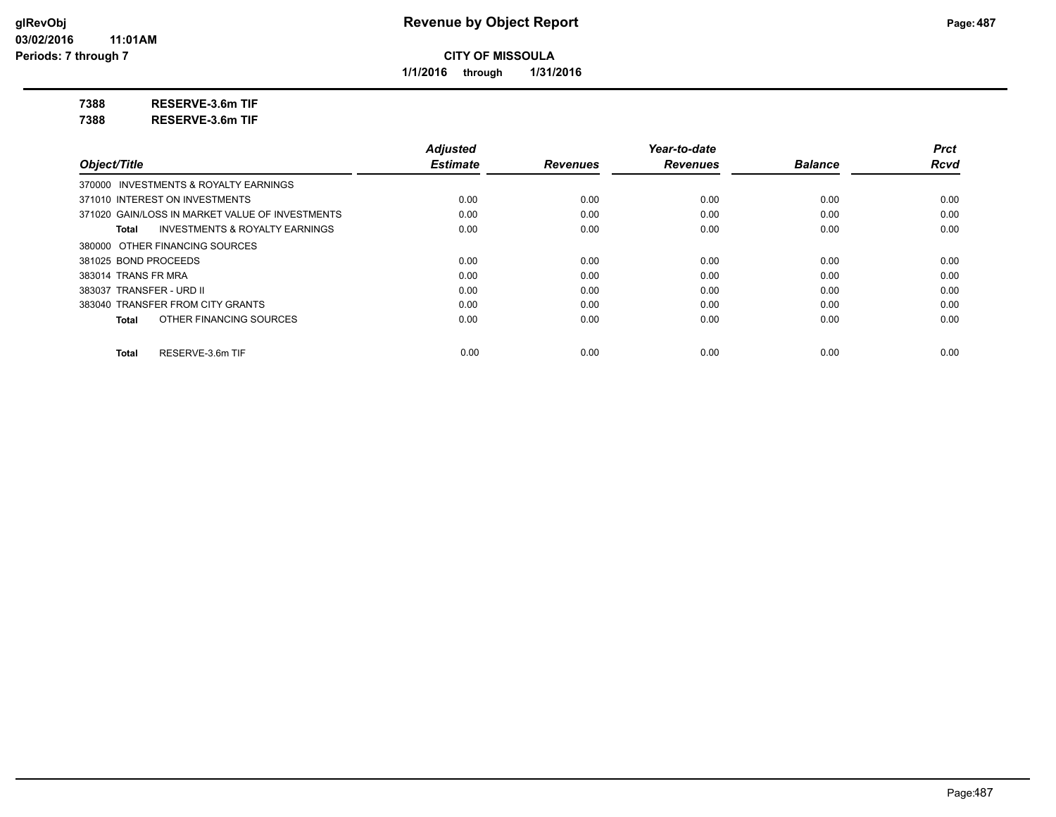**CITY OF MISSOULA**

**1/1/2016 through 1/31/2016**

**7388 RESERVE-3.6m TIF**

**7388 RESERVE-3.6m TIF**

| Object/Title | Adjusted Estimate | Revenues | Year-to-date Revenues | Balance | Prct Rcvd |
|---|---|---|---|---|---|
| 370000 INVESTMENTS & ROYALTY EARNINGS | | | | | |
| 371010 INTEREST ON INVESTMENTS | 0.00 | 0.00 | 0.00 | 0.00 | 0.00 |
| 371020 GAIN/LOSS IN MARKET VALUE OF INVESTMENTS | 0.00 | 0.00 | 0.00 | 0.00 | 0.00 |
| **Total** INVESTMENTS & ROYALTY EARNINGS | 0.00 | 0.00 | 0.00 | 0.00 | 0.00 |
| 380000 OTHER FINANCING SOURCES | | | | | |
| 381025 BOND PROCEEDS | 0.00 | 0.00 | 0.00 | 0.00 | 0.00 |
| 383014 TRANS FR MRA | 0.00 | 0.00 | 0.00 | 0.00 | 0.00 |
| 383037 TRANSFER - URD II | 0.00 | 0.00 | 0.00 | 0.00 | 0.00 |
| 383040 TRANSFER FROM CITY GRANTS | 0.00 | 0.00 | 0.00 | 0.00 | 0.00 |
| **Total** OTHER FINANCING SOURCES | 0.00 | 0.00 | 0.00 | 0.00 | 0.00 |
| **Total** RESERVE-3.6m TIF | 0.00 | 0.00 | 0.00 | 0.00 | 0.00 |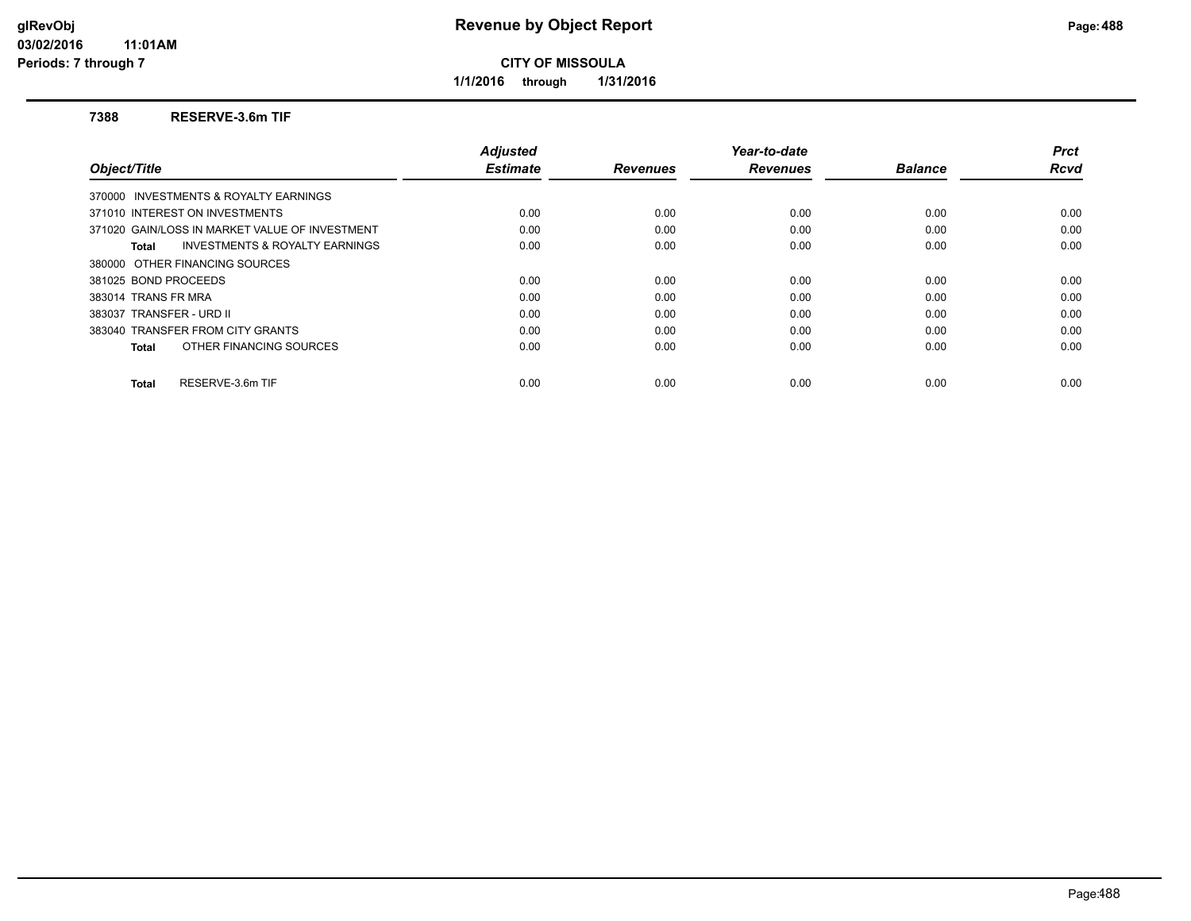# Revenue by Object Report

**CITY OF MISSOULA**

**1/1/2016 through 1/31/2016**

### 7388 RESERVE-3.6m TIF

| Object/Title | Adjusted Estimate | Revenues | Year-to-date Revenues | Balance | Prct Rcvd |
|---|---|---|---|---|---|
| 370000 INVESTMENTS & ROYALTY EARNINGS | | | | | |
| 371010 INTEREST ON INVESTMENTS | 0.00 | 0.00 | 0.00 | 0.00 | 0.00 |
| 371020 GAIN/LOSS IN MARKET VALUE OF INVESTMENT | 0.00 | 0.00 | 0.00 | 0.00 | 0.00 |
| **Total** INVESTMENTS & ROYALTY EARNINGS | 0.00 | 0.00 | 0.00 | 0.00 | 0.00 |
| 380000 OTHER FINANCING SOURCES | | | | | |
| 381025 BOND PROCEEDS | 0.00 | 0.00 | 0.00 | 0.00 | 0.00 |
| 383014 TRANS FR MRA | 0.00 | 0.00 | 0.00 | 0.00 | 0.00 |
| 383037 TRANSFER - URD II | 0.00 | 0.00 | 0.00 | 0.00 | 0.00 |
| 383040 TRANSFER FROM CITY GRANTS | 0.00 | 0.00 | 0.00 | 0.00 | 0.00 |
| **Total** OTHER FINANCING SOURCES | 0.00 | 0.00 | 0.00 | 0.00 | 0.00 |
| **Total** RESERVE-3.6m TIF | 0.00 | 0.00 | 0.00 | 0.00 | 0.00 |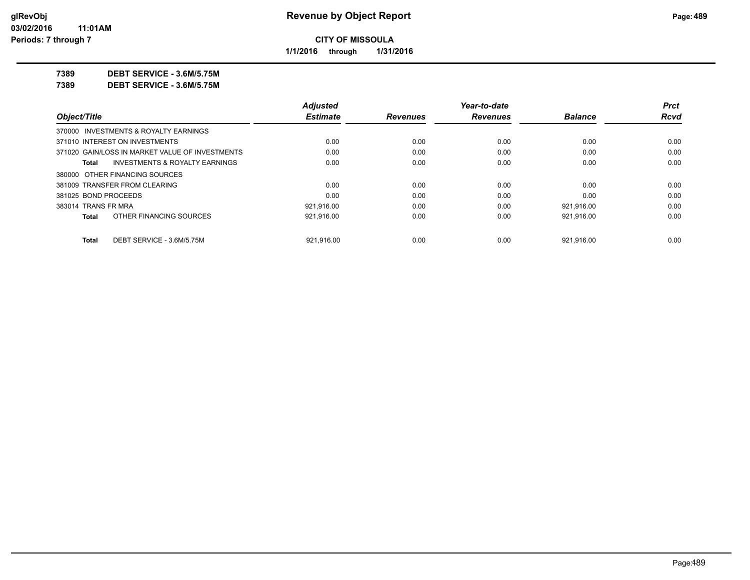**Revenue by Object Report**

**CITY OF MISSOULA**

**1/1/2016 through 1/31/2016**

glRevObj
03/02/2016 11:01AM
Periods: 7 through 7

**7389 DEBT SERVICE - 3.6M/5.75M**

**7389 DEBT SERVICE - 3.6M/5.75M**

| Object/Title | Adjusted Estimate | Revenues | Year-to-date Revenues | Balance | Prct Rcvd |
|---|---|---|---|---|---|
| 370000 INVESTMENTS & ROYALTY EARNINGS | | | | | |
| 371010 INTEREST ON INVESTMENTS | 0.00 | 0.00 | 0.00 | 0.00 | 0.00 |
| 371020 GAIN/LOSS IN MARKET VALUE OF INVESTMENTS | 0.00 | 0.00 | 0.00 | 0.00 | 0.00 |
| **Total** INVESTMENTS & ROYALTY EARNINGS | 0.00 | 0.00 | 0.00 | 0.00 | 0.00 |
| 380000 OTHER FINANCING SOURCES | | | | | |
| 381009 TRANSFER FROM CLEARING | 0.00 | 0.00 | 0.00 | 0.00 | 0.00 |
| 381025 BOND PROCEEDS | 0.00 | 0.00 | 0.00 | 0.00 | 0.00 |
| 383014 TRANS FR MRA | 921,916.00 | 0.00 | 0.00 | 921,916.00 | 0.00 |
| **Total** OTHER FINANCING SOURCES | 921,916.00 | 0.00 | 0.00 | 921,916.00 | 0.00 |
| **Total** DEBT SERVICE - 3.6M/5.75M | 921,916.00 | 0.00 | 0.00 | 921,916.00 | 0.00 |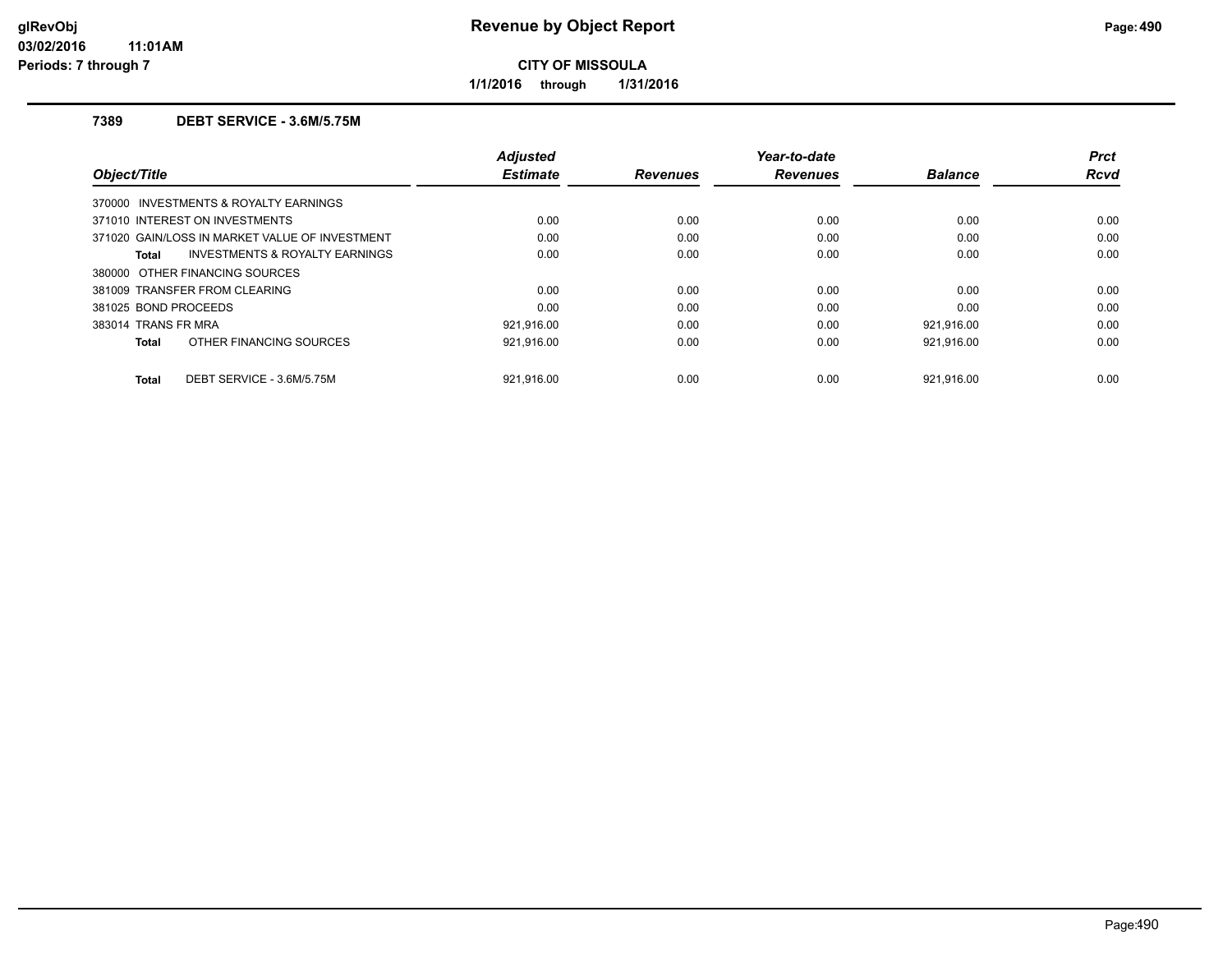# Revenue by Object Report

**CITY OF MISSOULA**

**1/1/2016 through 1/31/2016**

glRevObj
03/02/2016 11:01AM
Periods: 7 through 7

## 7389 DEBT SERVICE - 3.6M/5.75M

| Object/Title | Adjusted Estimate | Revenues | Year-to-date Revenues | Balance | Prct Rcvd |
|---|---|---|---|---|---|
| 370000 INVESTMENTS & ROYALTY EARNINGS | | | | | |
| 371010 INTEREST ON INVESTMENTS | 0.00 | 0.00 | 0.00 | 0.00 | 0.00 |
| 371020 GAIN/LOSS IN MARKET VALUE OF INVESTMENT | 0.00 | 0.00 | 0.00 | 0.00 | 0.00 |
| **Total** INVESTMENTS & ROYALTY EARNINGS | 0.00 | 0.00 | 0.00 | 0.00 | 0.00 |
| 380000 OTHER FINANCING SOURCES | | | | | |
| 381009 TRANSFER FROM CLEARING | 0.00 | 0.00 | 0.00 | 0.00 | 0.00 |
| 381025 BOND PROCEEDS | 0.00 | 0.00 | 0.00 | 0.00 | 0.00 |
| 383014 TRANS FR MRA | 921,916.00 | 0.00 | 0.00 | 921,916.00 | 0.00 |
| **Total** OTHER FINANCING SOURCES | 921,916.00 | 0.00 | 0.00 | 921,916.00 | 0.00 |
| **Total** DEBT SERVICE - 3.6M/5.75M | 921,916.00 | 0.00 | 0.00 | 921,916.00 | 0.00 |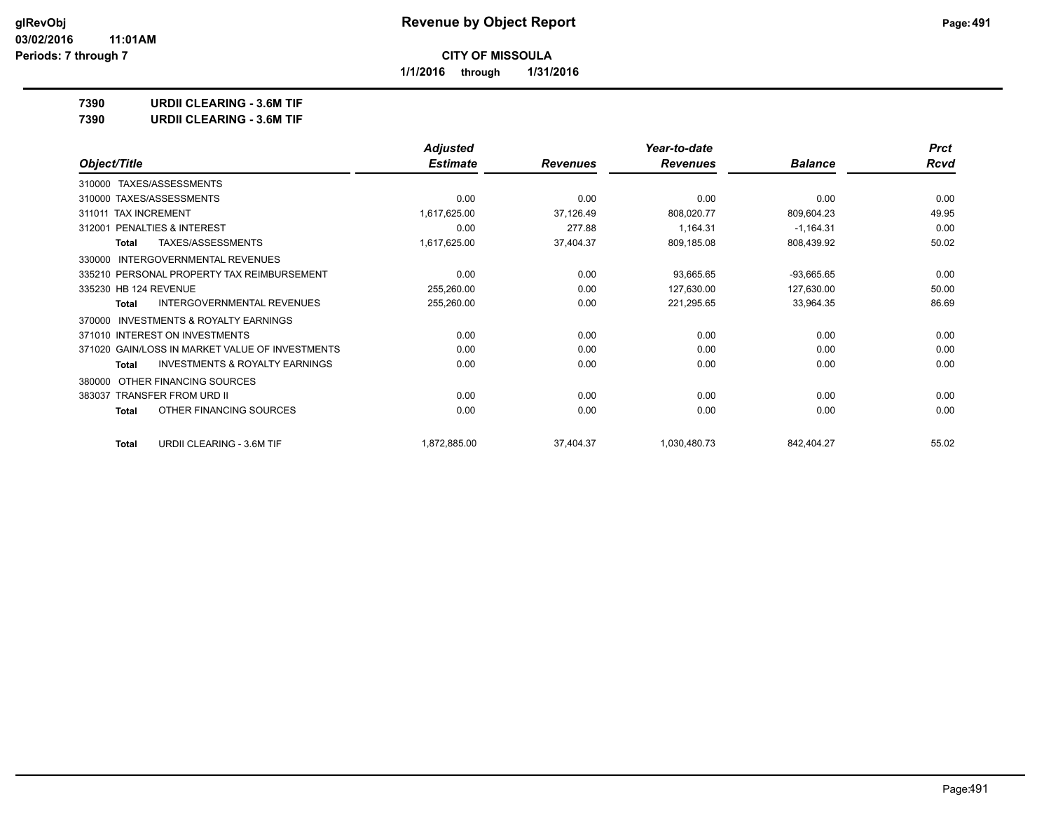**CITY OF MISSOULA**

**1/1/2016 through 1/31/2016**

**7390 URDII CLEARING - 3.6M TIF**

**7390 URDII CLEARING - 3.6M TIF**

| Object/Title | Adjusted Estimate | Revenues | Year-to-date Revenues | Balance | Prct Rcvd |
|---|---|---|---|---|---|
| 310000 TAXES/ASSESSMENTS | | | | | |
| 310000 TAXES/ASSESSMENTS | 0.00 | 0.00 | 0.00 | 0.00 | 0.00 |
| 311011 TAX INCREMENT | 1,617,625.00 | 37,126.49 | 808,020.77 | 809,604.23 | 49.95 |
| 312001 PENALTIES & INTEREST | 0.00 | 277.88 | 1,164.31 | -1,164.31 | 0.00 |
| **Total** TAXES/ASSESSMENTS | 1,617,625.00 | 37,404.37 | 809,185.08 | 808,439.92 | 50.02 |
| 330000 INTERGOVERNMENTAL REVENUES | | | | | |
| 335210 PERSONAL PROPERTY TAX REIMBURSEMENT | 0.00 | 0.00 | 93,665.65 | -93,665.65 | 0.00 |
| 335230 HB 124 REVENUE | 255,260.00 | 0.00 | 127,630.00 | 127,630.00 | 50.00 |
| **Total** INTERGOVERNMENTAL REVENUES | 255,260.00 | 0.00 | 221,295.65 | 33,964.35 | 86.69 |
| 370000 INVESTMENTS & ROYALTY EARNINGS | | | | | |
| 371010 INTEREST ON INVESTMENTS | 0.00 | 0.00 | 0.00 | 0.00 | 0.00 |
| 371020 GAIN/LOSS IN MARKET VALUE OF INVESTMENTS | 0.00 | 0.00 | 0.00 | 0.00 | 0.00 |
| **Total** INVESTMENTS & ROYALTY EARNINGS | 0.00 | 0.00 | 0.00 | 0.00 | 0.00 |
| 380000 OTHER FINANCING SOURCES | | | | | |
| 383037 TRANSFER FROM URD II | 0.00 | 0.00 | 0.00 | 0.00 | 0.00 |
| **Total** OTHER FINANCING SOURCES | 0.00 | 0.00 | 0.00 | 0.00 | 0.00 |
| **Total** URDII CLEARING - 3.6M TIF | 1,872,885.00 | 37,404.37 | 1,030,480.73 | 842,404.27 | 55.02 |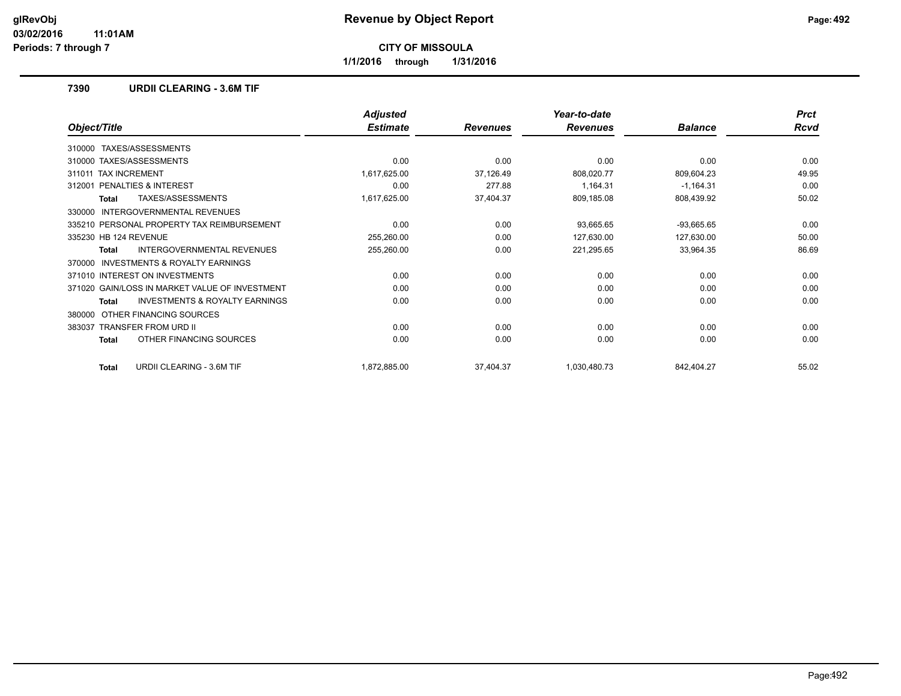**CITY OF MISSOULA**

**1/1/2016 through 1/31/2016**

### 7390 URDII CLEARING - 3.6M TIF

| Object/Title | Adjusted Estimate | Revenues | Year-to-date Revenues | Balance | Prct Rcvd |
|---|---|---|---|---|---|
| 310000 TAXES/ASSESSMENTS | | | | | |
| 310000 TAXES/ASSESSMENTS | 0.00 | 0.00 | 0.00 | 0.00 | 0.00 |
| 311011 TAX INCREMENT | 1,617,625.00 | 37,126.49 | 808,020.77 | 809,604.23 | 49.95 |
| 312001 PENALTIES & INTEREST | 0.00 | 277.88 | 1,164.31 | -1,164.31 | 0.00 |
| **Total** TAXES/ASSESSMENTS | 1,617,625.00 | 37,404.37 | 809,185.08 | 808,439.92 | 50.02 |
| 330000 INTERGOVERNMENTAL REVENUES | | | | | |
| 335210 PERSONAL PROPERTY TAX REIMBURSEMENT | 0.00 | 0.00 | 93,665.65 | -93,665.65 | 0.00 |
| 335230 HB 124 REVENUE | 255,260.00 | 0.00 | 127,630.00 | 127,630.00 | 50.00 |
| **Total** INTERGOVERNMENTAL REVENUES | 255,260.00 | 0.00 | 221,295.65 | 33,964.35 | 86.69 |
| 370000 INVESTMENTS & ROYALTY EARNINGS | | | | | |
| 371010 INTEREST ON INVESTMENTS | 0.00 | 0.00 | 0.00 | 0.00 | 0.00 |
| 371020 GAIN/LOSS IN MARKET VALUE OF INVESTMENT | 0.00 | 0.00 | 0.00 | 0.00 | 0.00 |
| **Total** INVESTMENTS & ROYALTY EARNINGS | 0.00 | 0.00 | 0.00 | 0.00 | 0.00 |
| 380000 OTHER FINANCING SOURCES | | | | | |
| 383037 TRANSFER FROM URD II | 0.00 | 0.00 | 0.00 | 0.00 | 0.00 |
| **Total** OTHER FINANCING SOURCES | 0.00 | 0.00 | 0.00 | 0.00 | 0.00 |
| **Total** URDII CLEARING - 3.6M TIF | 1,872,885.00 | 37,404.37 | 1,030,480.73 | 842,404.27 | 55.02 |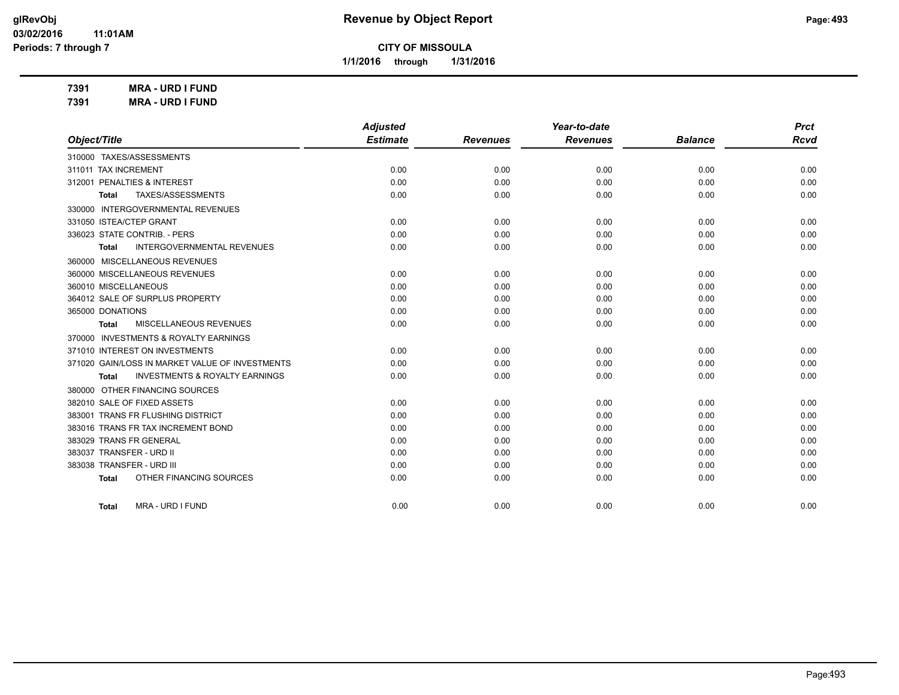**CITY OF MISSOULA**

**1/1/2016 through 1/31/2016**

**7391 MRA - URD I FUND**

**7391 MRA - URD I FUND**

| Object/Title | Adjusted Estimate | Revenues | Year-to-date Revenues | Balance | Prct Rcvd |
|---|---|---|---|---|---|
| 310000 TAXES/ASSESSMENTS | | | | | |
| 311011 TAX INCREMENT | 0.00 | 0.00 | 0.00 | 0.00 | 0.00 |
| 312001 PENALTIES & INTEREST | 0.00 | 0.00 | 0.00 | 0.00 | 0.00 |
| **Total** TAXES/ASSESSMENTS | 0.00 | 0.00 | 0.00 | 0.00 | 0.00 |
| 330000 INTERGOVERNMENTAL REVENUES | | | | | |
| 331050 ISTEA/CTEP GRANT | 0.00 | 0.00 | 0.00 | 0.00 | 0.00 |
| 336023 STATE CONTRIB. - PERS | 0.00 | 0.00 | 0.00 | 0.00 | 0.00 |
| **Total** INTERGOVERNMENTAL REVENUES | 0.00 | 0.00 | 0.00 | 0.00 | 0.00 |
| 360000 MISCELLANEOUS REVENUES | | | | | |
| 360000 MISCELLANEOUS REVENUES | 0.00 | 0.00 | 0.00 | 0.00 | 0.00 |
| 360010 MISCELLANEOUS | 0.00 | 0.00 | 0.00 | 0.00 | 0.00 |
| 364012 SALE OF SURPLUS PROPERTY | 0.00 | 0.00 | 0.00 | 0.00 | 0.00 |
| 365000 DONATIONS | 0.00 | 0.00 | 0.00 | 0.00 | 0.00 |
| **Total** MISCELLANEOUS REVENUES | 0.00 | 0.00 | 0.00 | 0.00 | 0.00 |
| 370000 INVESTMENTS & ROYALTY EARNINGS | | | | | |
| 371010 INTEREST ON INVESTMENTS | 0.00 | 0.00 | 0.00 | 0.00 | 0.00 |
| 371020 GAIN/LOSS IN MARKET VALUE OF INVESTMENTS | 0.00 | 0.00 | 0.00 | 0.00 | 0.00 |
| **Total** INVESTMENTS & ROYALTY EARNINGS | 0.00 | 0.00 | 0.00 | 0.00 | 0.00 |
| 380000 OTHER FINANCING SOURCES | | | | | |
| 382010 SALE OF FIXED ASSETS | 0.00 | 0.00 | 0.00 | 0.00 | 0.00 |
| 383001 TRANS FR FLUSHING DISTRICT | 0.00 | 0.00 | 0.00 | 0.00 | 0.00 |
| 383016 TRANS FR TAX INCREMENT BOND | 0.00 | 0.00 | 0.00 | 0.00 | 0.00 |
| 383029 TRANS FR GENERAL | 0.00 | 0.00 | 0.00 | 0.00 | 0.00 |
| 383037 TRANSFER - URD II | 0.00 | 0.00 | 0.00 | 0.00 | 0.00 |
| 383038 TRANSFER - URD III | 0.00 | 0.00 | 0.00 | 0.00 | 0.00 |
| **Total** OTHER FINANCING SOURCES | 0.00 | 0.00 | 0.00 | 0.00 | 0.00 |
| **Total** MRA - URD I FUND | 0.00 | 0.00 | 0.00 | 0.00 | 0.00 |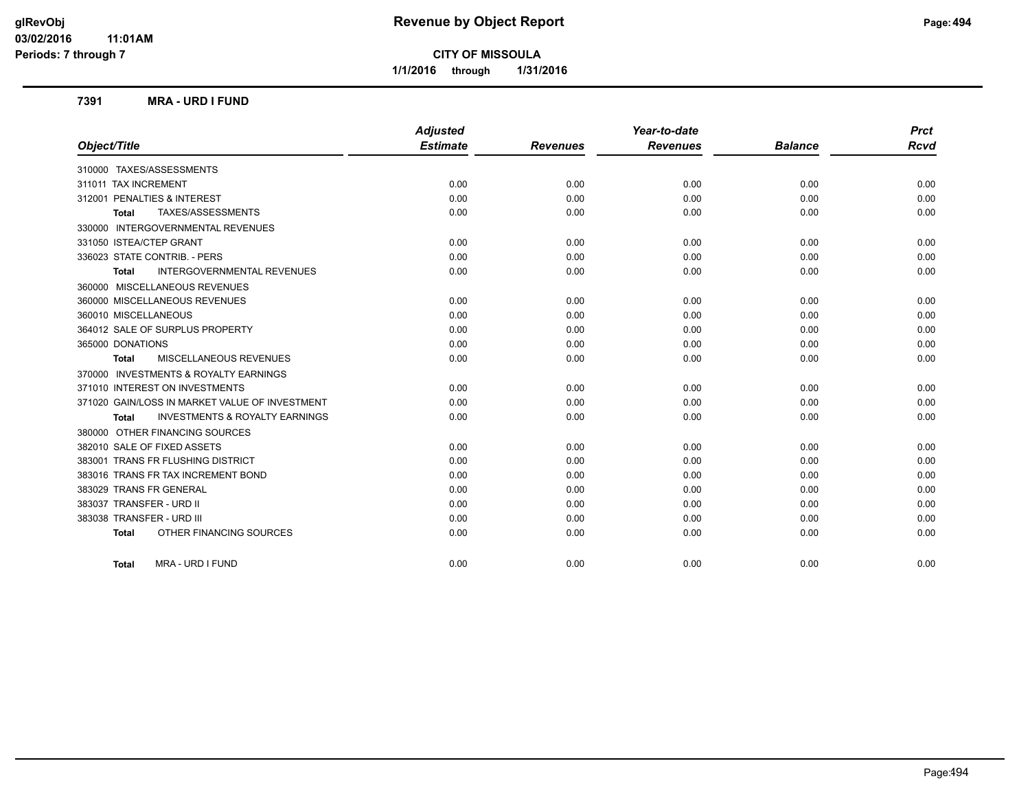# Revenue by Object Report

glRevObj
03/02/2016 11:01AM
Periods: 7 through 7

**CITY OF MISSOULA**

1/1/2016 through 1/31/2016

### 7391 MRA - URD I FUND

| Object/Title | Adjusted Estimate | Revenues | Year-to-date Revenues | Balance | Prct Rcvd |
|---|---|---|---|---|---|
| 310000 TAXES/ASSESSMENTS | | | | | |
| 311011 TAX INCREMENT | 0.00 | 0.00 | 0.00 | 0.00 | 0.00 |
| 312001 PENALTIES & INTEREST | 0.00 | 0.00 | 0.00 | 0.00 | 0.00 |
| **Total** TAXES/ASSESSMENTS | 0.00 | 0.00 | 0.00 | 0.00 | 0.00 |
| 330000 INTERGOVERNMENTAL REVENUES | | | | | |
| 331050 ISTEA/CTEP GRANT | 0.00 | 0.00 | 0.00 | 0.00 | 0.00 |
| 336023 STATE CONTRIB. - PERS | 0.00 | 0.00 | 0.00 | 0.00 | 0.00 |
| **Total** INTERGOVERNMENTAL REVENUES | 0.00 | 0.00 | 0.00 | 0.00 | 0.00 |
| 360000 MISCELLANEOUS REVENUES | | | | | |
| 360000 MISCELLANEOUS REVENUES | 0.00 | 0.00 | 0.00 | 0.00 | 0.00 |
| 360010 MISCELLANEOUS | 0.00 | 0.00 | 0.00 | 0.00 | 0.00 |
| 364012 SALE OF SURPLUS PROPERTY | 0.00 | 0.00 | 0.00 | 0.00 | 0.00 |
| 365000 DONATIONS | 0.00 | 0.00 | 0.00 | 0.00 | 0.00 |
| **Total** MISCELLANEOUS REVENUES | 0.00 | 0.00 | 0.00 | 0.00 | 0.00 |
| 370000 INVESTMENTS & ROYALTY EARNINGS | | | | | |
| 371010 INTEREST ON INVESTMENTS | 0.00 | 0.00 | 0.00 | 0.00 | 0.00 |
| 371020 GAIN/LOSS IN MARKET VALUE OF INVESTMENT | 0.00 | 0.00 | 0.00 | 0.00 | 0.00 |
| **Total** INVESTMENTS & ROYALTY EARNINGS | 0.00 | 0.00 | 0.00 | 0.00 | 0.00 |
| 380000 OTHER FINANCING SOURCES | | | | | |
| 382010 SALE OF FIXED ASSETS | 0.00 | 0.00 | 0.00 | 0.00 | 0.00 |
| 383001 TRANS FR FLUSHING DISTRICT | 0.00 | 0.00 | 0.00 | 0.00 | 0.00 |
| 383016 TRANS FR TAX INCREMENT BOND | 0.00 | 0.00 | 0.00 | 0.00 | 0.00 |
| 383029 TRANS FR GENERAL | 0.00 | 0.00 | 0.00 | 0.00 | 0.00 |
| 383037 TRANSFER - URD II | 0.00 | 0.00 | 0.00 | 0.00 | 0.00 |
| 383038 TRANSFER - URD III | 0.00 | 0.00 | 0.00 | 0.00 | 0.00 |
| **Total** OTHER FINANCING SOURCES | 0.00 | 0.00 | 0.00 | 0.00 | 0.00 |
| **Total** MRA - URD I FUND | 0.00 | 0.00 | 0.00 | 0.00 | 0.00 |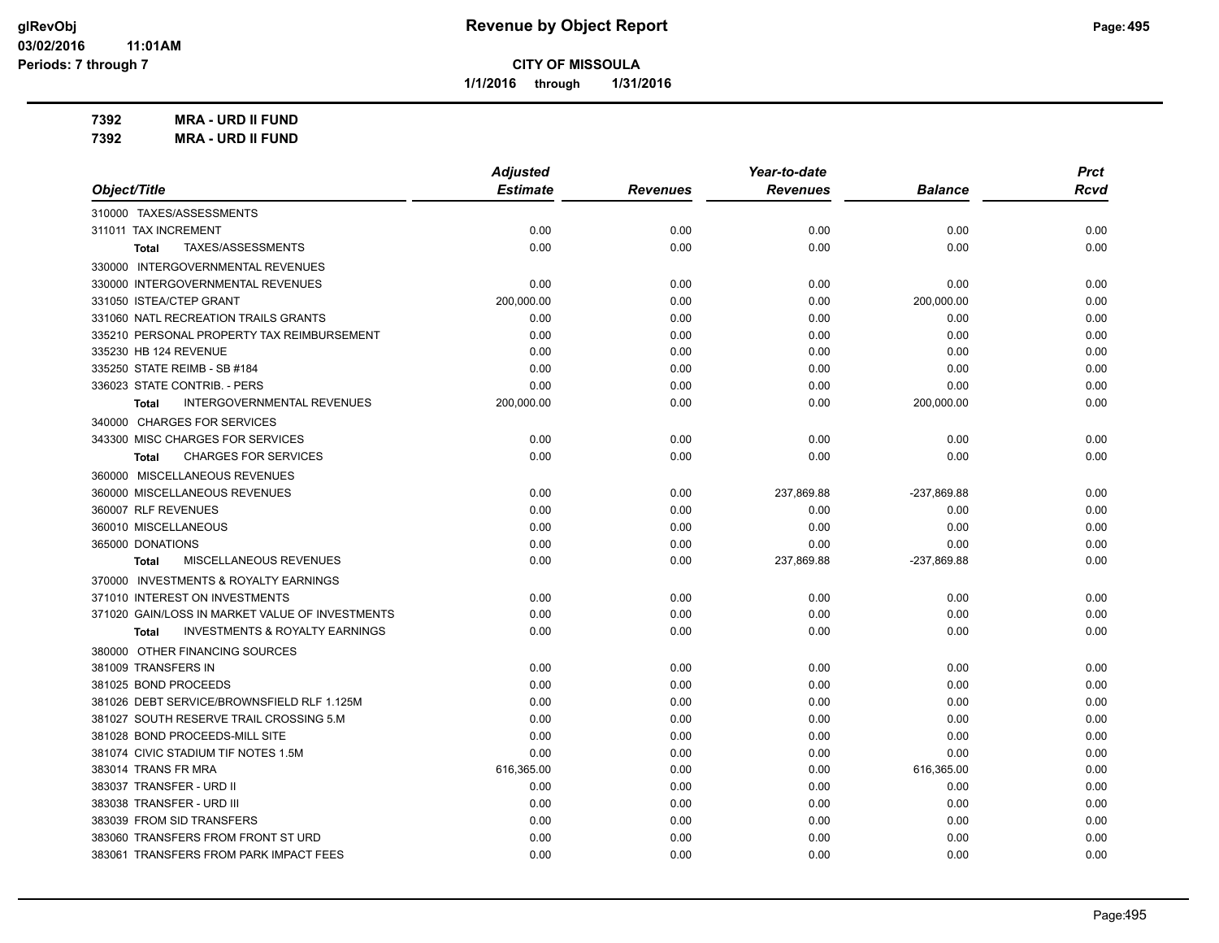**CITY OF MISSOULA**

**1/1/2016 through 1/31/2016**

**7392 MRA - URD II FUND**

**7392 MRA - URD II FUND**

| Object/Title | Adjusted Estimate | Revenues | Year-to-date Revenues | Balance | Prct Rcvd |
|---|---|---|---|---|---|
| 310000 TAXES/ASSESSMENTS | | | | | |
| 311011 TAX INCREMENT | 0.00 | 0.00 | 0.00 | 0.00 | 0.00 |
| **Total** TAXES/ASSESSMENTS | 0.00 | 0.00 | 0.00 | 0.00 | 0.00 |
| 330000 INTERGOVERNMENTAL REVENUES | | | | | |
| 330000 INTERGOVERNMENTAL REVENUES | 0.00 | 0.00 | 0.00 | 0.00 | 0.00 |
| 331050 ISTEA/CTEP GRANT | 200,000.00 | 0.00 | 0.00 | 200,000.00 | 0.00 |
| 331060 NATL RECREATION TRAILS GRANTS | 0.00 | 0.00 | 0.00 | 0.00 | 0.00 |
| 335210 PERSONAL PROPERTY TAX REIMBURSEMENT | 0.00 | 0.00 | 0.00 | 0.00 | 0.00 |
| 335230 HB 124 REVENUE | 0.00 | 0.00 | 0.00 | 0.00 | 0.00 |
| 335250 STATE REIMB - SB #184 | 0.00 | 0.00 | 0.00 | 0.00 | 0.00 |
| 336023 STATE CONTRIB. - PERS | 0.00 | 0.00 | 0.00 | 0.00 | 0.00 |
| **Total** INTERGOVERNMENTAL REVENUES | 200,000.00 | 0.00 | 0.00 | 200,000.00 | 0.00 |
| 340000 CHARGES FOR SERVICES | | | | | |
| 343300 MISC CHARGES FOR SERVICES | 0.00 | 0.00 | 0.00 | 0.00 | 0.00 |
| **Total** CHARGES FOR SERVICES | 0.00 | 0.00 | 0.00 | 0.00 | 0.00 |
| 360000 MISCELLANEOUS REVENUES | | | | | |
| 360000 MISCELLANEOUS REVENUES | 0.00 | 0.00 | 237,869.88 | -237,869.88 | 0.00 |
| 360007 RLF REVENUES | 0.00 | 0.00 | 0.00 | 0.00 | 0.00 |
| 360010 MISCELLANEOUS | 0.00 | 0.00 | 0.00 | 0.00 | 0.00 |
| 365000 DONATIONS | 0.00 | 0.00 | 0.00 | 0.00 | 0.00 |
| **Total** MISCELLANEOUS REVENUES | 0.00 | 0.00 | 237,869.88 | -237,869.88 | 0.00 |
| 370000 INVESTMENTS & ROYALTY EARNINGS | | | | | |
| 371010 INTEREST ON INVESTMENTS | 0.00 | 0.00 | 0.00 | 0.00 | 0.00 |
| 371020 GAIN/LOSS IN MARKET VALUE OF INVESTMENTS | 0.00 | 0.00 | 0.00 | 0.00 | 0.00 |
| **Total** INVESTMENTS & ROYALTY EARNINGS | 0.00 | 0.00 | 0.00 | 0.00 | 0.00 |
| 380000 OTHER FINANCING SOURCES | | | | | |
| 381009 TRANSFERS IN | 0.00 | 0.00 | 0.00 | 0.00 | 0.00 |
| 381025 BOND PROCEEDS | 0.00 | 0.00 | 0.00 | 0.00 | 0.00 |
| 381026 DEBT SERVICE/BROWNSFIELD RLF 1.125M | 0.00 | 0.00 | 0.00 | 0.00 | 0.00 |
| 381027 SOUTH RESERVE TRAIL CROSSING 5.M | 0.00 | 0.00 | 0.00 | 0.00 | 0.00 |
| 381028 BOND PROCEEDS-MILL SITE | 0.00 | 0.00 | 0.00 | 0.00 | 0.00 |
| 381074 CIVIC STADIUM TIF NOTES 1.5M | 0.00 | 0.00 | 0.00 | 0.00 | 0.00 |
| 383014 TRANS FR MRA | 616,365.00 | 0.00 | 0.00 | 616,365.00 | 0.00 |
| 383037 TRANSFER - URD II | 0.00 | 0.00 | 0.00 | 0.00 | 0.00 |
| 383038 TRANSFER - URD III | 0.00 | 0.00 | 0.00 | 0.00 | 0.00 |
| 383039 FROM SID TRANSFERS | 0.00 | 0.00 | 0.00 | 0.00 | 0.00 |
| 383060 TRANSFERS FROM FRONT ST URD | 0.00 | 0.00 | 0.00 | 0.00 | 0.00 |
| 383061 TRANSFERS FROM PARK IMPACT FEES | 0.00 | 0.00 | 0.00 | 0.00 | 0.00 |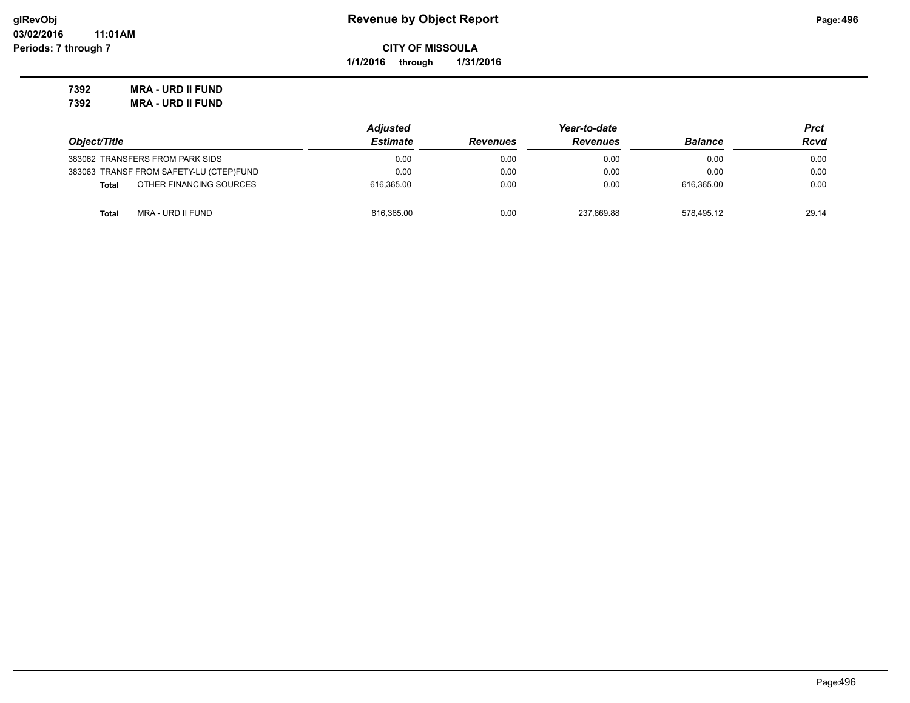# Revenue by Object Report

**CITY OF MISSOULA**

**1/1/2016 through 1/31/2016**

glRevObj
03/02/2016 11:01AM
Periods: 7 through 7

**7392 MRA - URD II FUND**
**7392 MRA - URD II FUND**

| Object/Title | Adjusted Estimate | Revenues | Year-to-date Revenues | Balance | Prct Rcvd |
|---|---|---|---|---|---|
| 383062 TRANSFERS FROM PARK SIDS | 0.00 | 0.00 | 0.00 | 0.00 | 0.00 |
| 383063 TRANSF FROM SAFETY-LU (CTEP)FUND | 0.00 | 0.00 | 0.00 | 0.00 | 0.00 |
| **Total** OTHER FINANCING SOURCES | 616,365.00 | 0.00 | 0.00 | 616,365.00 | 0.00 |
| **Total** MRA - URD II FUND | 816,365.00 | 0.00 | 237,869.88 | 578,495.12 | 29.14 |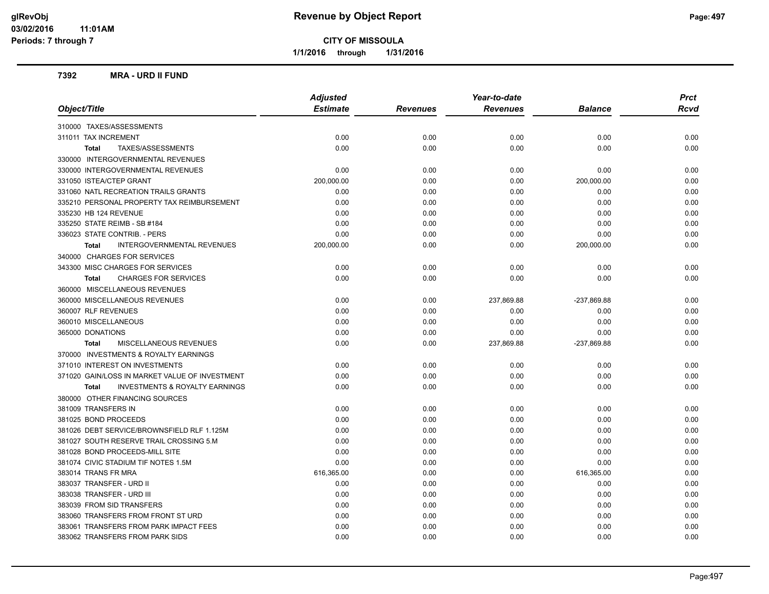# Revenue by Object Report

**CITY OF MISSOULA**

1/1/2016 through 1/31/2016

glRevObj
03/02/2016 11:01AM
Periods: 7 through 7

## 7392 MRA - URD II FUND

| Object/Title | Adjusted Estimate | Revenues | Year-to-date Revenues | Balance | Prct Rcvd |
|---|---|---|---|---|---|
| 310000 TAXES/ASSESSMENTS | | | | | |
| 311011 TAX INCREMENT | 0.00 | 0.00 | 0.00 | 0.00 | 0.00 |
| **Total** TAXES/ASSESSMENTS | 0.00 | 0.00 | 0.00 | 0.00 | 0.00 |
| 330000 INTERGOVERNMENTAL REVENUES | | | | | |
| 330000 INTERGOVERNMENTAL REVENUES | 0.00 | 0.00 | 0.00 | 0.00 | 0.00 |
| 331050 ISTEA/CTEP GRANT | 200,000.00 | 0.00 | 0.00 | 200,000.00 | 0.00 |
| 331060 NATL RECREATION TRAILS GRANTS | 0.00 | 0.00 | 0.00 | 0.00 | 0.00 |
| 335210 PERSONAL PROPERTY TAX REIMBURSEMENT | 0.00 | 0.00 | 0.00 | 0.00 | 0.00 |
| 335230 HB 124 REVENUE | 0.00 | 0.00 | 0.00 | 0.00 | 0.00 |
| 335250 STATE REIMB - SB #184 | 0.00 | 0.00 | 0.00 | 0.00 | 0.00 |
| 336023 STATE CONTRIB. - PERS | 0.00 | 0.00 | 0.00 | 0.00 | 0.00 |
| **Total** INTERGOVERNMENTAL REVENUES | 200,000.00 | 0.00 | 0.00 | 200,000.00 | 0.00 |
| 340000 CHARGES FOR SERVICES | | | | | |
| 343300 MISC CHARGES FOR SERVICES | 0.00 | 0.00 | 0.00 | 0.00 | 0.00 |
| **Total** CHARGES FOR SERVICES | 0.00 | 0.00 | 0.00 | 0.00 | 0.00 |
| 360000 MISCELLANEOUS REVENUES | | | | | |
| 360000 MISCELLANEOUS REVENUES | 0.00 | 0.00 | 237,869.88 | -237,869.88 | 0.00 |
| 360007 RLF REVENUES | 0.00 | 0.00 | 0.00 | 0.00 | 0.00 |
| 360010 MISCELLANEOUS | 0.00 | 0.00 | 0.00 | 0.00 | 0.00 |
| 365000 DONATIONS | 0.00 | 0.00 | 0.00 | 0.00 | 0.00 |
| **Total** MISCELLANEOUS REVENUES | 0.00 | 0.00 | 237,869.88 | -237,869.88 | 0.00 |
| 370000 INVESTMENTS & ROYALTY EARNINGS | | | | | |
| 371010 INTEREST ON INVESTMENTS | 0.00 | 0.00 | 0.00 | 0.00 | 0.00 |
| 371020 GAIN/LOSS IN MARKET VALUE OF INVESTMENT | 0.00 | 0.00 | 0.00 | 0.00 | 0.00 |
| **Total** INVESTMENTS & ROYALTY EARNINGS | 0.00 | 0.00 | 0.00 | 0.00 | 0.00 |
| 380000 OTHER FINANCING SOURCES | | | | | |
| 381009 TRANSFERS IN | 0.00 | 0.00 | 0.00 | 0.00 | 0.00 |
| 381025 BOND PROCEEDS | 0.00 | 0.00 | 0.00 | 0.00 | 0.00 |
| 381026 DEBT SERVICE/BROWNSFIELD RLF 1.125M | 0.00 | 0.00 | 0.00 | 0.00 | 0.00 |
| 381027 SOUTH RESERVE TRAIL CROSSING 5.M | 0.00 | 0.00 | 0.00 | 0.00 | 0.00 |
| 381028 BOND PROCEEDS-MILL SITE | 0.00 | 0.00 | 0.00 | 0.00 | 0.00 |
| 381074 CIVIC STADIUM TIF NOTES 1.5M | 0.00 | 0.00 | 0.00 | 0.00 | 0.00 |
| 383014 TRANS FR MRA | 616,365.00 | 0.00 | 0.00 | 616,365.00 | 0.00 |
| 383037 TRANSFER - URD II | 0.00 | 0.00 | 0.00 | 0.00 | 0.00 |
| 383038 TRANSFER - URD III | 0.00 | 0.00 | 0.00 | 0.00 | 0.00 |
| 383039 FROM SID TRANSFERS | 0.00 | 0.00 | 0.00 | 0.00 | 0.00 |
| 383060 TRANSFERS FROM FRONT ST URD | 0.00 | 0.00 | 0.00 | 0.00 | 0.00 |
| 383061 TRANSFERS FROM PARK IMPACT FEES | 0.00 | 0.00 | 0.00 | 0.00 | 0.00 |
| 383062 TRANSFERS FROM PARK SIDS | 0.00 | 0.00 | 0.00 | 0.00 | 0.00 |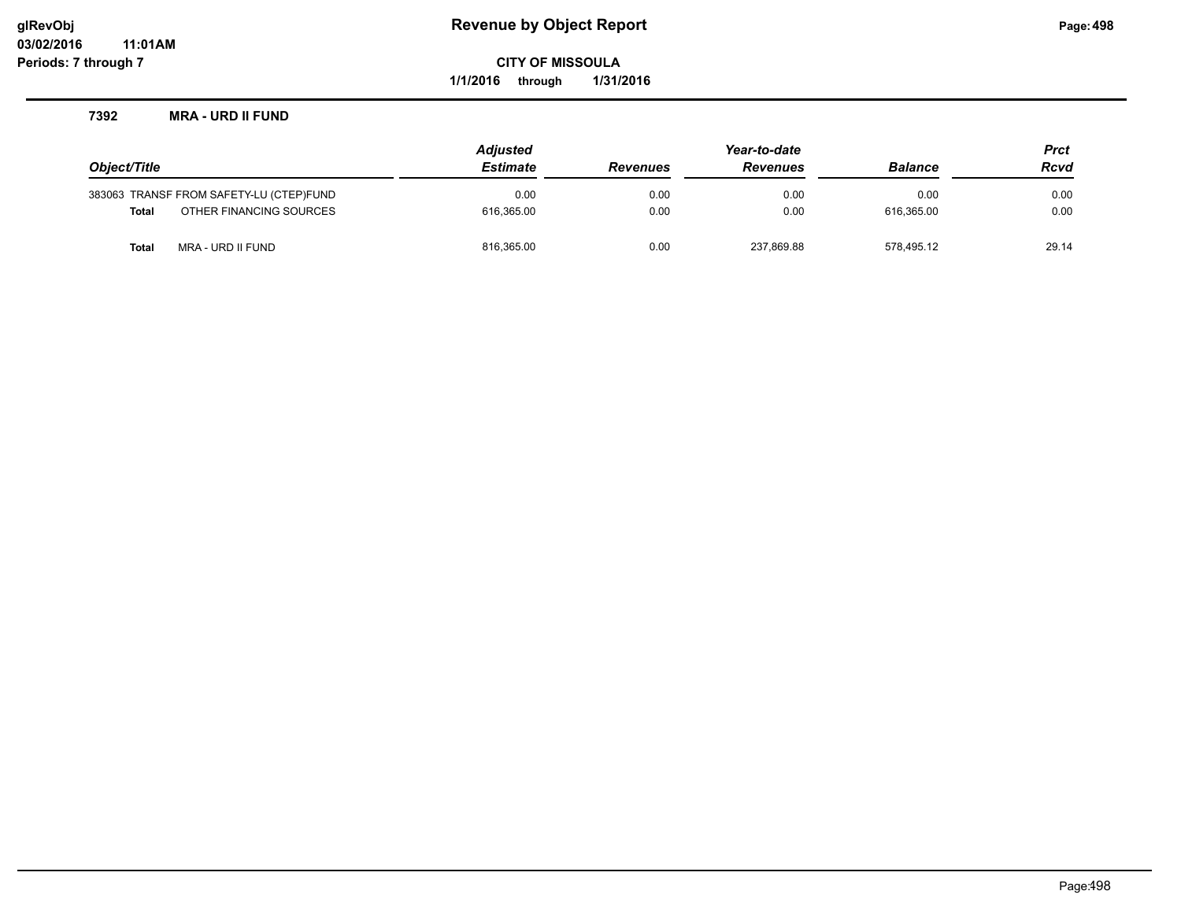**Revenue by Object Report**

**CITY OF MISSOULA**

**1/1/2016 through 1/31/2016**

**glRevObj**
**03/02/2016 11:01AM**
**Periods: 7 through 7**

### 7392 MRA - URD II FUND

| Object/Title | | Adjusted Estimate | Revenues | Year-to-date Revenues | Balance | Prct Rcvd |
|---|---|---|---|---|---|---|
| 383063 | TRANSF FROM SAFETY-LU (CTEP)FUND | 0.00 | 0.00 | 0.00 | 0.00 | 0.00 |
| **Total** | OTHER FINANCING SOURCES | 616,365.00 | 0.00 | 0.00 | 616,365.00 | 0.00 |
| **Total** | MRA - URD II FUND | 816,365.00 | 0.00 | 237,869.88 | 578,495.12 | 29.14 |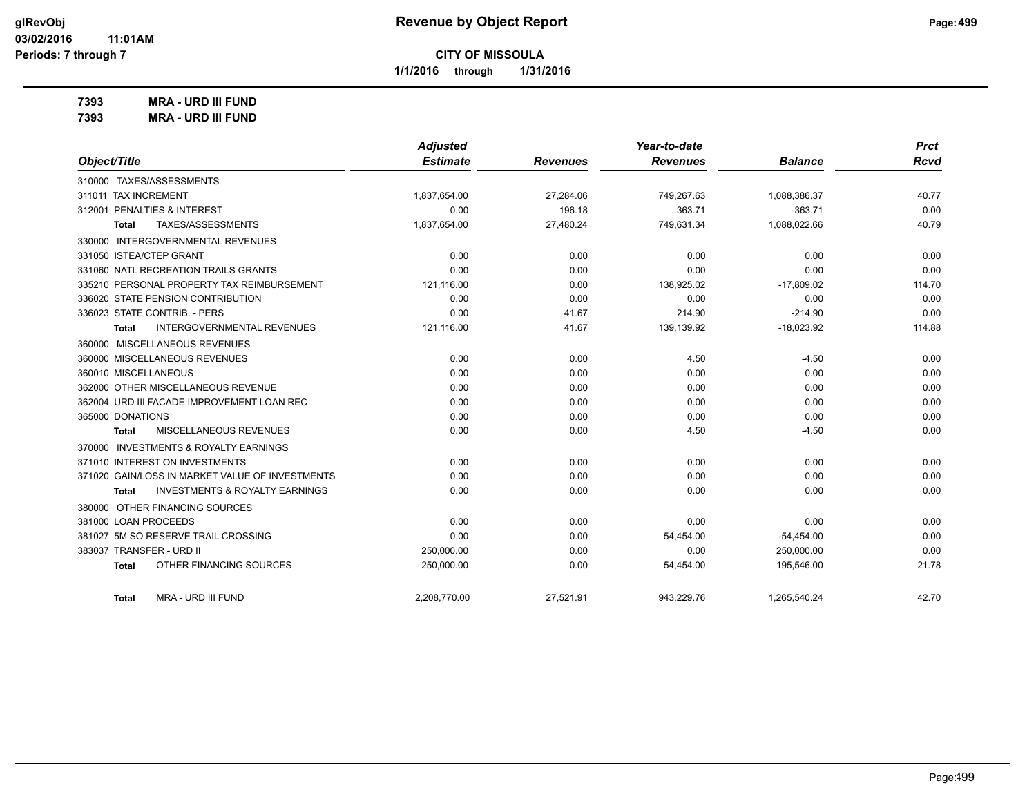**CITY OF MISSOULA**

**1/1/2016 through 1/31/2016**

**7393 MRA - URD III FUND**

**7393 MRA - URD III FUND**

| Object/Title | Adjusted Estimate | Revenues | Year-to-date Revenues | Balance | Prct Rcvd |
|---|---|---|---|---|---|
| 310000 TAXES/ASSESSMENTS | | | | | |
| 311011 TAX INCREMENT | 1,837,654.00 | 27,284.06 | 749,267.63 | 1,088,386.37 | 40.77 |
| 312001 PENALTIES & INTEREST | 0.00 | 196.18 | 363.71 | -363.71 | 0.00 |
| Total TAXES/ASSESSMENTS | 1,837,654.00 | 27,480.24 | 749,631.34 | 1,088,022.66 | 40.79 |
| 330000 INTERGOVERNMENTAL REVENUES | | | | | |
| 331050 ISTEA/CTEP GRANT | 0.00 | 0.00 | 0.00 | 0.00 | 0.00 |
| 331060 NATL RECREATION TRAILS GRANTS | 0.00 | 0.00 | 0.00 | 0.00 | 0.00 |
| 335210 PERSONAL PROPERTY TAX REIMBURSEMENT | 121,116.00 | 0.00 | 138,925.02 | -17,809.02 | 114.70 |
| 336020 STATE PENSION CONTRIBUTION | 0.00 | 0.00 | 0.00 | 0.00 | 0.00 |
| 336023 STATE CONTRIB. - PERS | 0.00 | 41.67 | 214.90 | -214.90 | 0.00 |
| Total INTERGOVERNMENTAL REVENUES | 121,116.00 | 41.67 | 139,139.92 | -18,023.92 | 114.88 |
| 360000 MISCELLANEOUS REVENUES | | | | | |
| 360000 MISCELLANEOUS REVENUES | 0.00 | 0.00 | 4.50 | -4.50 | 0.00 |
| 360010 MISCELLANEOUS | 0.00 | 0.00 | 0.00 | 0.00 | 0.00 |
| 362000 OTHER MISCELLANEOUS REVENUE | 0.00 | 0.00 | 0.00 | 0.00 | 0.00 |
| 362004 URD III FACADE IMPROVEMENT LOAN REC | 0.00 | 0.00 | 0.00 | 0.00 | 0.00 |
| 365000 DONATIONS | 0.00 | 0.00 | 0.00 | 0.00 | 0.00 |
| Total MISCELLANEOUS REVENUES | 0.00 | 0.00 | 4.50 | -4.50 | 0.00 |
| 370000 INVESTMENTS & ROYALTY EARNINGS | | | | | |
| 371010 INTEREST ON INVESTMENTS | 0.00 | 0.00 | 0.00 | 0.00 | 0.00 |
| 371020 GAIN/LOSS IN MARKET VALUE OF INVESTMENTS | 0.00 | 0.00 | 0.00 | 0.00 | 0.00 |
| Total INVESTMENTS & ROYALTY EARNINGS | 0.00 | 0.00 | 0.00 | 0.00 | 0.00 |
| 380000 OTHER FINANCING SOURCES | | | | | |
| 381000 LOAN PROCEEDS | 0.00 | 0.00 | 0.00 | 0.00 | 0.00 |
| 381027 5M SO RESERVE TRAIL CROSSING | 0.00 | 0.00 | 54,454.00 | -54,454.00 | 0.00 |
| 383037 TRANSFER - URD II | 250,000.00 | 0.00 | 0.00 | 250,000.00 | 0.00 |
| Total OTHER FINANCING SOURCES | 250,000.00 | 0.00 | 54,454.00 | 195,546.00 | 21.78 |
| Total MRA - URD III FUND | 2,208,770.00 | 27,521.91 | 943,229.76 | 1,265,540.24 | 42.70 |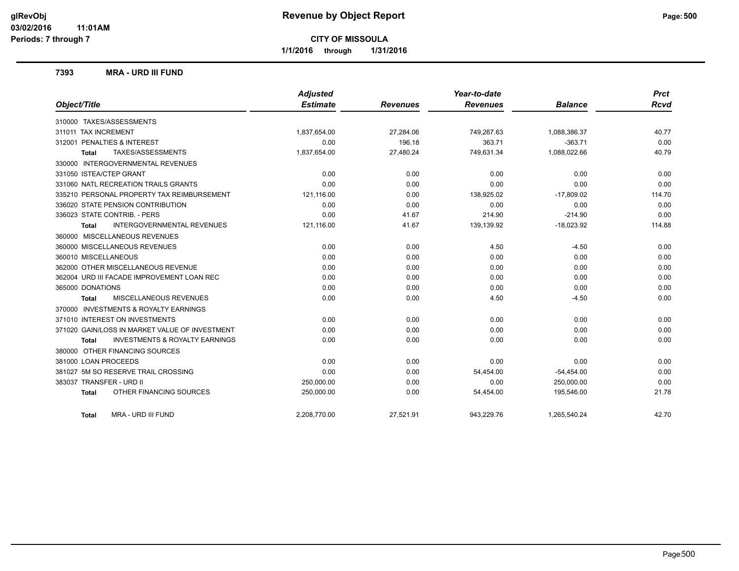**glRevObj**
**03/02/2016 11:01AM**
**Periods: 7 through 7**

# Revenue by Object Report

**CITY OF MISSOULA**

**1/1/2016 through 1/31/2016**

## 7393 MRA - URD III FUND

| Object/Title | Adjusted Estimate | Revenues | Year-to-date Revenues | Balance | Prct Rcvd |
|---|---|---|---|---|---|
| 310000 TAXES/ASSESSMENTS | | | | | |
| 311011 TAX INCREMENT | 1,837,654.00 | 27,284.06 | 749,267.63 | 1,088,386.37 | 40.77 |
| 312001 PENALTIES & INTEREST | 0.00 | 196.18 | 363.71 | -363.71 | 0.00 |
| **Total** TAXES/ASSESSMENTS | 1,837,654.00 | 27,480.24 | 749,631.34 | 1,088,022.66 | 40.79 |
| 330000 INTERGOVERNMENTAL REVENUES | | | | | |
| 331050 ISTEA/CTEP GRANT | 0.00 | 0.00 | 0.00 | 0.00 | 0.00 |
| 331060 NATL RECREATION TRAILS GRANTS | 0.00 | 0.00 | 0.00 | 0.00 | 0.00 |
| 335210 PERSONAL PROPERTY TAX REIMBURSEMENT | 121,116.00 | 0.00 | 138,925.02 | -17,809.02 | 114.70 |
| 336020 STATE PENSION CONTRIBUTION | 0.00 | 0.00 | 0.00 | 0.00 | 0.00 |
| 336023 STATE CONTRIB. - PERS | 0.00 | 41.67 | 214.90 | -214.90 | 0.00 |
| **Total** INTERGOVERNMENTAL REVENUES | 121,116.00 | 41.67 | 139,139.92 | -18,023.92 | 114.88 |
| 360000 MISCELLANEOUS REVENUES | | | | | |
| 360000 MISCELLANEOUS REVENUES | 0.00 | 0.00 | 4.50 | -4.50 | 0.00 |
| 360010 MISCELLANEOUS | 0.00 | 0.00 | 0.00 | 0.00 | 0.00 |
| 362000 OTHER MISCELLANEOUS REVENUE | 0.00 | 0.00 | 0.00 | 0.00 | 0.00 |
| 362004 URD III FACADE IMPROVEMENT LOAN REC | 0.00 | 0.00 | 0.00 | 0.00 | 0.00 |
| 365000 DONATIONS | 0.00 | 0.00 | 0.00 | 0.00 | 0.00 |
| **Total** MISCELLANEOUS REVENUES | 0.00 | 0.00 | 4.50 | -4.50 | 0.00 |
| 370000 INVESTMENTS & ROYALTY EARNINGS | | | | | |
| 371010 INTEREST ON INVESTMENTS | 0.00 | 0.00 | 0.00 | 0.00 | 0.00 |
| 371020 GAIN/LOSS IN MARKET VALUE OF INVESTMENT | 0.00 | 0.00 | 0.00 | 0.00 | 0.00 |
| **Total** INVESTMENTS & ROYALTY EARNINGS | 0.00 | 0.00 | 0.00 | 0.00 | 0.00 |
| 380000 OTHER FINANCING SOURCES | | | | | |
| 381000 LOAN PROCEEDS | 0.00 | 0.00 | 0.00 | 0.00 | 0.00 |
| 381027 5M SO RESERVE TRAIL CROSSING | 0.00 | 0.00 | 54,454.00 | -54,454.00 | 0.00 |
| 383037 TRANSFER - URD II | 250,000.00 | 0.00 | 0.00 | 250,000.00 | 0.00 |
| **Total** OTHER FINANCING SOURCES | 250,000.00 | 0.00 | 54,454.00 | 195,546.00 | 21.78 |
| **Total** MRA - URD III FUND | 2,208,770.00 | 27,521.91 | 943,229.76 | 1,265,540.24 | 42.70 |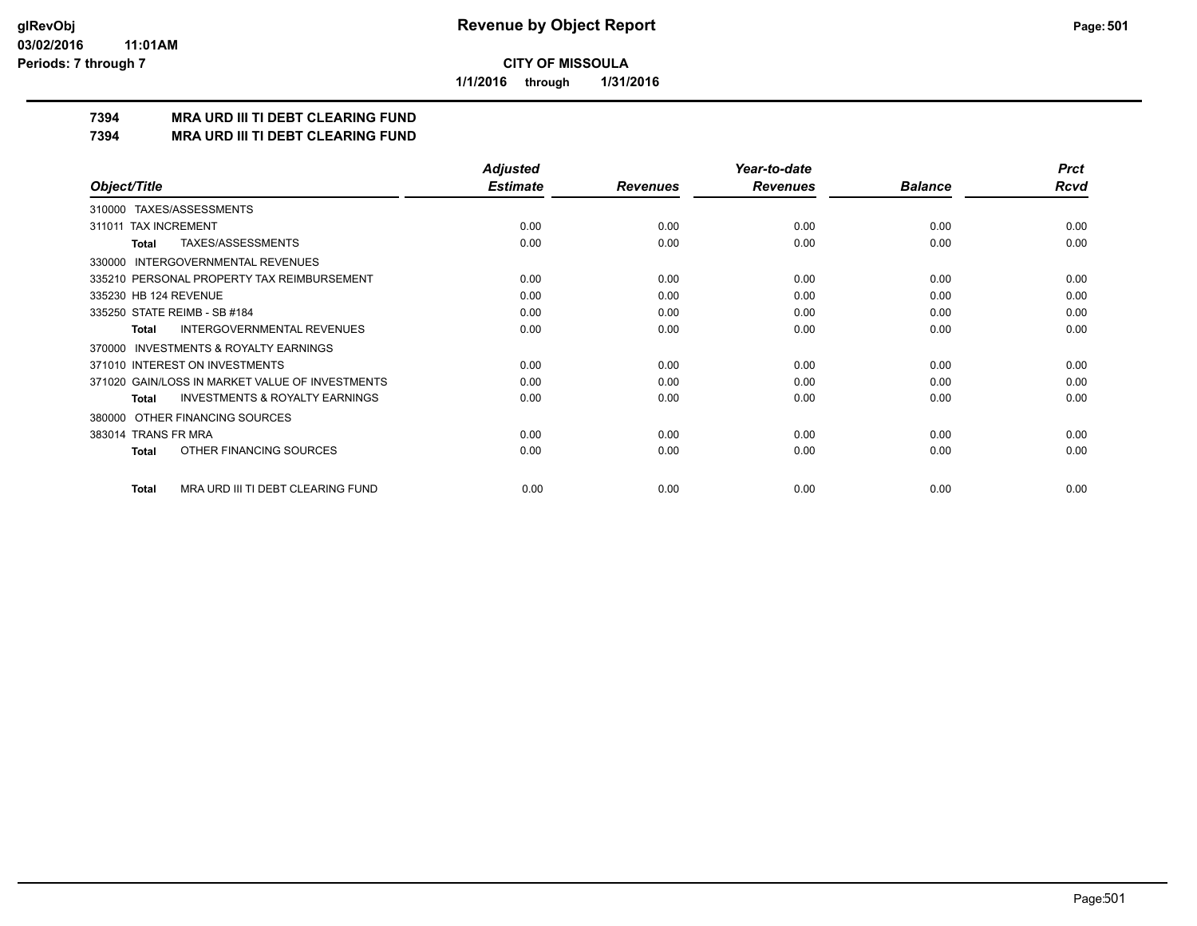**glRevObj**
**03/02/2016 11:01AM**
**Periods: 7 through 7**

# Revenue by Object Report

**CITY OF MISSOULA**

**1/1/2016 through 1/31/2016**

## 7394 MRA URD III TI DEBT CLEARING FUND
## 7394 MRA URD III TI DEBT CLEARING FUND

| Object/Title | Adjusted Estimate | Revenues | Year-to-date Revenues | Balance | Prct Rcvd |
|---|---|---|---|---|---|
| 310000 TAXES/ASSESSMENTS | | | | | |
| 311011 TAX INCREMENT | 0.00 | 0.00 | 0.00 | 0.00 | 0.00 |
| **Total** TAXES/ASSESSMENTS | 0.00 | 0.00 | 0.00 | 0.00 | 0.00 |
| 330000 INTERGOVERNMENTAL REVENUES | | | | | |
| 335210 PERSONAL PROPERTY TAX REIMBURSEMENT | 0.00 | 0.00 | 0.00 | 0.00 | 0.00 |
| 335230 HB 124 REVENUE | 0.00 | 0.00 | 0.00 | 0.00 | 0.00 |
| 335250 STATE REIMB - SB #184 | 0.00 | 0.00 | 0.00 | 0.00 | 0.00 |
| **Total** INTERGOVERNMENTAL REVENUES | 0.00 | 0.00 | 0.00 | 0.00 | 0.00 |
| 370000 INVESTMENTS & ROYALTY EARNINGS | | | | | |
| 371010 INTEREST ON INVESTMENTS | 0.00 | 0.00 | 0.00 | 0.00 | 0.00 |
| 371020 GAIN/LOSS IN MARKET VALUE OF INVESTMENTS | 0.00 | 0.00 | 0.00 | 0.00 | 0.00 |
| **Total** INVESTMENTS & ROYALTY EARNINGS | 0.00 | 0.00 | 0.00 | 0.00 | 0.00 |
| 380000 OTHER FINANCING SOURCES | | | | | |
| 383014 TRANS FR MRA | 0.00 | 0.00 | 0.00 | 0.00 | 0.00 |
| **Total** OTHER FINANCING SOURCES | 0.00 | 0.00 | 0.00 | 0.00 | 0.00 |
| **Total** MRA URD III TI DEBT CLEARING FUND | 0.00 | 0.00 | 0.00 | 0.00 | 0.00 |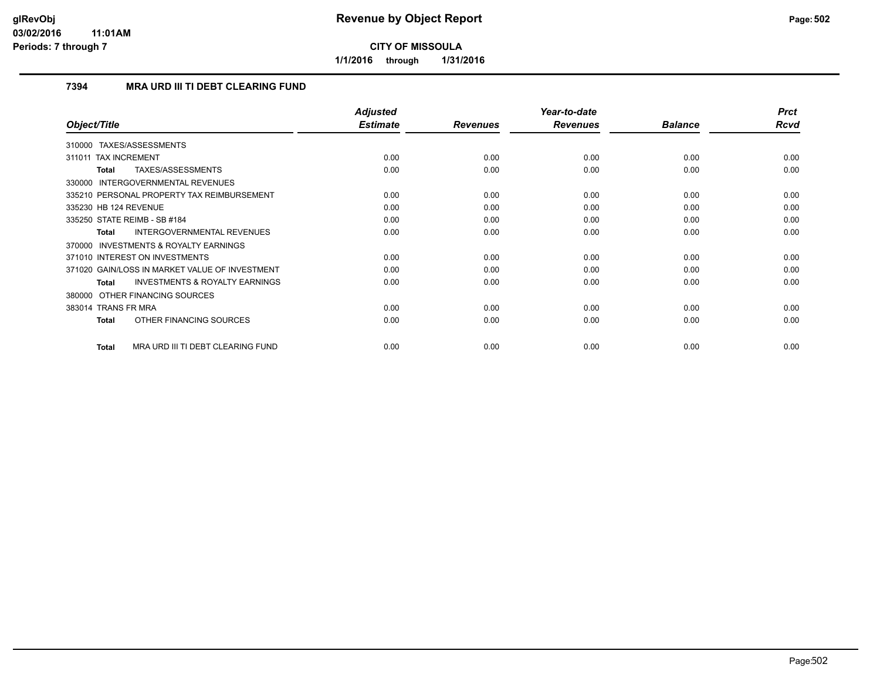**CITY OF MISSOULA**

**1/1/2016 through 1/31/2016**

## 7394 MRA URD III TI DEBT CLEARING FUND

| Object/Title | Adjusted Estimate | Revenues | Year-to-date Revenues | Balance | Prct Rcvd |
|---|---|---|---|---|---|
| 310000 TAXES/ASSESSMENTS | | | | | |
| 311011 TAX INCREMENT | 0.00 | 0.00 | 0.00 | 0.00 | 0.00 |
| **Total** TAXES/ASSESSMENTS | 0.00 | 0.00 | 0.00 | 0.00 | 0.00 |
| 330000 INTERGOVERNMENTAL REVENUES | | | | | |
| 335210 PERSONAL PROPERTY TAX REIMBURSEMENT | 0.00 | 0.00 | 0.00 | 0.00 | 0.00 |
| 335230 HB 124 REVENUE | 0.00 | 0.00 | 0.00 | 0.00 | 0.00 |
| 335250 STATE REIMB - SB #184 | 0.00 | 0.00 | 0.00 | 0.00 | 0.00 |
| **Total** INTERGOVERNMENTAL REVENUES | 0.00 | 0.00 | 0.00 | 0.00 | 0.00 |
| 370000 INVESTMENTS & ROYALTY EARNINGS | | | | | |
| 371010 INTEREST ON INVESTMENTS | 0.00 | 0.00 | 0.00 | 0.00 | 0.00 |
| 371020 GAIN/LOSS IN MARKET VALUE OF INVESTMENT | 0.00 | 0.00 | 0.00 | 0.00 | 0.00 |
| **Total** INVESTMENTS & ROYALTY EARNINGS | 0.00 | 0.00 | 0.00 | 0.00 | 0.00 |
| 380000 OTHER FINANCING SOURCES | | | | | |
| 383014 TRANS FR MRA | 0.00 | 0.00 | 0.00 | 0.00 | 0.00 |
| **Total** OTHER FINANCING SOURCES | 0.00 | 0.00 | 0.00 | 0.00 | 0.00 |
| **Total** MRA URD III TI DEBT CLEARING FUND | 0.00 | 0.00 | 0.00 | 0.00 | 0.00 |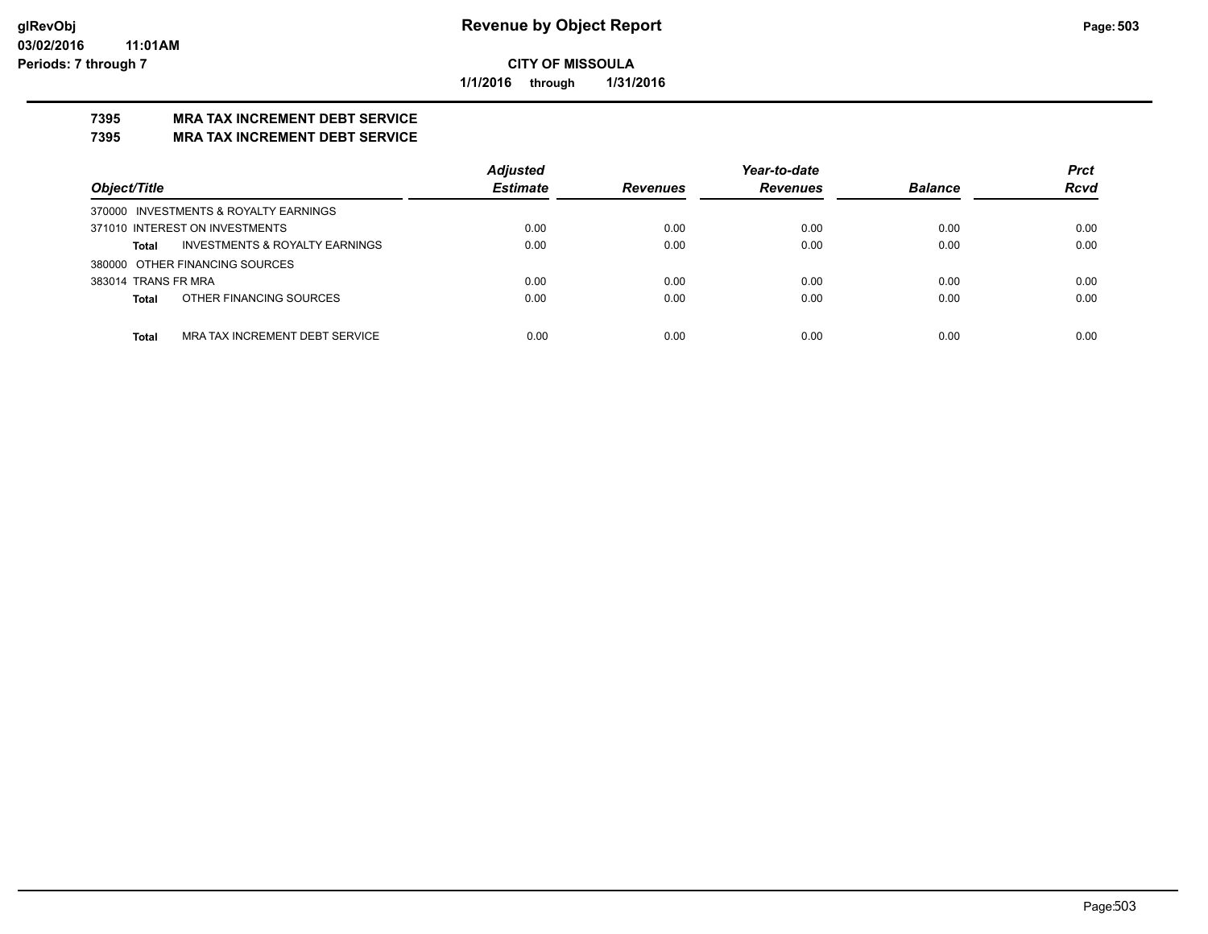**CITY OF MISSOULA**

**1/1/2016 through 1/31/2016**

**Revenue by Object Report**

glRevObj
03/02/2016 11:01AM
Periods: 7 through 7

## 7395 MRA TAX INCREMENT DEBT SERVICE
## 7395 MRA TAX INCREMENT DEBT SERVICE

| Object/Title | Adjusted Estimate | Revenues | Year-to-date Revenues | Balance | Prct Rcvd |
|---|---|---|---|---|---|
| 370000 INVESTMENTS & ROYALTY EARNINGS | | | | | |
| 371010 INTEREST ON INVESTMENTS | 0.00 | 0.00 | 0.00 | 0.00 | 0.00 |
| **Total** INVESTMENTS & ROYALTY EARNINGS | 0.00 | 0.00 | 0.00 | 0.00 | 0.00 |
| 380000 OTHER FINANCING SOURCES | | | | | |
| 383014 TRANS FR MRA | 0.00 | 0.00 | 0.00 | 0.00 | 0.00 |
| **Total** OTHER FINANCING SOURCES | 0.00 | 0.00 | 0.00 | 0.00 | 0.00 |
| **Total** MRA TAX INCREMENT DEBT SERVICE | 0.00 | 0.00 | 0.00 | 0.00 | 0.00 |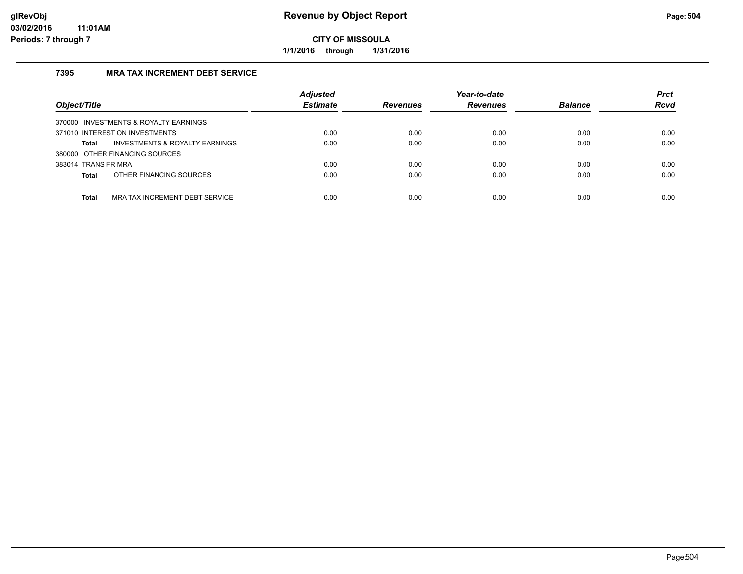# Revenue by Object Report

**CITY OF MISSOULA**

**1/1/2016 through 1/31/2016**

glRevObj
03/02/2016 11:01AM
Periods: 7 through 7

### 7395 MRA TAX INCREMENT DEBT SERVICE

| Object/Title | Adjusted Estimate | Revenues | Year-to-date Revenues | Balance | Prct Rcvd |
|---|---|---|---|---|---|
| 370000 INVESTMENTS & ROYALTY EARNINGS | | | | | |
| 371010 INTEREST ON INVESTMENTS | 0.00 | 0.00 | 0.00 | 0.00 | 0.00 |
| **Total** INVESTMENTS & ROYALTY EARNINGS | 0.00 | 0.00 | 0.00 | 0.00 | 0.00 |
| 380000 OTHER FINANCING SOURCES | | | | | |
| 383014 TRANS FR MRA | 0.00 | 0.00 | 0.00 | 0.00 | 0.00 |
| **Total** OTHER FINANCING SOURCES | 0.00 | 0.00 | 0.00 | 0.00 | 0.00 |
| **Total** MRA TAX INCREMENT DEBT SERVICE | 0.00 | 0.00 | 0.00 | 0.00 | 0.00 |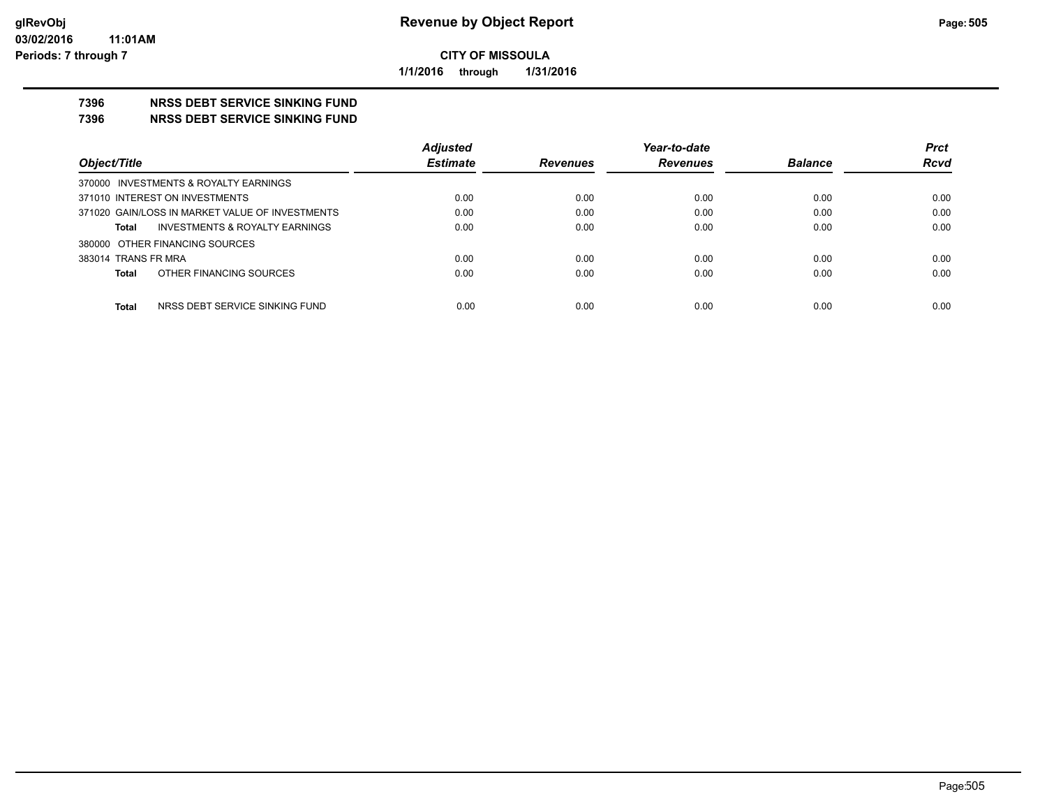**CITY OF MISSOULA**

**1/1/2016 through 1/31/2016**

## 7396 NRSS DEBT SERVICE SINKING FUND

## 7396 NRSS DEBT SERVICE SINKING FUND

| *Object/Title* | *Adjusted Estimate* | *Revenues* | *Year-to-date Revenues* | *Balance* | *Prct Rcvd* |
|---|---|---|---|---|---|
| 370000 INVESTMENTS & ROYALTY EARNINGS | | | | | |
| 371010 INTEREST ON INVESTMENTS | 0.00 | 0.00 | 0.00 | 0.00 | 0.00 |
| 371020 GAIN/LOSS IN MARKET VALUE OF INVESTMENTS | 0.00 | 0.00 | 0.00 | 0.00 | 0.00 |
| **Total** INVESTMENTS & ROYALTY EARNINGS | 0.00 | 0.00 | 0.00 | 0.00 | 0.00 |
| 380000 OTHER FINANCING SOURCES | | | | | |
| 383014 TRANS FR MRA | 0.00 | 0.00 | 0.00 | 0.00 | 0.00 |
| **Total** OTHER FINANCING SOURCES | 0.00 | 0.00 | 0.00 | 0.00 | 0.00 |
| **Total** NRSS DEBT SERVICE SINKING FUND | 0.00 | 0.00 | 0.00 | 0.00 | 0.00 |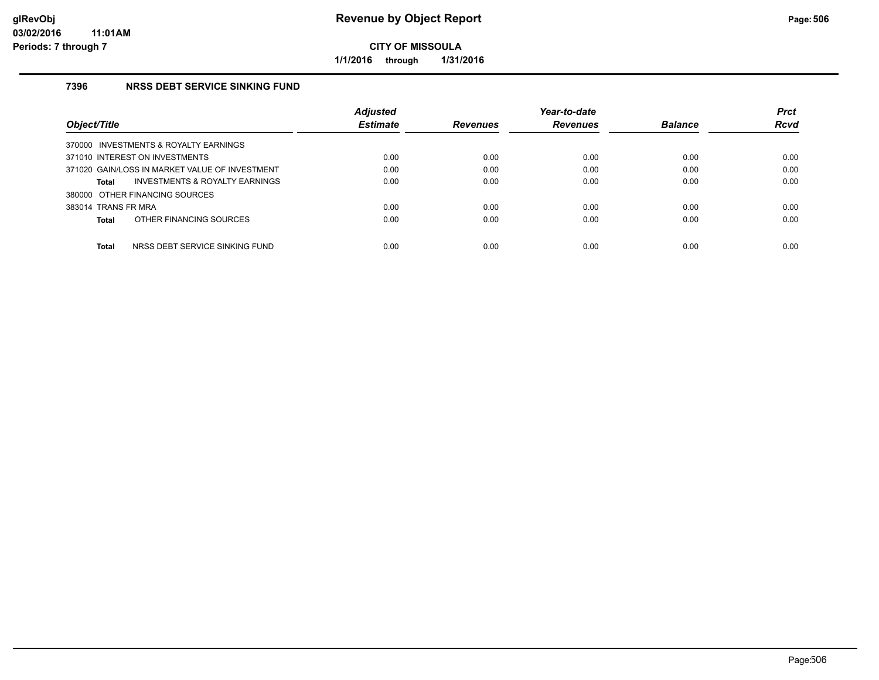# Revenue by Object Report

**CITY OF MISSOULA**

**1/1/2016 through 1/31/2016**

glRevObj
03/02/2016 11:01AM
Periods: 7 through 7

## 7396 NRSS DEBT SERVICE SINKING FUND

| Object/Title | Adjusted Estimate | Revenues | Year-to-date Revenues | Balance | Prct Rcvd |
|---|---|---|---|---|---|
| 370000 INVESTMENTS & ROYALTY EARNINGS | | | | | |
| 371010 INTEREST ON INVESTMENTS | 0.00 | 0.00 | 0.00 | 0.00 | 0.00 |
| 371020 GAIN/LOSS IN MARKET VALUE OF INVESTMENT | 0.00 | 0.00 | 0.00 | 0.00 | 0.00 |
| **Total** INVESTMENTS & ROYALTY EARNINGS | 0.00 | 0.00 | 0.00 | 0.00 | 0.00 |
| 380000 OTHER FINANCING SOURCES | | | | | |
| 383014 TRANS FR MRA | 0.00 | 0.00 | 0.00 | 0.00 | 0.00 |
| **Total** OTHER FINANCING SOURCES | 0.00 | 0.00 | 0.00 | 0.00 | 0.00 |
| **Total** NRSS DEBT SERVICE SINKING FUND | 0.00 | 0.00 | 0.00 | 0.00 | 0.00 |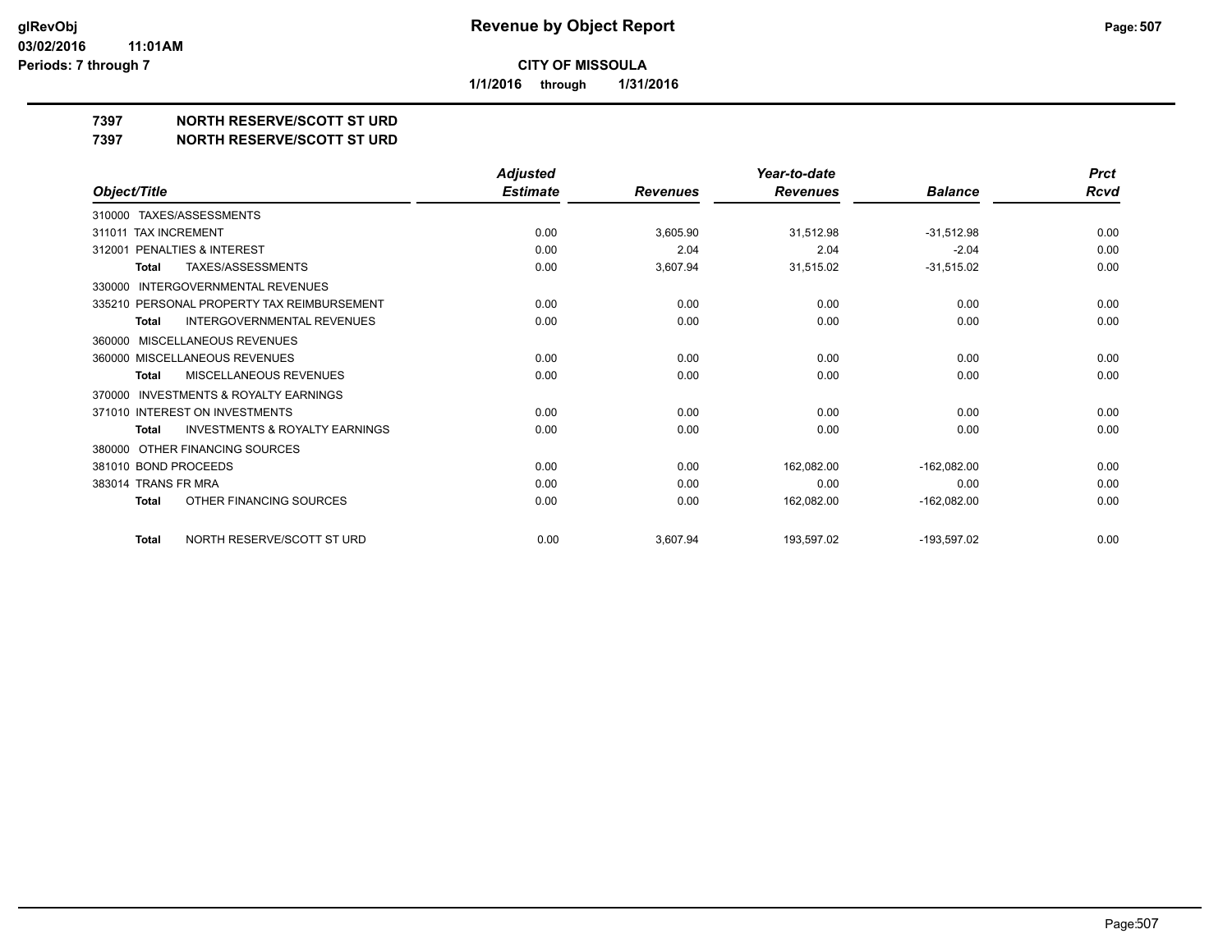**CITY OF MISSOULA**

**1/1/2016 through 1/31/2016**

# 7397 NORTH RESERVE/SCOTT ST URD

## 7397 NORTH RESERVE/SCOTT ST URD

| Object/Title | Adjusted Estimate | Revenues | Year-to-date Revenues | Balance | Prct Rcvd |
|---|---|---|---|---|---|
| 310000 TAXES/ASSESSMENTS | | | | | |
| 311011 TAX INCREMENT | 0.00 | 3,605.90 | 31,512.98 | -31,512.98 | 0.00 |
| 312001 PENALTIES & INTEREST | 0.00 | 2.04 | 2.04 | -2.04 | 0.00 |
| **Total** TAXES/ASSESSMENTS | 0.00 | 3,607.94 | 31,515.02 | -31,515.02 | 0.00 |
| 330000 INTERGOVERNMENTAL REVENUES | | | | | |
| 335210 PERSONAL PROPERTY TAX REIMBURSEMENT | 0.00 | 0.00 | 0.00 | 0.00 | 0.00 |
| **Total** INTERGOVERNMENTAL REVENUES | 0.00 | 0.00 | 0.00 | 0.00 | 0.00 |
| 360000 MISCELLANEOUS REVENUES | | | | | |
| 360000 MISCELLANEOUS REVENUES | 0.00 | 0.00 | 0.00 | 0.00 | 0.00 |
| **Total** MISCELLANEOUS REVENUES | 0.00 | 0.00 | 0.00 | 0.00 | 0.00 |
| 370000 INVESTMENTS & ROYALTY EARNINGS | | | | | |
| 371010 INTEREST ON INVESTMENTS | 0.00 | 0.00 | 0.00 | 0.00 | 0.00 |
| **Total** INVESTMENTS & ROYALTY EARNINGS | 0.00 | 0.00 | 0.00 | 0.00 | 0.00 |
| 380000 OTHER FINANCING SOURCES | | | | | |
| 381010 BOND PROCEEDS | 0.00 | 0.00 | 162,082.00 | -162,082.00 | 0.00 |
| 383014 TRANS FR MRA | 0.00 | 0.00 | 0.00 | 0.00 | 0.00 |
| **Total** OTHER FINANCING SOURCES | 0.00 | 0.00 | 162,082.00 | -162,082.00 | 0.00 |
| **Total** NORTH RESERVE/SCOTT ST URD | 0.00 | 3,607.94 | 193,597.02 | -193,597.02 | 0.00 |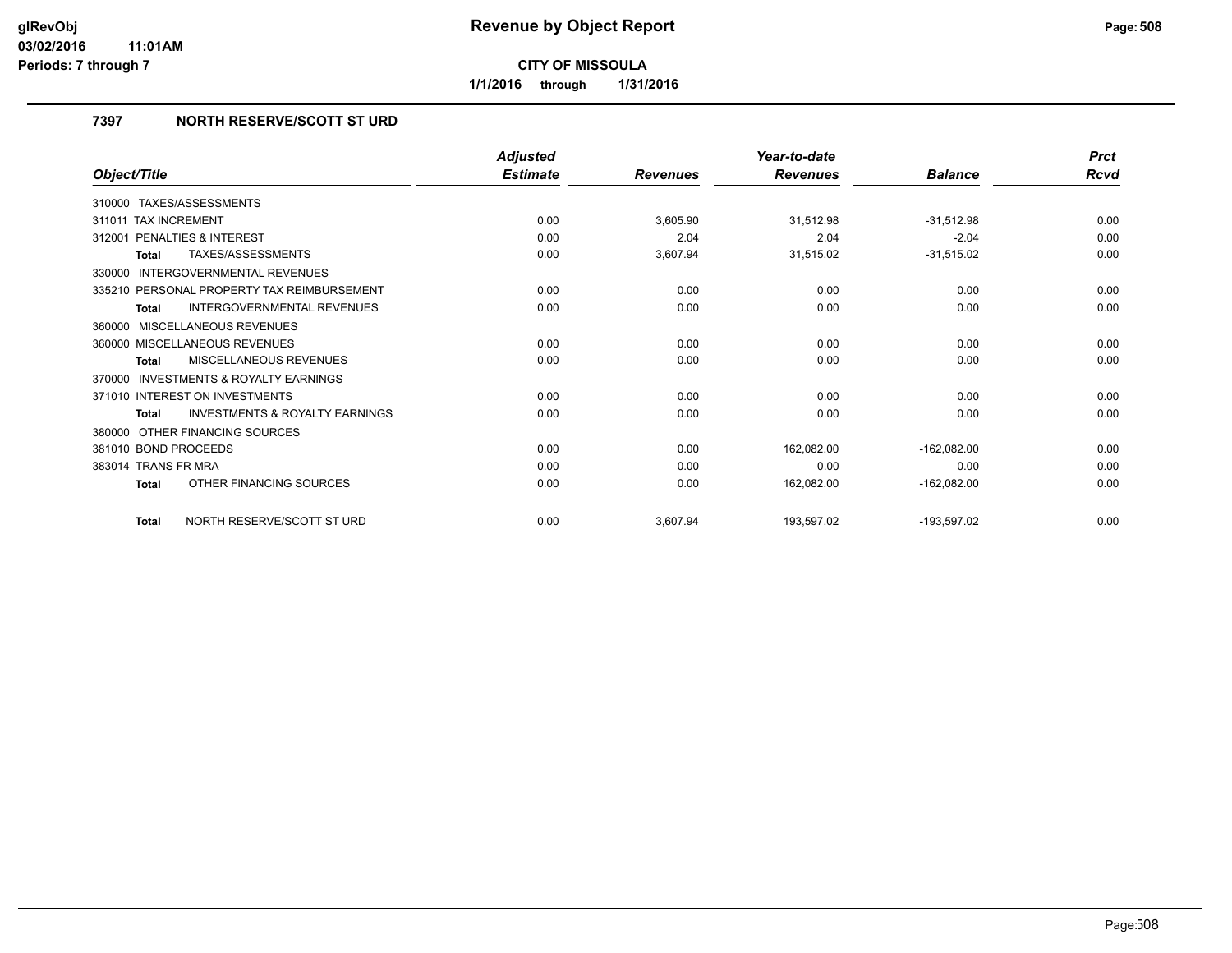# Revenue by Object Report

**CITY OF MISSOULA**

**1/1/2016 through 1/31/2016**

glRevObj
03/02/2016 11:01AM
Periods: 7 through 7

## 7397 NORTH RESERVE/SCOTT ST URD

| Object/Title | Adjusted Estimate | Revenues | Year-to-date Revenues | Balance | Prct Rcvd |
|---|---|---|---|---|---|
| 310000 TAXES/ASSESSMENTS | | | | | |
| 311011 TAX INCREMENT | 0.00 | 3,605.90 | 31,512.98 | -31,512.98 | 0.00 |
| 312001 PENALTIES & INTEREST | 0.00 | 2.04 | 2.04 | -2.04 | 0.00 |
| **Total** TAXES/ASSESSMENTS | 0.00 | 3,607.94 | 31,515.02 | -31,515.02 | 0.00 |
| 330000 INTERGOVERNMENTAL REVENUES | | | | | |
| 335210 PERSONAL PROPERTY TAX REIMBURSEMENT | 0.00 | 0.00 | 0.00 | 0.00 | 0.00 |
| **Total** INTERGOVERNMENTAL REVENUES | 0.00 | 0.00 | 0.00 | 0.00 | 0.00 |
| 360000 MISCELLANEOUS REVENUES | | | | | |
| 360000 MISCELLANEOUS REVENUES | 0.00 | 0.00 | 0.00 | 0.00 | 0.00 |
| **Total** MISCELLANEOUS REVENUES | 0.00 | 0.00 | 0.00 | 0.00 | 0.00 |
| 370000 INVESTMENTS & ROYALTY EARNINGS | | | | | |
| 371010 INTEREST ON INVESTMENTS | 0.00 | 0.00 | 0.00 | 0.00 | 0.00 |
| **Total** INVESTMENTS & ROYALTY EARNINGS | 0.00 | 0.00 | 0.00 | 0.00 | 0.00 |
| 380000 OTHER FINANCING SOURCES | | | | | |
| 381010 BOND PROCEEDS | 0.00 | 0.00 | 162,082.00 | -162,082.00 | 0.00 |
| 383014 TRANS FR MRA | 0.00 | 0.00 | 0.00 | 0.00 | 0.00 |
| **Total** OTHER FINANCING SOURCES | 0.00 | 0.00 | 162,082.00 | -162,082.00 | 0.00 |
| **Total** NORTH RESERVE/SCOTT ST URD | 0.00 | 3,607.94 | 193,597.02 | -193,597.02 | 0.00 |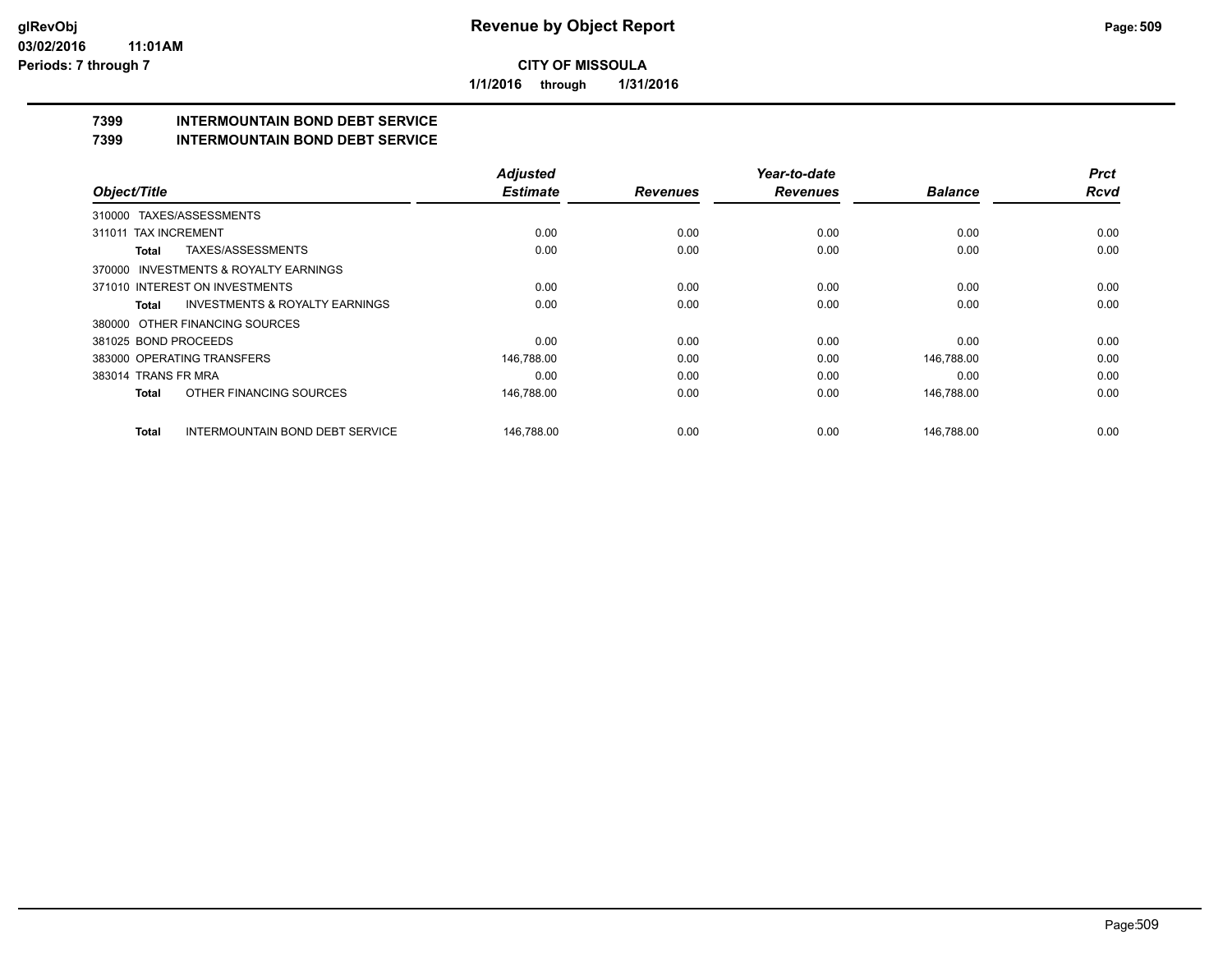**CITY OF MISSOULA**

**1/1/2016 through 1/31/2016**

## 7399 INTERMOUNTAIN BOND DEBT SERVICE

## 7399 INTERMOUNTAIN BOND DEBT SERVICE

| Object/Title | Adjusted Estimate | Revenues | Year-to-date Revenues | Balance | Prct Rcvd |
|---|---|---|---|---|---|
| 310000 TAXES/ASSESSMENTS | | | | | |
| 311011 TAX INCREMENT | 0.00 | 0.00 | 0.00 | 0.00 | 0.00 |
| **Total** TAXES/ASSESSMENTS | 0.00 | 0.00 | 0.00 | 0.00 | 0.00 |
| 370000 INVESTMENTS & ROYALTY EARNINGS | | | | | |
| 371010 INTEREST ON INVESTMENTS | 0.00 | 0.00 | 0.00 | 0.00 | 0.00 |
| **Total** INVESTMENTS & ROYALTY EARNINGS | 0.00 | 0.00 | 0.00 | 0.00 | 0.00 |
| 380000 OTHER FINANCING SOURCES | | | | | |
| 381025 BOND PROCEEDS | 0.00 | 0.00 | 0.00 | 0.00 | 0.00 |
| 383000 OPERATING TRANSFERS | 146,788.00 | 0.00 | 0.00 | 146,788.00 | 0.00 |
| 383014 TRANS FR MRA | 0.00 | 0.00 | 0.00 | 0.00 | 0.00 |
| **Total** OTHER FINANCING SOURCES | 146,788.00 | 0.00 | 0.00 | 146,788.00 | 0.00 |
| **Total** INTERMOUNTAIN BOND DEBT SERVICE | 146,788.00 | 0.00 | 0.00 | 146,788.00 | 0.00 |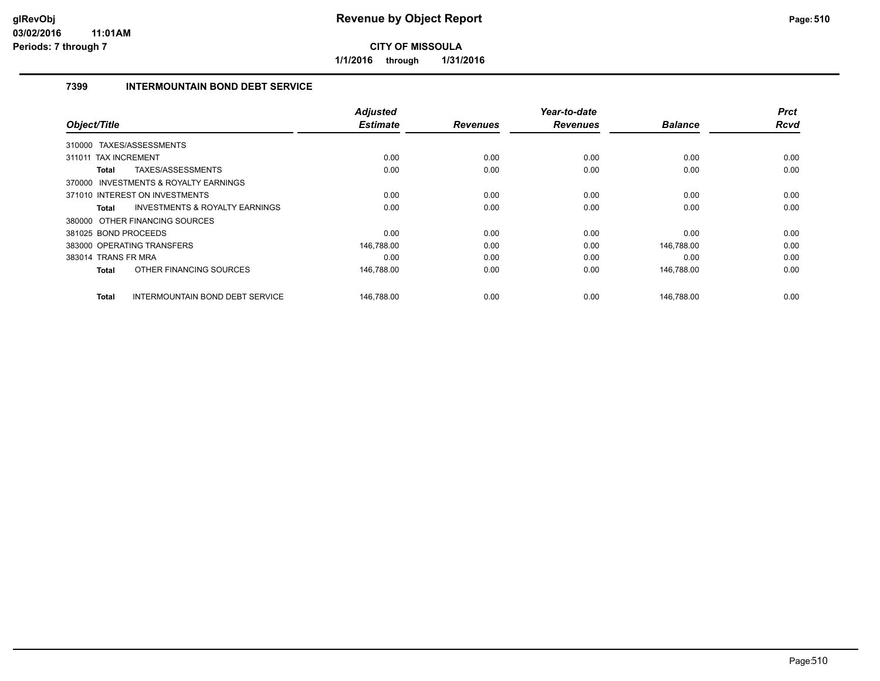# Revenue by Object Report

**CITY OF MISSOULA**

**1/1/2016 through 1/31/2016**

glRevObj
03/02/2016 11:01AM
Periods: 7 through 7

## 7399 INTERMOUNTAIN BOND DEBT SERVICE

| Object/Title | Adjusted Estimate | Revenues | Year-to-date Revenues | Balance | Prct Rcvd |
|---|---|---|---|---|---|
| 310000 TAXES/ASSESSMENTS | | | | | |
| 311011 TAX INCREMENT | 0.00 | 0.00 | 0.00 | 0.00 | 0.00 |
| **Total** TAXES/ASSESSMENTS | 0.00 | 0.00 | 0.00 | 0.00 | 0.00 |
| 370000 INVESTMENTS & ROYALTY EARNINGS | | | | | |
| 371010 INTEREST ON INVESTMENTS | 0.00 | 0.00 | 0.00 | 0.00 | 0.00 |
| **Total** INVESTMENTS & ROYALTY EARNINGS | 0.00 | 0.00 | 0.00 | 0.00 | 0.00 |
| 380000 OTHER FINANCING SOURCES | | | | | |
| 381025 BOND PROCEEDS | 0.00 | 0.00 | 0.00 | 0.00 | 0.00 |
| 383000 OPERATING TRANSFERS | 146,788.00 | 0.00 | 0.00 | 146,788.00 | 0.00 |
| 383014 TRANS FR MRA | 0.00 | 0.00 | 0.00 | 0.00 | 0.00 |
| **Total** OTHER FINANCING SOURCES | 146,788.00 | 0.00 | 0.00 | 146,788.00 | 0.00 |
| **Total** INTERMOUNTAIN BOND DEBT SERVICE | 146,788.00 | 0.00 | 0.00 | 146,788.00 | 0.00 |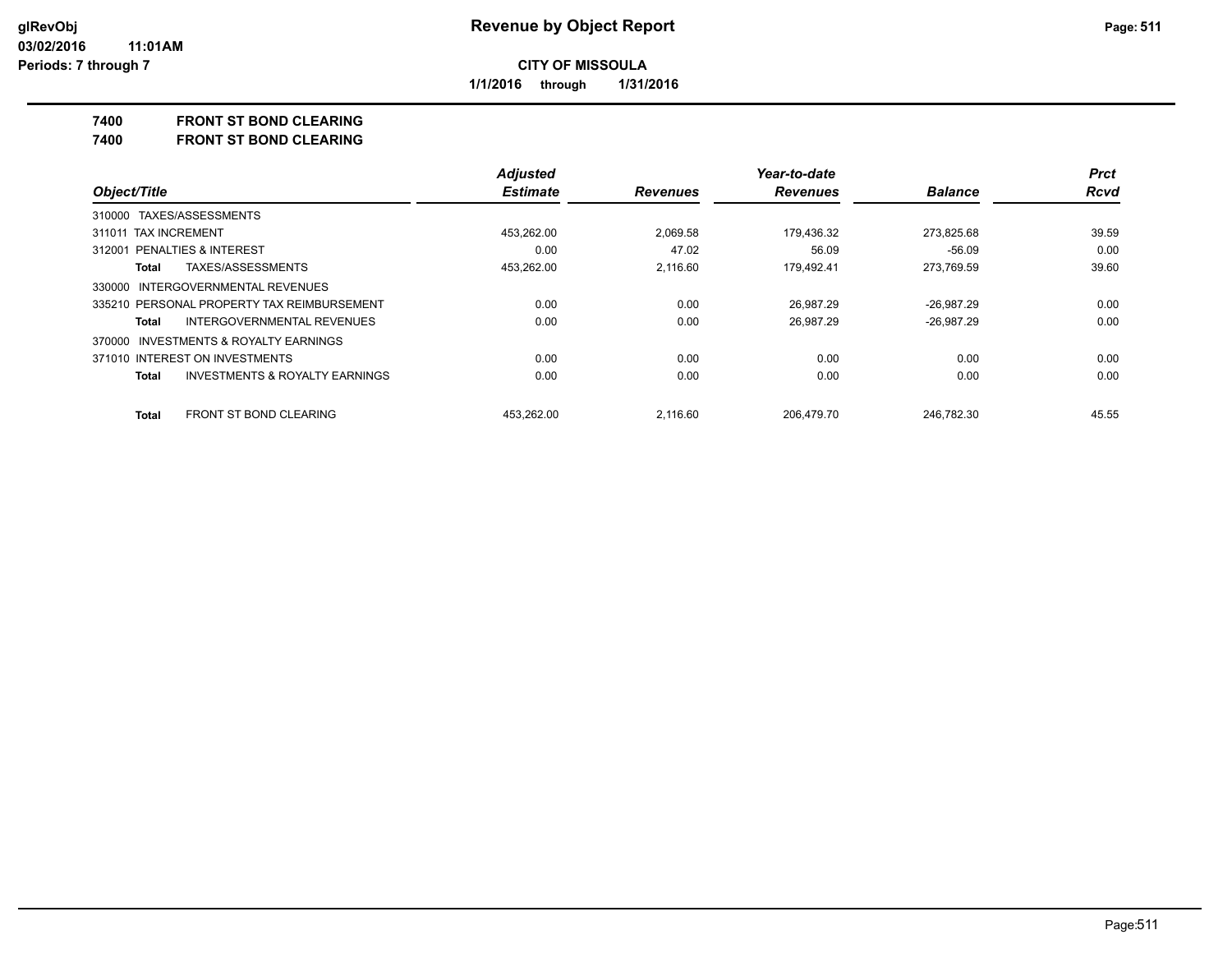**CITY OF MISSOULA**

**1/1/2016 through 1/31/2016**

**Revenue by Object Report**

glRevObj
03/02/2016 11:01AM
Periods: 7 through 7

## 7400 FRONT ST BOND CLEARING
## 7400 FRONT ST BOND CLEARING

| Object/Title | Adjusted Estimate | Revenues | Year-to-date Revenues | Balance | Prct Rcvd |
|---|---|---|---|---|---|
| 310000 TAXES/ASSESSMENTS | | | | | |
| 311011 TAX INCREMENT | 453,262.00 | 2,069.58 | 179,436.32 | 273,825.68 | 39.59 |
| 312001 PENALTIES & INTEREST | 0.00 | 47.02 | 56.09 | -56.09 | 0.00 |
| **Total** TAXES/ASSESSMENTS | 453,262.00 | 2,116.60 | 179,492.41 | 273,769.59 | 39.60 |
| 330000 INTERGOVERNMENTAL REVENUES | | | | | |
| 335210 PERSONAL PROPERTY TAX REIMBURSEMENT | 0.00 | 0.00 | 26,987.29 | -26,987.29 | 0.00 |
| **Total** INTERGOVERNMENTAL REVENUES | 0.00 | 0.00 | 26,987.29 | -26,987.29 | 0.00 |
| 370000 INVESTMENTS & ROYALTY EARNINGS | | | | | |
| 371010 INTEREST ON INVESTMENTS | 0.00 | 0.00 | 0.00 | 0.00 | 0.00 |
| **Total** INVESTMENTS & ROYALTY EARNINGS | 0.00 | 0.00 | 0.00 | 0.00 | 0.00 |
| **Total** FRONT ST BOND CLEARING | 453,262.00 | 2,116.60 | 206,479.70 | 246,782.30 | 45.55 |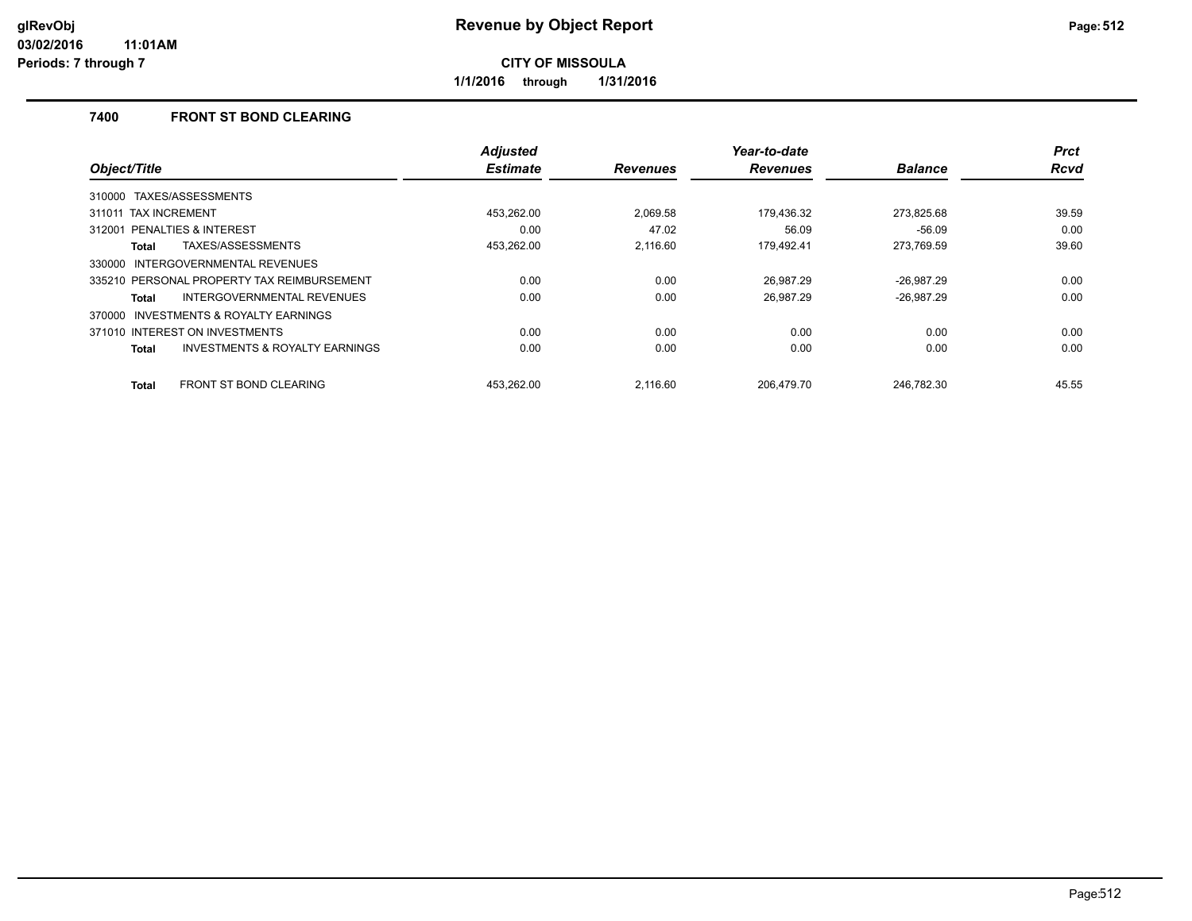**glRevObj**
**03/02/2016 11:01AM**
**Periods: 7 through 7**

# Revenue by Object Report

**CITY OF MISSOULA**

**1/1/2016 through 1/31/2016**

## 7400 FRONT ST BOND CLEARING

| Object/Title | Adjusted Estimate | Revenues | Year-to-date Revenues | Balance | Prct Rcvd |
|---|---|---|---|---|---|
| 310000 TAXES/ASSESSMENTS | | | | | |
| 311011 TAX INCREMENT | 453,262.00 | 2,069.58 | 179,436.32 | 273,825.68 | 39.59 |
| 312001 PENALTIES & INTEREST | 0.00 | 47.02 | 56.09 | -56.09 | 0.00 |
| **Total** TAXES/ASSESSMENTS | 453,262.00 | 2,116.60 | 179,492.41 | 273,769.59 | 39.60 |
| 330000 INTERGOVERNMENTAL REVENUES | | | | | |
| 335210 PERSONAL PROPERTY TAX REIMBURSEMENT | 0.00 | 0.00 | 26,987.29 | -26,987.29 | 0.00 |
| **Total** INTERGOVERNMENTAL REVENUES | 0.00 | 0.00 | 26,987.29 | -26,987.29 | 0.00 |
| 370000 INVESTMENTS & ROYALTY EARNINGS | | | | | |
| 371010 INTEREST ON INVESTMENTS | 0.00 | 0.00 | 0.00 | 0.00 | 0.00 |
| **Total** INVESTMENTS & ROYALTY EARNINGS | 0.00 | 0.00 | 0.00 | 0.00 | 0.00 |
| **Total** FRONT ST BOND CLEARING | 453,262.00 | 2,116.60 | 206,479.70 | 246,782.30 | 45.55 |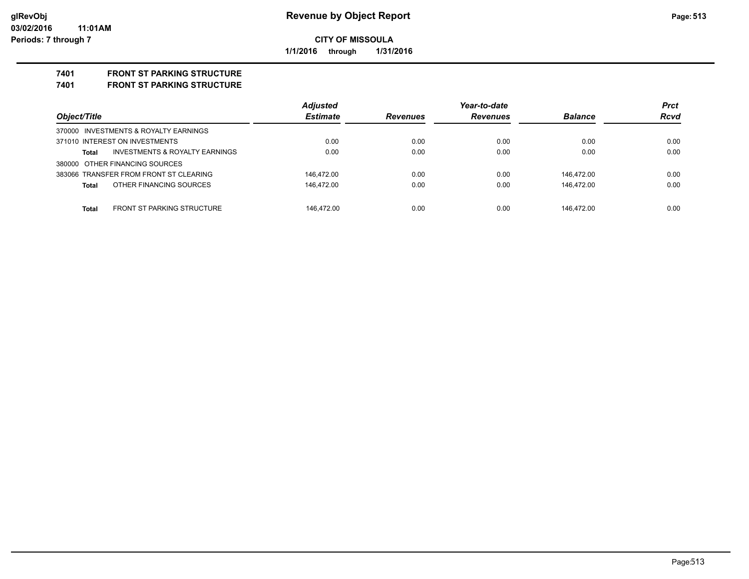# Revenue by Object Report

**CITY OF MISSOULA**

**1/1/2016 through 1/31/2016**

## 7401 FRONT ST PARKING STRUCTURE
## 7401 FRONT ST PARKING STRUCTURE

| Object/Title | Adjusted Estimate | Revenues | Year-to-date Revenues | Balance | Prct Rcvd |
|---|---|---|---|---|---|
| 370000 INVESTMENTS & ROYALTY EARNINGS | | | | | |
| 371010 INTEREST ON INVESTMENTS | 0.00 | 0.00 | 0.00 | 0.00 | 0.00 |
| **Total** INVESTMENTS & ROYALTY EARNINGS | 0.00 | 0.00 | 0.00 | 0.00 | 0.00 |
| 380000 OTHER FINANCING SOURCES | | | | | |
| 383066 TRANSFER FROM FRONT ST CLEARING | 146,472.00 | 0.00 | 0.00 | 146,472.00 | 0.00 |
| **Total** OTHER FINANCING SOURCES | 146,472.00 | 0.00 | 0.00 | 146,472.00 | 0.00 |
| **Total** FRONT ST PARKING STRUCTURE | 146,472.00 | 0.00 | 0.00 | 146,472.00 | 0.00 |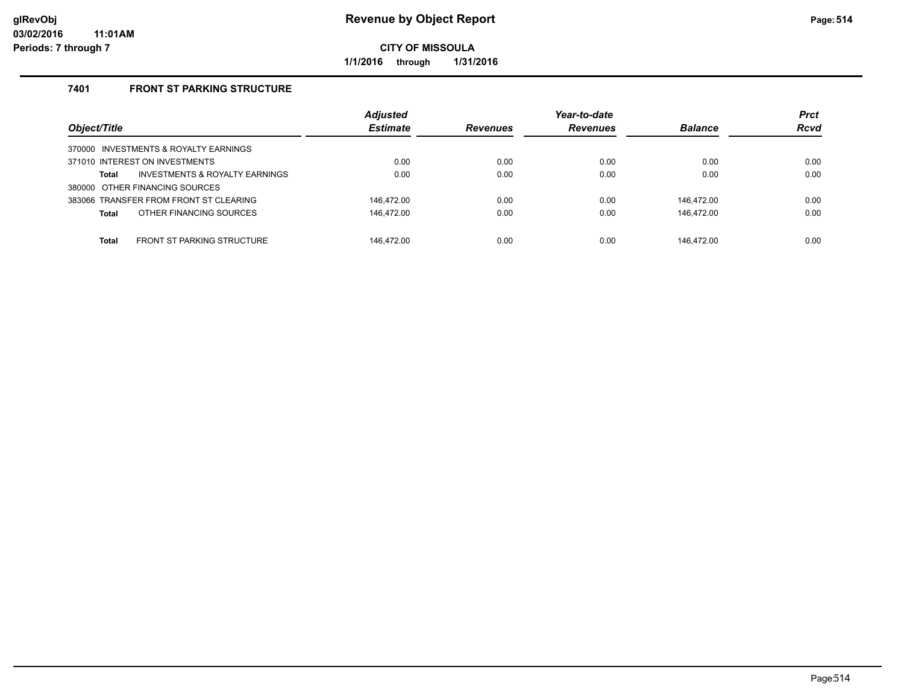# Revenue by Object Report

**CITY OF MISSOULA**

**1/1/2016 through 1/31/2016**

glRevObj
03/02/2016 11:01AM
Periods: 7 through 7

## 7401 FRONT ST PARKING STRUCTURE

| Object/Title | Adjusted Estimate | Revenues | Year-to-date Revenues | Balance | Prct Rcvd |
|---|---|---|---|---|---|
| 370000 INVESTMENTS & ROYALTY EARNINGS | | | | | |
| 371010 INTEREST ON INVESTMENTS | 0.00 | 0.00 | 0.00 | 0.00 | 0.00 |
| **Total** INVESTMENTS & ROYALTY EARNINGS | 0.00 | 0.00 | 0.00 | 0.00 | 0.00 |
| 380000 OTHER FINANCING SOURCES | | | | | |
| 383066 TRANSFER FROM FRONT ST CLEARING | 146,472.00 | 0.00 | 0.00 | 146,472.00 | 0.00 |
| **Total** OTHER FINANCING SOURCES | 146,472.00 | 0.00 | 0.00 | 146,472.00 | 0.00 |
| **Total** FRONT ST PARKING STRUCTURE | 146,472.00 | 0.00 | 0.00 | 146,472.00 | 0.00 |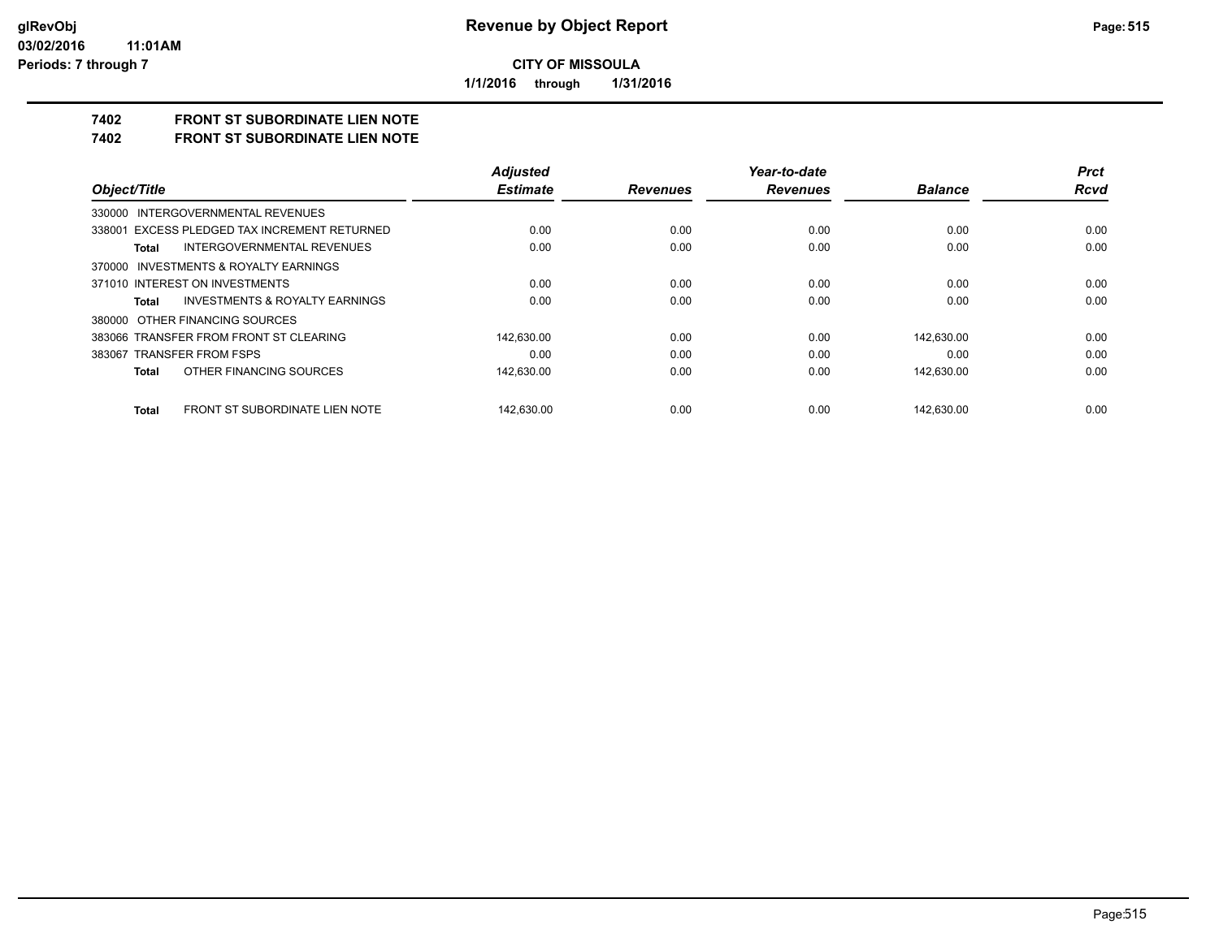**CITY OF MISSOULA**

**1/1/2016 through 1/31/2016**

## 7402 FRONT ST SUBORDINATE LIEN NOTE

## 7402 FRONT ST SUBORDINATE LIEN NOTE

| Object/Title | Adjusted Estimate | Revenues | Year-to-date Revenues | Balance | Prct Rcvd |
|---|---|---|---|---|---|
| 330000 INTERGOVERNMENTAL REVENUES | | | | | |
| 338001 EXCESS PLEDGED TAX INCREMENT RETURNED | 0.00 | 0.00 | 0.00 | 0.00 | 0.00 |
| **Total** INTERGOVERNMENTAL REVENUES | 0.00 | 0.00 | 0.00 | 0.00 | 0.00 |
| 370000 INVESTMENTS & ROYALTY EARNINGS | | | | | |
| 371010 INTEREST ON INVESTMENTS | 0.00 | 0.00 | 0.00 | 0.00 | 0.00 |
| **Total** INVESTMENTS & ROYALTY EARNINGS | 0.00 | 0.00 | 0.00 | 0.00 | 0.00 |
| 380000 OTHER FINANCING SOURCES | | | | | |
| 383066 TRANSFER FROM FRONT ST CLEARING | 142,630.00 | 0.00 | 0.00 | 142,630.00 | 0.00 |
| 383067 TRANSFER FROM FSPS | 0.00 | 0.00 | 0.00 | 0.00 | 0.00 |
| **Total** OTHER FINANCING SOURCES | 142,630.00 | 0.00 | 0.00 | 142,630.00 | 0.00 |
| **Total** FRONT ST SUBORDINATE LIEN NOTE | 142,630.00 | 0.00 | 0.00 | 142,630.00 | 0.00 |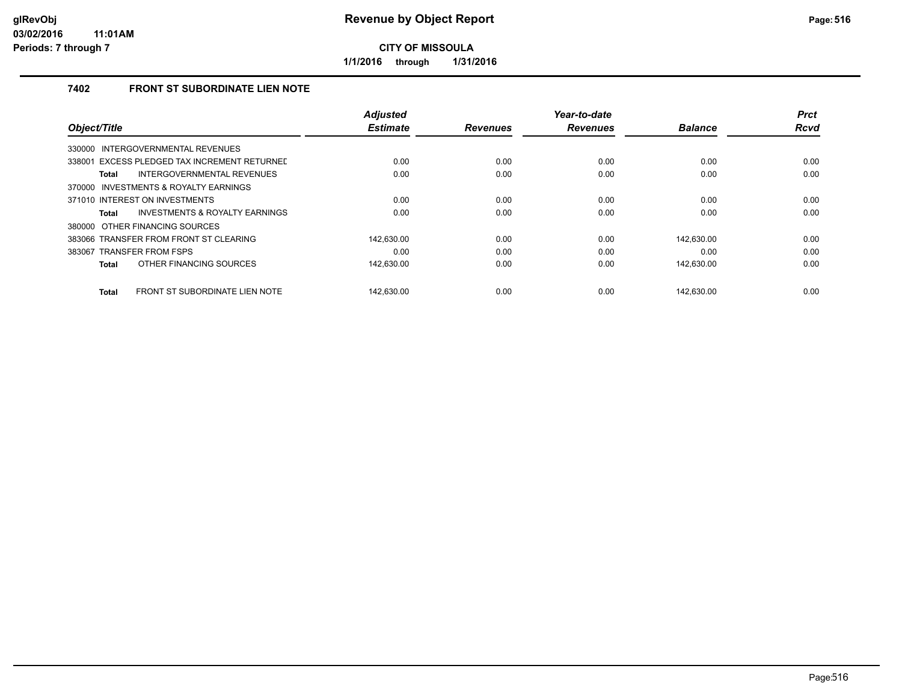# Revenue by Object Report

**CITY OF MISSOULA**

**1/1/2016 through 1/31/2016**

glRevObj
03/02/2016 11:01AM
Periods: 7 through 7

## 7402 FRONT ST SUBORDINATE LIEN NOTE

| Object/Title | Adjusted Estimate | Revenues | Year-to-date Revenues | Balance | Prct Rcvd |
|---|---|---|---|---|---|
| 330000 INTERGOVERNMENTAL REVENUES | | | | | |
| 338001 EXCESS PLEDGED TAX INCREMENT RETURNED | 0.00 | 0.00 | 0.00 | 0.00 | 0.00 |
| **Total** INTERGOVERNMENTAL REVENUES | 0.00 | 0.00 | 0.00 | 0.00 | 0.00 |
| 370000 INVESTMENTS & ROYALTY EARNINGS | | | | | |
| 371010 INTEREST ON INVESTMENTS | 0.00 | 0.00 | 0.00 | 0.00 | 0.00 |
| **Total** INVESTMENTS & ROYALTY EARNINGS | 0.00 | 0.00 | 0.00 | 0.00 | 0.00 |
| 380000 OTHER FINANCING SOURCES | | | | | |
| 383066 TRANSFER FROM FRONT ST CLEARING | 142,630.00 | 0.00 | 0.00 | 142,630.00 | 0.00 |
| 383067 TRANSFER FROM FSPS | 0.00 | 0.00 | 0.00 | 0.00 | 0.00 |
| **Total** OTHER FINANCING SOURCES | 142,630.00 | 0.00 | 0.00 | 142,630.00 | 0.00 |
| **Total** FRONT ST SUBORDINATE LIEN NOTE | 142,630.00 | 0.00 | 0.00 | 142,630.00 | 0.00 |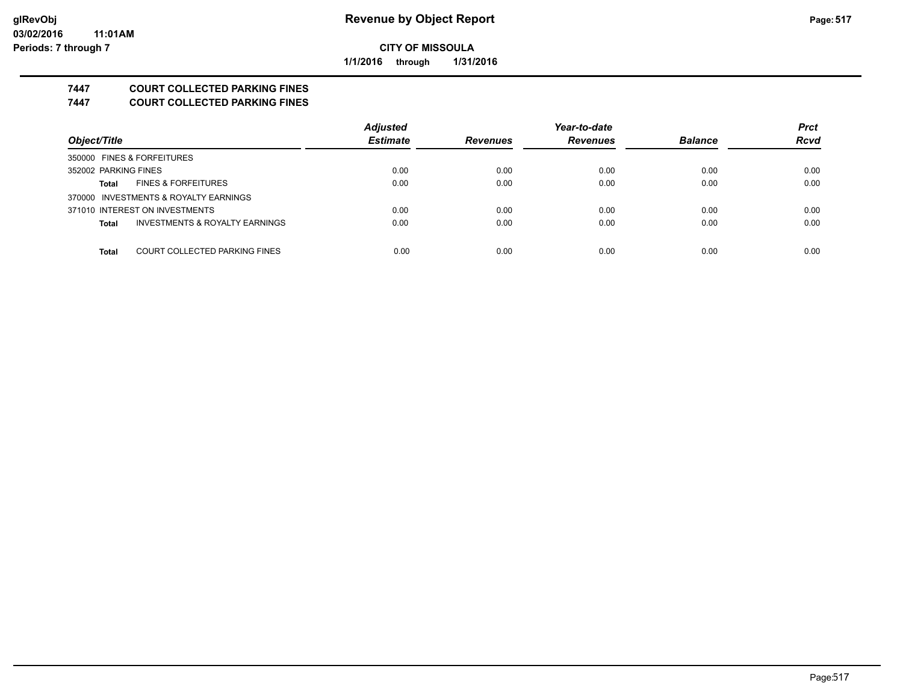**CITY OF MISSOULA**

**1/1/2016 through 1/31/2016**

## 7447 COURT COLLECTED PARKING FINES

## 7447 COURT COLLECTED PARKING FINES

| Object/Title | Adjusted Estimate | Revenues | Year-to-date Revenues | Balance | Prct Rcvd |
|---|---|---|---|---|---|
| 350000 FINES & FORFEITURES | | | | | |
| 352002 PARKING FINES | 0.00 | 0.00 | 0.00 | 0.00 | 0.00 |
| **Total** FINES & FORFEITURES | 0.00 | 0.00 | 0.00 | 0.00 | 0.00 |
| 370000 INVESTMENTS & ROYALTY EARNINGS | | | | | |
| 371010 INTEREST ON INVESTMENTS | 0.00 | 0.00 | 0.00 | 0.00 | 0.00 |
| **Total** INVESTMENTS & ROYALTY EARNINGS | 0.00 | 0.00 | 0.00 | 0.00 | 0.00 |
| **Total** COURT COLLECTED PARKING FINES | 0.00 | 0.00 | 0.00 | 0.00 | 0.00 |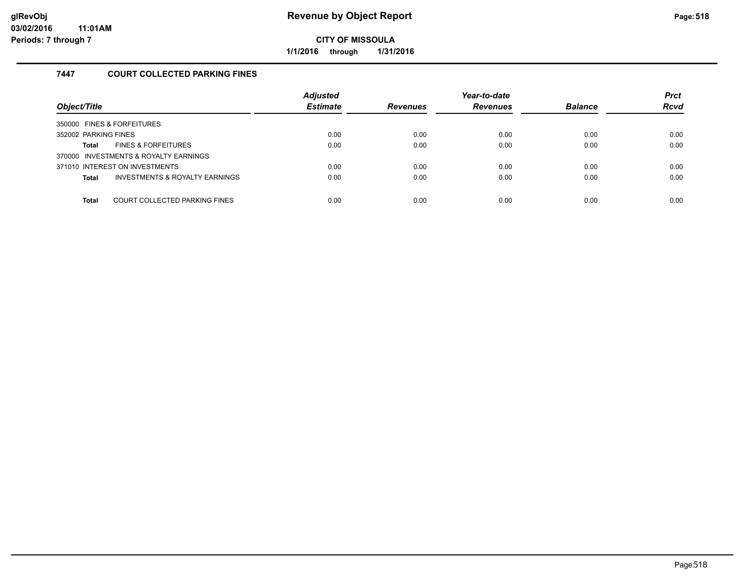# Revenue by Object Report

**CITY OF MISSOULA**

**1/1/2016 through 1/31/2016**

glRevObj
03/02/2016 11:01AM
Periods: 7 through 7

### 7447 COURT COLLECTED PARKING FINES

| Object/Title | | Adjusted Estimate | Revenues | Year-to-date Revenues | Balance | Prct Rcvd |
|---|---|---|---|---|---|---|
| 350000 FINES & FORFEITURES | | | | | | |
| 352002 PARKING FINES | | 0.00 | 0.00 | 0.00 | 0.00 | 0.00 |
| **Total** | FINES & FORFEITURES | 0.00 | 0.00 | 0.00 | 0.00 | 0.00 |
| 370000 INVESTMENTS & ROYALTY EARNINGS | | | | | | |
| 371010 INTEREST ON INVESTMENTS | | 0.00 | 0.00 | 0.00 | 0.00 | 0.00 |
| **Total** | INVESTMENTS & ROYALTY EARNINGS | 0.00 | 0.00 | 0.00 | 0.00 | 0.00 |
| **Total** | COURT COLLECTED PARKING FINES | 0.00 | 0.00 | 0.00 | 0.00 | 0.00 |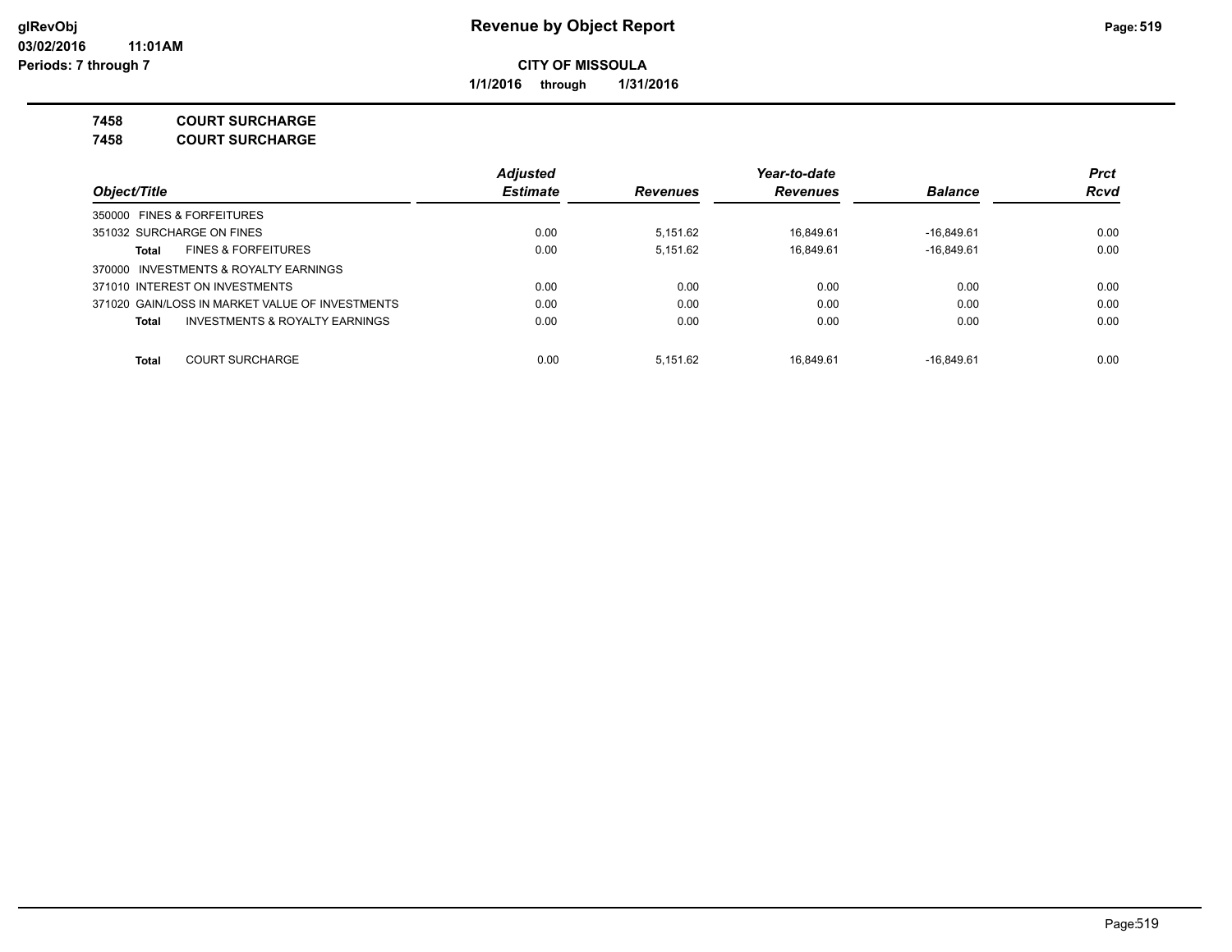# Revenue by Object Report

**CITY OF MISSOULA**

**1/1/2016 through 1/31/2016**

glRevObj
03/02/2016 11:01AM
Periods: 7 through 7

**7458 COURT SURCHARGE**
**7458 COURT SURCHARGE**

| Object/Title | Adjusted Estimate | Revenues | Year-to-date Revenues | Balance | Prct Rcvd |
|---|---|---|---|---|---|
| 350000 FINES & FORFEITURES | | | | | |
| 351032 SURCHARGE ON FINES | 0.00 | 5,151.62 | 16,849.61 | -16,849.61 | 0.00 |
| **Total** FINES & FORFEITURES | 0.00 | 5,151.62 | 16,849.61 | -16,849.61 | 0.00 |
| 370000 INVESTMENTS & ROYALTY EARNINGS | | | | | |
| 371010 INTEREST ON INVESTMENTS | 0.00 | 0.00 | 0.00 | 0.00 | 0.00 |
| 371020 GAIN/LOSS IN MARKET VALUE OF INVESTMENTS | 0.00 | 0.00 | 0.00 | 0.00 | 0.00 |
| **Total** INVESTMENTS & ROYALTY EARNINGS | 0.00 | 0.00 | 0.00 | 0.00 | 0.00 |
| **Total** COURT SURCHARGE | 0.00 | 5,151.62 | 16,849.61 | -16,849.61 | 0.00 |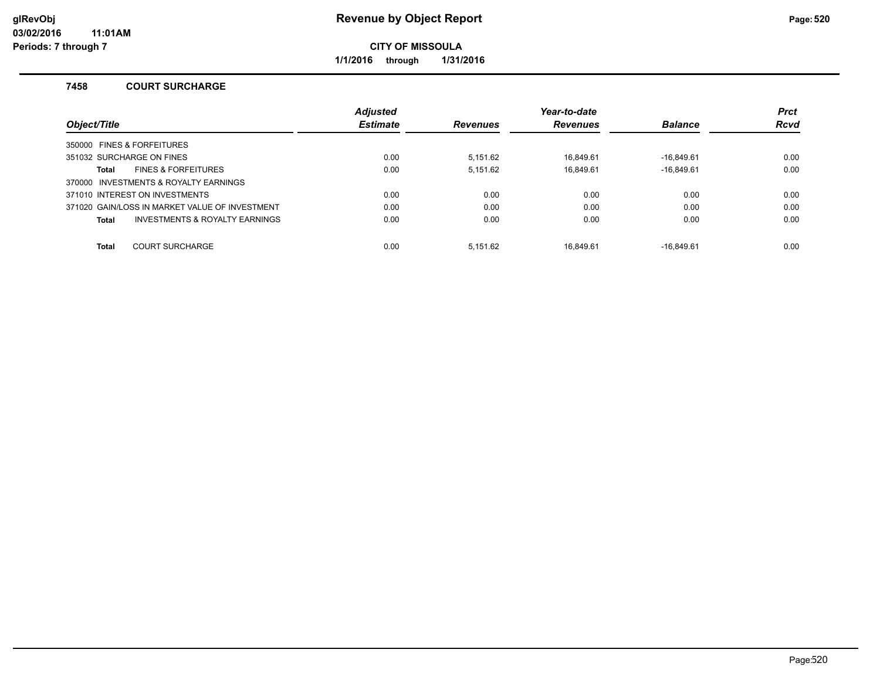# Revenue by Object Report

**CITY OF MISSOULA**

**1/1/2016 through 1/31/2016**

### 7458 COURT SURCHARGE

| Object/Title | Adjusted Estimate | Revenues | Year-to-date Revenues | Balance | Prct Rcvd |
|---|---|---|---|---|---|
| 350000 FINES & FORFEITURES | | | | | |
| 351032 SURCHARGE ON FINES | 0.00 | 5,151.62 | 16,849.61 | -16,849.61 | 0.00 |
| **Total** FINES & FORFEITURES | 0.00 | 5,151.62 | 16,849.61 | -16,849.61 | 0.00 |
| 370000 INVESTMENTS & ROYALTY EARNINGS | | | | | |
| 371010 INTEREST ON INVESTMENTS | 0.00 | 0.00 | 0.00 | 0.00 | 0.00 |
| 371020 GAIN/LOSS IN MARKET VALUE OF INVESTMENT | 0.00 | 0.00 | 0.00 | 0.00 | 0.00 |
| **Total** INVESTMENTS & ROYALTY EARNINGS | 0.00 | 0.00 | 0.00 | 0.00 | 0.00 |
| **Total** COURT SURCHARGE | 0.00 | 5,151.62 | 16,849.61 | -16,849.61 | 0.00 |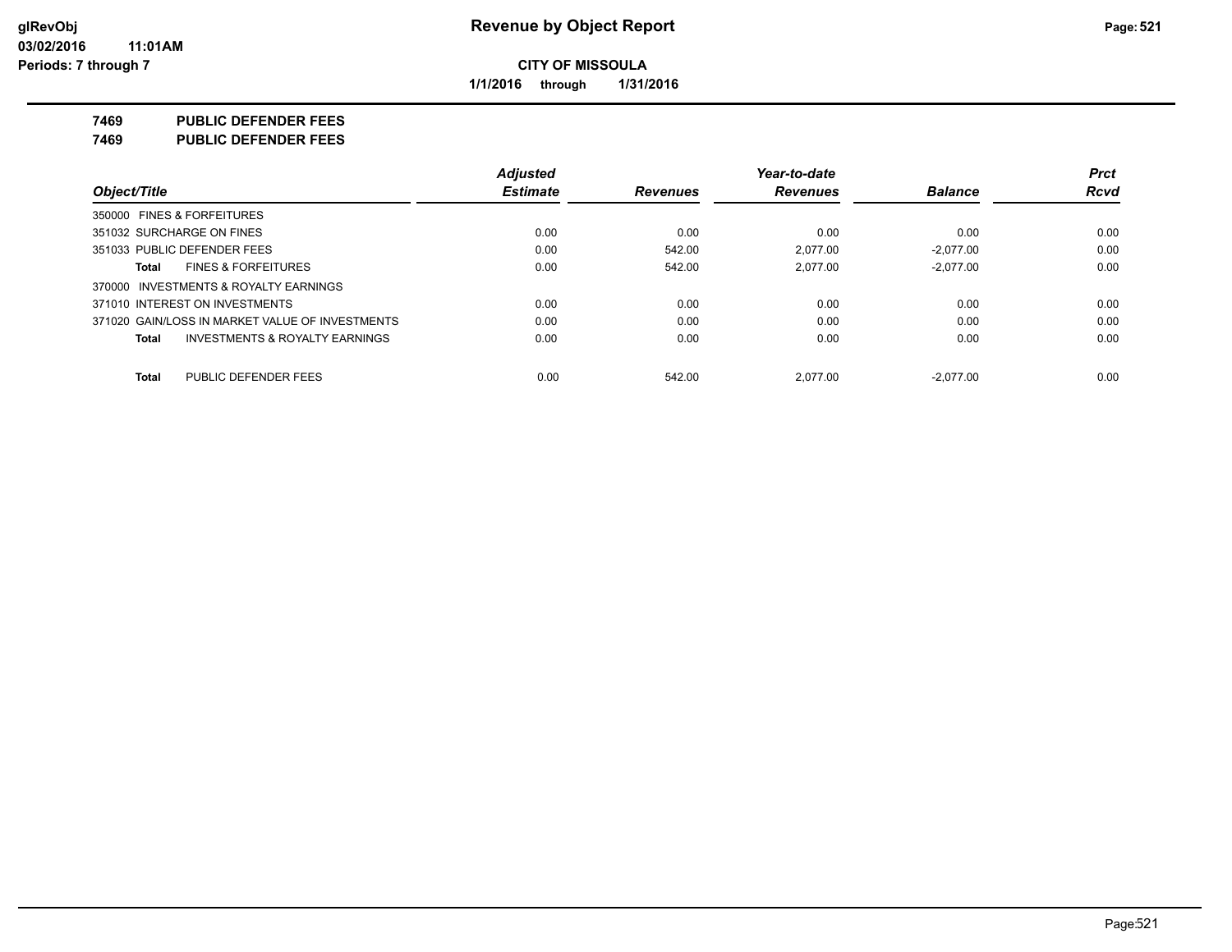# Revenue by Object Report

**CITY OF MISSOULA**

**1/1/2016 through 1/31/2016**

glRevObj
03/02/2016 11:01AM
Periods: 7 through 7

**7469 PUBLIC DEFENDER FEES**

**7469 PUBLIC DEFENDER FEES**

| Object/Title | Adjusted Estimate | Revenues | Year-to-date Revenues | Balance | Prct Rcvd |
|---|---|---|---|---|---|
| 350000 FINES & FORFEITURES | | | | | |
| 351032 SURCHARGE ON FINES | 0.00 | 0.00 | 0.00 | 0.00 | 0.00 |
| 351033 PUBLIC DEFENDER FEES | 0.00 | 542.00 | 2,077.00 | -2,077.00 | 0.00 |
| **Total** FINES & FORFEITURES | 0.00 | 542.00 | 2,077.00 | -2,077.00 | 0.00 |
| 370000 INVESTMENTS & ROYALTY EARNINGS | | | | | |
| 371010 INTEREST ON INVESTMENTS | 0.00 | 0.00 | 0.00 | 0.00 | 0.00 |
| 371020 GAIN/LOSS IN MARKET VALUE OF INVESTMENTS | 0.00 | 0.00 | 0.00 | 0.00 | 0.00 |
| **Total** INVESTMENTS & ROYALTY EARNINGS | 0.00 | 0.00 | 0.00 | 0.00 | 0.00 |
| **Total** PUBLIC DEFENDER FEES | 0.00 | 542.00 | 2,077.00 | -2,077.00 | 0.00 |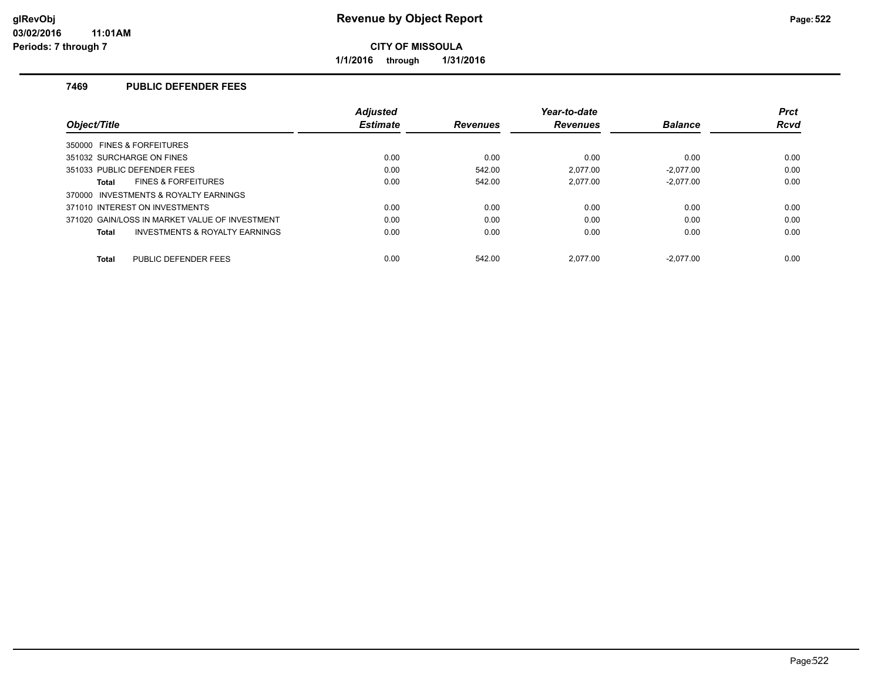# Revenue by Object Report

**CITY OF MISSOULA**

**1/1/2016 through 1/31/2016**

glRevObj
03/02/2016 11:01AM
Periods: 7 through 7

### 7469 PUBLIC DEFENDER FEES

| Object/Title | Adjusted Estimate | Revenues | Year-to-date Revenues | Balance | Prct Rcvd |
|---|---|---|---|---|---|
| 350000 FINES & FORFEITURES | | | | | |
| 351032 SURCHARGE ON FINES | 0.00 | 0.00 | 0.00 | 0.00 | 0.00 |
| 351033 PUBLIC DEFENDER FEES | 0.00 | 542.00 | 2,077.00 | -2,077.00 | 0.00 |
| **Total** FINES & FORFEITURES | 0.00 | 542.00 | 2,077.00 | -2,077.00 | 0.00 |
| 370000 INVESTMENTS & ROYALTY EARNINGS | | | | | |
| 371010 INTEREST ON INVESTMENTS | 0.00 | 0.00 | 0.00 | 0.00 | 0.00 |
| 371020 GAIN/LOSS IN MARKET VALUE OF INVESTMENT | 0.00 | 0.00 | 0.00 | 0.00 | 0.00 |
| **Total** INVESTMENTS & ROYALTY EARNINGS | 0.00 | 0.00 | 0.00 | 0.00 | 0.00 |
| **Total** PUBLIC DEFENDER FEES | 0.00 | 542.00 | 2,077.00 | -2,077.00 | 0.00 |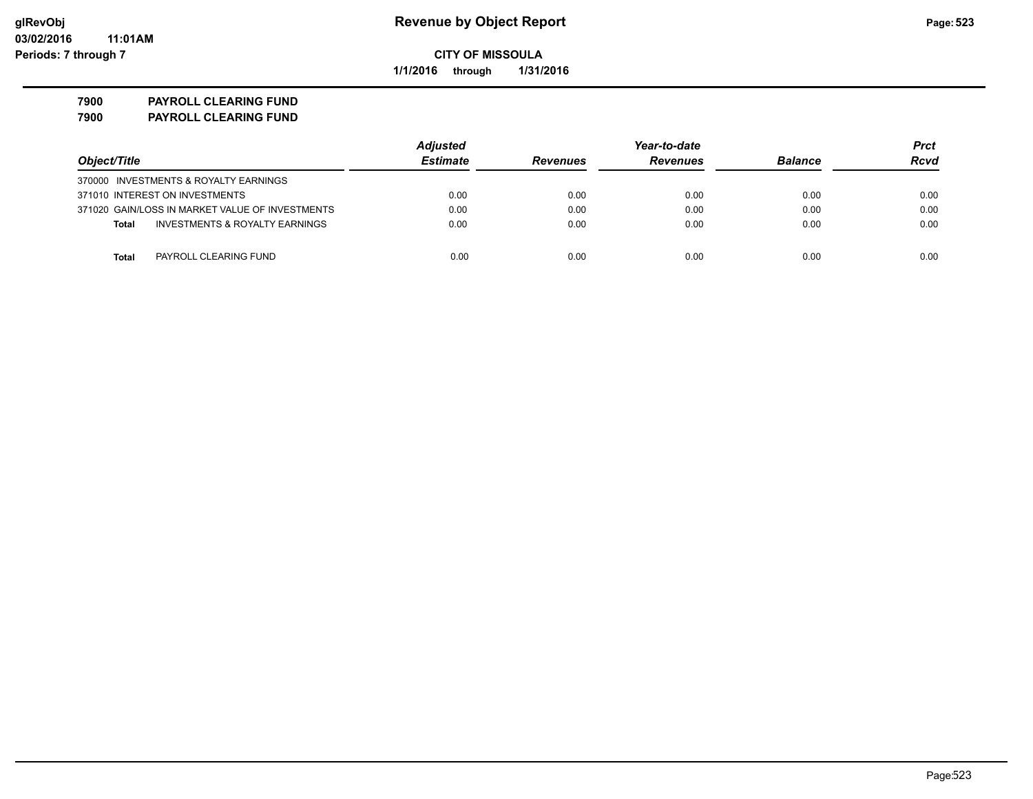**Revenue by Object Report**

**CITY OF MISSOULA**

**1/1/2016 through 1/31/2016**

glRevObj
03/02/2016 11:01AM
Periods: 7 through 7

**7900 PAYROLL CLEARING FUND**
**7900 PAYROLL CLEARING FUND**

| Object/Title | Adjusted Estimate | Revenues | Year-to-date Revenues | Balance | Prct Rcvd |
|---|---|---|---|---|---|
| 370000 INVESTMENTS & ROYALTY EARNINGS | | | | | |
| 371010 INTEREST ON INVESTMENTS | 0.00 | 0.00 | 0.00 | 0.00 | 0.00 |
| 371020 GAIN/LOSS IN MARKET VALUE OF INVESTMENTS | 0.00 | 0.00 | 0.00 | 0.00 | 0.00 |
| **Total** INVESTMENTS & ROYALTY EARNINGS | 0.00 | 0.00 | 0.00 | 0.00 | 0.00 |
| **Total** PAYROLL CLEARING FUND | 0.00 | 0.00 | 0.00 | 0.00 | 0.00 |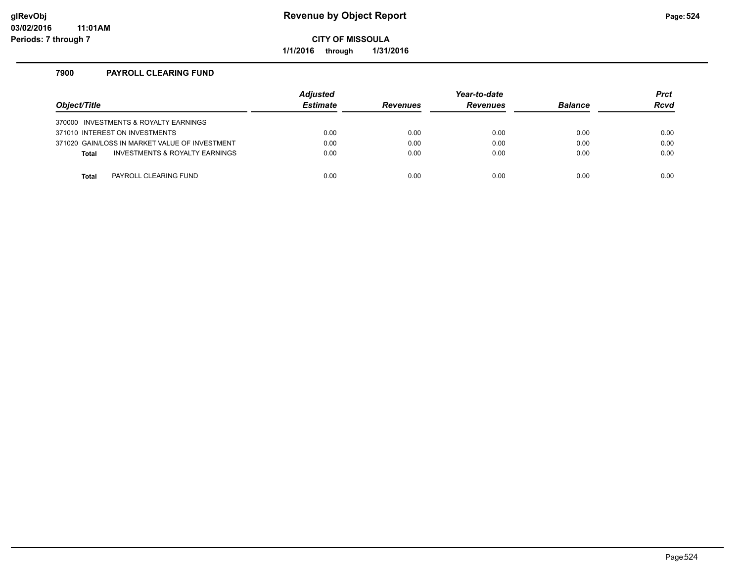# Revenue by Object Report

glRevObj
03/02/2016 11:01AM
Periods: 7 through 7

**CITY OF MISSOULA**

**1/1/2016 through 1/31/2016**

## 7900 PAYROLL CLEARING FUND

| Object/Title | Adjusted Estimate | Revenues | Year-to-date Revenues | Balance | Prct Rcvd |
|---|---|---|---|---|---|
| 370000 INVESTMENTS & ROYALTY EARNINGS | | | | | |
| 371010 INTEREST ON INVESTMENTS | 0.00 | 0.00 | 0.00 | 0.00 | 0.00 |
| 371020 GAIN/LOSS IN MARKET VALUE OF INVESTMENT | 0.00 | 0.00 | 0.00 | 0.00 | 0.00 |
| **Total** INVESTMENTS & ROYALTY EARNINGS | 0.00 | 0.00 | 0.00 | 0.00 | 0.00 |
| **Total** PAYROLL CLEARING FUND | 0.00 | 0.00 | 0.00 | 0.00 | 0.00 |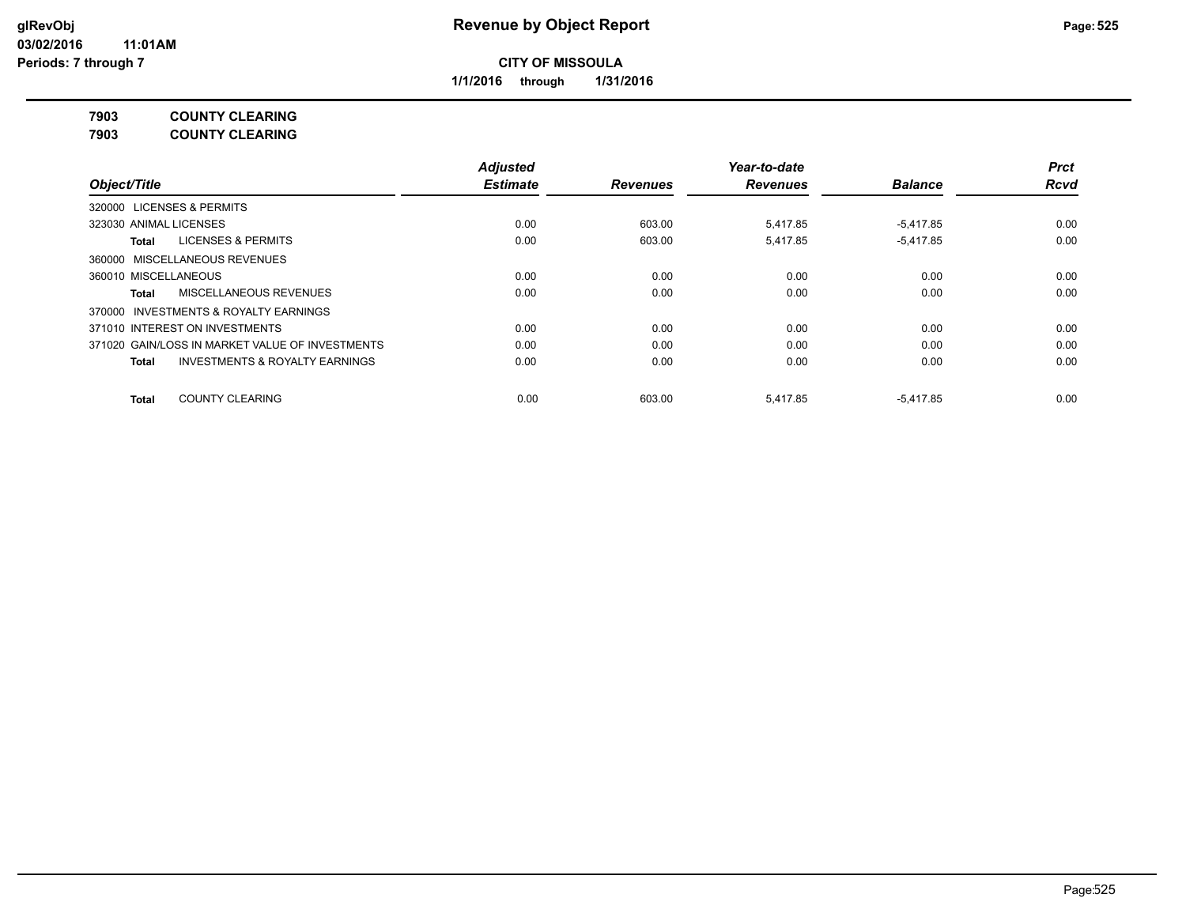# Revenue by Object Report

**CITY OF MISSOULA**

**1/1/2016 through 1/31/2016**

glRevObj
03/02/2016 11:01AM
Periods: 7 through 7

**7903 COUNTY CLEARING**

**7903 COUNTY CLEARING**

| Object/Title | Adjusted Estimate | Revenues | Year-to-date Revenues | Balance | Prct Rcvd |
|---|---|---|---|---|---|
| 320000 LICENSES & PERMITS | | | | | |
| 323030 ANIMAL LICENSES | 0.00 | 603.00 | 5,417.85 | -5,417.85 | 0.00 |
| **Total** LICENSES & PERMITS | 0.00 | 603.00 | 5,417.85 | -5,417.85 | 0.00 |
| 360000 MISCELLANEOUS REVENUES | | | | | |
| 360010 MISCELLANEOUS | 0.00 | 0.00 | 0.00 | 0.00 | 0.00 |
| **Total** MISCELLANEOUS REVENUES | 0.00 | 0.00 | 0.00 | 0.00 | 0.00 |
| 370000 INVESTMENTS & ROYALTY EARNINGS | | | | | |
| 371010 INTEREST ON INVESTMENTS | 0.00 | 0.00 | 0.00 | 0.00 | 0.00 |
| 371020 GAIN/LOSS IN MARKET VALUE OF INVESTMENTS | 0.00 | 0.00 | 0.00 | 0.00 | 0.00 |
| **Total** INVESTMENTS & ROYALTY EARNINGS | 0.00 | 0.00 | 0.00 | 0.00 | 0.00 |
| **Total** COUNTY CLEARING | 0.00 | 603.00 | 5,417.85 | -5,417.85 | 0.00 |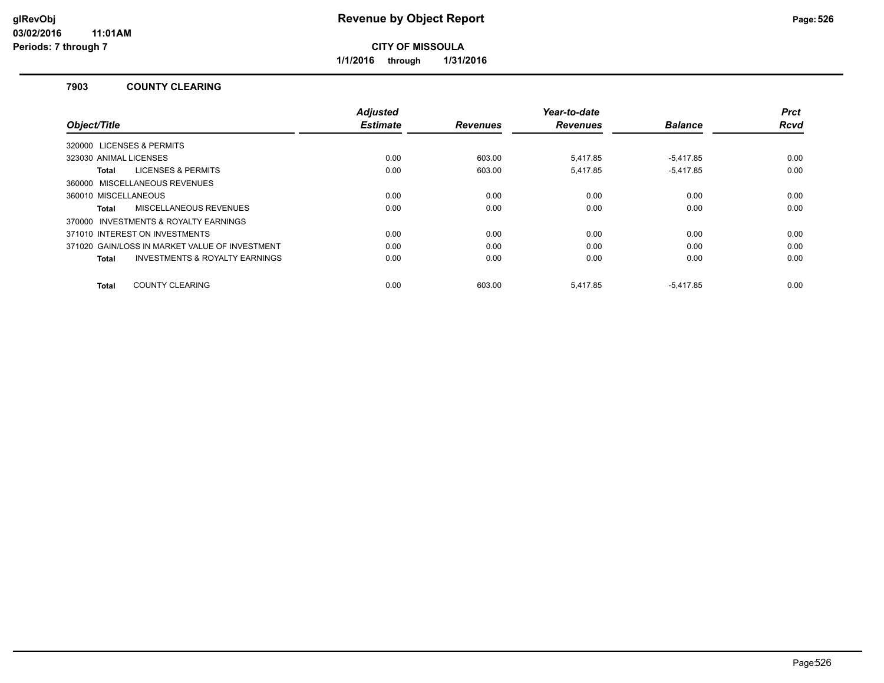# Revenue by Object Report

**CITY OF MISSOULA**

**1/1/2016 through 1/31/2016**

### 7903 COUNTY CLEARING

| Object/Title | Adjusted Estimate | Revenues | Year-to-date Revenues | Balance | Prct Rcvd |
|---|---|---|---|---|---|
| 320000 LICENSES & PERMITS | | | | | |
| 323030 ANIMAL LICENSES | 0.00 | 603.00 | 5,417.85 | -5,417.85 | 0.00 |
| **Total** LICENSES & PERMITS | 0.00 | 603.00 | 5,417.85 | -5,417.85 | 0.00 |
| 360000 MISCELLANEOUS REVENUES | | | | | |
| 360010 MISCELLANEOUS | 0.00 | 0.00 | 0.00 | 0.00 | 0.00 |
| **Total** MISCELLANEOUS REVENUES | 0.00 | 0.00 | 0.00 | 0.00 | 0.00 |
| 370000 INVESTMENTS & ROYALTY EARNINGS | | | | | |
| 371010 INTEREST ON INVESTMENTS | 0.00 | 0.00 | 0.00 | 0.00 | 0.00 |
| 371020 GAIN/LOSS IN MARKET VALUE OF INVESTMENT | 0.00 | 0.00 | 0.00 | 0.00 | 0.00 |
| **Total** INVESTMENTS & ROYALTY EARNINGS | 0.00 | 0.00 | 0.00 | 0.00 | 0.00 |
| **Total** COUNTY CLEARING | 0.00 | 603.00 | 5,417.85 | -5,417.85 | 0.00 |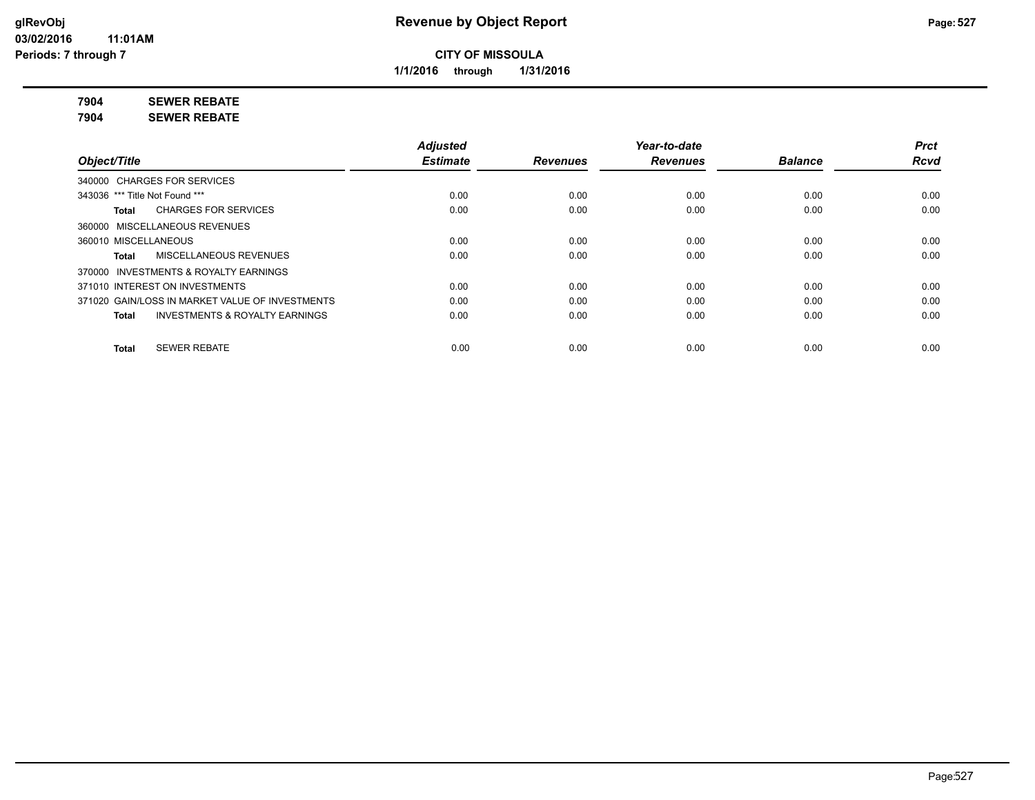**CITY OF MISSOULA**

**1/1/2016 through 1/31/2016**

**Revenue by Object Report**

glRevObj
03/02/2016 11:01AM
Periods: 7 through 7

**7904 SEWER REBATE**

**7904 SEWER REBATE**

| *Object/Title* | *Adjusted Estimate* | *Revenues* | *Year-to-date Revenues* | *Balance* | *Prct Rcvd* |
|---|---|---|---|---|---|
| 340000 CHARGES FOR SERVICES | | | | | |
| 343036 *** Title Not Found *** | 0.00 | 0.00 | 0.00 | 0.00 | 0.00 |
| **Total** CHARGES FOR SERVICES | 0.00 | 0.00 | 0.00 | 0.00 | 0.00 |
| 360000 MISCELLANEOUS REVENUES | | | | | |
| 360010 MISCELLANEOUS | 0.00 | 0.00 | 0.00 | 0.00 | 0.00 |
| **Total** MISCELLANEOUS REVENUES | 0.00 | 0.00 | 0.00 | 0.00 | 0.00 |
| 370000 INVESTMENTS & ROYALTY EARNINGS | | | | | |
| 371010 INTEREST ON INVESTMENTS | 0.00 | 0.00 | 0.00 | 0.00 | 0.00 |
| 371020 GAIN/LOSS IN MARKET VALUE OF INVESTMENTS | 0.00 | 0.00 | 0.00 | 0.00 | 0.00 |
| **Total** INVESTMENTS & ROYALTY EARNINGS | 0.00 | 0.00 | 0.00 | 0.00 | 0.00 |
| **Total** SEWER REBATE | 0.00 | 0.00 | 0.00 | 0.00 | 0.00 |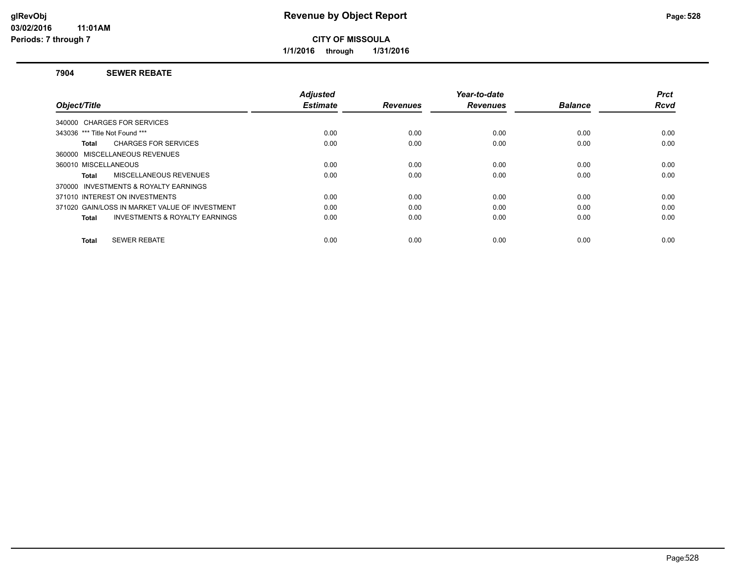# Revenue by Object Report

**CITY OF MISSOULA**

**1/1/2016 through 1/31/2016**

glRevObj
03/02/2016 11:01AM
Periods: 7 through 7

## 7904 SEWER REBATE

| Object/Title | Adjusted Estimate | Revenues | Year-to-date Revenues | Balance | Prct Rcvd |
|---|---|---|---|---|---|
| 340000 CHARGES FOR SERVICES | | | | | |
| 343036 *** Title Not Found *** | 0.00 | 0.00 | 0.00 | 0.00 | 0.00 |
| **Total** CHARGES FOR SERVICES | 0.00 | 0.00 | 0.00 | 0.00 | 0.00 |
| 360000 MISCELLANEOUS REVENUES | | | | | |
| 360010 MISCELLANEOUS | 0.00 | 0.00 | 0.00 | 0.00 | 0.00 |
| **Total** MISCELLANEOUS REVENUES | 0.00 | 0.00 | 0.00 | 0.00 | 0.00 |
| 370000 INVESTMENTS & ROYALTY EARNINGS | | | | | |
| 371010 INTEREST ON INVESTMENTS | 0.00 | 0.00 | 0.00 | 0.00 | 0.00 |
| 371020 GAIN/LOSS IN MARKET VALUE OF INVESTMENT | 0.00 | 0.00 | 0.00 | 0.00 | 0.00 |
| **Total** INVESTMENTS & ROYALTY EARNINGS | 0.00 | 0.00 | 0.00 | 0.00 | 0.00 |
| **Total** SEWER REBATE | 0.00 | 0.00 | 0.00 | 0.00 | 0.00 |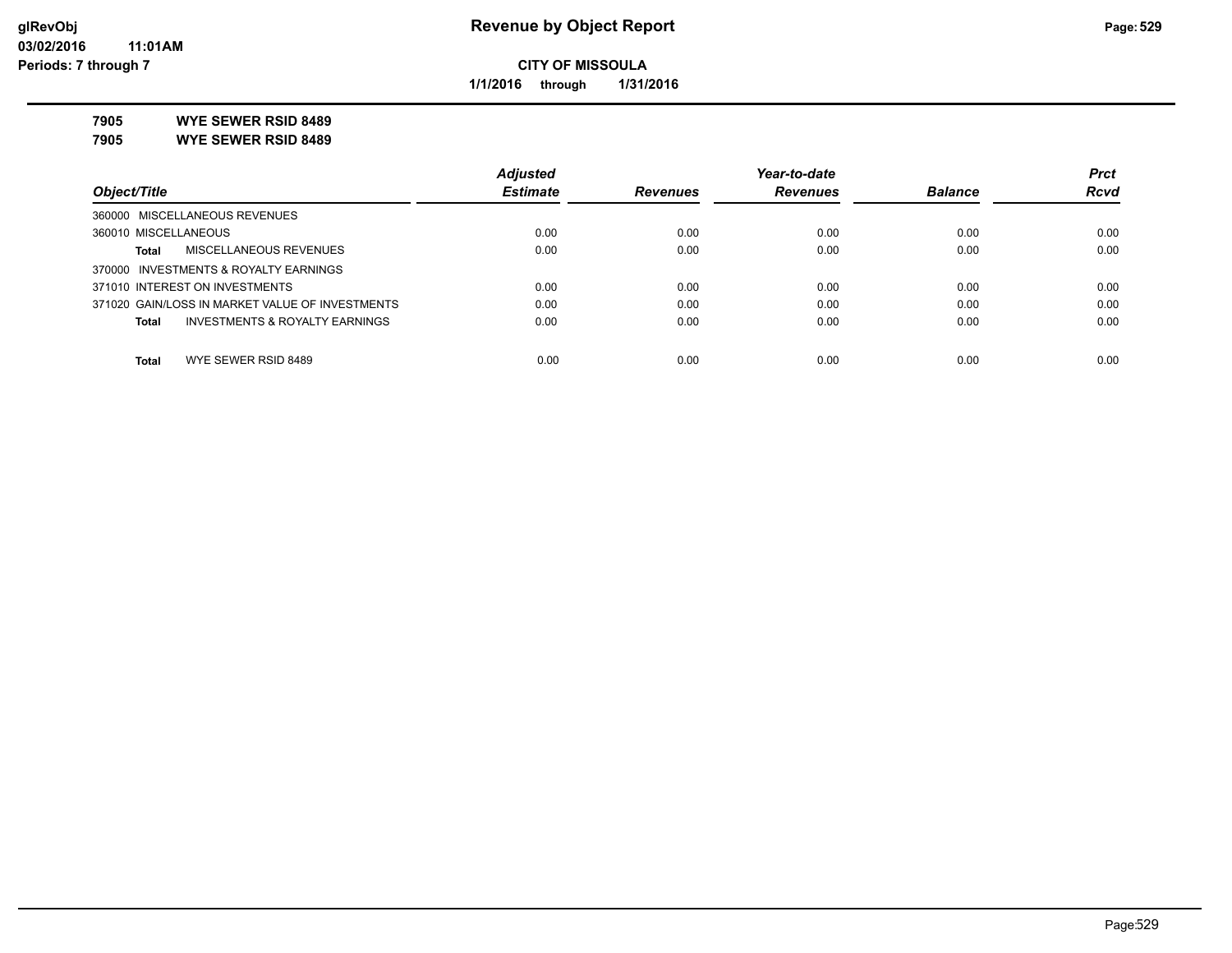**CITY OF MISSOULA**

**1/1/2016 through 1/31/2016**

**7905 WYE SEWER RSID 8489**

**7905 WYE SEWER RSID 8489**

| Object/Title | Adjusted Estimate | Revenues | Year-to-date Revenues | Balance | Prct Rcvd |
|---|---|---|---|---|---|
| 360000 MISCELLANEOUS REVENUES | | | | | |
| 360010 MISCELLANEOUS | 0.00 | 0.00 | 0.00 | 0.00 | 0.00 |
| **Total** MISCELLANEOUS REVENUES | 0.00 | 0.00 | 0.00 | 0.00 | 0.00 |
| 370000 INVESTMENTS & ROYALTY EARNINGS | | | | | |
| 371010 INTEREST ON INVESTMENTS | 0.00 | 0.00 | 0.00 | 0.00 | 0.00 |
| 371020 GAIN/LOSS IN MARKET VALUE OF INVESTMENTS | 0.00 | 0.00 | 0.00 | 0.00 | 0.00 |
| **Total** INVESTMENTS & ROYALTY EARNINGS | 0.00 | 0.00 | 0.00 | 0.00 | 0.00 |
| **Total** WYE SEWER RSID 8489 | 0.00 | 0.00 | 0.00 | 0.00 | 0.00 |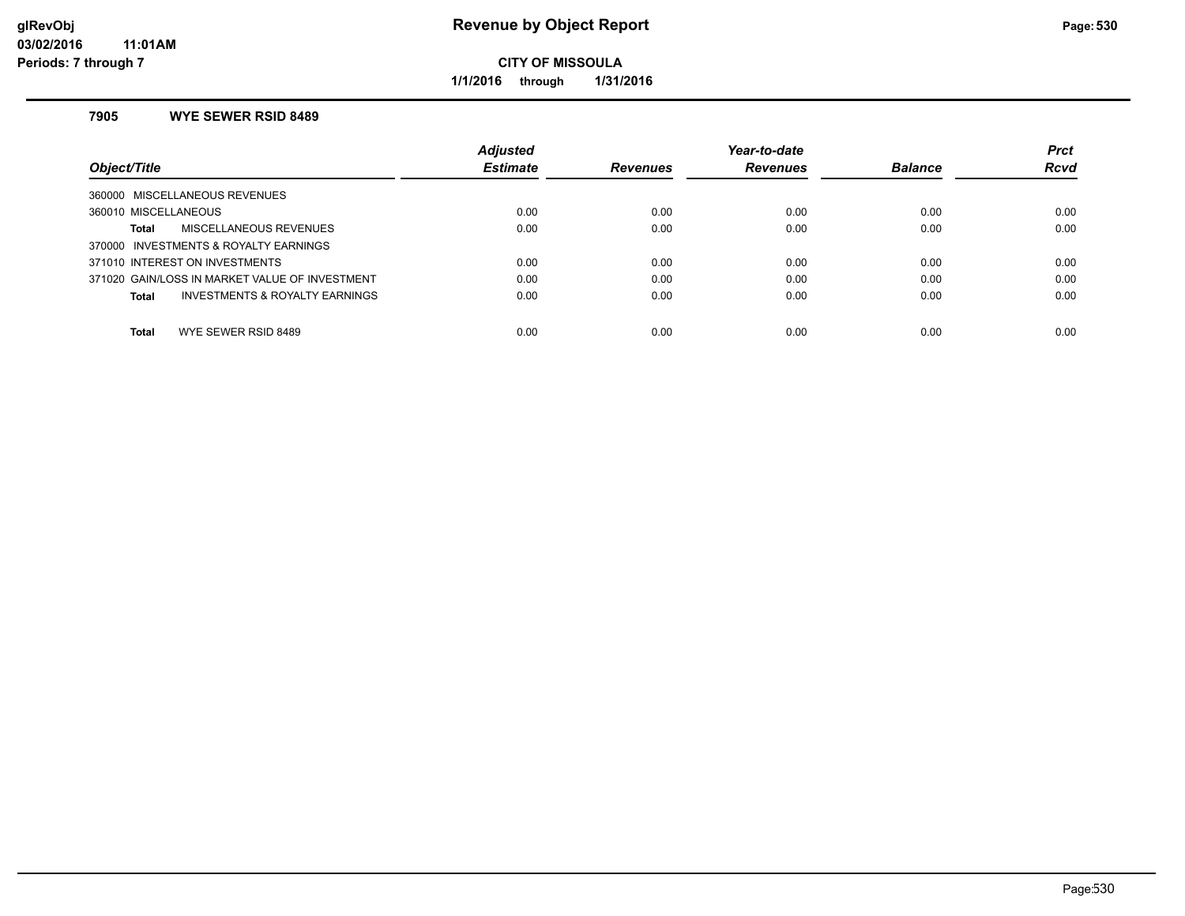# Revenue by Object Report

**CITY OF MISSOULA**

**1/1/2016 through 1/31/2016**

### 7905 WYE SEWER RSID 8489

| Object/Title | Adjusted Estimate | Revenues | Year-to-date Revenues | Balance | Prct Rcvd |
|---|---|---|---|---|---|
| 360000 MISCELLANEOUS REVENUES | | | | | |
| 360010 MISCELLANEOUS | 0.00 | 0.00 | 0.00 | 0.00 | 0.00 |
| **Total** MISCELLANEOUS REVENUES | 0.00 | 0.00 | 0.00 | 0.00 | 0.00 |
| 370000 INVESTMENTS & ROYALTY EARNINGS | | | | | |
| 371010 INTEREST ON INVESTMENTS | 0.00 | 0.00 | 0.00 | 0.00 | 0.00 |
| 371020 GAIN/LOSS IN MARKET VALUE OF INVESTMENT | 0.00 | 0.00 | 0.00 | 0.00 | 0.00 |
| **Total** INVESTMENTS & ROYALTY EARNINGS | 0.00 | 0.00 | 0.00 | 0.00 | 0.00 |
| **Total** WYE SEWER RSID 8489 | 0.00 | 0.00 | 0.00 | 0.00 | 0.00 |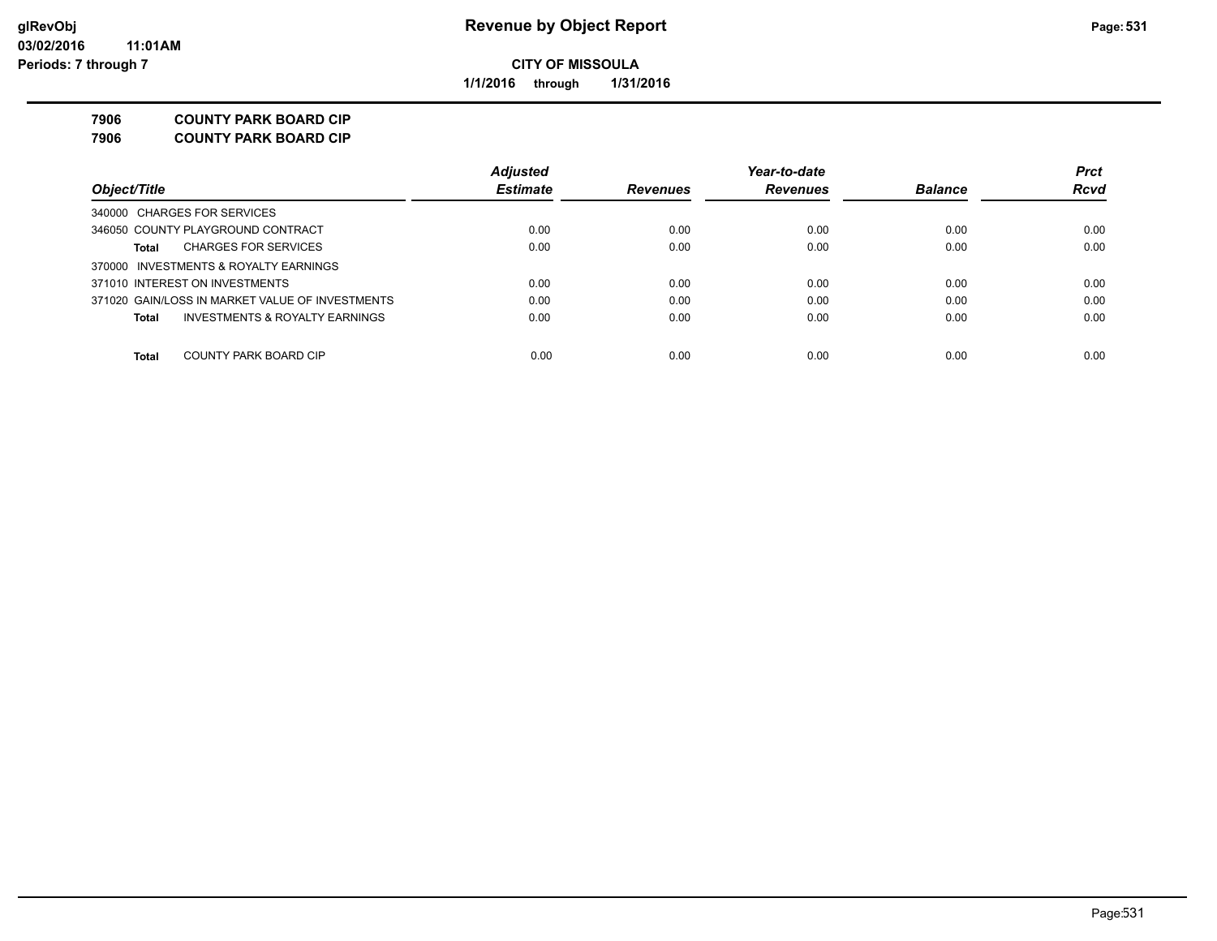**CITY OF MISSOULA**

**1/1/2016 through 1/31/2016**

# Revenue by Object Report

**7906 COUNTY PARK BOARD CIP**

**7906 COUNTY PARK BOARD CIP**

| Object/Title | Adjusted Estimate | Revenues | Year-to-date Revenues | Balance | Prct Rcvd |
|---|---|---|---|---|---|
| 340000 CHARGES FOR SERVICES | | | | | |
| 346050 COUNTY PLAYGROUND CONTRACT | 0.00 | 0.00 | 0.00 | 0.00 | 0.00 |
| **Total** CHARGES FOR SERVICES | 0.00 | 0.00 | 0.00 | 0.00 | 0.00 |
| 370000 INVESTMENTS & ROYALTY EARNINGS | | | | | |
| 371010 INTEREST ON INVESTMENTS | 0.00 | 0.00 | 0.00 | 0.00 | 0.00 |
| 371020 GAIN/LOSS IN MARKET VALUE OF INVESTMENTS | 0.00 | 0.00 | 0.00 | 0.00 | 0.00 |
| **Total** INVESTMENTS & ROYALTY EARNINGS | 0.00 | 0.00 | 0.00 | 0.00 | 0.00 |
| **Total** COUNTY PARK BOARD CIP | 0.00 | 0.00 | 0.00 | 0.00 | 0.00 |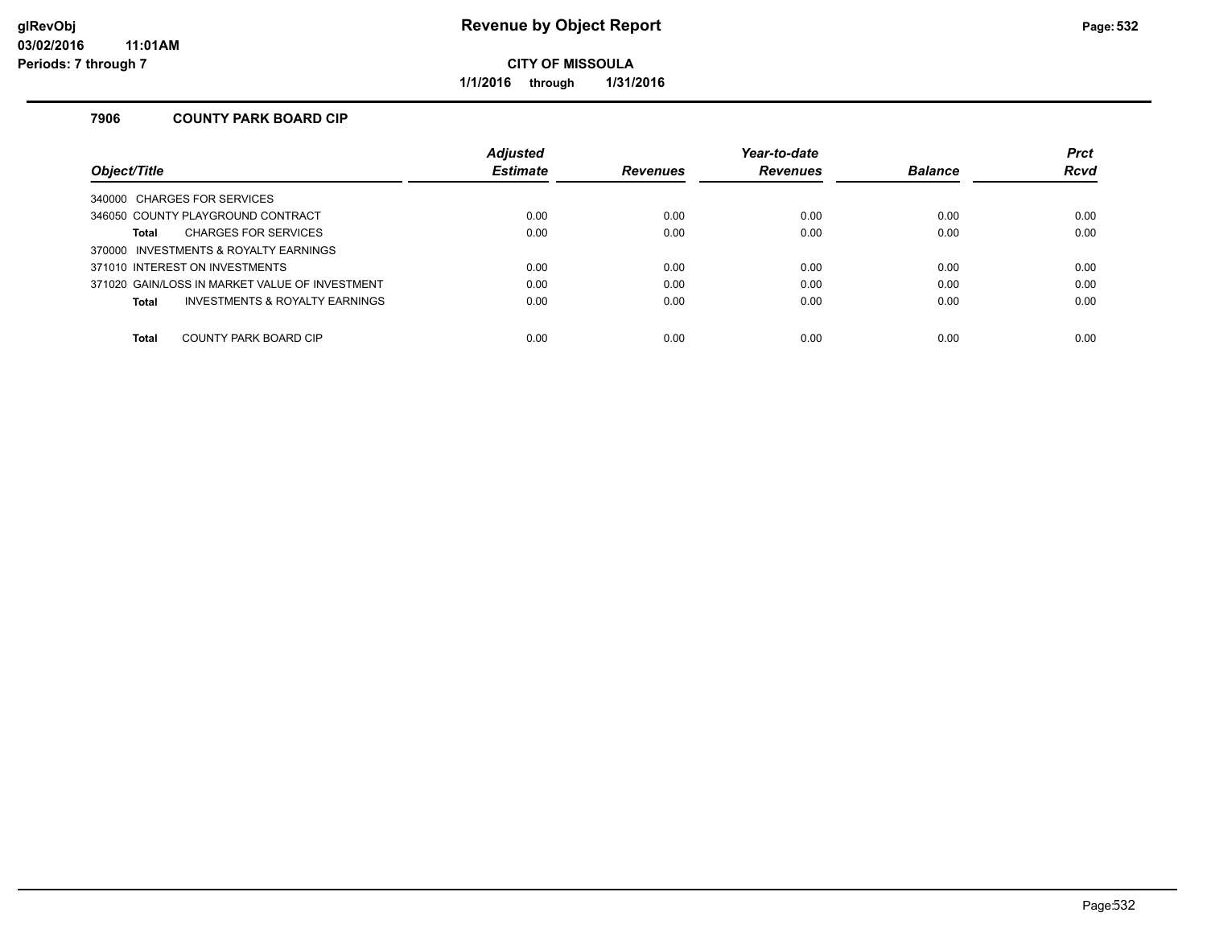# Revenue by Object Report

**CITY OF MISSOULA**

**1/1/2016 through 1/31/2016**

### 7906 COUNTY PARK BOARD CIP

| Object/Title | Adjusted Estimate | Revenues | Year-to-date Revenues | Balance | Prct Rcvd |
|---|---|---|---|---|---|
| 340000 CHARGES FOR SERVICES | | | | | |
| 346050 COUNTY PLAYGROUND CONTRACT | 0.00 | 0.00 | 0.00 | 0.00 | 0.00 |
| **Total** CHARGES FOR SERVICES | 0.00 | 0.00 | 0.00 | 0.00 | 0.00 |
| 370000 INVESTMENTS & ROYALTY EARNINGS | | | | | |
| 371010 INTEREST ON INVESTMENTS | 0.00 | 0.00 | 0.00 | 0.00 | 0.00 |
| 371020 GAIN/LOSS IN MARKET VALUE OF INVESTMENT | 0.00 | 0.00 | 0.00 | 0.00 | 0.00 |
| **Total** INVESTMENTS & ROYALTY EARNINGS | 0.00 | 0.00 | 0.00 | 0.00 | 0.00 |
| **Total** COUNTY PARK BOARD CIP | 0.00 | 0.00 | 0.00 | 0.00 | 0.00 |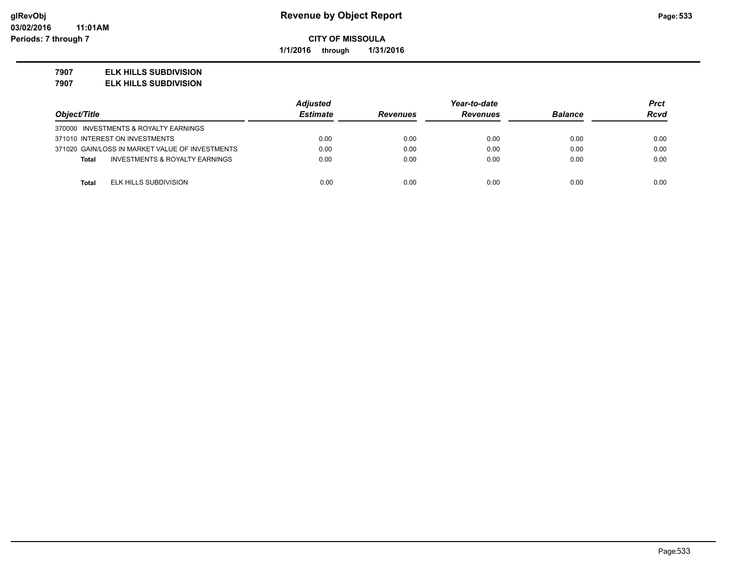**Revenue by Object Report**

**CITY OF MISSOULA**

**1/1/2016 through 1/31/2016**

**7907 ELK HILLS SUBDIVISION**

**7907 ELK HILLS SUBDIVISION**

| Object/Title | | Adjusted Estimate | Revenues | Year-to-date Revenues | Balance | Prct Rcvd |
|---|---|---|---|---|---|---|
| 370000 INVESTMENTS & ROYALTY EARNINGS | | | | | | |
| 371010 INTEREST ON INVESTMENTS | | 0.00 | 0.00 | 0.00 | 0.00 | 0.00 |
| 371020 GAIN/LOSS IN MARKET VALUE OF INVESTMENTS | | 0.00 | 0.00 | 0.00 | 0.00 | 0.00 |
| **Total** | INVESTMENTS & ROYALTY EARNINGS | 0.00 | 0.00 | 0.00 | 0.00 | 0.00 |
| **Total** | ELK HILLS SUBDIVISION | 0.00 | 0.00 | 0.00 | 0.00 | 0.00 |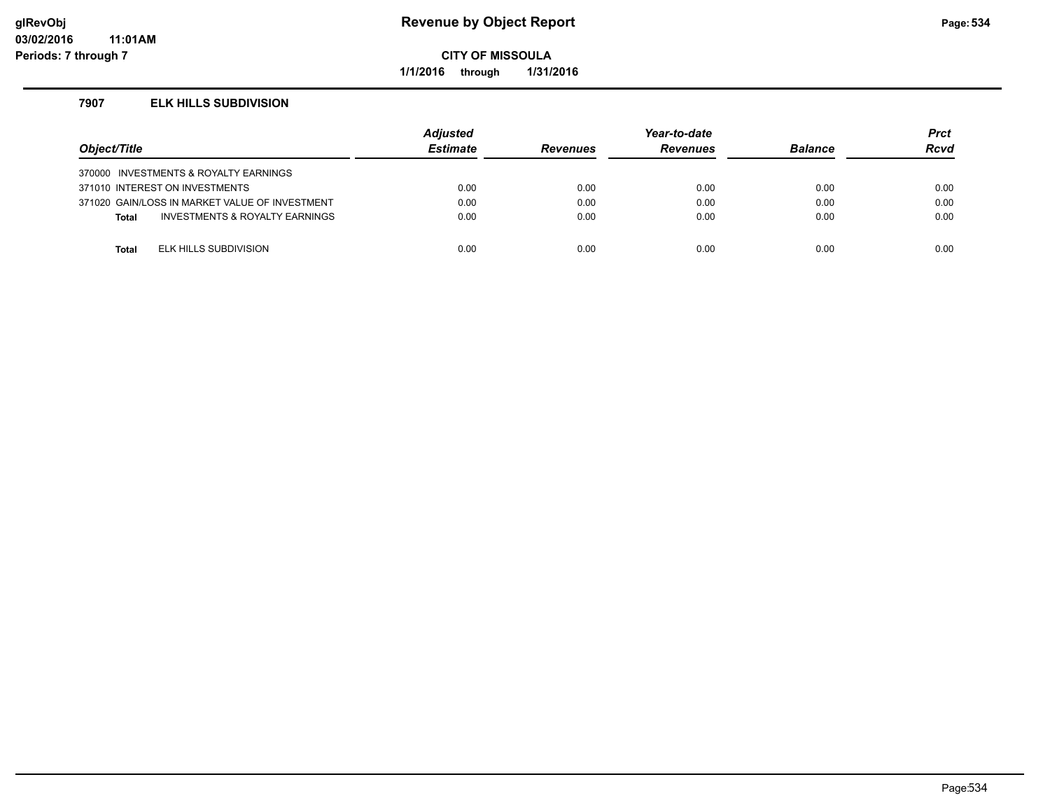# Revenue by Object Report

**CITY OF MISSOULA**

**1/1/2016 through 1/31/2016**

### 7907 ELK HILLS SUBDIVISION

| Object/Title | Adjusted Estimate | Revenues | Year-to-date Revenues | Balance | Prct Rcvd |
|---|---|---|---|---|---|
| 370000 INVESTMENTS & ROYALTY EARNINGS | | | | | |
| 371010 INTEREST ON INVESTMENTS | 0.00 | 0.00 | 0.00 | 0.00 | 0.00 |
| 371020 GAIN/LOSS IN MARKET VALUE OF INVESTMENT | 0.00 | 0.00 | 0.00 | 0.00 | 0.00 |
| **Total** INVESTMENTS & ROYALTY EARNINGS | 0.00 | 0.00 | 0.00 | 0.00 | 0.00 |
| **Total** ELK HILLS SUBDIVISION | 0.00 | 0.00 | 0.00 | 0.00 | 0.00 |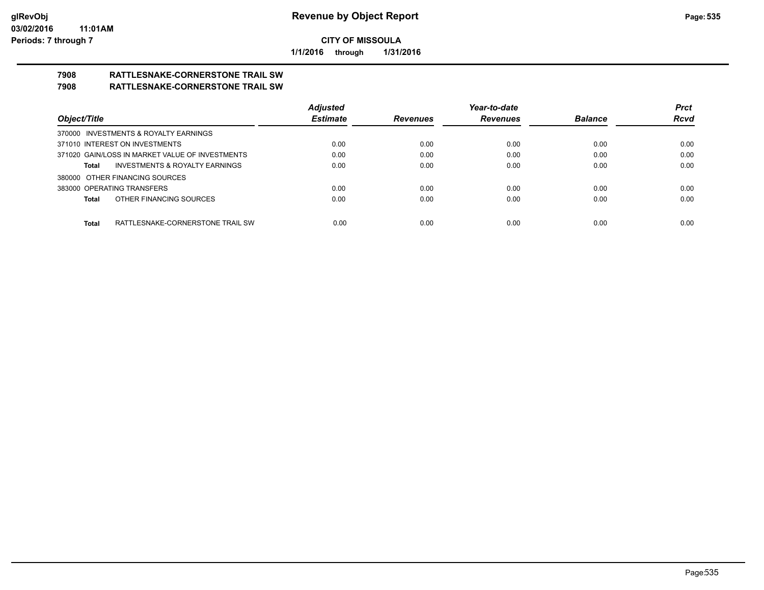**CITY OF MISSOULA**

**1/1/2016 through 1/31/2016**

# 7908 RATTLESNAKE-CORNERSTONE TRAIL SW

## 7908 RATTLESNAKE-CORNERSTONE TRAIL SW

| Object/Title | Adjusted Estimate | Revenues | Year-to-date Revenues | Balance | Prct Rcvd |
|---|---|---|---|---|---|
| 370000 INVESTMENTS & ROYALTY EARNINGS | | | | | |
| 371010 INTEREST ON INVESTMENTS | 0.00 | 0.00 | 0.00 | 0.00 | 0.00 |
| 371020 GAIN/LOSS IN MARKET VALUE OF INVESTMENTS | 0.00 | 0.00 | 0.00 | 0.00 | 0.00 |
| **Total** INVESTMENTS & ROYALTY EARNINGS | 0.00 | 0.00 | 0.00 | 0.00 | 0.00 |
| 380000 OTHER FINANCING SOURCES | | | | | |
| 383000 OPERATING TRANSFERS | 0.00 | 0.00 | 0.00 | 0.00 | 0.00 |
| **Total** OTHER FINANCING SOURCES | 0.00 | 0.00 | 0.00 | 0.00 | 0.00 |
| **Total** RATTLESNAKE-CORNERSTONE TRAIL SW | 0.00 | 0.00 | 0.00 | 0.00 | 0.00 |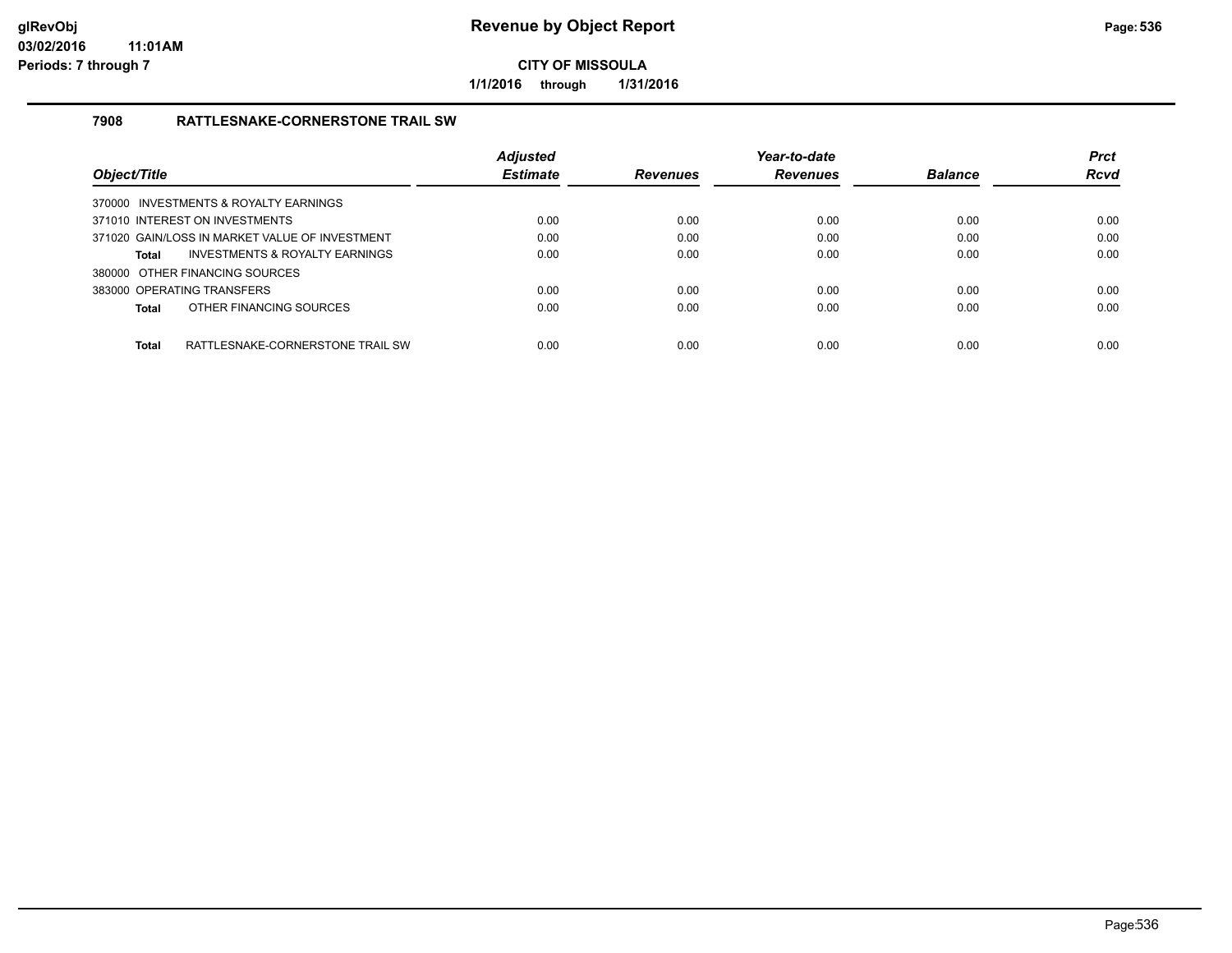# Revenue by Object Report

**CITY OF MISSOULA**

**1/1/2016 through 1/31/2016**

glRevObj
03/02/2016 11:01AM
Periods: 7 through 7

### 7908 RATTLESNAKE-CORNERSTONE TRAIL SW

| Object/Title | Adjusted Estimate | Revenues | Year-to-date Revenues | Balance | Prct Rcvd |
|---|---|---|---|---|---|
| 370000 INVESTMENTS & ROYALTY EARNINGS | | | | | |
| 371010 INTEREST ON INVESTMENTS | 0.00 | 0.00 | 0.00 | 0.00 | 0.00 |
| 371020 GAIN/LOSS IN MARKET VALUE OF INVESTMENT | 0.00 | 0.00 | 0.00 | 0.00 | 0.00 |
| **Total** INVESTMENTS & ROYALTY EARNINGS | 0.00 | 0.00 | 0.00 | 0.00 | 0.00 |
| 380000 OTHER FINANCING SOURCES | | | | | |
| 383000 OPERATING TRANSFERS | 0.00 | 0.00 | 0.00 | 0.00 | 0.00 |
| **Total** OTHER FINANCING SOURCES | 0.00 | 0.00 | 0.00 | 0.00 | 0.00 |
| **Total** RATTLESNAKE-CORNERSTONE TRAIL SW | 0.00 | 0.00 | 0.00 | 0.00 | 0.00 |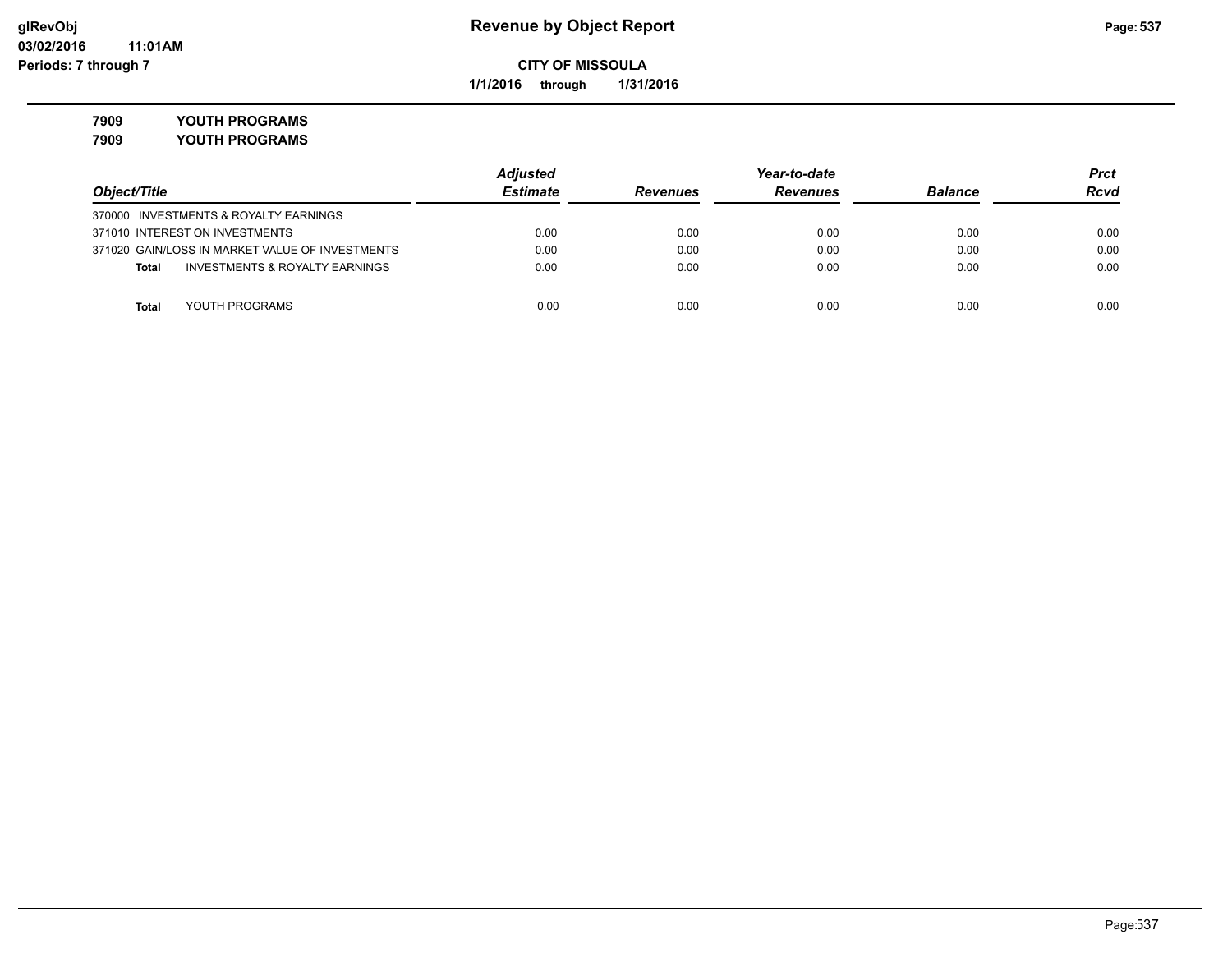**glRevObj**
**03/02/2016 11:01AM**
**Periods: 7 through 7**

# Revenue by Object Report

**CITY OF MISSOULA**

**1/1/2016 through 1/31/2016**

**7909 YOUTH PROGRAMS**

**7909 YOUTH PROGRAMS**

| Object/Title | Adjusted Estimate | Revenues | Year-to-date Revenues | Balance | Prct Rcvd |
|---|---|---|---|---|---|
| 370000 INVESTMENTS & ROYALTY EARNINGS | | | | | |
| 371010 INTEREST ON INVESTMENTS | 0.00 | 0.00 | 0.00 | 0.00 | 0.00 |
| 371020 GAIN/LOSS IN MARKET VALUE OF INVESTMENTS | 0.00 | 0.00 | 0.00 | 0.00 | 0.00 |
| **Total** INVESTMENTS & ROYALTY EARNINGS | 0.00 | 0.00 | 0.00 | 0.00 | 0.00 |
| **Total** YOUTH PROGRAMS | 0.00 | 0.00 | 0.00 | 0.00 | 0.00 |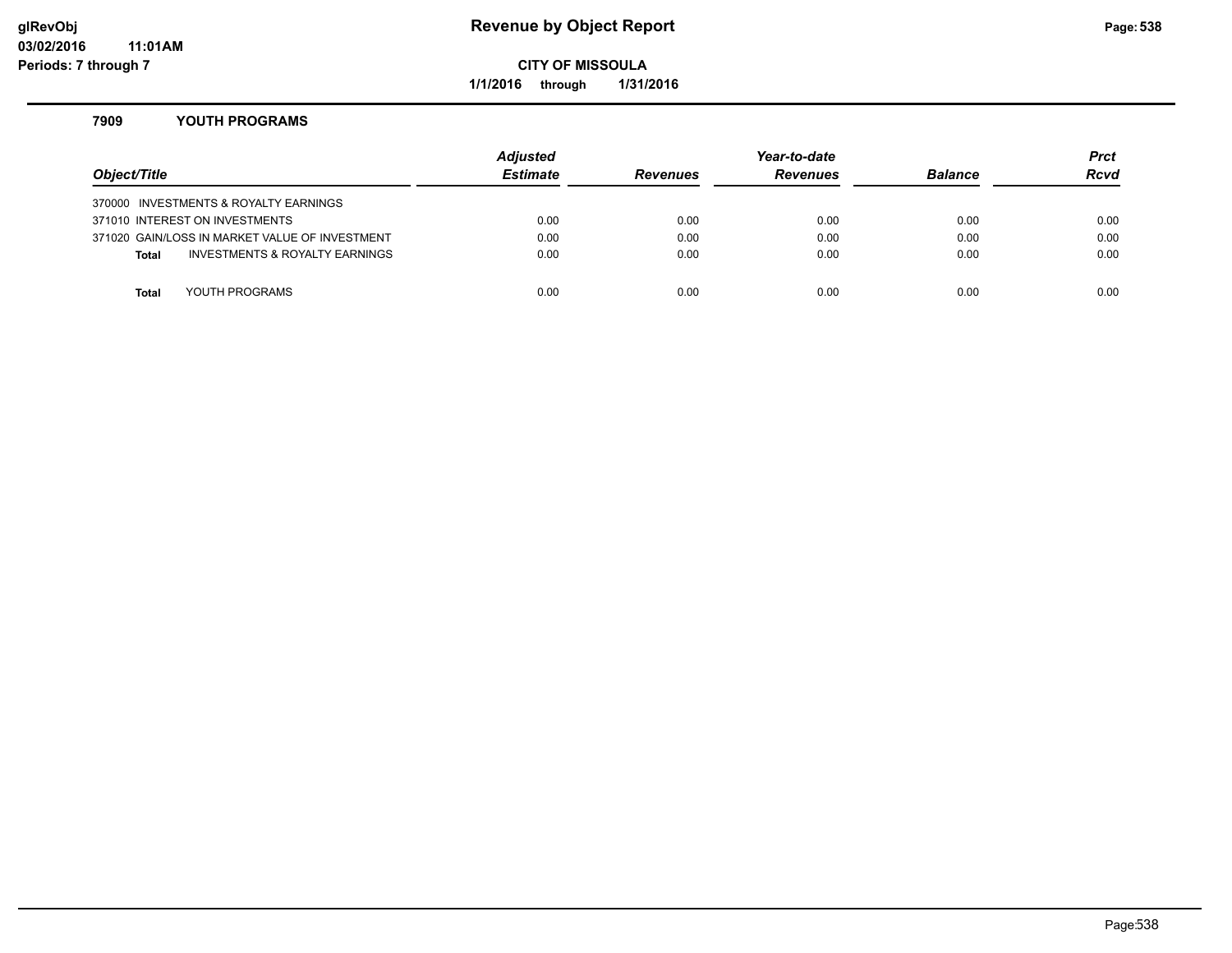**glRevObj**
**03/02/2016 11:01AM**
**Periods: 7 through 7**

# Revenue by Object Report

**CITY OF MISSOULA**

**1/1/2016 through 1/31/2016**

## 7909 YOUTH PROGRAMS

| *Object/Title* | *Adjusted Estimate* | *Revenues* | *Year-to-date Revenues* | *Balance* | *Prct Rcvd* |
|---|---|---|---|---|---|
| 370000 INVESTMENTS & ROYALTY EARNINGS | | | | | |
| 371010 INTEREST ON INVESTMENTS | 0.00 | 0.00 | 0.00 | 0.00 | 0.00 |
| 371020 GAIN/LOSS IN MARKET VALUE OF INVESTMENT | 0.00 | 0.00 | 0.00 | 0.00 | 0.00 |
| **Total** INVESTMENTS & ROYALTY EARNINGS | 0.00 | 0.00 | 0.00 | 0.00 | 0.00 |
| **Total** YOUTH PROGRAMS | 0.00 | 0.00 | 0.00 | 0.00 | 0.00 |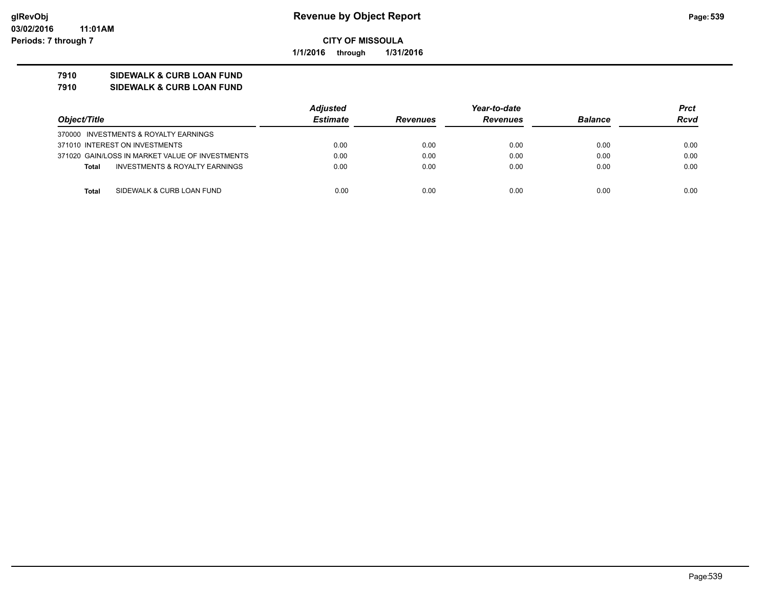**Revenue by Object Report**

**CITY OF MISSOULA**

**1/1/2016 through 1/31/2016**

**7910 SIDEWALK & CURB LOAN FUND**

**7910 SIDEWALK & CURB LOAN FUND**

| Object/Title | Adjusted Estimate | Revenues | Year-to-date Revenues | Balance | Prct Rcvd |
|---|---|---|---|---|---|
| 370000 INVESTMENTS & ROYALTY EARNINGS | | | | | |
| 371010 INTEREST ON INVESTMENTS | 0.00 | 0.00 | 0.00 | 0.00 | 0.00 |
| 371020 GAIN/LOSS IN MARKET VALUE OF INVESTMENTS | 0.00 | 0.00 | 0.00 | 0.00 | 0.00 |
| **Total** INVESTMENTS & ROYALTY EARNINGS | 0.00 | 0.00 | 0.00 | 0.00 | 0.00 |
| **Total** SIDEWALK & CURB LOAN FUND | 0.00 | 0.00 | 0.00 | 0.00 | 0.00 |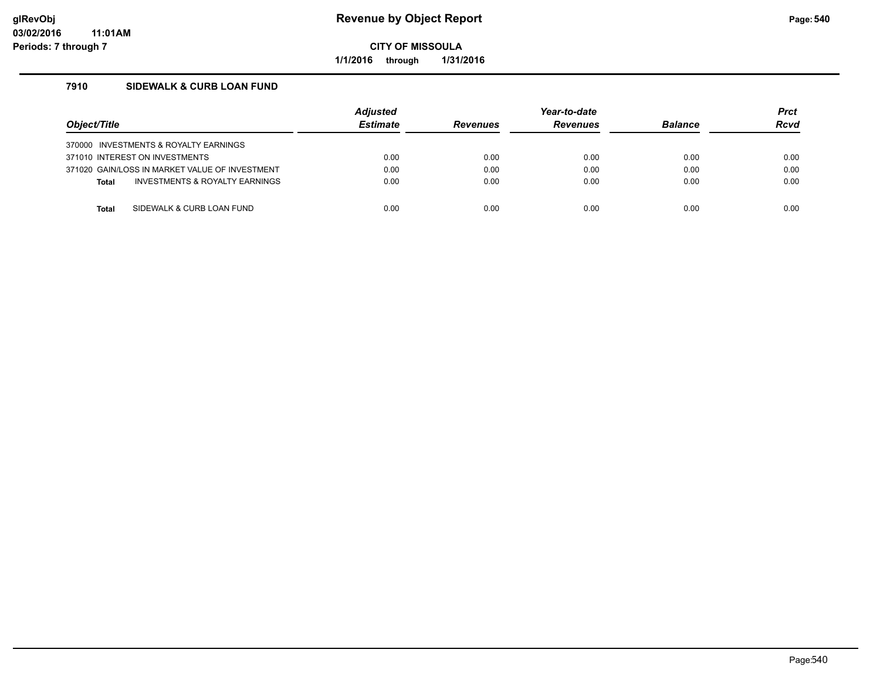# Revenue by Object Report

**CITY OF MISSOULA**

**1/1/2016 through 1/31/2016**

glRevObj
03/02/2016 11:01AM
Periods: 7 through 7

## 7910 SIDEWALK & CURB LOAN FUND

| Object/Title | Adjusted Estimate | Revenues | Year-to-date Revenues | Balance | Prct Rcvd |
|---|---|---|---|---|---|
| 370000 INVESTMENTS & ROYALTY EARNINGS | | | | | |
| 371010 INTEREST ON INVESTMENTS | 0.00 | 0.00 | 0.00 | 0.00 | 0.00 |
| 371020 GAIN/LOSS IN MARKET VALUE OF INVESTMENT | 0.00 | 0.00 | 0.00 | 0.00 | 0.00 |
| **Total** INVESTMENTS & ROYALTY EARNINGS | 0.00 | 0.00 | 0.00 | 0.00 | 0.00 |
| **Total** SIDEWALK & CURB LOAN FUND | 0.00 | 0.00 | 0.00 | 0.00 | 0.00 |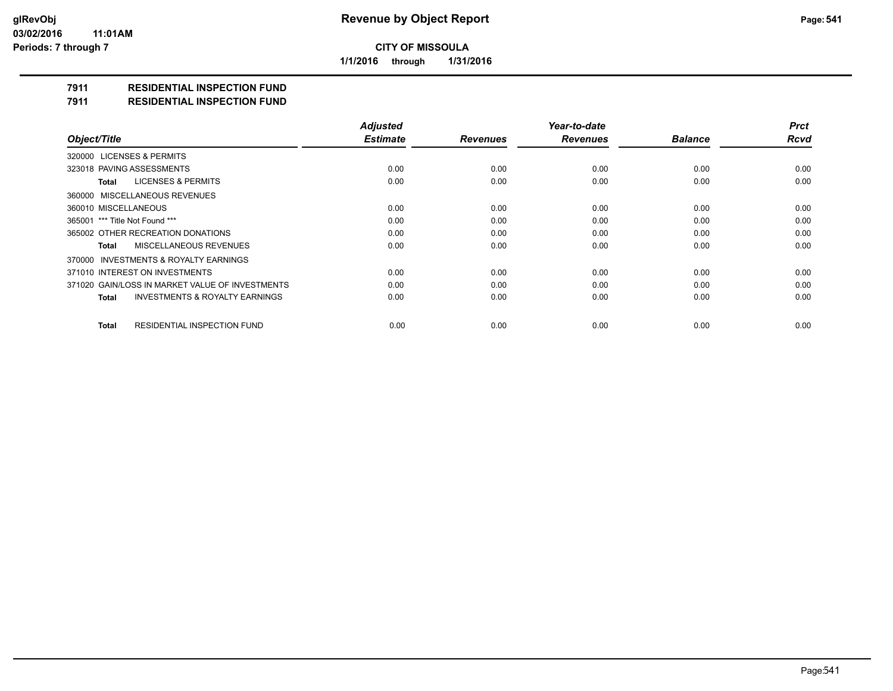**CITY OF MISSOULA**

**1/1/2016 through 1/31/2016**

## 7911 RESIDENTIAL INSPECTION FUND
## 7911 RESIDENTIAL INSPECTION FUND

| Object/Title | Adjusted Estimate | Revenues | Year-to-date Revenues | Balance | Prct Rcvd |
|---|---|---|---|---|---|
| 320000 LICENSES & PERMITS | | | | | |
| 323018 PAVING ASSESSMENTS | 0.00 | 0.00 | 0.00 | 0.00 | 0.00 |
| **Total** LICENSES & PERMITS | 0.00 | 0.00 | 0.00 | 0.00 | 0.00 |
| 360000 MISCELLANEOUS REVENUES | | | | | |
| 360010 MISCELLANEOUS | 0.00 | 0.00 | 0.00 | 0.00 | 0.00 |
| 365001 *** Title Not Found *** | 0.00 | 0.00 | 0.00 | 0.00 | 0.00 |
| 365002 OTHER RECREATION DONATIONS | 0.00 | 0.00 | 0.00 | 0.00 | 0.00 |
| **Total** MISCELLANEOUS REVENUES | 0.00 | 0.00 | 0.00 | 0.00 | 0.00 |
| 370000 INVESTMENTS & ROYALTY EARNINGS | | | | | |
| 371010 INTEREST ON INVESTMENTS | 0.00 | 0.00 | 0.00 | 0.00 | 0.00 |
| 371020 GAIN/LOSS IN MARKET VALUE OF INVESTMENTS | 0.00 | 0.00 | 0.00 | 0.00 | 0.00 |
| **Total** INVESTMENTS & ROYALTY EARNINGS | 0.00 | 0.00 | 0.00 | 0.00 | 0.00 |
| **Total** RESIDENTIAL INSPECTION FUND | 0.00 | 0.00 | 0.00 | 0.00 | 0.00 |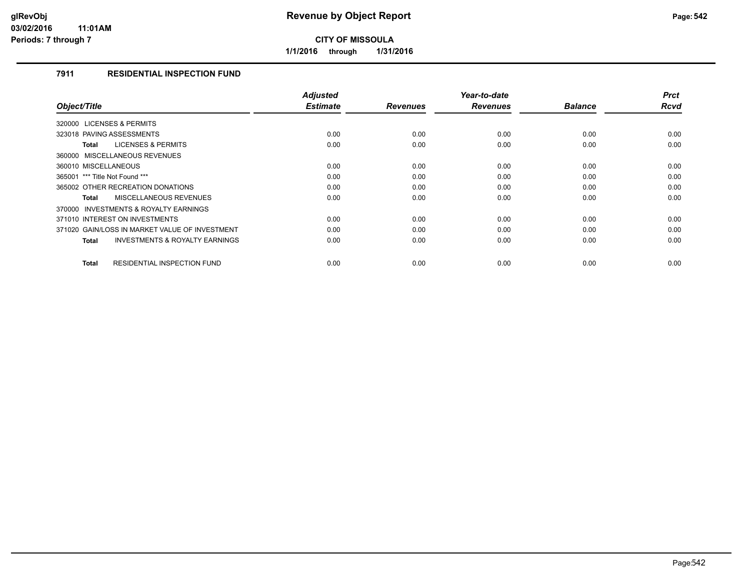**Revenue by Object Report**

**CITY OF MISSOULA**

**1/1/2016 through 1/31/2016**

## 7911 RESIDENTIAL INSPECTION FUND

| Object/Title | Adjusted Estimate | Revenues | Year-to-date Revenues | Balance | Prct Rcvd |
|---|---|---|---|---|---|
| 320000 LICENSES & PERMITS | | | | | |
| 323018 PAVING ASSESSMENTS | 0.00 | 0.00 | 0.00 | 0.00 | 0.00 |
| **Total** LICENSES & PERMITS | 0.00 | 0.00 | 0.00 | 0.00 | 0.00 |
| 360000 MISCELLANEOUS REVENUES | | | | | |
| 360010 MISCELLANEOUS | 0.00 | 0.00 | 0.00 | 0.00 | 0.00 |
| 365001 *** Title Not Found *** | 0.00 | 0.00 | 0.00 | 0.00 | 0.00 |
| 365002 OTHER RECREATION DONATIONS | 0.00 | 0.00 | 0.00 | 0.00 | 0.00 |
| **Total** MISCELLANEOUS REVENUES | 0.00 | 0.00 | 0.00 | 0.00 | 0.00 |
| 370000 INVESTMENTS & ROYALTY EARNINGS | | | | | |
| 371010 INTEREST ON INVESTMENTS | 0.00 | 0.00 | 0.00 | 0.00 | 0.00 |
| 371020 GAIN/LOSS IN MARKET VALUE OF INVESTMENT | 0.00 | 0.00 | 0.00 | 0.00 | 0.00 |
| **Total** INVESTMENTS & ROYALTY EARNINGS | 0.00 | 0.00 | 0.00 | 0.00 | 0.00 |
| **Total** RESIDENTIAL INSPECTION FUND | 0.00 | 0.00 | 0.00 | 0.00 | 0.00 |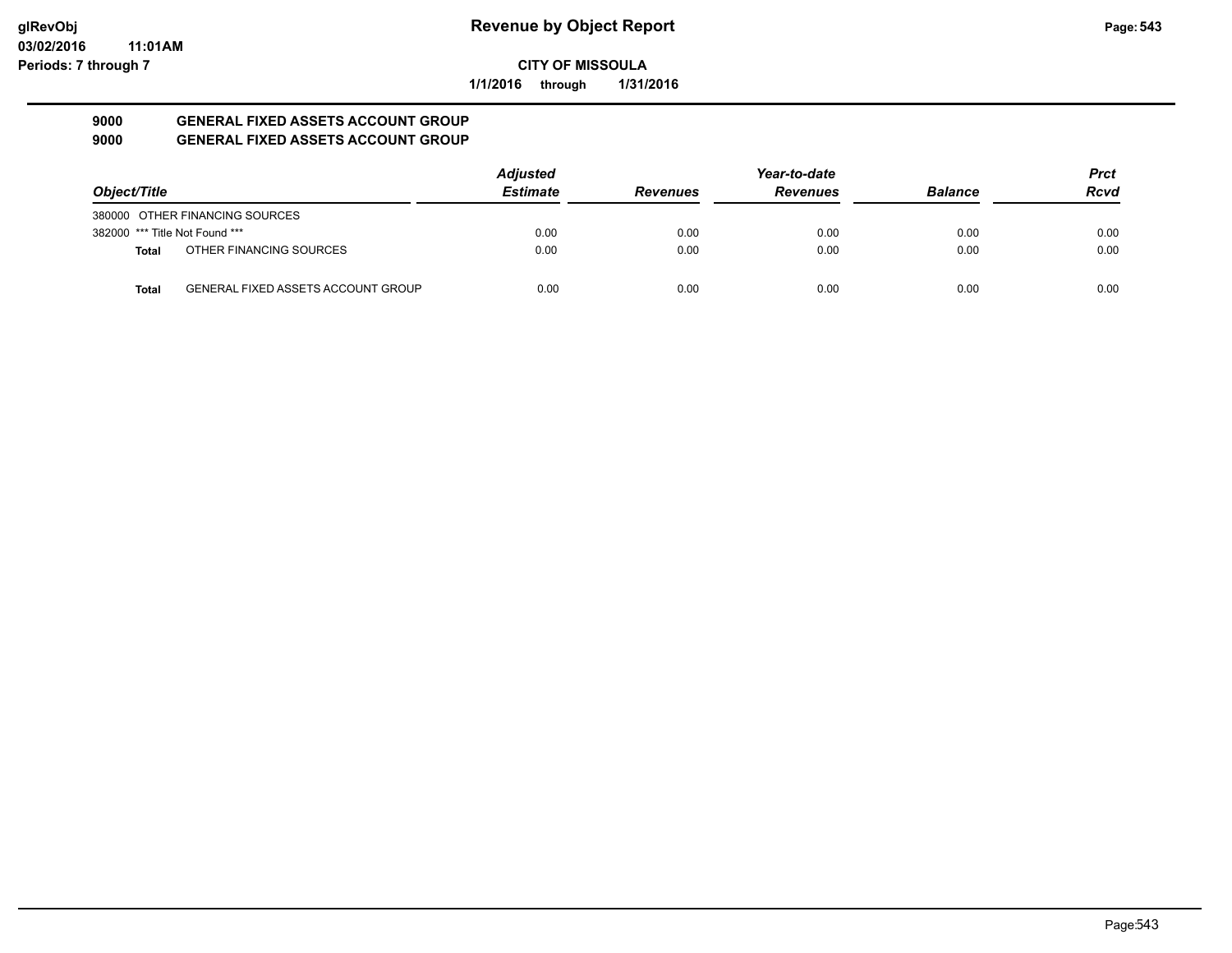**glRevObj**
**03/02/2016 11:01AM**
**Periods: 7 through 7**

# Revenue by Object Report

**CITY OF MISSOULA**

**1/1/2016 through 1/31/2016**

## 9000 GENERAL FIXED ASSETS ACCOUNT GROUP
## 9000 GENERAL FIXED ASSETS ACCOUNT GROUP

| Object/Title | | Adjusted Estimate | Revenues | Year-to-date Revenues | Balance | Prct Rcvd |
|---|---|---|---|---|---|---|
| 380000 | OTHER FINANCING SOURCES | | | | | |
| 382000 | *** Title Not Found *** | 0.00 | 0.00 | 0.00 | 0.00 | 0.00 |
| **Total** | OTHER FINANCING SOURCES | 0.00 | 0.00 | 0.00 | 0.00 | 0.00 |
| **Total** | GENERAL FIXED ASSETS ACCOUNT GROUP | 0.00 | 0.00 | 0.00 | 0.00 | 0.00 |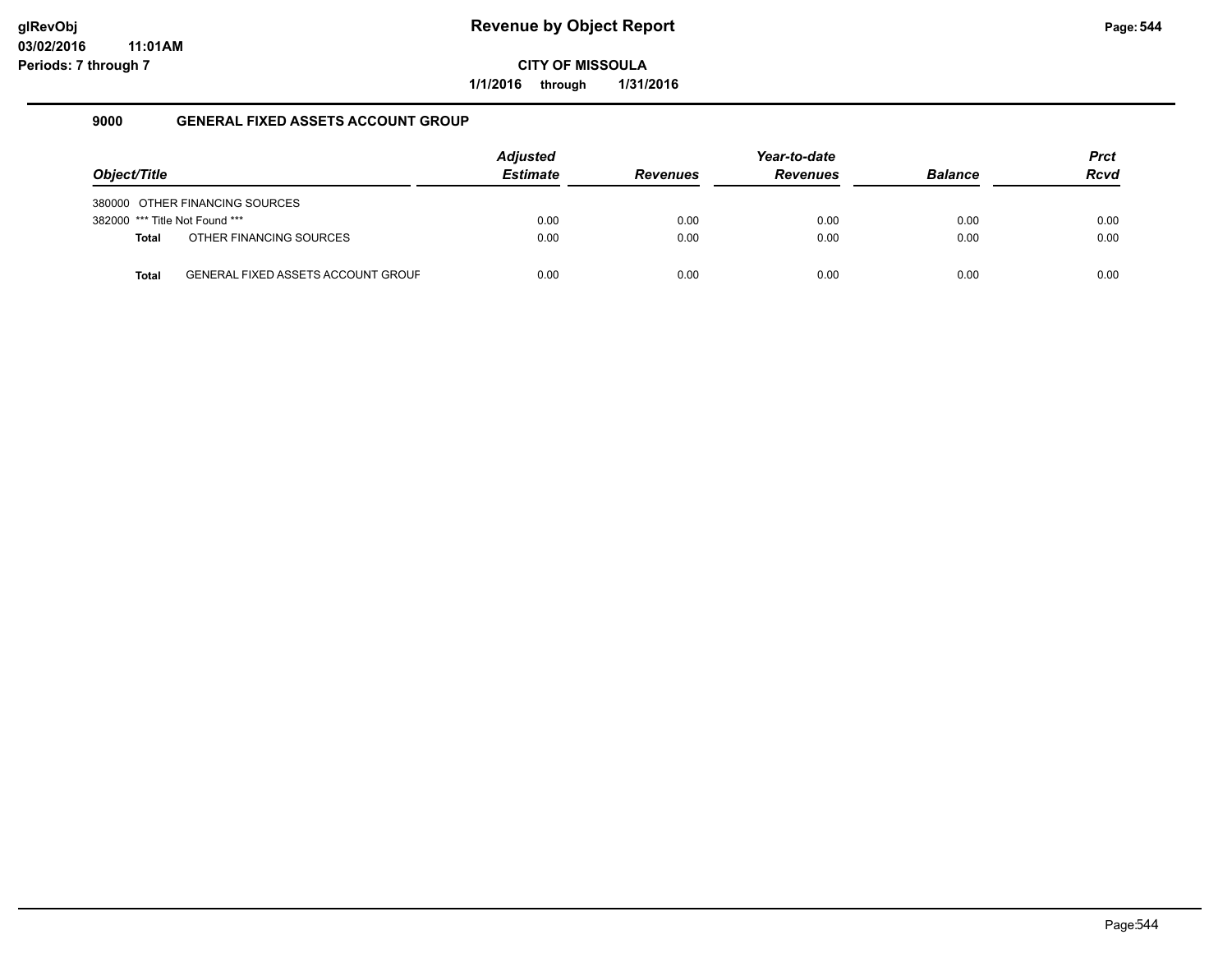# Revenue by Object Report

**CITY OF MISSOULA**

**1/1/2016 through 1/31/2016**

glRevObj
03/02/2016 11:01AM
Periods: 7 through 7

## 9000 GENERAL FIXED ASSETS ACCOUNT GROUP

| Object/Title | Adjusted Estimate | Revenues | Year-to-date Revenues | Balance | Prct Rcvd |
|---|---|---|---|---|---|
| 380000 OTHER FINANCING SOURCES | | | | | |
| 382000 *** Title Not Found *** | 0.00 | 0.00 | 0.00 | 0.00 | 0.00 |
| **Total** OTHER FINANCING SOURCES | 0.00 | 0.00 | 0.00 | 0.00 | 0.00 |
| **Total** GENERAL FIXED ASSETS ACCOUNT GROUF | 0.00 | 0.00 | 0.00 | 0.00 | 0.00 |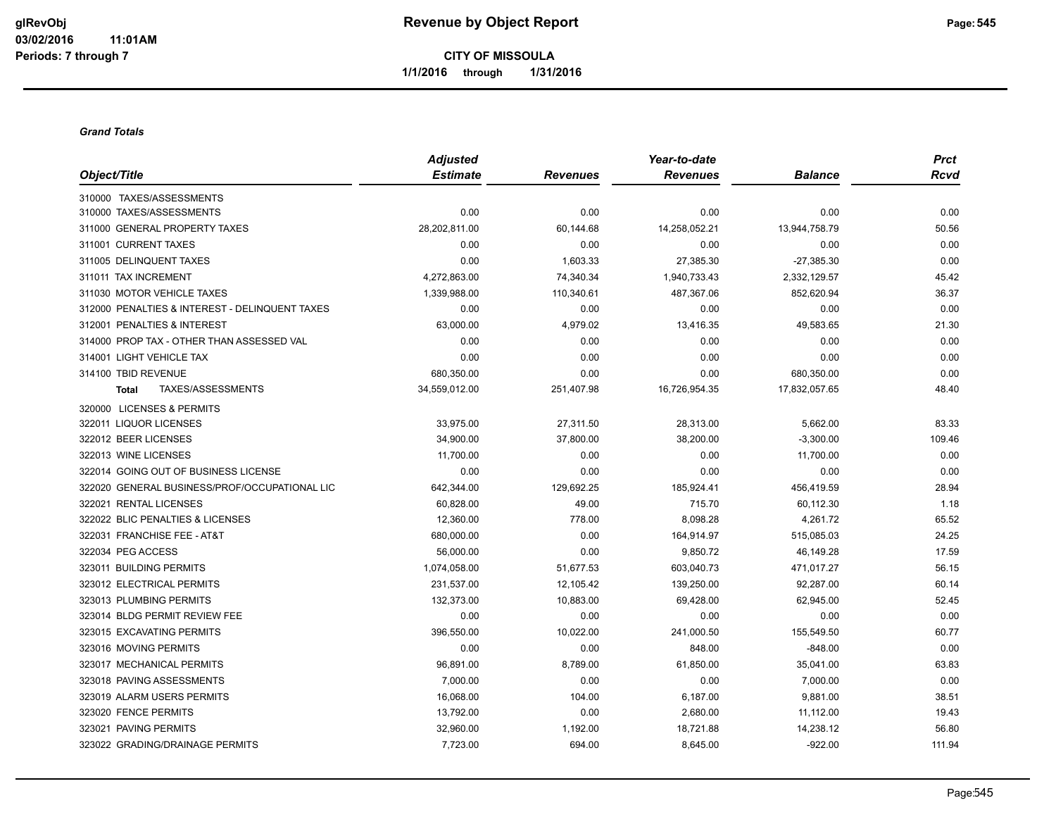# Revenue by Object Report

**CITY OF MISSOULA**

**1/1/2016 through 1/31/2016**

glRevObj
03/02/2016 11:01AM
Periods: 7 through 7

***Grand Totals***

| Object/Title | Adjusted Estimate | Revenues | Year-to-date Revenues | Balance | Prct Rcvd |
|---|---|---|---|---|---|
| 310000 TAXES/ASSESSMENTS | | | | | |
| 310000 TAXES/ASSESSMENTS | 0.00 | 0.00 | 0.00 | 0.00 | 0.00 |
| 311000 GENERAL PROPERTY TAXES | 28,202,811.00 | 60,144.68 | 14,258,052.21 | 13,944,758.79 | 50.56 |
| 311001 CURRENT TAXES | 0.00 | 0.00 | 0.00 | 0.00 | 0.00 |
| 311005 DELINQUENT TAXES | 0.00 | 1,603.33 | 27,385.30 | -27,385.30 | 0.00 |
| 311011 TAX INCREMENT | 4,272,863.00 | 74,340.34 | 1,940,733.43 | 2,332,129.57 | 45.42 |
| 311030 MOTOR VEHICLE TAXES | 1,339,988.00 | 110,340.61 | 487,367.06 | 852,620.94 | 36.37 |
| 312000 PENALTIES & INTEREST - DELINQUENT TAXES | 0.00 | 0.00 | 0.00 | 0.00 | 0.00 |
| 312001 PENALTIES & INTEREST | 63,000.00 | 4,979.02 | 13,416.35 | 49,583.65 | 21.30 |
| 314000 PROP TAX - OTHER THAN ASSESSED VAL | 0.00 | 0.00 | 0.00 | 0.00 | 0.00 |
| 314001 LIGHT VEHICLE TAX | 0.00 | 0.00 | 0.00 | 0.00 | 0.00 |
| 314100 TBID REVENUE | 680,350.00 | 0.00 | 0.00 | 680,350.00 | 0.00 |
| **Total** TAXES/ASSESSMENTS | 34,559,012.00 | 251,407.98 | 16,726,954.35 | 17,832,057.65 | 48.40 |
| 320000 LICENSES & PERMITS | | | | | |
| 322011 LIQUOR LICENSES | 33,975.00 | 27,311.50 | 28,313.00 | 5,662.00 | 83.33 |
| 322012 BEER LICENSES | 34,900.00 | 37,800.00 | 38,200.00 | -3,300.00 | 109.46 |
| 322013 WINE LICENSES | 11,700.00 | 0.00 | 0.00 | 11,700.00 | 0.00 |
| 322014 GOING OUT OF BUSINESS LICENSE | 0.00 | 0.00 | 0.00 | 0.00 | 0.00 |
| 322020 GENERAL BUSINESS/PROF/OCCUPATIONAL LIC | 642,344.00 | 129,692.25 | 185,924.41 | 456,419.59 | 28.94 |
| 322021 RENTAL LICENSES | 60,828.00 | 49.00 | 715.70 | 60,112.30 | 1.18 |
| 322022 BLIC PENALTIES & LICENSES | 12,360.00 | 778.00 | 8,098.28 | 4,261.72 | 65.52 |
| 322031 FRANCHISE FEE - AT&T | 680,000.00 | 0.00 | 164,914.97 | 515,085.03 | 24.25 |
| 322034 PEG ACCESS | 56,000.00 | 0.00 | 9,850.72 | 46,149.28 | 17.59 |
| 323011 BUILDING PERMITS | 1,074,058.00 | 51,677.53 | 603,040.73 | 471,017.27 | 56.15 |
| 323012 ELECTRICAL PERMITS | 231,537.00 | 12,105.42 | 139,250.00 | 92,287.00 | 60.14 |
| 323013 PLUMBING PERMITS | 132,373.00 | 10,883.00 | 69,428.00 | 62,945.00 | 52.45 |
| 323014 BLDG PERMIT REVIEW FEE | 0.00 | 0.00 | 0.00 | 0.00 | 0.00 |
| 323015 EXCAVATING PERMITS | 396,550.00 | 10,022.00 | 241,000.50 | 155,549.50 | 60.77 |
| 323016 MOVING PERMITS | 0.00 | 0.00 | 848.00 | -848.00 | 0.00 |
| 323017 MECHANICAL PERMITS | 96,891.00 | 8,789.00 | 61,850.00 | 35,041.00 | 63.83 |
| 323018 PAVING ASSESSMENTS | 7,000.00 | 0.00 | 0.00 | 7,000.00 | 0.00 |
| 323019 ALARM USERS PERMITS | 16,068.00 | 104.00 | 6,187.00 | 9,881.00 | 38.51 |
| 323020 FENCE PERMITS | 13,792.00 | 0.00 | 2,680.00 | 11,112.00 | 19.43 |
| 323021 PAVING PERMITS | 32,960.00 | 1,192.00 | 18,721.88 | 14,238.12 | 56.80 |
| 323022 GRADING/DRAINAGE PERMITS | 7,723.00 | 694.00 | 8,645.00 | -922.00 | 111.94 |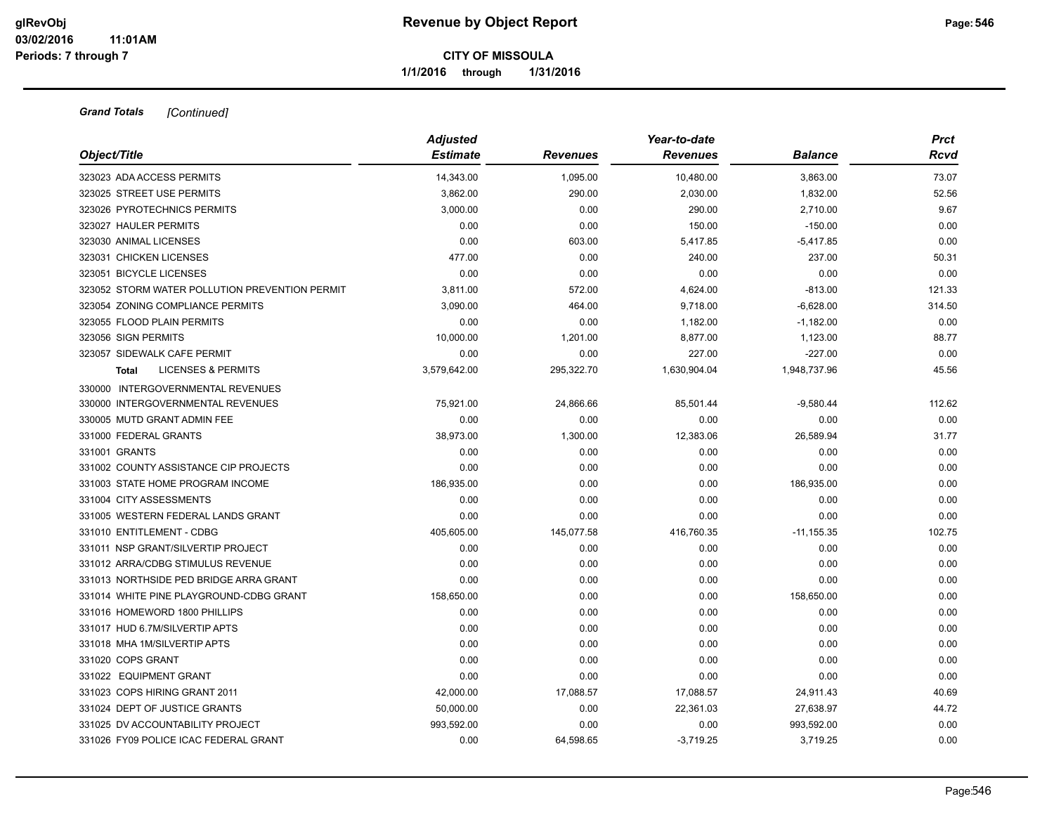# Revenue by Object Report

**CITY OF MISSOULA**

**1/1/2016 through 1/31/2016**

glRevObj
03/02/2016 11:01AM
Periods: 7 through 7

***Grand Totals*** *[Continued]*

| Object/Title | Adjusted Estimate | Revenues | Year-to-date Revenues | Balance | Prct Rcvd |
|---|---|---|---|---|---|
| 323023 ADA ACCESS PERMITS | 14,343.00 | 1,095.00 | 10,480.00 | 3,863.00 | 73.07 |
| 323025 STREET USE PERMITS | 3,862.00 | 290.00 | 2,030.00 | 1,832.00 | 52.56 |
| 323026 PYROTECHNICS PERMITS | 3,000.00 | 0.00 | 290.00 | 2,710.00 | 9.67 |
| 323027 HAULER PERMITS | 0.00 | 0.00 | 150.00 | -150.00 | 0.00 |
| 323030 ANIMAL LICENSES | 0.00 | 603.00 | 5,417.85 | -5,417.85 | 0.00 |
| 323031 CHICKEN LICENSES | 477.00 | 0.00 | 240.00 | 237.00 | 50.31 |
| 323051 BICYCLE LICENSES | 0.00 | 0.00 | 0.00 | 0.00 | 0.00 |
| 323052 STORM WATER POLLUTION PREVENTION PERMIT | 3,811.00 | 572.00 | 4,624.00 | -813.00 | 121.33 |
| 323054 ZONING COMPLIANCE PERMITS | 3,090.00 | 464.00 | 9,718.00 | -6,628.00 | 314.50 |
| 323055 FLOOD PLAIN PERMITS | 0.00 | 0.00 | 1,182.00 | -1,182.00 | 0.00 |
| 323056 SIGN PERMITS | 10,000.00 | 1,201.00 | 8,877.00 | 1,123.00 | 88.77 |
| 323057 SIDEWALK CAFE PERMIT | 0.00 | 0.00 | 227.00 | -227.00 | 0.00 |
| **Total** LICENSES & PERMITS | 3,579,642.00 | 295,322.70 | 1,630,904.04 | 1,948,737.96 | 45.56 |
| 330000 INTERGOVERNMENTAL REVENUES | | | | | |
| 330000 INTERGOVERNMENTAL REVENUES | 75,921.00 | 24,866.66 | 85,501.44 | -9,580.44 | 112.62 |
| 330005 MUTD GRANT ADMIN FEE | 0.00 | 0.00 | 0.00 | 0.00 | 0.00 |
| 331000 FEDERAL GRANTS | 38,973.00 | 1,300.00 | 12,383.06 | 26,589.94 | 31.77 |
| 331001 GRANTS | 0.00 | 0.00 | 0.00 | 0.00 | 0.00 |
| 331002 COUNTY ASSISTANCE CIP PROJECTS | 0.00 | 0.00 | 0.00 | 0.00 | 0.00 |
| 331003 STATE HOME PROGRAM INCOME | 186,935.00 | 0.00 | 0.00 | 186,935.00 | 0.00 |
| 331004 CITY ASSESSMENTS | 0.00 | 0.00 | 0.00 | 0.00 | 0.00 |
| 331005 WESTERN FEDERAL LANDS GRANT | 0.00 | 0.00 | 0.00 | 0.00 | 0.00 |
| 331010 ENTITLEMENT - CDBG | 405,605.00 | 145,077.58 | 416,760.35 | -11,155.35 | 102.75 |
| 331011 NSP GRANT/SILVERTIP PROJECT | 0.00 | 0.00 | 0.00 | 0.00 | 0.00 |
| 331012 ARRA/CDBG STIMULUS REVENUE | 0.00 | 0.00 | 0.00 | 0.00 | 0.00 |
| 331013 NORTHSIDE PED BRIDGE ARRA GRANT | 0.00 | 0.00 | 0.00 | 0.00 | 0.00 |
| 331014 WHITE PINE PLAYGROUND-CDBG GRANT | 158,650.00 | 0.00 | 0.00 | 158,650.00 | 0.00 |
| 331016 HOMEWORD 1800 PHILLIPS | 0.00 | 0.00 | 0.00 | 0.00 | 0.00 |
| 331017 HUD 6.7M/SILVERTIP APTS | 0.00 | 0.00 | 0.00 | 0.00 | 0.00 |
| 331018 MHA 1M/SILVERTIP APTS | 0.00 | 0.00 | 0.00 | 0.00 | 0.00 |
| 331020 COPS GRANT | 0.00 | 0.00 | 0.00 | 0.00 | 0.00 |
| 331022 EQUIPMENT GRANT | 0.00 | 0.00 | 0.00 | 0.00 | 0.00 |
| 331023 COPS HIRING GRANT 2011 | 42,000.00 | 17,088.57 | 17,088.57 | 24,911.43 | 40.69 |
| 331024 DEPT OF JUSTICE GRANTS | 50,000.00 | 0.00 | 22,361.03 | 27,638.97 | 44.72 |
| 331025 DV ACCOUNTABILITY PROJECT | 993,592.00 | 0.00 | 0.00 | 993,592.00 | 0.00 |
| 331026 FY09 POLICE ICAC FEDERAL GRANT | 0.00 | 64,598.65 | -3,719.25 | 3,719.25 | 0.00 |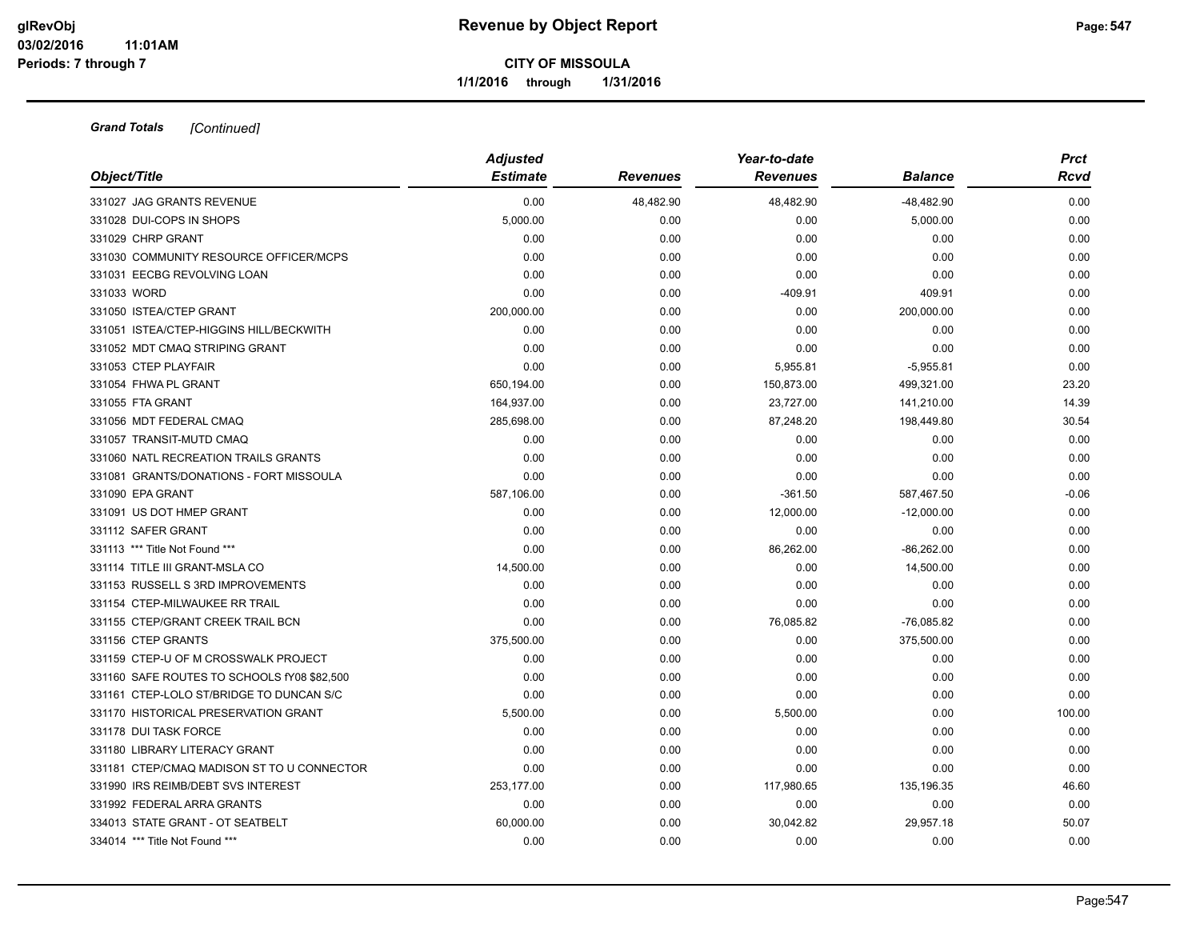**Grand Totals** *[Continued]*

| Object/Title | Adjusted Estimate | Revenues | Year-to-date Revenues | Balance | Prct Rcvd |
|---|---|---|---|---|---|
| 331027 JAG GRANTS REVENUE | 0.00 | 48,482.90 | 48,482.90 | -48,482.90 | 0.00 |
| 331028 DUI-COPS IN SHOPS | 5,000.00 | 0.00 | 0.00 | 5,000.00 | 0.00 |
| 331029 CHRP GRANT | 0.00 | 0.00 | 0.00 | 0.00 | 0.00 |
| 331030 COMMUNITY RESOURCE OFFICER/MCPS | 0.00 | 0.00 | 0.00 | 0.00 | 0.00 |
| 331031 EECBG REVOLVING LOAN | 0.00 | 0.00 | 0.00 | 0.00 | 0.00 |
| 331033 WORD | 0.00 | 0.00 | -409.91 | 409.91 | 0.00 |
| 331050 ISTEA/CTEP GRANT | 200,000.00 | 0.00 | 0.00 | 200,000.00 | 0.00 |
| 331051 ISTEA/CTEP-HIGGINS HILL/BECKWITH | 0.00 | 0.00 | 0.00 | 0.00 | 0.00 |
| 331052 MDT CMAQ STRIPING GRANT | 0.00 | 0.00 | 0.00 | 0.00 | 0.00 |
| 331053 CTEP PLAYFAIR | 0.00 | 0.00 | 5,955.81 | -5,955.81 | 0.00 |
| 331054 FHWA PL GRANT | 650,194.00 | 0.00 | 150,873.00 | 499,321.00 | 23.20 |
| 331055 FTA GRANT | 164,937.00 | 0.00 | 23,727.00 | 141,210.00 | 14.39 |
| 331056 MDT FEDERAL CMAQ | 285,698.00 | 0.00 | 87,248.20 | 198,449.80 | 30.54 |
| 331057 TRANSIT-MUTD CMAQ | 0.00 | 0.00 | 0.00 | 0.00 | 0.00 |
| 331060 NATL RECREATION TRAILS GRANTS | 0.00 | 0.00 | 0.00 | 0.00 | 0.00 |
| 331081 GRANTS/DONATIONS - FORT MISSOULA | 0.00 | 0.00 | 0.00 | 0.00 | 0.00 |
| 331090 EPA GRANT | 587,106.00 | 0.00 | -361.50 | 587,467.50 | -0.06 |
| 331091 US DOT HMEP GRANT | 0.00 | 0.00 | 12,000.00 | -12,000.00 | 0.00 |
| 331112 SAFER GRANT | 0.00 | 0.00 | 0.00 | 0.00 | 0.00 |
| 331113 *** Title Not Found *** | 0.00 | 0.00 | 86,262.00 | -86,262.00 | 0.00 |
| 331114 TITLE III GRANT-MSLA CO | 14,500.00 | 0.00 | 0.00 | 14,500.00 | 0.00 |
| 331153 RUSSELL S 3RD IMPROVEMENTS | 0.00 | 0.00 | 0.00 | 0.00 | 0.00 |
| 331154 CTEP-MILWAUKEE RR TRAIL | 0.00 | 0.00 | 0.00 | 0.00 | 0.00 |
| 331155 CTEP/GRANT CREEK TRAIL BCN | 0.00 | 0.00 | 76,085.82 | -76,085.82 | 0.00 |
| 331156 CTEP GRANTS | 375,500.00 | 0.00 | 0.00 | 375,500.00 | 0.00 |
| 331159 CTEP-U OF M CROSSWALK PROJECT | 0.00 | 0.00 | 0.00 | 0.00 | 0.00 |
| 331160 SAFE ROUTES TO SCHOOLS fY08 $82,500 | 0.00 | 0.00 | 0.00 | 0.00 | 0.00 |
| 331161 CTEP-LOLO ST/BRIDGE TO DUNCAN S/C | 0.00 | 0.00 | 0.00 | 0.00 | 0.00 |
| 331170 HISTORICAL PRESERVATION GRANT | 5,500.00 | 0.00 | 5,500.00 | 0.00 | 100.00 |
| 331178 DUI TASK FORCE | 0.00 | 0.00 | 0.00 | 0.00 | 0.00 |
| 331180 LIBRARY LITERACY GRANT | 0.00 | 0.00 | 0.00 | 0.00 | 0.00 |
| 331181 CTEP/CMAQ MADISON ST TO U CONNECTOR | 0.00 | 0.00 | 0.00 | 0.00 | 0.00 |
| 331990 IRS REIMB/DEBT SVS INTEREST | 253,177.00 | 0.00 | 117,980.65 | 135,196.35 | 46.60 |
| 331992 FEDERAL ARRA GRANTS | 0.00 | 0.00 | 0.00 | 0.00 | 0.00 |
| 334013 STATE GRANT - OT SEATBELT | 60,000.00 | 0.00 | 30,042.82 | 29,957.18 | 50.07 |
| 334014 *** Title Not Found *** | 0.00 | 0.00 | 0.00 | 0.00 | 0.00 |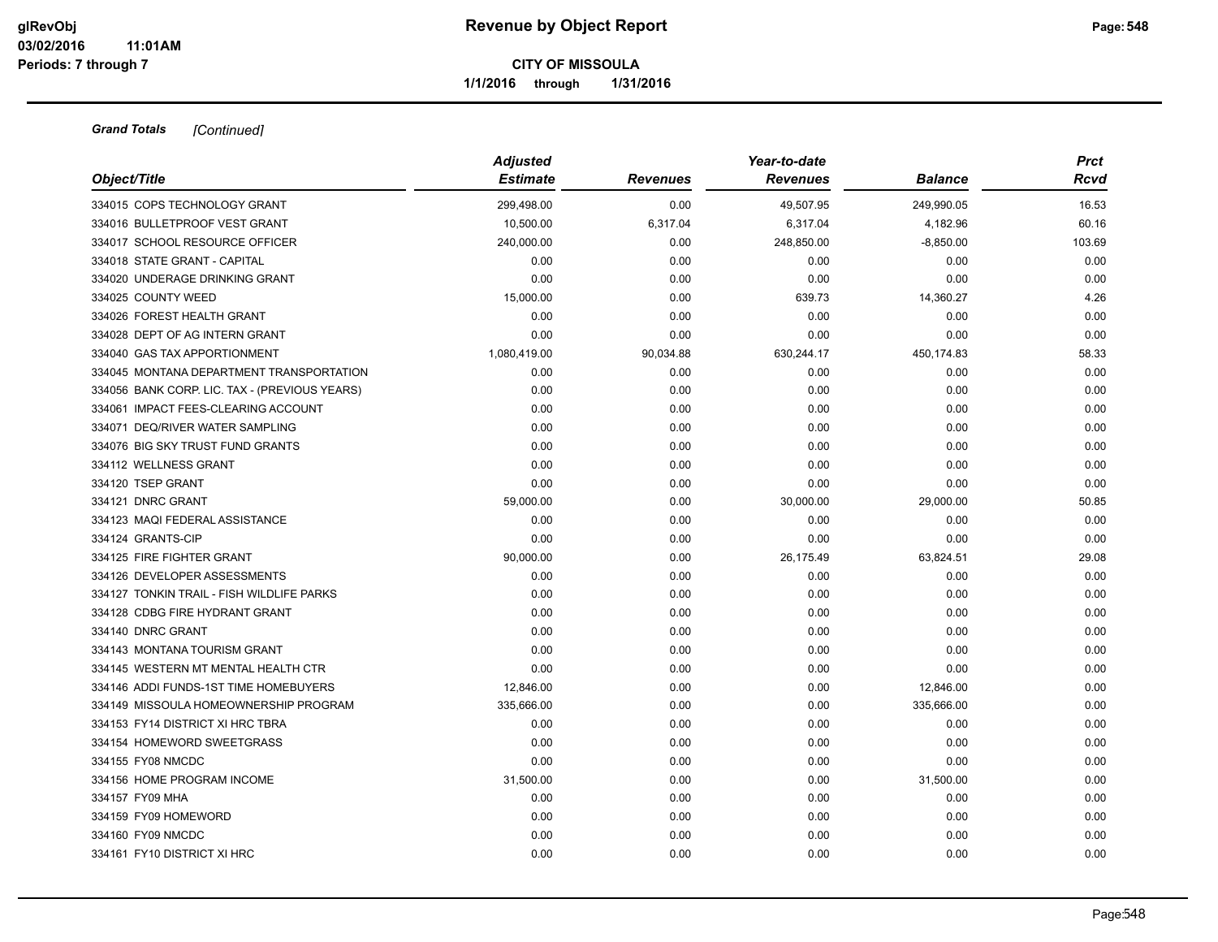**Grand Totals** *[Continued]*

| Object/Title | Adjusted Estimate | Revenues | Year-to-date Revenues | Balance | Prct Rcvd |
|---|---|---|---|---|---|
| 334015 COPS TECHNOLOGY GRANT | 299,498.00 | 0.00 | 49,507.95 | 249,990.05 | 16.53 |
| 334016 BULLETPROOF VEST GRANT | 10,500.00 | 6,317.04 | 6,317.04 | 4,182.96 | 60.16 |
| 334017 SCHOOL RESOURCE OFFICER | 240,000.00 | 0.00 | 248,850.00 | -8,850.00 | 103.69 |
| 334018 STATE GRANT - CAPITAL | 0.00 | 0.00 | 0.00 | 0.00 | 0.00 |
| 334020 UNDERAGE DRINKING GRANT | 0.00 | 0.00 | 0.00 | 0.00 | 0.00 |
| 334025 COUNTY WEED | 15,000.00 | 0.00 | 639.73 | 14,360.27 | 4.26 |
| 334026 FOREST HEALTH GRANT | 0.00 | 0.00 | 0.00 | 0.00 | 0.00 |
| 334028 DEPT OF AG INTERN GRANT | 0.00 | 0.00 | 0.00 | 0.00 | 0.00 |
| 334040 GAS TAX APPORTIONMENT | 1,080,419.00 | 90,034.88 | 630,244.17 | 450,174.83 | 58.33 |
| 334045 MONTANA DEPARTMENT TRANSPORTATION | 0.00 | 0.00 | 0.00 | 0.00 | 0.00 |
| 334056 BANK CORP. LIC. TAX - (PREVIOUS YEARS) | 0.00 | 0.00 | 0.00 | 0.00 | 0.00 |
| 334061 IMPACT FEES-CLEARING ACCOUNT | 0.00 | 0.00 | 0.00 | 0.00 | 0.00 |
| 334071 DEQ/RIVER WATER SAMPLING | 0.00 | 0.00 | 0.00 | 0.00 | 0.00 |
| 334076 BIG SKY TRUST FUND GRANTS | 0.00 | 0.00 | 0.00 | 0.00 | 0.00 |
| 334112 WELLNESS GRANT | 0.00 | 0.00 | 0.00 | 0.00 | 0.00 |
| 334120 TSEP GRANT | 0.00 | 0.00 | 0.00 | 0.00 | 0.00 |
| 334121 DNRC GRANT | 59,000.00 | 0.00 | 30,000.00 | 29,000.00 | 50.85 |
| 334123 MAQI FEDERAL ASSISTANCE | 0.00 | 0.00 | 0.00 | 0.00 | 0.00 |
| 334124 GRANTS-CIP | 0.00 | 0.00 | 0.00 | 0.00 | 0.00 |
| 334125 FIRE FIGHTER GRANT | 90,000.00 | 0.00 | 26,175.49 | 63,824.51 | 29.08 |
| 334126 DEVELOPER ASSESSMENTS | 0.00 | 0.00 | 0.00 | 0.00 | 0.00 |
| 334127 TONKIN TRAIL - FISH WILDLIFE PARKS | 0.00 | 0.00 | 0.00 | 0.00 | 0.00 |
| 334128 CDBG FIRE HYDRANT GRANT | 0.00 | 0.00 | 0.00 | 0.00 | 0.00 |
| 334140 DNRC GRANT | 0.00 | 0.00 | 0.00 | 0.00 | 0.00 |
| 334143 MONTANA TOURISM GRANT | 0.00 | 0.00 | 0.00 | 0.00 | 0.00 |
| 334145 WESTERN MT MENTAL HEALTH CTR | 0.00 | 0.00 | 0.00 | 0.00 | 0.00 |
| 334146 ADDI FUNDS-1ST TIME HOMEBUYERS | 12,846.00 | 0.00 | 0.00 | 12,846.00 | 0.00 |
| 334149 MISSOULA HOMEOWNERSHIP PROGRAM | 335,666.00 | 0.00 | 0.00 | 335,666.00 | 0.00 |
| 334153 FY14 DISTRICT XI HRC TBRA | 0.00 | 0.00 | 0.00 | 0.00 | 0.00 |
| 334154 HOMEWORD SWEETGRASS | 0.00 | 0.00 | 0.00 | 0.00 | 0.00 |
| 334155 FY08 NMCDC | 0.00 | 0.00 | 0.00 | 0.00 | 0.00 |
| 334156 HOME PROGRAM INCOME | 31,500.00 | 0.00 | 0.00 | 31,500.00 | 0.00 |
| 334157 FY09 MHA | 0.00 | 0.00 | 0.00 | 0.00 | 0.00 |
| 334159 FY09 HOMEWORD | 0.00 | 0.00 | 0.00 | 0.00 | 0.00 |
| 334160 FY09 NMCDC | 0.00 | 0.00 | 0.00 | 0.00 | 0.00 |
| 334161 FY10 DISTRICT XI HRC | 0.00 | 0.00 | 0.00 | 0.00 | 0.00 |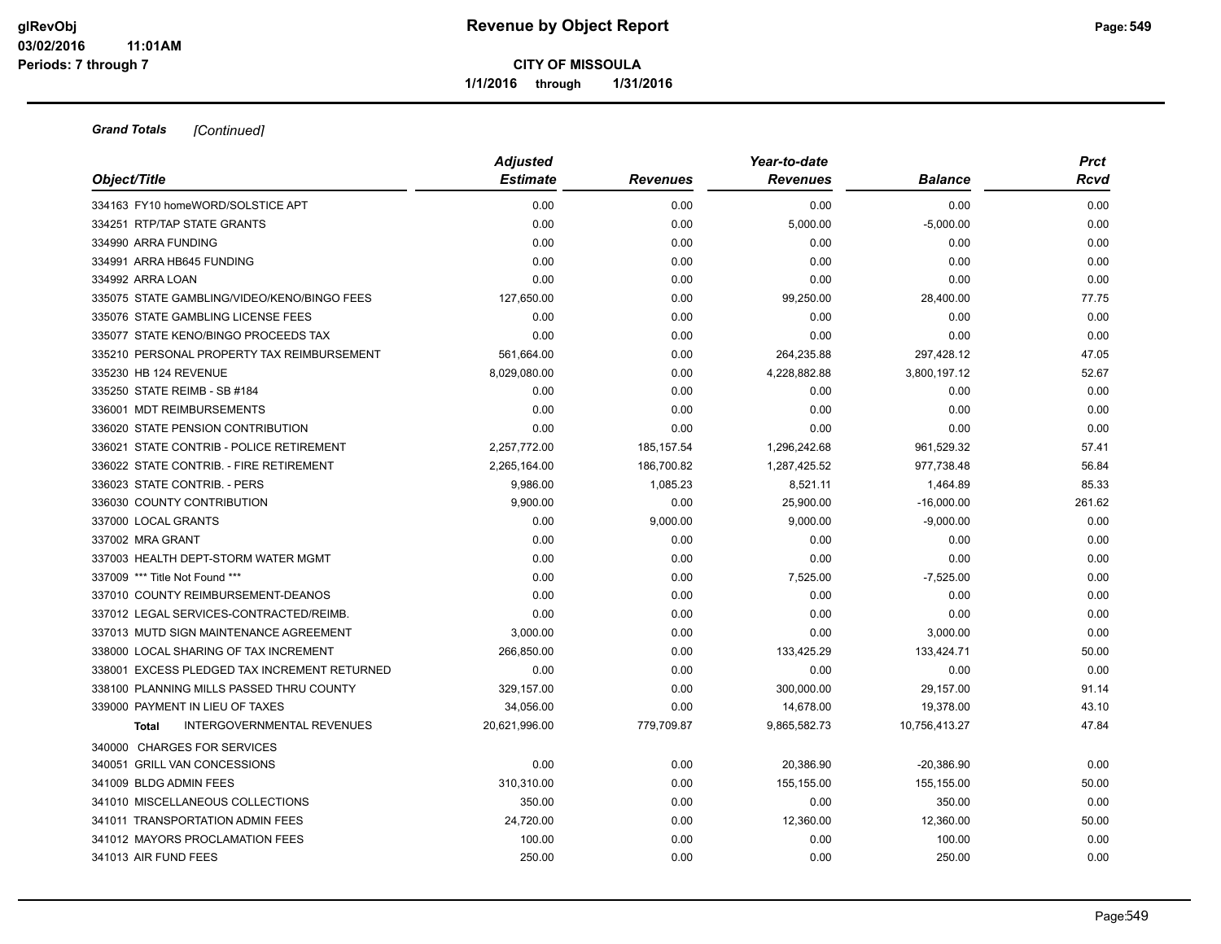**Grand Totals** *[Continued]*

| Object/Title | Adjusted Estimate | Revenues | Year-to-date Revenues | Balance | Prct Rcvd |
|---|---|---|---|---|---|
| 334163 FY10 homeWORD/SOLSTICE APT | 0.00 | 0.00 | 0.00 | 0.00 | 0.00 |
| 334251 RTP/TAP STATE GRANTS | 0.00 | 0.00 | 5,000.00 | -5,000.00 | 0.00 |
| 334990 ARRA FUNDING | 0.00 | 0.00 | 0.00 | 0.00 | 0.00 |
| 334991 ARRA HB645 FUNDING | 0.00 | 0.00 | 0.00 | 0.00 | 0.00 |
| 334992 ARRA LOAN | 0.00 | 0.00 | 0.00 | 0.00 | 0.00 |
| 335075 STATE GAMBLING/VIDEO/KENO/BINGO FEES | 127,650.00 | 0.00 | 99,250.00 | 28,400.00 | 77.75 |
| 335076 STATE GAMBLING LICENSE FEES | 0.00 | 0.00 | 0.00 | 0.00 | 0.00 |
| 335077 STATE KENO/BINGO PROCEEDS TAX | 0.00 | 0.00 | 0.00 | 0.00 | 0.00 |
| 335210 PERSONAL PROPERTY TAX REIMBURSEMENT | 561,664.00 | 0.00 | 264,235.88 | 297,428.12 | 47.05 |
| 335230 HB 124 REVENUE | 8,029,080.00 | 0.00 | 4,228,882.88 | 3,800,197.12 | 52.67 |
| 335250 STATE REIMB - SB #184 | 0.00 | 0.00 | 0.00 | 0.00 | 0.00 |
| 336001 MDT REIMBURSEMENTS | 0.00 | 0.00 | 0.00 | 0.00 | 0.00 |
| 336020 STATE PENSION CONTRIBUTION | 0.00 | 0.00 | 0.00 | 0.00 | 0.00 |
| 336021 STATE CONTRIB - POLICE RETIREMENT | 2,257,772.00 | 185,157.54 | 1,296,242.68 | 961,529.32 | 57.41 |
| 336022 STATE CONTRIB. - FIRE RETIREMENT | 2,265,164.00 | 186,700.82 | 1,287,425.52 | 977,738.48 | 56.84 |
| 336023 STATE CONTRIB. - PERS | 9,986.00 | 1,085.23 | 8,521.11 | 1,464.89 | 85.33 |
| 336030 COUNTY CONTRIBUTION | 9,900.00 | 0.00 | 25,900.00 | -16,000.00 | 261.62 |
| 337000 LOCAL GRANTS | 0.00 | 9,000.00 | 9,000.00 | -9,000.00 | 0.00 |
| 337002 MRA GRANT | 0.00 | 0.00 | 0.00 | 0.00 | 0.00 |
| 337003 HEALTH DEPT-STORM WATER MGMT | 0.00 | 0.00 | 0.00 | 0.00 | 0.00 |
| 337009 *** Title Not Found *** | 0.00 | 0.00 | 7,525.00 | -7,525.00 | 0.00 |
| 337010 COUNTY REIMBURSEMENT-DEANOS | 0.00 | 0.00 | 0.00 | 0.00 | 0.00 |
| 337012 LEGAL SERVICES-CONTRACTED/REIMB. | 0.00 | 0.00 | 0.00 | 0.00 | 0.00 |
| 337013 MUTD SIGN MAINTENANCE AGREEMENT | 3,000.00 | 0.00 | 0.00 | 3,000.00 | 0.00 |
| 338000 LOCAL SHARING OF TAX INCREMENT | 266,850.00 | 0.00 | 133,425.29 | 133,424.71 | 50.00 |
| 338001 EXCESS PLEDGED TAX INCREMENT RETURNED | 0.00 | 0.00 | 0.00 | 0.00 | 0.00 |
| 338100 PLANNING MILLS PASSED THRU COUNTY | 329,157.00 | 0.00 | 300,000.00 | 29,157.00 | 91.14 |
| 339000 PAYMENT IN LIEU OF TAXES | 34,056.00 | 0.00 | 14,678.00 | 19,378.00 | 43.10 |
| **Total** INTERGOVERNMENTAL REVENUES | 20,621,996.00 | 779,709.87 | 9,865,582.73 | 10,756,413.27 | 47.84 |
| 340000 CHARGES FOR SERVICES | | | | | |
| 340051 GRILL VAN CONCESSIONS | 0.00 | 0.00 | 20,386.90 | -20,386.90 | 0.00 |
| 341009 BLDG ADMIN FEES | 310,310.00 | 0.00 | 155,155.00 | 155,155.00 | 50.00 |
| 341010 MISCELLANEOUS COLLECTIONS | 350.00 | 0.00 | 0.00 | 350.00 | 0.00 |
| 341011 TRANSPORTATION ADMIN FEES | 24,720.00 | 0.00 | 12,360.00 | 12,360.00 | 50.00 |
| 341012 MAYORS PROCLAMATION FEES | 100.00 | 0.00 | 0.00 | 100.00 | 0.00 |
| 341013 AIR FUND FEES | 250.00 | 0.00 | 0.00 | 250.00 | 0.00 |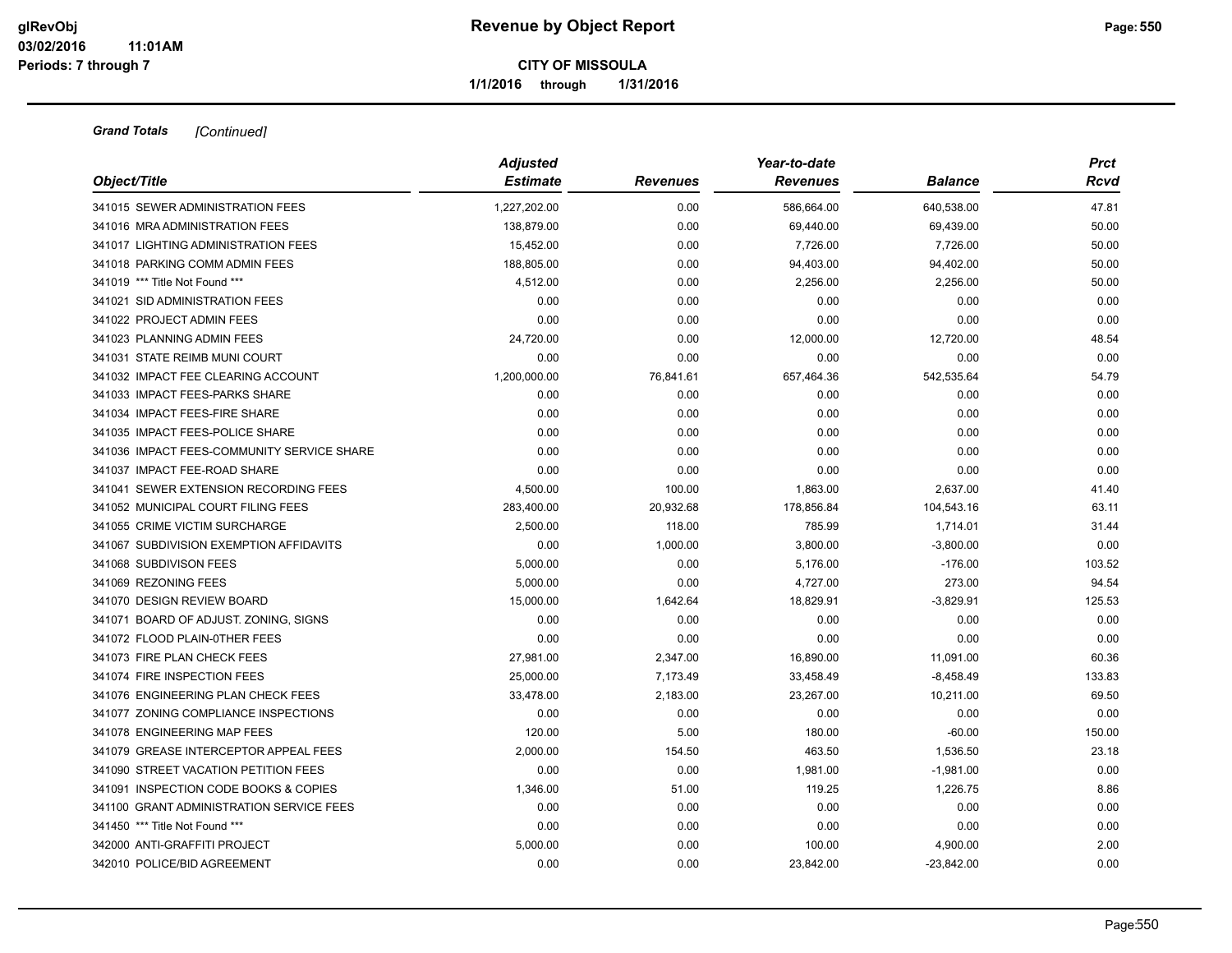**Grand Totals** *[Continued]*

| Object/Title | Adjusted Estimate | Revenues | Year-to-date Revenues | Balance | Prct Rcvd |
|---|---|---|---|---|---|
| 341015 SEWER ADMINISTRATION FEES | 1,227,202.00 | 0.00 | 586,664.00 | 640,538.00 | 47.81 |
| 341016 MRA ADMINISTRATION FEES | 138,879.00 | 0.00 | 69,440.00 | 69,439.00 | 50.00 |
| 341017 LIGHTING ADMINISTRATION FEES | 15,452.00 | 0.00 | 7,726.00 | 7,726.00 | 50.00 |
| 341018 PARKING COMM ADMIN FEES | 188,805.00 | 0.00 | 94,403.00 | 94,402.00 | 50.00 |
| 341019 *** Title Not Found *** | 4,512.00 | 0.00 | 2,256.00 | 2,256.00 | 50.00 |
| 341021 SID ADMINISTRATION FEES | 0.00 | 0.00 | 0.00 | 0.00 | 0.00 |
| 341022 PROJECT ADMIN FEES | 0.00 | 0.00 | 0.00 | 0.00 | 0.00 |
| 341023 PLANNING ADMIN FEES | 24,720.00 | 0.00 | 12,000.00 | 12,720.00 | 48.54 |
| 341031 STATE REIMB MUNI COURT | 0.00 | 0.00 | 0.00 | 0.00 | 0.00 |
| 341032 IMPACT FEE CLEARING ACCOUNT | 1,200,000.00 | 76,841.61 | 657,464.36 | 542,535.64 | 54.79 |
| 341033 IMPACT FEES-PARKS SHARE | 0.00 | 0.00 | 0.00 | 0.00 | 0.00 |
| 341034 IMPACT FEES-FIRE SHARE | 0.00 | 0.00 | 0.00 | 0.00 | 0.00 |
| 341035 IMPACT FEES-POLICE SHARE | 0.00 | 0.00 | 0.00 | 0.00 | 0.00 |
| 341036 IMPACT FEES-COMMUNITY SERVICE SHARE | 0.00 | 0.00 | 0.00 | 0.00 | 0.00 |
| 341037 IMPACT FEE-ROAD SHARE | 0.00 | 0.00 | 0.00 | 0.00 | 0.00 |
| 341041 SEWER EXTENSION RECORDING FEES | 4,500.00 | 100.00 | 1,863.00 | 2,637.00 | 41.40 |
| 341052 MUNICIPAL COURT FILING FEES | 283,400.00 | 20,932.68 | 178,856.84 | 104,543.16 | 63.11 |
| 341055 CRIME VICTIM SURCHARGE | 2,500.00 | 118.00 | 785.99 | 1,714.01 | 31.44 |
| 341067 SUBDIVISION EXEMPTION AFFIDAVITS | 0.00 | 1,000.00 | 3,800.00 | -3,800.00 | 0.00 |
| 341068 SUBDIVISON FEES | 5,000.00 | 0.00 | 5,176.00 | -176.00 | 103.52 |
| 341069 REZONING FEES | 5,000.00 | 0.00 | 4,727.00 | 273.00 | 94.54 |
| 341070 DESIGN REVIEW BOARD | 15,000.00 | 1,642.64 | 18,829.91 | -3,829.91 | 125.53 |
| 341071 BOARD OF ADJUST. ZONING, SIGNS | 0.00 | 0.00 | 0.00 | 0.00 | 0.00 |
| 341072 FLOOD PLAIN-0THER FEES | 0.00 | 0.00 | 0.00 | 0.00 | 0.00 |
| 341073 FIRE PLAN CHECK FEES | 27,981.00 | 2,347.00 | 16,890.00 | 11,091.00 | 60.36 |
| 341074 FIRE INSPECTION FEES | 25,000.00 | 7,173.49 | 33,458.49 | -8,458.49 | 133.83 |
| 341076 ENGINEERING PLAN CHECK FEES | 33,478.00 | 2,183.00 | 23,267.00 | 10,211.00 | 69.50 |
| 341077 ZONING COMPLIANCE INSPECTIONS | 0.00 | 0.00 | 0.00 | 0.00 | 0.00 |
| 341078 ENGINEERING MAP FEES | 120.00 | 5.00 | 180.00 | -60.00 | 150.00 |
| 341079 GREASE INTERCEPTOR APPEAL FEES | 2,000.00 | 154.50 | 463.50 | 1,536.50 | 23.18 |
| 341090 STREET VACATION PETITION FEES | 0.00 | 0.00 | 1,981.00 | -1,981.00 | 0.00 |
| 341091 INSPECTION CODE BOOKS & COPIES | 1,346.00 | 51.00 | 119.25 | 1,226.75 | 8.86 |
| 341100 GRANT ADMINISTRATION SERVICE FEES | 0.00 | 0.00 | 0.00 | 0.00 | 0.00 |
| 341450 *** Title Not Found *** | 0.00 | 0.00 | 0.00 | 0.00 | 0.00 |
| 342000 ANTI-GRAFFITI PROJECT | 5,000.00 | 0.00 | 100.00 | 4,900.00 | 2.00 |
| 342010 POLICE/BID AGREEMENT | 0.00 | 0.00 | 23,842.00 | -23,842.00 | 0.00 |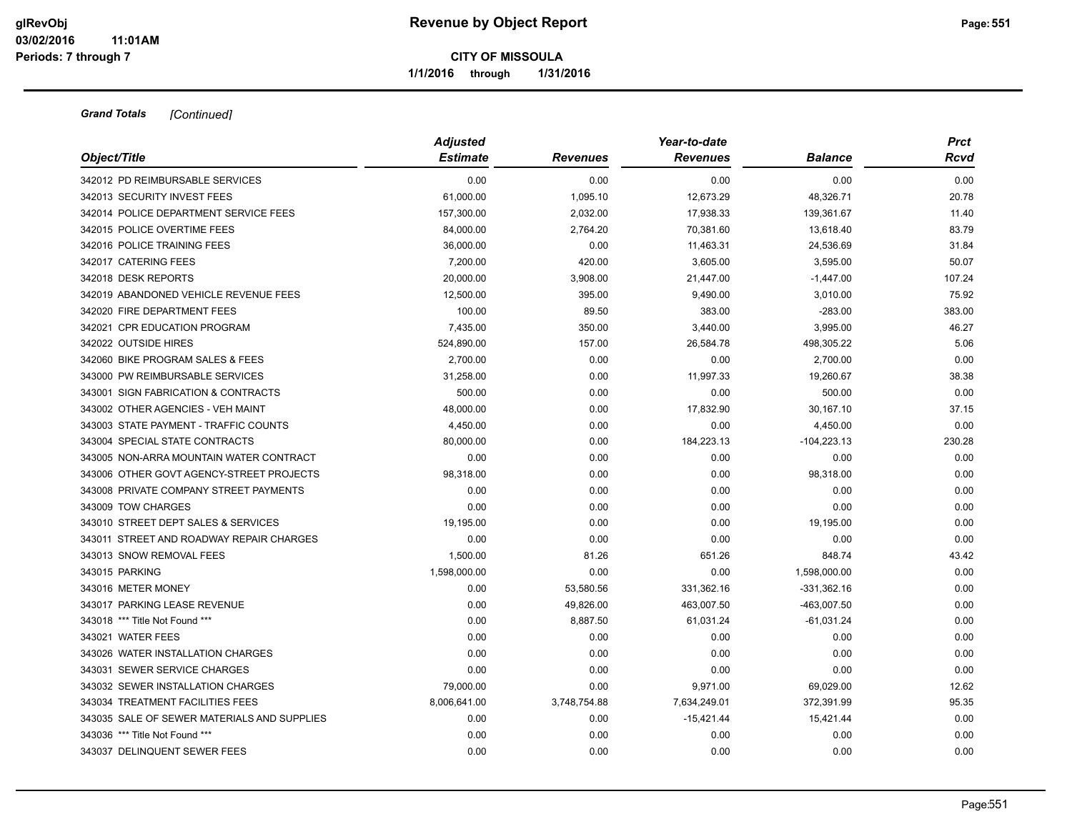**Revenue by Object Report**

**CITY OF MISSOULA**

**1/1/2016 through 1/31/2016**

***Grand Totals*** *[Continued]*

| *Object/Title* | *Adjusted Estimate* | *Revenues* | *Year-to-date Revenues* | *Balance* | *Prct Rcvd* |
|---|---|---|---|---|---|
| 342012 PD REIMBURSABLE SERVICES | 0.00 | 0.00 | 0.00 | 0.00 | 0.00 |
| 342013 SECURITY INVEST FEES | 61,000.00 | 1,095.10 | 12,673.29 | 48,326.71 | 20.78 |
| 342014 POLICE DEPARTMENT SERVICE FEES | 157,300.00 | 2,032.00 | 17,938.33 | 139,361.67 | 11.40 |
| 342015 POLICE OVERTIME FEES | 84,000.00 | 2,764.20 | 70,381.60 | 13,618.40 | 83.79 |
| 342016 POLICE TRAINING FEES | 36,000.00 | 0.00 | 11,463.31 | 24,536.69 | 31.84 |
| 342017 CATERING FEES | 7,200.00 | 420.00 | 3,605.00 | 3,595.00 | 50.07 |
| 342018 DESK REPORTS | 20,000.00 | 3,908.00 | 21,447.00 | -1,447.00 | 107.24 |
| 342019 ABANDONED VEHICLE REVENUE FEES | 12,500.00 | 395.00 | 9,490.00 | 3,010.00 | 75.92 |
| 342020 FIRE DEPARTMENT FEES | 100.00 | 89.50 | 383.00 | -283.00 | 383.00 |
| 342021 CPR EDUCATION PROGRAM | 7,435.00 | 350.00 | 3,440.00 | 3,995.00 | 46.27 |
| 342022 OUTSIDE HIRES | 524,890.00 | 157.00 | 26,584.78 | 498,305.22 | 5.06 |
| 342060 BIKE PROGRAM SALES & FEES | 2,700.00 | 0.00 | 0.00 | 2,700.00 | 0.00 |
| 343000 PW REIMBURSABLE SERVICES | 31,258.00 | 0.00 | 11,997.33 | 19,260.67 | 38.38 |
| 343001 SIGN FABRICATION & CONTRACTS | 500.00 | 0.00 | 0.00 | 500.00 | 0.00 |
| 343002 OTHER AGENCIES - VEH MAINT | 48,000.00 | 0.00 | 17,832.90 | 30,167.10 | 37.15 |
| 343003 STATE PAYMENT - TRAFFIC COUNTS | 4,450.00 | 0.00 | 0.00 | 4,450.00 | 0.00 |
| 343004 SPECIAL STATE CONTRACTS | 80,000.00 | 0.00 | 184,223.13 | -104,223.13 | 230.28 |
| 343005 NON-ARRA MOUNTAIN WATER CONTRACT | 0.00 | 0.00 | 0.00 | 0.00 | 0.00 |
| 343006 OTHER GOVT AGENCY-STREET PROJECTS | 98,318.00 | 0.00 | 0.00 | 98,318.00 | 0.00 |
| 343008 PRIVATE COMPANY STREET PAYMENTS | 0.00 | 0.00 | 0.00 | 0.00 | 0.00 |
| 343009 TOW CHARGES | 0.00 | 0.00 | 0.00 | 0.00 | 0.00 |
| 343010 STREET DEPT SALES & SERVICES | 19,195.00 | 0.00 | 0.00 | 19,195.00 | 0.00 |
| 343011 STREET AND ROADWAY REPAIR CHARGES | 0.00 | 0.00 | 0.00 | 0.00 | 0.00 |
| 343013 SNOW REMOVAL FEES | 1,500.00 | 81.26 | 651.26 | 848.74 | 43.42 |
| 343015 PARKING | 1,598,000.00 | 0.00 | 0.00 | 1,598,000.00 | 0.00 |
| 343016 METER MONEY | 0.00 | 53,580.56 | 331,362.16 | -331,362.16 | 0.00 |
| 343017 PARKING LEASE REVENUE | 0.00 | 49,826.00 | 463,007.50 | -463,007.50 | 0.00 |
| 343018 *** Title Not Found *** | 0.00 | 8,887.50 | 61,031.24 | -61,031.24 | 0.00 |
| 343021 WATER FEES | 0.00 | 0.00 | 0.00 | 0.00 | 0.00 |
| 343026 WATER INSTALLATION CHARGES | 0.00 | 0.00 | 0.00 | 0.00 | 0.00 |
| 343031 SEWER SERVICE CHARGES | 0.00 | 0.00 | 0.00 | 0.00 | 0.00 |
| 343032 SEWER INSTALLATION CHARGES | 79,000.00 | 0.00 | 9,971.00 | 69,029.00 | 12.62 |
| 343034 TREATMENT FACILITIES FEES | 8,006,641.00 | 3,748,754.88 | 7,634,249.01 | 372,391.99 | 95.35 |
| 343035 SALE OF SEWER MATERIALS AND SUPPLIES | 0.00 | 0.00 | -15,421.44 | 15,421.44 | 0.00 |
| 343036 *** Title Not Found *** | 0.00 | 0.00 | 0.00 | 0.00 | 0.00 |
| 343037 DELINQUENT SEWER FEES | 0.00 | 0.00 | 0.00 | 0.00 | 0.00 |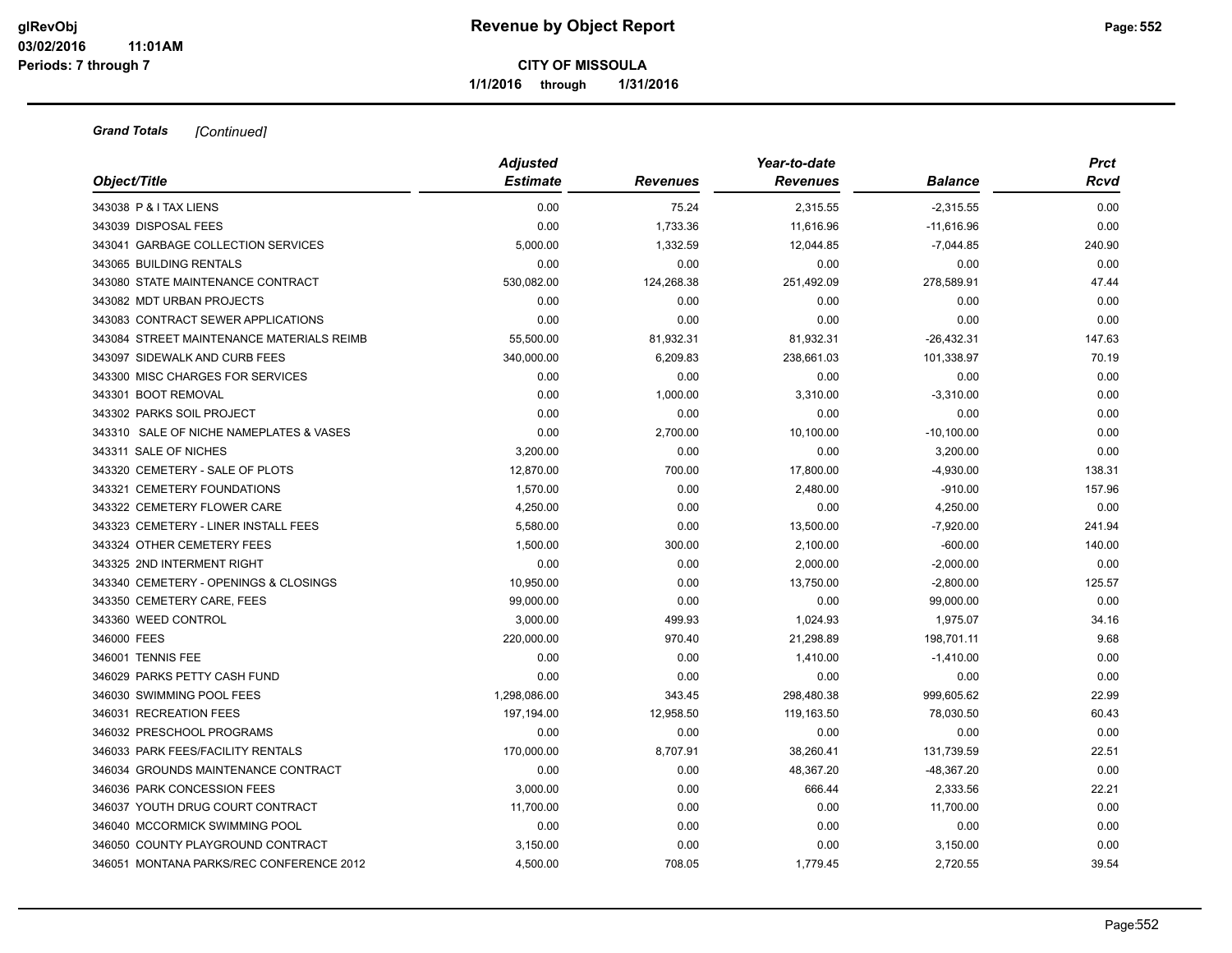# Revenue by Object Report

**CITY OF MISSOULA**

**1/1/2016 through 1/31/2016**

glRevObj
03/02/2016 11:01AM
Periods: 7 through 7

***Grand Totals*** *[Continued]*

| Object/Title | Adjusted Estimate | Revenues | Year-to-date Revenues | Balance | Prct Rcvd |
|---|---|---|---|---|---|
| 343038 P & I TAX LIENS | 0.00 | 75.24 | 2,315.55 | -2,315.55 | 0.00 |
| 343039 DISPOSAL FEES | 0.00 | 1,733.36 | 11,616.96 | -11,616.96 | 0.00 |
| 343041 GARBAGE COLLECTION SERVICES | 5,000.00 | 1,332.59 | 12,044.85 | -7,044.85 | 240.90 |
| 343065 BUILDING RENTALS | 0.00 | 0.00 | 0.00 | 0.00 | 0.00 |
| 343080 STATE MAINTENANCE CONTRACT | 530,082.00 | 124,268.38 | 251,492.09 | 278,589.91 | 47.44 |
| 343082 MDT URBAN PROJECTS | 0.00 | 0.00 | 0.00 | 0.00 | 0.00 |
| 343083 CONTRACT SEWER APPLICATIONS | 0.00 | 0.00 | 0.00 | 0.00 | 0.00 |
| 343084 STREET MAINTENANCE MATERIALS REIMB | 55,500.00 | 81,932.31 | 81,932.31 | -26,432.31 | 147.63 |
| 343097 SIDEWALK AND CURB FEES | 340,000.00 | 6,209.83 | 238,661.03 | 101,338.97 | 70.19 |
| 343300 MISC CHARGES FOR SERVICES | 0.00 | 0.00 | 0.00 | 0.00 | 0.00 |
| 343301 BOOT REMOVAL | 0.00 | 1,000.00 | 3,310.00 | -3,310.00 | 0.00 |
| 343302 PARKS SOIL PROJECT | 0.00 | 0.00 | 0.00 | 0.00 | 0.00 |
| 343310 SALE OF NICHE NAMEPLATES & VASES | 0.00 | 2,700.00 | 10,100.00 | -10,100.00 | 0.00 |
| 343311 SALE OF NICHES | 3,200.00 | 0.00 | 0.00 | 3,200.00 | 0.00 |
| 343320 CEMETERY - SALE OF PLOTS | 12,870.00 | 700.00 | 17,800.00 | -4,930.00 | 138.31 |
| 343321 CEMETERY FOUNDATIONS | 1,570.00 | 0.00 | 2,480.00 | -910.00 | 157.96 |
| 343322 CEMETERY FLOWER CARE | 4,250.00 | 0.00 | 0.00 | 4,250.00 | 0.00 |
| 343323 CEMETERY - LINER INSTALL FEES | 5,580.00 | 0.00 | 13,500.00 | -7,920.00 | 241.94 |
| 343324 OTHER CEMETERY FEES | 1,500.00 | 300.00 | 2,100.00 | -600.00 | 140.00 |
| 343325 2ND INTERMENT RIGHT | 0.00 | 0.00 | 2,000.00 | -2,000.00 | 0.00 |
| 343340 CEMETERY - OPENINGS & CLOSINGS | 10,950.00 | 0.00 | 13,750.00 | -2,800.00 | 125.57 |
| 343350 CEMETERY CARE, FEES | 99,000.00 | 0.00 | 0.00 | 99,000.00 | 0.00 |
| 343360 WEED CONTROL | 3,000.00 | 499.93 | 1,024.93 | 1,975.07 | 34.16 |
| 346000 FEES | 220,000.00 | 970.40 | 21,298.89 | 198,701.11 | 9.68 |
| 346001 TENNIS FEE | 0.00 | 0.00 | 1,410.00 | -1,410.00 | 0.00 |
| 346029 PARKS PETTY CASH FUND | 0.00 | 0.00 | 0.00 | 0.00 | 0.00 |
| 346030 SWIMMING POOL FEES | 1,298,086.00 | 343.45 | 298,480.38 | 999,605.62 | 22.99 |
| 346031 RECREATION FEES | 197,194.00 | 12,958.50 | 119,163.50 | 78,030.50 | 60.43 |
| 346032 PRESCHOOL PROGRAMS | 0.00 | 0.00 | 0.00 | 0.00 | 0.00 |
| 346033 PARK FEES/FACILITY RENTALS | 170,000.00 | 8,707.91 | 38,260.41 | 131,739.59 | 22.51 |
| 346034 GROUNDS MAINTENANCE CONTRACT | 0.00 | 0.00 | 48,367.20 | -48,367.20 | 0.00 |
| 346036 PARK CONCESSION FEES | 3,000.00 | 0.00 | 666.44 | 2,333.56 | 22.21 |
| 346037 YOUTH DRUG COURT CONTRACT | 11,700.00 | 0.00 | 0.00 | 11,700.00 | 0.00 |
| 346040 MCCORMICK SWIMMING POOL | 0.00 | 0.00 | 0.00 | 0.00 | 0.00 |
| 346050 COUNTY PLAYGROUND CONTRACT | 3,150.00 | 0.00 | 0.00 | 3,150.00 | 0.00 |
| 346051 MONTANA PARKS/REC CONFERENCE 2012 | 4,500.00 | 708.05 | 1,779.45 | 2,720.55 | 39.54 |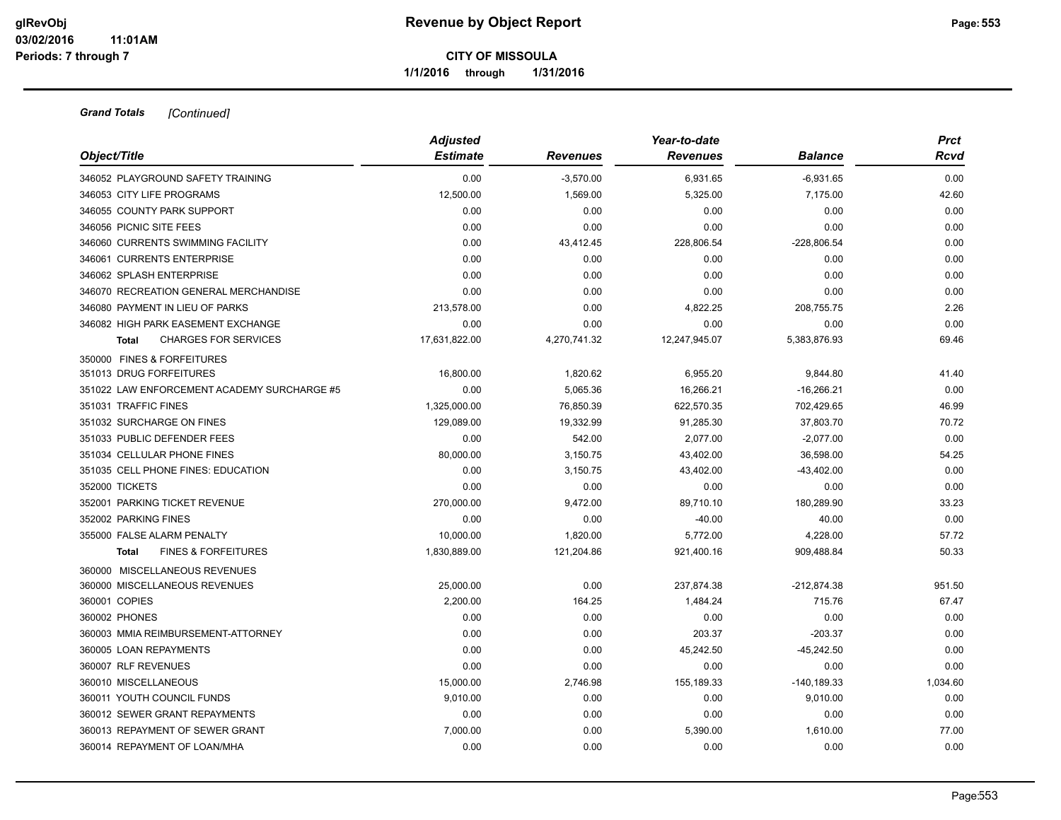# Revenue by Object Report

**CITY OF MISSOULA**

**1/1/2016 through 1/31/2016**

glRevObj
03/02/2016 11:01AM
Periods: 7 through 7

***Grand Totals*** *[Continued]*

| Object/Title | Adjusted Estimate | Revenues | Year-to-date Revenues | Balance | Prct Rcvd |
|---|---|---|---|---|---|
| 346052 PLAYGROUND SAFETY TRAINING | 0.00 | -3,570.00 | 6,931.65 | -6,931.65 | 0.00 |
| 346053 CITY LIFE PROGRAMS | 12,500.00 | 1,569.00 | 5,325.00 | 7,175.00 | 42.60 |
| 346055 COUNTY PARK SUPPORT | 0.00 | 0.00 | 0.00 | 0.00 | 0.00 |
| 346056 PICNIC SITE FEES | 0.00 | 0.00 | 0.00 | 0.00 | 0.00 |
| 346060 CURRENTS SWIMMING FACILITY | 0.00 | 43,412.45 | 228,806.54 | -228,806.54 | 0.00 |
| 346061 CURRENTS ENTERPRISE | 0.00 | 0.00 | 0.00 | 0.00 | 0.00 |
| 346062 SPLASH ENTERPRISE | 0.00 | 0.00 | 0.00 | 0.00 | 0.00 |
| 346070 RECREATION GENERAL MERCHANDISE | 0.00 | 0.00 | 0.00 | 0.00 | 0.00 |
| 346080 PAYMENT IN LIEU OF PARKS | 213,578.00 | 0.00 | 4,822.25 | 208,755.75 | 2.26 |
| 346082 HIGH PARK EASEMENT EXCHANGE | 0.00 | 0.00 | 0.00 | 0.00 | 0.00 |
| **Total** CHARGES FOR SERVICES | 17,631,822.00 | 4,270,741.32 | 12,247,945.07 | 5,383,876.93 | 69.46 |
| 350000 FINES & FORFEITURES | | | | | |
| 351013 DRUG FORFEITURES | 16,800.00 | 1,820.62 | 6,955.20 | 9,844.80 | 41.40 |
| 351022 LAW ENFORCEMENT ACADEMY SURCHARGE #5 | 0.00 | 5,065.36 | 16,266.21 | -16,266.21 | 0.00 |
| 351031 TRAFFIC FINES | 1,325,000.00 | 76,850.39 | 622,570.35 | 702,429.65 | 46.99 |
| 351032 SURCHARGE ON FINES | 129,089.00 | 19,332.99 | 91,285.30 | 37,803.70 | 70.72 |
| 351033 PUBLIC DEFENDER FEES | 0.00 | 542.00 | 2,077.00 | -2,077.00 | 0.00 |
| 351034 CELLULAR PHONE FINES | 80,000.00 | 3,150.75 | 43,402.00 | 36,598.00 | 54.25 |
| 351035 CELL PHONE FINES: EDUCATION | 0.00 | 3,150.75 | 43,402.00 | -43,402.00 | 0.00 |
| 352000 TICKETS | 0.00 | 0.00 | 0.00 | 0.00 | 0.00 |
| 352001 PARKING TICKET REVENUE | 270,000.00 | 9,472.00 | 89,710.10 | 180,289.90 | 33.23 |
| 352002 PARKING FINES | 0.00 | 0.00 | -40.00 | 40.00 | 0.00 |
| 355000 FALSE ALARM PENALTY | 10,000.00 | 1,820.00 | 5,772.00 | 4,228.00 | 57.72 |
| **Total** FINES & FORFEITURES | 1,830,889.00 | 121,204.86 | 921,400.16 | 909,488.84 | 50.33 |
| 360000 MISCELLANEOUS REVENUES | | | | | |
| 360000 MISCELLANEOUS REVENUES | 25,000.00 | 0.00 | 237,874.38 | -212,874.38 | 951.50 |
| 360001 COPIES | 2,200.00 | 164.25 | 1,484.24 | 715.76 | 67.47 |
| 360002 PHONES | 0.00 | 0.00 | 0.00 | 0.00 | 0.00 |
| 360003 MMIA REIMBURSEMENT-ATTORNEY | 0.00 | 0.00 | 203.37 | -203.37 | 0.00 |
| 360005 LOAN REPAYMENTS | 0.00 | 0.00 | 45,242.50 | -45,242.50 | 0.00 |
| 360007 RLF REVENUES | 0.00 | 0.00 | 0.00 | 0.00 | 0.00 |
| 360010 MISCELLANEOUS | 15,000.00 | 2,746.98 | 155,189.33 | -140,189.33 | 1,034.60 |
| 360011 YOUTH COUNCIL FUNDS | 9,010.00 | 0.00 | 0.00 | 9,010.00 | 0.00 |
| 360012 SEWER GRANT REPAYMENTS | 0.00 | 0.00 | 0.00 | 0.00 | 0.00 |
| 360013 REPAYMENT OF SEWER GRANT | 7,000.00 | 0.00 | 5,390.00 | 1,610.00 | 77.00 |
| 360014 REPAYMENT OF LOAN/MHA | 0.00 | 0.00 | 0.00 | 0.00 | 0.00 |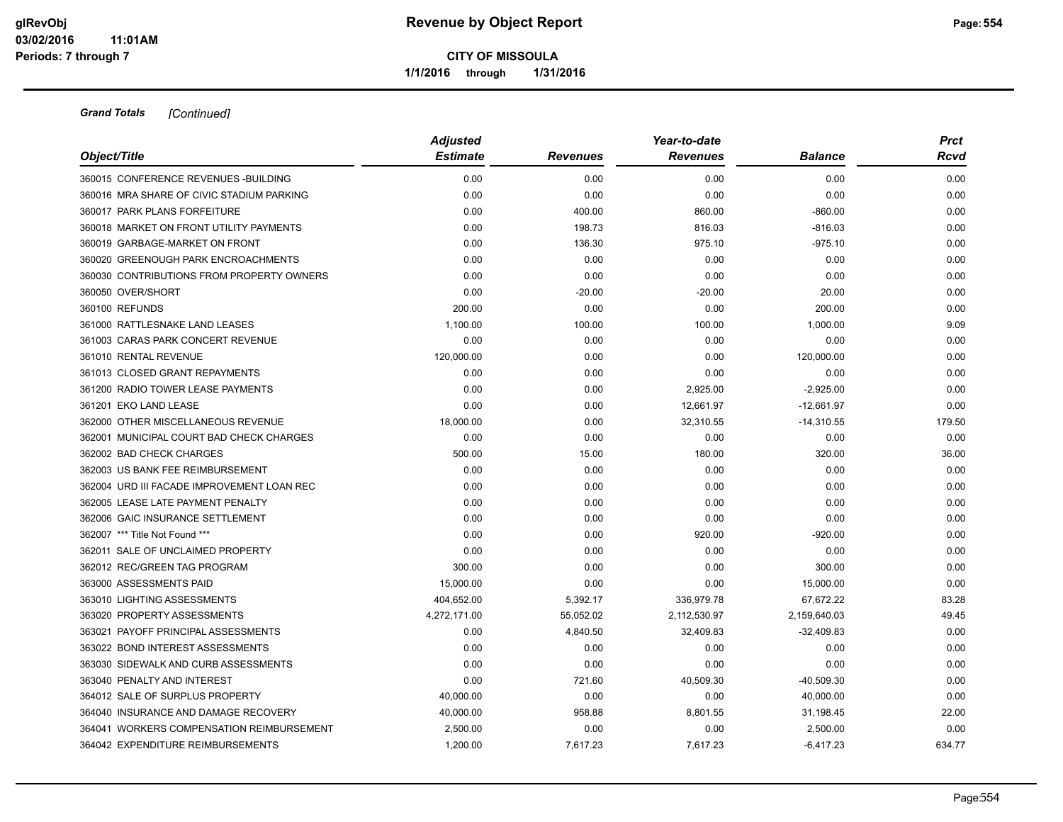# Revenue by Object Report

**CITY OF MISSOULA**

**1/1/2016 through 1/31/2016**

glRevObj
03/02/2016 11:01AM
Periods: 7 through 7

***Grand Totals*** *[Continued]*

| Object/Title | Adjusted Estimate | Revenues | Year-to-date Revenues | Balance | Prct Rcvd |
|---|---|---|---|---|---|
| 360015 CONFERENCE REVENUES -BUILDING | 0.00 | 0.00 | 0.00 | 0.00 | 0.00 |
| 360016 MRA SHARE OF CIVIC STADIUM PARKING | 0.00 | 0.00 | 0.00 | 0.00 | 0.00 |
| 360017 PARK PLANS FORFEITURE | 0.00 | 400.00 | 860.00 | -860.00 | 0.00 |
| 360018 MARKET ON FRONT UTILITY PAYMENTS | 0.00 | 198.73 | 816.03 | -816.03 | 0.00 |
| 360019 GARBAGE-MARKET ON FRONT | 0.00 | 136.30 | 975.10 | -975.10 | 0.00 |
| 360020 GREENOUGH PARK ENCROACHMENTS | 0.00 | 0.00 | 0.00 | 0.00 | 0.00 |
| 360030 CONTRIBUTIONS FROM PROPERTY OWNERS | 0.00 | 0.00 | 0.00 | 0.00 | 0.00 |
| 360050 OVER/SHORT | 0.00 | -20.00 | -20.00 | 20.00 | 0.00 |
| 360100 REFUNDS | 200.00 | 0.00 | 0.00 | 200.00 | 0.00 |
| 361000 RATTLESNAKE LAND LEASES | 1,100.00 | 100.00 | 100.00 | 1,000.00 | 9.09 |
| 361003 CARAS PARK CONCERT REVENUE | 0.00 | 0.00 | 0.00 | 0.00 | 0.00 |
| 361010 RENTAL REVENUE | 120,000.00 | 0.00 | 0.00 | 120,000.00 | 0.00 |
| 361013 CLOSED GRANT REPAYMENTS | 0.00 | 0.00 | 0.00 | 0.00 | 0.00 |
| 361200 RADIO TOWER LEASE PAYMENTS | 0.00 | 0.00 | 2,925.00 | -2,925.00 | 0.00 |
| 361201 EKO LAND LEASE | 0.00 | 0.00 | 12,661.97 | -12,661.97 | 0.00 |
| 362000 OTHER MISCELLANEOUS REVENUE | 18,000.00 | 0.00 | 32,310.55 | -14,310.55 | 179.50 |
| 362001 MUNICIPAL COURT BAD CHECK CHARGES | 0.00 | 0.00 | 0.00 | 0.00 | 0.00 |
| 362002 BAD CHECK CHARGES | 500.00 | 15.00 | 180.00 | 320.00 | 36.00 |
| 362003 US BANK FEE REIMBURSEMENT | 0.00 | 0.00 | 0.00 | 0.00 | 0.00 |
| 362004 URD III FACADE IMPROVEMENT LOAN REC | 0.00 | 0.00 | 0.00 | 0.00 | 0.00 |
| 362005 LEASE LATE PAYMENT PENALTY | 0.00 | 0.00 | 0.00 | 0.00 | 0.00 |
| 362006 GAIC INSURANCE SETTLEMENT | 0.00 | 0.00 | 0.00 | 0.00 | 0.00 |
| 362007 *** Title Not Found *** | 0.00 | 0.00 | 920.00 | -920.00 | 0.00 |
| 362011 SALE OF UNCLAIMED PROPERTY | 0.00 | 0.00 | 0.00 | 0.00 | 0.00 |
| 362012 REC/GREEN TAG PROGRAM | 300.00 | 0.00 | 0.00 | 300.00 | 0.00 |
| 363000 ASSESSMENTS PAID | 15,000.00 | 0.00 | 0.00 | 15,000.00 | 0.00 |
| 363010 LIGHTING ASSESSMENTS | 404,652.00 | 5,392.17 | 336,979.78 | 67,672.22 | 83.28 |
| 363020 PROPERTY ASSESSMENTS | 4,272,171.00 | 55,052.02 | 2,112,530.97 | 2,159,640.03 | 49.45 |
| 363021 PAYOFF PRINCIPAL ASSESSMENTS | 0.00 | 4,840.50 | 32,409.83 | -32,409.83 | 0.00 |
| 363022 BOND INTEREST ASSESSMENTS | 0.00 | 0.00 | 0.00 | 0.00 | 0.00 |
| 363030 SIDEWALK AND CURB ASSESSMENTS | 0.00 | 0.00 | 0.00 | 0.00 | 0.00 |
| 363040 PENALTY AND INTEREST | 0.00 | 721.60 | 40,509.30 | -40,509.30 | 0.00 |
| 364012 SALE OF SURPLUS PROPERTY | 40,000.00 | 0.00 | 0.00 | 40,000.00 | 0.00 |
| 364040 INSURANCE AND DAMAGE RECOVERY | 40,000.00 | 958.88 | 8,801.55 | 31,198.45 | 22.00 |
| 364041 WORKERS COMPENSATION REIMBURSEMENT | 2,500.00 | 0.00 | 0.00 | 2,500.00 | 0.00 |
| 364042 EXPENDITURE REIMBURSEMENTS | 1,200.00 | 7,617.23 | 7,617.23 | -6,417.23 | 634.77 |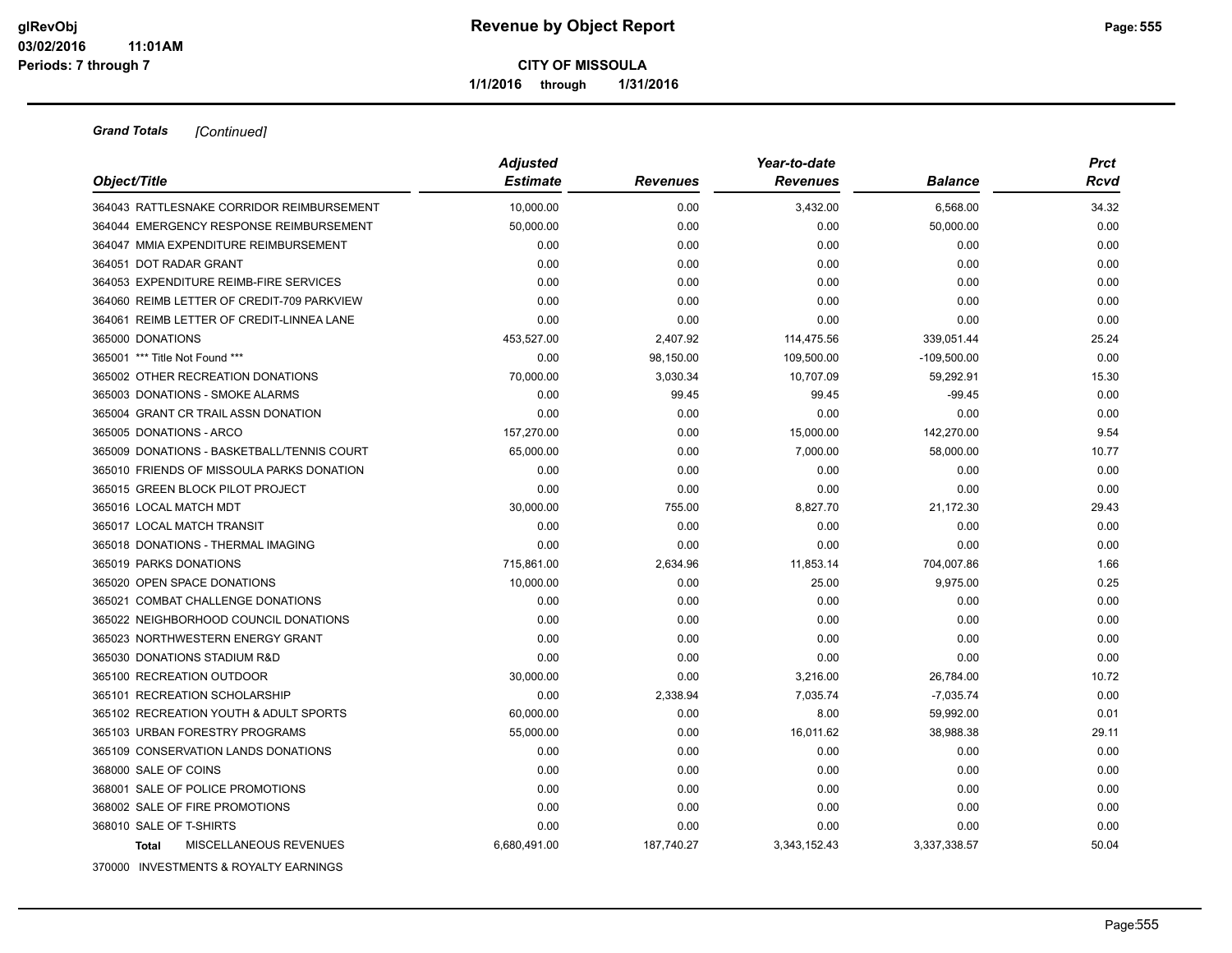**Grand Totals** *[Continued]*

| Object/Title | *Adjusted Estimate* | *Revenues* | *Year-to-date Revenues* | *Balance* | *Prct Rcvd* |
|---|---|---|---|---|---|
| 364043 RATTLESNAKE CORRIDOR REIMBURSEMENT | 10,000.00 | 0.00 | 3,432.00 | 6,568.00 | 34.32 |
| 364044 EMERGENCY RESPONSE REIMBURSEMENT | 50,000.00 | 0.00 | 0.00 | 50,000.00 | 0.00 |
| 364047 MMIA EXPENDITURE REIMBURSEMENT | 0.00 | 0.00 | 0.00 | 0.00 | 0.00 |
| 364051 DOT RADAR GRANT | 0.00 | 0.00 | 0.00 | 0.00 | 0.00 |
| 364053 EXPENDITURE REIMB-FIRE SERVICES | 0.00 | 0.00 | 0.00 | 0.00 | 0.00 |
| 364060 REIMB LETTER OF CREDIT-709 PARKVIEW | 0.00 | 0.00 | 0.00 | 0.00 | 0.00 |
| 364061 REIMB LETTER OF CREDIT-LINNEA LANE | 0.00 | 0.00 | 0.00 | 0.00 | 0.00 |
| 365000 DONATIONS | 453,527.00 | 2,407.92 | 114,475.56 | 339,051.44 | 25.24 |
| 365001 *** Title Not Found *** | 0.00 | 98,150.00 | 109,500.00 | -109,500.00 | 0.00 |
| 365002 OTHER RECREATION DONATIONS | 70,000.00 | 3,030.34 | 10,707.09 | 59,292.91 | 15.30 |
| 365003 DONATIONS - SMOKE ALARMS | 0.00 | 99.45 | 99.45 | -99.45 | 0.00 |
| 365004 GRANT CR TRAIL ASSN DONATION | 0.00 | 0.00 | 0.00 | 0.00 | 0.00 |
| 365005 DONATIONS - ARCO | 157,270.00 | 0.00 | 15,000.00 | 142,270.00 | 9.54 |
| 365009 DONATIONS - BASKETBALL/TENNIS COURT | 65,000.00 | 0.00 | 7,000.00 | 58,000.00 | 10.77 |
| 365010 FRIENDS OF MISSOULA PARKS DONATION | 0.00 | 0.00 | 0.00 | 0.00 | 0.00 |
| 365015 GREEN BLOCK PILOT PROJECT | 0.00 | 0.00 | 0.00 | 0.00 | 0.00 |
| 365016 LOCAL MATCH MDT | 30,000.00 | 755.00 | 8,827.70 | 21,172.30 | 29.43 |
| 365017 LOCAL MATCH TRANSIT | 0.00 | 0.00 | 0.00 | 0.00 | 0.00 |
| 365018 DONATIONS - THERMAL IMAGING | 0.00 | 0.00 | 0.00 | 0.00 | 0.00 |
| 365019 PARKS DONATIONS | 715,861.00 | 2,634.96 | 11,853.14 | 704,007.86 | 1.66 |
| 365020 OPEN SPACE DONATIONS | 10,000.00 | 0.00 | 25.00 | 9,975.00 | 0.25 |
| 365021 COMBAT CHALLENGE DONATIONS | 0.00 | 0.00 | 0.00 | 0.00 | 0.00 |
| 365022 NEIGHBORHOOD COUNCIL DONATIONS | 0.00 | 0.00 | 0.00 | 0.00 | 0.00 |
| 365023 NORTHWESTERN ENERGY GRANT | 0.00 | 0.00 | 0.00 | 0.00 | 0.00 |
| 365030 DONATIONS STADIUM R&D | 0.00 | 0.00 | 0.00 | 0.00 | 0.00 |
| 365100 RECREATION OUTDOOR | 30,000.00 | 0.00 | 3,216.00 | 26,784.00 | 10.72 |
| 365101 RECREATION SCHOLARSHIP | 0.00 | 2,338.94 | 7,035.74 | -7,035.74 | 0.00 |
| 365102 RECREATION YOUTH & ADULT SPORTS | 60,000.00 | 0.00 | 8.00 | 59,992.00 | 0.01 |
| 365103 URBAN FORESTRY PROGRAMS | 55,000.00 | 0.00 | 16,011.62 | 38,988.38 | 29.11 |
| 365109 CONSERVATION LANDS DONATIONS | 0.00 | 0.00 | 0.00 | 0.00 | 0.00 |
| 368000 SALE OF COINS | 0.00 | 0.00 | 0.00 | 0.00 | 0.00 |
| 368001 SALE OF POLICE PROMOTIONS | 0.00 | 0.00 | 0.00 | 0.00 | 0.00 |
| 368002 SALE OF FIRE PROMOTIONS | 0.00 | 0.00 | 0.00 | 0.00 | 0.00 |
| 368010 SALE OF T-SHIRTS | 0.00 | 0.00 | 0.00 | 0.00 | 0.00 |
| **Total** MISCELLANEOUS REVENUES | 6,680,491.00 | 187,740.27 | 3,343,152.43 | 3,337,338.57 | 50.04 |

370000 INVESTMENTS & ROYALTY EARNINGS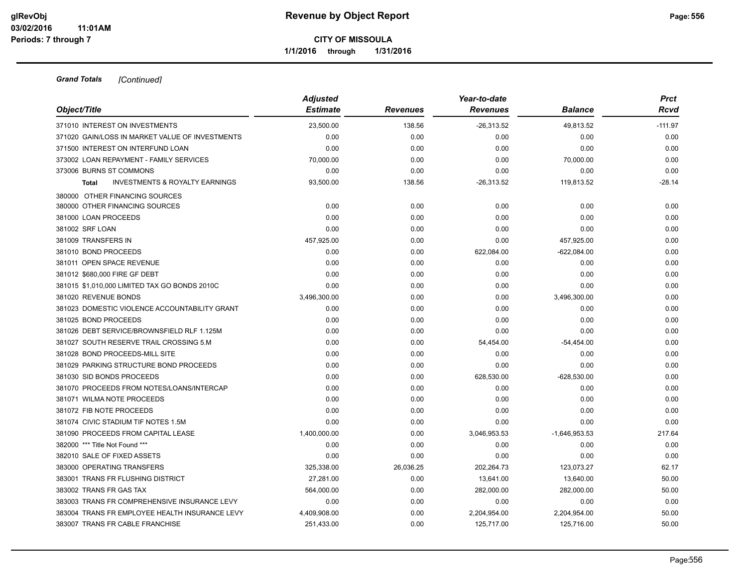**CITY OF MISSOULA**

**1/1/2016 through 1/31/2016**

***Grand Totals*** *[Continued]*

| Object/Title | Adjusted Estimate | Revenues | Year-to-date Revenues | Balance | Prct Rcvd |
|---|---|---|---|---|---|
| 371010 INTEREST ON INVESTMENTS | 23,500.00 | 138.56 | -26,313.52 | 49,813.52 | -111.97 |
| 371020 GAIN/LOSS IN MARKET VALUE OF INVESTMENTS | 0.00 | 0.00 | 0.00 | 0.00 | 0.00 |
| 371500 INTEREST ON INTERFUND LOAN | 0.00 | 0.00 | 0.00 | 0.00 | 0.00 |
| 373002 LOAN REPAYMENT - FAMILY SERVICES | 70,000.00 | 0.00 | 0.00 | 70,000.00 | 0.00 |
| 373006 BURNS ST COMMONS | 0.00 | 0.00 | 0.00 | 0.00 | 0.00 |
| **Total** INVESTMENTS & ROYALTY EARNINGS | 93,500.00 | 138.56 | -26,313.52 | 119,813.52 | -28.14 |
| 380000 OTHER FINANCING SOURCES | | | | | |
| 380000 OTHER FINANCING SOURCES | 0.00 | 0.00 | 0.00 | 0.00 | 0.00 |
| 381000 LOAN PROCEEDS | 0.00 | 0.00 | 0.00 | 0.00 | 0.00 |
| 381002 SRF LOAN | 0.00 | 0.00 | 0.00 | 0.00 | 0.00 |
| 381009 TRANSFERS IN | 457,925.00 | 0.00 | 0.00 | 457,925.00 | 0.00 |
| 381010 BOND PROCEEDS | 0.00 | 0.00 | 622,084.00 | -622,084.00 | 0.00 |
| 381011 OPEN SPACE REVENUE | 0.00 | 0.00 | 0.00 | 0.00 | 0.00 |
| 381012 $680,000 FIRE GF DEBT | 0.00 | 0.00 | 0.00 | 0.00 | 0.00 |
| 381015 $1,010,000 LIMITED TAX GO BONDS 2010C | 0.00 | 0.00 | 0.00 | 0.00 | 0.00 |
| 381020 REVENUE BONDS | 3,496,300.00 | 0.00 | 0.00 | 3,496,300.00 | 0.00 |
| 381023 DOMESTIC VIOLENCE ACCOUNTABILITY GRANT | 0.00 | 0.00 | 0.00 | 0.00 | 0.00 |
| 381025 BOND PROCEEDS | 0.00 | 0.00 | 0.00 | 0.00 | 0.00 |
| 381026 DEBT SERVICE/BROWNSFIELD RLF 1.125M | 0.00 | 0.00 | 0.00 | 0.00 | 0.00 |
| 381027 SOUTH RESERVE TRAIL CROSSING 5.M | 0.00 | 0.00 | 54,454.00 | -54,454.00 | 0.00 |
| 381028 BOND PROCEEDS-MILL SITE | 0.00 | 0.00 | 0.00 | 0.00 | 0.00 |
| 381029 PARKING STRUCTURE BOND PROCEEDS | 0.00 | 0.00 | 0.00 | 0.00 | 0.00 |
| 381030 SID BONDS PROCEEDS | 0.00 | 0.00 | 628,530.00 | -628,530.00 | 0.00 |
| 381070 PROCEEDS FROM NOTES/LOANS/INTERCAP | 0.00 | 0.00 | 0.00 | 0.00 | 0.00 |
| 381071 WILMA NOTE PROCEEDS | 0.00 | 0.00 | 0.00 | 0.00 | 0.00 |
| 381072 FIB NOTE PROCEEDS | 0.00 | 0.00 | 0.00 | 0.00 | 0.00 |
| 381074 CIVIC STADIUM TIF NOTES 1.5M | 0.00 | 0.00 | 0.00 | 0.00 | 0.00 |
| 381090 PROCEEDS FROM CAPITAL LEASE | 1,400,000.00 | 0.00 | 3,046,953.53 | -1,646,953.53 | 217.64 |
| 382000 *** Title Not Found *** | 0.00 | 0.00 | 0.00 | 0.00 | 0.00 |
| 382010 SALE OF FIXED ASSETS | 0.00 | 0.00 | 0.00 | 0.00 | 0.00 |
| 383000 OPERATING TRANSFERS | 325,338.00 | 26,036.25 | 202,264.73 | 123,073.27 | 62.17 |
| 383001 TRANS FR FLUSHING DISTRICT | 27,281.00 | 0.00 | 13,641.00 | 13,640.00 | 50.00 |
| 383002 TRANS FR GAS TAX | 564,000.00 | 0.00 | 282,000.00 | 282,000.00 | 50.00 |
| 383003 TRANS FR COMPREHENSIVE INSURANCE LEVY | 0.00 | 0.00 | 0.00 | 0.00 | 0.00 |
| 383004 TRANS FR EMPLOYEE HEALTH INSURANCE LEVY | 4,409,908.00 | 0.00 | 2,204,954.00 | 2,204,954.00 | 50.00 |
| 383007 TRANS FR CABLE FRANCHISE | 251,433.00 | 0.00 | 125,717.00 | 125,716.00 | 50.00 |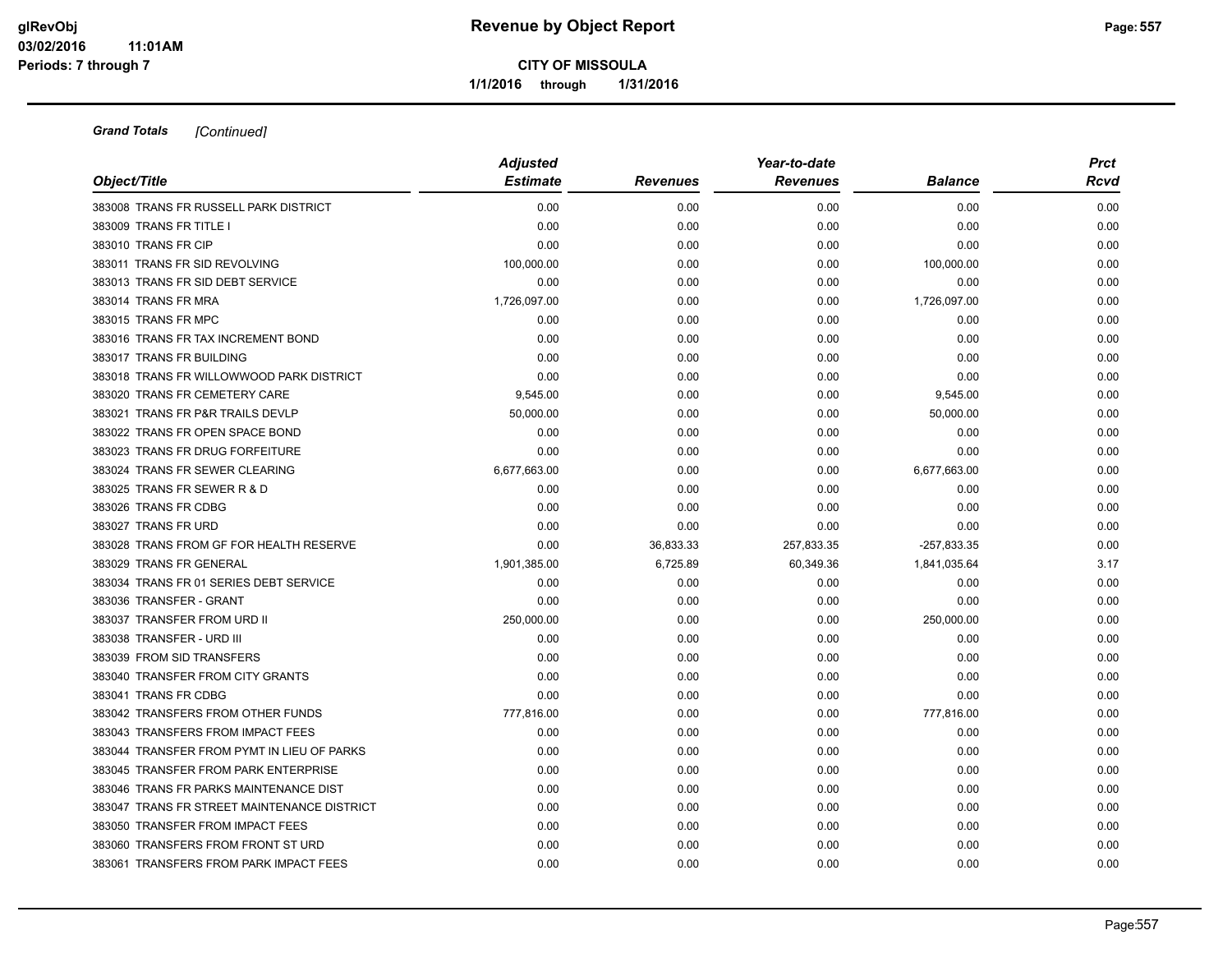**Grand Totals** *[Continued]*

| Object/Title | Adjusted Estimate | Revenues | Year-to-date Revenues | Balance | Prct Rcvd |
|---|---|---|---|---|---|
| 383008 TRANS FR RUSSELL PARK DISTRICT | 0.00 | 0.00 | 0.00 | 0.00 | 0.00 |
| 383009 TRANS FR TITLE I | 0.00 | 0.00 | 0.00 | 0.00 | 0.00 |
| 383010 TRANS FR CIP | 0.00 | 0.00 | 0.00 | 0.00 | 0.00 |
| 383011 TRANS FR SID REVOLVING | 100,000.00 | 0.00 | 0.00 | 100,000.00 | 0.00 |
| 383013 TRANS FR SID DEBT SERVICE | 0.00 | 0.00 | 0.00 | 0.00 | 0.00 |
| 383014 TRANS FR MRA | 1,726,097.00 | 0.00 | 0.00 | 1,726,097.00 | 0.00 |
| 383015 TRANS FR MPC | 0.00 | 0.00 | 0.00 | 0.00 | 0.00 |
| 383016 TRANS FR TAX INCREMENT BOND | 0.00 | 0.00 | 0.00 | 0.00 | 0.00 |
| 383017 TRANS FR BUILDING | 0.00 | 0.00 | 0.00 | 0.00 | 0.00 |
| 383018 TRANS FR WILLOWWOOD PARK DISTRICT | 0.00 | 0.00 | 0.00 | 0.00 | 0.00 |
| 383020 TRANS FR CEMETERY CARE | 9,545.00 | 0.00 | 0.00 | 9,545.00 | 0.00 |
| 383021 TRANS FR P&R TRAILS DEVLP | 50,000.00 | 0.00 | 0.00 | 50,000.00 | 0.00 |
| 383022 TRANS FR OPEN SPACE BOND | 0.00 | 0.00 | 0.00 | 0.00 | 0.00 |
| 383023 TRANS FR DRUG FORFEITURE | 0.00 | 0.00 | 0.00 | 0.00 | 0.00 |
| 383024 TRANS FR SEWER CLEARING | 6,677,663.00 | 0.00 | 0.00 | 6,677,663.00 | 0.00 |
| 383025 TRANS FR SEWER R & D | 0.00 | 0.00 | 0.00 | 0.00 | 0.00 |
| 383026 TRANS FR CDBG | 0.00 | 0.00 | 0.00 | 0.00 | 0.00 |
| 383027 TRANS FR URD | 0.00 | 0.00 | 0.00 | 0.00 | 0.00 |
| 383028 TRANS FROM GF FOR HEALTH RESERVE | 0.00 | 36,833.33 | 257,833.35 | -257,833.35 | 0.00 |
| 383029 TRANS FR GENERAL | 1,901,385.00 | 6,725.89 | 60,349.36 | 1,841,035.64 | 3.17 |
| 383034 TRANS FR 01 SERIES DEBT SERVICE | 0.00 | 0.00 | 0.00 | 0.00 | 0.00 |
| 383036 TRANSFER - GRANT | 0.00 | 0.00 | 0.00 | 0.00 | 0.00 |
| 383037 TRANSFER FROM URD II | 250,000.00 | 0.00 | 0.00 | 250,000.00 | 0.00 |
| 383038 TRANSFER - URD III | 0.00 | 0.00 | 0.00 | 0.00 | 0.00 |
| 383039 FROM SID TRANSFERS | 0.00 | 0.00 | 0.00 | 0.00 | 0.00 |
| 383040 TRANSFER FROM CITY GRANTS | 0.00 | 0.00 | 0.00 | 0.00 | 0.00 |
| 383041 TRANS FR CDBG | 0.00 | 0.00 | 0.00 | 0.00 | 0.00 |
| 383042 TRANSFERS FROM OTHER FUNDS | 777,816.00 | 0.00 | 0.00 | 777,816.00 | 0.00 |
| 383043 TRANSFERS FROM IMPACT FEES | 0.00 | 0.00 | 0.00 | 0.00 | 0.00 |
| 383044 TRANSFER FROM PYMT IN LIEU OF PARKS | 0.00 | 0.00 | 0.00 | 0.00 | 0.00 |
| 383045 TRANSFER FROM PARK ENTERPRISE | 0.00 | 0.00 | 0.00 | 0.00 | 0.00 |
| 383046 TRANS FR PARKS MAINTENANCE DIST | 0.00 | 0.00 | 0.00 | 0.00 | 0.00 |
| 383047 TRANS FR STREET MAINTENANCE DISTRICT | 0.00 | 0.00 | 0.00 | 0.00 | 0.00 |
| 383050 TRANSFER FROM IMPACT FEES | 0.00 | 0.00 | 0.00 | 0.00 | 0.00 |
| 383060 TRANSFERS FROM FRONT ST URD | 0.00 | 0.00 | 0.00 | 0.00 | 0.00 |
| 383061 TRANSFERS FROM PARK IMPACT FEES | 0.00 | 0.00 | 0.00 | 0.00 | 0.00 |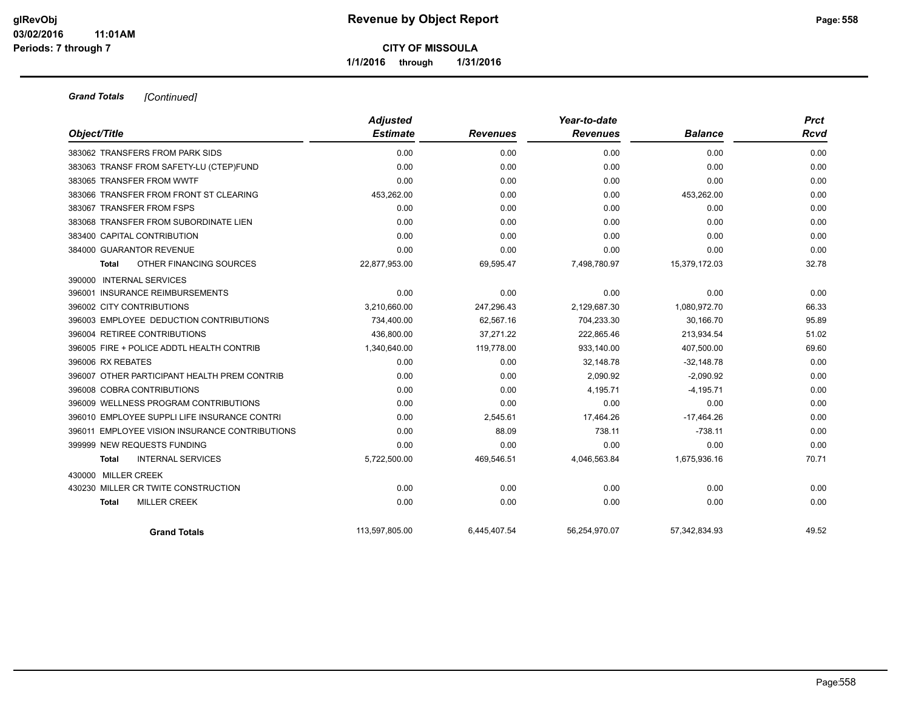**CITY OF MISSOULA**

**1/1/2016 through 1/31/2016**

***Grand Totals*** *[Continued]*

| *Object/Title* | *Adjusted Estimate* | *Revenues* | *Year-to-date Revenues* | *Balance* | *Prct Rcvd* |
|---|---|---|---|---|---|
| 383062 TRANSFERS FROM PARK SIDS | 0.00 | 0.00 | 0.00 | 0.00 | 0.00 |
| 383063 TRANSF FROM SAFETY-LU (CTEP)FUND | 0.00 | 0.00 | 0.00 | 0.00 | 0.00 |
| 383065 TRANSFER FROM WWTF | 0.00 | 0.00 | 0.00 | 0.00 | 0.00 |
| 383066 TRANSFER FROM FRONT ST CLEARING | 453,262.00 | 0.00 | 0.00 | 453,262.00 | 0.00 |
| 383067 TRANSFER FROM FSPS | 0.00 | 0.00 | 0.00 | 0.00 | 0.00 |
| 383068 TRANSFER FROM SUBORDINATE LIEN | 0.00 | 0.00 | 0.00 | 0.00 | 0.00 |
| 383400 CAPITAL CONTRIBUTION | 0.00 | 0.00 | 0.00 | 0.00 | 0.00 |
| 384000 GUARANTOR REVENUE | 0.00 | 0.00 | 0.00 | 0.00 | 0.00 |
| **Total** OTHER FINANCING SOURCES | 22,877,953.00 | 69,595.47 | 7,498,780.97 | 15,379,172.03 | 32.78 |
| 390000 INTERNAL SERVICES | | | | | |
| 396001 INSURANCE REIMBURSEMENTS | 0.00 | 0.00 | 0.00 | 0.00 | 0.00 |
| 396002 CITY CONTRIBUTIONS | 3,210,660.00 | 247,296.43 | 2,129,687.30 | 1,080,972.70 | 66.33 |
| 396003 EMPLOYEE DEDUCTION CONTRIBUTIONS | 734,400.00 | 62,567.16 | 704,233.30 | 30,166.70 | 95.89 |
| 396004 RETIREE CONTRIBUTIONS | 436,800.00 | 37,271.22 | 222,865.46 | 213,934.54 | 51.02 |
| 396005 FIRE + POLICE ADDTL HEALTH CONTRIB | 1,340,640.00 | 119,778.00 | 933,140.00 | 407,500.00 | 69.60 |
| 396006 RX REBATES | 0.00 | 0.00 | 32,148.78 | -32,148.78 | 0.00 |
| 396007 OTHER PARTICIPANT HEALTH PREM CONTRIB | 0.00 | 0.00 | 2,090.92 | -2,090.92 | 0.00 |
| 396008 COBRA CONTRIBUTIONS | 0.00 | 0.00 | 4,195.71 | -4,195.71 | 0.00 |
| 396009 WELLNESS PROGRAM CONTRIBUTIONS | 0.00 | 0.00 | 0.00 | 0.00 | 0.00 |
| 396010 EMPLOYEE SUPPLI LIFE INSURANCE CONTRI | 0.00 | 2,545.61 | 17,464.26 | -17,464.26 | 0.00 |
| 396011 EMPLOYEE VISION INSURANCE CONTRIBUTIONS | 0.00 | 88.09 | 738.11 | -738.11 | 0.00 |
| 399999 NEW REQUESTS FUNDING | 0.00 | 0.00 | 0.00 | 0.00 | 0.00 |
| **Total** INTERNAL SERVICES | 5,722,500.00 | 469,546.51 | 4,046,563.84 | 1,675,936.16 | 70.71 |
| 430000 MILLER CREEK | | | | | |
| 430230 MILLER CR TWITE CONSTRUCTION | 0.00 | 0.00 | 0.00 | 0.00 | 0.00 |
| **Total** MILLER CREEK | 0.00 | 0.00 | 0.00 | 0.00 | 0.00 |
| **Grand Totals** | 113,597,805.00 | 6,445,407.54 | 56,254,970.07 | 57,342,834.93 | 49.52 |